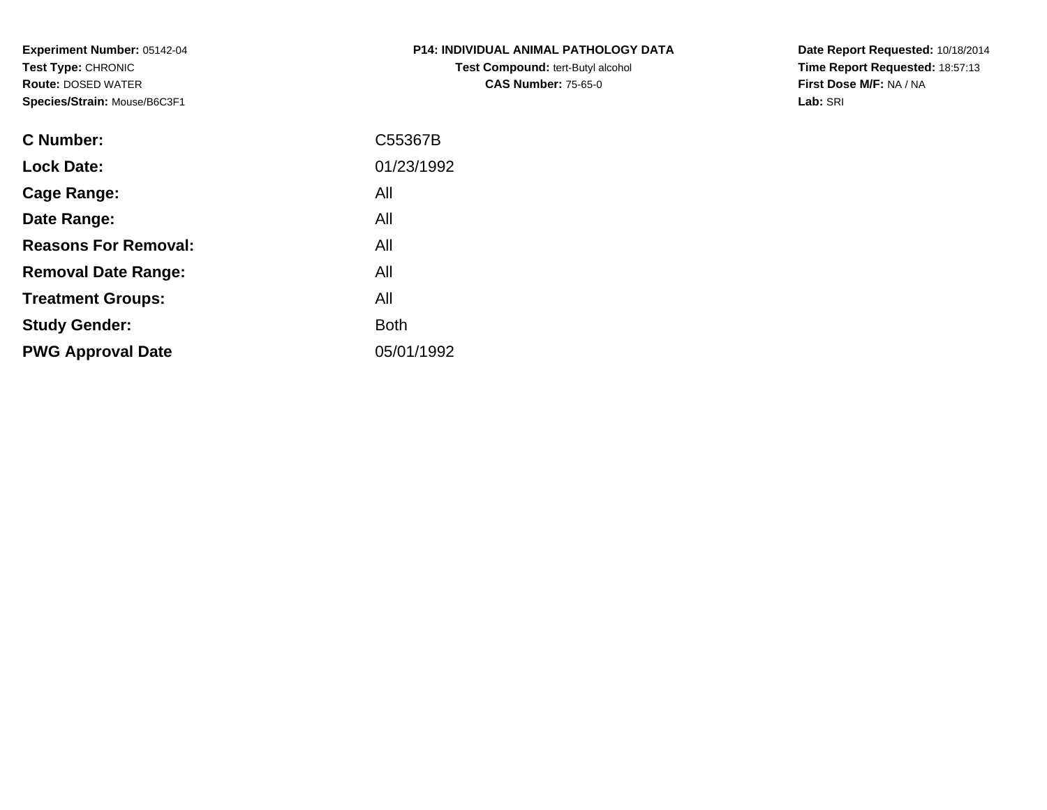**Experiment Number:** 05142-04
**Test Type:** CHRONIC
**Route:** DOSED WATER
**Species/Strain:** Mouse/B6C3F1

**P14: INDIVIDUAL ANIMAL PATHOLOGY DATA**
**Test Compound:** tert-Butyl alcohol
**CAS Number:** 75-65-0

**Date Report Requested:** 10/18/2014
**Time Report Requested:** 18:57:13
**First Dose M/F:** NA / NA
**Lab:** SRI

| | |
|---|---|
| **C Number:** | C55367B |
| **Lock Date:** | 01/23/1992 |
| **Cage Range:** | All |
| **Date Range:** | All |
| **Reasons For Removal:** | All |
| **Removal Date Range:** | All |
| **Treatment Groups:** | All |
| **Study Gender:** | Both |
| **PWG Approval Date** | 05/01/1992 |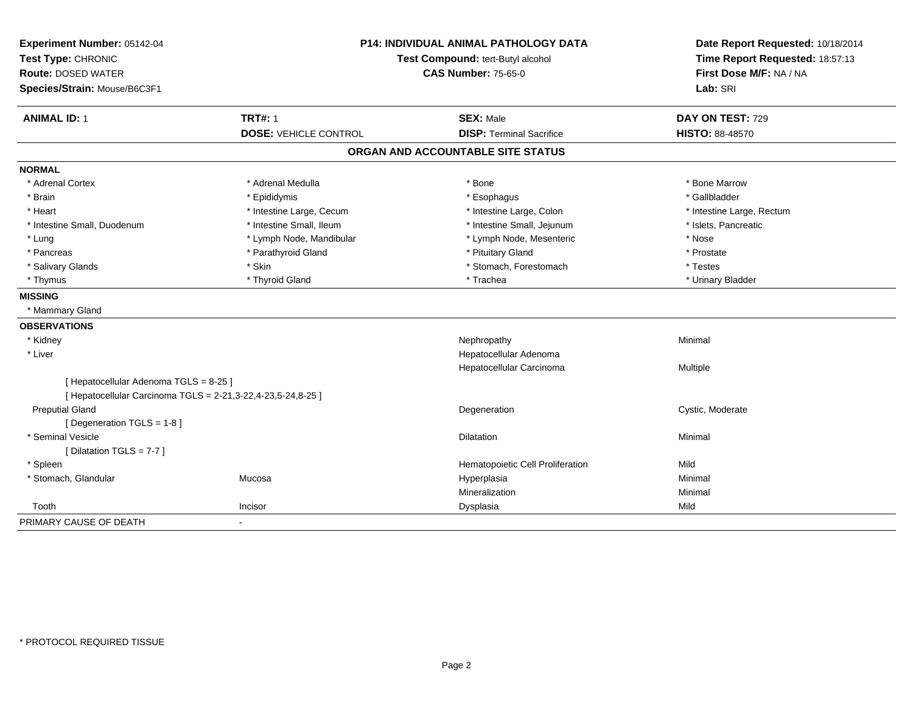**Experiment Number:** 05142-04
**Test Type:** CHRONIC
**Route:** DOSED WATER
**Species/Strain:** Mouse/B6C3F1

**P14: INDIVIDUAL ANIMAL PATHOLOGY DATA**
**Test Compound:** tert-Butyl alcohol
**CAS Number:** 75-65-0

**Date Report Requested:** 10/18/2014
**Time Report Requested:** 18:57:13
**First Dose M/F:** NA / NA
**Lab:** SRI

| **ANIMAL ID:** 1 | **TRT#:** 1 | **SEX:** Male | **DAY ON TEST:** 729 |
|---|---|---|---|
| | **DOSE:** VEHICLE CONTROL | **DISP:** Terminal Sacrifice | **HISTO:** 88-48570 |

## ORGAN AND ACCOUNTABLE SITE STATUS

**NORMAL**

| | | | |
|---|---|---|---|
| * Adrenal Cortex | * Adrenal Medulla | * Bone | * Bone Marrow |
| * Brain | * Epididymis | * Esophagus | * Gallbladder |
| * Heart | * Intestine Large, Cecum | * Intestine Large, Colon | * Intestine Large, Rectum |
| * Intestine Small, Duodenum | * Intestine Small, Ileum | * Intestine Small, Jejunum | * Islets, Pancreatic |
| * Lung | * Lymph Node, Mandibular | * Lymph Node, Mesenteric | * Nose |
| * Pancreas | * Parathyroid Gland | * Pituitary Gland | * Prostate |
| * Salivary Glands | * Skin | * Stomach, Forestomach | * Testes |
| * Thymus | * Thyroid Gland | * Trachea | * Urinary Bladder |

**MISSING**

* Mammary Gland

**OBSERVATIONS**

| | | | |
|---|---|---|---|
| * Kidney | | Nephropathy | Minimal |
| * Liver | | Hepatocellular Adenoma | |
| | | Hepatocellular Carcinoma | Multiple |
| [ Hepatocellular Adenoma TGLS = 8-25 ] | | | |
| [ Hepatocellular Carcinoma TGLS = 2-21,3-22,4-23,5-24,8-25 ] | | | |
| Preputial Gland | | Degeneration | Cystic, Moderate |
| [ Degeneration TGLS = 1-8 ] | | | |
| * Seminal Vesicle | | Dilatation | Minimal |
| [ Dilatation TGLS = 7-7 ] | | | |
| * Spleen | | Hematopoietic Cell Proliferation | Mild |
| * Stomach, Glandular | Mucosa | Hyperplasia | Minimal |
| | | Mineralization | Minimal |
| Tooth | Incisor | Dysplasia | Mild |

PRIMARY CAUSE OF DEATH -

* PROTOCOL REQUIRED TISSUE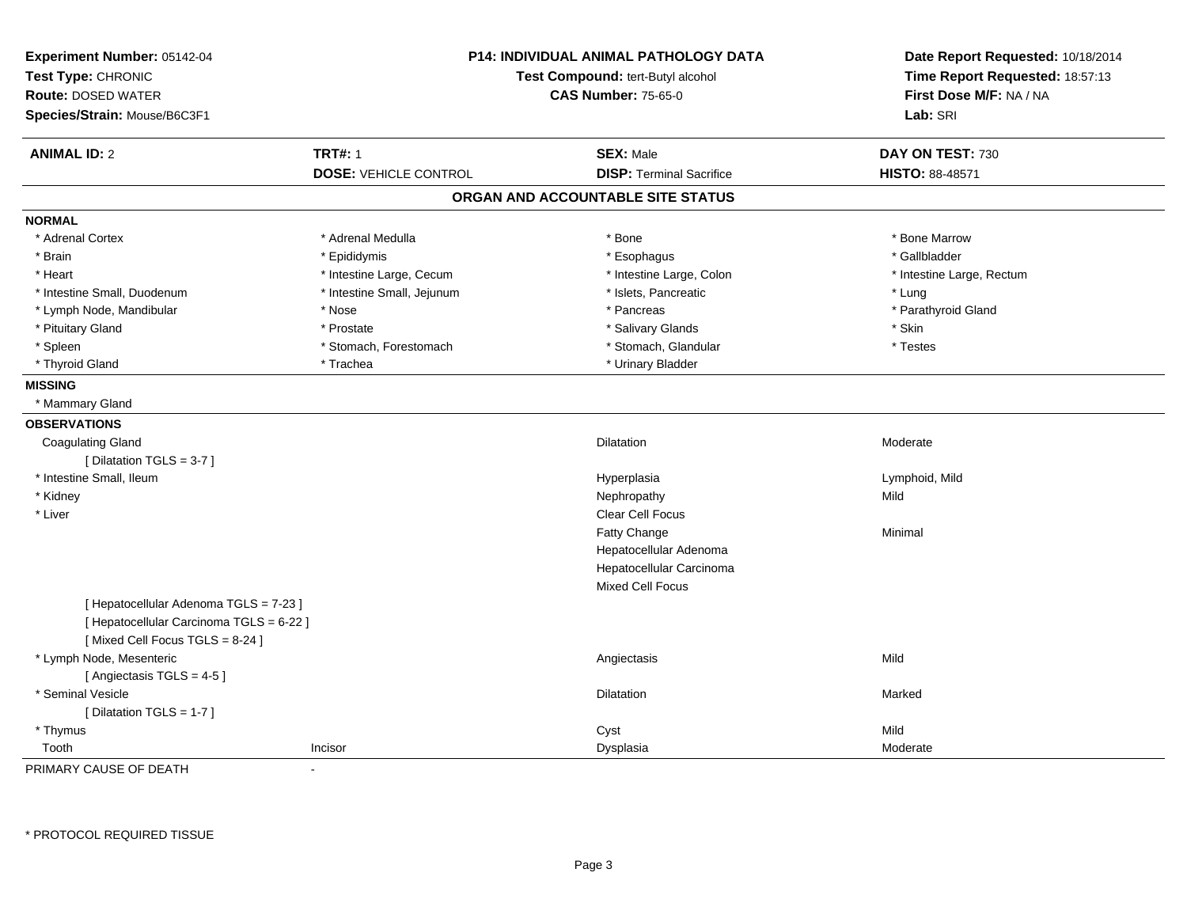**Experiment Number:** 05142-04
**Test Type:** CHRONIC
**Route:** DOSED WATER
**Species/Strain:** Mouse/B6C3F1

**P14: INDIVIDUAL ANIMAL PATHOLOGY DATA**
**Test Compound:** tert-Butyl alcohol
**CAS Number:** 75-65-0

**Date Report Requested:** 10/18/2014
**Time Report Requested:** 18:57:13
**First Dose M/F:** NA / NA
**Lab:** SRI

| **ANIMAL ID:** 2 | **TRT#:** 1 | **SEX:** Male | **DAY ON TEST:** 730 |
|---|---|---|---|
| | **DOSE:** VEHICLE CONTROL | **DISP:** Terminal Sacrifice | **HISTO:** 88-48571 |

## ORGAN AND ACCOUNTABLE SITE STATUS

**NORMAL**

| | | | |
|---|---|---|---|
| * Adrenal Cortex | * Adrenal Medulla | * Bone | * Bone Marrow |
| * Brain | * Epididymis | * Esophagus | * Gallbladder |
| * Heart | * Intestine Large, Cecum | * Intestine Large, Colon | * Intestine Large, Rectum |
| * Intestine Small, Duodenum | * Intestine Small, Jejunum | * Islets, Pancreatic | * Lung |
| * Lymph Node, Mandibular | * Nose | * Pancreas | * Parathyroid Gland |
| * Pituitary Gland | * Prostate | * Salivary Glands | * Skin |
| * Spleen | * Stomach, Forestomach | * Stomach, Glandular | * Testes |
| * Thyroid Gland | * Trachea | * Urinary Bladder | |

**MISSING**

* Mammary Gland

**OBSERVATIONS**

| | | | |
|---|---|---|---|
| Coagulating Gland | | Dilatation | Moderate |
| [ Dilatation TGLS = 3-7 ] | | | |
| * Intestine Small, Ileum | | Hyperplasia | Lymphoid, Mild |
| * Kidney | | Nephropathy | Mild |
| * Liver | | Clear Cell Focus | |
| | | Fatty Change | Minimal |
| | | Hepatocellular Adenoma | |
| | | Hepatocellular Carcinoma | |
| | | Mixed Cell Focus | |
| [ Hepatocellular Adenoma TGLS = 7-23 ] | | | |
| [ Hepatocellular Carcinoma TGLS = 6-22 ] | | | |
| [ Mixed Cell Focus TGLS = 8-24 ] | | | |
| * Lymph Node, Mesenteric | | Angiectasis | Mild |
| [ Angiectasis TGLS = 4-5 ] | | | |
| * Seminal Vesicle | | Dilatation | Marked |
| [ Dilatation TGLS = 1-7 ] | | | |
| * Thymus | | Cyst | Mild |
| Tooth | Incisor | Dysplasia | Moderate |

PRIMARY CAUSE OF DEATH -

* PROTOCOL REQUIRED TISSUE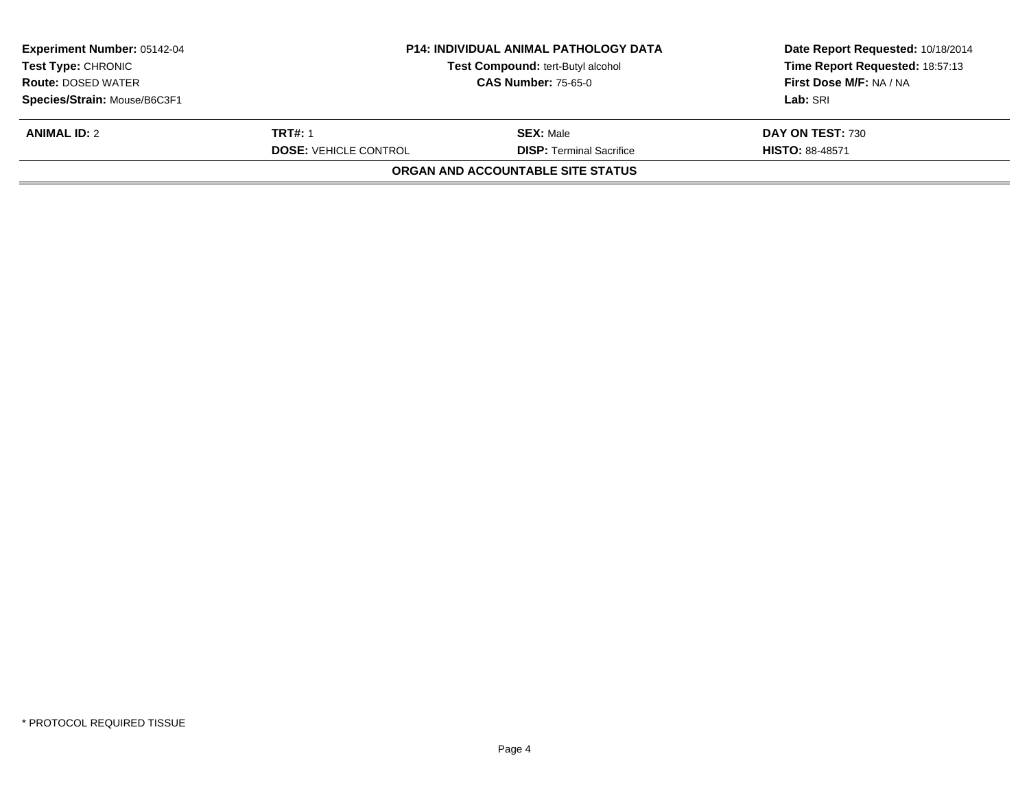| | | | |
|---|---|---|---|
| **Experiment Number:** 05142-04 | **P14: INDIVIDUAL ANIMAL PATHOLOGY DATA** | | **Date Report Requested:** 10/18/2014 |
| **Test Type:** CHRONIC | **Test Compound:** tert-Butyl alcohol | | **Time Report Requested:** 18:57:13 |
| **Route:** DOSED WATER | **CAS Number:** 75-65-0 | | **First Dose M/F:** NA / NA |
| **Species/Strain:** Mouse/B6C3F1 | | | **Lab:** SRI |

| | | | |
|---|---|---|---|
| **ANIMAL ID:** 2 | **TRT#:** 1 | **SEX:** Male | **DAY ON TEST:** 730 |
| | **DOSE:** VEHICLE CONTROL | **DISP:** Terminal Sacrifice | **HISTO:** 88-48571 |

**ORGAN AND ACCOUNTABLE SITE STATUS**

* PROTOCOL REQUIRED TISSUE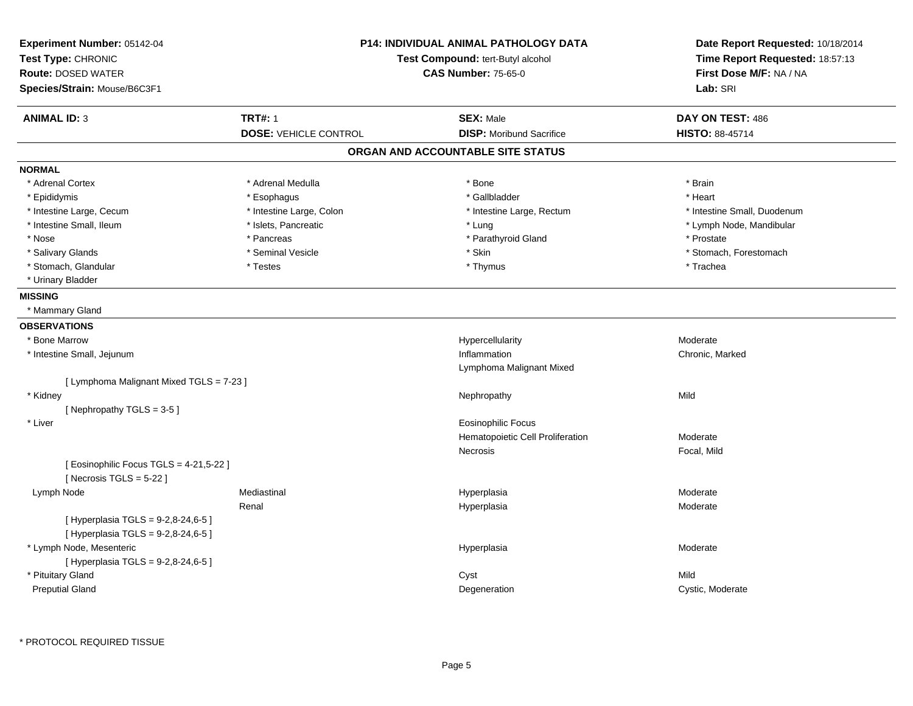**Experiment Number:** 05142-04
**Test Type:** CHRONIC
**Route:** DOSED WATER
**Species/Strain:** Mouse/B6C3F1

**P14: INDIVIDUAL ANIMAL PATHOLOGY DATA**
**Test Compound:** tert-Butyl alcohol
**CAS Number:** 75-65-0

**Date Report Requested:** 10/18/2014
**Time Report Requested:** 18:57:13
**First Dose M/F:** NA / NA
**Lab:** SRI

| **ANIMAL ID:** 3 | **TRT#:** 1 | **SEX:** Male | **DAY ON TEST:** 486 |
|---|---|---|---|
| | **DOSE:** VEHICLE CONTROL | **DISP:** Moribund Sacrifice | **HISTO:** 88-45714 |

## ORGAN AND ACCOUNTABLE SITE STATUS

**NORMAL**

| | | | |
|---|---|---|---|
| * Adrenal Cortex | * Adrenal Medulla | * Bone | * Brain |
| * Epididymis | * Esophagus | * Gallbladder | * Heart |
| * Intestine Large, Cecum | * Intestine Large, Colon | * Intestine Large, Rectum | * Intestine Small, Duodenum |
| * Intestine Small, Ileum | * Islets, Pancreatic | * Lung | * Lymph Node, Mandibular |
| * Nose | * Pancreas | * Parathyroid Gland | * Prostate |
| * Salivary Glands | * Seminal Vesicle | * Skin | * Stomach, Forestomach |
| * Stomach, Glandular | * Testes | * Thymus | * Trachea |
| * Urinary Bladder | | | |

**MISSING**

* Mammary Gland

**OBSERVATIONS**

| | | | |
|---|---|---|---|
| * Bone Marrow | | Hypercellularity | Moderate |
| * Intestine Small, Jejunum | | Inflammation | Chronic, Marked |
| | | Lymphoma Malignant Mixed | |
| [ Lymphoma Malignant Mixed TGLS = 7-23 ] | | | |
| * Kidney | | Nephropathy | Mild |
| [ Nephropathy TGLS = 3-5 ] | | | |
| * Liver | | Eosinophilic Focus | |
| | | Hematopoietic Cell Proliferation | Moderate |
| | | Necrosis | Focal, Mild |
| [ Eosinophilic Focus TGLS = 4-21,5-22 ] | | | |
| [ Necrosis TGLS = 5-22 ] | | | |
| Lymph Node | Mediastinal | Hyperplasia | Moderate |
| | Renal | Hyperplasia | Moderate |
| [ Hyperplasia TGLS = 9-2,8-24,6-5 ] | | | |
| [ Hyperplasia TGLS = 9-2,8-24,6-5 ] | | | |
| * Lymph Node, Mesenteric | | Hyperplasia | Moderate |
| [ Hyperplasia TGLS = 9-2,8-24,6-5 ] | | | |
| * Pituitary Gland | | Cyst | Mild |
| Preputial Gland | | Degeneration | Cystic, Moderate |

* PROTOCOL REQUIRED TISSUE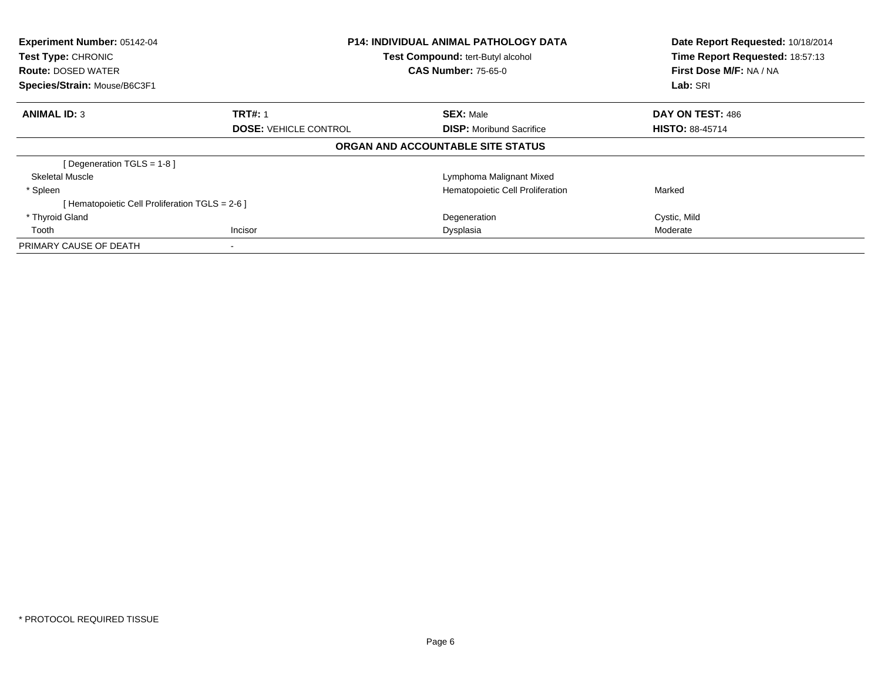**Experiment Number:** 05142-04
**Test Type:** CHRONIC
**Route:** DOSED WATER
**Species/Strain:** Mouse/B6C3F1

**P14: INDIVIDUAL ANIMAL PATHOLOGY DATA**
**Test Compound:** tert-Butyl alcohol
**CAS Number:** 75-65-0

**Date Report Requested:** 10/18/2014
**Time Report Requested:** 18:57:13
**First Dose M/F:** NA / NA
**Lab:** SRI

| **ANIMAL ID:** 3 | **TRT#:** 1 | **SEX:** Male | **DAY ON TEST:** 486 |
|---|---|---|---|
| | **DOSE:** VEHICLE CONTROL | **DISP:** Moribund Sacrifice | **HISTO:** 88-45714 |

**ORGAN AND ACCOUNTABLE SITE STATUS**

| | | | |
|---|---|---|---|
| [ Degeneration TGLS = 1-8 ] | | | |
| Skeletal Muscle | | Lymphoma Malignant Mixed | |
| * Spleen | | Hematopoietic Cell Proliferation | Marked |
| [ Hematopoietic Cell Proliferation TGLS = 2-6 ] | | | |
| * Thyroid Gland | | Degeneration | Cystic, Mild |
| Tooth | Incisor | Dysplasia | Moderate |
| PRIMARY CAUSE OF DEATH | - | | |

* PROTOCOL REQUIRED TISSUE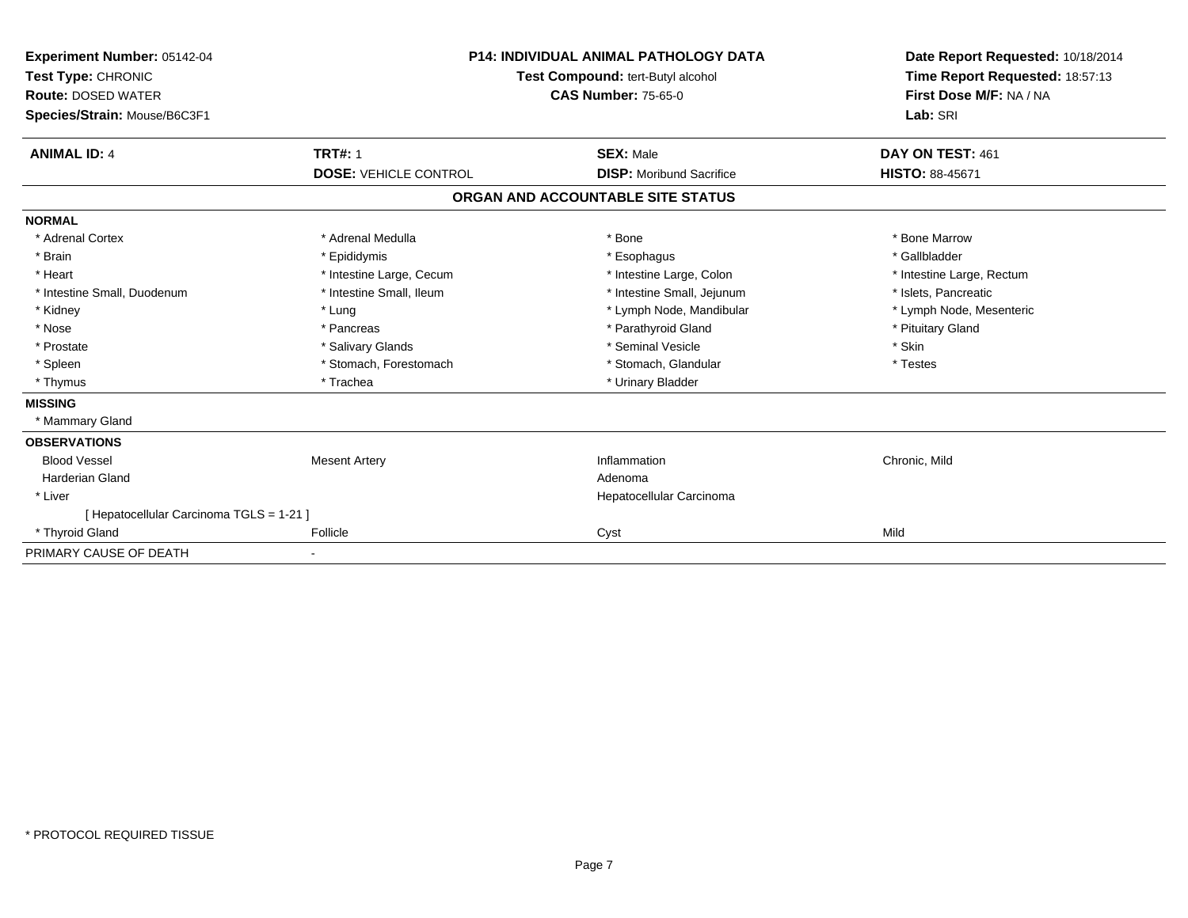**Experiment Number:** 05142-04
**Test Type:** CHRONIC
**Route:** DOSED WATER
**Species/Strain:** Mouse/B6C3F1

**P14: INDIVIDUAL ANIMAL PATHOLOGY DATA**
**Test Compound:** tert-Butyl alcohol
**CAS Number:** 75-65-0

**Date Report Requested:** 10/18/2014
**Time Report Requested:** 18:57:13
**First Dose M/F:** NA / NA
**Lab:** SRI

| **ANIMAL ID:** 4 | **TRT#:** 1 | **SEX:** Male | **DAY ON TEST:** 461 |
|---|---|---|---|
| | **DOSE:** VEHICLE CONTROL | **DISP:** Moribund Sacrifice | **HISTO:** 88-45671 |

**ORGAN AND ACCOUNTABLE SITE STATUS**

**NORMAL**

| | | | |
|---|---|---|---|
| * Adrenal Cortex | * Adrenal Medulla | * Bone | * Bone Marrow |
| * Brain | * Epididymis | * Esophagus | * Gallbladder |
| * Heart | * Intestine Large, Cecum | * Intestine Large, Colon | * Intestine Large, Rectum |
| * Intestine Small, Duodenum | * Intestine Small, Ileum | * Intestine Small, Jejunum | * Islets, Pancreatic |
| * Kidney | * Lung | * Lymph Node, Mandibular | * Lymph Node, Mesenteric |
| * Nose | * Pancreas | * Parathyroid Gland | * Pituitary Gland |
| * Prostate | * Salivary Glands | * Seminal Vesicle | * Skin |
| * Spleen | * Stomach, Forestomach | * Stomach, Glandular | * Testes |
| * Thymus | * Trachea | * Urinary Bladder | |

**MISSING**

* Mammary Gland

**OBSERVATIONS**

| | | | |
|---|---|---|---|
| Blood Vessel | Mesent Artery | Inflammation | Chronic, Mild |
| Harderian Gland | | Adenoma | |
| * Liver | | Hepatocellular Carcinoma | |
| [ Hepatocellular Carcinoma TGLS = 1-21 ] | | | |
| * Thyroid Gland | Follicle | Cyst | Mild |

PRIMARY CAUSE OF DEATH -

* PROTOCOL REQUIRED TISSUE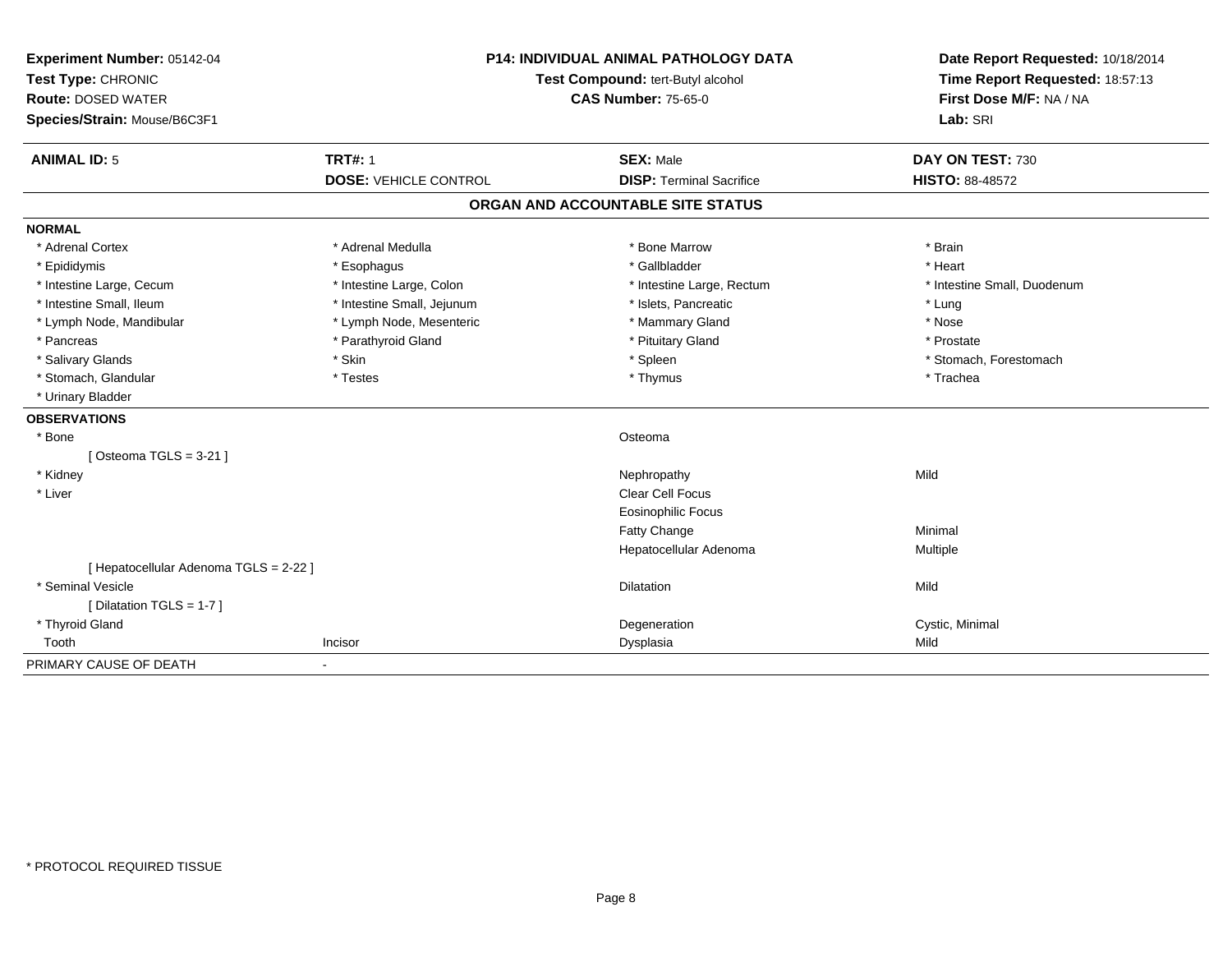**Experiment Number:** 05142-04
**Test Type:** CHRONIC
**Route:** DOSED WATER
**Species/Strain:** Mouse/B6C3F1

**P14: INDIVIDUAL ANIMAL PATHOLOGY DATA**
**Test Compound:** tert-Butyl alcohol
**CAS Number:** 75-65-0

**Date Report Requested:** 10/18/2014
**Time Report Requested:** 18:57:13
**First Dose M/F:** NA / NA
**Lab:** SRI

| **ANIMAL ID:** 5 | **TRT#:** 1 | **SEX:** Male | **DAY ON TEST:** 730 |
|---|---|---|---|
| | **DOSE:** VEHICLE CONTROL | **DISP:** Terminal Sacrifice | **HISTO:** 88-48572 |

## ORGAN AND ACCOUNTABLE SITE STATUS

**NORMAL**

| | | | |
|---|---|---|---|
| * Adrenal Cortex | * Adrenal Medulla | * Bone Marrow | * Brain |
| * Epididymis | * Esophagus | * Gallbladder | * Heart |
| * Intestine Large, Cecum | * Intestine Large, Colon | * Intestine Large, Rectum | * Intestine Small, Duodenum |
| * Intestine Small, Ileum | * Intestine Small, Jejunum | * Islets, Pancreatic | * Lung |
| * Lymph Node, Mandibular | * Lymph Node, Mesenteric | * Mammary Gland | * Nose |
| * Pancreas | * Parathyroid Gland | * Pituitary Gland | * Prostate |
| * Salivary Glands | * Skin | * Spleen | * Stomach, Forestomach |
| * Stomach, Glandular | * Testes | * Thymus | * Trachea |
| * Urinary Bladder | | | |

**OBSERVATIONS**

| | | | |
|---|---|---|---|
| * Bone | | Osteoma | |
| [ Osteoma TGLS = 3-21 ] | | | |
| * Kidney | | Nephropathy | Mild |
| * Liver | | Clear Cell Focus | |
| | | Eosinophilic Focus | |
| | | Fatty Change | Minimal |
| | | Hepatocellular Adenoma | Multiple |
| [ Hepatocellular Adenoma TGLS = 2-22 ] | | | |
| * Seminal Vesicle | | Dilatation | Mild |
| [ Dilatation TGLS = 1-7 ] | | | |
| * Thyroid Gland | | Degeneration | Cystic, Minimal |
| Tooth | Incisor | Dysplasia | Mild |

PRIMARY CAUSE OF DEATH -

\* PROTOCOL REQUIRED TISSUE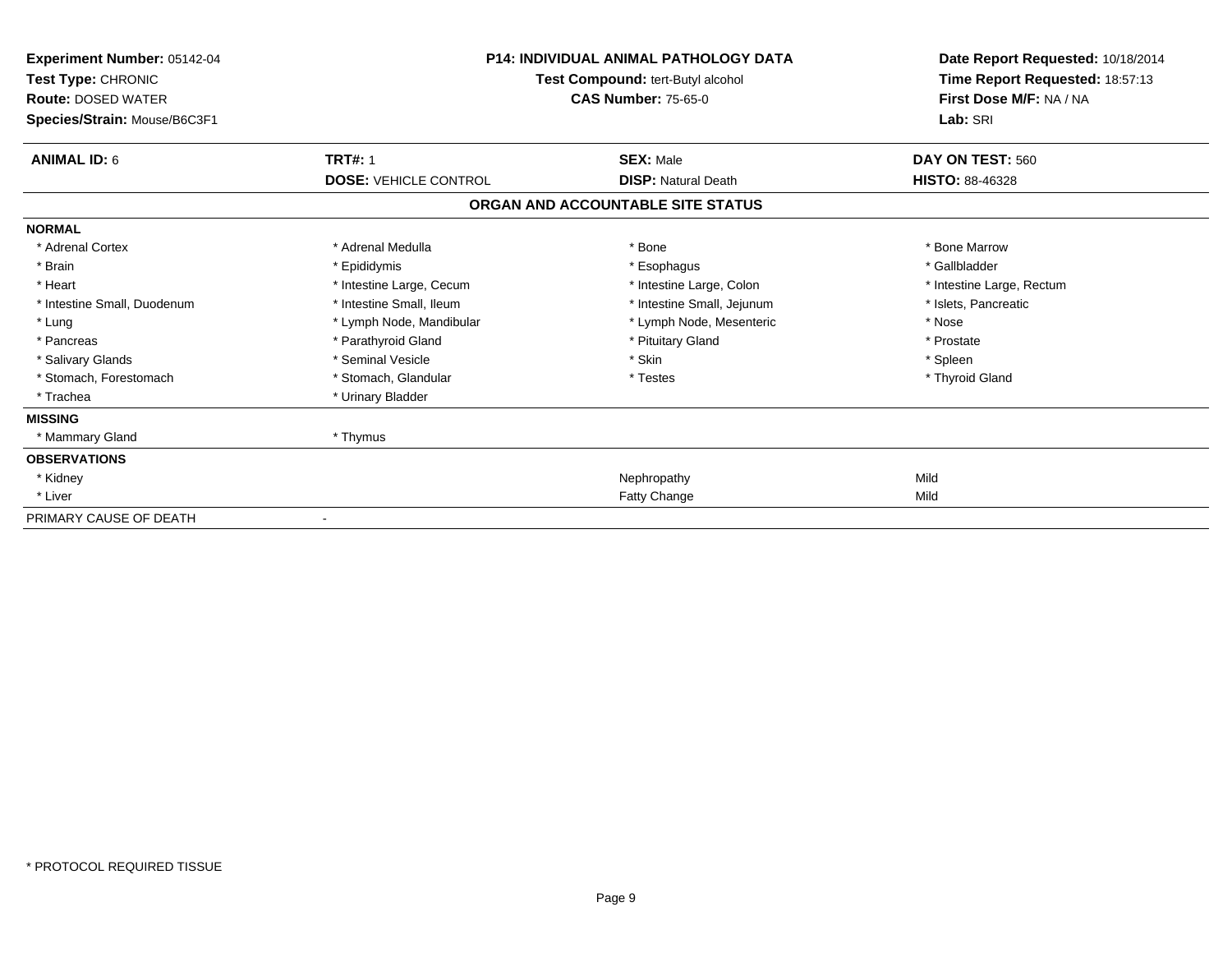**Experiment Number:** 05142-04
**Test Type:** CHRONIC
**Route:** DOSED WATER
**Species/Strain:** Mouse/B6C3F1

**P14: INDIVIDUAL ANIMAL PATHOLOGY DATA**
**Test Compound:** tert-Butyl alcohol
**CAS Number:** 75-65-0

**Date Report Requested:** 10/18/2014
**Time Report Requested:** 18:57:13
**First Dose M/F:** NA / NA
**Lab:** SRI

| **ANIMAL ID:** 6 | **TRT#:** 1 | **SEX:** Male | **DAY ON TEST:** 560 |
|---|---|---|---|
| | **DOSE:** VEHICLE CONTROL | **DISP:** Natural Death | **HISTO:** 88-46328 |

## ORGAN AND ACCOUNTABLE SITE STATUS

| | | | |
|---|---|---|---|
| **NORMAL** | | | |
| * Adrenal Cortex | * Adrenal Medulla | * Bone | * Bone Marrow |
| * Brain | * Epididymis | * Esophagus | * Gallbladder |
| * Heart | * Intestine Large, Cecum | * Intestine Large, Colon | * Intestine Large, Rectum |
| * Intestine Small, Duodenum | * Intestine Small, Ileum | * Intestine Small, Jejunum | * Islets, Pancreatic |
| * Lung | * Lymph Node, Mandibular | * Lymph Node, Mesenteric | * Nose |
| * Pancreas | * Parathyroid Gland | * Pituitary Gland | * Prostate |
| * Salivary Glands | * Seminal Vesicle | * Skin | * Spleen |
| * Stomach, Forestomach | * Stomach, Glandular | * Testes | * Thyroid Gland |
| * Trachea | * Urinary Bladder | | |
| **MISSING** | | | |
| * Mammary Gland | * Thymus | | |
| **OBSERVATIONS** | | | |
| * Kidney | | Nephropathy | Mild |
| * Liver | | Fatty Change | Mild |
| PRIMARY CAUSE OF DEATH | - | | |

\* PROTOCOL REQUIRED TISSUE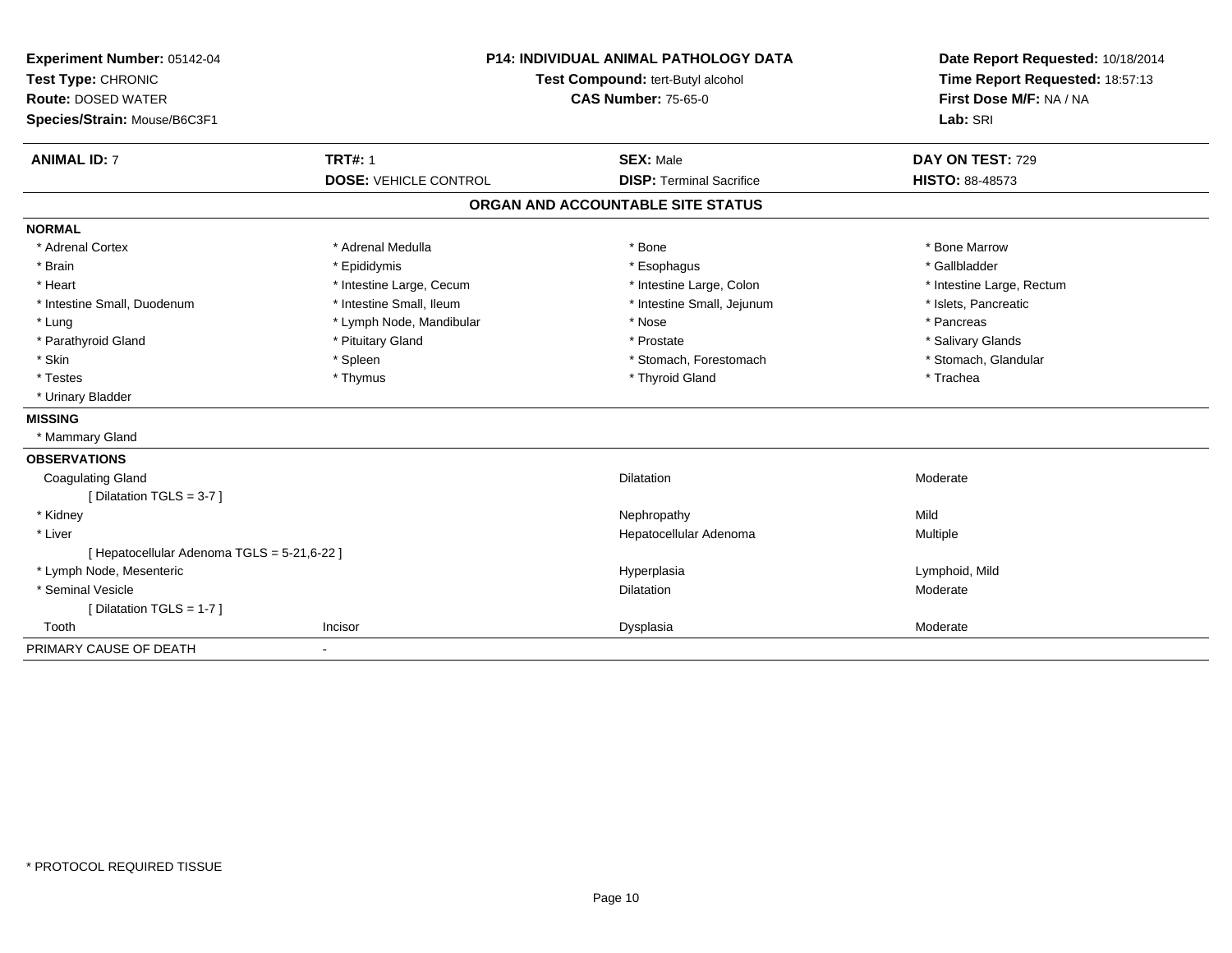**Experiment Number:** 05142-04
**Test Type:** CHRONIC
**Route:** DOSED WATER
**Species/Strain:** Mouse/B6C3F1

**P14: INDIVIDUAL ANIMAL PATHOLOGY DATA**
**Test Compound:** tert-Butyl alcohol
**CAS Number:** 75-65-0

**Date Report Requested:** 10/18/2014
**Time Report Requested:** 18:57:13
**First Dose M/F:** NA / NA
**Lab:** SRI

| **ANIMAL ID:** 7 | **TRT#:** 1 | **SEX:** Male | **DAY ON TEST:** 729 |
|---|---|---|---|
| | **DOSE:** VEHICLE CONTROL | **DISP:** Terminal Sacrifice | **HISTO:** 88-48573 |

## ORGAN AND ACCOUNTABLE SITE STATUS

**NORMAL**

| | | | |
|---|---|---|---|
| * Adrenal Cortex | * Adrenal Medulla | * Bone | * Bone Marrow |
| * Brain | * Epididymis | * Esophagus | * Gallbladder |
| * Heart | * Intestine Large, Cecum | * Intestine Large, Colon | * Intestine Large, Rectum |
| * Intestine Small, Duodenum | * Intestine Small, Ileum | * Intestine Small, Jejunum | * Islets, Pancreatic |
| * Lung | * Lymph Node, Mandibular | * Nose | * Pancreas |
| * Parathyroid Gland | * Pituitary Gland | * Prostate | * Salivary Glands |
| * Skin | * Spleen | * Stomach, Forestomach | * Stomach, Glandular |
| * Testes | * Thymus | * Thyroid Gland | * Trachea |
| * Urinary Bladder | | | |

**MISSING**

* Mammary Gland

**OBSERVATIONS**

| | | | |
|---|---|---|---|
| Coagulating Gland | | Dilatation | Moderate |
| [ Dilatation TGLS = 3-7 ] | | | |
| * Kidney | | Nephropathy | Mild |
| * Liver | | Hepatocellular Adenoma | Multiple |
| [ Hepatocellular Adenoma TGLS = 5-21,6-22 ] | | | |
| * Lymph Node, Mesenteric | | Hyperplasia | Lymphoid, Mild |
| * Seminal Vesicle | | Dilatation | Moderate |
| [ Dilatation TGLS = 1-7 ] | | | |
| Tooth | Incisor | Dysplasia | Moderate |

PRIMARY CAUSE OF DEATH -

* PROTOCOL REQUIRED TISSUE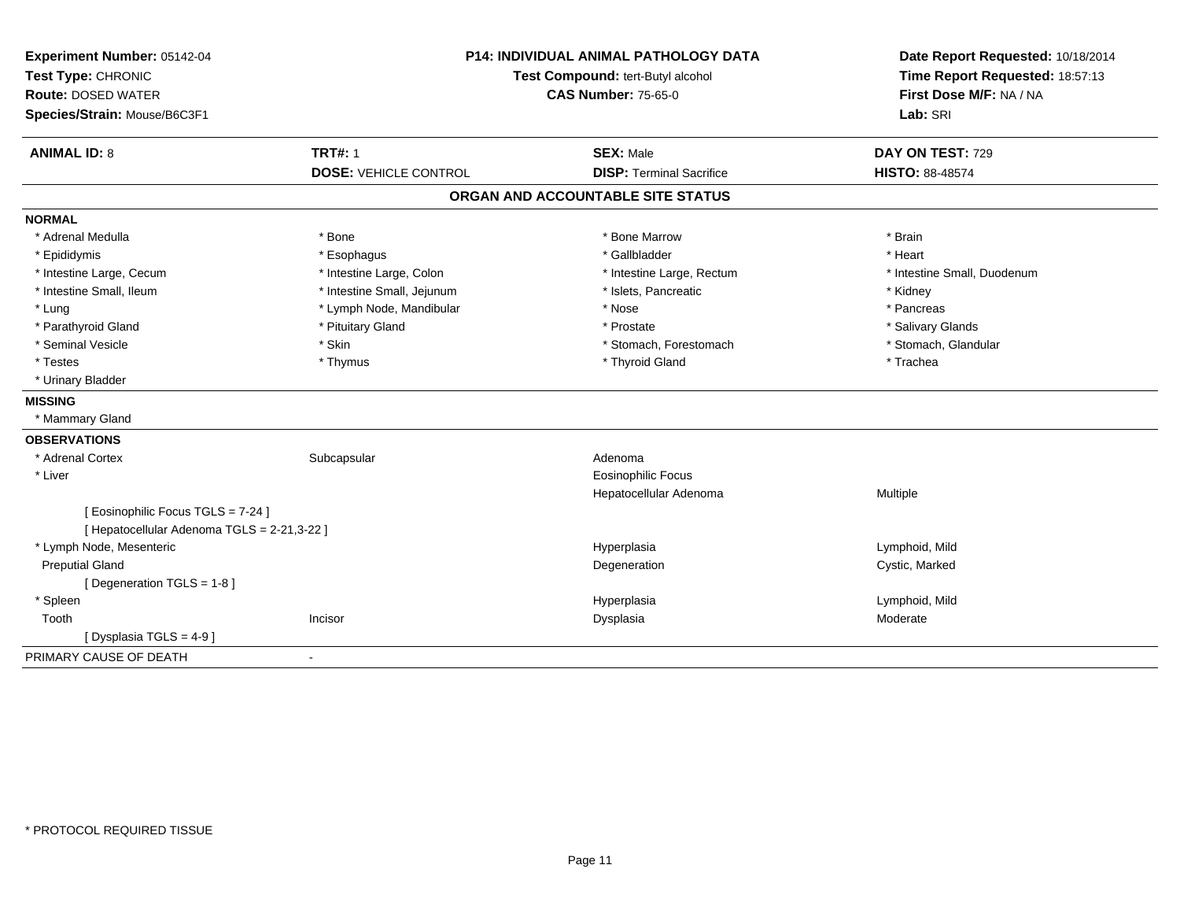**Experiment Number:** 05142-04
**Test Type:** CHRONIC
**Route:** DOSED WATER
**Species/Strain:** Mouse/B6C3F1

**P14: INDIVIDUAL ANIMAL PATHOLOGY DATA**
**Test Compound:** tert-Butyl alcohol
**CAS Number:** 75-65-0

**Date Report Requested:** 10/18/2014
**Time Report Requested:** 18:57:13
**First Dose M/F:** NA / NA
**Lab:** SRI

| **ANIMAL ID:** 8 | **TRT#:** 1 | **SEX:** Male | **DAY ON TEST:** 729 |
|---|---|---|---|
| | **DOSE:** VEHICLE CONTROL | **DISP:** Terminal Sacrifice | **HISTO:** 88-48574 |

## ORGAN AND ACCOUNTABLE SITE STATUS

**NORMAL**

| | | | |
|---|---|---|---|
| * Adrenal Medulla | * Bone | * Bone Marrow | * Brain |
| * Epididymis | * Esophagus | * Gallbladder | * Heart |
| * Intestine Large, Cecum | * Intestine Large, Colon | * Intestine Large, Rectum | * Intestine Small, Duodenum |
| * Intestine Small, Ileum | * Intestine Small, Jejunum | * Islets, Pancreatic | * Kidney |
| * Lung | * Lymph Node, Mandibular | * Nose | * Pancreas |
| * Parathyroid Gland | * Pituitary Gland | * Prostate | * Salivary Glands |
| * Seminal Vesicle | * Skin | * Stomach, Forestomach | * Stomach, Glandular |
| * Testes | * Thymus | * Thyroid Gland | * Trachea |
| * Urinary Bladder | | | |

**MISSING**

* Mammary Gland

**OBSERVATIONS**

| | | | |
|---|---|---|---|
| * Adrenal Cortex | Subcapsular | Adenoma | |
| * Liver | | Eosinophilic Focus | |
| | | Hepatocellular Adenoma | Multiple |
| [ Eosinophilic Focus TGLS = 7-24 ] | | | |
| [ Hepatocellular Adenoma TGLS = 2-21,3-22 ] | | | |
| * Lymph Node, Mesenteric | | Hyperplasia | Lymphoid, Mild |
| Preputial Gland | | Degeneration | Cystic, Marked |
| [ Degeneration TGLS = 1-8 ] | | | |
| * Spleen | | Hyperplasia | Lymphoid, Mild |
| Tooth | Incisor | Dysplasia | Moderate |
| [ Dysplasia TGLS = 4-9 ] | | | |

PRIMARY CAUSE OF DEATH -

* PROTOCOL REQUIRED TISSUE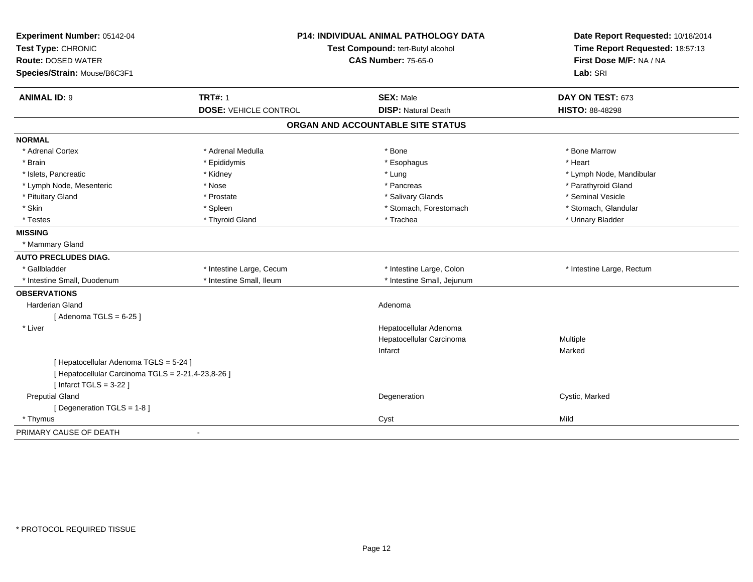**Experiment Number:** 05142-04
**Test Type:** CHRONIC
**Route:** DOSED WATER
**Species/Strain:** Mouse/B6C3F1

**P14: INDIVIDUAL ANIMAL PATHOLOGY DATA**
**Test Compound:** tert-Butyl alcohol
**CAS Number:** 75-65-0

**Date Report Requested:** 10/18/2014
**Time Report Requested:** 18:57:13
**First Dose M/F:** NA / NA
**Lab:** SRI

| **ANIMAL ID:** 9 | **TRT#:** 1 | **SEX:** Male | **DAY ON TEST:** 673 |
|---|---|---|---|
| | **DOSE:** VEHICLE CONTROL | **DISP:** Natural Death | **HISTO:** 88-48298 |

## ORGAN AND ACCOUNTABLE SITE STATUS

**NORMAL**

| | | | |
|---|---|---|---|
| * Adrenal Cortex | * Adrenal Medulla | * Bone | * Bone Marrow |
| * Brain | * Epididymis | * Esophagus | * Heart |
| * Islets, Pancreatic | * Kidney | * Lung | * Lymph Node, Mandibular |
| * Lymph Node, Mesenteric | * Nose | * Pancreas | * Parathyroid Gland |
| * Pituitary Gland | * Prostate | * Salivary Glands | * Seminal Vesicle |
| * Skin | * Spleen | * Stomach, Forestomach | * Stomach, Glandular |
| * Testes | * Thyroid Gland | * Trachea | * Urinary Bladder |

**MISSING**

* Mammary Gland

**AUTO PRECLUDES DIAG.**

| | | | |
|---|---|---|---|
| * Gallbladder | * Intestine Large, Cecum | * Intestine Large, Colon | * Intestine Large, Rectum |
| * Intestine Small, Duodenum | * Intestine Small, Ileum | * Intestine Small, Jejunum | |

**OBSERVATIONS**

| Organ | Observation | Severity |
|---|---|---|
| Harderian Gland | Adenoma | |
| [ Adenoma TGLS = 6-25 ] | | |
| * Liver | Hepatocellular Adenoma | |
| | Hepatocellular Carcinoma | Multiple |
| | Infarct | Marked |
| [ Hepatocellular Adenoma TGLS = 5-24 ] | | |
| [ Hepatocellular Carcinoma TGLS = 2-21,4-23,8-26 ] | | |
| [ Infarct TGLS = 3-22 ] | | |
| Preputial Gland | Degeneration | Cystic, Marked |
| [ Degeneration TGLS = 1-8 ] | | |
| * Thymus | Cyst | Mild |

PRIMARY CAUSE OF DEATH -

* PROTOCOL REQUIRED TISSUE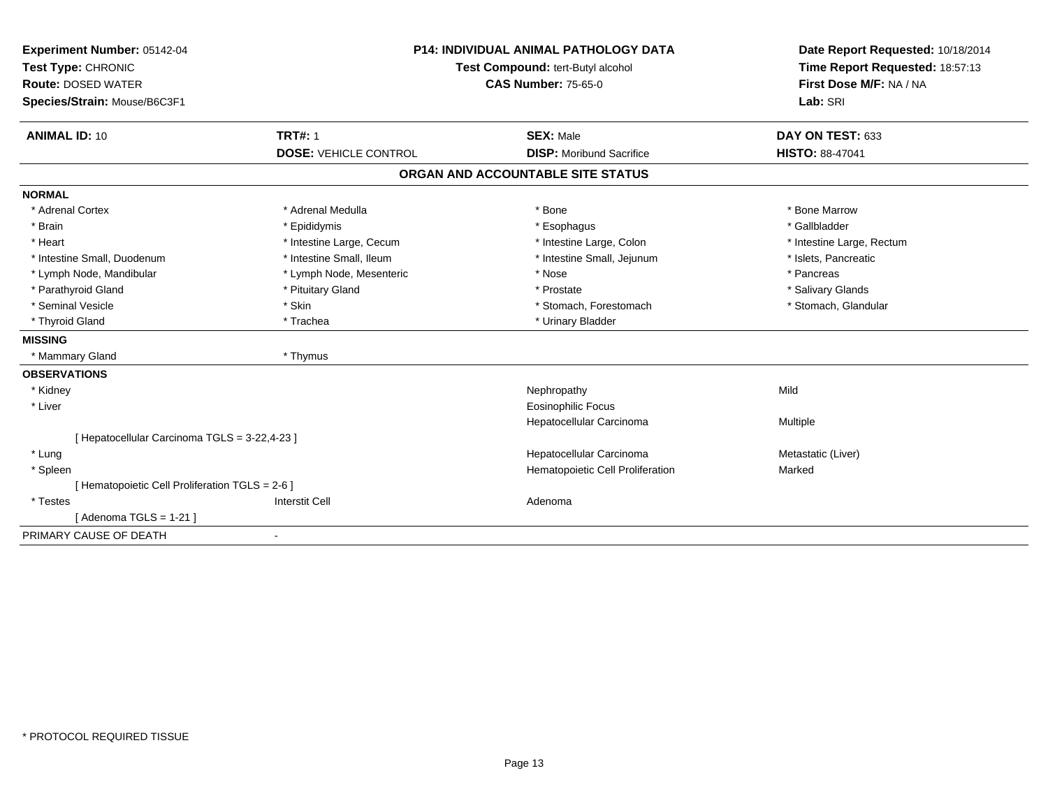**Experiment Number:** 05142-04
**Test Type:** CHRONIC
**Route:** DOSED WATER
**Species/Strain:** Mouse/B6C3F1

**P14: INDIVIDUAL ANIMAL PATHOLOGY DATA**
**Test Compound:** tert-Butyl alcohol
**CAS Number:** 75-65-0

**Date Report Requested:** 10/18/2014
**Time Report Requested:** 18:57:13
**First Dose M/F:** NA / NA
**Lab:** SRI

| **ANIMAL ID:** 10 | **TRT#:** 1 | **SEX:** Male | **DAY ON TEST:** 633 |
|---|---|---|---|
| | **DOSE:** VEHICLE CONTROL | **DISP:** Moribund Sacrifice | **HISTO:** 88-47041 |

## ORGAN AND ACCOUNTABLE SITE STATUS

**NORMAL**

| | | | |
|---|---|---|---|
| * Adrenal Cortex | * Adrenal Medulla | * Bone | * Bone Marrow |
| * Brain | * Epididymis | * Esophagus | * Gallbladder |
| * Heart | * Intestine Large, Cecum | * Intestine Large, Colon | * Intestine Large, Rectum |
| * Intestine Small, Duodenum | * Intestine Small, Ileum | * Intestine Small, Jejunum | * Islets, Pancreatic |
| * Lymph Node, Mandibular | * Lymph Node, Mesenteric | * Nose | * Pancreas |
| * Parathyroid Gland | * Pituitary Gland | * Prostate | * Salivary Glands |
| * Seminal Vesicle | * Skin | * Stomach, Forestomach | * Stomach, Glandular |
| * Thyroid Gland | * Trachea | * Urinary Bladder | |

**MISSING**

| | |
|---|---|
| * Mammary Gland | * Thymus |

**OBSERVATIONS**

| | | | |
|---|---|---|---|
| * Kidney | | Nephropathy | Mild |
| * Liver | | Eosinophilic Focus | |
| | | Hepatocellular Carcinoma | Multiple |
| [ Hepatocellular Carcinoma TGLS = 3-22,4-23 ] | | | |
| * Lung | | Hepatocellular Carcinoma | Metastatic (Liver) |
| * Spleen | | Hematopoietic Cell Proliferation | Marked |
| [ Hematopoietic Cell Proliferation TGLS = 2-6 ] | | | |
| * Testes | Interstit Cell | Adenoma | |
| [ Adenoma TGLS = 1-21 ] | | | |

PRIMARY CAUSE OF DEATH -

* PROTOCOL REQUIRED TISSUE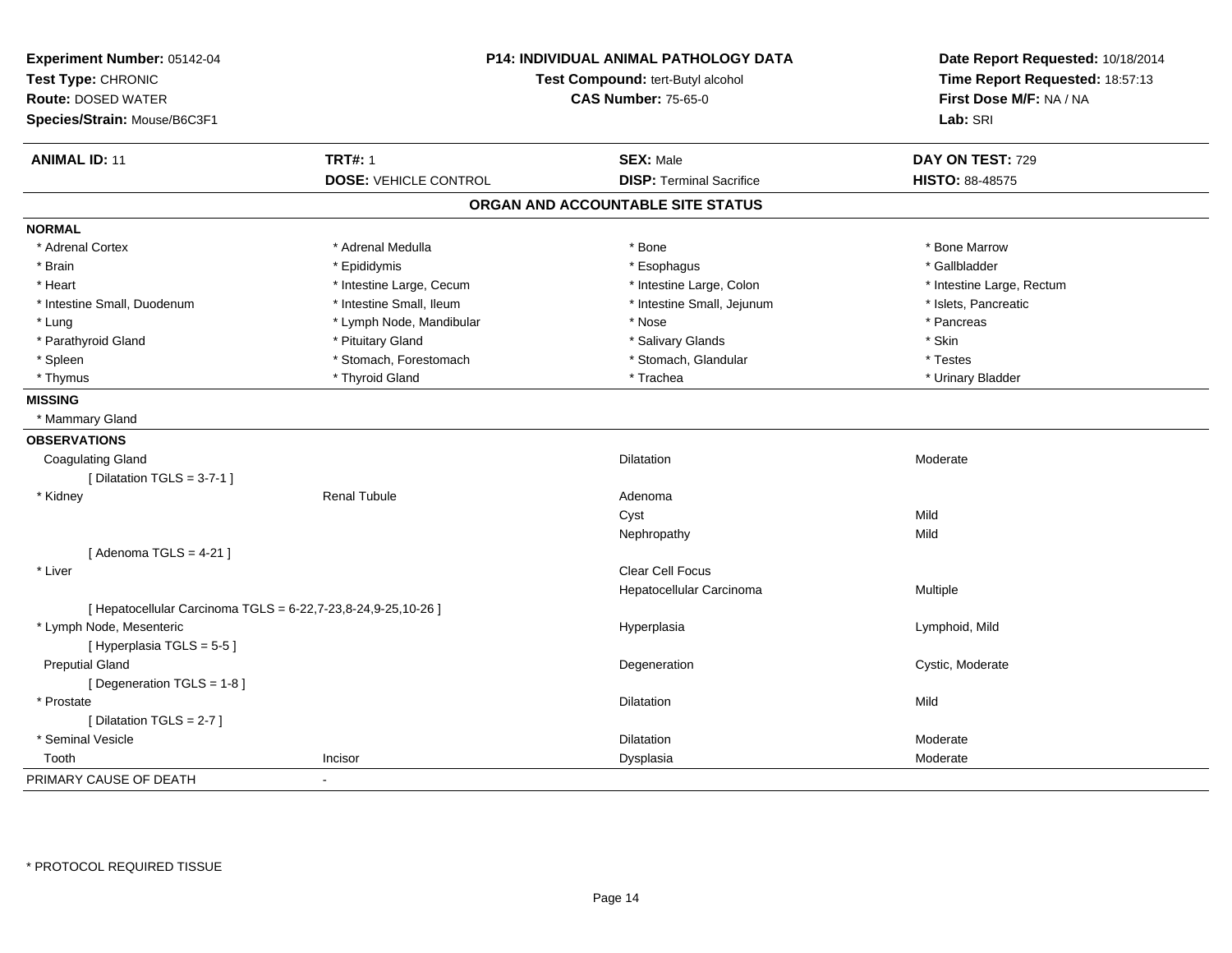**Experiment Number:** 05142-04
**Test Type:** CHRONIC
**Route:** DOSED WATER
**Species/Strain:** Mouse/B6C3F1

**P14: INDIVIDUAL ANIMAL PATHOLOGY DATA**
**Test Compound:** tert-Butyl alcohol
**CAS Number:** 75-65-0

**Date Report Requested:** 10/18/2014
**Time Report Requested:** 18:57:13
**First Dose M/F:** NA / NA
**Lab:** SRI

| **ANIMAL ID:** 11 | **TRT#:** 1 | **SEX:** Male | **DAY ON TEST:** 729 |
|---|---|---|---|
| | **DOSE:** VEHICLE CONTROL | **DISP:** Terminal Sacrifice | **HISTO:** 88-48575 |

## ORGAN AND ACCOUNTABLE SITE STATUS

**NORMAL**

| | | | |
|---|---|---|---|
| * Adrenal Cortex | * Adrenal Medulla | * Bone | * Bone Marrow |
| * Brain | * Epididymis | * Esophagus | * Gallbladder |
| * Heart | * Intestine Large, Cecum | * Intestine Large, Colon | * Intestine Large, Rectum |
| * Intestine Small, Duodenum | * Intestine Small, Ileum | * Intestine Small, Jejunum | * Islets, Pancreatic |
| * Lung | * Lymph Node, Mandibular | * Nose | * Pancreas |
| * Parathyroid Gland | * Pituitary Gland | * Salivary Glands | * Skin |
| * Spleen | * Stomach, Forestomach | * Stomach, Glandular | * Testes |
| * Thymus | * Thyroid Gland | * Trachea | * Urinary Bladder |

**MISSING**

* Mammary Gland

**OBSERVATIONS**

| | | | |
|---|---|---|---|
| Coagulating Gland | | Dilatation | Moderate |
| [ Dilatation TGLS = 3-7-1 ] | | | |
| * Kidney | Renal Tubule | Adenoma | |
| | | Cyst | Mild |
| | | Nephropathy | Mild |
| [ Adenoma TGLS = 4-21 ] | | | |
| * Liver | | Clear Cell Focus | |
| | | Hepatocellular Carcinoma | Multiple |
| [ Hepatocellular Carcinoma TGLS = 6-22,7-23,8-24,9-25,10-26 ] | | | |
| * Lymph Node, Mesenteric | | Hyperplasia | Lymphoid, Mild |
| [ Hyperplasia TGLS = 5-5 ] | | | |
| Preputial Gland | | Degeneration | Cystic, Moderate |
| [ Degeneration TGLS = 1-8 ] | | | |
| * Prostate | | Dilatation | Mild |
| [ Dilatation TGLS = 2-7 ] | | | |
| * Seminal Vesicle | | Dilatation | Moderate |
| Tooth | Incisor | Dysplasia | Moderate |

PRIMARY CAUSE OF DEATH -

* PROTOCOL REQUIRED TISSUE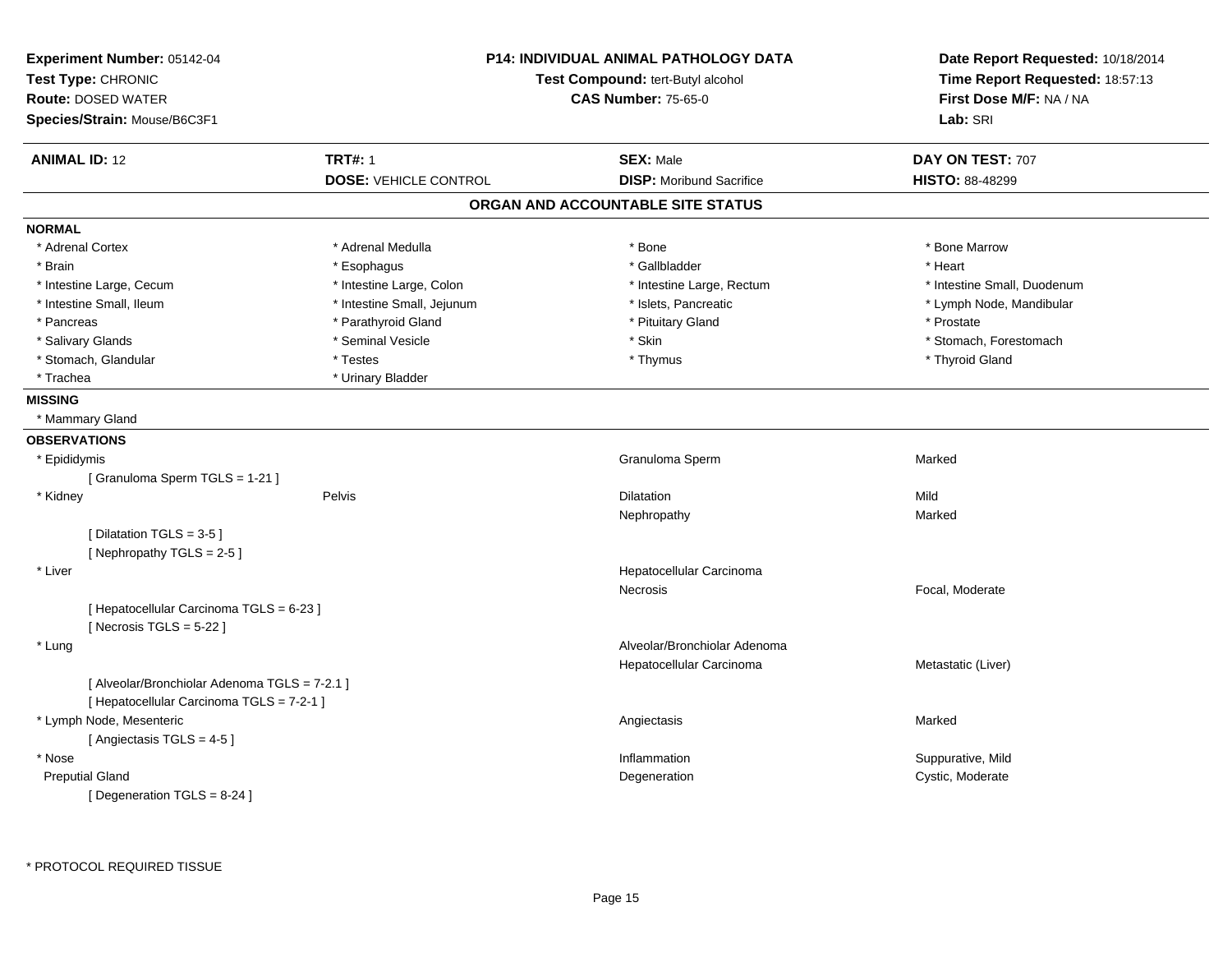**Experiment Number:** 05142-04
**Test Type:** CHRONIC
**Route:** DOSED WATER
**Species/Strain:** Mouse/B6C3F1

**P14: INDIVIDUAL ANIMAL PATHOLOGY DATA**
**Test Compound:** tert-Butyl alcohol
**CAS Number:** 75-65-0

**Date Report Requested:** 10/18/2014
**Time Report Requested:** 18:57:13
**First Dose M/F:** NA / NA
**Lab:** SRI

| **ANIMAL ID:** 12 | **TRT#:** 1 | **SEX:** Male | **DAY ON TEST:** 707 |
|---|---|---|---|
| | **DOSE:** VEHICLE CONTROL | **DISP:** Moribund Sacrifice | **HISTO:** 88-48299 |

## ORGAN AND ACCOUNTABLE SITE STATUS

**NORMAL**

| | | | |
|---|---|---|---|
| * Adrenal Cortex | * Adrenal Medulla | * Bone | * Bone Marrow |
| * Brain | * Esophagus | * Gallbladder | * Heart |
| * Intestine Large, Cecum | * Intestine Large, Colon | * Intestine Large, Rectum | * Intestine Small, Duodenum |
| * Intestine Small, Ileum | * Intestine Small, Jejunum | * Islets, Pancreatic | * Lymph Node, Mandibular |
| * Pancreas | * Parathyroid Gland | * Pituitary Gland | * Prostate |
| * Salivary Glands | * Seminal Vesicle | * Skin | * Stomach, Forestomach |
| * Stomach, Glandular | * Testes | * Thymus | * Thyroid Gland |
| * Trachea | * Urinary Bladder | | |

**MISSING**

* Mammary Gland

**OBSERVATIONS**

| | | | |
|---|---|---|---|
| * Epididymis | | Granuloma Sperm | Marked |
| [ Granuloma Sperm TGLS = 1-21 ] | | | |
| * Kidney | Pelvis | Dilatation | Mild |
| | | Nephropathy | Marked |
| [ Dilatation TGLS = 3-5 ] | | | |
| [ Nephropathy TGLS = 2-5 ] | | | |
| * Liver | | Hepatocellular Carcinoma | |
| | | Necrosis | Focal, Moderate |
| [ Hepatocellular Carcinoma TGLS = 6-23 ] | | | |
| [ Necrosis TGLS = 5-22 ] | | | |
| * Lung | | Alveolar/Bronchiolar Adenoma | |
| | | Hepatocellular Carcinoma | Metastatic (Liver) |
| [ Alveolar/Bronchiolar Adenoma TGLS = 7-2.1 ] | | | |
| [ Hepatocellular Carcinoma TGLS = 7-2-1 ] | | | |
| * Lymph Node, Mesenteric | | Angiectasis | Marked |
| [ Angiectasis TGLS = 4-5 ] | | | |
| * Nose | | Inflammation | Suppurative, Mild |
| Preputial Gland | | Degeneration | Cystic, Moderate |
| [ Degeneration TGLS = 8-24 ] | | | |

* PROTOCOL REQUIRED TISSUE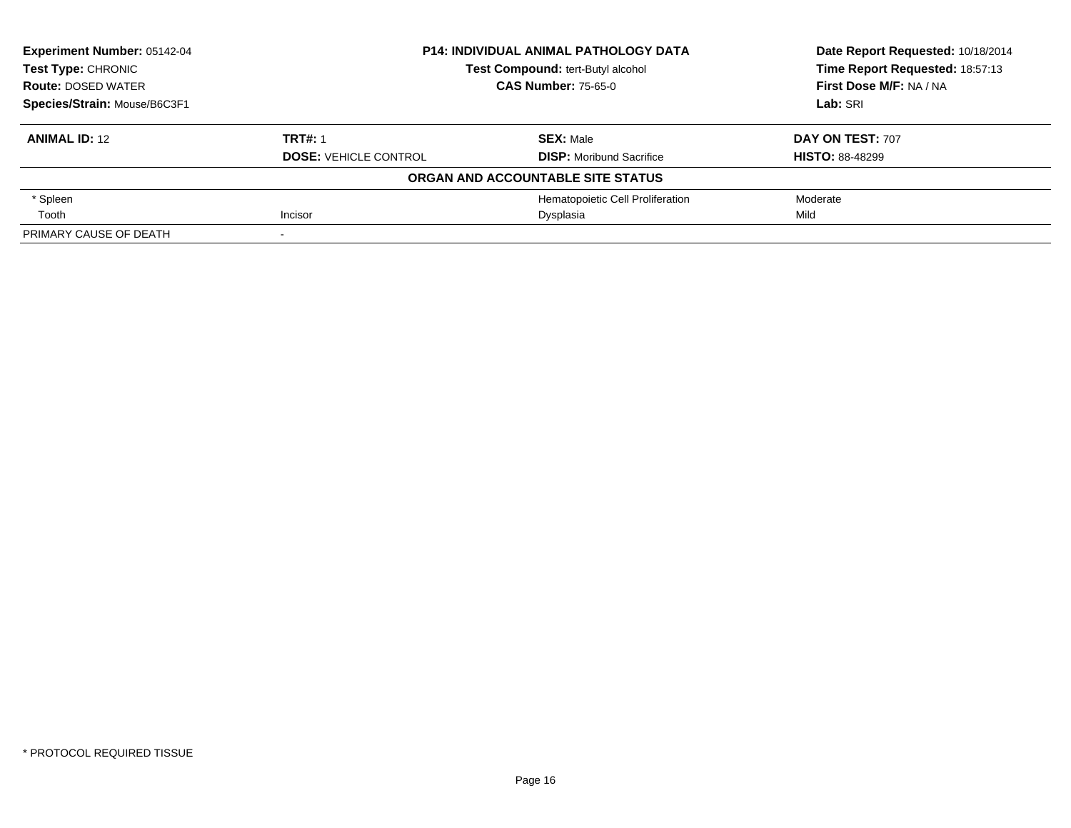**Experiment Number:** 05142-04
**Test Type:** CHRONIC
**Route:** DOSED WATER
**Species/Strain:** Mouse/B6C3F1

**P14: INDIVIDUAL ANIMAL PATHOLOGY DATA**
**Test Compound:** tert-Butyl alcohol
**CAS Number:** 75-65-0

**Date Report Requested:** 10/18/2014
**Time Report Requested:** 18:57:13
**First Dose M/F:** NA / NA
**Lab:** SRI

| **ANIMAL ID:** 12 | **TRT#:** 1 | **SEX:** Male | **DAY ON TEST:** 707 |
|---|---|---|---|
| | **DOSE:** VEHICLE CONTROL | **DISP:** Moribund Sacrifice | **HISTO:** 88-48299 |

**ORGAN AND ACCOUNTABLE SITE STATUS**

| | | | |
|---|---|---|---|
| * Spleen | | Hematopoietic Cell Proliferation | Moderate |
| Tooth | Incisor | Dysplasia | Mild |
| PRIMARY CAUSE OF DEATH | - | | |

* PROTOCOL REQUIRED TISSUE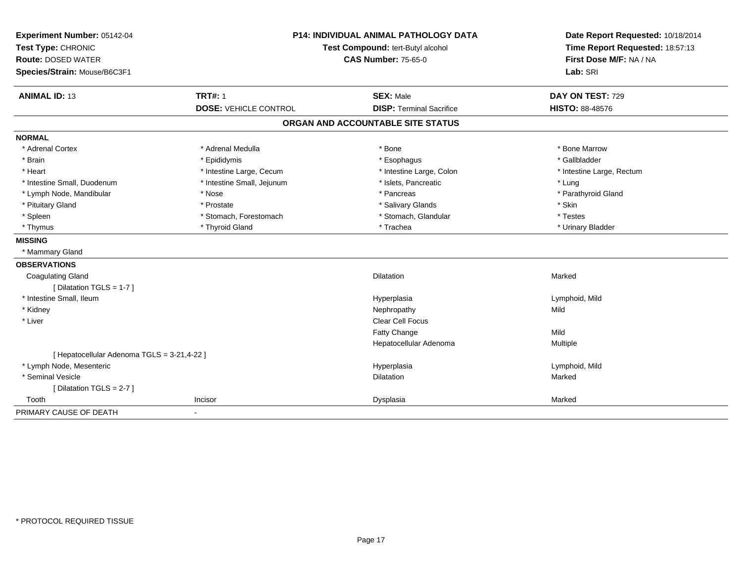**Experiment Number:** 05142-04
**Test Type:** CHRONIC
**Route:** DOSED WATER
**Species/Strain:** Mouse/B6C3F1

**P14: INDIVIDUAL ANIMAL PATHOLOGY DATA**
**Test Compound:** tert-Butyl alcohol
**CAS Number:** 75-65-0

**Date Report Requested:** 10/18/2014
**Time Report Requested:** 18:57:13
**First Dose M/F:** NA / NA
**Lab:** SRI

| **ANIMAL ID:** 13 | **TRT#:** 1 | **SEX:** Male | **DAY ON TEST:** 729 |
|---|---|---|---|
| | **DOSE:** VEHICLE CONTROL | **DISP:** Terminal Sacrifice | **HISTO:** 88-48576 |

## ORGAN AND ACCOUNTABLE SITE STATUS

**NORMAL**

| | | | |
|---|---|---|---|
| * Adrenal Cortex | * Adrenal Medulla | * Bone | * Bone Marrow |
| * Brain | * Epididymis | * Esophagus | * Gallbladder |
| * Heart | * Intestine Large, Cecum | * Intestine Large, Colon | * Intestine Large, Rectum |
| * Intestine Small, Duodenum | * Intestine Small, Jejunum | * Islets, Pancreatic | * Lung |
| * Lymph Node, Mandibular | * Nose | * Pancreas | * Parathyroid Gland |
| * Pituitary Gland | * Prostate | * Salivary Glands | * Skin |
| * Spleen | * Stomach, Forestomach | * Stomach, Glandular | * Testes |
| * Thymus | * Thyroid Gland | * Trachea | * Urinary Bladder |

**MISSING**

* Mammary Gland

**OBSERVATIONS**

| | | | |
|---|---|---|---|
| Coagulating Gland | | Dilatation | Marked |
| [ Dilatation TGLS = 1-7 ] | | | |
| * Intestine Small, Ileum | | Hyperplasia | Lymphoid, Mild |
| * Kidney | | Nephropathy | Mild |
| * Liver | | Clear Cell Focus | |
| | | Fatty Change | Mild |
| | | Hepatocellular Adenoma | Multiple |
| [ Hepatocellular Adenoma TGLS = 3-21,4-22 ] | | | |
| * Lymph Node, Mesenteric | | Hyperplasia | Lymphoid, Mild |
| * Seminal Vesicle | | Dilatation | Marked |
| [ Dilatation TGLS = 2-7 ] | | | |
| Tooth | Incisor | Dysplasia | Marked |

PRIMARY CAUSE OF DEATH -

* PROTOCOL REQUIRED TISSUE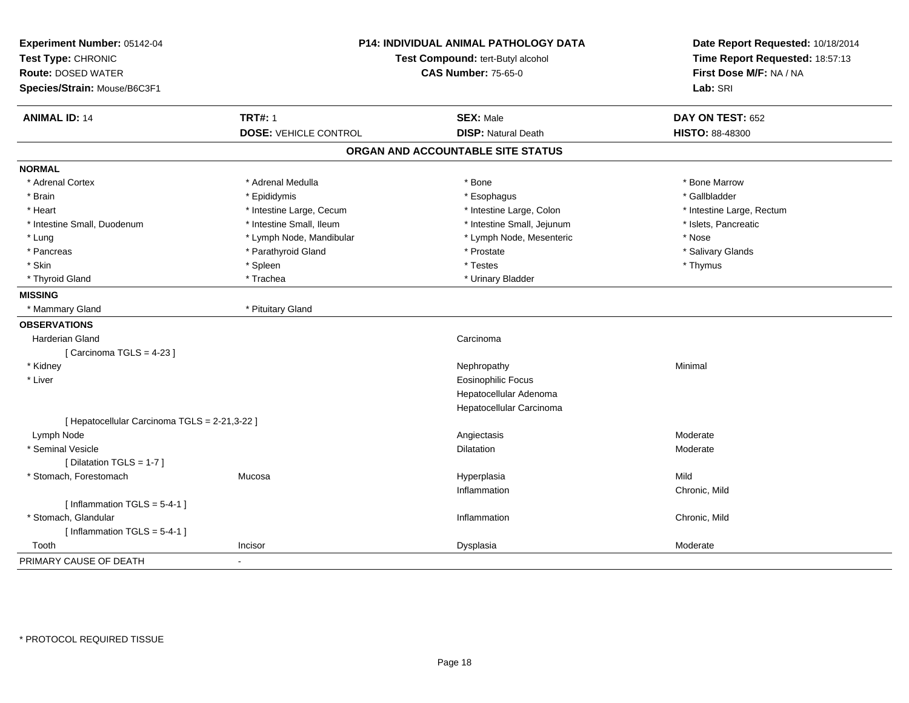**Experiment Number:** 05142-04
**Test Type:** CHRONIC
**Route:** DOSED WATER
**Species/Strain:** Mouse/B6C3F1

**P14: INDIVIDUAL ANIMAL PATHOLOGY DATA**
**Test Compound:** tert-Butyl alcohol
**CAS Number:** 75-65-0

**Date Report Requested:** 10/18/2014
**Time Report Requested:** 18:57:13
**First Dose M/F:** NA / NA
**Lab:** SRI

| **ANIMAL ID:** 14 | **TRT#:** 1 | **SEX:** Male | **DAY ON TEST:** 652 |
|---|---|---|---|
| | **DOSE:** VEHICLE CONTROL | **DISP:** Natural Death | **HISTO:** 88-48300 |

## ORGAN AND ACCOUNTABLE SITE STATUS

**NORMAL**

| | | | |
|---|---|---|---|
| * Adrenal Cortex | * Adrenal Medulla | * Bone | * Bone Marrow |
| * Brain | * Epididymis | * Esophagus | * Gallbladder |
| * Heart | * Intestine Large, Cecum | * Intestine Large, Colon | * Intestine Large, Rectum |
| * Intestine Small, Duodenum | * Intestine Small, Ileum | * Intestine Small, Jejunum | * Islets, Pancreatic |
| * Lung | * Lymph Node, Mandibular | * Lymph Node, Mesenteric | * Nose |
| * Pancreas | * Parathyroid Gland | * Prostate | * Salivary Glands |
| * Skin | * Spleen | * Testes | * Thymus |
| * Thyroid Gland | * Trachea | * Urinary Bladder | |

**MISSING**

| | |
|---|---|
| * Mammary Gland | * Pituitary Gland |

**OBSERVATIONS**

| | | | |
|---|---|---|---|
| Harderian Gland | | Carcinoma | |
| [ Carcinoma TGLS = 4-23 ] | | | |
| * Kidney | | Nephropathy | Minimal |
| * Liver | | Eosinophilic Focus | |
| | | Hepatocellular Adenoma | |
| | | Hepatocellular Carcinoma | |
| [ Hepatocellular Carcinoma TGLS = 2-21,3-22 ] | | | |
| Lymph Node | | Angiectasis | Moderate |
| * Seminal Vesicle | | Dilatation | Moderate |
| [ Dilatation TGLS = 1-7 ] | | | |
| * Stomach, Forestomach | Mucosa | Hyperplasia | Mild |
| | | Inflammation | Chronic, Mild |
| [ Inflammation TGLS = 5-4-1 ] | | | |
| * Stomach, Glandular | | Inflammation | Chronic, Mild |
| [ Inflammation TGLS = 5-4-1 ] | | | |
| Tooth | Incisor | Dysplasia | Moderate |

PRIMARY CAUSE OF DEATH -

\* PROTOCOL REQUIRED TISSUE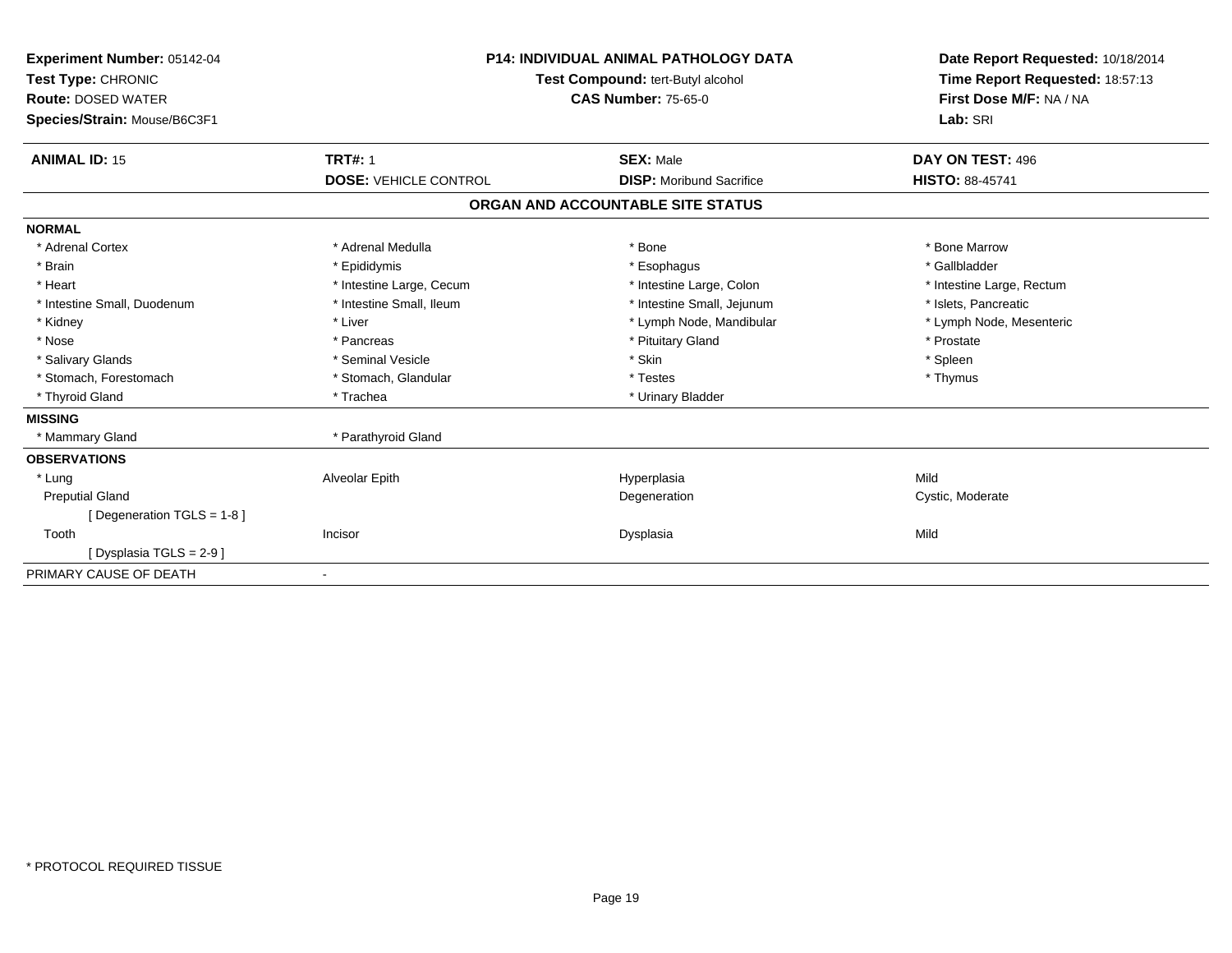**Experiment Number:** 05142-04
**Test Type:** CHRONIC
**Route:** DOSED WATER
**Species/Strain:** Mouse/B6C3F1

**P14: INDIVIDUAL ANIMAL PATHOLOGY DATA**
**Test Compound:** tert-Butyl alcohol
**CAS Number:** 75-65-0

**Date Report Requested:** 10/18/2014
**Time Report Requested:** 18:57:13
**First Dose M/F:** NA / NA
**Lab:** SRI

| **ANIMAL ID:** 15 | **TRT#:** 1 | **SEX:** Male | **DAY ON TEST:** 496 |
|---|---|---|---|
| | **DOSE:** VEHICLE CONTROL | **DISP:** Moribund Sacrifice | **HISTO:** 88-45741 |

## ORGAN AND ACCOUNTABLE SITE STATUS

| | | | |
|---|---|---|---|
| **NORMAL** | | | |
| * Adrenal Cortex | * Adrenal Medulla | * Bone | * Bone Marrow |
| * Brain | * Epididymis | * Esophagus | * Gallbladder |
| * Heart | * Intestine Large, Cecum | * Intestine Large, Colon | * Intestine Large, Rectum |
| * Intestine Small, Duodenum | * Intestine Small, Ileum | * Intestine Small, Jejunum | * Islets, Pancreatic |
| * Kidney | * Liver | * Lymph Node, Mandibular | * Lymph Node, Mesenteric |
| * Nose | * Pancreas | * Pituitary Gland | * Prostate |
| * Salivary Glands | * Seminal Vesicle | * Skin | * Spleen |
| * Stomach, Forestomach | * Stomach, Glandular | * Testes | * Thymus |
| * Thyroid Gland | * Trachea | * Urinary Bladder | |
| **MISSING** | | | |
| * Mammary Gland | * Parathyroid Gland | | |
| **OBSERVATIONS** | | | |
| * Lung | Alveolar Epith | Hyperplasia | Mild |
| Preputial Gland | | Degeneration | Cystic, Moderate |
| [ Degeneration TGLS = 1-8 ] | | | |
| Tooth | Incisor | Dysplasia | Mild |
| [ Dysplasia TGLS = 2-9 ] | | | |
| PRIMARY CAUSE OF DEATH | - | | |

* PROTOCOL REQUIRED TISSUE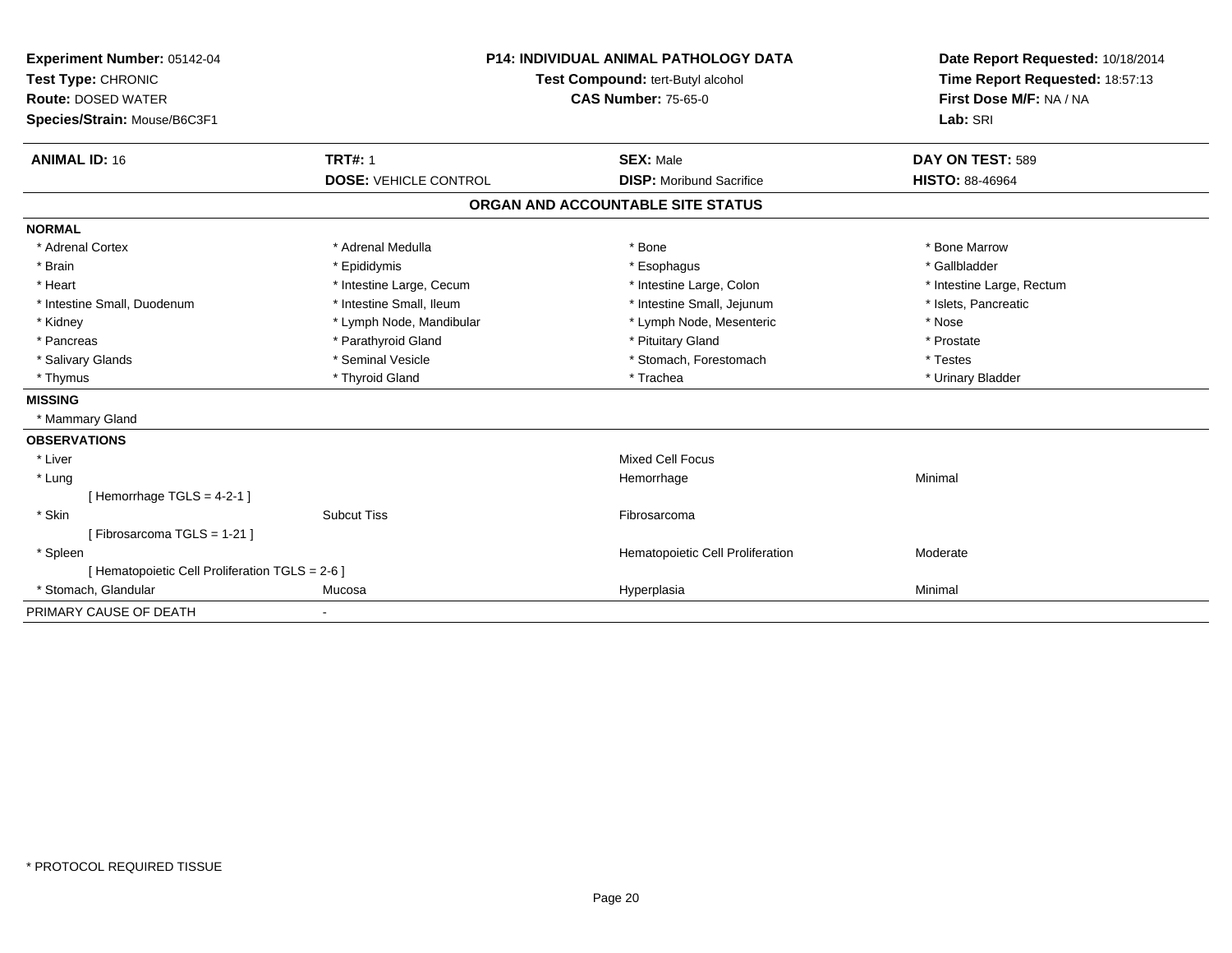**Experiment Number:** 05142-04
**Test Type:** CHRONIC
**Route:** DOSED WATER
**Species/Strain:** Mouse/B6C3F1

**P14: INDIVIDUAL ANIMAL PATHOLOGY DATA**
**Test Compound:** tert-Butyl alcohol
**CAS Number:** 75-65-0

**Date Report Requested:** 10/18/2014
**Time Report Requested:** 18:57:13
**First Dose M/F:** NA / NA
**Lab:** SRI

| **ANIMAL ID:** 16 | **TRT#:** 1 | **SEX:** Male | **DAY ON TEST:** 589 |
|---|---|---|---|
| | **DOSE:** VEHICLE CONTROL | **DISP:** Moribund Sacrifice | **HISTO:** 88-46964 |

## ORGAN AND ACCOUNTABLE SITE STATUS

**NORMAL**

| | | | |
|---|---|---|---|
| * Adrenal Cortex | * Adrenal Medulla | * Bone | * Bone Marrow |
| * Brain | * Epididymis | * Esophagus | * Gallbladder |
| * Heart | * Intestine Large, Cecum | * Intestine Large, Colon | * Intestine Large, Rectum |
| * Intestine Small, Duodenum | * Intestine Small, Ileum | * Intestine Small, Jejunum | * Islets, Pancreatic |
| * Kidney | * Lymph Node, Mandibular | * Lymph Node, Mesenteric | * Nose |
| * Pancreas | * Parathyroid Gland | * Pituitary Gland | * Prostate |
| * Salivary Glands | * Seminal Vesicle | * Stomach, Forestomach | * Testes |
| * Thymus | * Thyroid Gland | * Trachea | * Urinary Bladder |

**MISSING**

* Mammary Gland

**OBSERVATIONS**

| | | | |
|---|---|---|---|
| * Liver | | Mixed Cell Focus | |
| * Lung | | Hemorrhage | Minimal |
| [ Hemorrhage TGLS = 4-2-1 ] | | | |
| * Skin | Subcut Tiss | Fibrosarcoma | |
| [ Fibrosarcoma TGLS = 1-21 ] | | | |
| * Spleen | | Hematopoietic Cell Proliferation | Moderate |
| [ Hematopoietic Cell Proliferation TGLS = 2-6 ] | | | |
| * Stomach, Glandular | Mucosa | Hyperplasia | Minimal |

PRIMARY CAUSE OF DEATH -

* PROTOCOL REQUIRED TISSUE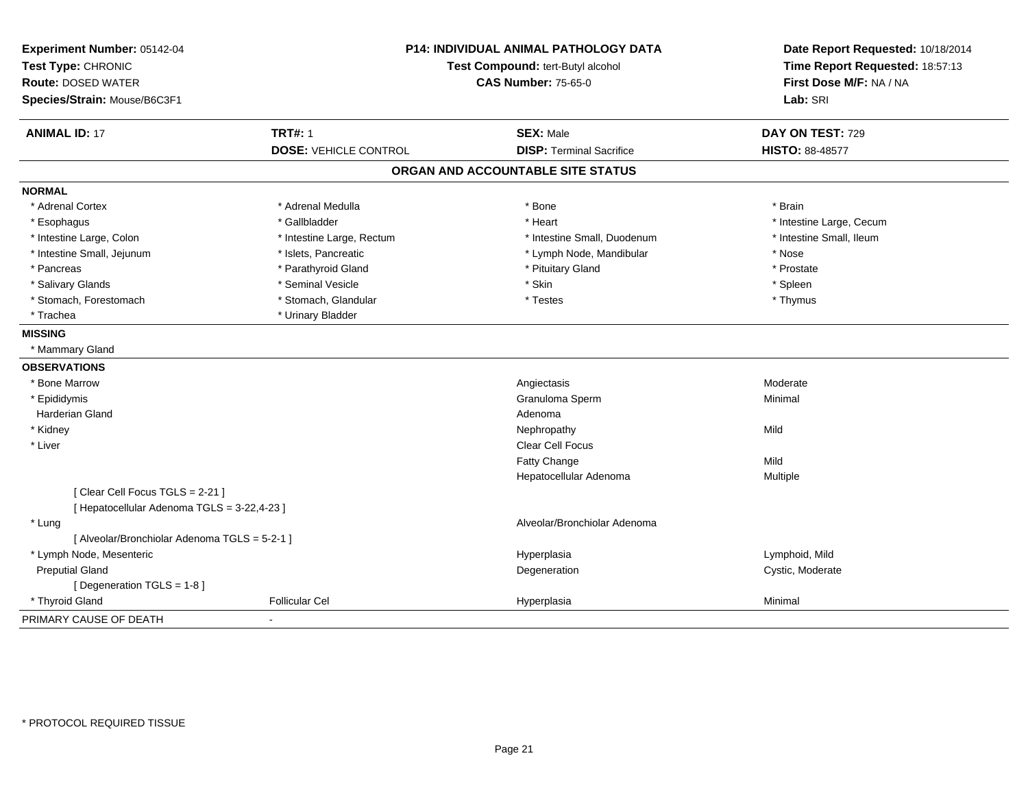**Experiment Number:** 05142-04
**Test Type:** CHRONIC
**Route:** DOSED WATER
**Species/Strain:** Mouse/B6C3F1

**P14: INDIVIDUAL ANIMAL PATHOLOGY DATA**
**Test Compound:** tert-Butyl alcohol
**CAS Number:** 75-65-0

**Date Report Requested:** 10/18/2014
**Time Report Requested:** 18:57:13
**First Dose M/F:** NA / NA
**Lab:** SRI

| **ANIMAL ID:** 17 | **TRT#:** 1 | **SEX:** Male | **DAY ON TEST:** 729 |
|---|---|---|---|
| | **DOSE:** VEHICLE CONTROL | **DISP:** Terminal Sacrifice | **HISTO:** 88-48577 |

## ORGAN AND ACCOUNTABLE SITE STATUS

**NORMAL**

| | | | |
|---|---|---|---|
| * Adrenal Cortex | * Adrenal Medulla | * Bone | * Brain |
| * Esophagus | * Gallbladder | * Heart | * Intestine Large, Cecum |
| * Intestine Large, Colon | * Intestine Large, Rectum | * Intestine Small, Duodenum | * Intestine Small, Ileum |
| * Intestine Small, Jejunum | * Islets, Pancreatic | * Lymph Node, Mandibular | * Nose |
| * Pancreas | * Parathyroid Gland | * Pituitary Gland | * Prostate |
| * Salivary Glands | * Seminal Vesicle | * Skin | * Spleen |
| * Stomach, Forestomach | * Stomach, Glandular | * Testes | * Thymus |
| * Trachea | * Urinary Bladder | | |

**MISSING**

* Mammary Gland

**OBSERVATIONS**

| | | | |
|---|---|---|---|
| * Bone Marrow | | Angiectasis | Moderate |
| * Epididymis | | Granuloma Sperm | Minimal |
| Harderian Gland | | Adenoma | |
| * Kidney | | Nephropathy | Mild |
| * Liver | | Clear Cell Focus | |
| | | Fatty Change | Mild |
| | | Hepatocellular Adenoma | Multiple |
| [ Clear Cell Focus TGLS = 2-21 ] | | | |
| [ Hepatocellular Adenoma TGLS = 3-22,4-23 ] | | | |
| * Lung | | Alveolar/Bronchiolar Adenoma | |
| [ Alveolar/Bronchiolar Adenoma TGLS = 5-2-1 ] | | | |
| * Lymph Node, Mesenteric | | Hyperplasia | Lymphoid, Mild |
| Preputial Gland | | Degeneration | Cystic, Moderate |
| [ Degeneration TGLS = 1-8 ] | | | |
| * Thyroid Gland | Follicular Cel | Hyperplasia | Minimal |

PRIMARY CAUSE OF DEATH -

\* PROTOCOL REQUIRED TISSUE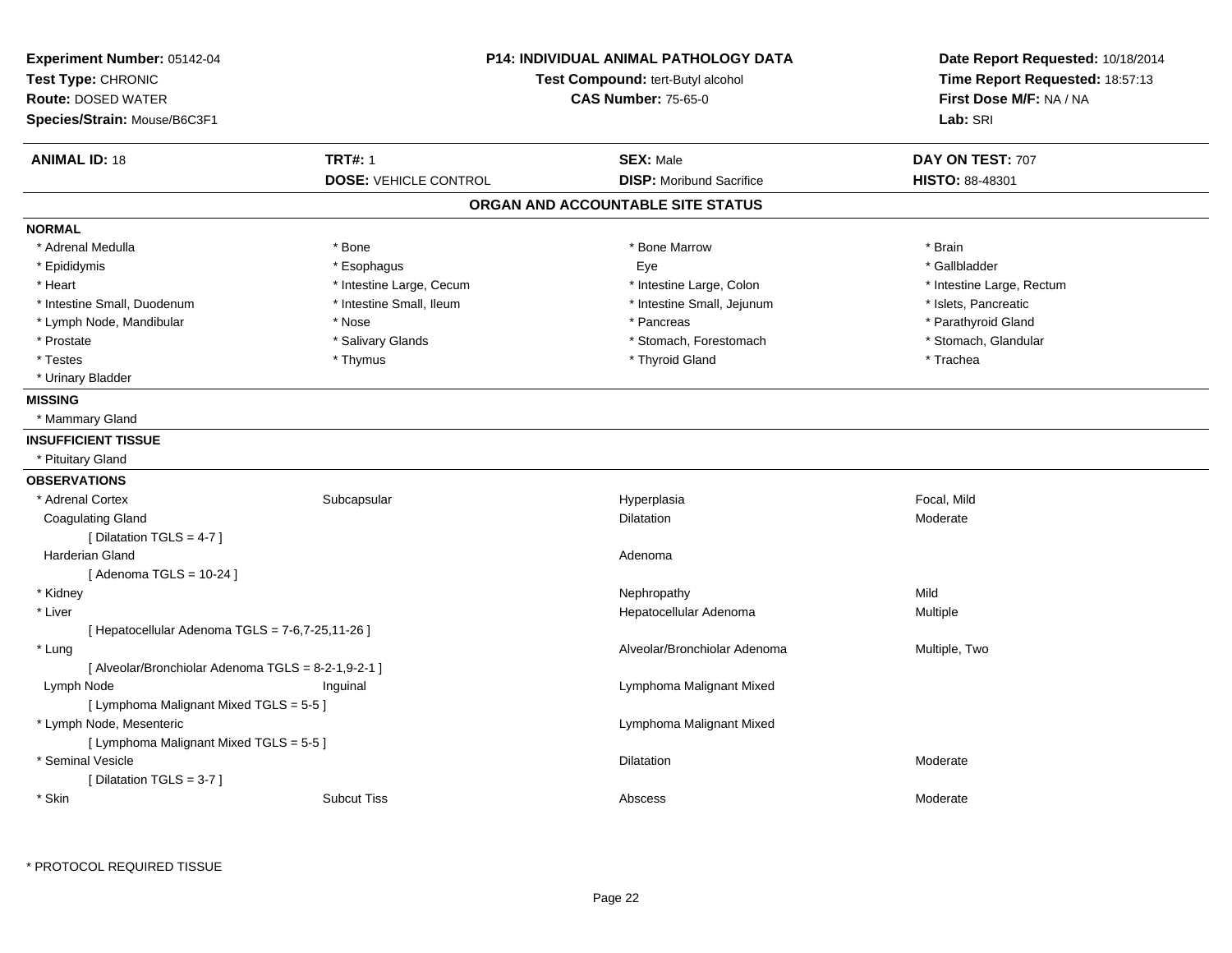**Experiment Number:** 05142-04
**Test Type:** CHRONIC
**Route:** DOSED WATER
**Species/Strain:** Mouse/B6C3F1

**P14: INDIVIDUAL ANIMAL PATHOLOGY DATA**
**Test Compound:** tert-Butyl alcohol
**CAS Number:** 75-65-0

**Date Report Requested:** 10/18/2014
**Time Report Requested:** 18:57:13
**First Dose M/F:** NA / NA
**Lab:** SRI

| **ANIMAL ID:** 18 | **TRT#:** 1 | **SEX:** Male | **DAY ON TEST:** 707 |
|---|---|---|---|
| | **DOSE:** VEHICLE CONTROL | **DISP:** Moribund Sacrifice | **HISTO:** 88-48301 |

## ORGAN AND ACCOUNTABLE SITE STATUS

**NORMAL**

| | | | |
|---|---|---|---|
| * Adrenal Medulla | * Bone | * Bone Marrow | * Brain |
| * Epididymis | * Esophagus | Eye | * Gallbladder |
| * Heart | * Intestine Large, Cecum | * Intestine Large, Colon | * Intestine Large, Rectum |
| * Intestine Small, Duodenum | * Intestine Small, Ileum | * Intestine Small, Jejunum | * Islets, Pancreatic |
| * Lymph Node, Mandibular | * Nose | * Pancreas | * Parathyroid Gland |
| * Prostate | * Salivary Glands | * Stomach, Forestomach | * Stomach, Glandular |
| * Testes | * Thymus | * Thyroid Gland | * Trachea |
| * Urinary Bladder | | | |

**MISSING**

* Mammary Gland

**INSUFFICIENT TISSUE**

* Pituitary Gland

**OBSERVATIONS**

| | | | |
|---|---|---|---|
| * Adrenal Cortex | Subcapsular | Hyperplasia | Focal, Mild |
| Coagulating Gland | | Dilatation | Moderate |
| [ Dilatation TGLS = 4-7 ] | | | |
| Harderian Gland | | Adenoma | |
| [ Adenoma TGLS = 10-24 ] | | | |
| * Kidney | | Nephropathy | Mild |
| * Liver | | Hepatocellular Adenoma | Multiple |
| [ Hepatocellular Adenoma TGLS = 7-6,7-25,11-26 ] | | | |
| * Lung | | Alveolar/Bronchiolar Adenoma | Multiple, Two |
| [ Alveolar/Bronchiolar Adenoma TGLS = 8-2-1,9-2-1 ] | | | |
| Lymph Node | Inguinal | Lymphoma Malignant Mixed | |
| [ Lymphoma Malignant Mixed TGLS = 5-5 ] | | | |
| * Lymph Node, Mesenteric | | Lymphoma Malignant Mixed | |
| [ Lymphoma Malignant Mixed TGLS = 5-5 ] | | | |
| * Seminal Vesicle | | Dilatation | Moderate |
| [ Dilatation TGLS = 3-7 ] | | | |
| * Skin | Subcut Tiss | Abscess | Moderate |

* PROTOCOL REQUIRED TISSUE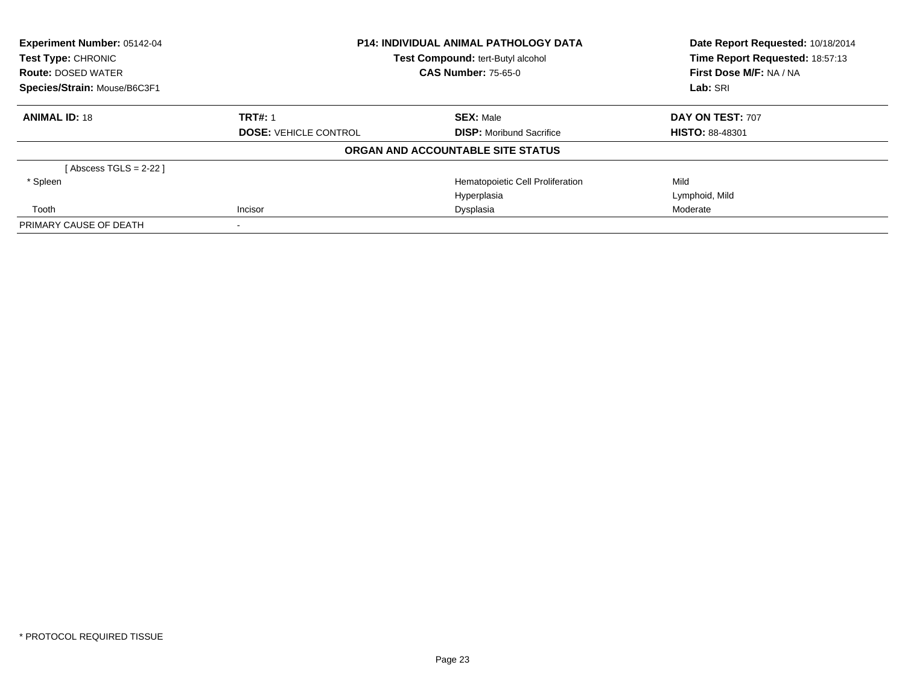**Experiment Number:** 05142-04
**Test Type:** CHRONIC
**Route:** DOSED WATER
**Species/Strain:** Mouse/B6C3F1

**P14: INDIVIDUAL ANIMAL PATHOLOGY DATA**
**Test Compound:** tert-Butyl alcohol
**CAS Number:** 75-65-0

**Date Report Requested:** 10/18/2014
**Time Report Requested:** 18:57:13
**First Dose M/F:** NA / NA
**Lab:** SRI

| **ANIMAL ID:** 18 | **TRT#:** 1 | **SEX:** Male | **DAY ON TEST:** 707 |
|---|---|---|---|
| | **DOSE:** VEHICLE CONTROL | **DISP:** Moribund Sacrifice | **HISTO:** 88-48301 |

**ORGAN AND ACCOUNTABLE SITE STATUS**

| | | | |
|---|---|---|---|
| [ Abscess TGLS = 2-22 ] | | | |
| * Spleen | | Hematopoietic Cell Proliferation | Mild |
| | | Hyperplasia | Lymphoid, Mild |
| Tooth | Incisor | Dysplasia | Moderate |
| PRIMARY CAUSE OF DEATH | - | | |

* PROTOCOL REQUIRED TISSUE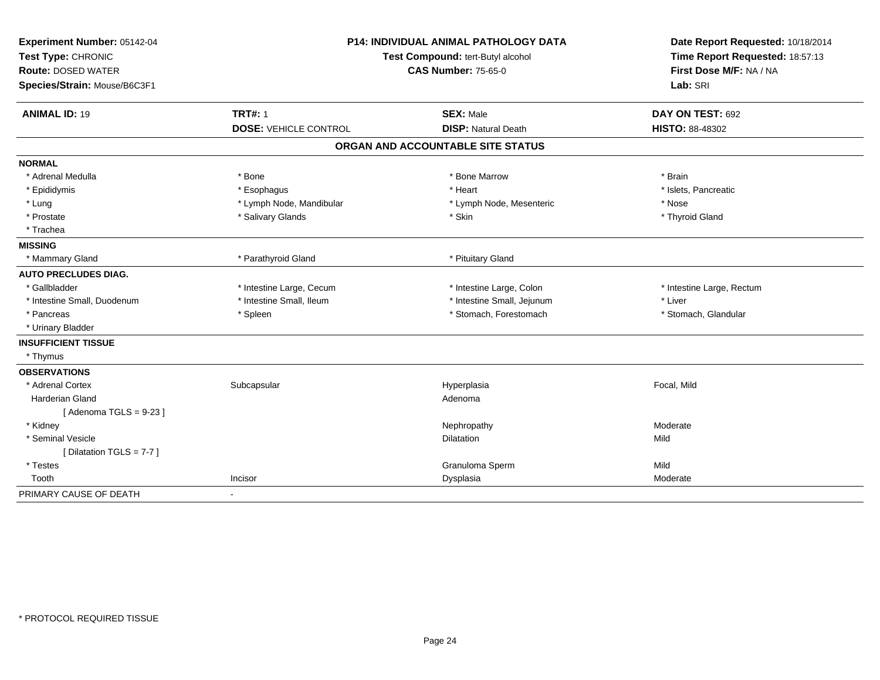**Experiment Number:** 05142-04
**Test Type:** CHRONIC
**Route:** DOSED WATER
**Species/Strain:** Mouse/B6C3F1

**P14: INDIVIDUAL ANIMAL PATHOLOGY DATA**
**Test Compound:** tert-Butyl alcohol
**CAS Number:** 75-65-0

**Date Report Requested:** 10/18/2014
**Time Report Requested:** 18:57:13
**First Dose M/F:** NA / NA
**Lab:** SRI

| **ANIMAL ID:** 19 | **TRT#:** 1 | **SEX:** Male | **DAY ON TEST:** 692 |
|---|---|---|---|
| | **DOSE:** VEHICLE CONTROL | **DISP:** Natural Death | **HISTO:** 88-48302 |

## ORGAN AND ACCOUNTABLE SITE STATUS

| | | | |
|---|---|---|---|
| **NORMAL** | | | |
| * Adrenal Medulla | * Bone | * Bone Marrow | * Brain |
| * Epididymis | * Esophagus | * Heart | * Islets, Pancreatic |
| * Lung | * Lymph Node, Mandibular | * Lymph Node, Mesenteric | * Nose |
| * Prostate | * Salivary Glands | * Skin | * Thyroid Gland |
| * Trachea | | | |
| **MISSING** | | | |
| * Mammary Gland | * Parathyroid Gland | * Pituitary Gland | |
| **AUTO PRECLUDES DIAG.** | | | |
| * Gallbladder | * Intestine Large, Cecum | * Intestine Large, Colon | * Intestine Large, Rectum |
| * Intestine Small, Duodenum | * Intestine Small, Ileum | * Intestine Small, Jejunum | * Liver |
| * Pancreas | * Spleen | * Stomach, Forestomach | * Stomach, Glandular |
| * Urinary Bladder | | | |
| **INSUFFICIENT TISSUE** | | | |
| * Thymus | | | |
| **OBSERVATIONS** | | | |
| * Adrenal Cortex | Subcapsular | Hyperplasia | Focal, Mild |
| Harderian Gland | | Adenoma | |
| [ Adenoma TGLS = 9-23 ] | | | |
| * Kidney | | Nephropathy | Moderate |
| * Seminal Vesicle | | Dilatation | Mild |
| [ Dilatation TGLS = 7-7 ] | | | |
| * Testes | | Granuloma Sperm | Mild |
| Tooth | Incisor | Dysplasia | Moderate |
| PRIMARY CAUSE OF DEATH | - | | |

* PROTOCOL REQUIRED TISSUE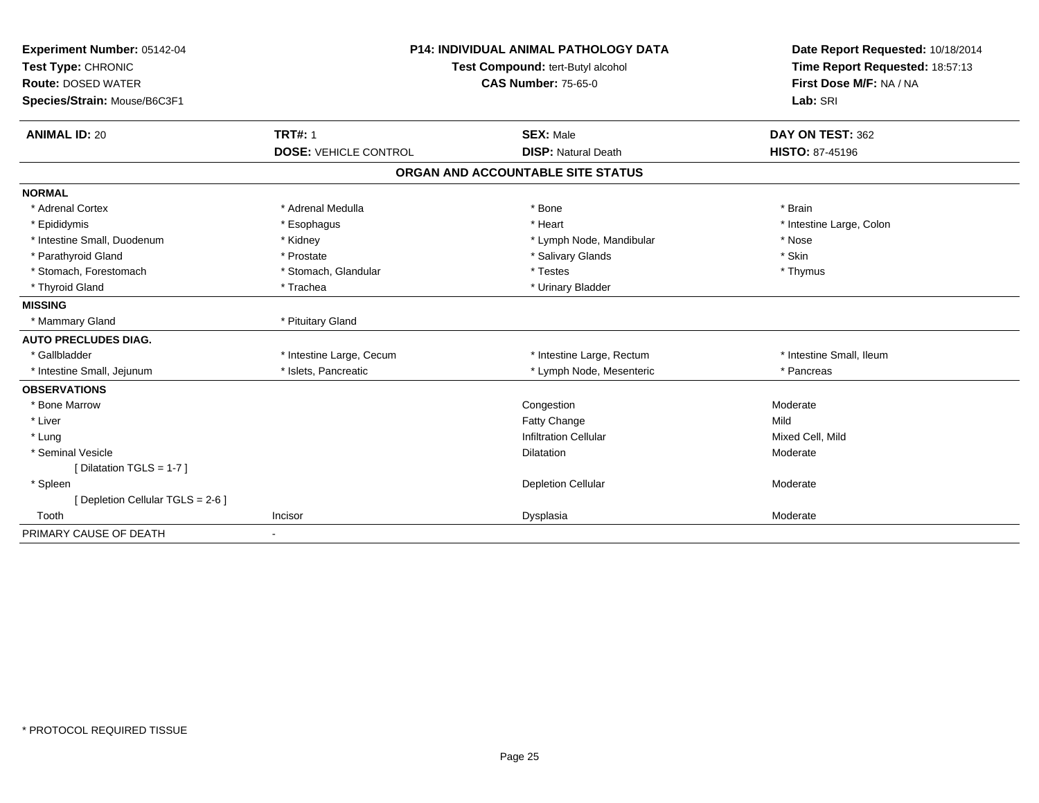**Experiment Number:** 05142-04
**Test Type:** CHRONIC
**Route:** DOSED WATER
**Species/Strain:** Mouse/B6C3F1

**P14: INDIVIDUAL ANIMAL PATHOLOGY DATA**
**Test Compound:** tert-Butyl alcohol
**CAS Number:** 75-65-0

**Date Report Requested:** 10/18/2014
**Time Report Requested:** 18:57:13
**First Dose M/F:** NA / NA
**Lab:** SRI

| **ANIMAL ID:** 20 | **TRT#:** 1 | **SEX:** Male | **DAY ON TEST:** 362 |
|---|---|---|---|
| | **DOSE:** VEHICLE CONTROL | **DISP:** Natural Death | **HISTO:** 87-45196 |

## ORGAN AND ACCOUNTABLE SITE STATUS

| | | | |
|---|---|---|---|
| **NORMAL** | | | |
| * Adrenal Cortex | * Adrenal Medulla | * Bone | * Brain |
| * Epididymis | * Esophagus | * Heart | * Intestine Large, Colon |
| * Intestine Small, Duodenum | * Kidney | * Lymph Node, Mandibular | * Nose |
| * Parathyroid Gland | * Prostate | * Salivary Glands | * Skin |
| * Stomach, Forestomach | * Stomach, Glandular | * Testes | * Thymus |
| * Thyroid Gland | * Trachea | * Urinary Bladder | |
| **MISSING** | | | |
| * Mammary Gland | * Pituitary Gland | | |
| **AUTO PRECLUDES DIAG.** | | | |
| * Gallbladder | * Intestine Large, Cecum | * Intestine Large, Rectum | * Intestine Small, Ileum |
| * Intestine Small, Jejunum | * Islets, Pancreatic | * Lymph Node, Mesenteric | * Pancreas |
| **OBSERVATIONS** | | | |
| * Bone Marrow | | Congestion | Moderate |
| * Liver | | Fatty Change | Mild |
| * Lung | | Infiltration Cellular | Mixed Cell, Mild |
| * Seminal Vesicle | | Dilatation | Moderate |
| [ Dilatation TGLS = 1-7 ] | | | |
| * Spleen | | Depletion Cellular | Moderate |
| [ Depletion Cellular TGLS = 2-6 ] | | | |
| Tooth | Incisor | Dysplasia | Moderate |
| PRIMARY CAUSE OF DEATH | - | | |

* PROTOCOL REQUIRED TISSUE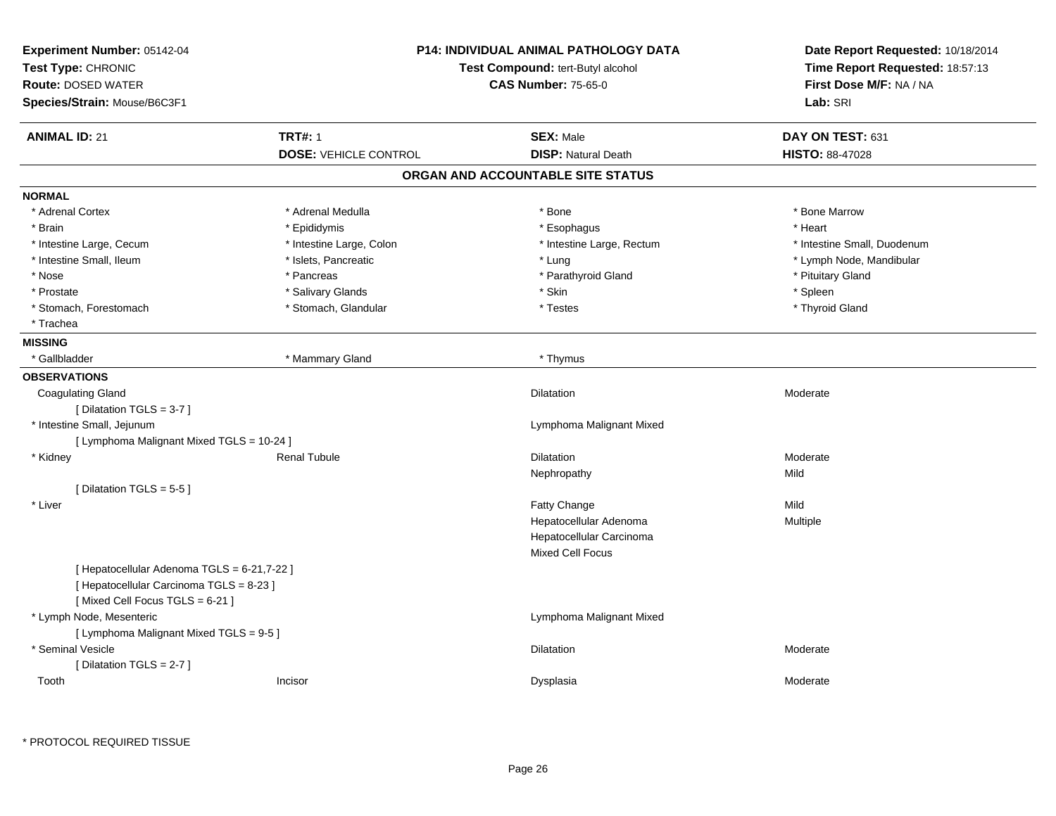**Experiment Number:** 05142-04
**Test Type:** CHRONIC
**Route:** DOSED WATER
**Species/Strain:** Mouse/B6C3F1

**P14: INDIVIDUAL ANIMAL PATHOLOGY DATA**
**Test Compound:** tert-Butyl alcohol
**CAS Number:** 75-65-0

**Date Report Requested:** 10/18/2014
**Time Report Requested:** 18:57:13
**First Dose M/F:** NA / NA
**Lab:** SRI

| **ANIMAL ID:** 21 | **TRT#:** 1 | **SEX:** Male | **DAY ON TEST:** 631 |
|---|---|---|---|
| | **DOSE:** VEHICLE CONTROL | **DISP:** Natural Death | **HISTO:** 88-47028 |

## ORGAN AND ACCOUNTABLE SITE STATUS

**NORMAL**

| | | | |
|---|---|---|---|
| * Adrenal Cortex | * Adrenal Medulla | * Bone | * Bone Marrow |
| * Brain | * Epididymis | * Esophagus | * Heart |
| * Intestine Large, Cecum | * Intestine Large, Colon | * Intestine Large, Rectum | * Intestine Small, Duodenum |
| * Intestine Small, Ileum | * Islets, Pancreatic | * Lung | * Lymph Node, Mandibular |
| * Nose | * Pancreas | * Parathyroid Gland | * Pituitary Gland |
| * Prostate | * Salivary Glands | * Skin | * Spleen |
| * Stomach, Forestomach | * Stomach, Glandular | * Testes | * Thyroid Gland |
| * Trachea | | | |

**MISSING**

| | | |
|---|---|---|
| * Gallbladder | * Mammary Gland | * Thymus |

**OBSERVATIONS**

| Organ | Site | Observation | Severity |
|---|---|---|---|
| Coagulating Gland | | Dilatation | Moderate |
| [ Dilatation TGLS = 3-7 ] | | | |
| * Intestine Small, Jejunum | | Lymphoma Malignant Mixed | |
| [ Lymphoma Malignant Mixed TGLS = 10-24 ] | | | |
| * Kidney | Renal Tubule | Dilatation | Moderate |
| | | Nephropathy | Mild |
| [ Dilatation TGLS = 5-5 ] | | | |
| * Liver | | Fatty Change | Mild |
| | | Hepatocellular Adenoma | Multiple |
| | | Hepatocellular Carcinoma | |
| | | Mixed Cell Focus | |
| [ Hepatocellular Adenoma TGLS = 6-21,7-22 ] | | | |
| [ Hepatocellular Carcinoma TGLS = 8-23 ] | | | |
| [ Mixed Cell Focus TGLS = 6-21 ] | | | |
| * Lymph Node, Mesenteric | | Lymphoma Malignant Mixed | |
| [ Lymphoma Malignant Mixed TGLS = 9-5 ] | | | |
| * Seminal Vesicle | | Dilatation | Moderate |
| [ Dilatation TGLS = 2-7 ] | | | |
| Tooth | Incisor | Dysplasia | Moderate |

* PROTOCOL REQUIRED TISSUE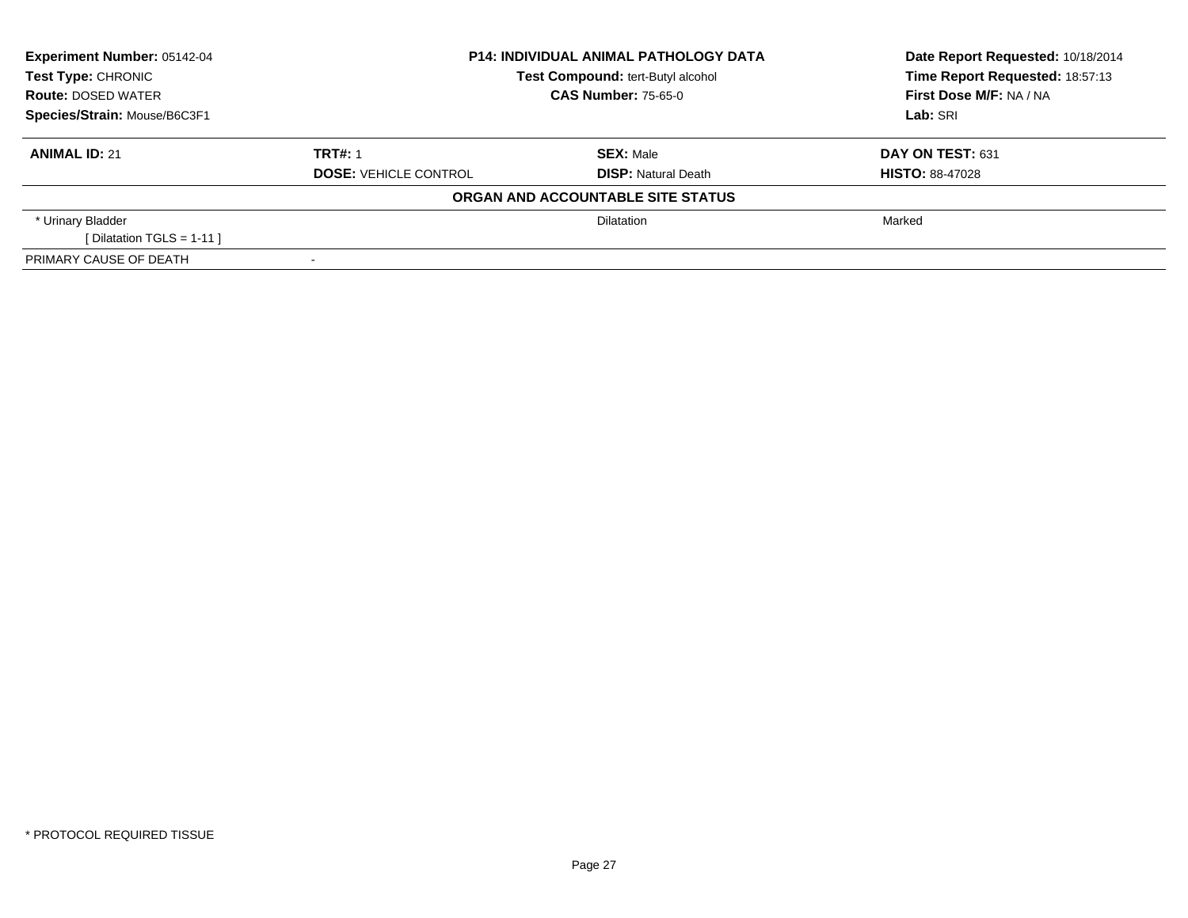**Experiment Number:** 05142-04
**Test Type:** CHRONIC
**Route:** DOSED WATER
**Species/Strain:** Mouse/B6C3F1

**P14: INDIVIDUAL ANIMAL PATHOLOGY DATA**
**Test Compound:** tert-Butyl alcohol
**CAS Number:** 75-65-0

**Date Report Requested:** 10/18/2014
**Time Report Requested:** 18:57:13
**First Dose M/F:** NA / NA
**Lab:** SRI

| **ANIMAL ID:** 21 | **TRT#:** 1 | **SEX:** Male | **DAY ON TEST:** 631 |
|---|---|---|---|
| | **DOSE:** VEHICLE CONTROL | **DISP:** Natural Death | **HISTO:** 88-47028 |

**ORGAN AND ACCOUNTABLE SITE STATUS**

| | | | |
|---|---|---|---|
| * Urinary Bladder<br>[ Dilatation TGLS = 1-11 ] | | Dilatation | Marked |
| PRIMARY CAUSE OF DEATH | - | | |

* PROTOCOL REQUIRED TISSUE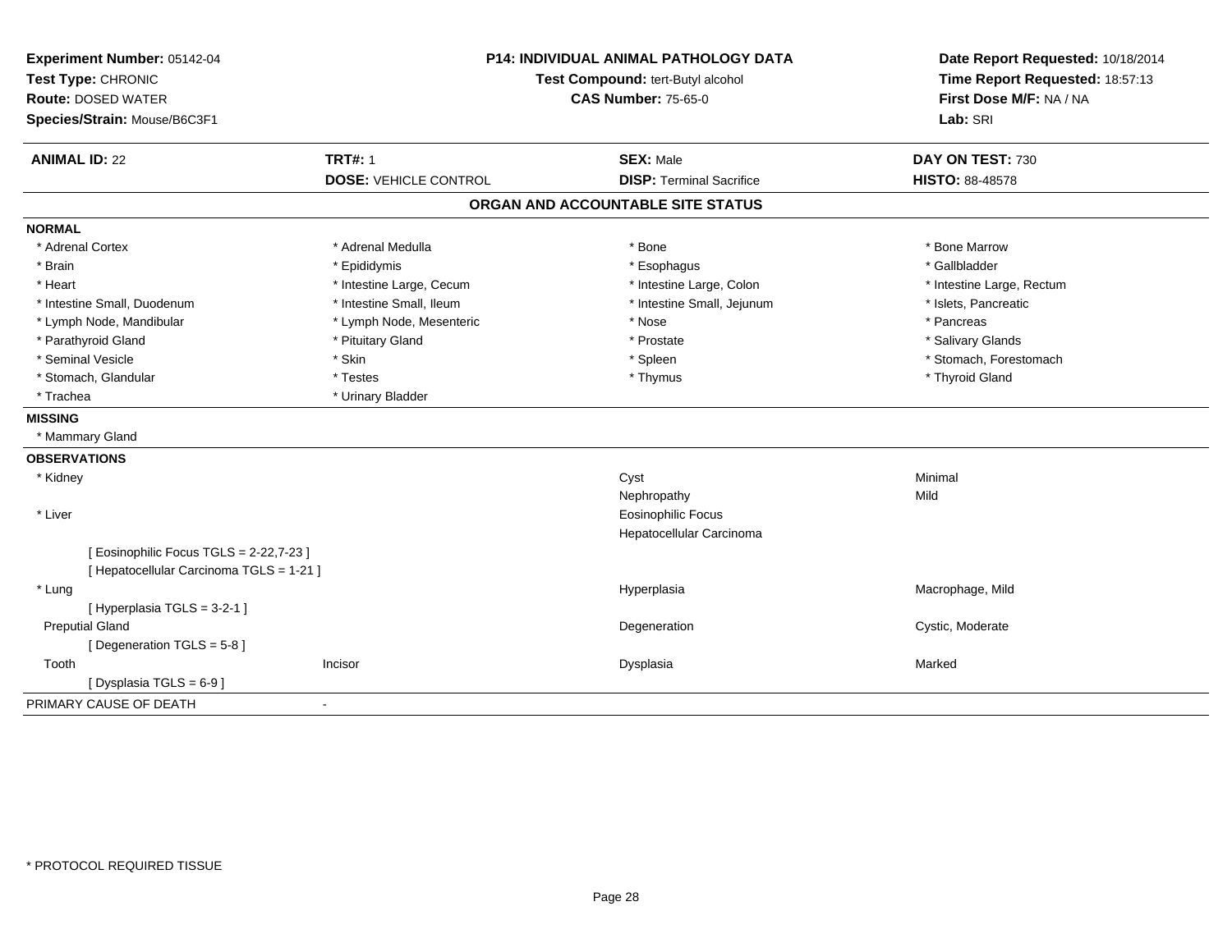**Experiment Number:** 05142-04
**Test Type:** CHRONIC
**Route:** DOSED WATER
**Species/Strain:** Mouse/B6C3F1

**P14: INDIVIDUAL ANIMAL PATHOLOGY DATA**
**Test Compound:** tert-Butyl alcohol
**CAS Number:** 75-65-0

**Date Report Requested:** 10/18/2014
**Time Report Requested:** 18:57:13
**First Dose M/F:** NA / NA
**Lab:** SRI

| **ANIMAL ID:** 22 | **TRT#:** 1 | **SEX:** Male | **DAY ON TEST:** 730 |
|---|---|---|---|
| | **DOSE:** VEHICLE CONTROL | **DISP:** Terminal Sacrifice | **HISTO:** 88-48578 |

## ORGAN AND ACCOUNTABLE SITE STATUS

**NORMAL**

| | | | |
|---|---|---|---|
| * Adrenal Cortex | * Adrenal Medulla | * Bone | * Bone Marrow |
| * Brain | * Epididymis | * Esophagus | * Gallbladder |
| * Heart | * Intestine Large, Cecum | * Intestine Large, Colon | * Intestine Large, Rectum |
| * Intestine Small, Duodenum | * Intestine Small, Ileum | * Intestine Small, Jejunum | * Islets, Pancreatic |
| * Lymph Node, Mandibular | * Lymph Node, Mesenteric | * Nose | * Pancreas |
| * Parathyroid Gland | * Pituitary Gland | * Prostate | * Salivary Glands |
| * Seminal Vesicle | * Skin | * Spleen | * Stomach, Forestomach |
| * Stomach, Glandular | * Testes | * Thymus | * Thyroid Gland |
| * Trachea | * Urinary Bladder | | |

**MISSING**

* Mammary Gland

**OBSERVATIONS**

| | | | |
|---|---|---|---|
| * Kidney | | Cyst | Minimal |
| | | Nephropathy | Mild |
| * Liver | | Eosinophilic Focus | |
| | | Hepatocellular Carcinoma | |
| [ Eosinophilic Focus TGLS = 2-22,7-23 ] | | | |
| [ Hepatocellular Carcinoma TGLS = 1-21 ] | | | |
| * Lung | | Hyperplasia | Macrophage, Mild |
| [ Hyperplasia TGLS = 3-2-1 ] | | | |
| Preputial Gland | | Degeneration | Cystic, Moderate |
| [ Degeneration TGLS = 5-8 ] | | | |
| Tooth | Incisor | Dysplasia | Marked |
| [ Dysplasia TGLS = 6-9 ] | | | |

PRIMARY CAUSE OF DEATH -

* PROTOCOL REQUIRED TISSUE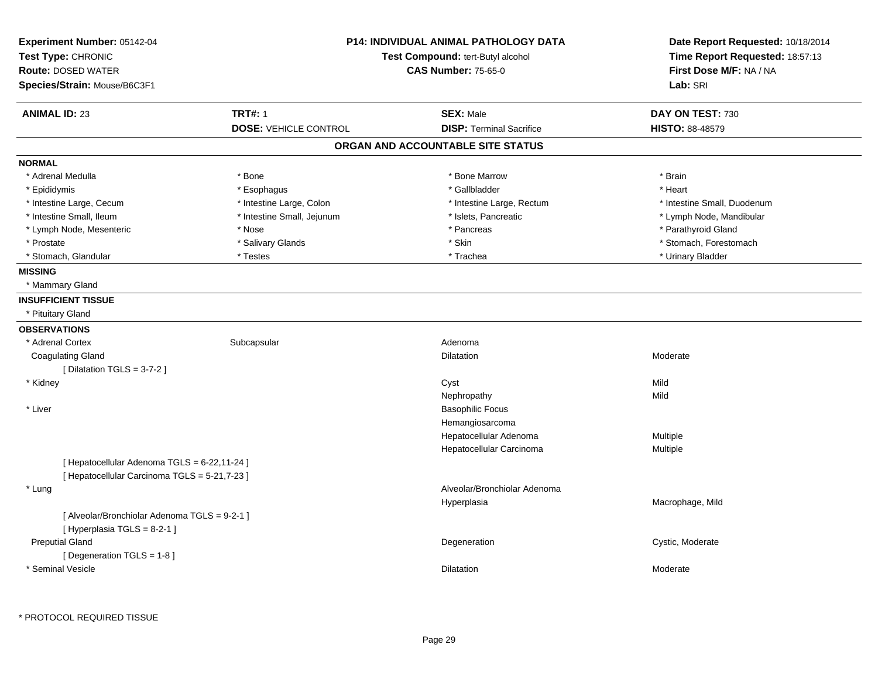**Experiment Number:** 05142-04
**Test Type:** CHRONIC
**Route:** DOSED WATER
**Species/Strain:** Mouse/B6C3F1

**P14: INDIVIDUAL ANIMAL PATHOLOGY DATA**
**Test Compound:** tert-Butyl alcohol
**CAS Number:** 75-65-0

**Date Report Requested:** 10/18/2014
**Time Report Requested:** 18:57:13
**First Dose M/F:** NA / NA
**Lab:** SRI

| **ANIMAL ID:** 23 | **TRT#:** 1 | **SEX:** Male | **DAY ON TEST:** 730 |
|---|---|---|---|
| | **DOSE:** VEHICLE CONTROL | **DISP:** Terminal Sacrifice | **HISTO:** 88-48579 |

## ORGAN AND ACCOUNTABLE SITE STATUS

**NORMAL**

| | | | |
|---|---|---|---|
| * Adrenal Medulla | * Bone | * Bone Marrow | * Brain |
| * Epididymis | * Esophagus | * Gallbladder | * Heart |
| * Intestine Large, Cecum | * Intestine Large, Colon | * Intestine Large, Rectum | * Intestine Small, Duodenum |
| * Intestine Small, Ileum | * Intestine Small, Jejunum | * Islets, Pancreatic | * Lymph Node, Mandibular |
| * Lymph Node, Mesenteric | * Nose | * Pancreas | * Parathyroid Gland |
| * Prostate | * Salivary Glands | * Skin | * Stomach, Forestomach |
| * Stomach, Glandular | * Testes | * Trachea | * Urinary Bladder |

**MISSING**

* Mammary Gland

**INSUFFICIENT TISSUE**

* Pituitary Gland

**OBSERVATIONS**

| | | | |
|---|---|---|---|
| * Adrenal Cortex | Subcapsular | Adenoma | |
| Coagulating Gland | | Dilatation | Moderate |
| [ Dilatation TGLS = 3-7-2 ] | | | |
| * Kidney | | Cyst | Mild |
| | | Nephropathy | Mild |
| * Liver | | Basophilic Focus | |
| | | Hemangiosarcoma | |
| | | Hepatocellular Adenoma | Multiple |
| | | Hepatocellular Carcinoma | Multiple |
| [ Hepatocellular Adenoma TGLS = 6-22,11-24 ] | | | |
| [ Hepatocellular Carcinoma TGLS = 5-21,7-23 ] | | | |
| * Lung | | Alveolar/Bronchiolar Adenoma | |
| | | Hyperplasia | Macrophage, Mild |
| [ Alveolar/Bronchiolar Adenoma TGLS = 9-2-1 ] | | | |
| [ Hyperplasia TGLS = 8-2-1 ] | | | |
| Preputial Gland | | Degeneration | Cystic, Moderate |
| [ Degeneration TGLS = 1-8 ] | | | |
| * Seminal Vesicle | | Dilatation | Moderate |

* PROTOCOL REQUIRED TISSUE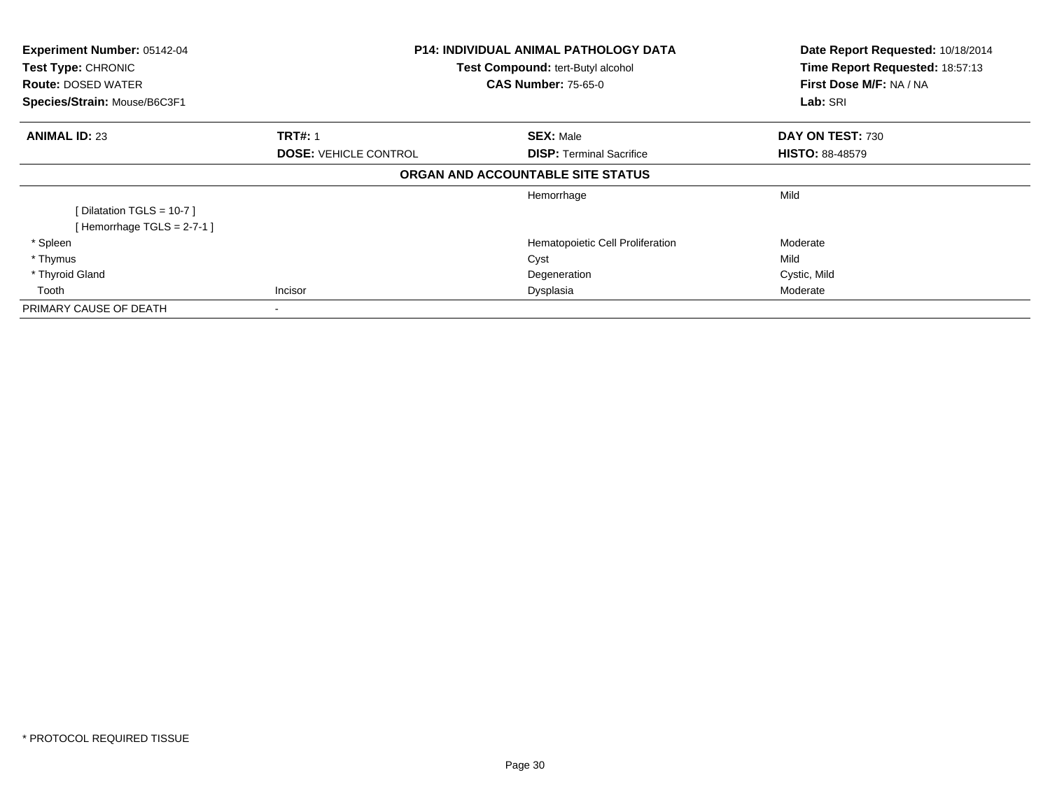**Experiment Number:** 05142-04
**Test Type:** CHRONIC
**Route:** DOSED WATER
**Species/Strain:** Mouse/B6C3F1

**P14: INDIVIDUAL ANIMAL PATHOLOGY DATA**
**Test Compound:** tert-Butyl alcohol
**CAS Number:** 75-65-0

**Date Report Requested:** 10/18/2014
**Time Report Requested:** 18:57:13
**First Dose M/F:** NA / NA
**Lab:** SRI

| **ANIMAL ID:** 23 | **TRT#:** 1 | **SEX:** Male | **DAY ON TEST:** 730 |
|---|---|---|---|
| | **DOSE:** VEHICLE CONTROL | **DISP:** Terminal Sacrifice | **HISTO:** 88-48579 |

**ORGAN AND ACCOUNTABLE SITE STATUS**

| | | | |
|---|---|---|---|
| | | Hemorrhage | Mild |
| [ Dilatation TGLS = 10-7 ] | | | |
| [ Hemorrhage TGLS = 2-7-1 ] | | | |
| * Spleen | | Hematopoietic Cell Proliferation | Moderate |
| * Thymus | | Cyst | Mild |
| * Thyroid Gland | | Degeneration | Cystic, Mild |
| Tooth | Incisor | Dysplasia | Moderate |
| PRIMARY CAUSE OF DEATH | - | | |

* PROTOCOL REQUIRED TISSUE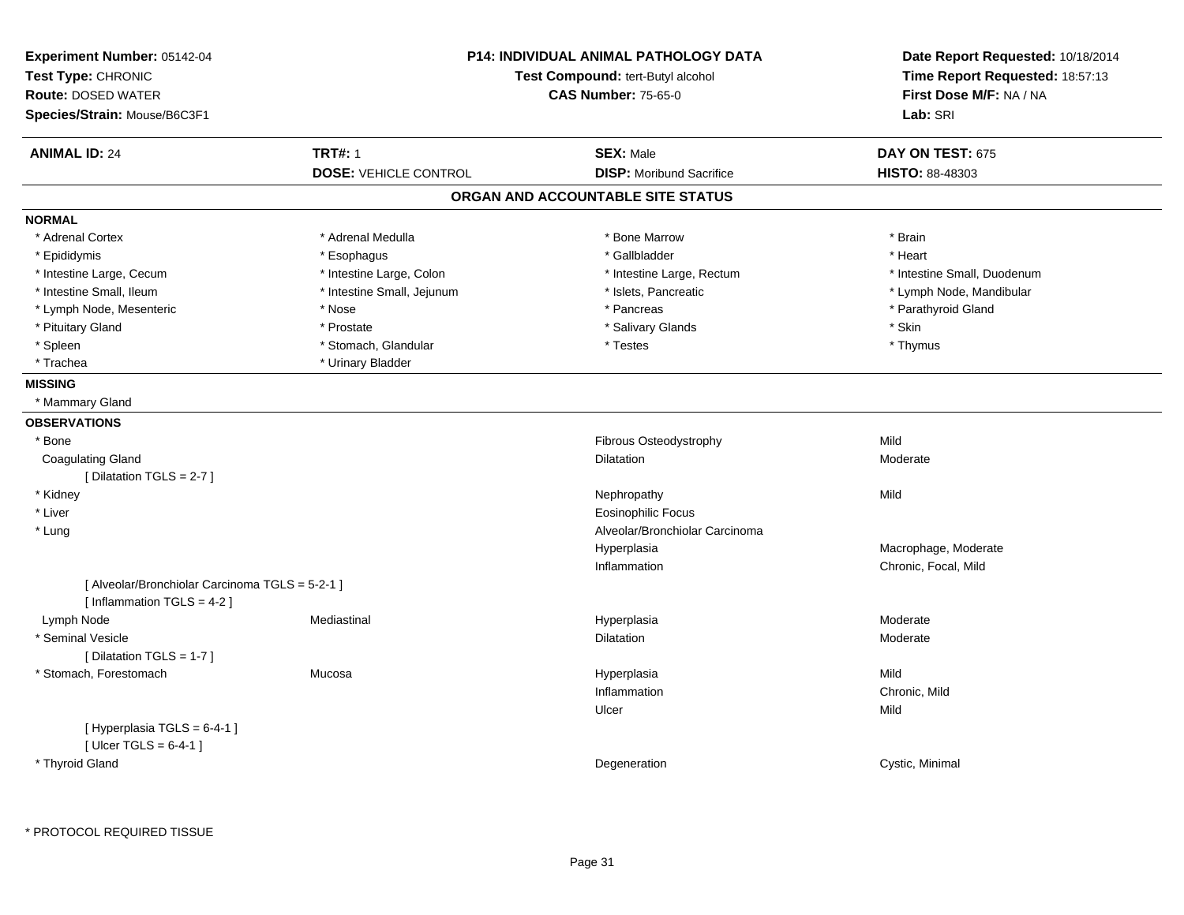**Experiment Number:** 05142-04
**Test Type:** CHRONIC
**Route:** DOSED WATER
**Species/Strain:** Mouse/B6C3F1

**P14: INDIVIDUAL ANIMAL PATHOLOGY DATA**
**Test Compound:** tert-Butyl alcohol
**CAS Number:** 75-65-0

**Date Report Requested:** 10/18/2014
**Time Report Requested:** 18:57:13
**First Dose M/F:** NA / NA
**Lab:** SRI

| **ANIMAL ID:** 24 | **TRT#:** 1 | **SEX:** Male | **DAY ON TEST:** 675 |
|---|---|---|---|
| | **DOSE:** VEHICLE CONTROL | **DISP:** Moribund Sacrifice | **HISTO:** 88-48303 |

## ORGAN AND ACCOUNTABLE SITE STATUS

**NORMAL**

| | | | |
|---|---|---|---|
| * Adrenal Cortex | * Adrenal Medulla | * Bone Marrow | * Brain |
| * Epididymis | * Esophagus | * Gallbladder | * Heart |
| * Intestine Large, Cecum | * Intestine Large, Colon | * Intestine Large, Rectum | * Intestine Small, Duodenum |
| * Intestine Small, Ileum | * Intestine Small, Jejunum | * Islets, Pancreatic | * Lymph Node, Mandibular |
| * Lymph Node, Mesenteric | * Nose | * Pancreas | * Parathyroid Gland |
| * Pituitary Gland | * Prostate | * Salivary Glands | * Skin |
| * Spleen | * Stomach, Glandular | * Testes | * Thymus |
| * Trachea | * Urinary Bladder | | |

**MISSING**

* Mammary Gland

**OBSERVATIONS**

| Organ | Site | Observation | Qualifier |
|---|---|---|---|
| * Bone | | Fibrous Osteodystrophy | Mild |
| Coagulating Gland | | Dilatation | Moderate |
| [ Dilatation TGLS = 2-7 ] | | | |
| * Kidney | | Nephropathy | Mild |
| * Liver | | Eosinophilic Focus | |
| * Lung | | Alveolar/Bronchiolar Carcinoma | |
| | | Hyperplasia | Macrophage, Moderate |
| | | Inflammation | Chronic, Focal, Mild |
| [ Alveolar/Bronchiolar Carcinoma TGLS = 5-2-1 ] | | | |
| [ Inflammation TGLS = 4-2 ] | | | |
| Lymph Node | Mediastinal | Hyperplasia | Moderate |
| * Seminal Vesicle | | Dilatation | Moderate |
| [ Dilatation TGLS = 1-7 ] | | | |
| * Stomach, Forestomach | Mucosa | Hyperplasia | Mild |
| | | Inflammation | Chronic, Mild |
| | | Ulcer | Mild |
| [ Hyperplasia TGLS = 6-4-1 ] | | | |
| [ Ulcer TGLS = 6-4-1 ] | | | |
| * Thyroid Gland | | Degeneration | Cystic, Minimal |

* PROTOCOL REQUIRED TISSUE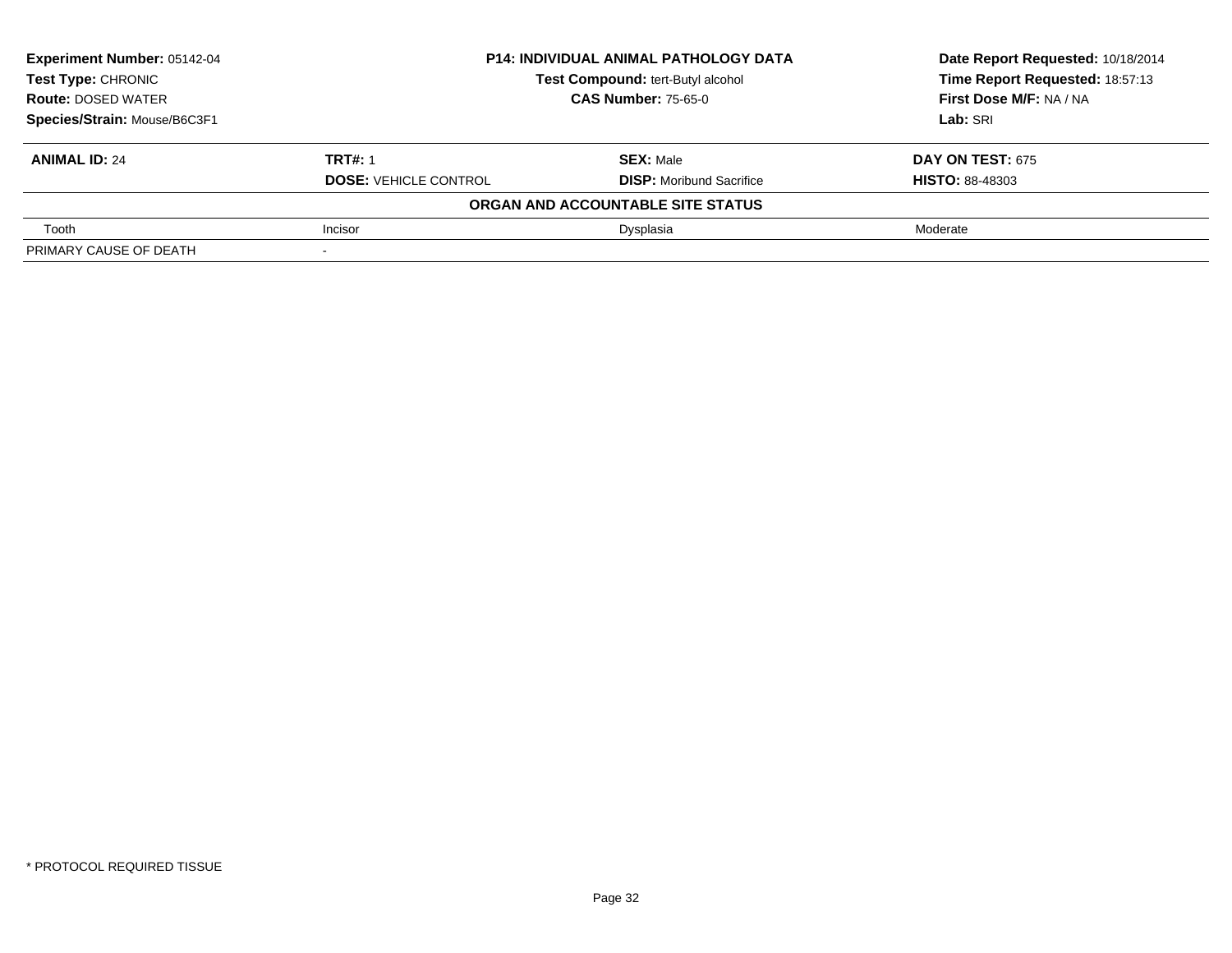**Experiment Number:** 05142-04
**Test Type:** CHRONIC
**Route:** DOSED WATER
**Species/Strain:** Mouse/B6C3F1

**P14: INDIVIDUAL ANIMAL PATHOLOGY DATA**
**Test Compound:** tert-Butyl alcohol
**CAS Number:** 75-65-0

**Date Report Requested:** 10/18/2014
**Time Report Requested:** 18:57:13
**First Dose M/F:** NA / NA
**Lab:** SRI

| **ANIMAL ID:** 24 | **TRT#:** 1 | **SEX:** Male | **DAY ON TEST:** 675 |
|---|---|---|---|
| | **DOSE:** VEHICLE CONTROL | **DISP:** Moribund Sacrifice | **HISTO:** 88-48303 |

**ORGAN AND ACCOUNTABLE SITE STATUS**

| | | | |
|---|---|---|---|
| Tooth | Incisor | Dysplasia | Moderate |
| PRIMARY CAUSE OF DEATH | - | | |

* PROTOCOL REQUIRED TISSUE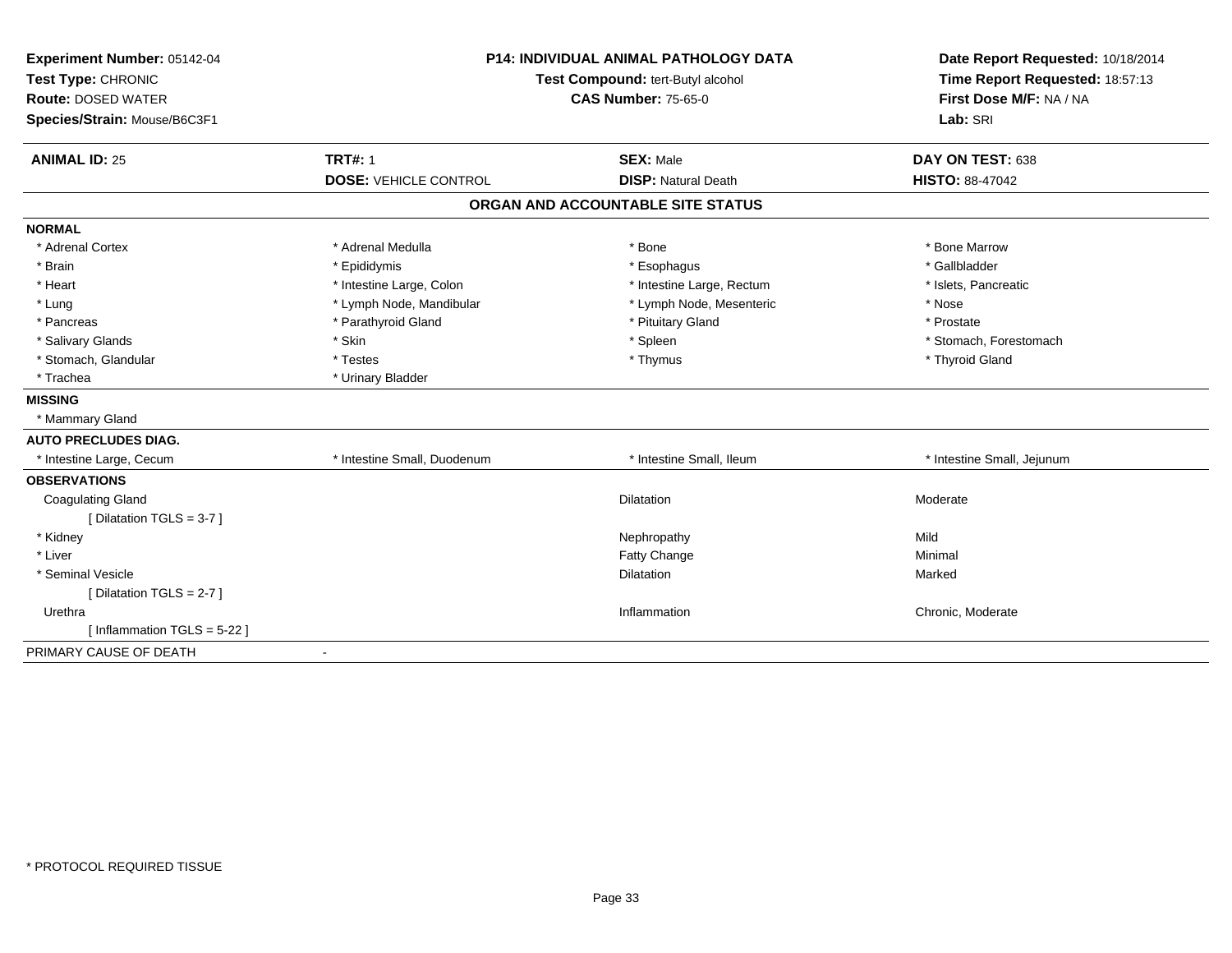**Experiment Number:** 05142-04
**Test Type:** CHRONIC
**Route:** DOSED WATER
**Species/Strain:** Mouse/B6C3F1

**P14: INDIVIDUAL ANIMAL PATHOLOGY DATA**
**Test Compound:** tert-Butyl alcohol
**CAS Number:** 75-65-0

**Date Report Requested:** 10/18/2014
**Time Report Requested:** 18:57:13
**First Dose M/F:** NA / NA
**Lab:** SRI

| **ANIMAL ID:** 25 | **TRT#:** 1 | **SEX:** Male | **DAY ON TEST:** 638 |
|---|---|---|---|
| | **DOSE:** VEHICLE CONTROL | **DISP:** Natural Death | **HISTO:** 88-47042 |

## ORGAN AND ACCOUNTABLE SITE STATUS

**NORMAL**

| | | | |
|---|---|---|---|
| * Adrenal Cortex | * Adrenal Medulla | * Bone | * Bone Marrow |
| * Brain | * Epididymis | * Esophagus | * Gallbladder |
| * Heart | * Intestine Large, Colon | * Intestine Large, Rectum | * Islets, Pancreatic |
| * Lung | * Lymph Node, Mandibular | * Lymph Node, Mesenteric | * Nose |
| * Pancreas | * Parathyroid Gland | * Pituitary Gland | * Prostate |
| * Salivary Glands | * Skin | * Spleen | * Stomach, Forestomach |
| * Stomach, Glandular | * Testes | * Thymus | * Thyroid Gland |
| * Trachea | * Urinary Bladder | | |

**MISSING**

* Mammary Gland

**AUTO PRECLUDES DIAG.**

| | | | |
|---|---|---|---|
| * Intestine Large, Cecum | * Intestine Small, Duodenum | * Intestine Small, Ileum | * Intestine Small, Jejunum |

**OBSERVATIONS**

| | | |
|---|---|---|
| Coagulating Gland | Dilatation | Moderate |
| [ Dilatation TGLS = 3-7 ] | | |
| * Kidney | Nephropathy | Mild |
| * Liver | Fatty Change | Minimal |
| * Seminal Vesicle | Dilatation | Marked |
| [ Dilatation TGLS = 2-7 ] | | |
| Urethra | Inflammation | Chronic, Moderate |
| [ Inflammation TGLS = 5-22 ] | | |

PRIMARY CAUSE OF DEATH -

\* PROTOCOL REQUIRED TISSUE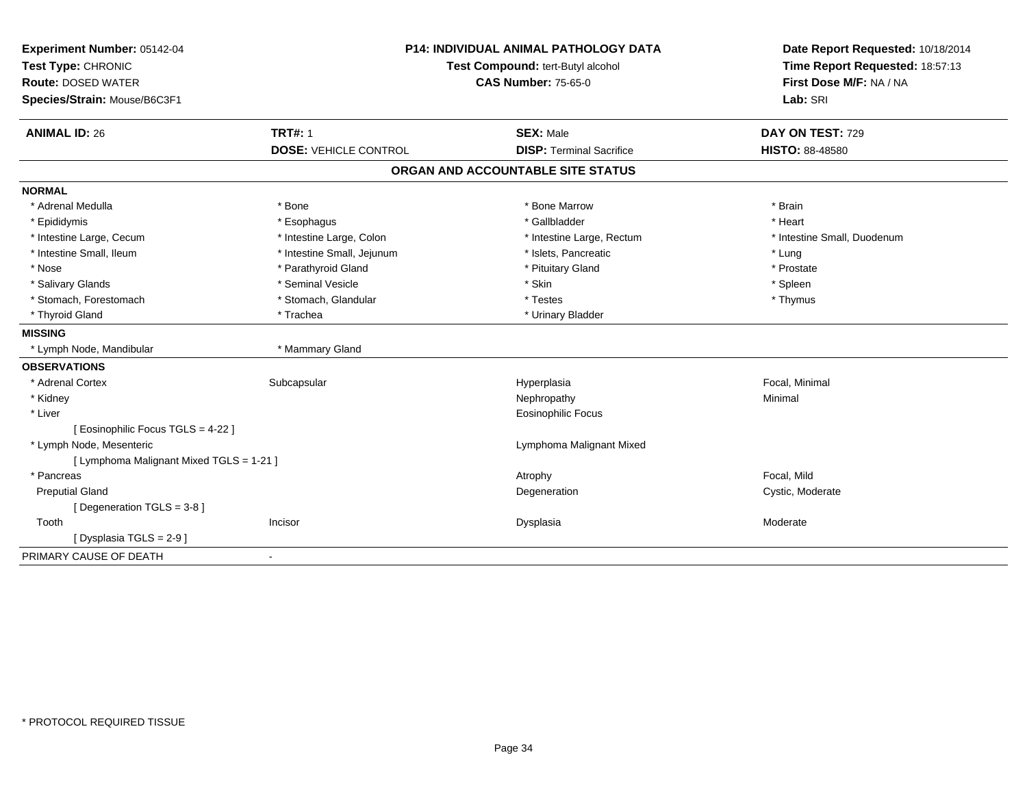**Experiment Number:** 05142-04
**Test Type:** CHRONIC
**Route:** DOSED WATER
**Species/Strain:** Mouse/B6C3F1

**P14: INDIVIDUAL ANIMAL PATHOLOGY DATA**
**Test Compound:** tert-Butyl alcohol
**CAS Number:** 75-65-0

**Date Report Requested:** 10/18/2014
**Time Report Requested:** 18:57:13
**First Dose M/F:** NA / NA
**Lab:** SRI

| **ANIMAL ID:** 26 | **TRT#:** 1 | **SEX:** Male | **DAY ON TEST:** 729 |
|---|---|---|---|
| | **DOSE:** VEHICLE CONTROL | **DISP:** Terminal Sacrifice | **HISTO:** 88-48580 |

## ORGAN AND ACCOUNTABLE SITE STATUS

| | | | |
|---|---|---|---|
| **NORMAL** | | | |
| * Adrenal Medulla | * Bone | * Bone Marrow | * Brain |
| * Epididymis | * Esophagus | * Gallbladder | * Heart |
| * Intestine Large, Cecum | * Intestine Large, Colon | * Intestine Large, Rectum | * Intestine Small, Duodenum |
| * Intestine Small, Ileum | * Intestine Small, Jejunum | * Islets, Pancreatic | * Lung |
| * Nose | * Parathyroid Gland | * Pituitary Gland | * Prostate |
| * Salivary Glands | * Seminal Vesicle | * Skin | * Spleen |
| * Stomach, Forestomach | * Stomach, Glandular | * Testes | * Thymus |
| * Thyroid Gland | * Trachea | * Urinary Bladder | |
| **MISSING** | | | |
| * Lymph Node, Mandibular | * Mammary Gland | | |
| **OBSERVATIONS** | | | |
| * Adrenal Cortex | Subcapsular | Hyperplasia | Focal, Minimal |
| * Kidney | | Nephropathy | Minimal |
| * Liver | | Eosinophilic Focus | |
| [ Eosinophilic Focus TGLS = 4-22 ] | | | |
| * Lymph Node, Mesenteric | | Lymphoma Malignant Mixed | |
| [ Lymphoma Malignant Mixed TGLS = 1-21 ] | | | |
| * Pancreas | | Atrophy | Focal, Mild |
| Preputial Gland | | Degeneration | Cystic, Moderate |
| [ Degeneration TGLS = 3-8 ] | | | |
| Tooth | Incisor | Dysplasia | Moderate |
| [ Dysplasia TGLS = 2-9 ] | | | |
| PRIMARY CAUSE OF DEATH | - | | |

* PROTOCOL REQUIRED TISSUE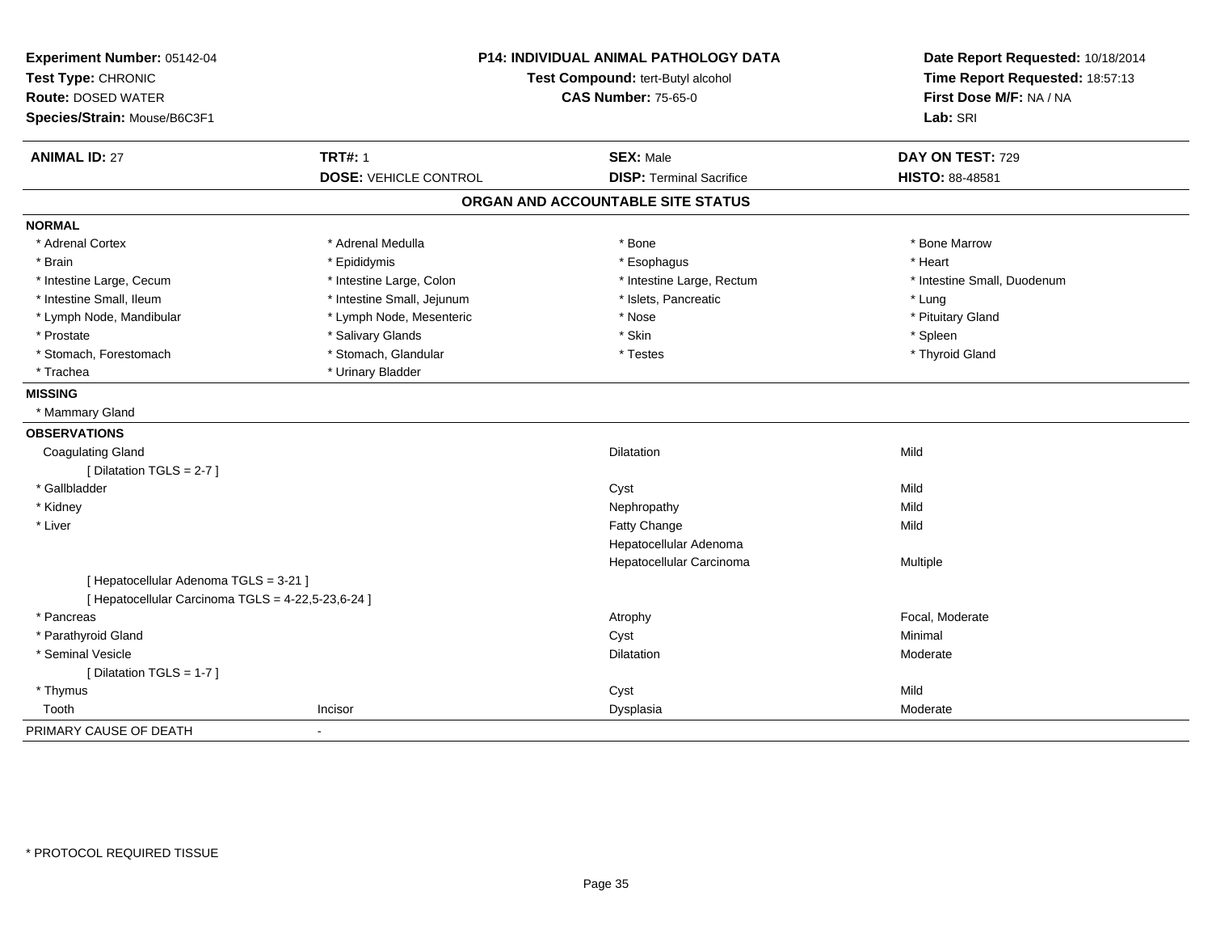**Experiment Number:** 05142-04
**Test Type:** CHRONIC
**Route:** DOSED WATER
**Species/Strain:** Mouse/B6C3F1

**P14: INDIVIDUAL ANIMAL PATHOLOGY DATA**
**Test Compound:** tert-Butyl alcohol
**CAS Number:** 75-65-0

**Date Report Requested:** 10/18/2014
**Time Report Requested:** 18:57:13
**First Dose M/F:** NA / NA
**Lab:** SRI

| **ANIMAL ID:** 27 | **TRT#:** 1 | **SEX:** Male | **DAY ON TEST:** 729 |
|---|---|---|---|
| | **DOSE:** VEHICLE CONTROL | **DISP:** Terminal Sacrifice | **HISTO:** 88-48581 |

## ORGAN AND ACCOUNTABLE SITE STATUS

**NORMAL**

| | | | |
|---|---|---|---|
| * Adrenal Cortex | * Adrenal Medulla | * Bone | * Bone Marrow |
| * Brain | * Epididymis | * Esophagus | * Heart |
| * Intestine Large, Cecum | * Intestine Large, Colon | * Intestine Large, Rectum | * Intestine Small, Duodenum |
| * Intestine Small, Ileum | * Intestine Small, Jejunum | * Islets, Pancreatic | * Lung |
| * Lymph Node, Mandibular | * Lymph Node, Mesenteric | * Nose | * Pituitary Gland |
| * Prostate | * Salivary Glands | * Skin | * Spleen |
| * Stomach, Forestomach | * Stomach, Glandular | * Testes | * Thyroid Gland |
| * Trachea | * Urinary Bladder | | |

**MISSING**

* Mammary Gland

**OBSERVATIONS**

| | | | |
|---|---|---|---|
| Coagulating Gland | | Dilatation | Mild |
| [ Dilatation TGLS = 2-7 ] | | | |
| * Gallbladder | | Cyst | Mild |
| * Kidney | | Nephropathy | Mild |
| * Liver | | Fatty Change | Mild |
| | | Hepatocellular Adenoma | |
| | | Hepatocellular Carcinoma | Multiple |
| [ Hepatocellular Adenoma TGLS = 3-21 ] | | | |
| [ Hepatocellular Carcinoma TGLS = 4-22,5-23,6-24 ] | | | |
| * Pancreas | | Atrophy | Focal, Moderate |
| * Parathyroid Gland | | Cyst | Minimal |
| * Seminal Vesicle | | Dilatation | Moderate |
| [ Dilatation TGLS = 1-7 ] | | | |
| * Thymus | | Cyst | Mild |
| Tooth | Incisor | Dysplasia | Moderate |

PRIMARY CAUSE OF DEATH -

* PROTOCOL REQUIRED TISSUE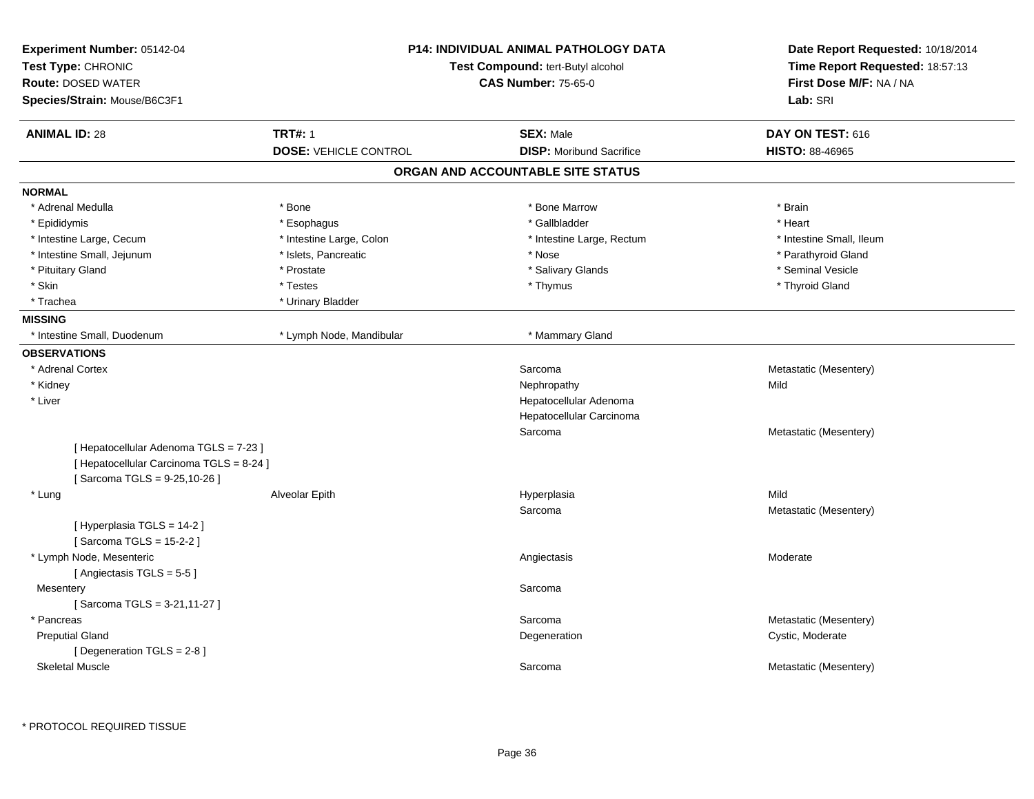**Experiment Number:** 05142-04
**Test Type:** CHRONIC
**Route:** DOSED WATER
**Species/Strain:** Mouse/B6C3F1

**P14: INDIVIDUAL ANIMAL PATHOLOGY DATA**
**Test Compound:** tert-Butyl alcohol
**CAS Number:** 75-65-0

**Date Report Requested:** 10/18/2014
**Time Report Requested:** 18:57:13
**First Dose M/F:** NA / NA
**Lab:** SRI

| **ANIMAL ID:** 28 | **TRT#:** 1 | **SEX:** Male | **DAY ON TEST:** 616 |
|---|---|---|---|
| | **DOSE:** VEHICLE CONTROL | **DISP:** Moribund Sacrifice | **HISTO:** 88-46965 |

## ORGAN AND ACCOUNTABLE SITE STATUS

**NORMAL**

| | | | |
|---|---|---|---|
| * Adrenal Medulla | * Bone | * Bone Marrow | * Brain |
| * Epididymis | * Esophagus | * Gallbladder | * Heart |
| * Intestine Large, Cecum | * Intestine Large, Colon | * Intestine Large, Rectum | * Intestine Small, Ileum |
| * Intestine Small, Jejunum | * Islets, Pancreatic | * Nose | * Parathyroid Gland |
| * Pituitary Gland | * Prostate | * Salivary Glands | * Seminal Vesicle |
| * Skin | * Testes | * Thymus | * Thyroid Gland |
| * Trachea | * Urinary Bladder | | |

**MISSING**

| | | |
|---|---|---|
| * Intestine Small, Duodenum | * Lymph Node, Mandibular | * Mammary Gland |

**OBSERVATIONS**

| Organ | Site | Observation | Qualifier |
|---|---|---|---|
| * Adrenal Cortex | | Sarcoma | Metastatic (Mesentery) |
| * Kidney | | Nephropathy | Mild |
| * Liver | | Hepatocellular Adenoma | |
| | | Hepatocellular Carcinoma | |
| | | Sarcoma | Metastatic (Mesentery) |
| [ Hepatocellular Adenoma TGLS = 7-23 ] | | | |
| [ Hepatocellular Carcinoma TGLS = 8-24 ] | | | |
| [ Sarcoma TGLS = 9-25,10-26 ] | | | |
| * Lung | Alveolar Epith | Hyperplasia | Mild |
| | | Sarcoma | Metastatic (Mesentery) |
| [ Hyperplasia TGLS = 14-2 ] | | | |
| [ Sarcoma TGLS = 15-2-2 ] | | | |
| * Lymph Node, Mesenteric | | Angiectasis | Moderate |
| [ Angiectasis TGLS = 5-5 ] | | | |
| Mesentery | | Sarcoma | |
| [ Sarcoma TGLS = 3-21,11-27 ] | | | |
| * Pancreas | | Sarcoma | Metastatic (Mesentery) |
| Preputial Gland | | Degeneration | Cystic, Moderate |
| [ Degeneration TGLS = 2-8 ] | | | |
| Skeletal Muscle | | Sarcoma | Metastatic (Mesentery) |

* PROTOCOL REQUIRED TISSUE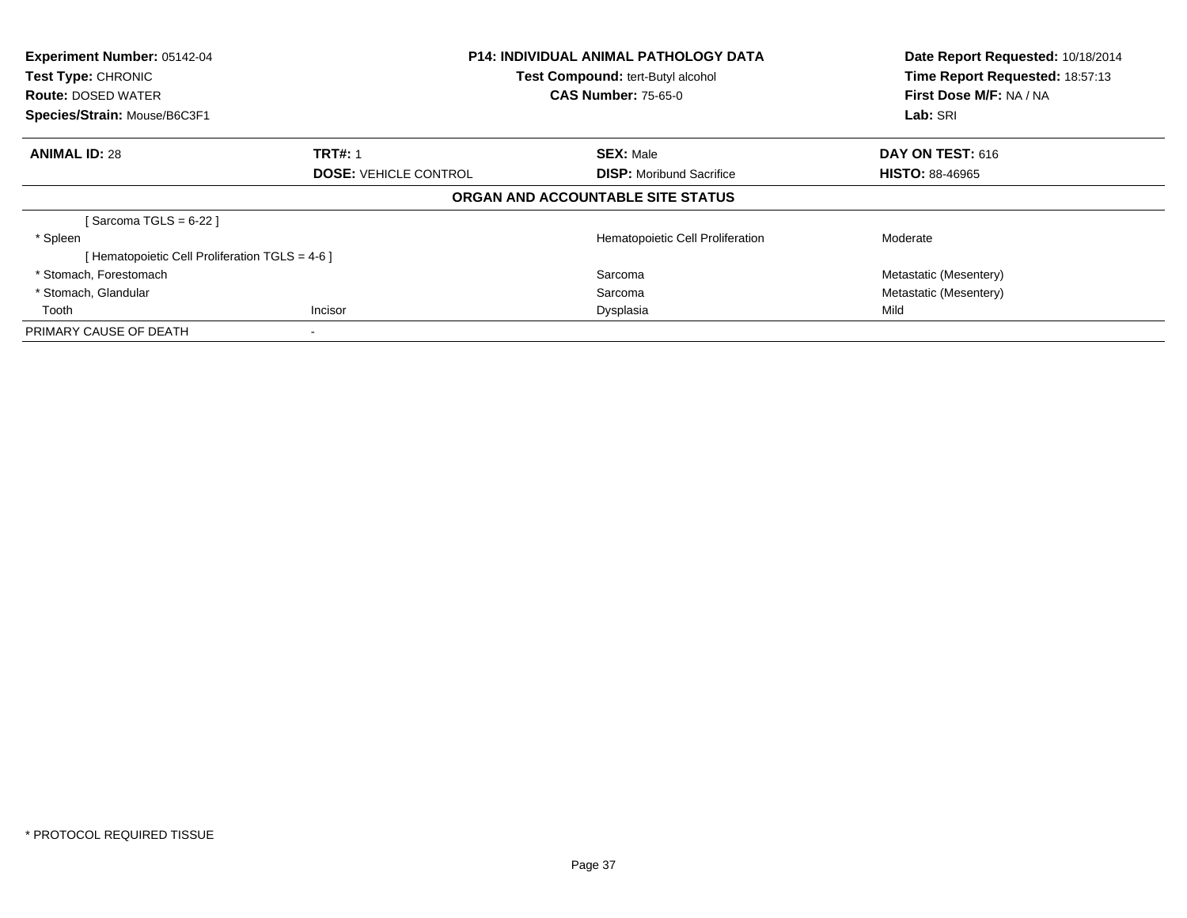**Experiment Number:** 05142-04
**Test Type:** CHRONIC
**Route:** DOSED WATER
**Species/Strain:** Mouse/B6C3F1

**P14: INDIVIDUAL ANIMAL PATHOLOGY DATA**
**Test Compound:** tert-Butyl alcohol
**CAS Number:** 75-65-0

**Date Report Requested:** 10/18/2014
**Time Report Requested:** 18:57:13
**First Dose M/F:** NA / NA
**Lab:** SRI

| **ANIMAL ID:** 28 | **TRT#:** 1 | **SEX:** Male | **DAY ON TEST:** 616 |
|---|---|---|---|
| | **DOSE:** VEHICLE CONTROL | **DISP:** Moribund Sacrifice | **HISTO:** 88-46965 |

**ORGAN AND ACCOUNTABLE SITE STATUS**

| | | | |
|---|---|---|---|
| [ Sarcoma TGLS = 6-22 ] | | | |
| * Spleen | | Hematopoietic Cell Proliferation | Moderate |
| [ Hematopoietic Cell Proliferation TGLS = 4-6 ] | | | |
| * Stomach, Forestomach | | Sarcoma | Metastatic (Mesentery) |
| * Stomach, Glandular | | Sarcoma | Metastatic (Mesentery) |
| Tooth | Incisor | Dysplasia | Mild |
| PRIMARY CAUSE OF DEATH | - | | |

* PROTOCOL REQUIRED TISSUE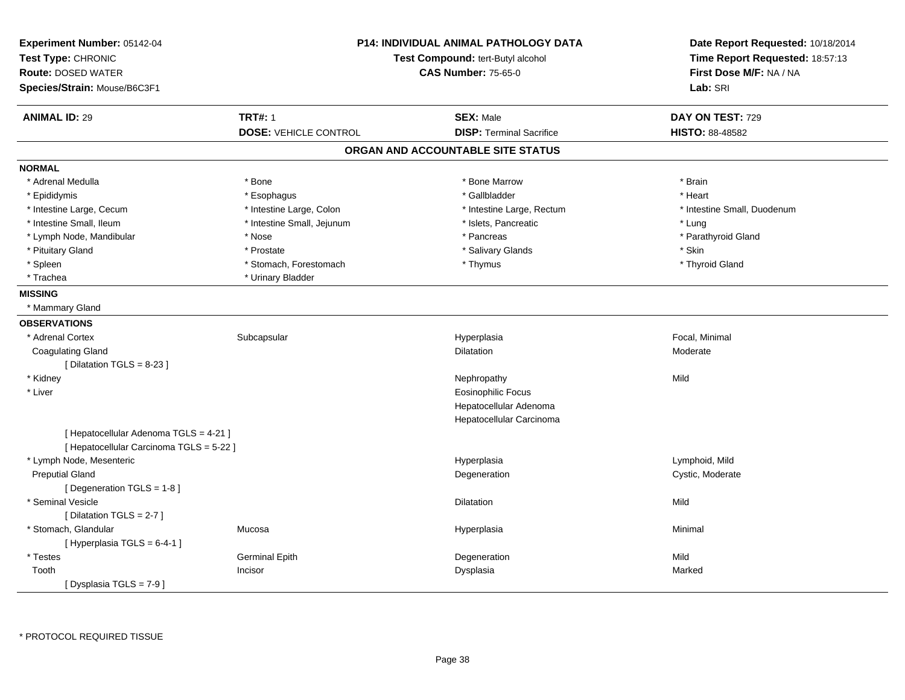**Experiment Number:** 05142-04
**Test Type:** CHRONIC
**Route:** DOSED WATER
**Species/Strain:** Mouse/B6C3F1

**P14: INDIVIDUAL ANIMAL PATHOLOGY DATA**
**Test Compound:** tert-Butyl alcohol
**CAS Number:** 75-65-0

**Date Report Requested:** 10/18/2014
**Time Report Requested:** 18:57:13
**First Dose M/F:** NA / NA
**Lab:** SRI

| **ANIMAL ID:** 29 | **TRT#:** 1 | **SEX:** Male | **DAY ON TEST:** 729 |
|---|---|---|---|
| | **DOSE:** VEHICLE CONTROL | **DISP:** Terminal Sacrifice | **HISTO:** 88-48582 |

## ORGAN AND ACCOUNTABLE SITE STATUS

**NORMAL**

| | | | |
|---|---|---|---|
| * Adrenal Medulla | * Bone | * Bone Marrow | * Brain |
| * Epididymis | * Esophagus | * Gallbladder | * Heart |
| * Intestine Large, Cecum | * Intestine Large, Colon | * Intestine Large, Rectum | * Intestine Small, Duodenum |
| * Intestine Small, Ileum | * Intestine Small, Jejunum | * Islets, Pancreatic | * Lung |
| * Lymph Node, Mandibular | * Nose | * Pancreas | * Parathyroid Gland |
| * Pituitary Gland | * Prostate | * Salivary Glands | * Skin |
| * Spleen | * Stomach, Forestomach | * Thymus | * Thyroid Gland |
| * Trachea | * Urinary Bladder | | |

**MISSING**

* Mammary Gland

**OBSERVATIONS**

| | | | |
|---|---|---|---|
| * Adrenal Cortex | Subcapsular | Hyperplasia | Focal, Minimal |
| Coagulating Gland | | Dilatation | Moderate |
| [ Dilatation TGLS = 8-23 ] | | | |
| * Kidney | | Nephropathy | Mild |
| * Liver | | Eosinophilic Focus | |
| | | Hepatocellular Adenoma | |
| | | Hepatocellular Carcinoma | |
| [ Hepatocellular Adenoma TGLS = 4-21 ] | | | |
| [ Hepatocellular Carcinoma TGLS = 5-22 ] | | | |
| * Lymph Node, Mesenteric | | Hyperplasia | Lymphoid, Mild |
| Preputial Gland | | Degeneration | Cystic, Moderate |
| [ Degeneration TGLS = 1-8 ] | | | |
| * Seminal Vesicle | | Dilatation | Mild |
| [ Dilatation TGLS = 2-7 ] | | | |
| * Stomach, Glandular | Mucosa | Hyperplasia | Minimal |
| [ Hyperplasia TGLS = 6-4-1 ] | | | |
| * Testes | Germinal Epith | Degeneration | Mild |
| Tooth | Incisor | Dysplasia | Marked |
| [ Dysplasia TGLS = 7-9 ] | | | |

* PROTOCOL REQUIRED TISSUE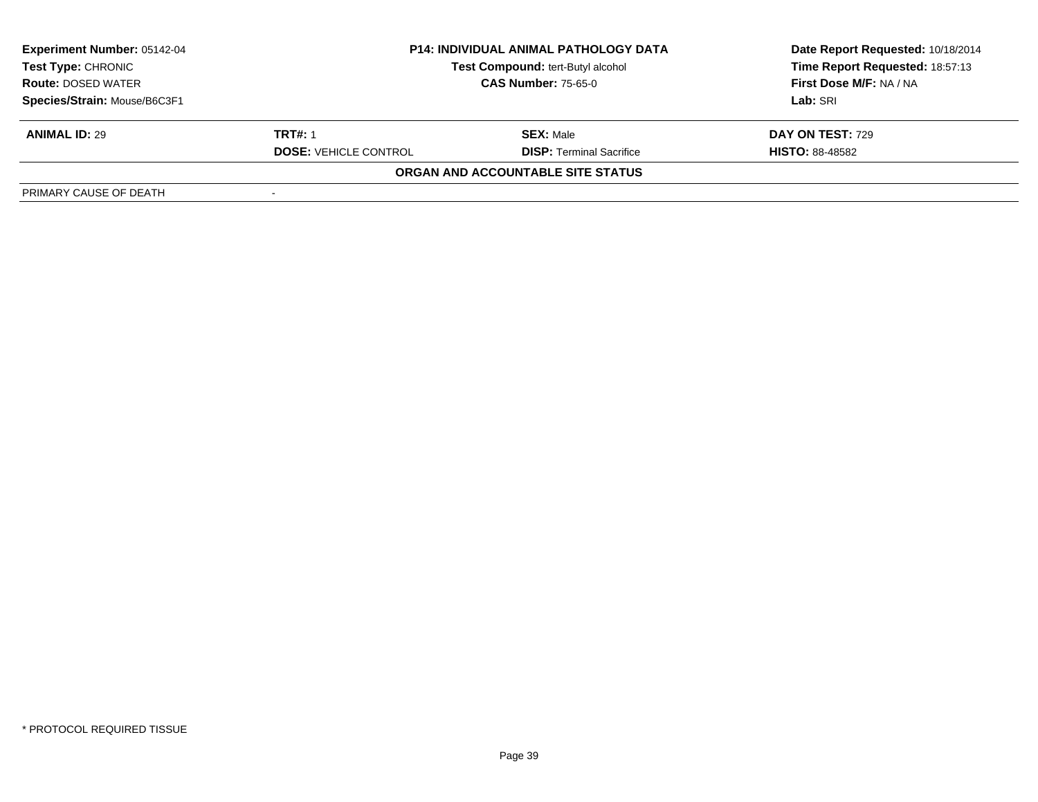| **Experiment Number:** 05142-04 | **P14: INDIVIDUAL ANIMAL PATHOLOGY DATA** | | **Date Report Requested:** 10/18/2014 |
|---|---|---|---|
| **Test Type:** CHRONIC | **Test Compound:** tert-Butyl alcohol | | **Time Report Requested:** 18:57:13 |
| **Route:** DOSED WATER | **CAS Number:** 75-65-0 | | **First Dose M/F:** NA / NA |
| **Species/Strain:** Mouse/B6C3F1 | | | **Lab:** SRI |

| **ANIMAL ID:** 29 | **TRT#:** 1 | **SEX:** Male | **DAY ON TEST:** 729 |
|---|---|---|---|
| | **DOSE:** VEHICLE CONTROL | **DISP:** Terminal Sacrifice | **HISTO:** 88-48582 |

**ORGAN AND ACCOUNTABLE SITE STATUS**

| | |
|---|---|
| PRIMARY CAUSE OF DEATH | - |

* PROTOCOL REQUIRED TISSUE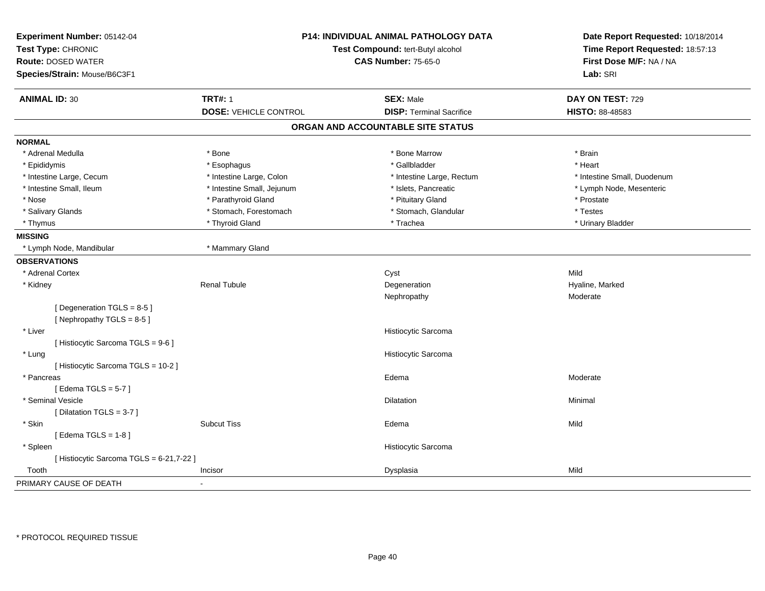**Experiment Number:** 05142-04
**Test Type:** CHRONIC
**Route:** DOSED WATER
**Species/Strain:** Mouse/B6C3F1

**P14: INDIVIDUAL ANIMAL PATHOLOGY DATA**
**Test Compound:** tert-Butyl alcohol
**CAS Number:** 75-65-0

**Date Report Requested:** 10/18/2014
**Time Report Requested:** 18:57:13
**First Dose M/F:** NA / NA
**Lab:** SRI

| **ANIMAL ID:** 30 | **TRT#:** 1 | **SEX:** Male | **DAY ON TEST:** 729 |
|---|---|---|---|
| | **DOSE:** VEHICLE CONTROL | **DISP:** Terminal Sacrifice | **HISTO:** 88-48583 |

## ORGAN AND ACCOUNTABLE SITE STATUS

| | | | |
|---|---|---|---|
| **NORMAL** | | | |
| * Adrenal Medulla | * Bone | * Bone Marrow | * Brain |
| * Epididymis | * Esophagus | * Gallbladder | * Heart |
| * Intestine Large, Cecum | * Intestine Large, Colon | * Intestine Large, Rectum | * Intestine Small, Duodenum |
| * Intestine Small, Ileum | * Intestine Small, Jejunum | * Islets, Pancreatic | * Lymph Node, Mesenteric |
| * Nose | * Parathyroid Gland | * Pituitary Gland | * Prostate |
| * Salivary Glands | * Stomach, Forestomach | * Stomach, Glandular | * Testes |
| * Thymus | * Thyroid Gland | * Trachea | * Urinary Bladder |
| **MISSING** | | | |
| * Lymph Node, Mandibular | * Mammary Gland | | |
| **OBSERVATIONS** | | | |
| * Adrenal Cortex | | Cyst | Mild |
| * Kidney | Renal Tubule | Degeneration | Hyaline, Marked |
| | | Nephropathy | Moderate |
| [ Degeneration TGLS = 8-5 ] | | | |
| [ Nephropathy TGLS = 8-5 ] | | | |
| * Liver | | Histiocytic Sarcoma | |
| [ Histiocytic Sarcoma TGLS = 9-6 ] | | | |
| * Lung | | Histiocytic Sarcoma | |
| [ Histiocytic Sarcoma TGLS = 10-2 ] | | | |
| * Pancreas | | Edema | Moderate |
| [ Edema TGLS = 5-7 ] | | | |
| * Seminal Vesicle | | Dilatation | Minimal |
| [ Dilatation TGLS = 3-7 ] | | | |
| * Skin | Subcut Tiss | Edema | Mild |
| [ Edema TGLS = 1-8 ] | | | |
| * Spleen | | Histiocytic Sarcoma | |
| [ Histiocytic Sarcoma TGLS = 6-21,7-22 ] | | | |
| Tooth | Incisor | Dysplasia | Mild |
| PRIMARY CAUSE OF DEATH | - | | |

* PROTOCOL REQUIRED TISSUE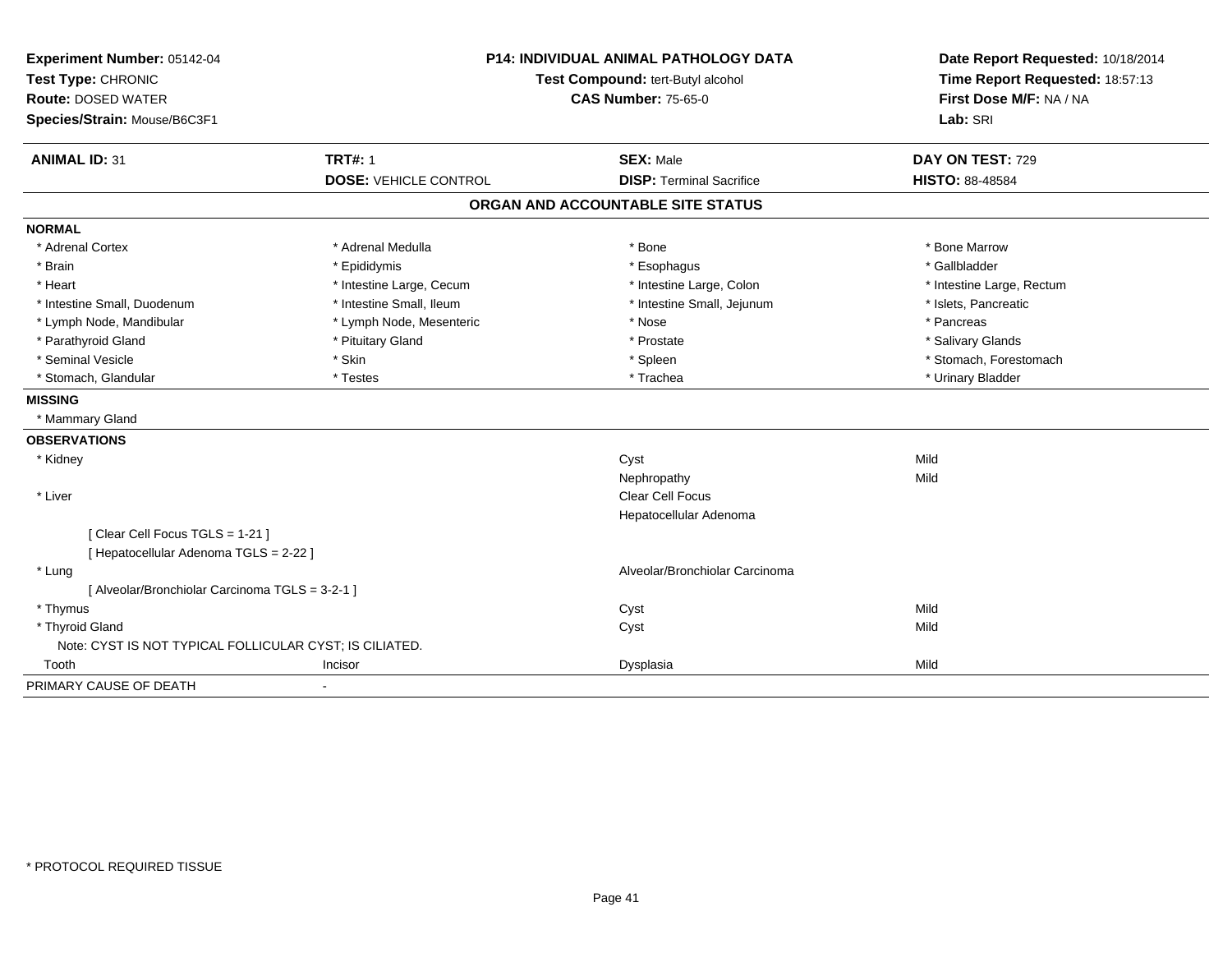**Experiment Number:** 05142-04
**Test Type:** CHRONIC
**Route:** DOSED WATER
**Species/Strain:** Mouse/B6C3F1

**P14: INDIVIDUAL ANIMAL PATHOLOGY DATA**
**Test Compound:** tert-Butyl alcohol
**CAS Number:** 75-65-0

**Date Report Requested:** 10/18/2014
**Time Report Requested:** 18:57:13
**First Dose M/F:** NA / NA
**Lab:** SRI

| **ANIMAL ID:** 31 | **TRT#:** 1 | **SEX:** Male | **DAY ON TEST:** 729 |
|---|---|---|---|
| | **DOSE:** VEHICLE CONTROL | **DISP:** Terminal Sacrifice | **HISTO:** 88-48584 |

## ORGAN AND ACCOUNTABLE SITE STATUS

**NORMAL**

| | | | |
|---|---|---|---|
| * Adrenal Cortex | * Adrenal Medulla | * Bone | * Bone Marrow |
| * Brain | * Epididymis | * Esophagus | * Gallbladder |
| * Heart | * Intestine Large, Cecum | * Intestine Large, Colon | * Intestine Large, Rectum |
| * Intestine Small, Duodenum | * Intestine Small, Ileum | * Intestine Small, Jejunum | * Islets, Pancreatic |
| * Lymph Node, Mandibular | * Lymph Node, Mesenteric | * Nose | * Pancreas |
| * Parathyroid Gland | * Pituitary Gland | * Prostate | * Salivary Glands |
| * Seminal Vesicle | * Skin | * Spleen | * Stomach, Forestomach |
| * Stomach, Glandular | * Testes | * Trachea | * Urinary Bladder |

**MISSING**

* Mammary Gland

**OBSERVATIONS**

| | | | |
|---|---|---|---|
| * Kidney | | Cyst | Mild |
| | | Nephropathy | Mild |
| * Liver | | Clear Cell Focus | |
| | | Hepatocellular Adenoma | |
| [ Clear Cell Focus TGLS = 1-21 ] | | | |
| [ Hepatocellular Adenoma TGLS = 2-22 ] | | | |
| * Lung | | Alveolar/Bronchiolar Carcinoma | |
| [ Alveolar/Bronchiolar Carcinoma TGLS = 3-2-1 ] | | | |
| * Thymus | | Cyst | Mild |
| * Thyroid Gland | | Cyst | Mild |
| Note: CYST IS NOT TYPICAL FOLLICULAR CYST; IS CILIATED. | | | |
| Tooth | Incisor | Dysplasia | Mild |

PRIMARY CAUSE OF DEATH -

* PROTOCOL REQUIRED TISSUE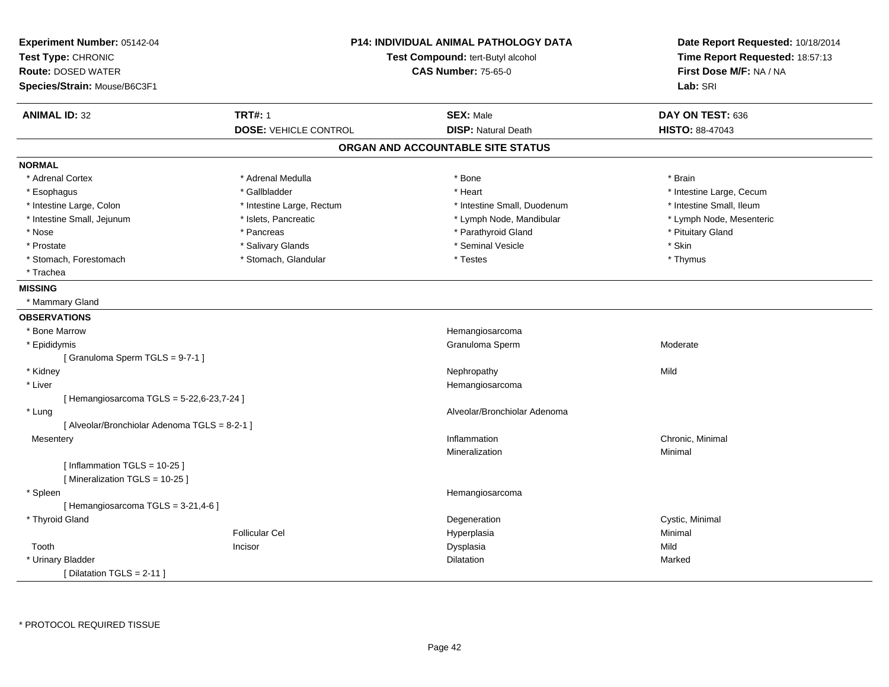**Experiment Number:** 05142-04
**Test Type:** CHRONIC
**Route:** DOSED WATER
**Species/Strain:** Mouse/B6C3F1

**P14: INDIVIDUAL ANIMAL PATHOLOGY DATA**
**Test Compound:** tert-Butyl alcohol
**CAS Number:** 75-65-0

**Date Report Requested:** 10/18/2014
**Time Report Requested:** 18:57:13
**First Dose M/F:** NA / NA
**Lab:** SRI

| **ANIMAL ID:** 32 | **TRT#:** 1 | **SEX:** Male | **DAY ON TEST:** 636 |
|---|---|---|---|
| | **DOSE:** VEHICLE CONTROL | **DISP:** Natural Death | **HISTO:** 88-47043 |

## ORGAN AND ACCOUNTABLE SITE STATUS

**NORMAL**

| | | | |
|---|---|---|---|
| * Adrenal Cortex | * Adrenal Medulla | * Bone | * Brain |
| * Esophagus | * Gallbladder | * Heart | * Intestine Large, Cecum |
| * Intestine Large, Colon | * Intestine Large, Rectum | * Intestine Small, Duodenum | * Intestine Small, Ileum |
| * Intestine Small, Jejunum | * Islets, Pancreatic | * Lymph Node, Mandibular | * Lymph Node, Mesenteric |
| * Nose | * Pancreas | * Parathyroid Gland | * Pituitary Gland |
| * Prostate | * Salivary Glands | * Seminal Vesicle | * Skin |
| * Stomach, Forestomach | * Stomach, Glandular | * Testes | * Thymus |
| * Trachea | | | |

**MISSING**

* Mammary Gland

**OBSERVATIONS**

| | | | |
|---|---|---|---|
| * Bone Marrow | | Hemangiosarcoma | |
| * Epididymis | | Granuloma Sperm | Moderate |
| [ Granuloma Sperm TGLS = 9-7-1 ] | | | |
| * Kidney | | Nephropathy | Mild |
| * Liver | | Hemangiosarcoma | |
| [ Hemangiosarcoma TGLS = 5-22,6-23,7-24 ] | | | |
| * Lung | | Alveolar/Bronchiolar Adenoma | |
| [ Alveolar/Bronchiolar Adenoma TGLS = 8-2-1 ] | | | |
| Mesentery | | Inflammation | Chronic, Minimal |
| | | Mineralization | Minimal |
| [ Inflammation TGLS = 10-25 ] | | | |
| [ Mineralization TGLS = 10-25 ] | | | |
| * Spleen | | Hemangiosarcoma | |
| [ Hemangiosarcoma TGLS = 3-21,4-6 ] | | | |
| * Thyroid Gland | | Degeneration | Cystic, Minimal |
| | Follicular Cel | Hyperplasia | Minimal |
| Tooth | Incisor | Dysplasia | Mild |
| * Urinary Bladder | | Dilatation | Marked |
| [ Dilatation TGLS = 2-11 ] | | | |

* PROTOCOL REQUIRED TISSUE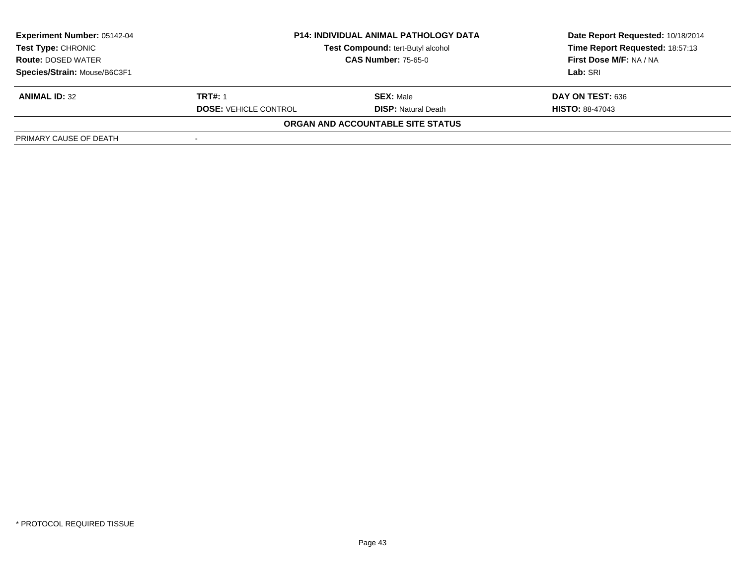**Experiment Number:** 05142-04
**Test Type:** CHRONIC
**Route:** DOSED WATER
**Species/Strain:** Mouse/B6C3F1

**P14: INDIVIDUAL ANIMAL PATHOLOGY DATA**
**Test Compound:** tert-Butyl alcohol
**CAS Number:** 75-65-0

**Date Report Requested:** 10/18/2014
**Time Report Requested:** 18:57:13
**First Dose M/F:** NA / NA
**Lab:** SRI

| **ANIMAL ID:** 32 | **TRT#:** 1 | **SEX:** Male | **DAY ON TEST:** 636 |
|---|---|---|---|
| | **DOSE:** VEHICLE CONTROL | **DISP:** Natural Death | **HISTO:** 88-47043 |

**ORGAN AND ACCOUNTABLE SITE STATUS**

| | |
|---|---|
| PRIMARY CAUSE OF DEATH | - |

* PROTOCOL REQUIRED TISSUE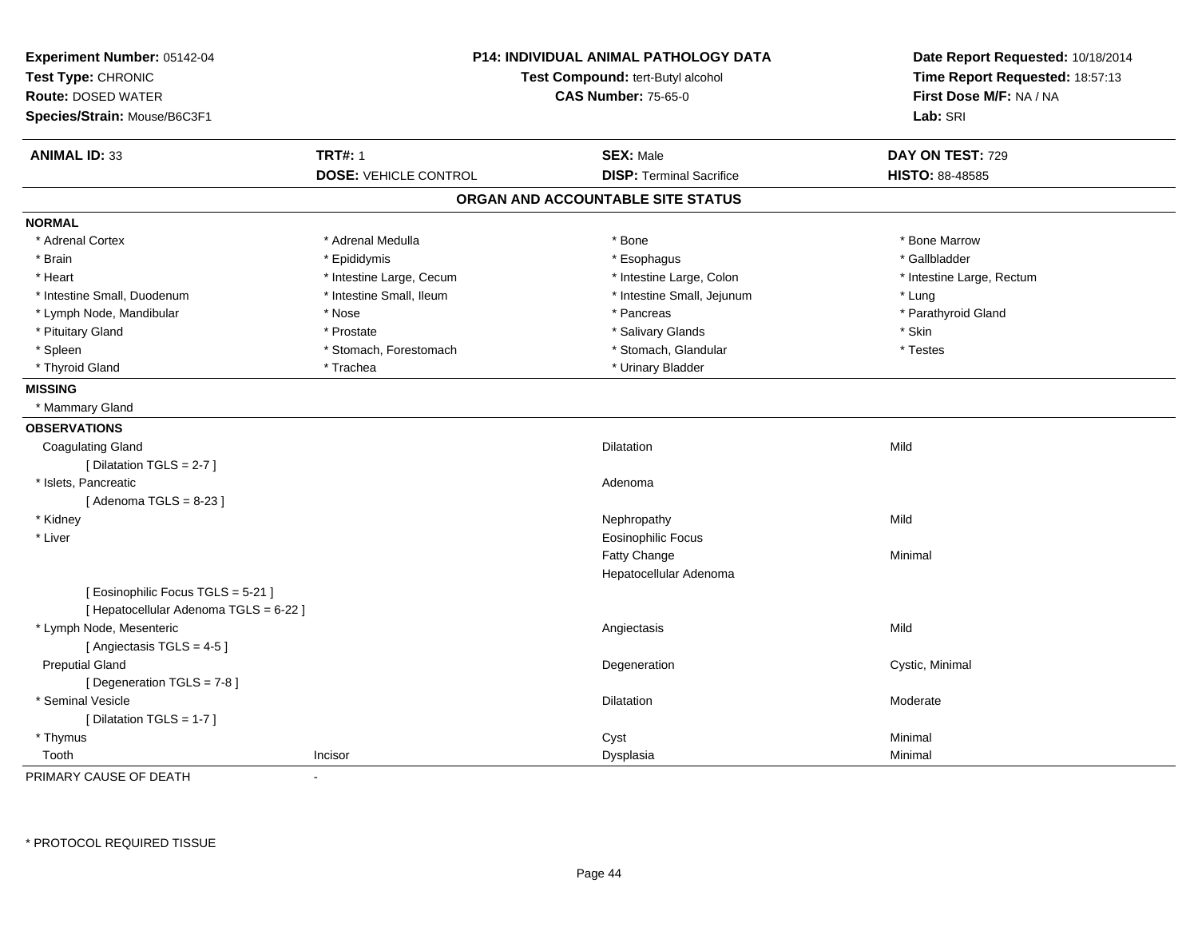**Experiment Number:** 05142-04
**Test Type:** CHRONIC
**Route:** DOSED WATER
**Species/Strain:** Mouse/B6C3F1

**P14: INDIVIDUAL ANIMAL PATHOLOGY DATA**
**Test Compound:** tert-Butyl alcohol
**CAS Number:** 75-65-0

**Date Report Requested:** 10/18/2014
**Time Report Requested:** 18:57:13
**First Dose M/F:** NA / NA
**Lab:** SRI

| **ANIMAL ID:** 33 | **TRT#:** 1 | **SEX:** Male | **DAY ON TEST:** 729 |
|---|---|---|---|
| | **DOSE:** VEHICLE CONTROL | **DISP:** Terminal Sacrifice | **HISTO:** 88-48585 |

## ORGAN AND ACCOUNTABLE SITE STATUS

**NORMAL**

| | | | |
|---|---|---|---|
| * Adrenal Cortex | * Adrenal Medulla | * Bone | * Bone Marrow |
| * Brain | * Epididymis | * Esophagus | * Gallbladder |
| * Heart | * Intestine Large, Cecum | * Intestine Large, Colon | * Intestine Large, Rectum |
| * Intestine Small, Duodenum | * Intestine Small, Ileum | * Intestine Small, Jejunum | * Lung |
| * Lymph Node, Mandibular | * Nose | * Pancreas | * Parathyroid Gland |
| * Pituitary Gland | * Prostate | * Salivary Glands | * Skin |
| * Spleen | * Stomach, Forestomach | * Stomach, Glandular | * Testes |
| * Thyroid Gland | * Trachea | * Urinary Bladder | |

**MISSING**

* Mammary Gland

**OBSERVATIONS**

| | | | |
|---|---|---|---|
| Coagulating Gland | | Dilatation | Mild |
| [ Dilatation TGLS = 2-7 ] | | | |
| * Islets, Pancreatic | | Adenoma | |
| [ Adenoma TGLS = 8-23 ] | | | |
| * Kidney | | Nephropathy | Mild |
| * Liver | | Eosinophilic Focus | |
| | | Fatty Change | Minimal |
| | | Hepatocellular Adenoma | |
| [ Eosinophilic Focus TGLS = 5-21 ] | | | |
| [ Hepatocellular Adenoma TGLS = 6-22 ] | | | |
| * Lymph Node, Mesenteric | | Angiectasis | Mild |
| [ Angiectasis TGLS = 4-5 ] | | | |
| Preputial Gland | | Degeneration | Cystic, Minimal |
| [ Degeneration TGLS = 7-8 ] | | | |
| * Seminal Vesicle | | Dilatation | Moderate |
| [ Dilatation TGLS = 1-7 ] | | | |
| * Thymus | | Cyst | Minimal |
| Tooth | Incisor | Dysplasia | Minimal |

PRIMARY CAUSE OF DEATH -

* PROTOCOL REQUIRED TISSUE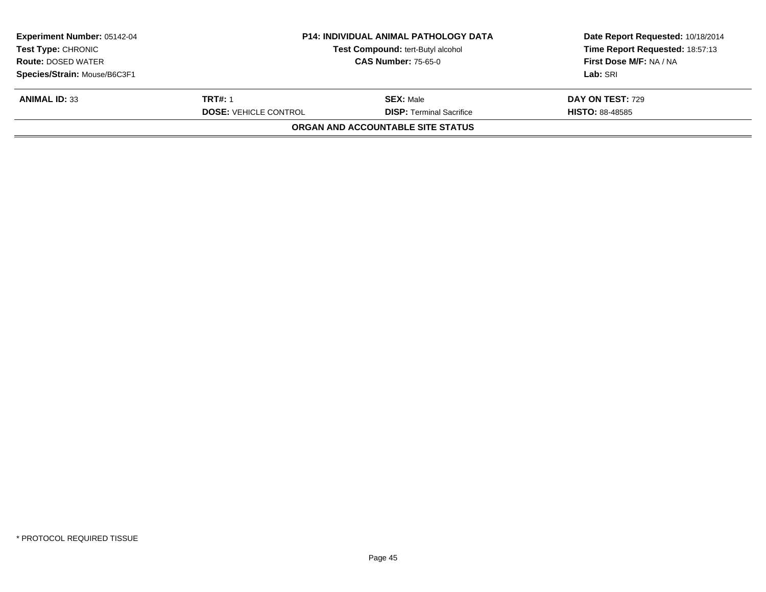| Experiment Number: 05142-04 | P14: INDIVIDUAL ANIMAL PATHOLOGY DATA | Date Report Requested: 10/18/2014 |
|---|---|---|
| Test Type: CHRONIC | Test Compound: tert-Butyl alcohol | Time Report Requested: 18:57:13 |
| Route: DOSED WATER | CAS Number: 75-65-0 | First Dose M/F: NA / NA |
| Species/Strain: Mouse/B6C3F1 | | Lab: SRI |

| ANIMAL ID: 33 | TRT#: 1 | SEX: Male | DAY ON TEST: 729 |
|---|---|---|---|
| | DOSE: VEHICLE CONTROL | DISP: Terminal Sacrifice | HISTO: 88-48585 |

**ORGAN AND ACCOUNTABLE SITE STATUS**

* PROTOCOL REQUIRED TISSUE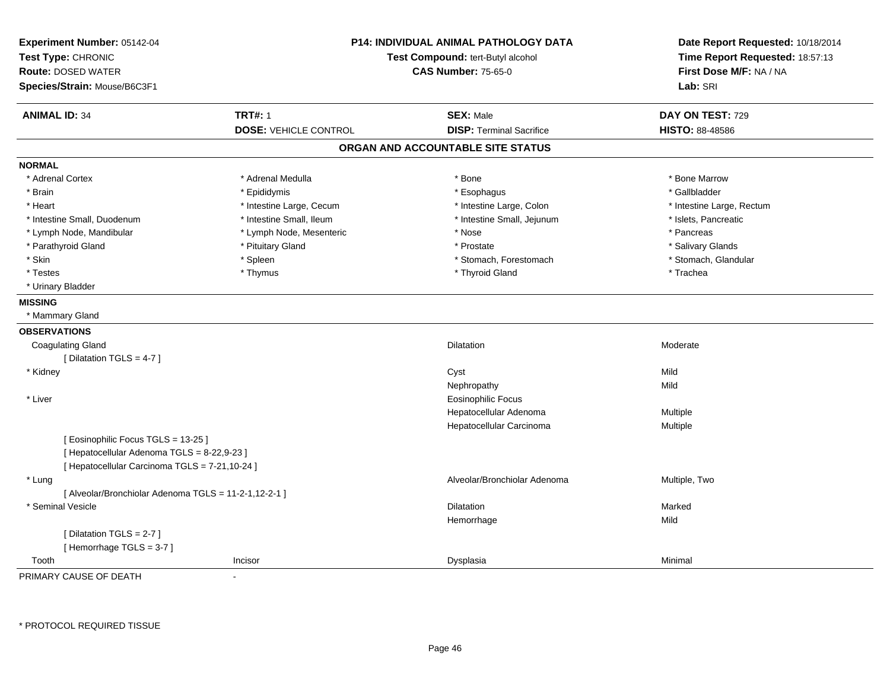**Experiment Number:** 05142-04
**Test Type:** CHRONIC
**Route:** DOSED WATER
**Species/Strain:** Mouse/B6C3F1

**P14: INDIVIDUAL ANIMAL PATHOLOGY DATA**
**Test Compound:** tert-Butyl alcohol
**CAS Number:** 75-65-0

**Date Report Requested:** 10/18/2014
**Time Report Requested:** 18:57:13
**First Dose M/F:** NA / NA
**Lab:** SRI

| **ANIMAL ID:** 34 | **TRT#:** 1 | **SEX:** Male | **DAY ON TEST:** 729 |
|---|---|---|---|
| | **DOSE:** VEHICLE CONTROL | **DISP:** Terminal Sacrifice | **HISTO:** 88-48586 |

## ORGAN AND ACCOUNTABLE SITE STATUS

**NORMAL**

| | | | |
|---|---|---|---|
| * Adrenal Cortex | * Adrenal Medulla | * Bone | * Bone Marrow |
| * Brain | * Epididymis | * Esophagus | * Gallbladder |
| * Heart | * Intestine Large, Cecum | * Intestine Large, Colon | * Intestine Large, Rectum |
| * Intestine Small, Duodenum | * Intestine Small, Ileum | * Intestine Small, Jejunum | * Islets, Pancreatic |
| * Lymph Node, Mandibular | * Lymph Node, Mesenteric | * Nose | * Pancreas |
| * Parathyroid Gland | * Pituitary Gland | * Prostate | * Salivary Glands |
| * Skin | * Spleen | * Stomach, Forestomach | * Stomach, Glandular |
| * Testes | * Thymus | * Thyroid Gland | * Trachea |
| * Urinary Bladder | | | |

**MISSING**

* Mammary Gland

**OBSERVATIONS**

| | | | |
|---|---|---|---|
| Coagulating Gland | | Dilatation | Moderate |
| [ Dilatation TGLS = 4-7 ] | | | |
| * Kidney | | Cyst | Mild |
| | | Nephropathy | Mild |
| * Liver | | Eosinophilic Focus | |
| | | Hepatocellular Adenoma | Multiple |
| | | Hepatocellular Carcinoma | Multiple |
| [ Eosinophilic Focus TGLS = 13-25 ] | | | |
| [ Hepatocellular Adenoma TGLS = 8-22,9-23 ] | | | |
| [ Hepatocellular Carcinoma TGLS = 7-21,10-24 ] | | | |
| * Lung | | Alveolar/Bronchiolar Adenoma | Multiple, Two |
| [ Alveolar/Bronchiolar Adenoma TGLS = 11-2-1,12-2-1 ] | | | |
| * Seminal Vesicle | | Dilatation | Marked |
| | | Hemorrhage | Mild |
| [ Dilatation TGLS = 2-7 ] | | | |
| [ Hemorrhage TGLS = 3-7 ] | | | |
| Tooth | Incisor | Dysplasia | Minimal |

PRIMARY CAUSE OF DEATH -

* PROTOCOL REQUIRED TISSUE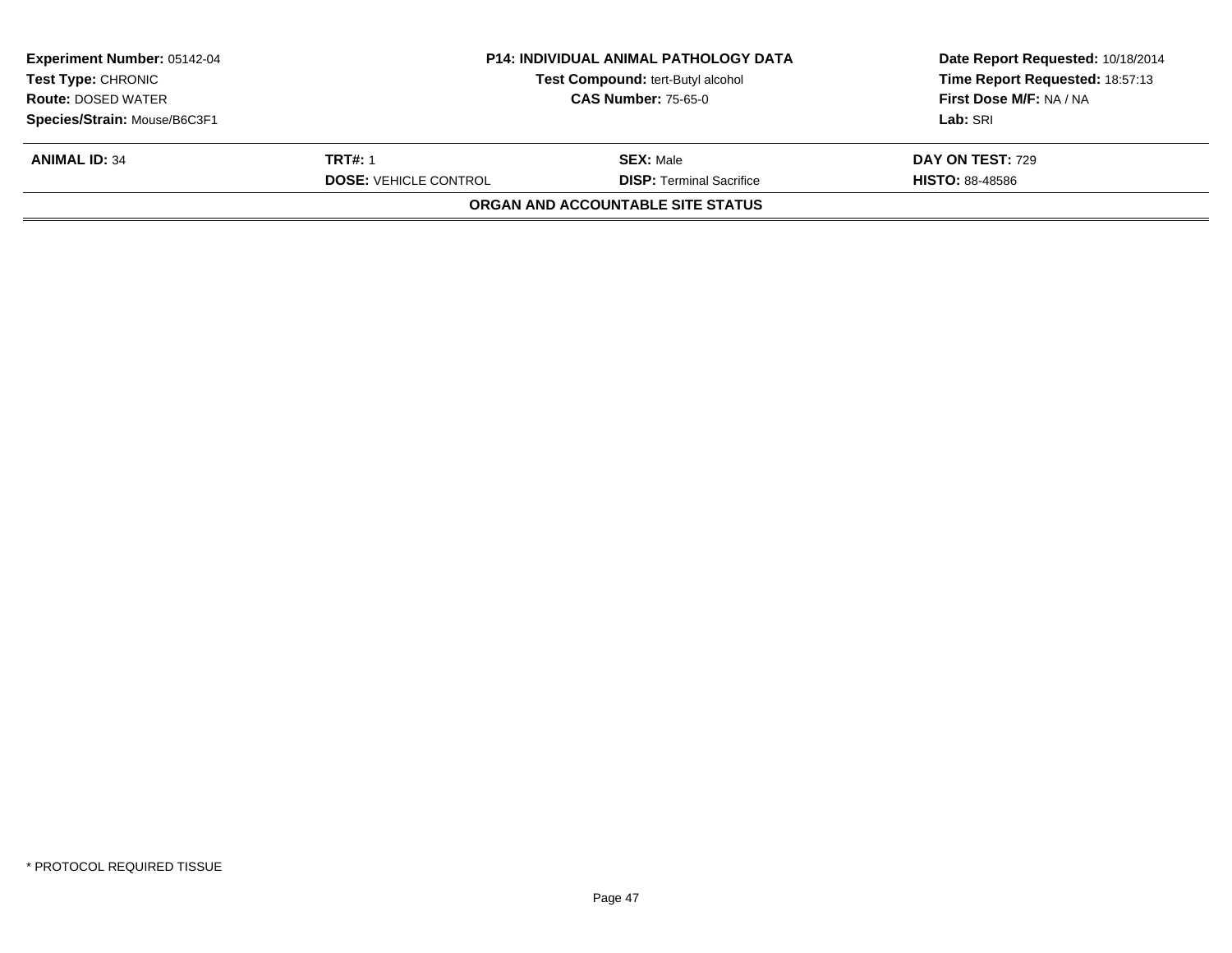| **Experiment Number:** 05142-04 | **P14: INDIVIDUAL ANIMAL PATHOLOGY DATA** | **Date Report Requested:** 10/18/2014 |
|---|---|---|
| **Test Type:** CHRONIC | **Test Compound:** tert-Butyl alcohol | **Time Report Requested:** 18:57:13 |
| **Route:** DOSED WATER | **CAS Number:** 75-65-0 | **First Dose M/F:** NA / NA |
| **Species/Strain:** Mouse/B6C3F1 | | **Lab:** SRI |

| **ANIMAL ID:** 34 | **TRT#:** 1 | **SEX:** Male | **DAY ON TEST:** 729 |
|---|---|---|---|
| | **DOSE:** VEHICLE CONTROL | **DISP:** Terminal Sacrifice | **HISTO:** 88-48586 |

**ORGAN AND ACCOUNTABLE SITE STATUS**

* PROTOCOL REQUIRED TISSUE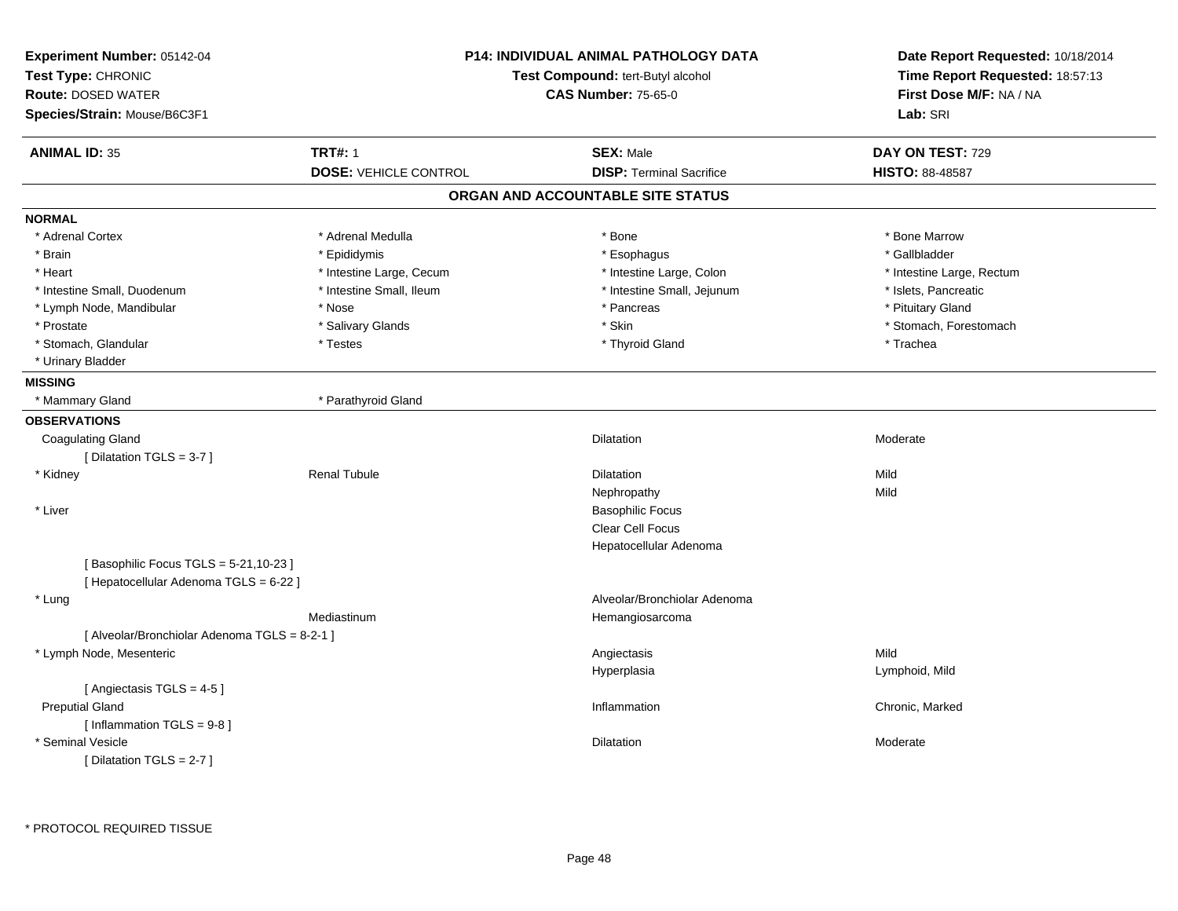**Experiment Number:** 05142-04
**Test Type:** CHRONIC
**Route:** DOSED WATER
**Species/Strain:** Mouse/B6C3F1

**P14: INDIVIDUAL ANIMAL PATHOLOGY DATA**
**Test Compound:** tert-Butyl alcohol
**CAS Number:** 75-65-0

**Date Report Requested:** 10/18/2014
**Time Report Requested:** 18:57:13
**First Dose M/F:** NA / NA
**Lab:** SRI

| **ANIMAL ID:** 35 | **TRT#:** 1 | **SEX:** Male | **DAY ON TEST:** 729 |
|---|---|---|---|
| | **DOSE:** VEHICLE CONTROL | **DISP:** Terminal Sacrifice | **HISTO:** 88-48587 |

## ORGAN AND ACCOUNTABLE SITE STATUS

**NORMAL**

| | | | |
|---|---|---|---|
| * Adrenal Cortex | * Adrenal Medulla | * Bone | * Bone Marrow |
| * Brain | * Epididymis | * Esophagus | * Gallbladder |
| * Heart | * Intestine Large, Cecum | * Intestine Large, Colon | * Intestine Large, Rectum |
| * Intestine Small, Duodenum | * Intestine Small, Ileum | * Intestine Small, Jejunum | * Islets, Pancreatic |
| * Lymph Node, Mandibular | * Nose | * Pancreas | * Pituitary Gland |
| * Prostate | * Salivary Glands | * Skin | * Stomach, Forestomach |
| * Stomach, Glandular | * Testes | * Thyroid Gland | * Trachea |
| * Urinary Bladder | | | |

**MISSING**

| | |
|---|---|
| * Mammary Gland | * Parathyroid Gland |

**OBSERVATIONS**

| | | | |
|---|---|---|---|
| Coagulating Gland | | Dilatation | Moderate |
| [ Dilatation TGLS = 3-7 ] | | | |
| * Kidney | Renal Tubule | Dilatation | Mild |
| | | Nephropathy | Mild |
| * Liver | | Basophilic Focus | |
| | | Clear Cell Focus | |
| | | Hepatocellular Adenoma | |
| [ Basophilic Focus TGLS = 5-21,10-23 ] | | | |
| [ Hepatocellular Adenoma TGLS = 6-22 ] | | | |
| * Lung | | Alveolar/Bronchiolar Adenoma | |
| | Mediastinum | Hemangiosarcoma | |
| [ Alveolar/Bronchiolar Adenoma TGLS = 8-2-1 ] | | | |
| * Lymph Node, Mesenteric | | Angiectasis | Mild |
| | | Hyperplasia | Lymphoid, Mild |
| [ Angiectasis TGLS = 4-5 ] | | | |
| Preputial Gland | | Inflammation | Chronic, Marked |
| [ Inflammation TGLS = 9-8 ] | | | |
| * Seminal Vesicle | | Dilatation | Moderate |
| [ Dilatation TGLS = 2-7 ] | | | |

* PROTOCOL REQUIRED TISSUE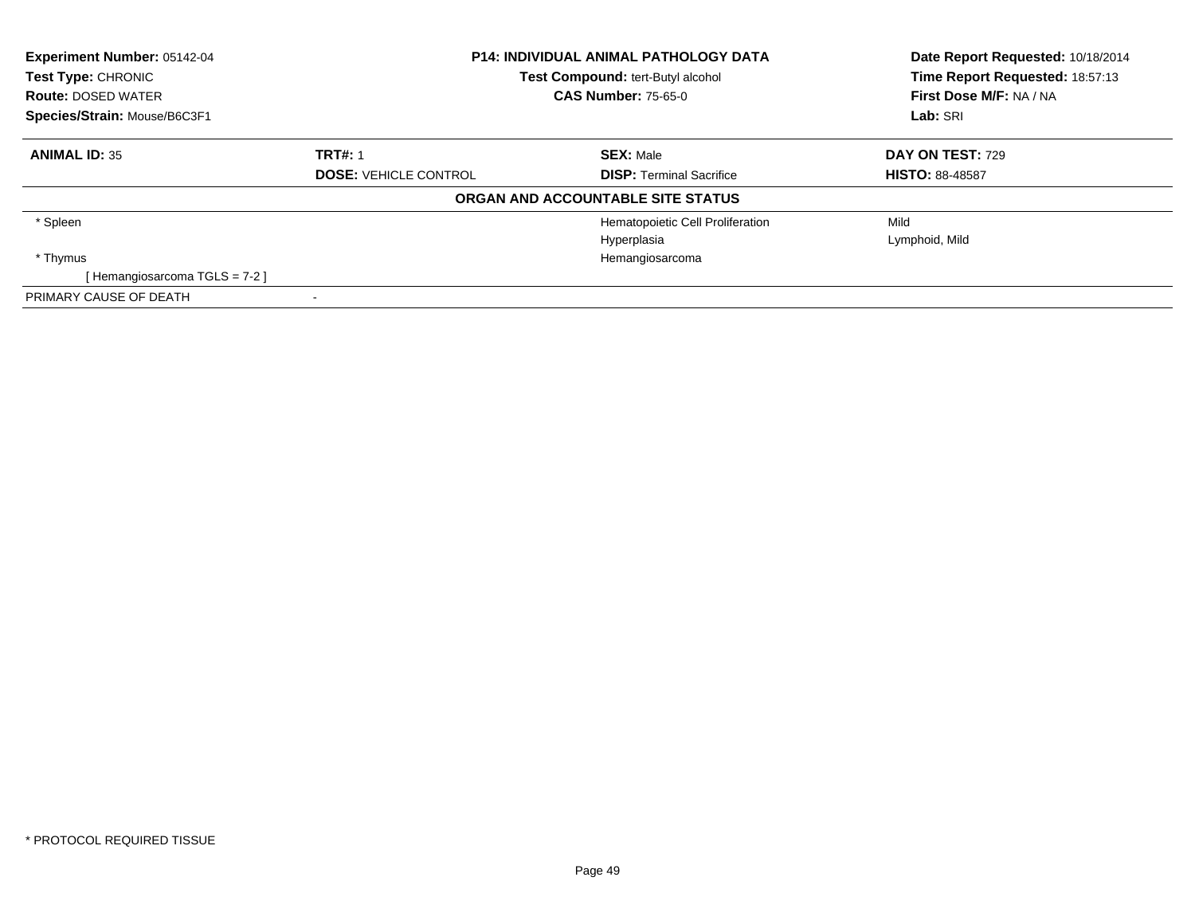**Experiment Number:** 05142-04
**Test Type:** CHRONIC
**Route:** DOSED WATER
**Species/Strain:** Mouse/B6C3F1

**P14: INDIVIDUAL ANIMAL PATHOLOGY DATA**
**Test Compound:** tert-Butyl alcohol
**CAS Number:** 75-65-0

**Date Report Requested:** 10/18/2014
**Time Report Requested:** 18:57:13
**First Dose M/F:** NA / NA
**Lab:** SRI

| **ANIMAL ID:** 35 | **TRT#:** 1 | **SEX:** Male | **DAY ON TEST:** 729 |
|---|---|---|---|
| | **DOSE:** VEHICLE CONTROL | **DISP:** Terminal Sacrifice | **HISTO:** 88-48587 |

**ORGAN AND ACCOUNTABLE SITE STATUS**

| | | | |
|---|---|---|---|
| * Spleen | | Hematopoietic Cell Proliferation | Mild |
| | | Hyperplasia | Lymphoid, Mild |
| * Thymus | | Hemangiosarcoma | |
| [ Hemangiosarcoma TGLS = 7-2 ] | | | |
| PRIMARY CAUSE OF DEATH | - | | |

* PROTOCOL REQUIRED TISSUE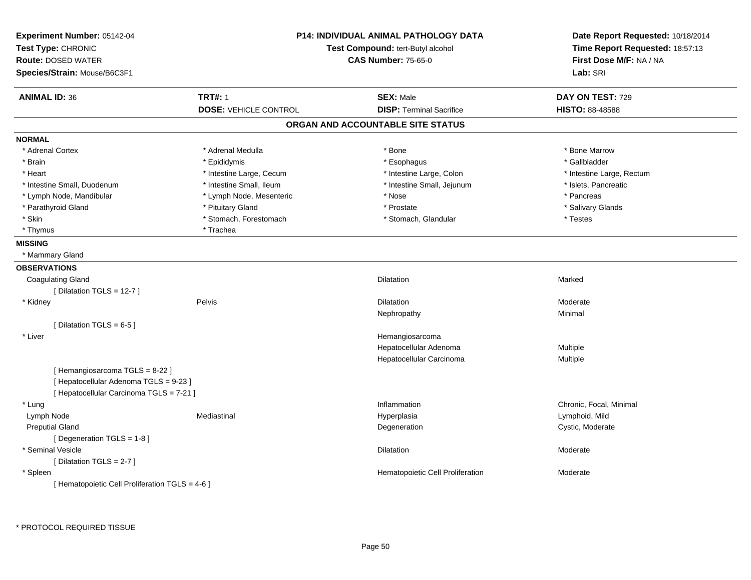**Experiment Number:** 05142-04
**Test Type:** CHRONIC
**Route:** DOSED WATER
**Species/Strain:** Mouse/B6C3F1

**P14: INDIVIDUAL ANIMAL PATHOLOGY DATA**
**Test Compound:** tert-Butyl alcohol
**CAS Number:** 75-65-0

**Date Report Requested:** 10/18/2014
**Time Report Requested:** 18:57:13
**First Dose M/F:** NA / NA
**Lab:** SRI

| **ANIMAL ID:** 36 | **TRT#:** 1 | **SEX:** Male | **DAY ON TEST:** 729 |
|---|---|---|---|
| | **DOSE:** VEHICLE CONTROL | **DISP:** Terminal Sacrifice | **HISTO:** 88-48588 |

## ORGAN AND ACCOUNTABLE SITE STATUS

**NORMAL**

| | | | |
|---|---|---|---|
| * Adrenal Cortex | * Adrenal Medulla | * Bone | * Bone Marrow |
| * Brain | * Epididymis | * Esophagus | * Gallbladder |
| * Heart | * Intestine Large, Cecum | * Intestine Large, Colon | * Intestine Large, Rectum |
| * Intestine Small, Duodenum | * Intestine Small, Ileum | * Intestine Small, Jejunum | * Islets, Pancreatic |
| * Lymph Node, Mandibular | * Lymph Node, Mesenteric | * Nose | * Pancreas |
| * Parathyroid Gland | * Pituitary Gland | * Prostate | * Salivary Glands |
| * Skin | * Stomach, Forestomach | * Stomach, Glandular | * Testes |
| * Thymus | * Trachea | | |

**MISSING**

* Mammary Gland

**OBSERVATIONS**

| | | | |
|---|---|---|---|
| Coagulating Gland | | Dilatation | Marked |
| [ Dilatation TGLS = 12-7 ] | | | |
| * Kidney | Pelvis | Dilatation | Moderate |
| | | Nephropathy | Minimal |
| [ Dilatation TGLS = 6-5 ] | | | |
| * Liver | | Hemangiosarcoma | |
| | | Hepatocellular Adenoma | Multiple |
| | | Hepatocellular Carcinoma | Multiple |
| [ Hemangiosarcoma TGLS = 8-22 ] | | | |
| [ Hepatocellular Adenoma TGLS = 9-23 ] | | | |
| [ Hepatocellular Carcinoma TGLS = 7-21 ] | | | |
| * Lung | | Inflammation | Chronic, Focal, Minimal |
| Lymph Node | Mediastinal | Hyperplasia | Lymphoid, Mild |
| Preputial Gland | | Degeneration | Cystic, Moderate |
| [ Degeneration TGLS = 1-8 ] | | | |
| * Seminal Vesicle | | Dilatation | Moderate |
| [ Dilatation TGLS = 2-7 ] | | | |
| * Spleen | | Hematopoietic Cell Proliferation | Moderate |
| [ Hematopoietic Cell Proliferation TGLS = 4-6 ] | | | |

* PROTOCOL REQUIRED TISSUE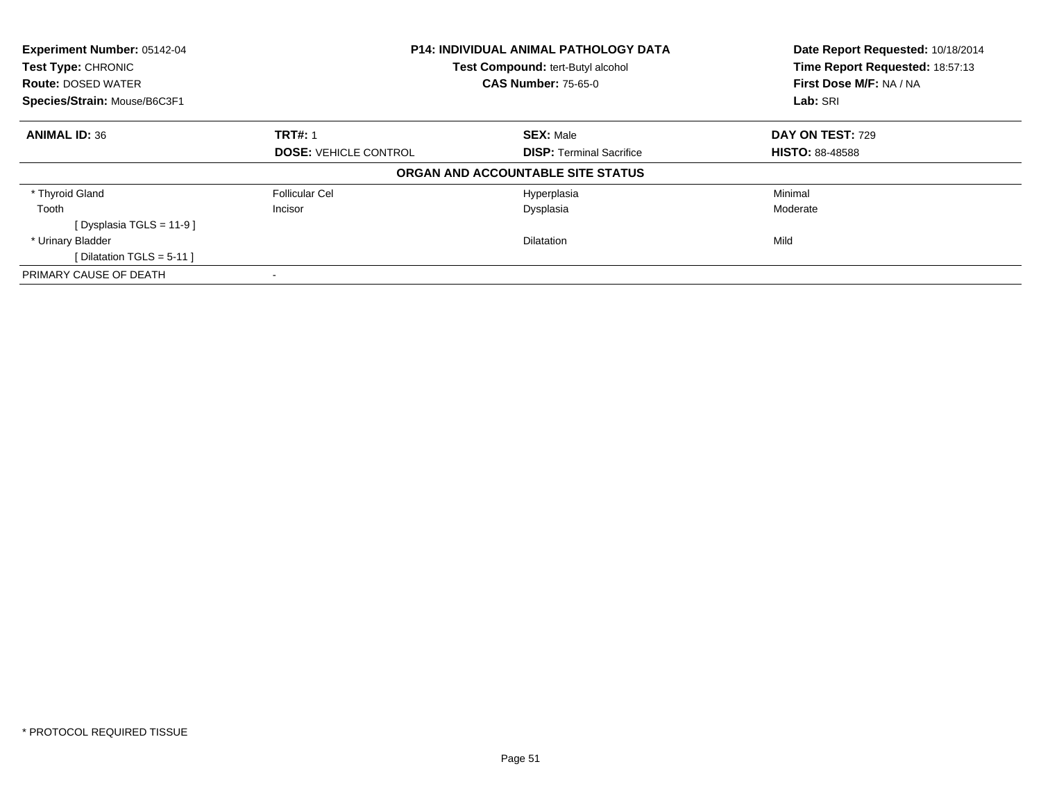**Experiment Number:** 05142-04
**Test Type:** CHRONIC
**Route:** DOSED WATER
**Species/Strain:** Mouse/B6C3F1

**P14: INDIVIDUAL ANIMAL PATHOLOGY DATA**
**Test Compound:** tert-Butyl alcohol
**CAS Number:** 75-65-0

**Date Report Requested:** 10/18/2014
**Time Report Requested:** 18:57:13
**First Dose M/F:** NA / NA
**Lab:** SRI

| **ANIMAL ID:** 36 | **TRT#:** 1 | **SEX:** Male | **DAY ON TEST:** 729 |
|---|---|---|---|
| | **DOSE:** VEHICLE CONTROL | **DISP:** Terminal Sacrifice | **HISTO:** 88-48588 |

**ORGAN AND ACCOUNTABLE SITE STATUS**

| | | | |
|---|---|---|---|
| * Thyroid Gland | Follicular Cel | Hyperplasia | Minimal |
| Tooth | Incisor | Dysplasia | Moderate |
| [ Dysplasia TGLS = 11-9 ] | | | |
| * Urinary Bladder | | Dilatation | Mild |
| [ Dilatation TGLS = 5-11 ] | | | |
| PRIMARY CAUSE OF DEATH | - | | |

* PROTOCOL REQUIRED TISSUE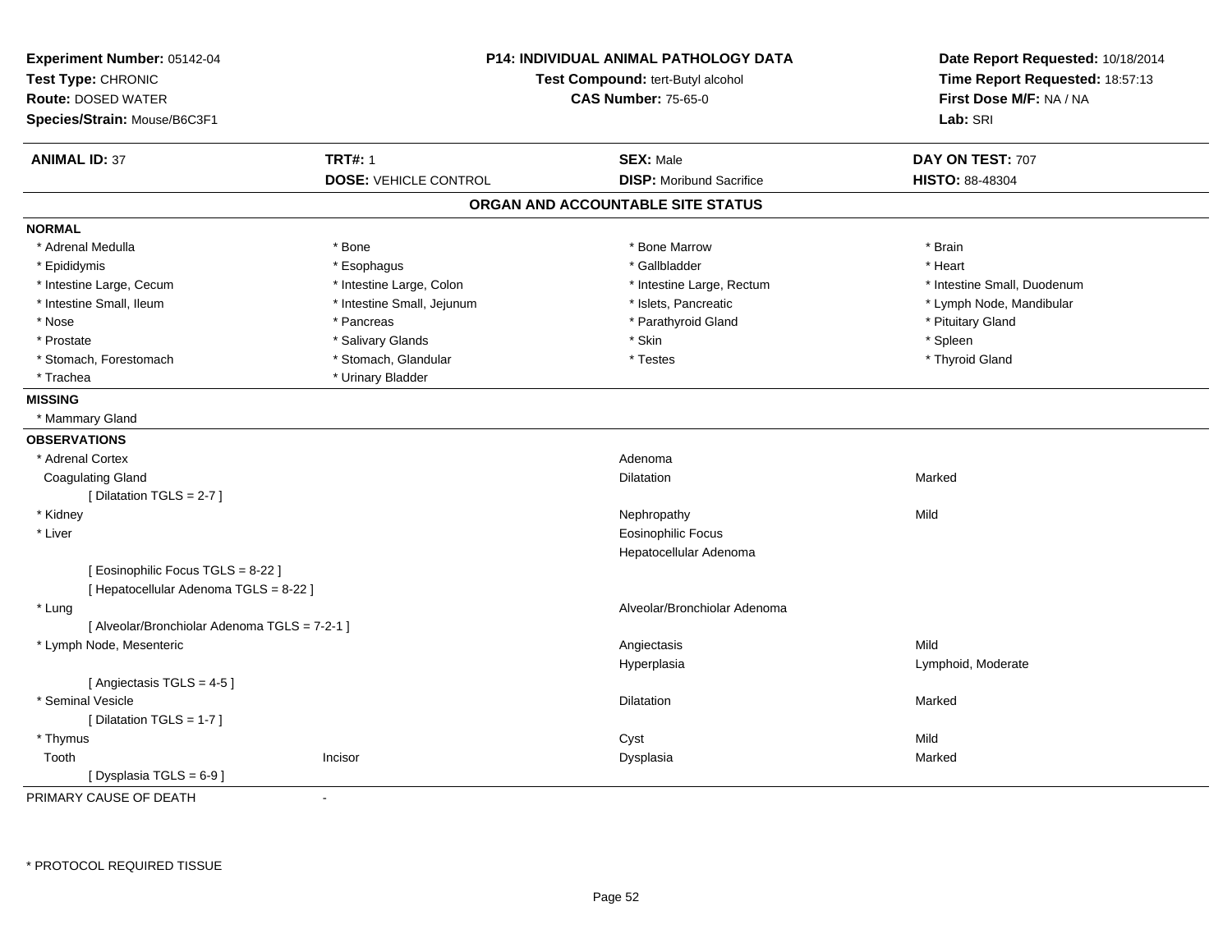**Experiment Number:** 05142-04
**Test Type:** CHRONIC
**Route:** DOSED WATER
**Species/Strain:** Mouse/B6C3F1

**P14: INDIVIDUAL ANIMAL PATHOLOGY DATA**
**Test Compound:** tert-Butyl alcohol
**CAS Number:** 75-65-0

**Date Report Requested:** 10/18/2014
**Time Report Requested:** 18:57:13
**First Dose M/F:** NA / NA
**Lab:** SRI

| **ANIMAL ID:** 37 | **TRT#:** 1 | **SEX:** Male | **DAY ON TEST:** 707 |
|---|---|---|---|
| | **DOSE:** VEHICLE CONTROL | **DISP:** Moribund Sacrifice | **HISTO:** 88-48304 |

## ORGAN AND ACCOUNTABLE SITE STATUS

**NORMAL**

| | | | |
|---|---|---|---|
| * Adrenal Medulla | * Bone | * Bone Marrow | * Brain |
| * Epididymis | * Esophagus | * Gallbladder | * Heart |
| * Intestine Large, Cecum | * Intestine Large, Colon | * Intestine Large, Rectum | * Intestine Small, Duodenum |
| * Intestine Small, Ileum | * Intestine Small, Jejunum | * Islets, Pancreatic | * Lymph Node, Mandibular |
| * Nose | * Pancreas | * Parathyroid Gland | * Pituitary Gland |
| * Prostate | * Salivary Glands | * Skin | * Spleen |
| * Stomach, Forestomach | * Stomach, Glandular | * Testes | * Thyroid Gland |
| * Trachea | * Urinary Bladder | | |

**MISSING**

* Mammary Gland

**OBSERVATIONS**

| | | | |
|---|---|---|---|
| * Adrenal Cortex | | Adenoma | |
| Coagulating Gland | | Dilatation | Marked |
| [ Dilatation TGLS = 2-7 ] | | | |
| * Kidney | | Nephropathy | Mild |
| * Liver | | Eosinophilic Focus | |
| | | Hepatocellular Adenoma | |
| [ Eosinophilic Focus TGLS = 8-22 ] | | | |
| [ Hepatocellular Adenoma TGLS = 8-22 ] | | | |
| * Lung | | Alveolar/Bronchiolar Adenoma | |
| [ Alveolar/Bronchiolar Adenoma TGLS = 7-2-1 ] | | | |
| * Lymph Node, Mesenteric | | Angiectasis | Mild |
| | | Hyperplasia | Lymphoid, Moderate |
| [ Angiectasis TGLS = 4-5 ] | | | |
| * Seminal Vesicle | | Dilatation | Marked |
| [ Dilatation TGLS = 1-7 ] | | | |
| * Thymus | | Cyst | Mild |
| Tooth | Incisor | Dysplasia | Marked |
| [ Dysplasia TGLS = 6-9 ] | | | |

PRIMARY CAUSE OF DEATH -

* PROTOCOL REQUIRED TISSUE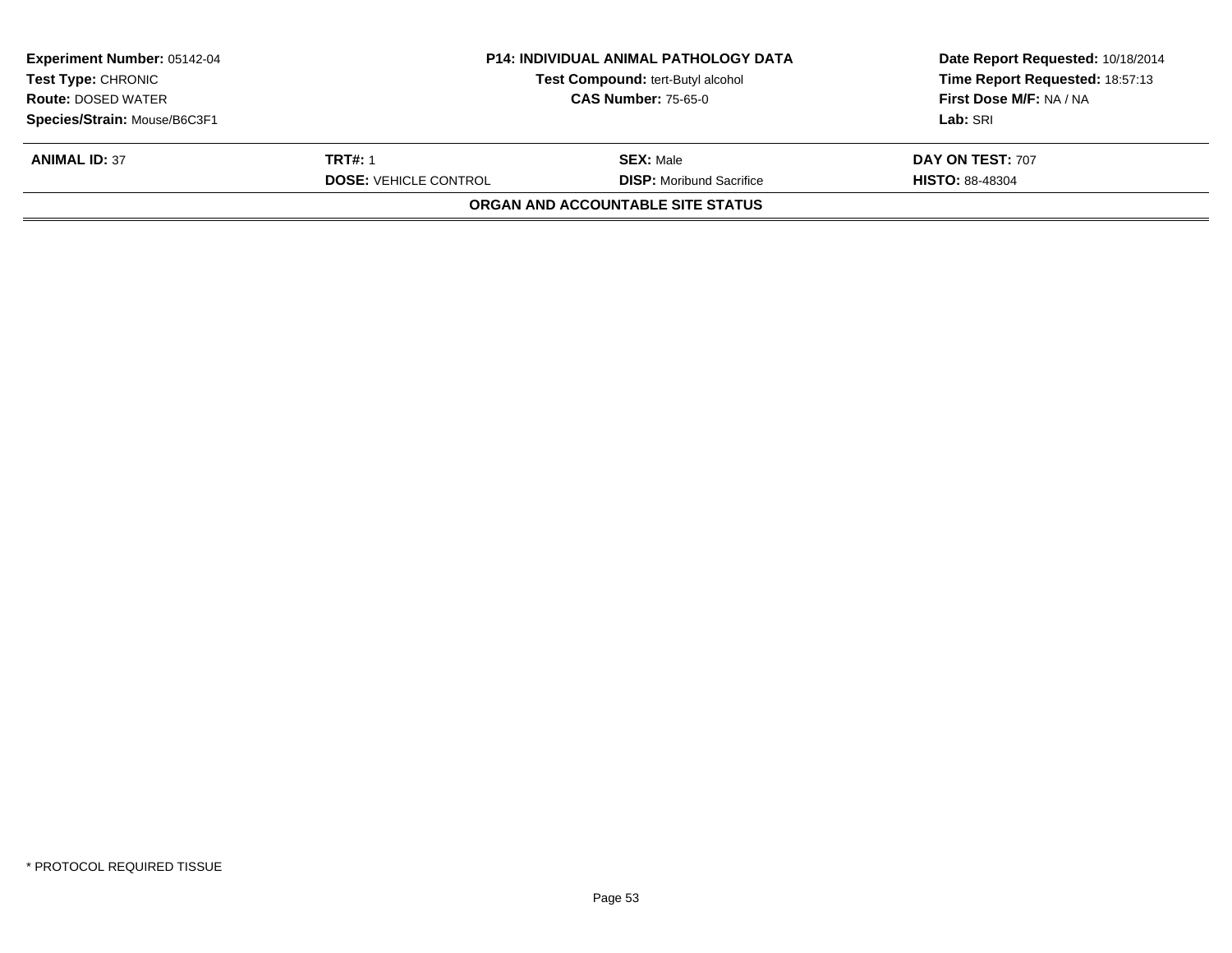**Experiment Number:** 05142-04
**Test Type:** CHRONIC
**Route:** DOSED WATER
**Species/Strain:** Mouse/B6C3F1

## P14: INDIVIDUAL ANIMAL PATHOLOGY DATA

**Test Compound:** tert-Butyl alcohol
**CAS Number:** 75-65-0

**Date Report Requested:** 10/18/2014
**Time Report Requested:** 18:57:13
**First Dose M/F:** NA / NA
**Lab:** SRI

| **ANIMAL ID:** 37 | **TRT#:** 1 | **SEX:** Male | **DAY ON TEST:** 707 |
|---|---|---|---|
| | **DOSE:** VEHICLE CONTROL | **DISP:** Moribund Sacrifice | **HISTO:** 88-48304 |

### ORGAN AND ACCOUNTABLE SITE STATUS

* PROTOCOL REQUIRED TISSUE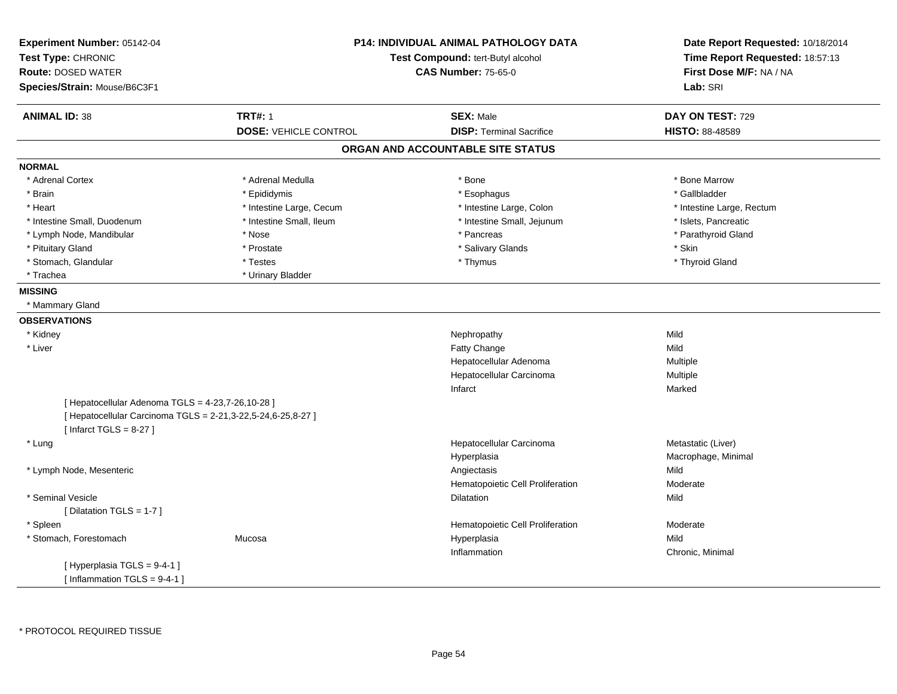**Experiment Number:** 05142-04
**Test Type:** CHRONIC
**Route:** DOSED WATER
**Species/Strain:** Mouse/B6C3F1

**P14: INDIVIDUAL ANIMAL PATHOLOGY DATA**
**Test Compound:** tert-Butyl alcohol
**CAS Number:** 75-65-0

**Date Report Requested:** 10/18/2014
**Time Report Requested:** 18:57:13
**First Dose M/F:** NA / NA
**Lab:** SRI

| **ANIMAL ID:** 38 | **TRT#:** 1 | **SEX:** Male | **DAY ON TEST:** 729 |
|---|---|---|---|
| | **DOSE:** VEHICLE CONTROL | **DISP:** Terminal Sacrifice | **HISTO:** 88-48589 |

## ORGAN AND ACCOUNTABLE SITE STATUS

**NORMAL**

| | | | |
|---|---|---|---|
| * Adrenal Cortex | * Adrenal Medulla | * Bone | * Bone Marrow |
| * Brain | * Epididymis | * Esophagus | * Gallbladder |
| * Heart | * Intestine Large, Cecum | * Intestine Large, Colon | * Intestine Large, Rectum |
| * Intestine Small, Duodenum | * Intestine Small, Ileum | * Intestine Small, Jejunum | * Islets, Pancreatic |
| * Lymph Node, Mandibular | * Nose | * Pancreas | * Parathyroid Gland |
| * Pituitary Gland | * Prostate | * Salivary Glands | * Skin |
| * Stomach, Glandular | * Testes | * Thymus | * Thyroid Gland |
| * Trachea | * Urinary Bladder | | |

**MISSING**

* Mammary Gland

**OBSERVATIONS**

| | | | |
|---|---|---|---|
| * Kidney | | Nephropathy | Mild |
| * Liver | | Fatty Change | Mild |
| | | Hepatocellular Adenoma | Multiple |
| | | Hepatocellular Carcinoma | Multiple |
| | | Infarct | Marked |
| [ Hepatocellular Adenoma TGLS = 4-23,7-26,10-28 ] | | | |
| [ Hepatocellular Carcinoma TGLS = 2-21,3-22,5-24,6-25,8-27 ] | | | |
| [ Infarct TGLS = 8-27 ] | | | |
| * Lung | | Hepatocellular Carcinoma | Metastatic (Liver) |
| | | Hyperplasia | Macrophage, Minimal |
| * Lymph Node, Mesenteric | | Angiectasis | Mild |
| | | Hematopoietic Cell Proliferation | Moderate |
| * Seminal Vesicle | | Dilatation | Mild |
| [ Dilatation TGLS = 1-7 ] | | | |
| * Spleen | | Hematopoietic Cell Proliferation | Moderate |
| * Stomach, Forestomach | Mucosa | Hyperplasia | Mild |
| | | Inflammation | Chronic, Minimal |
| [ Hyperplasia TGLS = 9-4-1 ] | | | |
| [ Inflammation TGLS = 9-4-1 ] | | | |

* PROTOCOL REQUIRED TISSUE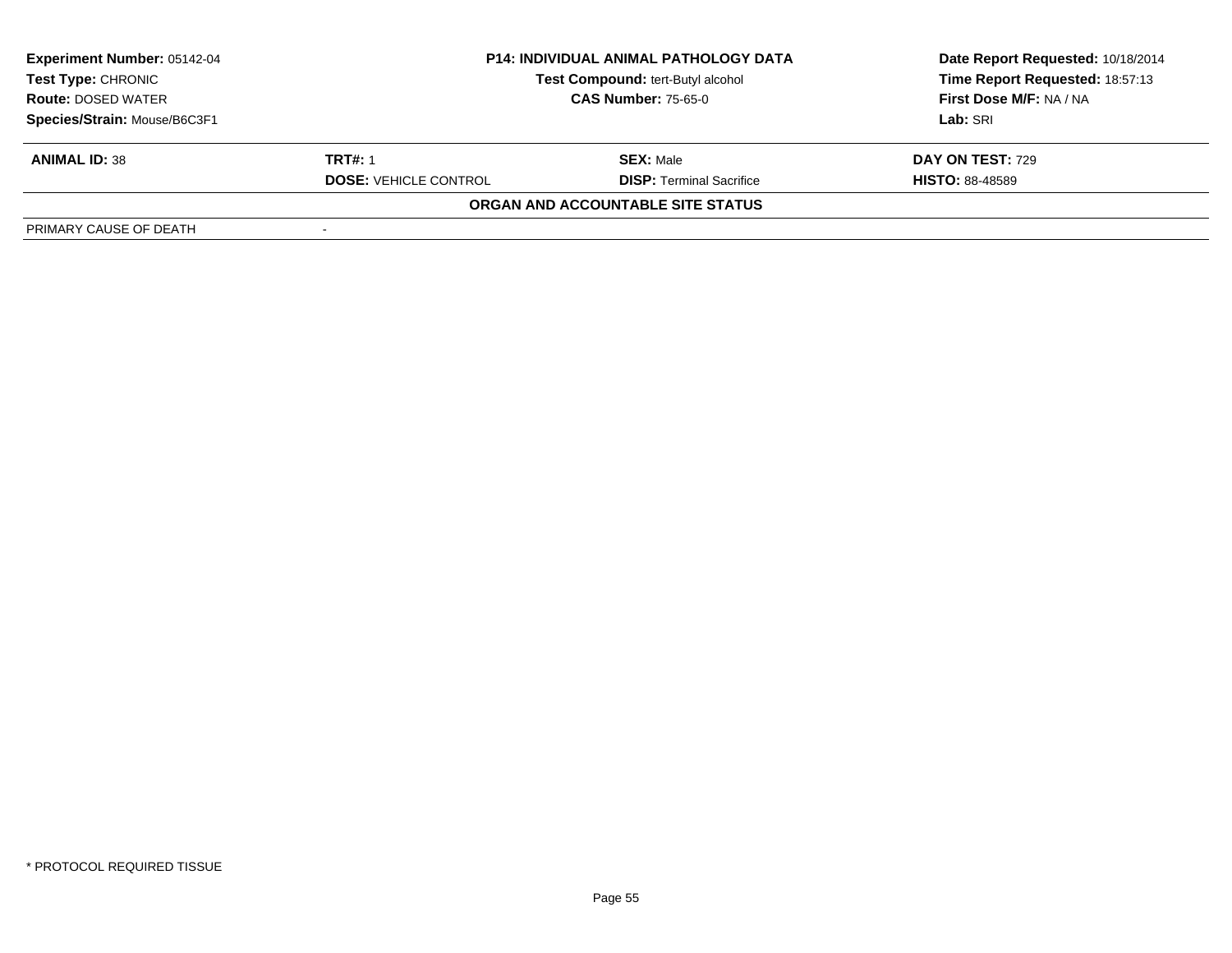| **Experiment Number:** 05142-04 | **P14: INDIVIDUAL ANIMAL PATHOLOGY DATA** | **Date Report Requested:** 10/18/2014 |
|---|---|---|
| **Test Type:** CHRONIC | **Test Compound:** tert-Butyl alcohol | **Time Report Requested:** 18:57:13 |
| **Route:** DOSED WATER | **CAS Number:** 75-65-0 | **First Dose M/F:** NA / NA |
| **Species/Strain:** Mouse/B6C3F1 | | **Lab:** SRI |

| **ANIMAL ID:** 38 | **TRT#:** 1 | **SEX:** Male | **DAY ON TEST:** 729 |
|---|---|---|---|
| | **DOSE:** VEHICLE CONTROL | **DISP:** Terminal Sacrifice | **HISTO:** 88-48589 |

**ORGAN AND ACCOUNTABLE SITE STATUS**

| PRIMARY CAUSE OF DEATH | - |
|---|---|

\* PROTOCOL REQUIRED TISSUE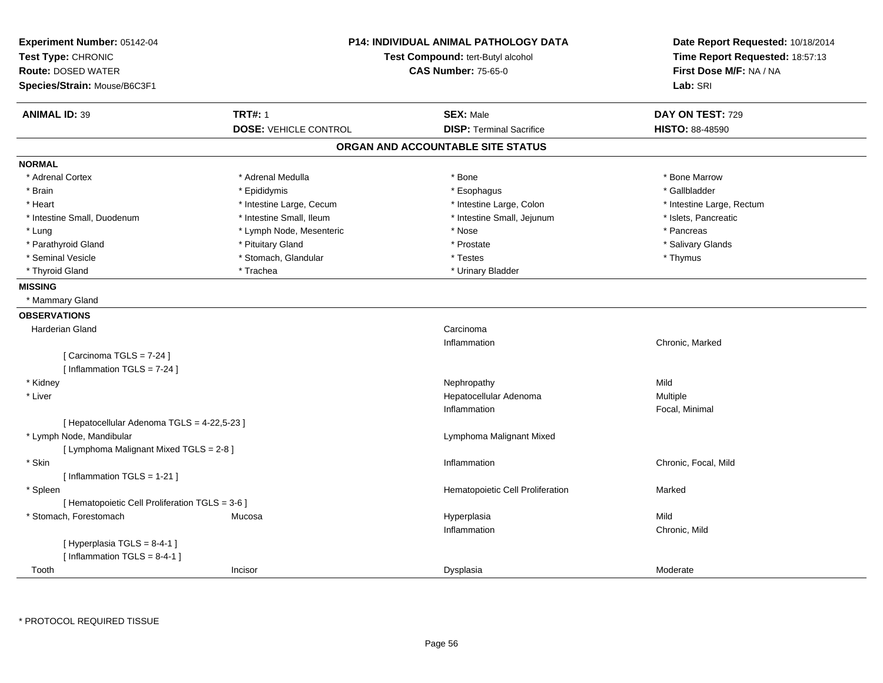**Experiment Number:** 05142-04
**Test Type:** CHRONIC
**Route:** DOSED WATER
**Species/Strain:** Mouse/B6C3F1

**P14: INDIVIDUAL ANIMAL PATHOLOGY DATA**
**Test Compound:** tert-Butyl alcohol
**CAS Number:** 75-65-0

**Date Report Requested:** 10/18/2014
**Time Report Requested:** 18:57:13
**First Dose M/F:** NA / NA
**Lab:** SRI

| **ANIMAL ID:** 39 | **TRT#:** 1 | **SEX:** Male | **DAY ON TEST:** 729 |
|---|---|---|---|
| | **DOSE:** VEHICLE CONTROL | **DISP:** Terminal Sacrifice | **HISTO:** 88-48590 |

## ORGAN AND ACCOUNTABLE SITE STATUS

**NORMAL**

| | | | |
|---|---|---|---|
| * Adrenal Cortex | * Adrenal Medulla | * Bone | * Bone Marrow |
| * Brain | * Epididymis | * Esophagus | * Gallbladder |
| * Heart | * Intestine Large, Cecum | * Intestine Large, Colon | * Intestine Large, Rectum |
| * Intestine Small, Duodenum | * Intestine Small, Ileum | * Intestine Small, Jejunum | * Islets, Pancreatic |
| * Lung | * Lymph Node, Mesenteric | * Nose | * Pancreas |
| * Parathyroid Gland | * Pituitary Gland | * Prostate | * Salivary Glands |
| * Seminal Vesicle | * Stomach, Glandular | * Testes | * Thymus |
| * Thyroid Gland | * Trachea | * Urinary Bladder | |

**MISSING**

* Mammary Gland

**OBSERVATIONS**

| Organ | Site | Observation | Qualifier |
|---|---|---|---|
| Harderian Gland | | Carcinoma | |
| | | Inflammation | Chronic, Marked |
| [ Carcinoma TGLS = 7-24 ] | | | |
| [ Inflammation TGLS = 7-24 ] | | | |
| * Kidney | | Nephropathy | Mild |
| * Liver | | Hepatocellular Adenoma | Multiple |
| | | Inflammation | Focal, Minimal |
| [ Hepatocellular Adenoma TGLS = 4-22,5-23 ] | | | |
| * Lymph Node, Mandibular | | Lymphoma Malignant Mixed | |
| [ Lymphoma Malignant Mixed TGLS = 2-8 ] | | | |
| * Skin | | Inflammation | Chronic, Focal, Mild |
| [ Inflammation TGLS = 1-21 ] | | | |
| * Spleen | | Hematopoietic Cell Proliferation | Marked |
| [ Hematopoietic Cell Proliferation TGLS = 3-6 ] | | | |
| * Stomach, Forestomach | Mucosa | Hyperplasia | Mild |
| | | Inflammation | Chronic, Mild |
| [ Hyperplasia TGLS = 8-4-1 ] | | | |
| [ Inflammation TGLS = 8-4-1 ] | | | |
| Tooth | Incisor | Dysplasia | Moderate |

* PROTOCOL REQUIRED TISSUE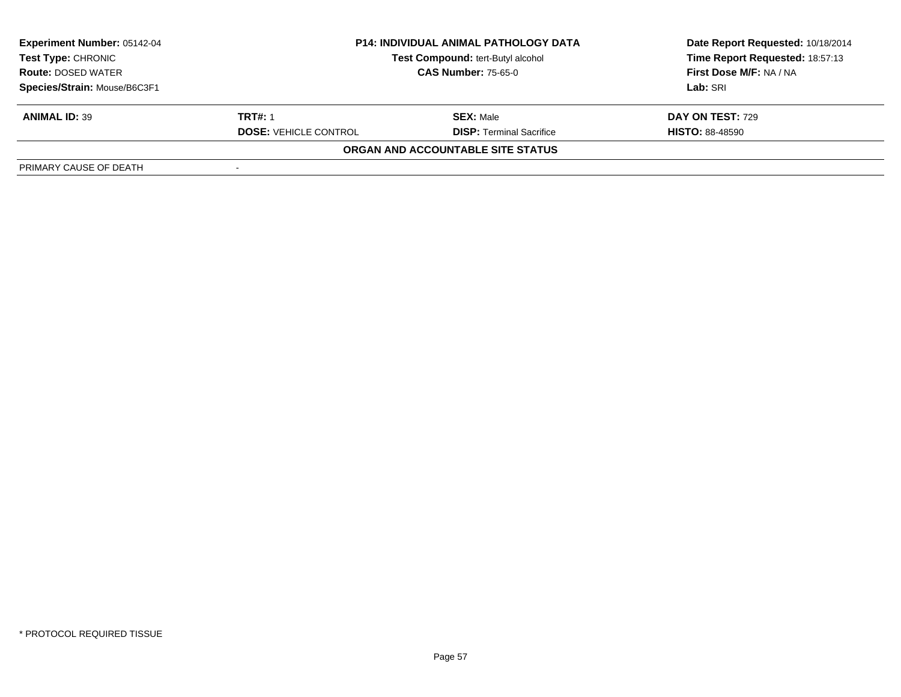**Experiment Number:** 05142-04
**Test Type:** CHRONIC
**Route:** DOSED WATER
**Species/Strain:** Mouse/B6C3F1

**P14: INDIVIDUAL ANIMAL PATHOLOGY DATA**
**Test Compound:** tert-Butyl alcohol
**CAS Number:** 75-65-0

**Date Report Requested:** 10/18/2014
**Time Report Requested:** 18:57:13
**First Dose M/F:** NA / NA
**Lab:** SRI

| **ANIMAL ID:** 39 | **TRT#:** 1 | **SEX:** Male | **DAY ON TEST:** 729 |
|---|---|---|---|
| | **DOSE:** VEHICLE CONTROL | **DISP:** Terminal Sacrifice | **HISTO:** 88-48590 |

**ORGAN AND ACCOUNTABLE SITE STATUS**

| PRIMARY CAUSE OF DEATH | - |
|---|---|

\* PROTOCOL REQUIRED TISSUE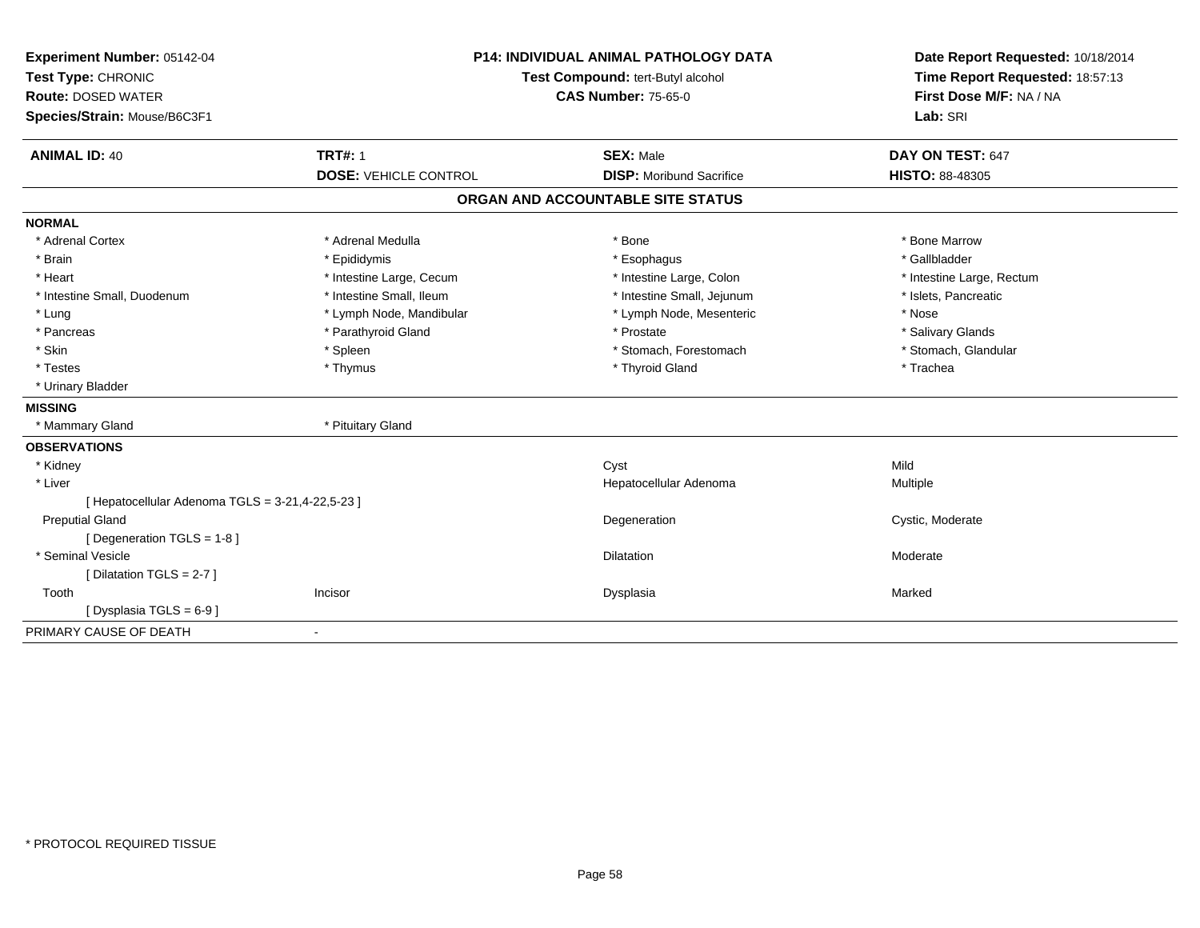**Experiment Number:** 05142-04
**Test Type:** CHRONIC
**Route:** DOSED WATER
**Species/Strain:** Mouse/B6C3F1

**P14: INDIVIDUAL ANIMAL PATHOLOGY DATA**
**Test Compound:** tert-Butyl alcohol
**CAS Number:** 75-65-0

**Date Report Requested:** 10/18/2014
**Time Report Requested:** 18:57:13
**First Dose M/F:** NA / NA
**Lab:** SRI

| **ANIMAL ID:** 40 | **TRT#:** 1 | **SEX:** Male | **DAY ON TEST:** 647 |
|---|---|---|---|
| | **DOSE:** VEHICLE CONTROL | **DISP:** Moribund Sacrifice | **HISTO:** 88-48305 |

## ORGAN AND ACCOUNTABLE SITE STATUS

**NORMAL**

| | | | |
|---|---|---|---|
| * Adrenal Cortex | * Adrenal Medulla | * Bone | * Bone Marrow |
| * Brain | * Epididymis | * Esophagus | * Gallbladder |
| * Heart | * Intestine Large, Cecum | * Intestine Large, Colon | * Intestine Large, Rectum |
| * Intestine Small, Duodenum | * Intestine Small, Ileum | * Intestine Small, Jejunum | * Islets, Pancreatic |
| * Lung | * Lymph Node, Mandibular | * Lymph Node, Mesenteric | * Nose |
| * Pancreas | * Parathyroid Gland | * Prostate | * Salivary Glands |
| * Skin | * Spleen | * Stomach, Forestomach | * Stomach, Glandular |
| * Testes | * Thymus | * Thyroid Gland | * Trachea |
| * Urinary Bladder | | | |

**MISSING**

| | |
|---|---|
| * Mammary Gland | * Pituitary Gland |

**OBSERVATIONS**

| | | | |
|---|---|---|---|
| * Kidney | | Cyst | Mild |
| * Liver | | Hepatocellular Adenoma | Multiple |
| [ Hepatocellular Adenoma TGLS = 3-21,4-22,5-23 ] | | | |
| Preputial Gland | | Degeneration | Cystic, Moderate |
| [ Degeneration TGLS = 1-8 ] | | | |
| * Seminal Vesicle | | Dilatation | Moderate |
| [ Dilatation TGLS = 2-7 ] | | | |
| Tooth | Incisor | Dysplasia | Marked |
| [ Dysplasia TGLS = 6-9 ] | | | |

PRIMARY CAUSE OF DEATH -

* PROTOCOL REQUIRED TISSUE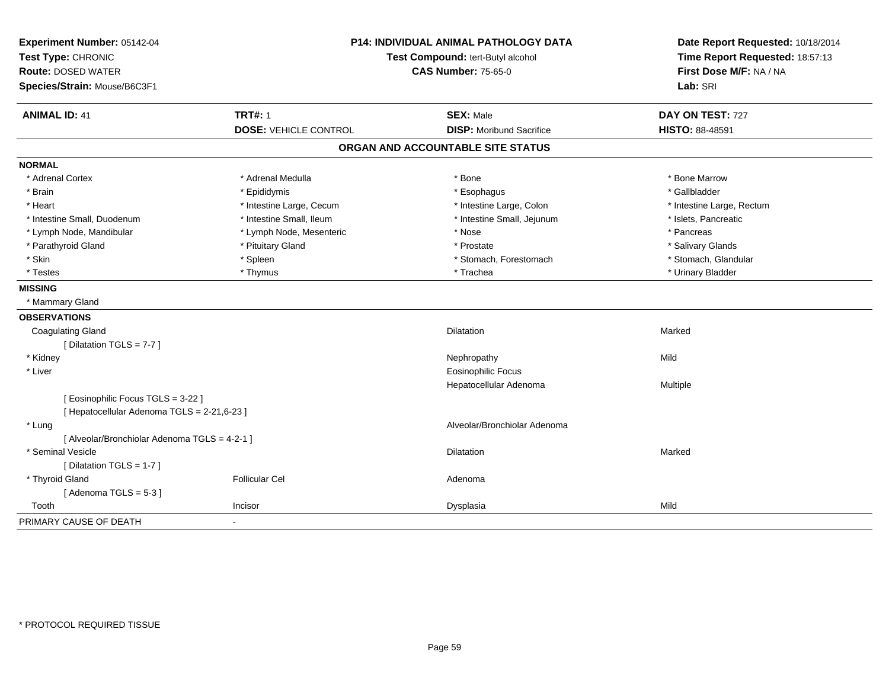**Experiment Number:** 05142-04
**Test Type:** CHRONIC
**Route:** DOSED WATER
**Species/Strain:** Mouse/B6C3F1

**P14: INDIVIDUAL ANIMAL PATHOLOGY DATA**
**Test Compound:** tert-Butyl alcohol
**CAS Number:** 75-65-0

**Date Report Requested:** 10/18/2014
**Time Report Requested:** 18:57:13
**First Dose M/F:** NA / NA
**Lab:** SRI

| **ANIMAL ID:** 41 | **TRT#:** 1 | **SEX:** Male | **DAY ON TEST:** 727 |
|---|---|---|---|
| | **DOSE:** VEHICLE CONTROL | **DISP:** Moribund Sacrifice | **HISTO:** 88-48591 |

## ORGAN AND ACCOUNTABLE SITE STATUS

**NORMAL**

| | | | |
|---|---|---|---|
| * Adrenal Cortex | * Adrenal Medulla | * Bone | * Bone Marrow |
| * Brain | * Epididymis | * Esophagus | * Gallbladder |
| * Heart | * Intestine Large, Cecum | * Intestine Large, Colon | * Intestine Large, Rectum |
| * Intestine Small, Duodenum | * Intestine Small, Ileum | * Intestine Small, Jejunum | * Islets, Pancreatic |
| * Lymph Node, Mandibular | * Lymph Node, Mesenteric | * Nose | * Pancreas |
| * Parathyroid Gland | * Pituitary Gland | * Prostate | * Salivary Glands |
| * Skin | * Spleen | * Stomach, Forestomach | * Stomach, Glandular |
| * Testes | * Thymus | * Trachea | * Urinary Bladder |

**MISSING**

* Mammary Gland

**OBSERVATIONS**

| | | | |
|---|---|---|---|
| Coagulating Gland | | Dilatation | Marked |
| [ Dilatation TGLS = 7-7 ] | | | |
| * Kidney | | Nephropathy | Mild |
| * Liver | | Eosinophilic Focus | |
| | | Hepatocellular Adenoma | Multiple |
| [ Eosinophilic Focus TGLS = 3-22 ] | | | |
| [ Hepatocellular Adenoma TGLS = 2-21,6-23 ] | | | |
| * Lung | | Alveolar/Bronchiolar Adenoma | |
| [ Alveolar/Bronchiolar Adenoma TGLS = 4-2-1 ] | | | |
| * Seminal Vesicle | | Dilatation | Marked |
| [ Dilatation TGLS = 1-7 ] | | | |
| * Thyroid Gland | Follicular Cel | Adenoma | |
| [ Adenoma TGLS = 5-3 ] | | | |
| Tooth | Incisor | Dysplasia | Mild |

PRIMARY CAUSE OF DEATH -

* PROTOCOL REQUIRED TISSUE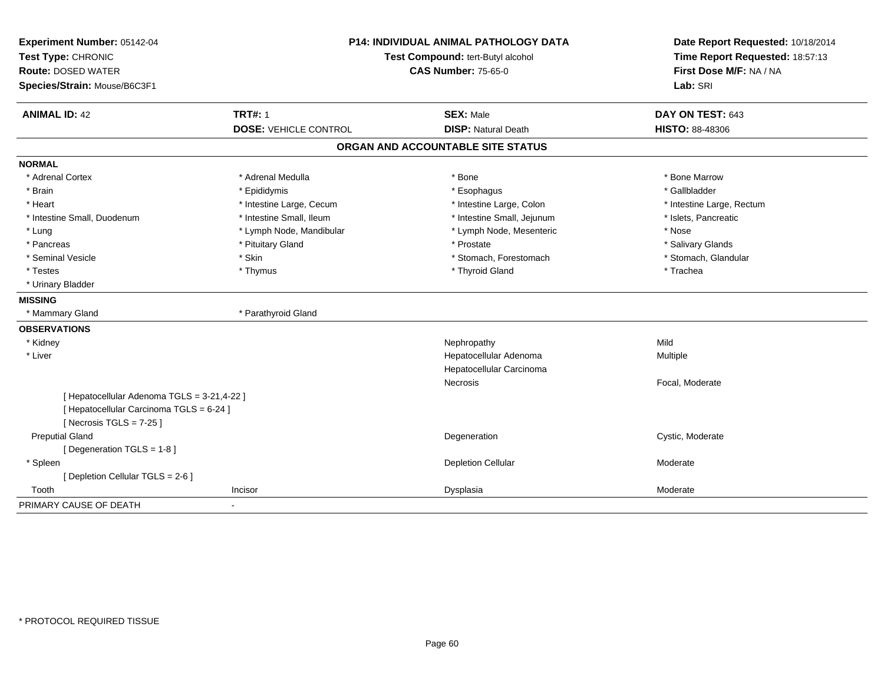**Experiment Number:** 05142-04
**Test Type:** CHRONIC
**Route:** DOSED WATER
**Species/Strain:** Mouse/B6C3F1

**P14: INDIVIDUAL ANIMAL PATHOLOGY DATA**
**Test Compound:** tert-Butyl alcohol
**CAS Number:** 75-65-0

**Date Report Requested:** 10/18/2014
**Time Report Requested:** 18:57:13
**First Dose M/F:** NA / NA
**Lab:** SRI

| **ANIMAL ID:** 42 | **TRT#:** 1 | **SEX:** Male | **DAY ON TEST:** 643 |
|---|---|---|---|
| | **DOSE:** VEHICLE CONTROL | **DISP:** Natural Death | **HISTO:** 88-48306 |

## ORGAN AND ACCOUNTABLE SITE STATUS

**NORMAL**

| | | | |
|---|---|---|---|
| * Adrenal Cortex | * Adrenal Medulla | * Bone | * Bone Marrow |
| * Brain | * Epididymis | * Esophagus | * Gallbladder |
| * Heart | * Intestine Large, Cecum | * Intestine Large, Colon | * Intestine Large, Rectum |
| * Intestine Small, Duodenum | * Intestine Small, Ileum | * Intestine Small, Jejunum | * Islets, Pancreatic |
| * Lung | * Lymph Node, Mandibular | * Lymph Node, Mesenteric | * Nose |
| * Pancreas | * Pituitary Gland | * Prostate | * Salivary Glands |
| * Seminal Vesicle | * Skin | * Stomach, Forestomach | * Stomach, Glandular |
| * Testes | * Thymus | * Thyroid Gland | * Trachea |
| * Urinary Bladder | | | |

**MISSING**

| | |
|---|---|
| * Mammary Gland | * Parathyroid Gland |

**OBSERVATIONS**

| | | | |
|---|---|---|---|
| * Kidney | | Nephropathy | Mild |
| * Liver | | Hepatocellular Adenoma | Multiple |
| | | Hepatocellular Carcinoma | |
| | | Necrosis | Focal, Moderate |
| [ Hepatocellular Adenoma TGLS = 3-21,4-22 ] | | | |
| [ Hepatocellular Carcinoma TGLS = 6-24 ] | | | |
| [ Necrosis TGLS = 7-25 ] | | | |
| Preputial Gland | | Degeneration | Cystic, Moderate |
| [ Degeneration TGLS = 1-8 ] | | | |
| * Spleen | | Depletion Cellular | Moderate |
| [ Depletion Cellular TGLS = 2-6 ] | | | |
| Tooth | Incisor | Dysplasia | Moderate |

PRIMARY CAUSE OF DEATH -

* PROTOCOL REQUIRED TISSUE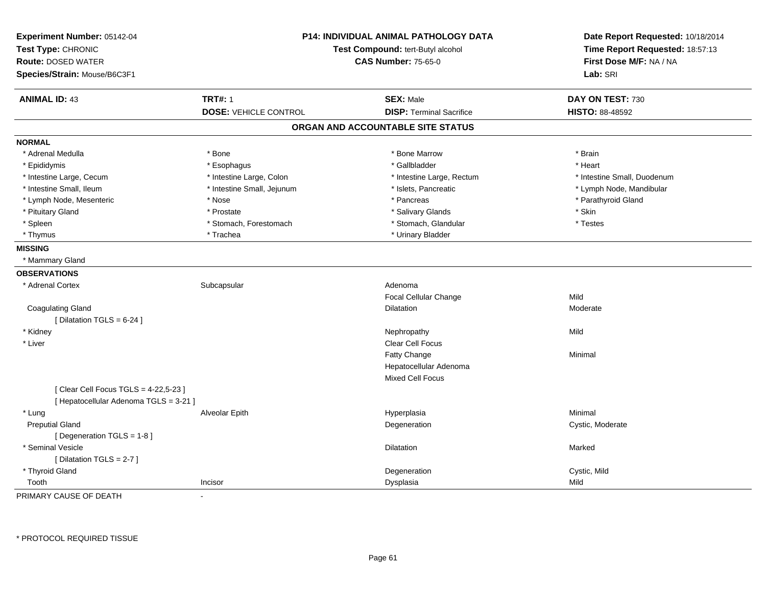**Experiment Number:** 05142-04
**Test Type:** CHRONIC
**Route:** DOSED WATER
**Species/Strain:** Mouse/B6C3F1

**P14: INDIVIDUAL ANIMAL PATHOLOGY DATA**
**Test Compound:** tert-Butyl alcohol
**CAS Number:** 75-65-0

**Date Report Requested:** 10/18/2014
**Time Report Requested:** 18:57:13
**First Dose M/F:** NA / NA
**Lab:** SRI

| **ANIMAL ID:** 43 | **TRT#:** 1 | **SEX:** Male | **DAY ON TEST:** 730 |
|---|---|---|---|
| | **DOSE:** VEHICLE CONTROL | **DISP:** Terminal Sacrifice | **HISTO:** 88-48592 |

## ORGAN AND ACCOUNTABLE SITE STATUS

**NORMAL**

| | | | |
|---|---|---|---|
| * Adrenal Medulla | * Bone | * Bone Marrow | * Brain |
| * Epididymis | * Esophagus | * Gallbladder | * Heart |
| * Intestine Large, Cecum | * Intestine Large, Colon | * Intestine Large, Rectum | * Intestine Small, Duodenum |
| * Intestine Small, Ileum | * Intestine Small, Jejunum | * Islets, Pancreatic | * Lymph Node, Mandibular |
| * Lymph Node, Mesenteric | * Nose | * Pancreas | * Parathyroid Gland |
| * Pituitary Gland | * Prostate | * Salivary Glands | * Skin |
| * Spleen | * Stomach, Forestomach | * Stomach, Glandular | * Testes |
| * Thymus | * Trachea | * Urinary Bladder | |

**MISSING**

* Mammary Gland

**OBSERVATIONS**

| | | | |
|---|---|---|---|
| * Adrenal Cortex | Subcapsular | Adenoma | |
| | | Focal Cellular Change | Mild |
| Coagulating Gland | | Dilatation | Moderate |
| [ Dilatation TGLS = 6-24 ] | | | |
| * Kidney | | Nephropathy | Mild |
| * Liver | | Clear Cell Focus | |
| | | Fatty Change | Minimal |
| | | Hepatocellular Adenoma | |
| | | Mixed Cell Focus | |
| [ Clear Cell Focus TGLS = 4-22,5-23 ] | | | |
| [ Hepatocellular Adenoma TGLS = 3-21 ] | | | |
| * Lung | Alveolar Epith | Hyperplasia | Minimal |
| Preputial Gland | | Degeneration | Cystic, Moderate |
| [ Degeneration TGLS = 1-8 ] | | | |
| * Seminal Vesicle | | Dilatation | Marked |
| [ Dilatation TGLS = 2-7 ] | | | |
| * Thyroid Gland | | Degeneration | Cystic, Mild |
| Tooth | Incisor | Dysplasia | Mild |

PRIMARY CAUSE OF DEATH -

* PROTOCOL REQUIRED TISSUE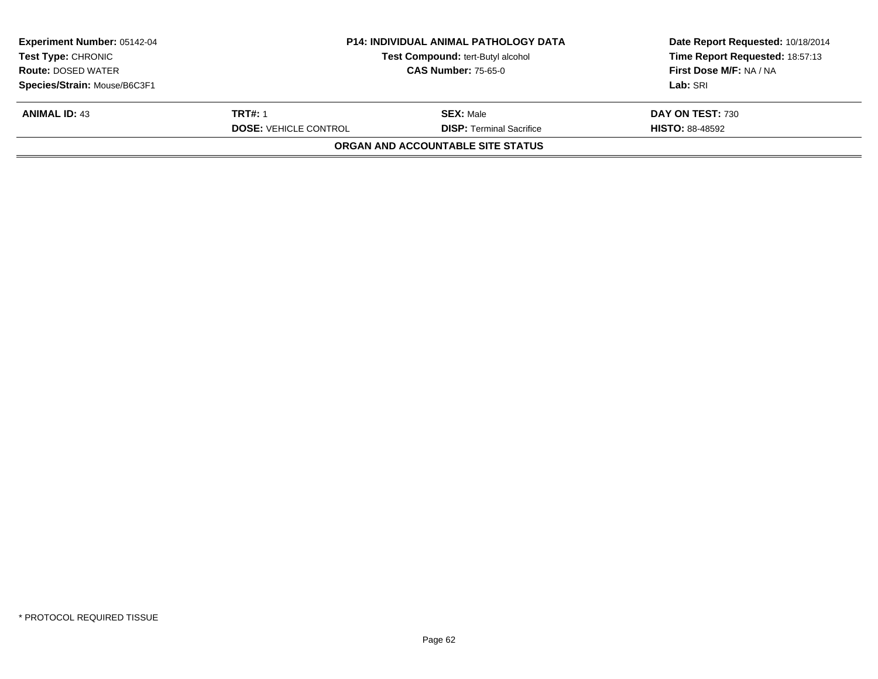| Experiment Number: 05142-04 | P14: INDIVIDUAL ANIMAL PATHOLOGY DATA | Date Report Requested: 10/18/2014 |
|---|---|---|
| Test Type: CHRONIC | Test Compound: tert-Butyl alcohol | Time Report Requested: 18:57:13 |
| Route: DOSED WATER | CAS Number: 75-65-0 | First Dose M/F: NA / NA |
| Species/Strain: Mouse/B6C3F1 | | Lab: SRI |

| ANIMAL ID: 43 | TRT#: 1 | SEX: Male | DAY ON TEST: 730 |
|---|---|---|---|
| | DOSE: VEHICLE CONTROL | DISP: Terminal Sacrifice | HISTO: 88-48592 |

**ORGAN AND ACCOUNTABLE SITE STATUS**

* PROTOCOL REQUIRED TISSUE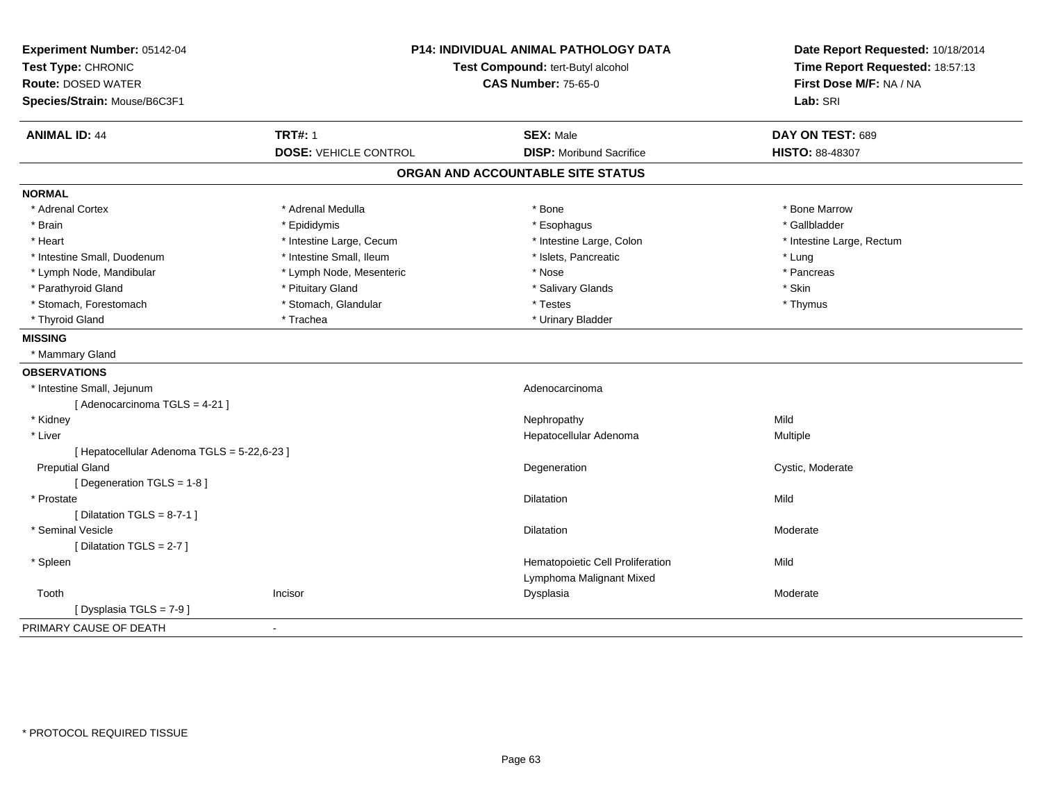**Experiment Number:** 05142-04
**Test Type:** CHRONIC
**Route:** DOSED WATER
**Species/Strain:** Mouse/B6C3F1

**P14: INDIVIDUAL ANIMAL PATHOLOGY DATA**
**Test Compound:** tert-Butyl alcohol
**CAS Number:** 75-65-0

**Date Report Requested:** 10/18/2014
**Time Report Requested:** 18:57:13
**First Dose M/F:** NA / NA
**Lab:** SRI

| **ANIMAL ID:** 44 | **TRT#:** 1 | **SEX:** Male | **DAY ON TEST:** 689 |
|---|---|---|---|
| | **DOSE:** VEHICLE CONTROL | **DISP:** Moribund Sacrifice | **HISTO:** 88-48307 |

## ORGAN AND ACCOUNTABLE SITE STATUS

**NORMAL**

| | | | |
|---|---|---|---|
| * Adrenal Cortex | * Adrenal Medulla | * Bone | * Bone Marrow |
| * Brain | * Epididymis | * Esophagus | * Gallbladder |
| * Heart | * Intestine Large, Cecum | * Intestine Large, Colon | * Intestine Large, Rectum |
| * Intestine Small, Duodenum | * Intestine Small, Ileum | * Islets, Pancreatic | * Lung |
| * Lymph Node, Mandibular | * Lymph Node, Mesenteric | * Nose | * Pancreas |
| * Parathyroid Gland | * Pituitary Gland | * Salivary Glands | * Skin |
| * Stomach, Forestomach | * Stomach, Glandular | * Testes | * Thymus |
| * Thyroid Gland | * Trachea | * Urinary Bladder | |

**MISSING**

* Mammary Gland

**OBSERVATIONS**

| | | | |
|---|---|---|---|
| * Intestine Small, Jejunum | | Adenocarcinoma | |
| [ Adenocarcinoma TGLS = 4-21 ] | | | |
| * Kidney | | Nephropathy | Mild |
| * Liver | | Hepatocellular Adenoma | Multiple |
| [ Hepatocellular Adenoma TGLS = 5-22,6-23 ] | | | |
| Preputial Gland | | Degeneration | Cystic, Moderate |
| [ Degeneration TGLS = 1-8 ] | | | |
| * Prostate | | Dilatation | Mild |
| [ Dilatation TGLS = 8-7-1 ] | | | |
| * Seminal Vesicle | | Dilatation | Moderate |
| [ Dilatation TGLS = 2-7 ] | | | |
| * Spleen | | Hematopoietic Cell Proliferation | Mild |
| | | Lymphoma Malignant Mixed | |
| Tooth | Incisor | Dysplasia | Moderate |
| [ Dysplasia TGLS = 7-9 ] | | | |

PRIMARY CAUSE OF DEATH -

\* PROTOCOL REQUIRED TISSUE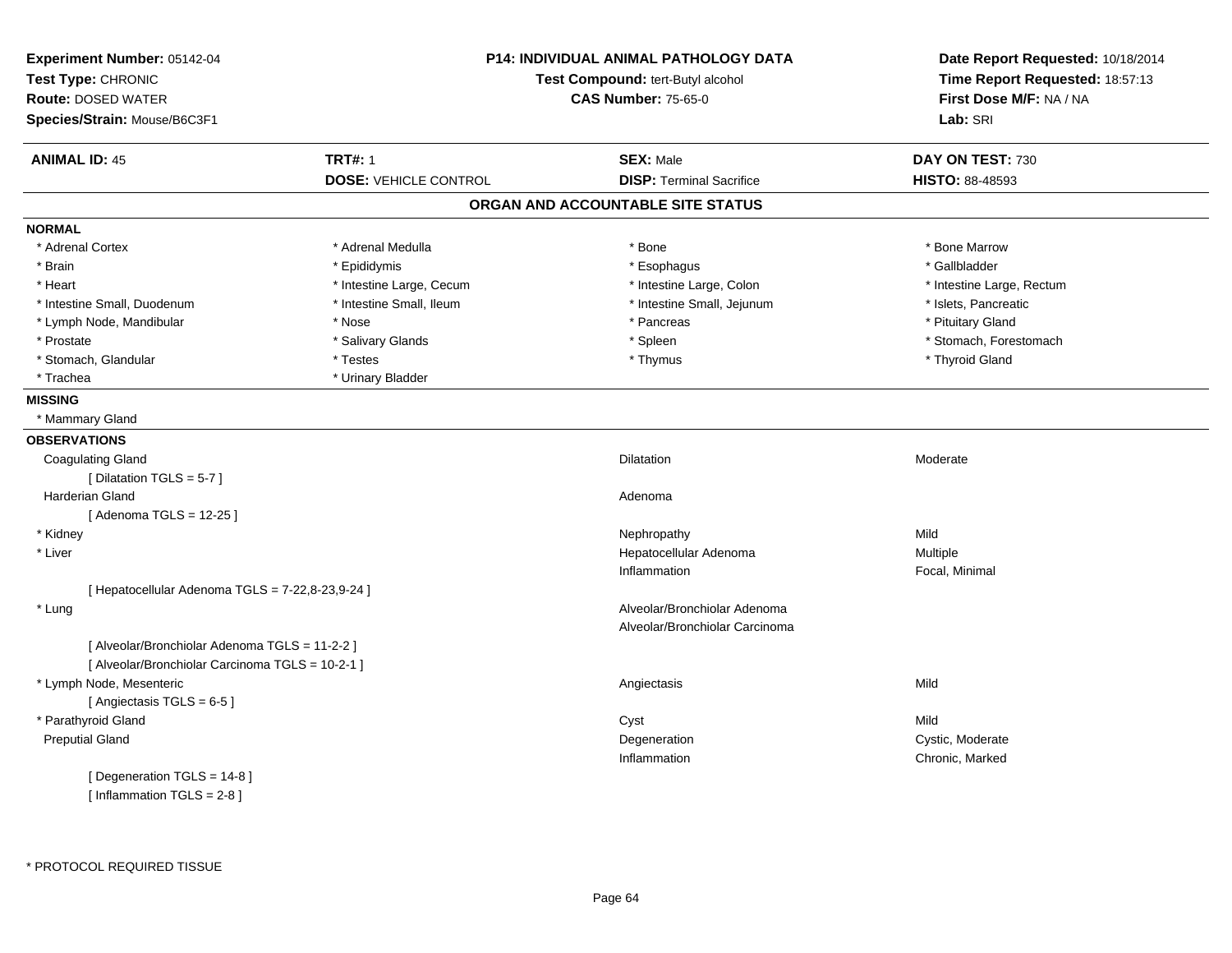**Experiment Number:** 05142-04
**Test Type:** CHRONIC
**Route:** DOSED WATER
**Species/Strain:** Mouse/B6C3F1

**P14: INDIVIDUAL ANIMAL PATHOLOGY DATA**
**Test Compound:** tert-Butyl alcohol
**CAS Number:** 75-65-0

**Date Report Requested:** 10/18/2014
**Time Report Requested:** 18:57:13
**First Dose M/F:** NA / NA
**Lab:** SRI

| **ANIMAL ID:** 45 | **TRT#:** 1 | **SEX:** Male | **DAY ON TEST:** 730 |
|---|---|---|---|
| | **DOSE:** VEHICLE CONTROL | **DISP:** Terminal Sacrifice | **HISTO:** 88-48593 |

## ORGAN AND ACCOUNTABLE SITE STATUS

**NORMAL**

| | | | |
|---|---|---|---|
| * Adrenal Cortex | * Adrenal Medulla | * Bone | * Bone Marrow |
| * Brain | * Epididymis | * Esophagus | * Gallbladder |
| * Heart | * Intestine Large, Cecum | * Intestine Large, Colon | * Intestine Large, Rectum |
| * Intestine Small, Duodenum | * Intestine Small, Ileum | * Intestine Small, Jejunum | * Islets, Pancreatic |
| * Lymph Node, Mandibular | * Nose | * Pancreas | * Pituitary Gland |
| * Prostate | * Salivary Glands | * Spleen | * Stomach, Forestomach |
| * Stomach, Glandular | * Testes | * Thymus | * Thyroid Gland |
| * Trachea | * Urinary Bladder | | |

**MISSING**

* Mammary Gland

**OBSERVATIONS**

| Organ | Observation | Severity |
|---|---|---|
| Coagulating Gland | Dilatation | Moderate |
| [ Dilatation TGLS = 5-7 ] | | |
| Harderian Gland | Adenoma | |
| [ Adenoma TGLS = 12-25 ] | | |
| * Kidney | Nephropathy | Mild |
| * Liver | Hepatocellular Adenoma | Multiple |
| | Inflammation | Focal, Minimal |
| [ Hepatocellular Adenoma TGLS = 7-22,8-23,9-24 ] | | |
| * Lung | Alveolar/Bronchiolar Adenoma | |
| | Alveolar/Bronchiolar Carcinoma | |
| [ Alveolar/Bronchiolar Adenoma TGLS = 11-2-2 ] | | |
| [ Alveolar/Bronchiolar Carcinoma TGLS = 10-2-1 ] | | |
| * Lymph Node, Mesenteric | Angiectasis | Mild |
| [ Angiectasis TGLS = 6-5 ] | | |
| * Parathyroid Gland | Cyst | Mild |
| Preputial Gland | Degeneration | Cystic, Moderate |
| | Inflammation | Chronic, Marked |
| [ Degeneration TGLS = 14-8 ] | | |
| [ Inflammation TGLS = 2-8 ] | | |

* PROTOCOL REQUIRED TISSUE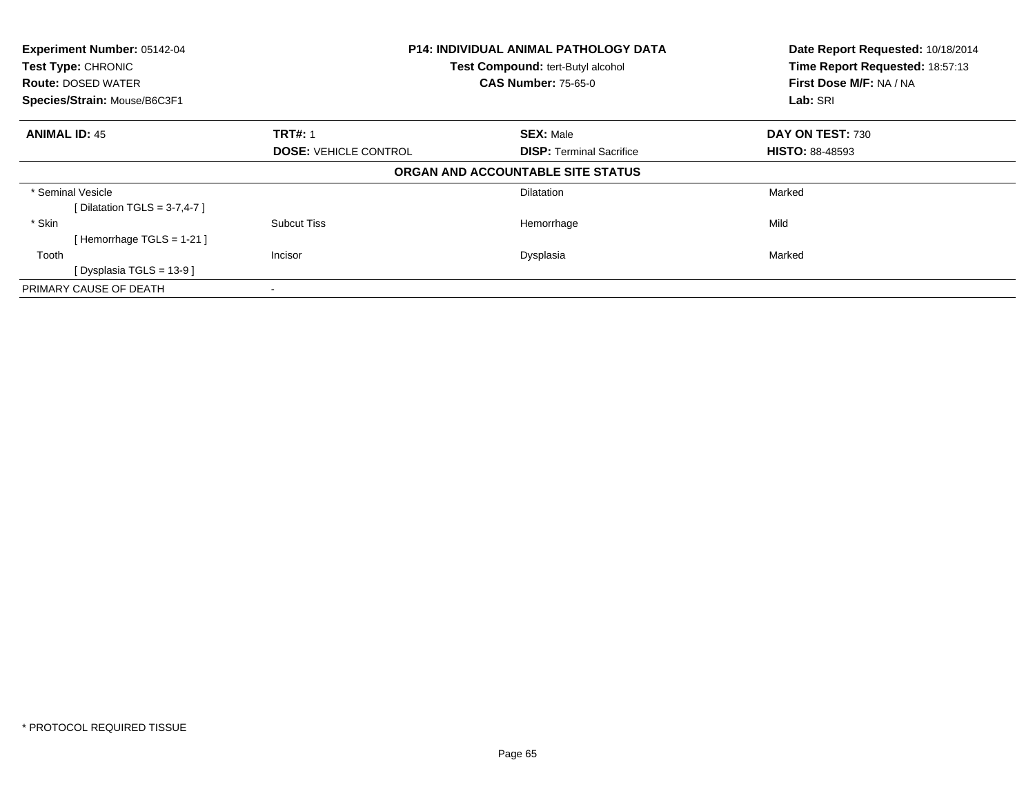**Experiment Number:** 05142-04
**Test Type:** CHRONIC
**Route:** DOSED WATER
**Species/Strain:** Mouse/B6C3F1

## P14: INDIVIDUAL ANIMAL PATHOLOGY DATA

**Test Compound:** tert-Butyl alcohol
**CAS Number:** 75-65-0

**Date Report Requested:** 10/18/2014
**Time Report Requested:** 18:57:13
**First Dose M/F:** NA / NA
**Lab:** SRI

| **ANIMAL ID:** 45 | **TRT#:** 1 | **SEX:** Male | **DAY ON TEST:** 730 |
|---|---|---|---|
| | **DOSE:** VEHICLE CONTROL | **DISP:** Terminal Sacrifice | **HISTO:** 88-48593 |

### ORGAN AND ACCOUNTABLE SITE STATUS

| | | | |
|---|---|---|---|
| * Seminal Vesicle | | Dilatation | Marked |
| [ Dilatation TGLS = 3-7,4-7 ] | | | |
| * Skin | Subcut Tiss | Hemorrhage | Mild |
| [ Hemorrhage TGLS = 1-21 ] | | | |
| Tooth | Incisor | Dysplasia | Marked |
| [ Dysplasia TGLS = 13-9 ] | | | |
| PRIMARY CAUSE OF DEATH | - | | |

* PROTOCOL REQUIRED TISSUE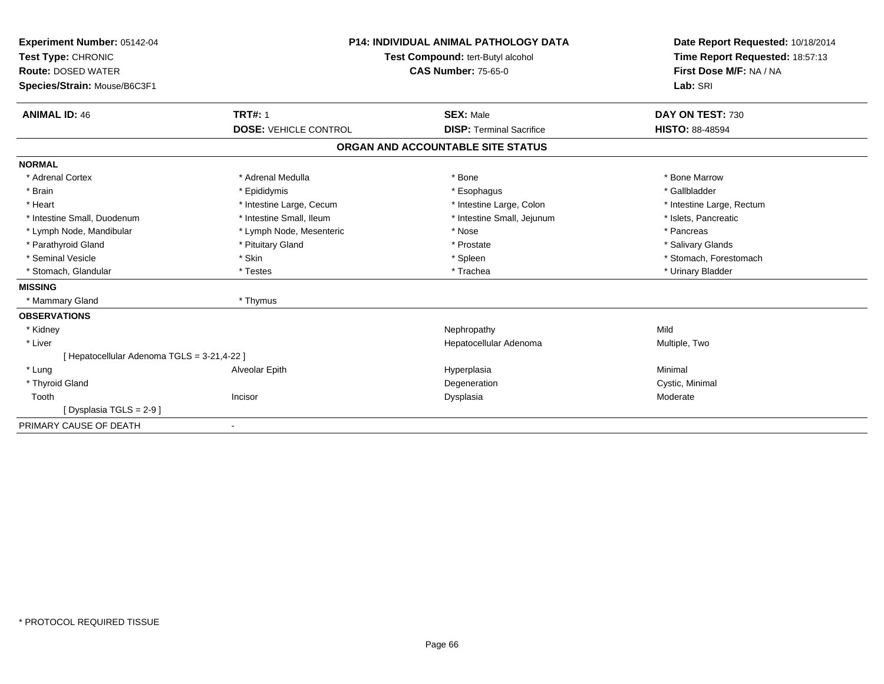**Experiment Number:** 05142-04
**Test Type:** CHRONIC
**Route:** DOSED WATER
**Species/Strain:** Mouse/B6C3F1

**P14: INDIVIDUAL ANIMAL PATHOLOGY DATA**
**Test Compound:** tert-Butyl alcohol
**CAS Number:** 75-65-0

**Date Report Requested:** 10/18/2014
**Time Report Requested:** 18:57:13
**First Dose M/F:** NA / NA
**Lab:** SRI

| **ANIMAL ID:** 46 | **TRT#:** 1 | **SEX:** Male | **DAY ON TEST:** 730 |
|---|---|---|---|
| | **DOSE:** VEHICLE CONTROL | **DISP:** Terminal Sacrifice | **HISTO:** 88-48594 |

## ORGAN AND ACCOUNTABLE SITE STATUS

**NORMAL**

| | | | |
|---|---|---|---|
| * Adrenal Cortex | * Adrenal Medulla | * Bone | * Bone Marrow |
| * Brain | * Epididymis | * Esophagus | * Gallbladder |
| * Heart | * Intestine Large, Cecum | * Intestine Large, Colon | * Intestine Large, Rectum |
| * Intestine Small, Duodenum | * Intestine Small, Ileum | * Intestine Small, Jejunum | * Islets, Pancreatic |
| * Lymph Node, Mandibular | * Lymph Node, Mesenteric | * Nose | * Pancreas |
| * Parathyroid Gland | * Pituitary Gland | * Prostate | * Salivary Glands |
| * Seminal Vesicle | * Skin | * Spleen | * Stomach, Forestomach |
| * Stomach, Glandular | * Testes | * Trachea | * Urinary Bladder |

**MISSING**

| | |
|---|---|
| * Mammary Gland | * Thymus |

**OBSERVATIONS**

| | | | |
|---|---|---|---|
| * Kidney | | Nephropathy | Mild |
| * Liver | | Hepatocellular Adenoma | Multiple, Two |
| [ Hepatocellular Adenoma TGLS = 3-21,4-22 ] | | | |
| * Lung | Alveolar Epith | Hyperplasia | Minimal |
| * Thyroid Gland | | Degeneration | Cystic, Minimal |
| Tooth | Incisor | Dysplasia | Moderate |
| [ Dysplasia TGLS = 2-9 ] | | | |

PRIMARY CAUSE OF DEATH -

* PROTOCOL REQUIRED TISSUE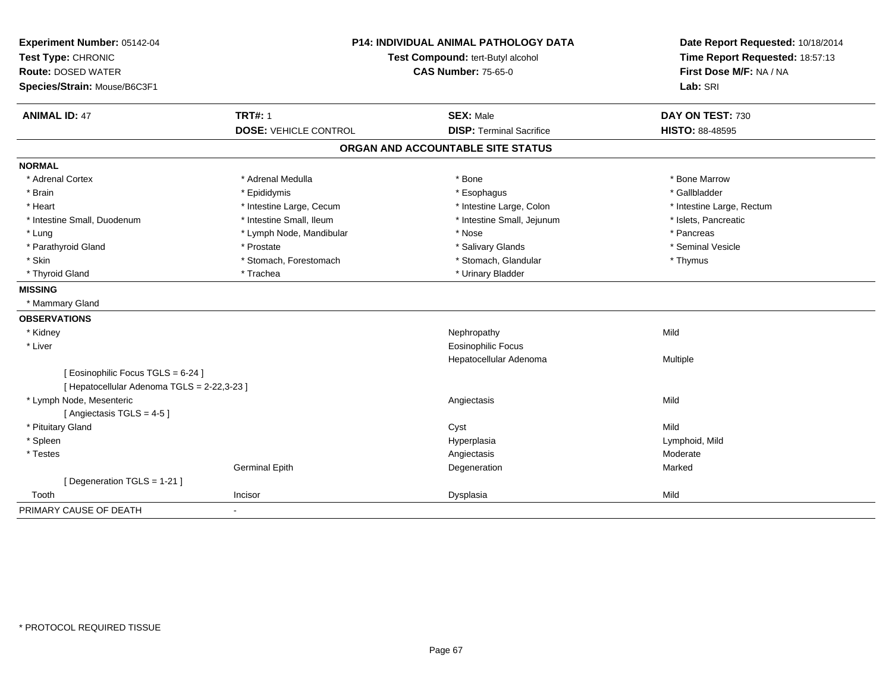**Experiment Number:** 05142-04
**Test Type:** CHRONIC
**Route:** DOSED WATER
**Species/Strain:** Mouse/B6C3F1

**P14: INDIVIDUAL ANIMAL PATHOLOGY DATA**
**Test Compound:** tert-Butyl alcohol
**CAS Number:** 75-65-0

**Date Report Requested:** 10/18/2014
**Time Report Requested:** 18:57:13
**First Dose M/F:** NA / NA
**Lab:** SRI

| **ANIMAL ID:** 47 | **TRT#:** 1 | **SEX:** Male | **DAY ON TEST:** 730 |
|---|---|---|---|
| | **DOSE:** VEHICLE CONTROL | **DISP:** Terminal Sacrifice | **HISTO:** 88-48595 |

## ORGAN AND ACCOUNTABLE SITE STATUS

**NORMAL**

| | | | |
|---|---|---|---|
| * Adrenal Cortex | * Adrenal Medulla | * Bone | * Bone Marrow |
| * Brain | * Epididymis | * Esophagus | * Gallbladder |
| * Heart | * Intestine Large, Cecum | * Intestine Large, Colon | * Intestine Large, Rectum |
| * Intestine Small, Duodenum | * Intestine Small, Ileum | * Intestine Small, Jejunum | * Islets, Pancreatic |
| * Lung | * Lymph Node, Mandibular | * Nose | * Pancreas |
| * Parathyroid Gland | * Prostate | * Salivary Glands | * Seminal Vesicle |
| * Skin | * Stomach, Forestomach | * Stomach, Glandular | * Thymus |
| * Thyroid Gland | * Trachea | * Urinary Bladder | |

**MISSING**

* Mammary Gland

**OBSERVATIONS**

| | | | |
|---|---|---|---|
| * Kidney | | Nephropathy | Mild |
| * Liver | | Eosinophilic Focus | |
| | | Hepatocellular Adenoma | Multiple |
| [ Eosinophilic Focus TGLS = 6-24 ] | | | |
| [ Hepatocellular Adenoma TGLS = 2-22,3-23 ] | | | |
| * Lymph Node, Mesenteric | | Angiectasis | Mild |
| [ Angiectasis TGLS = 4-5 ] | | | |
| * Pituitary Gland | | Cyst | Mild |
| * Spleen | | Hyperplasia | Lymphoid, Mild |
| * Testes | | Angiectasis | Moderate |
| | Germinal Epith | Degeneration | Marked |
| [ Degeneration TGLS = 1-21 ] | | | |
| Tooth | Incisor | Dysplasia | Mild |

PRIMARY CAUSE OF DEATH -

* PROTOCOL REQUIRED TISSUE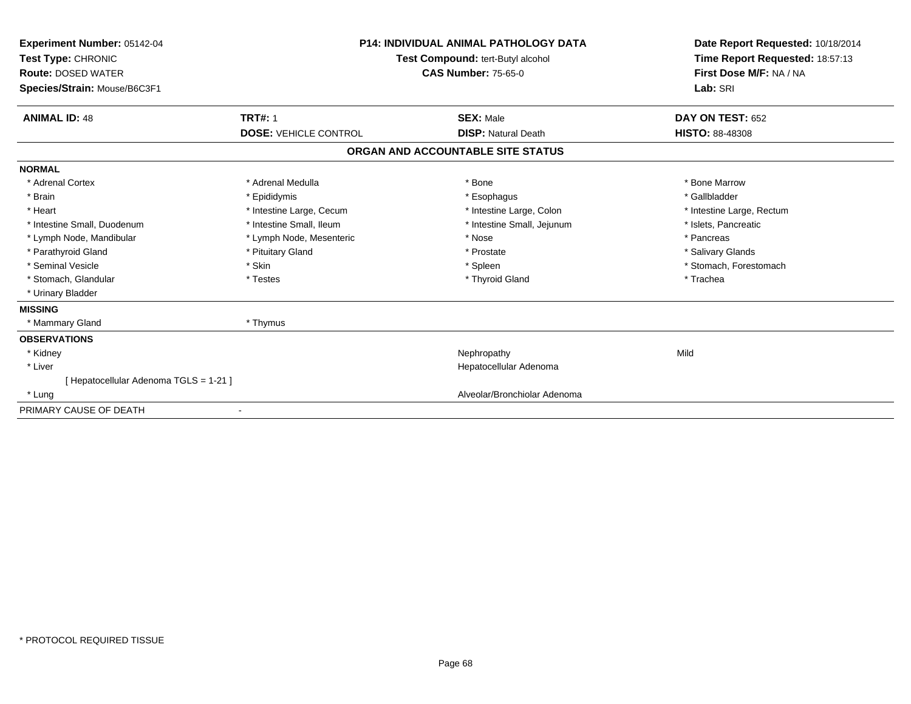**Experiment Number:** 05142-04
**Test Type:** CHRONIC
**Route:** DOSED WATER
**Species/Strain:** Mouse/B6C3F1

**P14: INDIVIDUAL ANIMAL PATHOLOGY DATA**
**Test Compound:** tert-Butyl alcohol
**CAS Number:** 75-65-0

**Date Report Requested:** 10/18/2014
**Time Report Requested:** 18:57:13
**First Dose M/F:** NA / NA
**Lab:** SRI

| **ANIMAL ID:** 48 | **TRT#:** 1 | **SEX:** Male | **DAY ON TEST:** 652 |
|---|---|---|---|
| | **DOSE:** VEHICLE CONTROL | **DISP:** Natural Death | **HISTO:** 88-48308 |

## ORGAN AND ACCOUNTABLE SITE STATUS

**NORMAL**

| | | | |
|---|---|---|---|
| * Adrenal Cortex | * Adrenal Medulla | * Bone | * Bone Marrow |
| * Brain | * Epididymis | * Esophagus | * Gallbladder |
| * Heart | * Intestine Large, Cecum | * Intestine Large, Colon | * Intestine Large, Rectum |
| * Intestine Small, Duodenum | * Intestine Small, Ileum | * Intestine Small, Jejunum | * Islets, Pancreatic |
| * Lymph Node, Mandibular | * Lymph Node, Mesenteric | * Nose | * Pancreas |
| * Parathyroid Gland | * Pituitary Gland | * Prostate | * Salivary Glands |
| * Seminal Vesicle | * Skin | * Spleen | * Stomach, Forestomach |
| * Stomach, Glandular | * Testes | * Thyroid Gland | * Trachea |
| * Urinary Bladder | | | |

**MISSING**

| | |
|---|---|
| * Mammary Gland | * Thymus |

**OBSERVATIONS**

| | | |
|---|---|---|
| * Kidney | Nephropathy | Mild |
| * Liver | Hepatocellular Adenoma | |
| [ Hepatocellular Adenoma TGLS = 1-21 ] | | |
| * Lung | Alveolar/Bronchiolar Adenoma | |

PRIMARY CAUSE OF DEATH -

* PROTOCOL REQUIRED TISSUE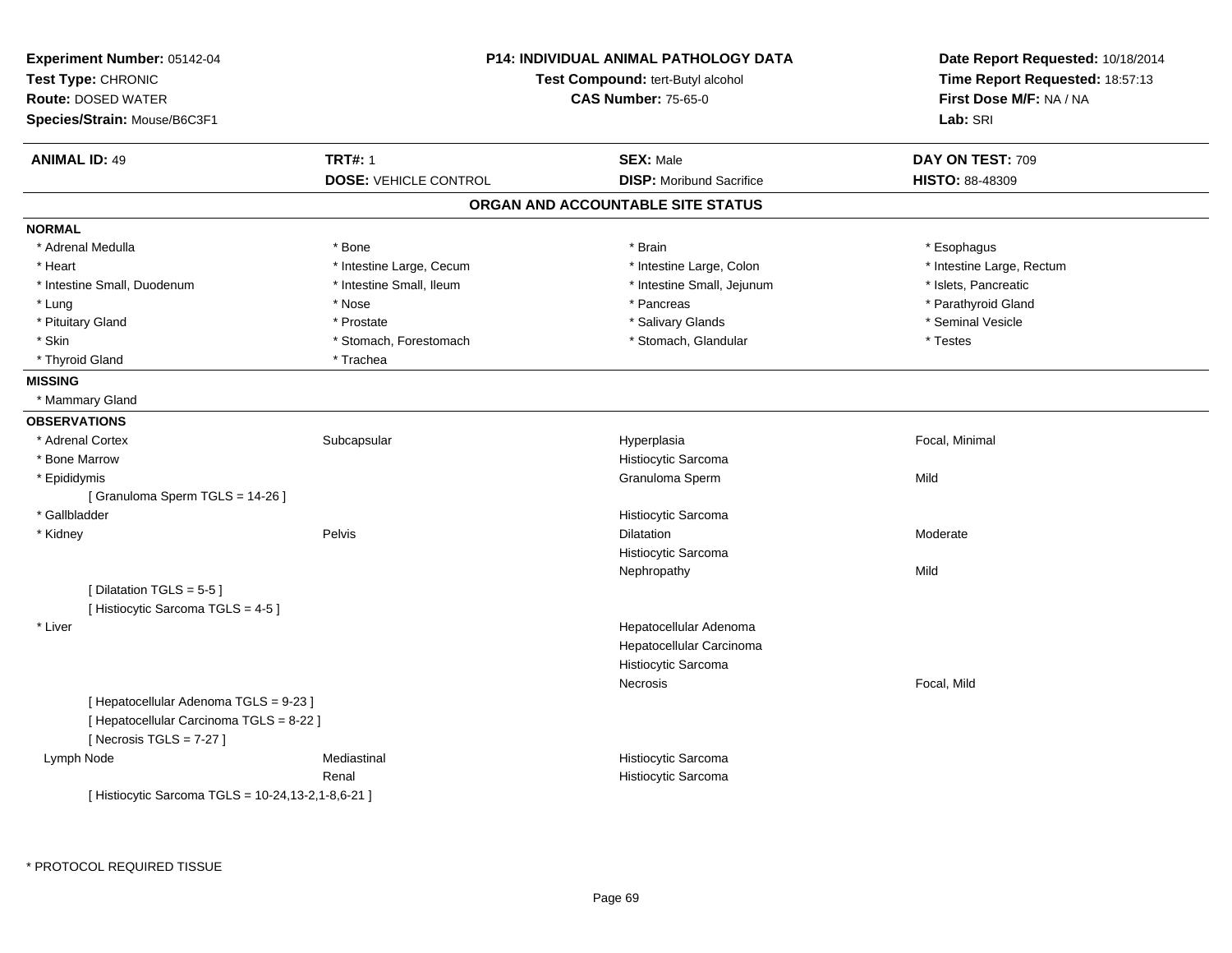**Experiment Number:** 05142-04
**Test Type:** CHRONIC
**Route:** DOSED WATER
**Species/Strain:** Mouse/B6C3F1

**P14: INDIVIDUAL ANIMAL PATHOLOGY DATA**
**Test Compound:** tert-Butyl alcohol
**CAS Number:** 75-65-0

**Date Report Requested:** 10/18/2014
**Time Report Requested:** 18:57:13
**First Dose M/F:** NA / NA
**Lab:** SRI

| **ANIMAL ID:** 49 | **TRT#:** 1 | **SEX:** Male | **DAY ON TEST:** 709 |
|---|---|---|---|
| | **DOSE:** VEHICLE CONTROL | **DISP:** Moribund Sacrifice | **HISTO:** 88-48309 |

## ORGAN AND ACCOUNTABLE SITE STATUS

**NORMAL**

| | | | |
|---|---|---|---|
| * Adrenal Medulla | * Bone | * Brain | * Esophagus |
| * Heart | * Intestine Large, Cecum | * Intestine Large, Colon | * Intestine Large, Rectum |
| * Intestine Small, Duodenum | * Intestine Small, Ileum | * Intestine Small, Jejunum | * Islets, Pancreatic |
| * Lung | * Nose | * Pancreas | * Parathyroid Gland |
| * Pituitary Gland | * Prostate | * Salivary Glands | * Seminal Vesicle |
| * Skin | * Stomach, Forestomach | * Stomach, Glandular | * Testes |
| * Thyroid Gland | * Trachea | | |

**MISSING**

* Mammary Gland

**OBSERVATIONS**

| | | | |
|---|---|---|---|
| * Adrenal Cortex | Subcapsular | Hyperplasia | Focal, Minimal |
| * Bone Marrow | | Histiocytic Sarcoma | |
| * Epididymis | | Granuloma Sperm | Mild |
| [ Granuloma Sperm TGLS = 14-26 ] | | | |
| * Gallbladder | | Histiocytic Sarcoma | |
| * Kidney | Pelvis | Dilatation | Moderate |
| | | Histiocytic Sarcoma | |
| | | Nephropathy | Mild |
| [ Dilatation TGLS = 5-5 ] | | | |
| [ Histiocytic Sarcoma TGLS = 4-5 ] | | | |
| * Liver | | Hepatocellular Adenoma | |
| | | Hepatocellular Carcinoma | |
| | | Histiocytic Sarcoma | |
| | | Necrosis | Focal, Mild |
| [ Hepatocellular Adenoma TGLS = 9-23 ] | | | |
| [ Hepatocellular Carcinoma TGLS = 8-22 ] | | | |
| [ Necrosis TGLS = 7-27 ] | | | |
| Lymph Node | Mediastinal | Histiocytic Sarcoma | |
| | Renal | Histiocytic Sarcoma | |
| [ Histiocytic Sarcoma TGLS = 10-24,13-2,1-8,6-21 ] | | | |

* PROTOCOL REQUIRED TISSUE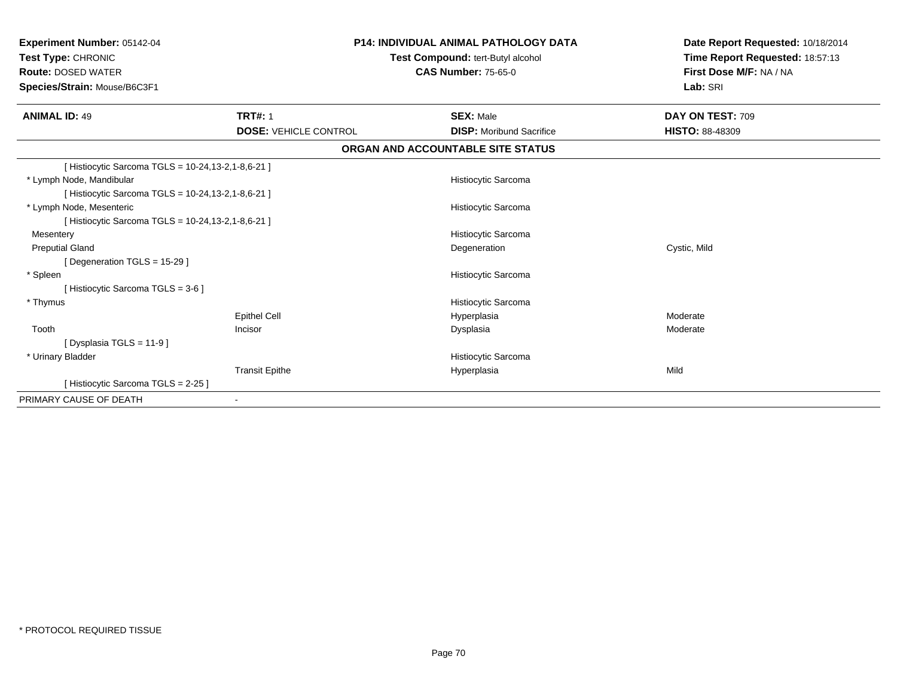**Experiment Number:** 05142-04
**Test Type:** CHRONIC
**Route:** DOSED WATER
**Species/Strain:** Mouse/B6C3F1

**P14: INDIVIDUAL ANIMAL PATHOLOGY DATA**
**Test Compound:** tert-Butyl alcohol
**CAS Number:** 75-65-0

**Date Report Requested:** 10/18/2014
**Time Report Requested:** 18:57:13
**First Dose M/F:** NA / NA
**Lab:** SRI

| **ANIMAL ID:** 49 | **TRT#:** 1 | **SEX:** Male | **DAY ON TEST:** 709 |
|---|---|---|---|
| | **DOSE:** VEHICLE CONTROL | **DISP:** Moribund Sacrifice | **HISTO:** 88-48309 |

**ORGAN AND ACCOUNTABLE SITE STATUS**

| | | | |
|---|---|---|---|
| [ Histiocytic Sarcoma TGLS = 10-24,13-2,1-8,6-21 ] | | | |
| * Lymph Node, Mandibular | | Histiocytic Sarcoma | |
| [ Histiocytic Sarcoma TGLS = 10-24,13-2,1-8,6-21 ] | | | |
| * Lymph Node, Mesenteric | | Histiocytic Sarcoma | |
| [ Histiocytic Sarcoma TGLS = 10-24,13-2,1-8,6-21 ] | | | |
| Mesentery | | Histiocytic Sarcoma | |
| Preputial Gland | | Degeneration | Cystic, Mild |
| [ Degeneration TGLS = 15-29 ] | | | |
| * Spleen | | Histiocytic Sarcoma | |
| [ Histiocytic Sarcoma TGLS = 3-6 ] | | | |
| * Thymus | | Histiocytic Sarcoma | |
| | Epithel Cell | Hyperplasia | Moderate |
| Tooth | Incisor | Dysplasia | Moderate |
| [ Dysplasia TGLS = 11-9 ] | | | |
| * Urinary Bladder | | Histiocytic Sarcoma | |
| | Transit Epithe | Hyperplasia | Mild |
| [ Histiocytic Sarcoma TGLS = 2-25 ] | | | |
| PRIMARY CAUSE OF DEATH | - | | |

* PROTOCOL REQUIRED TISSUE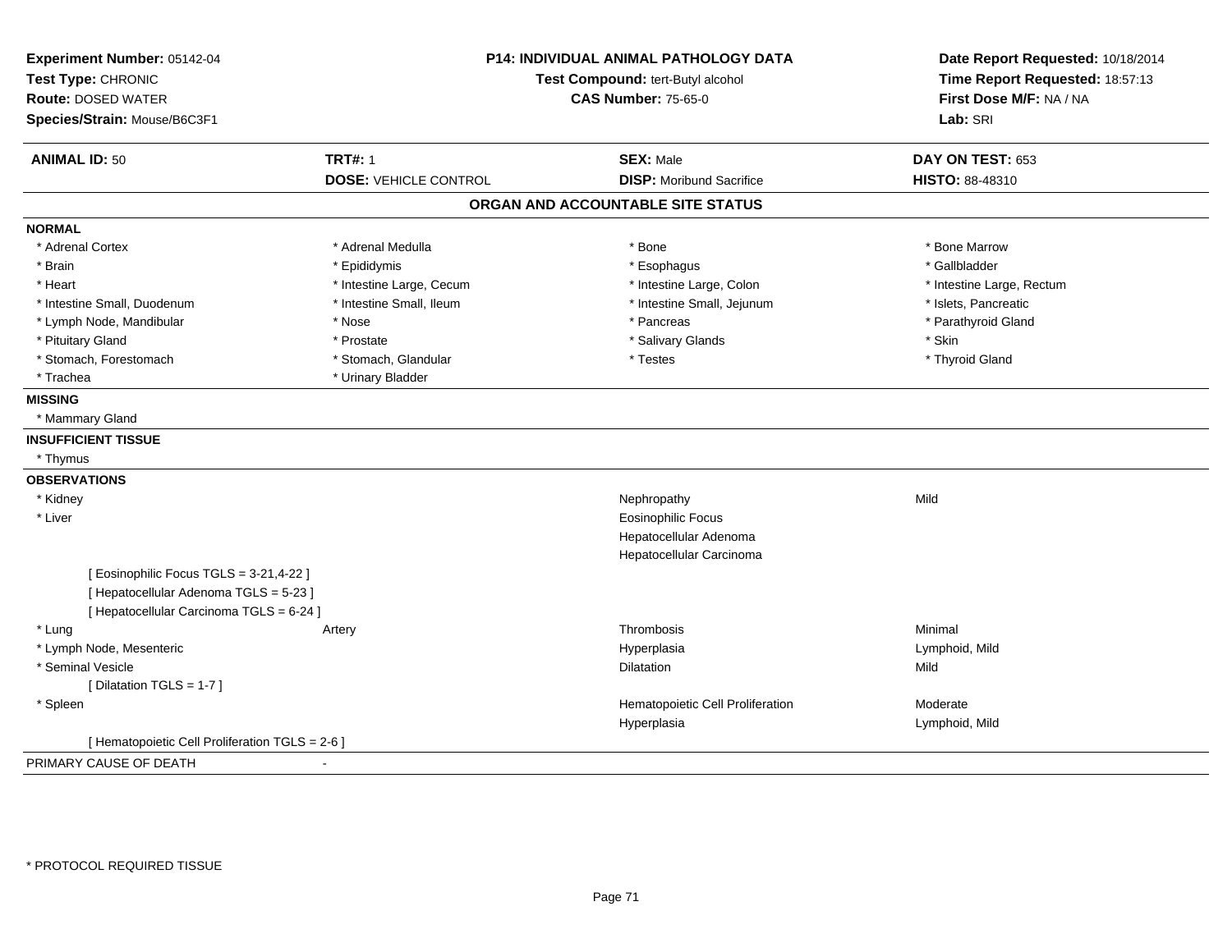**Experiment Number:** 05142-04
**Test Type:** CHRONIC
**Route:** DOSED WATER
**Species/Strain:** Mouse/B6C3F1

**P14: INDIVIDUAL ANIMAL PATHOLOGY DATA**
**Test Compound:** tert-Butyl alcohol
**CAS Number:** 75-65-0

**Date Report Requested:** 10/18/2014
**Time Report Requested:** 18:57:13
**First Dose M/F:** NA / NA
**Lab:** SRI

| **ANIMAL ID:** 50 | **TRT#:** 1 | **SEX:** Male | **DAY ON TEST:** 653 |
|---|---|---|---|
| | **DOSE:** VEHICLE CONTROL | **DISP:** Moribund Sacrifice | **HISTO:** 88-48310 |

## ORGAN AND ACCOUNTABLE SITE STATUS

**NORMAL**

| | | | |
|---|---|---|---|
| * Adrenal Cortex | * Adrenal Medulla | * Bone | * Bone Marrow |
| * Brain | * Epididymis | * Esophagus | * Gallbladder |
| * Heart | * Intestine Large, Cecum | * Intestine Large, Colon | * Intestine Large, Rectum |
| * Intestine Small, Duodenum | * Intestine Small, Ileum | * Intestine Small, Jejunum | * Islets, Pancreatic |
| * Lymph Node, Mandibular | * Nose | * Pancreas | * Parathyroid Gland |
| * Pituitary Gland | * Prostate | * Salivary Glands | * Skin |
| * Stomach, Forestomach | * Stomach, Glandular | * Testes | * Thyroid Gland |
| * Trachea | * Urinary Bladder | | |

**MISSING**

* Mammary Gland

**INSUFFICIENT TISSUE**

* Thymus

**OBSERVATIONS**

| | | | |
|---|---|---|---|
| * Kidney | | Nephropathy | Mild |
| * Liver | | Eosinophilic Focus | |
| | | Hepatocellular Adenoma | |
| | | Hepatocellular Carcinoma | |
| [ Eosinophilic Focus TGLS = 3-21,4-22 ] | | | |
| [ Hepatocellular Adenoma TGLS = 5-23 ] | | | |
| [ Hepatocellular Carcinoma TGLS = 6-24 ] | | | |
| * Lung | Artery | Thrombosis | Minimal |
| * Lymph Node, Mesenteric | | Hyperplasia | Lymphoid, Mild |
| * Seminal Vesicle | | Dilatation | Mild |
| [ Dilatation TGLS = 1-7 ] | | | |
| * Spleen | | Hematopoietic Cell Proliferation | Moderate |
| | | Hyperplasia | Lymphoid, Mild |
| [ Hematopoietic Cell Proliferation TGLS = 2-6 ] | | | |

PRIMARY CAUSE OF DEATH -

* PROTOCOL REQUIRED TISSUE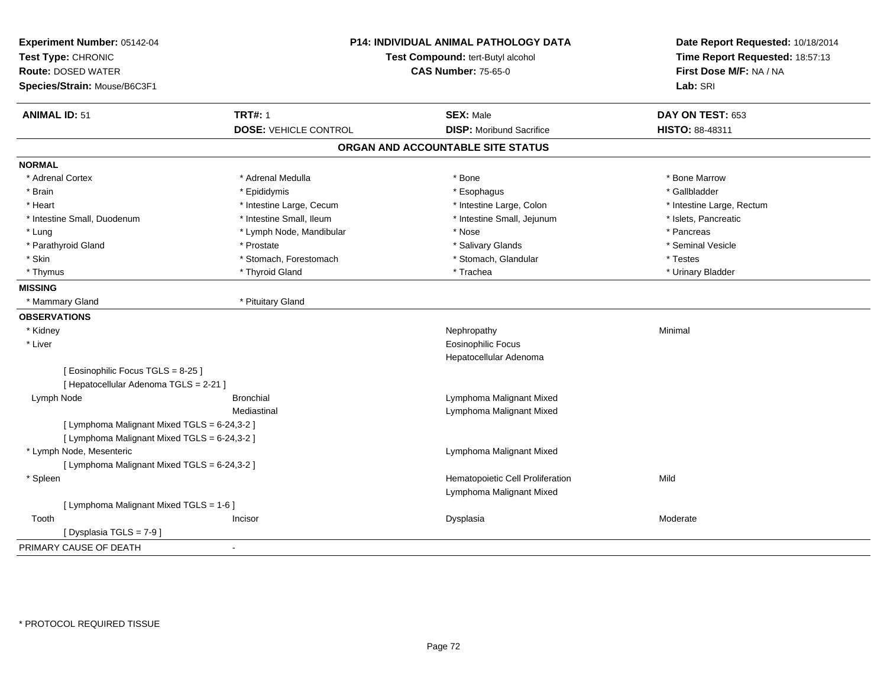**Experiment Number:** 05142-04
**Test Type:** CHRONIC
**Route:** DOSED WATER
**Species/Strain:** Mouse/B6C3F1

**P14: INDIVIDUAL ANIMAL PATHOLOGY DATA**
**Test Compound:** tert-Butyl alcohol
**CAS Number:** 75-65-0

**Date Report Requested:** 10/18/2014
**Time Report Requested:** 18:57:13
**First Dose M/F:** NA / NA
**Lab:** SRI

| **ANIMAL ID:** 51 | **TRT#:** 1 | **SEX:** Male | **DAY ON TEST:** 653 |
|---|---|---|---|
| | **DOSE:** VEHICLE CONTROL | **DISP:** Moribund Sacrifice | **HISTO:** 88-48311 |

## ORGAN AND ACCOUNTABLE SITE STATUS

**NORMAL**

| | | | |
|---|---|---|---|
| * Adrenal Cortex | * Adrenal Medulla | * Bone | * Bone Marrow |
| * Brain | * Epididymis | * Esophagus | * Gallbladder |
| * Heart | * Intestine Large, Cecum | * Intestine Large, Colon | * Intestine Large, Rectum |
| * Intestine Small, Duodenum | * Intestine Small, Ileum | * Intestine Small, Jejunum | * Islets, Pancreatic |
| * Lung | * Lymph Node, Mandibular | * Nose | * Pancreas |
| * Parathyroid Gland | * Prostate | * Salivary Glands | * Seminal Vesicle |
| * Skin | * Stomach, Forestomach | * Stomach, Glandular | * Testes |
| * Thymus | * Thyroid Gland | * Trachea | * Urinary Bladder |

**MISSING**

| | |
|---|---|
| * Mammary Gland | * Pituitary Gland |

**OBSERVATIONS**

| | | | |
|---|---|---|---|
| * Kidney | | Nephropathy | Minimal |
| * Liver | | Eosinophilic Focus | |
| | | Hepatocellular Adenoma | |
| [ Eosinophilic Focus TGLS = 8-25 ] | | | |
| [ Hepatocellular Adenoma TGLS = 2-21 ] | | | |
| Lymph Node | Bronchial | Lymphoma Malignant Mixed | |
| | Mediastinal | Lymphoma Malignant Mixed | |
| [ Lymphoma Malignant Mixed TGLS = 6-24,3-2 ] | | | |
| [ Lymphoma Malignant Mixed TGLS = 6-24,3-2 ] | | | |
| * Lymph Node, Mesenteric | | Lymphoma Malignant Mixed | |
| [ Lymphoma Malignant Mixed TGLS = 6-24,3-2 ] | | | |
| * Spleen | | Hematopoietic Cell Proliferation | Mild |
| | | Lymphoma Malignant Mixed | |
| [ Lymphoma Malignant Mixed TGLS = 1-6 ] | | | |
| Tooth | Incisor | Dysplasia | Moderate |
| [ Dysplasia TGLS = 7-9 ] | | | |

PRIMARY CAUSE OF DEATH -

* PROTOCOL REQUIRED TISSUE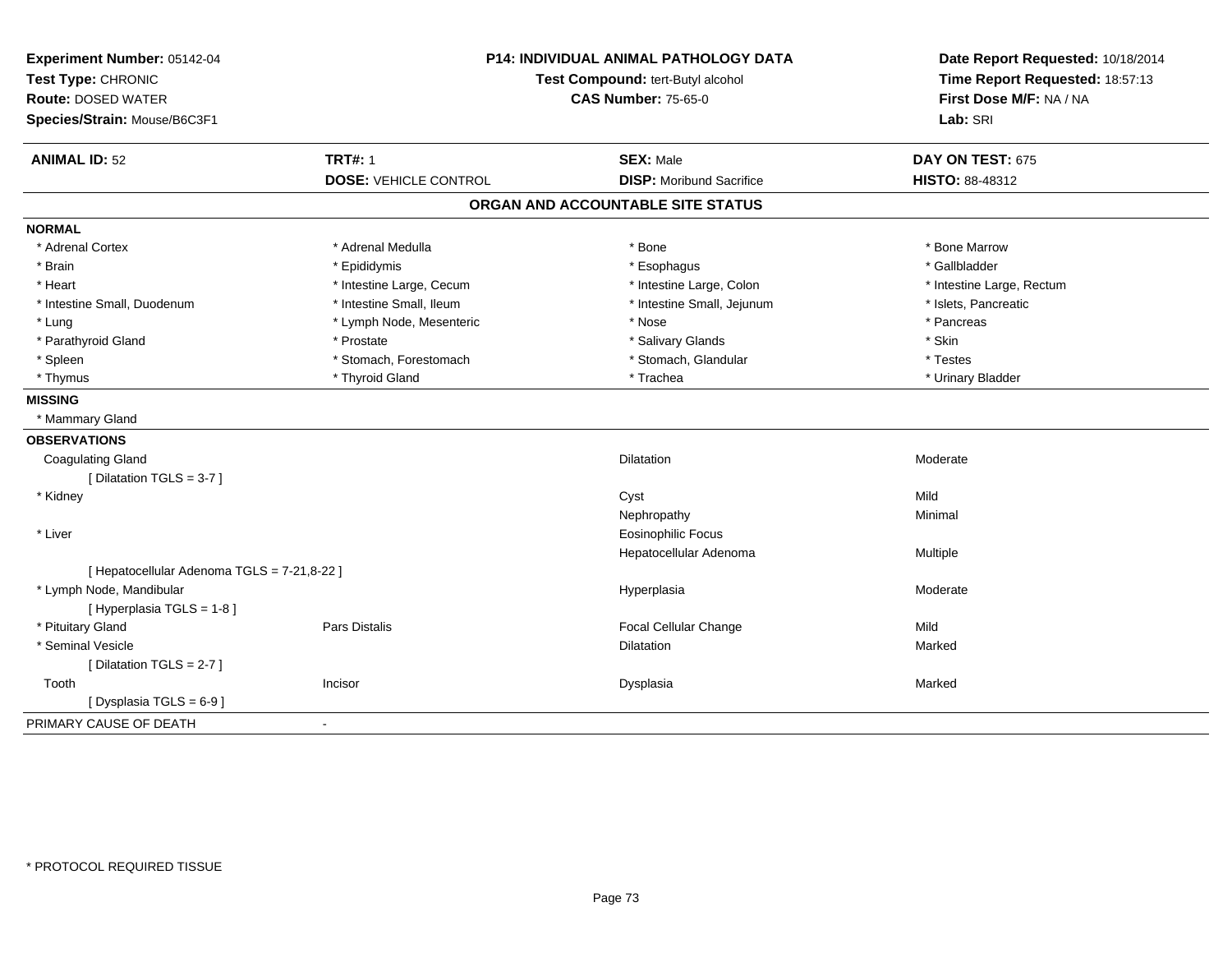**Experiment Number:** 05142-04
**Test Type:** CHRONIC
**Route:** DOSED WATER
**Species/Strain:** Mouse/B6C3F1

**P14: INDIVIDUAL ANIMAL PATHOLOGY DATA**
**Test Compound:** tert-Butyl alcohol
**CAS Number:** 75-65-0

**Date Report Requested:** 10/18/2014
**Time Report Requested:** 18:57:13
**First Dose M/F:** NA / NA
**Lab:** SRI

| **ANIMAL ID:** 52 | **TRT#:** 1 | **SEX:** Male | **DAY ON TEST:** 675 |
|---|---|---|---|
| | **DOSE:** VEHICLE CONTROL | **DISP:** Moribund Sacrifice | **HISTO:** 88-48312 |

## ORGAN AND ACCOUNTABLE SITE STATUS

**NORMAL**

| | | | |
|---|---|---|---|
| * Adrenal Cortex | * Adrenal Medulla | * Bone | * Bone Marrow |
| * Brain | * Epididymis | * Esophagus | * Gallbladder |
| * Heart | * Intestine Large, Cecum | * Intestine Large, Colon | * Intestine Large, Rectum |
| * Intestine Small, Duodenum | * Intestine Small, Ileum | * Intestine Small, Jejunum | * Islets, Pancreatic |
| * Lung | * Lymph Node, Mesenteric | * Nose | * Pancreas |
| * Parathyroid Gland | * Prostate | * Salivary Glands | * Skin |
| * Spleen | * Stomach, Forestomach | * Stomach, Glandular | * Testes |
| * Thymus | * Thyroid Gland | * Trachea | * Urinary Bladder |

**MISSING**

* Mammary Gland

**OBSERVATIONS**

| | | | |
|---|---|---|---|
| Coagulating Gland | | Dilatation | Moderate |
| [ Dilatation TGLS = 3-7 ] | | | |
| * Kidney | | Cyst | Mild |
| | | Nephropathy | Minimal |
| * Liver | | Eosinophilic Focus | |
| | | Hepatocellular Adenoma | Multiple |
| [ Hepatocellular Adenoma TGLS = 7-21,8-22 ] | | | |
| * Lymph Node, Mandibular | | Hyperplasia | Moderate |
| [ Hyperplasia TGLS = 1-8 ] | | | |
| * Pituitary Gland | Pars Distalis | Focal Cellular Change | Mild |
| * Seminal Vesicle | | Dilatation | Marked |
| [ Dilatation TGLS = 2-7 ] | | | |
| Tooth | Incisor | Dysplasia | Marked |
| [ Dysplasia TGLS = 6-9 ] | | | |

PRIMARY CAUSE OF DEATH -

* PROTOCOL REQUIRED TISSUE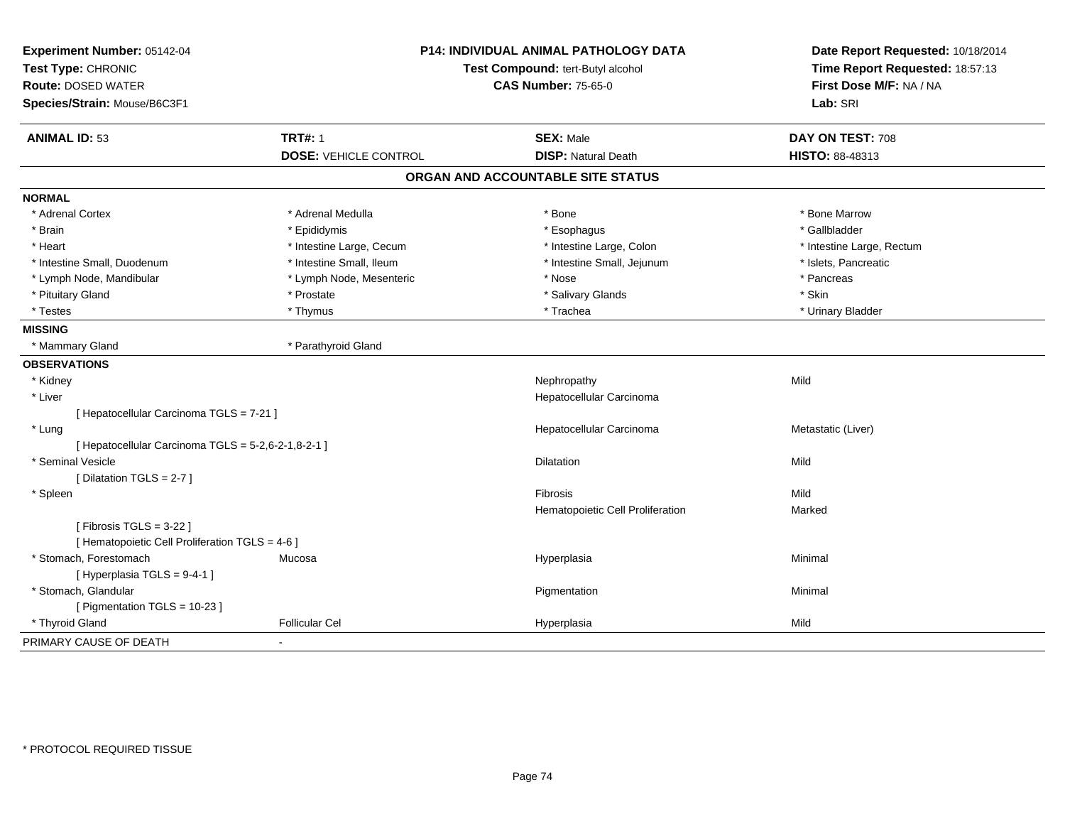**Experiment Number:** 05142-04
**Test Type:** CHRONIC
**Route:** DOSED WATER
**Species/Strain:** Mouse/B6C3F1

**P14: INDIVIDUAL ANIMAL PATHOLOGY DATA**
**Test Compound:** tert-Butyl alcohol
**CAS Number:** 75-65-0

**Date Report Requested:** 10/18/2014
**Time Report Requested:** 18:57:13
**First Dose M/F:** NA / NA
**Lab:** SRI

| **ANIMAL ID:** 53 | **TRT#:** 1 | **SEX:** Male | **DAY ON TEST:** 708 |
|---|---|---|---|
| | **DOSE:** VEHICLE CONTROL | **DISP:** Natural Death | **HISTO:** 88-48313 |

## ORGAN AND ACCOUNTABLE SITE STATUS

**NORMAL**

| | | | |
|---|---|---|---|
| * Adrenal Cortex | * Adrenal Medulla | * Bone | * Bone Marrow |
| * Brain | * Epididymis | * Esophagus | * Gallbladder |
| * Heart | * Intestine Large, Cecum | * Intestine Large, Colon | * Intestine Large, Rectum |
| * Intestine Small, Duodenum | * Intestine Small, Ileum | * Intestine Small, Jejunum | * Islets, Pancreatic |
| * Lymph Node, Mandibular | * Lymph Node, Mesenteric | * Nose | * Pancreas |
| * Pituitary Gland | * Prostate | * Salivary Glands | * Skin |
| * Testes | * Thymus | * Trachea | * Urinary Bladder |

**MISSING**

| | |
|---|---|
| * Mammary Gland | * Parathyroid Gland |

**OBSERVATIONS**

| | | | |
|---|---|---|---|
| * Kidney | | Nephropathy | Mild |
| * Liver | | Hepatocellular Carcinoma | |
| [ Hepatocellular Carcinoma TGLS = 7-21 ] | | | |
| * Lung | | Hepatocellular Carcinoma | Metastatic (Liver) |
| [ Hepatocellular Carcinoma TGLS = 5-2,6-2-1,8-2-1 ] | | | |
| * Seminal Vesicle | | Dilatation | Mild |
| [ Dilatation TGLS = 2-7 ] | | | |
| * Spleen | | Fibrosis | Mild |
| | | Hematopoietic Cell Proliferation | Marked |
| [ Fibrosis TGLS = 3-22 ] | | | |
| [ Hematopoietic Cell Proliferation TGLS = 4-6 ] | | | |
| * Stomach, Forestomach | Mucosa | Hyperplasia | Minimal |
| [ Hyperplasia TGLS = 9-4-1 ] | | | |
| * Stomach, Glandular | | Pigmentation | Minimal |
| [ Pigmentation TGLS = 10-23 ] | | | |
| * Thyroid Gland | Follicular Cel | Hyperplasia | Mild |

PRIMARY CAUSE OF DEATH -

* PROTOCOL REQUIRED TISSUE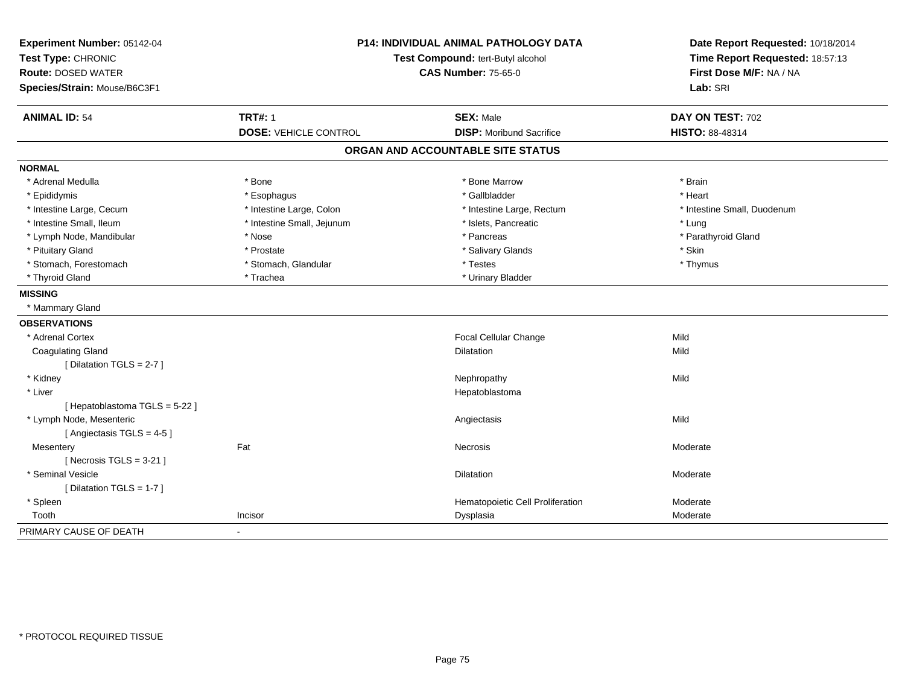**Experiment Number:** 05142-04
**Test Type:** CHRONIC
**Route:** DOSED WATER
**Species/Strain:** Mouse/B6C3F1

**P14: INDIVIDUAL ANIMAL PATHOLOGY DATA**
**Test Compound:** tert-Butyl alcohol
**CAS Number:** 75-65-0

**Date Report Requested:** 10/18/2014
**Time Report Requested:** 18:57:13
**First Dose M/F:** NA / NA
**Lab:** SRI

| **ANIMAL ID:** 54 | **TRT#:** 1 | **SEX:** Male | **DAY ON TEST:** 702 |
|---|---|---|---|
| | **DOSE:** VEHICLE CONTROL | **DISP:** Moribund Sacrifice | **HISTO:** 88-48314 |

## ORGAN AND ACCOUNTABLE SITE STATUS

**NORMAL**

| | | | |
|---|---|---|---|
| * Adrenal Medulla | * Bone | * Bone Marrow | * Brain |
| * Epididymis | * Esophagus | * Gallbladder | * Heart |
| * Intestine Large, Cecum | * Intestine Large, Colon | * Intestine Large, Rectum | * Intestine Small, Duodenum |
| * Intestine Small, Ileum | * Intestine Small, Jejunum | * Islets, Pancreatic | * Lung |
| * Lymph Node, Mandibular | * Nose | * Pancreas | * Parathyroid Gland |
| * Pituitary Gland | * Prostate | * Salivary Glands | * Skin |
| * Stomach, Forestomach | * Stomach, Glandular | * Testes | * Thymus |
| * Thyroid Gland | * Trachea | * Urinary Bladder | |

**MISSING**

* Mammary Gland

**OBSERVATIONS**

| | | | |
|---|---|---|---|
| * Adrenal Cortex | | Focal Cellular Change | Mild |
| Coagulating Gland | | Dilatation | Mild |
| [ Dilatation TGLS = 2-7 ] | | | |
| * Kidney | | Nephropathy | Mild |
| * Liver | | Hepatoblastoma | |
| [ Hepatoblastoma TGLS = 5-22 ] | | | |
| * Lymph Node, Mesenteric | | Angiectasis | Mild |
| [ Angiectasis TGLS = 4-5 ] | | | |
| Mesentery | Fat | Necrosis | Moderate |
| [ Necrosis TGLS = 3-21 ] | | | |
| * Seminal Vesicle | | Dilatation | Moderate |
| [ Dilatation TGLS = 1-7 ] | | | |
| * Spleen | | Hematopoietic Cell Proliferation | Moderate |
| Tooth | Incisor | Dysplasia | Moderate |

PRIMARY CAUSE OF DEATH -

* PROTOCOL REQUIRED TISSUE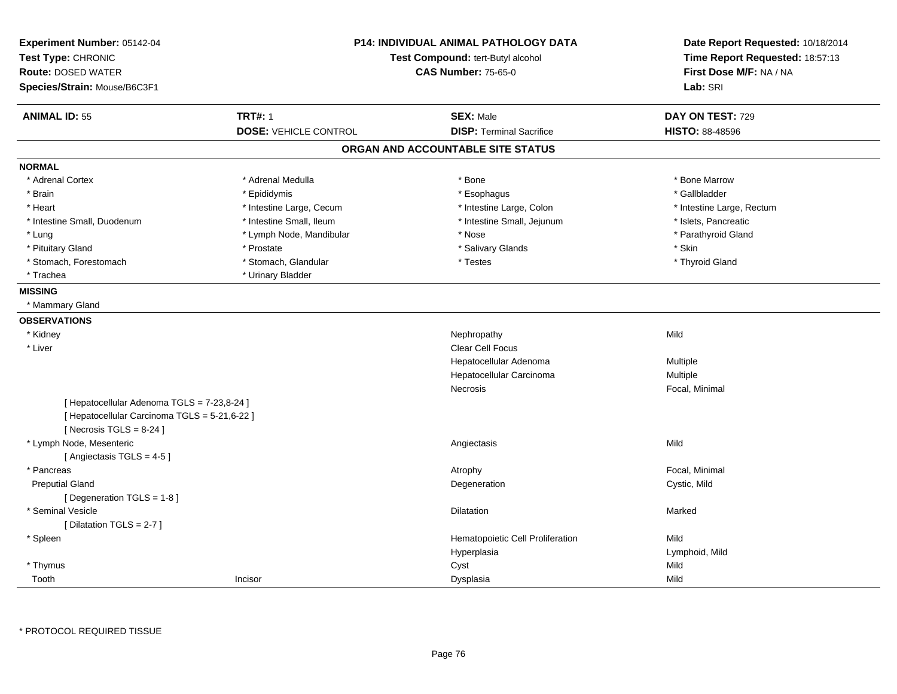**Experiment Number:** 05142-04
**Test Type:** CHRONIC
**Route:** DOSED WATER
**Species/Strain:** Mouse/B6C3F1

**P14: INDIVIDUAL ANIMAL PATHOLOGY DATA**
**Test Compound:** tert-Butyl alcohol
**CAS Number:** 75-65-0

**Date Report Requested:** 10/18/2014
**Time Report Requested:** 18:57:13
**First Dose M/F:** NA / NA
**Lab:** SRI

| **ANIMAL ID:** 55 | **TRT#:** 1 | **SEX:** Male | **DAY ON TEST:** 729 |
|---|---|---|---|
| | **DOSE:** VEHICLE CONTROL | **DISP:** Terminal Sacrifice | **HISTO:** 88-48596 |

## ORGAN AND ACCOUNTABLE SITE STATUS

**NORMAL**

| | | | |
|---|---|---|---|
| * Adrenal Cortex | * Adrenal Medulla | * Bone | * Bone Marrow |
| * Brain | * Epididymis | * Esophagus | * Gallbladder |
| * Heart | * Intestine Large, Cecum | * Intestine Large, Colon | * Intestine Large, Rectum |
| * Intestine Small, Duodenum | * Intestine Small, Ileum | * Intestine Small, Jejunum | * Islets, Pancreatic |
| * Lung | * Lymph Node, Mandibular | * Nose | * Parathyroid Gland |
| * Pituitary Gland | * Prostate | * Salivary Glands | * Skin |
| * Stomach, Forestomach | * Stomach, Glandular | * Testes | * Thyroid Gland |
| * Trachea | * Urinary Bladder | | |

**MISSING**

* Mammary Gland

**OBSERVATIONS**

| | | | |
|---|---|---|---|
| * Kidney | | Nephropathy | Mild |
| * Liver | | Clear Cell Focus | |
| | | Hepatocellular Adenoma | Multiple |
| | | Hepatocellular Carcinoma | Multiple |
| | | Necrosis | Focal, Minimal |
| [ Hepatocellular Adenoma TGLS = 7-23,8-24 ] | | | |
| [ Hepatocellular Carcinoma TGLS = 5-21,6-22 ] | | | |
| [ Necrosis TGLS = 8-24 ] | | | |
| * Lymph Node, Mesenteric | | Angiectasis | Mild |
| [ Angiectasis TGLS = 4-5 ] | | | |
| * Pancreas | | Atrophy | Focal, Minimal |
| Preputial Gland | | Degeneration | Cystic, Mild |
| [ Degeneration TGLS = 1-8 ] | | | |
| * Seminal Vesicle | | Dilatation | Marked |
| [ Dilatation TGLS = 2-7 ] | | | |
| * Spleen | | Hematopoietic Cell Proliferation | Mild |
| | | Hyperplasia | Lymphoid, Mild |
| * Thymus | | Cyst | Mild |
| Tooth | Incisor | Dysplasia | Mild |

* PROTOCOL REQUIRED TISSUE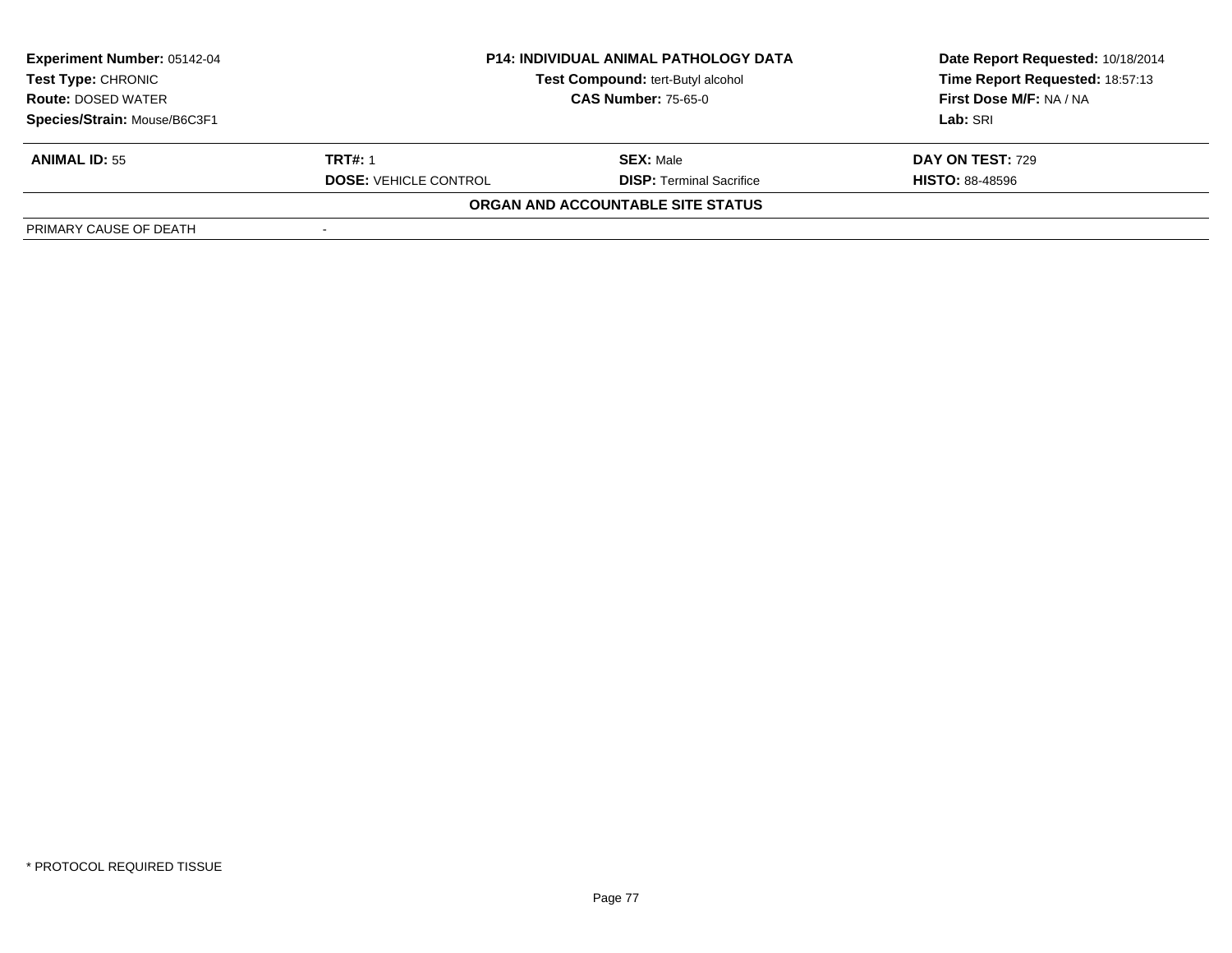| **Experiment Number:** 05142-04 | **P14: INDIVIDUAL ANIMAL PATHOLOGY DATA** | **Date Report Requested:** 10/18/2014 |
|---|---|---|
| **Test Type:** CHRONIC | **Test Compound:** tert-Butyl alcohol | **Time Report Requested:** 18:57:13 |
| **Route:** DOSED WATER | **CAS Number:** 75-65-0 | **First Dose M/F:** NA / NA |
| **Species/Strain:** Mouse/B6C3F1 | | **Lab:** SRI |

| **ANIMAL ID:** 55 | **TRT#:** 1 | **SEX:** Male | **DAY ON TEST:** 729 |
|---|---|---|---|
| | **DOSE:** VEHICLE CONTROL | **DISP:** Terminal Sacrifice | **HISTO:** 88-48596 |

**ORGAN AND ACCOUNTABLE SITE STATUS**

| PRIMARY CAUSE OF DEATH | - |
|---|---|

\* PROTOCOL REQUIRED TISSUE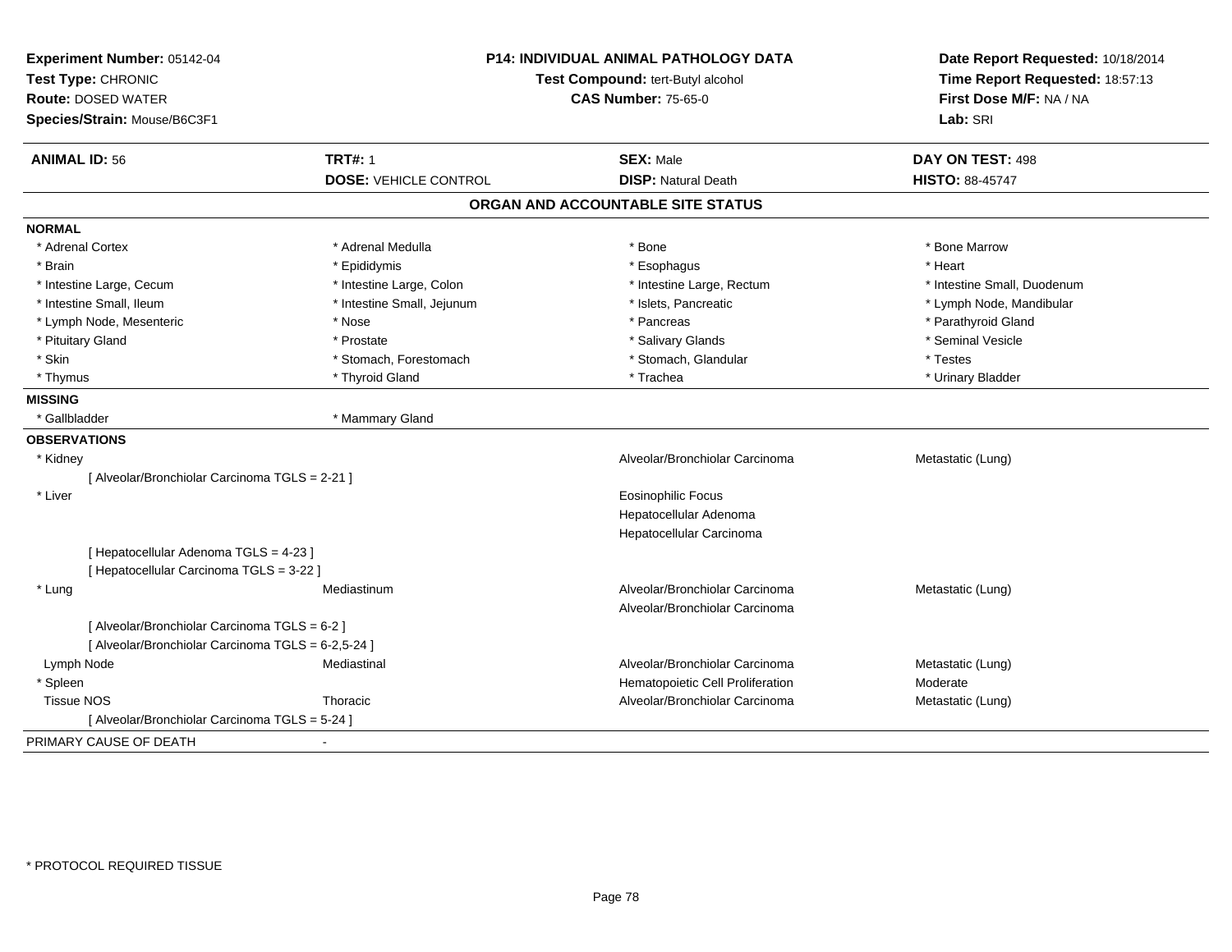**Experiment Number:** 05142-04
**Test Type:** CHRONIC
**Route:** DOSED WATER
**Species/Strain:** Mouse/B6C3F1

**P14: INDIVIDUAL ANIMAL PATHOLOGY DATA**
**Test Compound:** tert-Butyl alcohol
**CAS Number:** 75-65-0

**Date Report Requested:** 10/18/2014
**Time Report Requested:** 18:57:13
**First Dose M/F:** NA / NA
**Lab:** SRI

| **ANIMAL ID:** 56 | **TRT#:** 1 | **SEX:** Male | **DAY ON TEST:** 498 |
|---|---|---|---|
| | **DOSE:** VEHICLE CONTROL | **DISP:** Natural Death | **HISTO:** 88-45747 |

## ORGAN AND ACCOUNTABLE SITE STATUS

**NORMAL**

| | | | |
|---|---|---|---|
| * Adrenal Cortex | * Adrenal Medulla | * Bone | * Bone Marrow |
| * Brain | * Epididymis | * Esophagus | * Heart |
| * Intestine Large, Cecum | * Intestine Large, Colon | * Intestine Large, Rectum | * Intestine Small, Duodenum |
| * Intestine Small, Ileum | * Intestine Small, Jejunum | * Islets, Pancreatic | * Lymph Node, Mandibular |
| * Lymph Node, Mesenteric | * Nose | * Pancreas | * Parathyroid Gland |
| * Pituitary Gland | * Prostate | * Salivary Glands | * Seminal Vesicle |
| * Skin | * Stomach, Forestomach | * Stomach, Glandular | * Testes |
| * Thymus | * Thyroid Gland | * Trachea | * Urinary Bladder |

**MISSING**

| | |
|---|---|
| * Gallbladder | * Mammary Gland |

**OBSERVATIONS**

| | | | |
|---|---|---|---|
| * Kidney | | Alveolar/Bronchiolar Carcinoma | Metastatic (Lung) |
| [ Alveolar/Bronchiolar Carcinoma TGLS = 2-21 ] | | | |
| * Liver | | Eosinophilic Focus | |
| | | Hepatocellular Adenoma | |
| | | Hepatocellular Carcinoma | |
| [ Hepatocellular Adenoma TGLS = 4-23 ] | | | |
| [ Hepatocellular Carcinoma TGLS = 3-22 ] | | | |
| * Lung | Mediastinum | Alveolar/Bronchiolar Carcinoma | Metastatic (Lung) |
| | | Alveolar/Bronchiolar Carcinoma | |
| [ Alveolar/Bronchiolar Carcinoma TGLS = 6-2 ] | | | |
| [ Alveolar/Bronchiolar Carcinoma TGLS = 6-2,5-24 ] | | | |
| Lymph Node | Mediastinal | Alveolar/Bronchiolar Carcinoma | Metastatic (Lung) |
| * Spleen | | Hematopoietic Cell Proliferation | Moderate |
| Tissue NOS | Thoracic | Alveolar/Bronchiolar Carcinoma | Metastatic (Lung) |
| [ Alveolar/Bronchiolar Carcinoma TGLS = 5-24 ] | | | |

PRIMARY CAUSE OF DEATH -

\* PROTOCOL REQUIRED TISSUE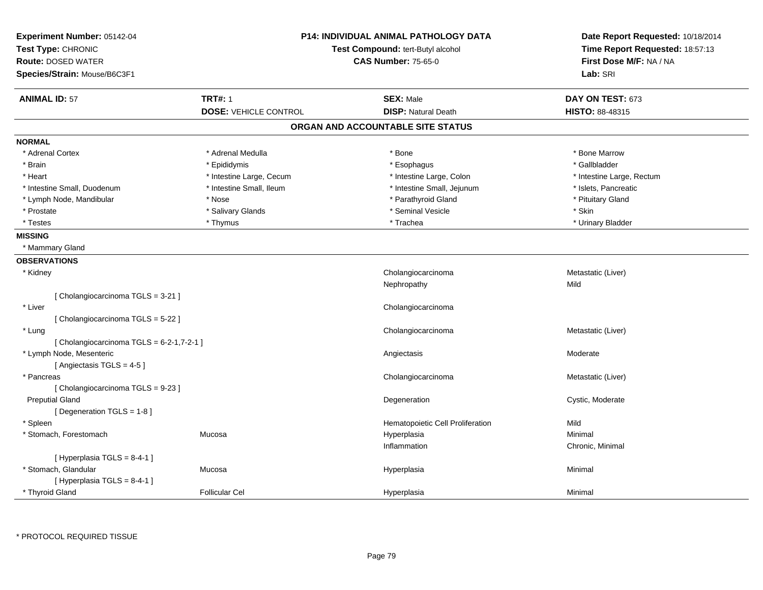**Experiment Number:** 05142-04
**Test Type:** CHRONIC
**Route:** DOSED WATER
**Species/Strain:** Mouse/B6C3F1

**P14: INDIVIDUAL ANIMAL PATHOLOGY DATA**
**Test Compound:** tert-Butyl alcohol
**CAS Number:** 75-65-0

**Date Report Requested:** 10/18/2014
**Time Report Requested:** 18:57:13
**First Dose M/F:** NA / NA
**Lab:** SRI

| **ANIMAL ID:** 57 | **TRT#:** 1 | **SEX:** Male | **DAY ON TEST:** 673 |
|---|---|---|---|
| | **DOSE:** VEHICLE CONTROL | **DISP:** Natural Death | **HISTO:** 88-48315 |

## ORGAN AND ACCOUNTABLE SITE STATUS

**NORMAL**

| | | | |
|---|---|---|---|
| * Adrenal Cortex | * Adrenal Medulla | * Bone | * Bone Marrow |
| * Brain | * Epididymis | * Esophagus | * Gallbladder |
| * Heart | * Intestine Large, Cecum | * Intestine Large, Colon | * Intestine Large, Rectum |
| * Intestine Small, Duodenum | * Intestine Small, Ileum | * Intestine Small, Jejunum | * Islets, Pancreatic |
| * Lymph Node, Mandibular | * Nose | * Parathyroid Gland | * Pituitary Gland |
| * Prostate | * Salivary Glands | * Seminal Vesicle | * Skin |
| * Testes | * Thymus | * Trachea | * Urinary Bladder |

**MISSING**

* Mammary Gland

**OBSERVATIONS**

| | | | |
|---|---|---|---|
| * Kidney | | Cholangiocarcinoma | Metastatic (Liver) |
| | | Nephropathy | Mild |
| [ Cholangiocarcinoma TGLS = 3-21 ] | | | |
| * Liver | | Cholangiocarcinoma | |
| [ Cholangiocarcinoma TGLS = 5-22 ] | | | |
| * Lung | | Cholangiocarcinoma | Metastatic (Liver) |
| [ Cholangiocarcinoma TGLS = 6-2-1,7-2-1 ] | | | |
| * Lymph Node, Mesenteric | | Angiectasis | Moderate |
| [ Angiectasis TGLS = 4-5 ] | | | |
| * Pancreas | | Cholangiocarcinoma | Metastatic (Liver) |
| [ Cholangiocarcinoma TGLS = 9-23 ] | | | |
| Preputial Gland | | Degeneration | Cystic, Moderate |
| [ Degeneration TGLS = 1-8 ] | | | |
| * Spleen | | Hematopoietic Cell Proliferation | Mild |
| * Stomach, Forestomach | Mucosa | Hyperplasia | Minimal |
| | | Inflammation | Chronic, Minimal |
| [ Hyperplasia TGLS = 8-4-1 ] | | | |
| * Stomach, Glandular | Mucosa | Hyperplasia | Minimal |
| [ Hyperplasia TGLS = 8-4-1 ] | | | |
| * Thyroid Gland | Follicular Cel | Hyperplasia | Minimal |

* PROTOCOL REQUIRED TISSUE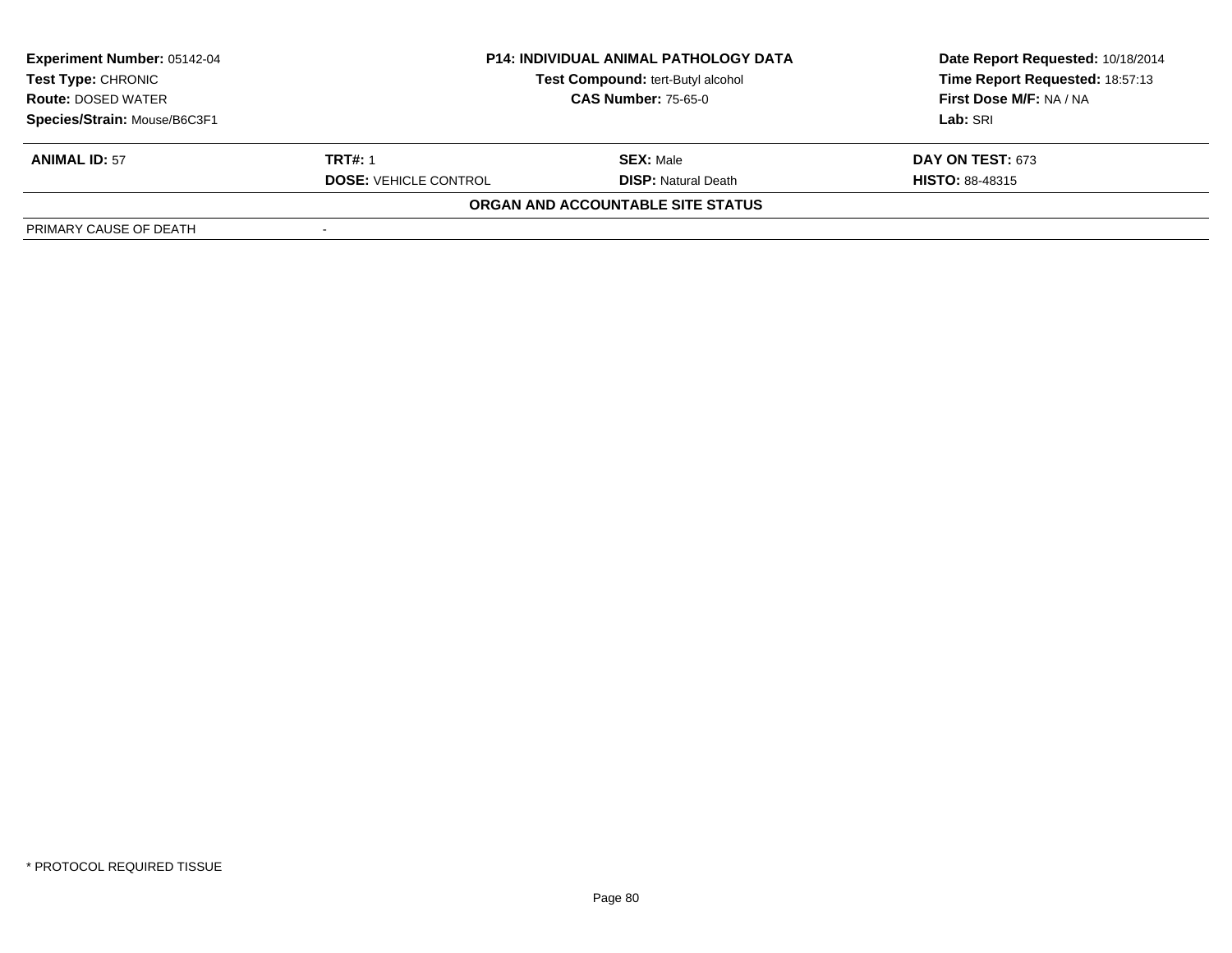| Experiment Number: 05142-04 | P14: INDIVIDUAL ANIMAL PATHOLOGY DATA | | Date Report Requested: 10/18/2014 |
|---|---|---|---|
| Test Type: CHRONIC | Test Compound: tert-Butyl alcohol | | Time Report Requested: 18:57:13 |
| Route: DOSED WATER | CAS Number: 75-65-0 | | First Dose M/F: NA / NA |
| Species/Strain: Mouse/B6C3F1 | | | Lab: SRI |

| **ANIMAL ID:** 57 | **TRT#:** 1 | **SEX:** Male | **DAY ON TEST:** 673 |
|---|---|---|---|
| | **DOSE:** VEHICLE CONTROL | **DISP:** Natural Death | **HISTO:** 88-48315 |

**ORGAN AND ACCOUNTABLE SITE STATUS**

| PRIMARY CAUSE OF DEATH | - |
|---|---|

* PROTOCOL REQUIRED TISSUE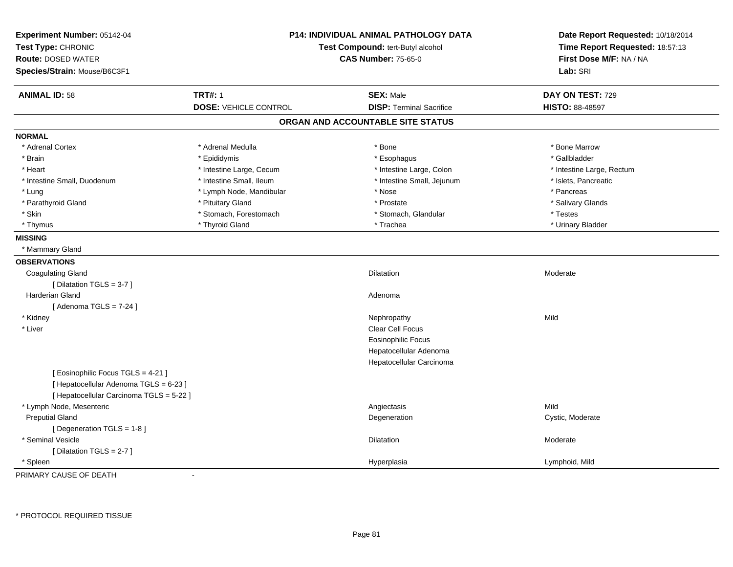**Experiment Number:** 05142-04
**Test Type:** CHRONIC
**Route:** DOSED WATER
**Species/Strain:** Mouse/B6C3F1

**P14: INDIVIDUAL ANIMAL PATHOLOGY DATA**
**Test Compound:** tert-Butyl alcohol
**CAS Number:** 75-65-0

**Date Report Requested:** 10/18/2014
**Time Report Requested:** 18:57:13
**First Dose M/F:** NA / NA
**Lab:** SRI

| **ANIMAL ID:** 58 | **TRT#:** 1 | **SEX:** Male | **DAY ON TEST:** 729 |
|---|---|---|---|
| | **DOSE:** VEHICLE CONTROL | **DISP:** Terminal Sacrifice | **HISTO:** 88-48597 |

## ORGAN AND ACCOUNTABLE SITE STATUS

**NORMAL**

| | | | |
|---|---|---|---|
| * Adrenal Cortex | * Adrenal Medulla | * Bone | * Bone Marrow |
| * Brain | * Epididymis | * Esophagus | * Gallbladder |
| * Heart | * Intestine Large, Cecum | * Intestine Large, Colon | * Intestine Large, Rectum |
| * Intestine Small, Duodenum | * Intestine Small, Ileum | * Intestine Small, Jejunum | * Islets, Pancreatic |
| * Lung | * Lymph Node, Mandibular | * Nose | * Pancreas |
| * Parathyroid Gland | * Pituitary Gland | * Prostate | * Salivary Glands |
| * Skin | * Stomach, Forestomach | * Stomach, Glandular | * Testes |
| * Thymus | * Thyroid Gland | * Trachea | * Urinary Bladder |

**MISSING**

* Mammary Gland

**OBSERVATIONS**

| Organ | Observation | Severity |
|---|---|---|
| Coagulating Gland | Dilatation | Moderate |
| [ Dilatation TGLS = 3-7 ] | | |
| Harderian Gland | Adenoma | |
| [ Adenoma TGLS = 7-24 ] | | |
| * Kidney | Nephropathy | Mild |
| * Liver | Clear Cell Focus | |
| | Eosinophilic Focus | |
| | Hepatocellular Adenoma | |
| | Hepatocellular Carcinoma | |
| [ Eosinophilic Focus TGLS = 4-21 ] | | |
| [ Hepatocellular Adenoma TGLS = 6-23 ] | | |
| [ Hepatocellular Carcinoma TGLS = 5-22 ] | | |
| * Lymph Node, Mesenteric | Angiectasis | Mild |
| Preputial Gland | Degeneration | Cystic, Moderate |
| [ Degeneration TGLS = 1-8 ] | | |
| * Seminal Vesicle | Dilatation | Moderate |
| [ Dilatation TGLS = 2-7 ] | | |
| * Spleen | Hyperplasia | Lymphoid, Mild |

PRIMARY CAUSE OF DEATH -

\* PROTOCOL REQUIRED TISSUE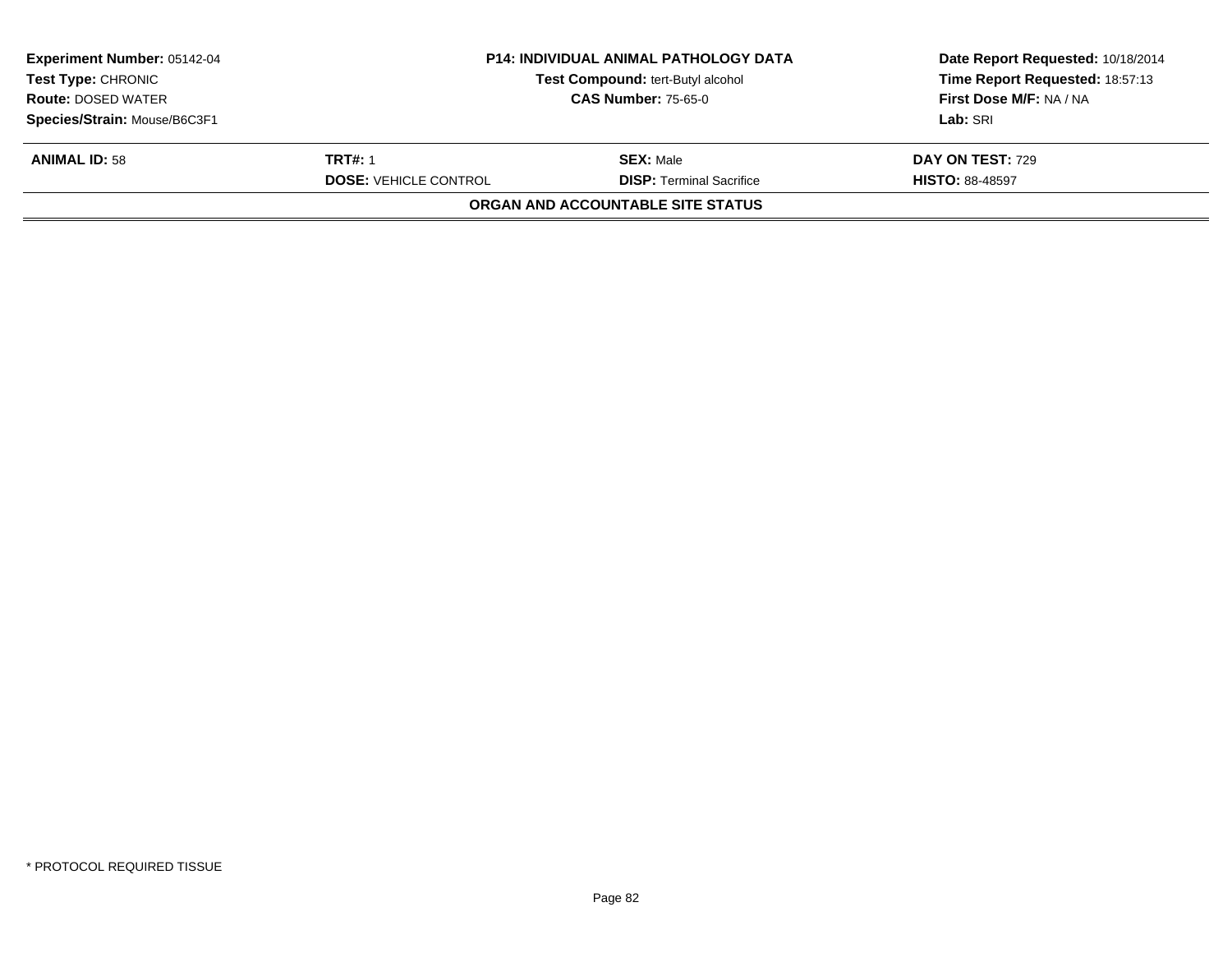| Experiment Number: 05142-04 | P14: INDIVIDUAL ANIMAL PATHOLOGY DATA | | Date Report Requested: 10/18/2014 |
|---|---|---|---|
| Test Type: CHRONIC | Test Compound: tert-Butyl alcohol | | Time Report Requested: 18:57:13 |
| Route: DOSED WATER | CAS Number: 75-65-0 | | First Dose M/F: NA / NA |
| Species/Strain: Mouse/B6C3F1 | | | Lab: SRI |

| **ANIMAL ID:** 58 | **TRT#:** 1 | **SEX:** Male | **DAY ON TEST:** 729 |
|---|---|---|---|
| | **DOSE:** VEHICLE CONTROL | **DISP:** Terminal Sacrifice | **HISTO:** 88-48597 |

**ORGAN AND ACCOUNTABLE SITE STATUS**

* PROTOCOL REQUIRED TISSUE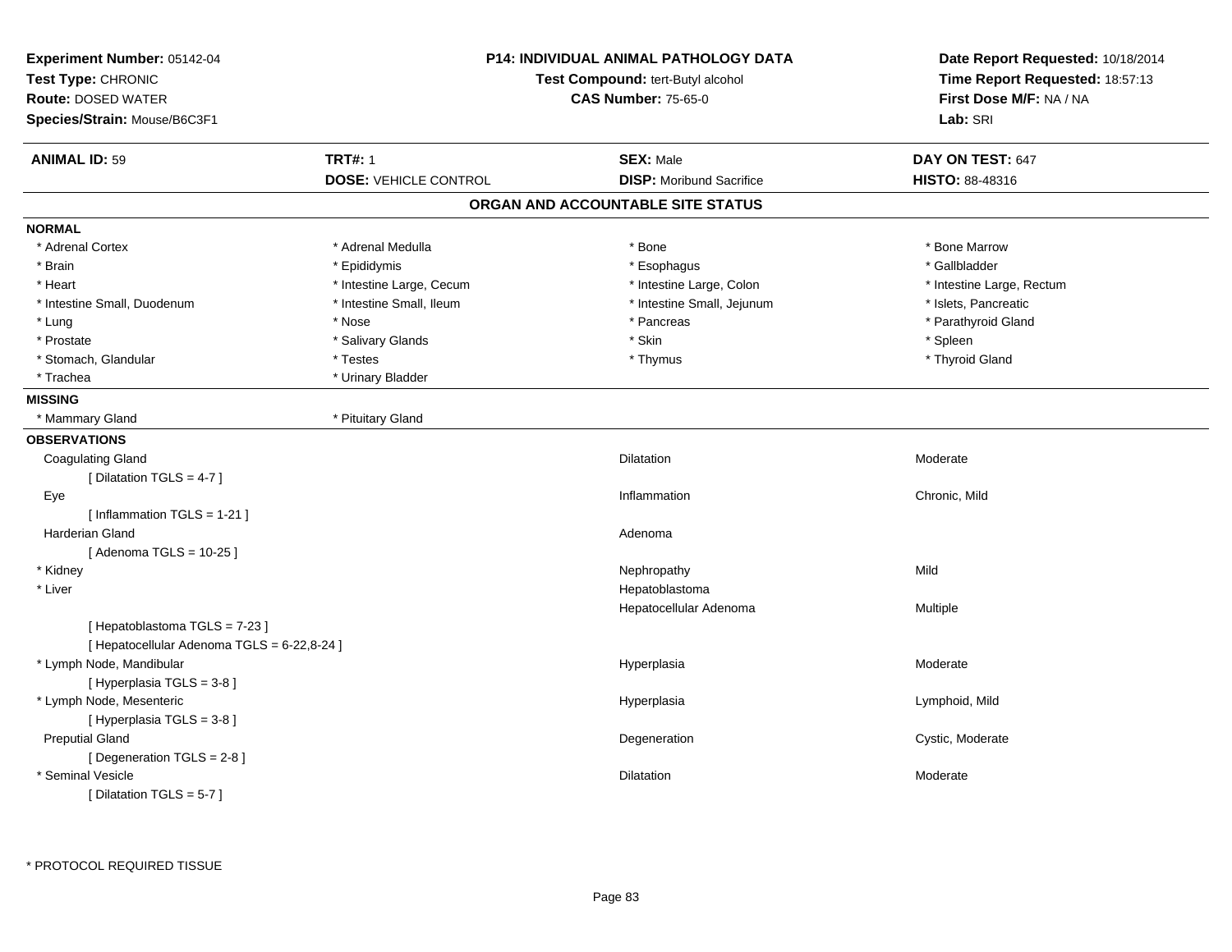**Experiment Number:** 05142-04
**Test Type:** CHRONIC
**Route:** DOSED WATER
**Species/Strain:** Mouse/B6C3F1

**P14: INDIVIDUAL ANIMAL PATHOLOGY DATA**
**Test Compound:** tert-Butyl alcohol
**CAS Number:** 75-65-0

**Date Report Requested:** 10/18/2014
**Time Report Requested:** 18:57:13
**First Dose M/F:** NA / NA
**Lab:** SRI

| **ANIMAL ID:** 59 | **TRT#:** 1 | **SEX:** Male | **DAY ON TEST:** 647 |
|---|---|---|---|
| | **DOSE:** VEHICLE CONTROL | **DISP:** Moribund Sacrifice | **HISTO:** 88-48316 |

## ORGAN AND ACCOUNTABLE SITE STATUS

**NORMAL**

| | | | |
|---|---|---|---|
| * Adrenal Cortex | * Adrenal Medulla | * Bone | * Bone Marrow |
| * Brain | * Epididymis | * Esophagus | * Gallbladder |
| * Heart | * Intestine Large, Cecum | * Intestine Large, Colon | * Intestine Large, Rectum |
| * Intestine Small, Duodenum | * Intestine Small, Ileum | * Intestine Small, Jejunum | * Islets, Pancreatic |
| * Lung | * Nose | * Pancreas | * Parathyroid Gland |
| * Prostate | * Salivary Glands | * Skin | * Spleen |
| * Stomach, Glandular | * Testes | * Thymus | * Thyroid Gland |
| * Trachea | * Urinary Bladder | | |

**MISSING**

| | |
|---|---|
| * Mammary Gland | * Pituitary Gland |

**OBSERVATIONS**

| Organ | Observation | Qualifier |
|---|---|---|
| Coagulating Gland | Dilatation | Moderate |
| [ Dilatation TGLS = 4-7 ] | | |
| Eye | Inflammation | Chronic, Mild |
| [ Inflammation TGLS = 1-21 ] | | |
| Harderian Gland | Adenoma | |
| [ Adenoma TGLS = 10-25 ] | | |
| * Kidney | Nephropathy | Mild |
| * Liver | Hepatoblastoma | |
| | Hepatocellular Adenoma | Multiple |
| [ Hepatoblastoma TGLS = 7-23 ] | | |
| [ Hepatocellular Adenoma TGLS = 6-22,8-24 ] | | |
| * Lymph Node, Mandibular | Hyperplasia | Moderate |
| [ Hyperplasia TGLS = 3-8 ] | | |
| * Lymph Node, Mesenteric | Hyperplasia | Lymphoid, Mild |
| [ Hyperplasia TGLS = 3-8 ] | | |
| Preputial Gland | Degeneration | Cystic, Moderate |
| [ Degeneration TGLS = 2-8 ] | | |
| * Seminal Vesicle | Dilatation | Moderate |
| [ Dilatation TGLS = 5-7 ] | | |

* PROTOCOL REQUIRED TISSUE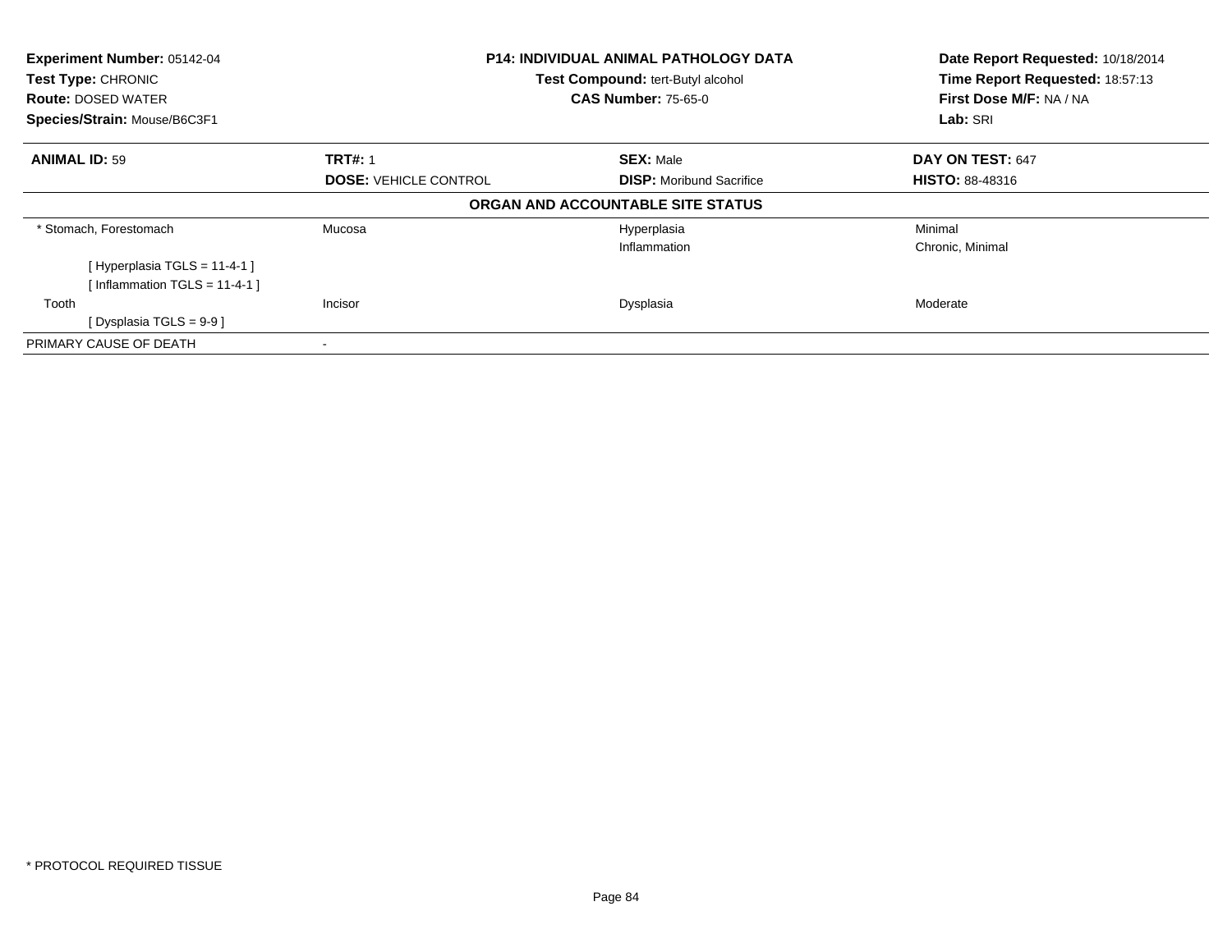**Experiment Number:** 05142-04
**Test Type:** CHRONIC
**Route:** DOSED WATER
**Species/Strain:** Mouse/B6C3F1

**P14: INDIVIDUAL ANIMAL PATHOLOGY DATA**
**Test Compound:** tert-Butyl alcohol
**CAS Number:** 75-65-0

**Date Report Requested:** 10/18/2014
**Time Report Requested:** 18:57:13
**First Dose M/F:** NA / NA
**Lab:** SRI

| **ANIMAL ID:** 59 | **TRT#:** 1 | **SEX:** Male | **DAY ON TEST:** 647 |
|---|---|---|---|
| | **DOSE:** VEHICLE CONTROL | **DISP:** Moribund Sacrifice | **HISTO:** 88-48316 |

**ORGAN AND ACCOUNTABLE SITE STATUS**

| | | | |
|---|---|---|---|
| * Stomach, Forestomach | Mucosa | Hyperplasia | Minimal |
| | | Inflammation | Chronic, Minimal |
| [ Hyperplasia TGLS = 11-4-1 ] | | | |
| [ Inflammation TGLS = 11-4-1 ] | | | |
| Tooth | Incisor | Dysplasia | Moderate |
| [ Dysplasia TGLS = 9-9 ] | | | |
| PRIMARY CAUSE OF DEATH | - | | |

* PROTOCOL REQUIRED TISSUE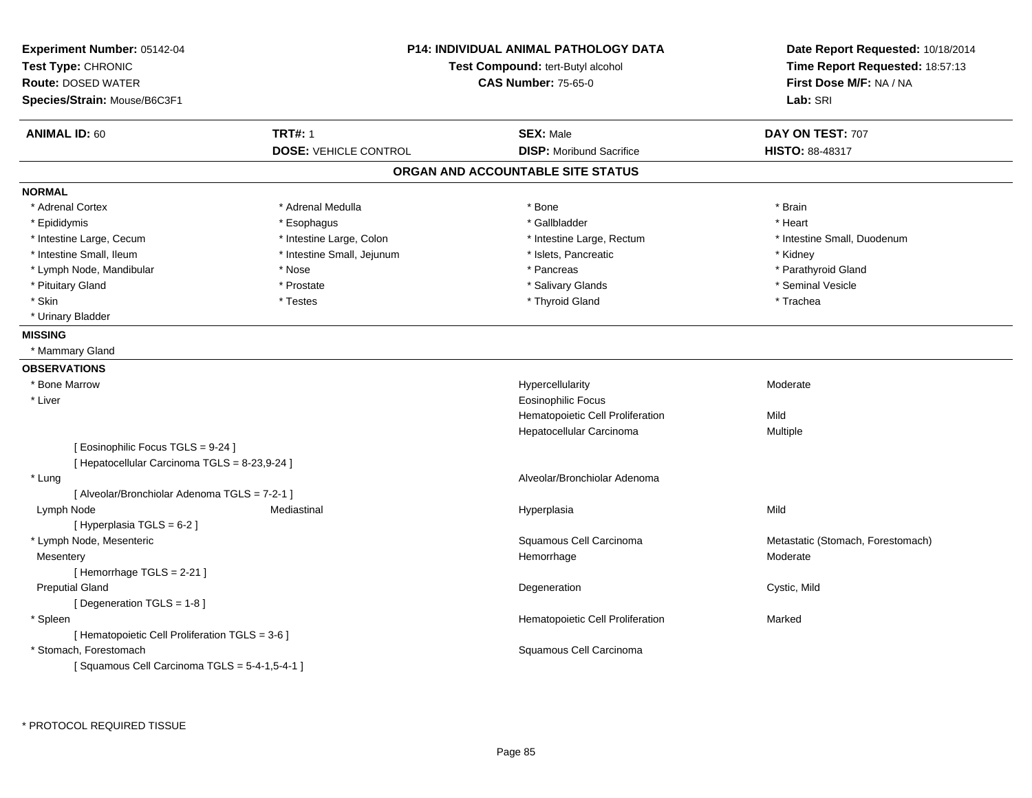**Experiment Number:** 05142-04
**Test Type:** CHRONIC
**Route:** DOSED WATER
**Species/Strain:** Mouse/B6C3F1

**P14: INDIVIDUAL ANIMAL PATHOLOGY DATA**
**Test Compound:** tert-Butyl alcohol
**CAS Number:** 75-65-0

**Date Report Requested:** 10/18/2014
**Time Report Requested:** 18:57:13
**First Dose M/F:** NA / NA
**Lab:** SRI

| **ANIMAL ID:** 60 | **TRT#:** 1 | **SEX:** Male | **DAY ON TEST:** 707 |
|---|---|---|---|
| | **DOSE:** VEHICLE CONTROL | **DISP:** Moribund Sacrifice | **HISTO:** 88-48317 |

## ORGAN AND ACCOUNTABLE SITE STATUS

**NORMAL**

| | | | |
|---|---|---|---|
| * Adrenal Cortex | * Adrenal Medulla | * Bone | * Brain |
| * Epididymis | * Esophagus | * Gallbladder | * Heart |
| * Intestine Large, Cecum | * Intestine Large, Colon | * Intestine Large, Rectum | * Intestine Small, Duodenum |
| * Intestine Small, Ileum | * Intestine Small, Jejunum | * Islets, Pancreatic | * Kidney |
| * Lymph Node, Mandibular | * Nose | * Pancreas | * Parathyroid Gland |
| * Pituitary Gland | * Prostate | * Salivary Glands | * Seminal Vesicle |
| * Skin | * Testes | * Thyroid Gland | * Trachea |
| * Urinary Bladder | | | |

**MISSING**

* Mammary Gland

**OBSERVATIONS**

| | | | |
|---|---|---|---|
| * Bone Marrow | | Hypercellularity | Moderate |
| * Liver | | Eosinophilic Focus | |
| | | Hematopoietic Cell Proliferation | Mild |
| | | Hepatocellular Carcinoma | Multiple |
| [ Eosinophilic Focus TGLS = 9-24 ] | | | |
| [ Hepatocellular Carcinoma TGLS = 8-23,9-24 ] | | | |
| * Lung | | Alveolar/Bronchiolar Adenoma | |
| [ Alveolar/Bronchiolar Adenoma TGLS = 7-2-1 ] | | | |
| Lymph Node | Mediastinal | Hyperplasia | Mild |
| [ Hyperplasia TGLS = 6-2 ] | | | |
| * Lymph Node, Mesenteric | | Squamous Cell Carcinoma | Metastatic (Stomach, Forestomach) |
| Mesentery | | Hemorrhage | Moderate |
| [ Hemorrhage TGLS = 2-21 ] | | | |
| Preputial Gland | | Degeneration | Cystic, Mild |
| [ Degeneration TGLS = 1-8 ] | | | |
| * Spleen | | Hematopoietic Cell Proliferation | Marked |
| [ Hematopoietic Cell Proliferation TGLS = 3-6 ] | | | |
| * Stomach, Forestomach | | Squamous Cell Carcinoma | |
| [ Squamous Cell Carcinoma TGLS = 5-4-1,5-4-1 ] | | | |

* PROTOCOL REQUIRED TISSUE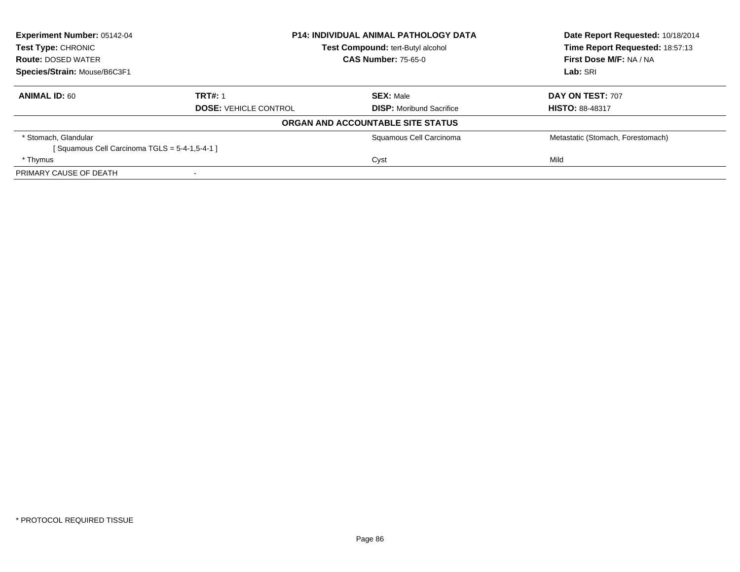**Experiment Number:** 05142-04
**Test Type:** CHRONIC
**Route:** DOSED WATER
**Species/Strain:** Mouse/B6C3F1

**P14: INDIVIDUAL ANIMAL PATHOLOGY DATA**
**Test Compound:** tert-Butyl alcohol
**CAS Number:** 75-65-0

**Date Report Requested:** 10/18/2014
**Time Report Requested:** 18:57:13
**First Dose M/F:** NA / NA
**Lab:** SRI

| **ANIMAL ID:** 60 | **TRT#:** 1 | **SEX:** Male | **DAY ON TEST:** 707 |
|---|---|---|---|
| | **DOSE:** VEHICLE CONTROL | **DISP:** Moribund Sacrifice | **HISTO:** 88-48317 |

**ORGAN AND ACCOUNTABLE SITE STATUS**

| | | | |
|---|---|---|---|
| * Stomach, Glandular | | Squamous Cell Carcinoma | Metastatic (Stomach, Forestomach) |
| [ Squamous Cell Carcinoma TGLS = 5-4-1,5-4-1 ] | | | |
| * Thymus | | Cyst | Mild |
| PRIMARY CAUSE OF DEATH | - | | |

* PROTOCOL REQUIRED TISSUE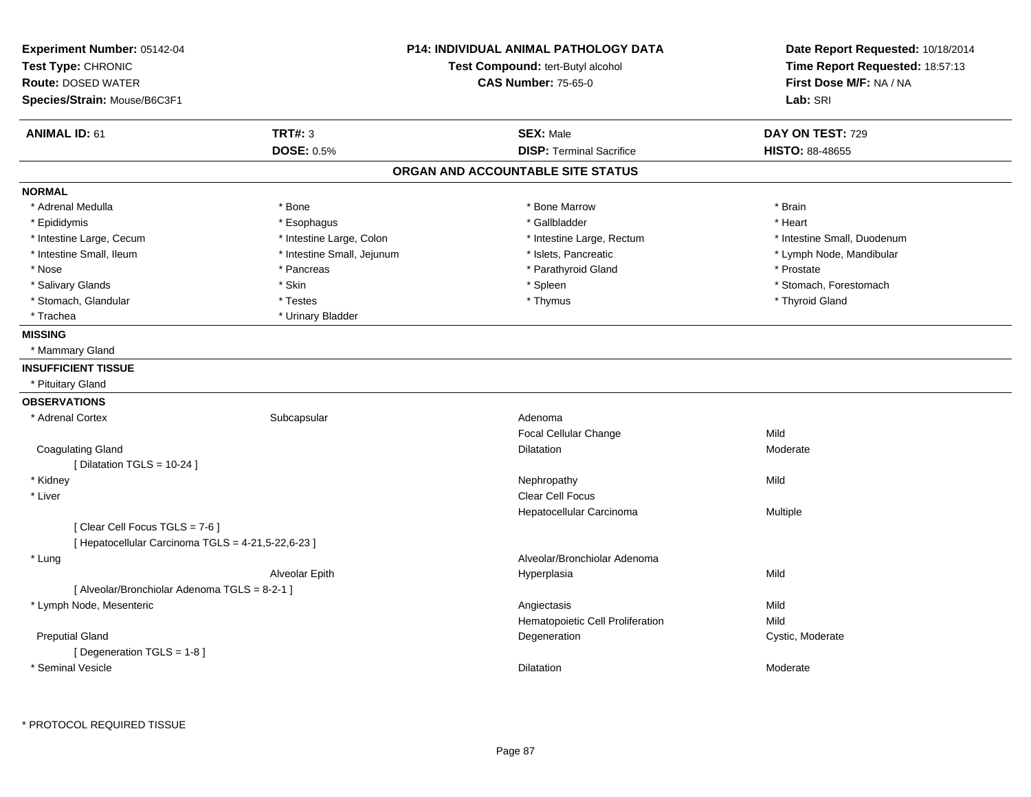**Experiment Number:** 05142-04
**Test Type:** CHRONIC
**Route:** DOSED WATER
**Species/Strain:** Mouse/B6C3F1

**P14: INDIVIDUAL ANIMAL PATHOLOGY DATA**
**Test Compound:** tert-Butyl alcohol
**CAS Number:** 75-65-0

**Date Report Requested:** 10/18/2014
**Time Report Requested:** 18:57:13
**First Dose M/F:** NA / NA
**Lab:** SRI

| **ANIMAL ID:** 61 | **TRT#:** 3 | **SEX:** Male | **DAY ON TEST:** 729 |
|---|---|---|---|
| | **DOSE:** 0.5% | **DISP:** Terminal Sacrifice | **HISTO:** 88-48655 |

## ORGAN AND ACCOUNTABLE SITE STATUS

**NORMAL**

| | | | |
|---|---|---|---|
| * Adrenal Medulla | * Bone | * Bone Marrow | * Brain |
| * Epididymis | * Esophagus | * Gallbladder | * Heart |
| * Intestine Large, Cecum | * Intestine Large, Colon | * Intestine Large, Rectum | * Intestine Small, Duodenum |
| * Intestine Small, Ileum | * Intestine Small, Jejunum | * Islets, Pancreatic | * Lymph Node, Mandibular |
| * Nose | * Pancreas | * Parathyroid Gland | * Prostate |
| * Salivary Glands | * Skin | * Spleen | * Stomach, Forestomach |
| * Stomach, Glandular | * Testes | * Thymus | * Thyroid Gland |
| * Trachea | * Urinary Bladder | | |

**MISSING**

* Mammary Gland

**INSUFFICIENT TISSUE**

* Pituitary Gland

**OBSERVATIONS**

| Organ | Site | Observation | Severity |
|---|---|---|---|
| * Adrenal Cortex | Subcapsular | Adenoma | |
| | | Focal Cellular Change | Mild |
| Coagulating Gland | | Dilatation | Moderate |
| [ Dilatation TGLS = 10-24 ] | | | |
| * Kidney | | Nephropathy | Mild |
| * Liver | | Clear Cell Focus | |
| | | Hepatocellular Carcinoma | Multiple |
| [ Clear Cell Focus TGLS = 7-6 ] | | | |
| [ Hepatocellular Carcinoma TGLS = 4-21,5-22,6-23 ] | | | |
| * Lung | | Alveolar/Bronchiolar Adenoma | |
| | Alveolar Epith | Hyperplasia | Mild |
| [ Alveolar/Bronchiolar Adenoma TGLS = 8-2-1 ] | | | |
| * Lymph Node, Mesenteric | | Angiectasis | Mild |
| | | Hematopoietic Cell Proliferation | Mild |
| Preputial Gland | | Degeneration | Cystic, Moderate |
| [ Degeneration TGLS = 1-8 ] | | | |
| * Seminal Vesicle | | Dilatation | Moderate |

* PROTOCOL REQUIRED TISSUE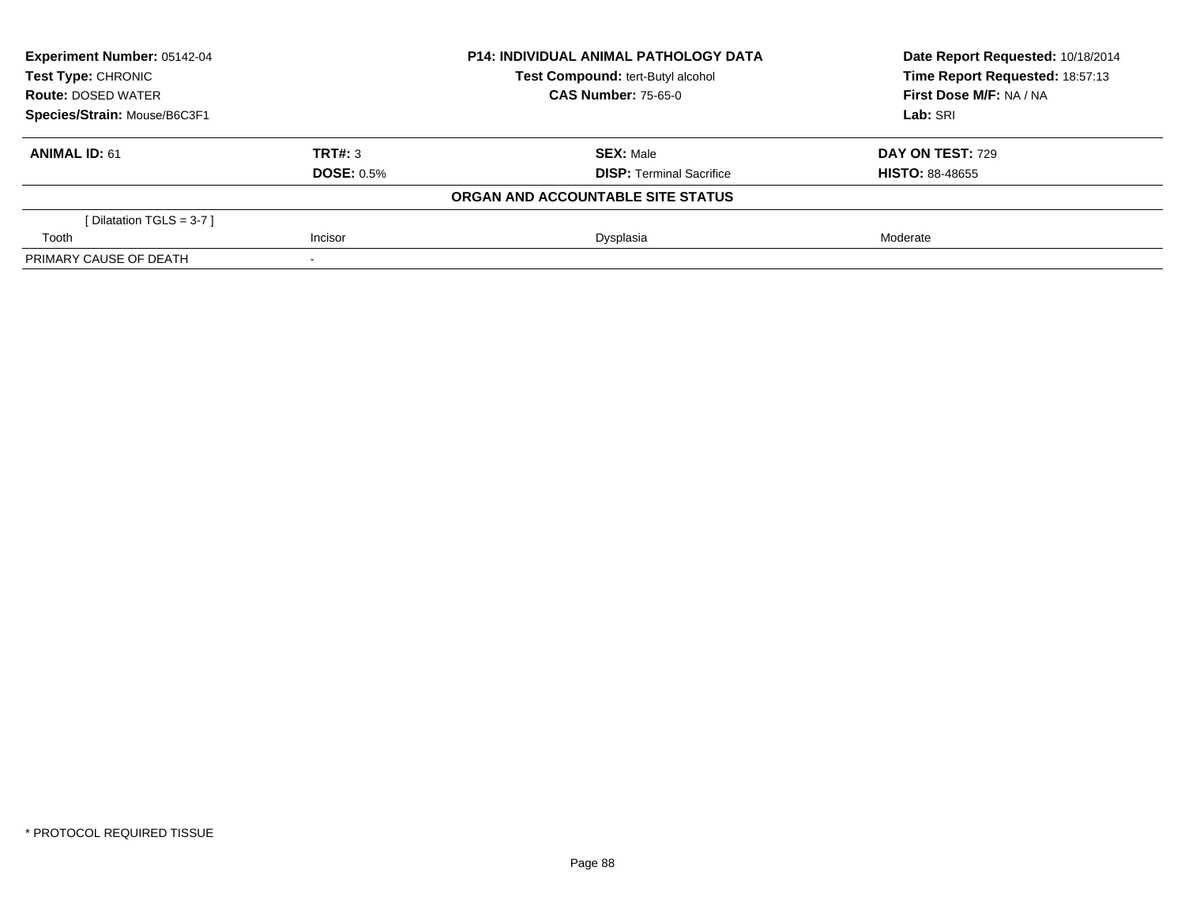**Experiment Number:** 05142-04
**Test Type:** CHRONIC
**Route:** DOSED WATER
**Species/Strain:** Mouse/B6C3F1

**P14: INDIVIDUAL ANIMAL PATHOLOGY DATA**
**Test Compound:** tert-Butyl alcohol
**CAS Number:** 75-65-0

**Date Report Requested:** 10/18/2014
**Time Report Requested:** 18:57:13
**First Dose M/F:** NA / NA
**Lab:** SRI

| **ANIMAL ID:** 61 | **TRT#:** 3 | **SEX:** Male | **DAY ON TEST:** 729 |
|---|---|---|---|
| | **DOSE:** 0.5% | **DISP:** Terminal Sacrifice | **HISTO:** 88-48655 |

**ORGAN AND ACCOUNTABLE SITE STATUS**

| | | | |
|---|---|---|---|
| [ Dilatation TGLS = 3-7 ] | | | |
| Tooth | Incisor | Dysplasia | Moderate |
| PRIMARY CAUSE OF DEATH | - | | |

* PROTOCOL REQUIRED TISSUE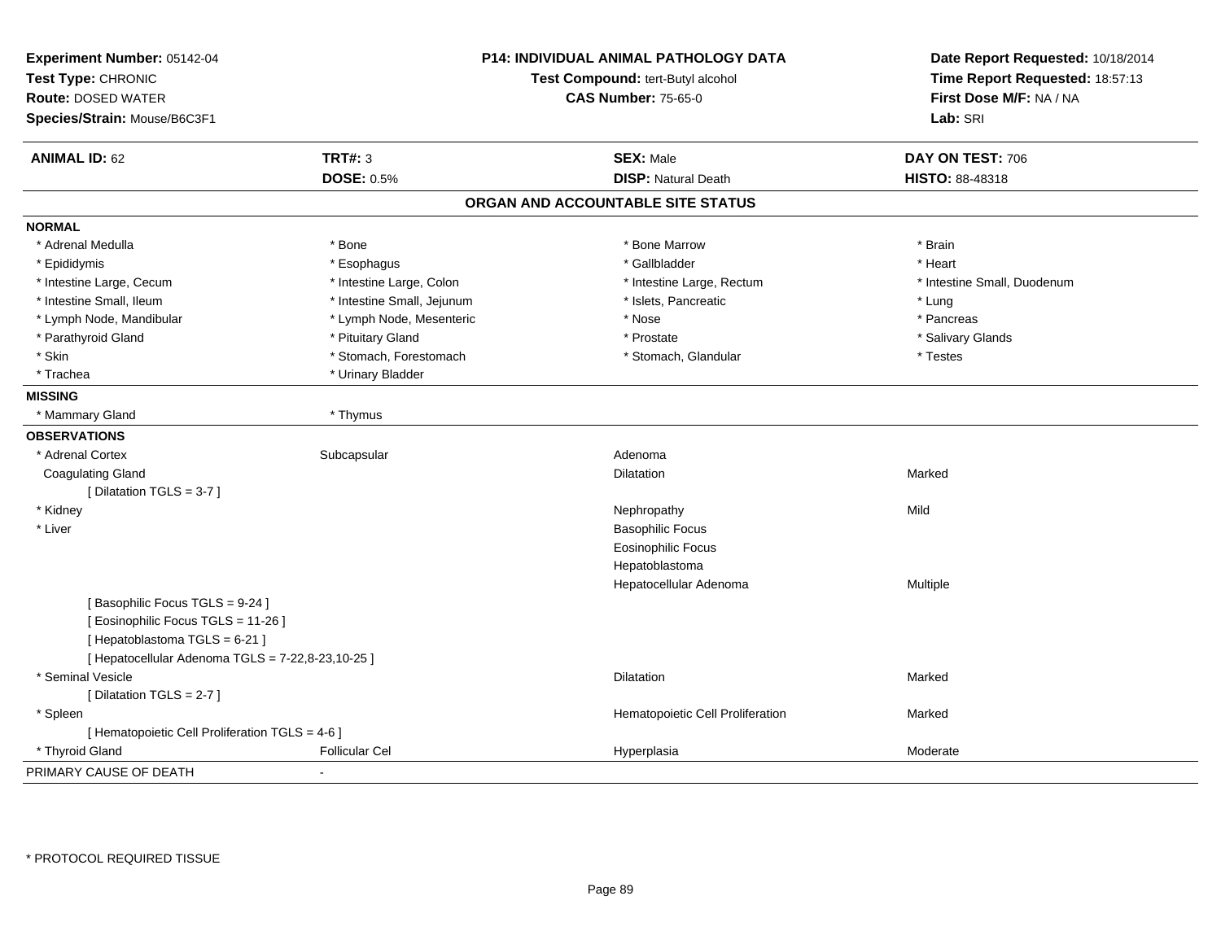**Experiment Number:** 05142-04
**Test Type:** CHRONIC
**Route:** DOSED WATER
**Species/Strain:** Mouse/B6C3F1

**P14: INDIVIDUAL ANIMAL PATHOLOGY DATA**
**Test Compound:** tert-Butyl alcohol
**CAS Number:** 75-65-0

**Date Report Requested:** 10/18/2014
**Time Report Requested:** 18:57:13
**First Dose M/F:** NA / NA
**Lab:** SRI

| **ANIMAL ID:** 62 | **TRT#:** 3 | **SEX:** Male | **DAY ON TEST:** 706 |
|---|---|---|---|
| | **DOSE:** 0.5% | **DISP:** Natural Death | **HISTO:** 88-48318 |

## ORGAN AND ACCOUNTABLE SITE STATUS

**NORMAL**

| | | | |
|---|---|---|---|
| * Adrenal Medulla | * Bone | * Bone Marrow | * Brain |
| * Epididymis | * Esophagus | * Gallbladder | * Heart |
| * Intestine Large, Cecum | * Intestine Large, Colon | * Intestine Large, Rectum | * Intestine Small, Duodenum |
| * Intestine Small, Ileum | * Intestine Small, Jejunum | * Islets, Pancreatic | * Lung |
| * Lymph Node, Mandibular | * Lymph Node, Mesenteric | * Nose | * Pancreas |
| * Parathyroid Gland | * Pituitary Gland | * Prostate | * Salivary Glands |
| * Skin | * Stomach, Forestomach | * Stomach, Glandular | * Testes |
| * Trachea | * Urinary Bladder | | |

**MISSING**

| | |
|---|---|
| * Mammary Gland | * Thymus |

**OBSERVATIONS**

| | | | |
|---|---|---|---|
| * Adrenal Cortex | Subcapsular | Adenoma | |
| Coagulating Gland | | Dilatation | Marked |
| [ Dilatation TGLS = 3-7 ] | | | |
| * Kidney | | Nephropathy | Mild |
| * Liver | | Basophilic Focus | |
| | | Eosinophilic Focus | |
| | | Hepatoblastoma | |
| | | Hepatocellular Adenoma | Multiple |
| [ Basophilic Focus TGLS = 9-24 ] | | | |
| [ Eosinophilic Focus TGLS = 11-26 ] | | | |
| [ Hepatoblastoma TGLS = 6-21 ] | | | |
| [ Hepatocellular Adenoma TGLS = 7-22,8-23,10-25 ] | | | |
| * Seminal Vesicle | | Dilatation | Marked |
| [ Dilatation TGLS = 2-7 ] | | | |
| * Spleen | | Hematopoietic Cell Proliferation | Marked |
| [ Hematopoietic Cell Proliferation TGLS = 4-6 ] | | | |
| * Thyroid Gland | Follicular Cel | Hyperplasia | Moderate |

PRIMARY CAUSE OF DEATH -

* PROTOCOL REQUIRED TISSUE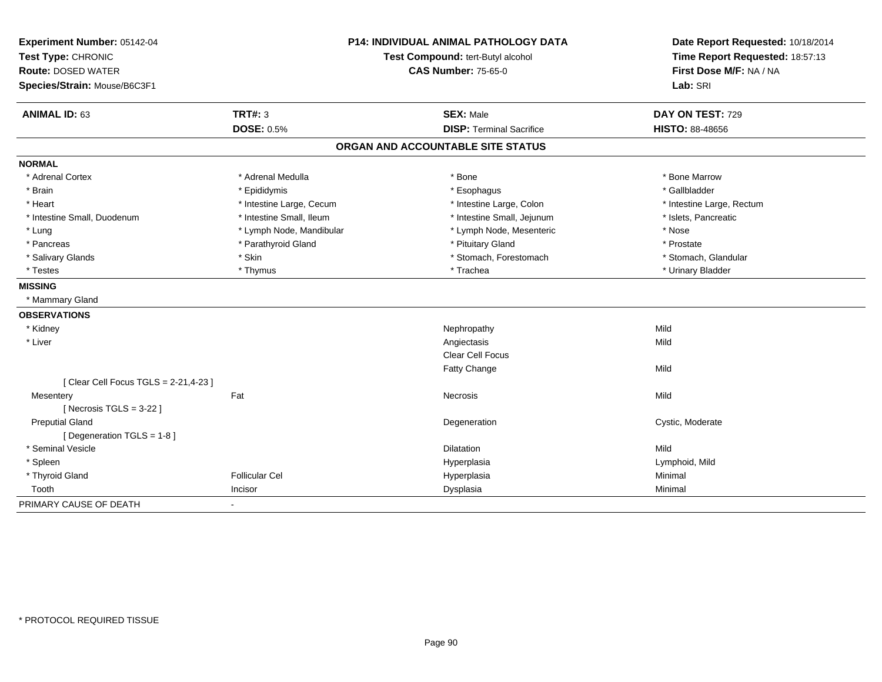**Experiment Number:** 05142-04
**Test Type:** CHRONIC
**Route:** DOSED WATER
**Species/Strain:** Mouse/B6C3F1

**P14: INDIVIDUAL ANIMAL PATHOLOGY DATA**
**Test Compound:** tert-Butyl alcohol
**CAS Number:** 75-65-0

**Date Report Requested:** 10/18/2014
**Time Report Requested:** 18:57:13
**First Dose M/F:** NA / NA
**Lab:** SRI

| **ANIMAL ID:** 63 | **TRT#:** 3 | **SEX:** Male | **DAY ON TEST:** 729 |
|---|---|---|---|
| | **DOSE:** 0.5% | **DISP:** Terminal Sacrifice | **HISTO:** 88-48656 |

## ORGAN AND ACCOUNTABLE SITE STATUS

**NORMAL**

| | | | |
|---|---|---|---|
| * Adrenal Cortex | * Adrenal Medulla | * Bone | * Bone Marrow |
| * Brain | * Epididymis | * Esophagus | * Gallbladder |
| * Heart | * Intestine Large, Cecum | * Intestine Large, Colon | * Intestine Large, Rectum |
| * Intestine Small, Duodenum | * Intestine Small, Ileum | * Intestine Small, Jejunum | * Islets, Pancreatic |
| * Lung | * Lymph Node, Mandibular | * Lymph Node, Mesenteric | * Nose |
| * Pancreas | * Parathyroid Gland | * Pituitary Gland | * Prostate |
| * Salivary Glands | * Skin | * Stomach, Forestomach | * Stomach, Glandular |
| * Testes | * Thymus | * Trachea | * Urinary Bladder |

**MISSING**

* Mammary Gland

**OBSERVATIONS**

| | | | |
|---|---|---|---|
| * Kidney | | Nephropathy | Mild |
| * Liver | | Angiectasis | Mild |
| | | Clear Cell Focus | |
| | | Fatty Change | Mild |
| [ Clear Cell Focus TGLS = 2-21,4-23 ] | | | |
| Mesentery | Fat | Necrosis | Mild |
| [ Necrosis TGLS = 3-22 ] | | | |
| Preputial Gland | | Degeneration | Cystic, Moderate |
| [ Degeneration TGLS = 1-8 ] | | | |
| * Seminal Vesicle | | Dilatation | Mild |
| * Spleen | | Hyperplasia | Lymphoid, Mild |
| * Thyroid Gland | Follicular Cel | Hyperplasia | Minimal |
| Tooth | Incisor | Dysplasia | Minimal |

PRIMARY CAUSE OF DEATH -

* PROTOCOL REQUIRED TISSUE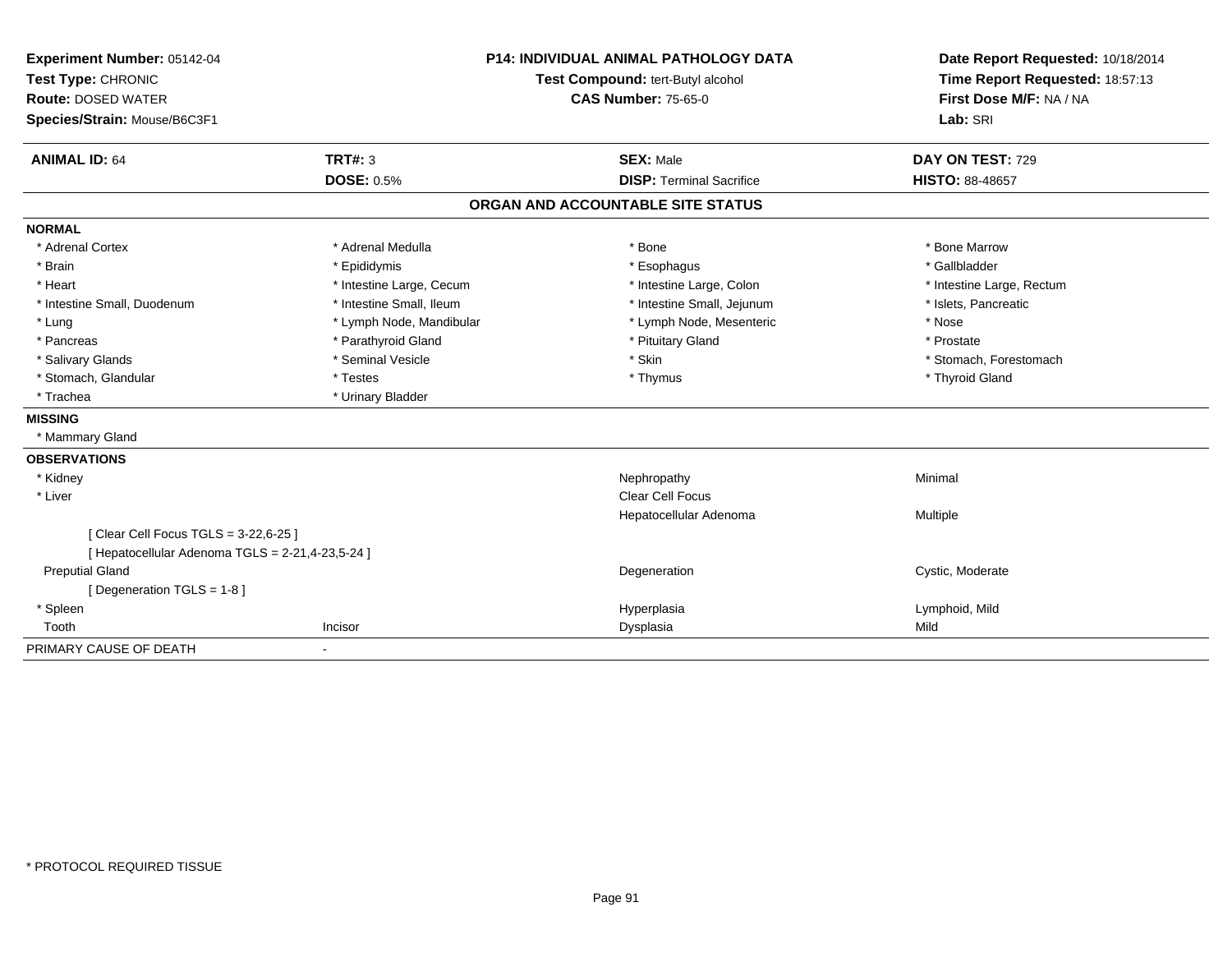**Experiment Number:** 05142-04
**Test Type:** CHRONIC
**Route:** DOSED WATER
**Species/Strain:** Mouse/B6C3F1

**P14: INDIVIDUAL ANIMAL PATHOLOGY DATA**
**Test Compound:** tert-Butyl alcohol
**CAS Number:** 75-65-0

**Date Report Requested:** 10/18/2014
**Time Report Requested:** 18:57:13
**First Dose M/F:** NA / NA
**Lab:** SRI

| **ANIMAL ID:** 64 | **TRT#:** 3 | **SEX:** Male | **DAY ON TEST:** 729 |
|---|---|---|---|
| | **DOSE:** 0.5% | **DISP:** Terminal Sacrifice | **HISTO:** 88-48657 |

## ORGAN AND ACCOUNTABLE SITE STATUS

**NORMAL**

| | | | |
|---|---|---|---|
| * Adrenal Cortex | * Adrenal Medulla | * Bone | * Bone Marrow |
| * Brain | * Epididymis | * Esophagus | * Gallbladder |
| * Heart | * Intestine Large, Cecum | * Intestine Large, Colon | * Intestine Large, Rectum |
| * Intestine Small, Duodenum | * Intestine Small, Ileum | * Intestine Small, Jejunum | * Islets, Pancreatic |
| * Lung | * Lymph Node, Mandibular | * Lymph Node, Mesenteric | * Nose |
| * Pancreas | * Parathyroid Gland | * Pituitary Gland | * Prostate |
| * Salivary Glands | * Seminal Vesicle | * Skin | * Stomach, Forestomach |
| * Stomach, Glandular | * Testes | * Thymus | * Thyroid Gland |
| * Trachea | * Urinary Bladder | | |

**MISSING**

* Mammary Gland

**OBSERVATIONS**

| | | | |
|---|---|---|---|
| * Kidney | | Nephropathy | Minimal |
| * Liver | | Clear Cell Focus | |
| | | Hepatocellular Adenoma | Multiple |
| [ Clear Cell Focus TGLS = 3-22,6-25 ] | | | |
| [ Hepatocellular Adenoma TGLS = 2-21,4-23,5-24 ] | | | |
| Preputial Gland | | Degeneration | Cystic, Moderate |
| [ Degeneration TGLS = 1-8 ] | | | |
| * Spleen | | Hyperplasia | Lymphoid, Mild |
| Tooth | Incisor | Dysplasia | Mild |

PRIMARY CAUSE OF DEATH -

* PROTOCOL REQUIRED TISSUE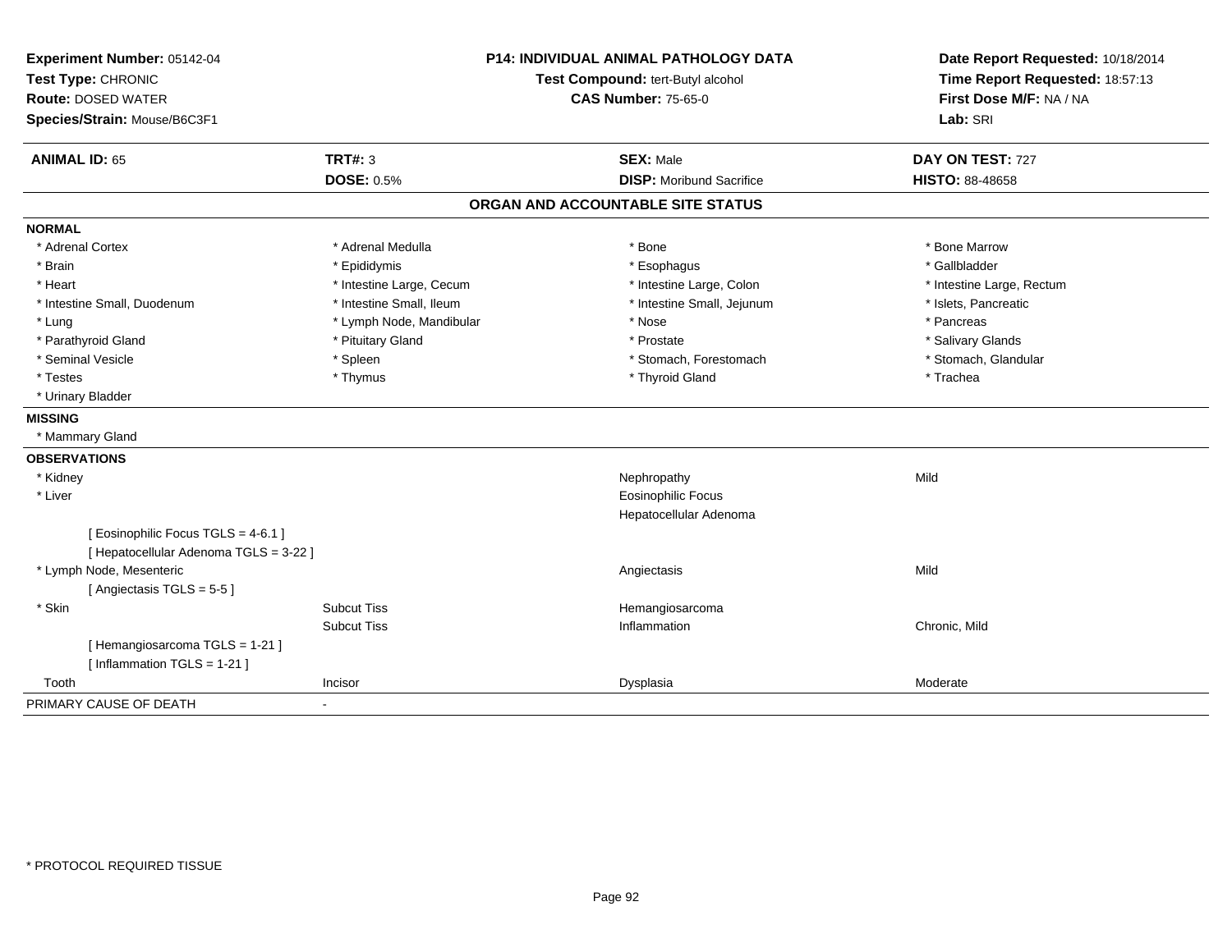**Experiment Number:** 05142-04
**Test Type:** CHRONIC
**Route:** DOSED WATER
**Species/Strain:** Mouse/B6C3F1

**P14: INDIVIDUAL ANIMAL PATHOLOGY DATA**
**Test Compound:** tert-Butyl alcohol
**CAS Number:** 75-65-0

**Date Report Requested:** 10/18/2014
**Time Report Requested:** 18:57:13
**First Dose M/F:** NA / NA
**Lab:** SRI

| **ANIMAL ID:** 65 | **TRT#:** 3 | **SEX:** Male | **DAY ON TEST:** 727 |
|---|---|---|---|
| | **DOSE:** 0.5% | **DISP:** Moribund Sacrifice | **HISTO:** 88-48658 |

## ORGAN AND ACCOUNTABLE SITE STATUS

**NORMAL**

| | | | |
|---|---|---|---|
| * Adrenal Cortex | * Adrenal Medulla | * Bone | * Bone Marrow |
| * Brain | * Epididymis | * Esophagus | * Gallbladder |
| * Heart | * Intestine Large, Cecum | * Intestine Large, Colon | * Intestine Large, Rectum |
| * Intestine Small, Duodenum | * Intestine Small, Ileum | * Intestine Small, Jejunum | * Islets, Pancreatic |
| * Lung | * Lymph Node, Mandibular | * Nose | * Pancreas |
| * Parathyroid Gland | * Pituitary Gland | * Prostate | * Salivary Glands |
| * Seminal Vesicle | * Spleen | * Stomach, Forestomach | * Stomach, Glandular |
| * Testes | * Thymus | * Thyroid Gland | * Trachea |
| * Urinary Bladder | | | |

**MISSING**

* Mammary Gland

**OBSERVATIONS**

| | | | |
|---|---|---|---|
| * Kidney | | Nephropathy | Mild |
| * Liver | | Eosinophilic Focus | |
| | | Hepatocellular Adenoma | |
| [ Eosinophilic Focus TGLS = 4-6.1 ] | | | |
| [ Hepatocellular Adenoma TGLS = 3-22 ] | | | |
| * Lymph Node, Mesenteric | | Angiectasis | Mild |
| [ Angiectasis TGLS = 5-5 ] | | | |
| * Skin | Subcut Tiss | Hemangiosarcoma | |
| | Subcut Tiss | Inflammation | Chronic, Mild |
| [ Hemangiosarcoma TGLS = 1-21 ] | | | |
| [ Inflammation TGLS = 1-21 ] | | | |
| Tooth | Incisor | Dysplasia | Moderate |

PRIMARY CAUSE OF DEATH -

\* PROTOCOL REQUIRED TISSUE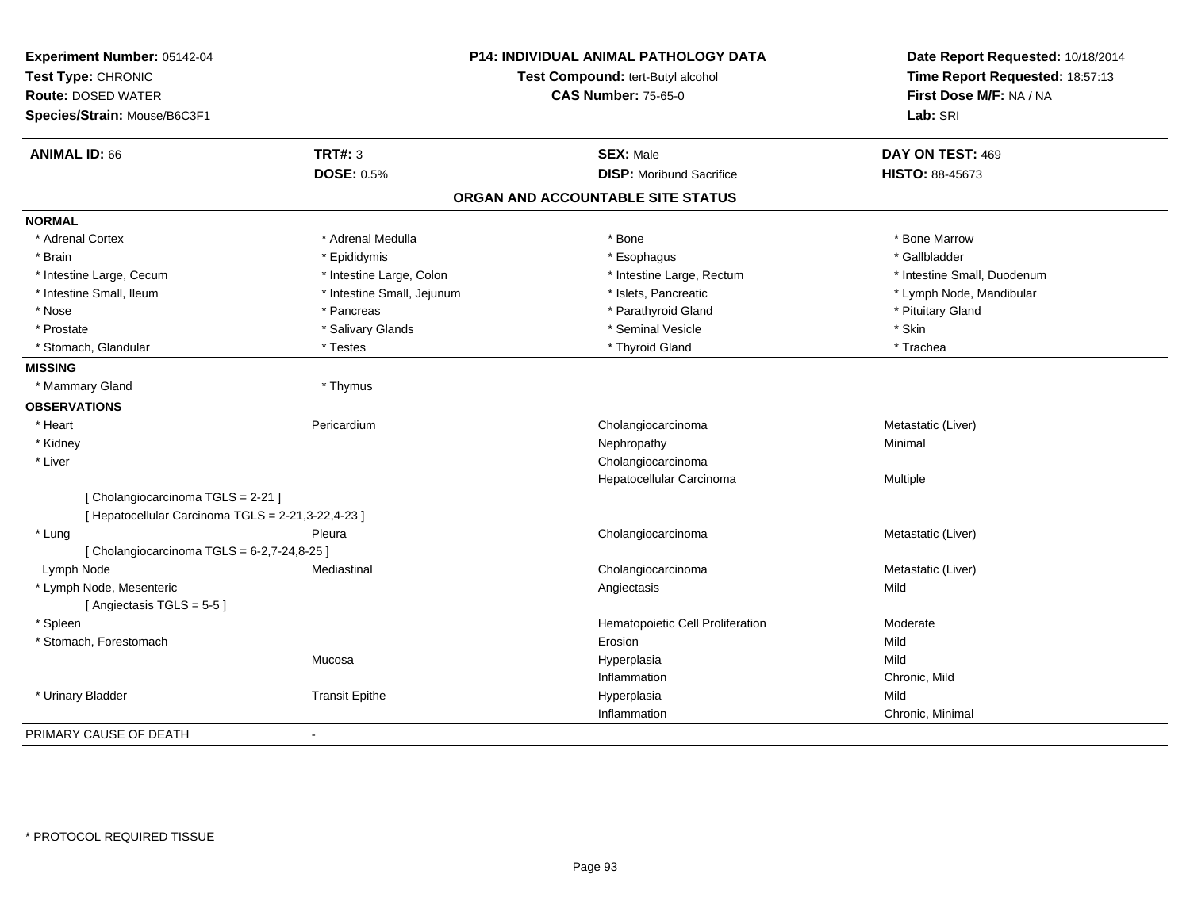**Experiment Number:** 05142-04
**Test Type:** CHRONIC
**Route:** DOSED WATER
**Species/Strain:** Mouse/B6C3F1

**P14: INDIVIDUAL ANIMAL PATHOLOGY DATA**
**Test Compound:** tert-Butyl alcohol
**CAS Number:** 75-65-0

**Date Report Requested:** 10/18/2014
**Time Report Requested:** 18:57:13
**First Dose M/F:** NA / NA
**Lab:** SRI

| **ANIMAL ID:** 66 | **TRT#:** 3 | **SEX:** Male | **DAY ON TEST:** 469 |
|---|---|---|---|
| | **DOSE:** 0.5% | **DISP:** Moribund Sacrifice | **HISTO:** 88-45673 |

## ORGAN AND ACCOUNTABLE SITE STATUS

**NORMAL**

| | | | |
|---|---|---|---|
| * Adrenal Cortex | * Adrenal Medulla | * Bone | * Bone Marrow |
| * Brain | * Epididymis | * Esophagus | * Gallbladder |
| * Intestine Large, Cecum | * Intestine Large, Colon | * Intestine Large, Rectum | * Intestine Small, Duodenum |
| * Intestine Small, Ileum | * Intestine Small, Jejunum | * Islets, Pancreatic | * Lymph Node, Mandibular |
| * Nose | * Pancreas | * Parathyroid Gland | * Pituitary Gland |
| * Prostate | * Salivary Glands | * Seminal Vesicle | * Skin |
| * Stomach, Glandular | * Testes | * Thyroid Gland | * Trachea |

**MISSING**

| | |
|---|---|
| * Mammary Gland | * Thymus |

**OBSERVATIONS**

| | | | |
|---|---|---|---|
| * Heart | Pericardium | Cholangiocarcinoma | Metastatic (Liver) |
| * Kidney | | Nephropathy | Minimal |
| * Liver | | Cholangiocarcinoma | |
| | | Hepatocellular Carcinoma | Multiple |
| [ Cholangiocarcinoma TGLS = 2-21 ] | | | |
| [ Hepatocellular Carcinoma TGLS = 2-21,3-22,4-23 ] | | | |
| * Lung | Pleura | Cholangiocarcinoma | Metastatic (Liver) |
| [ Cholangiocarcinoma TGLS = 6-2,7-24,8-25 ] | | | |
| Lymph Node | Mediastinal | Cholangiocarcinoma | Metastatic (Liver) |
| * Lymph Node, Mesenteric | | Angiectasis | Mild |
| [ Angiectasis TGLS = 5-5 ] | | | |
| * Spleen | | Hematopoietic Cell Proliferation | Moderate |
| * Stomach, Forestomach | | Erosion | Mild |
| | Mucosa | Hyperplasia | Mild |
| | | Inflammation | Chronic, Mild |
| * Urinary Bladder | Transit Epithe | Hyperplasia | Mild |
| | | Inflammation | Chronic, Minimal |

PRIMARY CAUSE OF DEATH -

* PROTOCOL REQUIRED TISSUE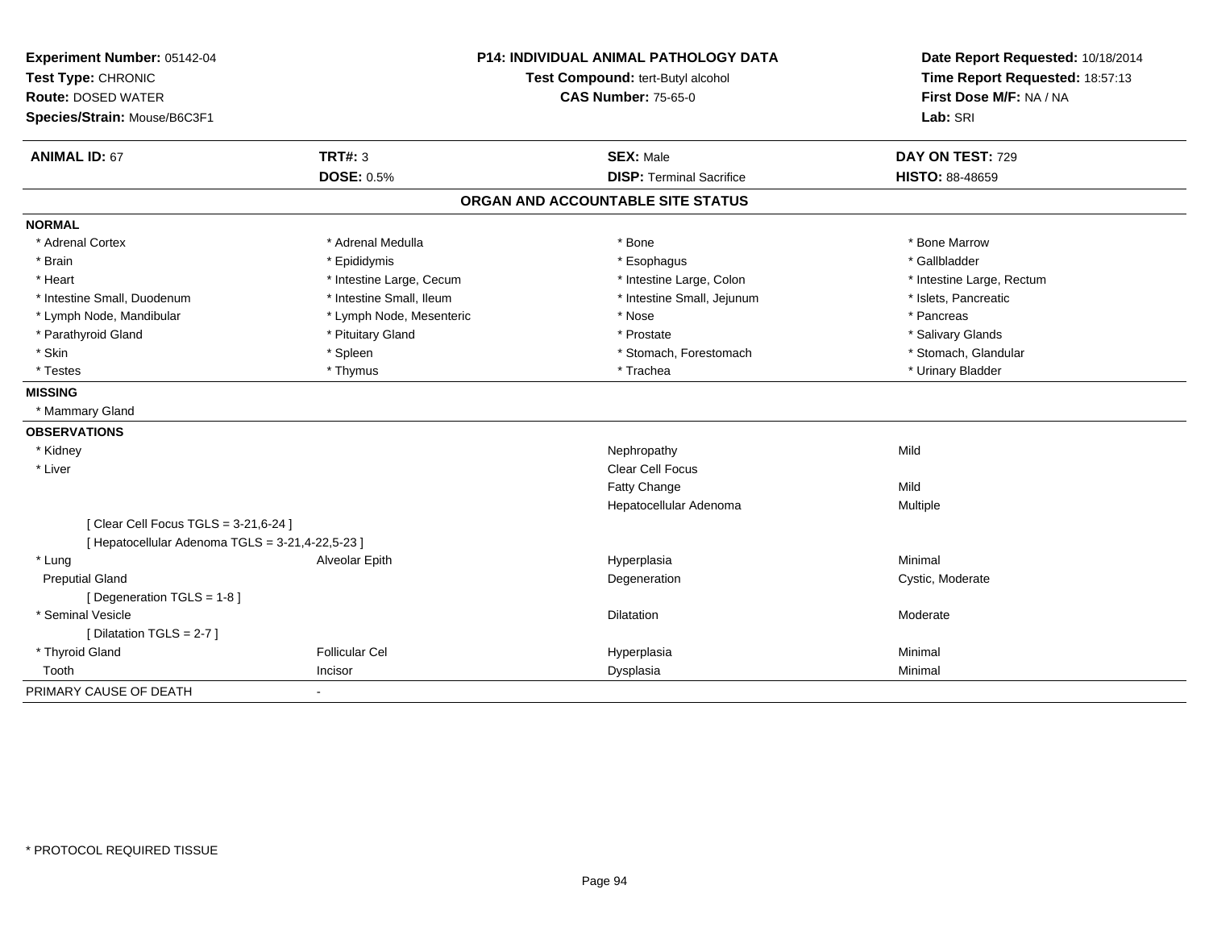**Experiment Number:** 05142-04
**Test Type:** CHRONIC
**Route:** DOSED WATER
**Species/Strain:** Mouse/B6C3F1

**P14: INDIVIDUAL ANIMAL PATHOLOGY DATA**
**Test Compound:** tert-Butyl alcohol
**CAS Number:** 75-65-0

**Date Report Requested:** 10/18/2014
**Time Report Requested:** 18:57:13
**First Dose M/F:** NA / NA
**Lab:** SRI

| **ANIMAL ID:** 67 | **TRT#:** 3 | **SEX:** Male | **DAY ON TEST:** 729 |
|---|---|---|---|
| | **DOSE:** 0.5% | **DISP:** Terminal Sacrifice | **HISTO:** 88-48659 |

## ORGAN AND ACCOUNTABLE SITE STATUS

**NORMAL**

| | | | |
|---|---|---|---|
| * Adrenal Cortex | * Adrenal Medulla | * Bone | * Bone Marrow |
| * Brain | * Epididymis | * Esophagus | * Gallbladder |
| * Heart | * Intestine Large, Cecum | * Intestine Large, Colon | * Intestine Large, Rectum |
| * Intestine Small, Duodenum | * Intestine Small, Ileum | * Intestine Small, Jejunum | * Islets, Pancreatic |
| * Lymph Node, Mandibular | * Lymph Node, Mesenteric | * Nose | * Pancreas |
| * Parathyroid Gland | * Pituitary Gland | * Prostate | * Salivary Glands |
| * Skin | * Spleen | * Stomach, Forestomach | * Stomach, Glandular |
| * Testes | * Thymus | * Trachea | * Urinary Bladder |

**MISSING**

* Mammary Gland

**OBSERVATIONS**

| | | | |
|---|---|---|---|
| * Kidney | | Nephropathy | Mild |
| * Liver | | Clear Cell Focus | |
| | | Fatty Change | Mild |
| | | Hepatocellular Adenoma | Multiple |
| [ Clear Cell Focus TGLS = 3-21,6-24 ] | | | |
| [ Hepatocellular Adenoma TGLS = 3-21,4-22,5-23 ] | | | |
| * Lung | Alveolar Epith | Hyperplasia | Minimal |
| Preputial Gland | | Degeneration | Cystic, Moderate |
| [ Degeneration TGLS = 1-8 ] | | | |
| * Seminal Vesicle | | Dilatation | Moderate |
| [ Dilatation TGLS = 2-7 ] | | | |
| * Thyroid Gland | Follicular Cel | Hyperplasia | Minimal |
| Tooth | Incisor | Dysplasia | Minimal |

PRIMARY CAUSE OF DEATH -

* PROTOCOL REQUIRED TISSUE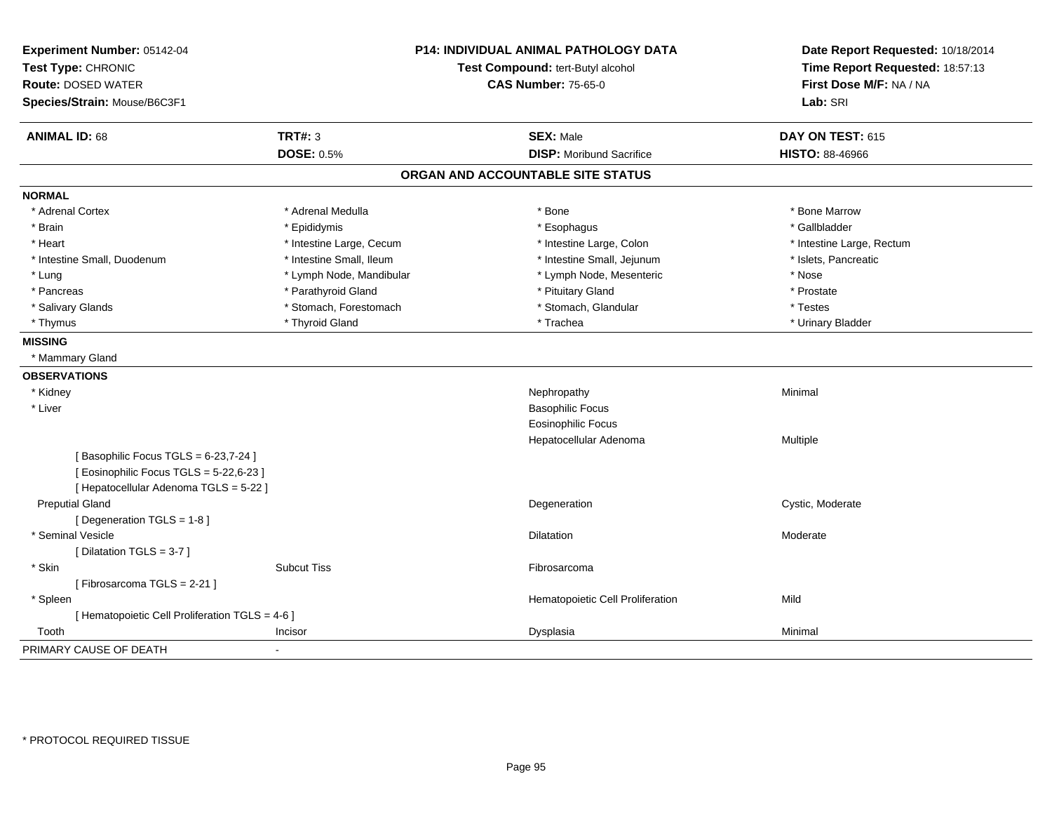**Experiment Number:** 05142-04
**Test Type:** CHRONIC
**Route:** DOSED WATER
**Species/Strain:** Mouse/B6C3F1

**P14: INDIVIDUAL ANIMAL PATHOLOGY DATA**
**Test Compound:** tert-Butyl alcohol
**CAS Number:** 75-65-0

**Date Report Requested:** 10/18/2014
**Time Report Requested:** 18:57:13
**First Dose M/F:** NA / NA
**Lab:** SRI

| **ANIMAL ID:** 68 | **TRT#:** 3 | **SEX:** Male | **DAY ON TEST:** 615 |
|---|---|---|---|
| | **DOSE:** 0.5% | **DISP:** Moribund Sacrifice | **HISTO:** 88-46966 |

## ORGAN AND ACCOUNTABLE SITE STATUS

**NORMAL**

| | | | |
|---|---|---|---|
| * Adrenal Cortex | * Adrenal Medulla | * Bone | * Bone Marrow |
| * Brain | * Epididymis | * Esophagus | * Gallbladder |
| * Heart | * Intestine Large, Cecum | * Intestine Large, Colon | * Intestine Large, Rectum |
| * Intestine Small, Duodenum | * Intestine Small, Ileum | * Intestine Small, Jejunum | * Islets, Pancreatic |
| * Lung | * Lymph Node, Mandibular | * Lymph Node, Mesenteric | * Nose |
| * Pancreas | * Parathyroid Gland | * Pituitary Gland | * Prostate |
| * Salivary Glands | * Stomach, Forestomach | * Stomach, Glandular | * Testes |
| * Thymus | * Thyroid Gland | * Trachea | * Urinary Bladder |

**MISSING**

* Mammary Gland

**OBSERVATIONS**

| | | | |
|---|---|---|---|
| * Kidney | | Nephropathy | Minimal |
| * Liver | | Basophilic Focus | |
| | | Eosinophilic Focus | |
| | | Hepatocellular Adenoma | Multiple |
| [ Basophilic Focus TGLS = 6-23,7-24 ] | | | |
| [ Eosinophilic Focus TGLS = 5-22,6-23 ] | | | |
| [ Hepatocellular Adenoma TGLS = 5-22 ] | | | |
| Preputial Gland | | Degeneration | Cystic, Moderate |
| [ Degeneration TGLS = 1-8 ] | | | |
| * Seminal Vesicle | | Dilatation | Moderate |
| [ Dilatation TGLS = 3-7 ] | | | |
| * Skin | Subcut Tiss | Fibrosarcoma | |
| [ Fibrosarcoma TGLS = 2-21 ] | | | |
| * Spleen | | Hematopoietic Cell Proliferation | Mild |
| [ Hematopoietic Cell Proliferation TGLS = 4-6 ] | | | |
| Tooth | Incisor | Dysplasia | Minimal |

PRIMARY CAUSE OF DEATH -

* PROTOCOL REQUIRED TISSUE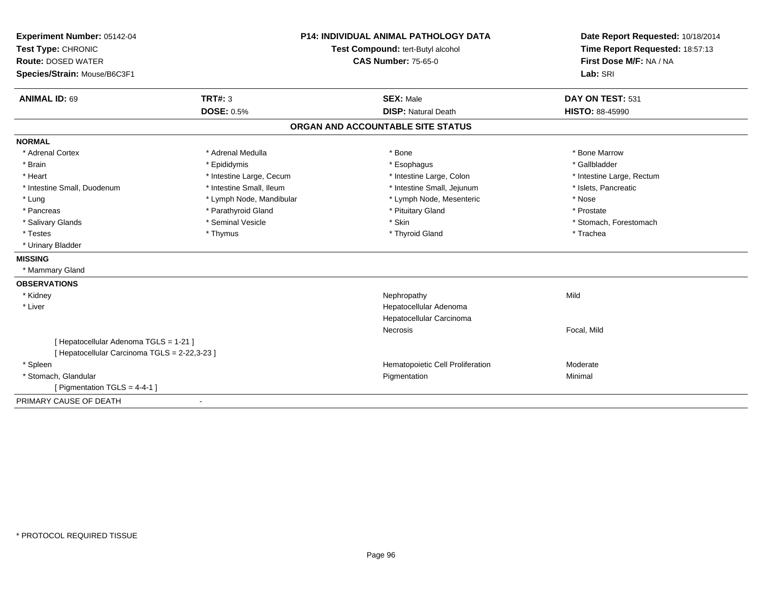**Experiment Number:** 05142-04
**Test Type:** CHRONIC
**Route:** DOSED WATER
**Species/Strain:** Mouse/B6C3F1

**P14: INDIVIDUAL ANIMAL PATHOLOGY DATA**
**Test Compound:** tert-Butyl alcohol
**CAS Number:** 75-65-0

**Date Report Requested:** 10/18/2014
**Time Report Requested:** 18:57:13
**First Dose M/F:** NA / NA
**Lab:** SRI

| **ANIMAL ID:** 69 | **TRT#:** 3 | **SEX:** Male | **DAY ON TEST:** 531 |
|---|---|---|---|
| | **DOSE:** 0.5% | **DISP:** Natural Death | **HISTO:** 88-45990 |

## ORGAN AND ACCOUNTABLE SITE STATUS

**NORMAL**

| | | | |
|---|---|---|---|
| * Adrenal Cortex | * Adrenal Medulla | * Bone | * Bone Marrow |
| * Brain | * Epididymis | * Esophagus | * Gallbladder |
| * Heart | * Intestine Large, Cecum | * Intestine Large, Colon | * Intestine Large, Rectum |
| * Intestine Small, Duodenum | * Intestine Small, Ileum | * Intestine Small, Jejunum | * Islets, Pancreatic |
| * Lung | * Lymph Node, Mandibular | * Lymph Node, Mesenteric | * Nose |
| * Pancreas | * Parathyroid Gland | * Pituitary Gland | * Prostate |
| * Salivary Glands | * Seminal Vesicle | * Skin | * Stomach, Forestomach |
| * Testes | * Thymus | * Thyroid Gland | * Trachea |
| * Urinary Bladder | | | |

**MISSING**

* Mammary Gland

**OBSERVATIONS**

| | | |
|---|---|---|
| * Kidney | Nephropathy | Mild |
| * Liver | Hepatocellular Adenoma | |
| | Hepatocellular Carcinoma | |
| | Necrosis | Focal, Mild |
| [ Hepatocellular Adenoma TGLS = 1-21 ] | | |
| [ Hepatocellular Carcinoma TGLS = 2-22,3-23 ] | | |
| * Spleen | Hematopoietic Cell Proliferation | Moderate |
| * Stomach, Glandular | Pigmentation | Minimal |
| [ Pigmentation TGLS = 4-4-1 ] | | |

PRIMARY CAUSE OF DEATH -

* PROTOCOL REQUIRED TISSUE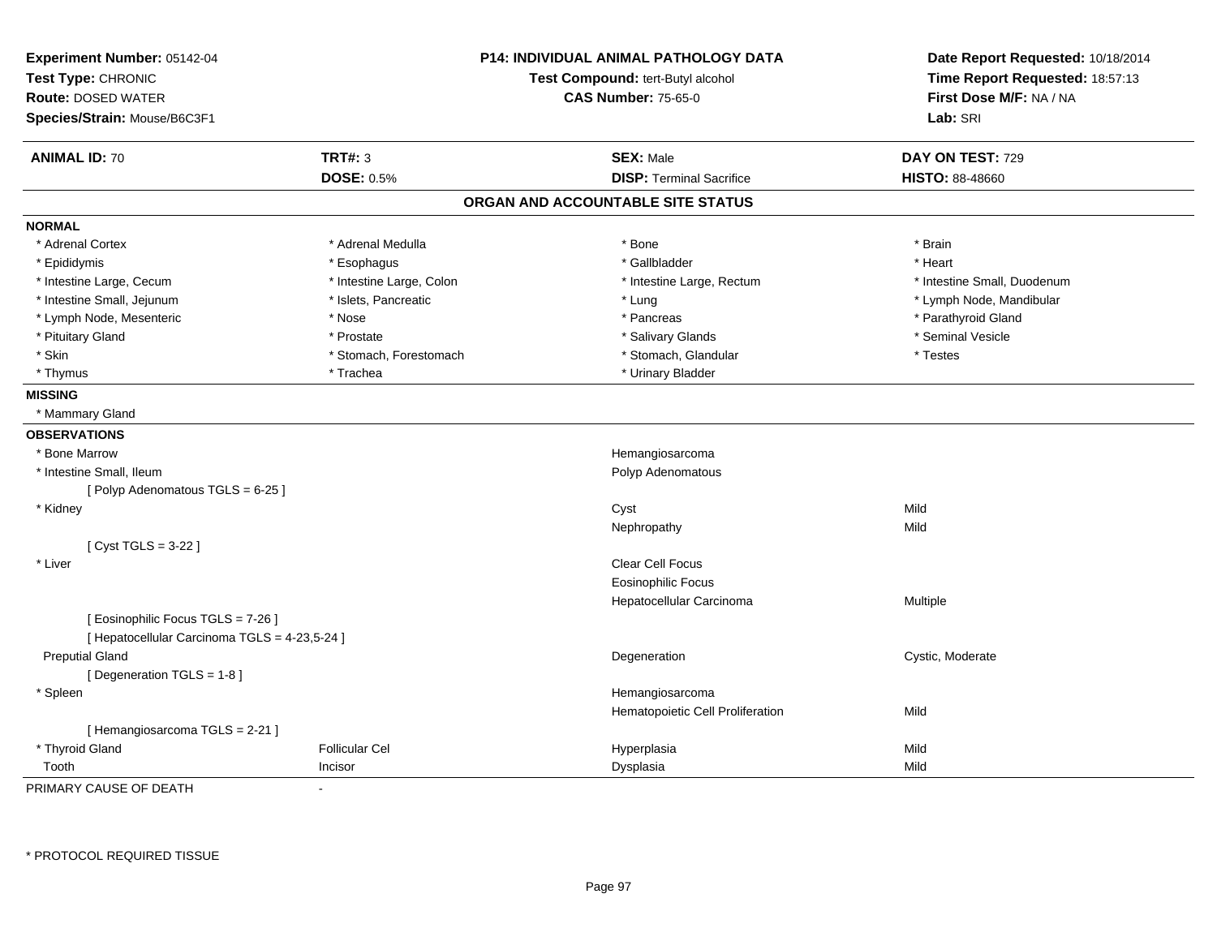**Experiment Number:** 05142-04
**Test Type:** CHRONIC
**Route:** DOSED WATER
**Species/Strain:** Mouse/B6C3F1

**P14: INDIVIDUAL ANIMAL PATHOLOGY DATA**
**Test Compound:** tert-Butyl alcohol
**CAS Number:** 75-65-0

**Date Report Requested:** 10/18/2014
**Time Report Requested:** 18:57:13
**First Dose M/F:** NA / NA
**Lab:** SRI

| **ANIMAL ID:** 70 | **TRT#:** 3 | **SEX:** Male | **DAY ON TEST:** 729 |
|---|---|---|---|
| | **DOSE:** 0.5% | **DISP:** Terminal Sacrifice | **HISTO:** 88-48660 |

## ORGAN AND ACCOUNTABLE SITE STATUS

**NORMAL**

| | | | |
|---|---|---|---|
| * Adrenal Cortex | * Adrenal Medulla | * Bone | * Brain |
| * Epididymis | * Esophagus | * Gallbladder | * Heart |
| * Intestine Large, Cecum | * Intestine Large, Colon | * Intestine Large, Rectum | * Intestine Small, Duodenum |
| * Intestine Small, Jejunum | * Islets, Pancreatic | * Lung | * Lymph Node, Mandibular |
| * Lymph Node, Mesenteric | * Nose | * Pancreas | * Parathyroid Gland |
| * Pituitary Gland | * Prostate | * Salivary Glands | * Seminal Vesicle |
| * Skin | * Stomach, Forestomach | * Stomach, Glandular | * Testes |
| * Thymus | * Trachea | * Urinary Bladder | |

**MISSING**

* Mammary Gland

**OBSERVATIONS**

| | | | |
|---|---|---|---|
| * Bone Marrow | | Hemangiosarcoma | |
| * Intestine Small, Ileum | | Polyp Adenomatous | |
| [ Polyp Adenomatous TGLS = 6-25 ] | | | |
| * Kidney | | Cyst | Mild |
| | | Nephropathy | Mild |
| [ Cyst TGLS = 3-22 ] | | | |
| * Liver | | Clear Cell Focus | |
| | | Eosinophilic Focus | |
| | | Hepatocellular Carcinoma | Multiple |
| [ Eosinophilic Focus TGLS = 7-26 ] | | | |
| [ Hepatocellular Carcinoma TGLS = 4-23,5-24 ] | | | |
| Preputial Gland | | Degeneration | Cystic, Moderate |
| [ Degeneration TGLS = 1-8 ] | | | |
| * Spleen | | Hemangiosarcoma | |
| | | Hematopoietic Cell Proliferation | Mild |
| [ Hemangiosarcoma TGLS = 2-21 ] | | | |
| * Thyroid Gland | Follicular Cel | Hyperplasia | Mild |
| Tooth | Incisor | Dysplasia | Mild |

PRIMARY CAUSE OF DEATH -

* PROTOCOL REQUIRED TISSUE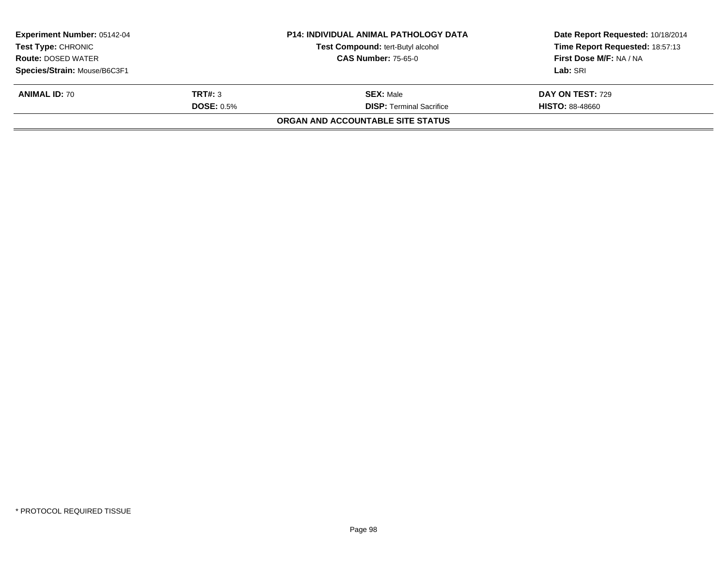| **Experiment Number:** 05142-04 | **P14: INDIVIDUAL ANIMAL PATHOLOGY DATA** | **Date Report Requested:** 10/18/2014 |
|---|---|---|
| **Test Type:** CHRONIC | **Test Compound:** tert-Butyl alcohol | **Time Report Requested:** 18:57:13 |
| **Route:** DOSED WATER | **CAS Number:** 75-65-0 | **First Dose M/F:** NA / NA |
| **Species/Strain:** Mouse/B6C3F1 | | **Lab:** SRI |

| **ANIMAL ID:** 70 | **TRT#:** 3 | **SEX:** Male | **DAY ON TEST:** 729 |
|---|---|---|---|
| | **DOSE:** 0.5% | **DISP:** Terminal Sacrifice | **HISTO:** 88-48660 |

**ORGAN AND ACCOUNTABLE SITE STATUS**

* PROTOCOL REQUIRED TISSUE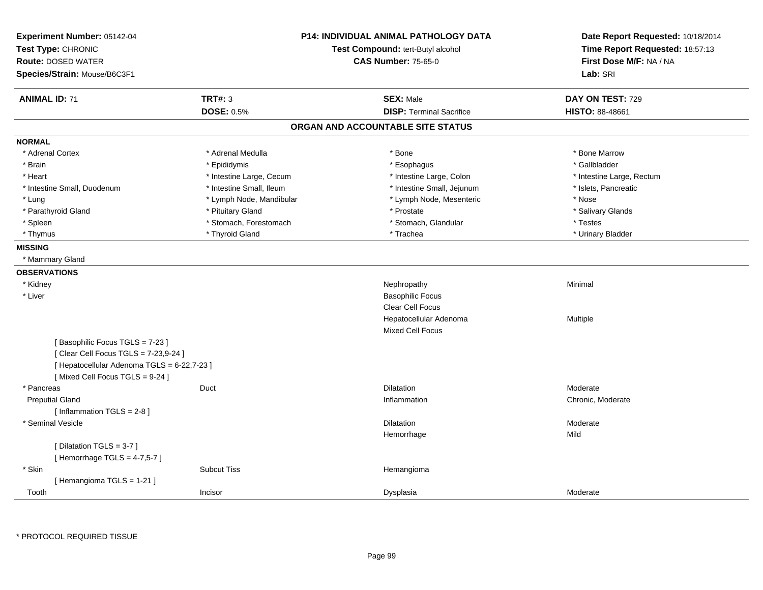**Experiment Number:** 05142-04
**Test Type:** CHRONIC
**Route:** DOSED WATER
**Species/Strain:** Mouse/B6C3F1

**P14: INDIVIDUAL ANIMAL PATHOLOGY DATA**
**Test Compound:** tert-Butyl alcohol
**CAS Number:** 75-65-0

**Date Report Requested:** 10/18/2014
**Time Report Requested:** 18:57:13
**First Dose M/F:** NA / NA
**Lab:** SRI

| **ANIMAL ID:** 71 | **TRT#:** 3 | **SEX:** Male | **DAY ON TEST:** 729 |
|---|---|---|---|
| | **DOSE:** 0.5% | **DISP:** Terminal Sacrifice | **HISTO:** 88-48661 |

## ORGAN AND ACCOUNTABLE SITE STATUS

**NORMAL**

| | | | |
|---|---|---|---|
| * Adrenal Cortex | * Adrenal Medulla | * Bone | * Bone Marrow |
| * Brain | * Epididymis | * Esophagus | * Gallbladder |
| * Heart | * Intestine Large, Cecum | * Intestine Large, Colon | * Intestine Large, Rectum |
| * Intestine Small, Duodenum | * Intestine Small, Ileum | * Intestine Small, Jejunum | * Islets, Pancreatic |
| * Lung | * Lymph Node, Mandibular | * Lymph Node, Mesenteric | * Nose |
| * Parathyroid Gland | * Pituitary Gland | * Prostate | * Salivary Glands |
| * Spleen | * Stomach, Forestomach | * Stomach, Glandular | * Testes |
| * Thymus | * Thyroid Gland | * Trachea | * Urinary Bladder |

**MISSING**

* Mammary Gland

**OBSERVATIONS**

| | | | |
|---|---|---|---|
| * Kidney | | Nephropathy | Minimal |
| * Liver | | Basophilic Focus | |
| | | Clear Cell Focus | |
| | | Hepatocellular Adenoma | Multiple |
| | | Mixed Cell Focus | |
| [ Basophilic Focus TGLS = 7-23 ] | | | |
| [ Clear Cell Focus TGLS = 7-23,9-24 ] | | | |
| [ Hepatocellular Adenoma TGLS = 6-22,7-23 ] | | | |
| [ Mixed Cell Focus TGLS = 9-24 ] | | | |
| * Pancreas | Duct | Dilatation | Moderate |
| Preputial Gland | | Inflammation | Chronic, Moderate |
| [ Inflammation TGLS = 2-8 ] | | | |
| * Seminal Vesicle | | Dilatation | Moderate |
| | | Hemorrhage | Mild |
| [ Dilatation TGLS = 3-7 ] | | | |
| [ Hemorrhage TGLS = 4-7,5-7 ] | | | |
| * Skin | Subcut Tiss | Hemangioma | |
| [ Hemangioma TGLS = 1-21 ] | | | |
| Tooth | Incisor | Dysplasia | Moderate |

* PROTOCOL REQUIRED TISSUE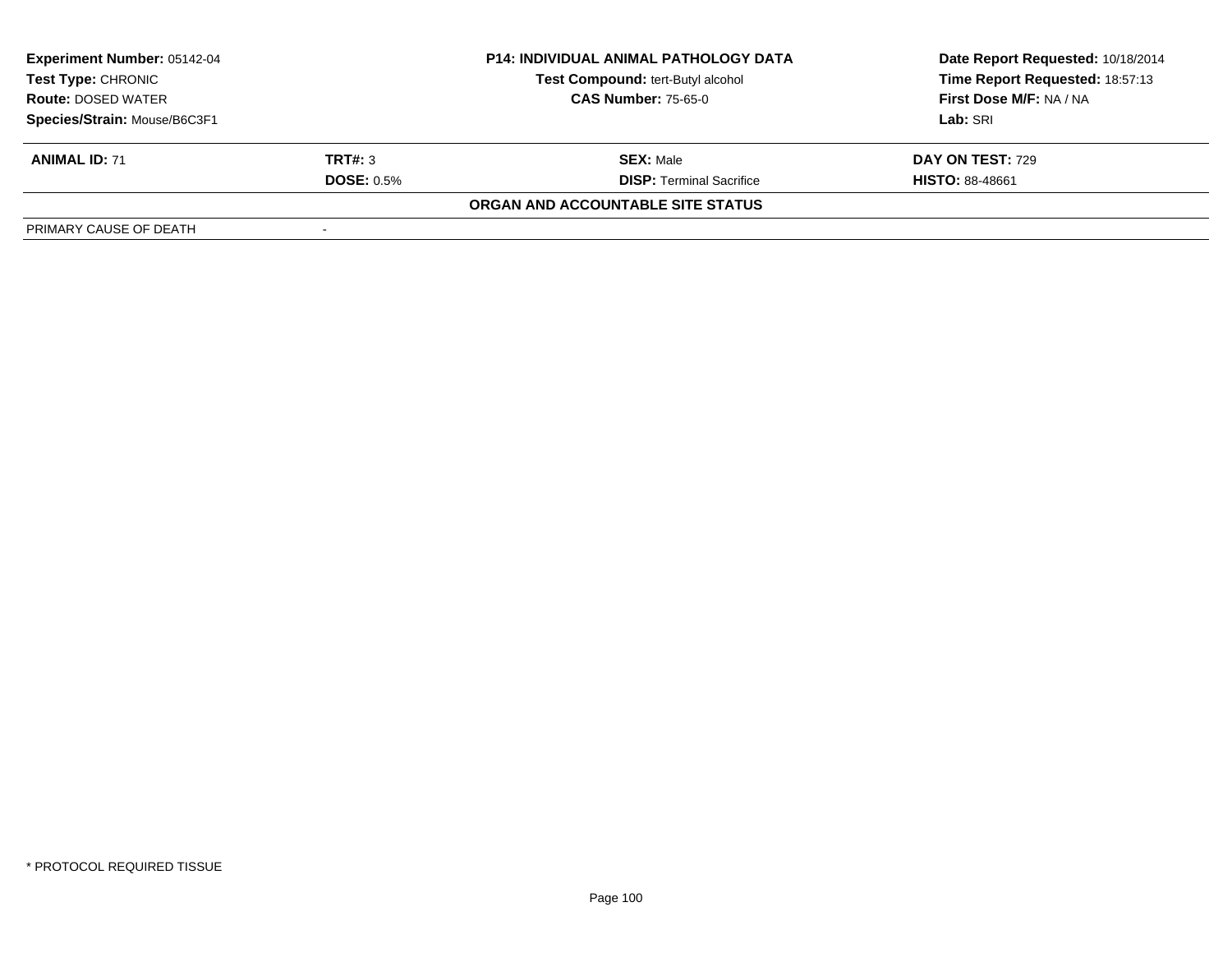| Experiment Number: 05142-04 | P14: INDIVIDUAL ANIMAL PATHOLOGY DATA | Date Report Requested: 10/18/2014 |
|---|---|---|
| Test Type: CHRONIC | Test Compound: tert-Butyl alcohol | Time Report Requested: 18:57:13 |
| Route: DOSED WATER | CAS Number: 75-65-0 | First Dose M/F: NA / NA |
| Species/Strain: Mouse/B6C3F1 | | Lab: SRI |

| ANIMAL ID: 71 | TRT#: 3 | SEX: Male | DAY ON TEST: 729 |
|---|---|---|---|
| | DOSE: 0.5% | DISP: Terminal Sacrifice | HISTO: 88-48661 |

**ORGAN AND ACCOUNTABLE SITE STATUS**

| PRIMARY CAUSE OF DEATH | - |
|---|---|

* PROTOCOL REQUIRED TISSUE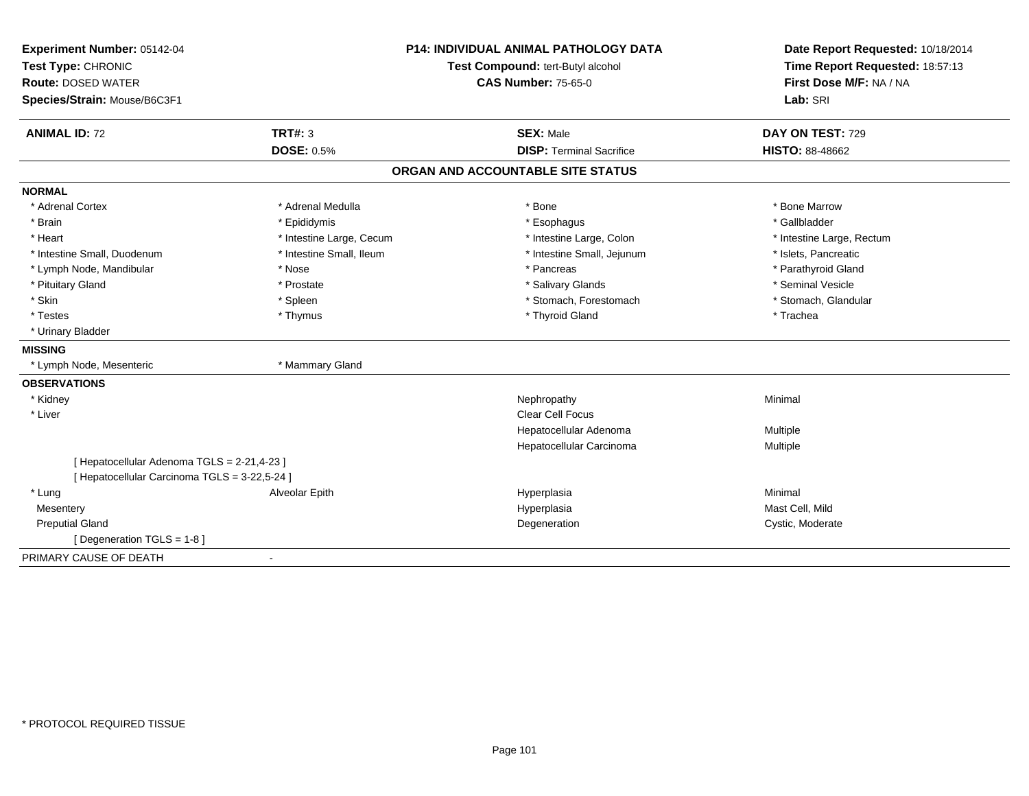**Experiment Number:** 05142-04
**Test Type:** CHRONIC
**Route:** DOSED WATER
**Species/Strain:** Mouse/B6C3F1

**P14: INDIVIDUAL ANIMAL PATHOLOGY DATA**
**Test Compound:** tert-Butyl alcohol
**CAS Number:** 75-65-0

**Date Report Requested:** 10/18/2014
**Time Report Requested:** 18:57:13
**First Dose M/F:** NA / NA
**Lab:** SRI

| **ANIMAL ID:** 72 | **TRT#:** 3 | **SEX:** Male | **DAY ON TEST:** 729 |
|---|---|---|---|
| | **DOSE:** 0.5% | **DISP:** Terminal Sacrifice | **HISTO:** 88-48662 |

## ORGAN AND ACCOUNTABLE SITE STATUS

**NORMAL**

| | | | |
|---|---|---|---|
| * Adrenal Cortex | * Adrenal Medulla | * Bone | * Bone Marrow |
| * Brain | * Epididymis | * Esophagus | * Gallbladder |
| * Heart | * Intestine Large, Cecum | * Intestine Large, Colon | * Intestine Large, Rectum |
| * Intestine Small, Duodenum | * Intestine Small, Ileum | * Intestine Small, Jejunum | * Islets, Pancreatic |
| * Lymph Node, Mandibular | * Nose | * Pancreas | * Parathyroid Gland |
| * Pituitary Gland | * Prostate | * Salivary Glands | * Seminal Vesicle |
| * Skin | * Spleen | * Stomach, Forestomach | * Stomach, Glandular |
| * Testes | * Thymus | * Thyroid Gland | * Trachea |
| * Urinary Bladder | | | |

**MISSING**

| | |
|---|---|
| * Lymph Node, Mesenteric | * Mammary Gland |

**OBSERVATIONS**

| | | | |
|---|---|---|---|
| * Kidney | | Nephropathy | Minimal |
| * Liver | | Clear Cell Focus | |
| | | Hepatocellular Adenoma | Multiple |
| | | Hepatocellular Carcinoma | Multiple |
| [ Hepatocellular Adenoma TGLS = 2-21,4-23 ] | | | |
| [ Hepatocellular Carcinoma TGLS = 3-22,5-24 ] | | | |
| * Lung | Alveolar Epith | Hyperplasia | Minimal |
| Mesentery | | Hyperplasia | Mast Cell, Mild |
| Preputial Gland | | Degeneration | Cystic, Moderate |
| [ Degeneration TGLS = 1-8 ] | | | |

PRIMARY CAUSE OF DEATH -

* PROTOCOL REQUIRED TISSUE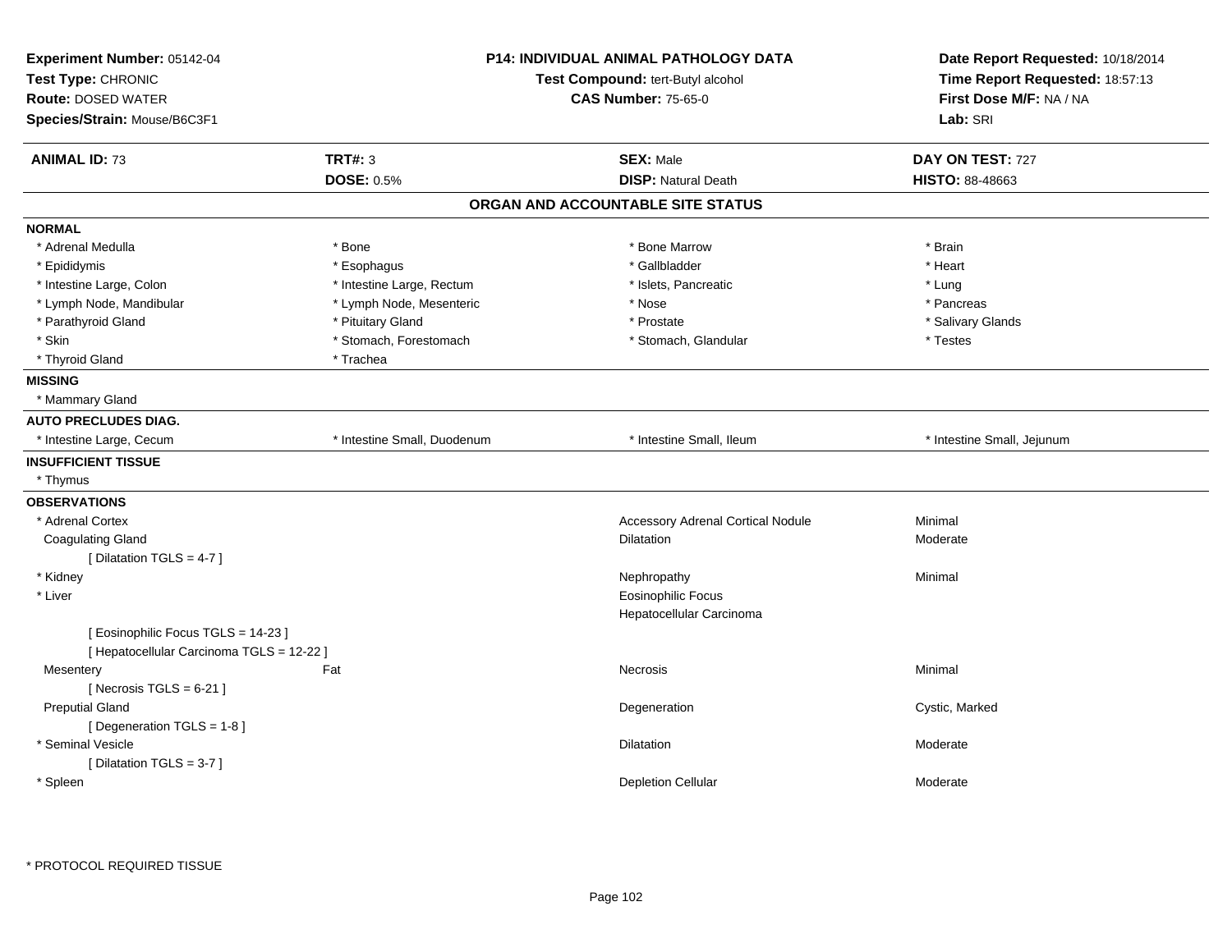**Experiment Number:** 05142-04
**Test Type:** CHRONIC
**Route:** DOSED WATER
**Species/Strain:** Mouse/B6C3F1

**P14: INDIVIDUAL ANIMAL PATHOLOGY DATA**
**Test Compound:** tert-Butyl alcohol
**CAS Number:** 75-65-0

**Date Report Requested:** 10/18/2014
**Time Report Requested:** 18:57:13
**First Dose M/F:** NA / NA
**Lab:** SRI

| **ANIMAL ID:** 73 | **TRT#:** 3 | **SEX:** Male | **DAY ON TEST:** 727 |
|---|---|---|---|
| | **DOSE:** 0.5% | **DISP:** Natural Death | **HISTO:** 88-48663 |

## ORGAN AND ACCOUNTABLE SITE STATUS

**NORMAL**

| | | | |
|---|---|---|---|
| * Adrenal Medulla | * Bone | * Bone Marrow | * Brain |
| * Epididymis | * Esophagus | * Gallbladder | * Heart |
| * Intestine Large, Colon | * Intestine Large, Rectum | * Islets, Pancreatic | * Lung |
| * Lymph Node, Mandibular | * Lymph Node, Mesenteric | * Nose | * Pancreas |
| * Parathyroid Gland | * Pituitary Gland | * Prostate | * Salivary Glands |
| * Skin | * Stomach, Forestomach | * Stomach, Glandular | * Testes |
| * Thyroid Gland | * Trachea | | |

**MISSING**

* Mammary Gland

**AUTO PRECLUDES DIAG.**

| | | | |
|---|---|---|---|
| * Intestine Large, Cecum | * Intestine Small, Duodenum | * Intestine Small, Ileum | * Intestine Small, Jejunum |

**INSUFFICIENT TISSUE**

* Thymus

**OBSERVATIONS**

| | | | |
|---|---|---|---|
| * Adrenal Cortex | | Accessory Adrenal Cortical Nodule | Minimal |
| Coagulating Gland | | Dilatation | Moderate |
| [ Dilatation TGLS = 4-7 ] | | | |
| * Kidney | | Nephropathy | Minimal |
| * Liver | | Eosinophilic Focus | |
| | | Hepatocellular Carcinoma | |
| [ Eosinophilic Focus TGLS = 14-23 ] | | | |
| [ Hepatocellular Carcinoma TGLS = 12-22 ] | | | |
| Mesentery | Fat | Necrosis | Minimal |
| [ Necrosis TGLS = 6-21 ] | | | |
| Preputial Gland | | Degeneration | Cystic, Marked |
| [ Degeneration TGLS = 1-8 ] | | | |
| * Seminal Vesicle | | Dilatation | Moderate |
| [ Dilatation TGLS = 3-7 ] | | | |
| * Spleen | | Depletion Cellular | Moderate |

\* PROTOCOL REQUIRED TISSUE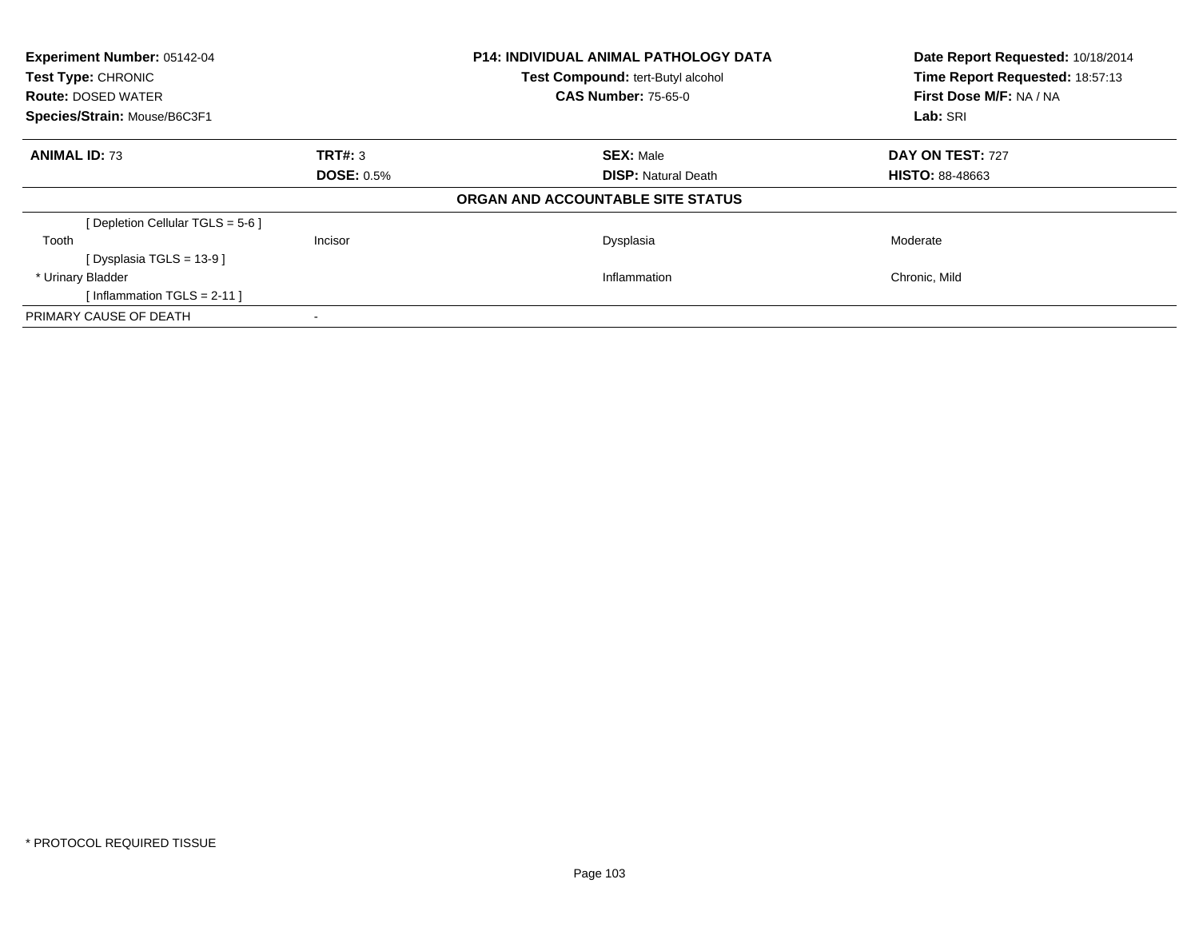**Experiment Number:** 05142-04
**Test Type:** CHRONIC
**Route:** DOSED WATER
**Species/Strain:** Mouse/B6C3F1

**P14: INDIVIDUAL ANIMAL PATHOLOGY DATA**
**Test Compound:** tert-Butyl alcohol
**CAS Number:** 75-65-0

**Date Report Requested:** 10/18/2014
**Time Report Requested:** 18:57:13
**First Dose M/F:** NA / NA
**Lab:** SRI

| **ANIMAL ID:** 73 | **TRT#:** 3 | **SEX:** Male | **DAY ON TEST:** 727 |
|---|---|---|---|
| | **DOSE:** 0.5% | **DISP:** Natural Death | **HISTO:** 88-48663 |

**ORGAN AND ACCOUNTABLE SITE STATUS**

| | | | |
|---|---|---|---|
| [ Depletion Cellular TGLS = 5-6 ] | | | |
| Tooth | Incisor | Dysplasia | Moderate |
| [ Dysplasia TGLS = 13-9 ] | | | |
| * Urinary Bladder | | Inflammation | Chronic, Mild |
| [ Inflammation TGLS = 2-11 ] | | | |
| PRIMARY CAUSE OF DEATH | - | | |

\* PROTOCOL REQUIRED TISSUE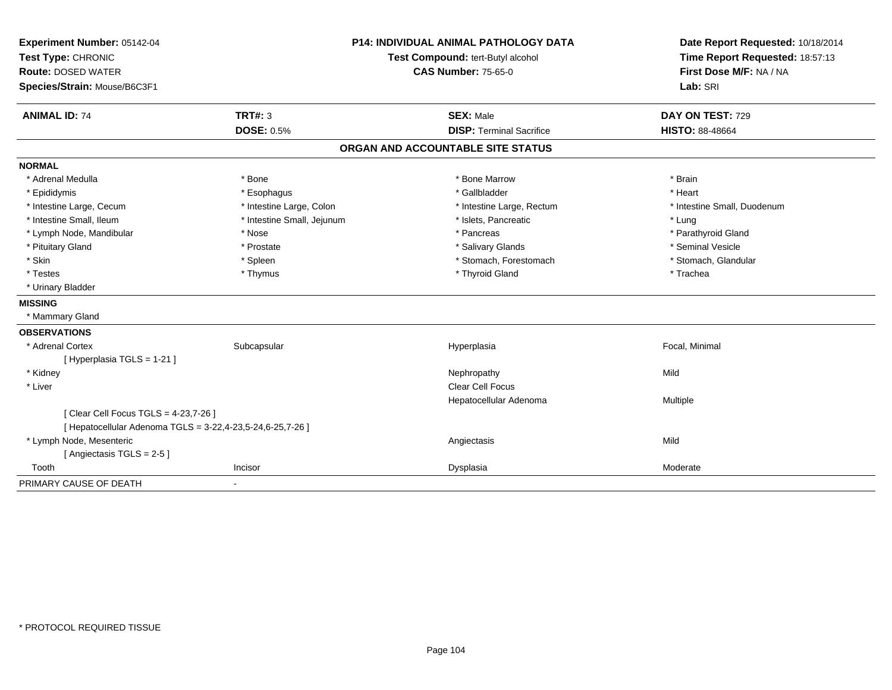**Experiment Number:** 05142-04
**Test Type:** CHRONIC
**Route:** DOSED WATER
**Species/Strain:** Mouse/B6C3F1

**P14: INDIVIDUAL ANIMAL PATHOLOGY DATA**
**Test Compound:** tert-Butyl alcohol
**CAS Number:** 75-65-0

**Date Report Requested:** 10/18/2014
**Time Report Requested:** 18:57:13
**First Dose M/F:** NA / NA
**Lab:** SRI

| **ANIMAL ID:** 74 | **TRT#:** 3 | **SEX:** Male | **DAY ON TEST:** 729 |
|---|---|---|---|
| | **DOSE:** 0.5% | **DISP:** Terminal Sacrifice | **HISTO:** 88-48664 |

## ORGAN AND ACCOUNTABLE SITE STATUS

**NORMAL**

| | | | |
|---|---|---|---|
| * Adrenal Medulla | * Bone | * Bone Marrow | * Brain |
| * Epididymis | * Esophagus | * Gallbladder | * Heart |
| * Intestine Large, Cecum | * Intestine Large, Colon | * Intestine Large, Rectum | * Intestine Small, Duodenum |
| * Intestine Small, Ileum | * Intestine Small, Jejunum | * Islets, Pancreatic | * Lung |
| * Lymph Node, Mandibular | * Nose | * Pancreas | * Parathyroid Gland |
| * Pituitary Gland | * Prostate | * Salivary Glands | * Seminal Vesicle |
| * Skin | * Spleen | * Stomach, Forestomach | * Stomach, Glandular |
| * Testes | * Thymus | * Thyroid Gland | * Trachea |
| * Urinary Bladder | | | |

**MISSING**

* Mammary Gland

**OBSERVATIONS**

| | | | |
|---|---|---|---|
| * Adrenal Cortex | Subcapsular | Hyperplasia | Focal, Minimal |
| [ Hyperplasia TGLS = 1-21 ] | | | |
| * Kidney | | Nephropathy | Mild |
| * Liver | | Clear Cell Focus | |
| | | Hepatocellular Adenoma | Multiple |
| [ Clear Cell Focus TGLS = 4-23,7-26 ] | | | |
| [ Hepatocellular Adenoma TGLS = 3-22,4-23,5-24,6-25,7-26 ] | | | |
| * Lymph Node, Mesenteric | | Angiectasis | Mild |
| [ Angiectasis TGLS = 2-5 ] | | | |
| Tooth | Incisor | Dysplasia | Moderate |

PRIMARY CAUSE OF DEATH -

* PROTOCOL REQUIRED TISSUE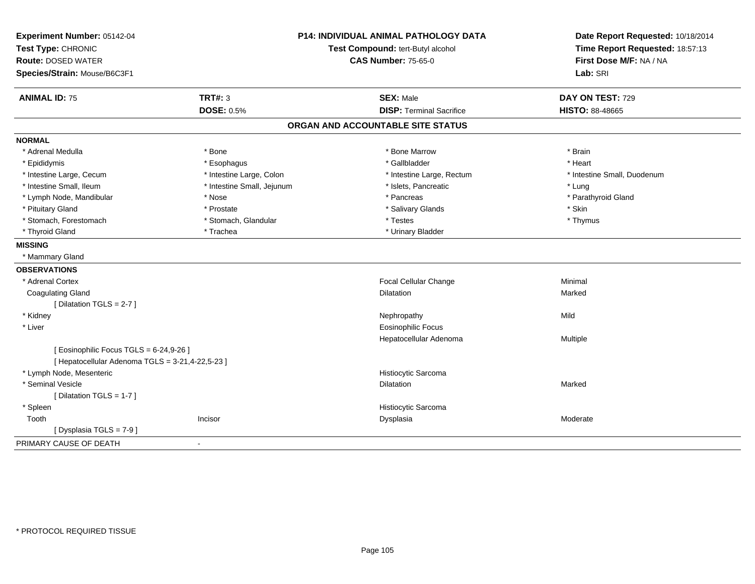**Experiment Number:** 05142-04
**Test Type:** CHRONIC
**Route:** DOSED WATER
**Species/Strain:** Mouse/B6C3F1

**P14: INDIVIDUAL ANIMAL PATHOLOGY DATA**
**Test Compound:** tert-Butyl alcohol
**CAS Number:** 75-65-0

**Date Report Requested:** 10/18/2014
**Time Report Requested:** 18:57:13
**First Dose M/F:** NA / NA
**Lab:** SRI

| **ANIMAL ID:** 75 | **TRT#:** 3 | **SEX:** Male | **DAY ON TEST:** 729 |
|---|---|---|---|
| | **DOSE:** 0.5% | **DISP:** Terminal Sacrifice | **HISTO:** 88-48665 |

## ORGAN AND ACCOUNTABLE SITE STATUS

**NORMAL**

| | | | |
|---|---|---|---|
| * Adrenal Medulla | * Bone | * Bone Marrow | * Brain |
| * Epididymis | * Esophagus | * Gallbladder | * Heart |
| * Intestine Large, Cecum | * Intestine Large, Colon | * Intestine Large, Rectum | * Intestine Small, Duodenum |
| * Intestine Small, Ileum | * Intestine Small, Jejunum | * Islets, Pancreatic | * Lung |
| * Lymph Node, Mandibular | * Nose | * Pancreas | * Parathyroid Gland |
| * Pituitary Gland | * Prostate | * Salivary Glands | * Skin |
| * Stomach, Forestomach | * Stomach, Glandular | * Testes | * Thymus |
| * Thyroid Gland | * Trachea | * Urinary Bladder | |

**MISSING**

* Mammary Gland

**OBSERVATIONS**

| | | | |
|---|---|---|---|
| * Adrenal Cortex | | Focal Cellular Change | Minimal |
| Coagulating Gland | | Dilatation | Marked |
| [ Dilatation TGLS = 2-7 ] | | | |
| * Kidney | | Nephropathy | Mild |
| * Liver | | Eosinophilic Focus | |
| | | Hepatocellular Adenoma | Multiple |
| [ Eosinophilic Focus TGLS = 6-24,9-26 ] | | | |
| [ Hepatocellular Adenoma TGLS = 3-21,4-22,5-23 ] | | | |
| * Lymph Node, Mesenteric | | Histiocytic Sarcoma | |
| * Seminal Vesicle | | Dilatation | Marked |
| [ Dilatation TGLS = 1-7 ] | | | |
| * Spleen | | Histiocytic Sarcoma | |
| Tooth | Incisor | Dysplasia | Moderate |
| [ Dysplasia TGLS = 7-9 ] | | | |

PRIMARY CAUSE OF DEATH -

* PROTOCOL REQUIRED TISSUE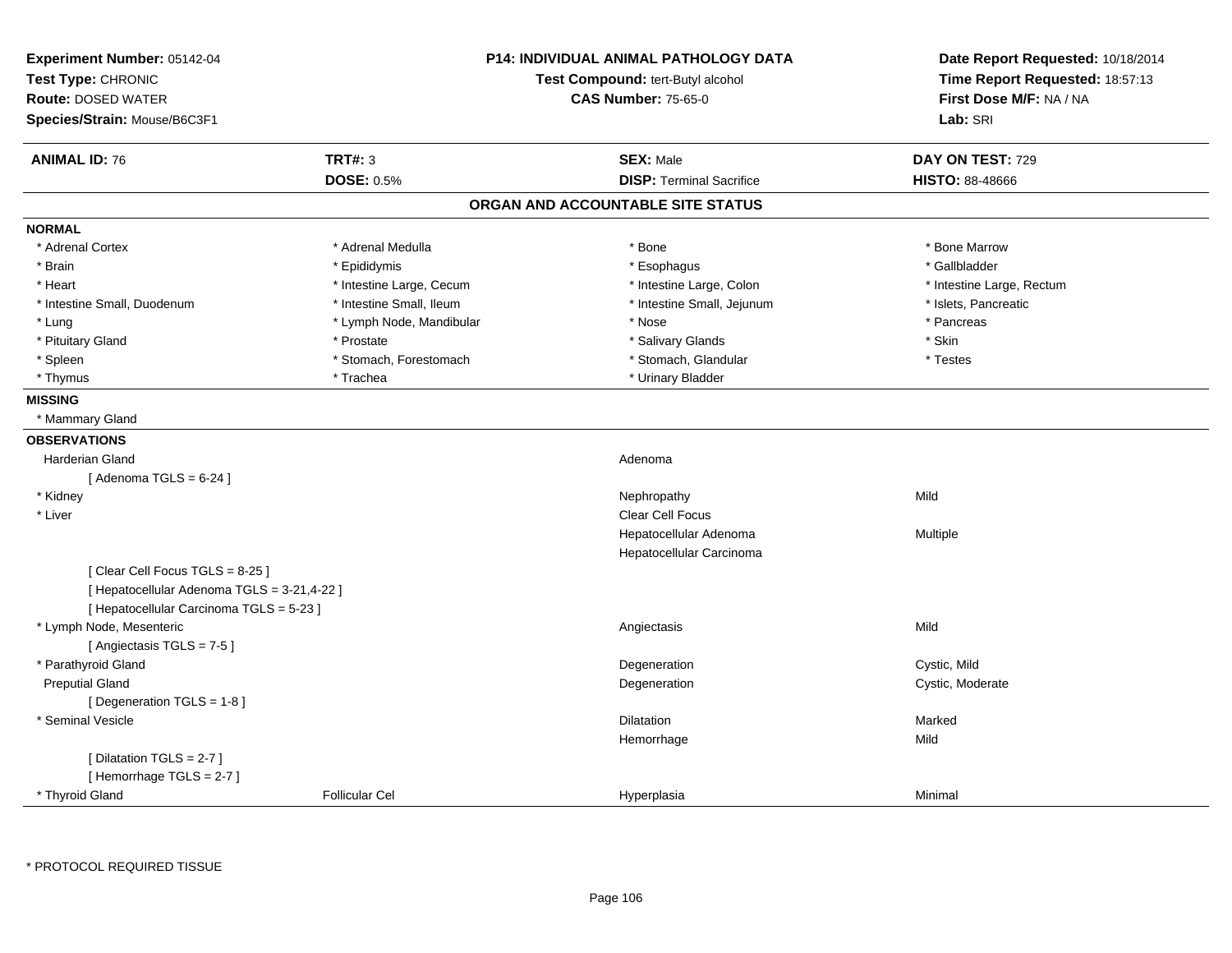**Experiment Number:** 05142-04
**Test Type:** CHRONIC
**Route:** DOSED WATER
**Species/Strain:** Mouse/B6C3F1

**P14: INDIVIDUAL ANIMAL PATHOLOGY DATA**
**Test Compound:** tert-Butyl alcohol
**CAS Number:** 75-65-0

**Date Report Requested:** 10/18/2014
**Time Report Requested:** 18:57:13
**First Dose M/F:** NA / NA
**Lab:** SRI

| **ANIMAL ID:** 76 | **TRT#:** 3 | **SEX:** Male | **DAY ON TEST:** 729 |
|---|---|---|---|
| | **DOSE:** 0.5% | **DISP:** Terminal Sacrifice | **HISTO:** 88-48666 |

## ORGAN AND ACCOUNTABLE SITE STATUS

**NORMAL**

| | | | |
|---|---|---|---|
| * Adrenal Cortex | * Adrenal Medulla | * Bone | * Bone Marrow |
| * Brain | * Epididymis | * Esophagus | * Gallbladder |
| * Heart | * Intestine Large, Cecum | * Intestine Large, Colon | * Intestine Large, Rectum |
| * Intestine Small, Duodenum | * Intestine Small, Ileum | * Intestine Small, Jejunum | * Islets, Pancreatic |
| * Lung | * Lymph Node, Mandibular | * Nose | * Pancreas |
| * Pituitary Gland | * Prostate | * Salivary Glands | * Skin |
| * Spleen | * Stomach, Forestomach | * Stomach, Glandular | * Testes |
| * Thymus | * Trachea | * Urinary Bladder | |

**MISSING**

* Mammary Gland

**OBSERVATIONS**

| | | | |
|---|---|---|---|
| Harderian Gland | | Adenoma | |
| [ Adenoma TGLS = 6-24 ] | | | |
| * Kidney | | Nephropathy | Mild |
| * Liver | | Clear Cell Focus | |
| | | Hepatocellular Adenoma | Multiple |
| | | Hepatocellular Carcinoma | |
| [ Clear Cell Focus TGLS = 8-25 ] | | | |
| [ Hepatocellular Adenoma TGLS = 3-21,4-22 ] | | | |
| [ Hepatocellular Carcinoma TGLS = 5-23 ] | | | |
| * Lymph Node, Mesenteric | | Angiectasis | Mild |
| [ Angiectasis TGLS = 7-5 ] | | | |
| * Parathyroid Gland | | Degeneration | Cystic, Mild |
| Preputial Gland | | Degeneration | Cystic, Moderate |
| [ Degeneration TGLS = 1-8 ] | | | |
| * Seminal Vesicle | | Dilatation | Marked |
| | | Hemorrhage | Mild |
| [ Dilatation TGLS = 2-7 ] | | | |
| [ Hemorrhage TGLS = 2-7 ] | | | |
| * Thyroid Gland | Follicular Cel | Hyperplasia | Minimal |

* PROTOCOL REQUIRED TISSUE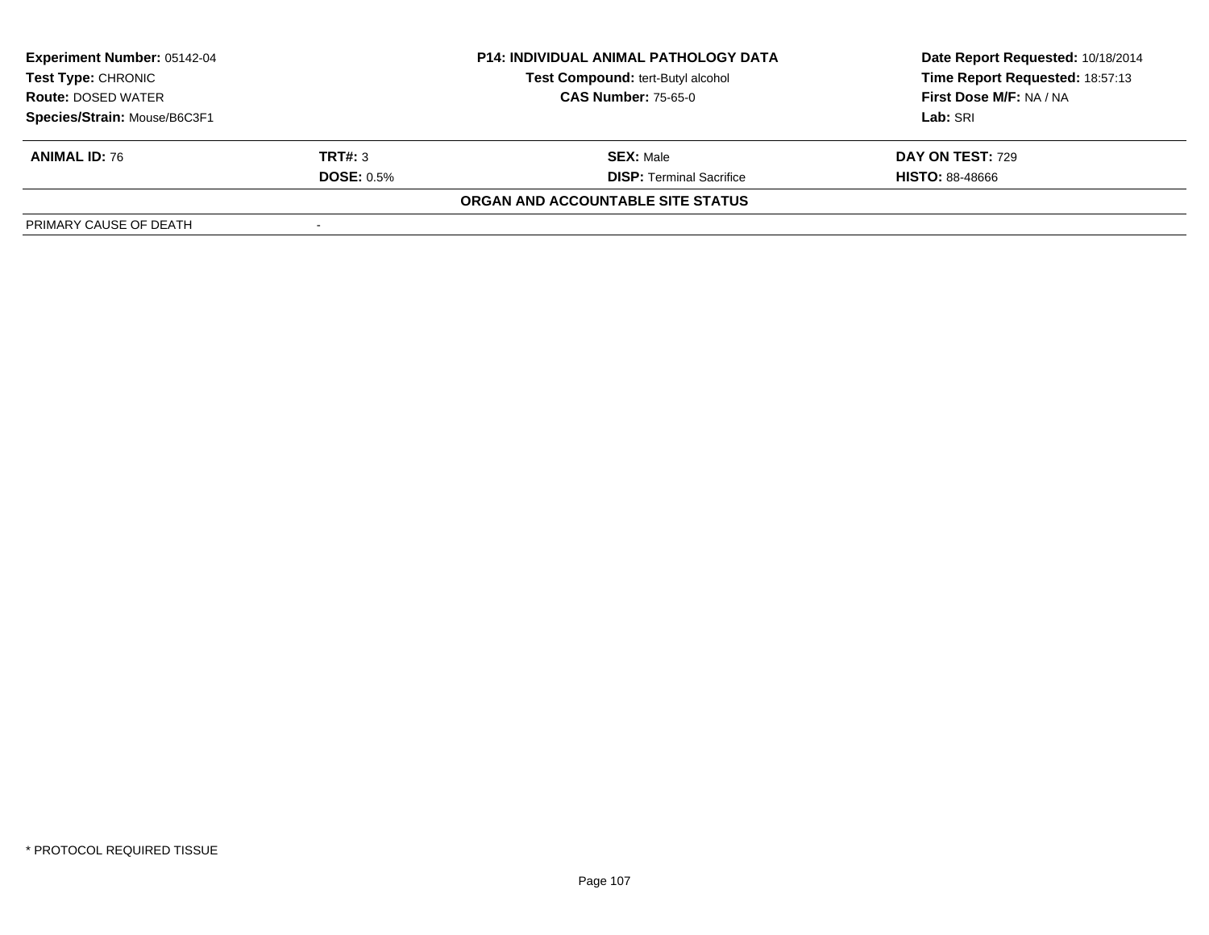**Experiment Number:** 05142-04
**Test Type:** CHRONIC
**Route:** DOSED WATER
**Species/Strain:** Mouse/B6C3F1

**P14: INDIVIDUAL ANIMAL PATHOLOGY DATA**
**Test Compound:** tert-Butyl alcohol
**CAS Number:** 75-65-0

**Date Report Requested:** 10/18/2014
**Time Report Requested:** 18:57:13
**First Dose M/F:** NA / NA
**Lab:** SRI

| **ANIMAL ID:** 76 | **TRT#:** 3 | **SEX:** Male | **DAY ON TEST:** 729 |
|---|---|---|---|
| | **DOSE:** 0.5% | **DISP:** Terminal Sacrifice | **HISTO:** 88-48666 |

**ORGAN AND ACCOUNTABLE SITE STATUS**

| PRIMARY CAUSE OF DEATH | - |
|---|---|

* PROTOCOL REQUIRED TISSUE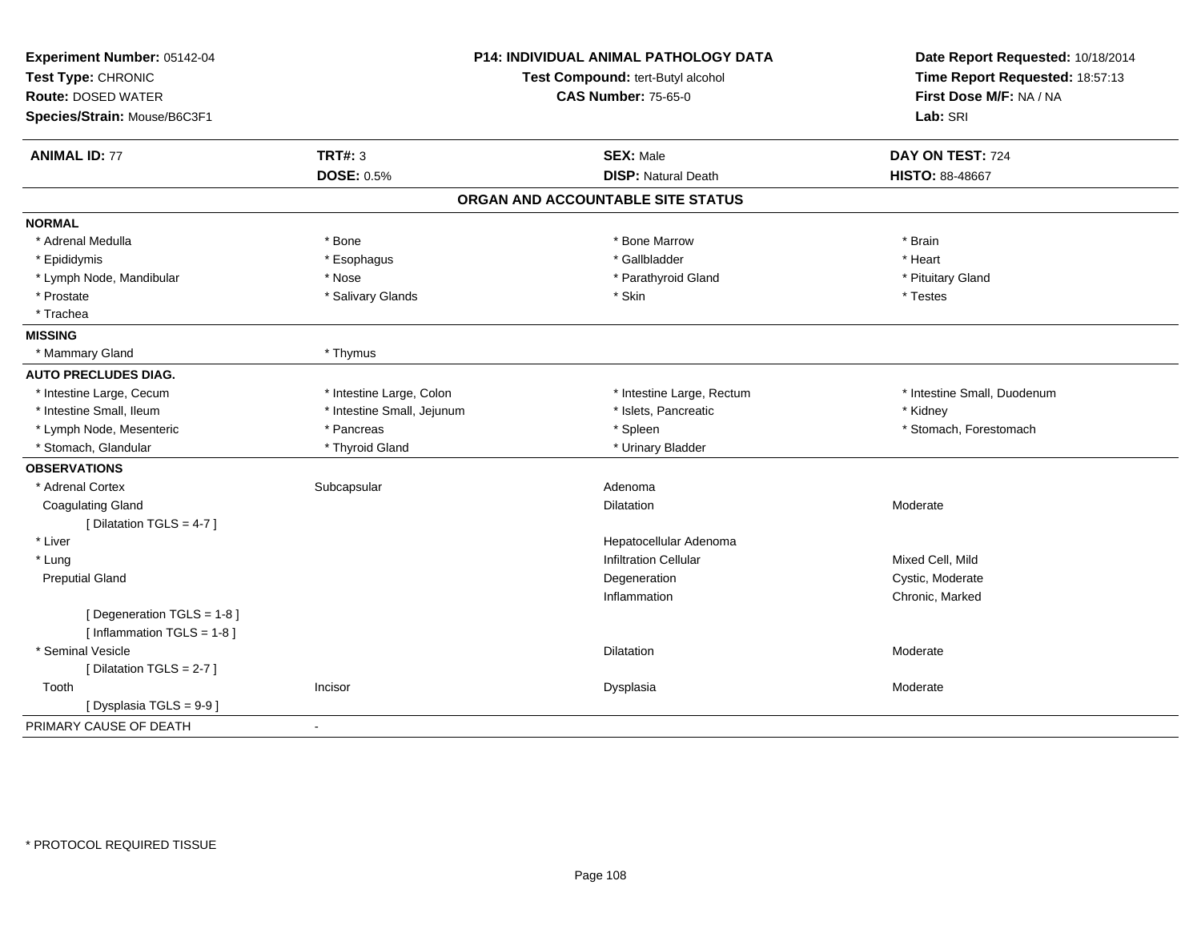**Experiment Number:** 05142-04
**Test Type:** CHRONIC
**Route:** DOSED WATER
**Species/Strain:** Mouse/B6C3F1

**P14: INDIVIDUAL ANIMAL PATHOLOGY DATA**
**Test Compound:** tert-Butyl alcohol
**CAS Number:** 75-65-0

**Date Report Requested:** 10/18/2014
**Time Report Requested:** 18:57:13
**First Dose M/F:** NA / NA
**Lab:** SRI

| **ANIMAL ID:** 77 | **TRT#:** 3 | **SEX:** Male | **DAY ON TEST:** 724 |
|---|---|---|---|
| | **DOSE:** 0.5% | **DISP:** Natural Death | **HISTO:** 88-48667 |

## ORGAN AND ACCOUNTABLE SITE STATUS

**NORMAL**

| | | | |
|---|---|---|---|
| * Adrenal Medulla | * Bone | * Bone Marrow | * Brain |
| * Epididymis | * Esophagus | * Gallbladder | * Heart |
| * Lymph Node, Mandibular | * Nose | * Parathyroid Gland | * Pituitary Gland |
| * Prostate | * Salivary Glands | * Skin | * Testes |
| * Trachea | | | |

**MISSING**

| | |
|---|---|
| * Mammary Gland | * Thymus |

**AUTO PRECLUDES DIAG.**

| | | | |
|---|---|---|---|
| * Intestine Large, Cecum | * Intestine Large, Colon | * Intestine Large, Rectum | * Intestine Small, Duodenum |
| * Intestine Small, Ileum | * Intestine Small, Jejunum | * Islets, Pancreatic | * Kidney |
| * Lymph Node, Mesenteric | * Pancreas | * Spleen | * Stomach, Forestomach |
| * Stomach, Glandular | * Thyroid Gland | * Urinary Bladder | |

**OBSERVATIONS**

| | | | |
|---|---|---|---|
| * Adrenal Cortex | Subcapsular | Adenoma | |
| Coagulating Gland | | Dilatation | Moderate |
| [ Dilatation TGLS = 4-7 ] | | | |
| * Liver | | Hepatocellular Adenoma | |
| * Lung | | Infiltration Cellular | Mixed Cell, Mild |
| Preputial Gland | | Degeneration | Cystic, Moderate |
| | | Inflammation | Chronic, Marked |
| [ Degeneration TGLS = 1-8 ] | | | |
| [ Inflammation TGLS = 1-8 ] | | | |
| * Seminal Vesicle | | Dilatation | Moderate |
| [ Dilatation TGLS = 2-7 ] | | | |
| Tooth | Incisor | Dysplasia | Moderate |
| [ Dysplasia TGLS = 9-9 ] | | | |

PRIMARY CAUSE OF DEATH -

* PROTOCOL REQUIRED TISSUE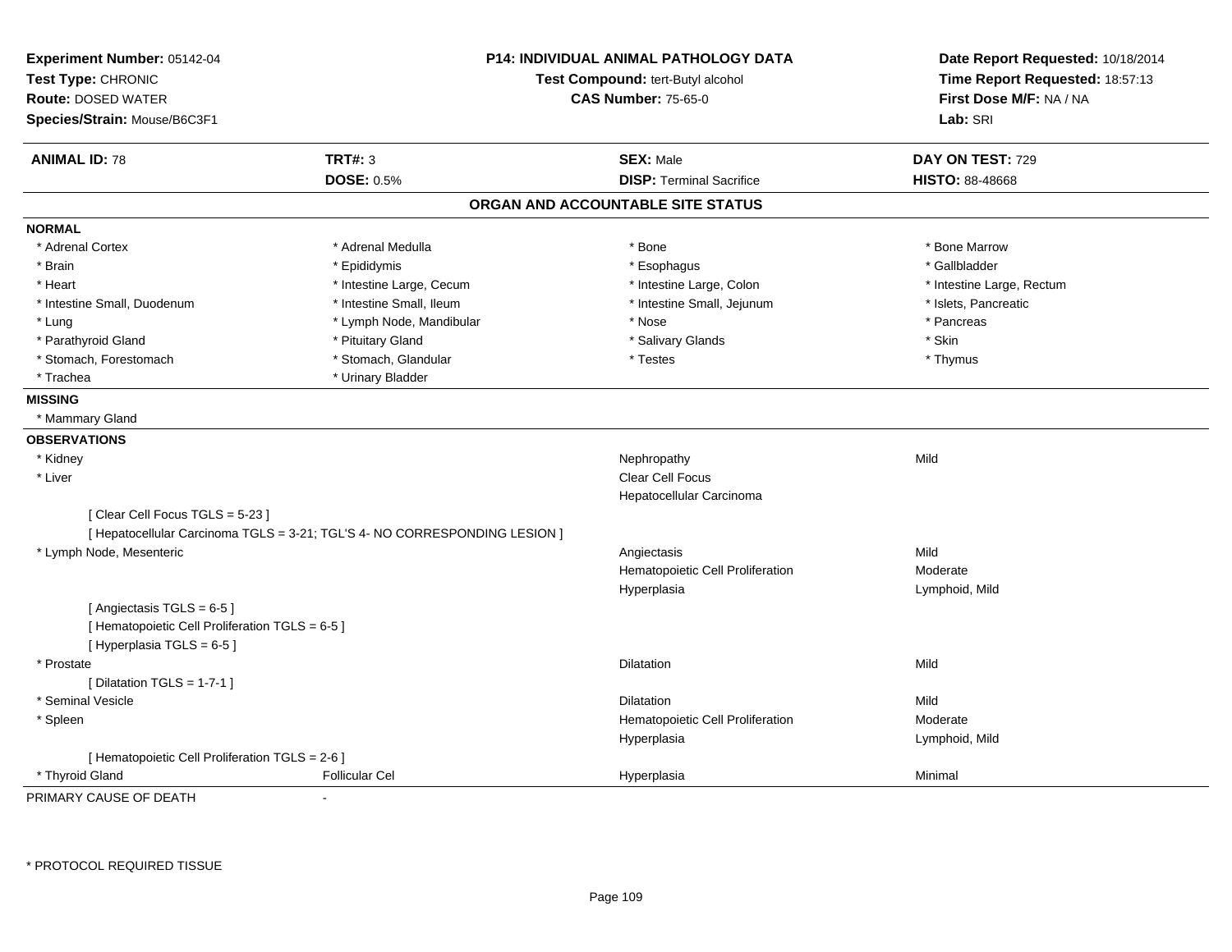**Experiment Number:** 05142-04
**Test Type:** CHRONIC
**Route:** DOSED WATER
**Species/Strain:** Mouse/B6C3F1

**P14: INDIVIDUAL ANIMAL PATHOLOGY DATA**
**Test Compound:** tert-Butyl alcohol
**CAS Number:** 75-65-0

**Date Report Requested:** 10/18/2014
**Time Report Requested:** 18:57:13
**First Dose M/F:** NA / NA
**Lab:** SRI

| **ANIMAL ID:** 78 | **TRT#:** 3 | **SEX:** Male | **DAY ON TEST:** 729 |
|---|---|---|---|
| | **DOSE:** 0.5% | **DISP:** Terminal Sacrifice | **HISTO:** 88-48668 |

## ORGAN AND ACCOUNTABLE SITE STATUS

**NORMAL**

| | | | |
|---|---|---|---|
| * Adrenal Cortex | * Adrenal Medulla | * Bone | * Bone Marrow |
| * Brain | * Epididymis | * Esophagus | * Gallbladder |
| * Heart | * Intestine Large, Cecum | * Intestine Large, Colon | * Intestine Large, Rectum |
| * Intestine Small, Duodenum | * Intestine Small, Ileum | * Intestine Small, Jejunum | * Islets, Pancreatic |
| * Lung | * Lymph Node, Mandibular | * Nose | * Pancreas |
| * Parathyroid Gland | * Pituitary Gland | * Salivary Glands | * Skin |
| * Stomach, Forestomach | * Stomach, Glandular | * Testes | * Thymus |
| * Trachea | * Urinary Bladder | | |

**MISSING**

* Mammary Gland

**OBSERVATIONS**

| | | | |
|---|---|---|---|
| * Kidney | | Nephropathy | Mild |
| * Liver | | Clear Cell Focus | |
| | | Hepatocellular Carcinoma | |
| [ Clear Cell Focus TGLS = 5-23 ] | | | |
| [ Hepatocellular Carcinoma TGLS = 3-21; TGL'S 4- NO CORRESPONDING LESION ] | | | |
| * Lymph Node, Mesenteric | | Angiectasis | Mild |
| | | Hematopoietic Cell Proliferation | Moderate |
| | | Hyperplasia | Lymphoid, Mild |
| [ Angiectasis TGLS = 6-5 ] | | | |
| [ Hematopoietic Cell Proliferation TGLS = 6-5 ] | | | |
| [ Hyperplasia TGLS = 6-5 ] | | | |
| * Prostate | | Dilatation | Mild |
| [ Dilatation TGLS = 1-7-1 ] | | | |
| * Seminal Vesicle | | Dilatation | Mild |
| * Spleen | | Hematopoietic Cell Proliferation | Moderate |
| | | Hyperplasia | Lymphoid, Mild |
| [ Hematopoietic Cell Proliferation TGLS = 2-6 ] | | | |
| * Thyroid Gland | Follicular Cel | Hyperplasia | Minimal |

PRIMARY CAUSE OF DEATH -

\* PROTOCOL REQUIRED TISSUE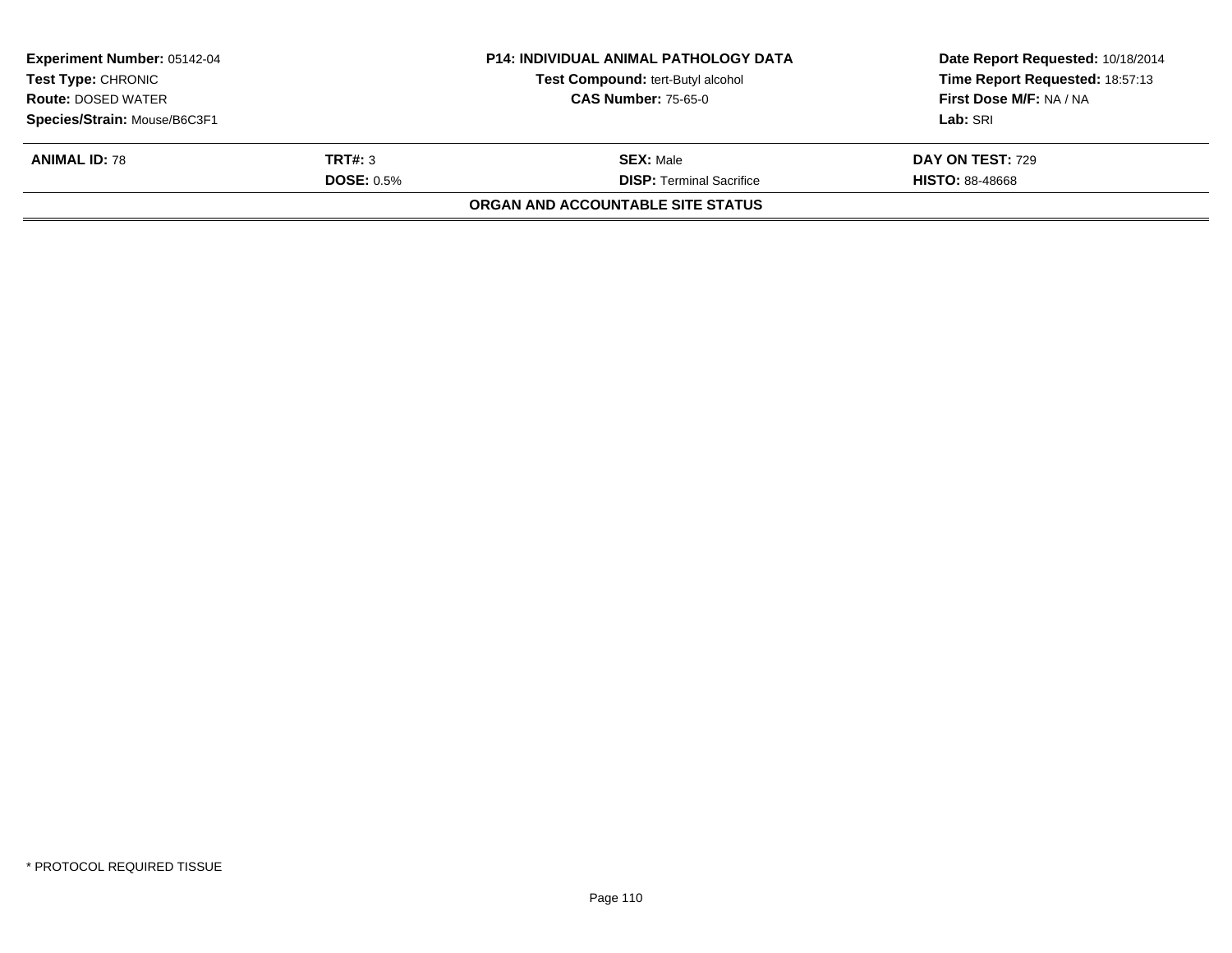**Experiment Number:** 05142-04
**Test Type:** CHRONIC
**Route:** DOSED WATER
**Species/Strain:** Mouse/B6C3F1

**P14: INDIVIDUAL ANIMAL PATHOLOGY DATA**
**Test Compound:** tert-Butyl alcohol
**CAS Number:** 75-65-0

**Date Report Requested:** 10/18/2014
**Time Report Requested:** 18:57:13
**First Dose M/F:** NA / NA
**Lab:** SRI

| **ANIMAL ID:** 78 | **TRT#:** 3 | **SEX:** Male | **DAY ON TEST:** 729 |
|---|---|---|---|
| | **DOSE:** 0.5% | **DISP:** Terminal Sacrifice | **HISTO:** 88-48668 |

**ORGAN AND ACCOUNTABLE SITE STATUS**

* PROTOCOL REQUIRED TISSUE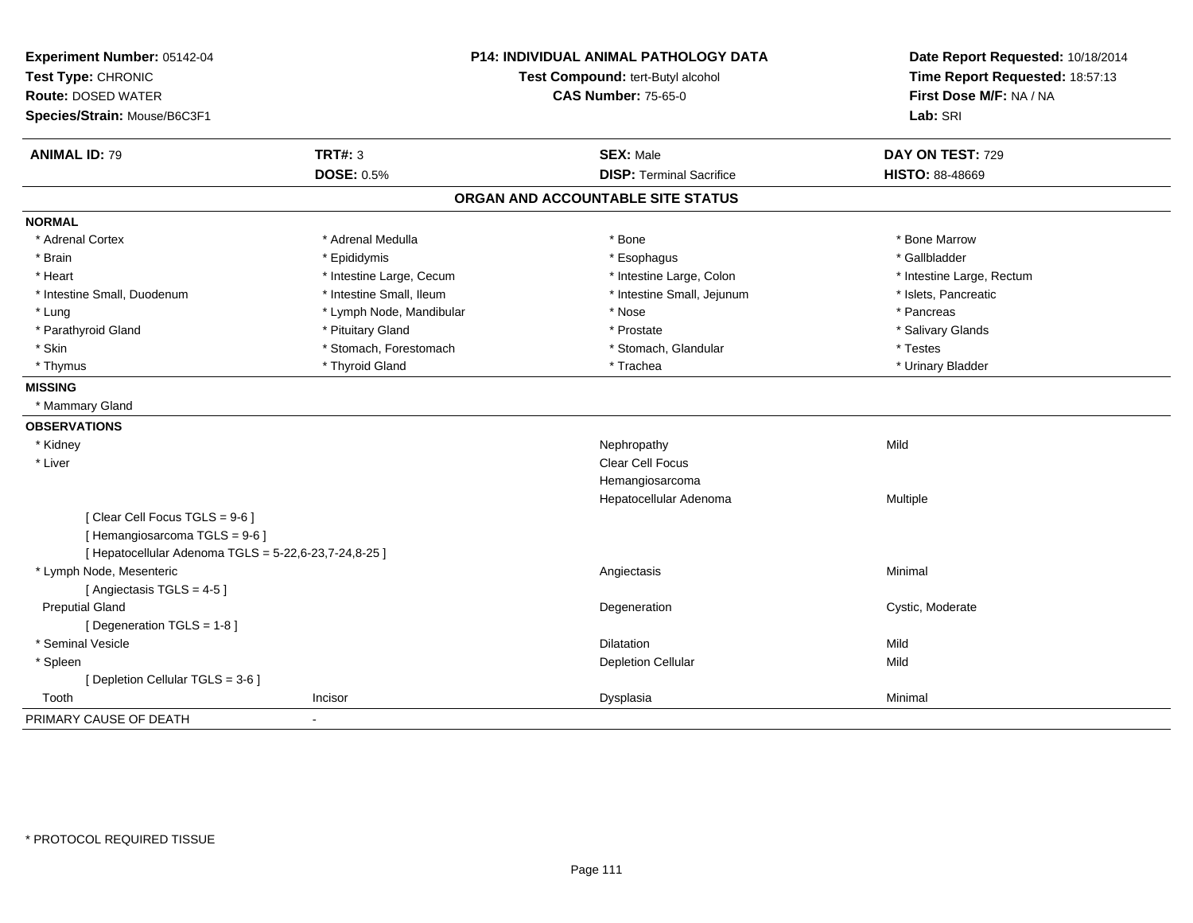**Experiment Number:** 05142-04
**Test Type:** CHRONIC
**Route:** DOSED WATER
**Species/Strain:** Mouse/B6C3F1

**P14: INDIVIDUAL ANIMAL PATHOLOGY DATA**
**Test Compound:** tert-Butyl alcohol
**CAS Number:** 75-65-0

**Date Report Requested:** 10/18/2014
**Time Report Requested:** 18:57:13
**First Dose M/F:** NA / NA
**Lab:** SRI

| **ANIMAL ID:** 79 | **TRT#:** 3 | **SEX:** Male | **DAY ON TEST:** 729 |
|---|---|---|---|
| | **DOSE:** 0.5% | **DISP:** Terminal Sacrifice | **HISTO:** 88-48669 |

## ORGAN AND ACCOUNTABLE SITE STATUS

**NORMAL**

| | | | |
|---|---|---|---|
| * Adrenal Cortex | * Adrenal Medulla | * Bone | * Bone Marrow |
| * Brain | * Epididymis | * Esophagus | * Gallbladder |
| * Heart | * Intestine Large, Cecum | * Intestine Large, Colon | * Intestine Large, Rectum |
| * Intestine Small, Duodenum | * Intestine Small, Ileum | * Intestine Small, Jejunum | * Islets, Pancreatic |
| * Lung | * Lymph Node, Mandibular | * Nose | * Pancreas |
| * Parathyroid Gland | * Pituitary Gland | * Prostate | * Salivary Glands |
| * Skin | * Stomach, Forestomach | * Stomach, Glandular | * Testes |
| * Thymus | * Thyroid Gland | * Trachea | * Urinary Bladder |

**MISSING**

* Mammary Gland

**OBSERVATIONS**

| | | | |
|---|---|---|---|
| * Kidney | | Nephropathy | Mild |
| * Liver | | Clear Cell Focus | |
| | | Hemangiosarcoma | |
| | | Hepatocellular Adenoma | Multiple |
| [ Clear Cell Focus TGLS = 9-6 ] | | | |
| [ Hemangiosarcoma TGLS = 9-6 ] | | | |
| [ Hepatocellular Adenoma TGLS = 5-22,6-23,7-24,8-25 ] | | | |
| * Lymph Node, Mesenteric | | Angiectasis | Minimal |
| [ Angiectasis TGLS = 4-5 ] | | | |
| Preputial Gland | | Degeneration | Cystic, Moderate |
| [ Degeneration TGLS = 1-8 ] | | | |
| * Seminal Vesicle | | Dilatation | Mild |
| * Spleen | | Depletion Cellular | Mild |
| [ Depletion Cellular TGLS = 3-6 ] | | | |
| Tooth | Incisor | Dysplasia | Minimal |

PRIMARY CAUSE OF DEATH -

* PROTOCOL REQUIRED TISSUE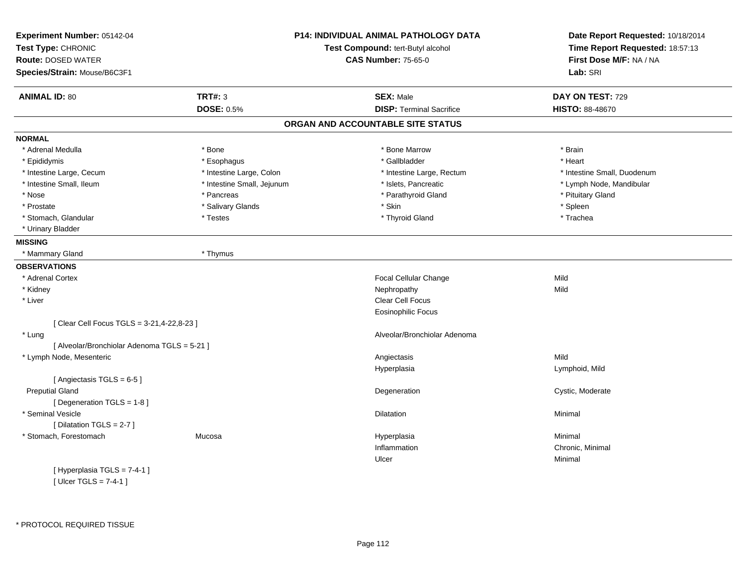**Experiment Number:** 05142-04
**Test Type:** CHRONIC
**Route:** DOSED WATER
**Species/Strain:** Mouse/B6C3F1

**P14: INDIVIDUAL ANIMAL PATHOLOGY DATA**
**Test Compound:** tert-Butyl alcohol
**CAS Number:** 75-65-0

**Date Report Requested:** 10/18/2014
**Time Report Requested:** 18:57:13
**First Dose M/F:** NA / NA
**Lab:** SRI

| **ANIMAL ID:** 80 | **TRT#:** 3 | **SEX:** Male | **DAY ON TEST:** 729 |
|---|---|---|---|
| | **DOSE:** 0.5% | **DISP:** Terminal Sacrifice | **HISTO:** 88-48670 |

## ORGAN AND ACCOUNTABLE SITE STATUS

**NORMAL**

| | | | |
|---|---|---|---|
| * Adrenal Medulla | * Bone | * Bone Marrow | * Brain |
| * Epididymis | * Esophagus | * Gallbladder | * Heart |
| * Intestine Large, Cecum | * Intestine Large, Colon | * Intestine Large, Rectum | * Intestine Small, Duodenum |
| * Intestine Small, Ileum | * Intestine Small, Jejunum | * Islets, Pancreatic | * Lymph Node, Mandibular |
| * Nose | * Pancreas | * Parathyroid Gland | * Pituitary Gland |
| * Prostate | * Salivary Glands | * Skin | * Spleen |
| * Stomach, Glandular | * Testes | * Thyroid Gland | * Trachea |
| * Urinary Bladder | | | |

**MISSING**

| | |
|---|---|
| * Mammary Gland | * Thymus |

**OBSERVATIONS**

| Organ | Site | Observation | Severity |
|---|---|---|---|
| * Adrenal Cortex | | Focal Cellular Change | Mild |
| * Kidney | | Nephropathy | Mild |
| * Liver | | Clear Cell Focus | |
| | | Eosinophilic Focus | |
| [ Clear Cell Focus TGLS = 3-21,4-22,8-23 ] | | | |
| * Lung | | Alveolar/Bronchiolar Adenoma | |
| [ Alveolar/Bronchiolar Adenoma TGLS = 5-21 ] | | | |
| * Lymph Node, Mesenteric | | Angiectasis | Mild |
| | | Hyperplasia | Lymphoid, Mild |
| [ Angiectasis TGLS = 6-5 ] | | | |
| Preputial Gland | | Degeneration | Cystic, Moderate |
| [ Degeneration TGLS = 1-8 ] | | | |
| * Seminal Vesicle | | Dilatation | Minimal |
| [ Dilatation TGLS = 2-7 ] | | | |
| * Stomach, Forestomach | Mucosa | Hyperplasia | Minimal |
| | | Inflammation | Chronic, Minimal |
| | | Ulcer | Minimal |
| [ Hyperplasia TGLS = 7-4-1 ] | | | |
| [ Ulcer TGLS = 7-4-1 ] | | | |

* PROTOCOL REQUIRED TISSUE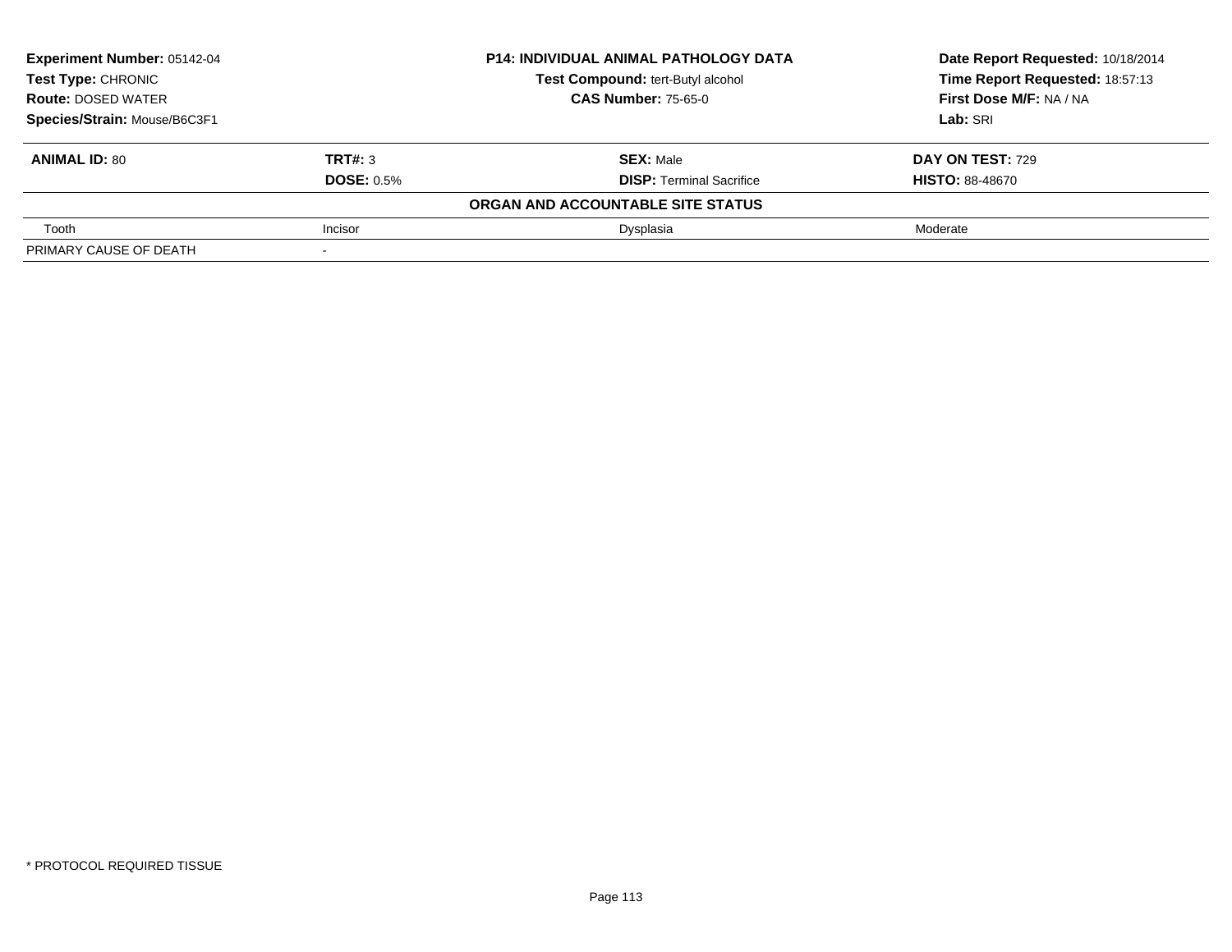**Experiment Number:** 05142-04
**Test Type:** CHRONIC
**Route:** DOSED WATER
**Species/Strain:** Mouse/B6C3F1

**P14: INDIVIDUAL ANIMAL PATHOLOGY DATA**
**Test Compound:** tert-Butyl alcohol
**CAS Number:** 75-65-0

**Date Report Requested:** 10/18/2014
**Time Report Requested:** 18:57:13
**First Dose M/F:** NA / NA
**Lab:** SRI

| **ANIMAL ID:** 80 | **TRT#:** 3 | **SEX:** Male | **DAY ON TEST:** 729 |
|---|---|---|---|
| | **DOSE:** 0.5% | **DISP:** Terminal Sacrifice | **HISTO:** 88-48670 |
| | | **ORGAN AND ACCOUNTABLE SITE STATUS** | |
| Tooth | Incisor | Dysplasia | Moderate |
| PRIMARY CAUSE OF DEATH | - | | |

* PROTOCOL REQUIRED TISSUE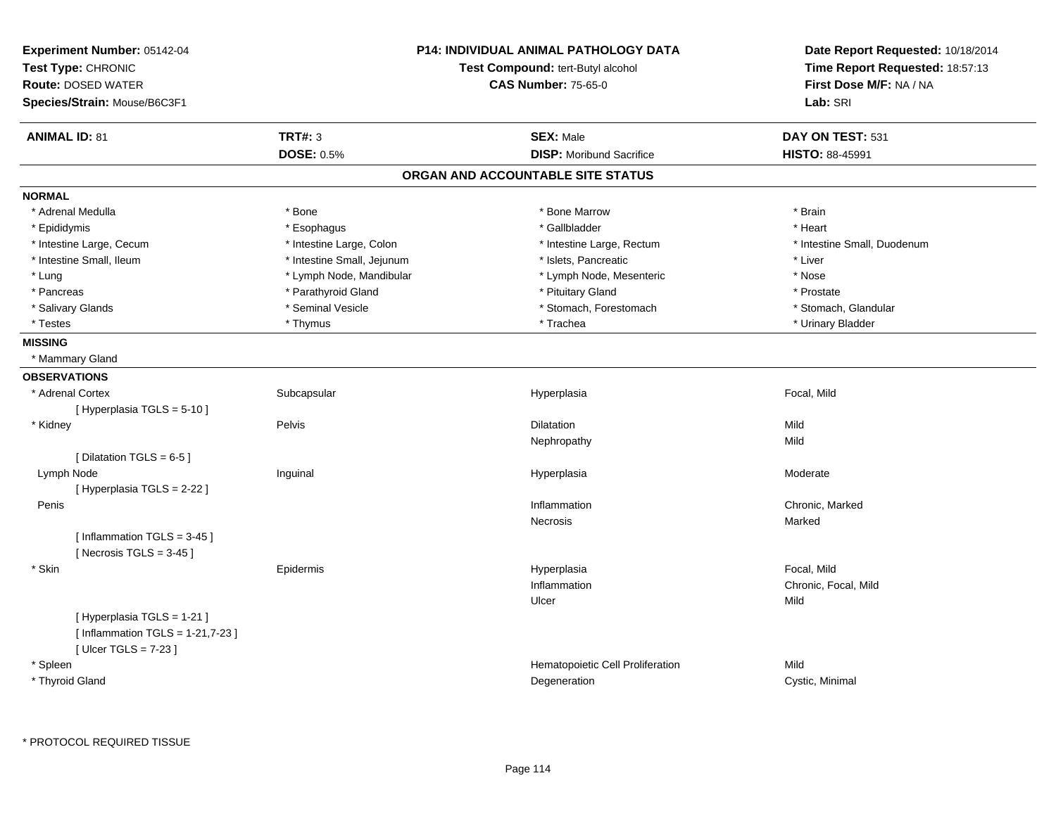**Experiment Number:** 05142-04
**Test Type:** CHRONIC
**Route:** DOSED WATER
**Species/Strain:** Mouse/B6C3F1

**P14: INDIVIDUAL ANIMAL PATHOLOGY DATA**
**Test Compound:** tert-Butyl alcohol
**CAS Number:** 75-65-0

**Date Report Requested:** 10/18/2014
**Time Report Requested:** 18:57:13
**First Dose M/F:** NA / NA
**Lab:** SRI

| **ANIMAL ID:** 81 | **TRT#:** 3 | **SEX:** Male | **DAY ON TEST:** 531 |
|---|---|---|---|
| | **DOSE:** 0.5% | **DISP:** Moribund Sacrifice | **HISTO:** 88-45991 |

## ORGAN AND ACCOUNTABLE SITE STATUS

**NORMAL**

| | | | |
|---|---|---|---|
| * Adrenal Medulla | * Bone | * Bone Marrow | * Brain |
| * Epididymis | * Esophagus | * Gallbladder | * Heart |
| * Intestine Large, Cecum | * Intestine Large, Colon | * Intestine Large, Rectum | * Intestine Small, Duodenum |
| * Intestine Small, Ileum | * Intestine Small, Jejunum | * Islets, Pancreatic | * Liver |
| * Lung | * Lymph Node, Mandibular | * Lymph Node, Mesenteric | * Nose |
| * Pancreas | * Parathyroid Gland | * Pituitary Gland | * Prostate |
| * Salivary Glands | * Seminal Vesicle | * Stomach, Forestomach | * Stomach, Glandular |
| * Testes | * Thymus | * Trachea | * Urinary Bladder |

**MISSING**

* Mammary Gland

**OBSERVATIONS**

| | | | |
|---|---|---|---|
| * Adrenal Cortex | Subcapsular | Hyperplasia | Focal, Mild |
| [ Hyperplasia TGLS = 5-10 ] | | | |
| * Kidney | Pelvis | Dilatation | Mild |
| | | Nephropathy | Mild |
| [ Dilatation TGLS = 6-5 ] | | | |
| Lymph Node | Inguinal | Hyperplasia | Moderate |
| [ Hyperplasia TGLS = 2-22 ] | | | |
| Penis | | Inflammation | Chronic, Marked |
| | | Necrosis | Marked |
| [ Inflammation TGLS = 3-45 ] | | | |
| [ Necrosis TGLS = 3-45 ] | | | |
| * Skin | Epidermis | Hyperplasia | Focal, Mild |
| | | Inflammation | Chronic, Focal, Mild |
| | | Ulcer | Mild |
| [ Hyperplasia TGLS = 1-21 ] | | | |
| [ Inflammation TGLS = 1-21,7-23 ] | | | |
| [ Ulcer TGLS = 7-23 ] | | | |
| * Spleen | | Hematopoietic Cell Proliferation | Mild |
| * Thyroid Gland | | Degeneration | Cystic, Minimal |

* PROTOCOL REQUIRED TISSUE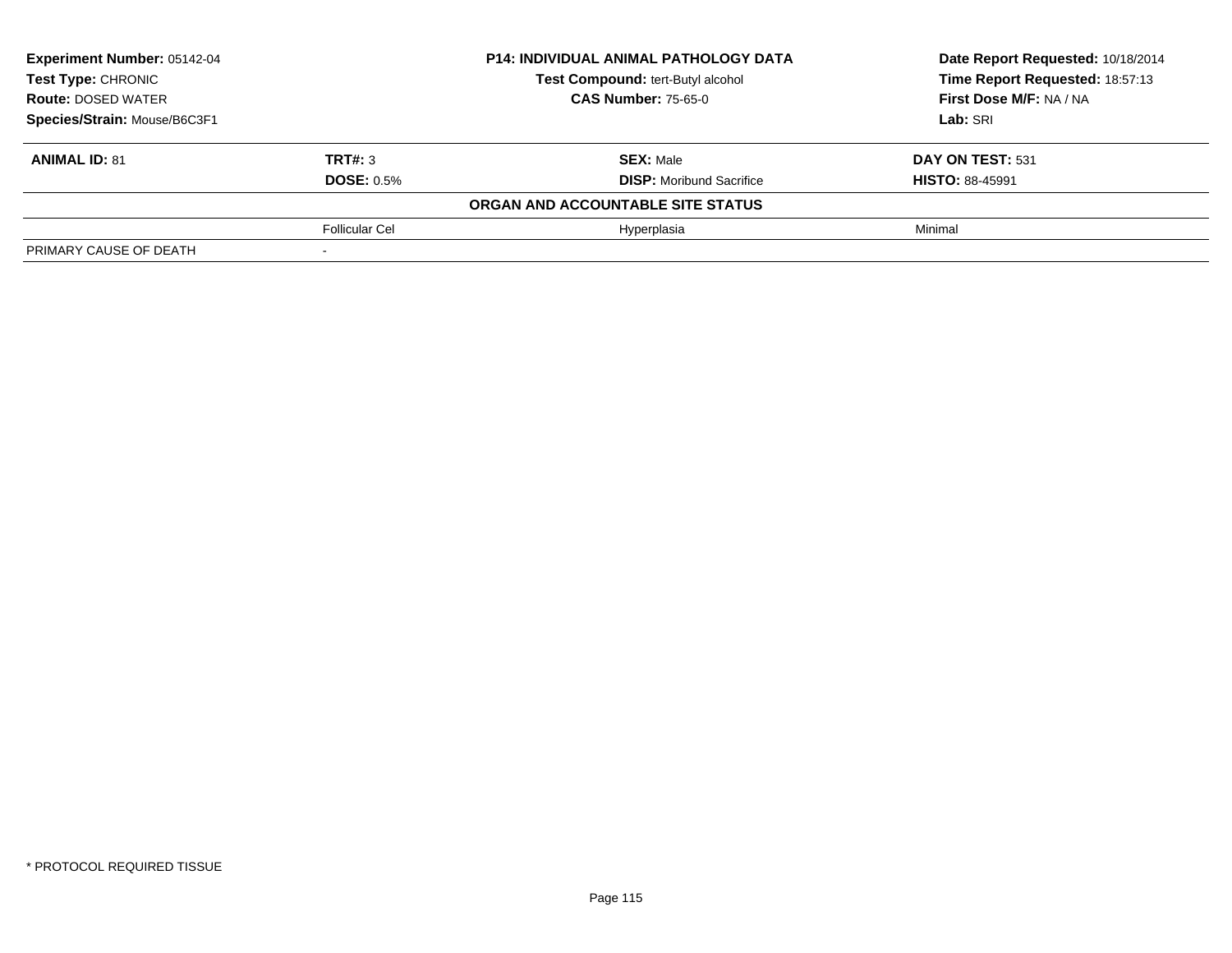**Experiment Number:** 05142-04
**Test Type:** CHRONIC
**Route:** DOSED WATER
**Species/Strain:** Mouse/B6C3F1

**P14: INDIVIDUAL ANIMAL PATHOLOGY DATA**
**Test Compound:** tert-Butyl alcohol
**CAS Number:** 75-65-0

**Date Report Requested:** 10/18/2014
**Time Report Requested:** 18:57:13
**First Dose M/F:** NA / NA
**Lab:** SRI

| **ANIMAL ID:** 81 | **TRT#:** 3 | **SEX:** Male | **DAY ON TEST:** 531 |
|---|---|---|---|
| | **DOSE:** 0.5% | **DISP:** Moribund Sacrifice | **HISTO:** 88-45991 |
| | | **ORGAN AND ACCOUNTABLE SITE STATUS** | |
| | Follicular Cel | Hyperplasia | Minimal |
| PRIMARY CAUSE OF DEATH | - | | |

* PROTOCOL REQUIRED TISSUE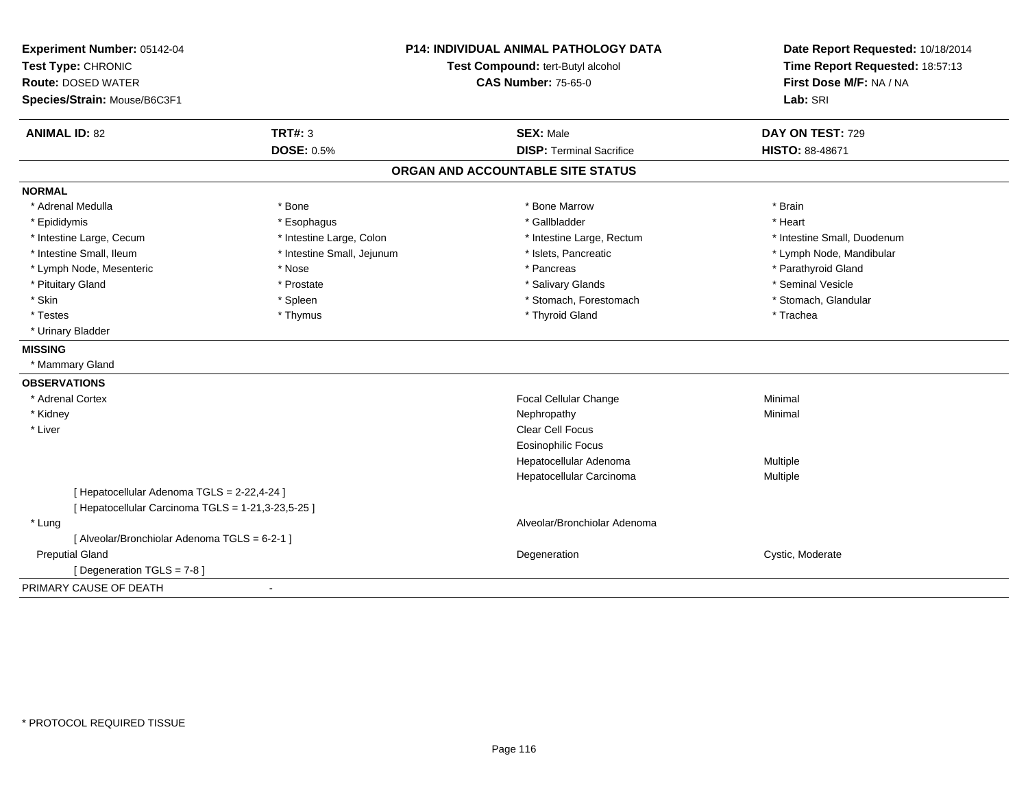**Experiment Number:** 05142-04
**Test Type:** CHRONIC
**Route:** DOSED WATER
**Species/Strain:** Mouse/B6C3F1

**P14: INDIVIDUAL ANIMAL PATHOLOGY DATA**
**Test Compound:** tert-Butyl alcohol
**CAS Number:** 75-65-0

**Date Report Requested:** 10/18/2014
**Time Report Requested:** 18:57:13
**First Dose M/F:** NA / NA
**Lab:** SRI

| **ANIMAL ID:** 82 | **TRT#:** 3 | **SEX:** Male | **DAY ON TEST:** 729 |
|---|---|---|---|
| | **DOSE:** 0.5% | **DISP:** Terminal Sacrifice | **HISTO:** 88-48671 |

## ORGAN AND ACCOUNTABLE SITE STATUS

**NORMAL**

| | | | |
|---|---|---|---|
| * Adrenal Medulla | * Bone | * Bone Marrow | * Brain |
| * Epididymis | * Esophagus | * Gallbladder | * Heart |
| * Intestine Large, Cecum | * Intestine Large, Colon | * Intestine Large, Rectum | * Intestine Small, Duodenum |
| * Intestine Small, Ileum | * Intestine Small, Jejunum | * Islets, Pancreatic | * Lymph Node, Mandibular |
| * Lymph Node, Mesenteric | * Nose | * Pancreas | * Parathyroid Gland |
| * Pituitary Gland | * Prostate | * Salivary Glands | * Seminal Vesicle |
| * Skin | * Spleen | * Stomach, Forestomach | * Stomach, Glandular |
| * Testes | * Thymus | * Thyroid Gland | * Trachea |
| * Urinary Bladder | | | |

**MISSING**

* Mammary Gland

**OBSERVATIONS**

| Organ | Observation | Qualifier |
|---|---|---|
| * Adrenal Cortex | Focal Cellular Change | Minimal |
| * Kidney | Nephropathy | Minimal |
| * Liver | Clear Cell Focus | |
| | Eosinophilic Focus | |
| | Hepatocellular Adenoma | Multiple |
| | Hepatocellular Carcinoma | Multiple |
| [ Hepatocellular Adenoma TGLS = 2-22,4-24 ] | | |
| [ Hepatocellular Carcinoma TGLS = 1-21,3-23,5-25 ] | | |
| * Lung | Alveolar/Bronchiolar Adenoma | |
| [ Alveolar/Bronchiolar Adenoma TGLS = 6-2-1 ] | | |
| Preputial Gland | Degeneration | Cystic, Moderate |
| [ Degeneration TGLS = 7-8 ] | | |

PRIMARY CAUSE OF DEATH -

* PROTOCOL REQUIRED TISSUE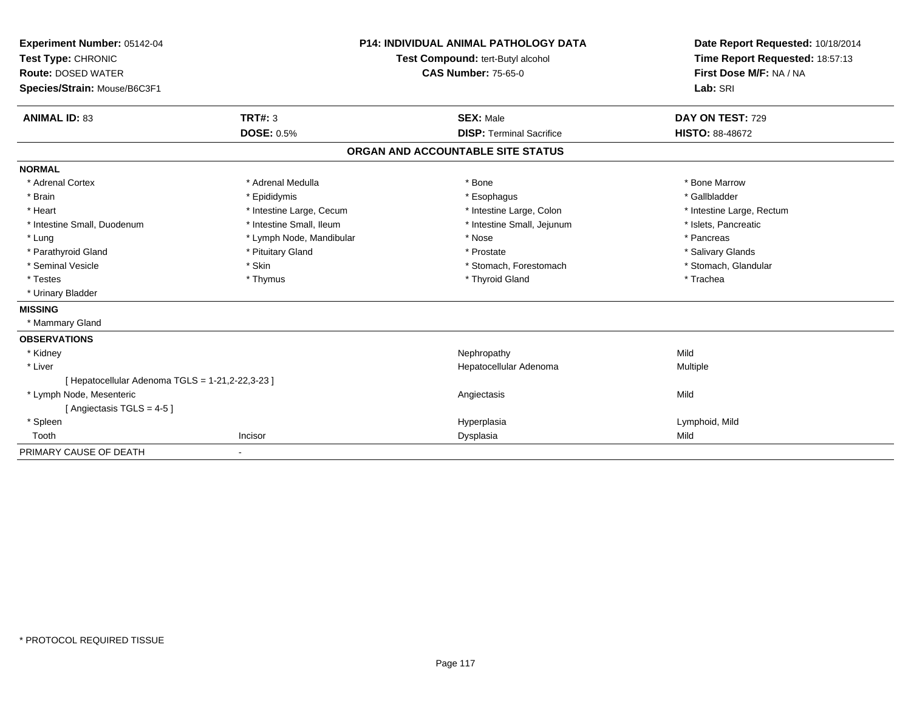**Experiment Number:** 05142-04
**Test Type:** CHRONIC
**Route:** DOSED WATER
**Species/Strain:** Mouse/B6C3F1

**P14: INDIVIDUAL ANIMAL PATHOLOGY DATA**
**Test Compound:** tert-Butyl alcohol
**CAS Number:** 75-65-0

**Date Report Requested:** 10/18/2014
**Time Report Requested:** 18:57:13
**First Dose M/F:** NA / NA
**Lab:** SRI

| **ANIMAL ID:** 83 | **TRT#:** 3 | **SEX:** Male | **DAY ON TEST:** 729 |
|---|---|---|---|
| | **DOSE:** 0.5% | **DISP:** Terminal Sacrifice | **HISTO:** 88-48672 |

## ORGAN AND ACCOUNTABLE SITE STATUS

**NORMAL**

| | | | |
|---|---|---|---|
| * Adrenal Cortex | * Adrenal Medulla | * Bone | * Bone Marrow |
| * Brain | * Epididymis | * Esophagus | * Gallbladder |
| * Heart | * Intestine Large, Cecum | * Intestine Large, Colon | * Intestine Large, Rectum |
| * Intestine Small, Duodenum | * Intestine Small, Ileum | * Intestine Small, Jejunum | * Islets, Pancreatic |
| * Lung | * Lymph Node, Mandibular | * Nose | * Pancreas |
| * Parathyroid Gland | * Pituitary Gland | * Prostate | * Salivary Glands |
| * Seminal Vesicle | * Skin | * Stomach, Forestomach | * Stomach, Glandular |
| * Testes | * Thymus | * Thyroid Gland | * Trachea |
| * Urinary Bladder | | | |

**MISSING**

* Mammary Gland

**OBSERVATIONS**

| | | | |
|---|---|---|---|
| * Kidney | | Nephropathy | Mild |
| * Liver | | Hepatocellular Adenoma | Multiple |
| [ Hepatocellular Adenoma TGLS = 1-21,2-22,3-23 ] | | | |
| * Lymph Node, Mesenteric | | Angiectasis | Mild |
| [ Angiectasis TGLS = 4-5 ] | | | |
| * Spleen | | Hyperplasia | Lymphoid, Mild |
| Tooth | Incisor | Dysplasia | Mild |

PRIMARY CAUSE OF DEATH -

\* PROTOCOL REQUIRED TISSUE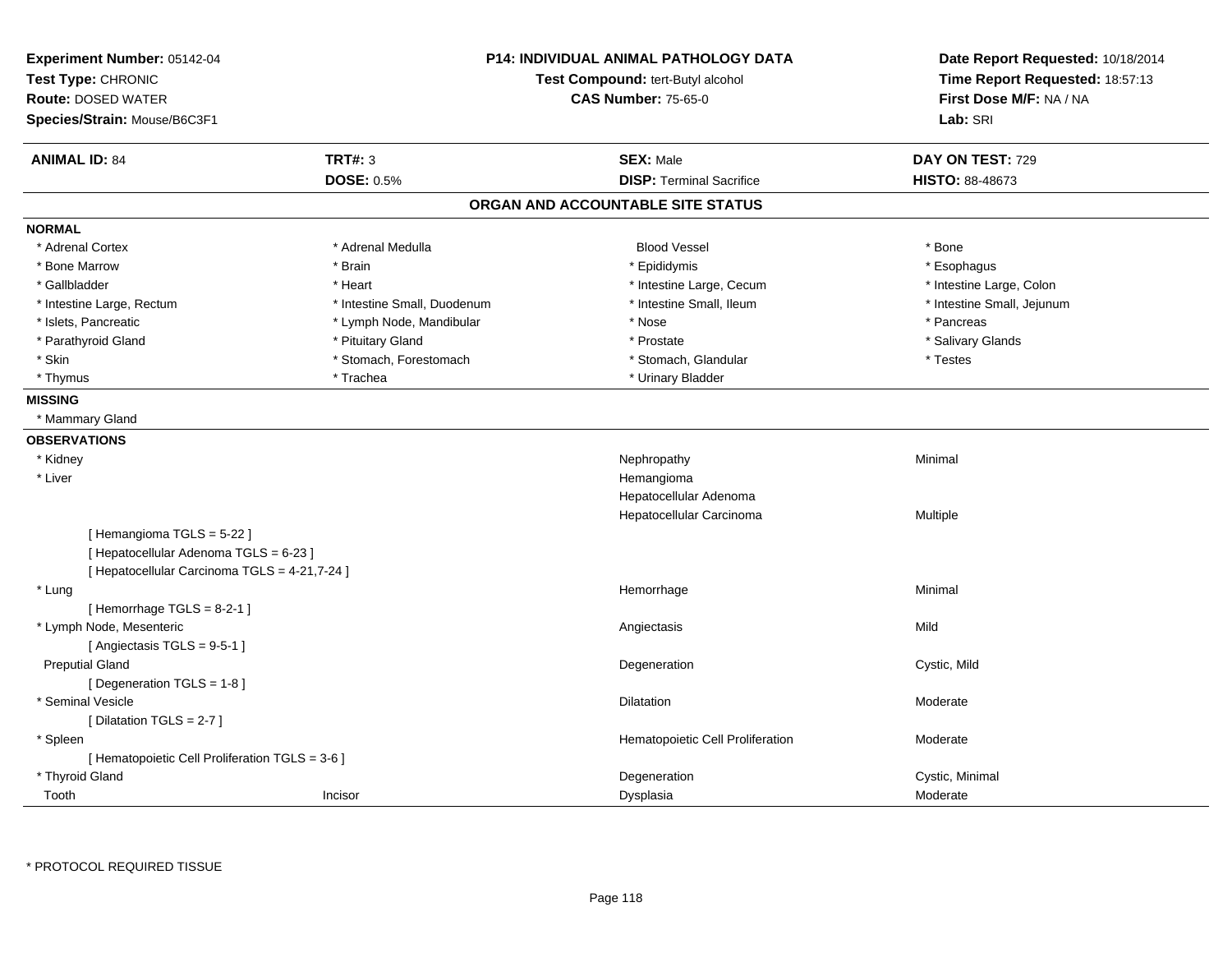**Experiment Number:** 05142-04
**Test Type:** CHRONIC
**Route:** DOSED WATER
**Species/Strain:** Mouse/B6C3F1

**P14: INDIVIDUAL ANIMAL PATHOLOGY DATA**
**Test Compound:** tert-Butyl alcohol
**CAS Number:** 75-65-0

**Date Report Requested:** 10/18/2014
**Time Report Requested:** 18:57:13
**First Dose M/F:** NA / NA
**Lab:** SRI

| **ANIMAL ID:** 84 | **TRT#:** 3 | **SEX:** Male | **DAY ON TEST:** 729 |
|---|---|---|---|
| | **DOSE:** 0.5% | **DISP:** Terminal Sacrifice | **HISTO:** 88-48673 |

## ORGAN AND ACCOUNTABLE SITE STATUS

**NORMAL**

| | | | |
|---|---|---|---|
| * Adrenal Cortex | * Adrenal Medulla | Blood Vessel | * Bone |
| * Bone Marrow | * Brain | * Epididymis | * Esophagus |
| * Gallbladder | * Heart | * Intestine Large, Cecum | * Intestine Large, Colon |
| * Intestine Large, Rectum | * Intestine Small, Duodenum | * Intestine Small, Ileum | * Intestine Small, Jejunum |
| * Islets, Pancreatic | * Lymph Node, Mandibular | * Nose | * Pancreas |
| * Parathyroid Gland | * Pituitary Gland | * Prostate | * Salivary Glands |
| * Skin | * Stomach, Forestomach | * Stomach, Glandular | * Testes |
| * Thymus | * Trachea | * Urinary Bladder | |

**MISSING**

* Mammary Gland

**OBSERVATIONS**

| | | | |
|---|---|---|---|
| * Kidney | | Nephropathy | Minimal |
| * Liver | | Hemangioma | |
| | | Hepatocellular Adenoma | |
| | | Hepatocellular Carcinoma | Multiple |
| [ Hemangioma TGLS = 5-22 ] | | | |
| [ Hepatocellular Adenoma TGLS = 6-23 ] | | | |
| [ Hepatocellular Carcinoma TGLS = 4-21,7-24 ] | | | |
| * Lung | | Hemorrhage | Minimal |
| [ Hemorrhage TGLS = 8-2-1 ] | | | |
| * Lymph Node, Mesenteric | | Angiectasis | Mild |
| [ Angiectasis TGLS = 9-5-1 ] | | | |
| Preputial Gland | | Degeneration | Cystic, Mild |
| [ Degeneration TGLS = 1-8 ] | | | |
| * Seminal Vesicle | | Dilatation | Moderate |
| [ Dilatation TGLS = 2-7 ] | | | |
| * Spleen | | Hematopoietic Cell Proliferation | Moderate |
| [ Hematopoietic Cell Proliferation TGLS = 3-6 ] | | | |
| * Thyroid Gland | | Degeneration | Cystic, Minimal |
| Tooth | Incisor | Dysplasia | Moderate |

* PROTOCOL REQUIRED TISSUE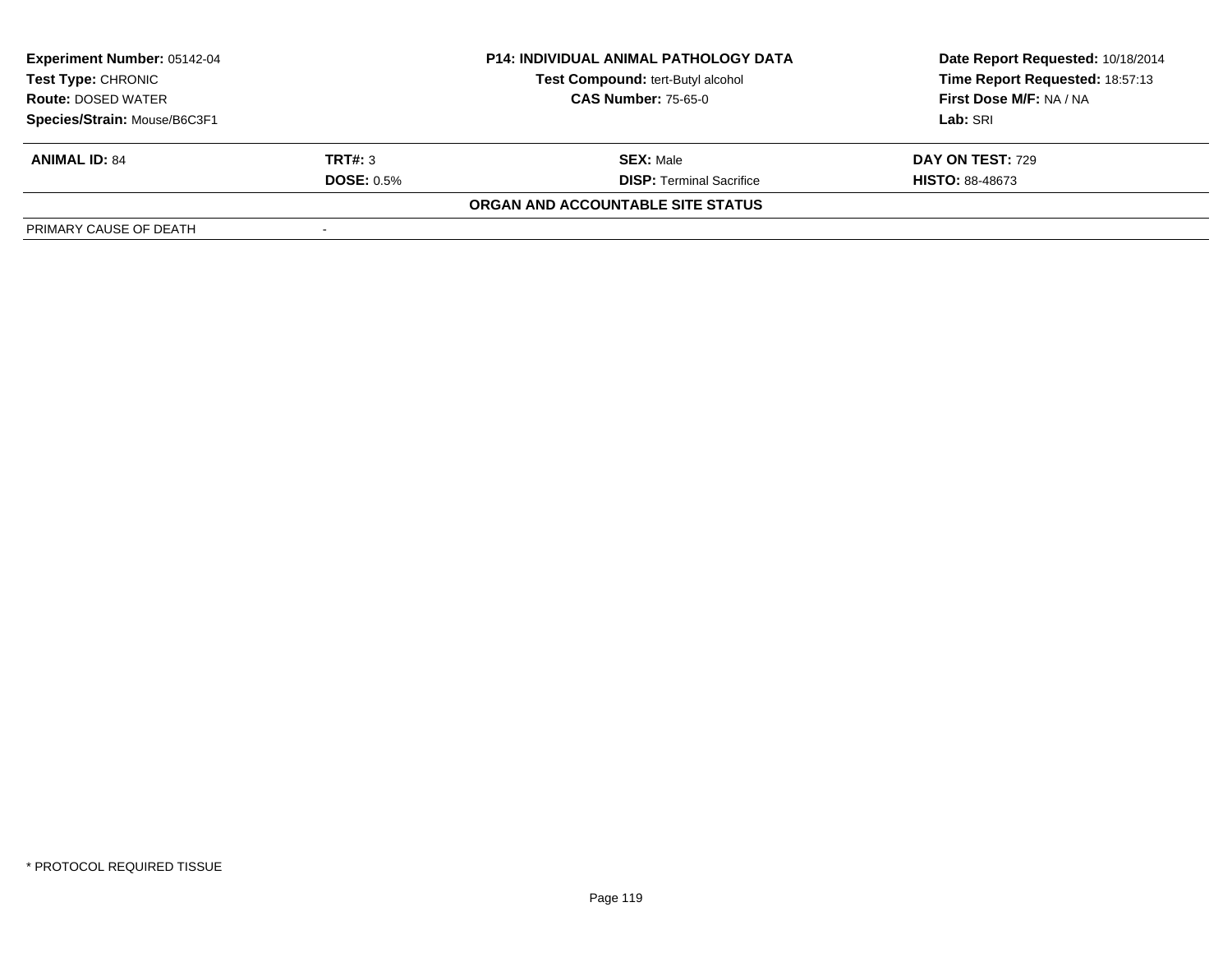| **Experiment Number:** 05142-04 | **P14: INDIVIDUAL ANIMAL PATHOLOGY DATA** | **Date Report Requested:** 10/18/2014 |
|---|---|---|
| **Test Type:** CHRONIC | **Test Compound:** tert-Butyl alcohol | **Time Report Requested:** 18:57:13 |
| **Route:** DOSED WATER | **CAS Number:** 75-65-0 | **First Dose M/F:** NA / NA |
| **Species/Strain:** Mouse/B6C3F1 | | **Lab:** SRI |

| **ANIMAL ID:** 84 | **TRT#:** 3 | **SEX:** Male | **DAY ON TEST:** 729 |
|---|---|---|---|
| | **DOSE:** 0.5% | **DISP:** Terminal Sacrifice | **HISTO:** 88-48673 |

**ORGAN AND ACCOUNTABLE SITE STATUS**

| PRIMARY CAUSE OF DEATH | - |
|---|---|

\* PROTOCOL REQUIRED TISSUE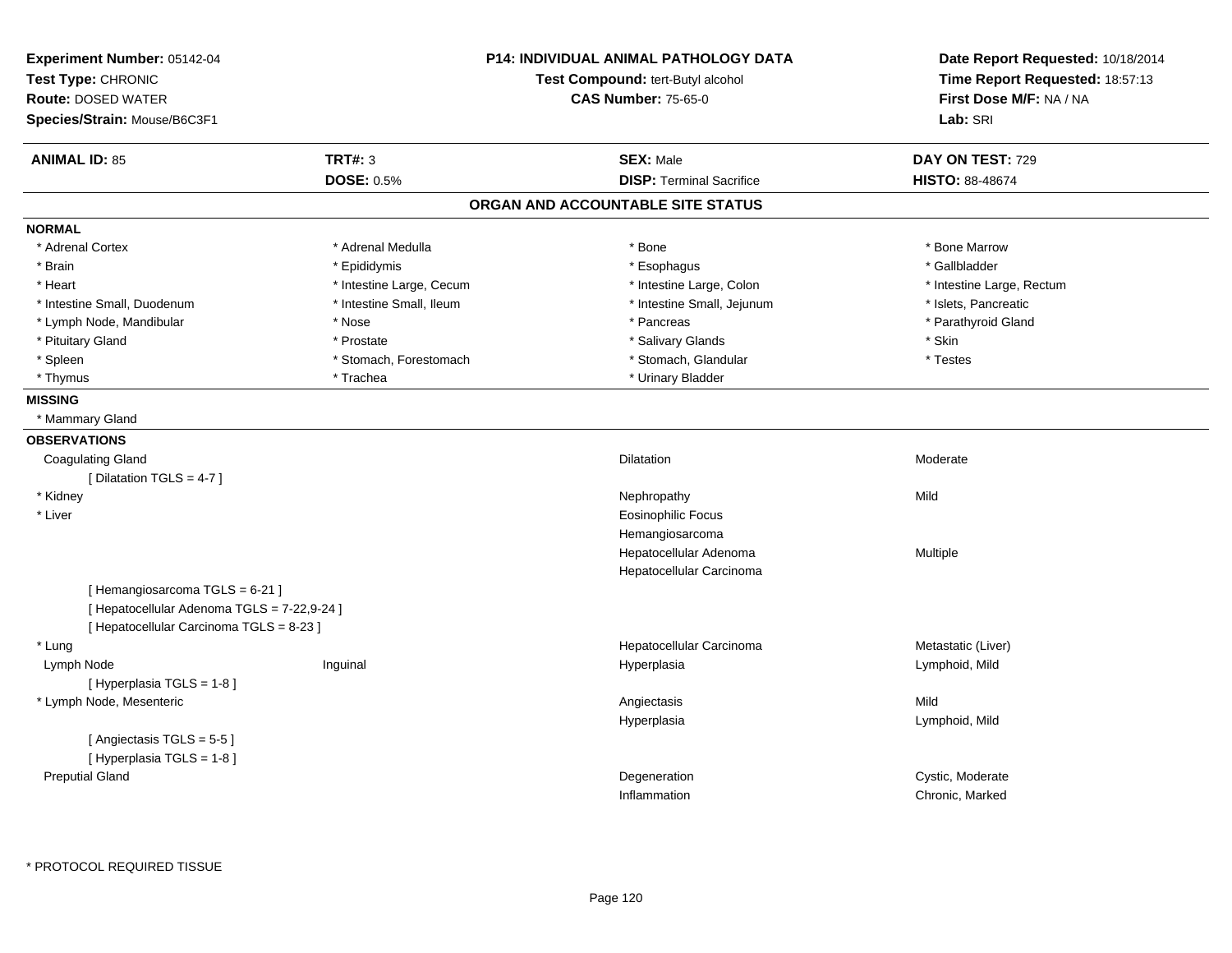**Experiment Number:** 05142-04
**Test Type:** CHRONIC
**Route:** DOSED WATER
**Species/Strain:** Mouse/B6C3F1

**P14: INDIVIDUAL ANIMAL PATHOLOGY DATA**
**Test Compound:** tert-Butyl alcohol
**CAS Number:** 75-65-0

**Date Report Requested:** 10/18/2014
**Time Report Requested:** 18:57:13
**First Dose M/F:** NA / NA
**Lab:** SRI

| **ANIMAL ID:** 85 | **TRT#:** 3 | **SEX:** Male | **DAY ON TEST:** 729 |
|---|---|---|---|
| | **DOSE:** 0.5% | **DISP:** Terminal Sacrifice | **HISTO:** 88-48674 |

## ORGAN AND ACCOUNTABLE SITE STATUS

**NORMAL**

| | | | |
|---|---|---|---|
| * Adrenal Cortex | * Adrenal Medulla | * Bone | * Bone Marrow |
| * Brain | * Epididymis | * Esophagus | * Gallbladder |
| * Heart | * Intestine Large, Cecum | * Intestine Large, Colon | * Intestine Large, Rectum |
| * Intestine Small, Duodenum | * Intestine Small, Ileum | * Intestine Small, Jejunum | * Islets, Pancreatic |
| * Lymph Node, Mandibular | * Nose | * Pancreas | * Parathyroid Gland |
| * Pituitary Gland | * Prostate | * Salivary Glands | * Skin |
| * Spleen | * Stomach, Forestomach | * Stomach, Glandular | * Testes |
| * Thymus | * Trachea | * Urinary Bladder | |

**MISSING**

* Mammary Gland

**OBSERVATIONS**

| | | | |
|---|---|---|---|
| Coagulating Gland | | Dilatation | Moderate |
| [ Dilatation TGLS = 4-7 ] | | | |
| * Kidney | | Nephropathy | Mild |
| * Liver | | Eosinophilic Focus | |
| | | Hemangiosarcoma | |
| | | Hepatocellular Adenoma | Multiple |
| | | Hepatocellular Carcinoma | |
| [ Hemangiosarcoma TGLS = 6-21 ] | | | |
| [ Hepatocellular Adenoma TGLS = 7-22,9-24 ] | | | |
| [ Hepatocellular Carcinoma TGLS = 8-23 ] | | | |
| * Lung | | Hepatocellular Carcinoma | Metastatic (Liver) |
| Lymph Node | Inguinal | Hyperplasia | Lymphoid, Mild |
| [ Hyperplasia TGLS = 1-8 ] | | | |
| * Lymph Node, Mesenteric | | Angiectasis | Mild |
| | | Hyperplasia | Lymphoid, Mild |
| [ Angiectasis TGLS = 5-5 ] | | | |
| [ Hyperplasia TGLS = 1-8 ] | | | |
| Preputial Gland | | Degeneration | Cystic, Moderate |
| | | Inflammation | Chronic, Marked |

* PROTOCOL REQUIRED TISSUE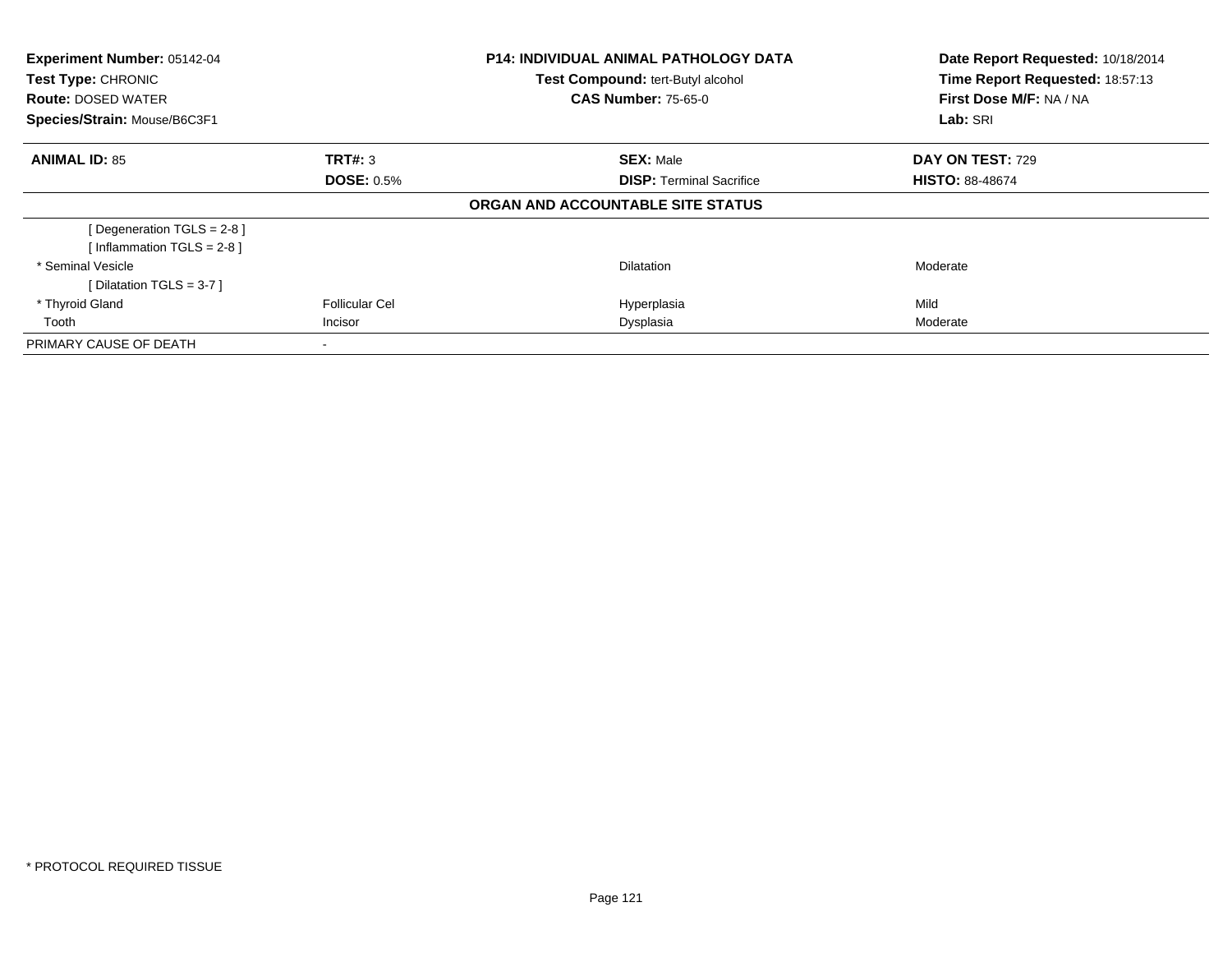**Experiment Number:** 05142-04
**Test Type:** CHRONIC
**Route:** DOSED WATER
**Species/Strain:** Mouse/B6C3F1

**P14: INDIVIDUAL ANIMAL PATHOLOGY DATA**
**Test Compound:** tert-Butyl alcohol
**CAS Number:** 75-65-0

**Date Report Requested:** 10/18/2014
**Time Report Requested:** 18:57:13
**First Dose M/F:** NA / NA
**Lab:** SRI

| **ANIMAL ID:** 85 | **TRT#:** 3 | **SEX:** Male | **DAY ON TEST:** 729 |
|---|---|---|---|
| | **DOSE:** 0.5% | **DISP:** Terminal Sacrifice | **HISTO:** 88-48674 |

**ORGAN AND ACCOUNTABLE SITE STATUS**

| | | | |
|---|---|---|---|
| [ Degeneration TGLS = 2-8 ] | | | |
| [ Inflammation TGLS = 2-8 ] | | | |
| * Seminal Vesicle | | Dilatation | Moderate |
| [ Dilatation TGLS = 3-7 ] | | | |
| * Thyroid Gland | Follicular Cel | Hyperplasia | Mild |
| Tooth | Incisor | Dysplasia | Moderate |
| PRIMARY CAUSE OF DEATH | - | | |

* PROTOCOL REQUIRED TISSUE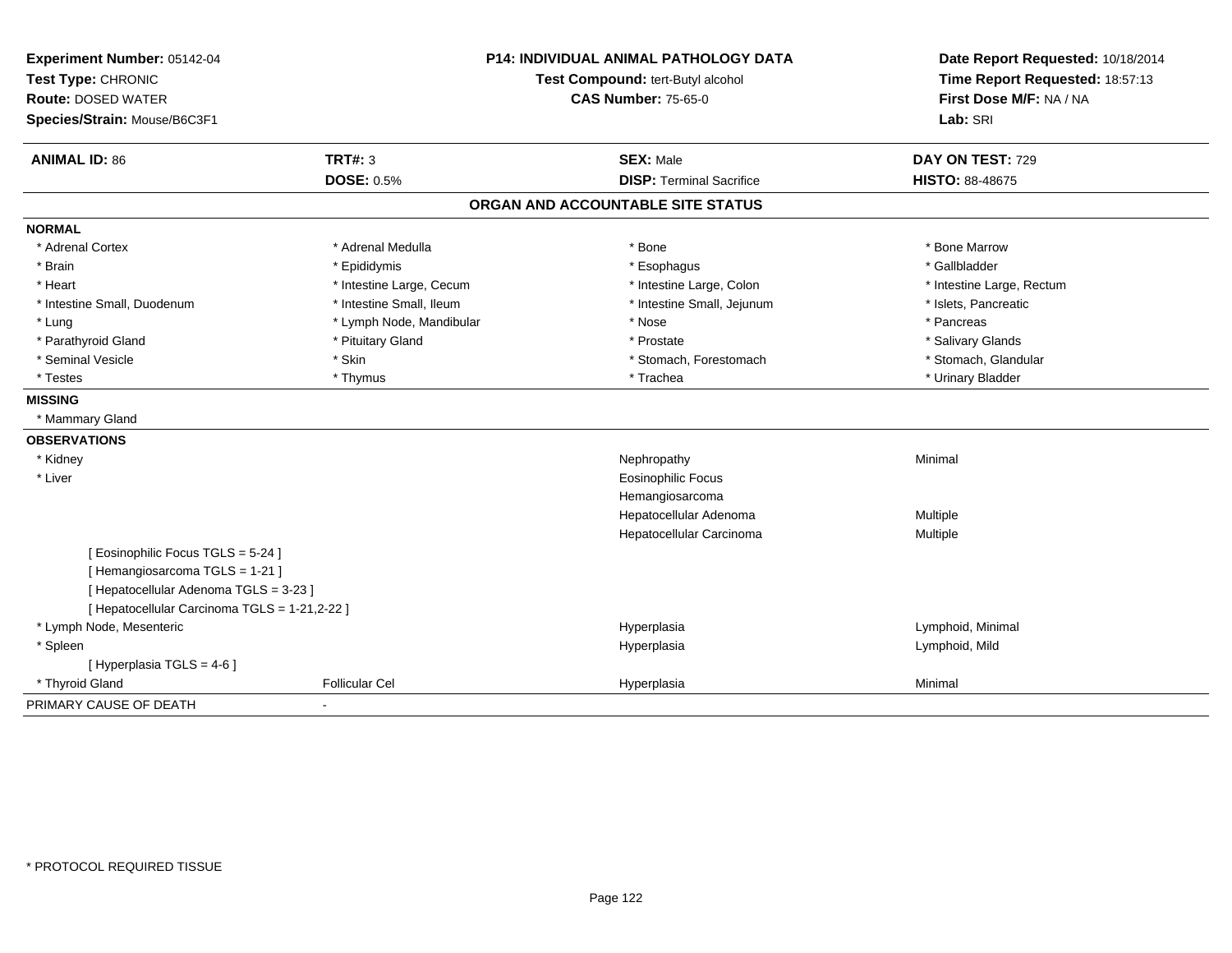**Experiment Number:** 05142-04
**Test Type:** CHRONIC
**Route:** DOSED WATER
**Species/Strain:** Mouse/B6C3F1

**P14: INDIVIDUAL ANIMAL PATHOLOGY DATA**
**Test Compound:** tert-Butyl alcohol
**CAS Number:** 75-65-0

**Date Report Requested:** 10/18/2014
**Time Report Requested:** 18:57:13
**First Dose M/F:** NA / NA
**Lab:** SRI

| **ANIMAL ID:** 86 | **TRT#:** 3 | **SEX:** Male | **DAY ON TEST:** 729 |
|---|---|---|---|
| | **DOSE:** 0.5% | **DISP:** Terminal Sacrifice | **HISTO:** 88-48675 |

## ORGAN AND ACCOUNTABLE SITE STATUS

**NORMAL**

| | | | |
|---|---|---|---|
| * Adrenal Cortex | * Adrenal Medulla | * Bone | * Bone Marrow |
| * Brain | * Epididymis | * Esophagus | * Gallbladder |
| * Heart | * Intestine Large, Cecum | * Intestine Large, Colon | * Intestine Large, Rectum |
| * Intestine Small, Duodenum | * Intestine Small, Ileum | * Intestine Small, Jejunum | * Islets, Pancreatic |
| * Lung | * Lymph Node, Mandibular | * Nose | * Pancreas |
| * Parathyroid Gland | * Pituitary Gland | * Prostate | * Salivary Glands |
| * Seminal Vesicle | * Skin | * Stomach, Forestomach | * Stomach, Glandular |
| * Testes | * Thymus | * Trachea | * Urinary Bladder |

**MISSING**

* Mammary Gland

**OBSERVATIONS**

| | | | |
|---|---|---|---|
| * Kidney | | Nephropathy | Minimal |
| * Liver | | Eosinophilic Focus | |
| | | Hemangiosarcoma | |
| | | Hepatocellular Adenoma | Multiple |
| | | Hepatocellular Carcinoma | Multiple |
| [ Eosinophilic Focus TGLS = 5-24 ] | | | |
| [ Hemangiosarcoma TGLS = 1-21 ] | | | |
| [ Hepatocellular Adenoma TGLS = 3-23 ] | | | |
| [ Hepatocellular Carcinoma TGLS = 1-21,2-22 ] | | | |
| * Lymph Node, Mesenteric | | Hyperplasia | Lymphoid, Minimal |
| * Spleen | | Hyperplasia | Lymphoid, Mild |
| [ Hyperplasia TGLS = 4-6 ] | | | |
| * Thyroid Gland | Follicular Cel | Hyperplasia | Minimal |

PRIMARY CAUSE OF DEATH -

* PROTOCOL REQUIRED TISSUE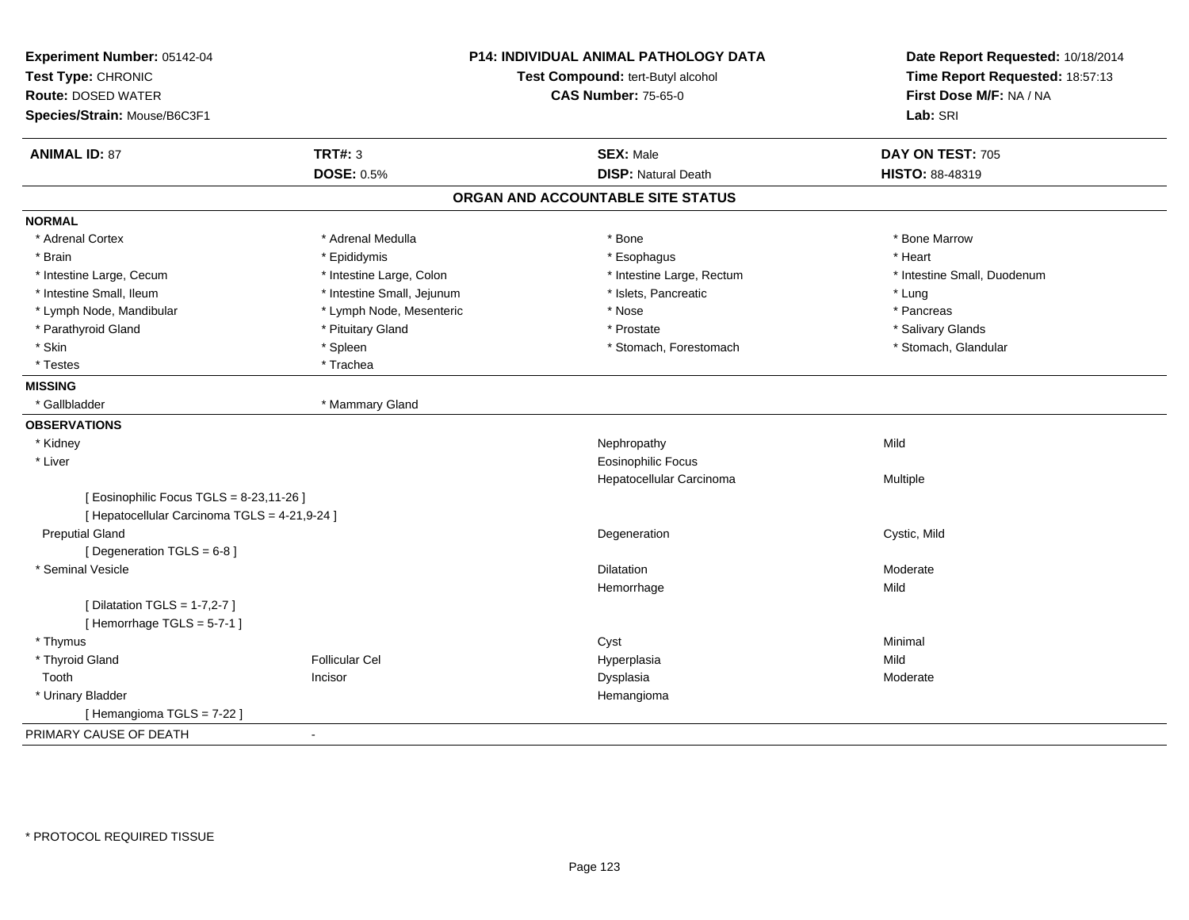**Experiment Number:** 05142-04
**Test Type:** CHRONIC
**Route:** DOSED WATER
**Species/Strain:** Mouse/B6C3F1

**P14: INDIVIDUAL ANIMAL PATHOLOGY DATA**
**Test Compound:** tert-Butyl alcohol
**CAS Number:** 75-65-0

**Date Report Requested:** 10/18/2014
**Time Report Requested:** 18:57:13
**First Dose M/F:** NA / NA
**Lab:** SRI

| **ANIMAL ID:** 87 | **TRT#:** 3 | **SEX:** Male | **DAY ON TEST:** 705 |
|---|---|---|---|
| | **DOSE:** 0.5% | **DISP:** Natural Death | **HISTO:** 88-48319 |

## ORGAN AND ACCOUNTABLE SITE STATUS

**NORMAL**

| | | | |
|---|---|---|---|
| * Adrenal Cortex | * Adrenal Medulla | * Bone | * Bone Marrow |
| * Brain | * Epididymis | * Esophagus | * Heart |
| * Intestine Large, Cecum | * Intestine Large, Colon | * Intestine Large, Rectum | * Intestine Small, Duodenum |
| * Intestine Small, Ileum | * Intestine Small, Jejunum | * Islets, Pancreatic | * Lung |
| * Lymph Node, Mandibular | * Lymph Node, Mesenteric | * Nose | * Pancreas |
| * Parathyroid Gland | * Pituitary Gland | * Prostate | * Salivary Glands |
| * Skin | * Spleen | * Stomach, Forestomach | * Stomach, Glandular |
| * Testes | * Trachea | | |

**MISSING**

| | |
|---|---|
| * Gallbladder | * Mammary Gland |

**OBSERVATIONS**

| | | | |
|---|---|---|---|
| * Kidney | | Nephropathy | Mild |
| * Liver | | Eosinophilic Focus | |
| | | Hepatocellular Carcinoma | Multiple |
| [ Eosinophilic Focus TGLS = 8-23,11-26 ] | | | |
| [ Hepatocellular Carcinoma TGLS = 4-21,9-24 ] | | | |
| Preputial Gland | | Degeneration | Cystic, Mild |
| [ Degeneration TGLS = 6-8 ] | | | |
| * Seminal Vesicle | | Dilatation | Moderate |
| | | Hemorrhage | Mild |
| [ Dilatation TGLS = 1-7,2-7 ] | | | |
| [ Hemorrhage TGLS = 5-7-1 ] | | | |
| * Thymus | | Cyst | Minimal |
| * Thyroid Gland | Follicular Cel | Hyperplasia | Mild |
| Tooth | Incisor | Dysplasia | Moderate |
| * Urinary Bladder | | Hemangioma | |
| [ Hemangioma TGLS = 7-22 ] | | | |

PRIMARY CAUSE OF DEATH -

* PROTOCOL REQUIRED TISSUE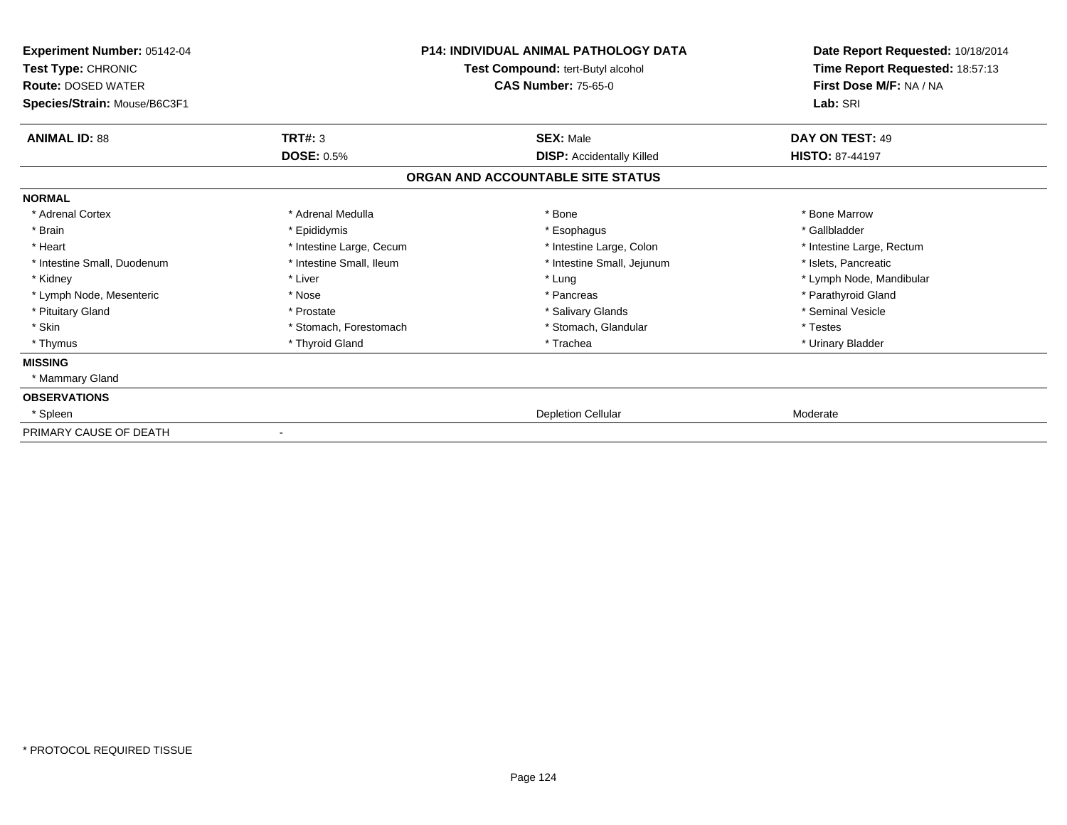**Experiment Number:** 05142-04
**Test Type:** CHRONIC
**Route:** DOSED WATER
**Species/Strain:** Mouse/B6C3F1

**P14: INDIVIDUAL ANIMAL PATHOLOGY DATA**
**Test Compound:** tert-Butyl alcohol
**CAS Number:** 75-65-0

**Date Report Requested:** 10/18/2014
**Time Report Requested:** 18:57:13
**First Dose M/F:** NA / NA
**Lab:** SRI

| **ANIMAL ID:** 88 | **TRT#:** 3 | **SEX:** Male | **DAY ON TEST:** 49 |
|---|---|---|---|
| | **DOSE:** 0.5% | **DISP:** Accidentally Killed | **HISTO:** 87-44197 |

## ORGAN AND ACCOUNTABLE SITE STATUS

| | | | |
|---|---|---|---|
| **NORMAL** | | | |
| * Adrenal Cortex | * Adrenal Medulla | * Bone | * Bone Marrow |
| * Brain | * Epididymis | * Esophagus | * Gallbladder |
| * Heart | * Intestine Large, Cecum | * Intestine Large, Colon | * Intestine Large, Rectum |
| * Intestine Small, Duodenum | * Intestine Small, Ileum | * Intestine Small, Jejunum | * Islets, Pancreatic |
| * Kidney | * Liver | * Lung | * Lymph Node, Mandibular |
| * Lymph Node, Mesenteric | * Nose | * Pancreas | * Parathyroid Gland |
| * Pituitary Gland | * Prostate | * Salivary Glands | * Seminal Vesicle |
| * Skin | * Stomach, Forestomach | * Stomach, Glandular | * Testes |
| * Thymus | * Thyroid Gland | * Trachea | * Urinary Bladder |
| **MISSING** | | | |
| * Mammary Gland | | | |
| **OBSERVATIONS** | | | |
| * Spleen | | Depletion Cellular | Moderate |
| PRIMARY CAUSE OF DEATH | - | | |

* PROTOCOL REQUIRED TISSUE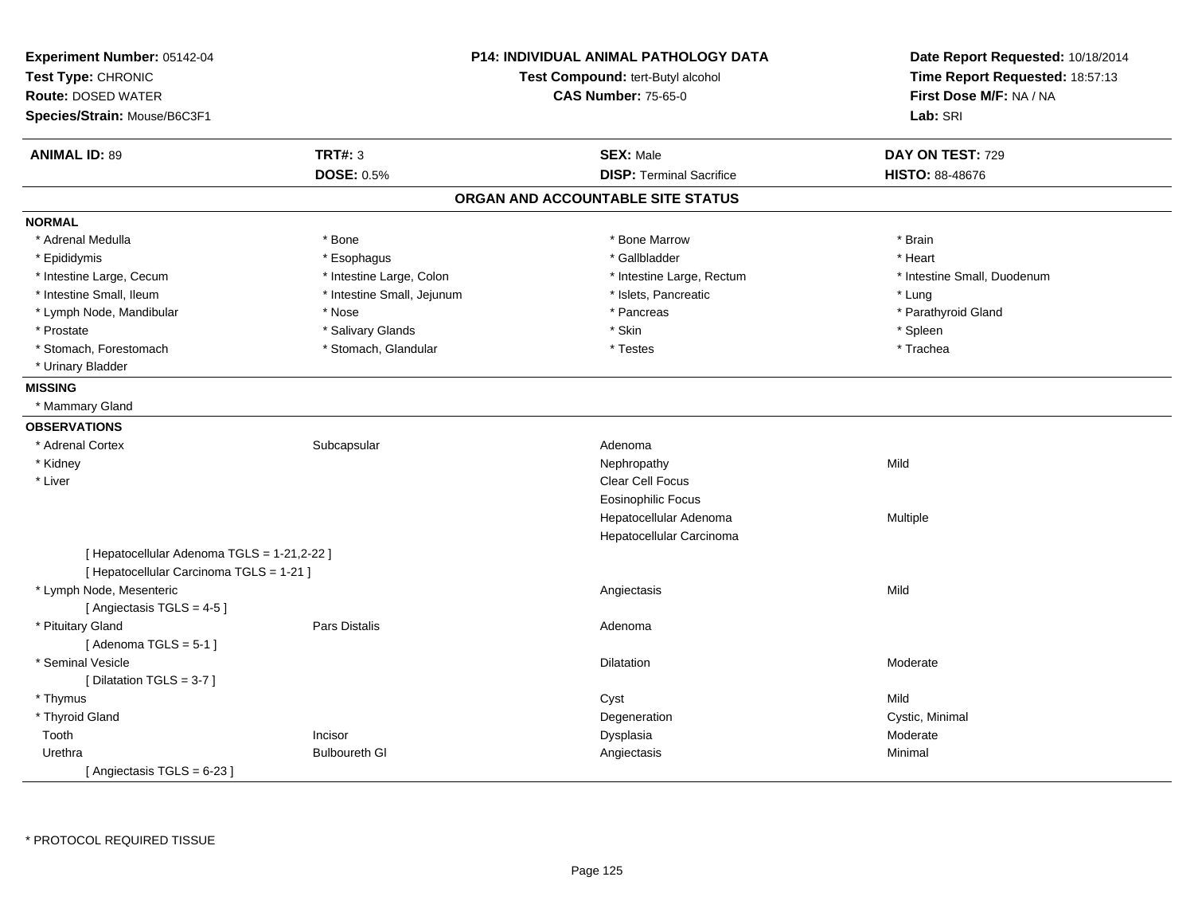**Experiment Number:** 05142-04
**Test Type:** CHRONIC
**Route:** DOSED WATER
**Species/Strain:** Mouse/B6C3F1

**P14: INDIVIDUAL ANIMAL PATHOLOGY DATA**
**Test Compound:** tert-Butyl alcohol
**CAS Number:** 75-65-0

**Date Report Requested:** 10/18/2014
**Time Report Requested:** 18:57:13
**First Dose M/F:** NA / NA
**Lab:** SRI

| **ANIMAL ID:** 89 | **TRT#:** 3 | **SEX:** Male | **DAY ON TEST:** 729 |
|---|---|---|---|
| | **DOSE:** 0.5% | **DISP:** Terminal Sacrifice | **HISTO:** 88-48676 |

## ORGAN AND ACCOUNTABLE SITE STATUS

### NORMAL

| | | | |
|---|---|---|---|
| * Adrenal Medulla | * Bone | * Bone Marrow | * Brain |
| * Epididymis | * Esophagus | * Gallbladder | * Heart |
| * Intestine Large, Cecum | * Intestine Large, Colon | * Intestine Large, Rectum | * Intestine Small, Duodenum |
| * Intestine Small, Ileum | * Intestine Small, Jejunum | * Islets, Pancreatic | * Lung |
| * Lymph Node, Mandibular | * Nose | * Pancreas | * Parathyroid Gland |
| * Prostate | * Salivary Glands | * Skin | * Spleen |
| * Stomach, Forestomach | * Stomach, Glandular | * Testes | * Trachea |
| * Urinary Bladder | | | |

### MISSING

* Mammary Gland

### OBSERVATIONS

| | | | |
|---|---|---|---|
| * Adrenal Cortex | Subcapsular | Adenoma | |
| * Kidney | | Nephropathy | Mild |
| * Liver | | Clear Cell Focus | |
| | | Eosinophilic Focus | |
| | | Hepatocellular Adenoma | Multiple |
| | | Hepatocellular Carcinoma | |
| [ Hepatocellular Adenoma TGLS = 1-21,2-22 ] | | | |
| [ Hepatocellular Carcinoma TGLS = 1-21 ] | | | |
| * Lymph Node, Mesenteric | | Angiectasis | Mild |
| [ Angiectasis TGLS = 4-5 ] | | | |
| * Pituitary Gland | Pars Distalis | Adenoma | |
| [ Adenoma TGLS = 5-1 ] | | | |
| * Seminal Vesicle | | Dilatation | Moderate |
| [ Dilatation TGLS = 3-7 ] | | | |
| * Thymus | | Cyst | Mild |
| * Thyroid Gland | | Degeneration | Cystic, Minimal |
| Tooth | Incisor | Dysplasia | Moderate |
| Urethra | Bulboureth Gl | Angiectasis | Minimal |
| [ Angiectasis TGLS = 6-23 ] | | | |

\* PROTOCOL REQUIRED TISSUE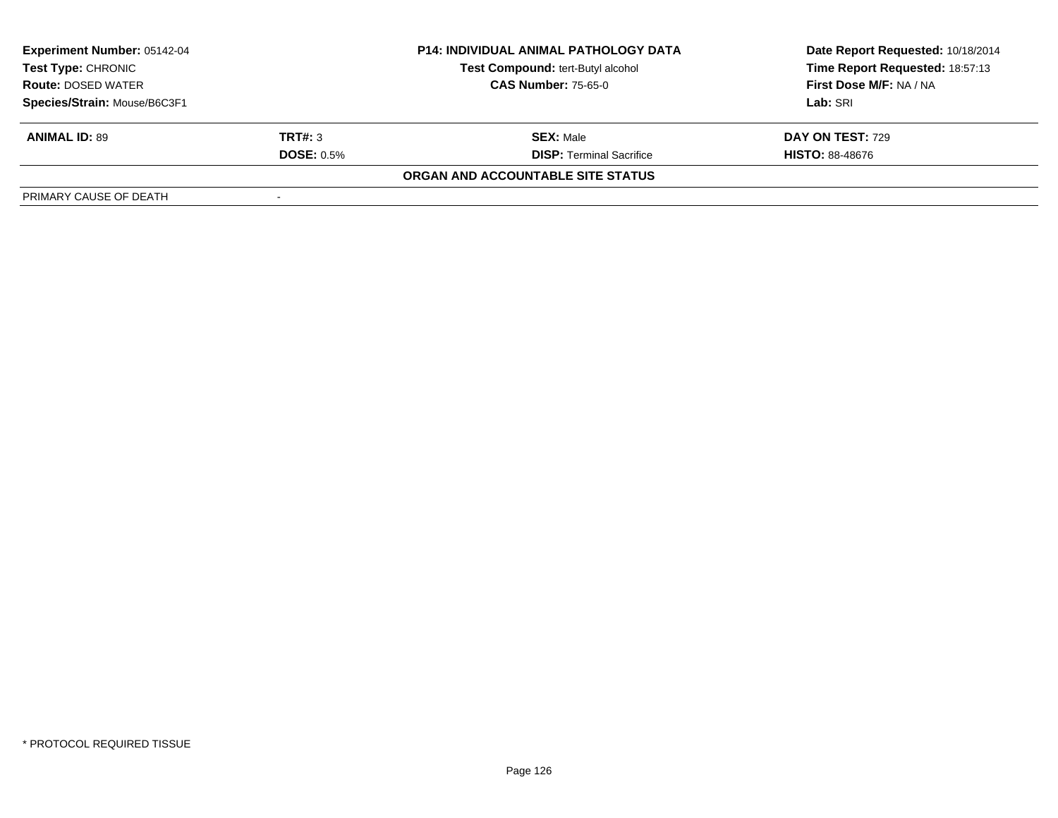| Experiment Number: 05142-04 | P14: INDIVIDUAL ANIMAL PATHOLOGY DATA | Date Report Requested: 10/18/2014 |
|---|---|---|
| Test Type: CHRONIC | Test Compound: tert-Butyl alcohol | Time Report Requested: 18:57:13 |
| Route: DOSED WATER | CAS Number: 75-65-0 | First Dose M/F: NA / NA |
| Species/Strain: Mouse/B6C3F1 | | Lab: SRI |

| ANIMAL ID: 89 | TRT#: 3 | SEX: Male | DAY ON TEST: 729 |
|---|---|---|---|
| | DOSE: 0.5% | DISP: Terminal Sacrifice | HISTO: 88-48676 |

**ORGAN AND ACCOUNTABLE SITE STATUS**

| PRIMARY CAUSE OF DEATH | - |
|---|---|

* PROTOCOL REQUIRED TISSUE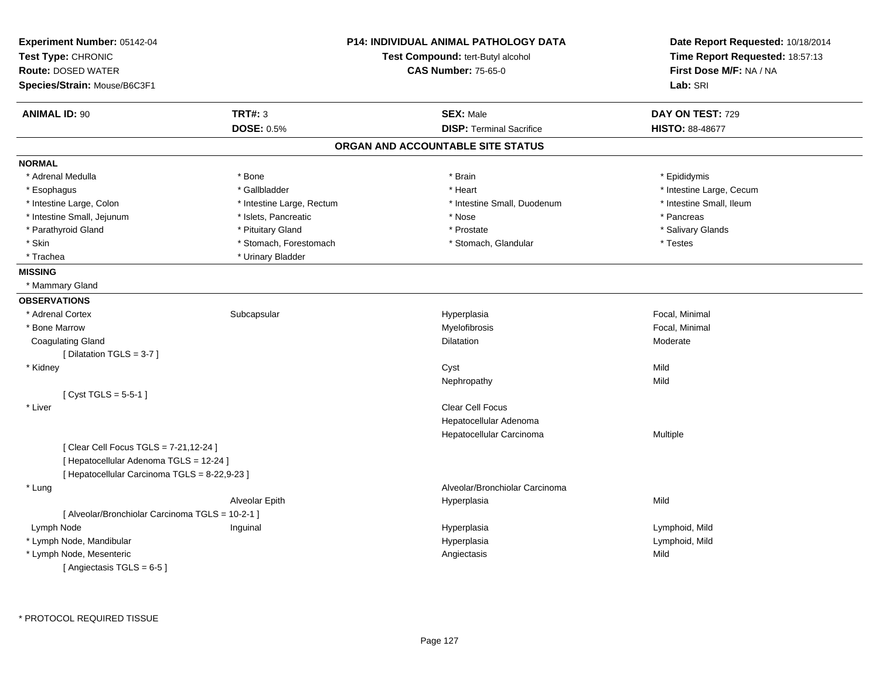**Experiment Number:** 05142-04
**Test Type:** CHRONIC
**Route:** DOSED WATER
**Species/Strain:** Mouse/B6C3F1

**P14: INDIVIDUAL ANIMAL PATHOLOGY DATA**
**Test Compound:** tert-Butyl alcohol
**CAS Number:** 75-65-0

**Date Report Requested:** 10/18/2014
**Time Report Requested:** 18:57:13
**First Dose M/F:** NA / NA
**Lab:** SRI

| **ANIMAL ID:** 90 | **TRT#:** 3 | **SEX:** Male | **DAY ON TEST:** 729 |
|---|---|---|---|
| | **DOSE:** 0.5% | **DISP:** Terminal Sacrifice | **HISTO:** 88-48677 |

## ORGAN AND ACCOUNTABLE SITE STATUS

**NORMAL**

| | | | |
|---|---|---|---|
| * Adrenal Medulla | * Bone | * Brain | * Epididymis |
| * Esophagus | * Gallbladder | * Heart | * Intestine Large, Cecum |
| * Intestine Large, Colon | * Intestine Large, Rectum | * Intestine Small, Duodenum | * Intestine Small, Ileum |
| * Intestine Small, Jejunum | * Islets, Pancreatic | * Nose | * Pancreas |
| * Parathyroid Gland | * Pituitary Gland | * Prostate | * Salivary Glands |
| * Skin | * Stomach, Forestomach | * Stomach, Glandular | * Testes |
| * Trachea | * Urinary Bladder | | |

**MISSING**

* Mammary Gland

**OBSERVATIONS**

| | | | |
|---|---|---|---|
| * Adrenal Cortex | Subcapsular | Hyperplasia | Focal, Minimal |
| * Bone Marrow | | Myelofibrosis | Focal, Minimal |
| Coagulating Gland | | Dilatation | Moderate |
| [ Dilatation TGLS = 3-7 ] | | | |
| * Kidney | | Cyst | Mild |
| | | Nephropathy | Mild |
| [ Cyst TGLS = 5-5-1 ] | | | |
| * Liver | | Clear Cell Focus | |
| | | Hepatocellular Adenoma | |
| | | Hepatocellular Carcinoma | Multiple |
| [ Clear Cell Focus TGLS = 7-21,12-24 ] | | | |
| [ Hepatocellular Adenoma TGLS = 12-24 ] | | | |
| [ Hepatocellular Carcinoma TGLS = 8-22,9-23 ] | | | |
| * Lung | | Alveolar/Bronchiolar Carcinoma | |
| | Alveolar Epith | Hyperplasia | Mild |
| [ Alveolar/Bronchiolar Carcinoma TGLS = 10-2-1 ] | | | |
| Lymph Node | Inguinal | Hyperplasia | Lymphoid, Mild |
| * Lymph Node, Mandibular | | Hyperplasia | Lymphoid, Mild |
| * Lymph Node, Mesenteric | | Angiectasis | Mild |
| [ Angiectasis TGLS = 6-5 ] | | | |

* PROTOCOL REQUIRED TISSUE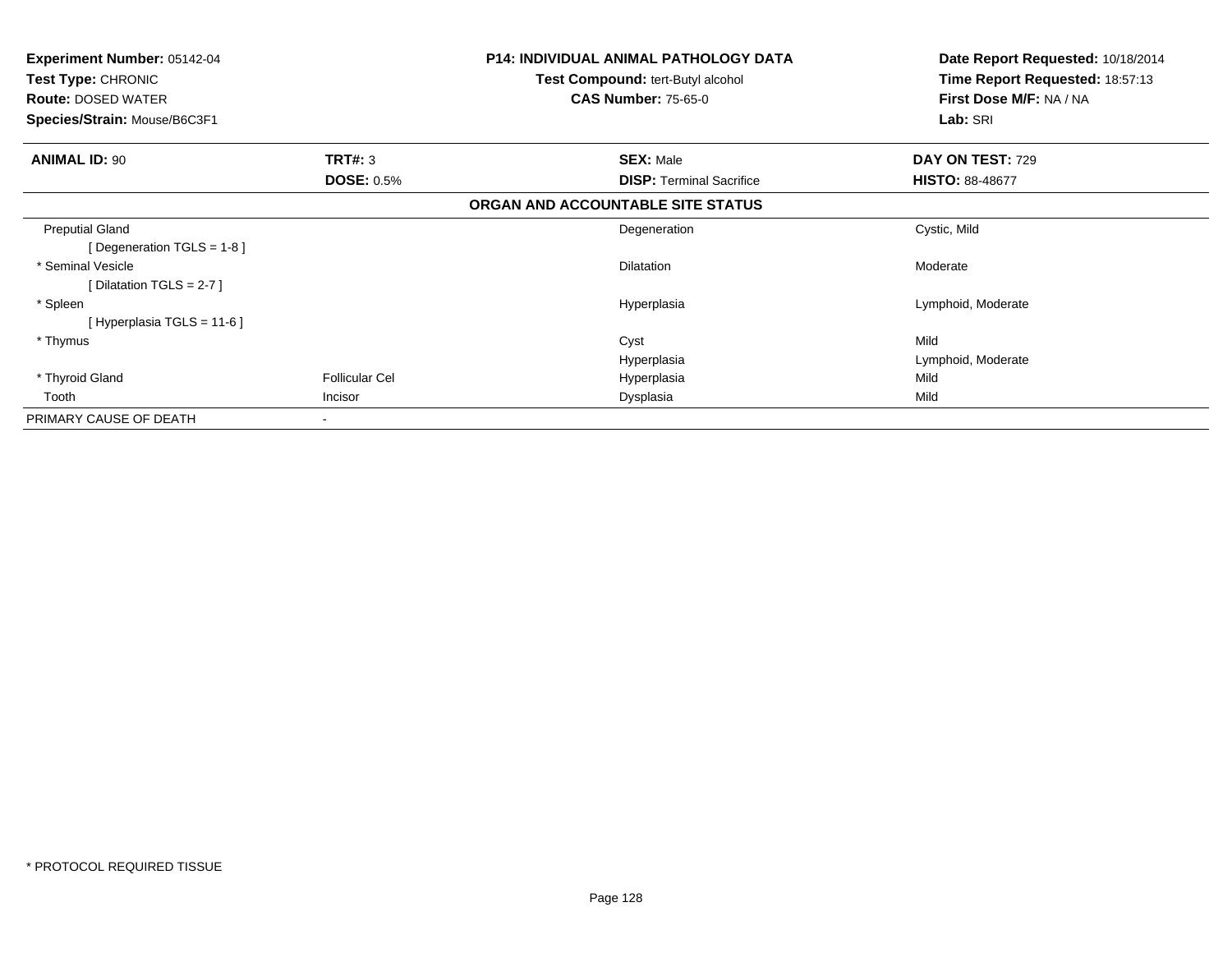**Experiment Number:** 05142-04
**Test Type:** CHRONIC
**Route:** DOSED WATER
**Species/Strain:** Mouse/B6C3F1

**P14: INDIVIDUAL ANIMAL PATHOLOGY DATA**
**Test Compound:** tert-Butyl alcohol
**CAS Number:** 75-65-0

**Date Report Requested:** 10/18/2014
**Time Report Requested:** 18:57:13
**First Dose M/F:** NA / NA
**Lab:** SRI

| **ANIMAL ID:** 90 | **TRT#:** 3 | **SEX:** Male | **DAY ON TEST:** 729 |
|---|---|---|---|
| | **DOSE:** 0.5% | **DISP:** Terminal Sacrifice | **HISTO:** 88-48677 |

**ORGAN AND ACCOUNTABLE SITE STATUS**

| | | | |
|---|---|---|---|
| Preputial Gland | | Degeneration | Cystic, Mild |
| [ Degeneration TGLS = 1-8 ] | | | |
| * Seminal Vesicle | | Dilatation | Moderate |
| [ Dilatation TGLS = 2-7 ] | | | |
| * Spleen | | Hyperplasia | Lymphoid, Moderate |
| [ Hyperplasia TGLS = 11-6 ] | | | |
| * Thymus | | Cyst | Mild |
| | | Hyperplasia | Lymphoid, Moderate |
| * Thyroid Gland | Follicular Cel | Hyperplasia | Mild |
| Tooth | Incisor | Dysplasia | Mild |
| PRIMARY CAUSE OF DEATH | - | | |

* PROTOCOL REQUIRED TISSUE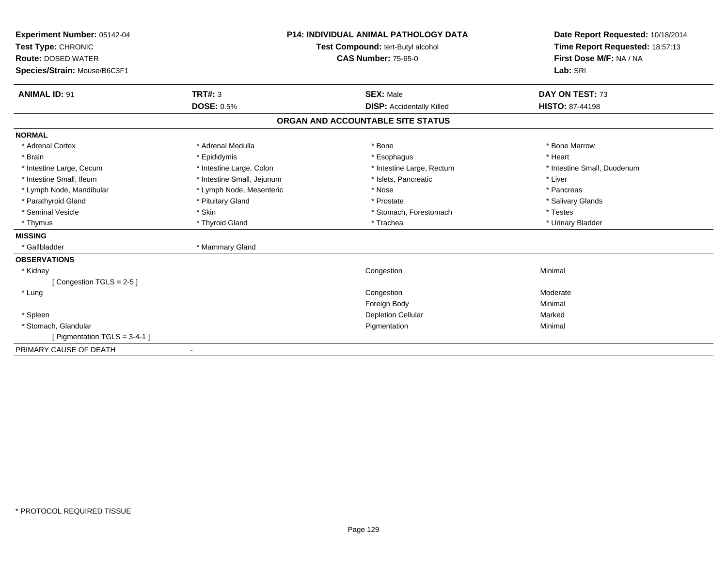**Experiment Number:** 05142-04
**Test Type:** CHRONIC
**Route:** DOSED WATER
**Species/Strain:** Mouse/B6C3F1

**P14: INDIVIDUAL ANIMAL PATHOLOGY DATA**
**Test Compound:** tert-Butyl alcohol
**CAS Number:** 75-65-0

**Date Report Requested:** 10/18/2014
**Time Report Requested:** 18:57:13
**First Dose M/F:** NA / NA
**Lab:** SRI

| **ANIMAL ID:** 91 | **TRT#:** 3 | **SEX:** Male | **DAY ON TEST:** 73 |
|---|---|---|---|
| | **DOSE:** 0.5% | **DISP:** Accidentally Killed | **HISTO:** 87-44198 |

## ORGAN AND ACCOUNTABLE SITE STATUS

**NORMAL**

| | | | |
|---|---|---|---|
| * Adrenal Cortex | * Adrenal Medulla | * Bone | * Bone Marrow |
| * Brain | * Epididymis | * Esophagus | * Heart |
| * Intestine Large, Cecum | * Intestine Large, Colon | * Intestine Large, Rectum | * Intestine Small, Duodenum |
| * Intestine Small, Ileum | * Intestine Small, Jejunum | * Islets, Pancreatic | * Liver |
| * Lymph Node, Mandibular | * Lymph Node, Mesenteric | * Nose | * Pancreas |
| * Parathyroid Gland | * Pituitary Gland | * Prostate | * Salivary Glands |
| * Seminal Vesicle | * Skin | * Stomach, Forestomach | * Testes |
| * Thymus | * Thyroid Gland | * Trachea | * Urinary Bladder |

**MISSING**

| | |
|---|---|
| * Gallbladder | * Mammary Gland |

**OBSERVATIONS**

| | | |
|---|---|---|
| * Kidney | Congestion | Minimal |
| [ Congestion TGLS = 2-5 ] | | |
| * Lung | Congestion | Moderate |
| | Foreign Body | Minimal |
| * Spleen | Depletion Cellular | Marked |
| * Stomach, Glandular | Pigmentation | Minimal |
| [ Pigmentation TGLS = 3-4-1 ] | | |

PRIMARY CAUSE OF DEATH -

* PROTOCOL REQUIRED TISSUE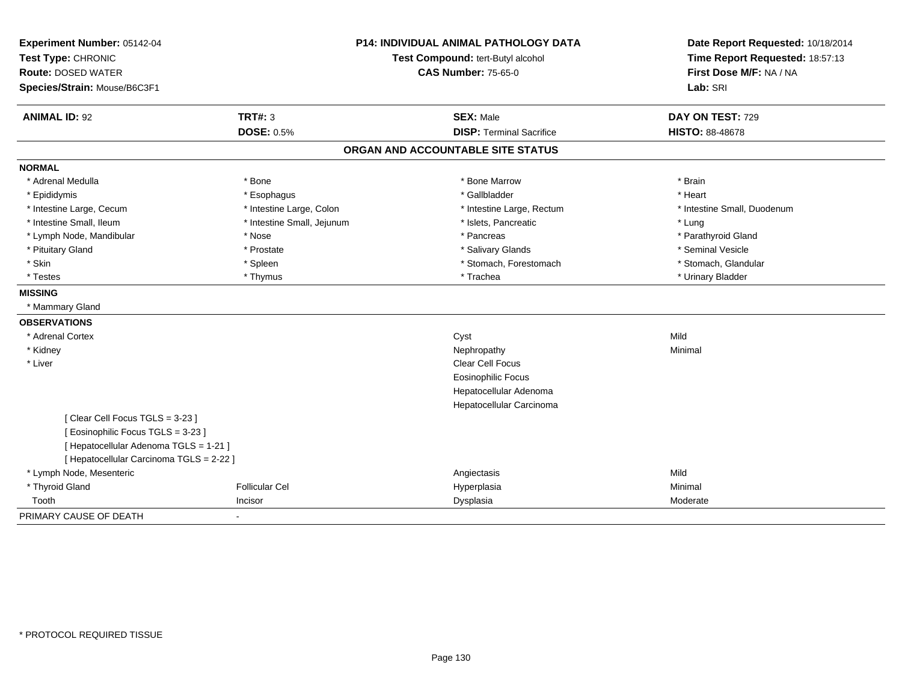**Experiment Number:** 05142-04
**Test Type:** CHRONIC
**Route:** DOSED WATER
**Species/Strain:** Mouse/B6C3F1

**P14: INDIVIDUAL ANIMAL PATHOLOGY DATA**
**Test Compound:** tert-Butyl alcohol
**CAS Number:** 75-65-0

**Date Report Requested:** 10/18/2014
**Time Report Requested:** 18:57:13
**First Dose M/F:** NA / NA
**Lab:** SRI

| **ANIMAL ID:** 92 | **TRT#:** 3 | **SEX:** Male | **DAY ON TEST:** 729 |
|---|---|---|---|
| | **DOSE:** 0.5% | **DISP:** Terminal Sacrifice | **HISTO:** 88-48678 |

## ORGAN AND ACCOUNTABLE SITE STATUS

**NORMAL**

| | | | |
|---|---|---|---|
| * Adrenal Medulla | * Bone | * Bone Marrow | * Brain |
| * Epididymis | * Esophagus | * Gallbladder | * Heart |
| * Intestine Large, Cecum | * Intestine Large, Colon | * Intestine Large, Rectum | * Intestine Small, Duodenum |
| * Intestine Small, Ileum | * Intestine Small, Jejunum | * Islets, Pancreatic | * Lung |
| * Lymph Node, Mandibular | * Nose | * Pancreas | * Parathyroid Gland |
| * Pituitary Gland | * Prostate | * Salivary Glands | * Seminal Vesicle |
| * Skin | * Spleen | * Stomach, Forestomach | * Stomach, Glandular |
| * Testes | * Thymus | * Trachea | * Urinary Bladder |

**MISSING**

* Mammary Gland

**OBSERVATIONS**

| | | | |
|---|---|---|---|
| * Adrenal Cortex | | Cyst | Mild |
| * Kidney | | Nephropathy | Minimal |
| * Liver | | Clear Cell Focus | |
| | | Eosinophilic Focus | |
| | | Hepatocellular Adenoma | |
| | | Hepatocellular Carcinoma | |
| [ Clear Cell Focus TGLS = 3-23 ] | | | |
| [ Eosinophilic Focus TGLS = 3-23 ] | | | |
| [ Hepatocellular Adenoma TGLS = 1-21 ] | | | |
| [ Hepatocellular Carcinoma TGLS = 2-22 ] | | | |
| * Lymph Node, Mesenteric | | Angiectasis | Mild |
| * Thyroid Gland | Follicular Cel | Hyperplasia | Minimal |
| Tooth | Incisor | Dysplasia | Moderate |

PRIMARY CAUSE OF DEATH -

* PROTOCOL REQUIRED TISSUE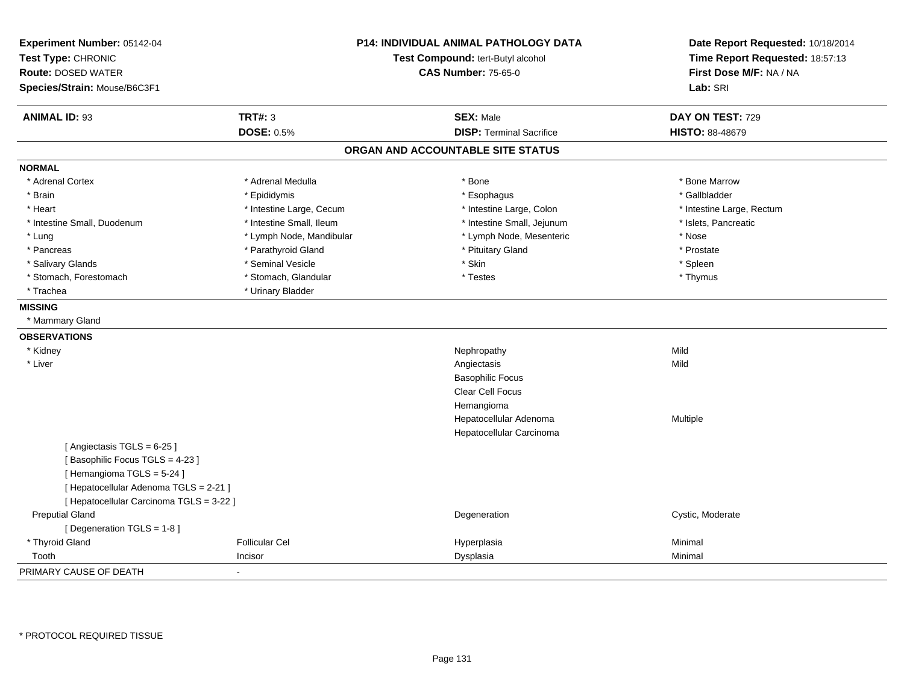**Experiment Number:** 05142-04
**Test Type:** CHRONIC
**Route:** DOSED WATER
**Species/Strain:** Mouse/B6C3F1

**P14: INDIVIDUAL ANIMAL PATHOLOGY DATA**
**Test Compound:** tert-Butyl alcohol
**CAS Number:** 75-65-0

**Date Report Requested:** 10/18/2014
**Time Report Requested:** 18:57:13
**First Dose M/F:** NA / NA
**Lab:** SRI

| **ANIMAL ID:** 93 | **TRT#:** 3 | **SEX:** Male | **DAY ON TEST:** 729 |
|---|---|---|---|
| | **DOSE:** 0.5% | **DISP:** Terminal Sacrifice | **HISTO:** 88-48679 |

## ORGAN AND ACCOUNTABLE SITE STATUS

**NORMAL**

| | | | |
|---|---|---|---|
| * Adrenal Cortex | * Adrenal Medulla | * Bone | * Bone Marrow |
| * Brain | * Epididymis | * Esophagus | * Gallbladder |
| * Heart | * Intestine Large, Cecum | * Intestine Large, Colon | * Intestine Large, Rectum |
| * Intestine Small, Duodenum | * Intestine Small, Ileum | * Intestine Small, Jejunum | * Islets, Pancreatic |
| * Lung | * Lymph Node, Mandibular | * Lymph Node, Mesenteric | * Nose |
| * Pancreas | * Parathyroid Gland | * Pituitary Gland | * Prostate |
| * Salivary Glands | * Seminal Vesicle | * Skin | * Spleen |
| * Stomach, Forestomach | * Stomach, Glandular | * Testes | * Thymus |
| * Trachea | * Urinary Bladder | | |

**MISSING**

* Mammary Gland

**OBSERVATIONS**

| | | | |
|---|---|---|---|
| * Kidney | | Nephropathy | Mild |
| * Liver | | Angiectasis | Mild |
| | | Basophilic Focus | |
| | | Clear Cell Focus | |
| | | Hemangioma | |
| | | Hepatocellular Adenoma | Multiple |
| | | Hepatocellular Carcinoma | |
| [ Angiectasis TGLS = 6-25 ] | | | |
| [ Basophilic Focus TGLS = 4-23 ] | | | |
| [ Hemangioma TGLS = 5-24 ] | | | |
| [ Hepatocellular Adenoma TGLS = 2-21 ] | | | |
| [ Hepatocellular Carcinoma TGLS = 3-22 ] | | | |
| Preputial Gland | | Degeneration | Cystic, Moderate |
| [ Degeneration TGLS = 1-8 ] | | | |
| * Thyroid Gland | Follicular Cel | Hyperplasia | Minimal |
| Tooth | Incisor | Dysplasia | Minimal |

PRIMARY CAUSE OF DEATH -

* PROTOCOL REQUIRED TISSUE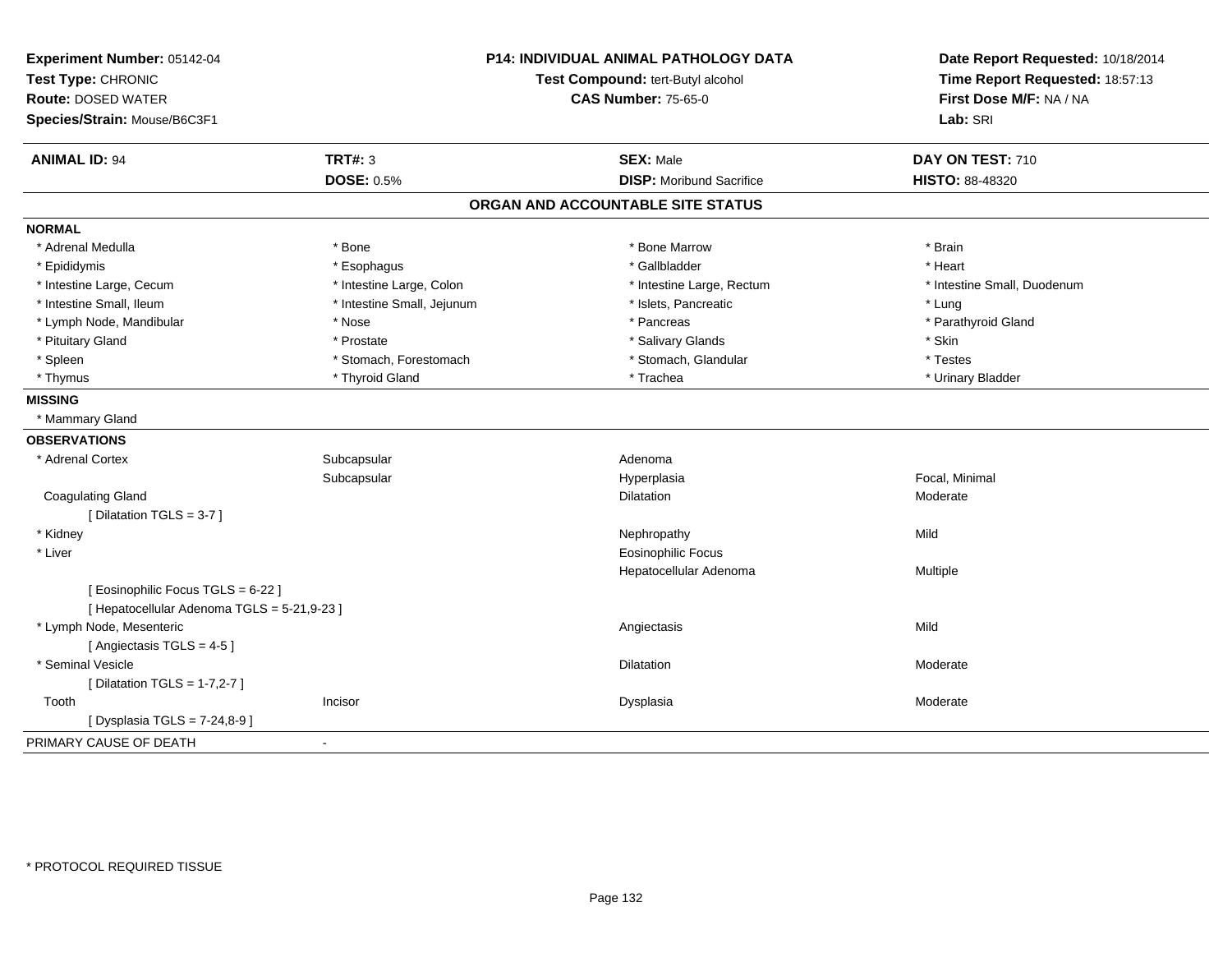**Experiment Number:** 05142-04
**Test Type:** CHRONIC
**Route:** DOSED WATER
**Species/Strain:** Mouse/B6C3F1

**P14: INDIVIDUAL ANIMAL PATHOLOGY DATA**
**Test Compound:** tert-Butyl alcohol
**CAS Number:** 75-65-0

**Date Report Requested:** 10/18/2014
**Time Report Requested:** 18:57:13
**First Dose M/F:** NA / NA
**Lab:** SRI

| **ANIMAL ID:** 94 | **TRT#:** 3 | **SEX:** Male | **DAY ON TEST:** 710 |
|---|---|---|---|
| | **DOSE:** 0.5% | **DISP:** Moribund Sacrifice | **HISTO:** 88-48320 |

## ORGAN AND ACCOUNTABLE SITE STATUS

**NORMAL**

| | | | |
|---|---|---|---|
| * Adrenal Medulla | * Bone | * Bone Marrow | * Brain |
| * Epididymis | * Esophagus | * Gallbladder | * Heart |
| * Intestine Large, Cecum | * Intestine Large, Colon | * Intestine Large, Rectum | * Intestine Small, Duodenum |
| * Intestine Small, Ileum | * Intestine Small, Jejunum | * Islets, Pancreatic | * Lung |
| * Lymph Node, Mandibular | * Nose | * Pancreas | * Parathyroid Gland |
| * Pituitary Gland | * Prostate | * Salivary Glands | * Skin |
| * Spleen | * Stomach, Forestomach | * Stomach, Glandular | * Testes |
| * Thymus | * Thyroid Gland | * Trachea | * Urinary Bladder |

**MISSING**

* Mammary Gland

**OBSERVATIONS**

| | | | |
|---|---|---|---|
| * Adrenal Cortex | Subcapsular | Adenoma | |
| | Subcapsular | Hyperplasia | Focal, Minimal |
| Coagulating Gland | | Dilatation | Moderate |
| [ Dilatation TGLS = 3-7 ] | | | |
| * Kidney | | Nephropathy | Mild |
| * Liver | | Eosinophilic Focus | |
| | | Hepatocellular Adenoma | Multiple |
| [ Eosinophilic Focus TGLS = 6-22 ] | | | |
| [ Hepatocellular Adenoma TGLS = 5-21,9-23 ] | | | |
| * Lymph Node, Mesenteric | | Angiectasis | Mild |
| [ Angiectasis TGLS = 4-5 ] | | | |
| * Seminal Vesicle | | Dilatation | Moderate |
| [ Dilatation TGLS = 1-7,2-7 ] | | | |
| Tooth | Incisor | Dysplasia | Moderate |
| [ Dysplasia TGLS = 7-24,8-9 ] | | | |

PRIMARY CAUSE OF DEATH -

* PROTOCOL REQUIRED TISSUE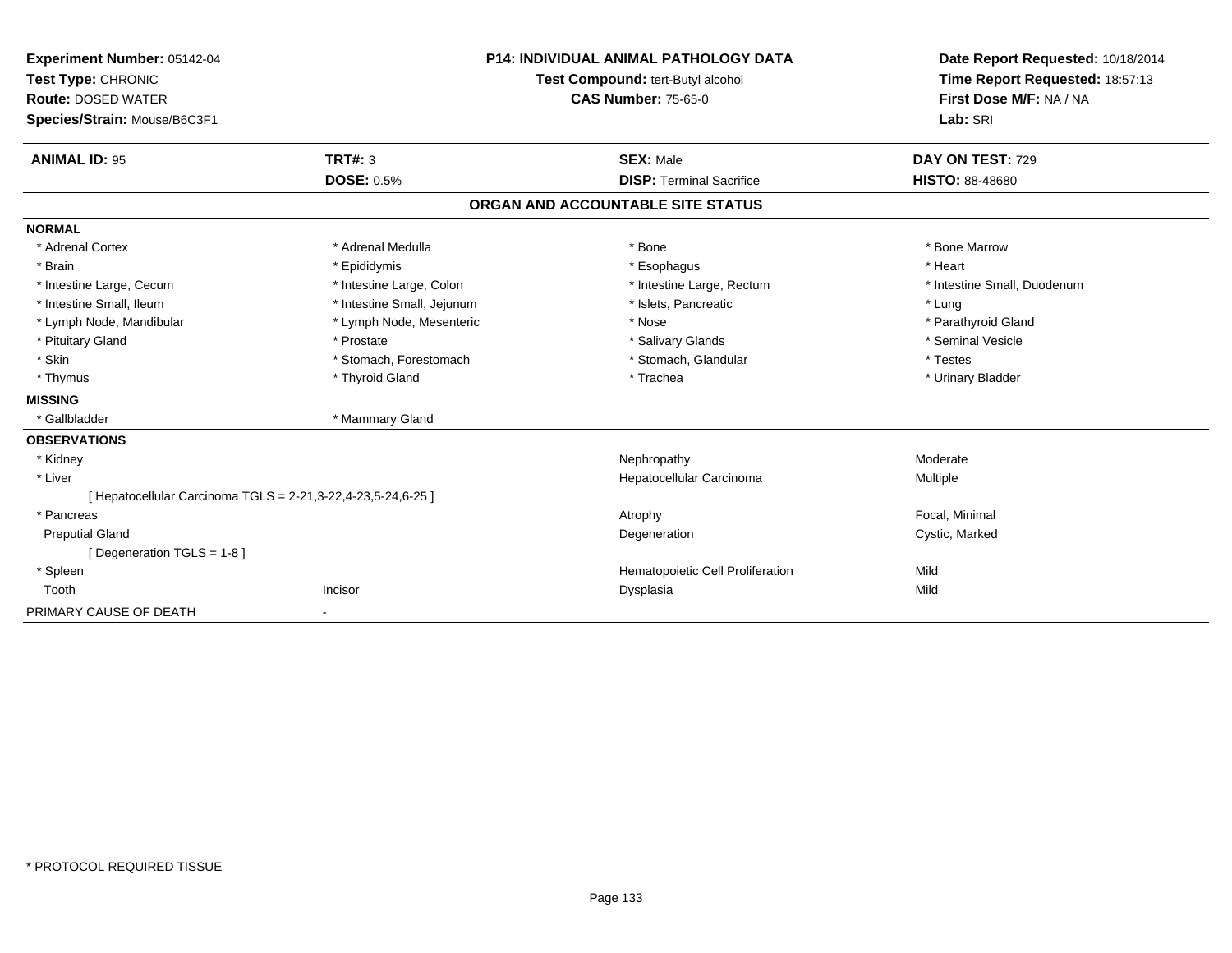**Experiment Number:** 05142-04
**Test Type:** CHRONIC
**Route:** DOSED WATER
**Species/Strain:** Mouse/B6C3F1

**P14: INDIVIDUAL ANIMAL PATHOLOGY DATA**
**Test Compound:** tert-Butyl alcohol
**CAS Number:** 75-65-0

**Date Report Requested:** 10/18/2014
**Time Report Requested:** 18:57:13
**First Dose M/F:** NA / NA
**Lab:** SRI

| **ANIMAL ID:** 95 | **TRT#:** 3 | **SEX:** Male | **DAY ON TEST:** 729 |
|---|---|---|---|
| | **DOSE:** 0.5% | **DISP:** Terminal Sacrifice | **HISTO:** 88-48680 |

## ORGAN AND ACCOUNTABLE SITE STATUS

**NORMAL**

| | | | |
|---|---|---|---|
| * Adrenal Cortex | * Adrenal Medulla | * Bone | * Bone Marrow |
| * Brain | * Epididymis | * Esophagus | * Heart |
| * Intestine Large, Cecum | * Intestine Large, Colon | * Intestine Large, Rectum | * Intestine Small, Duodenum |
| * Intestine Small, Ileum | * Intestine Small, Jejunum | * Islets, Pancreatic | * Lung |
| * Lymph Node, Mandibular | * Lymph Node, Mesenteric | * Nose | * Parathyroid Gland |
| * Pituitary Gland | * Prostate | * Salivary Glands | * Seminal Vesicle |
| * Skin | * Stomach, Forestomach | * Stomach, Glandular | * Testes |
| * Thymus | * Thyroid Gland | * Trachea | * Urinary Bladder |

**MISSING**

| | |
|---|---|
| * Gallbladder | * Mammary Gland |

**OBSERVATIONS**

| | | | |
|---|---|---|---|
| * Kidney | | Nephropathy | Moderate |
| * Liver | | Hepatocellular Carcinoma | Multiple |
| [ Hepatocellular Carcinoma TGLS = 2-21,3-22,4-23,5-24,6-25 ] | | | |
| * Pancreas | | Atrophy | Focal, Minimal |
| Preputial Gland | | Degeneration | Cystic, Marked |
| [ Degeneration TGLS = 1-8 ] | | | |
| * Spleen | | Hematopoietic Cell Proliferation | Mild |
| Tooth | Incisor | Dysplasia | Mild |

PRIMARY CAUSE OF DEATH -

* PROTOCOL REQUIRED TISSUE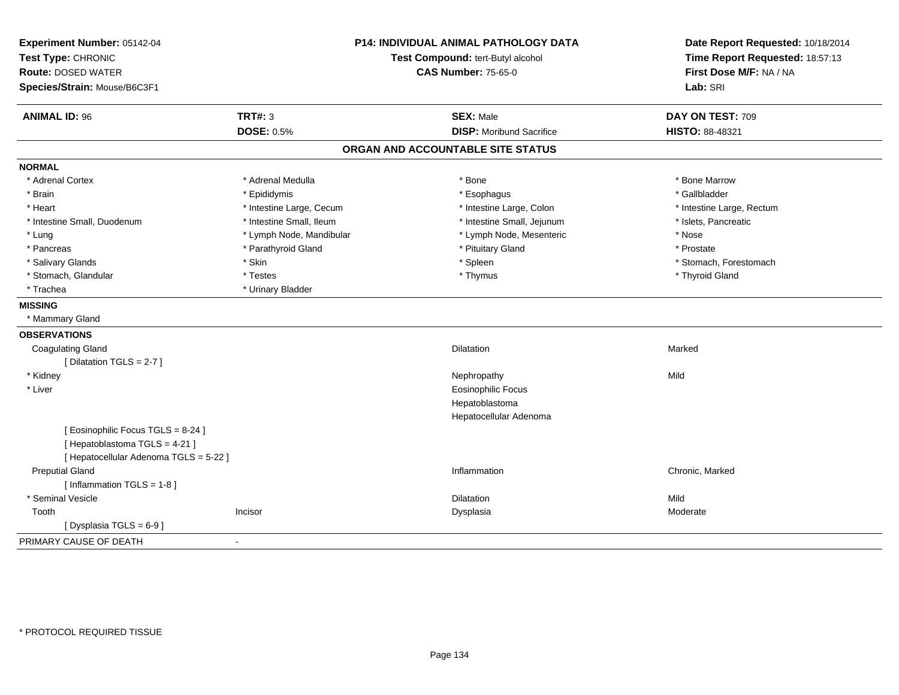**Experiment Number:** 05142-04
**Test Type:** CHRONIC
**Route:** DOSED WATER
**Species/Strain:** Mouse/B6C3F1

**P14: INDIVIDUAL ANIMAL PATHOLOGY DATA**
**Test Compound:** tert-Butyl alcohol
**CAS Number:** 75-65-0

**Date Report Requested:** 10/18/2014
**Time Report Requested:** 18:57:13
**First Dose M/F:** NA / NA
**Lab:** SRI

| **ANIMAL ID:** 96 | **TRT#:** 3 | **SEX:** Male | **DAY ON TEST:** 709 |
|---|---|---|---|
| | **DOSE:** 0.5% | **DISP:** Moribund Sacrifice | **HISTO:** 88-48321 |

## ORGAN AND ACCOUNTABLE SITE STATUS

**NORMAL**

| | | | |
|---|---|---|---|
| * Adrenal Cortex | * Adrenal Medulla | * Bone | * Bone Marrow |
| * Brain | * Epididymis | * Esophagus | * Gallbladder |
| * Heart | * Intestine Large, Cecum | * Intestine Large, Colon | * Intestine Large, Rectum |
| * Intestine Small, Duodenum | * Intestine Small, Ileum | * Intestine Small, Jejunum | * Islets, Pancreatic |
| * Lung | * Lymph Node, Mandibular | * Lymph Node, Mesenteric | * Nose |
| * Pancreas | * Parathyroid Gland | * Pituitary Gland | * Prostate |
| * Salivary Glands | * Skin | * Spleen | * Stomach, Forestomach |
| * Stomach, Glandular | * Testes | * Thymus | * Thyroid Gland |
| * Trachea | * Urinary Bladder | | |

**MISSING**

* Mammary Gland

**OBSERVATIONS**

| | | | |
|---|---|---|---|
| Coagulating Gland | | Dilatation | Marked |
| [ Dilatation TGLS = 2-7 ] | | | |
| * Kidney | | Nephropathy | Mild |
| * Liver | | Eosinophilic Focus | |
| | | Hepatoblastoma | |
| | | Hepatocellular Adenoma | |
| [ Eosinophilic Focus TGLS = 8-24 ] | | | |
| [ Hepatoblastoma TGLS = 4-21 ] | | | |
| [ Hepatocellular Adenoma TGLS = 5-22 ] | | | |
| Preputial Gland | | Inflammation | Chronic, Marked |
| [ Inflammation TGLS = 1-8 ] | | | |
| * Seminal Vesicle | | Dilatation | Mild |
| Tooth | Incisor | Dysplasia | Moderate |
| [ Dysplasia TGLS = 6-9 ] | | | |

PRIMARY CAUSE OF DEATH -

* PROTOCOL REQUIRED TISSUE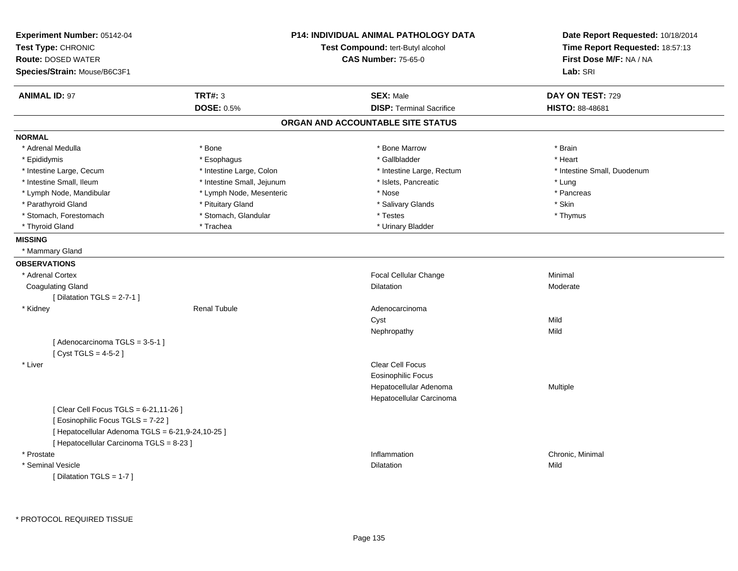**Experiment Number:** 05142-04
**Test Type:** CHRONIC
**Route:** DOSED WATER
**Species/Strain:** Mouse/B6C3F1

**P14: INDIVIDUAL ANIMAL PATHOLOGY DATA**
**Test Compound:** tert-Butyl alcohol
**CAS Number:** 75-65-0

**Date Report Requested:** 10/18/2014
**Time Report Requested:** 18:57:13
**First Dose M/F:** NA / NA
**Lab:** SRI

| **ANIMAL ID:** 97 | **TRT#:** 3 | **SEX:** Male | **DAY ON TEST:** 729 |
|---|---|---|---|
| | **DOSE:** 0.5% | **DISP:** Terminal Sacrifice | **HISTO:** 88-48681 |

## ORGAN AND ACCOUNTABLE SITE STATUS

**NORMAL**

| | | | |
|---|---|---|---|
| * Adrenal Medulla | * Bone | * Bone Marrow | * Brain |
| * Epididymis | * Esophagus | * Gallbladder | * Heart |
| * Intestine Large, Cecum | * Intestine Large, Colon | * Intestine Large, Rectum | * Intestine Small, Duodenum |
| * Intestine Small, Ileum | * Intestine Small, Jejunum | * Islets, Pancreatic | * Lung |
| * Lymph Node, Mandibular | * Lymph Node, Mesenteric | * Nose | * Pancreas |
| * Parathyroid Gland | * Pituitary Gland | * Salivary Glands | * Skin |
| * Stomach, Forestomach | * Stomach, Glandular | * Testes | * Thymus |
| * Thyroid Gland | * Trachea | * Urinary Bladder | |

**MISSING**

* Mammary Gland

**OBSERVATIONS**

| | | | |
|---|---|---|---|
| * Adrenal Cortex | | Focal Cellular Change | Minimal |
| Coagulating Gland | | Dilatation | Moderate |
| [ Dilatation TGLS = 2-7-1 ] | | | |
| * Kidney | Renal Tubule | Adenocarcinoma | |
| | | Cyst | Mild |
| | | Nephropathy | Mild |
| [ Adenocarcinoma TGLS = 3-5-1 ] | | | |
| [ Cyst TGLS = 4-5-2 ] | | | |
| * Liver | | Clear Cell Focus | |
| | | Eosinophilic Focus | |
| | | Hepatocellular Adenoma | Multiple |
| | | Hepatocellular Carcinoma | |
| [ Clear Cell Focus TGLS = 6-21,11-26 ] | | | |
| [ Eosinophilic Focus TGLS = 7-22 ] | | | |
| [ Hepatocellular Adenoma TGLS = 6-21,9-24,10-25 ] | | | |
| [ Hepatocellular Carcinoma TGLS = 8-23 ] | | | |
| * Prostate | | Inflammation | Chronic, Minimal |
| * Seminal Vesicle | | Dilatation | Mild |
| [ Dilatation TGLS = 1-7 ] | | | |

\* PROTOCOL REQUIRED TISSUE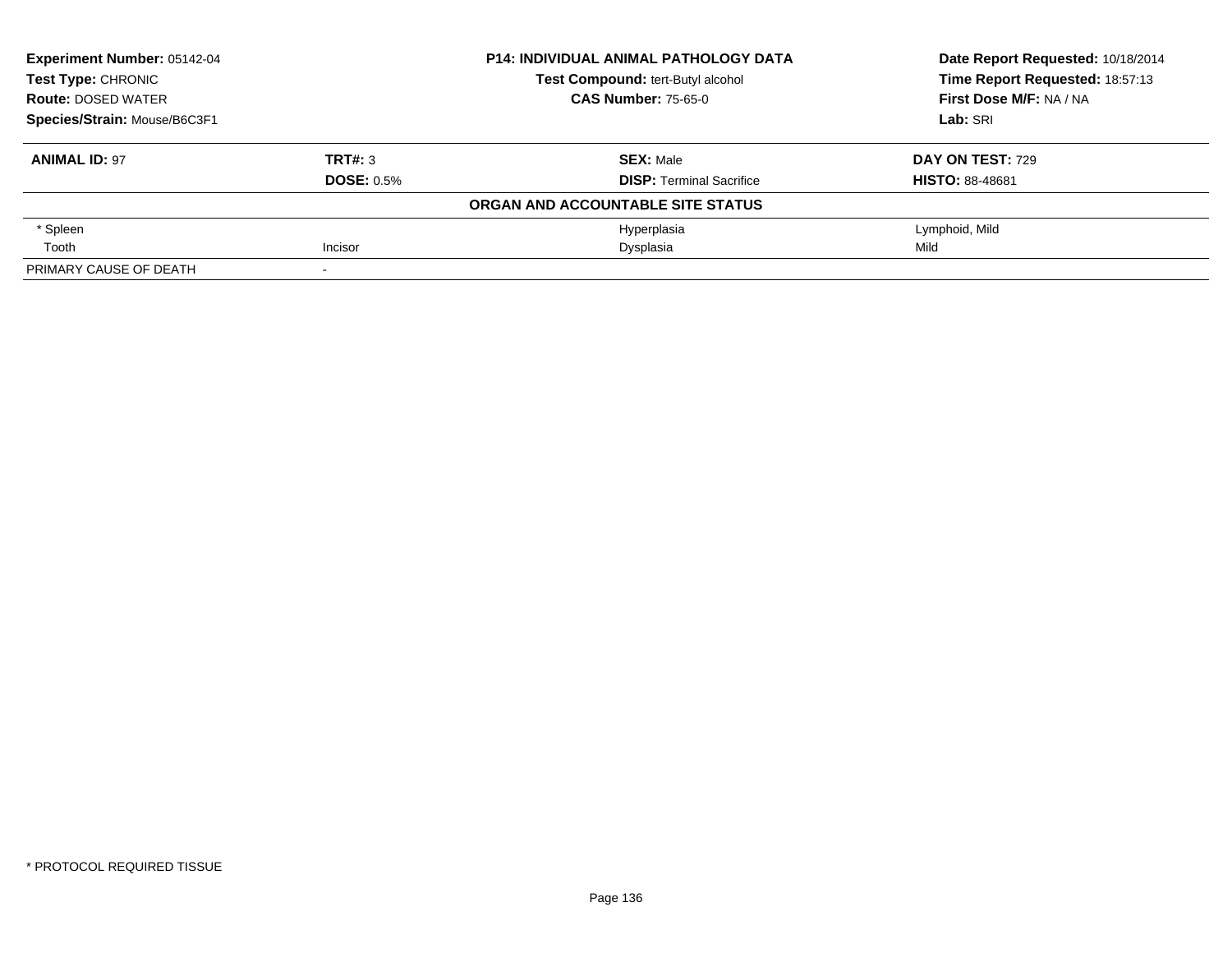**Experiment Number:** 05142-04
**Test Type:** CHRONIC
**Route:** DOSED WATER
**Species/Strain:** Mouse/B6C3F1

**P14: INDIVIDUAL ANIMAL PATHOLOGY DATA**
**Test Compound:** tert-Butyl alcohol
**CAS Number:** 75-65-0

**Date Report Requested:** 10/18/2014
**Time Report Requested:** 18:57:13
**First Dose M/F:** NA / NA
**Lab:** SRI

| **ANIMAL ID:** 97 | **TRT#:** 3 | **SEX:** Male | **DAY ON TEST:** 729 |
|---|---|---|---|
| | **DOSE:** 0.5% | **DISP:** Terminal Sacrifice | **HISTO:** 88-48681 |

**ORGAN AND ACCOUNTABLE SITE STATUS**

| | | | |
|---|---|---|---|
| * Spleen | | Hyperplasia | Lymphoid, Mild |
| Tooth | Incisor | Dysplasia | Mild |
| PRIMARY CAUSE OF DEATH | - | | |

* PROTOCOL REQUIRED TISSUE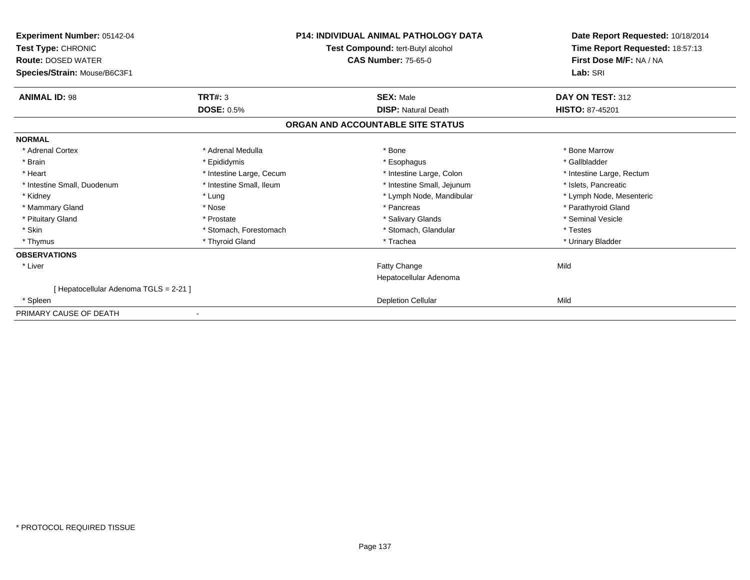**Experiment Number:** 05142-04
**Test Type:** CHRONIC
**Route:** DOSED WATER
**Species/Strain:** Mouse/B6C3F1

**P14: INDIVIDUAL ANIMAL PATHOLOGY DATA**
**Test Compound:** tert-Butyl alcohol
**CAS Number:** 75-65-0

**Date Report Requested:** 10/18/2014
**Time Report Requested:** 18:57:13
**First Dose M/F:** NA / NA
**Lab:** SRI

| **ANIMAL ID:** 98 | **TRT#:** 3 | **SEX:** Male | **DAY ON TEST:** 312 |
|---|---|---|---|
| | **DOSE:** 0.5% | **DISP:** Natural Death | **HISTO:** 87-45201 |

## ORGAN AND ACCOUNTABLE SITE STATUS

**NORMAL**

| | | | |
|---|---|---|---|
| * Adrenal Cortex | * Adrenal Medulla | * Bone | * Bone Marrow |
| * Brain | * Epididymis | * Esophagus | * Gallbladder |
| * Heart | * Intestine Large, Cecum | * Intestine Large, Colon | * Intestine Large, Rectum |
| * Intestine Small, Duodenum | * Intestine Small, Ileum | * Intestine Small, Jejunum | * Islets, Pancreatic |
| * Kidney | * Lung | * Lymph Node, Mandibular | * Lymph Node, Mesenteric |
| * Mammary Gland | * Nose | * Pancreas | * Parathyroid Gland |
| * Pituitary Gland | * Prostate | * Salivary Glands | * Seminal Vesicle |
| * Skin | * Stomach, Forestomach | * Stomach, Glandular | * Testes |
| * Thymus | * Thyroid Gland | * Trachea | * Urinary Bladder |

**OBSERVATIONS**

| | | | |
|---|---|---|---|
| * Liver | | Fatty Change | Mild |
| | | Hepatocellular Adenoma | |
| [ Hepatocellular Adenoma TGLS = 2-21 ] | | | |
| * Spleen | | Depletion Cellular | Mild |

PRIMARY CAUSE OF DEATH -

* PROTOCOL REQUIRED TISSUE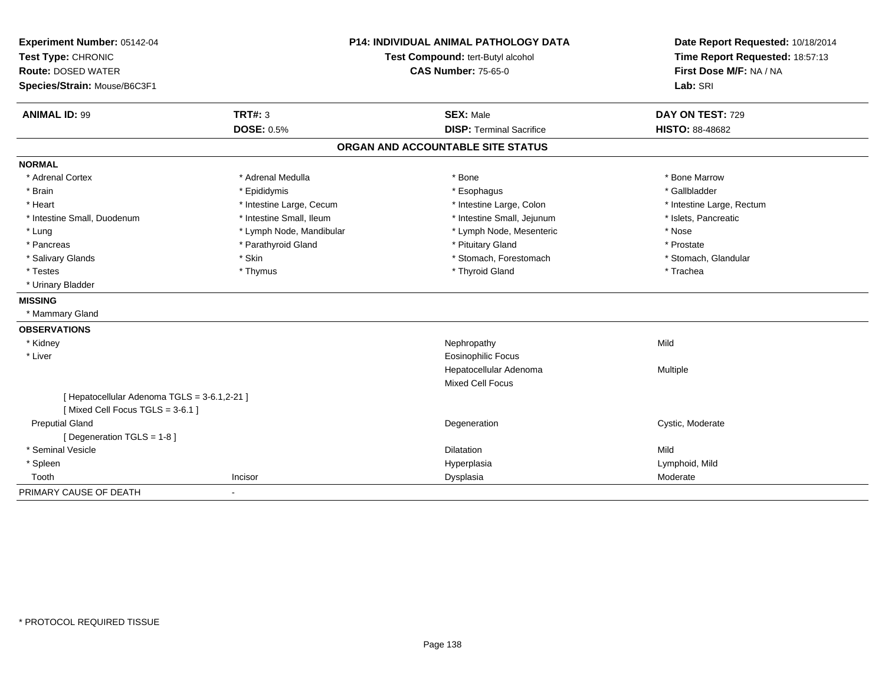**Experiment Number:** 05142-04
**Test Type:** CHRONIC
**Route:** DOSED WATER
**Species/Strain:** Mouse/B6C3F1

**P14: INDIVIDUAL ANIMAL PATHOLOGY DATA**
**Test Compound:** tert-Butyl alcohol
**CAS Number:** 75-65-0

**Date Report Requested:** 10/18/2014
**Time Report Requested:** 18:57:13
**First Dose M/F:** NA / NA
**Lab:** SRI

| **ANIMAL ID:** 99 | **TRT#:** 3 | **SEX:** Male | **DAY ON TEST:** 729 |
|---|---|---|---|
| | **DOSE:** 0.5% | **DISP:** Terminal Sacrifice | **HISTO:** 88-48682 |

## ORGAN AND ACCOUNTABLE SITE STATUS

**NORMAL**

| | | | |
|---|---|---|---|
| * Adrenal Cortex | * Adrenal Medulla | * Bone | * Bone Marrow |
| * Brain | * Epididymis | * Esophagus | * Gallbladder |
| * Heart | * Intestine Large, Cecum | * Intestine Large, Colon | * Intestine Large, Rectum |
| * Intestine Small, Duodenum | * Intestine Small, Ileum | * Intestine Small, Jejunum | * Islets, Pancreatic |
| * Lung | * Lymph Node, Mandibular | * Lymph Node, Mesenteric | * Nose |
| * Pancreas | * Parathyroid Gland | * Pituitary Gland | * Prostate |
| * Salivary Glands | * Skin | * Stomach, Forestomach | * Stomach, Glandular |
| * Testes | * Thymus | * Thyroid Gland | * Trachea |
| * Urinary Bladder | | | |

**MISSING**

* Mammary Gland

**OBSERVATIONS**

| | | | |
|---|---|---|---|
| * Kidney | | Nephropathy | Mild |
| * Liver | | Eosinophilic Focus | |
| | | Hepatocellular Adenoma | Multiple |
| | | Mixed Cell Focus | |
| [ Hepatocellular Adenoma TGLS = 3-6.1,2-21 ] | | | |
| [ Mixed Cell Focus TGLS = 3-6.1 ] | | | |
| Preputial Gland | | Degeneration | Cystic, Moderate |
| [ Degeneration TGLS = 1-8 ] | | | |
| * Seminal Vesicle | | Dilatation | Mild |
| * Spleen | | Hyperplasia | Lymphoid, Mild |
| Tooth | Incisor | Dysplasia | Moderate |

PRIMARY CAUSE OF DEATH -

\* PROTOCOL REQUIRED TISSUE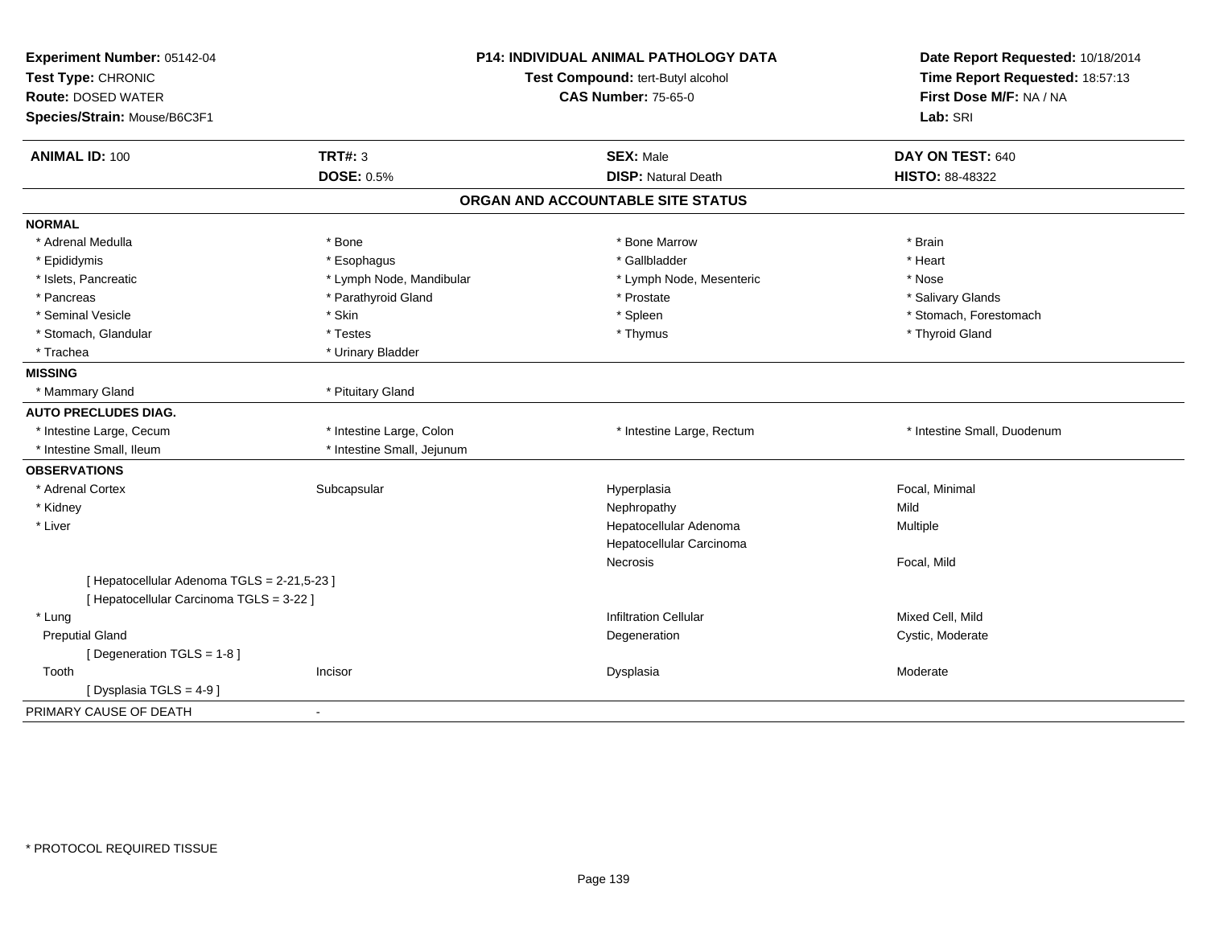**Experiment Number:** 05142-04
**Test Type:** CHRONIC
**Route:** DOSED WATER
**Species/Strain:** Mouse/B6C3F1

**P14: INDIVIDUAL ANIMAL PATHOLOGY DATA**
**Test Compound:** tert-Butyl alcohol
**CAS Number:** 75-65-0

**Date Report Requested:** 10/18/2014
**Time Report Requested:** 18:57:13
**First Dose M/F:** NA / NA
**Lab:** SRI

| **ANIMAL ID:** 100 | **TRT#:** 3 | **SEX:** Male | **DAY ON TEST:** 640 |
|---|---|---|---|
| | **DOSE:** 0.5% | **DISP:** Natural Death | **HISTO:** 88-48322 |

## ORGAN AND ACCOUNTABLE SITE STATUS

| | | | |
|---|---|---|---|
| **NORMAL** | | | |
| * Adrenal Medulla | * Bone | * Bone Marrow | * Brain |
| * Epididymis | * Esophagus | * Gallbladder | * Heart |
| * Islets, Pancreatic | * Lymph Node, Mandibular | * Lymph Node, Mesenteric | * Nose |
| * Pancreas | * Parathyroid Gland | * Prostate | * Salivary Glands |
| * Seminal Vesicle | * Skin | * Spleen | * Stomach, Forestomach |
| * Stomach, Glandular | * Testes | * Thymus | * Thyroid Gland |
| * Trachea | * Urinary Bladder | | |
| **MISSING** | | | |
| * Mammary Gland | * Pituitary Gland | | |
| **AUTO PRECLUDES DIAG.** | | | |
| * Intestine Large, Cecum | * Intestine Large, Colon | * Intestine Large, Rectum | * Intestine Small, Duodenum |
| * Intestine Small, Ileum | * Intestine Small, Jejunum | | |
| **OBSERVATIONS** | | | |
| * Adrenal Cortex | Subcapsular | Hyperplasia | Focal, Minimal |
| * Kidney | | Nephropathy | Mild |
| * Liver | | Hepatocellular Adenoma | Multiple |
| | | Hepatocellular Carcinoma | |
| | | Necrosis | Focal, Mild |
| [ Hepatocellular Adenoma TGLS = 2-21,5-23 ] | | | |
| [ Hepatocellular Carcinoma TGLS = 3-22 ] | | | |
| * Lung | | Infiltration Cellular | Mixed Cell, Mild |
| Preputial Gland | | Degeneration | Cystic, Moderate |
| [ Degeneration TGLS = 1-8 ] | | | |
| Tooth | Incisor | Dysplasia | Moderate |
| [ Dysplasia TGLS = 4-9 ] | | | |
| PRIMARY CAUSE OF DEATH | - | | |

* PROTOCOL REQUIRED TISSUE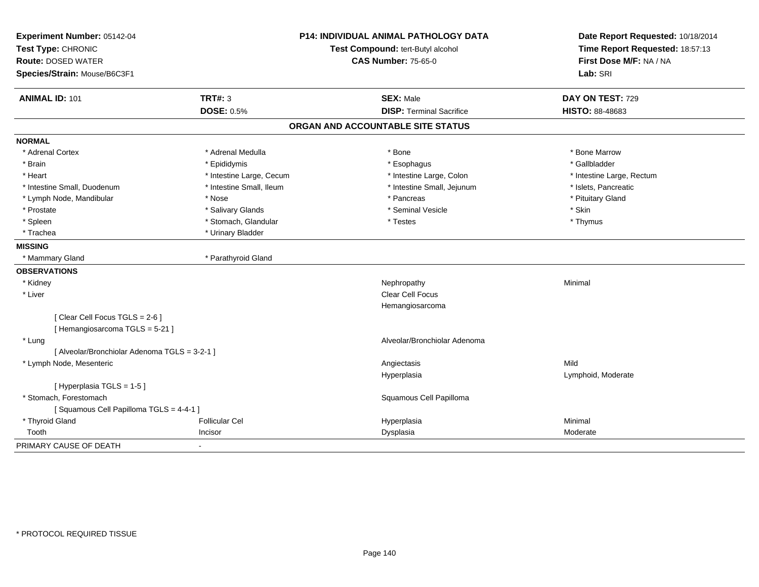**Experiment Number:** 05142-04
**Test Type:** CHRONIC
**Route:** DOSED WATER
**Species/Strain:** Mouse/B6C3F1

**P14: INDIVIDUAL ANIMAL PATHOLOGY DATA**
**Test Compound:** tert-Butyl alcohol
**CAS Number:** 75-65-0

**Date Report Requested:** 10/18/2014
**Time Report Requested:** 18:57:13
**First Dose M/F:** NA / NA
**Lab:** SRI

| **ANIMAL ID:** 101 | **TRT#:** 3 | **SEX:** Male | **DAY ON TEST:** 729 |
|---|---|---|---|
| | **DOSE:** 0.5% | **DISP:** Terminal Sacrifice | **HISTO:** 88-48683 |

## ORGAN AND ACCOUNTABLE SITE STATUS

**NORMAL**

| | | | |
|---|---|---|---|
| * Adrenal Cortex | * Adrenal Medulla | * Bone | * Bone Marrow |
| * Brain | * Epididymis | * Esophagus | * Gallbladder |
| * Heart | * Intestine Large, Cecum | * Intestine Large, Colon | * Intestine Large, Rectum |
| * Intestine Small, Duodenum | * Intestine Small, Ileum | * Intestine Small, Jejunum | * Islets, Pancreatic |
| * Lymph Node, Mandibular | * Nose | * Pancreas | * Pituitary Gland |
| * Prostate | * Salivary Glands | * Seminal Vesicle | * Skin |
| * Spleen | * Stomach, Glandular | * Testes | * Thymus |
| * Trachea | * Urinary Bladder | | |

**MISSING**

| | |
|---|---|
| * Mammary Gland | * Parathyroid Gland |

**OBSERVATIONS**

| | | | |
|---|---|---|---|
| * Kidney | | Nephropathy | Minimal |
| * Liver | | Clear Cell Focus | |
| | | Hemangiosarcoma | |
| [ Clear Cell Focus TGLS = 2-6 ] | | | |
| [ Hemangiosarcoma TGLS = 5-21 ] | | | |
| * Lung | | Alveolar/Bronchiolar Adenoma | |
| [ Alveolar/Bronchiolar Adenoma TGLS = 3-2-1 ] | | | |
| * Lymph Node, Mesenteric | | Angiectasis | Mild |
| | | Hyperplasia | Lymphoid, Moderate |
| [ Hyperplasia TGLS = 1-5 ] | | | |
| * Stomach, Forestomach | | Squamous Cell Papilloma | |
| [ Squamous Cell Papilloma TGLS = 4-4-1 ] | | | |
| * Thyroid Gland | Follicular Cel | Hyperplasia | Minimal |
| Tooth | Incisor | Dysplasia | Moderate |

PRIMARY CAUSE OF DEATH -

* PROTOCOL REQUIRED TISSUE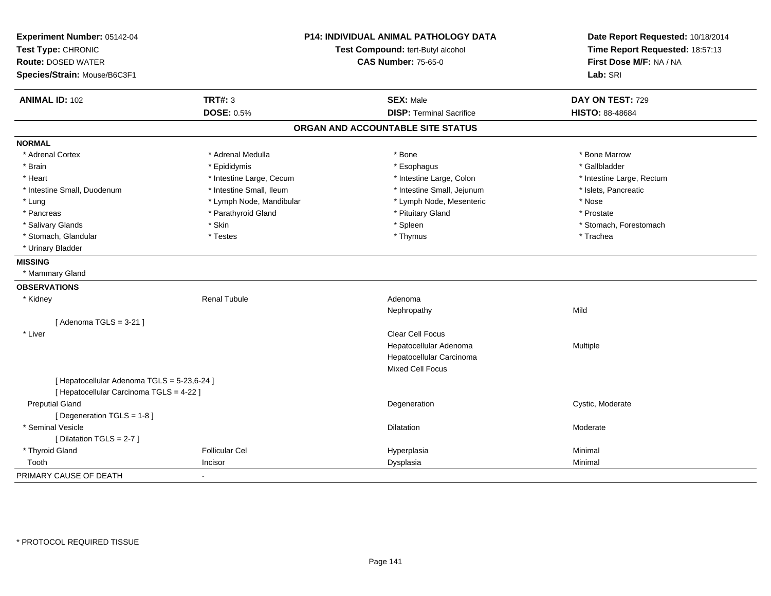**Experiment Number:** 05142-04
**Test Type:** CHRONIC
**Route:** DOSED WATER
**Species/Strain:** Mouse/B6C3F1

**P14: INDIVIDUAL ANIMAL PATHOLOGY DATA**
**Test Compound:** tert-Butyl alcohol
**CAS Number:** 75-65-0

**Date Report Requested:** 10/18/2014
**Time Report Requested:** 18:57:13
**First Dose M/F:** NA / NA
**Lab:** SRI

| **ANIMAL ID:** 102 | **TRT#:** 3 | **SEX:** Male | **DAY ON TEST:** 729 |
|---|---|---|---|
| | **DOSE:** 0.5% | **DISP:** Terminal Sacrifice | **HISTO:** 88-48684 |

## ORGAN AND ACCOUNTABLE SITE STATUS

**NORMAL**

| | | | |
|---|---|---|---|
| * Adrenal Cortex | * Adrenal Medulla | * Bone | * Bone Marrow |
| * Brain | * Epididymis | * Esophagus | * Gallbladder |
| * Heart | * Intestine Large, Cecum | * Intestine Large, Colon | * Intestine Large, Rectum |
| * Intestine Small, Duodenum | * Intestine Small, Ileum | * Intestine Small, Jejunum | * Islets, Pancreatic |
| * Lung | * Lymph Node, Mandibular | * Lymph Node, Mesenteric | * Nose |
| * Pancreas | * Parathyroid Gland | * Pituitary Gland | * Prostate |
| * Salivary Glands | * Skin | * Spleen | * Stomach, Forestomach |
| * Stomach, Glandular | * Testes | * Thymus | * Trachea |
| * Urinary Bladder | | | |

**MISSING**

* Mammary Gland

**OBSERVATIONS**

| | | | |
|---|---|---|---|
| * Kidney | Renal Tubule | Adenoma | |
| | | Nephropathy | Mild |
| [ Adenoma TGLS = 3-21 ] | | | |
| * Liver | | Clear Cell Focus | |
| | | Hepatocellular Adenoma | Multiple |
| | | Hepatocellular Carcinoma | |
| | | Mixed Cell Focus | |
| [ Hepatocellular Adenoma TGLS = 5-23,6-24 ] | | | |
| [ Hepatocellular Carcinoma TGLS = 4-22 ] | | | |
| Preputial Gland | | Degeneration | Cystic, Moderate |
| [ Degeneration TGLS = 1-8 ] | | | |
| * Seminal Vesicle | | Dilatation | Moderate |
| [ Dilatation TGLS = 2-7 ] | | | |
| * Thyroid Gland | Follicular Cel | Hyperplasia | Minimal |
| Tooth | Incisor | Dysplasia | Minimal |

PRIMARY CAUSE OF DEATH -

* PROTOCOL REQUIRED TISSUE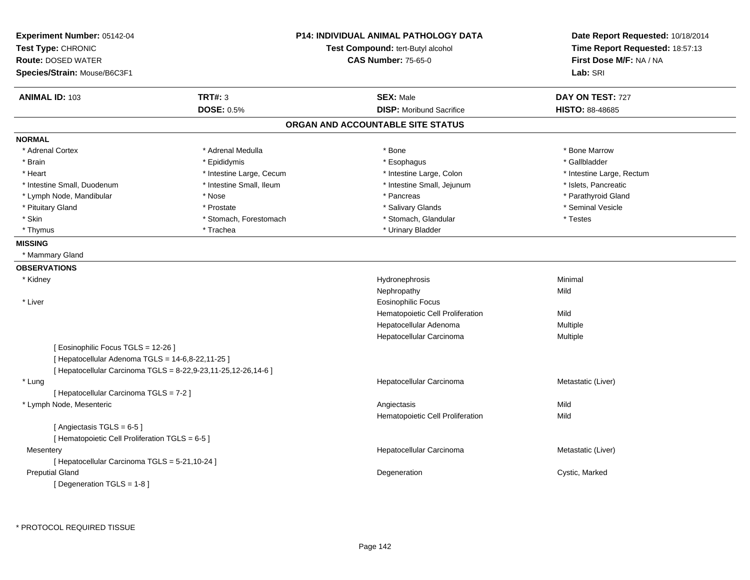**Experiment Number:** 05142-04
**Test Type:** CHRONIC
**Route:** DOSED WATER
**Species/Strain:** Mouse/B6C3F1

**P14: INDIVIDUAL ANIMAL PATHOLOGY DATA**
**Test Compound:** tert-Butyl alcohol
**CAS Number:** 75-65-0

**Date Report Requested:** 10/18/2014
**Time Report Requested:** 18:57:13
**First Dose M/F:** NA / NA
**Lab:** SRI

| **ANIMAL ID:** 103 | **TRT#:** 3 | **SEX:** Male | **DAY ON TEST:** 727 |
|---|---|---|---|
| | **DOSE:** 0.5% | **DISP:** Moribund Sacrifice | **HISTO:** 88-48685 |

## ORGAN AND ACCOUNTABLE SITE STATUS

**NORMAL**

| | | | |
|---|---|---|---|
| * Adrenal Cortex | * Adrenal Medulla | * Bone | * Bone Marrow |
| * Brain | * Epididymis | * Esophagus | * Gallbladder |
| * Heart | * Intestine Large, Cecum | * Intestine Large, Colon | * Intestine Large, Rectum |
| * Intestine Small, Duodenum | * Intestine Small, Ileum | * Intestine Small, Jejunum | * Islets, Pancreatic |
| * Lymph Node, Mandibular | * Nose | * Pancreas | * Parathyroid Gland |
| * Pituitary Gland | * Prostate | * Salivary Glands | * Seminal Vesicle |
| * Skin | * Stomach, Forestomach | * Stomach, Glandular | * Testes |
| * Thymus | * Trachea | * Urinary Bladder | |

**MISSING**

* Mammary Gland

**OBSERVATIONS**

| Organ | Observation | Severity |
|---|---|---|
| * Kidney | Hydronephrosis | Minimal |
| | Nephropathy | Mild |
| * Liver | Eosinophilic Focus | |
| | Hematopoietic Cell Proliferation | Mild |
| | Hepatocellular Adenoma | Multiple |
| | Hepatocellular Carcinoma | Multiple |

[ Eosinophilic Focus TGLS = 12-26 ]
[ Hepatocellular Adenoma TGLS = 14-6,8-22,11-25 ]
[ Hepatocellular Carcinoma TGLS = 8-22,9-23,11-25,12-26,14-6 ]

| Organ | Observation | Severity |
|---|---|---|
| * Lung | Hepatocellular Carcinoma | Metastatic (Liver) |

[ Hepatocellular Carcinoma TGLS = 7-2 ]

| Organ | Observation | Severity |
|---|---|---|
| * Lymph Node, Mesenteric | Angiectasis | Mild |
| | Hematopoietic Cell Proliferation | Mild |

[ Angiectasis TGLS = 6-5 ]
[ Hematopoietic Cell Proliferation TGLS = 6-5 ]

| Organ | Observation | Severity |
|---|---|---|
| Mesentery | Hepatocellular Carcinoma | Metastatic (Liver) |

[ Hepatocellular Carcinoma TGLS = 5-21,10-24 ]

| Organ | Observation | Severity |
|---|---|---|
| Preputial Gland | Degeneration | Cystic, Marked |

[ Degeneration TGLS = 1-8 ]

* PROTOCOL REQUIRED TISSUE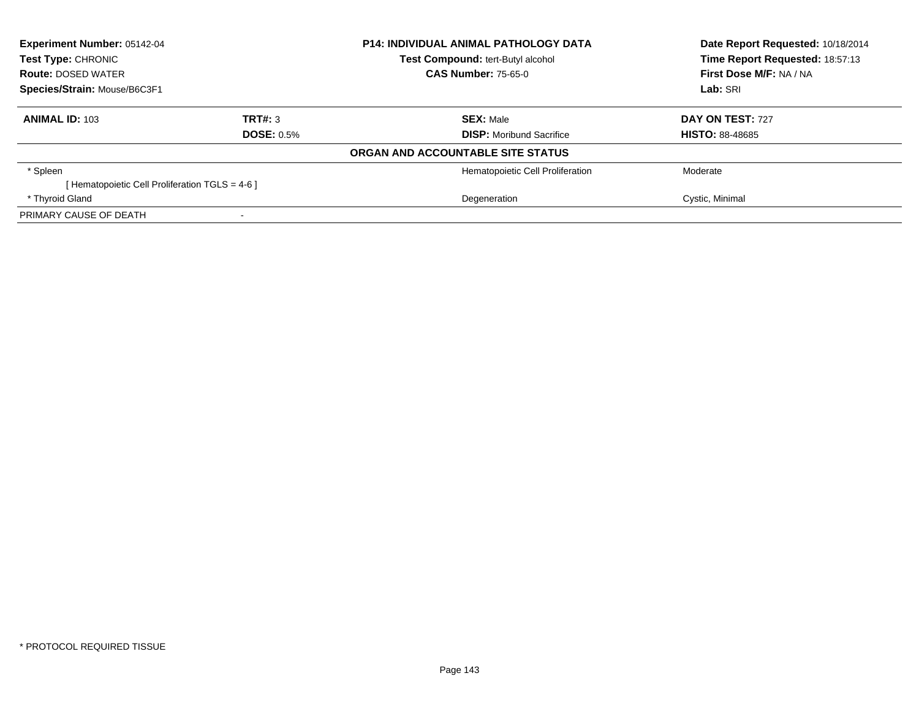**Experiment Number:** 05142-04
**Test Type:** CHRONIC
**Route:** DOSED WATER
**Species/Strain:** Mouse/B6C3F1

**P14: INDIVIDUAL ANIMAL PATHOLOGY DATA**
**Test Compound:** tert-Butyl alcohol
**CAS Number:** 75-65-0

**Date Report Requested:** 10/18/2014
**Time Report Requested:** 18:57:13
**First Dose M/F:** NA / NA
**Lab:** SRI

| **ANIMAL ID:** 103 | **TRT#:** 3 | **SEX:** Male | **DAY ON TEST:** 727 |
|---|---|---|---|
| | **DOSE:** 0.5% | **DISP:** Moribund Sacrifice | **HISTO:** 88-48685 |

**ORGAN AND ACCOUNTABLE SITE STATUS**

| | | | |
|---|---|---|---|
| * Spleen | | Hematopoietic Cell Proliferation | Moderate |
| [ Hematopoietic Cell Proliferation TGLS = 4-6 ] | | | |
| * Thyroid Gland | | Degeneration | Cystic, Minimal |
| PRIMARY CAUSE OF DEATH | - | | |

* PROTOCOL REQUIRED TISSUE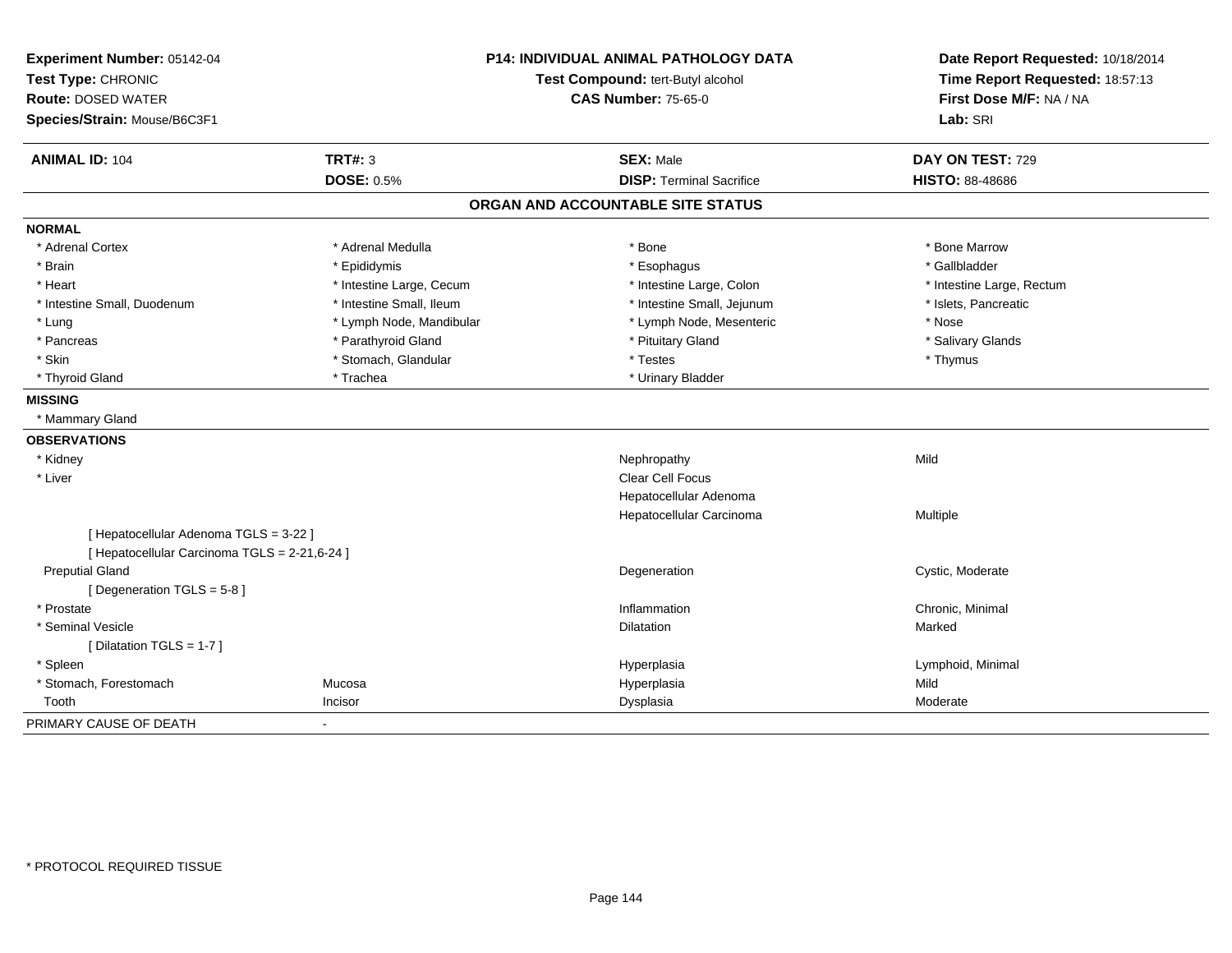**Experiment Number:** 05142-04
**Test Type:** CHRONIC
**Route:** DOSED WATER
**Species/Strain:** Mouse/B6C3F1

**P14: INDIVIDUAL ANIMAL PATHOLOGY DATA**
**Test Compound:** tert-Butyl alcohol
**CAS Number:** 75-65-0

**Date Report Requested:** 10/18/2014
**Time Report Requested:** 18:57:13
**First Dose M/F:** NA / NA
**Lab:** SRI

| **ANIMAL ID:** 104 | **TRT#:** 3 | **SEX:** Male | **DAY ON TEST:** 729 |
|---|---|---|---|
| | **DOSE:** 0.5% | **DISP:** Terminal Sacrifice | **HISTO:** 88-48686 |

## ORGAN AND ACCOUNTABLE SITE STATUS

**NORMAL**

| | | | |
|---|---|---|---|
| * Adrenal Cortex | * Adrenal Medulla | * Bone | * Bone Marrow |
| * Brain | * Epididymis | * Esophagus | * Gallbladder |
| * Heart | * Intestine Large, Cecum | * Intestine Large, Colon | * Intestine Large, Rectum |
| * Intestine Small, Duodenum | * Intestine Small, Ileum | * Intestine Small, Jejunum | * Islets, Pancreatic |
| * Lung | * Lymph Node, Mandibular | * Lymph Node, Mesenteric | * Nose |
| * Pancreas | * Parathyroid Gland | * Pituitary Gland | * Salivary Glands |
| * Skin | * Stomach, Glandular | * Testes | * Thymus |
| * Thyroid Gland | * Trachea | * Urinary Bladder | |

**MISSING**

* Mammary Gland

**OBSERVATIONS**

| | | | |
|---|---|---|---|
| * Kidney | | Nephropathy | Mild |
| * Liver | | Clear Cell Focus | |
| | | Hepatocellular Adenoma | |
| | | Hepatocellular Carcinoma | Multiple |
| [ Hepatocellular Adenoma TGLS = 3-22 ] | | | |
| [ Hepatocellular Carcinoma TGLS = 2-21,6-24 ] | | | |
| Preputial Gland | | Degeneration | Cystic, Moderate |
| [ Degeneration TGLS = 5-8 ] | | | |
| * Prostate | | Inflammation | Chronic, Minimal |
| * Seminal Vesicle | | Dilatation | Marked |
| [ Dilatation TGLS = 1-7 ] | | | |
| * Spleen | | Hyperplasia | Lymphoid, Minimal |
| * Stomach, Forestomach | Mucosa | Hyperplasia | Mild |
| Tooth | Incisor | Dysplasia | Moderate |

PRIMARY CAUSE OF DEATH -

* PROTOCOL REQUIRED TISSUE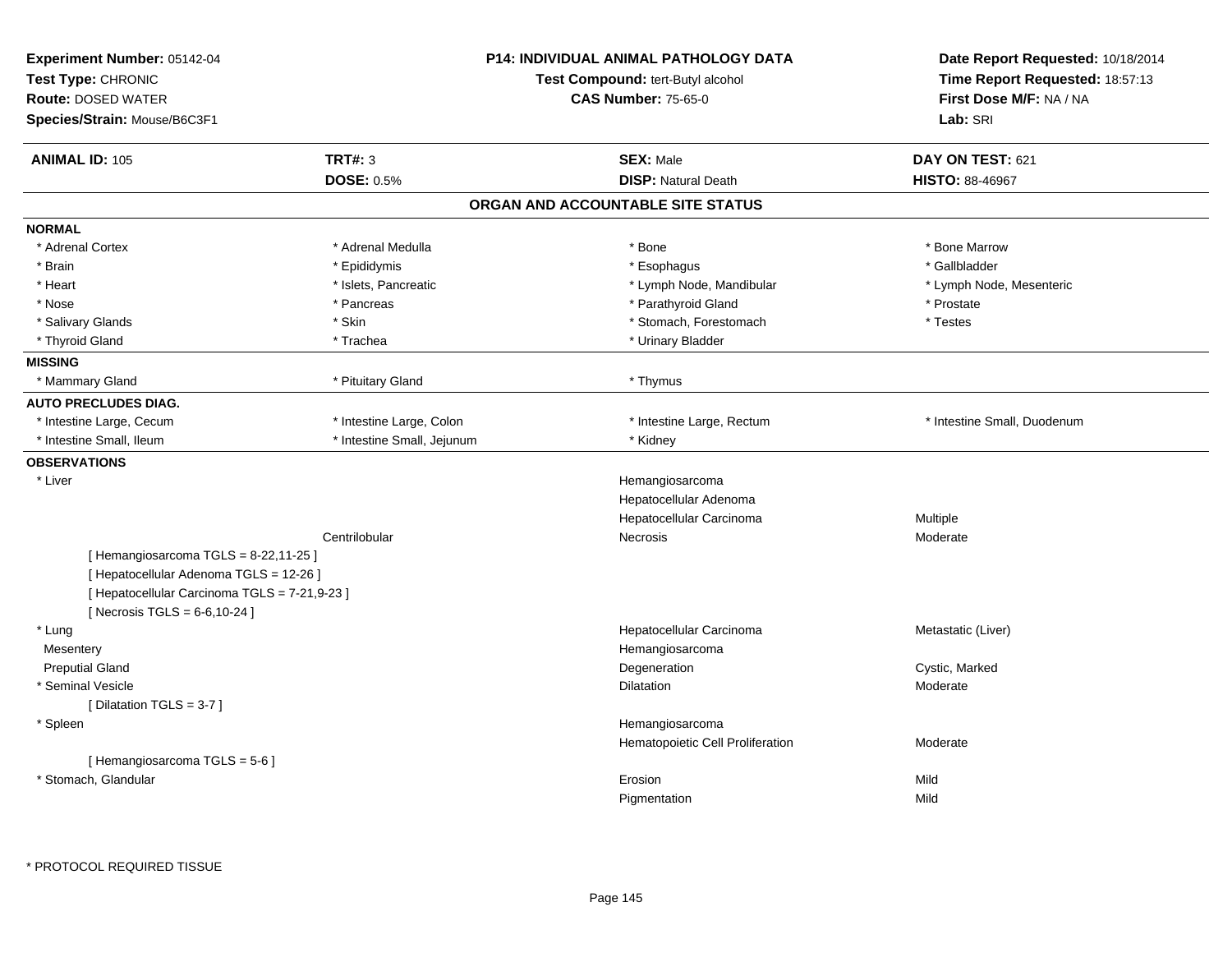**Experiment Number:** 05142-04
**Test Type:** CHRONIC
**Route:** DOSED WATER
**Species/Strain:** Mouse/B6C3F1

**P14: INDIVIDUAL ANIMAL PATHOLOGY DATA**
**Test Compound:** tert-Butyl alcohol
**CAS Number:** 75-65-0

**Date Report Requested:** 10/18/2014
**Time Report Requested:** 18:57:13
**First Dose M/F:** NA / NA
**Lab:** SRI

| **ANIMAL ID:** 105 | **TRT#:** 3 | **SEX:** Male | **DAY ON TEST:** 621 |
|---|---|---|---|
| | **DOSE:** 0.5% | **DISP:** Natural Death | **HISTO:** 88-46967 |

## ORGAN AND ACCOUNTABLE SITE STATUS

**NORMAL**

| | | | |
|---|---|---|---|
| * Adrenal Cortex | * Adrenal Medulla | * Bone | * Bone Marrow |
| * Brain | * Epididymis | * Esophagus | * Gallbladder |
| * Heart | * Islets, Pancreatic | * Lymph Node, Mandibular | * Lymph Node, Mesenteric |
| * Nose | * Pancreas | * Parathyroid Gland | * Prostate |
| * Salivary Glands | * Skin | * Stomach, Forestomach | * Testes |
| * Thyroid Gland | * Trachea | * Urinary Bladder | |

**MISSING**

| | | |
|---|---|---|
| * Mammary Gland | * Pituitary Gland | * Thymus |

**AUTO PRECLUDES DIAG.**

| | | | |
|---|---|---|---|
| * Intestine Large, Cecum | * Intestine Large, Colon | * Intestine Large, Rectum | * Intestine Small, Duodenum |
| * Intestine Small, Ileum | * Intestine Small, Jejunum | * Kidney | |

**OBSERVATIONS**

| | | | |
|---|---|---|---|
| * Liver | | Hemangiosarcoma | |
| | | Hepatocellular Adenoma | |
| | | Hepatocellular Carcinoma | Multiple |
| | Centrilobular | Necrosis | Moderate |
| [ Hemangiosarcoma TGLS = 8-22,11-25 ] | | | |
| [ Hepatocellular Adenoma TGLS = 12-26 ] | | | |
| [ Hepatocellular Carcinoma TGLS = 7-21,9-23 ] | | | |
| [ Necrosis TGLS = 6-6,10-24 ] | | | |
| * Lung | | Hepatocellular Carcinoma | Metastatic (Liver) |
| Mesentery | | Hemangiosarcoma | |
| Preputial Gland | | Degeneration | Cystic, Marked |
| * Seminal Vesicle | | Dilatation | Moderate |
| [ Dilatation TGLS = 3-7 ] | | | |
| * Spleen | | Hemangiosarcoma | |
| | | Hematopoietic Cell Proliferation | Moderate |
| [ Hemangiosarcoma TGLS = 5-6 ] | | | |
| * Stomach, Glandular | | Erosion | Mild |
| | | Pigmentation | Mild |

\* PROTOCOL REQUIRED TISSUE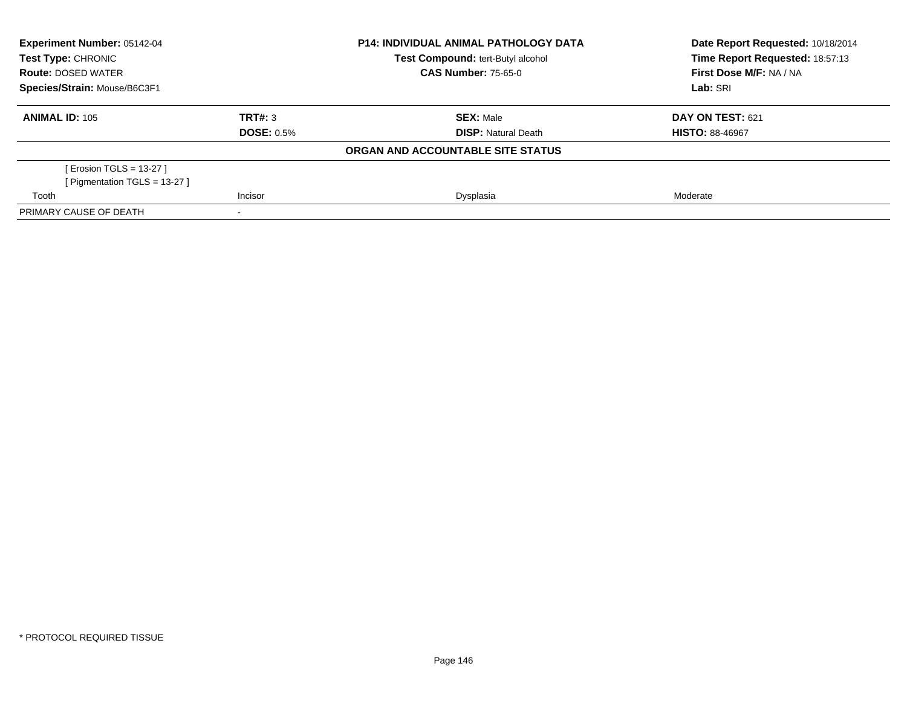**Experiment Number:** 05142-04
**Test Type:** CHRONIC
**Route:** DOSED WATER
**Species/Strain:** Mouse/B6C3F1

**P14: INDIVIDUAL ANIMAL PATHOLOGY DATA**
**Test Compound:** tert-Butyl alcohol
**CAS Number:** 75-65-0

**Date Report Requested:** 10/18/2014
**Time Report Requested:** 18:57:13
**First Dose M/F:** NA / NA
**Lab:** SRI

| **ANIMAL ID:** 105 | **TRT#:** 3 | **SEX:** Male | **DAY ON TEST:** 621 |
|---|---|---|---|
| | **DOSE:** 0.5% | **DISP:** Natural Death | **HISTO:** 88-46967 |

**ORGAN AND ACCOUNTABLE SITE STATUS**

| | | | |
|---|---|---|---|
| [ Erosion TGLS = 13-27 ]<br>[ Pigmentation TGLS = 13-27 ] | | | |
| Tooth | Incisor | Dysplasia | Moderate |
| PRIMARY CAUSE OF DEATH | - | | |

* PROTOCOL REQUIRED TISSUE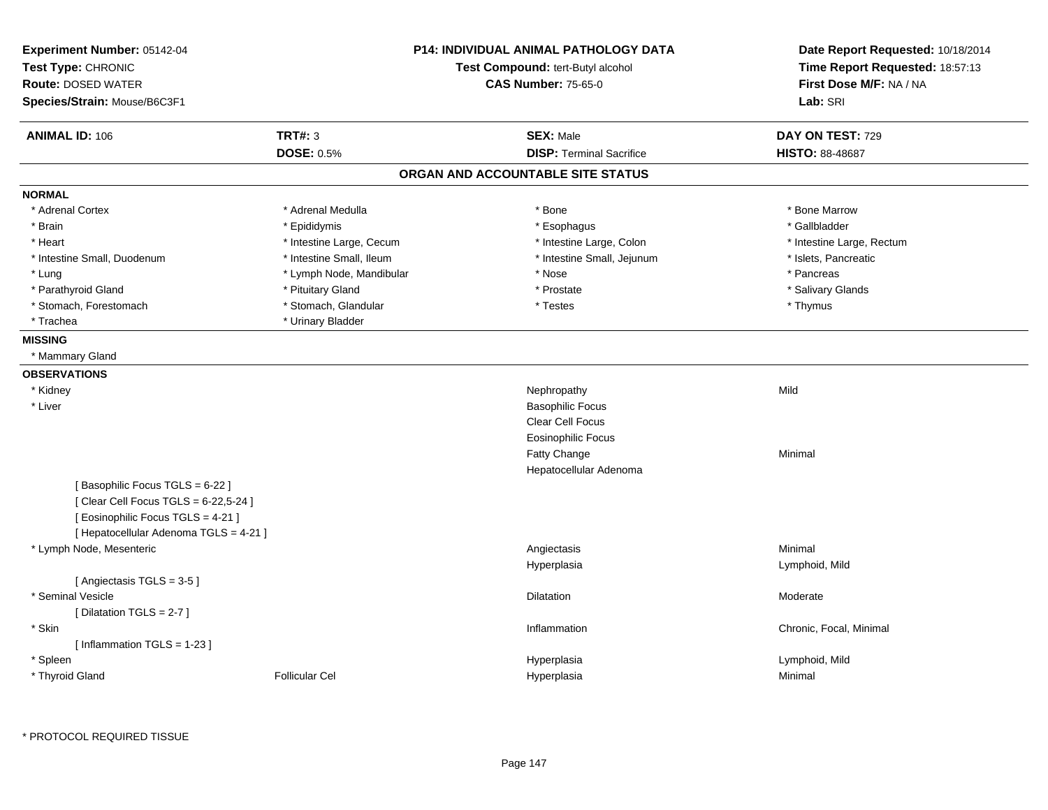**Experiment Number:** 05142-04
**Test Type:** CHRONIC
**Route:** DOSED WATER
**Species/Strain:** Mouse/B6C3F1

**P14: INDIVIDUAL ANIMAL PATHOLOGY DATA**
**Test Compound:** tert-Butyl alcohol
**CAS Number:** 75-65-0

**Date Report Requested:** 10/18/2014
**Time Report Requested:** 18:57:13
**First Dose M/F:** NA / NA
**Lab:** SRI

| **ANIMAL ID:** 106 | **TRT#:** 3 | **SEX:** Male | **DAY ON TEST:** 729 |
|---|---|---|---|
| | **DOSE:** 0.5% | **DISP:** Terminal Sacrifice | **HISTO:** 88-48687 |

## ORGAN AND ACCOUNTABLE SITE STATUS

**NORMAL**

| | | | |
|---|---|---|---|
| * Adrenal Cortex | * Adrenal Medulla | * Bone | * Bone Marrow |
| * Brain | * Epididymis | * Esophagus | * Gallbladder |
| * Heart | * Intestine Large, Cecum | * Intestine Large, Colon | * Intestine Large, Rectum |
| * Intestine Small, Duodenum | * Intestine Small, Ileum | * Intestine Small, Jejunum | * Islets, Pancreatic |
| * Lung | * Lymph Node, Mandibular | * Nose | * Pancreas |
| * Parathyroid Gland | * Pituitary Gland | * Prostate | * Salivary Glands |
| * Stomach, Forestomach | * Stomach, Glandular | * Testes | * Thymus |
| * Trachea | * Urinary Bladder | | |

**MISSING**

* Mammary Gland

**OBSERVATIONS**

| | | | |
|---|---|---|---|
| * Kidney | | Nephropathy | Mild |
| * Liver | | Basophilic Focus | |
| | | Clear Cell Focus | |
| | | Eosinophilic Focus | |
| | | Fatty Change | Minimal |
| | | Hepatocellular Adenoma | |
| [ Basophilic Focus TGLS = 6-22 ] | | | |
| [ Clear Cell Focus TGLS = 6-22,5-24 ] | | | |
| [ Eosinophilic Focus TGLS = 4-21 ] | | | |
| [ Hepatocellular Adenoma TGLS = 4-21 ] | | | |
| * Lymph Node, Mesenteric | | Angiectasis | Minimal |
| | | Hyperplasia | Lymphoid, Mild |
| [ Angiectasis TGLS = 3-5 ] | | | |
| * Seminal Vesicle | | Dilatation | Moderate |
| [ Dilatation TGLS = 2-7 ] | | | |
| * Skin | | Inflammation | Chronic, Focal, Minimal |
| [ Inflammation TGLS = 1-23 ] | | | |
| * Spleen | | Hyperplasia | Lymphoid, Mild |
| * Thyroid Gland | Follicular Cel | Hyperplasia | Minimal |

* PROTOCOL REQUIRED TISSUE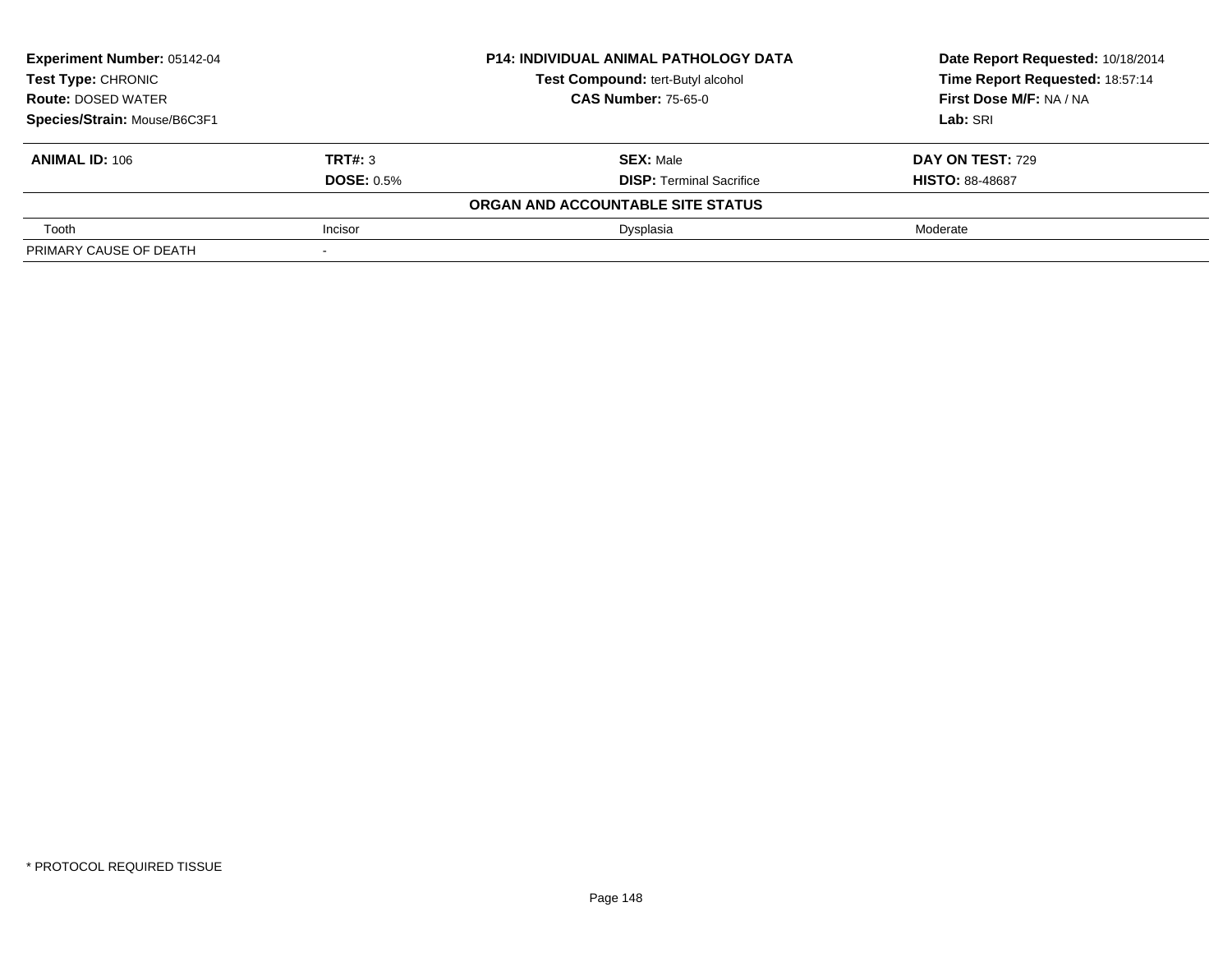**Experiment Number:** 05142-04
**Test Type:** CHRONIC
**Route:** DOSED WATER
**Species/Strain:** Mouse/B6C3F1

**P14: INDIVIDUAL ANIMAL PATHOLOGY DATA**
**Test Compound:** tert-Butyl alcohol
**CAS Number:** 75-65-0

**Date Report Requested:** 10/18/2014
**Time Report Requested:** 18:57:14
**First Dose M/F:** NA / NA
**Lab:** SRI

| **ANIMAL ID:** 106 | **TRT#:** 3 | **SEX:** Male | **DAY ON TEST:** 729 |
|---|---|---|---|
| | **DOSE:** 0.5% | **DISP:** Terminal Sacrifice | **HISTO:** 88-48687 |
| | | **ORGAN AND ACCOUNTABLE SITE STATUS** | |
| Tooth | Incisor | Dysplasia | Moderate |
| PRIMARY CAUSE OF DEATH | - | | |

\* PROTOCOL REQUIRED TISSUE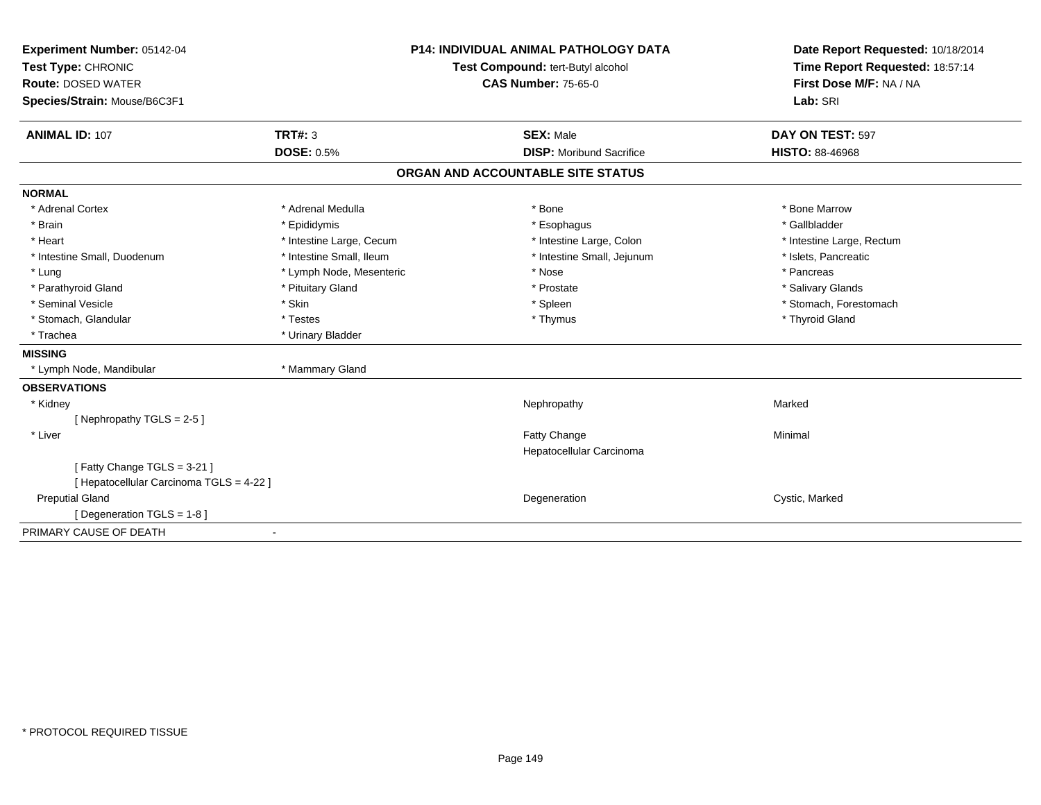**Experiment Number:** 05142-04
**Test Type:** CHRONIC
**Route:** DOSED WATER
**Species/Strain:** Mouse/B6C3F1

**P14: INDIVIDUAL ANIMAL PATHOLOGY DATA**
**Test Compound:** tert-Butyl alcohol
**CAS Number:** 75-65-0

**Date Report Requested:** 10/18/2014
**Time Report Requested:** 18:57:14
**First Dose M/F:** NA / NA
**Lab:** SRI

| **ANIMAL ID:** 107 | **TRT#:** 3 | **SEX:** Male | **DAY ON TEST:** 597 |
|---|---|---|---|
| | **DOSE:** 0.5% | **DISP:** Moribund Sacrifice | **HISTO:** 88-46968 |

## ORGAN AND ACCOUNTABLE SITE STATUS

**NORMAL**

| | | | |
|---|---|---|---|
| * Adrenal Cortex | * Adrenal Medulla | * Bone | * Bone Marrow |
| * Brain | * Epididymis | * Esophagus | * Gallbladder |
| * Heart | * Intestine Large, Cecum | * Intestine Large, Colon | * Intestine Large, Rectum |
| * Intestine Small, Duodenum | * Intestine Small, Ileum | * Intestine Small, Jejunum | * Islets, Pancreatic |
| * Lung | * Lymph Node, Mesenteric | * Nose | * Pancreas |
| * Parathyroid Gland | * Pituitary Gland | * Prostate | * Salivary Glands |
| * Seminal Vesicle | * Skin | * Spleen | * Stomach, Forestomach |
| * Stomach, Glandular | * Testes | * Thymus | * Thyroid Gland |
| * Trachea | * Urinary Bladder | | |

**MISSING**

* Lymph Node, Mandibular
* Mammary Gland

**OBSERVATIONS**

| Organ | Observation | Severity |
|---|---|---|
| * Kidney | Nephropathy | Marked |
| [ Nephropathy TGLS = 2-5 ] | | |
| * Liver | Fatty Change | Minimal |
| | Hepatocellular Carcinoma | |
| [ Fatty Change TGLS = 3-21 ] | | |
| [ Hepatocellular Carcinoma TGLS = 4-22 ] | | |
| Preputial Gland | Degeneration | Cystic, Marked |
| [ Degeneration TGLS = 1-8 ] | | |

PRIMARY CAUSE OF DEATH -

\* PROTOCOL REQUIRED TISSUE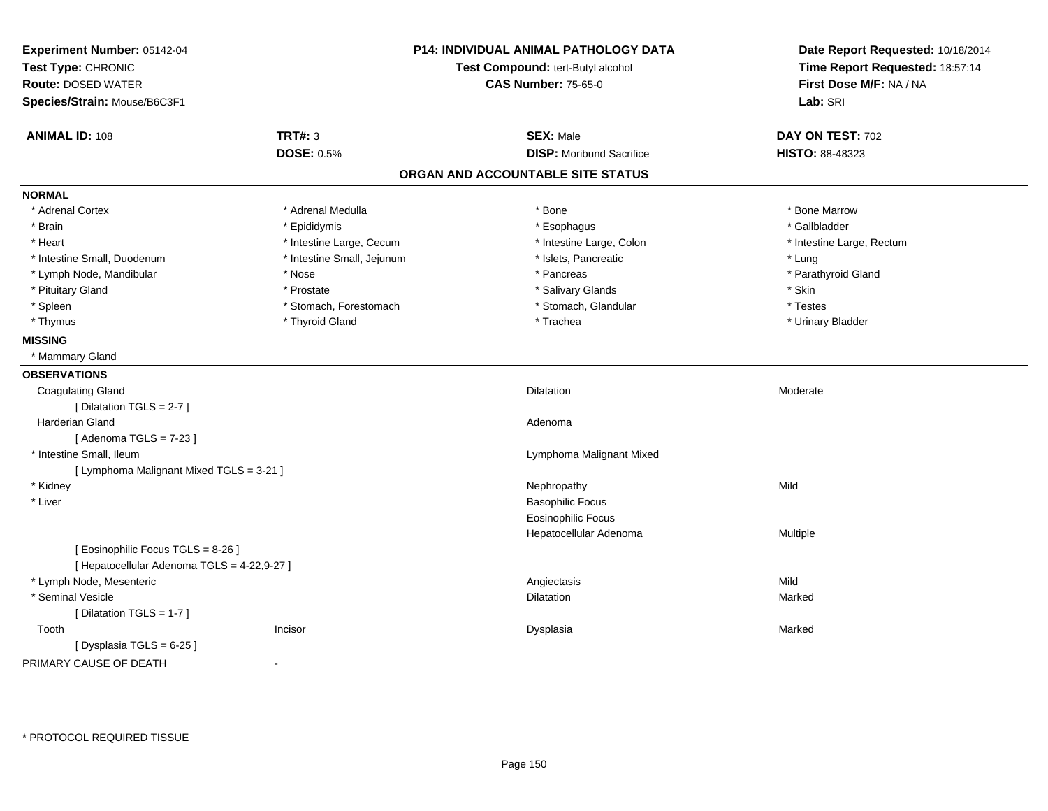**Experiment Number:** 05142-04
**Test Type:** CHRONIC
**Route:** DOSED WATER
**Species/Strain:** Mouse/B6C3F1

**P14: INDIVIDUAL ANIMAL PATHOLOGY DATA**
**Test Compound:** tert-Butyl alcohol
**CAS Number:** 75-65-0

**Date Report Requested:** 10/18/2014
**Time Report Requested:** 18:57:14
**First Dose M/F:** NA / NA
**Lab:** SRI

| **ANIMAL ID:** 108 | **TRT#:** 3 | **SEX:** Male | **DAY ON TEST:** 702 |
|---|---|---|---|
| | **DOSE:** 0.5% | **DISP:** Moribund Sacrifice | **HISTO:** 88-48323 |

## ORGAN AND ACCOUNTABLE SITE STATUS

**NORMAL**

| | | | |
|---|---|---|---|
| * Adrenal Cortex | * Adrenal Medulla | * Bone | * Bone Marrow |
| * Brain | * Epididymis | * Esophagus | * Gallbladder |
| * Heart | * Intestine Large, Cecum | * Intestine Large, Colon | * Intestine Large, Rectum |
| * Intestine Small, Duodenum | * Intestine Small, Jejunum | * Islets, Pancreatic | * Lung |
| * Lymph Node, Mandibular | * Nose | * Pancreas | * Parathyroid Gland |
| * Pituitary Gland | * Prostate | * Salivary Glands | * Skin |
| * Spleen | * Stomach, Forestomach | * Stomach, Glandular | * Testes |
| * Thymus | * Thyroid Gland | * Trachea | * Urinary Bladder |

**MISSING**

* Mammary Gland

**OBSERVATIONS**

| | | | |
|---|---|---|---|
| Coagulating Gland | | Dilatation | Moderate |
| [ Dilatation TGLS = 2-7 ] | | | |
| Harderian Gland | | Adenoma | |
| [ Adenoma TGLS = 7-23 ] | | | |
| * Intestine Small, Ileum | | Lymphoma Malignant Mixed | |
| [ Lymphoma Malignant Mixed TGLS = 3-21 ] | | | |
| * Kidney | | Nephropathy | Mild |
| * Liver | | Basophilic Focus | |
| | | Eosinophilic Focus | |
| | | Hepatocellular Adenoma | Multiple |
| [ Eosinophilic Focus TGLS = 8-26 ] | | | |
| [ Hepatocellular Adenoma TGLS = 4-22,9-27 ] | | | |
| * Lymph Node, Mesenteric | | Angiectasis | Mild |
| * Seminal Vesicle | | Dilatation | Marked |
| [ Dilatation TGLS = 1-7 ] | | | |
| Tooth | Incisor | Dysplasia | Marked |
| [ Dysplasia TGLS = 6-25 ] | | | |

PRIMARY CAUSE OF DEATH -

* PROTOCOL REQUIRED TISSUE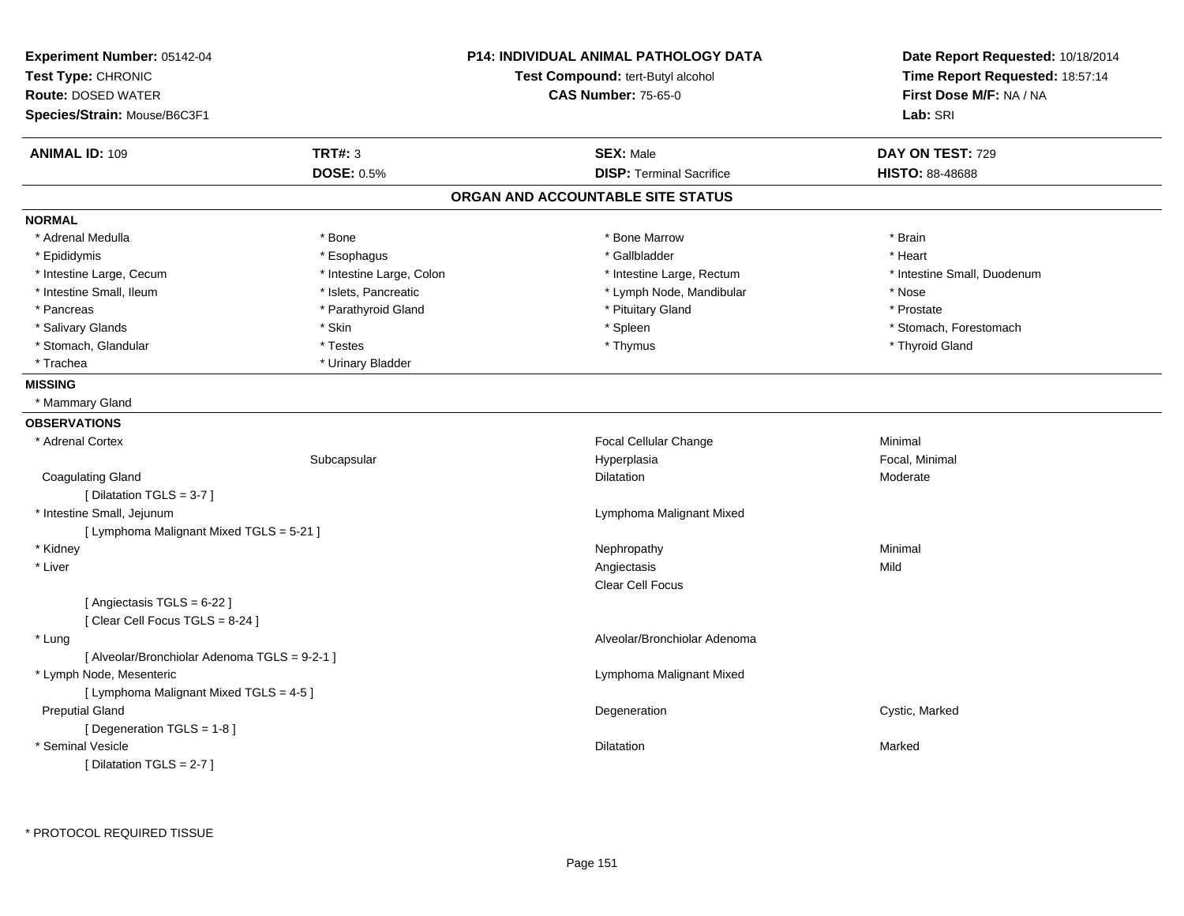**Experiment Number:** 05142-04
**Test Type:** CHRONIC
**Route:** DOSED WATER
**Species/Strain:** Mouse/B6C3F1

**P14: INDIVIDUAL ANIMAL PATHOLOGY DATA**
**Test Compound:** tert-Butyl alcohol
**CAS Number:** 75-65-0

**Date Report Requested:** 10/18/2014
**Time Report Requested:** 18:57:14
**First Dose M/F:** NA / NA
**Lab:** SRI

| **ANIMAL ID:** 109 | **TRT#:** 3 | **SEX:** Male | **DAY ON TEST:** 729 |
|---|---|---|---|
| | **DOSE:** 0.5% | **DISP:** Terminal Sacrifice | **HISTO:** 88-48688 |

## ORGAN AND ACCOUNTABLE SITE STATUS

**NORMAL**

| | | | |
|---|---|---|---|
| * Adrenal Medulla | * Bone | * Bone Marrow | * Brain |
| * Epididymis | * Esophagus | * Gallbladder | * Heart |
| * Intestine Large, Cecum | * Intestine Large, Colon | * Intestine Large, Rectum | * Intestine Small, Duodenum |
| * Intestine Small, Ileum | * Islets, Pancreatic | * Lymph Node, Mandibular | * Nose |
| * Pancreas | * Parathyroid Gland | * Pituitary Gland | * Prostate |
| * Salivary Glands | * Skin | * Spleen | * Stomach, Forestomach |
| * Stomach, Glandular | * Testes | * Thymus | * Thyroid Gland |
| * Trachea | * Urinary Bladder | | |

**MISSING**

* Mammary Gland

**OBSERVATIONS**

| | | | |
|---|---|---|---|
| * Adrenal Cortex | | Focal Cellular Change | Minimal |
| | Subcapsular | Hyperplasia | Focal, Minimal |
| Coagulating Gland | | Dilatation | Moderate |
| [ Dilatation TGLS = 3-7 ] | | | |
| * Intestine Small, Jejunum | | Lymphoma Malignant Mixed | |
| [ Lymphoma Malignant Mixed TGLS = 5-21 ] | | | |
| * Kidney | | Nephropathy | Minimal |
| * Liver | | Angiectasis | Mild |
| | | Clear Cell Focus | |
| [ Angiectasis TGLS = 6-22 ] | | | |
| [ Clear Cell Focus TGLS = 8-24 ] | | | |
| * Lung | | Alveolar/Bronchiolar Adenoma | |
| [ Alveolar/Bronchiolar Adenoma TGLS = 9-2-1 ] | | | |
| * Lymph Node, Mesenteric | | Lymphoma Malignant Mixed | |
| [ Lymphoma Malignant Mixed TGLS = 4-5 ] | | | |
| Preputial Gland | | Degeneration | Cystic, Marked |
| [ Degeneration TGLS = 1-8 ] | | | |
| * Seminal Vesicle | | Dilatation | Marked |
| [ Dilatation TGLS = 2-7 ] | | | |

\* PROTOCOL REQUIRED TISSUE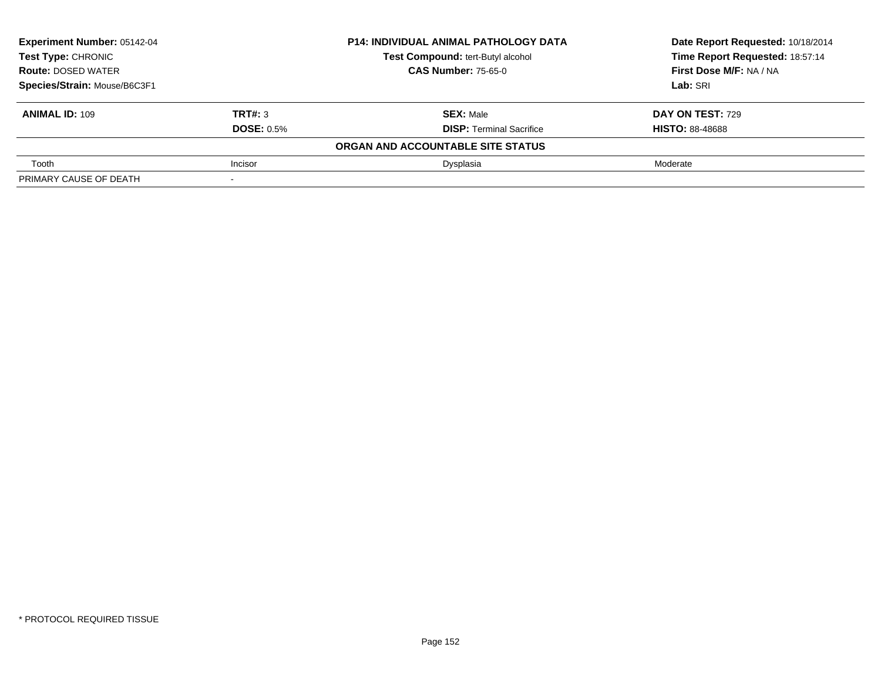**Experiment Number:** 05142-04
**Test Type:** CHRONIC
**Route:** DOSED WATER
**Species/Strain:** Mouse/B6C3F1

**P14: INDIVIDUAL ANIMAL PATHOLOGY DATA**
**Test Compound:** tert-Butyl alcohol
**CAS Number:** 75-65-0

**Date Report Requested:** 10/18/2014
**Time Report Requested:** 18:57:14
**First Dose M/F:** NA / NA
**Lab:** SRI

| **ANIMAL ID:** 109 | **TRT#:** 3 | **SEX:** Male | **DAY ON TEST:** 729 |
|---|---|---|---|
| | **DOSE:** 0.5% | **DISP:** Terminal Sacrifice | **HISTO:** 88-48688 |

**ORGAN AND ACCOUNTABLE SITE STATUS**

| | | | |
|---|---|---|---|
| Tooth | Incisor | Dysplasia | Moderate |
| PRIMARY CAUSE OF DEATH | - | | |

* PROTOCOL REQUIRED TISSUE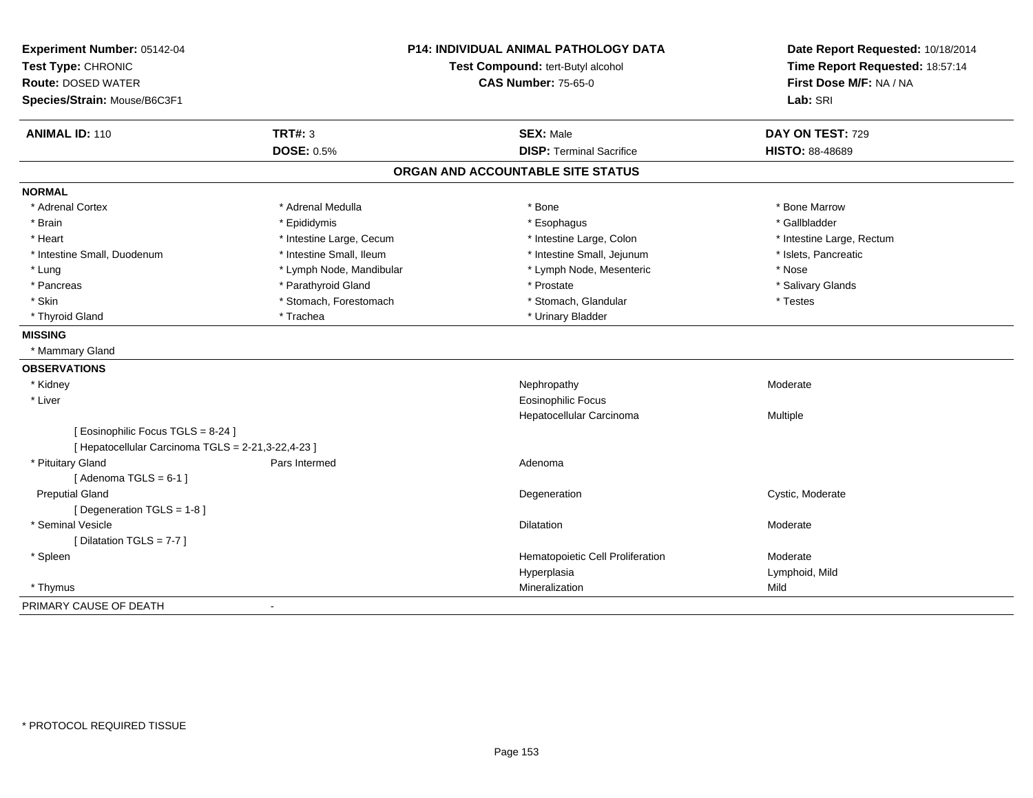**Experiment Number:** 05142-04
**Test Type:** CHRONIC
**Route:** DOSED WATER
**Species/Strain:** Mouse/B6C3F1

**P14: INDIVIDUAL ANIMAL PATHOLOGY DATA**
**Test Compound:** tert-Butyl alcohol
**CAS Number:** 75-65-0

**Date Report Requested:** 10/18/2014
**Time Report Requested:** 18:57:14
**First Dose M/F:** NA / NA
**Lab:** SRI

| **ANIMAL ID:** 110 | **TRT#:** 3 | **SEX:** Male | **DAY ON TEST:** 729 |
|---|---|---|---|
| | **DOSE:** 0.5% | **DISP:** Terminal Sacrifice | **HISTO:** 88-48689 |

## ORGAN AND ACCOUNTABLE SITE STATUS

**NORMAL**

| | | | |
|---|---|---|---|
| * Adrenal Cortex | * Adrenal Medulla | * Bone | * Bone Marrow |
| * Brain | * Epididymis | * Esophagus | * Gallbladder |
| * Heart | * Intestine Large, Cecum | * Intestine Large, Colon | * Intestine Large, Rectum |
| * Intestine Small, Duodenum | * Intestine Small, Ileum | * Intestine Small, Jejunum | * Islets, Pancreatic |
| * Lung | * Lymph Node, Mandibular | * Lymph Node, Mesenteric | * Nose |
| * Pancreas | * Parathyroid Gland | * Prostate | * Salivary Glands |
| * Skin | * Stomach, Forestomach | * Stomach, Glandular | * Testes |
| * Thyroid Gland | * Trachea | * Urinary Bladder | |

**MISSING**

* Mammary Gland

**OBSERVATIONS**

| | | | |
|---|---|---|---|
| * Kidney | | Nephropathy | Moderate |
| * Liver | | Eosinophilic Focus | |
| | | Hepatocellular Carcinoma | Multiple |
| [ Eosinophilic Focus TGLS = 8-24 ] | | | |
| [ Hepatocellular Carcinoma TGLS = 2-21,3-22,4-23 ] | | | |
| * Pituitary Gland | Pars Intermed | Adenoma | |
| [ Adenoma TGLS = 6-1 ] | | | |
| Preputial Gland | | Degeneration | Cystic, Moderate |
| [ Degeneration TGLS = 1-8 ] | | | |
| * Seminal Vesicle | | Dilatation | Moderate |
| [ Dilatation TGLS = 7-7 ] | | | |
| * Spleen | | Hematopoietic Cell Proliferation | Moderate |
| | | Hyperplasia | Lymphoid, Mild |
| * Thymus | | Mineralization | Mild |

PRIMARY CAUSE OF DEATH -

\* PROTOCOL REQUIRED TISSUE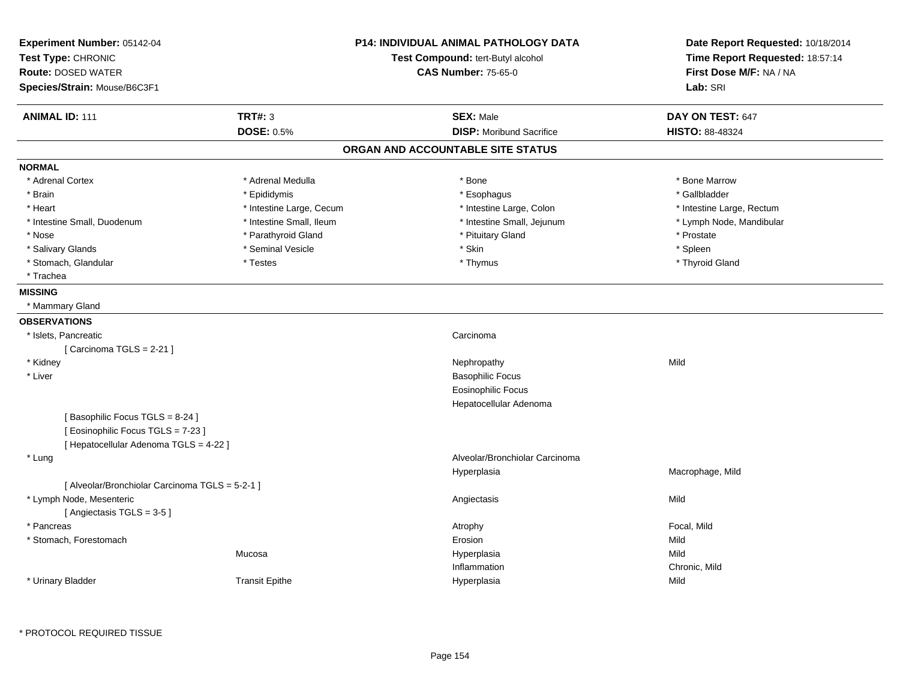**Experiment Number:** 05142-04
**Test Type:** CHRONIC
**Route:** DOSED WATER
**Species/Strain:** Mouse/B6C3F1

**P14: INDIVIDUAL ANIMAL PATHOLOGY DATA**
**Test Compound:** tert-Butyl alcohol
**CAS Number:** 75-65-0

**Date Report Requested:** 10/18/2014
**Time Report Requested:** 18:57:14
**First Dose M/F:** NA / NA
**Lab:** SRI

| **ANIMAL ID:** 111 | **TRT#:** 3 | **SEX:** Male | **DAY ON TEST:** 647 |
|---|---|---|---|
| | **DOSE:** 0.5% | **DISP:** Moribund Sacrifice | **HISTO:** 88-48324 |

## ORGAN AND ACCOUNTABLE SITE STATUS

**NORMAL**

| | | | |
|---|---|---|---|
| * Adrenal Cortex | * Adrenal Medulla | * Bone | * Bone Marrow |
| * Brain | * Epididymis | * Esophagus | * Gallbladder |
| * Heart | * Intestine Large, Cecum | * Intestine Large, Colon | * Intestine Large, Rectum |
| * Intestine Small, Duodenum | * Intestine Small, Ileum | * Intestine Small, Jejunum | * Lymph Node, Mandibular |
| * Nose | * Parathyroid Gland | * Pituitary Gland | * Prostate |
| * Salivary Glands | * Seminal Vesicle | * Skin | * Spleen |
| * Stomach, Glandular | * Testes | * Thymus | * Thyroid Gland |
| * Trachea | | | |

**MISSING**

* Mammary Gland

**OBSERVATIONS**

| Organ | Site | Observation | Qualifier |
|---|---|---|---|
| * Islets, Pancreatic | | Carcinoma | |
| [ Carcinoma TGLS = 2-21 ] | | | |
| * Kidney | | Nephropathy | Mild |
| * Liver | | Basophilic Focus | |
| | | Eosinophilic Focus | |
| | | Hepatocellular Adenoma | |
| [ Basophilic Focus TGLS = 8-24 ] | | | |
| [ Eosinophilic Focus TGLS = 7-23 ] | | | |
| [ Hepatocellular Adenoma TGLS = 4-22 ] | | | |
| * Lung | | Alveolar/Bronchiolar Carcinoma | |
| | | Hyperplasia | Macrophage, Mild |
| [ Alveolar/Bronchiolar Carcinoma TGLS = 5-2-1 ] | | | |
| * Lymph Node, Mesenteric | | Angiectasis | Mild |
| [ Angiectasis TGLS = 3-5 ] | | | |
| * Pancreas | | Atrophy | Focal, Mild |
| * Stomach, Forestomach | | Erosion | Mild |
| | Mucosa | Hyperplasia | Mild |
| | | Inflammation | Chronic, Mild |
| * Urinary Bladder | Transit Epithe | Hyperplasia | Mild |

\* PROTOCOL REQUIRED TISSUE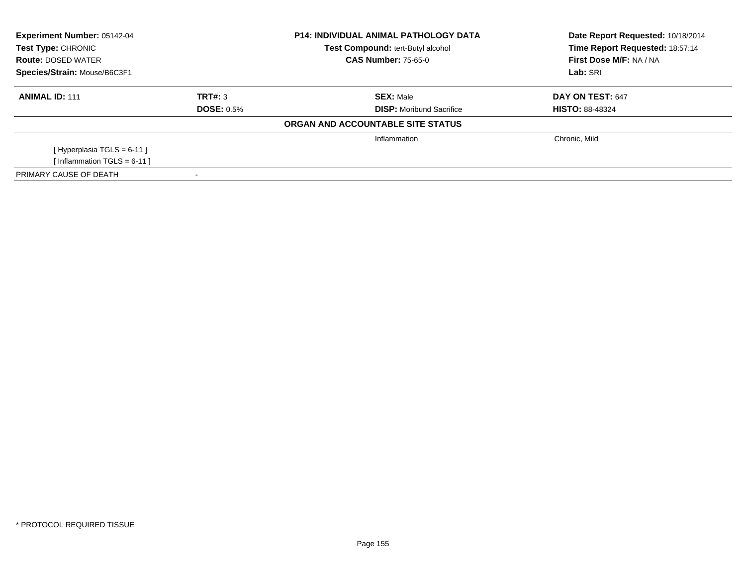**Experiment Number:** 05142-04
**Test Type:** CHRONIC
**Route:** DOSED WATER
**Species/Strain:** Mouse/B6C3F1

**P14: INDIVIDUAL ANIMAL PATHOLOGY DATA**
**Test Compound:** tert-Butyl alcohol
**CAS Number:** 75-65-0

**Date Report Requested:** 10/18/2014
**Time Report Requested:** 18:57:14
**First Dose M/F:** NA / NA
**Lab:** SRI

| **ANIMAL ID:** 111 | **TRT#:** 3 | **SEX:** Male | **DAY ON TEST:** 647 |
|---|---|---|---|
| | **DOSE:** 0.5% | **DISP:** Moribund Sacrifice | **HISTO:** 88-48324 |

**ORGAN AND ACCOUNTABLE SITE STATUS**

| | | | |
|---|---|---|---|
| | | Inflammation | Chronic, Mild |
| [ Hyperplasia TGLS = 6-11 ] | | | |
| [ Inflammation TGLS = 6-11 ] | | | |
| PRIMARY CAUSE OF DEATH | - | | |

* PROTOCOL REQUIRED TISSUE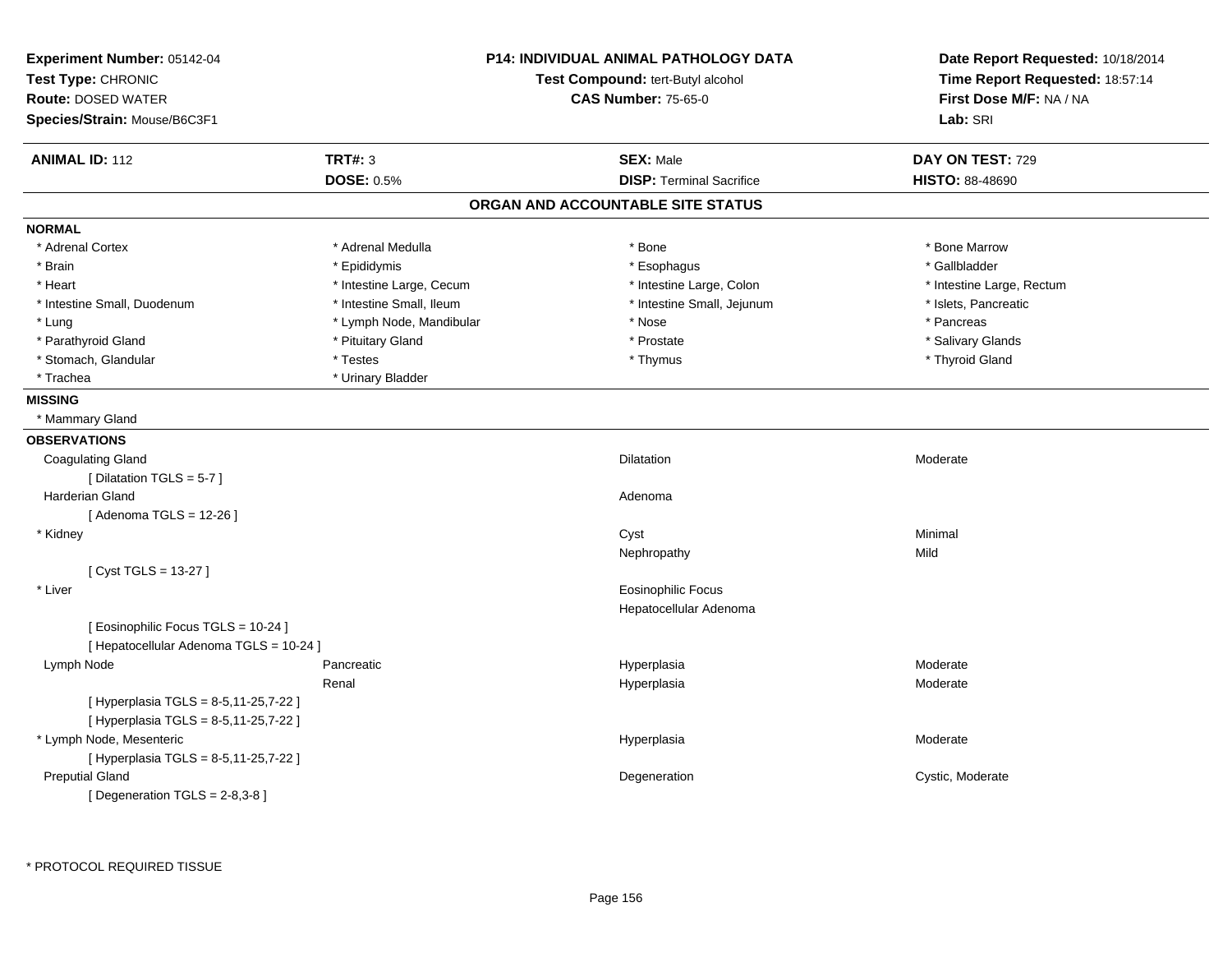**Experiment Number:** 05142-04
**Test Type:** CHRONIC
**Route:** DOSED WATER
**Species/Strain:** Mouse/B6C3F1

**P14: INDIVIDUAL ANIMAL PATHOLOGY DATA**
**Test Compound:** tert-Butyl alcohol
**CAS Number:** 75-65-0

**Date Report Requested:** 10/18/2014
**Time Report Requested:** 18:57:14
**First Dose M/F:** NA / NA
**Lab:** SRI

| **ANIMAL ID:** 112 | **TRT#:** 3 | **SEX:** Male | **DAY ON TEST:** 729 |
|---|---|---|---|
| | **DOSE:** 0.5% | **DISP:** Terminal Sacrifice | **HISTO:** 88-48690 |

## ORGAN AND ACCOUNTABLE SITE STATUS

**NORMAL**

| | | | |
|---|---|---|---|
| * Adrenal Cortex | * Adrenal Medulla | * Bone | * Bone Marrow |
| * Brain | * Epididymis | * Esophagus | * Gallbladder |
| * Heart | * Intestine Large, Cecum | * Intestine Large, Colon | * Intestine Large, Rectum |
| * Intestine Small, Duodenum | * Intestine Small, Ileum | * Intestine Small, Jejunum | * Islets, Pancreatic |
| * Lung | * Lymph Node, Mandibular | * Nose | * Pancreas |
| * Parathyroid Gland | * Pituitary Gland | * Prostate | * Salivary Glands |
| * Stomach, Glandular | * Testes | * Thymus | * Thyroid Gland |
| * Trachea | * Urinary Bladder | | |

**MISSING**

* Mammary Gland

**OBSERVATIONS**

| | | | |
|---|---|---|---|
| Coagulating Gland | | Dilatation | Moderate |
| [ Dilatation TGLS = 5-7 ] | | | |
| Harderian Gland | | Adenoma | |
| [ Adenoma TGLS = 12-26 ] | | | |
| * Kidney | | Cyst | Minimal |
| | | Nephropathy | Mild |
| [ Cyst TGLS = 13-27 ] | | | |
| * Liver | | Eosinophilic Focus | |
| | | Hepatocellular Adenoma | |
| [ Eosinophilic Focus TGLS = 10-24 ] | | | |
| [ Hepatocellular Adenoma TGLS = 10-24 ] | | | |
| Lymph Node | Pancreatic | Hyperplasia | Moderate |
| | Renal | Hyperplasia | Moderate |
| [ Hyperplasia TGLS = 8-5,11-25,7-22 ] | | | |
| [ Hyperplasia TGLS = 8-5,11-25,7-22 ] | | | |
| * Lymph Node, Mesenteric | | Hyperplasia | Moderate |
| [ Hyperplasia TGLS = 8-5,11-25,7-22 ] | | | |
| Preputial Gland | | Degeneration | Cystic, Moderate |
| [ Degeneration TGLS = 2-8,3-8 ] | | | |

\* PROTOCOL REQUIRED TISSUE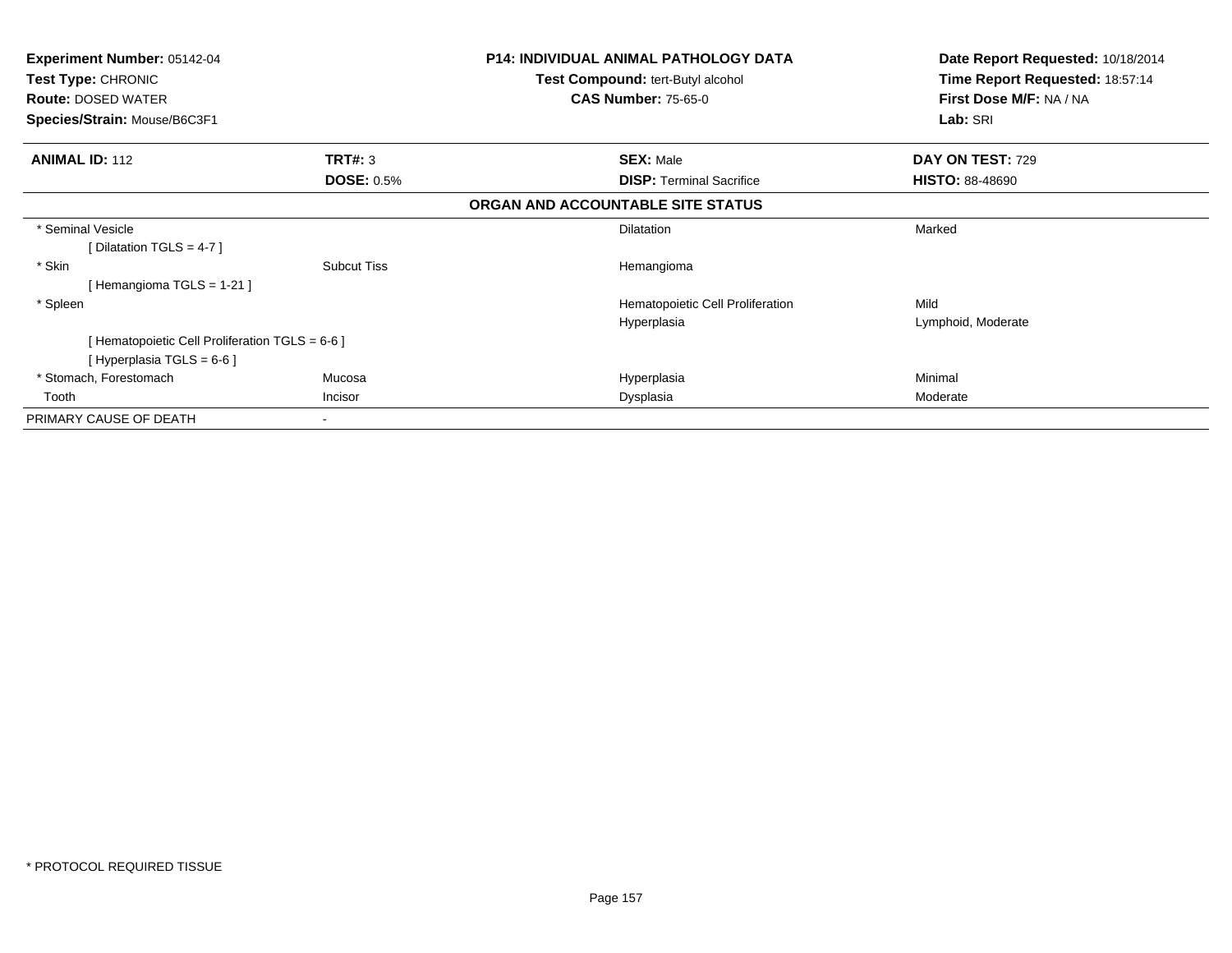**Experiment Number:** 05142-04
**Test Type:** CHRONIC
**Route:** DOSED WATER
**Species/Strain:** Mouse/B6C3F1

**P14: INDIVIDUAL ANIMAL PATHOLOGY DATA**
**Test Compound:** tert-Butyl alcohol
**CAS Number:** 75-65-0

**Date Report Requested:** 10/18/2014
**Time Report Requested:** 18:57:14
**First Dose M/F:** NA / NA
**Lab:** SRI

| **ANIMAL ID:** 112 | **TRT#:** 3 | **SEX:** Male | **DAY ON TEST:** 729 |
|---|---|---|---|
| | **DOSE:** 0.5% | **DISP:** Terminal Sacrifice | **HISTO:** 88-48690 |

**ORGAN AND ACCOUNTABLE SITE STATUS**

| | | | |
|---|---|---|---|
| * Seminal Vesicle | | Dilatation | Marked |
| [ Dilatation TGLS = 4-7 ] | | | |
| * Skin | Subcut Tiss | Hemangioma | |
| [ Hemangioma TGLS = 1-21 ] | | | |
| * Spleen | | Hematopoietic Cell Proliferation | Mild |
| | | Hyperplasia | Lymphoid, Moderate |
| [ Hematopoietic Cell Proliferation TGLS = 6-6 ] | | | |
| [ Hyperplasia TGLS = 6-6 ] | | | |
| * Stomach, Forestomach | Mucosa | Hyperplasia | Minimal |
| Tooth | Incisor | Dysplasia | Moderate |
| PRIMARY CAUSE OF DEATH | - | | |

* PROTOCOL REQUIRED TISSUE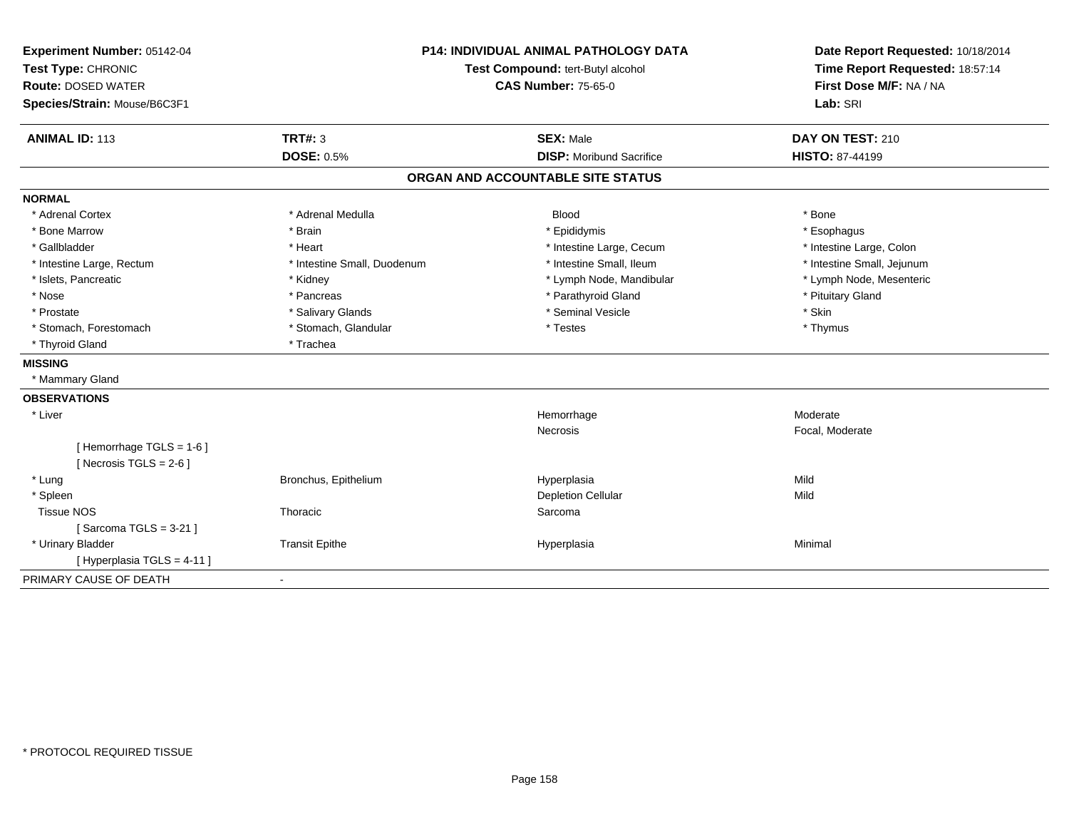**Experiment Number:** 05142-04
**Test Type:** CHRONIC
**Route:** DOSED WATER
**Species/Strain:** Mouse/B6C3F1

**P14: INDIVIDUAL ANIMAL PATHOLOGY DATA**
**Test Compound:** tert-Butyl alcohol
**CAS Number:** 75-65-0

**Date Report Requested:** 10/18/2014
**Time Report Requested:** 18:57:14
**First Dose M/F:** NA / NA
**Lab:** SRI

| **ANIMAL ID:** 113 | **TRT#:** 3 | **SEX:** Male | **DAY ON TEST:** 210 |
|---|---|---|---|
| | **DOSE:** 0.5% | **DISP:** Moribund Sacrifice | **HISTO:** 87-44199 |

## ORGAN AND ACCOUNTABLE SITE STATUS

**NORMAL**

| | | | |
|---|---|---|---|
| * Adrenal Cortex | * Adrenal Medulla | Blood | * Bone |
| * Bone Marrow | * Brain | * Epididymis | * Esophagus |
| * Gallbladder | * Heart | * Intestine Large, Cecum | * Intestine Large, Colon |
| * Intestine Large, Rectum | * Intestine Small, Duodenum | * Intestine Small, Ileum | * Intestine Small, Jejunum |
| * Islets, Pancreatic | * Kidney | * Lymph Node, Mandibular | * Lymph Node, Mesenteric |
| * Nose | * Pancreas | * Parathyroid Gland | * Pituitary Gland |
| * Prostate | * Salivary Glands | * Seminal Vesicle | * Skin |
| * Stomach, Forestomach | * Stomach, Glandular | * Testes | * Thymus |
| * Thyroid Gland | * Trachea | | |

**MISSING**

* Mammary Gland

**OBSERVATIONS**

| | | | |
|---|---|---|---|
| * Liver | | Hemorrhage | Moderate |
| | | Necrosis | Focal, Moderate |
| [ Hemorrhage TGLS = 1-6 ] | | | |
| [ Necrosis TGLS = 2-6 ] | | | |
| * Lung | Bronchus, Epithelium | Hyperplasia | Mild |
| * Spleen | | Depletion Cellular | Mild |
| Tissue NOS | Thoracic | Sarcoma | |
| [ Sarcoma TGLS = 3-21 ] | | | |
| * Urinary Bladder | Transit Epithe | Hyperplasia | Minimal |
| [ Hyperplasia TGLS = 4-11 ] | | | |

PRIMARY CAUSE OF DEATH -

* PROTOCOL REQUIRED TISSUE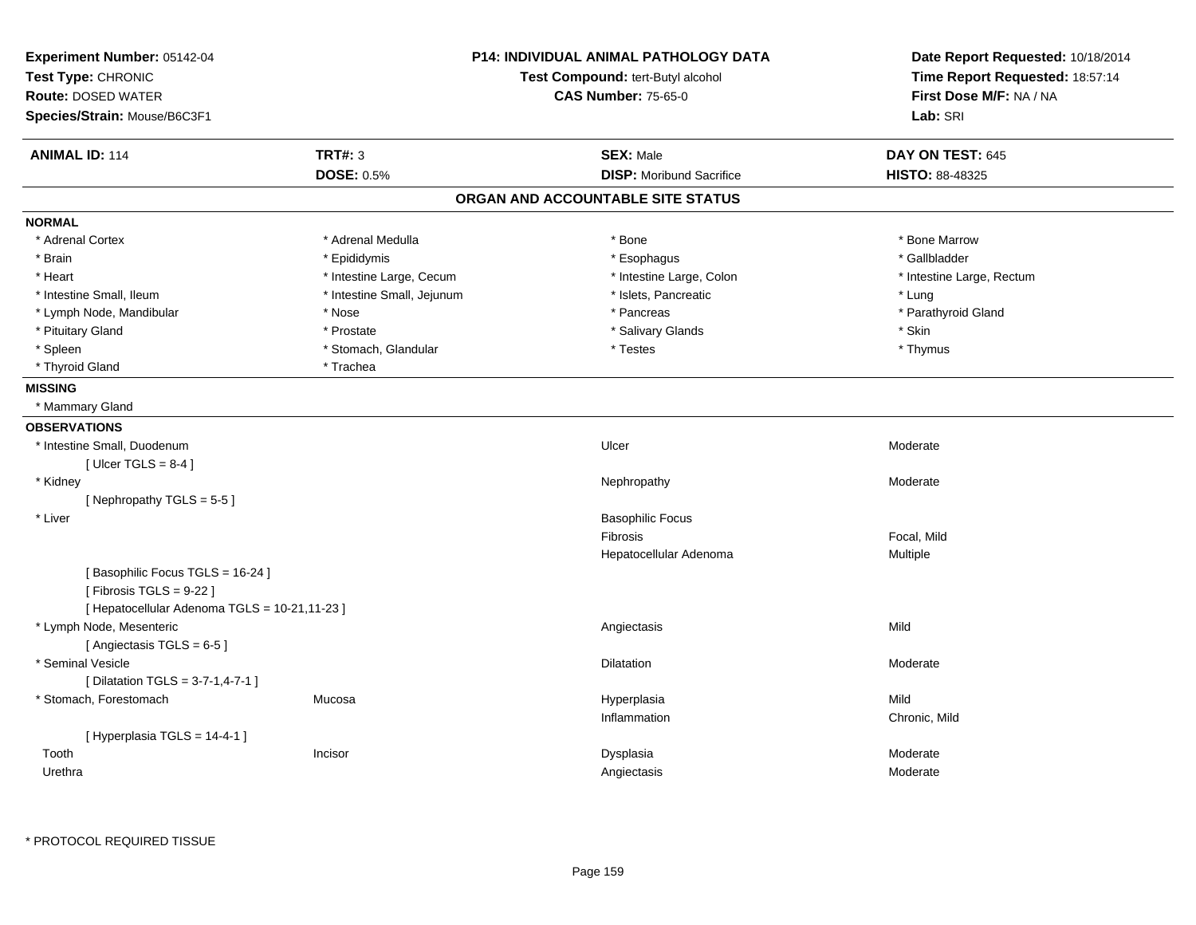**Experiment Number:** 05142-04
**Test Type:** CHRONIC
**Route:** DOSED WATER
**Species/Strain:** Mouse/B6C3F1

**P14: INDIVIDUAL ANIMAL PATHOLOGY DATA**
**Test Compound:** tert-Butyl alcohol
**CAS Number:** 75-65-0

**Date Report Requested:** 10/18/2014
**Time Report Requested:** 18:57:14
**First Dose M/F:** NA / NA
**Lab:** SRI

| **ANIMAL ID:** 114 | **TRT#:** 3 | **SEX:** Male | **DAY ON TEST:** 645 |
|---|---|---|---|
| | **DOSE:** 0.5% | **DISP:** Moribund Sacrifice | **HISTO:** 88-48325 |

## ORGAN AND ACCOUNTABLE SITE STATUS

**NORMAL**

| | | | |
|---|---|---|---|
| * Adrenal Cortex | * Adrenal Medulla | * Bone | * Bone Marrow |
| * Brain | * Epididymis | * Esophagus | * Gallbladder |
| * Heart | * Intestine Large, Cecum | * Intestine Large, Colon | * Intestine Large, Rectum |
| * Intestine Small, Ileum | * Intestine Small, Jejunum | * Islets, Pancreatic | * Lung |
| * Lymph Node, Mandibular | * Nose | * Pancreas | * Parathyroid Gland |
| * Pituitary Gland | * Prostate | * Salivary Glands | * Skin |
| * Spleen | * Stomach, Glandular | * Testes | * Thymus |
| * Thyroid Gland | * Trachea | | |

**MISSING**

* Mammary Gland

**OBSERVATIONS**

| Organ | Site | Observation | Severity |
|---|---|---|---|
| * Intestine Small, Duodenum | | Ulcer | Moderate |
| [ Ulcer TGLS = 8-4 ] | | | |
| * Kidney | | Nephropathy | Moderate |
| [ Nephropathy TGLS = 5-5 ] | | | |
| * Liver | | Basophilic Focus | |
| | | Fibrosis | Focal, Mild |
| | | Hepatocellular Adenoma | Multiple |
| [ Basophilic Focus TGLS = 16-24 ] | | | |
| [ Fibrosis TGLS = 9-22 ] | | | |
| [ Hepatocellular Adenoma TGLS = 10-21,11-23 ] | | | |
| * Lymph Node, Mesenteric | | Angiectasis | Mild |
| [ Angiectasis TGLS = 6-5 ] | | | |
| * Seminal Vesicle | | Dilatation | Moderate |
| [ Dilatation TGLS = 3-7-1,4-7-1 ] | | | |
| * Stomach, Forestomach | Mucosa | Hyperplasia | Mild |
| | | Inflammation | Chronic, Mild |
| [ Hyperplasia TGLS = 14-4-1 ] | | | |
| Tooth | Incisor | Dysplasia | Moderate |
| Urethra | | Angiectasis | Moderate |

\* PROTOCOL REQUIRED TISSUE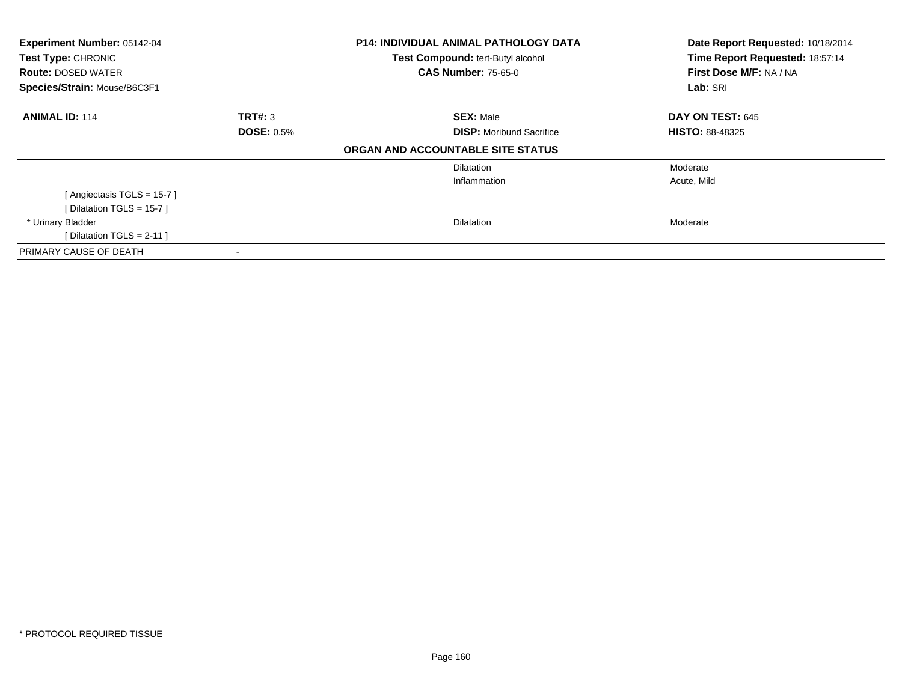**Experiment Number:** 05142-04
**Test Type:** CHRONIC
**Route:** DOSED WATER
**Species/Strain:** Mouse/B6C3F1

**P14: INDIVIDUAL ANIMAL PATHOLOGY DATA**
**Test Compound:** tert-Butyl alcohol
**CAS Number:** 75-65-0

**Date Report Requested:** 10/18/2014
**Time Report Requested:** 18:57:14
**First Dose M/F:** NA / NA
**Lab:** SRI

| **ANIMAL ID:** 114 | **TRT#:** 3 | **SEX:** Male | **DAY ON TEST:** 645 |
|---|---|---|---|
| | **DOSE:** 0.5% | **DISP:** Moribund Sacrifice | **HISTO:** 88-48325 |

**ORGAN AND ACCOUNTABLE SITE STATUS**

| | | | |
|---|---|---|---|
| | | Dilatation | Moderate |
| | | Inflammation | Acute, Mild |
| [ Angiectasis TGLS = 15-7 ] | | | |
| [ Dilatation TGLS = 15-7 ] | | | |
| * Urinary Bladder | | Dilatation | Moderate |
| [ Dilatation TGLS = 2-11 ] | | | |
| PRIMARY CAUSE OF DEATH | - | | |

* PROTOCOL REQUIRED TISSUE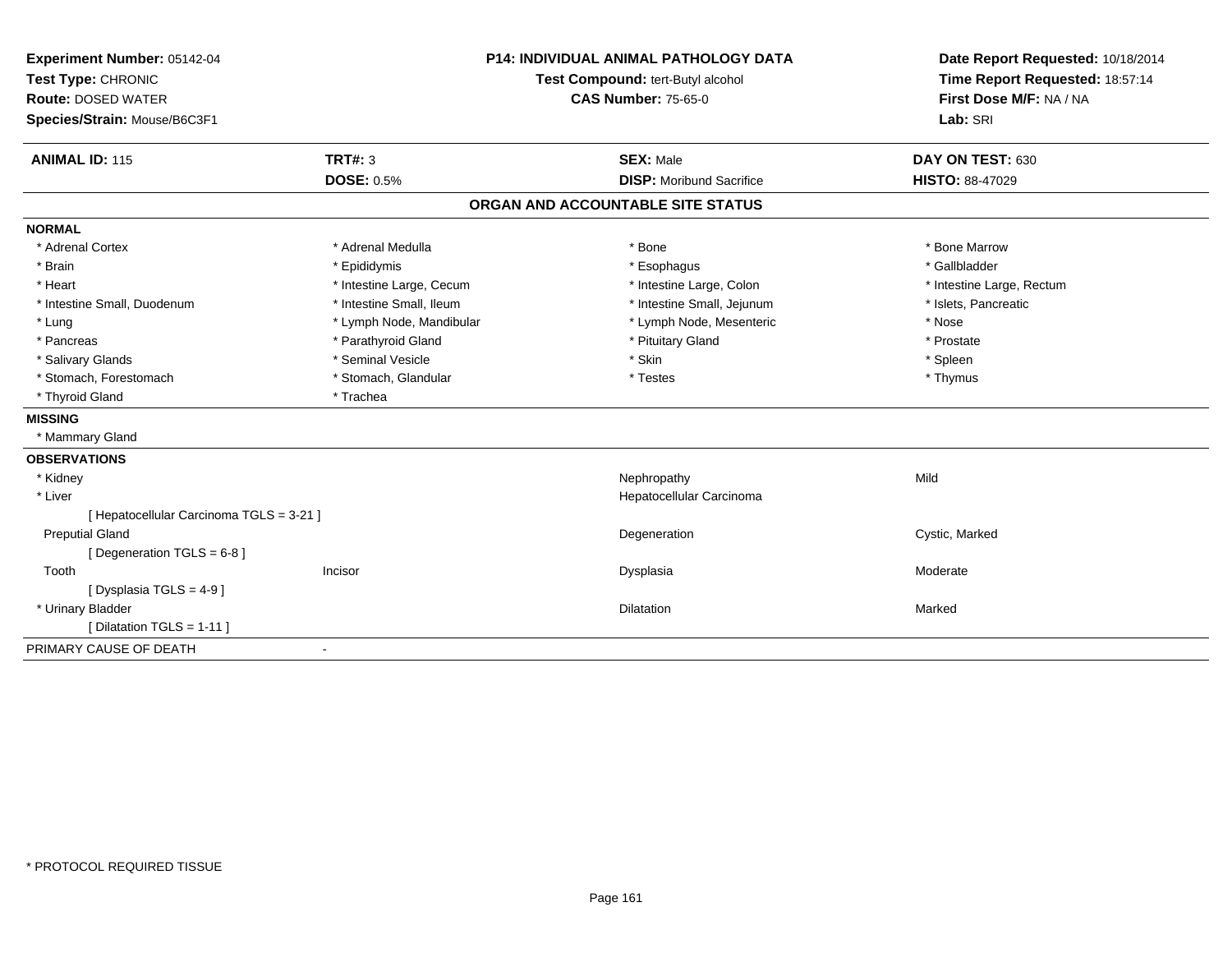**Experiment Number:** 05142-04
**Test Type:** CHRONIC
**Route:** DOSED WATER
**Species/Strain:** Mouse/B6C3F1

**P14: INDIVIDUAL ANIMAL PATHOLOGY DATA**
**Test Compound:** tert-Butyl alcohol
**CAS Number:** 75-65-0

**Date Report Requested:** 10/18/2014
**Time Report Requested:** 18:57:14
**First Dose M/F:** NA / NA
**Lab:** SRI

| **ANIMAL ID:** 115 | **TRT#:** 3 | **SEX:** Male | **DAY ON TEST:** 630 |
|---|---|---|---|
| | **DOSE:** 0.5% | **DISP:** Moribund Sacrifice | **HISTO:** 88-47029 |

## ORGAN AND ACCOUNTABLE SITE STATUS

**NORMAL**

| | | | |
|---|---|---|---|
| * Adrenal Cortex | * Adrenal Medulla | * Bone | * Bone Marrow |
| * Brain | * Epididymis | * Esophagus | * Gallbladder |
| * Heart | * Intestine Large, Cecum | * Intestine Large, Colon | * Intestine Large, Rectum |
| * Intestine Small, Duodenum | * Intestine Small, Ileum | * Intestine Small, Jejunum | * Islets, Pancreatic |
| * Lung | * Lymph Node, Mandibular | * Lymph Node, Mesenteric | * Nose |
| * Pancreas | * Parathyroid Gland | * Pituitary Gland | * Prostate |
| * Salivary Glands | * Seminal Vesicle | * Skin | * Spleen |
| * Stomach, Forestomach | * Stomach, Glandular | * Testes | * Thymus |
| * Thyroid Gland | * Trachea | | |

**MISSING**

* Mammary Gland

**OBSERVATIONS**

| | | | |
|---|---|---|---|
| * Kidney | | Nephropathy | Mild |
| * Liver | | Hepatocellular Carcinoma | |
| [ Hepatocellular Carcinoma TGLS = 3-21 ] | | | |
| Preputial Gland | | Degeneration | Cystic, Marked |
| [ Degeneration TGLS = 6-8 ] | | | |
| Tooth | Incisor | Dysplasia | Moderate |
| [ Dysplasia TGLS = 4-9 ] | | | |
| * Urinary Bladder | | Dilatation | Marked |
| [ Dilatation TGLS = 1-11 ] | | | |

PRIMARY CAUSE OF DEATH -

\* PROTOCOL REQUIRED TISSUE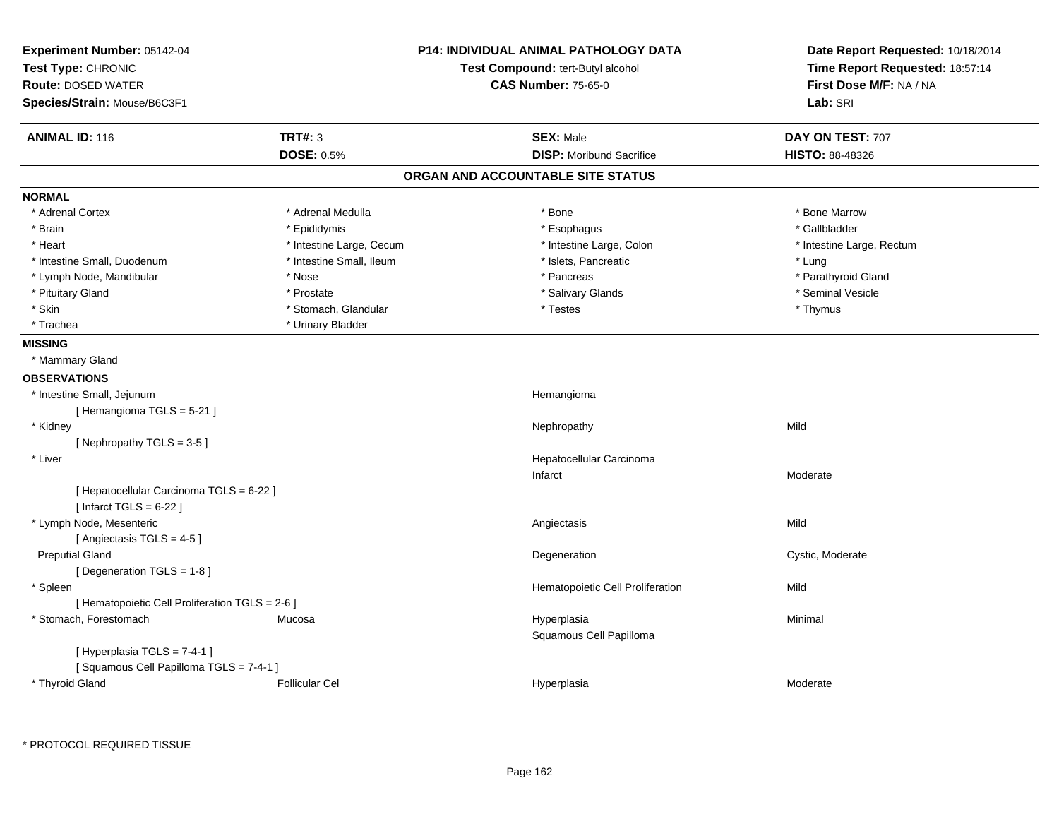**Experiment Number:** 05142-04
**Test Type:** CHRONIC
**Route:** DOSED WATER
**Species/Strain:** Mouse/B6C3F1

**P14: INDIVIDUAL ANIMAL PATHOLOGY DATA**
**Test Compound:** tert-Butyl alcohol
**CAS Number:** 75-65-0

**Date Report Requested:** 10/18/2014
**Time Report Requested:** 18:57:14
**First Dose M/F:** NA / NA
**Lab:** SRI

| **ANIMAL ID:** 116 | **TRT#:** 3 | **SEX:** Male | **DAY ON TEST:** 707 |
|---|---|---|---|
| | **DOSE:** 0.5% | **DISP:** Moribund Sacrifice | **HISTO:** 88-48326 |

## ORGAN AND ACCOUNTABLE SITE STATUS

**NORMAL**

| | | | |
|---|---|---|---|
| * Adrenal Cortex | * Adrenal Medulla | * Bone | * Bone Marrow |
| * Brain | * Epididymis | * Esophagus | * Gallbladder |
| * Heart | * Intestine Large, Cecum | * Intestine Large, Colon | * Intestine Large, Rectum |
| * Intestine Small, Duodenum | * Intestine Small, Ileum | * Islets, Pancreatic | * Lung |
| * Lymph Node, Mandibular | * Nose | * Pancreas | * Parathyroid Gland |
| * Pituitary Gland | * Prostate | * Salivary Glands | * Seminal Vesicle |
| * Skin | * Stomach, Glandular | * Testes | * Thymus |
| * Trachea | * Urinary Bladder | | |

**MISSING**

* Mammary Gland

**OBSERVATIONS**

| | | | |
|---|---|---|---|
| * Intestine Small, Jejunum | | Hemangioma | |
| [ Hemangioma TGLS = 5-21 ] | | | |
| * Kidney | | Nephropathy | Mild |
| [ Nephropathy TGLS = 3-5 ] | | | |
| * Liver | | Hepatocellular Carcinoma | |
| | | Infarct | Moderate |
| [ Hepatocellular Carcinoma TGLS = 6-22 ] | | | |
| [ Infarct TGLS = 6-22 ] | | | |
| * Lymph Node, Mesenteric | | Angiectasis | Mild |
| [ Angiectasis TGLS = 4-5 ] | | | |
| Preputial Gland | | Degeneration | Cystic, Moderate |
| [ Degeneration TGLS = 1-8 ] | | | |
| * Spleen | | Hematopoietic Cell Proliferation | Mild |
| [ Hematopoietic Cell Proliferation TGLS = 2-6 ] | | | |
| * Stomach, Forestomach | Mucosa | Hyperplasia | Minimal |
| | | Squamous Cell Papilloma | |
| [ Hyperplasia TGLS = 7-4-1 ] | | | |
| [ Squamous Cell Papilloma TGLS = 7-4-1 ] | | | |
| * Thyroid Gland | Follicular Cel | Hyperplasia | Moderate |

* PROTOCOL REQUIRED TISSUE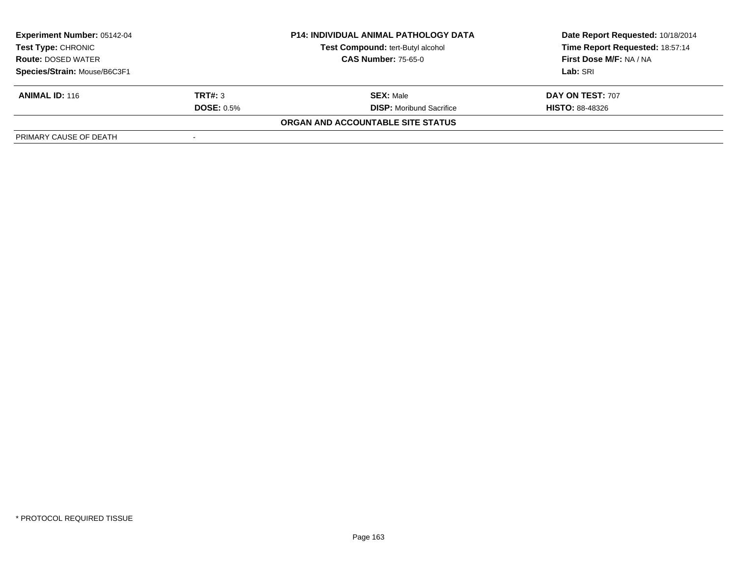**Experiment Number:** 05142-04
**Test Type:** CHRONIC
**Route:** DOSED WATER
**Species/Strain:** Mouse/B6C3F1

**P14: INDIVIDUAL ANIMAL PATHOLOGY DATA**
**Test Compound:** tert-Butyl alcohol
**CAS Number:** 75-65-0

**Date Report Requested:** 10/18/2014
**Time Report Requested:** 18:57:14
**First Dose M/F:** NA / NA
**Lab:** SRI

| **ANIMAL ID:** 116 | **TRT#:** 3 | **SEX:** Male | **DAY ON TEST:** 707 |
|---|---|---|---|
| | **DOSE:** 0.5% | **DISP:** Moribund Sacrifice | **HISTO:** 88-48326 |

**ORGAN AND ACCOUNTABLE SITE STATUS**

| | |
|---|---|
| PRIMARY CAUSE OF DEATH | - |

* PROTOCOL REQUIRED TISSUE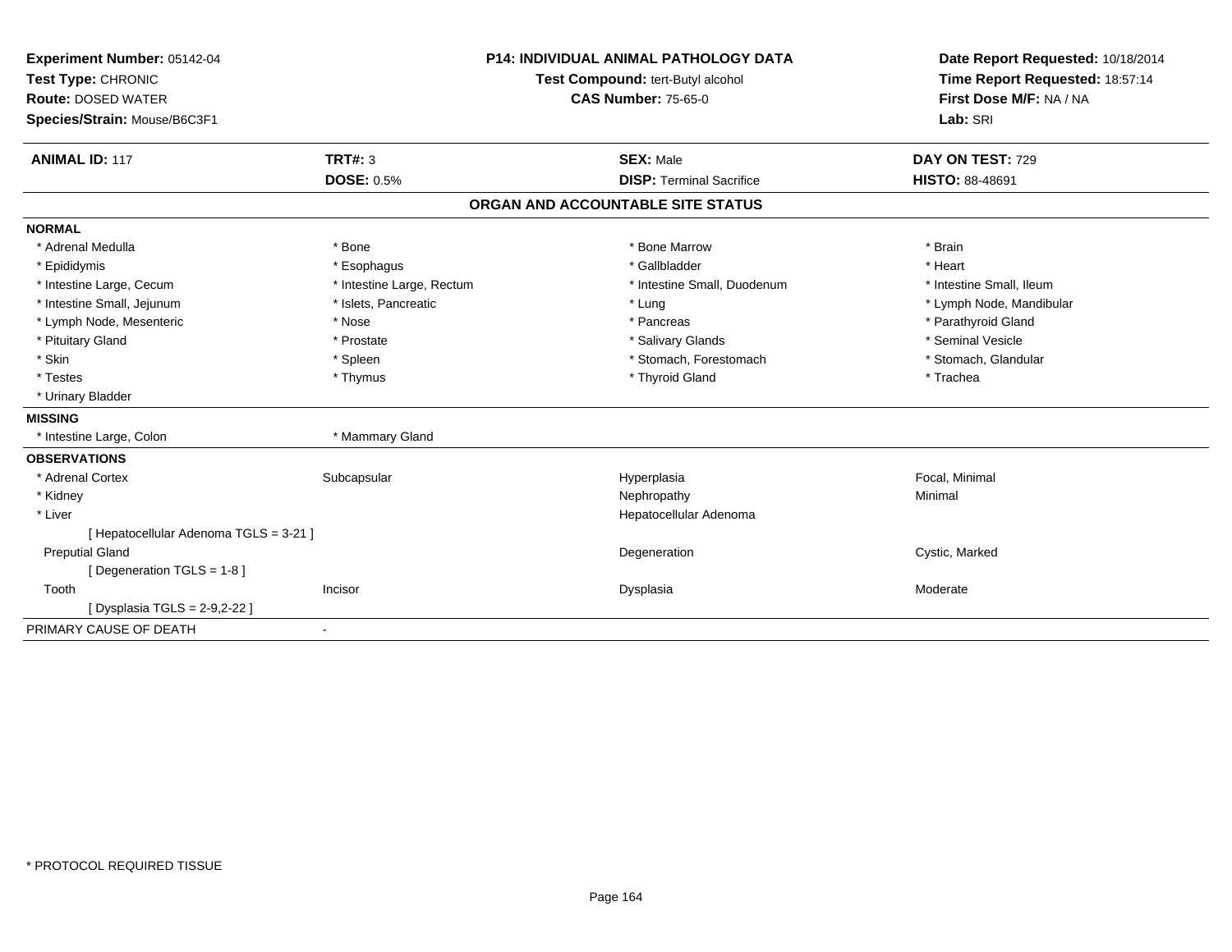**Experiment Number:** 05142-04
**Test Type:** CHRONIC
**Route:** DOSED WATER
**Species/Strain:** Mouse/B6C3F1

**P14: INDIVIDUAL ANIMAL PATHOLOGY DATA**
**Test Compound:** tert-Butyl alcohol
**CAS Number:** 75-65-0

**Date Report Requested:** 10/18/2014
**Time Report Requested:** 18:57:14
**First Dose M/F:** NA / NA
**Lab:** SRI

| **ANIMAL ID:** 117 | **TRT#:** 3 | **SEX:** Male | **DAY ON TEST:** 729 |
|---|---|---|---|
| | **DOSE:** 0.5% | **DISP:** Terminal Sacrifice | **HISTO:** 88-48691 |

## ORGAN AND ACCOUNTABLE SITE STATUS

**NORMAL**

| | | | |
|---|---|---|---|
| * Adrenal Medulla | * Bone | * Bone Marrow | * Brain |
| * Epididymis | * Esophagus | * Gallbladder | * Heart |
| * Intestine Large, Cecum | * Intestine Large, Rectum | * Intestine Small, Duodenum | * Intestine Small, Ileum |
| * Intestine Small, Jejunum | * Islets, Pancreatic | * Lung | * Lymph Node, Mandibular |
| * Lymph Node, Mesenteric | * Nose | * Pancreas | * Parathyroid Gland |
| * Pituitary Gland | * Prostate | * Salivary Glands | * Seminal Vesicle |
| * Skin | * Spleen | * Stomach, Forestomach | * Stomach, Glandular |
| * Testes | * Thymus | * Thyroid Gland | * Trachea |
| * Urinary Bladder | | | |

**MISSING**

| | |
|---|---|
| * Intestine Large, Colon | * Mammary Gland |

**OBSERVATIONS**

| | | | |
|---|---|---|---|
| * Adrenal Cortex | Subcapsular | Hyperplasia | Focal, Minimal |
| * Kidney | | Nephropathy | Minimal |
| * Liver | | Hepatocellular Adenoma | |
| [ Hepatocellular Adenoma TGLS = 3-21 ] | | | |
| Preputial Gland | | Degeneration | Cystic, Marked |
| [ Degeneration TGLS = 1-8 ] | | | |
| Tooth | Incisor | Dysplasia | Moderate |
| [ Dysplasia TGLS = 2-9,2-22 ] | | | |

PRIMARY CAUSE OF DEATH -

* PROTOCOL REQUIRED TISSUE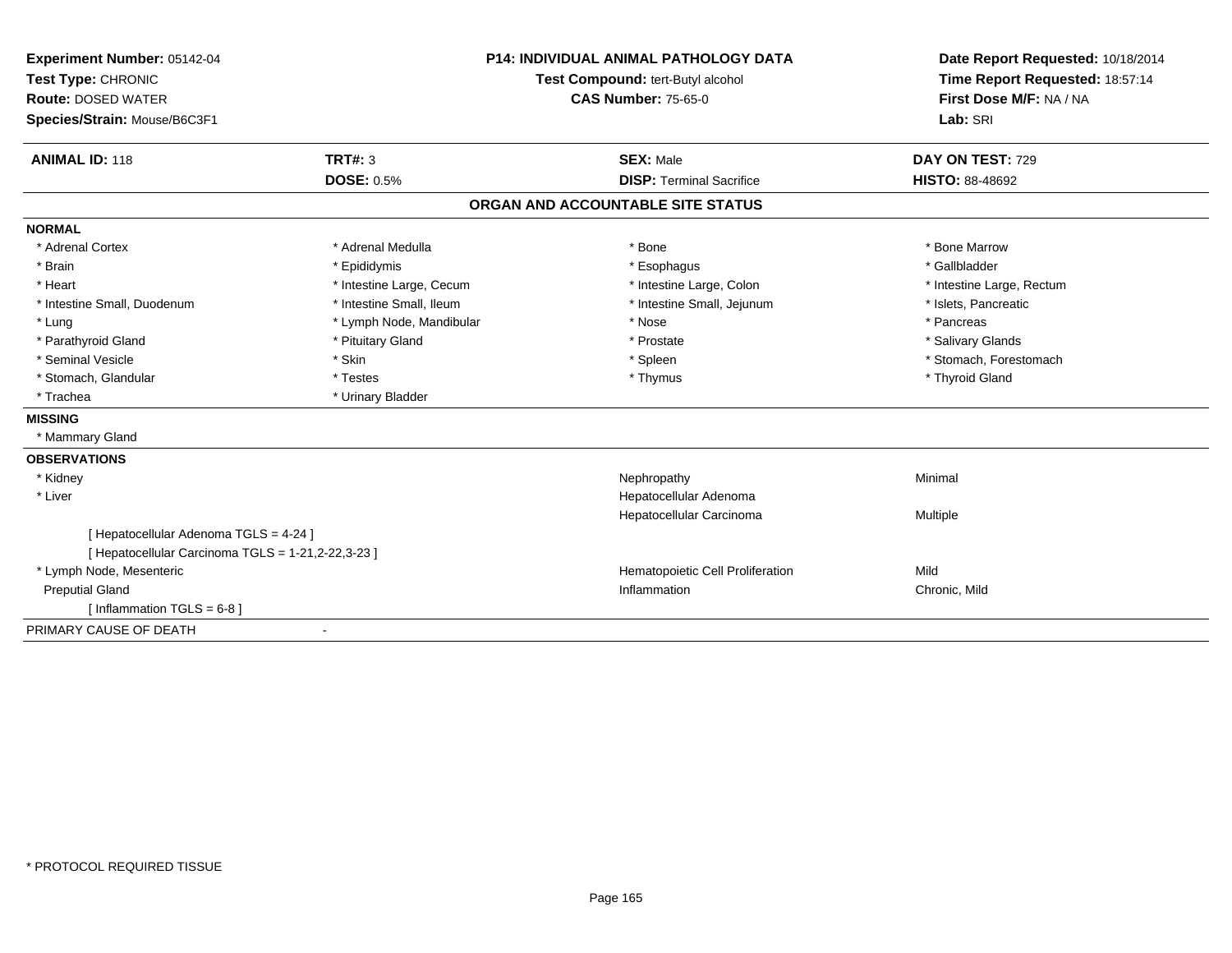**Experiment Number:** 05142-04
**Test Type:** CHRONIC
**Route:** DOSED WATER
**Species/Strain:** Mouse/B6C3F1

**P14: INDIVIDUAL ANIMAL PATHOLOGY DATA**
**Test Compound:** tert-Butyl alcohol
**CAS Number:** 75-65-0

**Date Report Requested:** 10/18/2014
**Time Report Requested:** 18:57:14
**First Dose M/F:** NA / NA
**Lab:** SRI

| **ANIMAL ID:** 118 | **TRT#:** 3 | **SEX:** Male | **DAY ON TEST:** 729 |
|---|---|---|---|
| | **DOSE:** 0.5% | **DISP:** Terminal Sacrifice | **HISTO:** 88-48692 |

## ORGAN AND ACCOUNTABLE SITE STATUS

**NORMAL**

| | | | |
|---|---|---|---|
| * Adrenal Cortex | * Adrenal Medulla | * Bone | * Bone Marrow |
| * Brain | * Epididymis | * Esophagus | * Gallbladder |
| * Heart | * Intestine Large, Cecum | * Intestine Large, Colon | * Intestine Large, Rectum |
| * Intestine Small, Duodenum | * Intestine Small, Ileum | * Intestine Small, Jejunum | * Islets, Pancreatic |
| * Lung | * Lymph Node, Mandibular | * Nose | * Pancreas |
| * Parathyroid Gland | * Pituitary Gland | * Prostate | * Salivary Glands |
| * Seminal Vesicle | * Skin | * Spleen | * Stomach, Forestomach |
| * Stomach, Glandular | * Testes | * Thymus | * Thyroid Gland |
| * Trachea | * Urinary Bladder | | |

**MISSING**

* Mammary Gland

**OBSERVATIONS**

| | | |
|---|---|---|
| * Kidney | Nephropathy | Minimal |
| * Liver | Hepatocellular Adenoma | |
| | Hepatocellular Carcinoma | Multiple |
| [ Hepatocellular Adenoma TGLS = 4-24 ] | | |
| [ Hepatocellular Carcinoma TGLS = 1-21,2-22,3-23 ] | | |
| * Lymph Node, Mesenteric | Hematopoietic Cell Proliferation | Mild |
| Preputial Gland | Inflammation | Chronic, Mild |
| [ Inflammation TGLS = 6-8 ] | | |

PRIMARY CAUSE OF DEATH -

* PROTOCOL REQUIRED TISSUE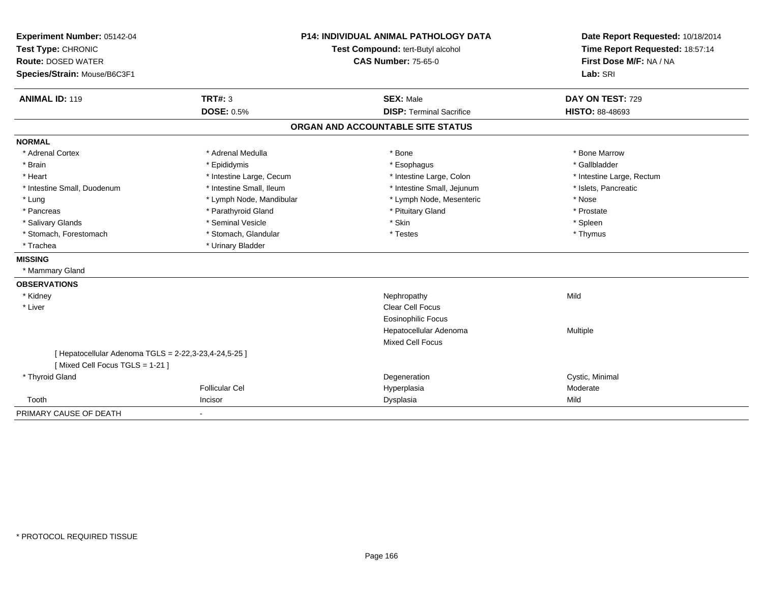**Experiment Number:** 05142-04
**Test Type:** CHRONIC
**Route:** DOSED WATER
**Species/Strain:** Mouse/B6C3F1

**P14: INDIVIDUAL ANIMAL PATHOLOGY DATA**
**Test Compound:** tert-Butyl alcohol
**CAS Number:** 75-65-0

**Date Report Requested:** 10/18/2014
**Time Report Requested:** 18:57:14
**First Dose M/F:** NA / NA
**Lab:** SRI

| **ANIMAL ID:** 119 | **TRT#:** 3 | **SEX:** Male | **DAY ON TEST:** 729 |
|---|---|---|---|
| | **DOSE:** 0.5% | **DISP:** Terminal Sacrifice | **HISTO:** 88-48693 |

## ORGAN AND ACCOUNTABLE SITE STATUS

**NORMAL**

| | | | |
|---|---|---|---|
| * Adrenal Cortex | * Adrenal Medulla | * Bone | * Bone Marrow |
| * Brain | * Epididymis | * Esophagus | * Gallbladder |
| * Heart | * Intestine Large, Cecum | * Intestine Large, Colon | * Intestine Large, Rectum |
| * Intestine Small, Duodenum | * Intestine Small, Ileum | * Intestine Small, Jejunum | * Islets, Pancreatic |
| * Lung | * Lymph Node, Mandibular | * Lymph Node, Mesenteric | * Nose |
| * Pancreas | * Parathyroid Gland | * Pituitary Gland | * Prostate |
| * Salivary Glands | * Seminal Vesicle | * Skin | * Spleen |
| * Stomach, Forestomach | * Stomach, Glandular | * Testes | * Thymus |
| * Trachea | * Urinary Bladder | | |

**MISSING**

* Mammary Gland

**OBSERVATIONS**

| | | | |
|---|---|---|---|
| * Kidney | | Nephropathy | Mild |
| * Liver | | Clear Cell Focus | |
| | | Eosinophilic Focus | |
| | | Hepatocellular Adenoma | Multiple |
| | | Mixed Cell Focus | |
| [ Hepatocellular Adenoma TGLS = 2-22,3-23,4-24,5-25 ] | | | |
| [ Mixed Cell Focus TGLS = 1-21 ] | | | |
| * Thyroid Gland | | Degeneration | Cystic, Minimal |
| | Follicular Cel | Hyperplasia | Moderate |
| Tooth | Incisor | Dysplasia | Mild |

PRIMARY CAUSE OF DEATH -

* PROTOCOL REQUIRED TISSUE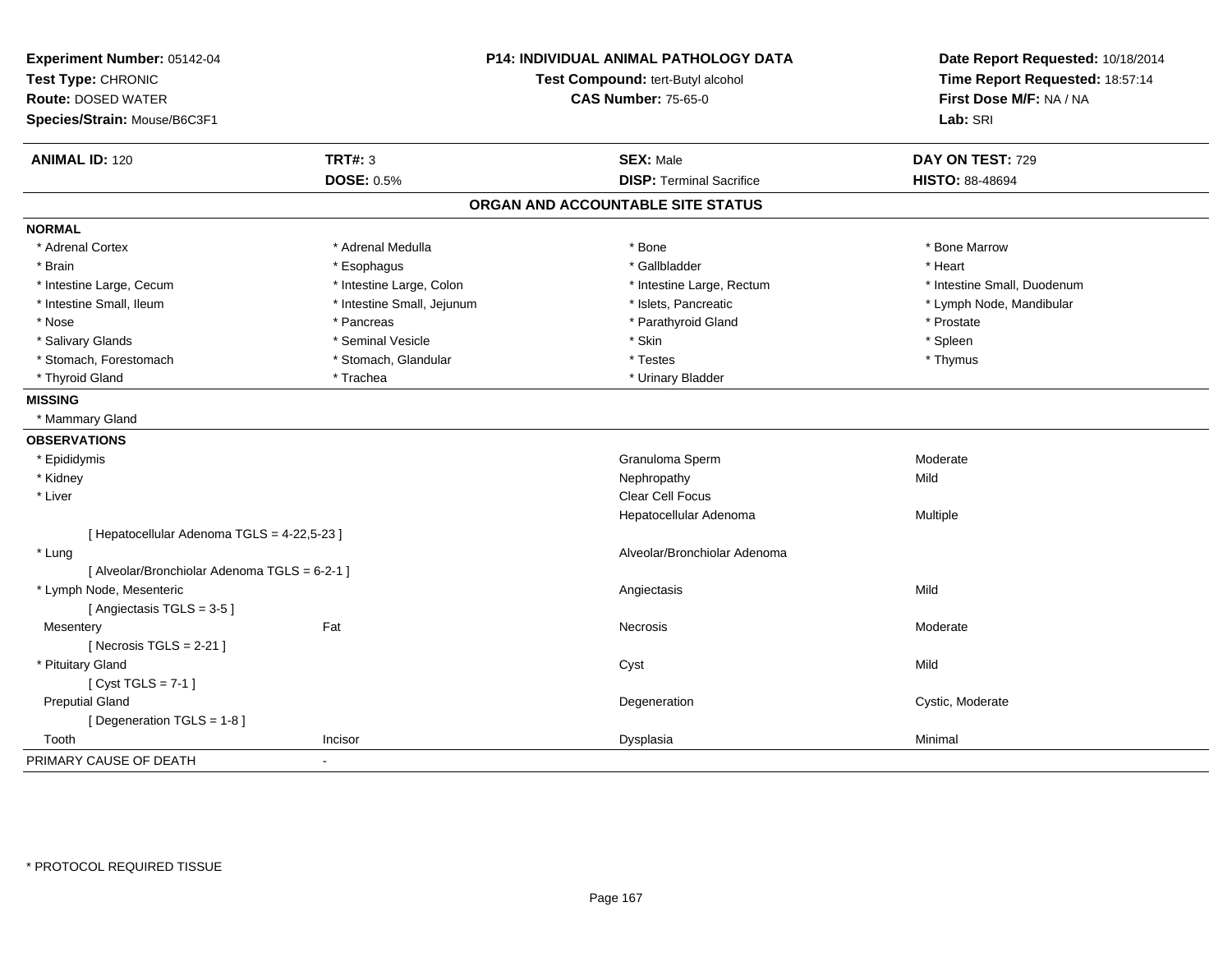**Experiment Number:** 05142-04
**Test Type:** CHRONIC
**Route:** DOSED WATER
**Species/Strain:** Mouse/B6C3F1

**P14: INDIVIDUAL ANIMAL PATHOLOGY DATA**
**Test Compound:** tert-Butyl alcohol
**CAS Number:** 75-65-0

**Date Report Requested:** 10/18/2014
**Time Report Requested:** 18:57:14
**First Dose M/F:** NA / NA
**Lab:** SRI

| **ANIMAL ID:** 120 | **TRT#:** 3 | **SEX:** Male | **DAY ON TEST:** 729 |
|---|---|---|---|
| | **DOSE:** 0.5% | **DISP:** Terminal Sacrifice | **HISTO:** 88-48694 |

## ORGAN AND ACCOUNTABLE SITE STATUS

**NORMAL**

| | | | |
|---|---|---|---|
| * Adrenal Cortex | * Adrenal Medulla | * Bone | * Bone Marrow |
| * Brain | * Esophagus | * Gallbladder | * Heart |
| * Intestine Large, Cecum | * Intestine Large, Colon | * Intestine Large, Rectum | * Intestine Small, Duodenum |
| * Intestine Small, Ileum | * Intestine Small, Jejunum | * Islets, Pancreatic | * Lymph Node, Mandibular |
| * Nose | * Pancreas | * Parathyroid Gland | * Prostate |
| * Salivary Glands | * Seminal Vesicle | * Skin | * Spleen |
| * Stomach, Forestomach | * Stomach, Glandular | * Testes | * Thymus |
| * Thyroid Gland | * Trachea | * Urinary Bladder | |

**MISSING**

* Mammary Gland

**OBSERVATIONS**

| | | | |
|---|---|---|---|
| * Epididymis | | Granuloma Sperm | Moderate |
| * Kidney | | Nephropathy | Mild |
| * Liver | | Clear Cell Focus | |
| | | Hepatocellular Adenoma | Multiple |
| [ Hepatocellular Adenoma TGLS = 4-22,5-23 ] | | | |
| * Lung | | Alveolar/Bronchiolar Adenoma | |
| [ Alveolar/Bronchiolar Adenoma TGLS = 6-2-1 ] | | | |
| * Lymph Node, Mesenteric | | Angiectasis | Mild |
| [ Angiectasis TGLS = 3-5 ] | | | |
| Mesentery | Fat | Necrosis | Moderate |
| [ Necrosis TGLS = 2-21 ] | | | |
| * Pituitary Gland | | Cyst | Mild |
| [ Cyst TGLS = 7-1 ] | | | |
| Preputial Gland | | Degeneration | Cystic, Moderate |
| [ Degeneration TGLS = 1-8 ] | | | |
| Tooth | Incisor | Dysplasia | Minimal |

PRIMARY CAUSE OF DEATH -

* PROTOCOL REQUIRED TISSUE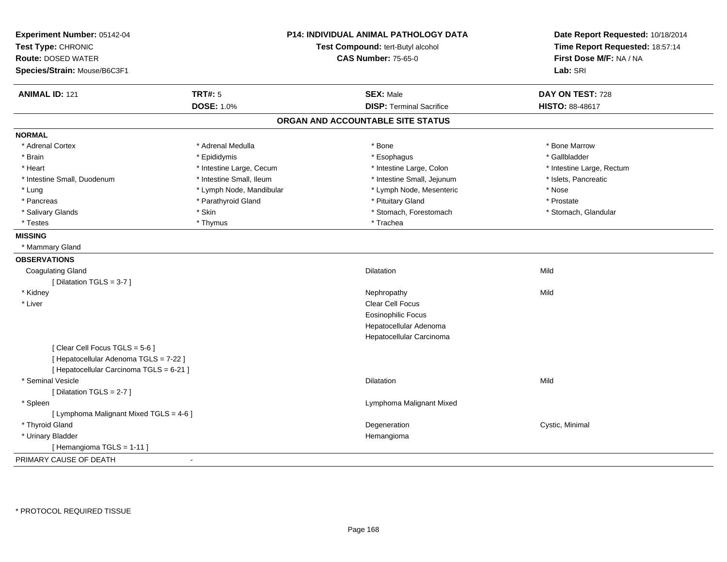**Experiment Number:** 05142-04
**Test Type:** CHRONIC
**Route:** DOSED WATER
**Species/Strain:** Mouse/B6C3F1

**P14: INDIVIDUAL ANIMAL PATHOLOGY DATA**
**Test Compound:** tert-Butyl alcohol
**CAS Number:** 75-65-0

**Date Report Requested:** 10/18/2014
**Time Report Requested:** 18:57:14
**First Dose M/F:** NA / NA
**Lab:** SRI

| **ANIMAL ID:** 121 | **TRT#:** 5 | **SEX:** Male | **DAY ON TEST:** 728 |
|---|---|---|---|
| | **DOSE:** 1.0% | **DISP:** Terminal Sacrifice | **HISTO:** 88-48617 |

## ORGAN AND ACCOUNTABLE SITE STATUS

**NORMAL**

| | | | |
|---|---|---|---|
| * Adrenal Cortex | * Adrenal Medulla | * Bone | * Bone Marrow |
| * Brain | * Epididymis | * Esophagus | * Gallbladder |
| * Heart | * Intestine Large, Cecum | * Intestine Large, Colon | * Intestine Large, Rectum |
| * Intestine Small, Duodenum | * Intestine Small, Ileum | * Intestine Small, Jejunum | * Islets, Pancreatic |
| * Lung | * Lymph Node, Mandibular | * Lymph Node, Mesenteric | * Nose |
| * Pancreas | * Parathyroid Gland | * Pituitary Gland | * Prostate |
| * Salivary Glands | * Skin | * Stomach, Forestomach | * Stomach, Glandular |
| * Testes | * Thymus | * Trachea | |

**MISSING**

* Mammary Gland

**OBSERVATIONS**

| Organ | Observation | Severity |
|---|---|---|
| Coagulating Gland | Dilatation | Mild |
| [ Dilatation TGLS = 3-7 ] | | |
| * Kidney | Nephropathy | Mild |
| * Liver | Clear Cell Focus | |
| | Eosinophilic Focus | |
| | Hepatocellular Adenoma | |
| | Hepatocellular Carcinoma | |
| [ Clear Cell Focus TGLS = 5-6 ] | | |
| [ Hepatocellular Adenoma TGLS = 7-22 ] | | |
| [ Hepatocellular Carcinoma TGLS = 6-21 ] | | |
| * Seminal Vesicle | Dilatation | Mild |
| [ Dilatation TGLS = 2-7 ] | | |
| * Spleen | Lymphoma Malignant Mixed | |
| [ Lymphoma Malignant Mixed TGLS = 4-6 ] | | |
| * Thyroid Gland | Degeneration | Cystic, Minimal |
| * Urinary Bladder | Hemangioma | |
| [ Hemangioma TGLS = 1-11 ] | | |

PRIMARY CAUSE OF DEATH -

* PROTOCOL REQUIRED TISSUE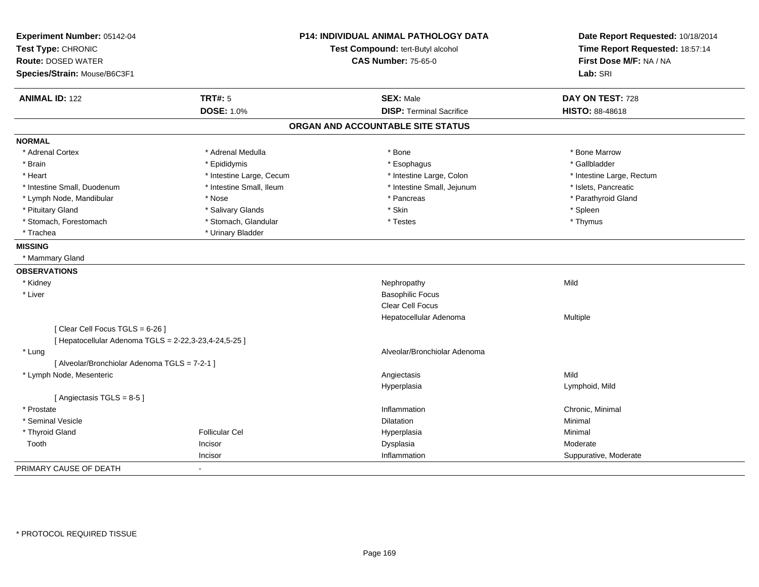**Experiment Number:** 05142-04
**Test Type:** CHRONIC
**Route:** DOSED WATER
**Species/Strain:** Mouse/B6C3F1

**P14: INDIVIDUAL ANIMAL PATHOLOGY DATA**
**Test Compound:** tert-Butyl alcohol
**CAS Number:** 75-65-0

**Date Report Requested:** 10/18/2014
**Time Report Requested:** 18:57:14
**First Dose M/F:** NA / NA
**Lab:** SRI

| **ANIMAL ID:** 122 | **TRT#:** 5 | **SEX:** Male | **DAY ON TEST:** 728 |
|---|---|---|---|
| | **DOSE:** 1.0% | **DISP:** Terminal Sacrifice | **HISTO:** 88-48618 |

**ORGAN AND ACCOUNTABLE SITE STATUS**

**NORMAL**

| | | | |
|---|---|---|---|
| * Adrenal Cortex | * Adrenal Medulla | * Bone | * Bone Marrow |
| * Brain | * Epididymis | * Esophagus | * Gallbladder |
| * Heart | * Intestine Large, Cecum | * Intestine Large, Colon | * Intestine Large, Rectum |
| * Intestine Small, Duodenum | * Intestine Small, Ileum | * Intestine Small, Jejunum | * Islets, Pancreatic |
| * Lymph Node, Mandibular | * Nose | * Pancreas | * Parathyroid Gland |
| * Pituitary Gland | * Salivary Glands | * Skin | * Spleen |
| * Stomach, Forestomach | * Stomach, Glandular | * Testes | * Thymus |
| * Trachea | * Urinary Bladder | | |

**MISSING**

* Mammary Gland

**OBSERVATIONS**

| | | | |
|---|---|---|---|
| * Kidney | | Nephropathy | Mild |
| * Liver | | Basophilic Focus | |
| | | Clear Cell Focus | |
| | | Hepatocellular Adenoma | Multiple |
| [ Clear Cell Focus TGLS = 6-26 ] | | | |
| [ Hepatocellular Adenoma TGLS = 2-22,3-23,4-24,5-25 ] | | | |
| * Lung | | Alveolar/Bronchiolar Adenoma | |
| [ Alveolar/Bronchiolar Adenoma TGLS = 7-2-1 ] | | | |
| * Lymph Node, Mesenteric | | Angiectasis | Mild |
| | | Hyperplasia | Lymphoid, Mild |
| [ Angiectasis TGLS = 8-5 ] | | | |
| * Prostate | | Inflammation | Chronic, Minimal |
| * Seminal Vesicle | | Dilatation | Minimal |
| * Thyroid Gland | Follicular Cel | Hyperplasia | Minimal |
| Tooth | Incisor | Dysplasia | Moderate |
| | Incisor | Inflammation | Suppurative, Moderate |

PRIMARY CAUSE OF DEATH -

* PROTOCOL REQUIRED TISSUE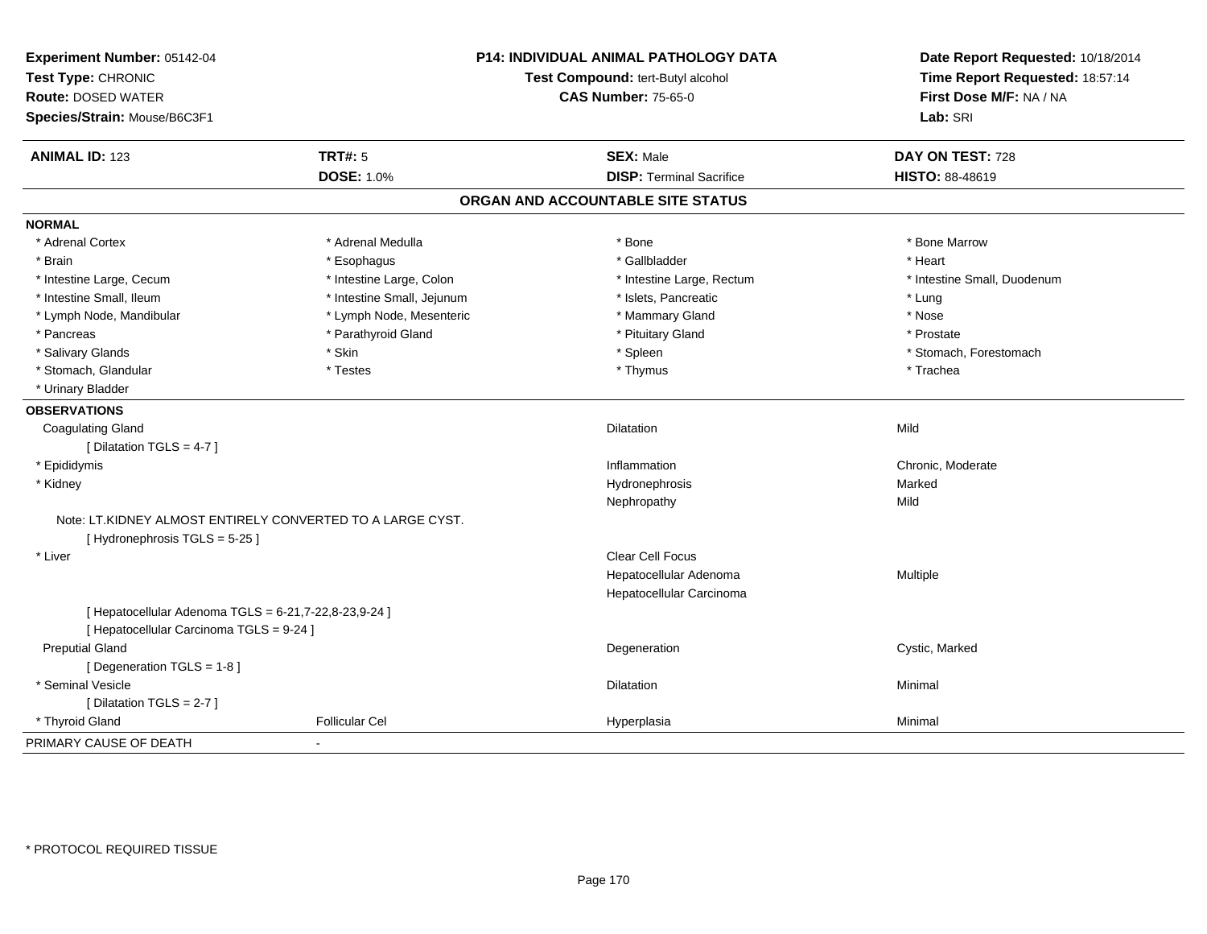**Experiment Number:** 05142-04
**Test Type:** CHRONIC
**Route:** DOSED WATER
**Species/Strain:** Mouse/B6C3F1

**P14: INDIVIDUAL ANIMAL PATHOLOGY DATA**
**Test Compound:** tert-Butyl alcohol
**CAS Number:** 75-65-0

**Date Report Requested:** 10/18/2014
**Time Report Requested:** 18:57:14
**First Dose M/F:** NA / NA
**Lab:** SRI

| **ANIMAL ID:** 123 | **TRT#:** 5 | **SEX:** Male | **DAY ON TEST:** 728 |
|---|---|---|---|
| | **DOSE:** 1.0% | **DISP:** Terminal Sacrifice | **HISTO:** 88-48619 |

## ORGAN AND ACCOUNTABLE SITE STATUS

**NORMAL**

| | | | |
|---|---|---|---|
| * Adrenal Cortex | * Adrenal Medulla | * Bone | * Bone Marrow |
| * Brain | * Esophagus | * Gallbladder | * Heart |
| * Intestine Large, Cecum | * Intestine Large, Colon | * Intestine Large, Rectum | * Intestine Small, Duodenum |
| * Intestine Small, Ileum | * Intestine Small, Jejunum | * Islets, Pancreatic | * Lung |
| * Lymph Node, Mandibular | * Lymph Node, Mesenteric | * Mammary Gland | * Nose |
| * Pancreas | * Parathyroid Gland | * Pituitary Gland | * Prostate |
| * Salivary Glands | * Skin | * Spleen | * Stomach, Forestomach |
| * Stomach, Glandular | * Testes | * Thymus | * Trachea |
| * Urinary Bladder | | | |

**OBSERVATIONS**

| | | | |
|---|---|---|---|
| Coagulating Gland | | Dilatation | Mild |
| [ Dilatation TGLS = 4-7 ] | | | |
| * Epididymis | | Inflammation | Chronic, Moderate |
| * Kidney | | Hydronephrosis | Marked |
| | | Nephropathy | Mild |
| Note: LT.KIDNEY ALMOST ENTIRELY CONVERTED TO A LARGE CYST. | | | |
| [ Hydronephrosis TGLS = 5-25 ] | | | |
| * Liver | | Clear Cell Focus | |
| | | Hepatocellular Adenoma | Multiple |
| | | Hepatocellular Carcinoma | |
| [ Hepatocellular Adenoma TGLS = 6-21,7-22,8-23,9-24 ] | | | |
| [ Hepatocellular Carcinoma TGLS = 9-24 ] | | | |
| Preputial Gland | | Degeneration | Cystic, Marked |
| [ Degeneration TGLS = 1-8 ] | | | |
| * Seminal Vesicle | | Dilatation | Minimal |
| [ Dilatation TGLS = 2-7 ] | | | |
| * Thyroid Gland | Follicular Cel | Hyperplasia | Minimal |

PRIMARY CAUSE OF DEATH -

* PROTOCOL REQUIRED TISSUE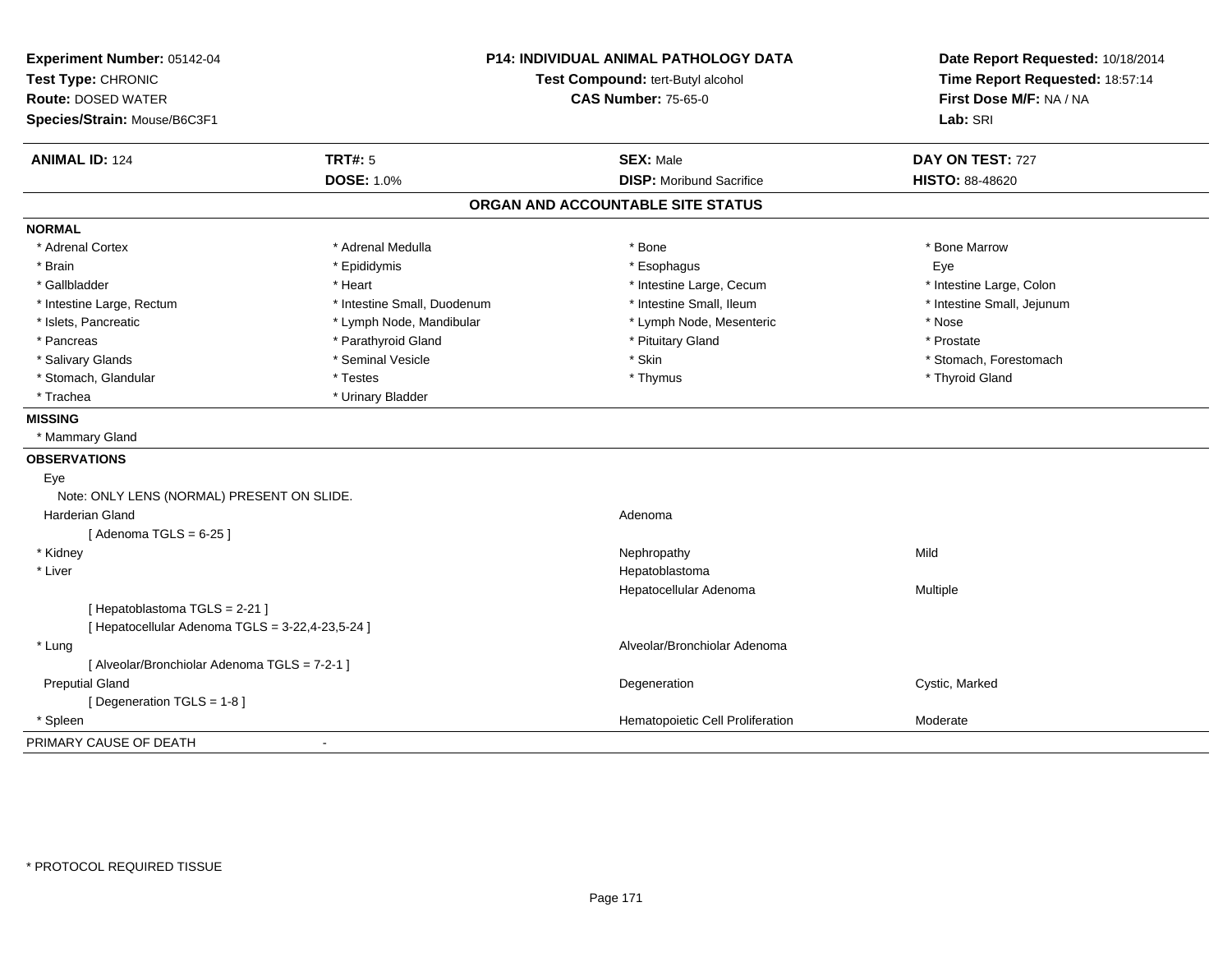**Experiment Number:** 05142-04
**Test Type:** CHRONIC
**Route:** DOSED WATER
**Species/Strain:** Mouse/B6C3F1

**P14: INDIVIDUAL ANIMAL PATHOLOGY DATA**
**Test Compound:** tert-Butyl alcohol
**CAS Number:** 75-65-0

**Date Report Requested:** 10/18/2014
**Time Report Requested:** 18:57:14
**First Dose M/F:** NA / NA
**Lab:** SRI

| **ANIMAL ID:** 124 | **TRT#:** 5 | **SEX:** Male | **DAY ON TEST:** 727 |
|---|---|---|---|
| | **DOSE:** 1.0% | **DISP:** Moribund Sacrifice | **HISTO:** 88-48620 |

## ORGAN AND ACCOUNTABLE SITE STATUS

**NORMAL**

| | | | |
|---|---|---|---|
| * Adrenal Cortex | * Adrenal Medulla | * Bone | * Bone Marrow |
| * Brain | * Epididymis | * Esophagus | Eye |
| * Gallbladder | * Heart | * Intestine Large, Cecum | * Intestine Large, Colon |
| * Intestine Large, Rectum | * Intestine Small, Duodenum | * Intestine Small, Ileum | * Intestine Small, Jejunum |
| * Islets, Pancreatic | * Lymph Node, Mandibular | * Lymph Node, Mesenteric | * Nose |
| * Pancreas | * Parathyroid Gland | * Pituitary Gland | * Prostate |
| * Salivary Glands | * Seminal Vesicle | * Skin | * Stomach, Forestomach |
| * Stomach, Glandular | * Testes | * Thymus | * Thyroid Gland |
| * Trachea | * Urinary Bladder | | |

**MISSING**

* Mammary Gland

**OBSERVATIONS**

| | | |
|---|---|---|
| Eye | | |
| Note: ONLY LENS (NORMAL) PRESENT ON SLIDE. | | |
| Harderian Gland | Adenoma | |
| [ Adenoma TGLS = 6-25 ] | | |
| * Kidney | Nephropathy | Mild |
| * Liver | Hepatoblastoma | |
| | Hepatocellular Adenoma | Multiple |
| [ Hepatoblastoma TGLS = 2-21 ] | | |
| [ Hepatocellular Adenoma TGLS = 3-22,4-23,5-24 ] | | |
| * Lung | Alveolar/Bronchiolar Adenoma | |
| [ Alveolar/Bronchiolar Adenoma TGLS = 7-2-1 ] | | |
| Preputial Gland | Degeneration | Cystic, Marked |
| [ Degeneration TGLS = 1-8 ] | | |
| * Spleen | Hematopoietic Cell Proliferation | Moderate |

PRIMARY CAUSE OF DEATH -

* PROTOCOL REQUIRED TISSUE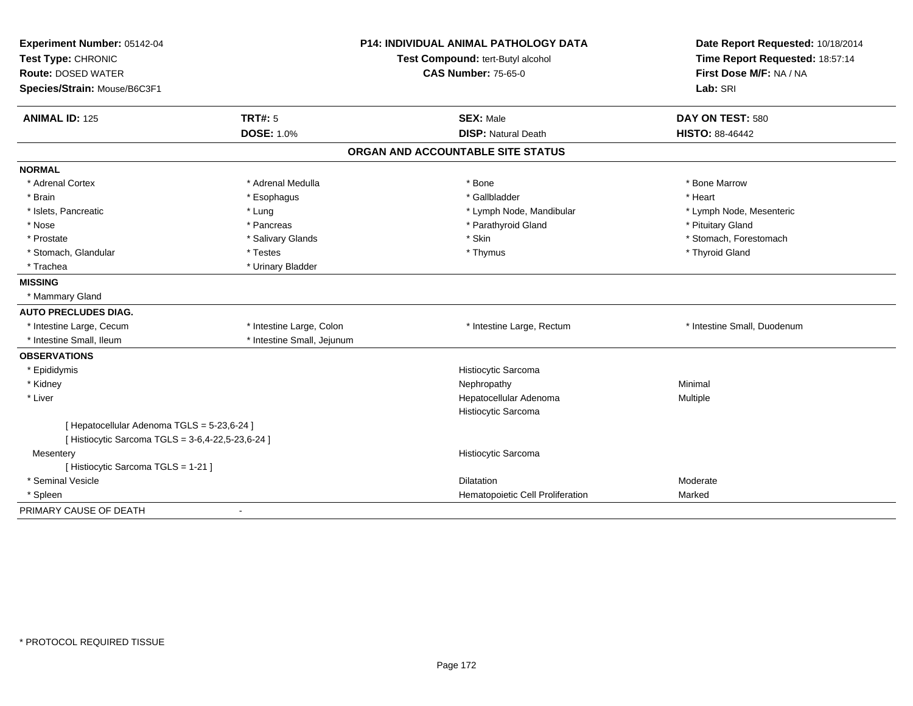**Experiment Number:** 05142-04
**Test Type:** CHRONIC
**Route:** DOSED WATER
**Species/Strain:** Mouse/B6C3F1

**P14: INDIVIDUAL ANIMAL PATHOLOGY DATA**
**Test Compound:** tert-Butyl alcohol
**CAS Number:** 75-65-0

**Date Report Requested:** 10/18/2014
**Time Report Requested:** 18:57:14
**First Dose M/F:** NA / NA
**Lab:** SRI

| **ANIMAL ID:** 125 | **TRT#:** 5 | **SEX:** Male | **DAY ON TEST:** 580 |
|---|---|---|---|
| | **DOSE:** 1.0% | **DISP:** Natural Death | **HISTO:** 88-46442 |

## ORGAN AND ACCOUNTABLE SITE STATUS

**NORMAL**

| | | | |
|---|---|---|---|
| * Adrenal Cortex | * Adrenal Medulla | * Bone | * Bone Marrow |
| * Brain | * Esophagus | * Gallbladder | * Heart |
| * Islets, Pancreatic | * Lung | * Lymph Node, Mandibular | * Lymph Node, Mesenteric |
| * Nose | * Pancreas | * Parathyroid Gland | * Pituitary Gland |
| * Prostate | * Salivary Glands | * Skin | * Stomach, Forestomach |
| * Stomach, Glandular | * Testes | * Thymus | * Thyroid Gland |
| * Trachea | * Urinary Bladder | | |

**MISSING**

* Mammary Gland

**AUTO PRECLUDES DIAG.**

| | | | |
|---|---|---|---|
| * Intestine Large, Cecum | * Intestine Large, Colon | * Intestine Large, Rectum | * Intestine Small, Duodenum |
| * Intestine Small, Ileum | * Intestine Small, Jejunum | | |

**OBSERVATIONS**

| Organ | Observation | Severity |
|---|---|---|
| * Epididymis | Histiocytic Sarcoma | |
| * Kidney | Nephropathy | Minimal |
| * Liver | Hepatocellular Adenoma | Multiple |
| | Histiocytic Sarcoma | |
| [ Hepatocellular Adenoma TGLS = 5-23,6-24 ] | | |
| [ Histiocytic Sarcoma TGLS = 3-6,4-22,5-23,6-24 ] | | |
| Mesentery | Histiocytic Sarcoma | |
| [ Histiocytic Sarcoma TGLS = 1-21 ] | | |
| * Seminal Vesicle | Dilatation | Moderate |
| * Spleen | Hematopoietic Cell Proliferation | Marked |

PRIMARY CAUSE OF DEATH -

* PROTOCOL REQUIRED TISSUE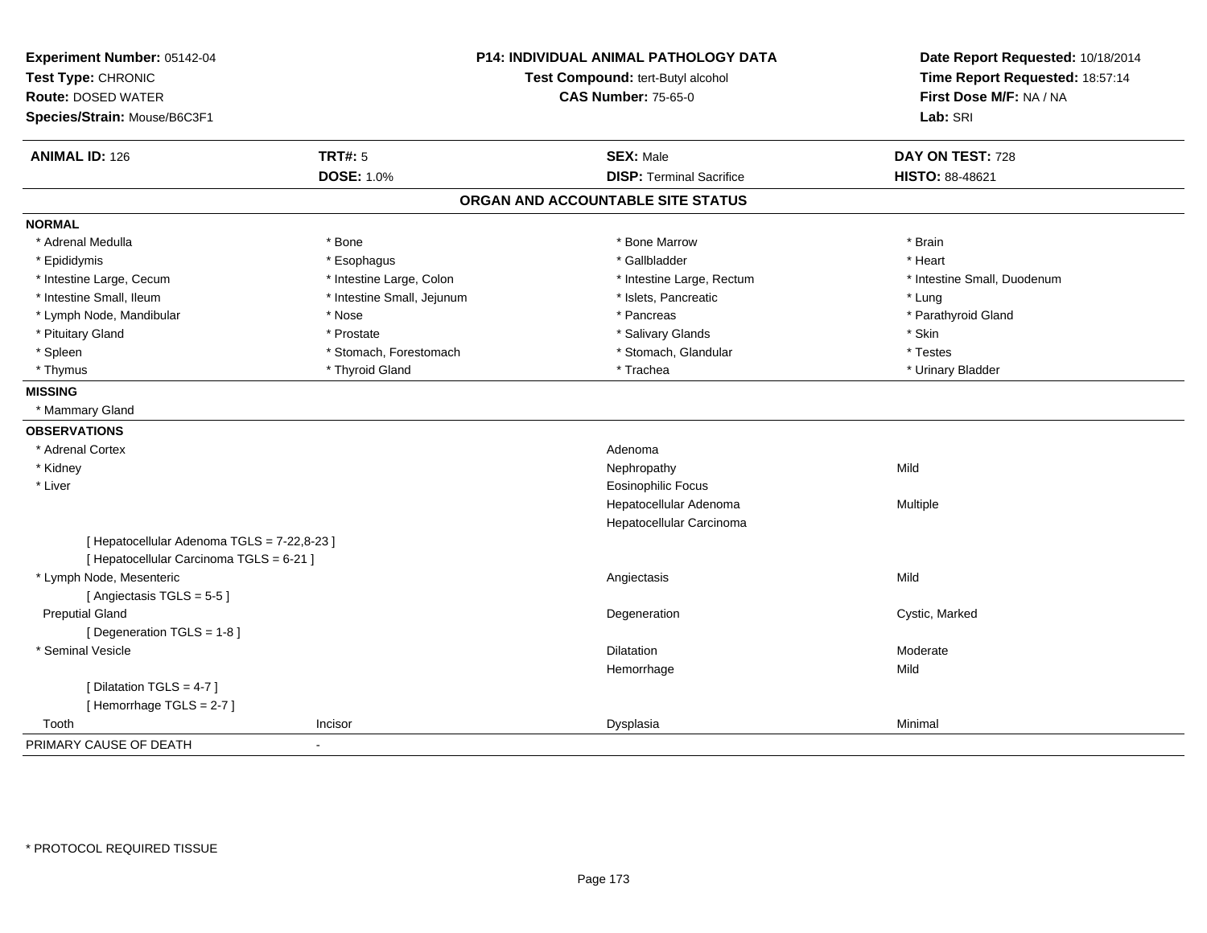**Experiment Number:** 05142-04
**Test Type:** CHRONIC
**Route:** DOSED WATER
**Species/Strain:** Mouse/B6C3F1

**P14: INDIVIDUAL ANIMAL PATHOLOGY DATA**
**Test Compound:** tert-Butyl alcohol
**CAS Number:** 75-65-0

**Date Report Requested:** 10/18/2014
**Time Report Requested:** 18:57:14
**First Dose M/F:** NA / NA
**Lab:** SRI

| **ANIMAL ID:** 126 | **TRT#:** 5 | **SEX:** Male | **DAY ON TEST:** 728 |
|---|---|---|---|
| | **DOSE:** 1.0% | **DISP:** Terminal Sacrifice | **HISTO:** 88-48621 |

## ORGAN AND ACCOUNTABLE SITE STATUS

**NORMAL**

| | | | |
|---|---|---|---|
| * Adrenal Medulla | * Bone | * Bone Marrow | * Brain |
| * Epididymis | * Esophagus | * Gallbladder | * Heart |
| * Intestine Large, Cecum | * Intestine Large, Colon | * Intestine Large, Rectum | * Intestine Small, Duodenum |
| * Intestine Small, Ileum | * Intestine Small, Jejunum | * Islets, Pancreatic | * Lung |
| * Lymph Node, Mandibular | * Nose | * Pancreas | * Parathyroid Gland |
| * Pituitary Gland | * Prostate | * Salivary Glands | * Skin |
| * Spleen | * Stomach, Forestomach | * Stomach, Glandular | * Testes |
| * Thymus | * Thyroid Gland | * Trachea | * Urinary Bladder |

**MISSING**

* Mammary Gland

**OBSERVATIONS**

| | | | |
|---|---|---|---|
| * Adrenal Cortex | | Adenoma | |
| * Kidney | | Nephropathy | Mild |
| * Liver | | Eosinophilic Focus | |
| | | Hepatocellular Adenoma | Multiple |
| | | Hepatocellular Carcinoma | |
| [ Hepatocellular Adenoma TGLS = 7-22,8-23 ] | | | |
| [ Hepatocellular Carcinoma TGLS = 6-21 ] | | | |
| * Lymph Node, Mesenteric | | Angiectasis | Mild |
| [ Angiectasis TGLS = 5-5 ] | | | |
| Preputial Gland | | Degeneration | Cystic, Marked |
| [ Degeneration TGLS = 1-8 ] | | | |
| * Seminal Vesicle | | Dilatation | Moderate |
| | | Hemorrhage | Mild |
| [ Dilatation TGLS = 4-7 ] | | | |
| [ Hemorrhage TGLS = 2-7 ] | | | |
| Tooth | Incisor | Dysplasia | Minimal |

PRIMARY CAUSE OF DEATH -

* PROTOCOL REQUIRED TISSUE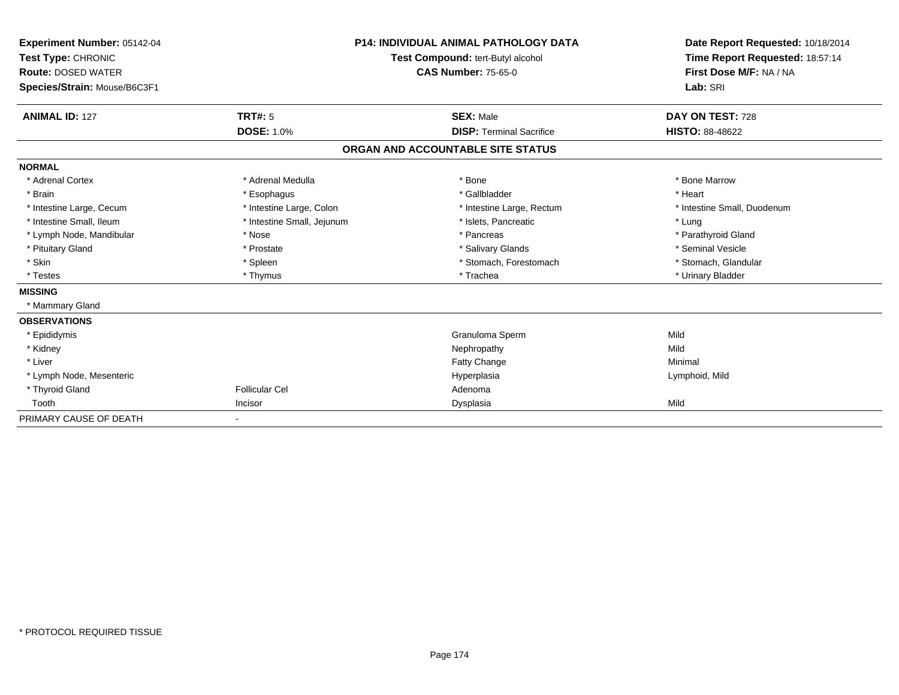**Experiment Number:** 05142-04
**Test Type:** CHRONIC
**Route:** DOSED WATER
**Species/Strain:** Mouse/B6C3F1

**P14: INDIVIDUAL ANIMAL PATHOLOGY DATA**
**Test Compound:** tert-Butyl alcohol
**CAS Number:** 75-65-0

**Date Report Requested:** 10/18/2014
**Time Report Requested:** 18:57:14
**First Dose M/F:** NA / NA
**Lab:** SRI

| **ANIMAL ID:** 127 | **TRT#:** 5 | **SEX:** Male | **DAY ON TEST:** 728 |
|---|---|---|---|
| | **DOSE:** 1.0% | **DISP:** Terminal Sacrifice | **HISTO:** 88-48622 |

## ORGAN AND ACCOUNTABLE SITE STATUS

**NORMAL**

| | | | |
|---|---|---|---|
| * Adrenal Cortex | * Adrenal Medulla | * Bone | * Bone Marrow |
| * Brain | * Esophagus | * Gallbladder | * Heart |
| * Intestine Large, Cecum | * Intestine Large, Colon | * Intestine Large, Rectum | * Intestine Small, Duodenum |
| * Intestine Small, Ileum | * Intestine Small, Jejunum | * Islets, Pancreatic | * Lung |
| * Lymph Node, Mandibular | * Nose | * Pancreas | * Parathyroid Gland |
| * Pituitary Gland | * Prostate | * Salivary Glands | * Seminal Vesicle |
| * Skin | * Spleen | * Stomach, Forestomach | * Stomach, Glandular |
| * Testes | * Thymus | * Trachea | * Urinary Bladder |

**MISSING**

* Mammary Gland

**OBSERVATIONS**

| | | | |
|---|---|---|---|
| * Epididymis | | Granuloma Sperm | Mild |
| * Kidney | | Nephropathy | Mild |
| * Liver | | Fatty Change | Minimal |
| * Lymph Node, Mesenteric | | Hyperplasia | Lymphoid, Mild |
| * Thyroid Gland | Follicular Cel | Adenoma | |
| Tooth | Incisor | Dysplasia | Mild |

PRIMARY CAUSE OF DEATH -

* PROTOCOL REQUIRED TISSUE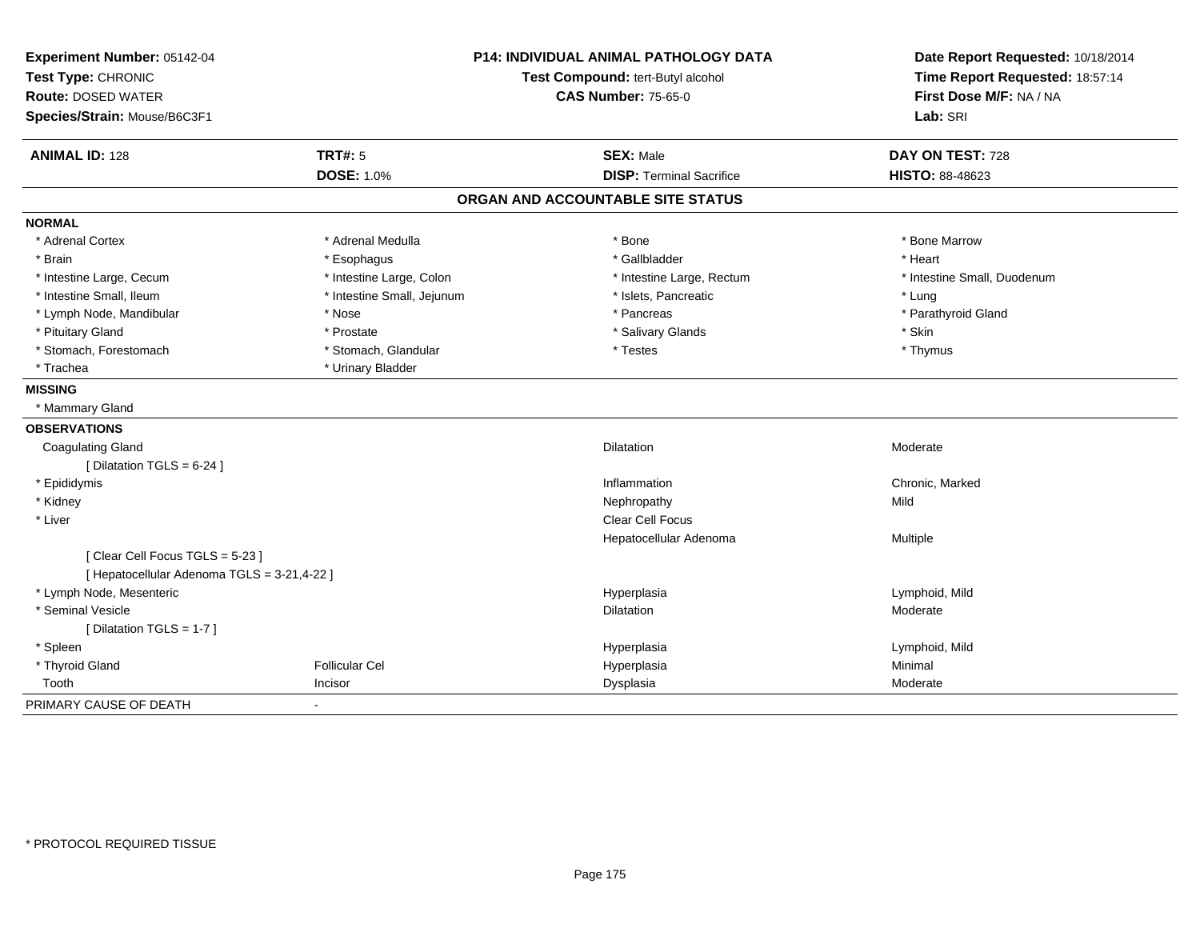**Experiment Number:** 05142-04
**Test Type:** CHRONIC
**Route:** DOSED WATER
**Species/Strain:** Mouse/B6C3F1

**P14: INDIVIDUAL ANIMAL PATHOLOGY DATA**
**Test Compound:** tert-Butyl alcohol
**CAS Number:** 75-65-0

**Date Report Requested:** 10/18/2014
**Time Report Requested:** 18:57:14
**First Dose M/F:** NA / NA
**Lab:** SRI

| **ANIMAL ID:** 128 | **TRT#:** 5 | **SEX:** Male | **DAY ON TEST:** 728 |
|---|---|---|---|
| | **DOSE:** 1.0% | **DISP:** Terminal Sacrifice | **HISTO:** 88-48623 |

## ORGAN AND ACCOUNTABLE SITE STATUS

**NORMAL**

| | | | |
|---|---|---|---|
| * Adrenal Cortex | * Adrenal Medulla | * Bone | * Bone Marrow |
| * Brain | * Esophagus | * Gallbladder | * Heart |
| * Intestine Large, Cecum | * Intestine Large, Colon | * Intestine Large, Rectum | * Intestine Small, Duodenum |
| * Intestine Small, Ileum | * Intestine Small, Jejunum | * Islets, Pancreatic | * Lung |
| * Lymph Node, Mandibular | * Nose | * Pancreas | * Parathyroid Gland |
| * Pituitary Gland | * Prostate | * Salivary Glands | * Skin |
| * Stomach, Forestomach | * Stomach, Glandular | * Testes | * Thymus |
| * Trachea | * Urinary Bladder | | |

**MISSING**

* Mammary Gland

**OBSERVATIONS**

| | | | |
|---|---|---|---|
| Coagulating Gland | | Dilatation | Moderate |
| [ Dilatation TGLS = 6-24 ] | | | |
| * Epididymis | | Inflammation | Chronic, Marked |
| * Kidney | | Nephropathy | Mild |
| * Liver | | Clear Cell Focus | |
| | | Hepatocellular Adenoma | Multiple |
| [ Clear Cell Focus TGLS = 5-23 ] | | | |
| [ Hepatocellular Adenoma TGLS = 3-21,4-22 ] | | | |
| * Lymph Node, Mesenteric | | Hyperplasia | Lymphoid, Mild |
| * Seminal Vesicle | | Dilatation | Moderate |
| [ Dilatation TGLS = 1-7 ] | | | |
| * Spleen | | Hyperplasia | Lymphoid, Mild |
| * Thyroid Gland | Follicular Cel | Hyperplasia | Minimal |
| Tooth | Incisor | Dysplasia | Moderate |

PRIMARY CAUSE OF DEATH -

\* PROTOCOL REQUIRED TISSUE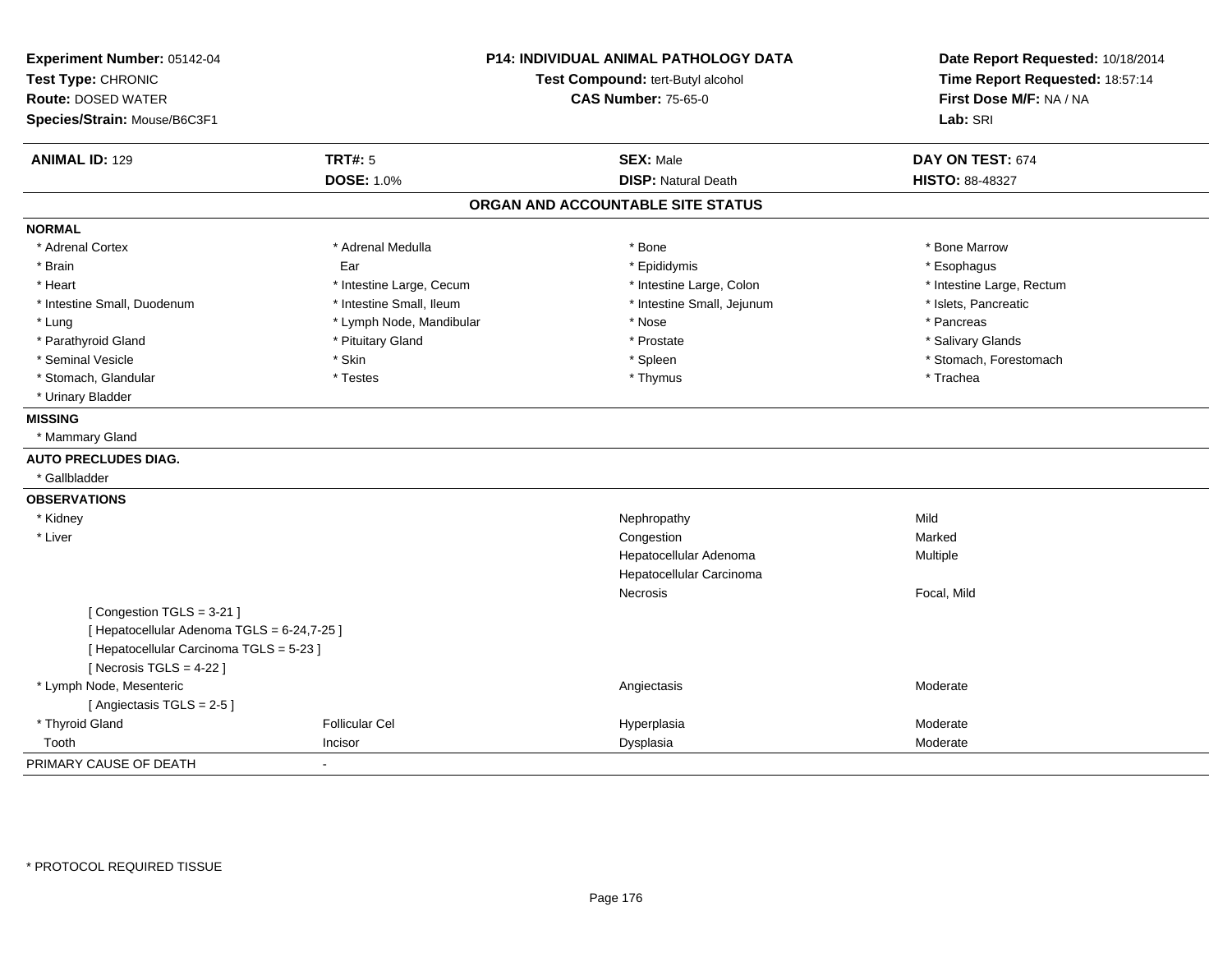**Experiment Number:** 05142-04
**Test Type:** CHRONIC
**Route:** DOSED WATER
**Species/Strain:** Mouse/B6C3F1

**P14: INDIVIDUAL ANIMAL PATHOLOGY DATA**
**Test Compound:** tert-Butyl alcohol
**CAS Number:** 75-65-0

**Date Report Requested:** 10/18/2014
**Time Report Requested:** 18:57:14
**First Dose M/F:** NA / NA
**Lab:** SRI

| **ANIMAL ID:** 129 | **TRT#:** 5 | **SEX:** Male | **DAY ON TEST:** 674 |
|---|---|---|---|
| | **DOSE:** 1.0% | **DISP:** Natural Death | **HISTO:** 88-48327 |

## ORGAN AND ACCOUNTABLE SITE STATUS

**NORMAL**

| | | | |
|---|---|---|---|
| * Adrenal Cortex | * Adrenal Medulla | * Bone | * Bone Marrow |
| * Brain | Ear | * Epididymis | * Esophagus |
| * Heart | * Intestine Large, Cecum | * Intestine Large, Colon | * Intestine Large, Rectum |
| * Intestine Small, Duodenum | * Intestine Small, Ileum | * Intestine Small, Jejunum | * Islets, Pancreatic |
| * Lung | * Lymph Node, Mandibular | * Nose | * Pancreas |
| * Parathyroid Gland | * Pituitary Gland | * Prostate | * Salivary Glands |
| * Seminal Vesicle | * Skin | * Spleen | * Stomach, Forestomach |
| * Stomach, Glandular | * Testes | * Thymus | * Trachea |
| * Urinary Bladder | | | |

**MISSING**

* Mammary Gland

**AUTO PRECLUDES DIAG.**

* Gallbladder

**OBSERVATIONS**

| | | | |
|---|---|---|---|
| * Kidney | | Nephropathy | Mild |
| * Liver | | Congestion | Marked |
| | | Hepatocellular Adenoma | Multiple |
| | | Hepatocellular Carcinoma | |
| | | Necrosis | Focal, Mild |
| [ Congestion TGLS = 3-21 ] | | | |
| [ Hepatocellular Adenoma TGLS = 6-24,7-25 ] | | | |
| [ Hepatocellular Carcinoma TGLS = 5-23 ] | | | |
| [ Necrosis TGLS = 4-22 ] | | | |
| * Lymph Node, Mesenteric | | Angiectasis | Moderate |
| [ Angiectasis TGLS = 2-5 ] | | | |
| * Thyroid Gland | Follicular Cel | Hyperplasia | Moderate |
| Tooth | Incisor | Dysplasia | Moderate |

PRIMARY CAUSE OF DEATH -

* PROTOCOL REQUIRED TISSUE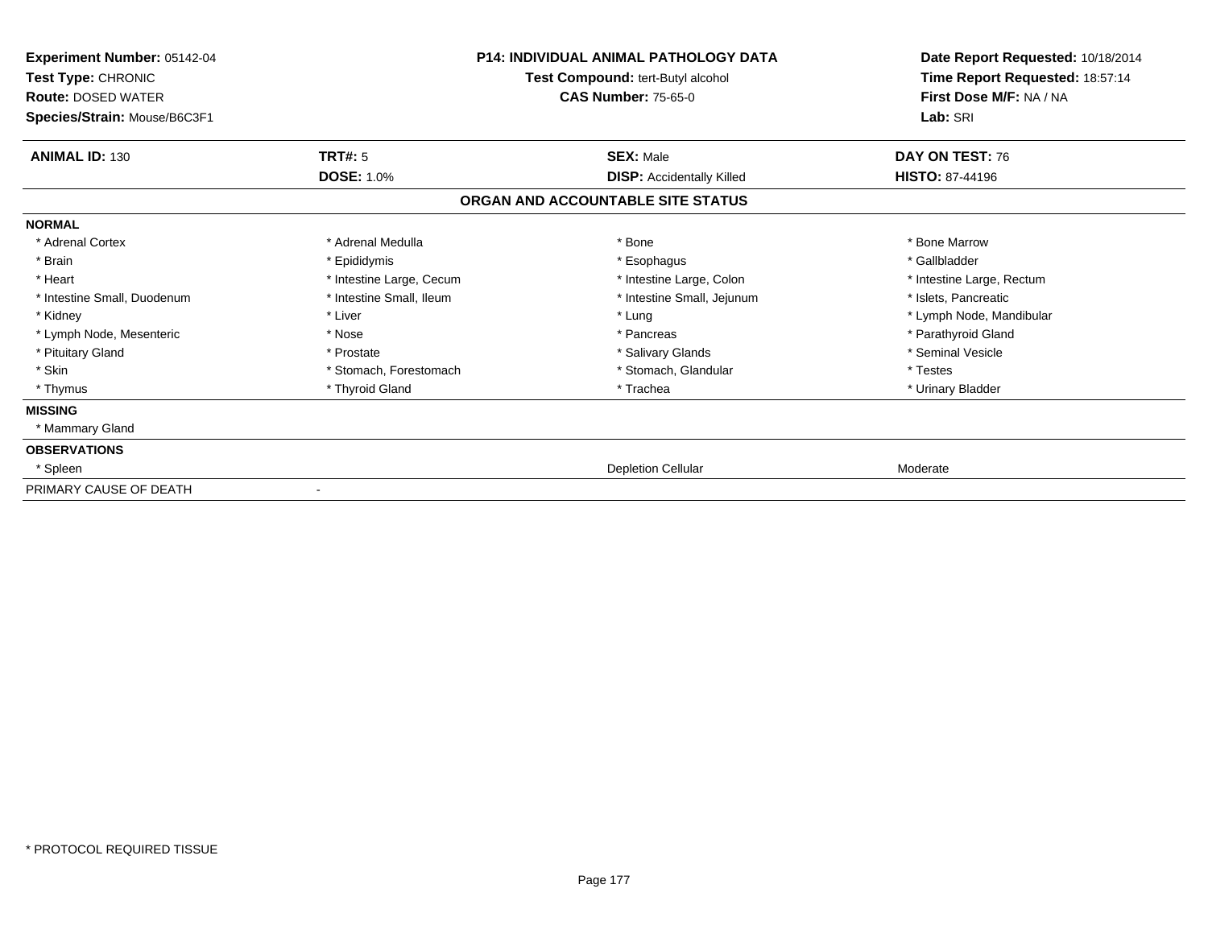**Experiment Number:** 05142-04
**Test Type:** CHRONIC
**Route:** DOSED WATER
**Species/Strain:** Mouse/B6C3F1

**P14: INDIVIDUAL ANIMAL PATHOLOGY DATA**
**Test Compound:** tert-Butyl alcohol
**CAS Number:** 75-65-0

**Date Report Requested:** 10/18/2014
**Time Report Requested:** 18:57:14
**First Dose M/F:** NA / NA
**Lab:** SRI

| **ANIMAL ID:** 130 | **TRT#:** 5 | **SEX:** Male | **DAY ON TEST:** 76 |
|---|---|---|---|
| | **DOSE:** 1.0% | **DISP:** Accidentally Killed | **HISTO:** 87-44196 |

## ORGAN AND ACCOUNTABLE SITE STATUS

| | | | |
|---|---|---|---|
| **NORMAL** | | | |
| * Adrenal Cortex | * Adrenal Medulla | * Bone | * Bone Marrow |
| * Brain | * Epididymis | * Esophagus | * Gallbladder |
| * Heart | * Intestine Large, Cecum | * Intestine Large, Colon | * Intestine Large, Rectum |
| * Intestine Small, Duodenum | * Intestine Small, Ileum | * Intestine Small, Jejunum | * Islets, Pancreatic |
| * Kidney | * Liver | * Lung | * Lymph Node, Mandibular |
| * Lymph Node, Mesenteric | * Nose | * Pancreas | * Parathyroid Gland |
| * Pituitary Gland | * Prostate | * Salivary Glands | * Seminal Vesicle |
| * Skin | * Stomach, Forestomach | * Stomach, Glandular | * Testes |
| * Thymus | * Thyroid Gland | * Trachea | * Urinary Bladder |
| **MISSING** | | | |
| * Mammary Gland | | | |
| **OBSERVATIONS** | | | |
| * Spleen | | Depletion Cellular | Moderate |
| PRIMARY CAUSE OF DEATH | - | | |

* PROTOCOL REQUIRED TISSUE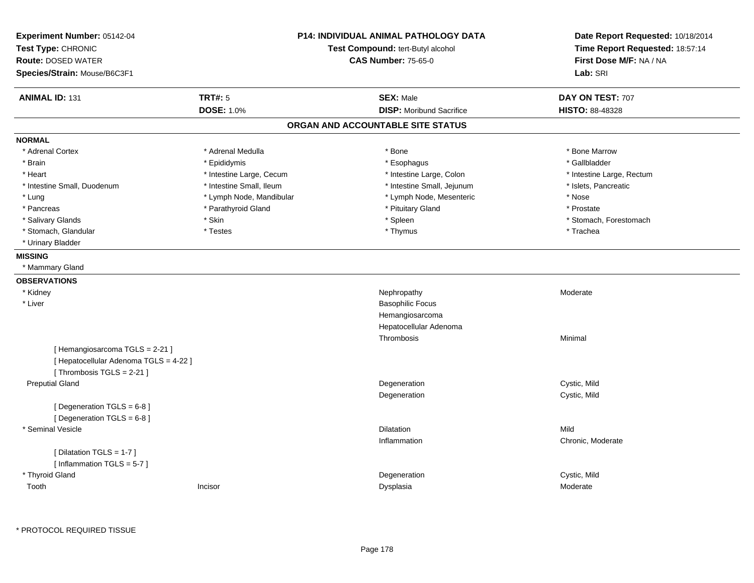**Experiment Number:** 05142-04
**Test Type:** CHRONIC
**Route:** DOSED WATER
**Species/Strain:** Mouse/B6C3F1

**P14: INDIVIDUAL ANIMAL PATHOLOGY DATA**
**Test Compound:** tert-Butyl alcohol
**CAS Number:** 75-65-0

**Date Report Requested:** 10/18/2014
**Time Report Requested:** 18:57:14
**First Dose M/F:** NA / NA
**Lab:** SRI

| **ANIMAL ID:** 131 | **TRT#:** 5 | **SEX:** Male | **DAY ON TEST:** 707 |
|---|---|---|---|
| | **DOSE:** 1.0% | **DISP:** Moribund Sacrifice | **HISTO:** 88-48328 |

## ORGAN AND ACCOUNTABLE SITE STATUS

**NORMAL**

| | | | |
|---|---|---|---|
| * Adrenal Cortex | * Adrenal Medulla | * Bone | * Bone Marrow |
| * Brain | * Epididymis | * Esophagus | * Gallbladder |
| * Heart | * Intestine Large, Cecum | * Intestine Large, Colon | * Intestine Large, Rectum |
| * Intestine Small, Duodenum | * Intestine Small, Ileum | * Intestine Small, Jejunum | * Islets, Pancreatic |
| * Lung | * Lymph Node, Mandibular | * Lymph Node, Mesenteric | * Nose |
| * Pancreas | * Parathyroid Gland | * Pituitary Gland | * Prostate |
| * Salivary Glands | * Skin | * Spleen | * Stomach, Forestomach |
| * Stomach, Glandular | * Testes | * Thymus | * Trachea |
| * Urinary Bladder | | | |

**MISSING**

* Mammary Gland

**OBSERVATIONS**

| | | | |
|---|---|---|---|
| * Kidney | | Nephropathy | Moderate |
| * Liver | | Basophilic Focus | |
| | | Hemangiosarcoma | |
| | | Hepatocellular Adenoma | |
| | | Thrombosis | Minimal |
| [ Hemangiosarcoma TGLS = 2-21 ] | | | |
| [ Hepatocellular Adenoma TGLS = 4-22 ] | | | |
| [ Thrombosis TGLS = 2-21 ] | | | |
| Preputial Gland | | Degeneration | Cystic, Mild |
| | | Degeneration | Cystic, Mild |
| [ Degeneration TGLS = 6-8 ] | | | |
| [ Degeneration TGLS = 6-8 ] | | | |
| * Seminal Vesicle | | Dilatation | Mild |
| | | Inflammation | Chronic, Moderate |
| [ Dilatation TGLS = 1-7 ] | | | |
| [ Inflammation TGLS = 5-7 ] | | | |
| * Thyroid Gland | | Degeneration | Cystic, Mild |
| Tooth | Incisor | Dysplasia | Moderate |

* PROTOCOL REQUIRED TISSUE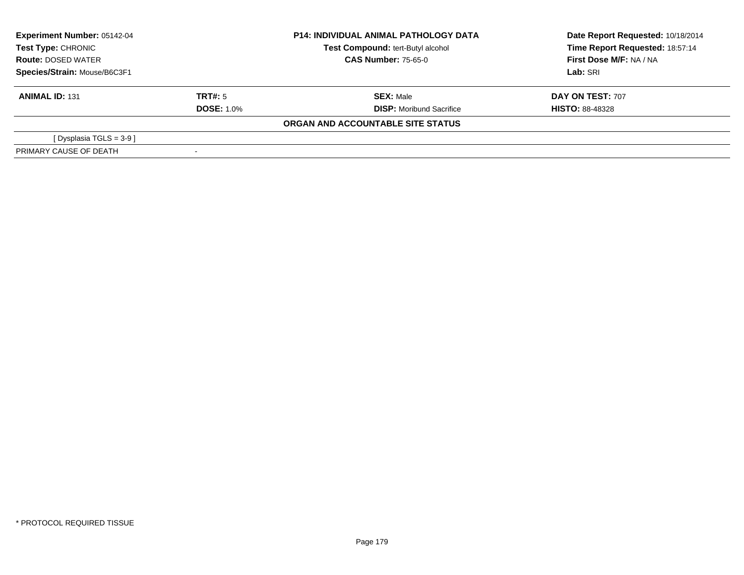| **Experiment Number:** 05142-04 | **P14: INDIVIDUAL ANIMAL PATHOLOGY DATA** | **Date Report Requested:** 10/18/2014 |
|---|---|---|
| **Test Type:** CHRONIC | **Test Compound:** tert-Butyl alcohol | **Time Report Requested:** 18:57:14 |
| **Route:** DOSED WATER | **CAS Number:** 75-65-0 | **First Dose M/F:** NA / NA |
| **Species/Strain:** Mouse/B6C3F1 | | **Lab:** SRI |

| **ANIMAL ID:** 131 | **TRT#:** 5 | **SEX:** Male | **DAY ON TEST:** 707 |
|---|---|---|---|
| | **DOSE:** 1.0% | **DISP:** Moribund Sacrifice | **HISTO:** 88-48328 |

**ORGAN AND ACCOUNTABLE SITE STATUS**

| | |
|---|---|
| [ Dysplasia TGLS = 3-9 ] | |
| PRIMARY CAUSE OF DEATH | - |

* PROTOCOL REQUIRED TISSUE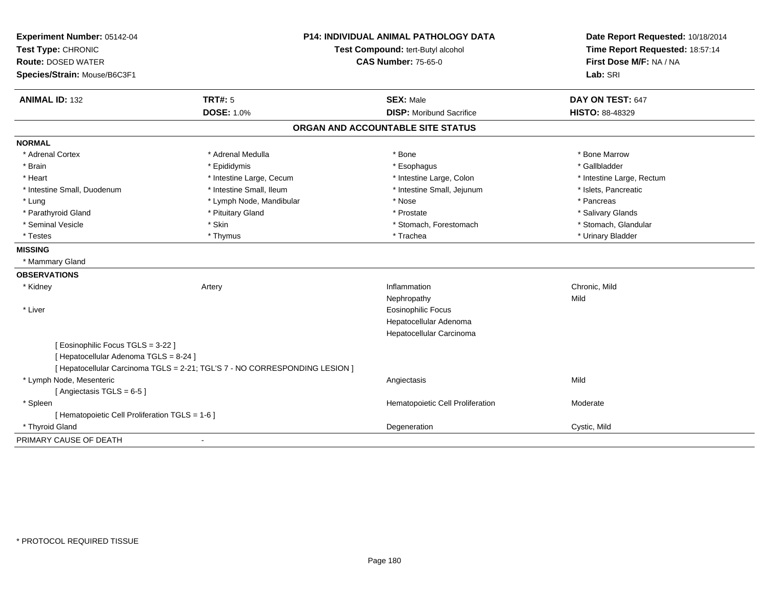**Experiment Number:** 05142-04
**Test Type:** CHRONIC
**Route:** DOSED WATER
**Species/Strain:** Mouse/B6C3F1

**P14: INDIVIDUAL ANIMAL PATHOLOGY DATA**
**Test Compound:** tert-Butyl alcohol
**CAS Number:** 75-65-0

**Date Report Requested:** 10/18/2014
**Time Report Requested:** 18:57:14
**First Dose M/F:** NA / NA
**Lab:** SRI

| **ANIMAL ID:** 132 | **TRT#:** 5 | **SEX:** Male | **DAY ON TEST:** 647 |
|---|---|---|---|
| | **DOSE:** 1.0% | **DISP:** Moribund Sacrifice | **HISTO:** 88-48329 |

## ORGAN AND ACCOUNTABLE SITE STATUS

**NORMAL**

| | | | |
|---|---|---|---|
| * Adrenal Cortex | * Adrenal Medulla | * Bone | * Bone Marrow |
| * Brain | * Epididymis | * Esophagus | * Gallbladder |
| * Heart | * Intestine Large, Cecum | * Intestine Large, Colon | * Intestine Large, Rectum |
| * Intestine Small, Duodenum | * Intestine Small, Ileum | * Intestine Small, Jejunum | * Islets, Pancreatic |
| * Lung | * Lymph Node, Mandibular | * Nose | * Pancreas |
| * Parathyroid Gland | * Pituitary Gland | * Prostate | * Salivary Glands |
| * Seminal Vesicle | * Skin | * Stomach, Forestomach | * Stomach, Glandular |
| * Testes | * Thymus | * Trachea | * Urinary Bladder |

**MISSING**

* Mammary Gland

**OBSERVATIONS**

| | | | |
|---|---|---|---|
| * Kidney | Artery | Inflammation | Chronic, Mild |
| | | Nephropathy | Mild |
| * Liver | | Eosinophilic Focus | |
| | | Hepatocellular Adenoma | |
| | | Hepatocellular Carcinoma | |

[ Eosinophilic Focus TGLS = 3-22 ]
[ Hepatocellular Adenoma TGLS = 8-24 ]
[ Hepatocellular Carcinoma TGLS = 2-21; TGL'S 7 - NO CORRESPONDING LESION ]

| | | | |
|---|---|---|---|
| * Lymph Node, Mesenteric | | Angiectasis | Mild |

[ Angiectasis TGLS = 6-5 ]

| | | | |
|---|---|---|---|
| * Spleen | | Hematopoietic Cell Proliferation | Moderate |

[ Hematopoietic Cell Proliferation TGLS = 1-6 ]

| | | | |
|---|---|---|---|
| * Thyroid Gland | | Degeneration | Cystic, Mild |

PRIMARY CAUSE OF DEATH -

* PROTOCOL REQUIRED TISSUE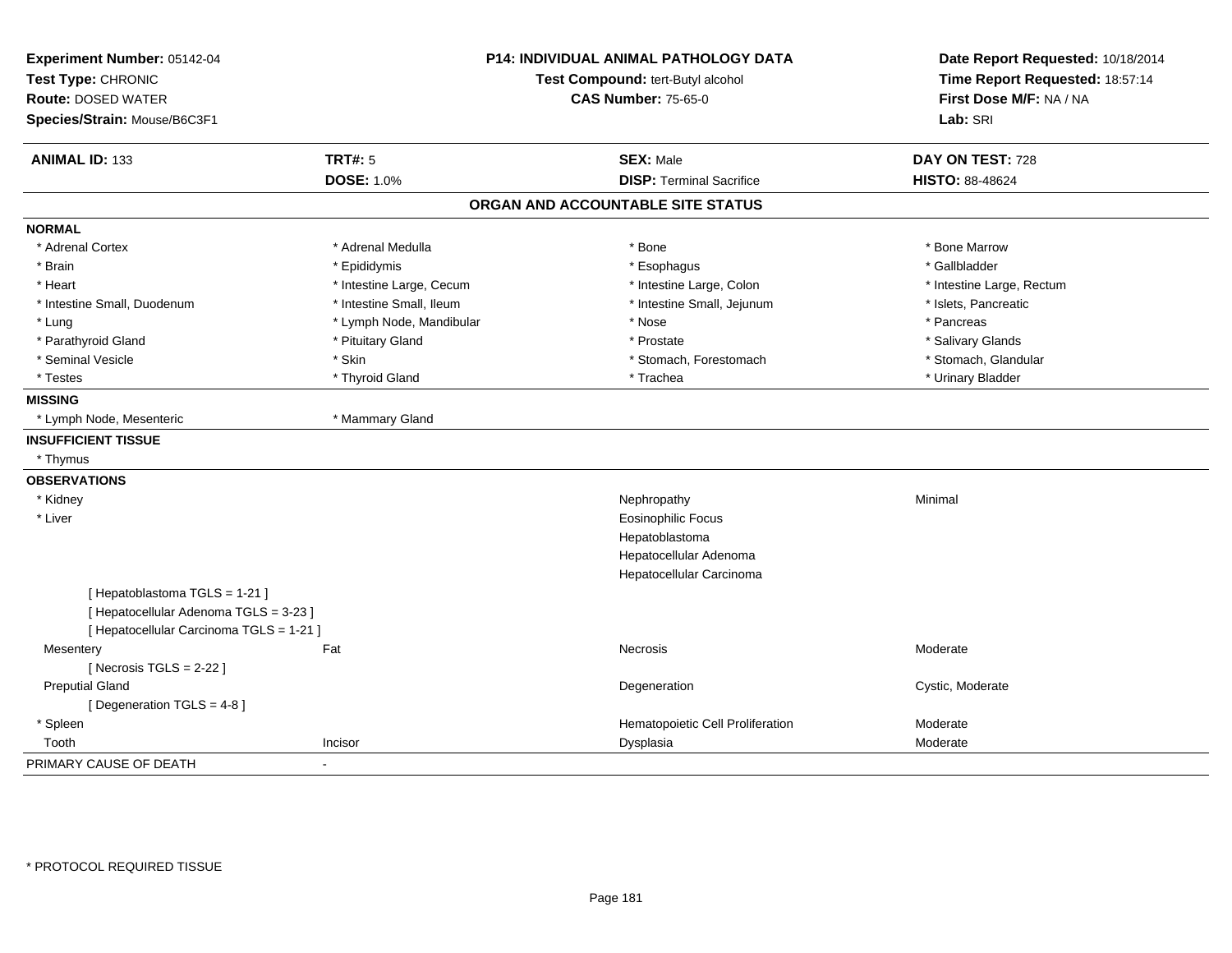**Experiment Number:** 05142-04
**Test Type:** CHRONIC
**Route:** DOSED WATER
**Species/Strain:** Mouse/B6C3F1

**P14: INDIVIDUAL ANIMAL PATHOLOGY DATA**
**Test Compound:** tert-Butyl alcohol
**CAS Number:** 75-65-0

**Date Report Requested:** 10/18/2014
**Time Report Requested:** 18:57:14
**First Dose M/F:** NA / NA
**Lab:** SRI

| **ANIMAL ID:** 133 | **TRT#:** 5 | **SEX:** Male | **DAY ON TEST:** 728 |
|---|---|---|---|
| | **DOSE:** 1.0% | **DISP:** Terminal Sacrifice | **HISTO:** 88-48624 |

## ORGAN AND ACCOUNTABLE SITE STATUS

**NORMAL**

| | | | |
|---|---|---|---|
| * Adrenal Cortex | * Adrenal Medulla | * Bone | * Bone Marrow |
| * Brain | * Epididymis | * Esophagus | * Gallbladder |
| * Heart | * Intestine Large, Cecum | * Intestine Large, Colon | * Intestine Large, Rectum |
| * Intestine Small, Duodenum | * Intestine Small, Ileum | * Intestine Small, Jejunum | * Islets, Pancreatic |
| * Lung | * Lymph Node, Mandibular | * Nose | * Pancreas |
| * Parathyroid Gland | * Pituitary Gland | * Prostate | * Salivary Glands |
| * Seminal Vesicle | * Skin | * Stomach, Forestomach | * Stomach, Glandular |
| * Testes | * Thyroid Gland | * Trachea | * Urinary Bladder |

**MISSING**

* Lymph Node, Mesenteric
* Mammary Gland

**INSUFFICIENT TISSUE**

* Thymus

**OBSERVATIONS**

| | | | |
|---|---|---|---|
| * Kidney | | Nephropathy | Minimal |
| * Liver | | Eosinophilic Focus | |
| | | Hepatoblastoma | |
| | | Hepatocellular Adenoma | |
| | | Hepatocellular Carcinoma | |
| [ Hepatoblastoma TGLS = 1-21 ] | | | |
| [ Hepatocellular Adenoma TGLS = 3-23 ] | | | |
| [ Hepatocellular Carcinoma TGLS = 1-21 ] | | | |
| Mesentery | Fat | Necrosis | Moderate |
| [ Necrosis TGLS = 2-22 ] | | | |
| Preputial Gland | | Degeneration | Cystic, Moderate |
| [ Degeneration TGLS = 4-8 ] | | | |
| * Spleen | | Hematopoietic Cell Proliferation | Moderate |
| Tooth | Incisor | Dysplasia | Moderate |

PRIMARY CAUSE OF DEATH -

* PROTOCOL REQUIRED TISSUE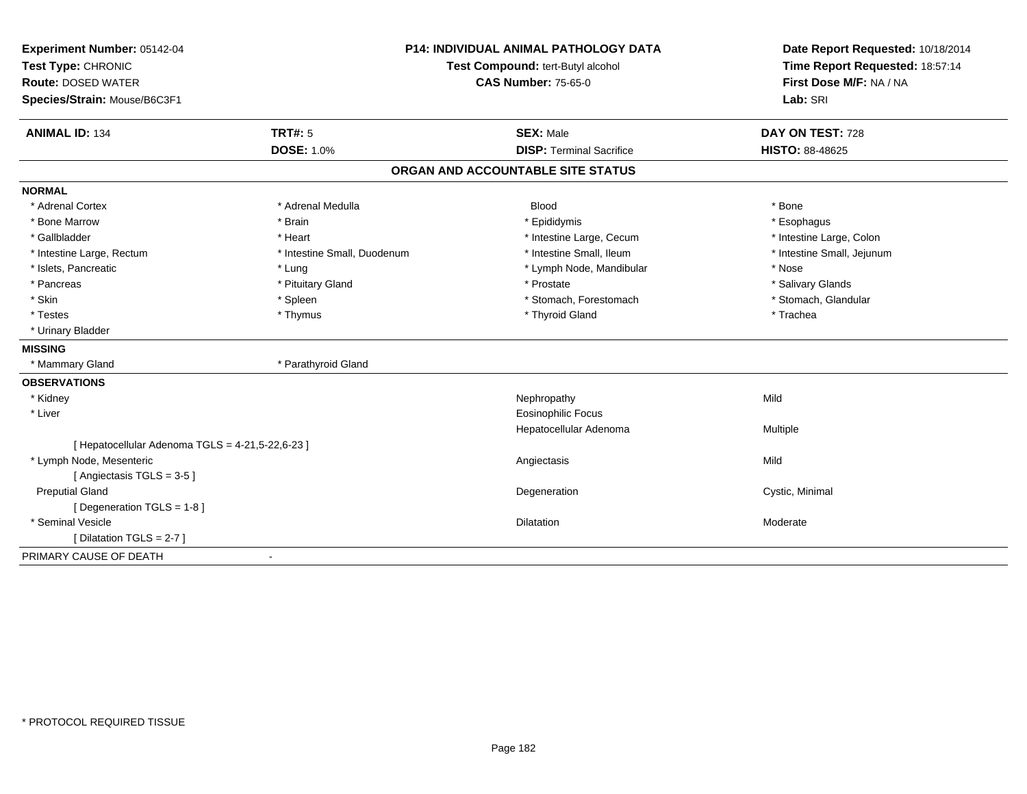**Experiment Number:** 05142-04
**Test Type:** CHRONIC
**Route:** DOSED WATER
**Species/Strain:** Mouse/B6C3F1

**P14: INDIVIDUAL ANIMAL PATHOLOGY DATA**
**Test Compound:** tert-Butyl alcohol
**CAS Number:** 75-65-0

**Date Report Requested:** 10/18/2014
**Time Report Requested:** 18:57:14
**First Dose M/F:** NA / NA
**Lab:** SRI

| **ANIMAL ID:** 134 | **TRT#:** 5 | **SEX:** Male | **DAY ON TEST:** 728 |
|---|---|---|---|
| | **DOSE:** 1.0% | **DISP:** Terminal Sacrifice | **HISTO:** 88-48625 |

## ORGAN AND ACCOUNTABLE SITE STATUS

**NORMAL**

| | | | |
|---|---|---|---|
| * Adrenal Cortex | * Adrenal Medulla | Blood | * Bone |
| * Bone Marrow | * Brain | * Epididymis | * Esophagus |
| * Gallbladder | * Heart | * Intestine Large, Cecum | * Intestine Large, Colon |
| * Intestine Large, Rectum | * Intestine Small, Duodenum | * Intestine Small, Ileum | * Intestine Small, Jejunum |
| * Islets, Pancreatic | * Lung | * Lymph Node, Mandibular | * Nose |
| * Pancreas | * Pituitary Gland | * Prostate | * Salivary Glands |
| * Skin | * Spleen | * Stomach, Forestomach | * Stomach, Glandular |
| * Testes | * Thymus | * Thyroid Gland | * Trachea |
| * Urinary Bladder | | | |

**MISSING**

| | |
|---|---|
| * Mammary Gland | * Parathyroid Gland |

**OBSERVATIONS**

| | | |
|---|---|---|
| * Kidney | Nephropathy | Mild |
| * Liver | Eosinophilic Focus | |
| | Hepatocellular Adenoma | Multiple |
| [ Hepatocellular Adenoma TGLS = 4-21,5-22,6-23 ] | | |
| * Lymph Node, Mesenteric | Angiectasis | Mild |
| [ Angiectasis TGLS = 3-5 ] | | |
| Preputial Gland | Degeneration | Cystic, Minimal |
| [ Degeneration TGLS = 1-8 ] | | |
| * Seminal Vesicle | Dilatation | Moderate |
| [ Dilatation TGLS = 2-7 ] | | |

PRIMARY CAUSE OF DEATH -

* PROTOCOL REQUIRED TISSUE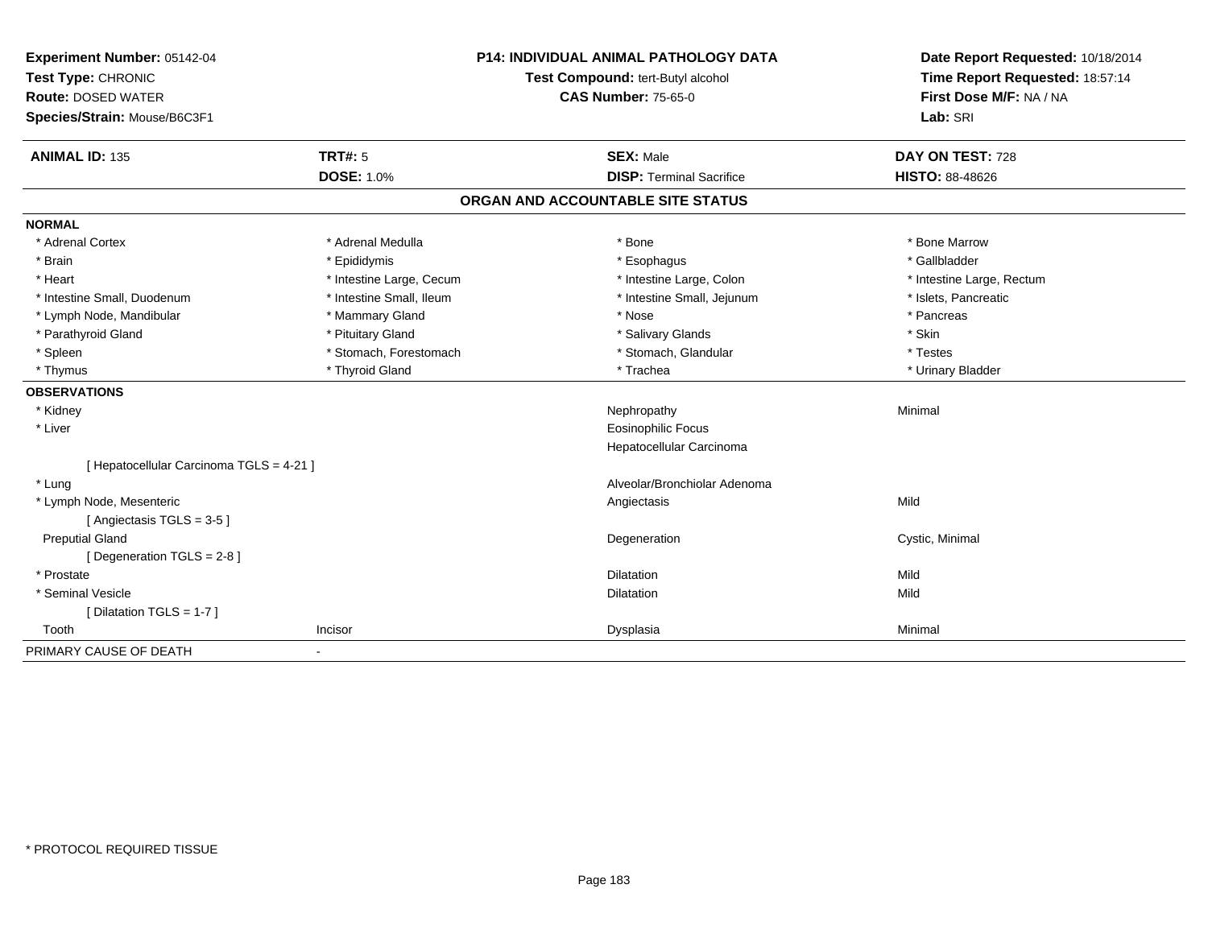**Experiment Number:** 05142-04
**Test Type:** CHRONIC
**Route:** DOSED WATER
**Species/Strain:** Mouse/B6C3F1

**P14: INDIVIDUAL ANIMAL PATHOLOGY DATA**
**Test Compound:** tert-Butyl alcohol
**CAS Number:** 75-65-0

**Date Report Requested:** 10/18/2014
**Time Report Requested:** 18:57:14
**First Dose M/F:** NA / NA
**Lab:** SRI

| **ANIMAL ID:** 135 | **TRT#:** 5 | **SEX:** Male | **DAY ON TEST:** 728 |
|---|---|---|---|
| | **DOSE:** 1.0% | **DISP:** Terminal Sacrifice | **HISTO:** 88-48626 |

## ORGAN AND ACCOUNTABLE SITE STATUS

**NORMAL**

| | | | |
|---|---|---|---|
| * Adrenal Cortex | * Adrenal Medulla | * Bone | * Bone Marrow |
| * Brain | * Epididymis | * Esophagus | * Gallbladder |
| * Heart | * Intestine Large, Cecum | * Intestine Large, Colon | * Intestine Large, Rectum |
| * Intestine Small, Duodenum | * Intestine Small, Ileum | * Intestine Small, Jejunum | * Islets, Pancreatic |
| * Lymph Node, Mandibular | * Mammary Gland | * Nose | * Pancreas |
| * Parathyroid Gland | * Pituitary Gland | * Salivary Glands | * Skin |
| * Spleen | * Stomach, Forestomach | * Stomach, Glandular | * Testes |
| * Thymus | * Thyroid Gland | * Trachea | * Urinary Bladder |

**OBSERVATIONS**

| | | | |
|---|---|---|---|
| * Kidney | | Nephropathy | Minimal |
| * Liver | | Eosinophilic Focus | |
| | | Hepatocellular Carcinoma | |
| [ Hepatocellular Carcinoma TGLS = 4-21 ] | | | |
| * Lung | | Alveolar/Bronchiolar Adenoma | |
| * Lymph Node, Mesenteric | | Angiectasis | Mild |
| [ Angiectasis TGLS = 3-5 ] | | | |
| Preputial Gland | | Degeneration | Cystic, Minimal |
| [ Degeneration TGLS = 2-8 ] | | | |
| * Prostate | | Dilatation | Mild |
| * Seminal Vesicle | | Dilatation | Mild |
| [ Dilatation TGLS = 1-7 ] | | | |
| Tooth | Incisor | Dysplasia | Minimal |

PRIMARY CAUSE OF DEATH -

* PROTOCOL REQUIRED TISSUE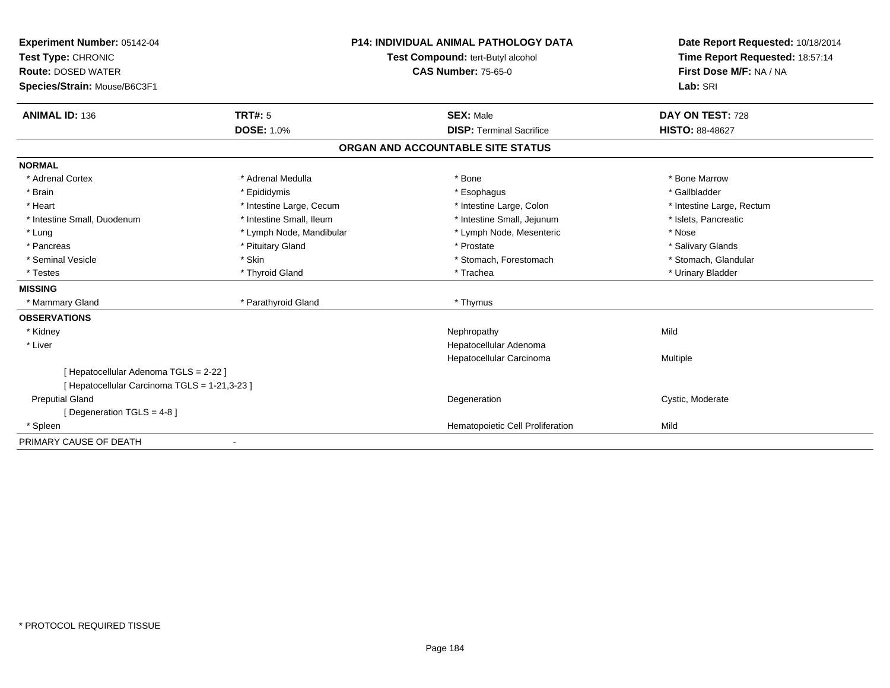**Experiment Number:** 05142-04
**Test Type:** CHRONIC
**Route:** DOSED WATER
**Species/Strain:** Mouse/B6C3F1

**P14: INDIVIDUAL ANIMAL PATHOLOGY DATA**
**Test Compound:** tert-Butyl alcohol
**CAS Number:** 75-65-0

**Date Report Requested:** 10/18/2014
**Time Report Requested:** 18:57:14
**First Dose M/F:** NA / NA
**Lab:** SRI

| **ANIMAL ID:** 136 | **TRT#:** 5 | **SEX:** Male | **DAY ON TEST:** 728 |
|---|---|---|---|
| | **DOSE:** 1.0% | **DISP:** Terminal Sacrifice | **HISTO:** 88-48627 |

## ORGAN AND ACCOUNTABLE SITE STATUS

**NORMAL**

| | | | |
|---|---|---|---|
| * Adrenal Cortex | * Adrenal Medulla | * Bone | * Bone Marrow |
| * Brain | * Epididymis | * Esophagus | * Gallbladder |
| * Heart | * Intestine Large, Cecum | * Intestine Large, Colon | * Intestine Large, Rectum |
| * Intestine Small, Duodenum | * Intestine Small, Ileum | * Intestine Small, Jejunum | * Islets, Pancreatic |
| * Lung | * Lymph Node, Mandibular | * Lymph Node, Mesenteric | * Nose |
| * Pancreas | * Pituitary Gland | * Prostate | * Salivary Glands |
| * Seminal Vesicle | * Skin | * Stomach, Forestomach | * Stomach, Glandular |
| * Testes | * Thyroid Gland | * Trachea | * Urinary Bladder |

**MISSING**

| | | |
|---|---|---|
| * Mammary Gland | * Parathyroid Gland | * Thymus |

**OBSERVATIONS**

| | | |
|---|---|---|
| * Kidney | Nephropathy | Mild |
| * Liver | Hepatocellular Adenoma | |
| | Hepatocellular Carcinoma | Multiple |
| [ Hepatocellular Adenoma TGLS = 2-22 ] | | |
| [ Hepatocellular Carcinoma TGLS = 1-21,3-23 ] | | |
| Preputial Gland | Degeneration | Cystic, Moderate |
| [ Degeneration TGLS = 4-8 ] | | |
| * Spleen | Hematopoietic Cell Proliferation | Mild |

PRIMARY CAUSE OF DEATH -

* PROTOCOL REQUIRED TISSUE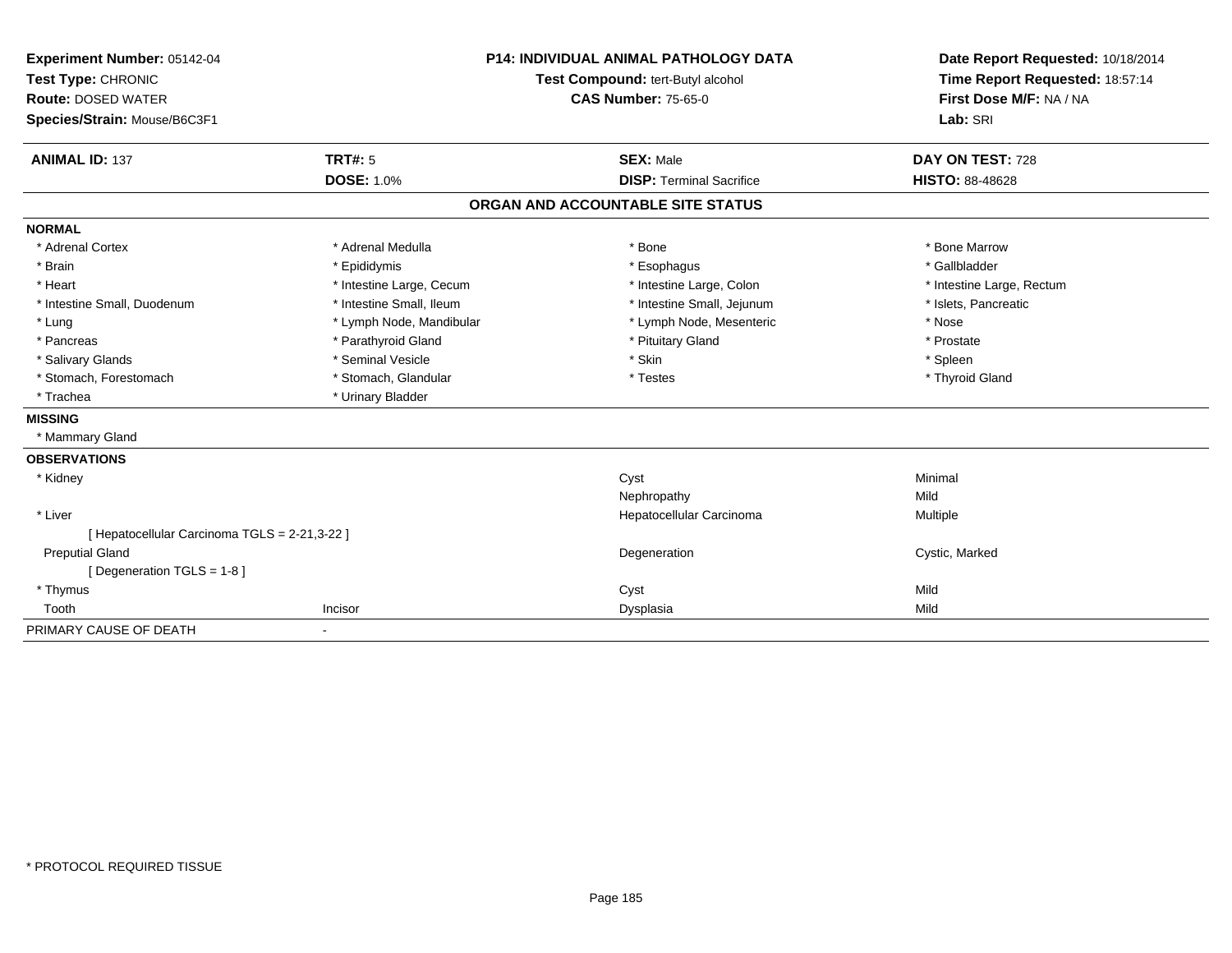**Experiment Number:** 05142-04
**Test Type:** CHRONIC
**Route:** DOSED WATER
**Species/Strain:** Mouse/B6C3F1

**P14: INDIVIDUAL ANIMAL PATHOLOGY DATA**
**Test Compound:** tert-Butyl alcohol
**CAS Number:** 75-65-0

**Date Report Requested:** 10/18/2014
**Time Report Requested:** 18:57:14
**First Dose M/F:** NA / NA
**Lab:** SRI

| **ANIMAL ID:** 137 | **TRT#:** 5 | **SEX:** Male | **DAY ON TEST:** 728 |
|---|---|---|---|
| | **DOSE:** 1.0% | **DISP:** Terminal Sacrifice | **HISTO:** 88-48628 |

## ORGAN AND ACCOUNTABLE SITE STATUS

**NORMAL**

| | | | |
|---|---|---|---|
| * Adrenal Cortex | * Adrenal Medulla | * Bone | * Bone Marrow |
| * Brain | * Epididymis | * Esophagus | * Gallbladder |
| * Heart | * Intestine Large, Cecum | * Intestine Large, Colon | * Intestine Large, Rectum |
| * Intestine Small, Duodenum | * Intestine Small, Ileum | * Intestine Small, Jejunum | * Islets, Pancreatic |
| * Lung | * Lymph Node, Mandibular | * Lymph Node, Mesenteric | * Nose |
| * Pancreas | * Parathyroid Gland | * Pituitary Gland | * Prostate |
| * Salivary Glands | * Seminal Vesicle | * Skin | * Spleen |
| * Stomach, Forestomach | * Stomach, Glandular | * Testes | * Thyroid Gland |
| * Trachea | * Urinary Bladder | | |

**MISSING**

* Mammary Gland

**OBSERVATIONS**

| | | | |
|---|---|---|---|
| * Kidney | | Cyst | Minimal |
| | | Nephropathy | Mild |
| * Liver | | Hepatocellular Carcinoma | Multiple |
| [ Hepatocellular Carcinoma TGLS = 2-21,3-22 ] | | | |
| Preputial Gland | | Degeneration | Cystic, Marked |
| [ Degeneration TGLS = 1-8 ] | | | |
| * Thymus | | Cyst | Mild |
| Tooth | Incisor | Dysplasia | Mild |

PRIMARY CAUSE OF DEATH -

* PROTOCOL REQUIRED TISSUE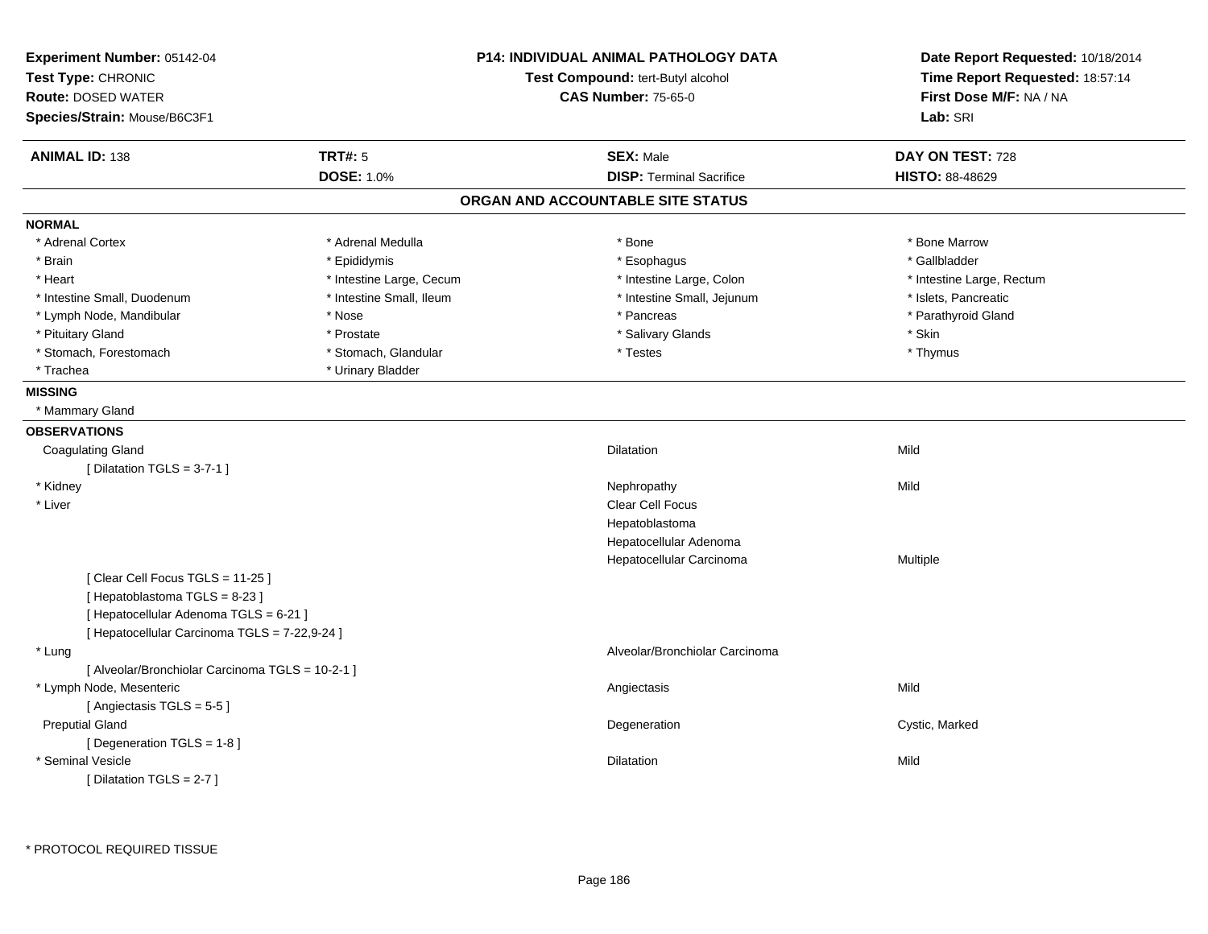**Experiment Number:** 05142-04
**Test Type:** CHRONIC
**Route:** DOSED WATER
**Species/Strain:** Mouse/B6C3F1

**P14: INDIVIDUAL ANIMAL PATHOLOGY DATA**
**Test Compound:** tert-Butyl alcohol
**CAS Number:** 75-65-0

**Date Report Requested:** 10/18/2014
**Time Report Requested:** 18:57:14
**First Dose M/F:** NA / NA
**Lab:** SRI

| **ANIMAL ID:** 138 | **TRT#:** 5 | **SEX:** Male | **DAY ON TEST:** 728 |
|---|---|---|---|
| | **DOSE:** 1.0% | **DISP:** Terminal Sacrifice | **HISTO:** 88-48629 |

## ORGAN AND ACCOUNTABLE SITE STATUS

**NORMAL**

| | | | |
|---|---|---|---|
| * Adrenal Cortex | * Adrenal Medulla | * Bone | * Bone Marrow |
| * Brain | * Epididymis | * Esophagus | * Gallbladder |
| * Heart | * Intestine Large, Cecum | * Intestine Large, Colon | * Intestine Large, Rectum |
| * Intestine Small, Duodenum | * Intestine Small, Ileum | * Intestine Small, Jejunum | * Islets, Pancreatic |
| * Lymph Node, Mandibular | * Nose | * Pancreas | * Parathyroid Gland |
| * Pituitary Gland | * Prostate | * Salivary Glands | * Skin |
| * Stomach, Forestomach | * Stomach, Glandular | * Testes | * Thymus |
| * Trachea | * Urinary Bladder | | |

**MISSING**

* Mammary Gland

**OBSERVATIONS**

| Organ | Observation | Severity |
|---|---|---|
| Coagulating Gland | Dilatation | Mild |
| [ Dilatation TGLS = 3-7-1 ] | | |
| * Kidney | Nephropathy | Mild |
| * Liver | Clear Cell Focus | |
| | Hepatoblastoma | |
| | Hepatocellular Adenoma | |
| | Hepatocellular Carcinoma | Multiple |
| [ Clear Cell Focus TGLS = 11-25 ] | | |
| [ Hepatoblastoma TGLS = 8-23 ] | | |
| [ Hepatocellular Adenoma TGLS = 6-21 ] | | |
| [ Hepatocellular Carcinoma TGLS = 7-22,9-24 ] | | |
| * Lung | Alveolar/Bronchiolar Carcinoma | |
| [ Alveolar/Bronchiolar Carcinoma TGLS = 10-2-1 ] | | |
| * Lymph Node, Mesenteric | Angiectasis | Mild |
| [ Angiectasis TGLS = 5-5 ] | | |
| Preputial Gland | Degeneration | Cystic, Marked |
| [ Degeneration TGLS = 1-8 ] | | |
| * Seminal Vesicle | Dilatation | Mild |
| [ Dilatation TGLS = 2-7 ] | | |

\* PROTOCOL REQUIRED TISSUE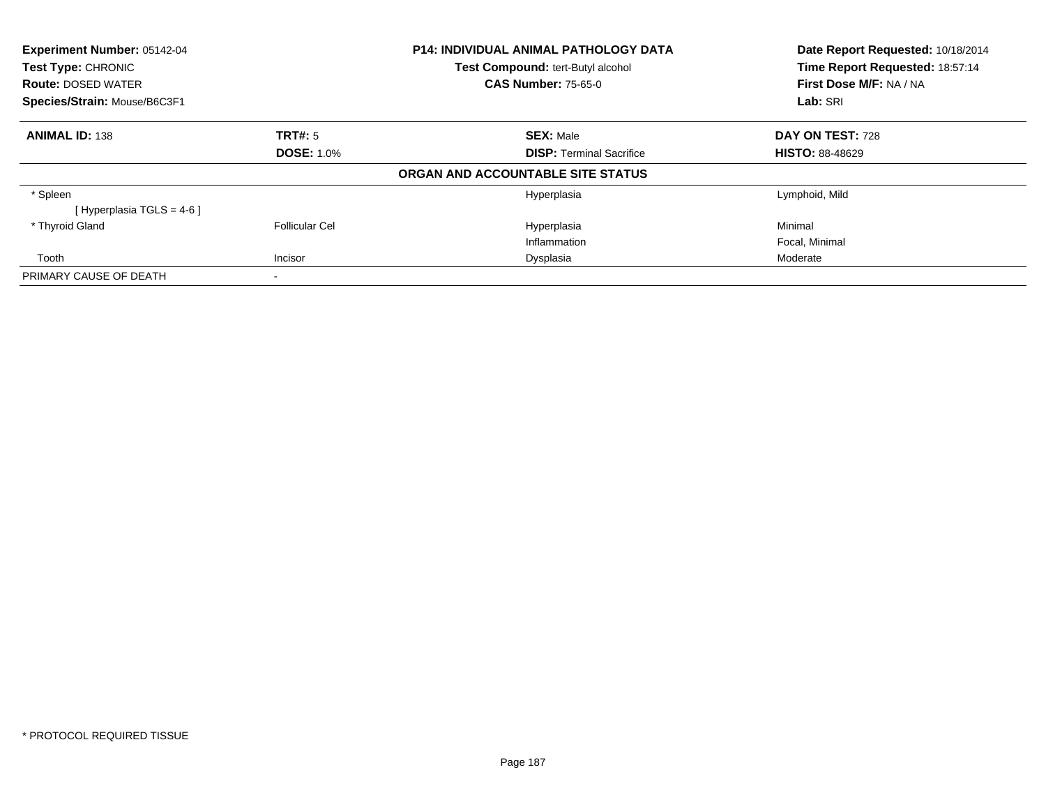**Experiment Number:** 05142-04
**Test Type:** CHRONIC
**Route:** DOSED WATER
**Species/Strain:** Mouse/B6C3F1

**P14: INDIVIDUAL ANIMAL PATHOLOGY DATA**
**Test Compound:** tert-Butyl alcohol
**CAS Number:** 75-65-0

**Date Report Requested:** 10/18/2014
**Time Report Requested:** 18:57:14
**First Dose M/F:** NA / NA
**Lab:** SRI

| **ANIMAL ID:** 138 | **TRT#:** 5 | **SEX:** Male | **DAY ON TEST:** 728 |
|---|---|---|---|
| | **DOSE:** 1.0% | **DISP:** Terminal Sacrifice | **HISTO:** 88-48629 |

**ORGAN AND ACCOUNTABLE SITE STATUS**

| | | | |
|---|---|---|---|
| * Spleen | | Hyperplasia | Lymphoid, Mild |
| [ Hyperplasia TGLS = 4-6 ] | | | |
| * Thyroid Gland | Follicular Cel | Hyperplasia | Minimal |
| | | Inflammation | Focal, Minimal |
| Tooth | Incisor | Dysplasia | Moderate |
| PRIMARY CAUSE OF DEATH | - | | |

\* PROTOCOL REQUIRED TISSUE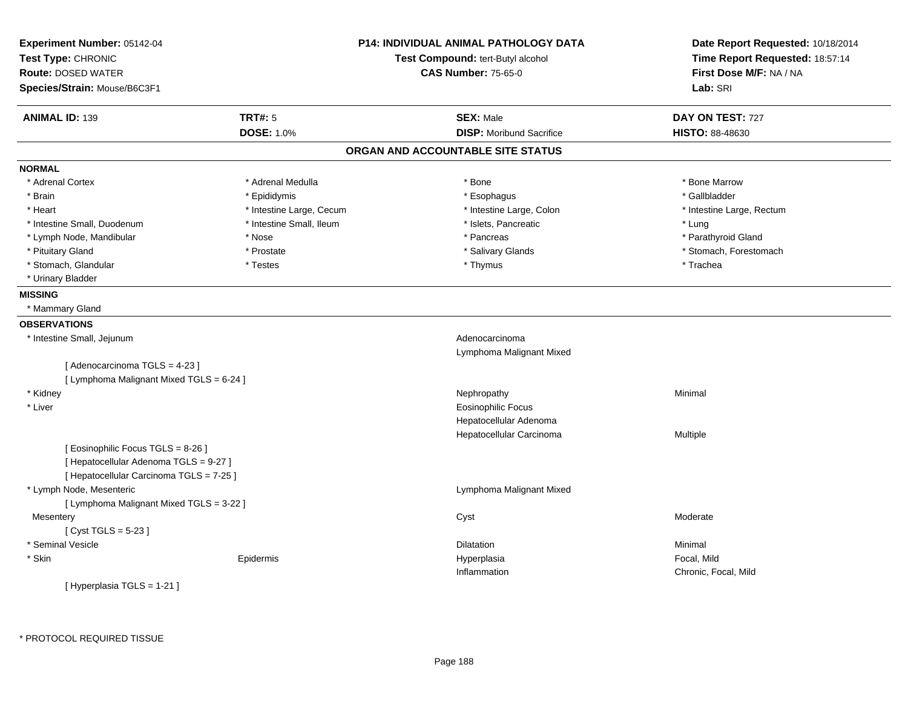**Experiment Number:** 05142-04
**Test Type:** CHRONIC
**Route:** DOSED WATER
**Species/Strain:** Mouse/B6C3F1

**P14: INDIVIDUAL ANIMAL PATHOLOGY DATA**
**Test Compound:** tert-Butyl alcohol
**CAS Number:** 75-65-0

**Date Report Requested:** 10/18/2014
**Time Report Requested:** 18:57:14
**First Dose M/F:** NA / NA
**Lab:** SRI

| **ANIMAL ID:** 139 | **TRT#:** 5 | **SEX:** Male | **DAY ON TEST:** 727 |
|---|---|---|---|
| | **DOSE:** 1.0% | **DISP:** Moribund Sacrifice | **HISTO:** 88-48630 |

## ORGAN AND ACCOUNTABLE SITE STATUS

### NORMAL

| | | | |
|---|---|---|---|
| * Adrenal Cortex | * Adrenal Medulla | * Bone | * Bone Marrow |
| * Brain | * Epididymis | * Esophagus | * Gallbladder |
| * Heart | * Intestine Large, Cecum | * Intestine Large, Colon | * Intestine Large, Rectum |
| * Intestine Small, Duodenum | * Intestine Small, Ileum | * Islets, Pancreatic | * Lung |
| * Lymph Node, Mandibular | * Nose | * Pancreas | * Parathyroid Gland |
| * Pituitary Gland | * Prostate | * Salivary Glands | * Stomach, Forestomach |
| * Stomach, Glandular | * Testes | * Thymus | * Trachea |
| * Urinary Bladder | | | |

### MISSING

* Mammary Gland

### OBSERVATIONS

| | | | |
|---|---|---|---|
| * Intestine Small, Jejunum | | Adenocarcinoma | |
| | | Lymphoma Malignant Mixed | |
| [ Adenocarcinoma TGLS = 4-23 ] | | | |
| [ Lymphoma Malignant Mixed TGLS = 6-24 ] | | | |
| * Kidney | | Nephropathy | Minimal |
| * Liver | | Eosinophilic Focus | |
| | | Hepatocellular Adenoma | |
| | | Hepatocellular Carcinoma | Multiple |
| [ Eosinophilic Focus TGLS = 8-26 ] | | | |
| [ Hepatocellular Adenoma TGLS = 9-27 ] | | | |
| [ Hepatocellular Carcinoma TGLS = 7-25 ] | | | |
| * Lymph Node, Mesenteric | | Lymphoma Malignant Mixed | |
| [ Lymphoma Malignant Mixed TGLS = 3-22 ] | | | |
| Mesentery | | Cyst | Moderate |
| [ Cyst TGLS = 5-23 ] | | | |
| * Seminal Vesicle | | Dilatation | Minimal |
| * Skin | Epidermis | Hyperplasia | Focal, Mild |
| | | Inflammation | Chronic, Focal, Mild |
| [ Hyperplasia TGLS = 1-21 ] | | | |

* PROTOCOL REQUIRED TISSUE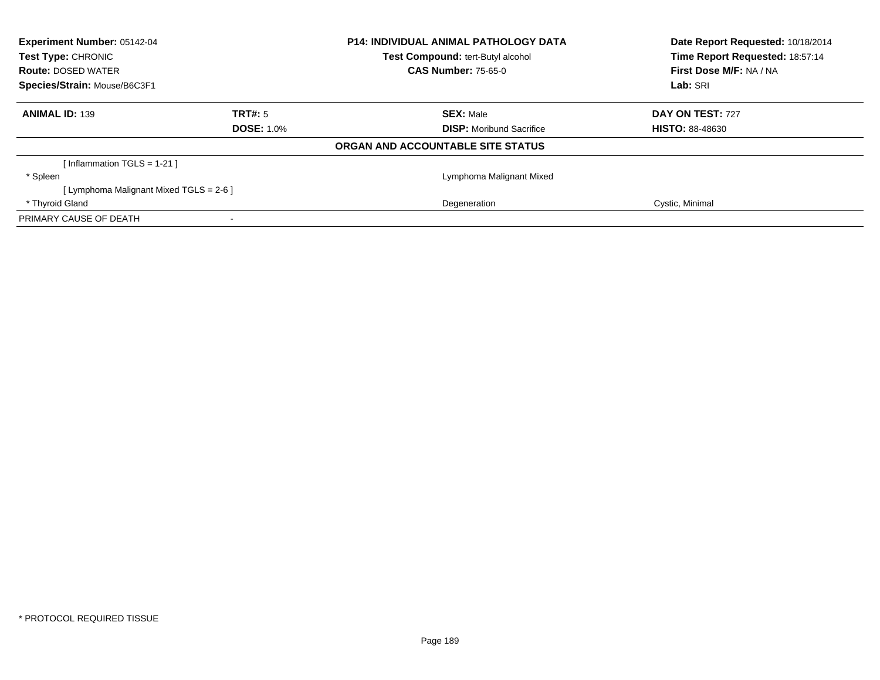**Experiment Number:** 05142-04
**Test Type:** CHRONIC
**Route:** DOSED WATER
**Species/Strain:** Mouse/B6C3F1

**P14: INDIVIDUAL ANIMAL PATHOLOGY DATA**
**Test Compound:** tert-Butyl alcohol
**CAS Number:** 75-65-0

**Date Report Requested:** 10/18/2014
**Time Report Requested:** 18:57:14
**First Dose M/F:** NA / NA
**Lab:** SRI

| **ANIMAL ID:** 139 | **TRT#:** 5 | **SEX:** Male | **DAY ON TEST:** 727 |
|---|---|---|---|
| | **DOSE:** 1.0% | **DISP:** Moribund Sacrifice | **HISTO:** 88-48630 |

**ORGAN AND ACCOUNTABLE SITE STATUS**

| | | |
|---|---|---|
| [ Inflammation TGLS = 1-21 ] | | |
| * Spleen | Lymphoma Malignant Mixed | |
| [ Lymphoma Malignant Mixed TGLS = 2-6 ] | | |
| * Thyroid Gland | Degeneration | Cystic, Minimal |
| PRIMARY CAUSE OF DEATH | - | |

* PROTOCOL REQUIRED TISSUE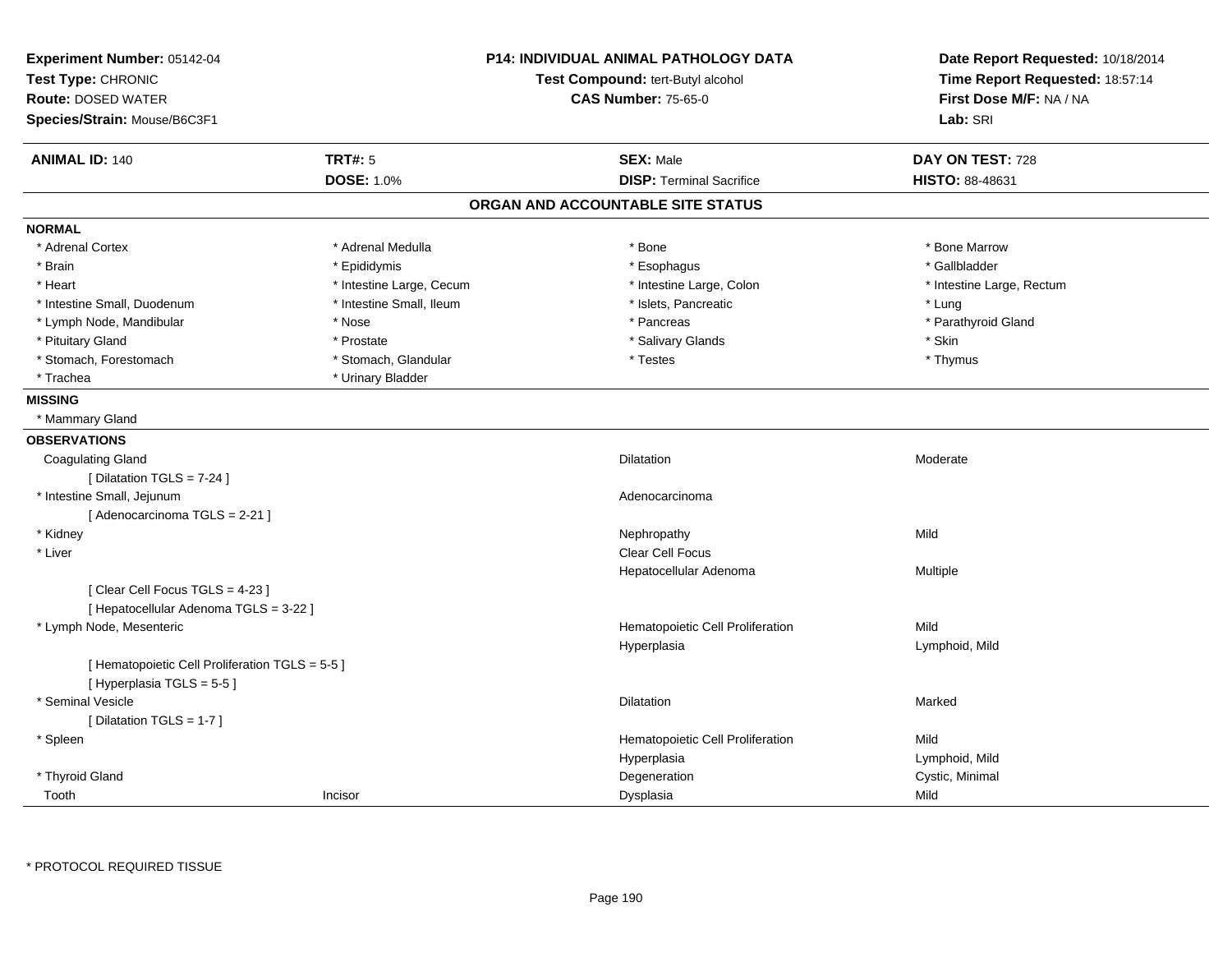**Experiment Number:** 05142-04
**Test Type:** CHRONIC
**Route:** DOSED WATER
**Species/Strain:** Mouse/B6C3F1

**P14: INDIVIDUAL ANIMAL PATHOLOGY DATA**
**Test Compound:** tert-Butyl alcohol
**CAS Number:** 75-65-0

**Date Report Requested:** 10/18/2014
**Time Report Requested:** 18:57:14
**First Dose M/F:** NA / NA
**Lab:** SRI

| **ANIMAL ID:** 140 | **TRT#:** 5 | **SEX:** Male | **DAY ON TEST:** 728 |
|---|---|---|---|
| | **DOSE:** 1.0% | **DISP:** Terminal Sacrifice | **HISTO:** 88-48631 |

## ORGAN AND ACCOUNTABLE SITE STATUS

**NORMAL**

| | | | |
|---|---|---|---|
| * Adrenal Cortex | * Adrenal Medulla | * Bone | * Bone Marrow |
| * Brain | * Epididymis | * Esophagus | * Gallbladder |
| * Heart | * Intestine Large, Cecum | * Intestine Large, Colon | * Intestine Large, Rectum |
| * Intestine Small, Duodenum | * Intestine Small, Ileum | * Islets, Pancreatic | * Lung |
| * Lymph Node, Mandibular | * Nose | * Pancreas | * Parathyroid Gland |
| * Pituitary Gland | * Prostate | * Salivary Glands | * Skin |
| * Stomach, Forestomach | * Stomach, Glandular | * Testes | * Thymus |
| * Trachea | * Urinary Bladder | | |

**MISSING**

* Mammary Gland

**OBSERVATIONS**

| | | | |
|---|---|---|---|
| Coagulating Gland | | Dilatation | Moderate |
| [ Dilatation TGLS = 7-24 ] | | | |
| * Intestine Small, Jejunum | | Adenocarcinoma | |
| [ Adenocarcinoma TGLS = 2-21 ] | | | |
| * Kidney | | Nephropathy | Mild |
| * Liver | | Clear Cell Focus | |
| | | Hepatocellular Adenoma | Multiple |
| [ Clear Cell Focus TGLS = 4-23 ] | | | |
| [ Hepatocellular Adenoma TGLS = 3-22 ] | | | |
| * Lymph Node, Mesenteric | | Hematopoietic Cell Proliferation | Mild |
| | | Hyperplasia | Lymphoid, Mild |
| [ Hematopoietic Cell Proliferation TGLS = 5-5 ] | | | |
| [ Hyperplasia TGLS = 5-5 ] | | | |
| * Seminal Vesicle | | Dilatation | Marked |
| [ Dilatation TGLS = 1-7 ] | | | |
| * Spleen | | Hematopoietic Cell Proliferation | Mild |
| | | Hyperplasia | Lymphoid, Mild |
| * Thyroid Gland | | Degeneration | Cystic, Minimal |
| Tooth | Incisor | Dysplasia | Mild |

* PROTOCOL REQUIRED TISSUE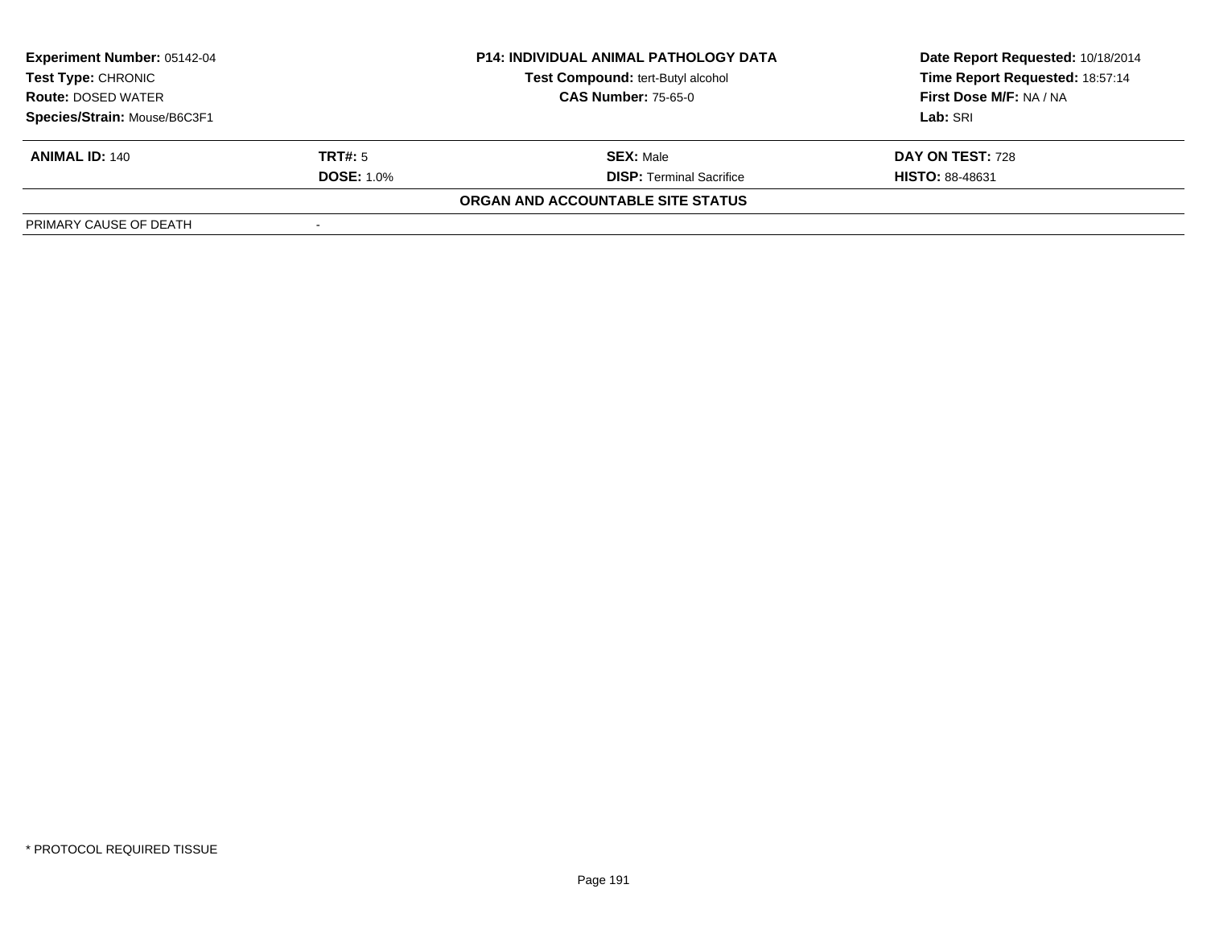| Experiment Number: 05142-04 | P14: INDIVIDUAL ANIMAL PATHOLOGY DATA | Date Report Requested: 10/18/2014 |
|---|---|---|
| Test Type: CHRONIC | Test Compound: tert-Butyl alcohol | Time Report Requested: 18:57:14 |
| Route: DOSED WATER | CAS Number: 75-65-0 | First Dose M/F: NA / NA |
| Species/Strain: Mouse/B6C3F1 | | Lab: SRI |

| ANIMAL ID: 140 | TRT#: 5 | SEX: Male | DAY ON TEST: 728 |
|---|---|---|---|
| | DOSE: 1.0% | DISP: Terminal Sacrifice | HISTO: 88-48631 |

**ORGAN AND ACCOUNTABLE SITE STATUS**

| PRIMARY CAUSE OF DEATH | - |
|---|---|

* PROTOCOL REQUIRED TISSUE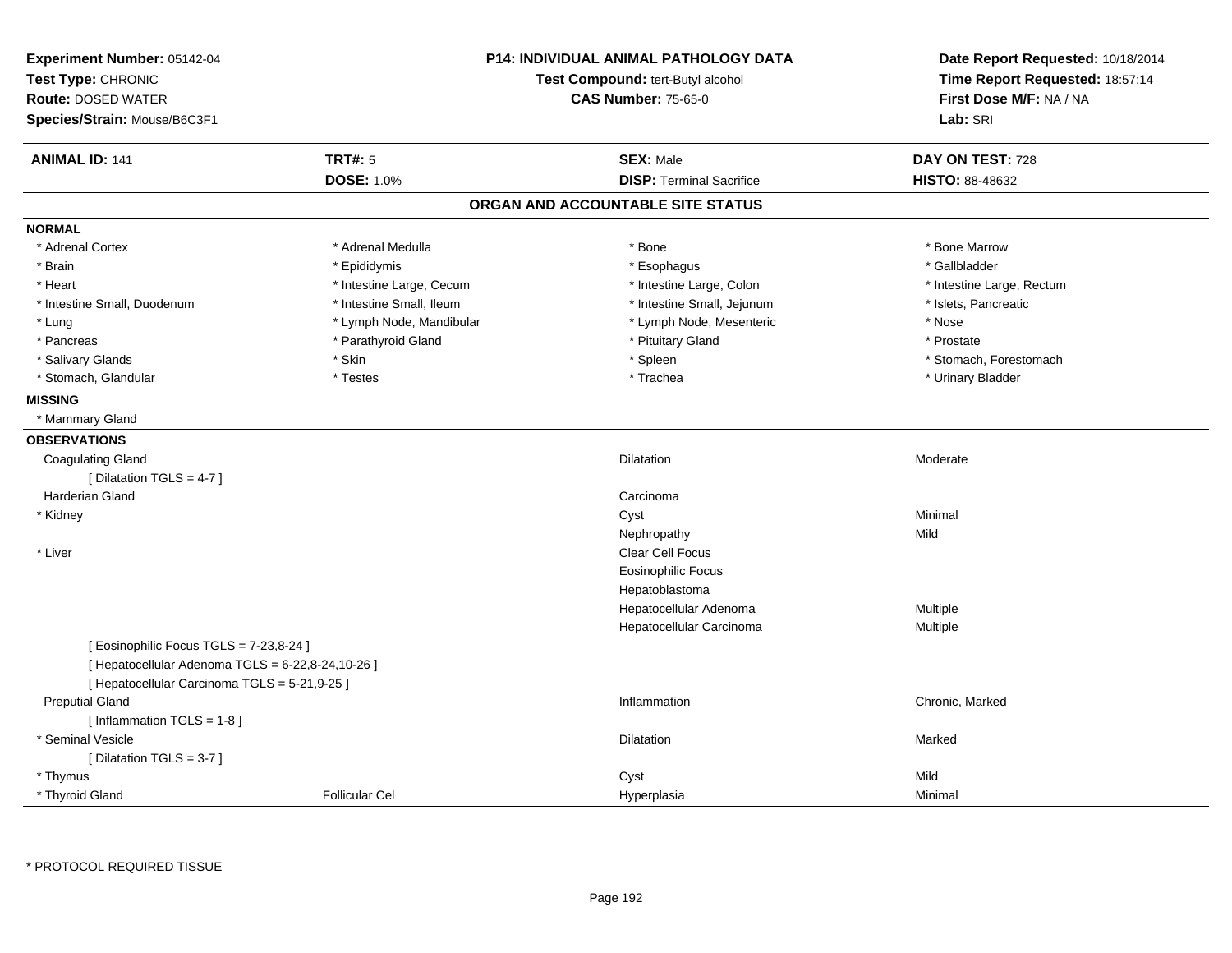**Experiment Number:** 05142-04
**Test Type:** CHRONIC
**Route:** DOSED WATER
**Species/Strain:** Mouse/B6C3F1

**P14: INDIVIDUAL ANIMAL PATHOLOGY DATA**
**Test Compound:** tert-Butyl alcohol
**CAS Number:** 75-65-0

**Date Report Requested:** 10/18/2014
**Time Report Requested:** 18:57:14
**First Dose M/F:** NA / NA
**Lab:** SRI

| **ANIMAL ID:** 141 | **TRT#:** 5 | **SEX:** Male | **DAY ON TEST:** 728 |
|---|---|---|---|
| | **DOSE:** 1.0% | **DISP:** Terminal Sacrifice | **HISTO:** 88-48632 |

## ORGAN AND ACCOUNTABLE SITE STATUS

**NORMAL**

| | | | |
|---|---|---|---|
| * Adrenal Cortex | * Adrenal Medulla | * Bone | * Bone Marrow |
| * Brain | * Epididymis | * Esophagus | * Gallbladder |
| * Heart | * Intestine Large, Cecum | * Intestine Large, Colon | * Intestine Large, Rectum |
| * Intestine Small, Duodenum | * Intestine Small, Ileum | * Intestine Small, Jejunum | * Islets, Pancreatic |
| * Lung | * Lymph Node, Mandibular | * Lymph Node, Mesenteric | * Nose |
| * Pancreas | * Parathyroid Gland | * Pituitary Gland | * Prostate |
| * Salivary Glands | * Skin | * Spleen | * Stomach, Forestomach |
| * Stomach, Glandular | * Testes | * Trachea | * Urinary Bladder |

**MISSING**

* Mammary Gland

**OBSERVATIONS**

| | | | |
|---|---|---|---|
| Coagulating Gland | | Dilatation | Moderate |
| [ Dilatation TGLS = 4-7 ] | | | |
| Harderian Gland | | Carcinoma | |
| * Kidney | | Cyst | Minimal |
| | | Nephropathy | Mild |
| * Liver | | Clear Cell Focus | |
| | | Eosinophilic Focus | |
| | | Hepatoblastoma | |
| | | Hepatocellular Adenoma | Multiple |
| | | Hepatocellular Carcinoma | Multiple |
| [ Eosinophilic Focus TGLS = 7-23,8-24 ] | | | |
| [ Hepatocellular Adenoma TGLS = 6-22,8-24,10-26 ] | | | |
| [ Hepatocellular Carcinoma TGLS = 5-21,9-25 ] | | | |
| Preputial Gland | | Inflammation | Chronic, Marked |
| [ Inflammation TGLS = 1-8 ] | | | |
| * Seminal Vesicle | | Dilatation | Marked |
| [ Dilatation TGLS = 3-7 ] | | | |
| * Thymus | | Cyst | Mild |
| * Thyroid Gland | Follicular Cel | Hyperplasia | Minimal |

* PROTOCOL REQUIRED TISSUE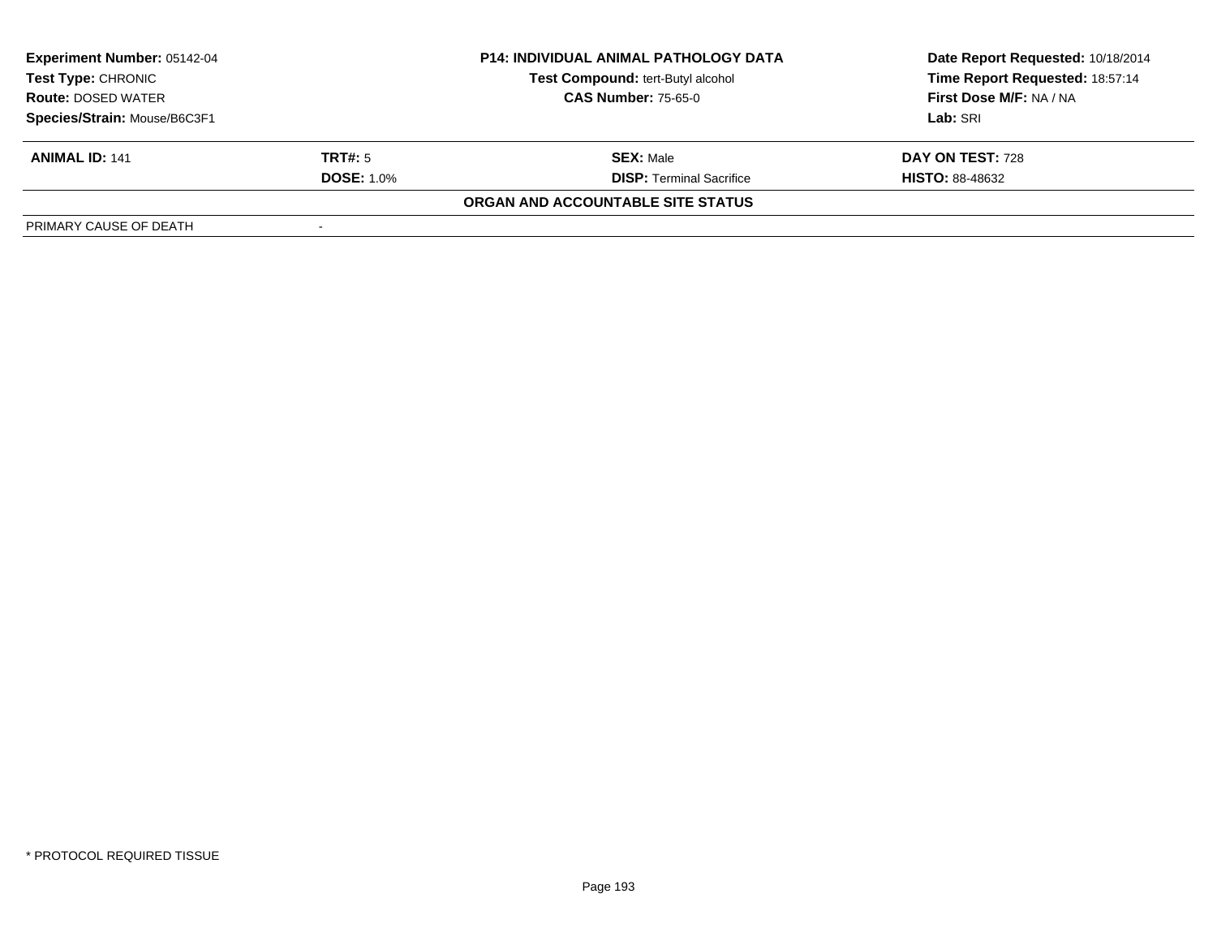| **Experiment Number:** 05142-04 | **P14: INDIVIDUAL ANIMAL PATHOLOGY DATA** | **Date Report Requested:** 10/18/2014 |
|---|---|---|
| **Test Type:** CHRONIC | **Test Compound:** tert-Butyl alcohol | **Time Report Requested:** 18:57:14 |
| **Route:** DOSED WATER | **CAS Number:** 75-65-0 | **First Dose M/F:** NA / NA |
| **Species/Strain:** Mouse/B6C3F1 | | **Lab:** SRI |

| **ANIMAL ID:** 141 | **TRT#:** 5 | **SEX:** Male | **DAY ON TEST:** 728 |
|---|---|---|---|
| | **DOSE:** 1.0% | **DISP:** Terminal Sacrifice | **HISTO:** 88-48632 |

**ORGAN AND ACCOUNTABLE SITE STATUS**

| PRIMARY CAUSE OF DEATH | - |
|---|---|

\* PROTOCOL REQUIRED TISSUE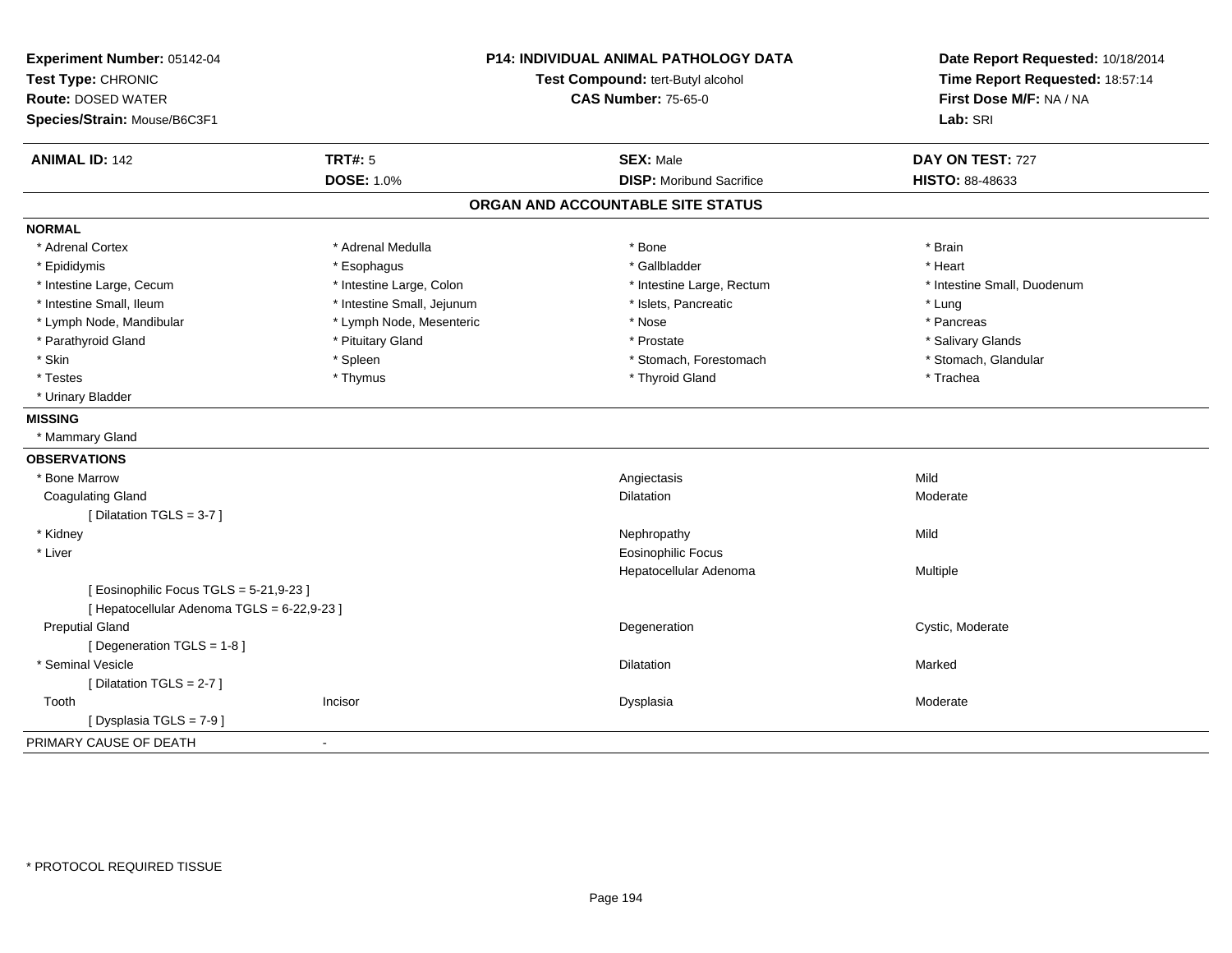**Experiment Number:** 05142-04
**Test Type:** CHRONIC
**Route:** DOSED WATER
**Species/Strain:** Mouse/B6C3F1

**P14: INDIVIDUAL ANIMAL PATHOLOGY DATA**
**Test Compound:** tert-Butyl alcohol
**CAS Number:** 75-65-0

**Date Report Requested:** 10/18/2014
**Time Report Requested:** 18:57:14
**First Dose M/F:** NA / NA
**Lab:** SRI

| **ANIMAL ID:** 142 | **TRT#:** 5 | **SEX:** Male | **DAY ON TEST:** 727 |
|---|---|---|---|
| | **DOSE:** 1.0% | **DISP:** Moribund Sacrifice | **HISTO:** 88-48633 |

## ORGAN AND ACCOUNTABLE SITE STATUS

**NORMAL**

| | | | |
|---|---|---|---|
| * Adrenal Cortex | * Adrenal Medulla | * Bone | * Brain |
| * Epididymis | * Esophagus | * Gallbladder | * Heart |
| * Intestine Large, Cecum | * Intestine Large, Colon | * Intestine Large, Rectum | * Intestine Small, Duodenum |
| * Intestine Small, Ileum | * Intestine Small, Jejunum | * Islets, Pancreatic | * Lung |
| * Lymph Node, Mandibular | * Lymph Node, Mesenteric | * Nose | * Pancreas |
| * Parathyroid Gland | * Pituitary Gland | * Prostate | * Salivary Glands |
| * Skin | * Spleen | * Stomach, Forestomach | * Stomach, Glandular |
| * Testes | * Thymus | * Thyroid Gland | * Trachea |
| * Urinary Bladder | | | |

**MISSING**

* Mammary Gland

**OBSERVATIONS**

| | | | |
|---|---|---|---|
| * Bone Marrow | | Angiectasis | Mild |
| Coagulating Gland | | Dilatation | Moderate |
| [ Dilatation TGLS = 3-7 ] | | | |
| * Kidney | | Nephropathy | Mild |
| * Liver | | Eosinophilic Focus | |
| | | Hepatocellular Adenoma | Multiple |
| [ Eosinophilic Focus TGLS = 5-21,9-23 ] | | | |
| [ Hepatocellular Adenoma TGLS = 6-22,9-23 ] | | | |
| Preputial Gland | | Degeneration | Cystic, Moderate |
| [ Degeneration TGLS = 1-8 ] | | | |
| * Seminal Vesicle | | Dilatation | Marked |
| [ Dilatation TGLS = 2-7 ] | | | |
| Tooth | Incisor | Dysplasia | Moderate |
| [ Dysplasia TGLS = 7-9 ] | | | |

PRIMARY CAUSE OF DEATH -

* PROTOCOL REQUIRED TISSUE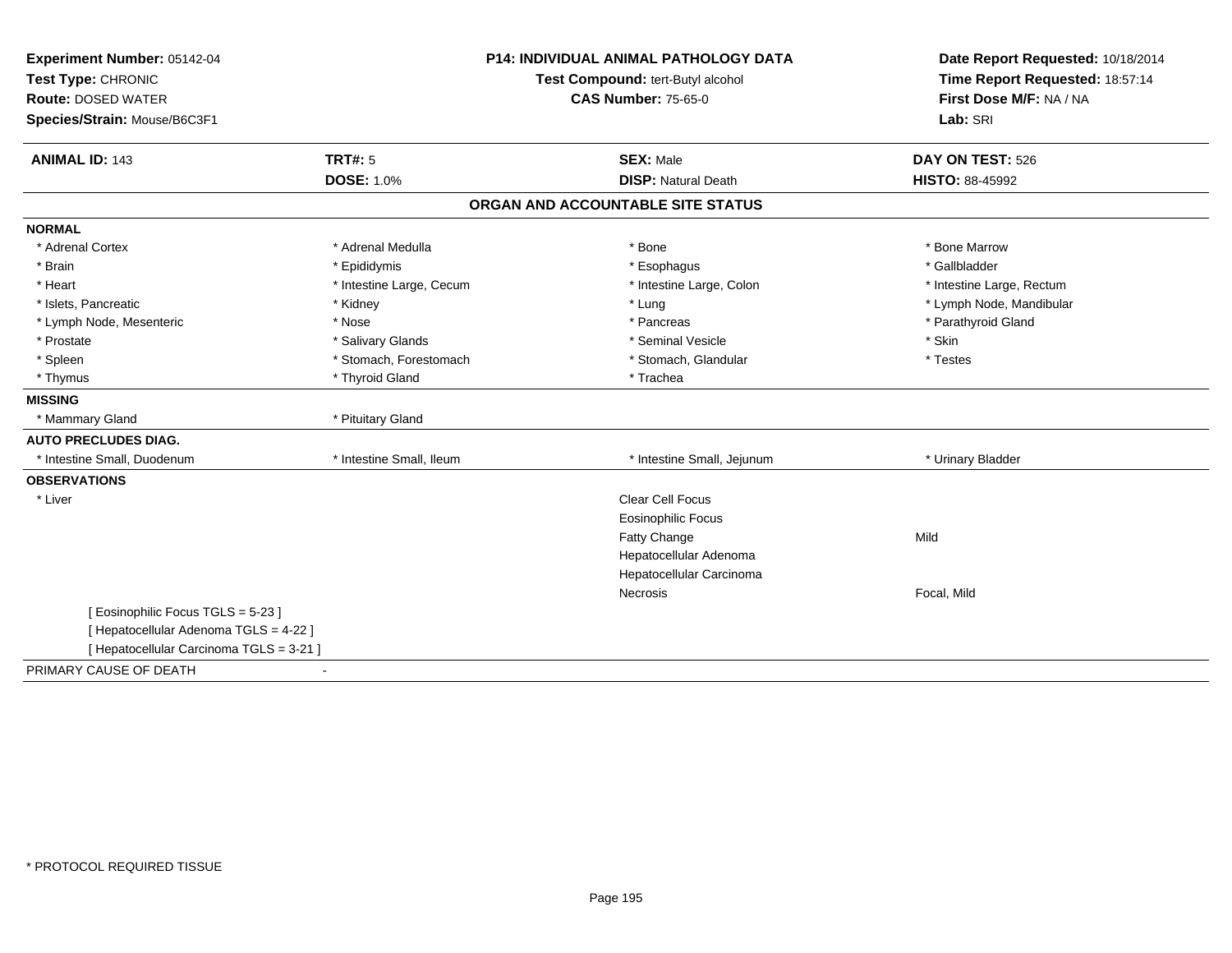**Experiment Number:** 05142-04
**Test Type:** CHRONIC
**Route:** DOSED WATER
**Species/Strain:** Mouse/B6C3F1

**P14: INDIVIDUAL ANIMAL PATHOLOGY DATA**
**Test Compound:** tert-Butyl alcohol
**CAS Number:** 75-65-0

**Date Report Requested:** 10/18/2014
**Time Report Requested:** 18:57:14
**First Dose M/F:** NA / NA
**Lab:** SRI

| **ANIMAL ID:** 143 | **TRT#:** 5 | **SEX:** Male | **DAY ON TEST:** 526 |
|---|---|---|---|
| | **DOSE:** 1.0% | **DISP:** Natural Death | **HISTO:** 88-45992 |

## ORGAN AND ACCOUNTABLE SITE STATUS

**NORMAL**

| | | | |
|---|---|---|---|
| * Adrenal Cortex | * Adrenal Medulla | * Bone | * Bone Marrow |
| * Brain | * Epididymis | * Esophagus | * Gallbladder |
| * Heart | * Intestine Large, Cecum | * Intestine Large, Colon | * Intestine Large, Rectum |
| * Islets, Pancreatic | * Kidney | * Lung | * Lymph Node, Mandibular |
| * Lymph Node, Mesenteric | * Nose | * Pancreas | * Parathyroid Gland |
| * Prostate | * Salivary Glands | * Seminal Vesicle | * Skin |
| * Spleen | * Stomach, Forestomach | * Stomach, Glandular | * Testes |
| * Thymus | * Thyroid Gland | * Trachea | |

**MISSING**

| | |
|---|---|
| * Mammary Gland | * Pituitary Gland |

**AUTO PRECLUDES DIAG.**

| | | | |
|---|---|---|---|
| * Intestine Small, Duodenum | * Intestine Small, Ileum | * Intestine Small, Jejunum | * Urinary Bladder |

**OBSERVATIONS**

| | | |
|---|---|---|
| * Liver | Clear Cell Focus | |
| | Eosinophilic Focus | |
| | Fatty Change | Mild |
| | Hepatocellular Adenoma | |
| | Hepatocellular Carcinoma | |
| | Necrosis | Focal, Mild |

[ Eosinophilic Focus TGLS = 5-23 ]
[ Hepatocellular Adenoma TGLS = 4-22 ]
[ Hepatocellular Carcinoma TGLS = 3-21 ]

PRIMARY CAUSE OF DEATH -

* PROTOCOL REQUIRED TISSUE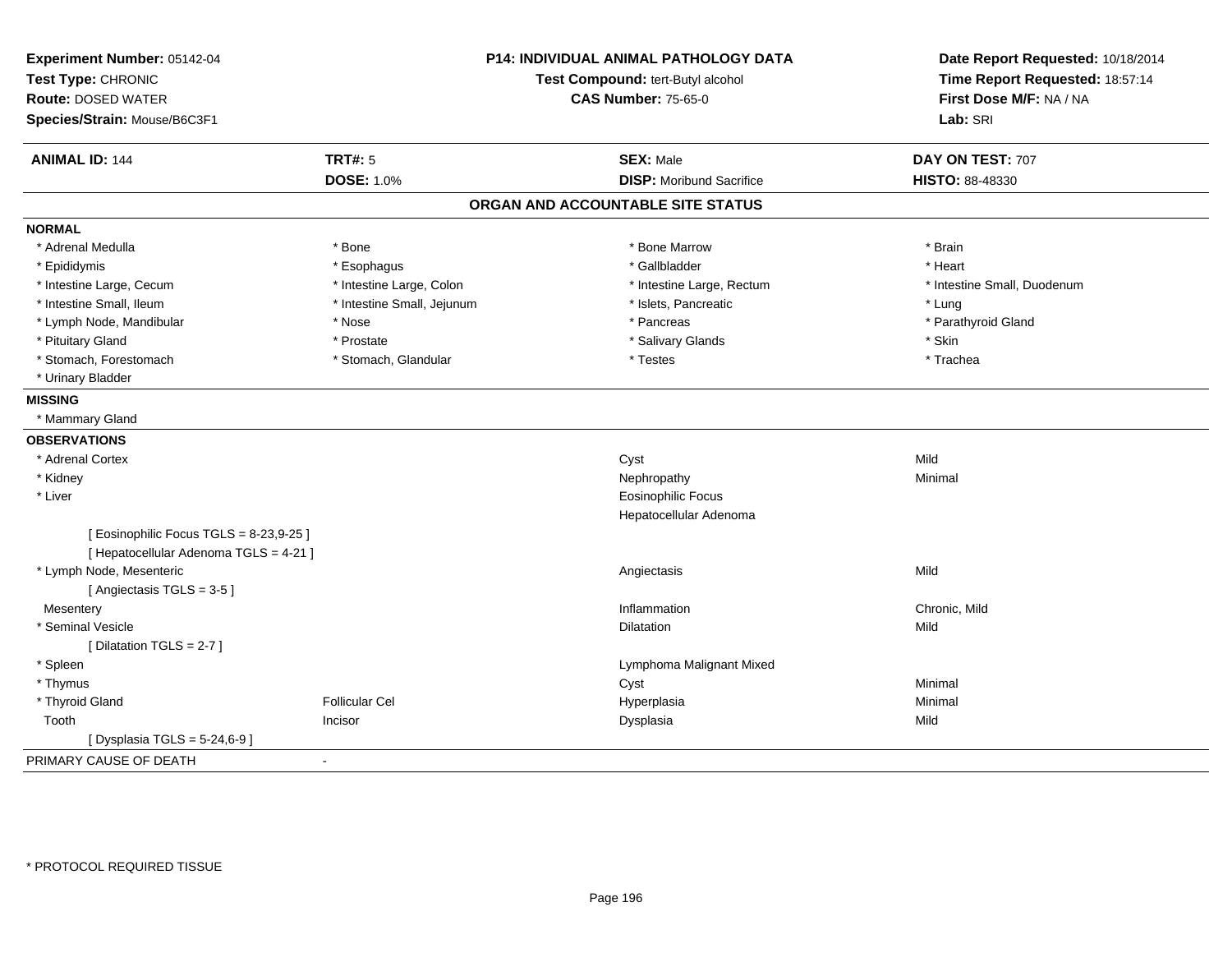**Experiment Number:** 05142-04
**Test Type:** CHRONIC
**Route:** DOSED WATER
**Species/Strain:** Mouse/B6C3F1

**P14: INDIVIDUAL ANIMAL PATHOLOGY DATA**
**Test Compound:** tert-Butyl alcohol
**CAS Number:** 75-65-0

**Date Report Requested:** 10/18/2014
**Time Report Requested:** 18:57:14
**First Dose M/F:** NA / NA
**Lab:** SRI

| **ANIMAL ID:** 144 | **TRT#:** 5 | **SEX:** Male | **DAY ON TEST:** 707 |
|---|---|---|---|
| | **DOSE:** 1.0% | **DISP:** Moribund Sacrifice | **HISTO:** 88-48330 |

## ORGAN AND ACCOUNTABLE SITE STATUS

**NORMAL**

| | | | |
|---|---|---|---|
| * Adrenal Medulla | * Bone | * Bone Marrow | * Brain |
| * Epididymis | * Esophagus | * Gallbladder | * Heart |
| * Intestine Large, Cecum | * Intestine Large, Colon | * Intestine Large, Rectum | * Intestine Small, Duodenum |
| * Intestine Small, Ileum | * Intestine Small, Jejunum | * Islets, Pancreatic | * Lung |
| * Lymph Node, Mandibular | * Nose | * Pancreas | * Parathyroid Gland |
| * Pituitary Gland | * Prostate | * Salivary Glands | * Skin |
| * Stomach, Forestomach | * Stomach, Glandular | * Testes | * Trachea |
| * Urinary Bladder | | | |

**MISSING**

* Mammary Gland

**OBSERVATIONS**

| | | | |
|---|---|---|---|
| * Adrenal Cortex | | Cyst | Mild |
| * Kidney | | Nephropathy | Minimal |
| * Liver | | Eosinophilic Focus | |
| | | Hepatocellular Adenoma | |
| [ Eosinophilic Focus TGLS = 8-23,9-25 ] | | | |
| [ Hepatocellular Adenoma TGLS = 4-21 ] | | | |
| * Lymph Node, Mesenteric | | Angiectasis | Mild |
| [ Angiectasis TGLS = 3-5 ] | | | |
| Mesentery | | Inflammation | Chronic, Mild |
| * Seminal Vesicle | | Dilatation | Mild |
| [ Dilatation TGLS = 2-7 ] | | | |
| * Spleen | | Lymphoma Malignant Mixed | |
| * Thymus | | Cyst | Minimal |
| * Thyroid Gland | Follicular Cel | Hyperplasia | Minimal |
| Tooth | Incisor | Dysplasia | Mild |
| [ Dysplasia TGLS = 5-24,6-9 ] | | | |

PRIMARY CAUSE OF DEATH -

\* PROTOCOL REQUIRED TISSUE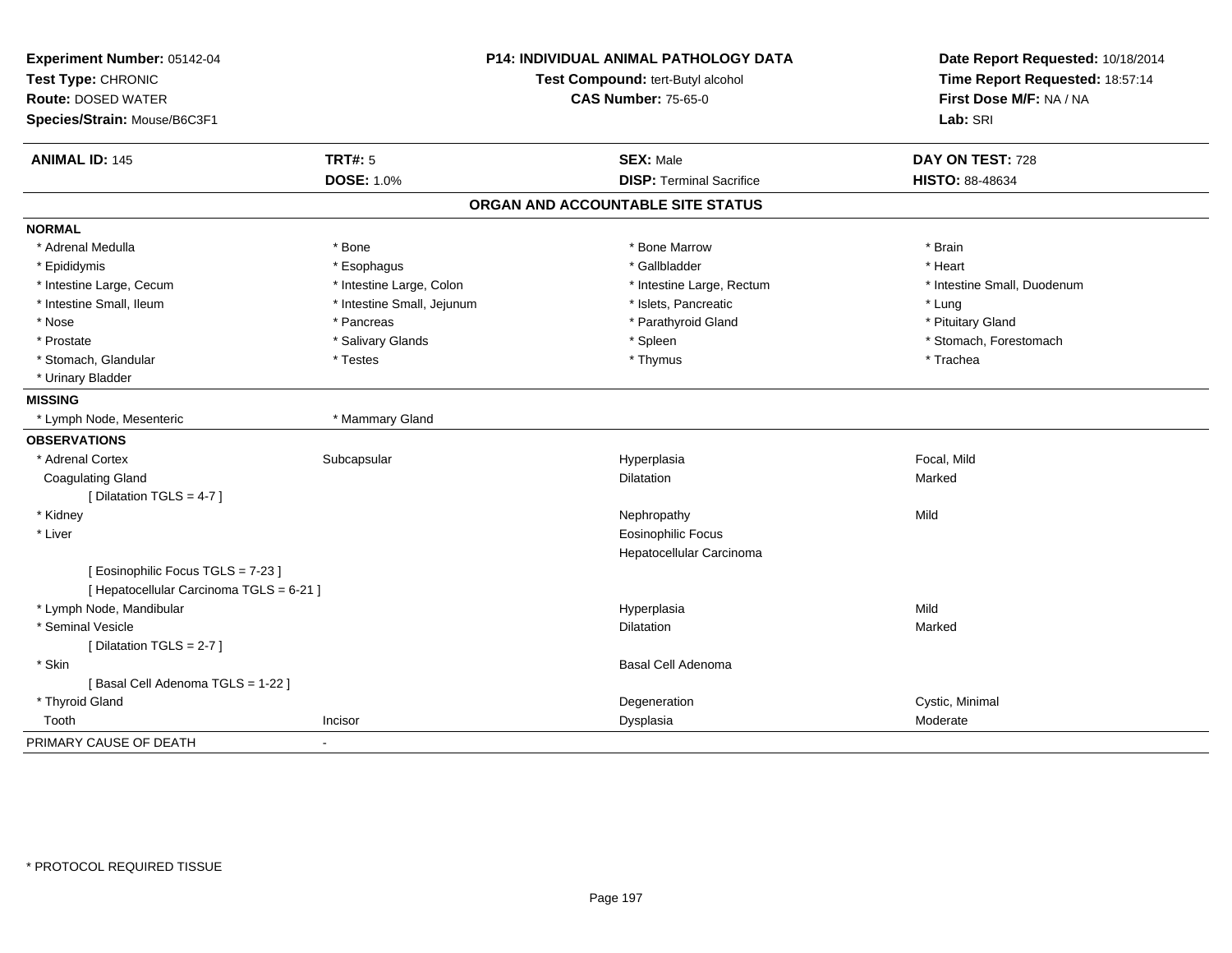**Experiment Number:** 05142-04
**Test Type:** CHRONIC
**Route:** DOSED WATER
**Species/Strain:** Mouse/B6C3F1

**P14: INDIVIDUAL ANIMAL PATHOLOGY DATA**
**Test Compound:** tert-Butyl alcohol
**CAS Number:** 75-65-0

**Date Report Requested:** 10/18/2014
**Time Report Requested:** 18:57:14
**First Dose M/F:** NA / NA
**Lab:** SRI

| **ANIMAL ID:** 145 | **TRT#:** 5 | **SEX:** Male | **DAY ON TEST:** 728 |
|---|---|---|---|
| | **DOSE:** 1.0% | **DISP:** Terminal Sacrifice | **HISTO:** 88-48634 |

## ORGAN AND ACCOUNTABLE SITE STATUS

**NORMAL**

| | | | |
|---|---|---|---|
| * Adrenal Medulla | * Bone | * Bone Marrow | * Brain |
| * Epididymis | * Esophagus | * Gallbladder | * Heart |
| * Intestine Large, Cecum | * Intestine Large, Colon | * Intestine Large, Rectum | * Intestine Small, Duodenum |
| * Intestine Small, Ileum | * Intestine Small, Jejunum | * Islets, Pancreatic | * Lung |
| * Nose | * Pancreas | * Parathyroid Gland | * Pituitary Gland |
| * Prostate | * Salivary Glands | * Spleen | * Stomach, Forestomach |
| * Stomach, Glandular | * Testes | * Thymus | * Trachea |
| * Urinary Bladder | | | |

**MISSING**

| | |
|---|---|
| * Lymph Node, Mesenteric | * Mammary Gland |

**OBSERVATIONS**

| | | | |
|---|---|---|---|
| * Adrenal Cortex | Subcapsular | Hyperplasia | Focal, Mild |
| Coagulating Gland | | Dilatation | Marked |
| [ Dilatation TGLS = 4-7 ] | | | |
| * Kidney | | Nephropathy | Mild |
| * Liver | | Eosinophilic Focus | |
| | | Hepatocellular Carcinoma | |
| [ Eosinophilic Focus TGLS = 7-23 ] | | | |
| [ Hepatocellular Carcinoma TGLS = 6-21 ] | | | |
| * Lymph Node, Mandibular | | Hyperplasia | Mild |
| * Seminal Vesicle | | Dilatation | Marked |
| [ Dilatation TGLS = 2-7 ] | | | |
| * Skin | | Basal Cell Adenoma | |
| [ Basal Cell Adenoma TGLS = 1-22 ] | | | |
| * Thyroid Gland | | Degeneration | Cystic, Minimal |
| Tooth | Incisor | Dysplasia | Moderate |

PRIMARY CAUSE OF DEATH -

* PROTOCOL REQUIRED TISSUE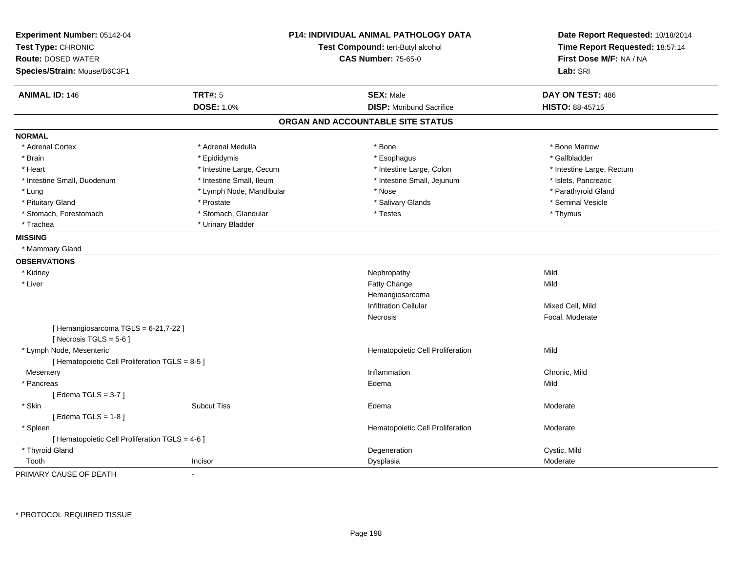**Experiment Number:** 05142-04
**Test Type:** CHRONIC
**Route:** DOSED WATER
**Species/Strain:** Mouse/B6C3F1

**P14: INDIVIDUAL ANIMAL PATHOLOGY DATA**
**Test Compound:** tert-Butyl alcohol
**CAS Number:** 75-65-0

**Date Report Requested:** 10/18/2014
**Time Report Requested:** 18:57:14
**First Dose M/F:** NA / NA
**Lab:** SRI

| **ANIMAL ID:** 146 | **TRT#:** 5 | **SEX:** Male | **DAY ON TEST:** 486 |
|---|---|---|---|
| | **DOSE:** 1.0% | **DISP:** Moribund Sacrifice | **HISTO:** 88-45715 |

## ORGAN AND ACCOUNTABLE SITE STATUS

**NORMAL**

| | | | |
|---|---|---|---|
| * Adrenal Cortex | * Adrenal Medulla | * Bone | * Bone Marrow |
| * Brain | * Epididymis | * Esophagus | * Gallbladder |
| * Heart | * Intestine Large, Cecum | * Intestine Large, Colon | * Intestine Large, Rectum |
| * Intestine Small, Duodenum | * Intestine Small, Ileum | * Intestine Small, Jejunum | * Islets, Pancreatic |
| * Lung | * Lymph Node, Mandibular | * Nose | * Parathyroid Gland |
| * Pituitary Gland | * Prostate | * Salivary Glands | * Seminal Vesicle |
| * Stomach, Forestomach | * Stomach, Glandular | * Testes | * Thymus |
| * Trachea | * Urinary Bladder | | |

**MISSING**

* Mammary Gland

**OBSERVATIONS**

| | | | |
|---|---|---|---|
| * Kidney | | Nephropathy | Mild |
| * Liver | | Fatty Change | Mild |
| | | Hemangiosarcoma | |
| | | Infiltration Cellular | Mixed Cell, Mild |
| | | Necrosis | Focal, Moderate |
| [ Hemangiosarcoma TGLS = 6-21,7-22 ] | | | |
| [ Necrosis TGLS = 5-6 ] | | | |
| * Lymph Node, Mesenteric | | Hematopoietic Cell Proliferation | Mild |
| [ Hematopoietic Cell Proliferation TGLS = 8-5 ] | | | |
| Mesentery | | Inflammation | Chronic, Mild |
| * Pancreas | | Edema | Mild |
| [ Edema TGLS = 3-7 ] | | | |
| * Skin | Subcut Tiss | Edema | Moderate |
| [ Edema TGLS = 1-8 ] | | | |
| * Spleen | | Hematopoietic Cell Proliferation | Moderate |
| [ Hematopoietic Cell Proliferation TGLS = 4-6 ] | | | |
| * Thyroid Gland | | Degeneration | Cystic, Mild |
| Tooth | Incisor | Dysplasia | Moderate |

PRIMARY CAUSE OF DEATH -

* PROTOCOL REQUIRED TISSUE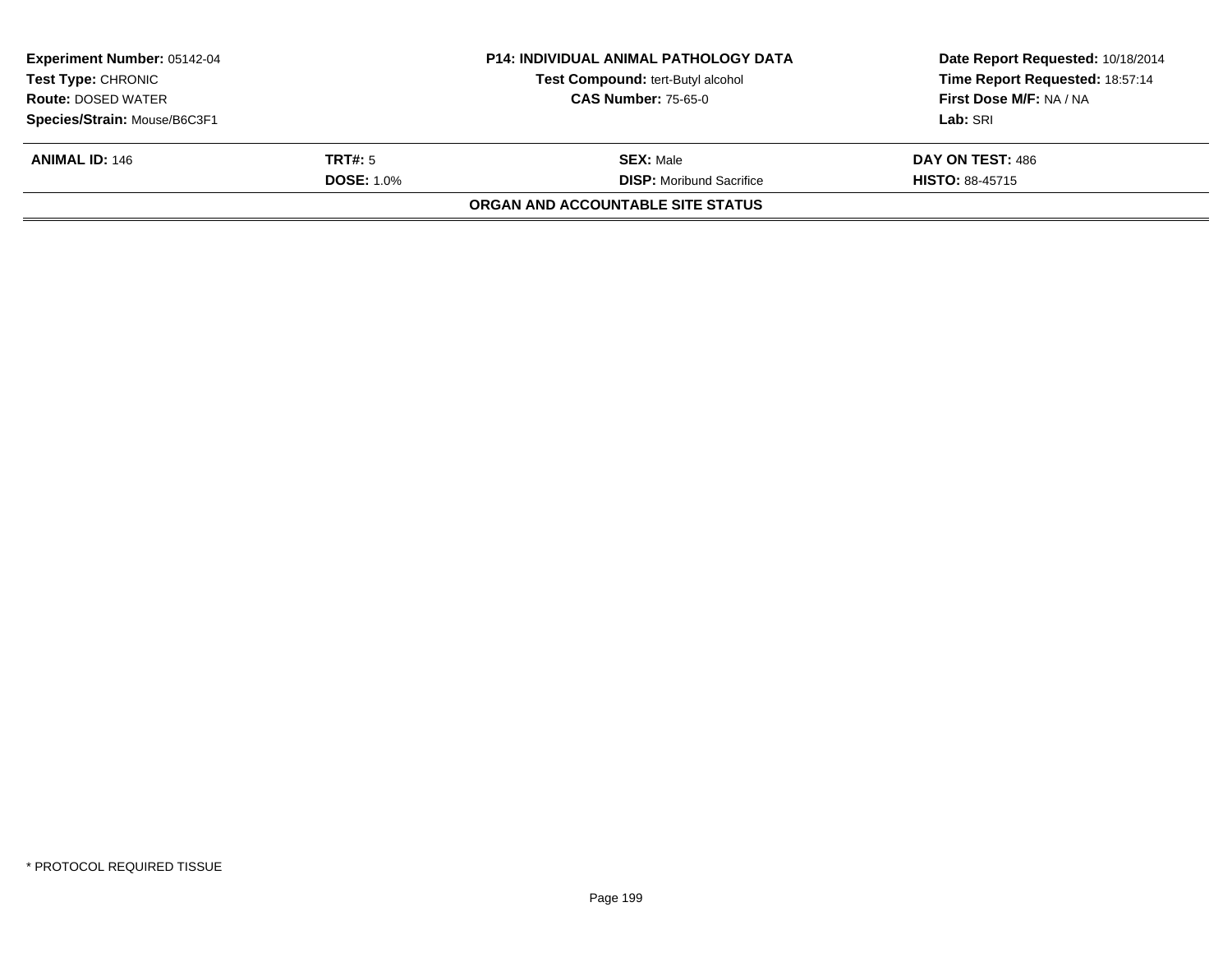**Experiment Number:** 05142-04
**Test Type:** CHRONIC
**Route:** DOSED WATER
**Species/Strain:** Mouse/B6C3F1

**P14: INDIVIDUAL ANIMAL PATHOLOGY DATA**
**Test Compound:** tert-Butyl alcohol
**CAS Number:** 75-65-0

**Date Report Requested:** 10/18/2014
**Time Report Requested:** 18:57:14
**First Dose M/F:** NA / NA
**Lab:** SRI

| **ANIMAL ID:** 146 | **TRT#:** 5 | **SEX:** Male | **DAY ON TEST:** 486 |
|---|---|---|---|
| | **DOSE:** 1.0% | **DISP:** Moribund Sacrifice | **HISTO:** 88-45715 |

**ORGAN AND ACCOUNTABLE SITE STATUS**

* PROTOCOL REQUIRED TISSUE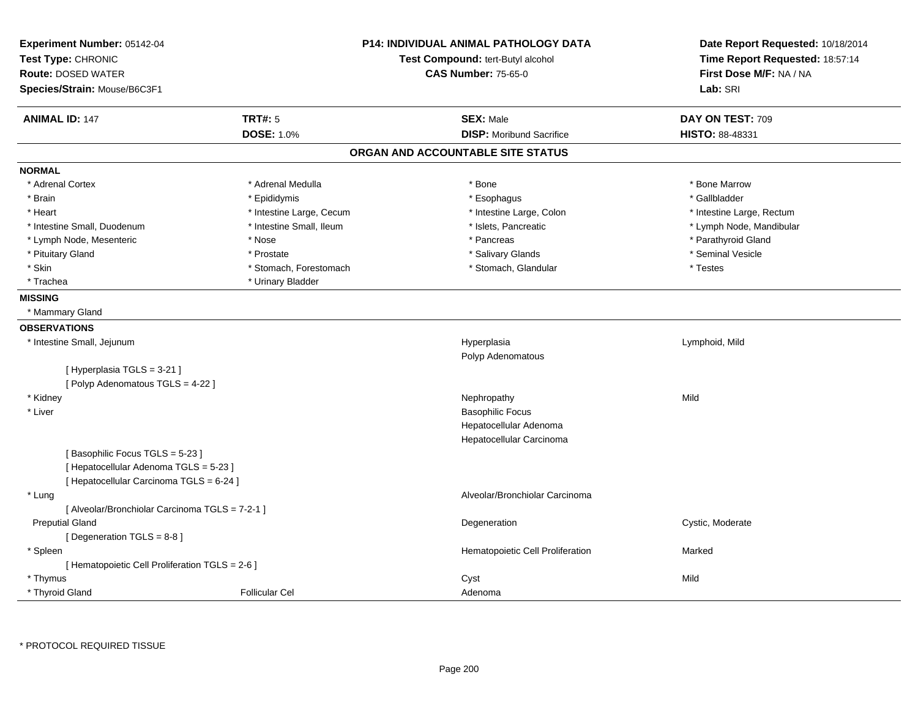**Experiment Number:** 05142-04
**Test Type:** CHRONIC
**Route:** DOSED WATER
**Species/Strain:** Mouse/B6C3F1

**P14: INDIVIDUAL ANIMAL PATHOLOGY DATA**
**Test Compound:** tert-Butyl alcohol
**CAS Number:** 75-65-0

**Date Report Requested:** 10/18/2014
**Time Report Requested:** 18:57:14
**First Dose M/F:** NA / NA
**Lab:** SRI

| **ANIMAL ID:** 147 | **TRT#:** 5 | **SEX:** Male | **DAY ON TEST:** 709 |
|---|---|---|---|
| | **DOSE:** 1.0% | **DISP:** Moribund Sacrifice | **HISTO:** 88-48331 |

## ORGAN AND ACCOUNTABLE SITE STATUS

### NORMAL

| | | | |
|---|---|---|---|
| * Adrenal Cortex | * Adrenal Medulla | * Bone | * Bone Marrow |
| * Brain | * Epididymis | * Esophagus | * Gallbladder |
| * Heart | * Intestine Large, Cecum | * Intestine Large, Colon | * Intestine Large, Rectum |
| * Intestine Small, Duodenum | * Intestine Small, Ileum | * Islets, Pancreatic | * Lymph Node, Mandibular |
| * Lymph Node, Mesenteric | * Nose | * Pancreas | * Parathyroid Gland |
| * Pituitary Gland | * Prostate | * Salivary Glands | * Seminal Vesicle |
| * Skin | * Stomach, Forestomach | * Stomach, Glandular | * Testes |
| * Trachea | * Urinary Bladder | | |

### MISSING

* Mammary Gland

### OBSERVATIONS

| | | | |
|---|---|---|---|
| * Intestine Small, Jejunum | | Hyperplasia | Lymphoid, Mild |
| | | Polyp Adenomatous | |
| [ Hyperplasia TGLS = 3-21 ] | | | |
| [ Polyp Adenomatous TGLS = 4-22 ] | | | |
| * Kidney | | Nephropathy | Mild |
| * Liver | | Basophilic Focus | |
| | | Hepatocellular Adenoma | |
| | | Hepatocellular Carcinoma | |
| [ Basophilic Focus TGLS = 5-23 ] | | | |
| [ Hepatocellular Adenoma TGLS = 5-23 ] | | | |
| [ Hepatocellular Carcinoma TGLS = 6-24 ] | | | |
| * Lung | | Alveolar/Bronchiolar Carcinoma | |
| [ Alveolar/Bronchiolar Carcinoma TGLS = 7-2-1 ] | | | |
| Preputial Gland | | Degeneration | Cystic, Moderate |
| [ Degeneration TGLS = 8-8 ] | | | |
| * Spleen | | Hematopoietic Cell Proliferation | Marked |
| [ Hematopoietic Cell Proliferation TGLS = 2-6 ] | | | |
| * Thymus | | Cyst | Mild |
| * Thyroid Gland | Follicular Cel | Adenoma | |

* PROTOCOL REQUIRED TISSUE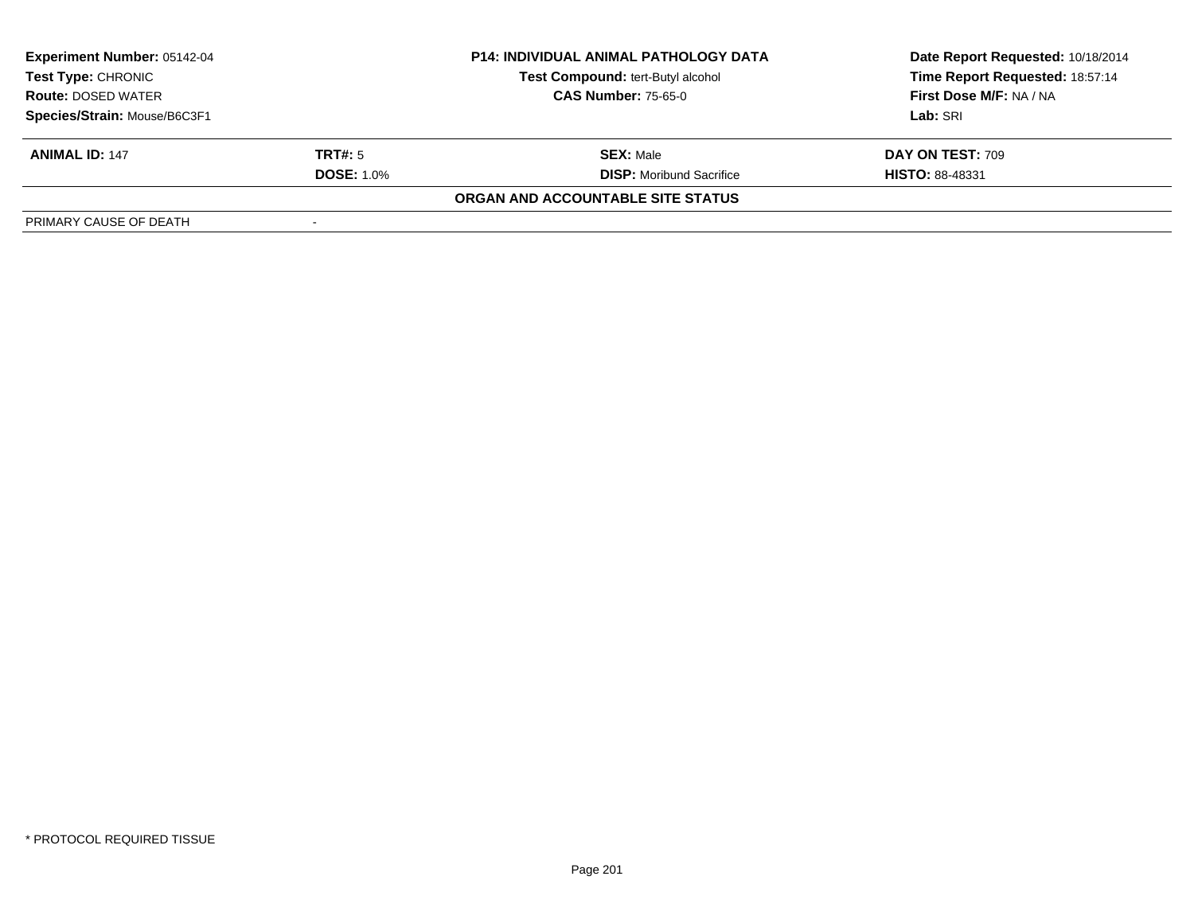**Experiment Number:** 05142-04
**Test Type:** CHRONIC
**Route:** DOSED WATER
**Species/Strain:** Mouse/B6C3F1

**P14: INDIVIDUAL ANIMAL PATHOLOGY DATA**
**Test Compound:** tert-Butyl alcohol
**CAS Number:** 75-65-0

**Date Report Requested:** 10/18/2014
**Time Report Requested:** 18:57:14
**First Dose M/F:** NA / NA
**Lab:** SRI

| **ANIMAL ID:** 147 | **TRT#:** 5 | **SEX:** Male | **DAY ON TEST:** 709 |
|---|---|---|---|
| | **DOSE:** 1.0% | **DISP:** Moribund Sacrifice | **HISTO:** 88-48331 |

**ORGAN AND ACCOUNTABLE SITE STATUS**

| PRIMARY CAUSE OF DEATH | - |
|---|---|

* PROTOCOL REQUIRED TISSUE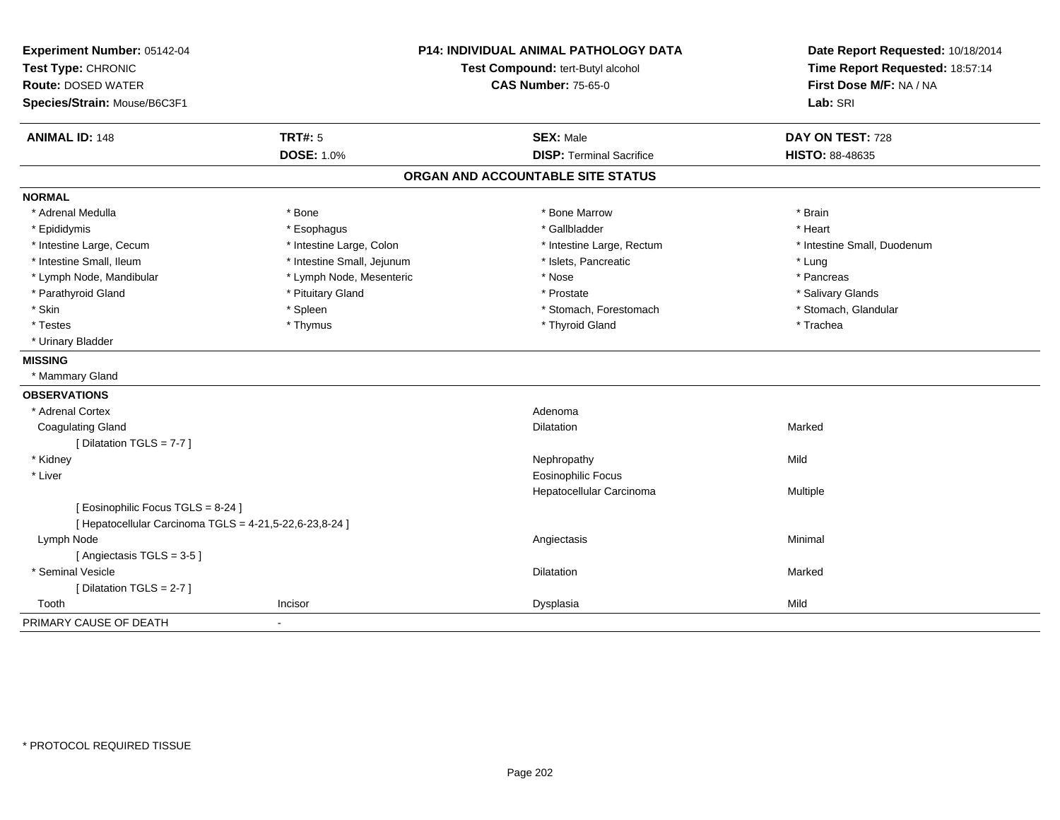**Experiment Number:** 05142-04
**Test Type:** CHRONIC
**Route:** DOSED WATER
**Species/Strain:** Mouse/B6C3F1

**P14: INDIVIDUAL ANIMAL PATHOLOGY DATA**
**Test Compound:** tert-Butyl alcohol
**CAS Number:** 75-65-0

**Date Report Requested:** 10/18/2014
**Time Report Requested:** 18:57:14
**First Dose M/F:** NA / NA
**Lab:** SRI

| **ANIMAL ID:** 148 | **TRT#:** 5 | **SEX:** Male | **DAY ON TEST:** 728 |
|---|---|---|---|
| | **DOSE:** 1.0% | **DISP:** Terminal Sacrifice | **HISTO:** 88-48635 |

## ORGAN AND ACCOUNTABLE SITE STATUS

**NORMAL**

| | | | |
|---|---|---|---|
| * Adrenal Medulla | * Bone | * Bone Marrow | * Brain |
| * Epididymis | * Esophagus | * Gallbladder | * Heart |
| * Intestine Large, Cecum | * Intestine Large, Colon | * Intestine Large, Rectum | * Intestine Small, Duodenum |
| * Intestine Small, Ileum | * Intestine Small, Jejunum | * Islets, Pancreatic | * Lung |
| * Lymph Node, Mandibular | * Lymph Node, Mesenteric | * Nose | * Pancreas |
| * Parathyroid Gland | * Pituitary Gland | * Prostate | * Salivary Glands |
| * Skin | * Spleen | * Stomach, Forestomach | * Stomach, Glandular |
| * Testes | * Thymus | * Thyroid Gland | * Trachea |
| * Urinary Bladder | | | |

**MISSING**

* Mammary Gland

**OBSERVATIONS**

| | | | |
|---|---|---|---|
| * Adrenal Cortex | | Adenoma | |
| Coagulating Gland | | Dilatation | Marked |
| [ Dilatation TGLS = 7-7 ] | | | |
| * Kidney | | Nephropathy | Mild |
| * Liver | | Eosinophilic Focus | |
| | | Hepatocellular Carcinoma | Multiple |
| [ Eosinophilic Focus TGLS = 8-24 ] | | | |
| [ Hepatocellular Carcinoma TGLS = 4-21,5-22,6-23,8-24 ] | | | |
| Lymph Node | | Angiectasis | Minimal |
| [ Angiectasis TGLS = 3-5 ] | | | |
| * Seminal Vesicle | | Dilatation | Marked |
| [ Dilatation TGLS = 2-7 ] | | | |
| Tooth | Incisor | Dysplasia | Mild |

PRIMARY CAUSE OF DEATH -

* PROTOCOL REQUIRED TISSUE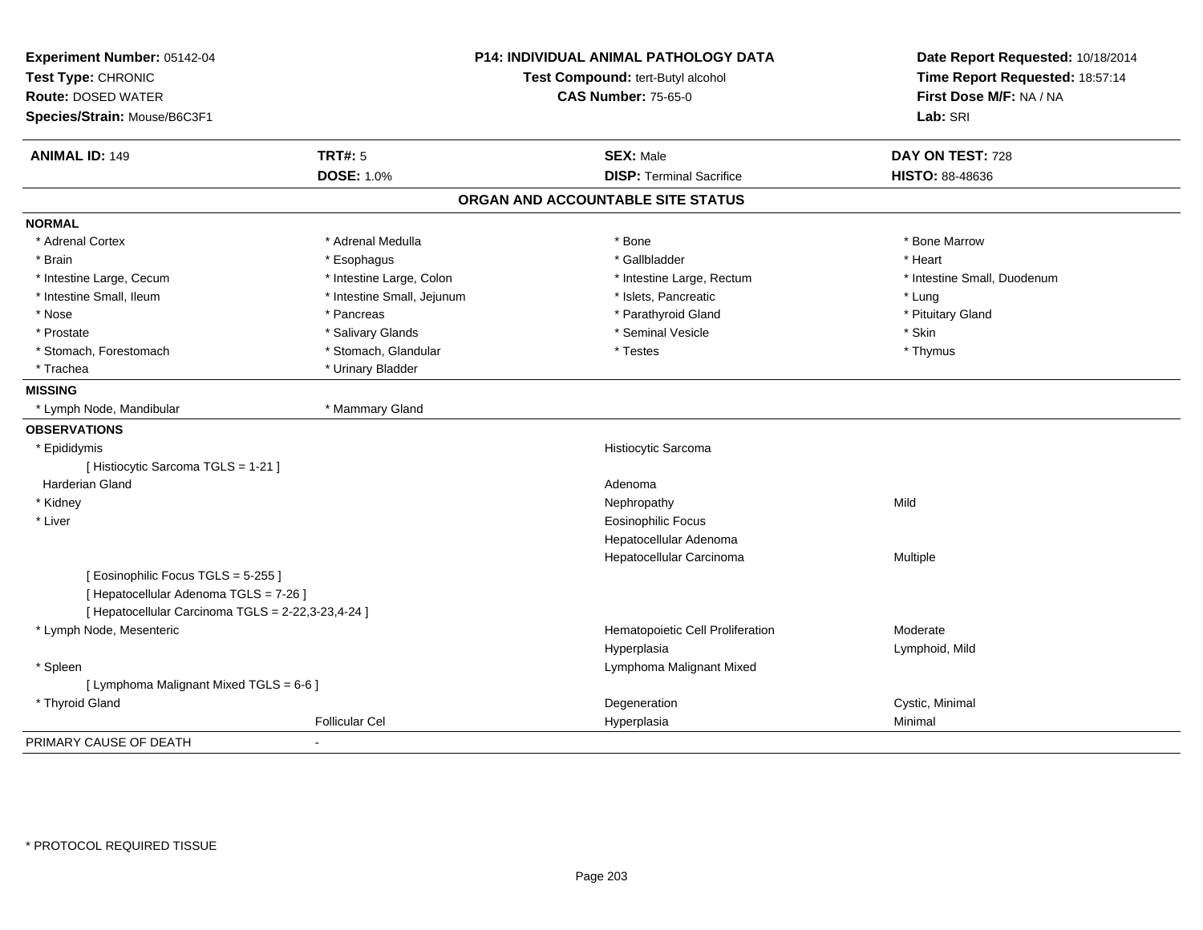**Experiment Number:** 05142-04
**Test Type:** CHRONIC
**Route:** DOSED WATER
**Species/Strain:** Mouse/B6C3F1

**P14: INDIVIDUAL ANIMAL PATHOLOGY DATA**
**Test Compound:** tert-Butyl alcohol
**CAS Number:** 75-65-0

**Date Report Requested:** 10/18/2014
**Time Report Requested:** 18:57:14
**First Dose M/F:** NA / NA
**Lab:** SRI

| **ANIMAL ID:** 149 | **TRT#:** 5 | **SEX:** Male | **DAY ON TEST:** 728 |
|---|---|---|---|
| | **DOSE:** 1.0% | **DISP:** Terminal Sacrifice | **HISTO:** 88-48636 |

## ORGAN AND ACCOUNTABLE SITE STATUS

**NORMAL**

| | | | |
|---|---|---|---|
| * Adrenal Cortex | * Adrenal Medulla | * Bone | * Bone Marrow |
| * Brain | * Esophagus | * Gallbladder | * Heart |
| * Intestine Large, Cecum | * Intestine Large, Colon | * Intestine Large, Rectum | * Intestine Small, Duodenum |
| * Intestine Small, Ileum | * Intestine Small, Jejunum | * Islets, Pancreatic | * Lung |
| * Nose | * Pancreas | * Parathyroid Gland | * Pituitary Gland |
| * Prostate | * Salivary Glands | * Seminal Vesicle | * Skin |
| * Stomach, Forestomach | * Stomach, Glandular | * Testes | * Thymus |
| * Trachea | * Urinary Bladder | | |

**MISSING**

| | |
|---|---|
| * Lymph Node, Mandibular | * Mammary Gland |

**OBSERVATIONS**

| | | | |
|---|---|---|---|
| * Epididymis | | Histiocytic Sarcoma | |
| [ Histiocytic Sarcoma TGLS = 1-21 ] | | | |
| Harderian Gland | | Adenoma | |
| * Kidney | | Nephropathy | Mild |
| * Liver | | Eosinophilic Focus | |
| | | Hepatocellular Adenoma | |
| | | Hepatocellular Carcinoma | Multiple |
| [ Eosinophilic Focus TGLS = 5-255 ] | | | |
| [ Hepatocellular Adenoma TGLS = 7-26 ] | | | |
| [ Hepatocellular Carcinoma TGLS = 2-22,3-23,4-24 ] | | | |
| * Lymph Node, Mesenteric | | Hematopoietic Cell Proliferation | Moderate |
| | | Hyperplasia | Lymphoid, Mild |
| * Spleen | | Lymphoma Malignant Mixed | |
| [ Lymphoma Malignant Mixed TGLS = 6-6 ] | | | |
| * Thyroid Gland | | Degeneration | Cystic, Minimal |
| | Follicular Cel | Hyperplasia | Minimal |

PRIMARY CAUSE OF DEATH -

* PROTOCOL REQUIRED TISSUE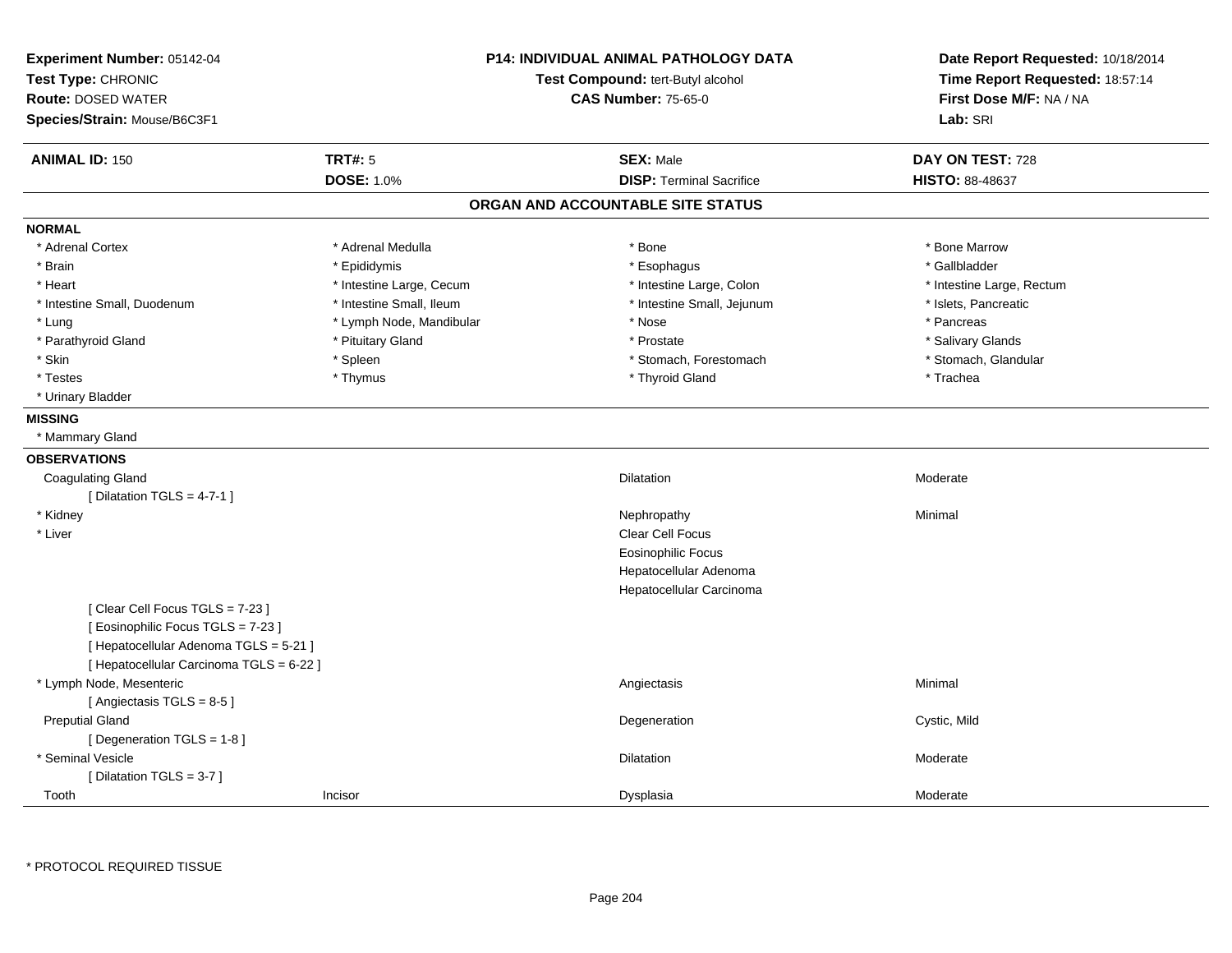**Experiment Number:** 05142-04
**Test Type:** CHRONIC
**Route:** DOSED WATER
**Species/Strain:** Mouse/B6C3F1

**P14: INDIVIDUAL ANIMAL PATHOLOGY DATA**
**Test Compound:** tert-Butyl alcohol
**CAS Number:** 75-65-0

**Date Report Requested:** 10/18/2014
**Time Report Requested:** 18:57:14
**First Dose M/F:** NA / NA
**Lab:** SRI

| **ANIMAL ID:** 150 | **TRT#:** 5 | **SEX:** Male | **DAY ON TEST:** 728 |
|---|---|---|---|
| | **DOSE:** 1.0% | **DISP:** Terminal Sacrifice | **HISTO:** 88-48637 |

## ORGAN AND ACCOUNTABLE SITE STATUS

**NORMAL**

| | | | |
|---|---|---|---|
| * Adrenal Cortex | * Adrenal Medulla | * Bone | * Bone Marrow |
| * Brain | * Epididymis | * Esophagus | * Gallbladder |
| * Heart | * Intestine Large, Cecum | * Intestine Large, Colon | * Intestine Large, Rectum |
| * Intestine Small, Duodenum | * Intestine Small, Ileum | * Intestine Small, Jejunum | * Islets, Pancreatic |
| * Lung | * Lymph Node, Mandibular | * Nose | * Pancreas |
| * Parathyroid Gland | * Pituitary Gland | * Prostate | * Salivary Glands |
| * Skin | * Spleen | * Stomach, Forestomach | * Stomach, Glandular |
| * Testes | * Thymus | * Thyroid Gland | * Trachea |
| * Urinary Bladder | | | |

**MISSING**

* Mammary Gland

**OBSERVATIONS**

| | | | |
|---|---|---|---|
| Coagulating Gland | | Dilatation | Moderate |
| [ Dilatation TGLS = 4-7-1 ] | | | |
| * Kidney | | Nephropathy | Minimal |
| * Liver | | Clear Cell Focus | |
| | | Eosinophilic Focus | |
| | | Hepatocellular Adenoma | |
| | | Hepatocellular Carcinoma | |
| [ Clear Cell Focus TGLS = 7-23 ] | | | |
| [ Eosinophilic Focus TGLS = 7-23 ] | | | |
| [ Hepatocellular Adenoma TGLS = 5-21 ] | | | |
| [ Hepatocellular Carcinoma TGLS = 6-22 ] | | | |
| * Lymph Node, Mesenteric | | Angiectasis | Minimal |
| [ Angiectasis TGLS = 8-5 ] | | | |
| Preputial Gland | | Degeneration | Cystic, Mild |
| [ Degeneration TGLS = 1-8 ] | | | |
| * Seminal Vesicle | | Dilatation | Moderate |
| [ Dilatation TGLS = 3-7 ] | | | |
| Tooth | Incisor | Dysplasia | Moderate |

* PROTOCOL REQUIRED TISSUE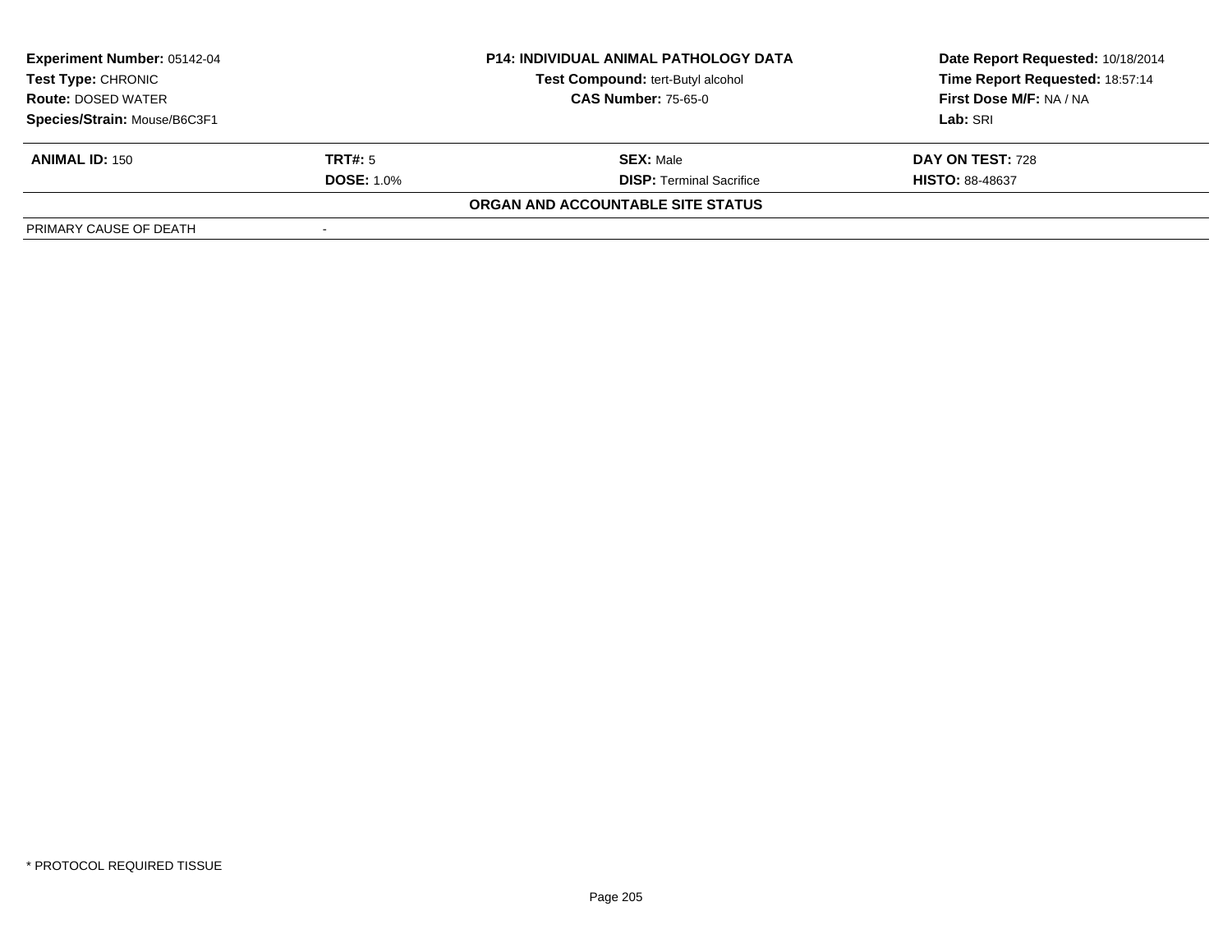**Experiment Number:** 05142-04
**Test Type:** CHRONIC
**Route:** DOSED WATER
**Species/Strain:** Mouse/B6C3F1

**P14: INDIVIDUAL ANIMAL PATHOLOGY DATA**
**Test Compound:** tert-Butyl alcohol
**CAS Number:** 75-65-0

**Date Report Requested:** 10/18/2014
**Time Report Requested:** 18:57:14
**First Dose M/F:** NA / NA
**Lab:** SRI

| **ANIMAL ID:** 150 | **TRT#:** 5 | **SEX:** Male | **DAY ON TEST:** 728 |
|---|---|---|---|
| | **DOSE:** 1.0% | **DISP:** Terminal Sacrifice | **HISTO:** 88-48637 |

**ORGAN AND ACCOUNTABLE SITE STATUS**

| PRIMARY CAUSE OF DEATH | - |
|---|---|

\* PROTOCOL REQUIRED TISSUE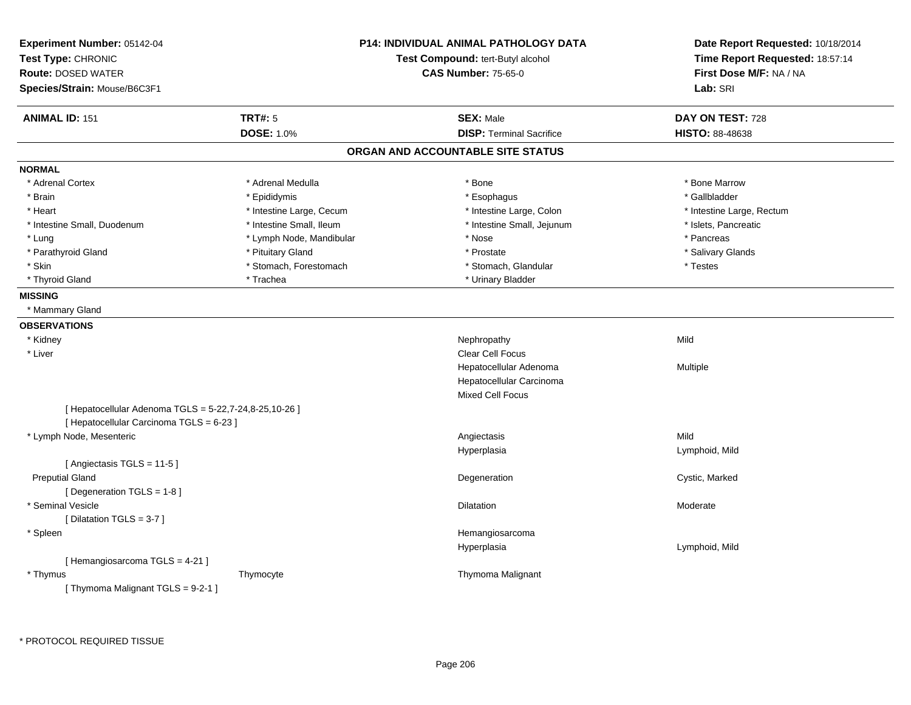**Experiment Number:** 05142-04
**Test Type:** CHRONIC
**Route:** DOSED WATER
**Species/Strain:** Mouse/B6C3F1

**P14: INDIVIDUAL ANIMAL PATHOLOGY DATA**
**Test Compound:** tert-Butyl alcohol
**CAS Number:** 75-65-0

**Date Report Requested:** 10/18/2014
**Time Report Requested:** 18:57:14
**First Dose M/F:** NA / NA
**Lab:** SRI

| **ANIMAL ID:** 151 | **TRT#:** 5 | **SEX:** Male | **DAY ON TEST:** 728 |
|---|---|---|---|
| | **DOSE:** 1.0% | **DISP:** Terminal Sacrifice | **HISTO:** 88-48638 |

## ORGAN AND ACCOUNTABLE SITE STATUS

**NORMAL**

| | | | |
|---|---|---|---|
| * Adrenal Cortex | * Adrenal Medulla | * Bone | * Bone Marrow |
| * Brain | * Epididymis | * Esophagus | * Gallbladder |
| * Heart | * Intestine Large, Cecum | * Intestine Large, Colon | * Intestine Large, Rectum |
| * Intestine Small, Duodenum | * Intestine Small, Ileum | * Intestine Small, Jejunum | * Islets, Pancreatic |
| * Lung | * Lymph Node, Mandibular | * Nose | * Pancreas |
| * Parathyroid Gland | * Pituitary Gland | * Prostate | * Salivary Glands |
| * Skin | * Stomach, Forestomach | * Stomach, Glandular | * Testes |
| * Thyroid Gland | * Trachea | * Urinary Bladder | |

**MISSING**

* Mammary Gland

**OBSERVATIONS**

| | | | |
|---|---|---|---|
| * Kidney | | Nephropathy | Mild |
| * Liver | | Clear Cell Focus | |
| | | Hepatocellular Adenoma | Multiple |
| | | Hepatocellular Carcinoma | |
| | | Mixed Cell Focus | |
| [ Hepatocellular Adenoma TGLS = 5-22,7-24,8-25,10-26 ] | | | |
| [ Hepatocellular Carcinoma TGLS = 6-23 ] | | | |
| * Lymph Node, Mesenteric | | Angiectasis | Mild |
| | | Hyperplasia | Lymphoid, Mild |
| [ Angiectasis TGLS = 11-5 ] | | | |
| Preputial Gland | | Degeneration | Cystic, Marked |
| [ Degeneration TGLS = 1-8 ] | | | |
| * Seminal Vesicle | | Dilatation | Moderate |
| [ Dilatation TGLS = 3-7 ] | | | |
| * Spleen | | Hemangiosarcoma | |
| | | Hyperplasia | Lymphoid, Mild |
| [ Hemangiosarcoma TGLS = 4-21 ] | | | |
| * Thymus | Thymocyte | Thymoma Malignant | |
| [ Thymoma Malignant TGLS = 9-2-1 ] | | | |

\* PROTOCOL REQUIRED TISSUE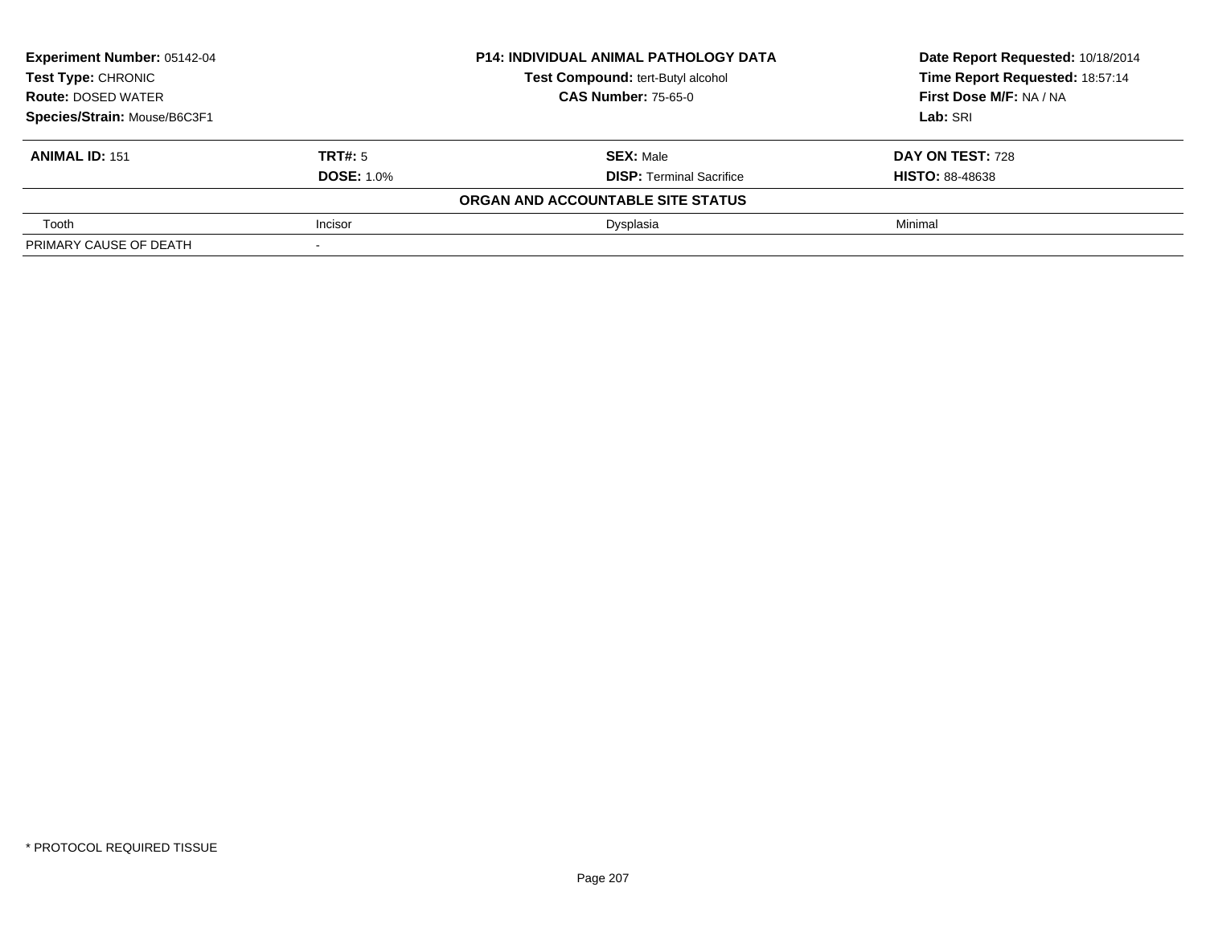**Experiment Number:** 05142-04
**Test Type:** CHRONIC
**Route:** DOSED WATER
**Species/Strain:** Mouse/B6C3F1

**P14: INDIVIDUAL ANIMAL PATHOLOGY DATA**
**Test Compound:** tert-Butyl alcohol
**CAS Number:** 75-65-0

**Date Report Requested:** 10/18/2014
**Time Report Requested:** 18:57:14
**First Dose M/F:** NA / NA
**Lab:** SRI

| **ANIMAL ID:** 151 | **TRT#:** 5 | **SEX:** Male | **DAY ON TEST:** 728 |
|---|---|---|---|
| | **DOSE:** 1.0% | **DISP:** Terminal Sacrifice | **HISTO:** 88-48638 |
| | | **ORGAN AND ACCOUNTABLE SITE STATUS** | |
| Tooth | Incisor | Dysplasia | Minimal |
| PRIMARY CAUSE OF DEATH | - | | |

* PROTOCOL REQUIRED TISSUE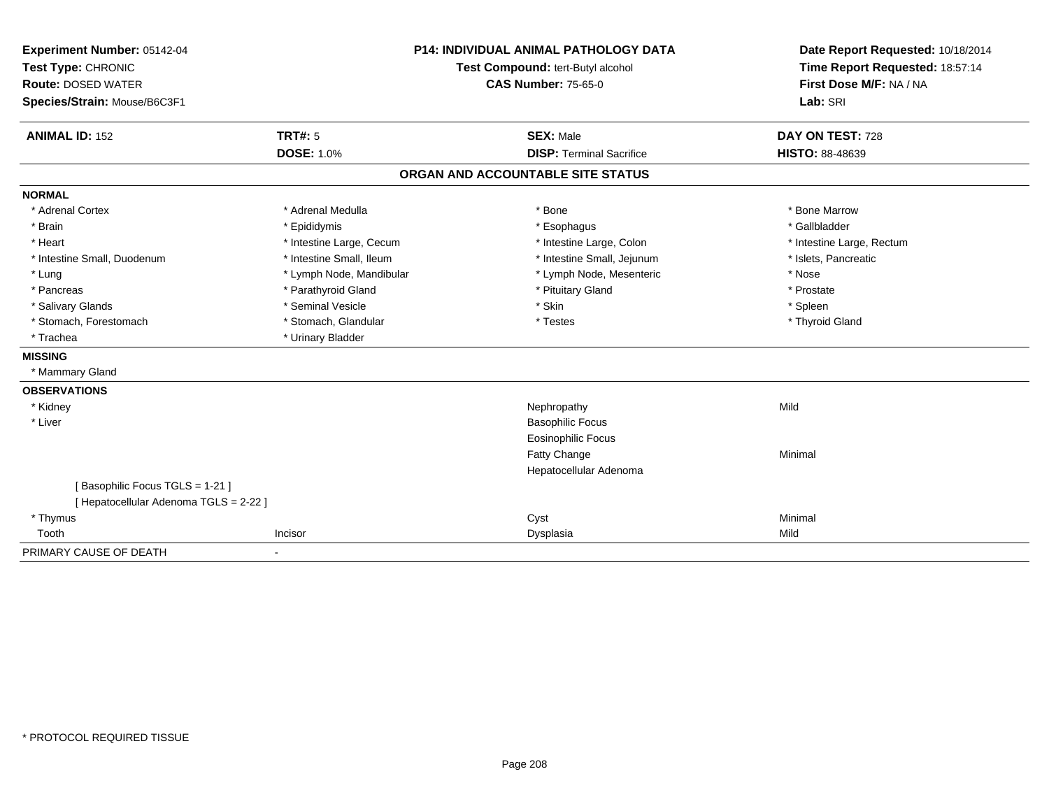**Experiment Number:** 05142-04
**Test Type:** CHRONIC
**Route:** DOSED WATER
**Species/Strain:** Mouse/B6C3F1

**P14: INDIVIDUAL ANIMAL PATHOLOGY DATA**
**Test Compound:** tert-Butyl alcohol
**CAS Number:** 75-65-0

**Date Report Requested:** 10/18/2014
**Time Report Requested:** 18:57:14
**First Dose M/F:** NA / NA
**Lab:** SRI

| **ANIMAL ID:** 152 | **TRT#:** 5 | **SEX:** Male | **DAY ON TEST:** 728 |
|---|---|---|---|
| | **DOSE:** 1.0% | **DISP:** Terminal Sacrifice | **HISTO:** 88-48639 |

## ORGAN AND ACCOUNTABLE SITE STATUS

**NORMAL**

| | | | |
|---|---|---|---|
| * Adrenal Cortex | * Adrenal Medulla | * Bone | * Bone Marrow |
| * Brain | * Epididymis | * Esophagus | * Gallbladder |
| * Heart | * Intestine Large, Cecum | * Intestine Large, Colon | * Intestine Large, Rectum |
| * Intestine Small, Duodenum | * Intestine Small, Ileum | * Intestine Small, Jejunum | * Islets, Pancreatic |
| * Lung | * Lymph Node, Mandibular | * Lymph Node, Mesenteric | * Nose |
| * Pancreas | * Parathyroid Gland | * Pituitary Gland | * Prostate |
| * Salivary Glands | * Seminal Vesicle | * Skin | * Spleen |
| * Stomach, Forestomach | * Stomach, Glandular | * Testes | * Thyroid Gland |
| * Trachea | * Urinary Bladder | | |

**MISSING**

* Mammary Gland

**OBSERVATIONS**

| | | | |
|---|---|---|---|
| * Kidney | | Nephropathy | Mild |
| * Liver | | Basophilic Focus | |
| | | Eosinophilic Focus | |
| | | Fatty Change | Minimal |
| | | Hepatocellular Adenoma | |
| [ Basophilic Focus TGLS = 1-21 ] | | | |
| [ Hepatocellular Adenoma TGLS = 2-22 ] | | | |
| * Thymus | | Cyst | Minimal |
| Tooth | Incisor | Dysplasia | Mild |

PRIMARY CAUSE OF DEATH -

* PROTOCOL REQUIRED TISSUE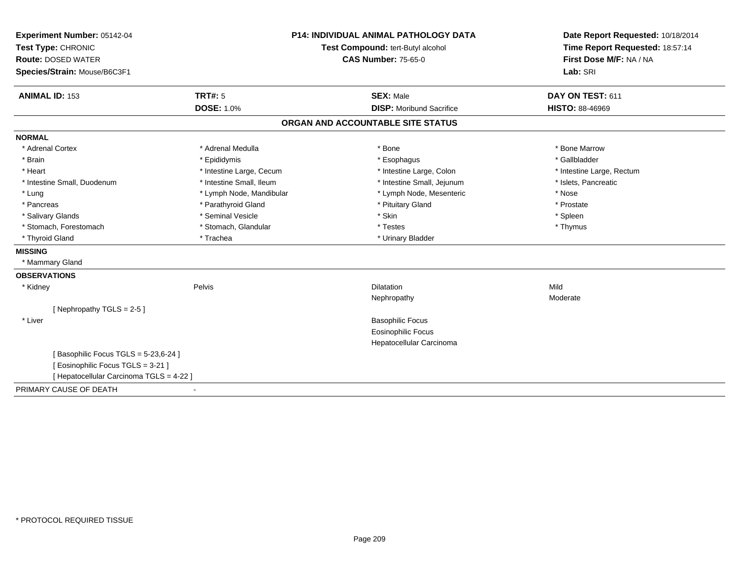**Experiment Number:** 05142-04
**Test Type:** CHRONIC
**Route:** DOSED WATER
**Species/Strain:** Mouse/B6C3F1

**P14: INDIVIDUAL ANIMAL PATHOLOGY DATA**
**Test Compound:** tert-Butyl alcohol
**CAS Number:** 75-65-0

**Date Report Requested:** 10/18/2014
**Time Report Requested:** 18:57:14
**First Dose M/F:** NA / NA
**Lab:** SRI

| **ANIMAL ID:** 153 | **TRT#:** 5 | **SEX:** Male | **DAY ON TEST:** 611 |
|---|---|---|---|
| | **DOSE:** 1.0% | **DISP:** Moribund Sacrifice | **HISTO:** 88-46969 |

## ORGAN AND ACCOUNTABLE SITE STATUS

**NORMAL**

| | | | |
|---|---|---|---|
| * Adrenal Cortex | * Adrenal Medulla | * Bone | * Bone Marrow |
| * Brain | * Epididymis | * Esophagus | * Gallbladder |
| * Heart | * Intestine Large, Cecum | * Intestine Large, Colon | * Intestine Large, Rectum |
| * Intestine Small, Duodenum | * Intestine Small, Ileum | * Intestine Small, Jejunum | * Islets, Pancreatic |
| * Lung | * Lymph Node, Mandibular | * Lymph Node, Mesenteric | * Nose |
| * Pancreas | * Parathyroid Gland | * Pituitary Gland | * Prostate |
| * Salivary Glands | * Seminal Vesicle | * Skin | * Spleen |
| * Stomach, Forestomach | * Stomach, Glandular | * Testes | * Thymus |
| * Thyroid Gland | * Trachea | * Urinary Bladder | |

**MISSING**

* Mammary Gland

**OBSERVATIONS**

| | | | |
|---|---|---|---|
| * Kidney | Pelvis | Dilatation | Mild |
| | | Nephropathy | Moderate |
| [ Nephropathy TGLS = 2-5 ] | | | |
| * Liver | | Basophilic Focus | |
| | | Eosinophilic Focus | |
| | | Hepatocellular Carcinoma | |
| [ Basophilic Focus TGLS = 5-23,6-24 ] | | | |
| [ Eosinophilic Focus TGLS = 3-21 ] | | | |
| [ Hepatocellular Carcinoma TGLS = 4-22 ] | | | |

PRIMARY CAUSE OF DEATH -

* PROTOCOL REQUIRED TISSUE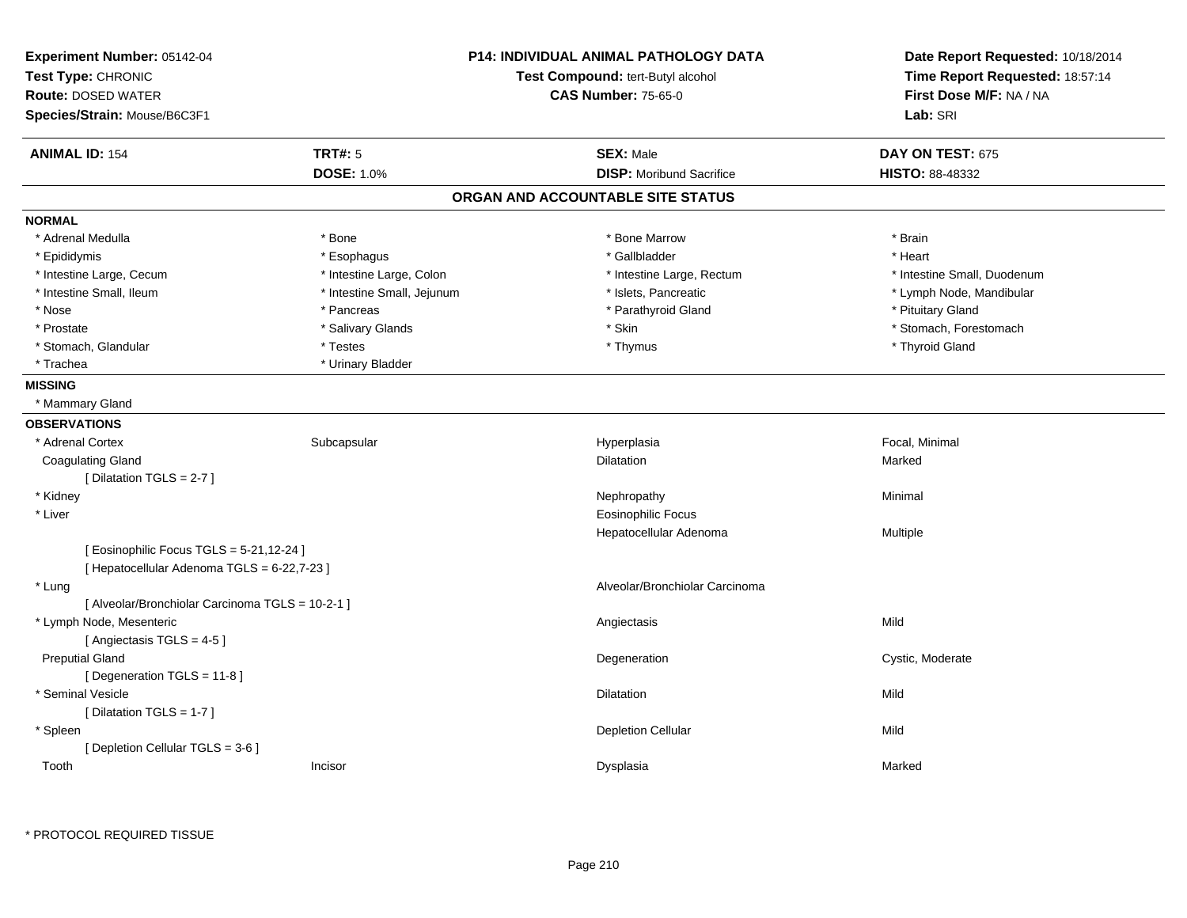**Experiment Number:** 05142-04
**Test Type:** CHRONIC
**Route:** DOSED WATER
**Species/Strain:** Mouse/B6C3F1

**P14: INDIVIDUAL ANIMAL PATHOLOGY DATA**
**Test Compound:** tert-Butyl alcohol
**CAS Number:** 75-65-0

**Date Report Requested:** 10/18/2014
**Time Report Requested:** 18:57:14
**First Dose M/F:** NA / NA
**Lab:** SRI

| **ANIMAL ID:** 154 | **TRT#:** 5 | **SEX:** Male | **DAY ON TEST:** 675 |
|---|---|---|---|
| | **DOSE:** 1.0% | **DISP:** Moribund Sacrifice | **HISTO:** 88-48332 |

## ORGAN AND ACCOUNTABLE SITE STATUS

**NORMAL**

| | | | |
|---|---|---|---|
| * Adrenal Medulla | * Bone | * Bone Marrow | * Brain |
| * Epididymis | * Esophagus | * Gallbladder | * Heart |
| * Intestine Large, Cecum | * Intestine Large, Colon | * Intestine Large, Rectum | * Intestine Small, Duodenum |
| * Intestine Small, Ileum | * Intestine Small, Jejunum | * Islets, Pancreatic | * Lymph Node, Mandibular |
| * Nose | * Pancreas | * Parathyroid Gland | * Pituitary Gland |
| * Prostate | * Salivary Glands | * Skin | * Stomach, Forestomach |
| * Stomach, Glandular | * Testes | * Thymus | * Thyroid Gland |
| * Trachea | * Urinary Bladder | | |

**MISSING**

* Mammary Gland

**OBSERVATIONS**

| | | | |
|---|---|---|---|
| * Adrenal Cortex | Subcapsular | Hyperplasia | Focal, Minimal |
| Coagulating Gland | | Dilatation | Marked |
| [ Dilatation TGLS = 2-7 ] | | | |
| * Kidney | | Nephropathy | Minimal |
| * Liver | | Eosinophilic Focus | |
| | | Hepatocellular Adenoma | Multiple |
| [ Eosinophilic Focus TGLS = 5-21,12-24 ] | | | |
| [ Hepatocellular Adenoma TGLS = 6-22,7-23 ] | | | |
| * Lung | | Alveolar/Bronchiolar Carcinoma | |
| [ Alveolar/Bronchiolar Carcinoma TGLS = 10-2-1 ] | | | |
| * Lymph Node, Mesenteric | | Angiectasis | Mild |
| [ Angiectasis TGLS = 4-5 ] | | | |
| Preputial Gland | | Degeneration | Cystic, Moderate |
| [ Degeneration TGLS = 11-8 ] | | | |
| * Seminal Vesicle | | Dilatation | Mild |
| [ Dilatation TGLS = 1-7 ] | | | |
| * Spleen | | Depletion Cellular | Mild |
| [ Depletion Cellular TGLS = 3-6 ] | | | |
| Tooth | Incisor | Dysplasia | Marked |

* PROTOCOL REQUIRED TISSUE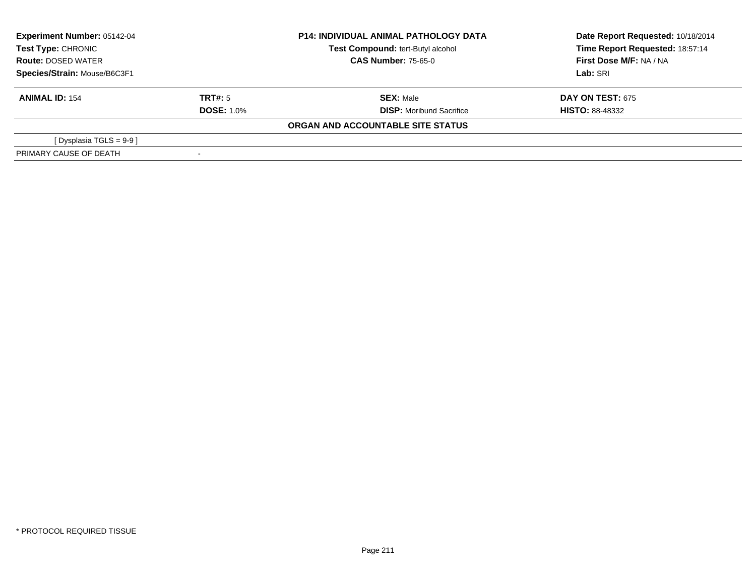**Experiment Number:** 05142-04
**Test Type:** CHRONIC
**Route:** DOSED WATER
**Species/Strain:** Mouse/B6C3F1

**P14: INDIVIDUAL ANIMAL PATHOLOGY DATA**
**Test Compound:** tert-Butyl alcohol
**CAS Number:** 75-65-0

**Date Report Requested:** 10/18/2014
**Time Report Requested:** 18:57:14
**First Dose M/F:** NA / NA
**Lab:** SRI

| **ANIMAL ID:** 154 | **TRT#:** 5 | **SEX:** Male | **DAY ON TEST:** 675 |
|---|---|---|---|
| | **DOSE:** 1.0% | **DISP:** Moribund Sacrifice | **HISTO:** 88-48332 |

**ORGAN AND ACCOUNTABLE SITE STATUS**

| | |
|---|---|
| [ Dysplasia TGLS = 9-9 ] | |
| PRIMARY CAUSE OF DEATH | - |

* PROTOCOL REQUIRED TISSUE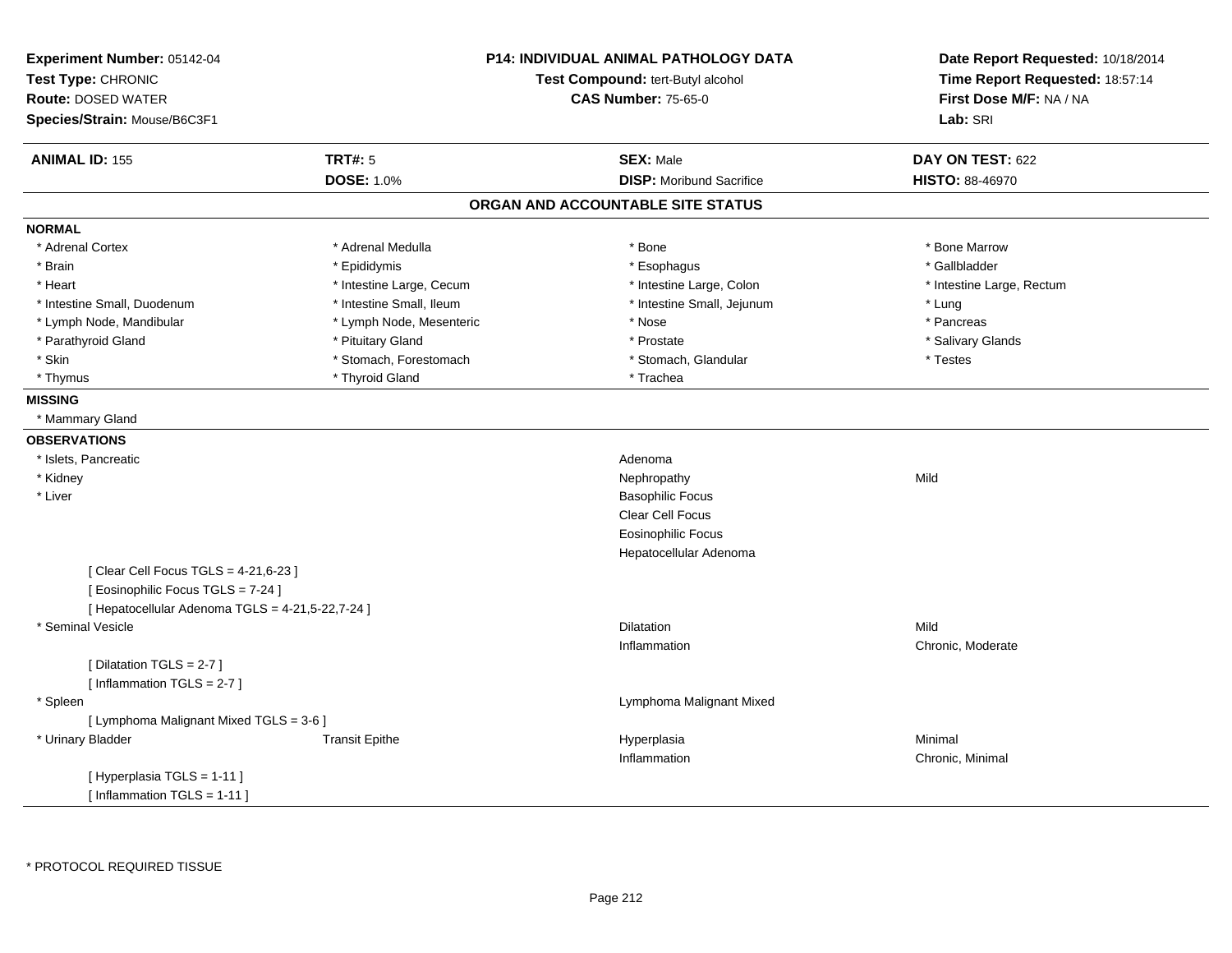**Experiment Number:** 05142-04
**Test Type:** CHRONIC
**Route:** DOSED WATER
**Species/Strain:** Mouse/B6C3F1

**P14: INDIVIDUAL ANIMAL PATHOLOGY DATA**
**Test Compound:** tert-Butyl alcohol
**CAS Number:** 75-65-0

**Date Report Requested:** 10/18/2014
**Time Report Requested:** 18:57:14
**First Dose M/F:** NA / NA
**Lab:** SRI

| **ANIMAL ID:** 155 | **TRT#:** 5 | **SEX:** Male | **DAY ON TEST:** 622 |
|---|---|---|---|
| | **DOSE:** 1.0% | **DISP:** Moribund Sacrifice | **HISTO:** 88-46970 |

## ORGAN AND ACCOUNTABLE SITE STATUS

**NORMAL**

| | | | |
|---|---|---|---|
| * Adrenal Cortex | * Adrenal Medulla | * Bone | * Bone Marrow |
| * Brain | * Epididymis | * Esophagus | * Gallbladder |
| * Heart | * Intestine Large, Cecum | * Intestine Large, Colon | * Intestine Large, Rectum |
| * Intestine Small, Duodenum | * Intestine Small, Ileum | * Intestine Small, Jejunum | * Lung |
| * Lymph Node, Mandibular | * Lymph Node, Mesenteric | * Nose | * Pancreas |
| * Parathyroid Gland | * Pituitary Gland | * Prostate | * Salivary Glands |
| * Skin | * Stomach, Forestomach | * Stomach, Glandular | * Testes |
| * Thymus | * Thyroid Gland | * Trachea | |

**MISSING**

* Mammary Gland

**OBSERVATIONS**

| | | | |
|---|---|---|---|
| * Islets, Pancreatic | | Adenoma | |
| * Kidney | | Nephropathy | Mild |
| * Liver | | Basophilic Focus | |
| | | Clear Cell Focus | |
| | | Eosinophilic Focus | |
| | | Hepatocellular Adenoma | |
| [ Clear Cell Focus TGLS = 4-21,6-23 ] | | | |
| [ Eosinophilic Focus TGLS = 7-24 ] | | | |
| [ Hepatocellular Adenoma TGLS = 4-21,5-22,7-24 ] | | | |
| * Seminal Vesicle | | Dilatation | Mild |
| | | Inflammation | Chronic, Moderate |
| [ Dilatation TGLS = 2-7 ] | | | |
| [ Inflammation TGLS = 2-7 ] | | | |
| * Spleen | | Lymphoma Malignant Mixed | |
| [ Lymphoma Malignant Mixed TGLS = 3-6 ] | | | |
| * Urinary Bladder | Transit Epithe | Hyperplasia | Minimal |
| | | Inflammation | Chronic, Minimal |
| [ Hyperplasia TGLS = 1-11 ] | | | |
| [ Inflammation TGLS = 1-11 ] | | | |

* PROTOCOL REQUIRED TISSUE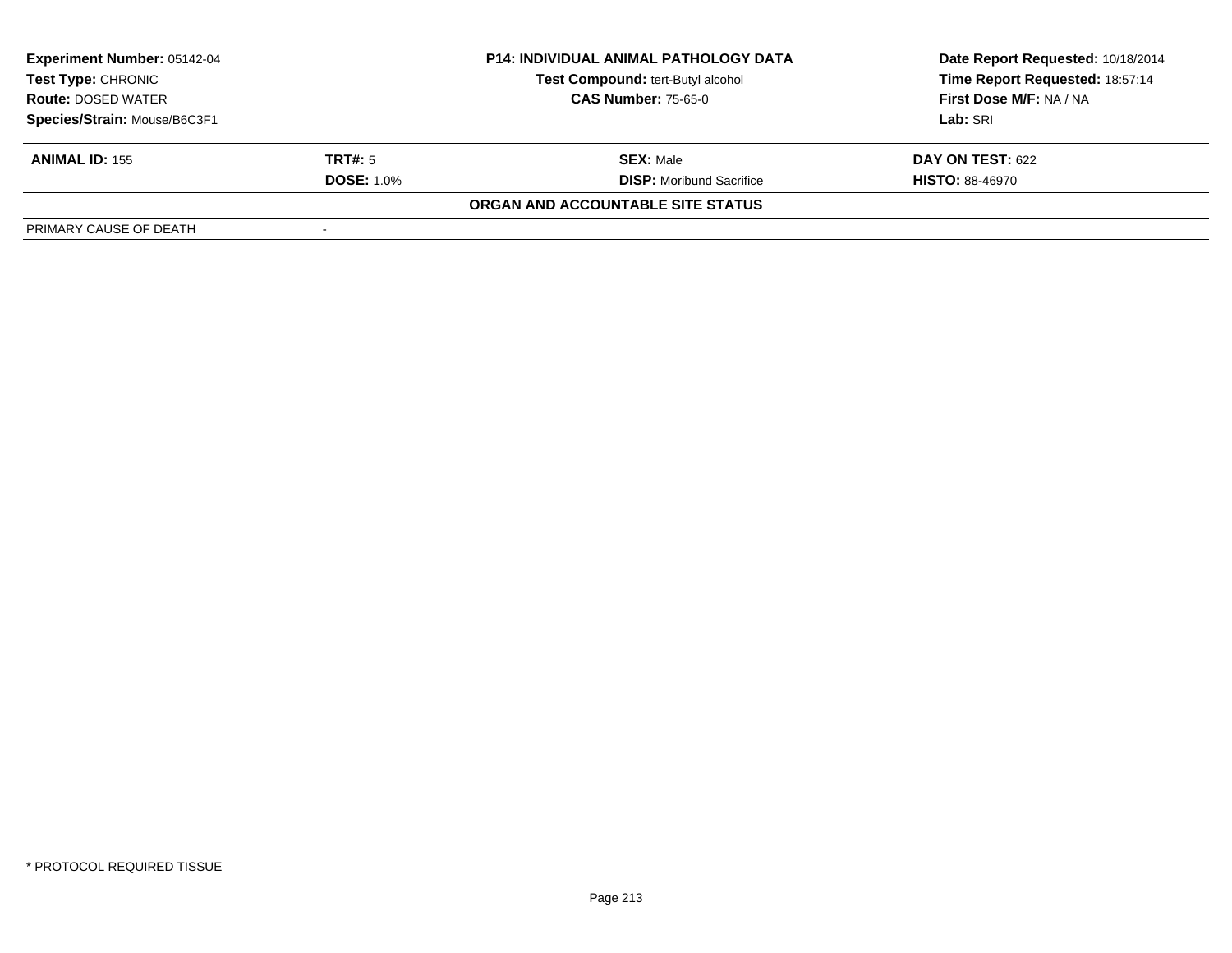**Experiment Number:** 05142-04
**Test Type:** CHRONIC
**Route:** DOSED WATER
**Species/Strain:** Mouse/B6C3F1

**P14: INDIVIDUAL ANIMAL PATHOLOGY DATA**
**Test Compound:** tert-Butyl alcohol
**CAS Number:** 75-65-0

**Date Report Requested:** 10/18/2014
**Time Report Requested:** 18:57:14
**First Dose M/F:** NA / NA
**Lab:** SRI

| **ANIMAL ID:** 155 | **TRT#:** 5 | **SEX:** Male | **DAY ON TEST:** 622 |
|---|---|---|---|
| | **DOSE:** 1.0% | **DISP:** Moribund Sacrifice | **HISTO:** 88-46970 |

**ORGAN AND ACCOUNTABLE SITE STATUS**

| PRIMARY CAUSE OF DEATH | - |
|---|---|

* PROTOCOL REQUIRED TISSUE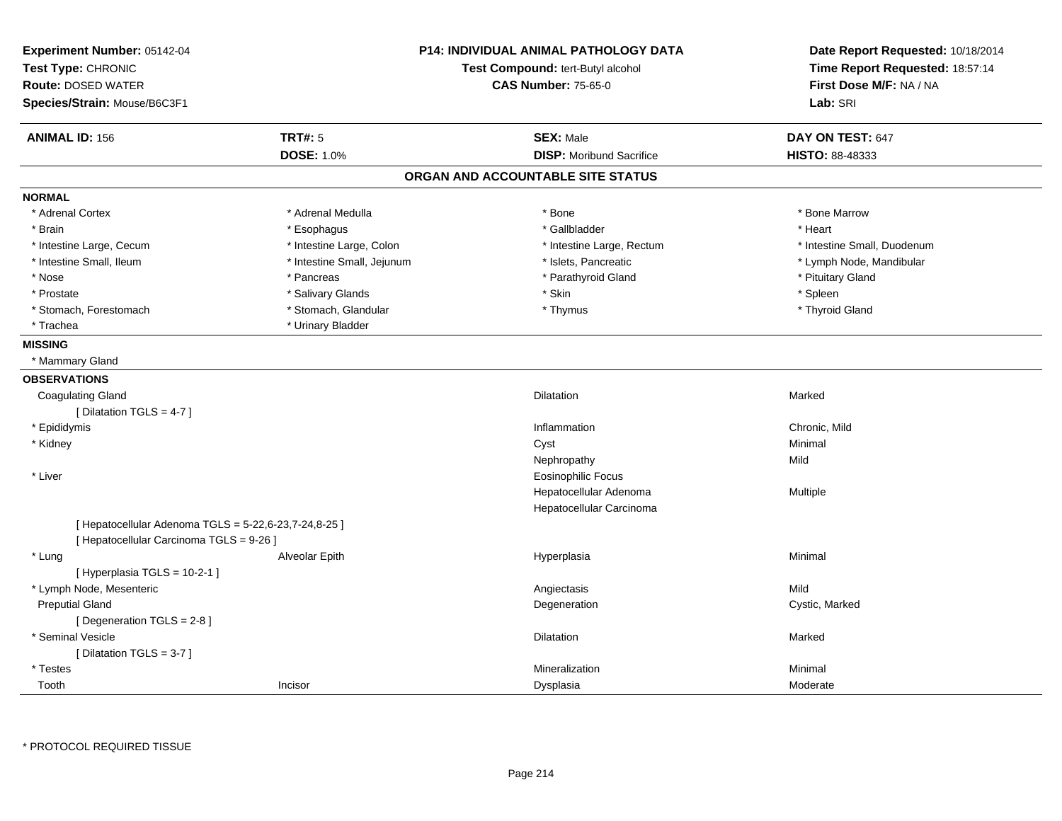**Experiment Number:** 05142-04
**Test Type:** CHRONIC
**Route:** DOSED WATER
**Species/Strain:** Mouse/B6C3F1

**P14: INDIVIDUAL ANIMAL PATHOLOGY DATA**
**Test Compound:** tert-Butyl alcohol
**CAS Number:** 75-65-0

**Date Report Requested:** 10/18/2014
**Time Report Requested:** 18:57:14
**First Dose M/F:** NA / NA
**Lab:** SRI

| **ANIMAL ID:** 156 | **TRT#:** 5 | **SEX:** Male | **DAY ON TEST:** 647 |
|---|---|---|---|
| | **DOSE:** 1.0% | **DISP:** Moribund Sacrifice | **HISTO:** 88-48333 |

## ORGAN AND ACCOUNTABLE SITE STATUS

**NORMAL**

| | | | |
|---|---|---|---|
| * Adrenal Cortex | * Adrenal Medulla | * Bone | * Bone Marrow |
| * Brain | * Esophagus | * Gallbladder | * Heart |
| * Intestine Large, Cecum | * Intestine Large, Colon | * Intestine Large, Rectum | * Intestine Small, Duodenum |
| * Intestine Small, Ileum | * Intestine Small, Jejunum | * Islets, Pancreatic | * Lymph Node, Mandibular |
| * Nose | * Pancreas | * Parathyroid Gland | * Pituitary Gland |
| * Prostate | * Salivary Glands | * Skin | * Spleen |
| * Stomach, Forestomach | * Stomach, Glandular | * Thymus | * Thyroid Gland |
| * Trachea | * Urinary Bladder | | |

**MISSING**

* Mammary Gland

**OBSERVATIONS**

| | | | |
|---|---|---|---|
| Coagulating Gland | | Dilatation | Marked |
| [ Dilatation TGLS = 4-7 ] | | | |
| * Epididymis | | Inflammation | Chronic, Mild |
| * Kidney | | Cyst | Minimal |
| | | Nephropathy | Mild |
| * Liver | | Eosinophilic Focus | |
| | | Hepatocellular Adenoma | Multiple |
| | | Hepatocellular Carcinoma | |
| [ Hepatocellular Adenoma TGLS = 5-22,6-23,7-24,8-25 ] | | | |
| [ Hepatocellular Carcinoma TGLS = 9-26 ] | | | |
| * Lung | Alveolar Epith | Hyperplasia | Minimal |
| [ Hyperplasia TGLS = 10-2-1 ] | | | |
| * Lymph Node, Mesenteric | | Angiectasis | Mild |
| Preputial Gland | | Degeneration | Cystic, Marked |
| [ Degeneration TGLS = 2-8 ] | | | |
| * Seminal Vesicle | | Dilatation | Marked |
| [ Dilatation TGLS = 3-7 ] | | | |
| * Testes | | Mineralization | Minimal |
| Tooth | Incisor | Dysplasia | Moderate |

* PROTOCOL REQUIRED TISSUE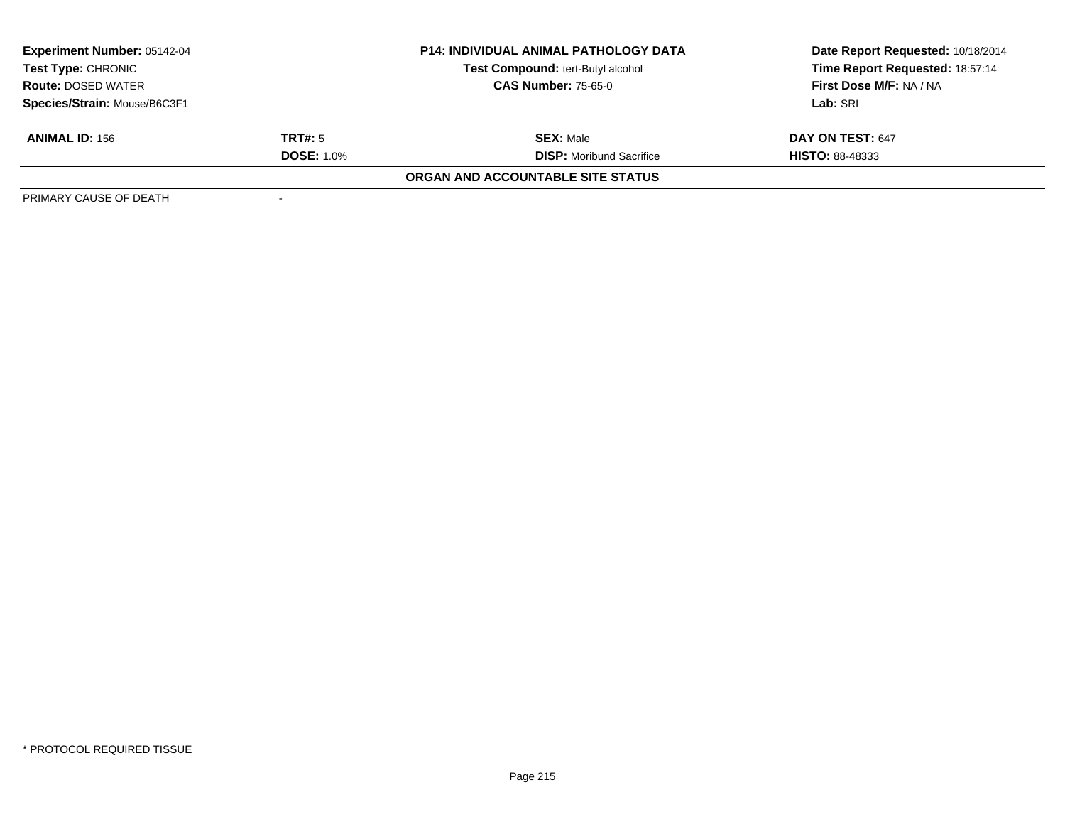| Experiment Number: 05142-04 | P14: INDIVIDUAL ANIMAL PATHOLOGY DATA | Date Report Requested: 10/18/2014 |
|---|---|---|
| Test Type: CHRONIC | Test Compound: tert-Butyl alcohol | Time Report Requested: 18:57:14 |
| Route: DOSED WATER | CAS Number: 75-65-0 | First Dose M/F: NA / NA |
| Species/Strain: Mouse/B6C3F1 | | Lab: SRI |

| ANIMAL ID: 156 | TRT#: 5 | SEX: Male | DAY ON TEST: 647 |
|---|---|---|---|
| | DOSE: 1.0% | DISP: Moribund Sacrifice | HISTO: 88-48333 |

**ORGAN AND ACCOUNTABLE SITE STATUS**

| PRIMARY CAUSE OF DEATH | - |
|---|---|

\* PROTOCOL REQUIRED TISSUE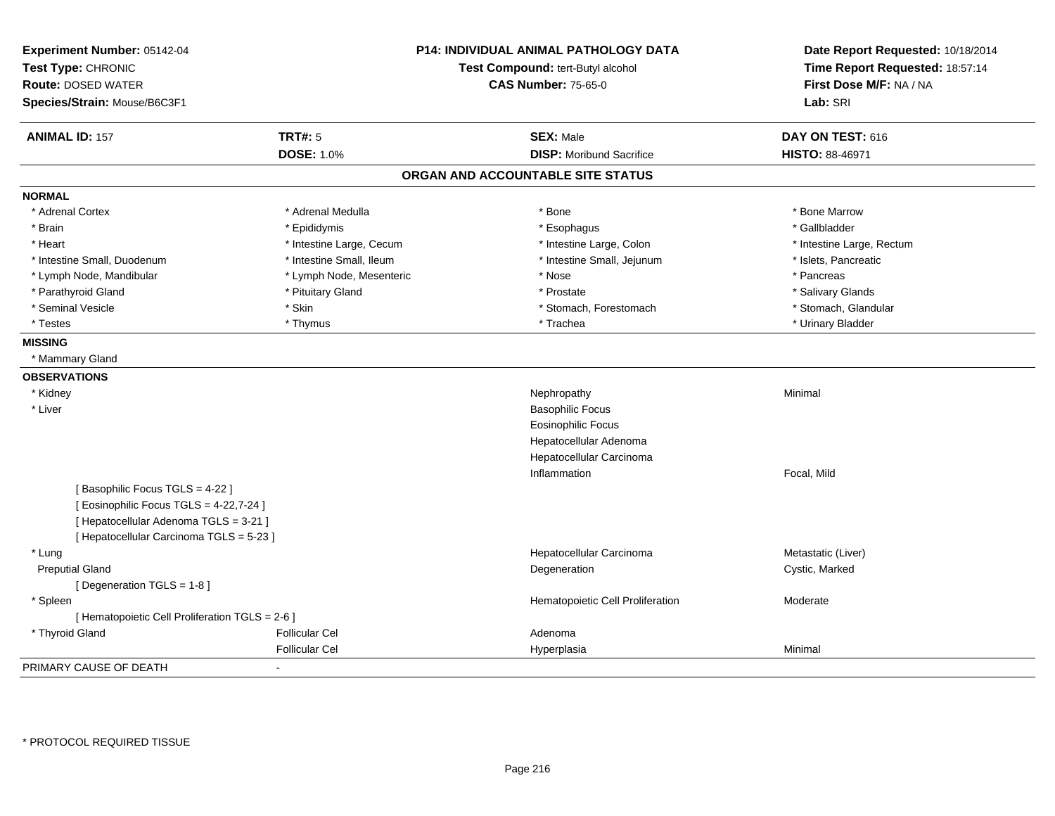**Experiment Number:** 05142-04
**Test Type:** CHRONIC
**Route:** DOSED WATER
**Species/Strain:** Mouse/B6C3F1

**P14: INDIVIDUAL ANIMAL PATHOLOGY DATA**
**Test Compound:** tert-Butyl alcohol
**CAS Number:** 75-65-0

**Date Report Requested:** 10/18/2014
**Time Report Requested:** 18:57:14
**First Dose M/F:** NA / NA
**Lab:** SRI

| **ANIMAL ID:** 157 | **TRT#:** 5 | **SEX:** Male | **DAY ON TEST:** 616 |
|---|---|---|---|
| | **DOSE:** 1.0% | **DISP:** Moribund Sacrifice | **HISTO:** 88-46971 |

## ORGAN AND ACCOUNTABLE SITE STATUS

**NORMAL**

| | | | |
|---|---|---|---|
| * Adrenal Cortex | * Adrenal Medulla | * Bone | * Bone Marrow |
| * Brain | * Epididymis | * Esophagus | * Gallbladder |
| * Heart | * Intestine Large, Cecum | * Intestine Large, Colon | * Intestine Large, Rectum |
| * Intestine Small, Duodenum | * Intestine Small, Ileum | * Intestine Small, Jejunum | * Islets, Pancreatic |
| * Lymph Node, Mandibular | * Lymph Node, Mesenteric | * Nose | * Pancreas |
| * Parathyroid Gland | * Pituitary Gland | * Prostate | * Salivary Glands |
| * Seminal Vesicle | * Skin | * Stomach, Forestomach | * Stomach, Glandular |
| * Testes | * Thymus | * Trachea | * Urinary Bladder |

**MISSING**

* Mammary Gland

**OBSERVATIONS**

| | | | |
|---|---|---|---|
| * Kidney | | Nephropathy | Minimal |
| * Liver | | Basophilic Focus | |
| | | Eosinophilic Focus | |
| | | Hepatocellular Adenoma | |
| | | Hepatocellular Carcinoma | |
| | | Inflammation | Focal, Mild |
| [ Basophilic Focus TGLS = 4-22 ] | | | |
| [ Eosinophilic Focus TGLS = 4-22,7-24 ] | | | |
| [ Hepatocellular Adenoma TGLS = 3-21 ] | | | |
| [ Hepatocellular Carcinoma TGLS = 5-23 ] | | | |
| * Lung | | Hepatocellular Carcinoma | Metastatic (Liver) |
| Preputial Gland | | Degeneration | Cystic, Marked |
| [ Degeneration TGLS = 1-8 ] | | | |
| * Spleen | | Hematopoietic Cell Proliferation | Moderate |
| [ Hematopoietic Cell Proliferation TGLS = 2-6 ] | | | |
| * Thyroid Gland | Follicular Cel | Adenoma | |
| | Follicular Cel | Hyperplasia | Minimal |

PRIMARY CAUSE OF DEATH -

* PROTOCOL REQUIRED TISSUE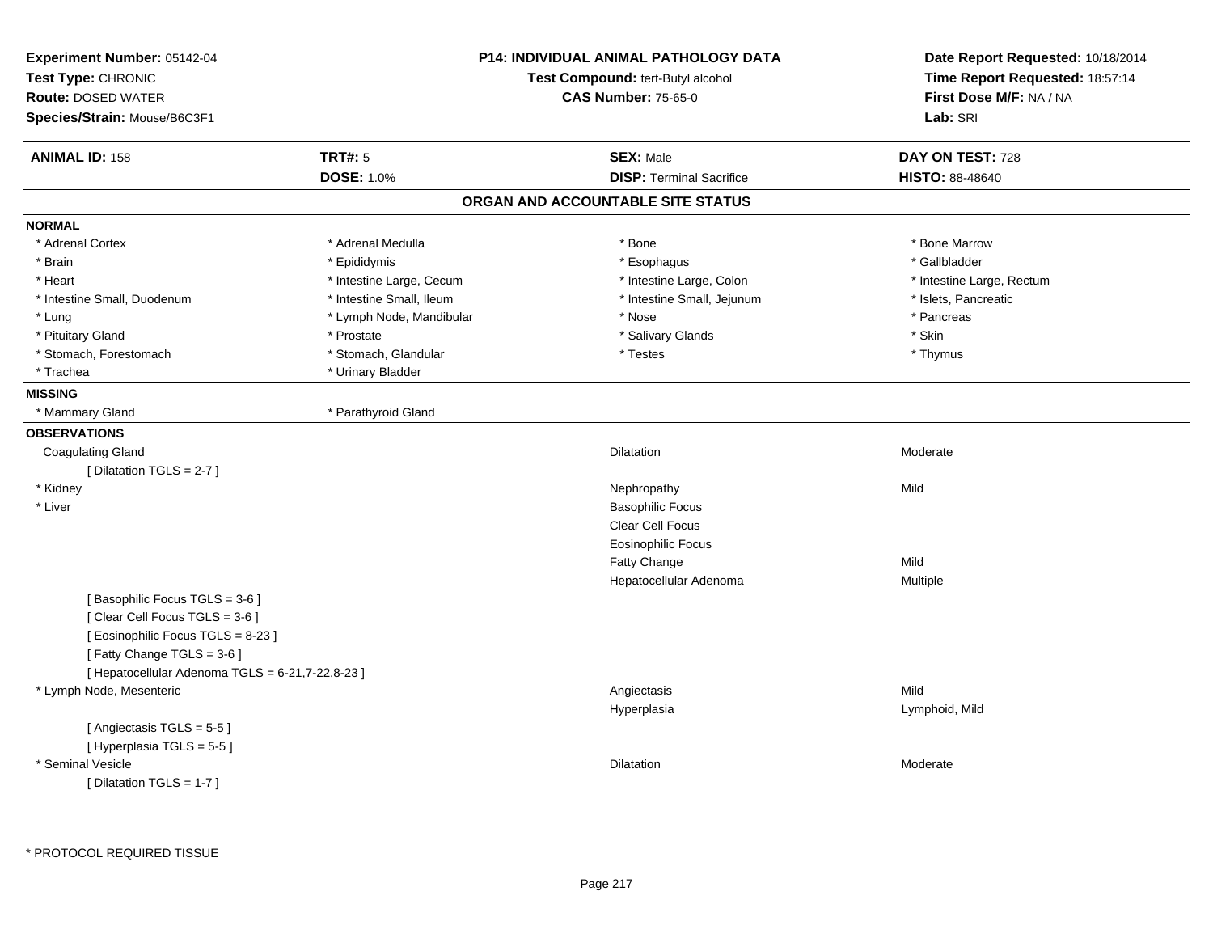**Experiment Number:** 05142-04
**Test Type:** CHRONIC
**Route:** DOSED WATER
**Species/Strain:** Mouse/B6C3F1

**P14: INDIVIDUAL ANIMAL PATHOLOGY DATA**
**Test Compound:** tert-Butyl alcohol
**CAS Number:** 75-65-0

**Date Report Requested:** 10/18/2014
**Time Report Requested:** 18:57:14
**First Dose M/F:** NA / NA
**Lab:** SRI

| **ANIMAL ID:** 158 | **TRT#:** 5 | **SEX:** Male | **DAY ON TEST:** 728 |
|---|---|---|---|
| | **DOSE:** 1.0% | **DISP:** Terminal Sacrifice | **HISTO:** 88-48640 |

## ORGAN AND ACCOUNTABLE SITE STATUS

**NORMAL**

| | | | |
|---|---|---|---|
| * Adrenal Cortex | * Adrenal Medulla | * Bone | * Bone Marrow |
| * Brain | * Epididymis | * Esophagus | * Gallbladder |
| * Heart | * Intestine Large, Cecum | * Intestine Large, Colon | * Intestine Large, Rectum |
| * Intestine Small, Duodenum | * Intestine Small, Ileum | * Intestine Small, Jejunum | * Islets, Pancreatic |
| * Lung | * Lymph Node, Mandibular | * Nose | * Pancreas |
| * Pituitary Gland | * Prostate | * Salivary Glands | * Skin |
| * Stomach, Forestomach | * Stomach, Glandular | * Testes | * Thymus |
| * Trachea | * Urinary Bladder | | |

**MISSING**

| | |
|---|---|
| * Mammary Gland | * Parathyroid Gland |

**OBSERVATIONS**

| Organ | Observation | Severity |
|---|---|---|
| Coagulating Gland | Dilatation | Moderate |
| [ Dilatation TGLS = 2-7 ] | | |
| * Kidney | Nephropathy | Mild |
| * Liver | Basophilic Focus | |
| | Clear Cell Focus | |
| | Eosinophilic Focus | |
| | Fatty Change | Mild |
| | Hepatocellular Adenoma | Multiple |
| [ Basophilic Focus TGLS = 3-6 ] | | |
| [ Clear Cell Focus TGLS = 3-6 ] | | |
| [ Eosinophilic Focus TGLS = 8-23 ] | | |
| [ Fatty Change TGLS = 3-6 ] | | |
| [ Hepatocellular Adenoma TGLS = 6-21,7-22,8-23 ] | | |
| * Lymph Node, Mesenteric | Angiectasis | Mild |
| | Hyperplasia | Lymphoid, Mild |
| [ Angiectasis TGLS = 5-5 ] | | |
| [ Hyperplasia TGLS = 5-5 ] | | |
| * Seminal Vesicle | Dilatation | Moderate |
| [ Dilatation TGLS = 1-7 ] | | |

* PROTOCOL REQUIRED TISSUE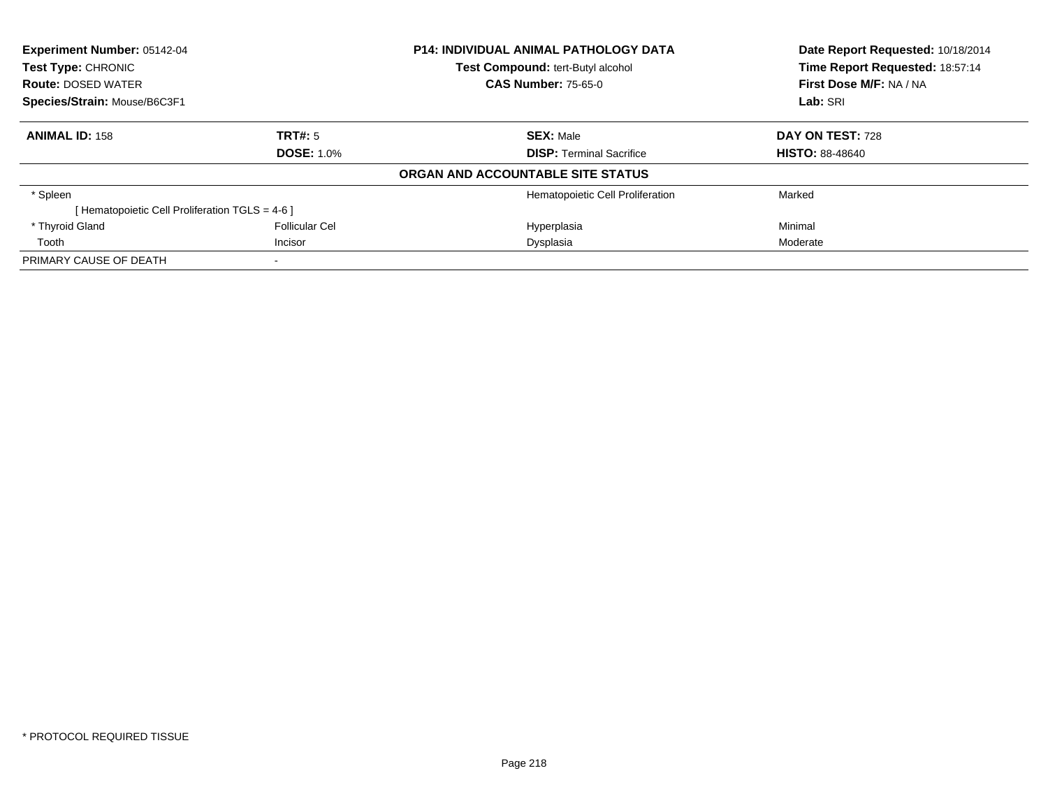**Experiment Number:** 05142-04
**Test Type:** CHRONIC
**Route:** DOSED WATER
**Species/Strain:** Mouse/B6C3F1

**P14: INDIVIDUAL ANIMAL PATHOLOGY DATA**
**Test Compound:** tert-Butyl alcohol
**CAS Number:** 75-65-0

**Date Report Requested:** 10/18/2014
**Time Report Requested:** 18:57:14
**First Dose M/F:** NA / NA
**Lab:** SRI

| **ANIMAL ID:** 158 | **TRT#:** 5 | **SEX:** Male | **DAY ON TEST:** 728 |
|---|---|---|---|
| | **DOSE:** 1.0% | **DISP:** Terminal Sacrifice | **HISTO:** 88-48640 |

**ORGAN AND ACCOUNTABLE SITE STATUS**

| | | | |
|---|---|---|---|
| * Spleen | | Hematopoietic Cell Proliferation | Marked |
| [ Hematopoietic Cell Proliferation TGLS = 4-6 ] | | | |
| * Thyroid Gland | Follicular Cel | Hyperplasia | Minimal |
| Tooth | Incisor | Dysplasia | Moderate |
| PRIMARY CAUSE OF DEATH | - | | |

* PROTOCOL REQUIRED TISSUE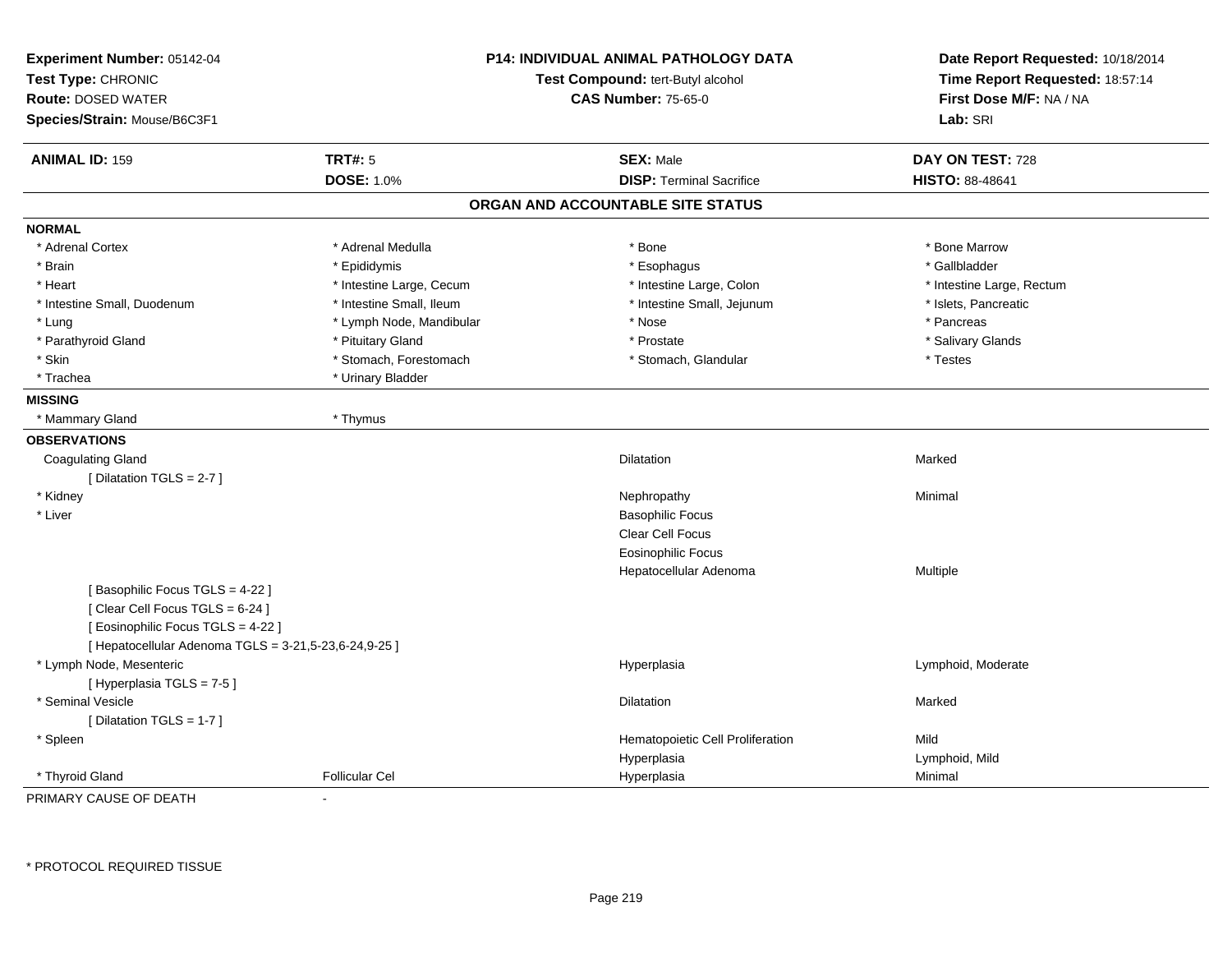**Experiment Number:** 05142-04
**Test Type:** CHRONIC
**Route:** DOSED WATER
**Species/Strain:** Mouse/B6C3F1

**P14: INDIVIDUAL ANIMAL PATHOLOGY DATA**
**Test Compound:** tert-Butyl alcohol
**CAS Number:** 75-65-0

**Date Report Requested:** 10/18/2014
**Time Report Requested:** 18:57:14
**First Dose M/F:** NA / NA
**Lab:** SRI

| **ANIMAL ID:** 159 | **TRT#:** 5 | **SEX:** Male | **DAY ON TEST:** 728 |
|---|---|---|---|
| | **DOSE:** 1.0% | **DISP:** Terminal Sacrifice | **HISTO:** 88-48641 |

## ORGAN AND ACCOUNTABLE SITE STATUS

**NORMAL**

| | | | |
|---|---|---|---|
| * Adrenal Cortex | * Adrenal Medulla | * Bone | * Bone Marrow |
| * Brain | * Epididymis | * Esophagus | * Gallbladder |
| * Heart | * Intestine Large, Cecum | * Intestine Large, Colon | * Intestine Large, Rectum |
| * Intestine Small, Duodenum | * Intestine Small, Ileum | * Intestine Small, Jejunum | * Islets, Pancreatic |
| * Lung | * Lymph Node, Mandibular | * Nose | * Pancreas |
| * Parathyroid Gland | * Pituitary Gland | * Prostate | * Salivary Glands |
| * Skin | * Stomach, Forestomach | * Stomach, Glandular | * Testes |
| * Trachea | * Urinary Bladder | | |

**MISSING**

| | |
|---|---|
| * Mammary Gland | * Thymus |

**OBSERVATIONS**

| | | | |
|---|---|---|---|
| Coagulating Gland | | Dilatation | Marked |
| [ Dilatation TGLS = 2-7 ] | | | |
| * Kidney | | Nephropathy | Minimal |
| * Liver | | Basophilic Focus | |
| | | Clear Cell Focus | |
| | | Eosinophilic Focus | |
| | | Hepatocellular Adenoma | Multiple |
| [ Basophilic Focus TGLS = 4-22 ] | | | |
| [ Clear Cell Focus TGLS = 6-24 ] | | | |
| [ Eosinophilic Focus TGLS = 4-22 ] | | | |
| [ Hepatocellular Adenoma TGLS = 3-21,5-23,6-24,9-25 ] | | | |
| * Lymph Node, Mesenteric | | Hyperplasia | Lymphoid, Moderate |
| [ Hyperplasia TGLS = 7-5 ] | | | |
| * Seminal Vesicle | | Dilatation | Marked |
| [ Dilatation TGLS = 1-7 ] | | | |
| * Spleen | | Hematopoietic Cell Proliferation | Mild |
| | | Hyperplasia | Lymphoid, Mild |
| * Thyroid Gland | Follicular Cel | Hyperplasia | Minimal |

PRIMARY CAUSE OF DEATH -

* PROTOCOL REQUIRED TISSUE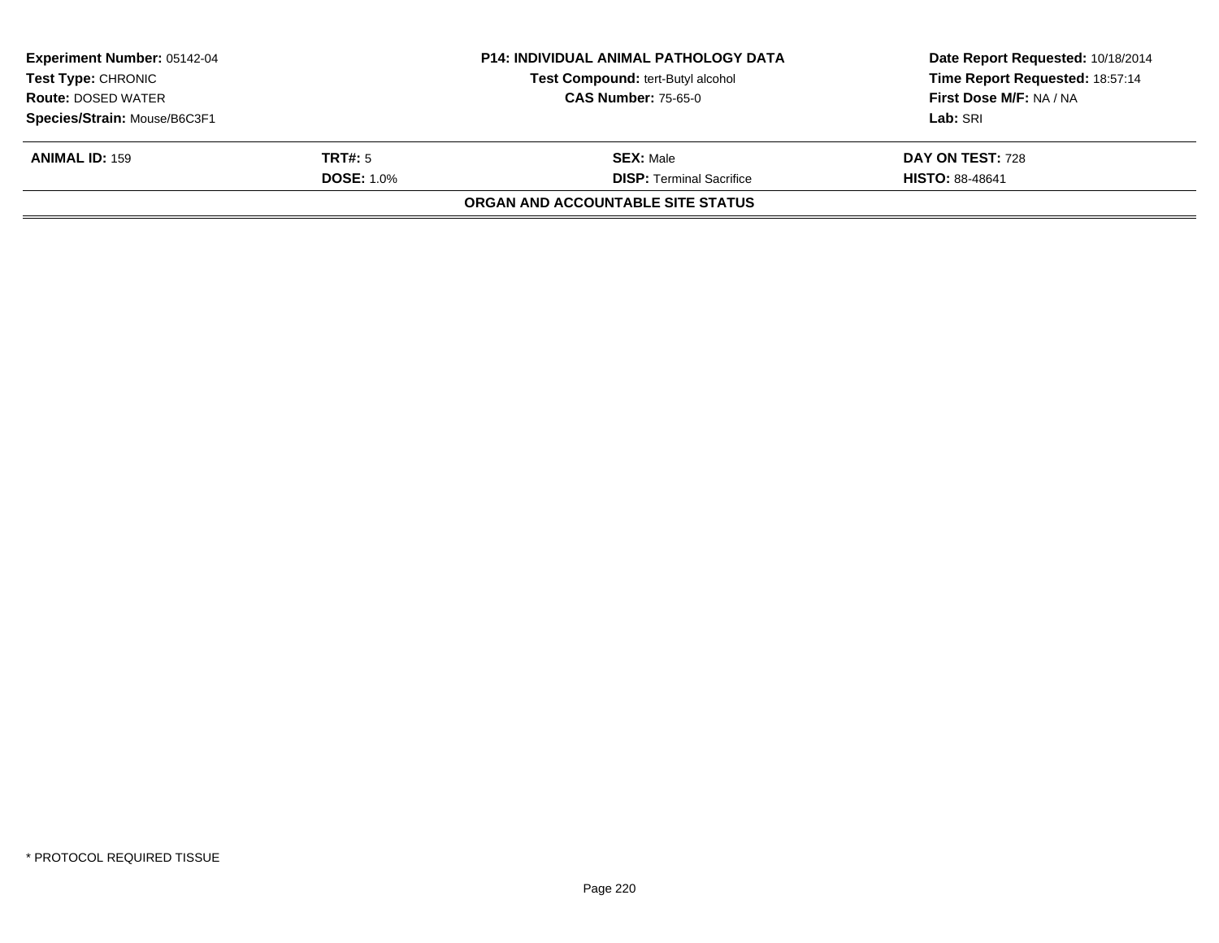**Experiment Number:** 05142-04
**Test Type:** CHRONIC
**Route:** DOSED WATER
**Species/Strain:** Mouse/B6C3F1

**P14: INDIVIDUAL ANIMAL PATHOLOGY DATA**
**Test Compound:** tert-Butyl alcohol
**CAS Number:** 75-65-0

**Date Report Requested:** 10/18/2014
**Time Report Requested:** 18:57:14
**First Dose M/F:** NA / NA
**Lab:** SRI

| **ANIMAL ID:** 159 | **TRT#:** 5 | **SEX:** Male | **DAY ON TEST:** 728 |
|---|---|---|---|
| | **DOSE:** 1.0% | **DISP:** Terminal Sacrifice | **HISTO:** 88-48641 |

**ORGAN AND ACCOUNTABLE SITE STATUS**

* PROTOCOL REQUIRED TISSUE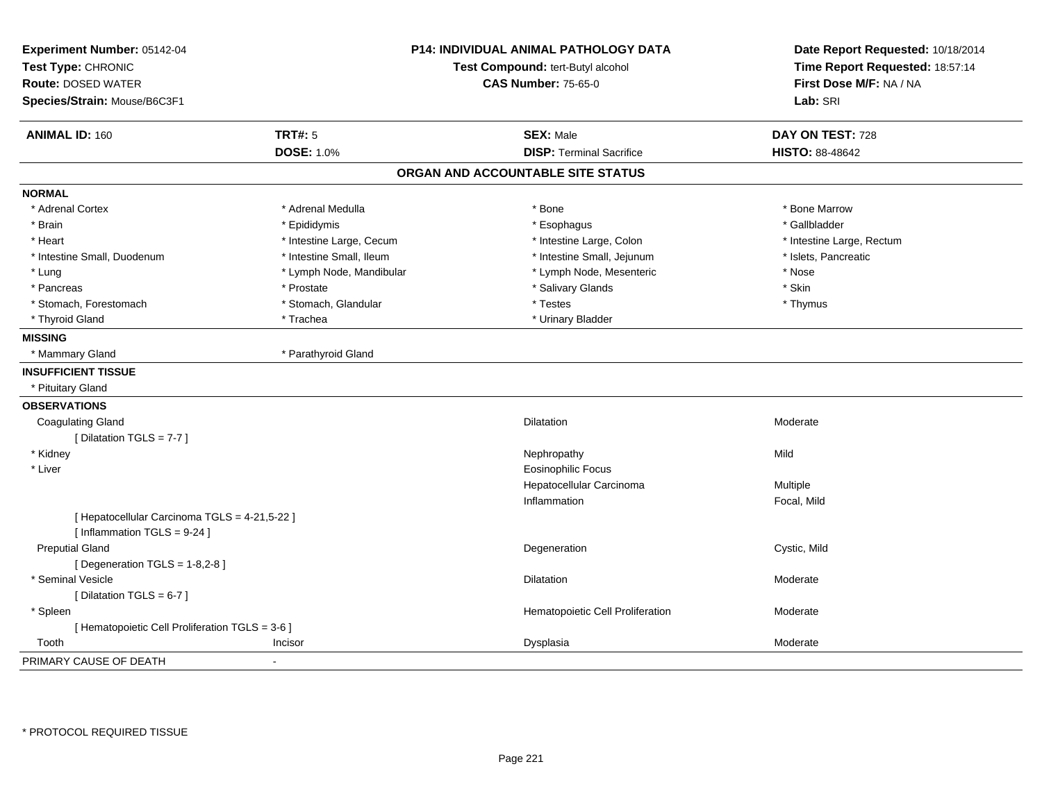**Experiment Number:** 05142-04
**Test Type:** CHRONIC
**Route:** DOSED WATER
**Species/Strain:** Mouse/B6C3F1

**P14: INDIVIDUAL ANIMAL PATHOLOGY DATA**
**Test Compound:** tert-Butyl alcohol
**CAS Number:** 75-65-0

**Date Report Requested:** 10/18/2014
**Time Report Requested:** 18:57:14
**First Dose M/F:** NA / NA
**Lab:** SRI

| **ANIMAL ID:** 160 | **TRT#:** 5 | **SEX:** Male | **DAY ON TEST:** 728 |
|---|---|---|---|
| | **DOSE:** 1.0% | **DISP:** Terminal Sacrifice | **HISTO:** 88-48642 |

## ORGAN AND ACCOUNTABLE SITE STATUS

**NORMAL**

| | | | |
|---|---|---|---|
| * Adrenal Cortex | * Adrenal Medulla | * Bone | * Bone Marrow |
| * Brain | * Epididymis | * Esophagus | * Gallbladder |
| * Heart | * Intestine Large, Cecum | * Intestine Large, Colon | * Intestine Large, Rectum |
| * Intestine Small, Duodenum | * Intestine Small, Ileum | * Intestine Small, Jejunum | * Islets, Pancreatic |
| * Lung | * Lymph Node, Mandibular | * Lymph Node, Mesenteric | * Nose |
| * Pancreas | * Prostate | * Salivary Glands | * Skin |
| * Stomach, Forestomach | * Stomach, Glandular | * Testes | * Thymus |
| * Thyroid Gland | * Trachea | * Urinary Bladder | |

**MISSING**

* Mammary Gland
* Parathyroid Gland

**INSUFFICIENT TISSUE**

* Pituitary Gland

**OBSERVATIONS**

| | | | |
|---|---|---|---|
| Coagulating Gland | | Dilatation | Moderate |
| [ Dilatation TGLS = 7-7 ] | | | |
| * Kidney | | Nephropathy | Mild |
| * Liver | | Eosinophilic Focus | |
| | | Hepatocellular Carcinoma | Multiple |
| | | Inflammation | Focal, Mild |
| [ Hepatocellular Carcinoma TGLS = 4-21,5-22 ] | | | |
| [ Inflammation TGLS = 9-24 ] | | | |
| Preputial Gland | | Degeneration | Cystic, Mild |
| [ Degeneration TGLS = 1-8,2-8 ] | | | |
| * Seminal Vesicle | | Dilatation | Moderate |
| [ Dilatation TGLS = 6-7 ] | | | |
| * Spleen | | Hematopoietic Cell Proliferation | Moderate |
| [ Hematopoietic Cell Proliferation TGLS = 3-6 ] | | | |
| Tooth | Incisor | Dysplasia | Moderate |

PRIMARY CAUSE OF DEATH -

* PROTOCOL REQUIRED TISSUE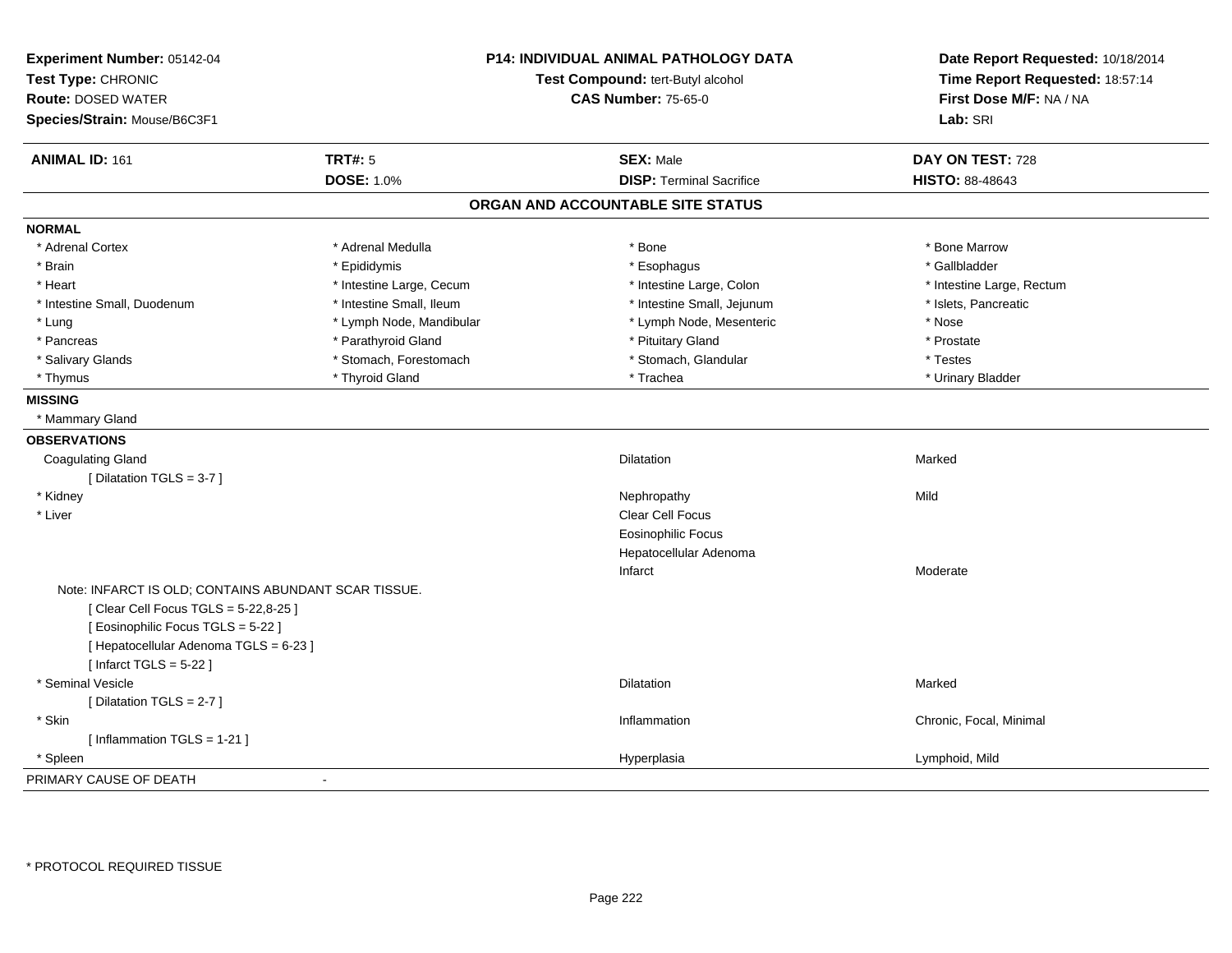**Experiment Number:** 05142-04
**Test Type:** CHRONIC
**Route:** DOSED WATER
**Species/Strain:** Mouse/B6C3F1

**P14: INDIVIDUAL ANIMAL PATHOLOGY DATA**
**Test Compound:** tert-Butyl alcohol
**CAS Number:** 75-65-0

**Date Report Requested:** 10/18/2014
**Time Report Requested:** 18:57:14
**First Dose M/F:** NA / NA
**Lab:** SRI

| **ANIMAL ID:** 161 | **TRT#:** 5 | **SEX:** Male | **DAY ON TEST:** 728 |
|---|---|---|---|
| | **DOSE:** 1.0% | **DISP:** Terminal Sacrifice | **HISTO:** 88-48643 |

## ORGAN AND ACCOUNTABLE SITE STATUS

**NORMAL**

| | | | |
|---|---|---|---|
| * Adrenal Cortex | * Adrenal Medulla | * Bone | * Bone Marrow |
| * Brain | * Epididymis | * Esophagus | * Gallbladder |
| * Heart | * Intestine Large, Cecum | * Intestine Large, Colon | * Intestine Large, Rectum |
| * Intestine Small, Duodenum | * Intestine Small, Ileum | * Intestine Small, Jejunum | * Islets, Pancreatic |
| * Lung | * Lymph Node, Mandibular | * Lymph Node, Mesenteric | * Nose |
| * Pancreas | * Parathyroid Gland | * Pituitary Gland | * Prostate |
| * Salivary Glands | * Stomach, Forestomach | * Stomach, Glandular | * Testes |
| * Thymus | * Thyroid Gland | * Trachea | * Urinary Bladder |

**MISSING**

* Mammary Gland

**OBSERVATIONS**

| Organ | Observation | Qualifier |
|---|---|---|
| Coagulating Gland | Dilatation | Marked |
| [ Dilatation TGLS = 3-7 ] | | |
| * Kidney | Nephropathy | Mild |
| * Liver | Clear Cell Focus | |
| | Eosinophilic Focus | |
| | Hepatocellular Adenoma | |
| | Infarct | Moderate |
| Note: INFARCT IS OLD; CONTAINS ABUNDANT SCAR TISSUE. | | |
| [ Clear Cell Focus TGLS = 5-22,8-25 ] | | |
| [ Eosinophilic Focus TGLS = 5-22 ] | | |
| [ Hepatocellular Adenoma TGLS = 6-23 ] | | |
| [ Infarct TGLS = 5-22 ] | | |
| * Seminal Vesicle | Dilatation | Marked |
| [ Dilatation TGLS = 2-7 ] | | |
| * Skin | Inflammation | Chronic, Focal, Minimal |
| [ Inflammation TGLS = 1-21 ] | | |
| * Spleen | Hyperplasia | Lymphoid, Mild |

PRIMARY CAUSE OF DEATH -

\* PROTOCOL REQUIRED TISSUE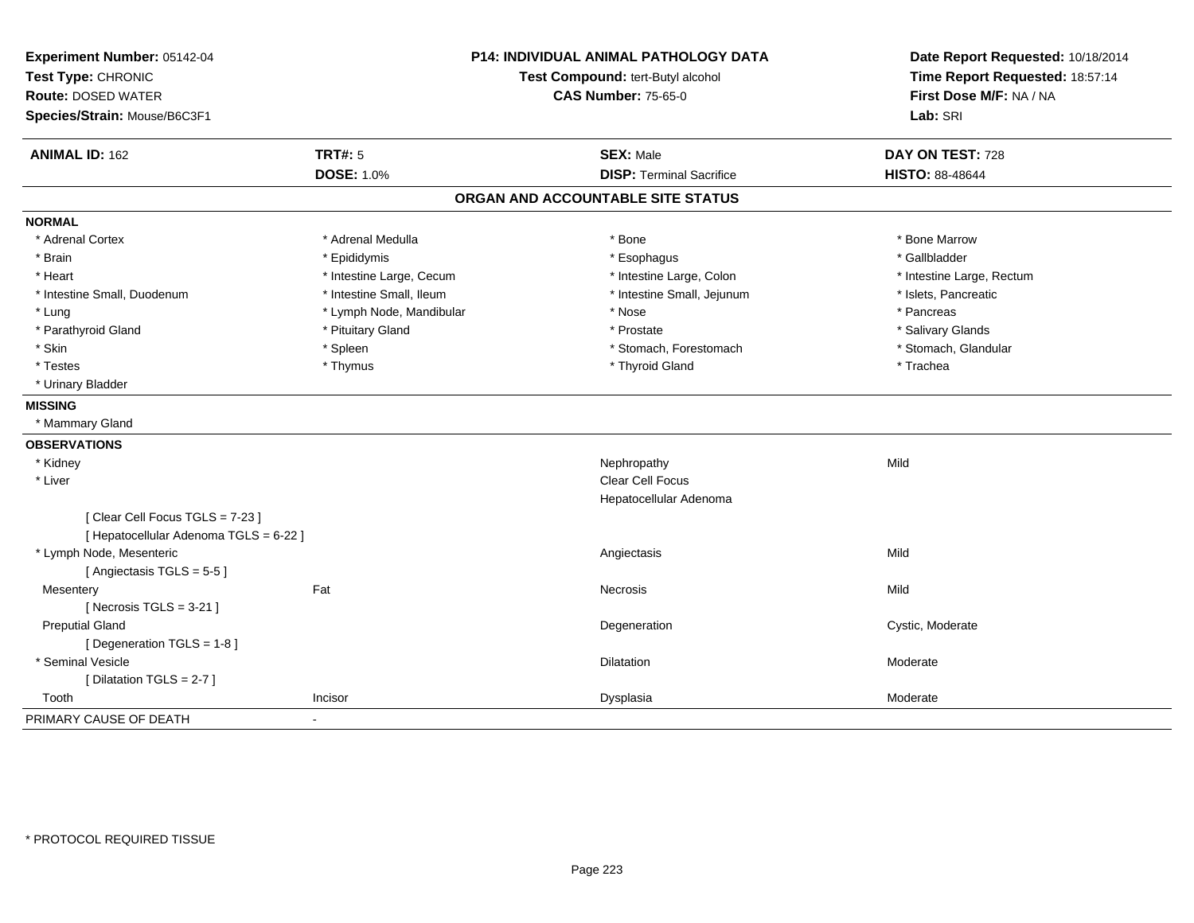**Experiment Number:** 05142-04
**Test Type:** CHRONIC
**Route:** DOSED WATER
**Species/Strain:** Mouse/B6C3F1

**P14: INDIVIDUAL ANIMAL PATHOLOGY DATA**
**Test Compound:** tert-Butyl alcohol
**CAS Number:** 75-65-0

**Date Report Requested:** 10/18/2014
**Time Report Requested:** 18:57:14
**First Dose M/F:** NA / NA
**Lab:** SRI

| **ANIMAL ID:** 162 | **TRT#:** 5 | **SEX:** Male | **DAY ON TEST:** 728 |
|---|---|---|---|
| | **DOSE:** 1.0% | **DISP:** Terminal Sacrifice | **HISTO:** 88-48644 |

## ORGAN AND ACCOUNTABLE SITE STATUS

**NORMAL**

| | | | |
|---|---|---|---|
| * Adrenal Cortex | * Adrenal Medulla | * Bone | * Bone Marrow |
| * Brain | * Epididymis | * Esophagus | * Gallbladder |
| * Heart | * Intestine Large, Cecum | * Intestine Large, Colon | * Intestine Large, Rectum |
| * Intestine Small, Duodenum | * Intestine Small, Ileum | * Intestine Small, Jejunum | * Islets, Pancreatic |
| * Lung | * Lymph Node, Mandibular | * Nose | * Pancreas |
| * Parathyroid Gland | * Pituitary Gland | * Prostate | * Salivary Glands |
| * Skin | * Spleen | * Stomach, Forestomach | * Stomach, Glandular |
| * Testes | * Thymus | * Thyroid Gland | * Trachea |
| * Urinary Bladder | | | |

**MISSING**

* Mammary Gland

**OBSERVATIONS**

| | | | |
|---|---|---|---|
| * Kidney | | Nephropathy | Mild |
| * Liver | | Clear Cell Focus | |
| | | Hepatocellular Adenoma | |
| [ Clear Cell Focus TGLS = 7-23 ] | | | |
| [ Hepatocellular Adenoma TGLS = 6-22 ] | | | |
| * Lymph Node, Mesenteric | | Angiectasis | Mild |
| [ Angiectasis TGLS = 5-5 ] | | | |
| Mesentery | Fat | Necrosis | Mild |
| [ Necrosis TGLS = 3-21 ] | | | |
| Preputial Gland | | Degeneration | Cystic, Moderate |
| [ Degeneration TGLS = 1-8 ] | | | |
| * Seminal Vesicle | | Dilatation | Moderate |
| [ Dilatation TGLS = 2-7 ] | | | |
| Tooth | Incisor | Dysplasia | Moderate |

PRIMARY CAUSE OF DEATH -

\* PROTOCOL REQUIRED TISSUE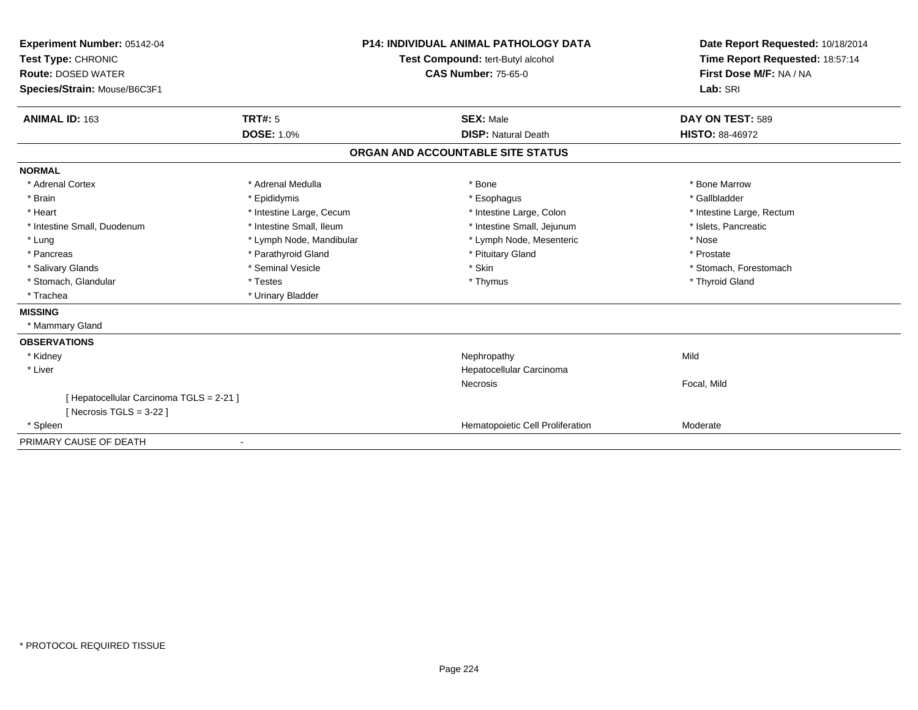**Experiment Number:** 05142-04
**Test Type:** CHRONIC
**Route:** DOSED WATER
**Species/Strain:** Mouse/B6C3F1

**P14: INDIVIDUAL ANIMAL PATHOLOGY DATA**
**Test Compound:** tert-Butyl alcohol
**CAS Number:** 75-65-0

**Date Report Requested:** 10/18/2014
**Time Report Requested:** 18:57:14
**First Dose M/F:** NA / NA
**Lab:** SRI

| **ANIMAL ID:** 163 | **TRT#:** 5 | **SEX:** Male | **DAY ON TEST:** 589 |
|---|---|---|---|
| | **DOSE:** 1.0% | **DISP:** Natural Death | **HISTO:** 88-46972 |

## ORGAN AND ACCOUNTABLE SITE STATUS

**NORMAL**

| | | | |
|---|---|---|---|
| * Adrenal Cortex | * Adrenal Medulla | * Bone | * Bone Marrow |
| * Brain | * Epididymis | * Esophagus | * Gallbladder |
| * Heart | * Intestine Large, Cecum | * Intestine Large, Colon | * Intestine Large, Rectum |
| * Intestine Small, Duodenum | * Intestine Small, Ileum | * Intestine Small, Jejunum | * Islets, Pancreatic |
| * Lung | * Lymph Node, Mandibular | * Lymph Node, Mesenteric | * Nose |
| * Pancreas | * Parathyroid Gland | * Pituitary Gland | * Prostate |
| * Salivary Glands | * Seminal Vesicle | * Skin | * Stomach, Forestomach |
| * Stomach, Glandular | * Testes | * Thymus | * Thyroid Gland |
| * Trachea | * Urinary Bladder | | |

**MISSING**

* Mammary Gland

**OBSERVATIONS**

| | | |
|---|---|---|
| * Kidney | Nephropathy | Mild |
| * Liver | Hepatocellular Carcinoma | |
| | Necrosis | Focal, Mild |
| [ Hepatocellular Carcinoma TGLS = 2-21 ] | | |
| [ Necrosis TGLS = 3-22 ] | | |
| * Spleen | Hematopoietic Cell Proliferation | Moderate |

PRIMARY CAUSE OF DEATH -

* PROTOCOL REQUIRED TISSUE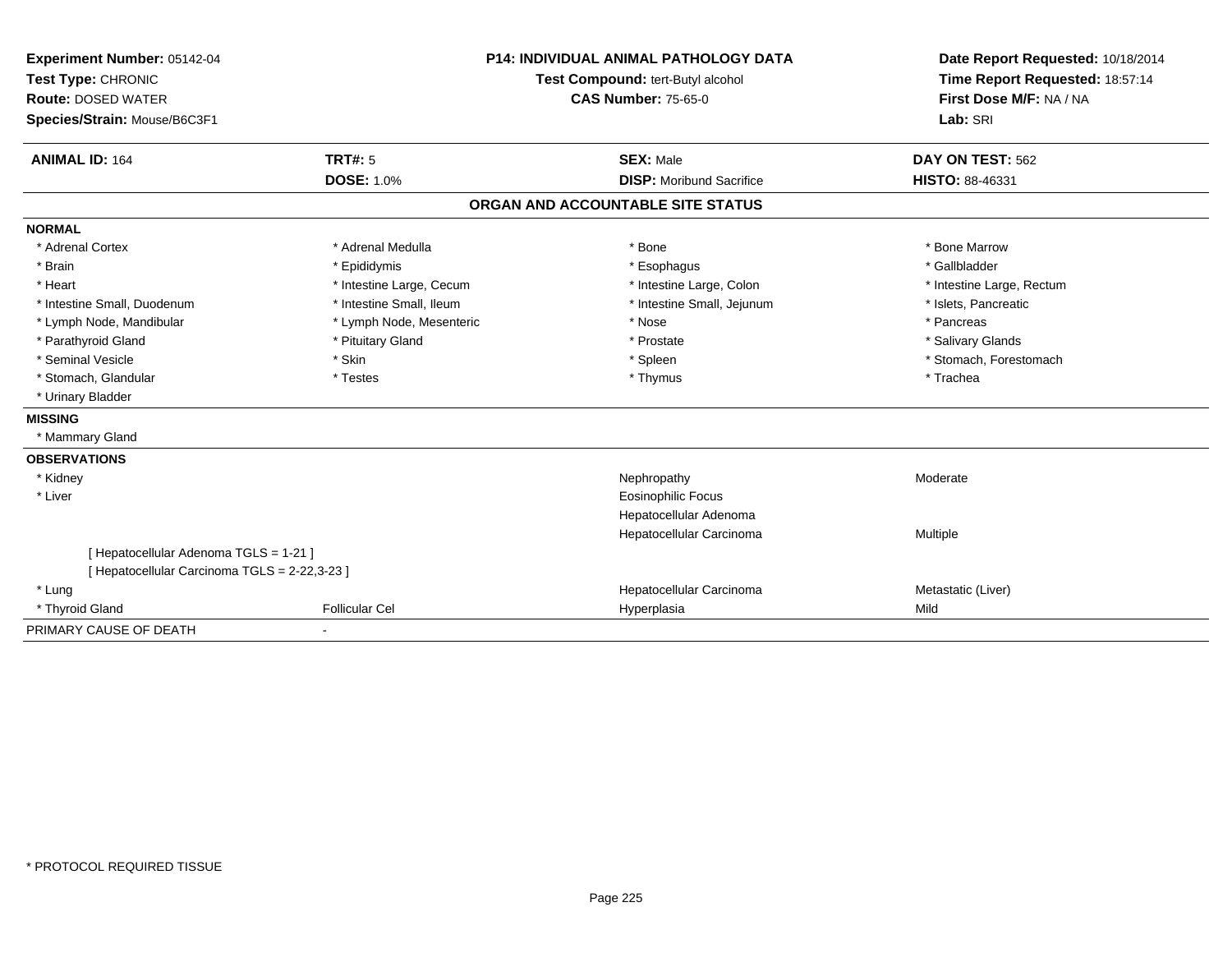| **Experiment Number:** 05142-04 | **P14: INDIVIDUAL ANIMAL PATHOLOGY DATA** | **Date Report Requested:** 10/18/2014 |
|---|---|---|
| **Test Type:** CHRONIC | **Test Compound:** tert-Butyl alcohol | **Time Report Requested:** 18:57:14 |
| **Route:** DOSED WATER | **CAS Number:** 75-65-0 | **First Dose M/F:** NA / NA |
| **Species/Strain:** Mouse/B6C3F1 | | **Lab:** SRI |

| **ANIMAL ID:** 164 | **TRT#:** 5 | **SEX:** Male | **DAY ON TEST:** 562 |
|---|---|---|---|
| | **DOSE:** 1.0% | **DISP:** Moribund Sacrifice | **HISTO:** 88-46331 |

**ORGAN AND ACCOUNTABLE SITE STATUS**

**NORMAL**

| | | | |
|---|---|---|---|
| * Adrenal Cortex | * Adrenal Medulla | * Bone | * Bone Marrow |
| * Brain | * Epididymis | * Esophagus | * Gallbladder |
| * Heart | * Intestine Large, Cecum | * Intestine Large, Colon | * Intestine Large, Rectum |
| * Intestine Small, Duodenum | * Intestine Small, Ileum | * Intestine Small, Jejunum | * Islets, Pancreatic |
| * Lymph Node, Mandibular | * Lymph Node, Mesenteric | * Nose | * Pancreas |
| * Parathyroid Gland | * Pituitary Gland | * Prostate | * Salivary Glands |
| * Seminal Vesicle | * Skin | * Spleen | * Stomach, Forestomach |
| * Stomach, Glandular | * Testes | * Thymus | * Trachea |
| * Urinary Bladder | | | |

**MISSING**

* Mammary Gland

**OBSERVATIONS**

| | | | |
|---|---|---|---|
| * Kidney | | Nephropathy | Moderate |
| * Liver | | Eosinophilic Focus | |
| | | Hepatocellular Adenoma | |
| | | Hepatocellular Carcinoma | Multiple |
| [ Hepatocellular Adenoma TGLS = 1-21 ] | | | |
| [ Hepatocellular Carcinoma TGLS = 2-22,3-23 ] | | | |
| * Lung | | Hepatocellular Carcinoma | Metastatic (Liver) |
| * Thyroid Gland | Follicular Cel | Hyperplasia | Mild |

PRIMARY CAUSE OF DEATH -

* PROTOCOL REQUIRED TISSUE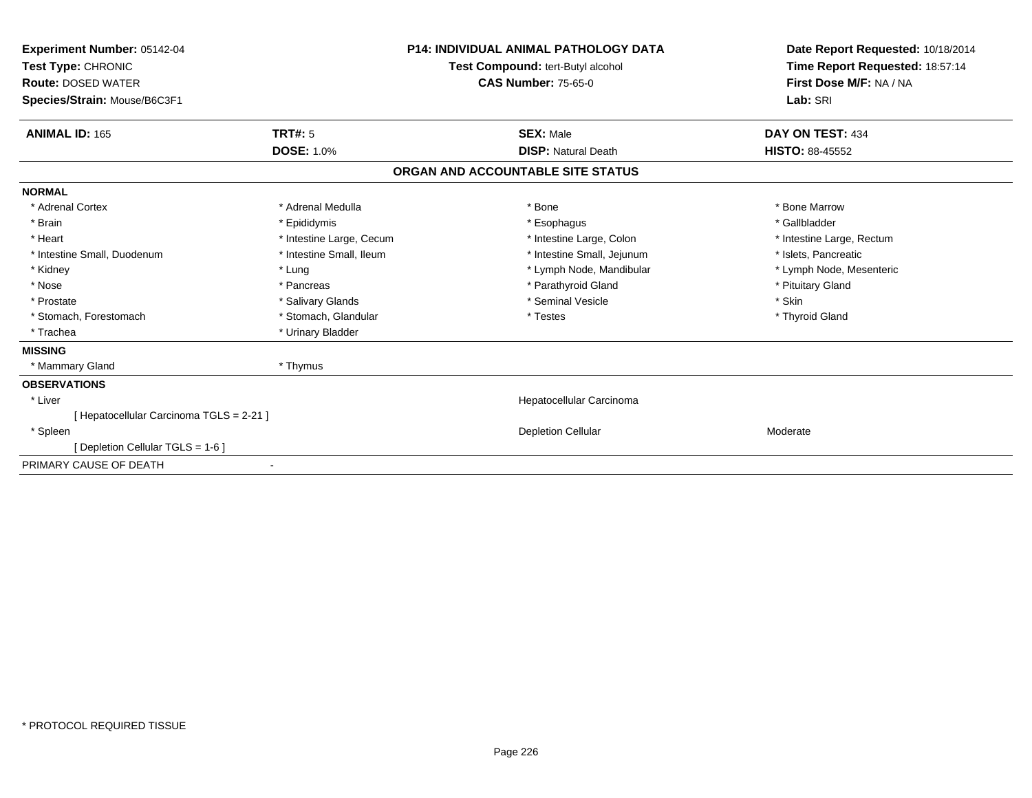**Experiment Number:** 05142-04
**Test Type:** CHRONIC
**Route:** DOSED WATER
**Species/Strain:** Mouse/B6C3F1

**P14: INDIVIDUAL ANIMAL PATHOLOGY DATA**
**Test Compound:** tert-Butyl alcohol
**CAS Number:** 75-65-0

**Date Report Requested:** 10/18/2014
**Time Report Requested:** 18:57:14
**First Dose M/F:** NA / NA
**Lab:** SRI

| **ANIMAL ID:** 165 | **TRT#:** 5 | **SEX:** Male | **DAY ON TEST:** 434 |
|---|---|---|---|
| | **DOSE:** 1.0% | **DISP:** Natural Death | **HISTO:** 88-45552 |

## ORGAN AND ACCOUNTABLE SITE STATUS

**NORMAL**

| | | | |
|---|---|---|---|
| * Adrenal Cortex | * Adrenal Medulla | * Bone | * Bone Marrow |
| * Brain | * Epididymis | * Esophagus | * Gallbladder |
| * Heart | * Intestine Large, Cecum | * Intestine Large, Colon | * Intestine Large, Rectum |
| * Intestine Small, Duodenum | * Intestine Small, Ileum | * Intestine Small, Jejunum | * Islets, Pancreatic |
| * Kidney | * Lung | * Lymph Node, Mandibular | * Lymph Node, Mesenteric |
| * Nose | * Pancreas | * Parathyroid Gland | * Pituitary Gland |
| * Prostate | * Salivary Glands | * Seminal Vesicle | * Skin |
| * Stomach, Forestomach | * Stomach, Glandular | * Testes | * Thyroid Gland |
| * Trachea | * Urinary Bladder | | |

**MISSING**

| | |
|---|---|
| * Mammary Gland | * Thymus |

**OBSERVATIONS**

| | | |
|---|---|---|
| * Liver | Hepatocellular Carcinoma | |
| [ Hepatocellular Carcinoma TGLS = 2-21 ] | | |
| * Spleen | Depletion Cellular | Moderate |
| [ Depletion Cellular TGLS = 1-6 ] | | |

PRIMARY CAUSE OF DEATH -

* PROTOCOL REQUIRED TISSUE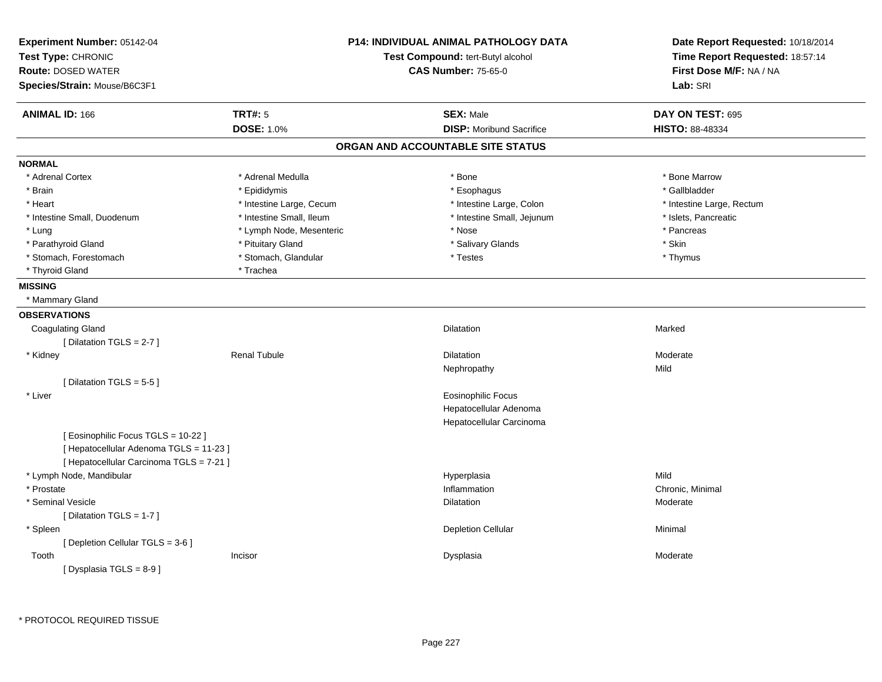**Experiment Number:** 05142-04
**Test Type:** CHRONIC
**Route:** DOSED WATER
**Species/Strain:** Mouse/B6C3F1

**P14: INDIVIDUAL ANIMAL PATHOLOGY DATA**
**Test Compound:** tert-Butyl alcohol
**CAS Number:** 75-65-0

**Date Report Requested:** 10/18/2014
**Time Report Requested:** 18:57:14
**First Dose M/F:** NA / NA
**Lab:** SRI

| **ANIMAL ID:** 166 | **TRT#:** 5 | **SEX:** Male | **DAY ON TEST:** 695 |
|---|---|---|---|
| | **DOSE:** 1.0% | **DISP:** Moribund Sacrifice | **HISTO:** 88-48334 |

## ORGAN AND ACCOUNTABLE SITE STATUS

**NORMAL**

| | | | |
|---|---|---|---|
| * Adrenal Cortex | * Adrenal Medulla | * Bone | * Bone Marrow |
| * Brain | * Epididymis | * Esophagus | * Gallbladder |
| * Heart | * Intestine Large, Cecum | * Intestine Large, Colon | * Intestine Large, Rectum |
| * Intestine Small, Duodenum | * Intestine Small, Ileum | * Intestine Small, Jejunum | * Islets, Pancreatic |
| * Lung | * Lymph Node, Mesenteric | * Nose | * Pancreas |
| * Parathyroid Gland | * Pituitary Gland | * Salivary Glands | * Skin |
| * Stomach, Forestomach | * Stomach, Glandular | * Testes | * Thymus |
| * Thyroid Gland | * Trachea | | |

**MISSING**

* Mammary Gland

**OBSERVATIONS**

| | | | |
|---|---|---|---|
| Coagulating Gland | | Dilatation | Marked |
| [ Dilatation TGLS = 2-7 ] | | | |
| * Kidney | Renal Tubule | Dilatation | Moderate |
| | | Nephropathy | Mild |
| [ Dilatation TGLS = 5-5 ] | | | |
| * Liver | | Eosinophilic Focus | |
| | | Hepatocellular Adenoma | |
| | | Hepatocellular Carcinoma | |
| [ Eosinophilic Focus TGLS = 10-22 ] | | | |
| [ Hepatocellular Adenoma TGLS = 11-23 ] | | | |
| [ Hepatocellular Carcinoma TGLS = 7-21 ] | | | |
| * Lymph Node, Mandibular | | Hyperplasia | Mild |
| * Prostate | | Inflammation | Chronic, Minimal |
| * Seminal Vesicle | | Dilatation | Moderate |
| [ Dilatation TGLS = 1-7 ] | | | |
| * Spleen | | Depletion Cellular | Minimal |
| [ Depletion Cellular TGLS = 3-6 ] | | | |
| Tooth | Incisor | Dysplasia | Moderate |
| [ Dysplasia TGLS = 8-9 ] | | | |

* PROTOCOL REQUIRED TISSUE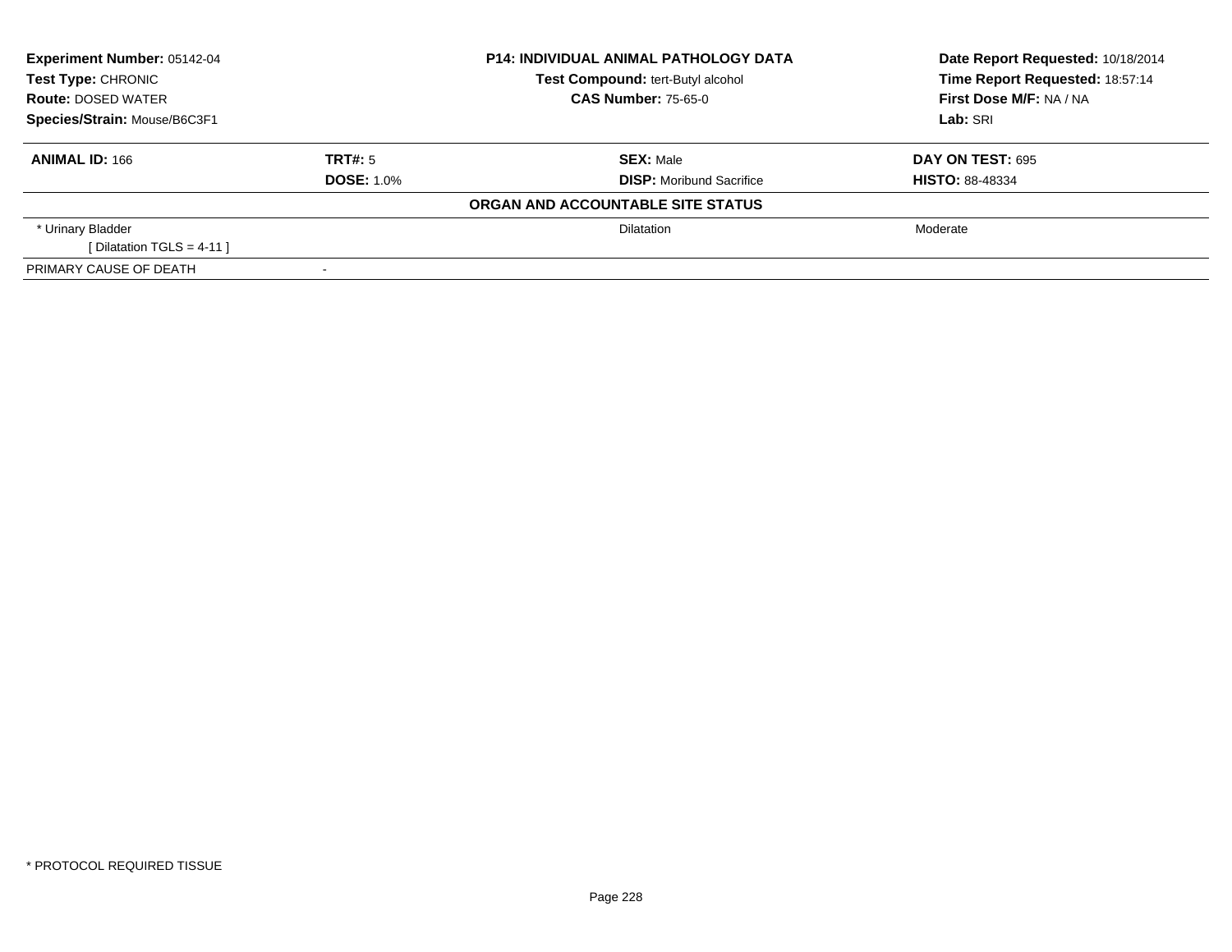**Experiment Number:** 05142-04
**Test Type:** CHRONIC
**Route:** DOSED WATER
**Species/Strain:** Mouse/B6C3F1

**P14: INDIVIDUAL ANIMAL PATHOLOGY DATA**
**Test Compound:** tert-Butyl alcohol
**CAS Number:** 75-65-0

**Date Report Requested:** 10/18/2014
**Time Report Requested:** 18:57:14
**First Dose M/F:** NA / NA
**Lab:** SRI

| **ANIMAL ID:** 166 | **TRT#:** 5 | **SEX:** Male | **DAY ON TEST:** 695 |
|---|---|---|---|
| | **DOSE:** 1.0% | **DISP:** Moribund Sacrifice | **HISTO:** 88-48334 |

**ORGAN AND ACCOUNTABLE SITE STATUS**

| | | | |
|---|---|---|---|
| * Urinary Bladder<br>[ Dilatation TGLS = 4-11 ] | | Dilatation | Moderate |
| PRIMARY CAUSE OF DEATH | - | | |

* PROTOCOL REQUIRED TISSUE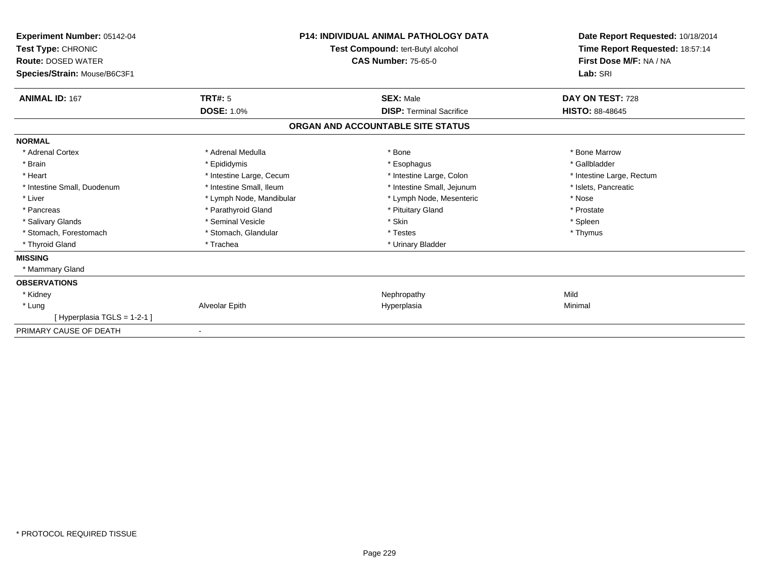**Experiment Number:** 05142-04
**Test Type:** CHRONIC
**Route:** DOSED WATER
**Species/Strain:** Mouse/B6C3F1

**P14: INDIVIDUAL ANIMAL PATHOLOGY DATA**
**Test Compound:** tert-Butyl alcohol
**CAS Number:** 75-65-0

**Date Report Requested:** 10/18/2014
**Time Report Requested:** 18:57:14
**First Dose M/F:** NA / NA
**Lab:** SRI

| **ANIMAL ID:** 167 | **TRT#:** 5 | **SEX:** Male | **DAY ON TEST:** 728 |
|---|---|---|---|
| | **DOSE:** 1.0% | **DISP:** Terminal Sacrifice | **HISTO:** 88-48645 |

## ORGAN AND ACCOUNTABLE SITE STATUS

| | | | |
|---|---|---|---|
| **NORMAL** | | | |
| * Adrenal Cortex | * Adrenal Medulla | * Bone | * Bone Marrow |
| * Brain | * Epididymis | * Esophagus | * Gallbladder |
| * Heart | * Intestine Large, Cecum | * Intestine Large, Colon | * Intestine Large, Rectum |
| * Intestine Small, Duodenum | * Intestine Small, Ileum | * Intestine Small, Jejunum | * Islets, Pancreatic |
| * Liver | * Lymph Node, Mandibular | * Lymph Node, Mesenteric | * Nose |
| * Pancreas | * Parathyroid Gland | * Pituitary Gland | * Prostate |
| * Salivary Glands | * Seminal Vesicle | * Skin | * Spleen |
| * Stomach, Forestomach | * Stomach, Glandular | * Testes | * Thymus |
| * Thyroid Gland | * Trachea | * Urinary Bladder | |
| **MISSING** | | | |
| * Mammary Gland | | | |
| **OBSERVATIONS** | | | |
| * Kidney | | Nephropathy | Mild |
| * Lung | Alveolar Epith | Hyperplasia | Minimal |
| [ Hyperplasia TGLS = 1-2-1 ] | | | |
| PRIMARY CAUSE OF DEATH | - | | |

* PROTOCOL REQUIRED TISSUE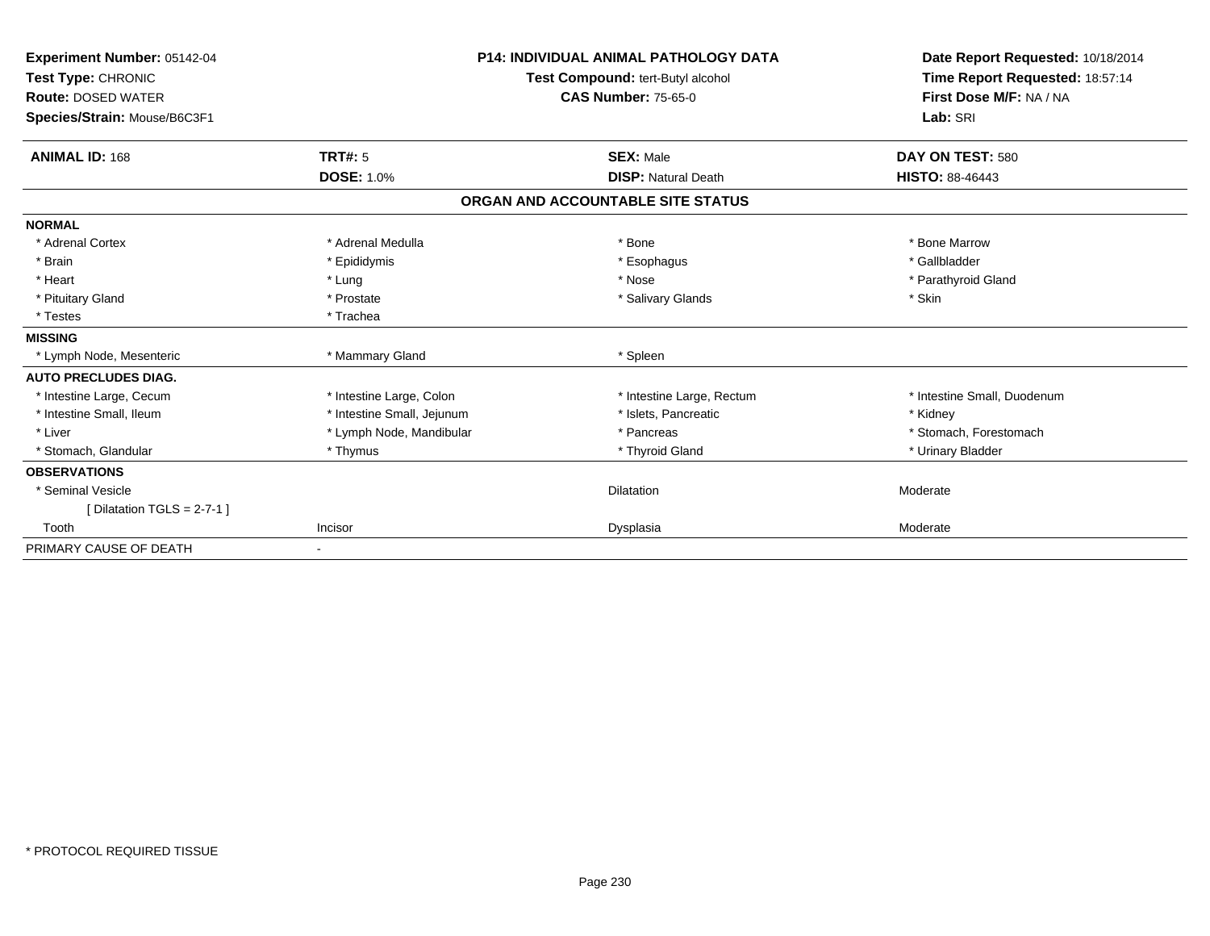**Experiment Number:** 05142-04
**Test Type:** CHRONIC
**Route:** DOSED WATER
**Species/Strain:** Mouse/B6C3F1

**P14: INDIVIDUAL ANIMAL PATHOLOGY DATA**
**Test Compound:** tert-Butyl alcohol
**CAS Number:** 75-65-0

**Date Report Requested:** 10/18/2014
**Time Report Requested:** 18:57:14
**First Dose M/F:** NA / NA
**Lab:** SRI

| **ANIMAL ID:** 168 | **TRT#:** 5 | **SEX:** Male | **DAY ON TEST:** 580 |
|---|---|---|---|
| | **DOSE:** 1.0% | **DISP:** Natural Death | **HISTO:** 88-46443 |

**ORGAN AND ACCOUNTABLE SITE STATUS**

| | | | |
|---|---|---|---|
| **NORMAL** | | | |
| * Adrenal Cortex | * Adrenal Medulla | * Bone | * Bone Marrow |
| * Brain | * Epididymis | * Esophagus | * Gallbladder |
| * Heart | * Lung | * Nose | * Parathyroid Gland |
| * Pituitary Gland | * Prostate | * Salivary Glands | * Skin |
| * Testes | * Trachea | | |
| **MISSING** | | | |
| * Lymph Node, Mesenteric | * Mammary Gland | * Spleen | |
| **AUTO PRECLUDES DIAG.** | | | |
| * Intestine Large, Cecum | * Intestine Large, Colon | * Intestine Large, Rectum | * Intestine Small, Duodenum |
| * Intestine Small, Ileum | * Intestine Small, Jejunum | * Islets, Pancreatic | * Kidney |
| * Liver | * Lymph Node, Mandibular | * Pancreas | * Stomach, Forestomach |
| * Stomach, Glandular | * Thymus | * Thyroid Gland | * Urinary Bladder |
| **OBSERVATIONS** | | | |
| * Seminal Vesicle | | Dilatation | Moderate |
| [ Dilatation TGLS = 2-7-1 ] | | | |
| Tooth | Incisor | Dysplasia | Moderate |
| PRIMARY CAUSE OF DEATH | - | | |

* PROTOCOL REQUIRED TISSUE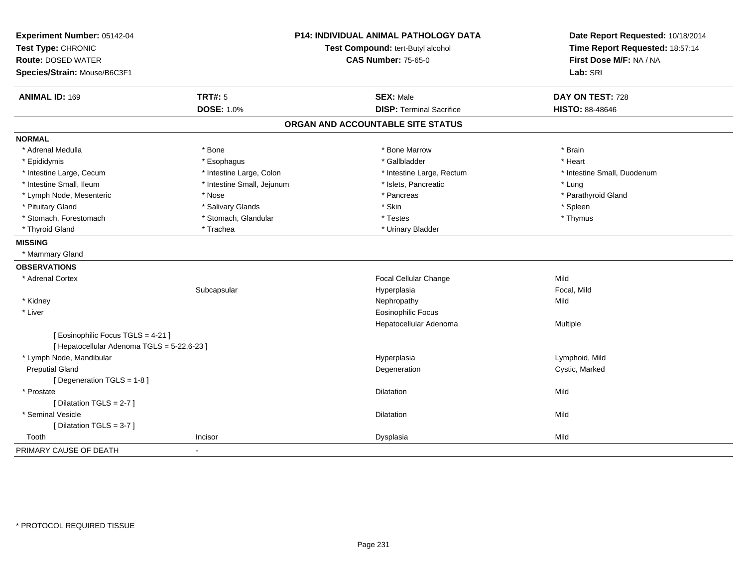**Experiment Number:** 05142-04
**Test Type:** CHRONIC
**Route:** DOSED WATER
**Species/Strain:** Mouse/B6C3F1

**P14: INDIVIDUAL ANIMAL PATHOLOGY DATA**
**Test Compound:** tert-Butyl alcohol
**CAS Number:** 75-65-0

**Date Report Requested:** 10/18/2014
**Time Report Requested:** 18:57:14
**First Dose M/F:** NA / NA
**Lab:** SRI

| **ANIMAL ID:** 169 | **TRT#:** 5 | **SEX:** Male | **DAY ON TEST:** 728 |
|---|---|---|---|
| | **DOSE:** 1.0% | **DISP:** Terminal Sacrifice | **HISTO:** 88-48646 |

## ORGAN AND ACCOUNTABLE SITE STATUS

**NORMAL**

| | | | |
|---|---|---|---|
| * Adrenal Medulla | * Bone | * Bone Marrow | * Brain |
| * Epididymis | * Esophagus | * Gallbladder | * Heart |
| * Intestine Large, Cecum | * Intestine Large, Colon | * Intestine Large, Rectum | * Intestine Small, Duodenum |
| * Intestine Small, Ileum | * Intestine Small, Jejunum | * Islets, Pancreatic | * Lung |
| * Lymph Node, Mesenteric | * Nose | * Pancreas | * Parathyroid Gland |
| * Pituitary Gland | * Salivary Glands | * Skin | * Spleen |
| * Stomach, Forestomach | * Stomach, Glandular | * Testes | * Thymus |
| * Thyroid Gland | * Trachea | * Urinary Bladder | |

**MISSING**

* Mammary Gland

**OBSERVATIONS**

| | | | |
|---|---|---|---|
| * Adrenal Cortex | | Focal Cellular Change | Mild |
| | Subcapsular | Hyperplasia | Focal, Mild |
| * Kidney | | Nephropathy | Mild |
| * Liver | | Eosinophilic Focus | |
| | | Hepatocellular Adenoma | Multiple |
| [ Eosinophilic Focus TGLS = 4-21 ] | | | |
| [ Hepatocellular Adenoma TGLS = 5-22,6-23 ] | | | |
| * Lymph Node, Mandibular | | Hyperplasia | Lymphoid, Mild |
| Preputial Gland | | Degeneration | Cystic, Marked |
| [ Degeneration TGLS = 1-8 ] | | | |
| * Prostate | | Dilatation | Mild |
| [ Dilatation TGLS = 2-7 ] | | | |
| * Seminal Vesicle | | Dilatation | Mild |
| [ Dilatation TGLS = 3-7 ] | | | |
| Tooth | Incisor | Dysplasia | Mild |

PRIMARY CAUSE OF DEATH -

\* PROTOCOL REQUIRED TISSUE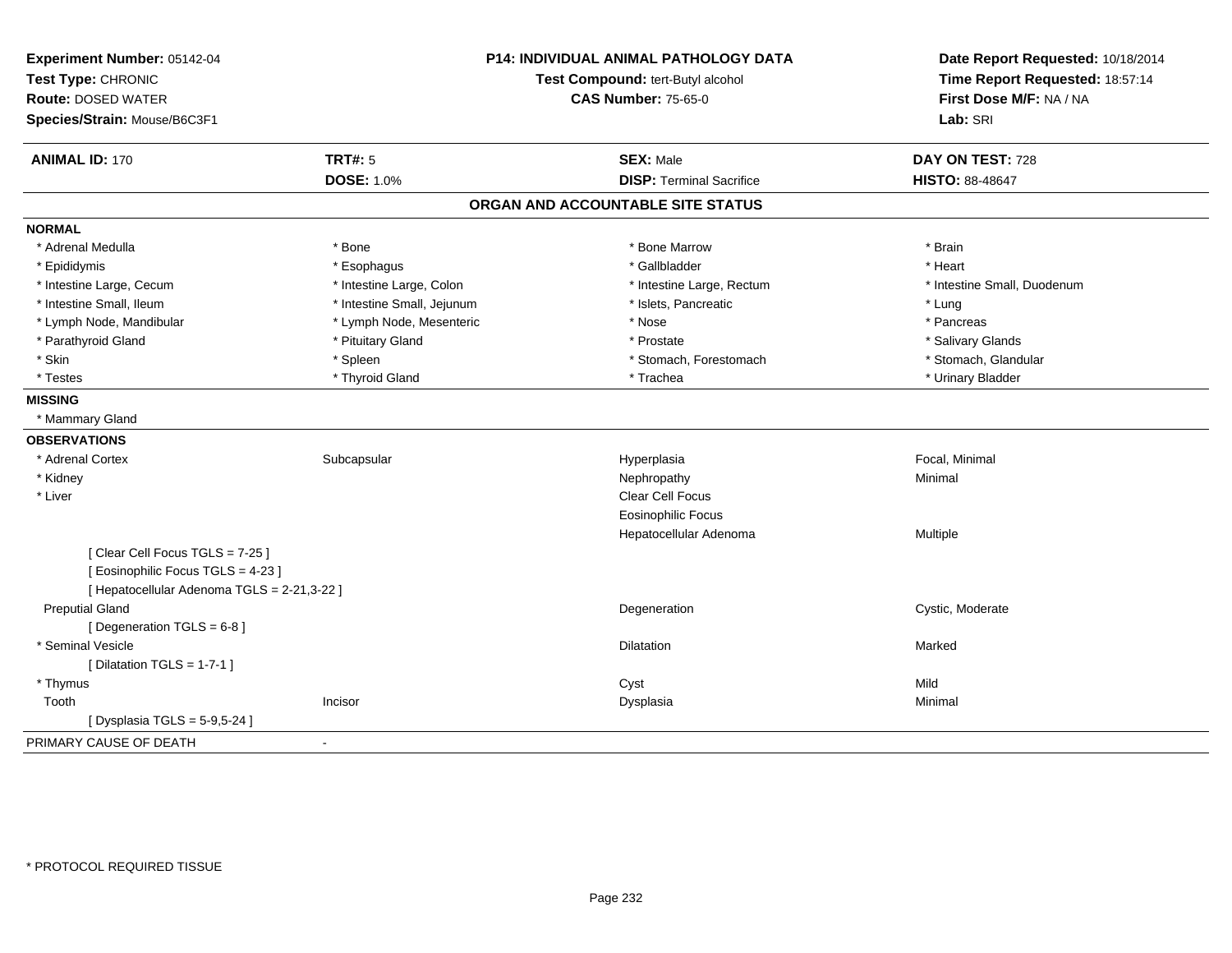**Experiment Number:** 05142-04
**Test Type:** CHRONIC
**Route:** DOSED WATER
**Species/Strain:** Mouse/B6C3F1

**P14: INDIVIDUAL ANIMAL PATHOLOGY DATA**
**Test Compound:** tert-Butyl alcohol
**CAS Number:** 75-65-0

**Date Report Requested:** 10/18/2014
**Time Report Requested:** 18:57:14
**First Dose M/F:** NA / NA
**Lab:** SRI

| **ANIMAL ID:** 170 | **TRT#:** 5 | **SEX:** Male | **DAY ON TEST:** 728 |
|---|---|---|---|
| | **DOSE:** 1.0% | **DISP:** Terminal Sacrifice | **HISTO:** 88-48647 |

## ORGAN AND ACCOUNTABLE SITE STATUS

**NORMAL**

| | | | |
|---|---|---|---|
| * Adrenal Medulla | * Bone | * Bone Marrow | * Brain |
| * Epididymis | * Esophagus | * Gallbladder | * Heart |
| * Intestine Large, Cecum | * Intestine Large, Colon | * Intestine Large, Rectum | * Intestine Small, Duodenum |
| * Intestine Small, Ileum | * Intestine Small, Jejunum | * Islets, Pancreatic | * Lung |
| * Lymph Node, Mandibular | * Lymph Node, Mesenteric | * Nose | * Pancreas |
| * Parathyroid Gland | * Pituitary Gland | * Prostate | * Salivary Glands |
| * Skin | * Spleen | * Stomach, Forestomach | * Stomach, Glandular |
| * Testes | * Thyroid Gland | * Trachea | * Urinary Bladder |

**MISSING**

* Mammary Gland

**OBSERVATIONS**

| | | | |
|---|---|---|---|
| * Adrenal Cortex | Subcapsular | Hyperplasia | Focal, Minimal |
| * Kidney | | Nephropathy | Minimal |
| * Liver | | Clear Cell Focus | |
| | | Eosinophilic Focus | |
| | | Hepatocellular Adenoma | Multiple |
| [ Clear Cell Focus TGLS = 7-25 ] | | | |
| [ Eosinophilic Focus TGLS = 4-23 ] | | | |
| [ Hepatocellular Adenoma TGLS = 2-21,3-22 ] | | | |
| Preputial Gland | | Degeneration | Cystic, Moderate |
| [ Degeneration TGLS = 6-8 ] | | | |
| * Seminal Vesicle | | Dilatation | Marked |
| [ Dilatation TGLS = 1-7-1 ] | | | |
| * Thymus | | Cyst | Mild |
| Tooth | Incisor | Dysplasia | Minimal |
| [ Dysplasia TGLS = 5-9,5-24 ] | | | |

PRIMARY CAUSE OF DEATH -

* PROTOCOL REQUIRED TISSUE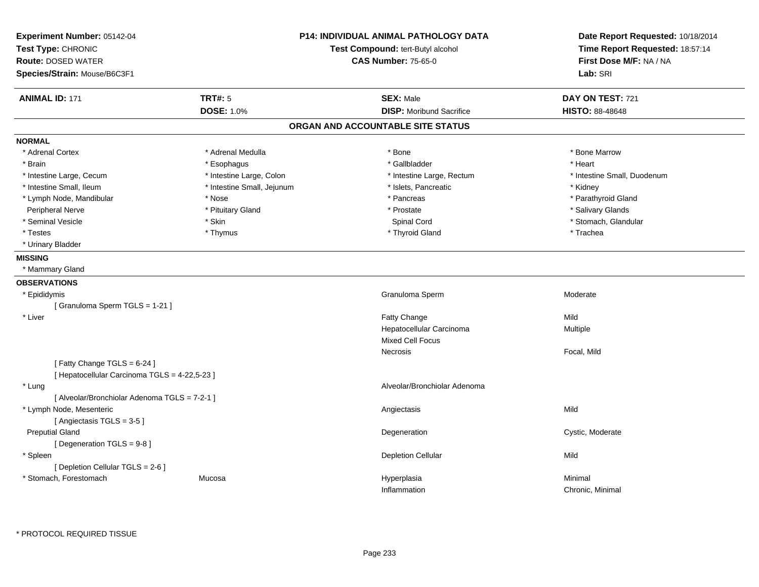**Experiment Number:** 05142-04
**Test Type:** CHRONIC
**Route:** DOSED WATER
**Species/Strain:** Mouse/B6C3F1

**P14: INDIVIDUAL ANIMAL PATHOLOGY DATA**
**Test Compound:** tert-Butyl alcohol
**CAS Number:** 75-65-0

**Date Report Requested:** 10/18/2014
**Time Report Requested:** 18:57:14
**First Dose M/F:** NA / NA
**Lab:** SRI

| **ANIMAL ID:** 171 | **TRT#:** 5 | **SEX:** Male | **DAY ON TEST:** 721 |
|---|---|---|---|
| | **DOSE:** 1.0% | **DISP:** Moribund Sacrifice | **HISTO:** 88-48648 |

## ORGAN AND ACCOUNTABLE SITE STATUS

**NORMAL**

| | | | |
|---|---|---|---|
| * Adrenal Cortex | * Adrenal Medulla | * Bone | * Bone Marrow |
| * Brain | * Esophagus | * Gallbladder | * Heart |
| * Intestine Large, Cecum | * Intestine Large, Colon | * Intestine Large, Rectum | * Intestine Small, Duodenum |
| * Intestine Small, Ileum | * Intestine Small, Jejunum | * Islets, Pancreatic | * Kidney |
| * Lymph Node, Mandibular | * Nose | * Pancreas | * Parathyroid Gland |
| Peripheral Nerve | * Pituitary Gland | * Prostate | * Salivary Glands |
| * Seminal Vesicle | * Skin | Spinal Cord | * Stomach, Glandular |
| * Testes | * Thymus | * Thyroid Gland | * Trachea |
| * Urinary Bladder | | | |

**MISSING**

* Mammary Gland

**OBSERVATIONS**

| Organ | Site | Observation | Severity |
|---|---|---|---|
| * Epididymis | | Granuloma Sperm | Moderate |
| [ Granuloma Sperm TGLS = 1-21 ] | | | |
| * Liver | | Fatty Change | Mild |
| | | Hepatocellular Carcinoma | Multiple |
| | | Mixed Cell Focus | |
| | | Necrosis | Focal, Mild |
| [ Fatty Change TGLS = 6-24 ] | | | |
| [ Hepatocellular Carcinoma TGLS = 4-22,5-23 ] | | | |
| * Lung | | Alveolar/Bronchiolar Adenoma | |
| [ Alveolar/Bronchiolar Adenoma TGLS = 7-2-1 ] | | | |
| * Lymph Node, Mesenteric | | Angiectasis | Mild |
| [ Angiectasis TGLS = 3-5 ] | | | |
| Preputial Gland | | Degeneration | Cystic, Moderate |
| [ Degeneration TGLS = 9-8 ] | | | |
| * Spleen | | Depletion Cellular | Mild |
| [ Depletion Cellular TGLS = 2-6 ] | | | |
| * Stomach, Forestomach | Mucosa | Hyperplasia | Minimal |
| | | Inflammation | Chronic, Minimal |

* PROTOCOL REQUIRED TISSUE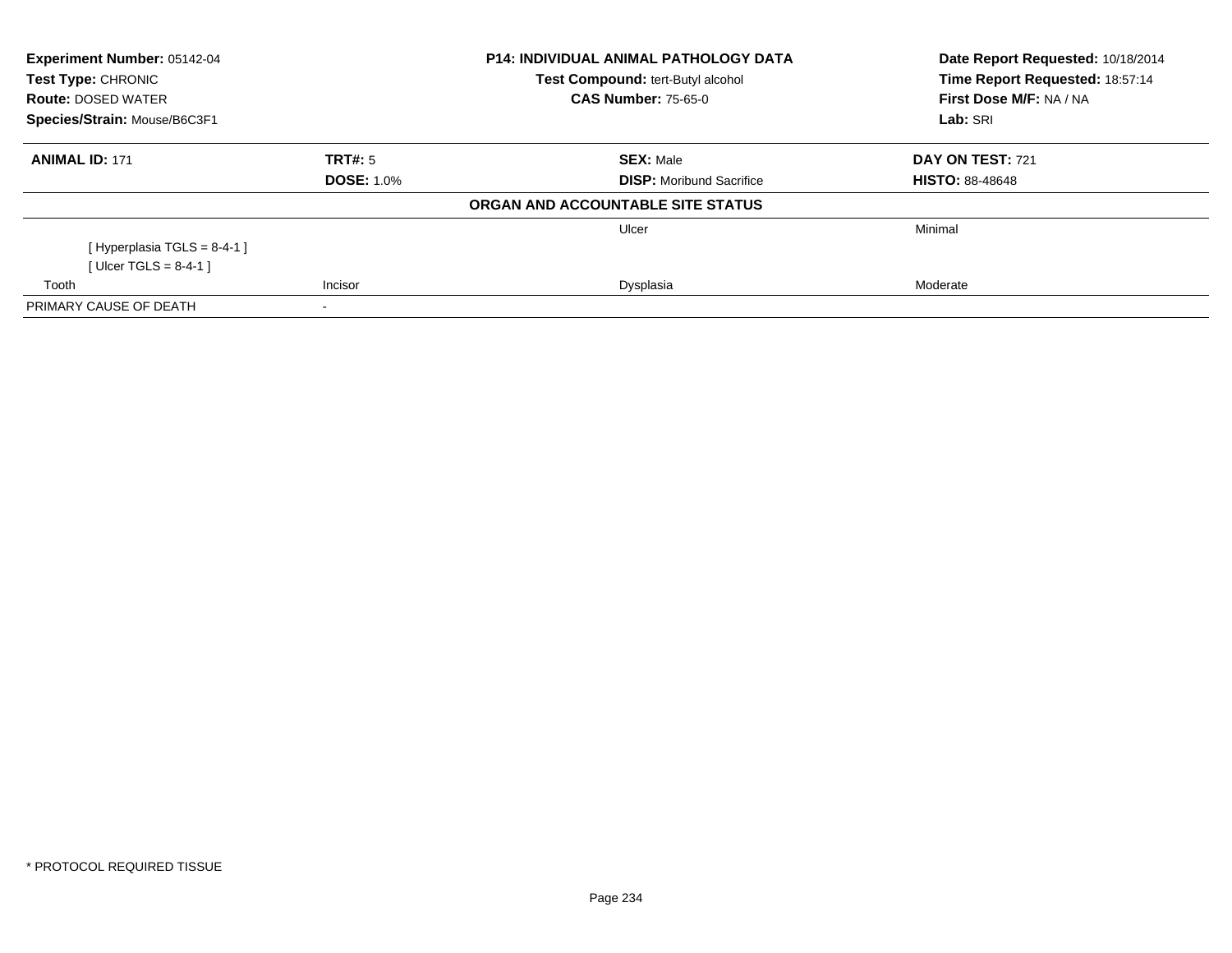**Experiment Number:** 05142-04
**Test Type:** CHRONIC
**Route:** DOSED WATER
**Species/Strain:** Mouse/B6C3F1

**P14: INDIVIDUAL ANIMAL PATHOLOGY DATA**
**Test Compound:** tert-Butyl alcohol
**CAS Number:** 75-65-0

**Date Report Requested:** 10/18/2014
**Time Report Requested:** 18:57:14
**First Dose M/F:** NA / NA
**Lab:** SRI

| **ANIMAL ID:** 171 | **TRT#:** 5 | **SEX:** Male | **DAY ON TEST:** 721 |
|---|---|---|---|
| | **DOSE:** 1.0% | **DISP:** Moribund Sacrifice | **HISTO:** 88-48648 |

**ORGAN AND ACCOUNTABLE SITE STATUS**

| | | | |
|---|---|---|---|
| | | Ulcer | Minimal |
| [ Hyperplasia TGLS = 8-4-1 ] | | | |
| [ Ulcer TGLS = 8-4-1 ] | | | |
| Tooth | Incisor | Dysplasia | Moderate |
| PRIMARY CAUSE OF DEATH | - | | |

* PROTOCOL REQUIRED TISSUE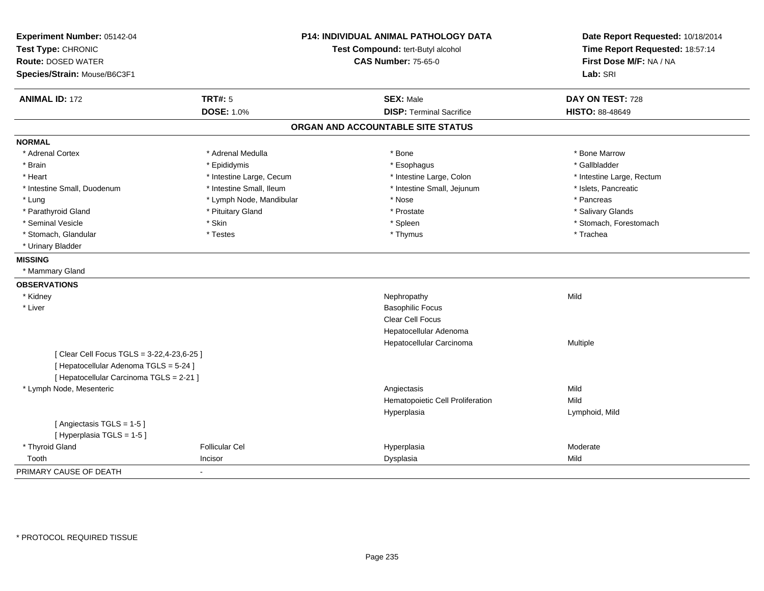**Experiment Number:** 05142-04
**Test Type:** CHRONIC
**Route:** DOSED WATER
**Species/Strain:** Mouse/B6C3F1

**P14: INDIVIDUAL ANIMAL PATHOLOGY DATA**
**Test Compound:** tert-Butyl alcohol
**CAS Number:** 75-65-0

**Date Report Requested:** 10/18/2014
**Time Report Requested:** 18:57:14
**First Dose M/F:** NA / NA
**Lab:** SRI

| **ANIMAL ID:** 172 | **TRT#:** 5 | **SEX:** Male | **DAY ON TEST:** 728 |
|---|---|---|---|
| | **DOSE:** 1.0% | **DISP:** Terminal Sacrifice | **HISTO:** 88-48649 |

## ORGAN AND ACCOUNTABLE SITE STATUS

**NORMAL**

| | | | |
|---|---|---|---|
| * Adrenal Cortex | * Adrenal Medulla | * Bone | * Bone Marrow |
| * Brain | * Epididymis | * Esophagus | * Gallbladder |
| * Heart | * Intestine Large, Cecum | * Intestine Large, Colon | * Intestine Large, Rectum |
| * Intestine Small, Duodenum | * Intestine Small, Ileum | * Intestine Small, Jejunum | * Islets, Pancreatic |
| * Lung | * Lymph Node, Mandibular | * Nose | * Pancreas |
| * Parathyroid Gland | * Pituitary Gland | * Prostate | * Salivary Glands |
| * Seminal Vesicle | * Skin | * Spleen | * Stomach, Forestomach |
| * Stomach, Glandular | * Testes | * Thymus | * Trachea |
| * Urinary Bladder | | | |

**MISSING**

* Mammary Gland

**OBSERVATIONS**

| | | | |
|---|---|---|---|
| * Kidney | | Nephropathy | Mild |
| * Liver | | Basophilic Focus | |
| | | Clear Cell Focus | |
| | | Hepatocellular Adenoma | |
| | | Hepatocellular Carcinoma | Multiple |
| [ Clear Cell Focus TGLS = 3-22,4-23,6-25 ] | | | |
| [ Hepatocellular Adenoma TGLS = 5-24 ] | | | |
| [ Hepatocellular Carcinoma TGLS = 2-21 ] | | | |
| * Lymph Node, Mesenteric | | Angiectasis | Mild |
| | | Hematopoietic Cell Proliferation | Mild |
| | | Hyperplasia | Lymphoid, Mild |
| [ Angiectasis TGLS = 1-5 ] | | | |
| [ Hyperplasia TGLS = 1-5 ] | | | |
| * Thyroid Gland | Follicular Cel | Hyperplasia | Moderate |
| Tooth | Incisor | Dysplasia | Mild |

PRIMARY CAUSE OF DEATH -

* PROTOCOL REQUIRED TISSUE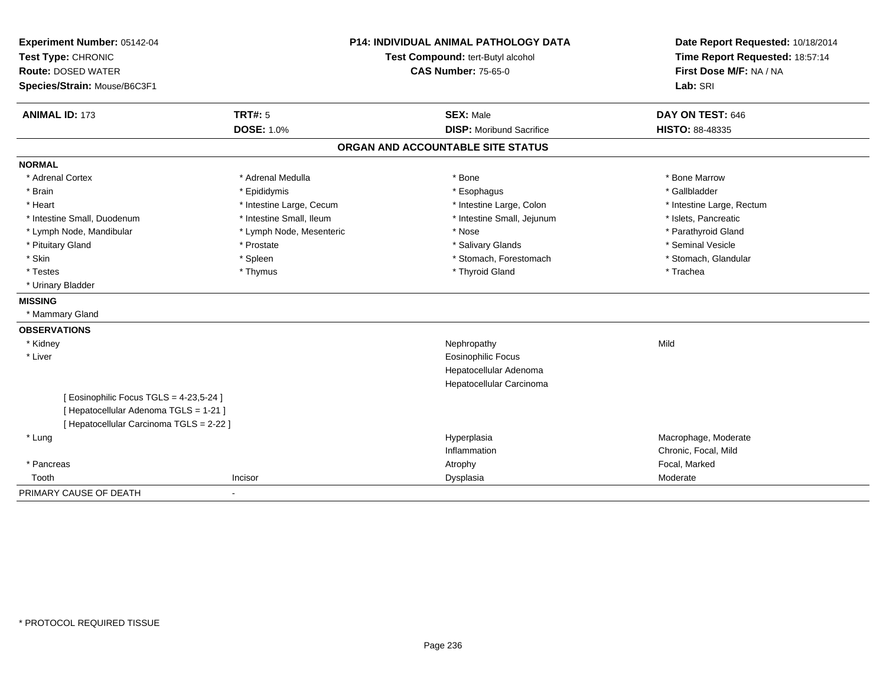**Experiment Number:** 05142-04
**Test Type:** CHRONIC
**Route:** DOSED WATER
**Species/Strain:** Mouse/B6C3F1

**P14: INDIVIDUAL ANIMAL PATHOLOGY DATA**
**Test Compound:** tert-Butyl alcohol
**CAS Number:** 75-65-0

**Date Report Requested:** 10/18/2014
**Time Report Requested:** 18:57:14
**First Dose M/F:** NA / NA
**Lab:** SRI

| **ANIMAL ID:** 173 | **TRT#:** 5 | **SEX:** Male | **DAY ON TEST:** 646 |
|---|---|---|---|
| | **DOSE:** 1.0% | **DISP:** Moribund Sacrifice | **HISTO:** 88-48335 |

## ORGAN AND ACCOUNTABLE SITE STATUS

**NORMAL**

| | | | |
|---|---|---|---|
| * Adrenal Cortex | * Adrenal Medulla | * Bone | * Bone Marrow |
| * Brain | * Epididymis | * Esophagus | * Gallbladder |
| * Heart | * Intestine Large, Cecum | * Intestine Large, Colon | * Intestine Large, Rectum |
| * Intestine Small, Duodenum | * Intestine Small, Ileum | * Intestine Small, Jejunum | * Islets, Pancreatic |
| * Lymph Node, Mandibular | * Lymph Node, Mesenteric | * Nose | * Parathyroid Gland |
| * Pituitary Gland | * Prostate | * Salivary Glands | * Seminal Vesicle |
| * Skin | * Spleen | * Stomach, Forestomach | * Stomach, Glandular |
| * Testes | * Thymus | * Thyroid Gland | * Trachea |
| * Urinary Bladder | | | |

**MISSING**

* Mammary Gland

**OBSERVATIONS**

| | | | |
|---|---|---|---|
| * Kidney | | Nephropathy | Mild |
| * Liver | | Eosinophilic Focus | |
| | | Hepatocellular Adenoma | |
| | | Hepatocellular Carcinoma | |
| [ Eosinophilic Focus TGLS = 4-23,5-24 ] | | | |
| [ Hepatocellular Adenoma TGLS = 1-21 ] | | | |
| [ Hepatocellular Carcinoma TGLS = 2-22 ] | | | |
| * Lung | | Hyperplasia | Macrophage, Moderate |
| | | Inflammation | Chronic, Focal, Mild |
| * Pancreas | | Atrophy | Focal, Marked |
| Tooth | Incisor | Dysplasia | Moderate |

PRIMARY CAUSE OF DEATH -

* PROTOCOL REQUIRED TISSUE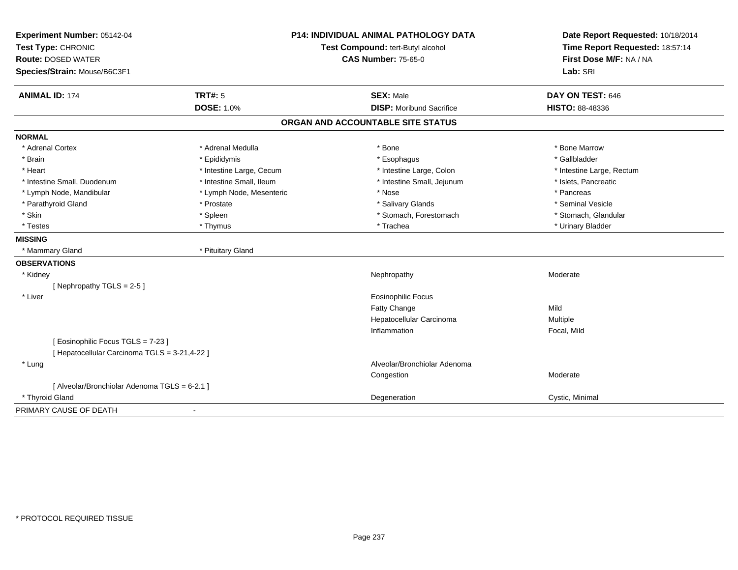**Experiment Number:** 05142-04
**Test Type:** CHRONIC
**Route:** DOSED WATER
**Species/Strain:** Mouse/B6C3F1

**P14: INDIVIDUAL ANIMAL PATHOLOGY DATA**
**Test Compound:** tert-Butyl alcohol
**CAS Number:** 75-65-0

**Date Report Requested:** 10/18/2014
**Time Report Requested:** 18:57:14
**First Dose M/F:** NA / NA
**Lab:** SRI

| **ANIMAL ID:** 174 | **TRT#:** 5 | **SEX:** Male | **DAY ON TEST:** 646 |
|---|---|---|---|
| | **DOSE:** 1.0% | **DISP:** Moribund Sacrifice | **HISTO:** 88-48336 |

## ORGAN AND ACCOUNTABLE SITE STATUS

**NORMAL**

| | | | |
|---|---|---|---|
| * Adrenal Cortex | * Adrenal Medulla | * Bone | * Bone Marrow |
| * Brain | * Epididymis | * Esophagus | * Gallbladder |
| * Heart | * Intestine Large, Cecum | * Intestine Large, Colon | * Intestine Large, Rectum |
| * Intestine Small, Duodenum | * Intestine Small, Ileum | * Intestine Small, Jejunum | * Islets, Pancreatic |
| * Lymph Node, Mandibular | * Lymph Node, Mesenteric | * Nose | * Pancreas |
| * Parathyroid Gland | * Prostate | * Salivary Glands | * Seminal Vesicle |
| * Skin | * Spleen | * Stomach, Forestomach | * Stomach, Glandular |
| * Testes | * Thymus | * Trachea | * Urinary Bladder |

**MISSING**

| | |
|---|---|
| * Mammary Gland | * Pituitary Gland |

**OBSERVATIONS**

| Organ | Observation | Severity |
|---|---|---|
| * Kidney | Nephropathy | Moderate |
| [ Nephropathy TGLS = 2-5 ] | | |
| * Liver | Eosinophilic Focus | |
| | Fatty Change | Mild |
| | Hepatocellular Carcinoma | Multiple |
| | Inflammation | Focal, Mild |
| [ Eosinophilic Focus TGLS = 7-23 ] | | |
| [ Hepatocellular Carcinoma TGLS = 3-21,4-22 ] | | |
| * Lung | Alveolar/Bronchiolar Adenoma | |
| | Congestion | Moderate |
| [ Alveolar/Bronchiolar Adenoma TGLS = 6-2.1 ] | | |
| * Thyroid Gland | Degeneration | Cystic, Minimal |

PRIMARY CAUSE OF DEATH -

* PROTOCOL REQUIRED TISSUE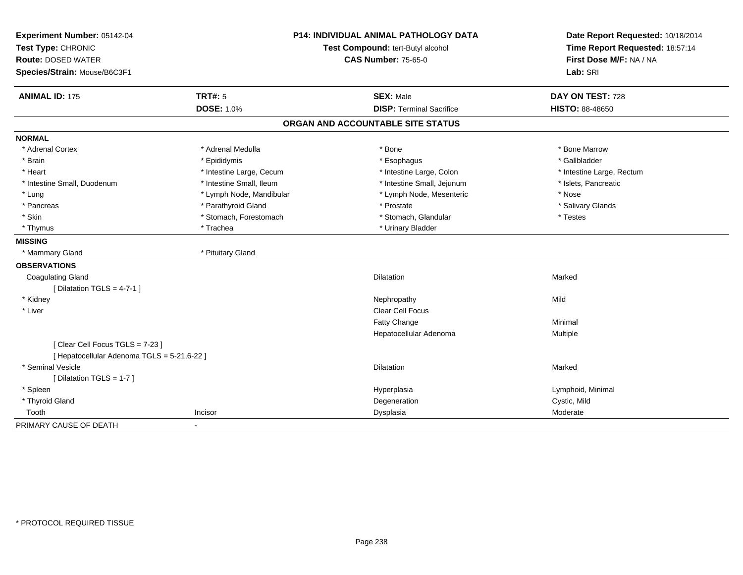**Experiment Number:** 05142-04
**Test Type:** CHRONIC
**Route:** DOSED WATER
**Species/Strain:** Mouse/B6C3F1

**P14: INDIVIDUAL ANIMAL PATHOLOGY DATA**
**Test Compound:** tert-Butyl alcohol
**CAS Number:** 75-65-0

**Date Report Requested:** 10/18/2014
**Time Report Requested:** 18:57:14
**First Dose M/F:** NA / NA
**Lab:** SRI

| **ANIMAL ID:** 175 | **TRT#:** 5 | **SEX:** Male | **DAY ON TEST:** 728 |
|---|---|---|---|
| | **DOSE:** 1.0% | **DISP:** Terminal Sacrifice | **HISTO:** 88-48650 |

## ORGAN AND ACCOUNTABLE SITE STATUS

**NORMAL**

| | | | |
|---|---|---|---|
| * Adrenal Cortex | * Adrenal Medulla | * Bone | * Bone Marrow |
| * Brain | * Epididymis | * Esophagus | * Gallbladder |
| * Heart | * Intestine Large, Cecum | * Intestine Large, Colon | * Intestine Large, Rectum |
| * Intestine Small, Duodenum | * Intestine Small, Ileum | * Intestine Small, Jejunum | * Islets, Pancreatic |
| * Lung | * Lymph Node, Mandibular | * Lymph Node, Mesenteric | * Nose |
| * Pancreas | * Parathyroid Gland | * Prostate | * Salivary Glands |
| * Skin | * Stomach, Forestomach | * Stomach, Glandular | * Testes |
| * Thymus | * Trachea | * Urinary Bladder | |

**MISSING**

| | |
|---|---|
| * Mammary Gland | * Pituitary Gland |

**OBSERVATIONS**

| | | | |
|---|---|---|---|
| Coagulating Gland | | Dilatation | Marked |
| [ Dilatation TGLS = 4-7-1 ] | | | |
| * Kidney | | Nephropathy | Mild |
| * Liver | | Clear Cell Focus | |
| | | Fatty Change | Minimal |
| | | Hepatocellular Adenoma | Multiple |
| [ Clear Cell Focus TGLS = 7-23 ] | | | |
| [ Hepatocellular Adenoma TGLS = 5-21,6-22 ] | | | |
| * Seminal Vesicle | | Dilatation | Marked |
| [ Dilatation TGLS = 1-7 ] | | | |
| * Spleen | | Hyperplasia | Lymphoid, Minimal |
| * Thyroid Gland | | Degeneration | Cystic, Mild |
| Tooth | Incisor | Dysplasia | Moderate |

PRIMARY CAUSE OF DEATH -

* PROTOCOL REQUIRED TISSUE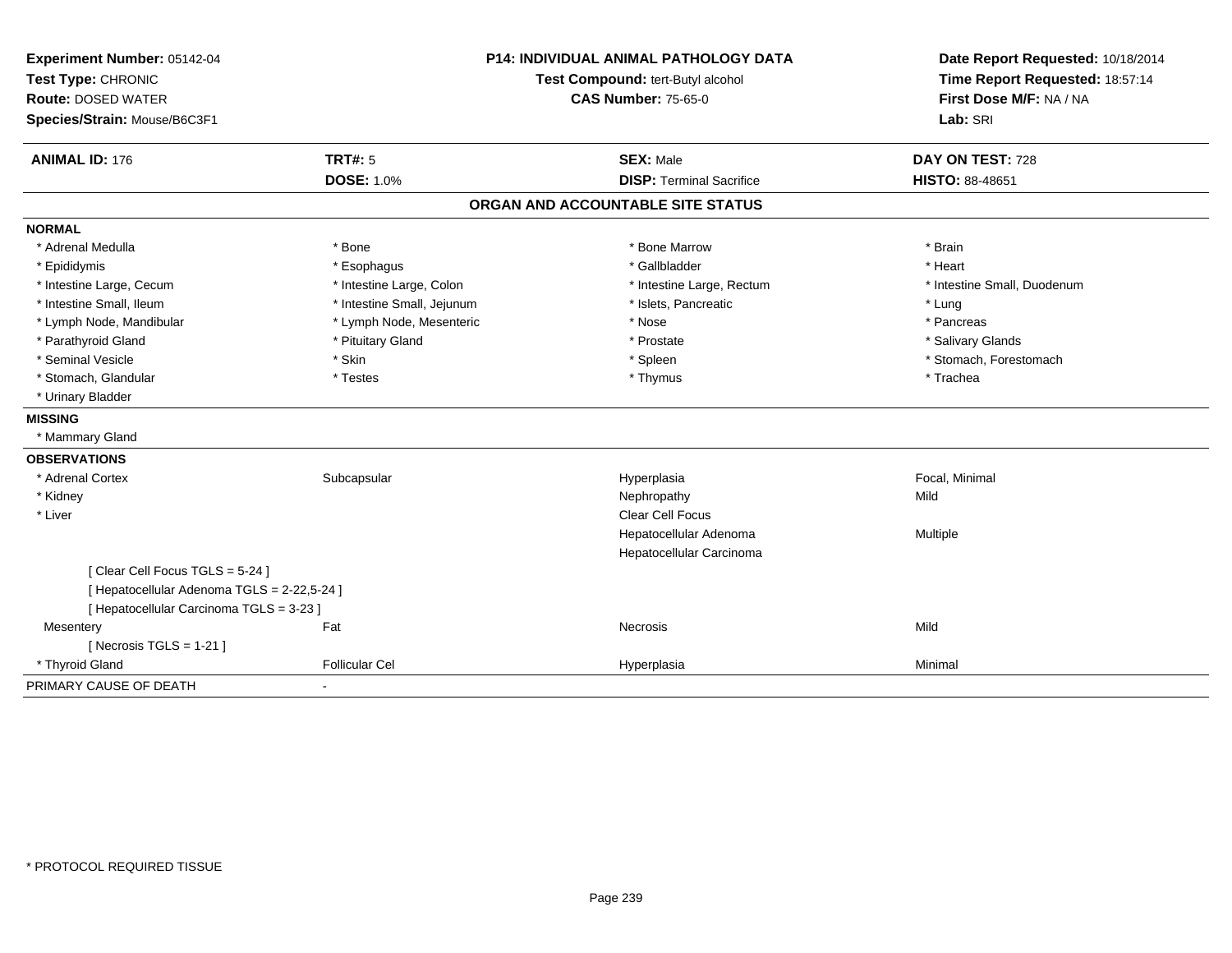**Experiment Number:** 05142-04
**Test Type:** CHRONIC
**Route:** DOSED WATER
**Species/Strain:** Mouse/B6C3F1

**P14: INDIVIDUAL ANIMAL PATHOLOGY DATA**
**Test Compound:** tert-Butyl alcohol
**CAS Number:** 75-65-0

**Date Report Requested:** 10/18/2014
**Time Report Requested:** 18:57:14
**First Dose M/F:** NA / NA
**Lab:** SRI

| **ANIMAL ID:** 176 | **TRT#:** 5 | **SEX:** Male | **DAY ON TEST:** 728 |
|---|---|---|---|
| | **DOSE:** 1.0% | **DISP:** Terminal Sacrifice | **HISTO:** 88-48651 |

## ORGAN AND ACCOUNTABLE SITE STATUS

**NORMAL**

| | | | |
|---|---|---|---|
| * Adrenal Medulla | * Bone | * Bone Marrow | * Brain |
| * Epididymis | * Esophagus | * Gallbladder | * Heart |
| * Intestine Large, Cecum | * Intestine Large, Colon | * Intestine Large, Rectum | * Intestine Small, Duodenum |
| * Intestine Small, Ileum | * Intestine Small, Jejunum | * Islets, Pancreatic | * Lung |
| * Lymph Node, Mandibular | * Lymph Node, Mesenteric | * Nose | * Pancreas |
| * Parathyroid Gland | * Pituitary Gland | * Prostate | * Salivary Glands |
| * Seminal Vesicle | * Skin | * Spleen | * Stomach, Forestomach |
| * Stomach, Glandular | * Testes | * Thymus | * Trachea |
| * Urinary Bladder | | | |

**MISSING**

* Mammary Gland

**OBSERVATIONS**

| | | | |
|---|---|---|---|
| * Adrenal Cortex | Subcapsular | Hyperplasia | Focal, Minimal |
| * Kidney | | Nephropathy | Mild |
| * Liver | | Clear Cell Focus | |
| | | Hepatocellular Adenoma | Multiple |
| | | Hepatocellular Carcinoma | |
| [ Clear Cell Focus TGLS = 5-24 ] | | | |
| [ Hepatocellular Adenoma TGLS = 2-22,5-24 ] | | | |
| [ Hepatocellular Carcinoma TGLS = 3-23 ] | | | |
| Mesentery | Fat | Necrosis | Mild |
| [ Necrosis TGLS = 1-21 ] | | | |
| * Thyroid Gland | Follicular Cel | Hyperplasia | Minimal |

PRIMARY CAUSE OF DEATH -

* PROTOCOL REQUIRED TISSUE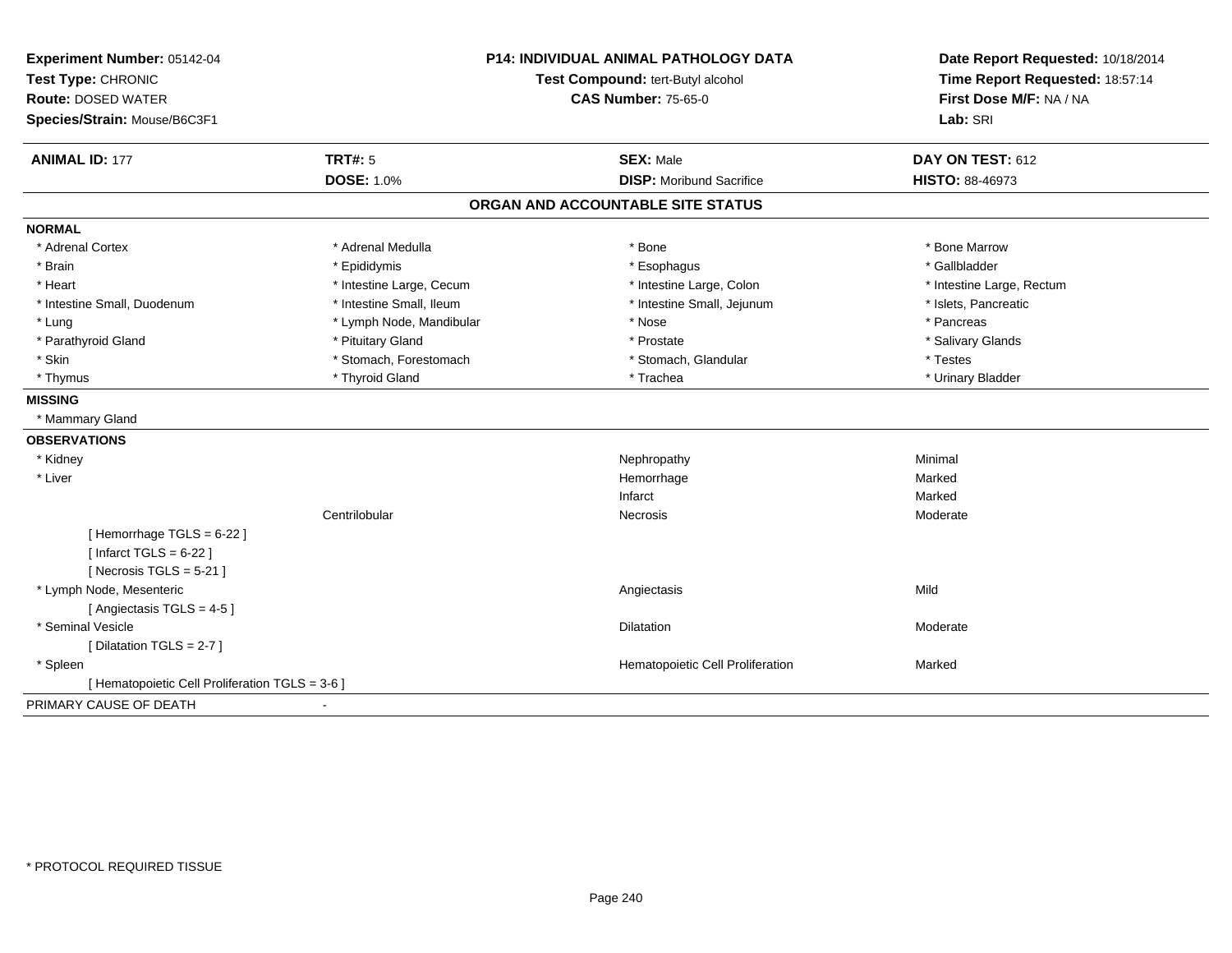**Experiment Number:** 05142-04
**Test Type:** CHRONIC
**Route:** DOSED WATER
**Species/Strain:** Mouse/B6C3F1

**P14: INDIVIDUAL ANIMAL PATHOLOGY DATA**
**Test Compound:** tert-Butyl alcohol
**CAS Number:** 75-65-0

**Date Report Requested:** 10/18/2014
**Time Report Requested:** 18:57:14
**First Dose M/F:** NA / NA
**Lab:** SRI

| **ANIMAL ID:** 177 | **TRT#:** 5 | **SEX:** Male | **DAY ON TEST:** 612 |
|---|---|---|---|
| | **DOSE:** 1.0% | **DISP:** Moribund Sacrifice | **HISTO:** 88-46973 |

## ORGAN AND ACCOUNTABLE SITE STATUS

**NORMAL**

| | | | |
|---|---|---|---|
| * Adrenal Cortex | * Adrenal Medulla | * Bone | * Bone Marrow |
| * Brain | * Epididymis | * Esophagus | * Gallbladder |
| * Heart | * Intestine Large, Cecum | * Intestine Large, Colon | * Intestine Large, Rectum |
| * Intestine Small, Duodenum | * Intestine Small, Ileum | * Intestine Small, Jejunum | * Islets, Pancreatic |
| * Lung | * Lymph Node, Mandibular | * Nose | * Pancreas |
| * Parathyroid Gland | * Pituitary Gland | * Prostate | * Salivary Glands |
| * Skin | * Stomach, Forestomach | * Stomach, Glandular | * Testes |
| * Thymus | * Thyroid Gland | * Trachea | * Urinary Bladder |

**MISSING**

* Mammary Gland

**OBSERVATIONS**

| | | | |
|---|---|---|---|
| * Kidney | | Nephropathy | Minimal |
| * Liver | | Hemorrhage | Marked |
| | | Infarct | Marked |
| | Centrilobular | Necrosis | Moderate |
| [ Hemorrhage TGLS = 6-22 ] | | | |
| [ Infarct TGLS = 6-22 ] | | | |
| [ Necrosis TGLS = 5-21 ] | | | |
| * Lymph Node, Mesenteric | | Angiectasis | Mild |
| [ Angiectasis TGLS = 4-5 ] | | | |
| * Seminal Vesicle | | Dilatation | Moderate |
| [ Dilatation TGLS = 2-7 ] | | | |
| * Spleen | | Hematopoietic Cell Proliferation | Marked |
| [ Hematopoietic Cell Proliferation TGLS = 3-6 ] | | | |

PRIMARY CAUSE OF DEATH -

\* PROTOCOL REQUIRED TISSUE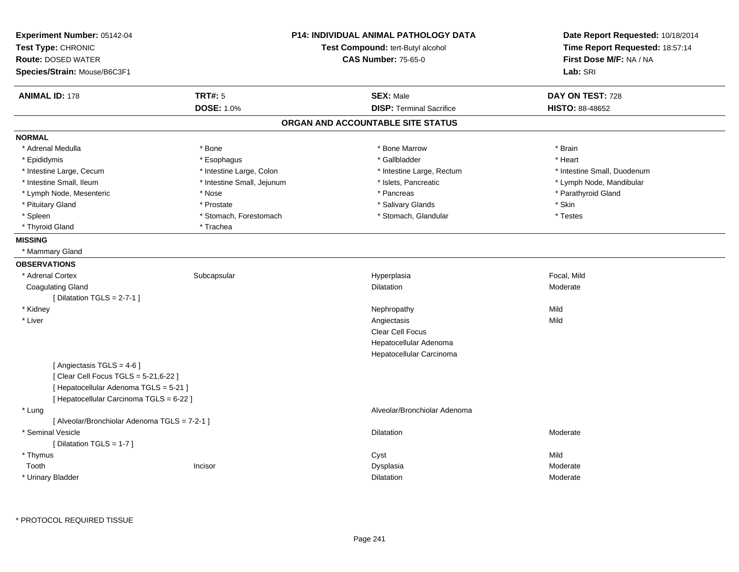**Experiment Number:** 05142-04
**Test Type:** CHRONIC
**Route:** DOSED WATER
**Species/Strain:** Mouse/B6C3F1

**P14: INDIVIDUAL ANIMAL PATHOLOGY DATA**
**Test Compound:** tert-Butyl alcohol
**CAS Number:** 75-65-0

**Date Report Requested:** 10/18/2014
**Time Report Requested:** 18:57:14
**First Dose M/F:** NA / NA
**Lab:** SRI

| **ANIMAL ID:** 178 | **TRT#:** 5 | **SEX:** Male | **DAY ON TEST:** 728 |
|---|---|---|---|
| | **DOSE:** 1.0% | **DISP:** Terminal Sacrifice | **HISTO:** 88-48652 |

## ORGAN AND ACCOUNTABLE SITE STATUS

**NORMAL**

| | | | |
|---|---|---|---|
| * Adrenal Medulla | * Bone | * Bone Marrow | * Brain |
| * Epididymis | * Esophagus | * Gallbladder | * Heart |
| * Intestine Large, Cecum | * Intestine Large, Colon | * Intestine Large, Rectum | * Intestine Small, Duodenum |
| * Intestine Small, Ileum | * Intestine Small, Jejunum | * Islets, Pancreatic | * Lymph Node, Mandibular |
| * Lymph Node, Mesenteric | * Nose | * Pancreas | * Parathyroid Gland |
| * Pituitary Gland | * Prostate | * Salivary Glands | * Skin |
| * Spleen | * Stomach, Forestomach | * Stomach, Glandular | * Testes |
| * Thyroid Gland | * Trachea | | |

**MISSING**

* Mammary Gland

**OBSERVATIONS**

| | | | |
|---|---|---|---|
| * Adrenal Cortex | Subcapsular | Hyperplasia | Focal, Mild |
| Coagulating Gland | | Dilatation | Moderate |
| [ Dilatation TGLS = 2-7-1 ] | | | |
| * Kidney | | Nephropathy | Mild |
| * Liver | | Angiectasis | Mild |
| | | Clear Cell Focus | |
| | | Hepatocellular Adenoma | |
| | | Hepatocellular Carcinoma | |
| [ Angiectasis TGLS = 4-6 ] | | | |
| [ Clear Cell Focus TGLS = 5-21,6-22 ] | | | |
| [ Hepatocellular Adenoma TGLS = 5-21 ] | | | |
| [ Hepatocellular Carcinoma TGLS = 6-22 ] | | | |
| * Lung | | Alveolar/Bronchiolar Adenoma | |
| [ Alveolar/Bronchiolar Adenoma TGLS = 7-2-1 ] | | | |
| * Seminal Vesicle | | Dilatation | Moderate |
| [ Dilatation TGLS = 1-7 ] | | | |
| * Thymus | | Cyst | Mild |
| Tooth | Incisor | Dysplasia | Moderate |
| * Urinary Bladder | | Dilatation | Moderate |

* PROTOCOL REQUIRED TISSUE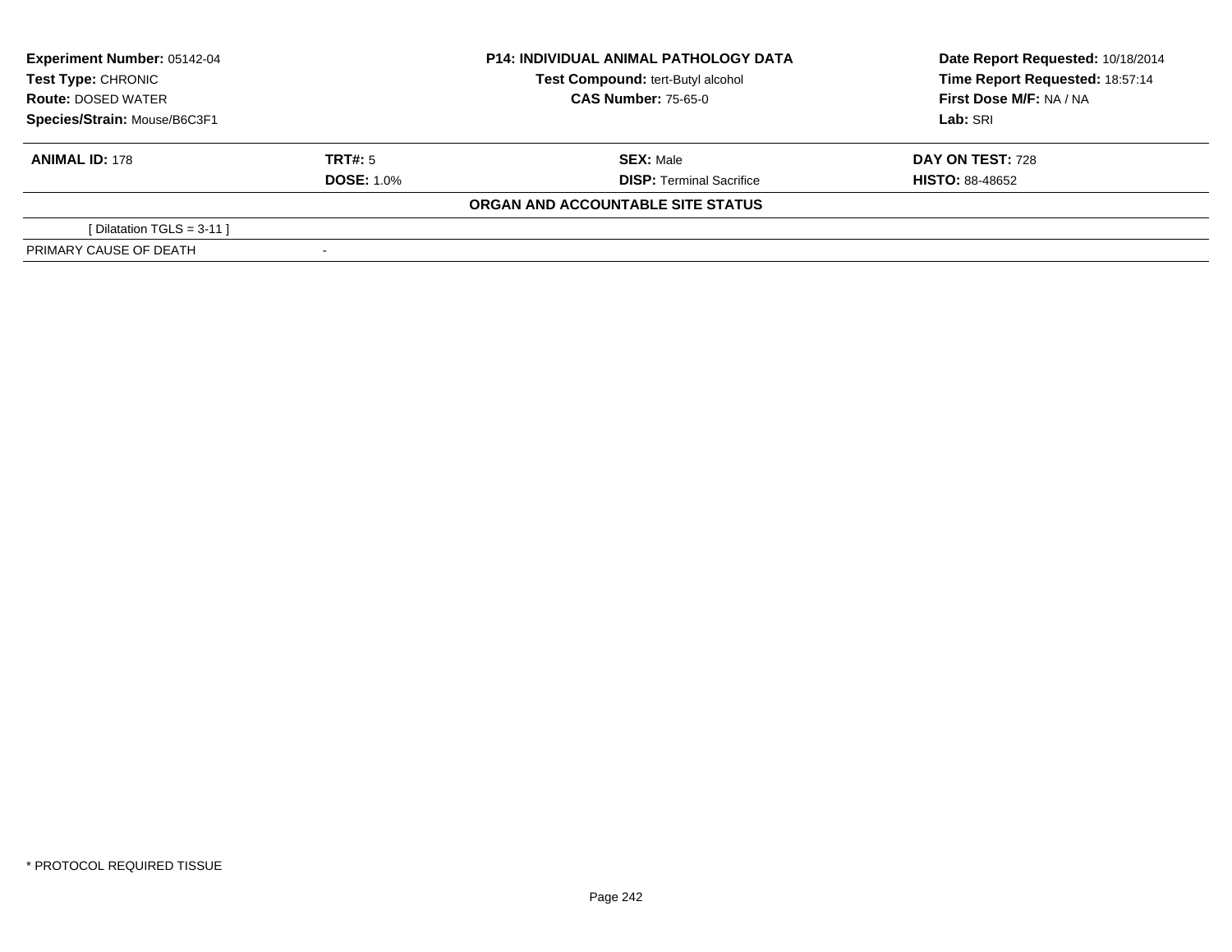| **Experiment Number:** 05142-04 | **P14: INDIVIDUAL ANIMAL PATHOLOGY DATA** | **Date Report Requested:** 10/18/2014 |
|---|---|---|
| **Test Type:** CHRONIC | **Test Compound:** tert-Butyl alcohol | **Time Report Requested:** 18:57:14 |
| **Route:** DOSED WATER | **CAS Number:** 75-65-0 | **First Dose M/F:** NA / NA |
| **Species/Strain:** Mouse/B6C3F1 | | **Lab:** SRI |

| **ANIMAL ID:** 178 | **TRT#:** 5 | **SEX:** Male | **DAY ON TEST:** 728 |
|---|---|---|---|
| | **DOSE:** 1.0% | **DISP:** Terminal Sacrifice | **HISTO:** 88-48652 |

**ORGAN AND ACCOUNTABLE SITE STATUS**

| | |
|---|---|
| [ Dilatation TGLS = 3-11 ] | |
| PRIMARY CAUSE OF DEATH | - |

* PROTOCOL REQUIRED TISSUE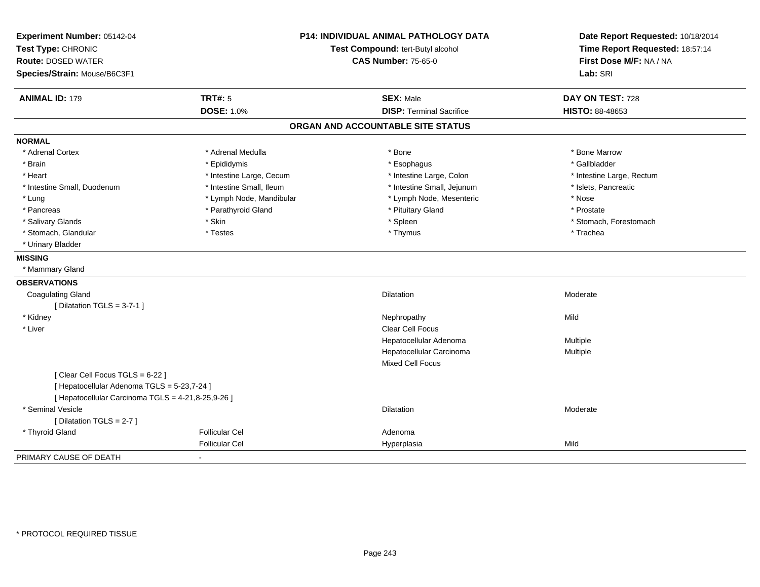**Experiment Number:** 05142-04
**Test Type:** CHRONIC
**Route:** DOSED WATER
**Species/Strain:** Mouse/B6C3F1

**P14: INDIVIDUAL ANIMAL PATHOLOGY DATA**
**Test Compound:** tert-Butyl alcohol
**CAS Number:** 75-65-0

**Date Report Requested:** 10/18/2014
**Time Report Requested:** 18:57:14
**First Dose M/F:** NA / NA
**Lab:** SRI

| **ANIMAL ID:** 179 | **TRT#:** 5 | **SEX:** Male | **DAY ON TEST:** 728 |
|---|---|---|---|
| | **DOSE:** 1.0% | **DISP:** Terminal Sacrifice | **HISTO:** 88-48653 |

## ORGAN AND ACCOUNTABLE SITE STATUS

**NORMAL**

| | | | |
|---|---|---|---|
| * Adrenal Cortex | * Adrenal Medulla | * Bone | * Bone Marrow |
| * Brain | * Epididymis | * Esophagus | * Gallbladder |
| * Heart | * Intestine Large, Cecum | * Intestine Large, Colon | * Intestine Large, Rectum |
| * Intestine Small, Duodenum | * Intestine Small, Ileum | * Intestine Small, Jejunum | * Islets, Pancreatic |
| * Lung | * Lymph Node, Mandibular | * Lymph Node, Mesenteric | * Nose |
| * Pancreas | * Parathyroid Gland | * Pituitary Gland | * Prostate |
| * Salivary Glands | * Skin | * Spleen | * Stomach, Forestomach |
| * Stomach, Glandular | * Testes | * Thymus | * Trachea |
| * Urinary Bladder | | | |

**MISSING**

* Mammary Gland

**OBSERVATIONS**

| | | | |
|---|---|---|---|
| Coagulating Gland | | Dilatation | Moderate |
| [ Dilatation TGLS = 3-7-1 ] | | | |
| * Kidney | | Nephropathy | Mild |
| * Liver | | Clear Cell Focus | |
| | | Hepatocellular Adenoma | Multiple |
| | | Hepatocellular Carcinoma | Multiple |
| | | Mixed Cell Focus | |
| [ Clear Cell Focus TGLS = 6-22 ] | | | |
| [ Hepatocellular Adenoma TGLS = 5-23,7-24 ] | | | |
| [ Hepatocellular Carcinoma TGLS = 4-21,8-25,9-26 ] | | | |
| * Seminal Vesicle | | Dilatation | Moderate |
| [ Dilatation TGLS = 2-7 ] | | | |
| * Thyroid Gland | Follicular Cel | Adenoma | |
| | Follicular Cel | Hyperplasia | Mild |

PRIMARY CAUSE OF DEATH -

* PROTOCOL REQUIRED TISSUE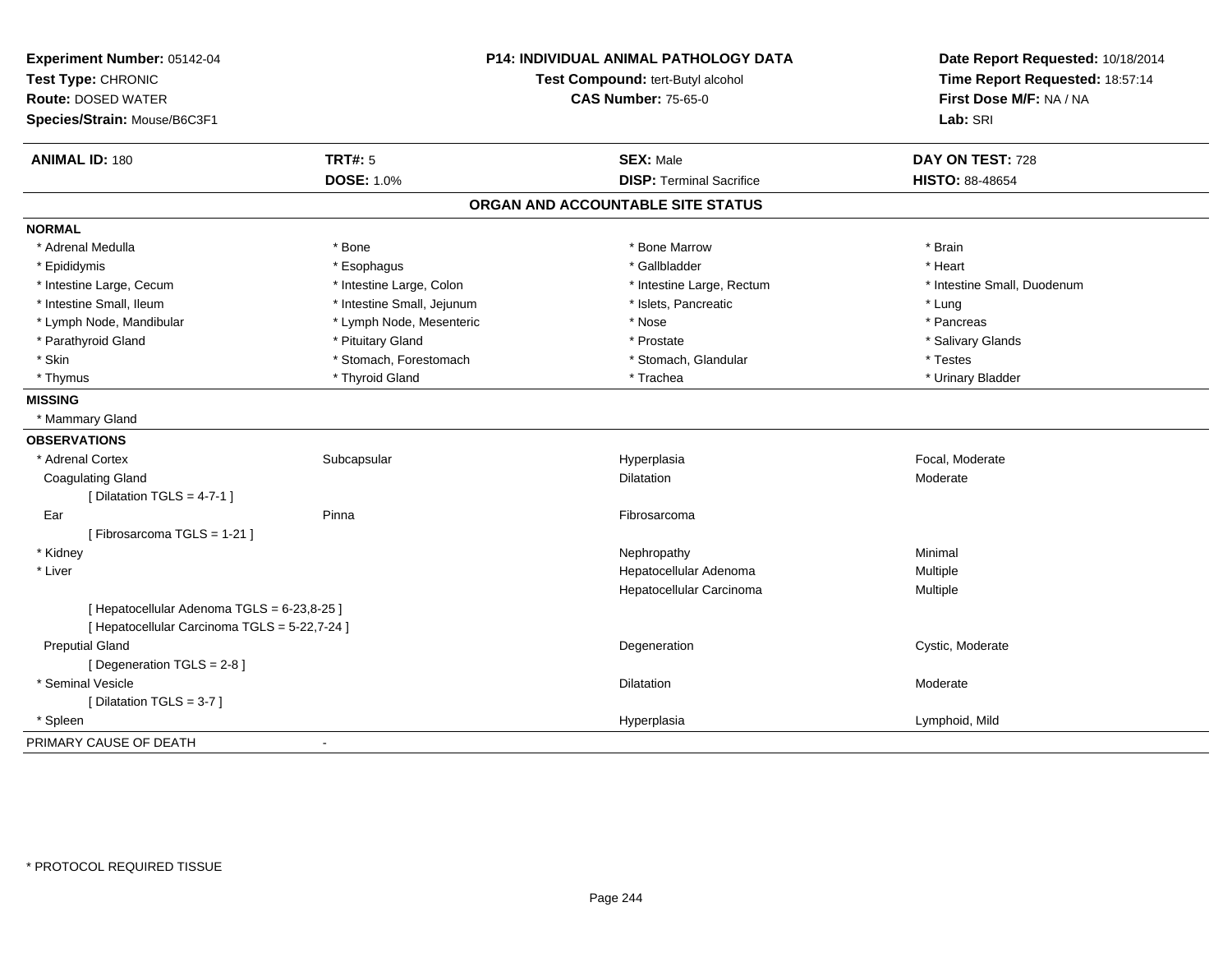**Experiment Number:** 05142-04
**Test Type:** CHRONIC
**Route:** DOSED WATER
**Species/Strain:** Mouse/B6C3F1

**P14: INDIVIDUAL ANIMAL PATHOLOGY DATA**
**Test Compound:** tert-Butyl alcohol
**CAS Number:** 75-65-0

**Date Report Requested:** 10/18/2014
**Time Report Requested:** 18:57:14
**First Dose M/F:** NA / NA
**Lab:** SRI

| **ANIMAL ID:** 180 | **TRT#:** 5 | **SEX:** Male | **DAY ON TEST:** 728 |
|---|---|---|---|
| | **DOSE:** 1.0% | **DISP:** Terminal Sacrifice | **HISTO:** 88-48654 |

## ORGAN AND ACCOUNTABLE SITE STATUS

**NORMAL**

| | | | |
|---|---|---|---|
| * Adrenal Medulla | * Bone | * Bone Marrow | * Brain |
| * Epididymis | * Esophagus | * Gallbladder | * Heart |
| * Intestine Large, Cecum | * Intestine Large, Colon | * Intestine Large, Rectum | * Intestine Small, Duodenum |
| * Intestine Small, Ileum | * Intestine Small, Jejunum | * Islets, Pancreatic | * Lung |
| * Lymph Node, Mandibular | * Lymph Node, Mesenteric | * Nose | * Pancreas |
| * Parathyroid Gland | * Pituitary Gland | * Prostate | * Salivary Glands |
| * Skin | * Stomach, Forestomach | * Stomach, Glandular | * Testes |
| * Thymus | * Thyroid Gland | * Trachea | * Urinary Bladder |

**MISSING**

* Mammary Gland

**OBSERVATIONS**

| | | | |
|---|---|---|---|
| * Adrenal Cortex | Subcapsular | Hyperplasia | Focal, Moderate |
| Coagulating Gland | | Dilatation | Moderate |
| [ Dilatation TGLS = 4-7-1 ] | | | |
| Ear | Pinna | Fibrosarcoma | |
| [ Fibrosarcoma TGLS = 1-21 ] | | | |
| * Kidney | | Nephropathy | Minimal |
| * Liver | | Hepatocellular Adenoma | Multiple |
| | | Hepatocellular Carcinoma | Multiple |
| [ Hepatocellular Adenoma TGLS = 6-23,8-25 ] | | | |
| [ Hepatocellular Carcinoma TGLS = 5-22,7-24 ] | | | |
| Preputial Gland | | Degeneration | Cystic, Moderate |
| [ Degeneration TGLS = 2-8 ] | | | |
| * Seminal Vesicle | | Dilatation | Moderate |
| [ Dilatation TGLS = 3-7 ] | | | |
| * Spleen | | Hyperplasia | Lymphoid, Mild |

PRIMARY CAUSE OF DEATH -

\* PROTOCOL REQUIRED TISSUE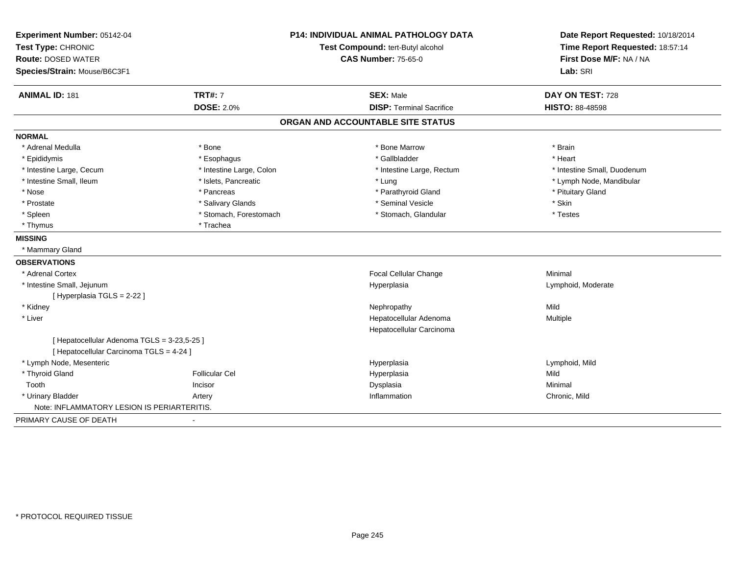**Experiment Number:** 05142-04
**Test Type:** CHRONIC
**Route:** DOSED WATER
**Species/Strain:** Mouse/B6C3F1

**P14: INDIVIDUAL ANIMAL PATHOLOGY DATA**
**Test Compound:** tert-Butyl alcohol
**CAS Number:** 75-65-0

**Date Report Requested:** 10/18/2014
**Time Report Requested:** 18:57:14
**First Dose M/F:** NA / NA
**Lab:** SRI

| **ANIMAL ID:** 181 | **TRT#:** 7 | **SEX:** Male | **DAY ON TEST:** 728 |
|---|---|---|---|
| | **DOSE:** 2.0% | **DISP:** Terminal Sacrifice | **HISTO:** 88-48598 |

## ORGAN AND ACCOUNTABLE SITE STATUS

**NORMAL**

| | | | |
|---|---|---|---|
| * Adrenal Medulla | * Bone | * Bone Marrow | * Brain |
| * Epididymis | * Esophagus | * Gallbladder | * Heart |
| * Intestine Large, Cecum | * Intestine Large, Colon | * Intestine Large, Rectum | * Intestine Small, Duodenum |
| * Intestine Small, Ileum | * Islets, Pancreatic | * Lung | * Lymph Node, Mandibular |
| * Nose | * Pancreas | * Parathyroid Gland | * Pituitary Gland |
| * Prostate | * Salivary Glands | * Seminal Vesicle | * Skin |
| * Spleen | * Stomach, Forestomach | * Stomach, Glandular | * Testes |
| * Thymus | * Trachea | | |

**MISSING**

* Mammary Gland

**OBSERVATIONS**

| | | | |
|---|---|---|---|
| * Adrenal Cortex | | Focal Cellular Change | Minimal |
| * Intestine Small, Jejunum | | Hyperplasia | Lymphoid, Moderate |
| [ Hyperplasia TGLS = 2-22 ] | | | |
| * Kidney | | Nephropathy | Mild |
| * Liver | | Hepatocellular Adenoma | Multiple |
| | | Hepatocellular Carcinoma | |
| [ Hepatocellular Adenoma TGLS = 3-23,5-25 ] | | | |
| [ Hepatocellular Carcinoma TGLS = 4-24 ] | | | |
| * Lymph Node, Mesenteric | | Hyperplasia | Lymphoid, Mild |
| * Thyroid Gland | Follicular Cel | Hyperplasia | Mild |
| Tooth | Incisor | Dysplasia | Minimal |
| * Urinary Bladder | Artery | Inflammation | Chronic, Mild |

Note: INFLAMMATORY LESION IS PERIARTERITIS.

PRIMARY CAUSE OF DEATH -

\* PROTOCOL REQUIRED TISSUE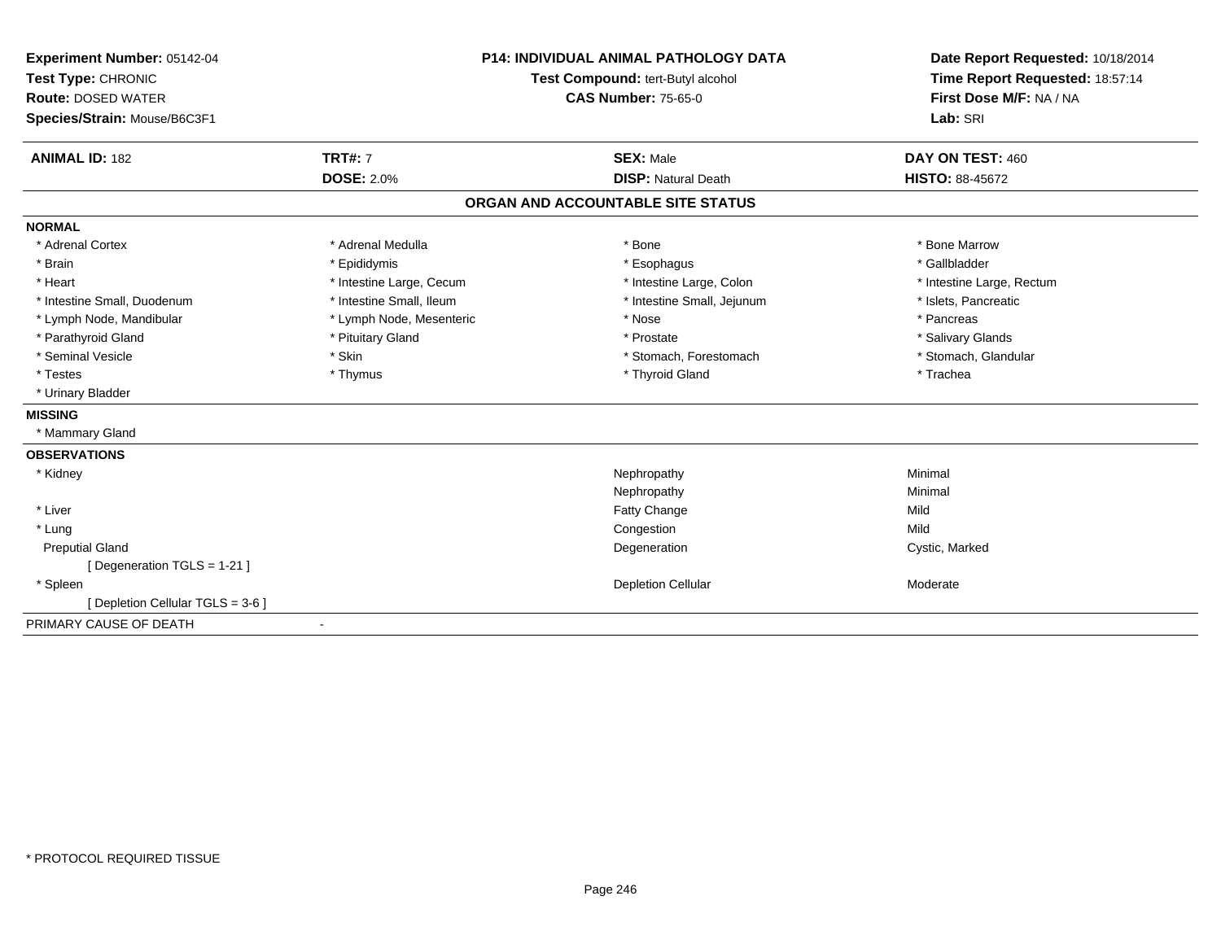**Experiment Number:** 05142-04
**Test Type:** CHRONIC
**Route:** DOSED WATER
**Species/Strain:** Mouse/B6C3F1

**P14: INDIVIDUAL ANIMAL PATHOLOGY DATA**
**Test Compound:** tert-Butyl alcohol
**CAS Number:** 75-65-0

**Date Report Requested:** 10/18/2014
**Time Report Requested:** 18:57:14
**First Dose M/F:** NA / NA
**Lab:** SRI

| **ANIMAL ID:** 182 | **TRT#:** 7 | **SEX:** Male | **DAY ON TEST:** 460 |
|---|---|---|---|
| | **DOSE:** 2.0% | **DISP:** Natural Death | **HISTO:** 88-45672 |

## ORGAN AND ACCOUNTABLE SITE STATUS

**NORMAL**

| | | | |
|---|---|---|---|
| * Adrenal Cortex | * Adrenal Medulla | * Bone | * Bone Marrow |
| * Brain | * Epididymis | * Esophagus | * Gallbladder |
| * Heart | * Intestine Large, Cecum | * Intestine Large, Colon | * Intestine Large, Rectum |
| * Intestine Small, Duodenum | * Intestine Small, Ileum | * Intestine Small, Jejunum | * Islets, Pancreatic |
| * Lymph Node, Mandibular | * Lymph Node, Mesenteric | * Nose | * Pancreas |
| * Parathyroid Gland | * Pituitary Gland | * Prostate | * Salivary Glands |
| * Seminal Vesicle | * Skin | * Stomach, Forestomach | * Stomach, Glandular |
| * Testes | * Thymus | * Thyroid Gland | * Trachea |
| * Urinary Bladder | | | |

**MISSING**

* Mammary Gland

**OBSERVATIONS**

| | | |
|---|---|---|
| * Kidney | Nephropathy | Minimal |
| | Nephropathy | Minimal |
| * Liver | Fatty Change | Mild |
| * Lung | Congestion | Mild |
| Preputial Gland | Degeneration | Cystic, Marked |
| [ Degeneration TGLS = 1-21 ] | | |
| * Spleen | Depletion Cellular | Moderate |
| [ Depletion Cellular TGLS = 3-6 ] | | |

PRIMARY CAUSE OF DEATH -

* PROTOCOL REQUIRED TISSUE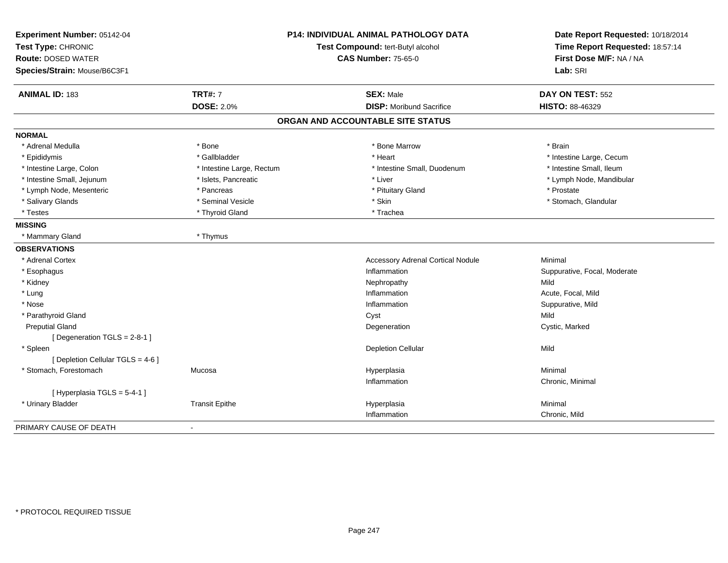**Experiment Number:** 05142-04
**Test Type:** CHRONIC
**Route:** DOSED WATER
**Species/Strain:** Mouse/B6C3F1

**P14: INDIVIDUAL ANIMAL PATHOLOGY DATA**
**Test Compound:** tert-Butyl alcohol
**CAS Number:** 75-65-0

**Date Report Requested:** 10/18/2014
**Time Report Requested:** 18:57:14
**First Dose M/F:** NA / NA
**Lab:** SRI

| **ANIMAL ID:** 183 | **TRT#:** 7 | **SEX:** Male | **DAY ON TEST:** 552 |
|---|---|---|---|
| | **DOSE:** 2.0% | **DISP:** Moribund Sacrifice | **HISTO:** 88-46329 |

## ORGAN AND ACCOUNTABLE SITE STATUS

**NORMAL**

| | | | |
|---|---|---|---|
| * Adrenal Medulla | * Bone | * Bone Marrow | * Brain |
| * Epididymis | * Gallbladder | * Heart | * Intestine Large, Cecum |
| * Intestine Large, Colon | * Intestine Large, Rectum | * Intestine Small, Duodenum | * Intestine Small, Ileum |
| * Intestine Small, Jejunum | * Islets, Pancreatic | * Liver | * Lymph Node, Mandibular |
| * Lymph Node, Mesenteric | * Pancreas | * Pituitary Gland | * Prostate |
| * Salivary Glands | * Seminal Vesicle | * Skin | * Stomach, Glandular |
| * Testes | * Thyroid Gland | * Trachea | |

**MISSING**

| | |
|---|---|
| * Mammary Gland | * Thymus |

**OBSERVATIONS**

| | | | |
|---|---|---|---|
| * Adrenal Cortex | | Accessory Adrenal Cortical Nodule | Minimal |
| * Esophagus | | Inflammation | Suppurative, Focal, Moderate |
| * Kidney | | Nephropathy | Mild |
| * Lung | | Inflammation | Acute, Focal, Mild |
| * Nose | | Inflammation | Suppurative, Mild |
| * Parathyroid Gland | | Cyst | Mild |
| Preputial Gland | | Degeneration | Cystic, Marked |
| [ Degeneration TGLS = 2-8-1 ] | | | |
| * Spleen | | Depletion Cellular | Mild |
| [ Depletion Cellular TGLS = 4-6 ] | | | |
| * Stomach, Forestomach | Mucosa | Hyperplasia | Minimal |
| | | Inflammation | Chronic, Minimal |
| [ Hyperplasia TGLS = 5-4-1 ] | | | |
| * Urinary Bladder | Transit Epithe | Hyperplasia | Minimal |
| | | Inflammation | Chronic, Mild |

PRIMARY CAUSE OF DEATH -

* PROTOCOL REQUIRED TISSUE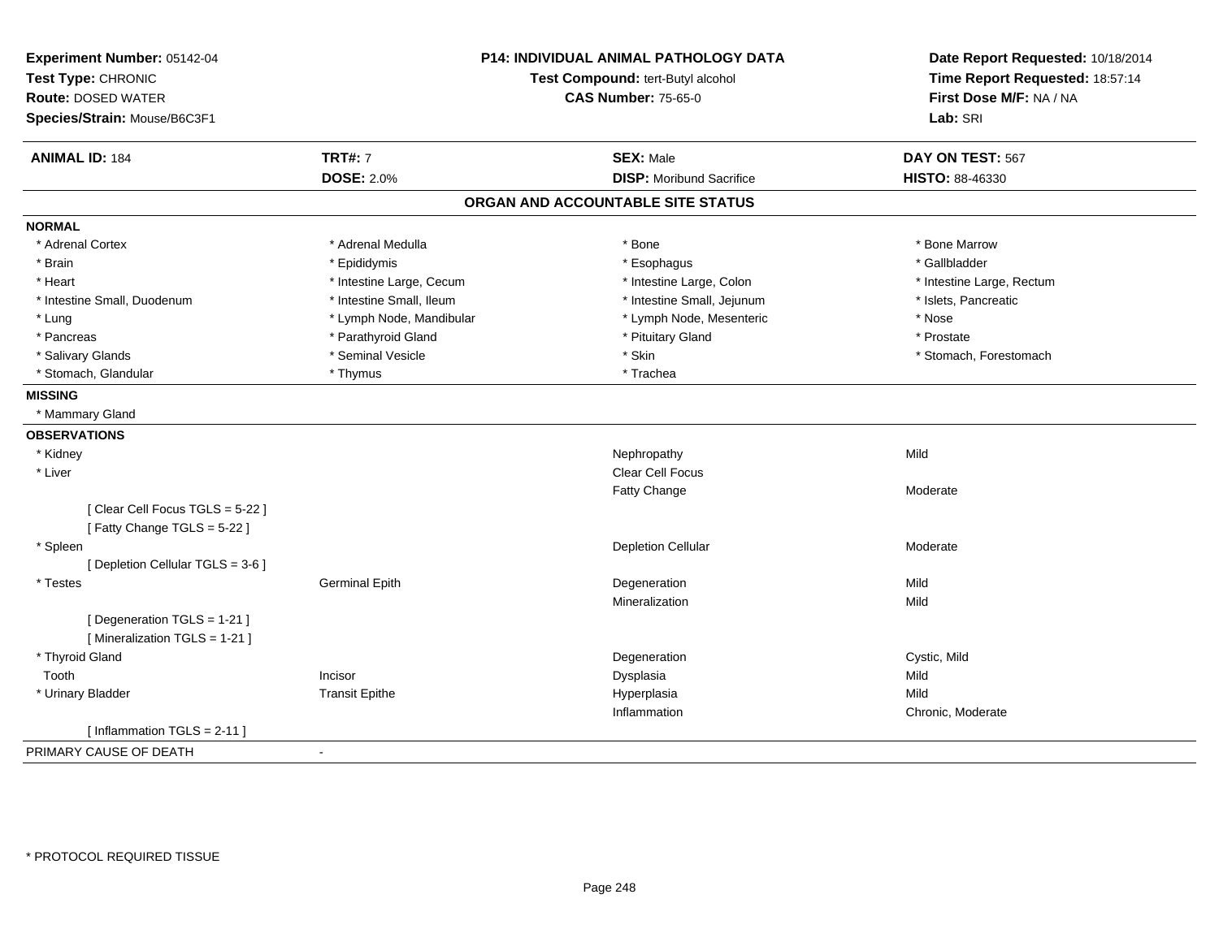**Experiment Number:** 05142-04
**Test Type:** CHRONIC
**Route:** DOSED WATER
**Species/Strain:** Mouse/B6C3F1

**P14: INDIVIDUAL ANIMAL PATHOLOGY DATA**
**Test Compound:** tert-Butyl alcohol
**CAS Number:** 75-65-0

**Date Report Requested:** 10/18/2014
**Time Report Requested:** 18:57:14
**First Dose M/F:** NA / NA
**Lab:** SRI

| **ANIMAL ID:** 184 | **TRT#:** 7 | **SEX:** Male | **DAY ON TEST:** 567 |
|---|---|---|---|
| | **DOSE:** 2.0% | **DISP:** Moribund Sacrifice | **HISTO:** 88-46330 |

## ORGAN AND ACCOUNTABLE SITE STATUS

**NORMAL**

| | | | |
|---|---|---|---|
| * Adrenal Cortex | * Adrenal Medulla | * Bone | * Bone Marrow |
| * Brain | * Epididymis | * Esophagus | * Gallbladder |
| * Heart | * Intestine Large, Cecum | * Intestine Large, Colon | * Intestine Large, Rectum |
| * Intestine Small, Duodenum | * Intestine Small, Ileum | * Intestine Small, Jejunum | * Islets, Pancreatic |
| * Lung | * Lymph Node, Mandibular | * Lymph Node, Mesenteric | * Nose |
| * Pancreas | * Parathyroid Gland | * Pituitary Gland | * Prostate |
| * Salivary Glands | * Seminal Vesicle | * Skin | * Stomach, Forestomach |
| * Stomach, Glandular | * Thymus | * Trachea | |

**MISSING**

* Mammary Gland

**OBSERVATIONS**

| | | | |
|---|---|---|---|
| * Kidney | | Nephropathy | Mild |
| * Liver | | Clear Cell Focus | |
| | | Fatty Change | Moderate |
| [ Clear Cell Focus TGLS = 5-22 ] | | | |
| [ Fatty Change TGLS = 5-22 ] | | | |
| * Spleen | | Depletion Cellular | Moderate |
| [ Depletion Cellular TGLS = 3-6 ] | | | |
| * Testes | Germinal Epith | Degeneration | Mild |
| | | Mineralization | Mild |
| [ Degeneration TGLS = 1-21 ] | | | |
| [ Mineralization TGLS = 1-21 ] | | | |
| * Thyroid Gland | | Degeneration | Cystic, Mild |
| Tooth | Incisor | Dysplasia | Mild |
| * Urinary Bladder | Transit Epithe | Hyperplasia | Mild |
| | | Inflammation | Chronic, Moderate |
| [ Inflammation TGLS = 2-11 ] | | | |

PRIMARY CAUSE OF DEATH -

\* PROTOCOL REQUIRED TISSUE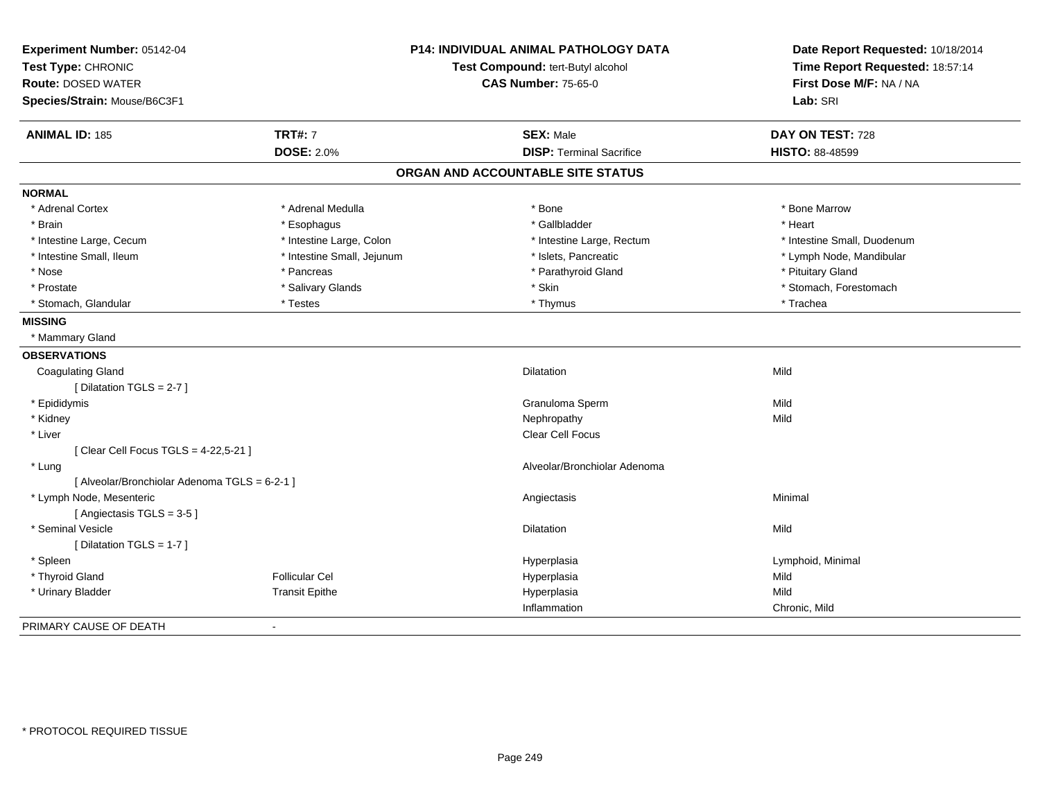**Experiment Number:** 05142-04
**Test Type:** CHRONIC
**Route:** DOSED WATER
**Species/Strain:** Mouse/B6C3F1

**P14: INDIVIDUAL ANIMAL PATHOLOGY DATA**
**Test Compound:** tert-Butyl alcohol
**CAS Number:** 75-65-0

**Date Report Requested:** 10/18/2014
**Time Report Requested:** 18:57:14
**First Dose M/F:** NA / NA
**Lab:** SRI

| **ANIMAL ID:** 185 | **TRT#:** 7 | **SEX:** Male | **DAY ON TEST:** 728 |
|---|---|---|---|
| | **DOSE:** 2.0% | **DISP:** Terminal Sacrifice | **HISTO:** 88-48599 |

## ORGAN AND ACCOUNTABLE SITE STATUS

**NORMAL**

| | | | |
|---|---|---|---|
| * Adrenal Cortex | * Adrenal Medulla | * Bone | * Bone Marrow |
| * Brain | * Esophagus | * Gallbladder | * Heart |
| * Intestine Large, Cecum | * Intestine Large, Colon | * Intestine Large, Rectum | * Intestine Small, Duodenum |
| * Intestine Small, Ileum | * Intestine Small, Jejunum | * Islets, Pancreatic | * Lymph Node, Mandibular |
| * Nose | * Pancreas | * Parathyroid Gland | * Pituitary Gland |
| * Prostate | * Salivary Glands | * Skin | * Stomach, Forestomach |
| * Stomach, Glandular | * Testes | * Thymus | * Trachea |

**MISSING**

* Mammary Gland

**OBSERVATIONS**

| | | | |
|---|---|---|---|
| Coagulating Gland | | Dilatation | Mild |
| [ Dilatation TGLS = 2-7 ] | | | |
| * Epididymis | | Granuloma Sperm | Mild |
| * Kidney | | Nephropathy | Mild |
| * Liver | | Clear Cell Focus | |
| [ Clear Cell Focus TGLS = 4-22,5-21 ] | | | |
| * Lung | | Alveolar/Bronchiolar Adenoma | |
| [ Alveolar/Bronchiolar Adenoma TGLS = 6-2-1 ] | | | |
| * Lymph Node, Mesenteric | | Angiectasis | Minimal |
| [ Angiectasis TGLS = 3-5 ] | | | |
| * Seminal Vesicle | | Dilatation | Mild |
| [ Dilatation TGLS = 1-7 ] | | | |
| * Spleen | | Hyperplasia | Lymphoid, Minimal |
| * Thyroid Gland | Follicular Cel | Hyperplasia | Mild |
| * Urinary Bladder | Transit Epithe | Hyperplasia | Mild |
| | | Inflammation | Chronic, Mild |

PRIMARY CAUSE OF DEATH -

* PROTOCOL REQUIRED TISSUE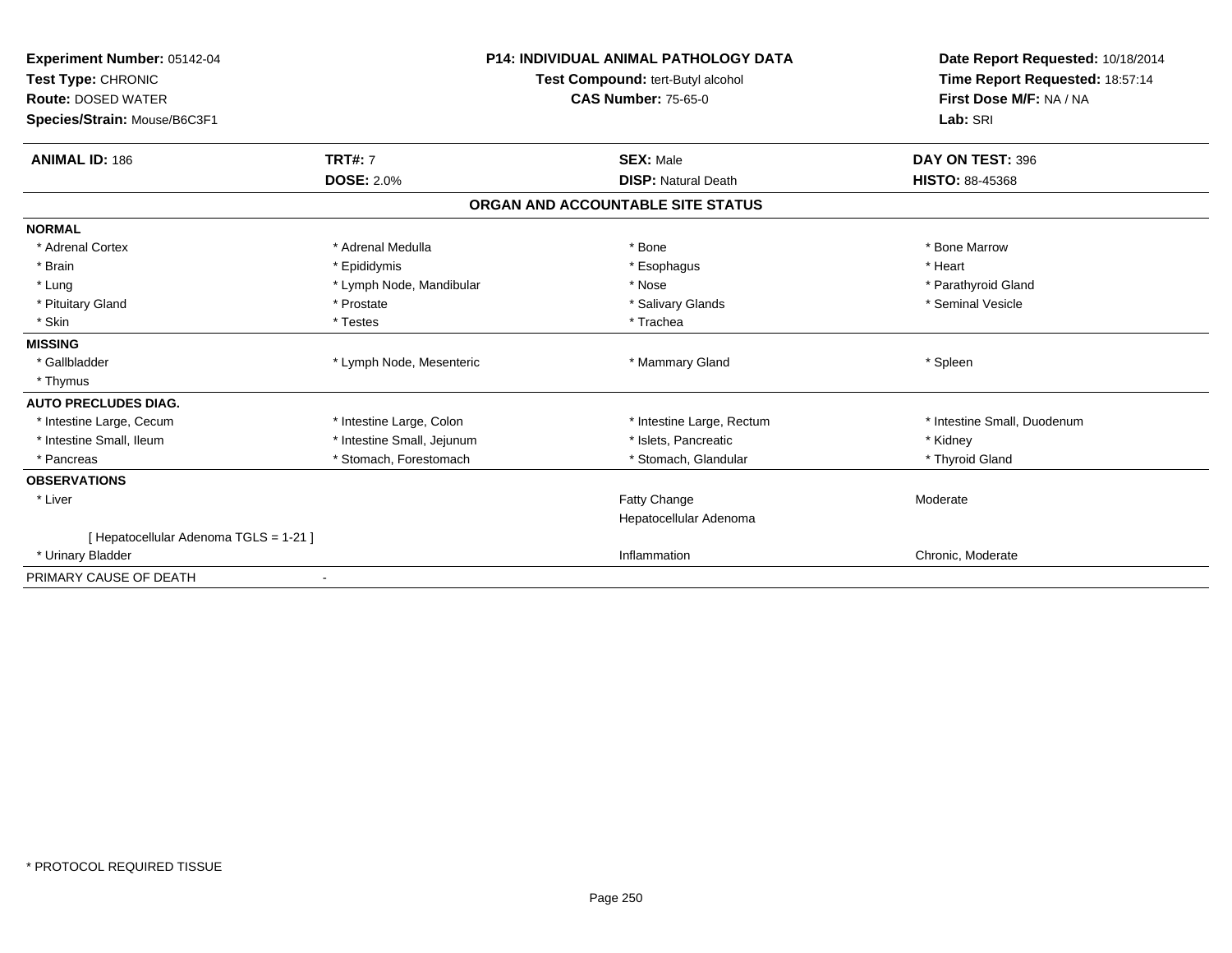**Experiment Number:** 05142-04
**Test Type:** CHRONIC
**Route:** DOSED WATER
**Species/Strain:** Mouse/B6C3F1

**P14: INDIVIDUAL ANIMAL PATHOLOGY DATA**
**Test Compound:** tert-Butyl alcohol
**CAS Number:** 75-65-0

**Date Report Requested:** 10/18/2014
**Time Report Requested:** 18:57:14
**First Dose M/F:** NA / NA
**Lab:** SRI

| **ANIMAL ID:** 186 | **TRT#:** 7 | **SEX:** Male | **DAY ON TEST:** 396 |
|---|---|---|---|
| | **DOSE:** 2.0% | **DISP:** Natural Death | **HISTO:** 88-45368 |

## ORGAN AND ACCOUNTABLE SITE STATUS

| | | | |
|---|---|---|---|
| **NORMAL** | | | |
| * Adrenal Cortex | * Adrenal Medulla | * Bone | * Bone Marrow |
| * Brain | * Epididymis | * Esophagus | * Heart |
| * Lung | * Lymph Node, Mandibular | * Nose | * Parathyroid Gland |
| * Pituitary Gland | * Prostate | * Salivary Glands | * Seminal Vesicle |
| * Skin | * Testes | * Trachea | |
| **MISSING** | | | |
| * Gallbladder | * Lymph Node, Mesenteric | * Mammary Gland | * Spleen |
| * Thymus | | | |
| **AUTO PRECLUDES DIAG.** | | | |
| * Intestine Large, Cecum | * Intestine Large, Colon | * Intestine Large, Rectum | * Intestine Small, Duodenum |
| * Intestine Small, Ileum | * Intestine Small, Jejunum | * Islets, Pancreatic | * Kidney |
| * Pancreas | * Stomach, Forestomach | * Stomach, Glandular | * Thyroid Gland |
| **OBSERVATIONS** | | | |
| * Liver | | Fatty Change | Moderate |
| | | Hepatocellular Adenoma | |
| [ Hepatocellular Adenoma TGLS = 1-21 ] | | | |
| * Urinary Bladder | | Inflammation | Chronic, Moderate |
| PRIMARY CAUSE OF DEATH | - | | |

* PROTOCOL REQUIRED TISSUE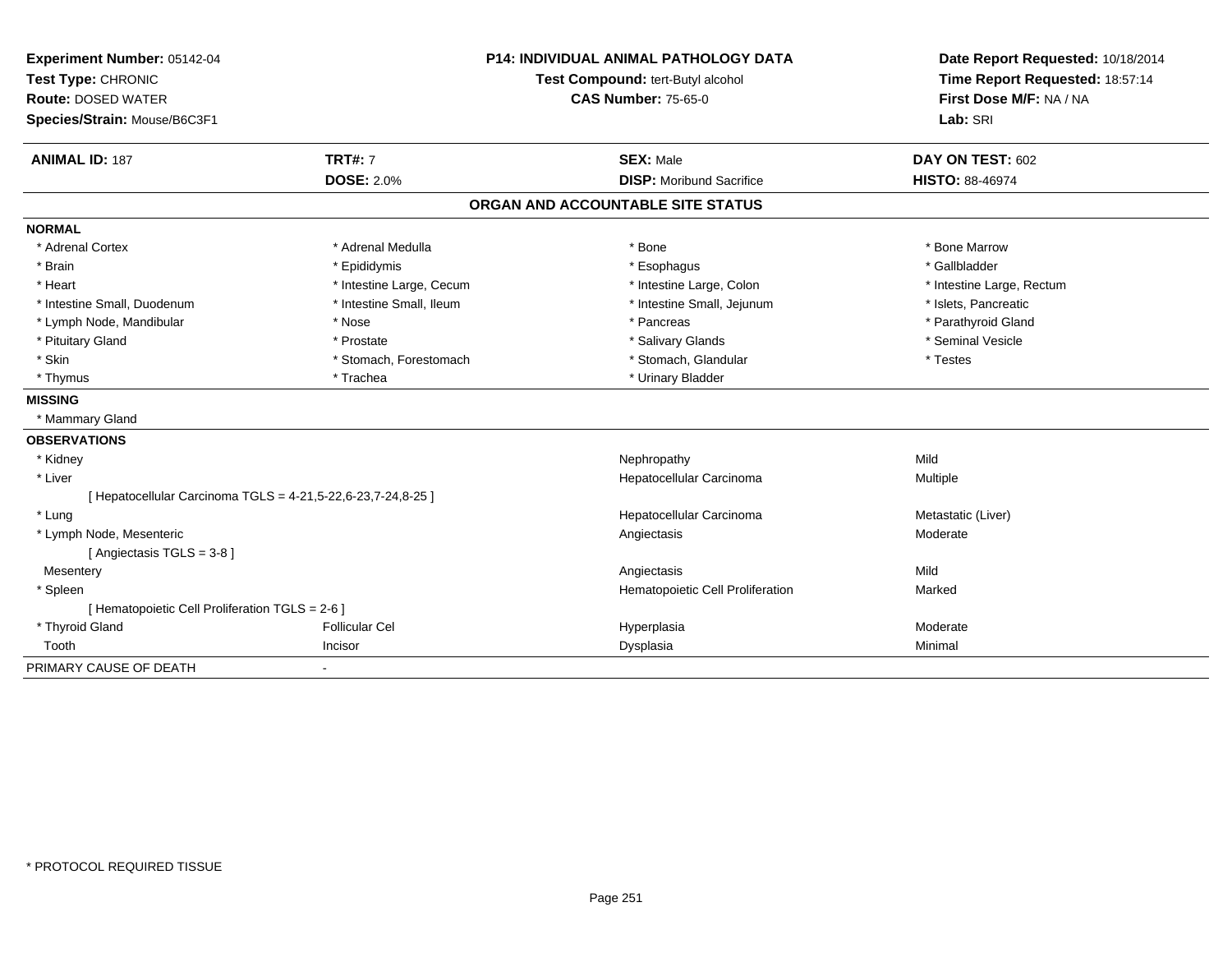**Experiment Number:** 05142-04
**Test Type:** CHRONIC
**Route:** DOSED WATER
**Species/Strain:** Mouse/B6C3F1

**P14: INDIVIDUAL ANIMAL PATHOLOGY DATA**
**Test Compound:** tert-Butyl alcohol
**CAS Number:** 75-65-0

**Date Report Requested:** 10/18/2014
**Time Report Requested:** 18:57:14
**First Dose M/F:** NA / NA
**Lab:** SRI

| **ANIMAL ID:** 187 | **TRT#:** 7 | **SEX:** Male | **DAY ON TEST:** 602 |
|---|---|---|---|
| | **DOSE:** 2.0% | **DISP:** Moribund Sacrifice | **HISTO:** 88-46974 |

## ORGAN AND ACCOUNTABLE SITE STATUS

**NORMAL**

| | | | |
|---|---|---|---|
| * Adrenal Cortex | * Adrenal Medulla | * Bone | * Bone Marrow |
| * Brain | * Epididymis | * Esophagus | * Gallbladder |
| * Heart | * Intestine Large, Cecum | * Intestine Large, Colon | * Intestine Large, Rectum |
| * Intestine Small, Duodenum | * Intestine Small, Ileum | * Intestine Small, Jejunum | * Islets, Pancreatic |
| * Lymph Node, Mandibular | * Nose | * Pancreas | * Parathyroid Gland |
| * Pituitary Gland | * Prostate | * Salivary Glands | * Seminal Vesicle |
| * Skin | * Stomach, Forestomach | * Stomach, Glandular | * Testes |
| * Thymus | * Trachea | * Urinary Bladder | |

**MISSING**

* Mammary Gland

**OBSERVATIONS**

| | | | |
|---|---|---|---|
| * Kidney | | Nephropathy | Mild |
| * Liver | | Hepatocellular Carcinoma | Multiple |
| [ Hepatocellular Carcinoma TGLS = 4-21,5-22,6-23,7-24,8-25 ] | | | |
| * Lung | | Hepatocellular Carcinoma | Metastatic (Liver) |
| * Lymph Node, Mesenteric | | Angiectasis | Moderate |
| [ Angiectasis TGLS = 3-8 ] | | | |
| Mesentery | | Angiectasis | Mild |
| * Spleen | | Hematopoietic Cell Proliferation | Marked |
| [ Hematopoietic Cell Proliferation TGLS = 2-6 ] | | | |
| * Thyroid Gland | Follicular Cel | Hyperplasia | Moderate |
| Tooth | Incisor | Dysplasia | Minimal |

PRIMARY CAUSE OF DEATH -

* PROTOCOL REQUIRED TISSUE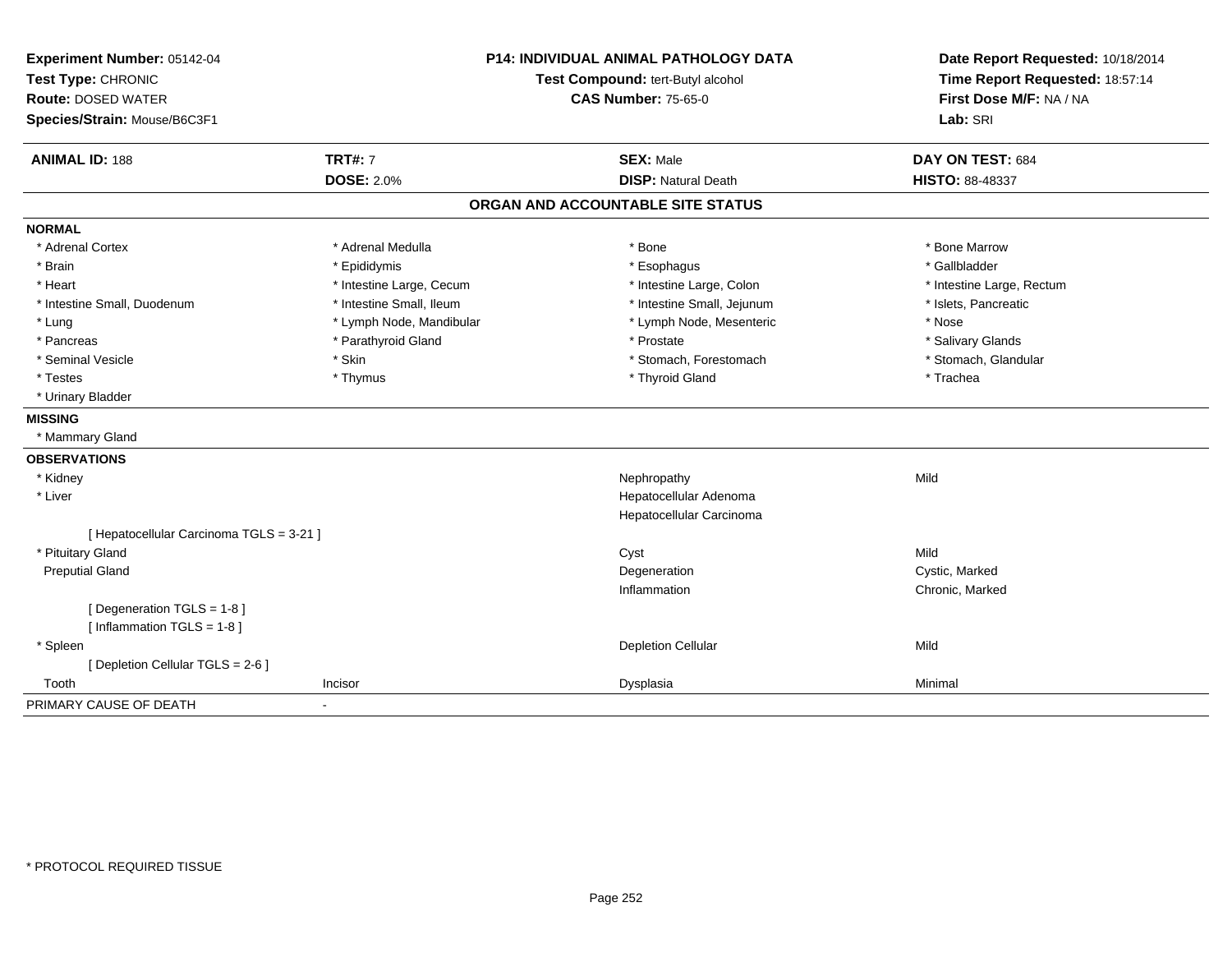**Experiment Number:** 05142-04
**Test Type:** CHRONIC
**Route:** DOSED WATER
**Species/Strain:** Mouse/B6C3F1

**P14: INDIVIDUAL ANIMAL PATHOLOGY DATA**
**Test Compound:** tert-Butyl alcohol
**CAS Number:** 75-65-0

**Date Report Requested:** 10/18/2014
**Time Report Requested:** 18:57:14
**First Dose M/F:** NA / NA
**Lab:** SRI

| **ANIMAL ID:** 188 | **TRT#:** 7 | **SEX:** Male | **DAY ON TEST:** 684 |
|---|---|---|---|
| | **DOSE:** 2.0% | **DISP:** Natural Death | **HISTO:** 88-48337 |

## ORGAN AND ACCOUNTABLE SITE STATUS

**NORMAL**

| | | | |
|---|---|---|---|
| * Adrenal Cortex | * Adrenal Medulla | * Bone | * Bone Marrow |
| * Brain | * Epididymis | * Esophagus | * Gallbladder |
| * Heart | * Intestine Large, Cecum | * Intestine Large, Colon | * Intestine Large, Rectum |
| * Intestine Small, Duodenum | * Intestine Small, Ileum | * Intestine Small, Jejunum | * Islets, Pancreatic |
| * Lung | * Lymph Node, Mandibular | * Lymph Node, Mesenteric | * Nose |
| * Pancreas | * Parathyroid Gland | * Prostate | * Salivary Glands |
| * Seminal Vesicle | * Skin | * Stomach, Forestomach | * Stomach, Glandular |
| * Testes | * Thymus | * Thyroid Gland | * Trachea |
| * Urinary Bladder | | | |

**MISSING**

* Mammary Gland

**OBSERVATIONS**

| | | | |
|---|---|---|---|
| * Kidney | | Nephropathy | Mild |
| * Liver | | Hepatocellular Adenoma | |
| | | Hepatocellular Carcinoma | |
| [ Hepatocellular Carcinoma TGLS = 3-21 ] | | | |
| * Pituitary Gland | | Cyst | Mild |
| Preputial Gland | | Degeneration | Cystic, Marked |
| | | Inflammation | Chronic, Marked |
| [ Degeneration TGLS = 1-8 ] | | | |
| [ Inflammation TGLS = 1-8 ] | | | |
| * Spleen | | Depletion Cellular | Mild |
| [ Depletion Cellular TGLS = 2-6 ] | | | |
| Tooth | Incisor | Dysplasia | Minimal |

PRIMARY CAUSE OF DEATH -

* PROTOCOL REQUIRED TISSUE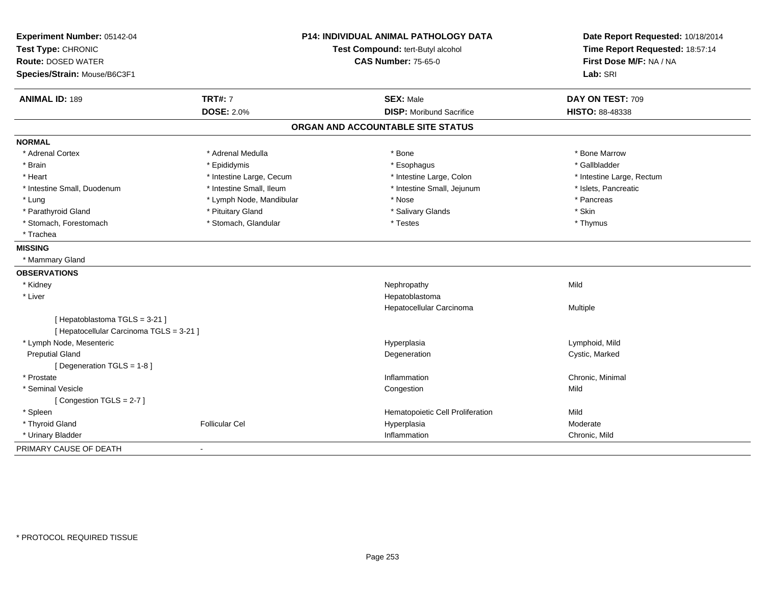**Experiment Number:** 05142-04
**Test Type:** CHRONIC
**Route:** DOSED WATER
**Species/Strain:** Mouse/B6C3F1

**P14: INDIVIDUAL ANIMAL PATHOLOGY DATA**
**Test Compound:** tert-Butyl alcohol
**CAS Number:** 75-65-0

**Date Report Requested:** 10/18/2014
**Time Report Requested:** 18:57:14
**First Dose M/F:** NA / NA
**Lab:** SRI

| **ANIMAL ID:** 189 | **TRT#:** 7 | **SEX:** Male | **DAY ON TEST:** 709 |
|---|---|---|---|
| | **DOSE:** 2.0% | **DISP:** Moribund Sacrifice | **HISTO:** 88-48338 |

## ORGAN AND ACCOUNTABLE SITE STATUS

**NORMAL**

| | | | |
|---|---|---|---|
| * Adrenal Cortex | * Adrenal Medulla | * Bone | * Bone Marrow |
| * Brain | * Epididymis | * Esophagus | * Gallbladder |
| * Heart | * Intestine Large, Cecum | * Intestine Large, Colon | * Intestine Large, Rectum |
| * Intestine Small, Duodenum | * Intestine Small, Ileum | * Intestine Small, Jejunum | * Islets, Pancreatic |
| * Lung | * Lymph Node, Mandibular | * Nose | * Pancreas |
| * Parathyroid Gland | * Pituitary Gland | * Salivary Glands | * Skin |
| * Stomach, Forestomach | * Stomach, Glandular | * Testes | * Thymus |
| * Trachea | | | |

**MISSING**

* Mammary Gland

**OBSERVATIONS**

| | | | |
|---|---|---|---|
| * Kidney | | Nephropathy | Mild |
| * Liver | | Hepatoblastoma | |
| | | Hepatocellular Carcinoma | Multiple |
| [ Hepatoblastoma TGLS = 3-21 ] | | | |
| [ Hepatocellular Carcinoma TGLS = 3-21 ] | | | |
| * Lymph Node, Mesenteric | | Hyperplasia | Lymphoid, Mild |
| Preputial Gland | | Degeneration | Cystic, Marked |
| [ Degeneration TGLS = 1-8 ] | | | |
| * Prostate | | Inflammation | Chronic, Minimal |
| * Seminal Vesicle | | Congestion | Mild |
| [ Congestion TGLS = 2-7 ] | | | |
| * Spleen | | Hematopoietic Cell Proliferation | Mild |
| * Thyroid Gland | Follicular Cel | Hyperplasia | Moderate |
| * Urinary Bladder | | Inflammation | Chronic, Mild |

PRIMARY CAUSE OF DEATH -

* PROTOCOL REQUIRED TISSUE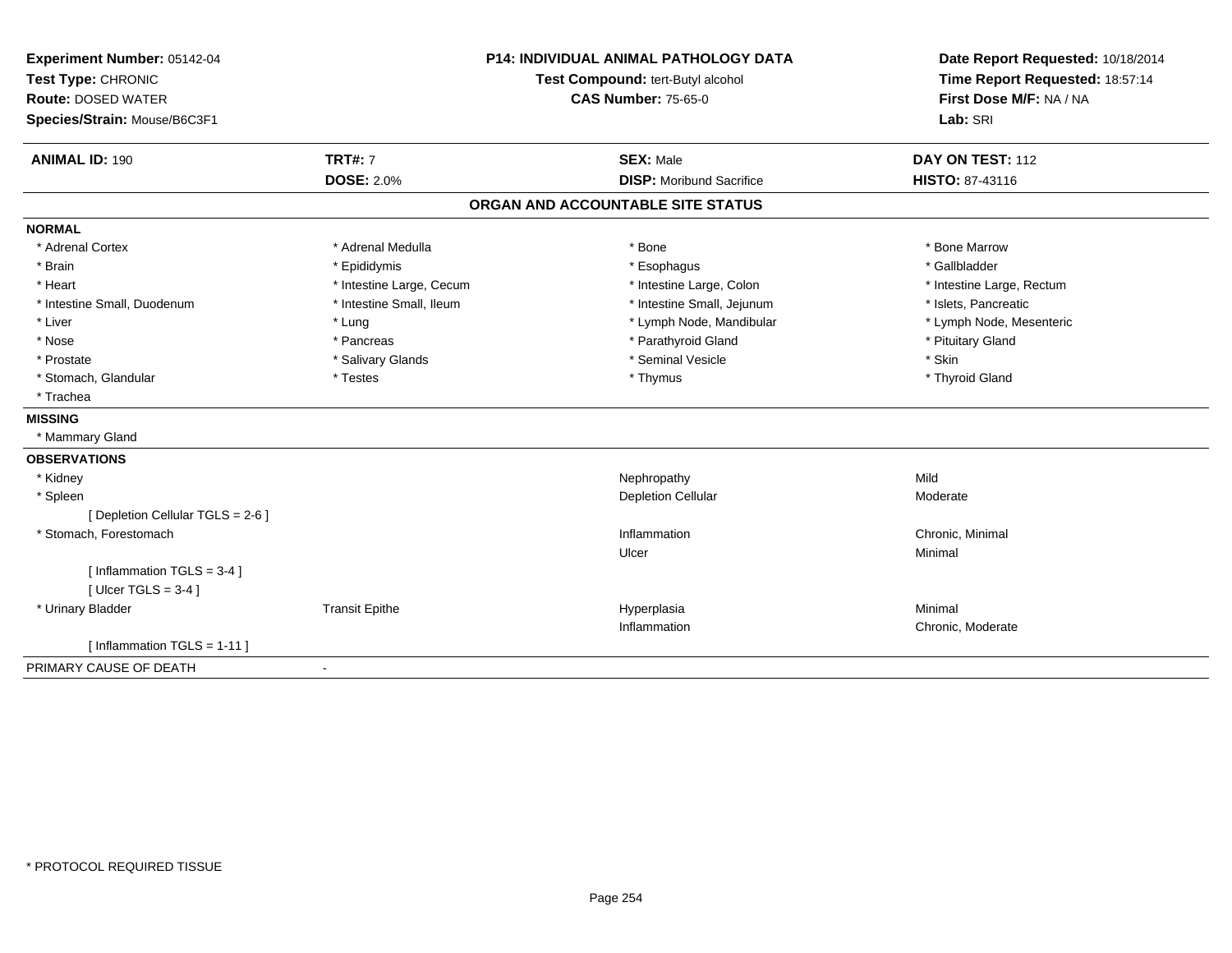**Experiment Number:** 05142-04
**Test Type:** CHRONIC
**Route:** DOSED WATER
**Species/Strain:** Mouse/B6C3F1

**P14: INDIVIDUAL ANIMAL PATHOLOGY DATA**
**Test Compound:** tert-Butyl alcohol
**CAS Number:** 75-65-0

**Date Report Requested:** 10/18/2014
**Time Report Requested:** 18:57:14
**First Dose M/F:** NA / NA
**Lab:** SRI

| **ANIMAL ID:** 190 | **TRT#:** 7 | **SEX:** Male | **DAY ON TEST:** 112 |
|---|---|---|---|
| | **DOSE:** 2.0% | **DISP:** Moribund Sacrifice | **HISTO:** 87-43116 |

## ORGAN AND ACCOUNTABLE SITE STATUS

**NORMAL**

| | | | |
|---|---|---|---|
| * Adrenal Cortex | * Adrenal Medulla | * Bone | * Bone Marrow |
| * Brain | * Epididymis | * Esophagus | * Gallbladder |
| * Heart | * Intestine Large, Cecum | * Intestine Large, Colon | * Intestine Large, Rectum |
| * Intestine Small, Duodenum | * Intestine Small, Ileum | * Intestine Small, Jejunum | * Islets, Pancreatic |
| * Liver | * Lung | * Lymph Node, Mandibular | * Lymph Node, Mesenteric |
| * Nose | * Pancreas | * Parathyroid Gland | * Pituitary Gland |
| * Prostate | * Salivary Glands | * Seminal Vesicle | * Skin |
| * Stomach, Glandular | * Testes | * Thymus | * Thyroid Gland |
| * Trachea | | | |

**MISSING**

* Mammary Gland

**OBSERVATIONS**

| | | | |
|---|---|---|---|
| * Kidney | | Nephropathy | Mild |
| * Spleen | | Depletion Cellular | Moderate |
| [ Depletion Cellular TGLS = 2-6 ] | | | |
| * Stomach, Forestomach | | Inflammation | Chronic, Minimal |
| | | Ulcer | Minimal |
| [ Inflammation TGLS = 3-4 ] | | | |
| [ Ulcer TGLS = 3-4 ] | | | |
| * Urinary Bladder | Transit Epithe | Hyperplasia | Minimal |
| | | Inflammation | Chronic, Moderate |
| [ Inflammation TGLS = 1-11 ] | | | |

PRIMARY CAUSE OF DEATH -

* PROTOCOL REQUIRED TISSUE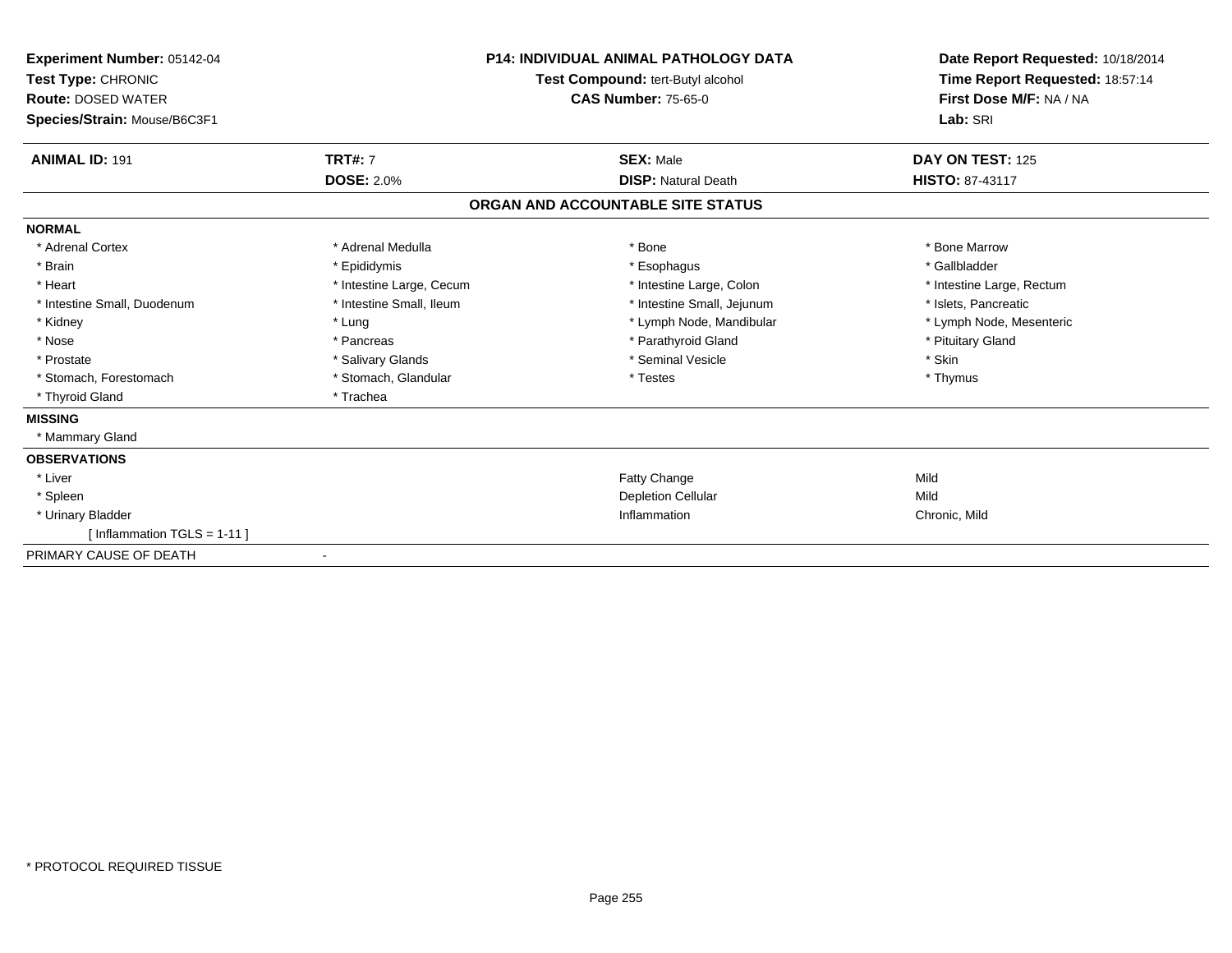**Experiment Number:** 05142-04
**Test Type:** CHRONIC
**Route:** DOSED WATER
**Species/Strain:** Mouse/B6C3F1

**P14: INDIVIDUAL ANIMAL PATHOLOGY DATA**
**Test Compound:** tert-Butyl alcohol
**CAS Number:** 75-65-0

**Date Report Requested:** 10/18/2014
**Time Report Requested:** 18:57:14
**First Dose M/F:** NA / NA
**Lab:** SRI

| **ANIMAL ID:** 191 | **TRT#:** 7 | **SEX:** Male | **DAY ON TEST:** 125 |
|---|---|---|---|
| | **DOSE:** 2.0% | **DISP:** Natural Death | **HISTO:** 87-43117 |

## ORGAN AND ACCOUNTABLE SITE STATUS

**NORMAL**

| | | | |
|---|---|---|---|
| * Adrenal Cortex | * Adrenal Medulla | * Bone | * Bone Marrow |
| * Brain | * Epididymis | * Esophagus | * Gallbladder |
| * Heart | * Intestine Large, Cecum | * Intestine Large, Colon | * Intestine Large, Rectum |
| * Intestine Small, Duodenum | * Intestine Small, Ileum | * Intestine Small, Jejunum | * Islets, Pancreatic |
| * Kidney | * Lung | * Lymph Node, Mandibular | * Lymph Node, Mesenteric |
| * Nose | * Pancreas | * Parathyroid Gland | * Pituitary Gland |
| * Prostate | * Salivary Glands | * Seminal Vesicle | * Skin |
| * Stomach, Forestomach | * Stomach, Glandular | * Testes | * Thymus |
| * Thyroid Gland | * Trachea | | |

**MISSING**

* Mammary Gland

**OBSERVATIONS**

| | | |
|---|---|---|
| * Liver | Fatty Change | Mild |
| * Spleen | Depletion Cellular | Mild |
| * Urinary Bladder | Inflammation | Chronic, Mild |
| [ Inflammation TGLS = 1-11 ] | | |

PRIMARY CAUSE OF DEATH -

* PROTOCOL REQUIRED TISSUE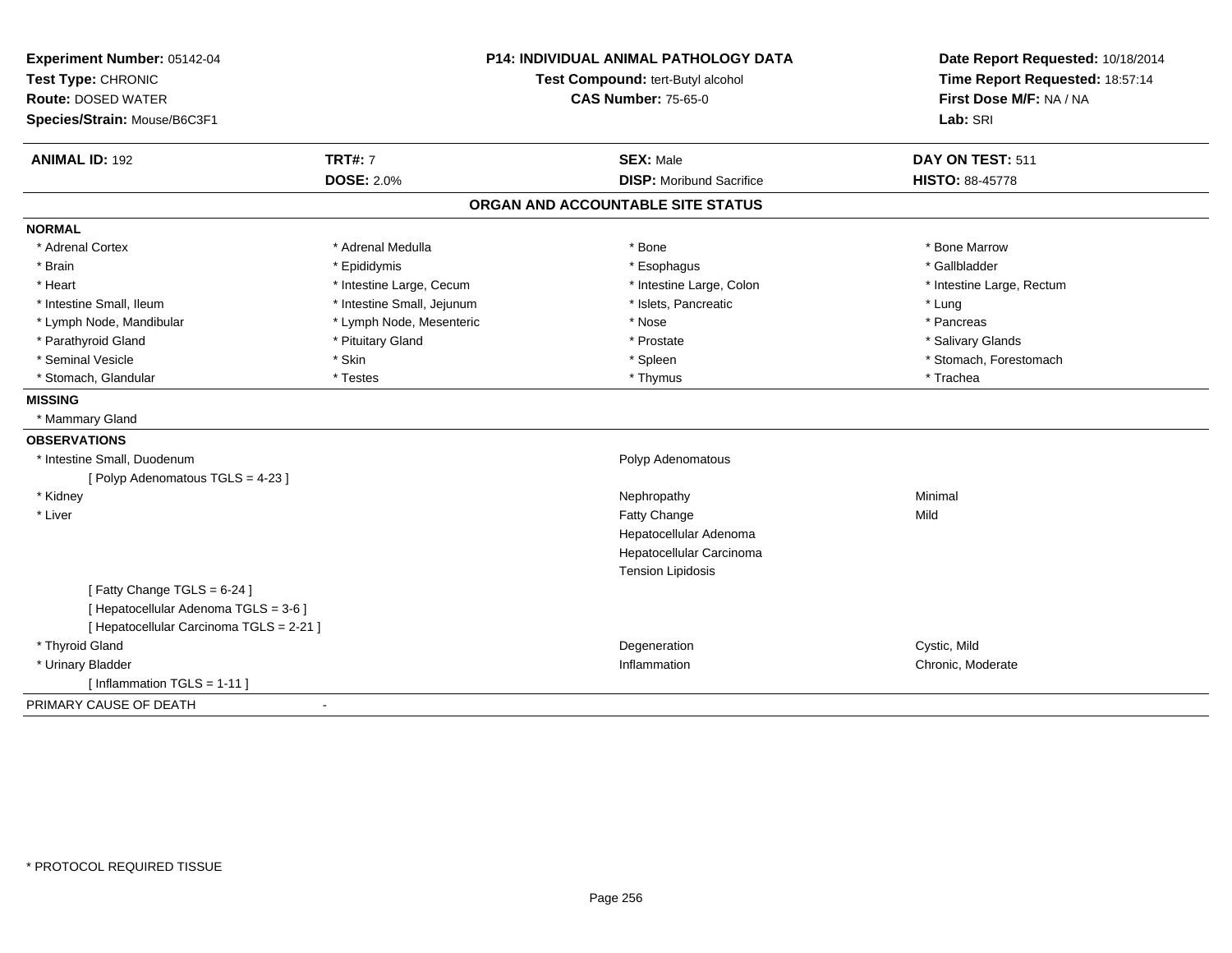**Experiment Number:** 05142-04
**Test Type:** CHRONIC
**Route:** DOSED WATER
**Species/Strain:** Mouse/B6C3F1

**P14: INDIVIDUAL ANIMAL PATHOLOGY DATA**
**Test Compound:** tert-Butyl alcohol
**CAS Number:** 75-65-0

**Date Report Requested:** 10/18/2014
**Time Report Requested:** 18:57:14
**First Dose M/F:** NA / NA
**Lab:** SRI

| **ANIMAL ID:** 192 | **TRT#:** 7 | **SEX:** Male | **DAY ON TEST:** 511 |
|---|---|---|---|
| | **DOSE:** 2.0% | **DISP:** Moribund Sacrifice | **HISTO:** 88-45778 |

## ORGAN AND ACCOUNTABLE SITE STATUS

**NORMAL**

| | | | |
|---|---|---|---|
| * Adrenal Cortex | * Adrenal Medulla | * Bone | * Bone Marrow |
| * Brain | * Epididymis | * Esophagus | * Gallbladder |
| * Heart | * Intestine Large, Cecum | * Intestine Large, Colon | * Intestine Large, Rectum |
| * Intestine Small, Ileum | * Intestine Small, Jejunum | * Islets, Pancreatic | * Lung |
| * Lymph Node, Mandibular | * Lymph Node, Mesenteric | * Nose | * Pancreas |
| * Parathyroid Gland | * Pituitary Gland | * Prostate | * Salivary Glands |
| * Seminal Vesicle | * Skin | * Spleen | * Stomach, Forestomach |
| * Stomach, Glandular | * Testes | * Thymus | * Trachea |

**MISSING**

* Mammary Gland

**OBSERVATIONS**

| Organ | Observation | Severity |
|---|---|---|
| * Intestine Small, Duodenum | Polyp Adenomatous | |
| [ Polyp Adenomatous TGLS = 4-23 ] | | |
| * Kidney | Nephropathy | Minimal |
| * Liver | Fatty Change | Mild |
| | Hepatocellular Adenoma | |
| | Hepatocellular Carcinoma | |
| | Tension Lipidosis | |
| [ Fatty Change TGLS = 6-24 ] | | |
| [ Hepatocellular Adenoma TGLS = 3-6 ] | | |
| [ Hepatocellular Carcinoma TGLS = 2-21 ] | | |
| * Thyroid Gland | Degeneration | Cystic, Mild |
| * Urinary Bladder | Inflammation | Chronic, Moderate |
| [ Inflammation TGLS = 1-11 ] | | |

PRIMARY CAUSE OF DEATH -

* PROTOCOL REQUIRED TISSUE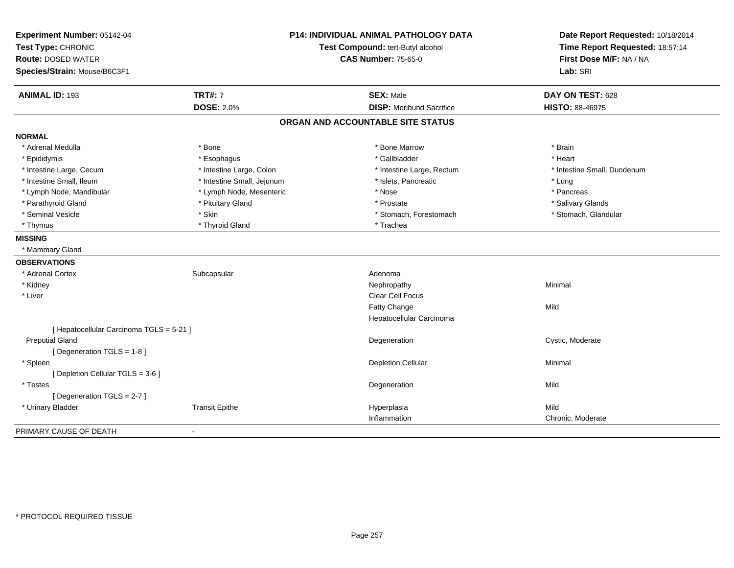**Experiment Number:** 05142-04
**Test Type:** CHRONIC
**Route:** DOSED WATER
**Species/Strain:** Mouse/B6C3F1

**P14: INDIVIDUAL ANIMAL PATHOLOGY DATA**
**Test Compound:** tert-Butyl alcohol
**CAS Number:** 75-65-0

**Date Report Requested:** 10/18/2014
**Time Report Requested:** 18:57:14
**First Dose M/F:** NA / NA
**Lab:** SRI

| **ANIMAL ID:** 193 | **TRT#:** 7 | **SEX:** Male | **DAY ON TEST:** 628 |
|---|---|---|---|
| | **DOSE:** 2.0% | **DISP:** Moribund Sacrifice | **HISTO:** 88-46975 |

## ORGAN AND ACCOUNTABLE SITE STATUS

**NORMAL**

| | | | |
|---|---|---|---|
| * Adrenal Medulla | * Bone | * Bone Marrow | * Brain |
| * Epididymis | * Esophagus | * Gallbladder | * Heart |
| * Intestine Large, Cecum | * Intestine Large, Colon | * Intestine Large, Rectum | * Intestine Small, Duodenum |
| * Intestine Small, Ileum | * Intestine Small, Jejunum | * Islets, Pancreatic | * Lung |
| * Lymph Node, Mandibular | * Lymph Node, Mesenteric | * Nose | * Pancreas |
| * Parathyroid Gland | * Pituitary Gland | * Prostate | * Salivary Glands |
| * Seminal Vesicle | * Skin | * Stomach, Forestomach | * Stomach, Glandular |
| * Thymus | * Thyroid Gland | * Trachea | |

**MISSING**

* Mammary Gland

**OBSERVATIONS**

| | | | |
|---|---|---|---|
| * Adrenal Cortex | Subcapsular | Adenoma | |
| * Kidney | | Nephropathy | Minimal |
| * Liver | | Clear Cell Focus | |
| | | Fatty Change | Mild |
| | | Hepatocellular Carcinoma | |
| [ Hepatocellular Carcinoma TGLS = 5-21 ] | | | |
| Preputial Gland | | Degeneration | Cystic, Moderate |
| [ Degeneration TGLS = 1-8 ] | | | |
| * Spleen | | Depletion Cellular | Minimal |
| [ Depletion Cellular TGLS = 3-6 ] | | | |
| * Testes | | Degeneration | Mild |
| [ Degeneration TGLS = 2-7 ] | | | |
| * Urinary Bladder | Transit Epithe | Hyperplasia | Mild |
| | | Inflammation | Chronic, Moderate |

PRIMARY CAUSE OF DEATH -

* PROTOCOL REQUIRED TISSUE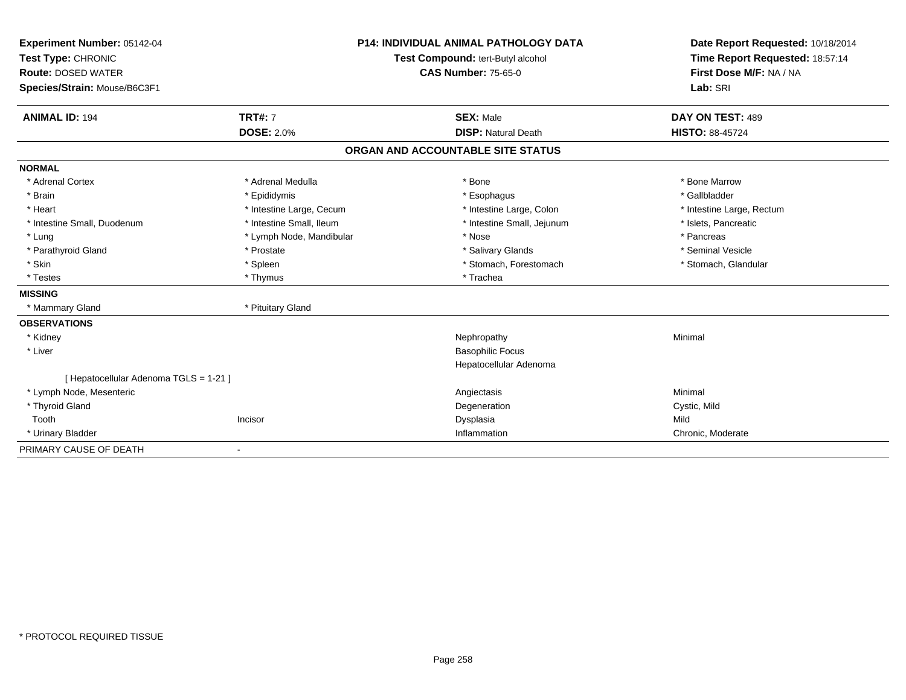**Experiment Number:** 05142-04
**Test Type:** CHRONIC
**Route:** DOSED WATER
**Species/Strain:** Mouse/B6C3F1

**P14: INDIVIDUAL ANIMAL PATHOLOGY DATA**
**Test Compound:** tert-Butyl alcohol
**CAS Number:** 75-65-0

**Date Report Requested:** 10/18/2014
**Time Report Requested:** 18:57:14
**First Dose M/F:** NA / NA
**Lab:** SRI

| **ANIMAL ID:** 194 | **TRT#:** 7 | **SEX:** Male | **DAY ON TEST:** 489 |
|---|---|---|---|
| | **DOSE:** 2.0% | **DISP:** Natural Death | **HISTO:** 88-45724 |

## ORGAN AND ACCOUNTABLE SITE STATUS

| | | | |
|---|---|---|---|
| **NORMAL** | | | |
| * Adrenal Cortex | * Adrenal Medulla | * Bone | * Bone Marrow |
| * Brain | * Epididymis | * Esophagus | * Gallbladder |
| * Heart | * Intestine Large, Cecum | * Intestine Large, Colon | * Intestine Large, Rectum |
| * Intestine Small, Duodenum | * Intestine Small, Ileum | * Intestine Small, Jejunum | * Islets, Pancreatic |
| * Lung | * Lymph Node, Mandibular | * Nose | * Pancreas |
| * Parathyroid Gland | * Prostate | * Salivary Glands | * Seminal Vesicle |
| * Skin | * Spleen | * Stomach, Forestomach | * Stomach, Glandular |
| * Testes | * Thymus | * Trachea | |
| **MISSING** | | | |
| * Mammary Gland | * Pituitary Gland | | |
| **OBSERVATIONS** | | | |
| * Kidney | | Nephropathy | Minimal |
| * Liver | | Basophilic Focus | |
| | | Hepatocellular Adenoma | |
| [ Hepatocellular Adenoma TGLS = 1-21 ] | | | |
| * Lymph Node, Mesenteric | | Angiectasis | Minimal |
| * Thyroid Gland | | Degeneration | Cystic, Mild |
| Tooth | Incisor | Dysplasia | Mild |
| * Urinary Bladder | | Inflammation | Chronic, Moderate |
| PRIMARY CAUSE OF DEATH | - | | |

* PROTOCOL REQUIRED TISSUE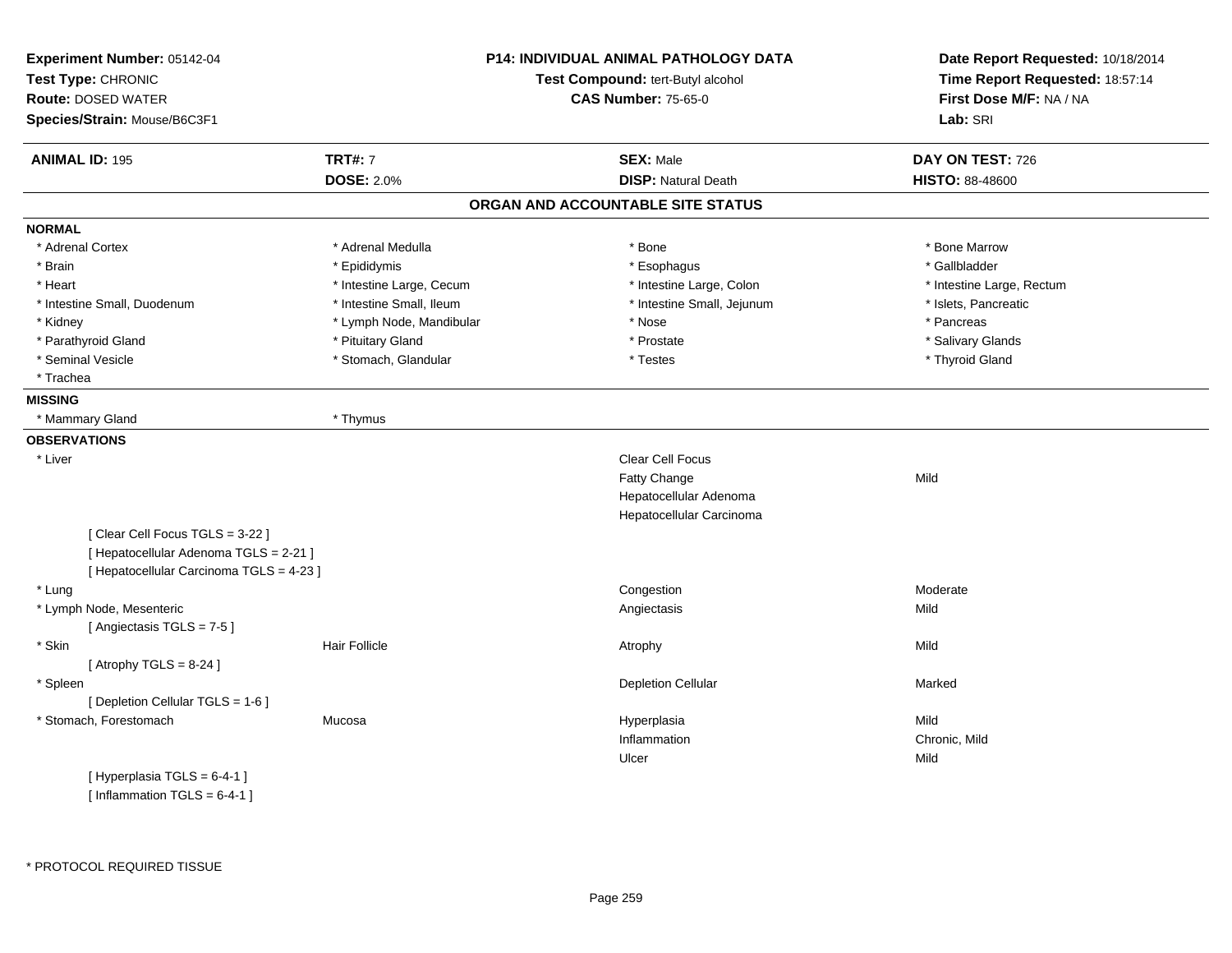**Experiment Number:** 05142-04
**Test Type:** CHRONIC
**Route:** DOSED WATER
**Species/Strain:** Mouse/B6C3F1

**P14: INDIVIDUAL ANIMAL PATHOLOGY DATA**
**Test Compound:** tert-Butyl alcohol
**CAS Number:** 75-65-0

**Date Report Requested:** 10/18/2014
**Time Report Requested:** 18:57:14
**First Dose M/F:** NA / NA
**Lab:** SRI

| **ANIMAL ID:** 195 | **TRT#:** 7 | **SEX:** Male | **DAY ON TEST:** 726 |
|---|---|---|---|
| | **DOSE:** 2.0% | **DISP:** Natural Death | **HISTO:** 88-48600 |

## ORGAN AND ACCOUNTABLE SITE STATUS

**NORMAL**

| | | | |
|---|---|---|---|
| * Adrenal Cortex | * Adrenal Medulla | * Bone | * Bone Marrow |
| * Brain | * Epididymis | * Esophagus | * Gallbladder |
| * Heart | * Intestine Large, Cecum | * Intestine Large, Colon | * Intestine Large, Rectum |
| * Intestine Small, Duodenum | * Intestine Small, Ileum | * Intestine Small, Jejunum | * Islets, Pancreatic |
| * Kidney | * Lymph Node, Mandibular | * Nose | * Pancreas |
| * Parathyroid Gland | * Pituitary Gland | * Prostate | * Salivary Glands |
| * Seminal Vesicle | * Stomach, Glandular | * Testes | * Thyroid Gland |
| * Trachea | | | |

**MISSING**

| | |
|---|---|
| * Mammary Gland | * Thymus |

**OBSERVATIONS**

| Organ | Site | Observation | Severity |
|---|---|---|---|
| * Liver | | Clear Cell Focus | |
| | | Fatty Change | Mild |
| | | Hepatocellular Adenoma | |
| | | Hepatocellular Carcinoma | |
| [ Clear Cell Focus TGLS = 3-22 ] | | | |
| [ Hepatocellular Adenoma TGLS = 2-21 ] | | | |
| [ Hepatocellular Carcinoma TGLS = 4-23 ] | | | |
| * Lung | | Congestion | Moderate |
| * Lymph Node, Mesenteric | | Angiectasis | Mild |
| [ Angiectasis TGLS = 7-5 ] | | | |
| * Skin | Hair Follicle | Atrophy | Mild |
| [ Atrophy TGLS = 8-24 ] | | | |
| * Spleen | | Depletion Cellular | Marked |
| [ Depletion Cellular TGLS = 1-6 ] | | | |
| * Stomach, Forestomach | Mucosa | Hyperplasia | Mild |
| | | Inflammation | Chronic, Mild |
| | | Ulcer | Mild |
| [ Hyperplasia TGLS = 6-4-1 ] | | | |
| [ Inflammation TGLS = 6-4-1 ] | | | |

* PROTOCOL REQUIRED TISSUE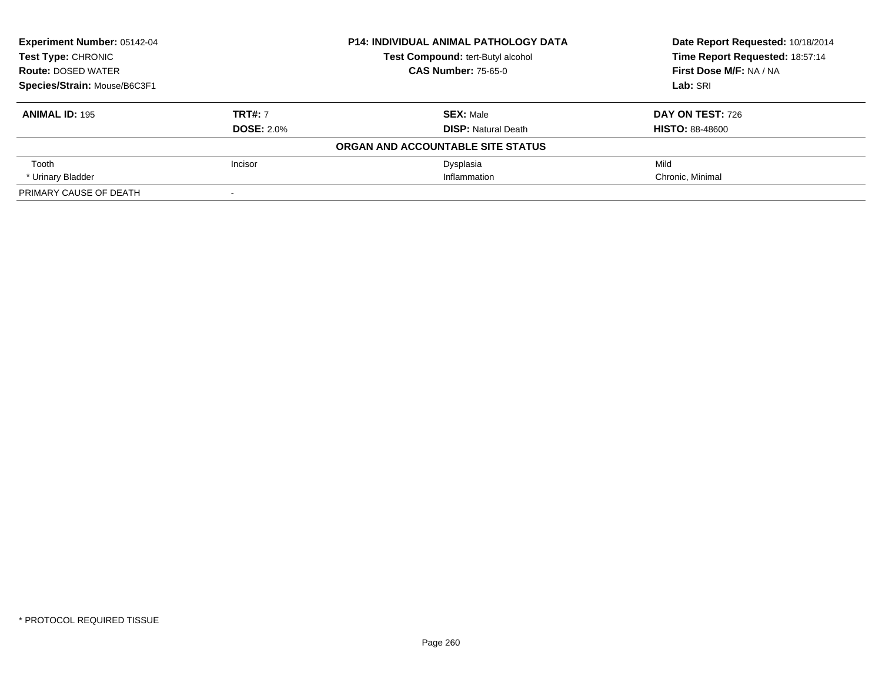**Experiment Number:** 05142-04
**Test Type:** CHRONIC
**Route:** DOSED WATER
**Species/Strain:** Mouse/B6C3F1

**P14: INDIVIDUAL ANIMAL PATHOLOGY DATA**
**Test Compound:** tert-Butyl alcohol
**CAS Number:** 75-65-0

**Date Report Requested:** 10/18/2014
**Time Report Requested:** 18:57:14
**First Dose M/F:** NA / NA
**Lab:** SRI

| **ANIMAL ID:** 195 | **TRT#:** 7 | **SEX:** Male | **DAY ON TEST:** 726 |
|---|---|---|---|
| | **DOSE:** 2.0% | **DISP:** Natural Death | **HISTO:** 88-48600 |
| | | **ORGAN AND ACCOUNTABLE SITE STATUS** | |
| Tooth | Incisor | Dysplasia | Mild |
| * Urinary Bladder | | Inflammation | Chronic, Minimal |
| PRIMARY CAUSE OF DEATH | - | | |

* PROTOCOL REQUIRED TISSUE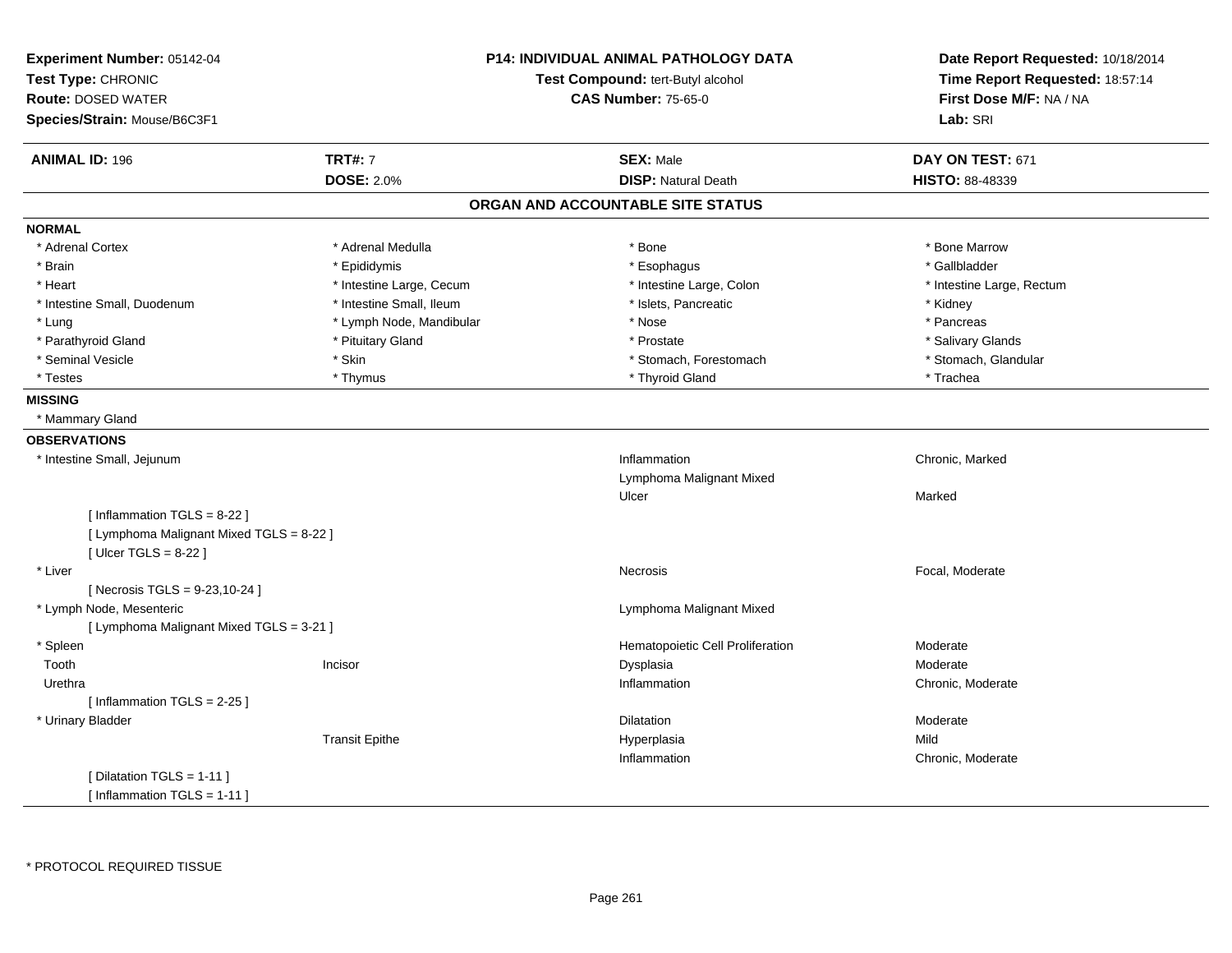**Experiment Number:** 05142-04
**Test Type:** CHRONIC
**Route:** DOSED WATER
**Species/Strain:** Mouse/B6C3F1

**P14: INDIVIDUAL ANIMAL PATHOLOGY DATA**
**Test Compound:** tert-Butyl alcohol
**CAS Number:** 75-65-0

**Date Report Requested:** 10/18/2014
**Time Report Requested:** 18:57:14
**First Dose M/F:** NA / NA
**Lab:** SRI

| **ANIMAL ID:** 196 | **TRT#:** 7 | **SEX:** Male | **DAY ON TEST:** 671 |
|---|---|---|---|
| | **DOSE:** 2.0% | **DISP:** Natural Death | **HISTO:** 88-48339 |

## ORGAN AND ACCOUNTABLE SITE STATUS

**NORMAL**

| | | | |
|---|---|---|---|
| * Adrenal Cortex | * Adrenal Medulla | * Bone | * Bone Marrow |
| * Brain | * Epididymis | * Esophagus | * Gallbladder |
| * Heart | * Intestine Large, Cecum | * Intestine Large, Colon | * Intestine Large, Rectum |
| * Intestine Small, Duodenum | * Intestine Small, Ileum | * Islets, Pancreatic | * Kidney |
| * Lung | * Lymph Node, Mandibular | * Nose | * Pancreas |
| * Parathyroid Gland | * Pituitary Gland | * Prostate | * Salivary Glands |
| * Seminal Vesicle | * Skin | * Stomach, Forestomach | * Stomach, Glandular |
| * Testes | * Thymus | * Thyroid Gland | * Trachea |

**MISSING**

* Mammary Gland

**OBSERVATIONS**

| | | | |
|---|---|---|---|
| * Intestine Small, Jejunum | | Inflammation | Chronic, Marked |
| | | Lymphoma Malignant Mixed | |
| | | Ulcer | Marked |
| [ Inflammation TGLS = 8-22 ] | | | |
| [ Lymphoma Malignant Mixed TGLS = 8-22 ] | | | |
| [ Ulcer TGLS = 8-22 ] | | | |
| * Liver | | Necrosis | Focal, Moderate |
| [ Necrosis TGLS = 9-23,10-24 ] | | | |
| * Lymph Node, Mesenteric | | Lymphoma Malignant Mixed | |
| [ Lymphoma Malignant Mixed TGLS = 3-21 ] | | | |
| * Spleen | | Hematopoietic Cell Proliferation | Moderate |
| Tooth | Incisor | Dysplasia | Moderate |
| Urethra | | Inflammation | Chronic, Moderate |
| [ Inflammation TGLS = 2-25 ] | | | |
| * Urinary Bladder | | Dilatation | Moderate |
| | Transit Epithe | Hyperplasia | Mild |
| | | Inflammation | Chronic, Moderate |
| [ Dilatation TGLS = 1-11 ] | | | |
| [ Inflammation TGLS = 1-11 ] | | | |

* PROTOCOL REQUIRED TISSUE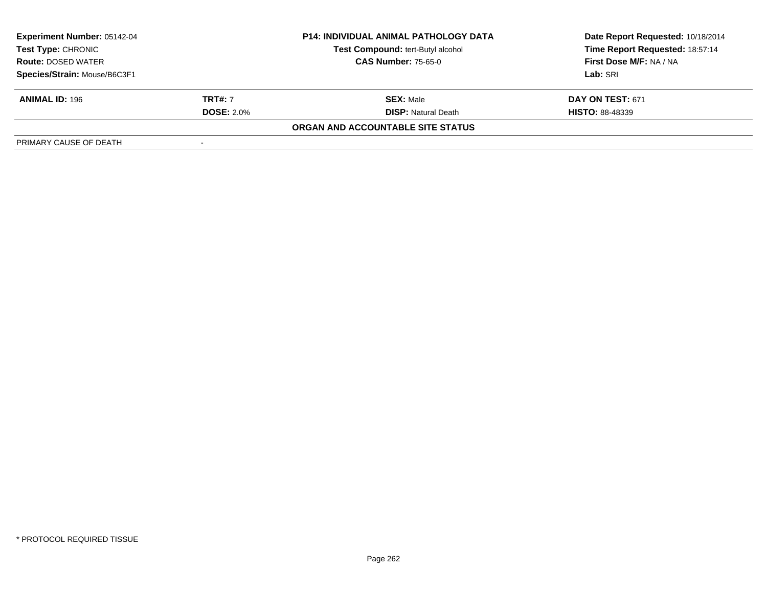**Experiment Number:** 05142-04
**Test Type:** CHRONIC
**Route:** DOSED WATER
**Species/Strain:** Mouse/B6C3F1

**P14: INDIVIDUAL ANIMAL PATHOLOGY DATA**
**Test Compound:** tert-Butyl alcohol
**CAS Number:** 75-65-0

**Date Report Requested:** 10/18/2014
**Time Report Requested:** 18:57:14
**First Dose M/F:** NA / NA
**Lab:** SRI

| **ANIMAL ID:** 196 | **TRT#:** 7 | **SEX:** Male | **DAY ON TEST:** 671 |
|---|---|---|---|
| | **DOSE:** 2.0% | **DISP:** Natural Death | **HISTO:** 88-48339 |

**ORGAN AND ACCOUNTABLE SITE STATUS**

| PRIMARY CAUSE OF DEATH | - |
|---|---|

* PROTOCOL REQUIRED TISSUE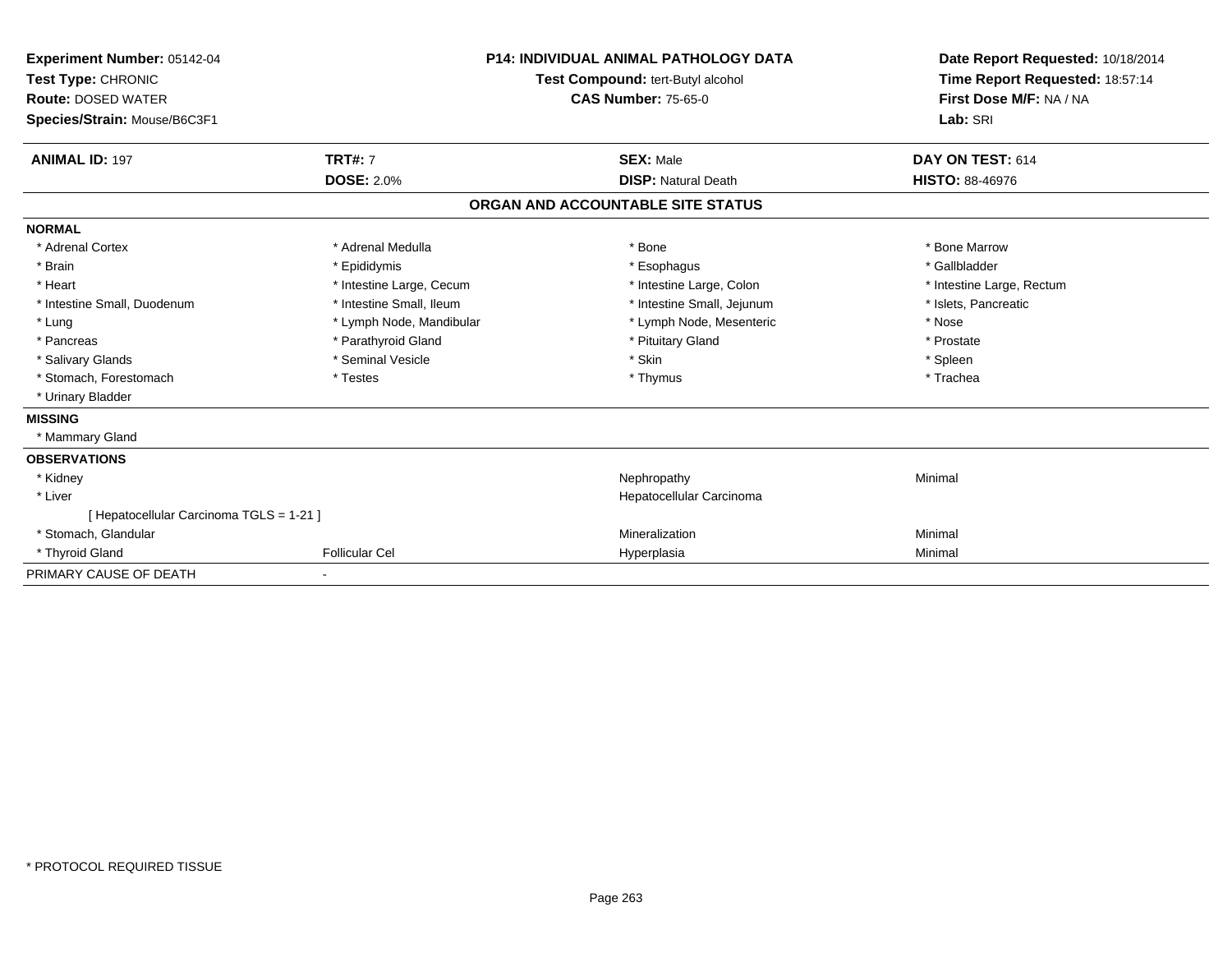**Experiment Number:** 05142-04
**Test Type:** CHRONIC
**Route:** DOSED WATER
**Species/Strain:** Mouse/B6C3F1

**P14: INDIVIDUAL ANIMAL PATHOLOGY DATA**
**Test Compound:** tert-Butyl alcohol
**CAS Number:** 75-65-0

**Date Report Requested:** 10/18/2014
**Time Report Requested:** 18:57:14
**First Dose M/F:** NA / NA
**Lab:** SRI

| **ANIMAL ID:** 197 | **TRT#:** 7 | **SEX:** Male | **DAY ON TEST:** 614 |
|---|---|---|---|
| | **DOSE:** 2.0% | **DISP:** Natural Death | **HISTO:** 88-46976 |

## ORGAN AND ACCOUNTABLE SITE STATUS

**NORMAL**

| | | | |
|---|---|---|---|
| * Adrenal Cortex | * Adrenal Medulla | * Bone | * Bone Marrow |
| * Brain | * Epididymis | * Esophagus | * Gallbladder |
| * Heart | * Intestine Large, Cecum | * Intestine Large, Colon | * Intestine Large, Rectum |
| * Intestine Small, Duodenum | * Intestine Small, Ileum | * Intestine Small, Jejunum | * Islets, Pancreatic |
| * Lung | * Lymph Node, Mandibular | * Lymph Node, Mesenteric | * Nose |
| * Pancreas | * Parathyroid Gland | * Pituitary Gland | * Prostate |
| * Salivary Glands | * Seminal Vesicle | * Skin | * Spleen |
| * Stomach, Forestomach | * Testes | * Thymus | * Trachea |
| * Urinary Bladder | | | |

**MISSING**

* Mammary Gland

**OBSERVATIONS**

| | | | |
|---|---|---|---|
| * Kidney | | Nephropathy | Minimal |
| * Liver | | Hepatocellular Carcinoma | |
| [ Hepatocellular Carcinoma TGLS = 1-21 ] | | | |
| * Stomach, Glandular | | Mineralization | Minimal |
| * Thyroid Gland | Follicular Cel | Hyperplasia | Minimal |

PRIMARY CAUSE OF DEATH -

* PROTOCOL REQUIRED TISSUE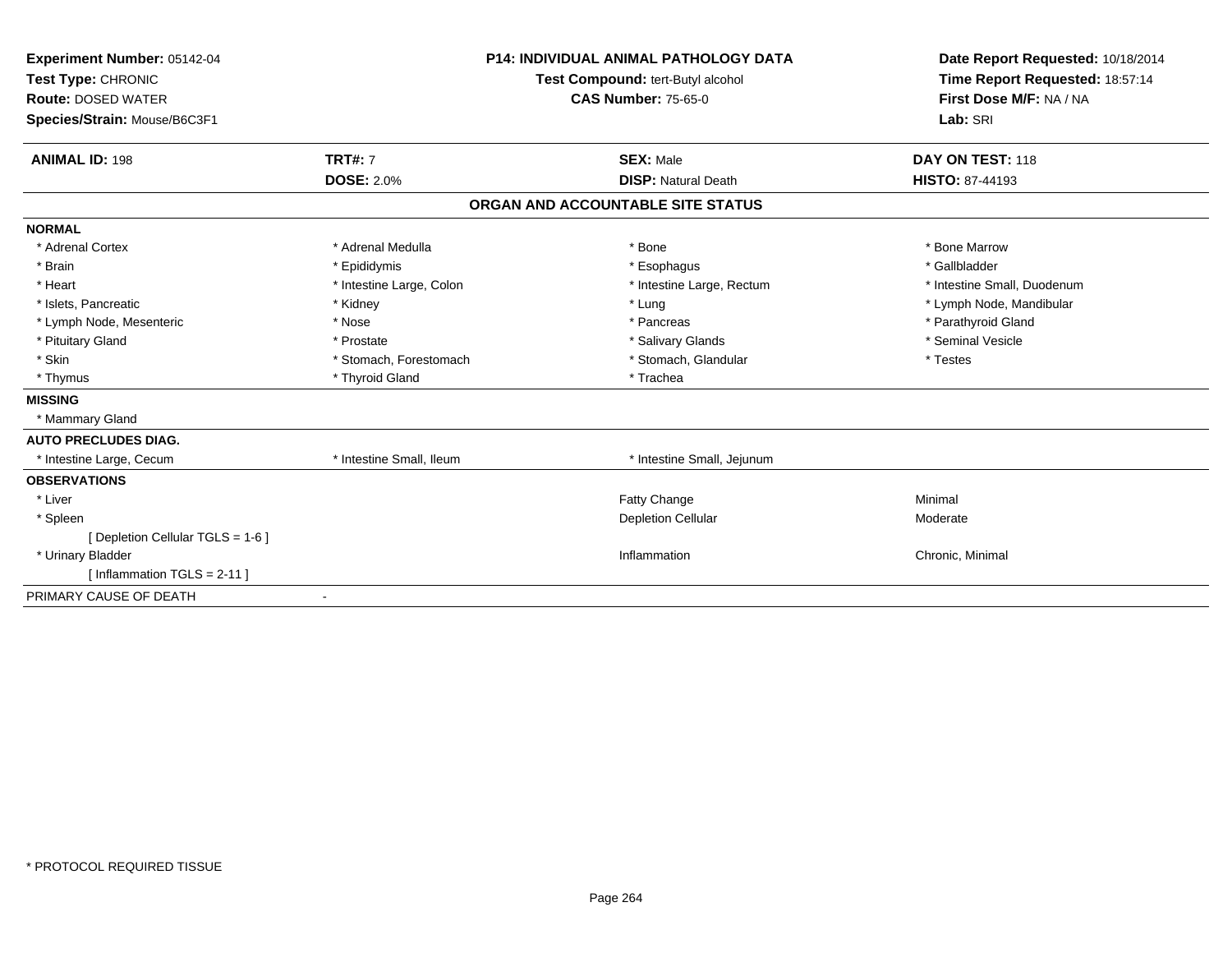**Experiment Number:** 05142-04
**Test Type:** CHRONIC
**Route:** DOSED WATER
**Species/Strain:** Mouse/B6C3F1

**P14: INDIVIDUAL ANIMAL PATHOLOGY DATA**
**Test Compound:** tert-Butyl alcohol
**CAS Number:** 75-65-0

**Date Report Requested:** 10/18/2014
**Time Report Requested:** 18:57:14
**First Dose M/F:** NA / NA
**Lab:** SRI

| **ANIMAL ID:** 198 | **TRT#:** 7 | **SEX:** Male | **DAY ON TEST:** 118 |
|---|---|---|---|
| | **DOSE:** 2.0% | **DISP:** Natural Death | **HISTO:** 87-44193 |

## ORGAN AND ACCOUNTABLE SITE STATUS

**NORMAL**

| | | | |
|---|---|---|---|
| * Adrenal Cortex | * Adrenal Medulla | * Bone | * Bone Marrow |
| * Brain | * Epididymis | * Esophagus | * Gallbladder |
| * Heart | * Intestine Large, Colon | * Intestine Large, Rectum | * Intestine Small, Duodenum |
| * Islets, Pancreatic | * Kidney | * Lung | * Lymph Node, Mandibular |
| * Lymph Node, Mesenteric | * Nose | * Pancreas | * Parathyroid Gland |
| * Pituitary Gland | * Prostate | * Salivary Glands | * Seminal Vesicle |
| * Skin | * Stomach, Forestomach | * Stomach, Glandular | * Testes |
| * Thymus | * Thyroid Gland | * Trachea | |

**MISSING**

* Mammary Gland

**AUTO PRECLUDES DIAG.**

| | | |
|---|---|---|
| * Intestine Large, Cecum | * Intestine Small, Ileum | * Intestine Small, Jejunum |

**OBSERVATIONS**

| | | |
|---|---|---|
| * Liver | Fatty Change | Minimal |
| * Spleen | Depletion Cellular | Moderate |
| [ Depletion Cellular TGLS = 1-6 ] | | |
| * Urinary Bladder | Inflammation | Chronic, Minimal |
| [ Inflammation TGLS = 2-11 ] | | |

PRIMARY CAUSE OF DEATH -

* PROTOCOL REQUIRED TISSUE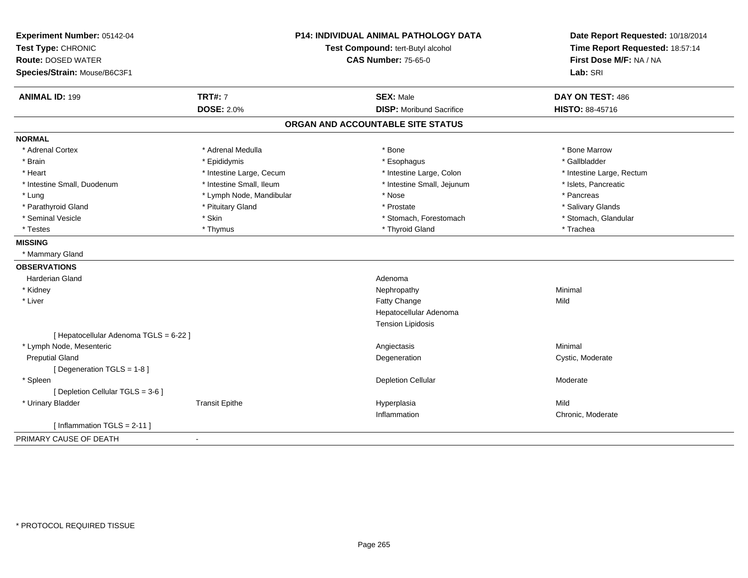**Experiment Number:** 05142-04
**Test Type:** CHRONIC
**Route:** DOSED WATER
**Species/Strain:** Mouse/B6C3F1

**P14: INDIVIDUAL ANIMAL PATHOLOGY DATA**
**Test Compound:** tert-Butyl alcohol
**CAS Number:** 75-65-0

**Date Report Requested:** 10/18/2014
**Time Report Requested:** 18:57:14
**First Dose M/F:** NA / NA
**Lab:** SRI

| **ANIMAL ID:** 199 | **TRT#:** 7 | **SEX:** Male | **DAY ON TEST:** 486 |
|---|---|---|---|
| | **DOSE:** 2.0% | **DISP:** Moribund Sacrifice | **HISTO:** 88-45716 |

## ORGAN AND ACCOUNTABLE SITE STATUS

**NORMAL**

| | | | |
|---|---|---|---|
| * Adrenal Cortex | * Adrenal Medulla | * Bone | * Bone Marrow |
| * Brain | * Epididymis | * Esophagus | * Gallbladder |
| * Heart | * Intestine Large, Cecum | * Intestine Large, Colon | * Intestine Large, Rectum |
| * Intestine Small, Duodenum | * Intestine Small, Ileum | * Intestine Small, Jejunum | * Islets, Pancreatic |
| * Lung | * Lymph Node, Mandibular | * Nose | * Pancreas |
| * Parathyroid Gland | * Pituitary Gland | * Prostate | * Salivary Glands |
| * Seminal Vesicle | * Skin | * Stomach, Forestomach | * Stomach, Glandular |
| * Testes | * Thymus | * Thyroid Gland | * Trachea |

**MISSING**

* Mammary Gland

**OBSERVATIONS**

| | | | |
|---|---|---|---|
| Harderian Gland | | Adenoma | |
| * Kidney | | Nephropathy | Minimal |
| * Liver | | Fatty Change | Mild |
| | | Hepatocellular Adenoma | |
| | | Tension Lipidosis | |
| [ Hepatocellular Adenoma TGLS = 6-22 ] | | | |
| * Lymph Node, Mesenteric | | Angiectasis | Minimal |
| Preputial Gland | | Degeneration | Cystic, Moderate |
| [ Degeneration TGLS = 1-8 ] | | | |
| * Spleen | | Depletion Cellular | Moderate |
| [ Depletion Cellular TGLS = 3-6 ] | | | |
| * Urinary Bladder | Transit Epithe | Hyperplasia | Mild |
| | | Inflammation | Chronic, Moderate |
| [ Inflammation TGLS = 2-11 ] | | | |

PRIMARY CAUSE OF DEATH -

* PROTOCOL REQUIRED TISSUE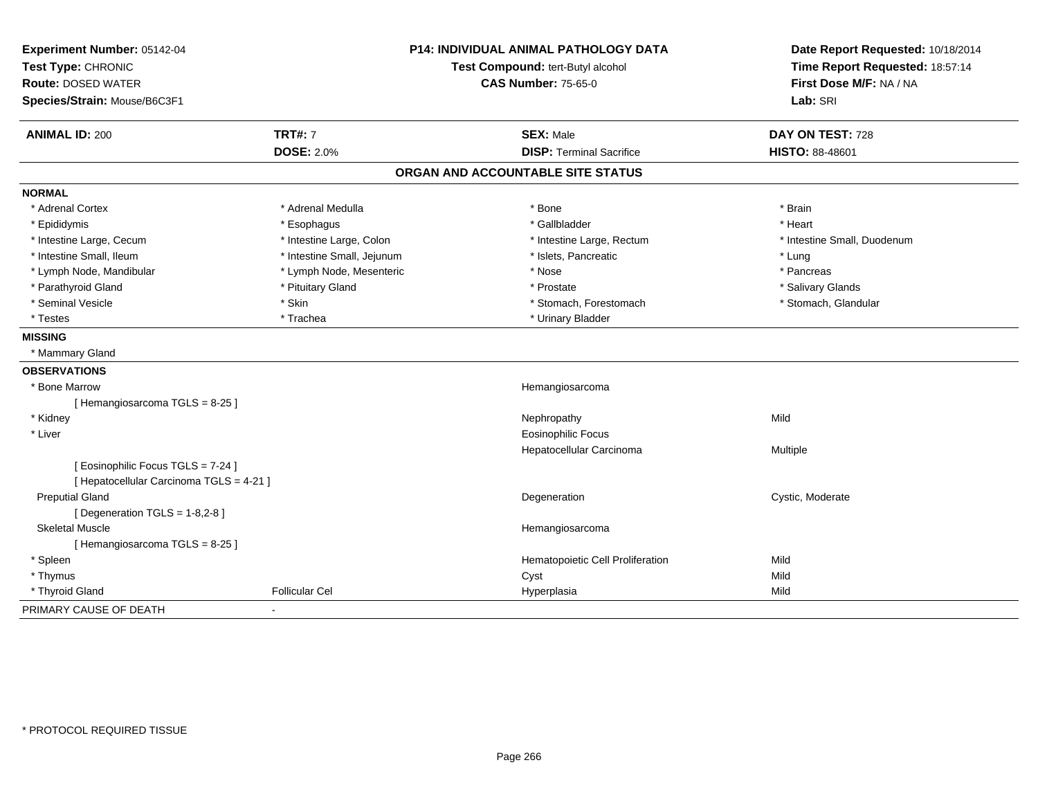**Experiment Number:** 05142-04
**Test Type:** CHRONIC
**Route:** DOSED WATER
**Species/Strain:** Mouse/B6C3F1

**P14: INDIVIDUAL ANIMAL PATHOLOGY DATA**
**Test Compound:** tert-Butyl alcohol
**CAS Number:** 75-65-0

**Date Report Requested:** 10/18/2014
**Time Report Requested:** 18:57:14
**First Dose M/F:** NA / NA
**Lab:** SRI

| **ANIMAL ID:** 200 | **TRT#:** 7 | **SEX:** Male | **DAY ON TEST:** 728 |
|---|---|---|---|
| | **DOSE:** 2.0% | **DISP:** Terminal Sacrifice | **HISTO:** 88-48601 |

## ORGAN AND ACCOUNTABLE SITE STATUS

**NORMAL**

| | | | |
|---|---|---|---|
| * Adrenal Cortex | * Adrenal Medulla | * Bone | * Brain |
| * Epididymis | * Esophagus | * Gallbladder | * Heart |
| * Intestine Large, Cecum | * Intestine Large, Colon | * Intestine Large, Rectum | * Intestine Small, Duodenum |
| * Intestine Small, Ileum | * Intestine Small, Jejunum | * Islets, Pancreatic | * Lung |
| * Lymph Node, Mandibular | * Lymph Node, Mesenteric | * Nose | * Pancreas |
| * Parathyroid Gland | * Pituitary Gland | * Prostate | * Salivary Glands |
| * Seminal Vesicle | * Skin | * Stomach, Forestomach | * Stomach, Glandular |
| * Testes | * Trachea | * Urinary Bladder | |

**MISSING**

* Mammary Gland

**OBSERVATIONS**

| | | | |
|---|---|---|---|
| * Bone Marrow | | Hemangiosarcoma | |
| [ Hemangiosarcoma TGLS = 8-25 ] | | | |
| * Kidney | | Nephropathy | Mild |
| * Liver | | Eosinophilic Focus | |
| | | Hepatocellular Carcinoma | Multiple |
| [ Eosinophilic Focus TGLS = 7-24 ] | | | |
| [ Hepatocellular Carcinoma TGLS = 4-21 ] | | | |
| Preputial Gland | | Degeneration | Cystic, Moderate |
| [ Degeneration TGLS = 1-8,2-8 ] | | | |
| Skeletal Muscle | | Hemangiosarcoma | |
| [ Hemangiosarcoma TGLS = 8-25 ] | | | |
| * Spleen | | Hematopoietic Cell Proliferation | Mild |
| * Thymus | | Cyst | Mild |
| * Thyroid Gland | Follicular Cel | Hyperplasia | Mild |

PRIMARY CAUSE OF DEATH -

\* PROTOCOL REQUIRED TISSUE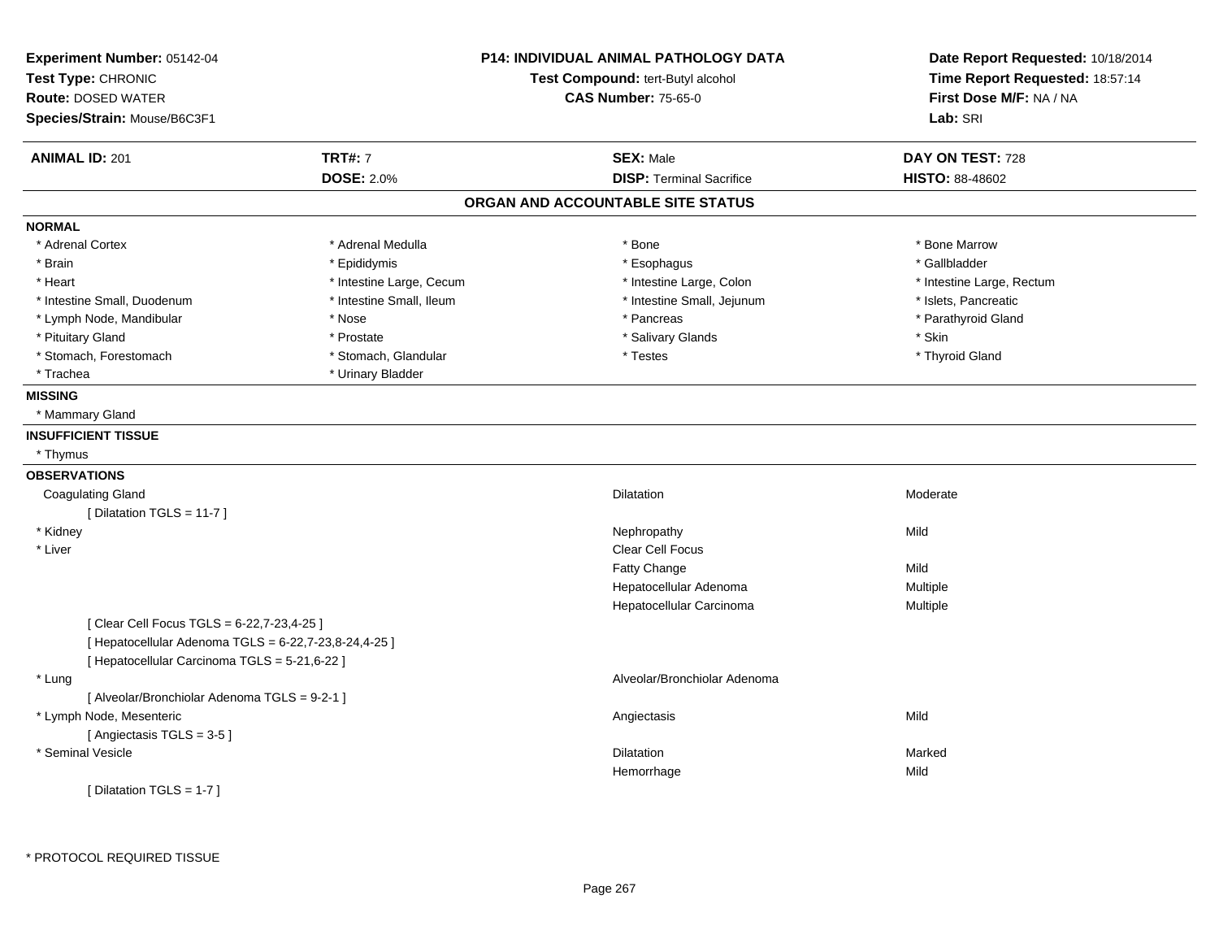**Experiment Number:** 05142-04
**Test Type:** CHRONIC
**Route:** DOSED WATER
**Species/Strain:** Mouse/B6C3F1

**P14: INDIVIDUAL ANIMAL PATHOLOGY DATA**
**Test Compound:** tert-Butyl alcohol
**CAS Number:** 75-65-0

**Date Report Requested:** 10/18/2014
**Time Report Requested:** 18:57:14
**First Dose M/F:** NA / NA
**Lab:** SRI

| **ANIMAL ID:** 201 | **TRT#:** 7 | **SEX:** Male | **DAY ON TEST:** 728 |
|---|---|---|---|
| | **DOSE:** 2.0% | **DISP:** Terminal Sacrifice | **HISTO:** 88-48602 |

## ORGAN AND ACCOUNTABLE SITE STATUS

**NORMAL**

| | | | |
|---|---|---|---|
| * Adrenal Cortex | * Adrenal Medulla | * Bone | * Bone Marrow |
| * Brain | * Epididymis | * Esophagus | * Gallbladder |
| * Heart | * Intestine Large, Cecum | * Intestine Large, Colon | * Intestine Large, Rectum |
| * Intestine Small, Duodenum | * Intestine Small, Ileum | * Intestine Small, Jejunum | * Islets, Pancreatic |
| * Lymph Node, Mandibular | * Nose | * Pancreas | * Parathyroid Gland |
| * Pituitary Gland | * Prostate | * Salivary Glands | * Skin |
| * Stomach, Forestomach | * Stomach, Glandular | * Testes | * Thyroid Gland |
| * Trachea | * Urinary Bladder | | |

**MISSING**

* Mammary Gland

**INSUFFICIENT TISSUE**

* Thymus

**OBSERVATIONS**

| Organ | Observation | Severity |
|---|---|---|
| Coagulating Gland | Dilatation | Moderate |
| [ Dilatation TGLS = 11-7 ] | | |
| * Kidney | Nephropathy | Mild |
| * Liver | Clear Cell Focus | |
| | Fatty Change | Mild |
| | Hepatocellular Adenoma | Multiple |
| | Hepatocellular Carcinoma | Multiple |
| [ Clear Cell Focus TGLS = 6-22,7-23,4-25 ] | | |
| [ Hepatocellular Adenoma TGLS = 6-22,7-23,8-24,4-25 ] | | |
| [ Hepatocellular Carcinoma TGLS = 5-21,6-22 ] | | |
| * Lung | Alveolar/Bronchiolar Adenoma | |
| [ Alveolar/Bronchiolar Adenoma TGLS = 9-2-1 ] | | |
| * Lymph Node, Mesenteric | Angiectasis | Mild |
| [ Angiectasis TGLS = 3-5 ] | | |
| * Seminal Vesicle | Dilatation | Marked |
| | Hemorrhage | Mild |
| [ Dilatation TGLS = 1-7 ] | | |

\* PROTOCOL REQUIRED TISSUE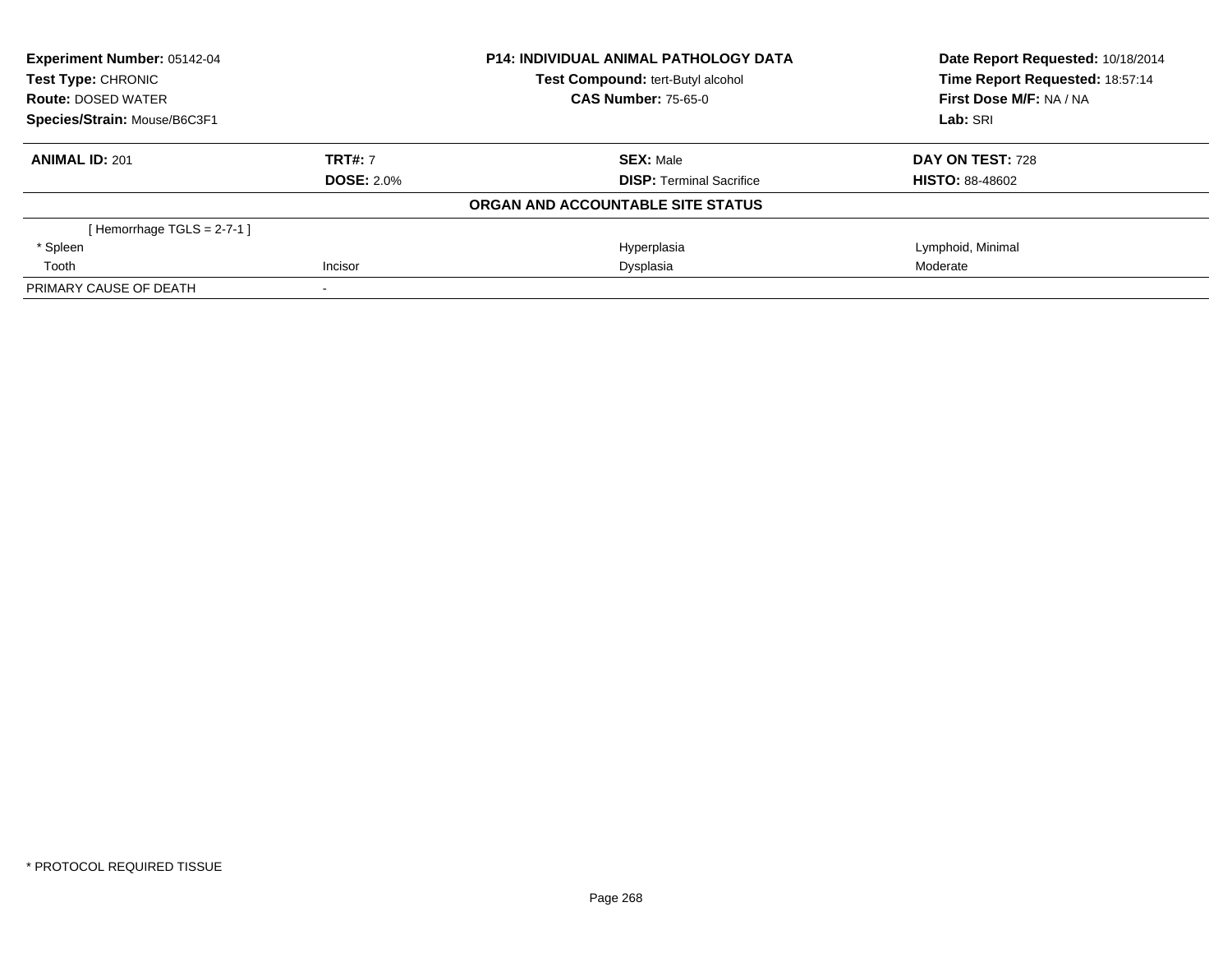**Experiment Number:** 05142-04
**Test Type:** CHRONIC
**Route:** DOSED WATER
**Species/Strain:** Mouse/B6C3F1

**P14: INDIVIDUAL ANIMAL PATHOLOGY DATA**
**Test Compound:** tert-Butyl alcohol
**CAS Number:** 75-65-0

**Date Report Requested:** 10/18/2014
**Time Report Requested:** 18:57:14
**First Dose M/F:** NA / NA
**Lab:** SRI

| **ANIMAL ID:** 201 | **TRT#:** 7 | **SEX:** Male | **DAY ON TEST:** 728 |
|---|---|---|---|
| | **DOSE:** 2.0% | **DISP:** Terminal Sacrifice | **HISTO:** 88-48602 |

**ORGAN AND ACCOUNTABLE SITE STATUS**

| | | | |
|---|---|---|---|
| [ Hemorrhage TGLS = 2-7-1 ] | | | |
| * Spleen | | Hyperplasia | Lymphoid, Minimal |
| Tooth | Incisor | Dysplasia | Moderate |
| PRIMARY CAUSE OF DEATH | - | | |

* PROTOCOL REQUIRED TISSUE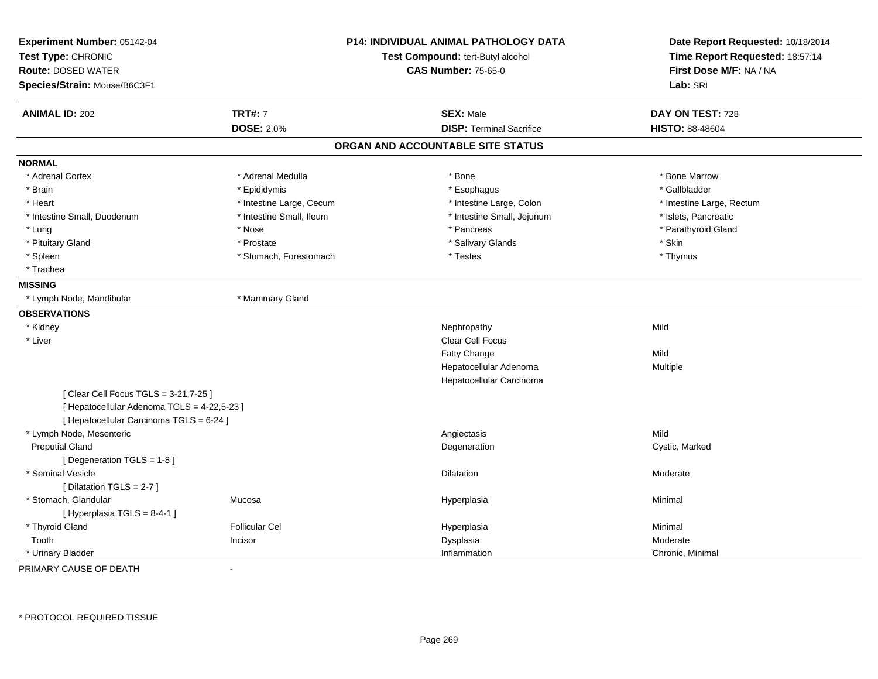**Experiment Number:** 05142-04
**Test Type:** CHRONIC
**Route:** DOSED WATER
**Species/Strain:** Mouse/B6C3F1

**P14: INDIVIDUAL ANIMAL PATHOLOGY DATA**
**Test Compound:** tert-Butyl alcohol
**CAS Number:** 75-65-0

**Date Report Requested:** 10/18/2014
**Time Report Requested:** 18:57:14
**First Dose M/F:** NA / NA
**Lab:** SRI

| **ANIMAL ID:** 202 | **TRT#:** 7 | **SEX:** Male | **DAY ON TEST:** 728 |
|---|---|---|---|
| | **DOSE:** 2.0% | **DISP:** Terminal Sacrifice | **HISTO:** 88-48604 |

## ORGAN AND ACCOUNTABLE SITE STATUS

**NORMAL**

| | | | |
|---|---|---|---|
| * Adrenal Cortex | * Adrenal Medulla | * Bone | * Bone Marrow |
| * Brain | * Epididymis | * Esophagus | * Gallbladder |
| * Heart | * Intestine Large, Cecum | * Intestine Large, Colon | * Intestine Large, Rectum |
| * Intestine Small, Duodenum | * Intestine Small, Ileum | * Intestine Small, Jejunum | * Islets, Pancreatic |
| * Lung | * Nose | * Pancreas | * Parathyroid Gland |
| * Pituitary Gland | * Prostate | * Salivary Glands | * Skin |
| * Spleen | * Stomach, Forestomach | * Testes | * Thymus |
| * Trachea | | | |

**MISSING**

| | |
|---|---|
| * Lymph Node, Mandibular | * Mammary Gland |

**OBSERVATIONS**

| | | | |
|---|---|---|---|
| * Kidney | | Nephropathy | Mild |
| * Liver | | Clear Cell Focus | |
| | | Fatty Change | Mild |
| | | Hepatocellular Adenoma | Multiple |
| | | Hepatocellular Carcinoma | |
| [ Clear Cell Focus TGLS = 3-21,7-25 ] | | | |
| [ Hepatocellular Adenoma TGLS = 4-22,5-23 ] | | | |
| [ Hepatocellular Carcinoma TGLS = 6-24 ] | | | |
| * Lymph Node, Mesenteric | | Angiectasis | Mild |
| Preputial Gland | | Degeneration | Cystic, Marked |
| [ Degeneration TGLS = 1-8 ] | | | |
| * Seminal Vesicle | | Dilatation | Moderate |
| [ Dilatation TGLS = 2-7 ] | | | |
| * Stomach, Glandular | Mucosa | Hyperplasia | Minimal |
| [ Hyperplasia TGLS = 8-4-1 ] | | | |
| * Thyroid Gland | Follicular Cel | Hyperplasia | Minimal |
| Tooth | Incisor | Dysplasia | Moderate |
| * Urinary Bladder | | Inflammation | Chronic, Minimal |

PRIMARY CAUSE OF DEATH -

* PROTOCOL REQUIRED TISSUE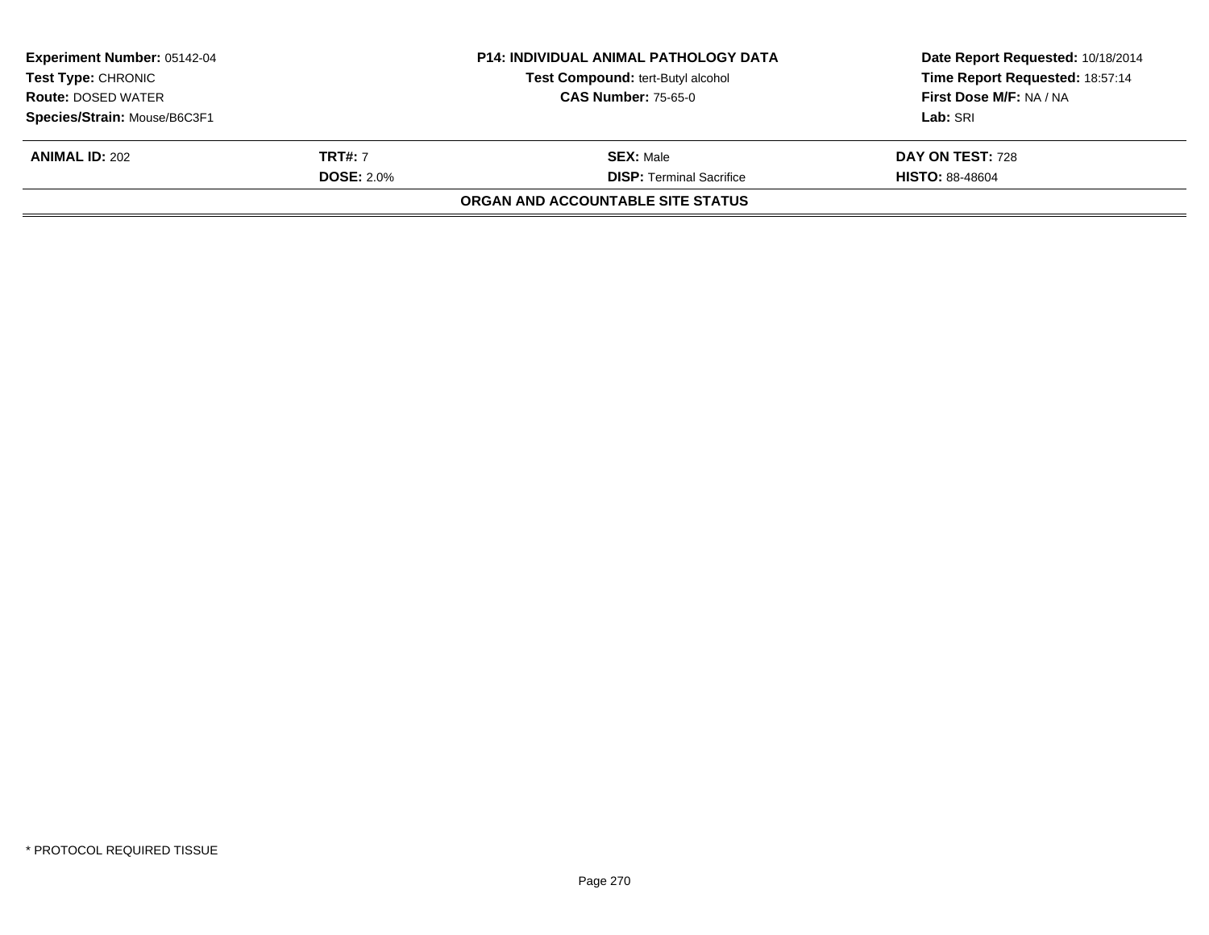**Experiment Number:** 05142-04
**Test Type:** CHRONIC
**Route:** DOSED WATER
**Species/Strain:** Mouse/B6C3F1

**P14: INDIVIDUAL ANIMAL PATHOLOGY DATA**
**Test Compound:** tert-Butyl alcohol
**CAS Number:** 75-65-0

**Date Report Requested:** 10/18/2014
**Time Report Requested:** 18:57:14
**First Dose M/F:** NA / NA
**Lab:** SRI

| **ANIMAL ID:** 202 | **TRT#:** 7 | **SEX:** Male | **DAY ON TEST:** 728 |
|---|---|---|---|
| | **DOSE:** 2.0% | **DISP:** Terminal Sacrifice | **HISTO:** 88-48604 |

**ORGAN AND ACCOUNTABLE SITE STATUS**

\* PROTOCOL REQUIRED TISSUE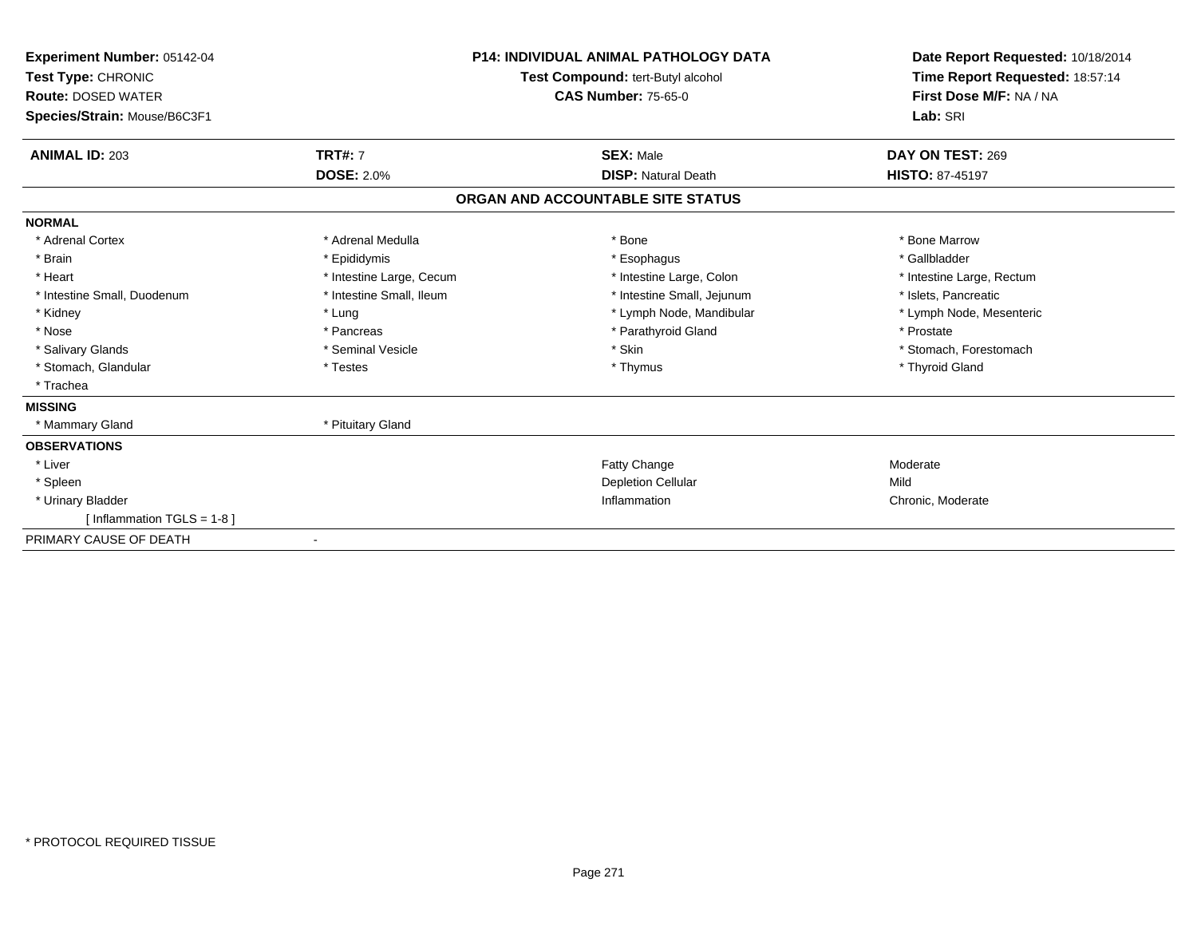**Experiment Number:** 05142-04
**Test Type:** CHRONIC
**Route:** DOSED WATER
**Species/Strain:** Mouse/B6C3F1

**P14: INDIVIDUAL ANIMAL PATHOLOGY DATA**
**Test Compound:** tert-Butyl alcohol
**CAS Number:** 75-65-0

**Date Report Requested:** 10/18/2014
**Time Report Requested:** 18:57:14
**First Dose M/F:** NA / NA
**Lab:** SRI

| **ANIMAL ID:** 203 | **TRT#:** 7 | **SEX:** Male | **DAY ON TEST:** 269 |
|---|---|---|---|
| | **DOSE:** 2.0% | **DISP:** Natural Death | **HISTO:** 87-45197 |

## ORGAN AND ACCOUNTABLE SITE STATUS

**NORMAL**

| | | | |
|---|---|---|---|
| * Adrenal Cortex | * Adrenal Medulla | * Bone | * Bone Marrow |
| * Brain | * Epididymis | * Esophagus | * Gallbladder |
| * Heart | * Intestine Large, Cecum | * Intestine Large, Colon | * Intestine Large, Rectum |
| * Intestine Small, Duodenum | * Intestine Small, Ileum | * Intestine Small, Jejunum | * Islets, Pancreatic |
| * Kidney | * Lung | * Lymph Node, Mandibular | * Lymph Node, Mesenteric |
| * Nose | * Pancreas | * Parathyroid Gland | * Prostate |
| * Salivary Glands | * Seminal Vesicle | * Skin | * Stomach, Forestomach |
| * Stomach, Glandular | * Testes | * Thymus | * Thyroid Gland |
| * Trachea | | | |

**MISSING**

| | |
|---|---|
| * Mammary Gland | * Pituitary Gland |

**OBSERVATIONS**

| | | |
|---|---|---|
| * Liver | Fatty Change | Moderate |
| * Spleen | Depletion Cellular | Mild |
| * Urinary Bladder | Inflammation | Chronic, Moderate |
| [ Inflammation TGLS = 1-8 ] | | |

PRIMARY CAUSE OF DEATH -

* PROTOCOL REQUIRED TISSUE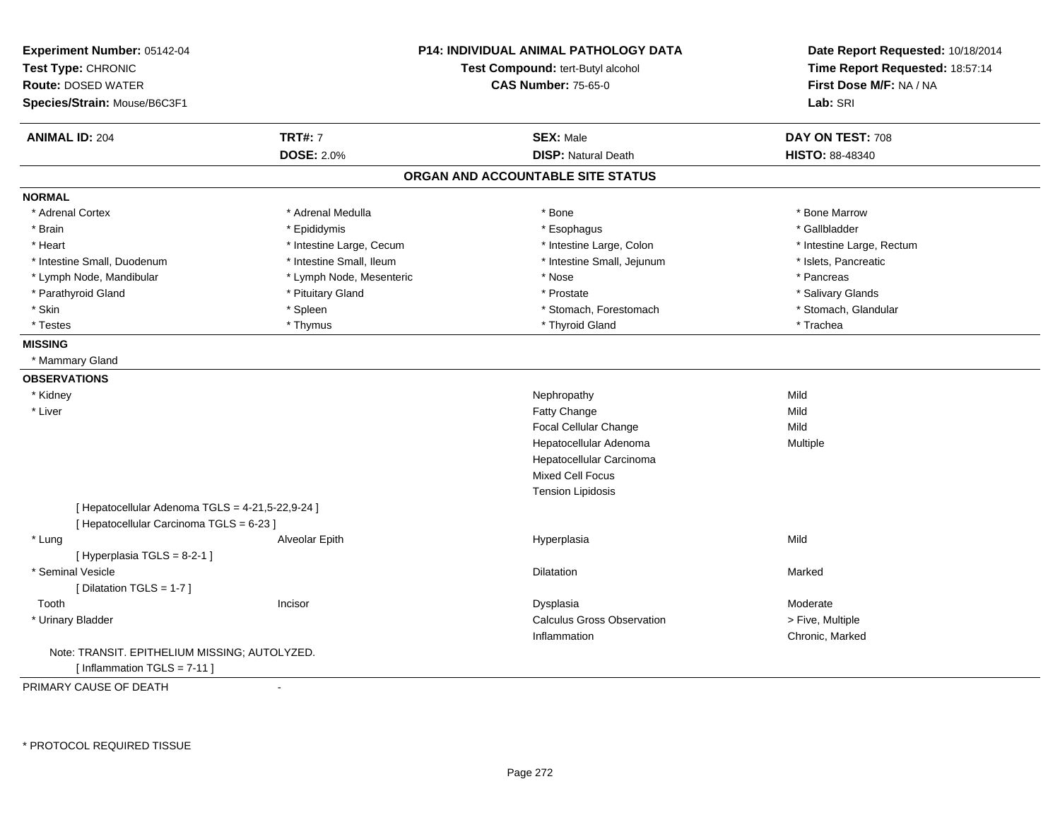**Experiment Number:** 05142-04
**Test Type:** CHRONIC
**Route:** DOSED WATER
**Species/Strain:** Mouse/B6C3F1

**P14: INDIVIDUAL ANIMAL PATHOLOGY DATA**
**Test Compound:** tert-Butyl alcohol
**CAS Number:** 75-65-0

**Date Report Requested:** 10/18/2014
**Time Report Requested:** 18:57:14
**First Dose M/F:** NA / NA
**Lab:** SRI

| **ANIMAL ID:** 204 | **TRT#:** 7 | **SEX:** Male | **DAY ON TEST:** 708 |
|---|---|---|---|
| | **DOSE:** 2.0% | **DISP:** Natural Death | **HISTO:** 88-48340 |

## ORGAN AND ACCOUNTABLE SITE STATUS

**NORMAL**

| | | | |
|---|---|---|---|
| * Adrenal Cortex | * Adrenal Medulla | * Bone | * Bone Marrow |
| * Brain | * Epididymis | * Esophagus | * Gallbladder |
| * Heart | * Intestine Large, Cecum | * Intestine Large, Colon | * Intestine Large, Rectum |
| * Intestine Small, Duodenum | * Intestine Small, Ileum | * Intestine Small, Jejunum | * Islets, Pancreatic |
| * Lymph Node, Mandibular | * Lymph Node, Mesenteric | * Nose | * Pancreas |
| * Parathyroid Gland | * Pituitary Gland | * Prostate | * Salivary Glands |
| * Skin | * Spleen | * Stomach, Forestomach | * Stomach, Glandular |
| * Testes | * Thymus | * Thyroid Gland | * Trachea |

**MISSING**

* Mammary Gland

**OBSERVATIONS**

| | | | |
|---|---|---|---|
| * Kidney | | Nephropathy | Mild |
| * Liver | | Fatty Change | Mild |
| | | Focal Cellular Change | Mild |
| | | Hepatocellular Adenoma | Multiple |
| | | Hepatocellular Carcinoma | |
| | | Mixed Cell Focus | |
| | | Tension Lipidosis | |
| [ Hepatocellular Adenoma TGLS = 4-21,5-22,9-24 ] | | | |
| [ Hepatocellular Carcinoma TGLS = 6-23 ] | | | |
| * Lung | Alveolar Epith | Hyperplasia | Mild |
| [ Hyperplasia TGLS = 8-2-1 ] | | | |
| * Seminal Vesicle | | Dilatation | Marked |
| [ Dilatation TGLS = 1-7 ] | | | |
| Tooth | Incisor | Dysplasia | Moderate |
| * Urinary Bladder | | Calculus Gross Observation | > Five, Multiple |
| | | Inflammation | Chronic, Marked |
| Note: TRANSIT. EPITHELIUM MISSING; AUTOLYZED. | | | |
| [ Inflammation TGLS = 7-11 ] | | | |

PRIMARY CAUSE OF DEATH -

\* PROTOCOL REQUIRED TISSUE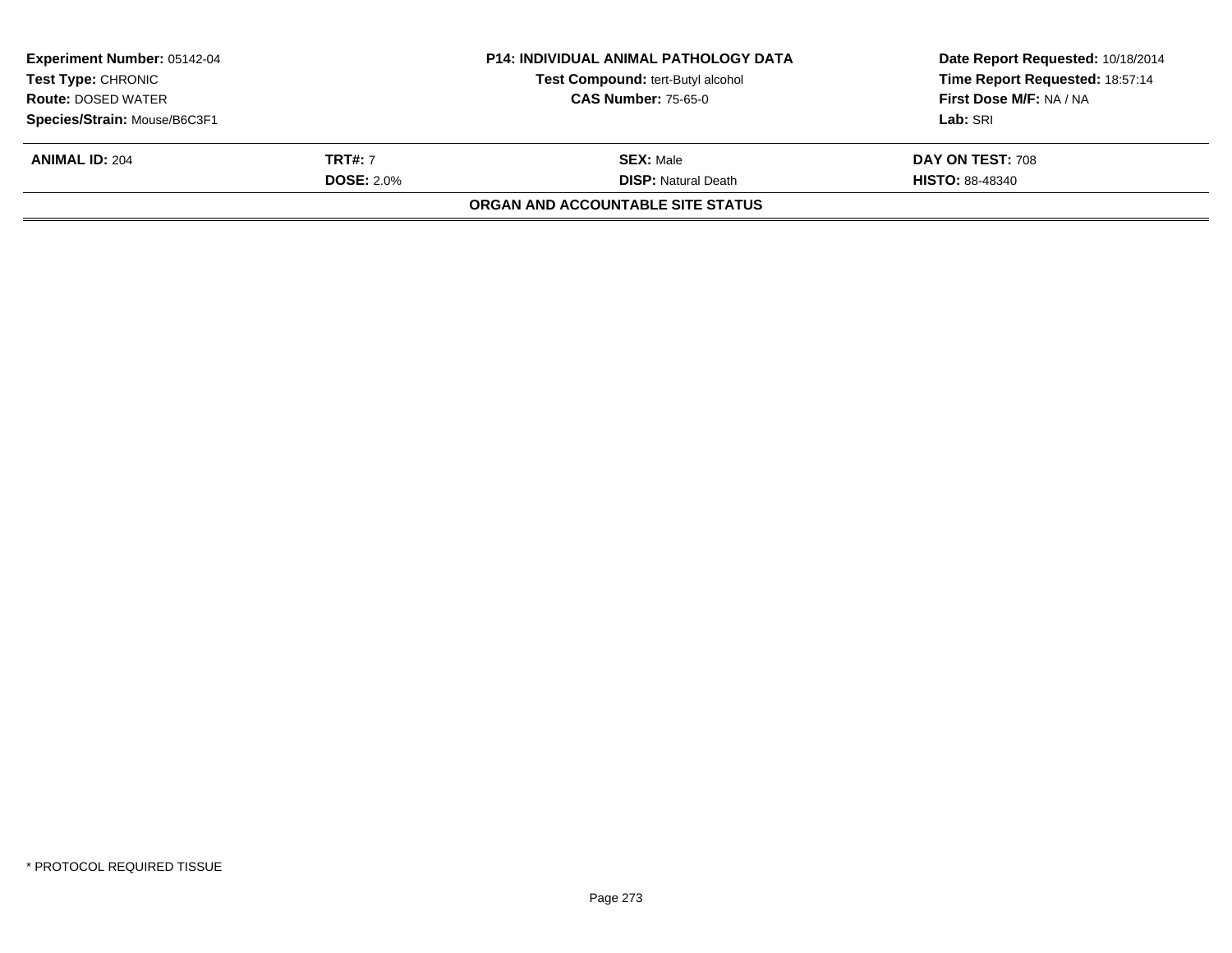| **Experiment Number:** 05142-04 | **P14: INDIVIDUAL ANIMAL PATHOLOGY DATA** | **Date Report Requested:** 10/18/2014 |
|---|---|---|
| **Test Type:** CHRONIC | **Test Compound:** tert-Butyl alcohol | **Time Report Requested:** 18:57:14 |
| **Route:** DOSED WATER | **CAS Number:** 75-65-0 | **First Dose M/F:** NA / NA |
| **Species/Strain:** Mouse/B6C3F1 | | **Lab:** SRI |

| **ANIMAL ID:** 204 | **TRT#:** 7 | **SEX:** Male | **DAY ON TEST:** 708 |
|---|---|---|---|
| | **DOSE:** 2.0% | **DISP:** Natural Death | **HISTO:** 88-48340 |

**ORGAN AND ACCOUNTABLE SITE STATUS**

\* PROTOCOL REQUIRED TISSUE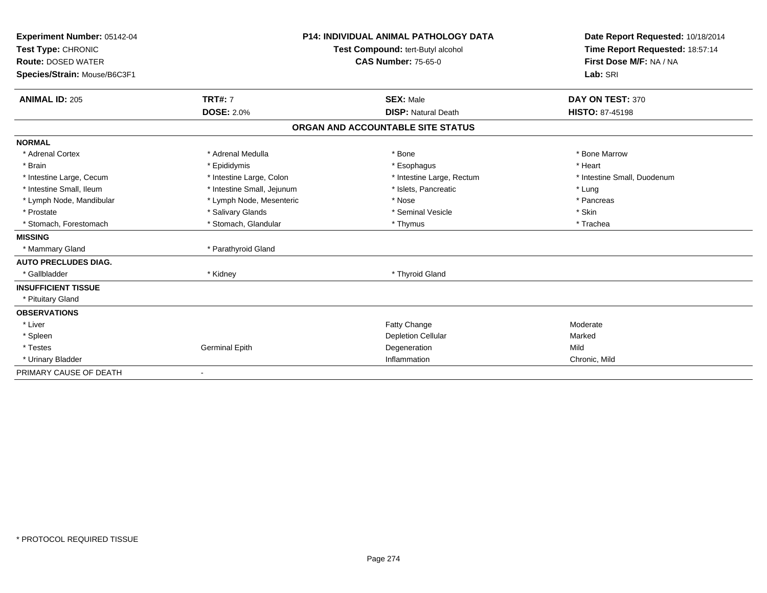**Experiment Number:** 05142-04
**Test Type:** CHRONIC
**Route:** DOSED WATER
**Species/Strain:** Mouse/B6C3F1

**P14: INDIVIDUAL ANIMAL PATHOLOGY DATA**
**Test Compound:** tert-Butyl alcohol
**CAS Number:** 75-65-0

**Date Report Requested:** 10/18/2014
**Time Report Requested:** 18:57:14
**First Dose M/F:** NA / NA
**Lab:** SRI

| **ANIMAL ID:** 205 | **TRT#:** 7 | **SEX:** Male | **DAY ON TEST:** 370 |
|---|---|---|---|
| | **DOSE:** 2.0% | **DISP:** Natural Death | **HISTO:** 87-45198 |

## ORGAN AND ACCOUNTABLE SITE STATUS

| | | | |
|---|---|---|---|
| **NORMAL** | | | |
| * Adrenal Cortex | * Adrenal Medulla | * Bone | * Bone Marrow |
| * Brain | * Epididymis | * Esophagus | * Heart |
| * Intestine Large, Cecum | * Intestine Large, Colon | * Intestine Large, Rectum | * Intestine Small, Duodenum |
| * Intestine Small, Ileum | * Intestine Small, Jejunum | * Islets, Pancreatic | * Lung |
| * Lymph Node, Mandibular | * Lymph Node, Mesenteric | * Nose | * Pancreas |
| * Prostate | * Salivary Glands | * Seminal Vesicle | * Skin |
| * Stomach, Forestomach | * Stomach, Glandular | * Thymus | * Trachea |
| **MISSING** | | | |
| * Mammary Gland | * Parathyroid Gland | | |
| **AUTO PRECLUDES DIAG.** | | | |
| * Gallbladder | * Kidney | * Thyroid Gland | |
| **INSUFFICIENT TISSUE** | | | |
| * Pituitary Gland | | | |
| **OBSERVATIONS** | | | |
| * Liver | | Fatty Change | Moderate |
| * Spleen | | Depletion Cellular | Marked |
| * Testes | Germinal Epith | Degeneration | Mild |
| * Urinary Bladder | | Inflammation | Chronic, Mild |
| PRIMARY CAUSE OF DEATH | - | | |

* PROTOCOL REQUIRED TISSUE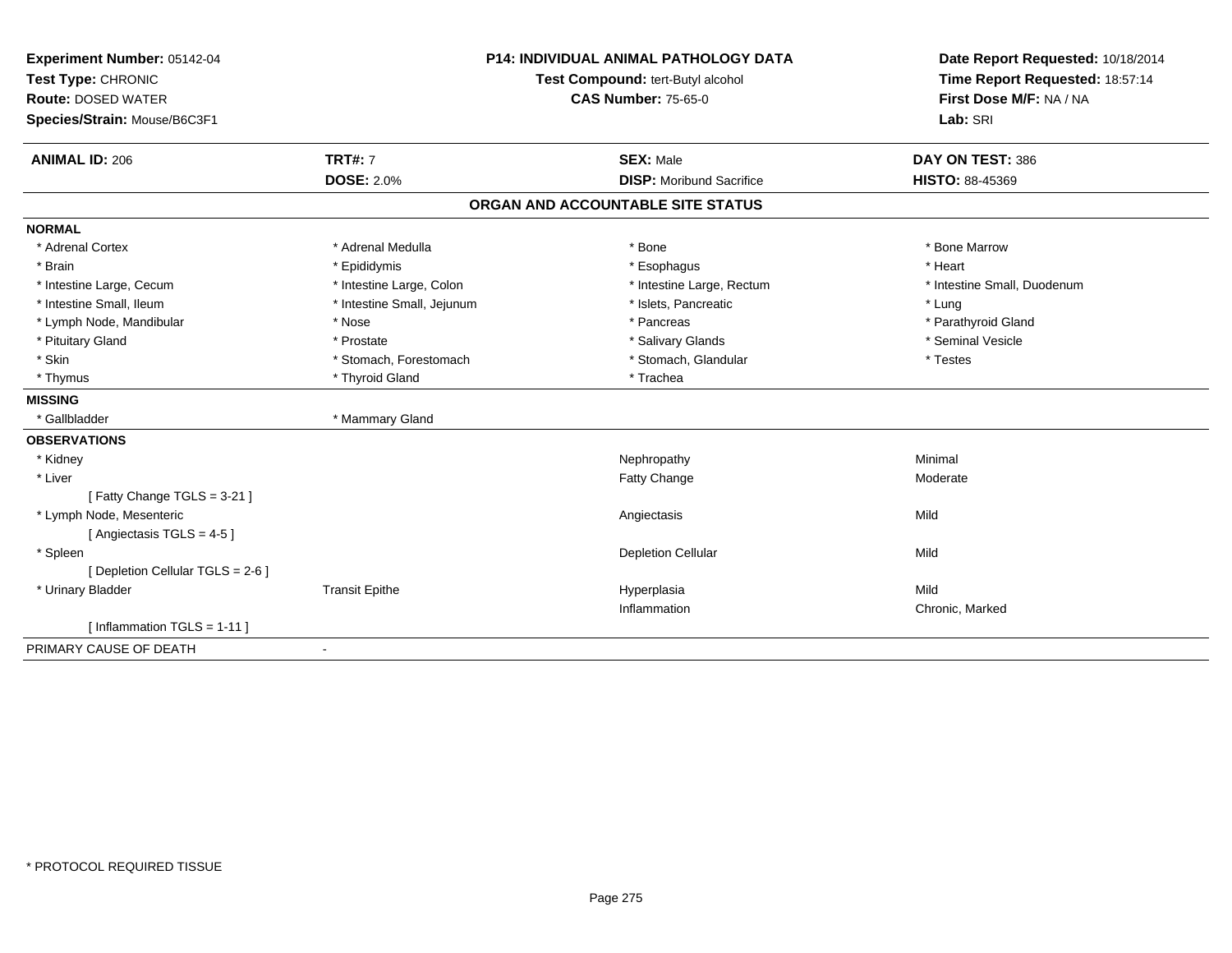**Experiment Number:** 05142-04
**Test Type:** CHRONIC
**Route:** DOSED WATER
**Species/Strain:** Mouse/B6C3F1

**P14: INDIVIDUAL ANIMAL PATHOLOGY DATA**
**Test Compound:** tert-Butyl alcohol
**CAS Number:** 75-65-0

**Date Report Requested:** 10/18/2014
**Time Report Requested:** 18:57:14
**First Dose M/F:** NA / NA
**Lab:** SRI

| **ANIMAL ID:** 206 | **TRT#:** 7 | **SEX:** Male | **DAY ON TEST:** 386 |
|---|---|---|---|
| | **DOSE:** 2.0% | **DISP:** Moribund Sacrifice | **HISTO:** 88-45369 |

## ORGAN AND ACCOUNTABLE SITE STATUS

**NORMAL**

| | | | |
|---|---|---|---|
| * Adrenal Cortex | * Adrenal Medulla | * Bone | * Bone Marrow |
| * Brain | * Epididymis | * Esophagus | * Heart |
| * Intestine Large, Cecum | * Intestine Large, Colon | * Intestine Large, Rectum | * Intestine Small, Duodenum |
| * Intestine Small, Ileum | * Intestine Small, Jejunum | * Islets, Pancreatic | * Lung |
| * Lymph Node, Mandibular | * Nose | * Pancreas | * Parathyroid Gland |
| * Pituitary Gland | * Prostate | * Salivary Glands | * Seminal Vesicle |
| * Skin | * Stomach, Forestomach | * Stomach, Glandular | * Testes |
| * Thymus | * Thyroid Gland | * Trachea | |

**MISSING**

| | |
|---|---|
| * Gallbladder | * Mammary Gland |

**OBSERVATIONS**

| | | | |
|---|---|---|---|
| * Kidney | | Nephropathy | Minimal |
| * Liver | | Fatty Change | Moderate |
| [ Fatty Change TGLS = 3-21 ] | | | |
| * Lymph Node, Mesenteric | | Angiectasis | Mild |
| [ Angiectasis TGLS = 4-5 ] | | | |
| * Spleen | | Depletion Cellular | Mild |
| [ Depletion Cellular TGLS = 2-6 ] | | | |
| * Urinary Bladder | Transit Epithe | Hyperplasia | Mild |
| | | Inflammation | Chronic, Marked |
| [ Inflammation TGLS = 1-11 ] | | | |

PRIMARY CAUSE OF DEATH -

\* PROTOCOL REQUIRED TISSUE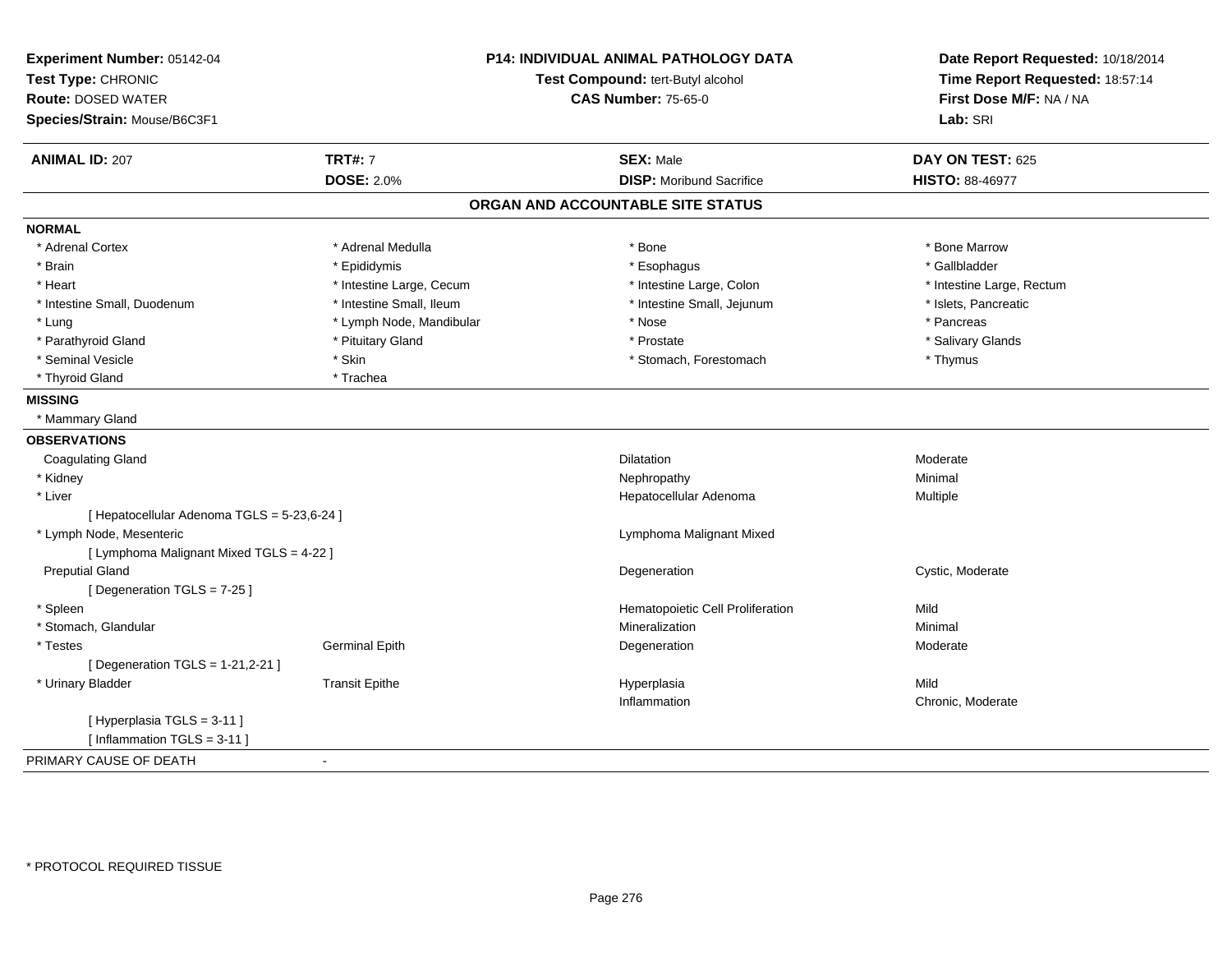**Experiment Number:** 05142-04
**Test Type:** CHRONIC
**Route:** DOSED WATER
**Species/Strain:** Mouse/B6C3F1

**P14: INDIVIDUAL ANIMAL PATHOLOGY DATA**
**Test Compound:** tert-Butyl alcohol
**CAS Number:** 75-65-0

**Date Report Requested:** 10/18/2014
**Time Report Requested:** 18:57:14
**First Dose M/F:** NA / NA
**Lab:** SRI

| **ANIMAL ID:** 207 | **TRT#:** 7 | **SEX:** Male | **DAY ON TEST:** 625 |
|---|---|---|---|
| | **DOSE:** 2.0% | **DISP:** Moribund Sacrifice | **HISTO:** 88-46977 |

## ORGAN AND ACCOUNTABLE SITE STATUS

**NORMAL**

| | | | |
|---|---|---|---|
| * Adrenal Cortex | * Adrenal Medulla | * Bone | * Bone Marrow |
| * Brain | * Epididymis | * Esophagus | * Gallbladder |
| * Heart | * Intestine Large, Cecum | * Intestine Large, Colon | * Intestine Large, Rectum |
| * Intestine Small, Duodenum | * Intestine Small, Ileum | * Intestine Small, Jejunum | * Islets, Pancreatic |
| * Lung | * Lymph Node, Mandibular | * Nose | * Pancreas |
| * Parathyroid Gland | * Pituitary Gland | * Prostate | * Salivary Glands |
| * Seminal Vesicle | * Skin | * Stomach, Forestomach | * Thymus |
| * Thyroid Gland | * Trachea | | |

**MISSING**

* Mammary Gland

**OBSERVATIONS**

| | | | |
|---|---|---|---|
| Coagulating Gland | | Dilatation | Moderate |
| * Kidney | | Nephropathy | Minimal |
| * Liver | | Hepatocellular Adenoma | Multiple |
| [ Hepatocellular Adenoma TGLS = 5-23,6-24 ] | | | |
| * Lymph Node, Mesenteric | | Lymphoma Malignant Mixed | |
| [ Lymphoma Malignant Mixed TGLS = 4-22 ] | | | |
| Preputial Gland | | Degeneration | Cystic, Moderate |
| [ Degeneration TGLS = 7-25 ] | | | |
| * Spleen | | Hematopoietic Cell Proliferation | Mild |
| * Stomach, Glandular | | Mineralization | Minimal |
| * Testes | Germinal Epith | Degeneration | Moderate |
| [ Degeneration TGLS = 1-21,2-21 ] | | | |
| * Urinary Bladder | Transit Epithe | Hyperplasia | Mild |
| | | Inflammation | Chronic, Moderate |
| [ Hyperplasia TGLS = 3-11 ] | | | |
| [ Inflammation TGLS = 3-11 ] | | | |

PRIMARY CAUSE OF DEATH -

* PROTOCOL REQUIRED TISSUE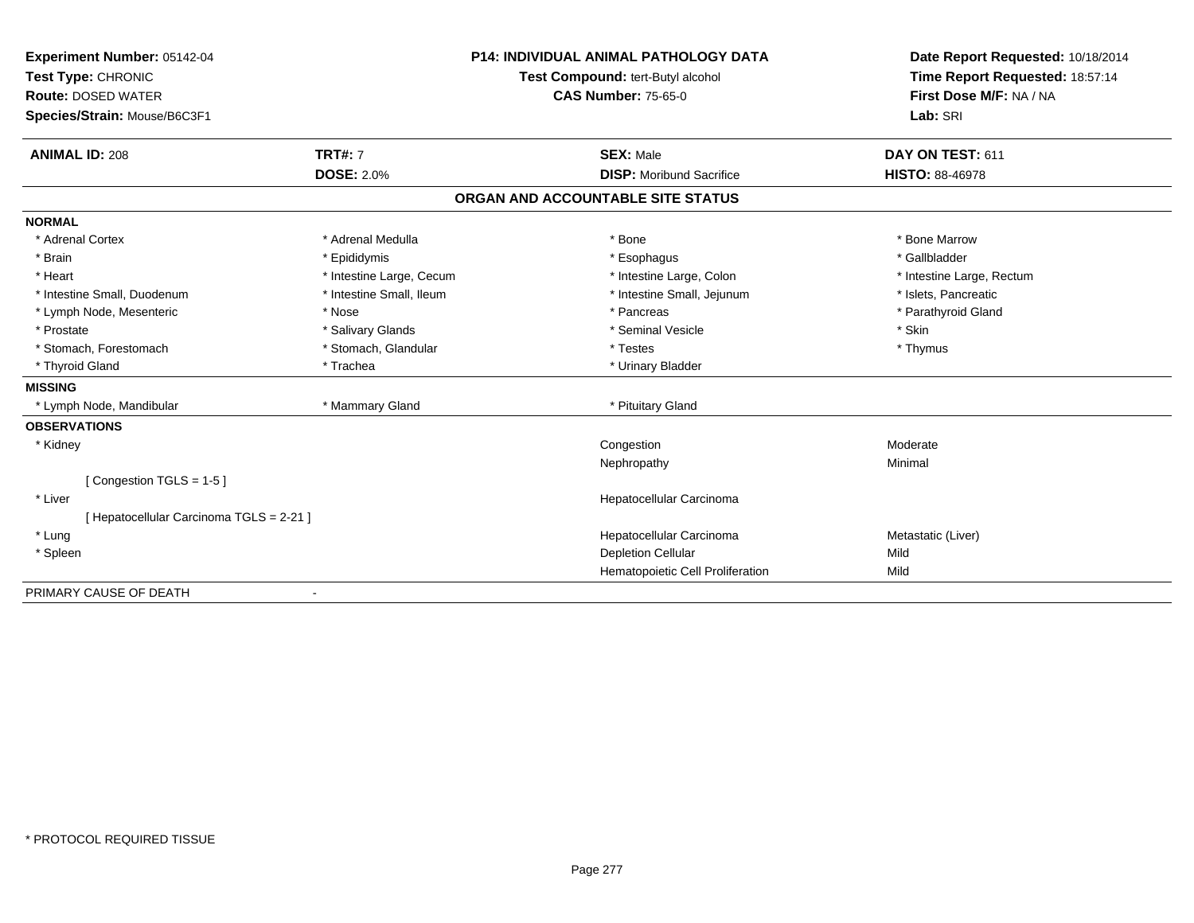**Experiment Number:** 05142-04
**Test Type:** CHRONIC
**Route:** DOSED WATER
**Species/Strain:** Mouse/B6C3F1

**P14: INDIVIDUAL ANIMAL PATHOLOGY DATA**
**Test Compound:** tert-Butyl alcohol
**CAS Number:** 75-65-0

**Date Report Requested:** 10/18/2014
**Time Report Requested:** 18:57:14
**First Dose M/F:** NA / NA
**Lab:** SRI

| **ANIMAL ID:** 208 | **TRT#:** 7 | **SEX:** Male | **DAY ON TEST:** 611 |
|---|---|---|---|
| | **DOSE:** 2.0% | **DISP:** Moribund Sacrifice | **HISTO:** 88-46978 |

## ORGAN AND ACCOUNTABLE SITE STATUS

**NORMAL**

| | | | |
|---|---|---|---|
| * Adrenal Cortex | * Adrenal Medulla | * Bone | * Bone Marrow |
| * Brain | * Epididymis | * Esophagus | * Gallbladder |
| * Heart | * Intestine Large, Cecum | * Intestine Large, Colon | * Intestine Large, Rectum |
| * Intestine Small, Duodenum | * Intestine Small, Ileum | * Intestine Small, Jejunum | * Islets, Pancreatic |
| * Lymph Node, Mesenteric | * Nose | * Pancreas | * Parathyroid Gland |
| * Prostate | * Salivary Glands | * Seminal Vesicle | * Skin |
| * Stomach, Forestomach | * Stomach, Glandular | * Testes | * Thymus |
| * Thyroid Gland | * Trachea | * Urinary Bladder | |

**MISSING**

| | | |
|---|---|---|
| * Lymph Node, Mandibular | * Mammary Gland | * Pituitary Gland |

**OBSERVATIONS**

| | | |
|---|---|---|
| * Kidney | Congestion | Moderate |
| | Nephropathy | Minimal |
| [ Congestion TGLS = 1-5 ] | | |
| * Liver | Hepatocellular Carcinoma | |
| [ Hepatocellular Carcinoma TGLS = 2-21 ] | | |
| * Lung | Hepatocellular Carcinoma | Metastatic (Liver) |
| * Spleen | Depletion Cellular | Mild |
| | Hematopoietic Cell Proliferation | Mild |

PRIMARY CAUSE OF DEATH -

\* PROTOCOL REQUIRED TISSUE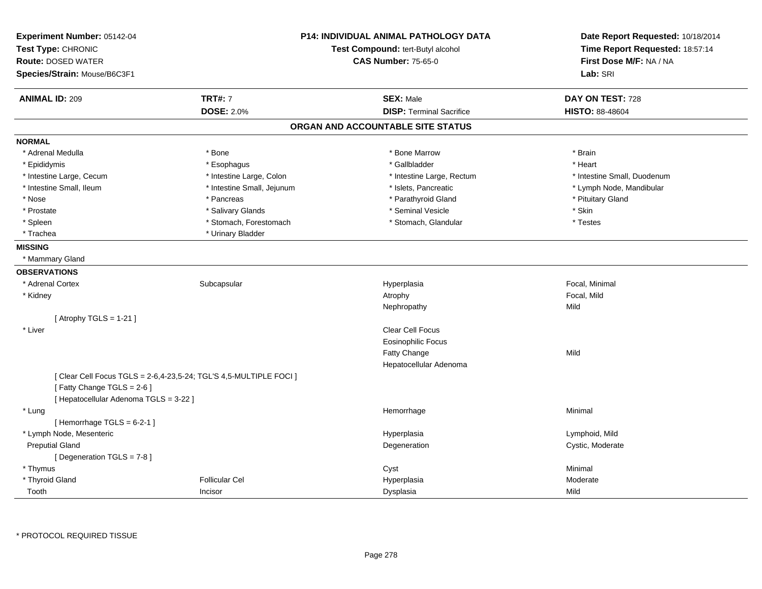**Experiment Number:** 05142-04
**Test Type:** CHRONIC
**Route:** DOSED WATER
**Species/Strain:** Mouse/B6C3F1

**P14: INDIVIDUAL ANIMAL PATHOLOGY DATA**
**Test Compound:** tert-Butyl alcohol
**CAS Number:** 75-65-0

**Date Report Requested:** 10/18/2014
**Time Report Requested:** 18:57:14
**First Dose M/F:** NA / NA
**Lab:** SRI

| **ANIMAL ID:** 209 | **TRT#:** 7 | **SEX:** Male | **DAY ON TEST:** 728 |
|---|---|---|---|
| | **DOSE:** 2.0% | **DISP:** Terminal Sacrifice | **HISTO:** 88-48604 |

## ORGAN AND ACCOUNTABLE SITE STATUS

**NORMAL**

| | | | |
|---|---|---|---|
| * Adrenal Medulla | * Bone | * Bone Marrow | * Brain |
| * Epididymis | * Esophagus | * Gallbladder | * Heart |
| * Intestine Large, Cecum | * Intestine Large, Colon | * Intestine Large, Rectum | * Intestine Small, Duodenum |
| * Intestine Small, Ileum | * Intestine Small, Jejunum | * Islets, Pancreatic | * Lymph Node, Mandibular |
| * Nose | * Pancreas | * Parathyroid Gland | * Pituitary Gland |
| * Prostate | * Salivary Glands | * Seminal Vesicle | * Skin |
| * Spleen | * Stomach, Forestomach | * Stomach, Glandular | * Testes |
| * Trachea | * Urinary Bladder | | |

**MISSING**

* Mammary Gland

**OBSERVATIONS**

| | | | |
|---|---|---|---|
| * Adrenal Cortex | Subcapsular | Hyperplasia | Focal, Minimal |
| * Kidney | | Atrophy | Focal, Mild |
| | | Nephropathy | Mild |
| [ Atrophy TGLS = 1-21 ] | | | |
| * Liver | | Clear Cell Focus | |
| | | Eosinophilic Focus | |
| | | Fatty Change | Mild |
| | | Hepatocellular Adenoma | |
| [ Clear Cell Focus TGLS = 2-6,4-23,5-24; TGL'S 4,5-MULTIPLE FOCI ] | | | |
| [ Fatty Change TGLS = 2-6 ] | | | |
| [ Hepatocellular Adenoma TGLS = 3-22 ] | | | |
| * Lung | | Hemorrhage | Minimal |
| [ Hemorrhage TGLS = 6-2-1 ] | | | |
| * Lymph Node, Mesenteric | | Hyperplasia | Lymphoid, Mild |
| Preputial Gland | | Degeneration | Cystic, Moderate |
| [ Degeneration TGLS = 7-8 ] | | | |
| * Thymus | | Cyst | Minimal |
| * Thyroid Gland | Follicular Cel | Hyperplasia | Moderate |
| Tooth | Incisor | Dysplasia | Mild |

* PROTOCOL REQUIRED TISSUE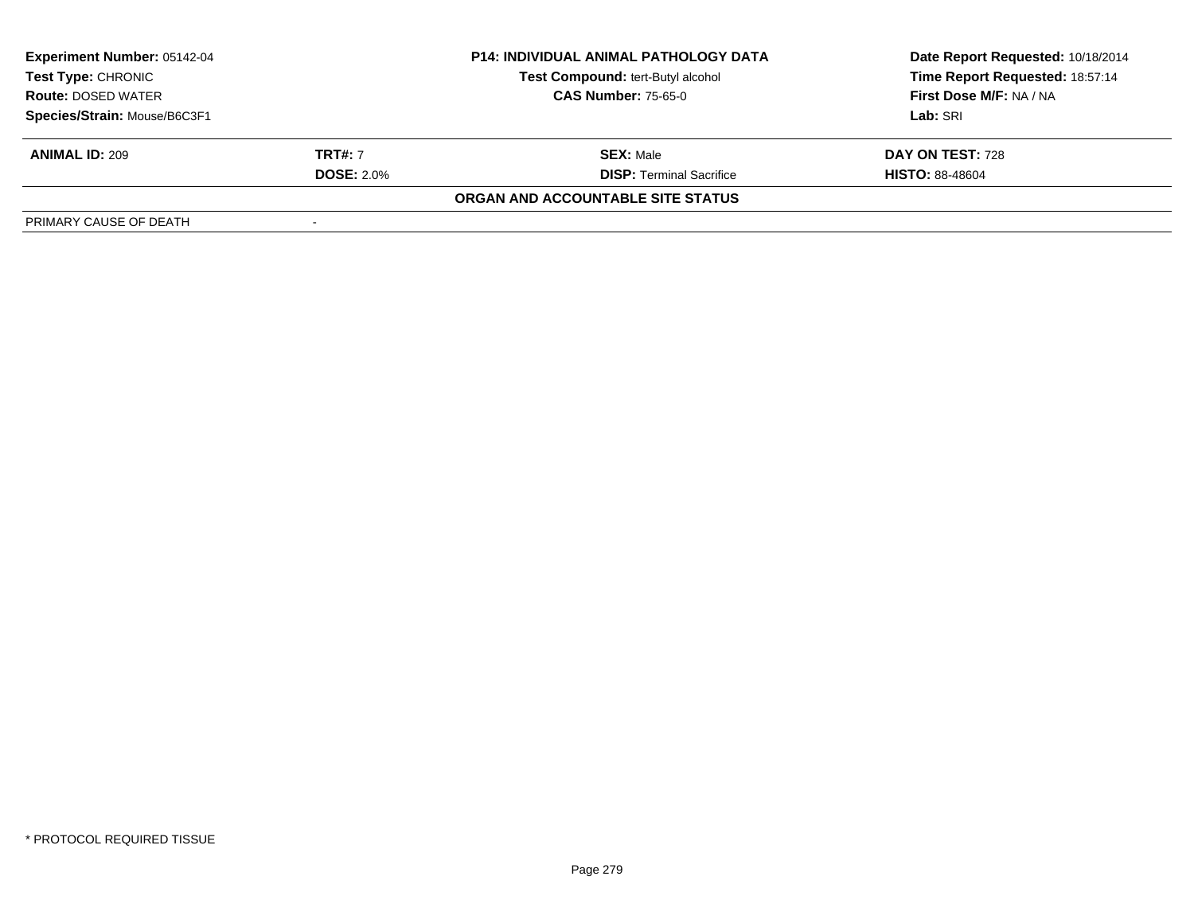**Experiment Number:** 05142-04
**Test Type:** CHRONIC
**Route:** DOSED WATER
**Species/Strain:** Mouse/B6C3F1

**P14: INDIVIDUAL ANIMAL PATHOLOGY DATA**
**Test Compound:** tert-Butyl alcohol
**CAS Number:** 75-65-0

**Date Report Requested:** 10/18/2014
**Time Report Requested:** 18:57:14
**First Dose M/F:** NA / NA
**Lab:** SRI

| **ANIMAL ID:** 209 | **TRT#:** 7 | **SEX:** Male | **DAY ON TEST:** 728 |
|---|---|---|---|
| | **DOSE:** 2.0% | **DISP:** Terminal Sacrifice | **HISTO:** 88-48604 |

**ORGAN AND ACCOUNTABLE SITE STATUS**

| PRIMARY CAUSE OF DEATH | - |
|---|---|

* PROTOCOL REQUIRED TISSUE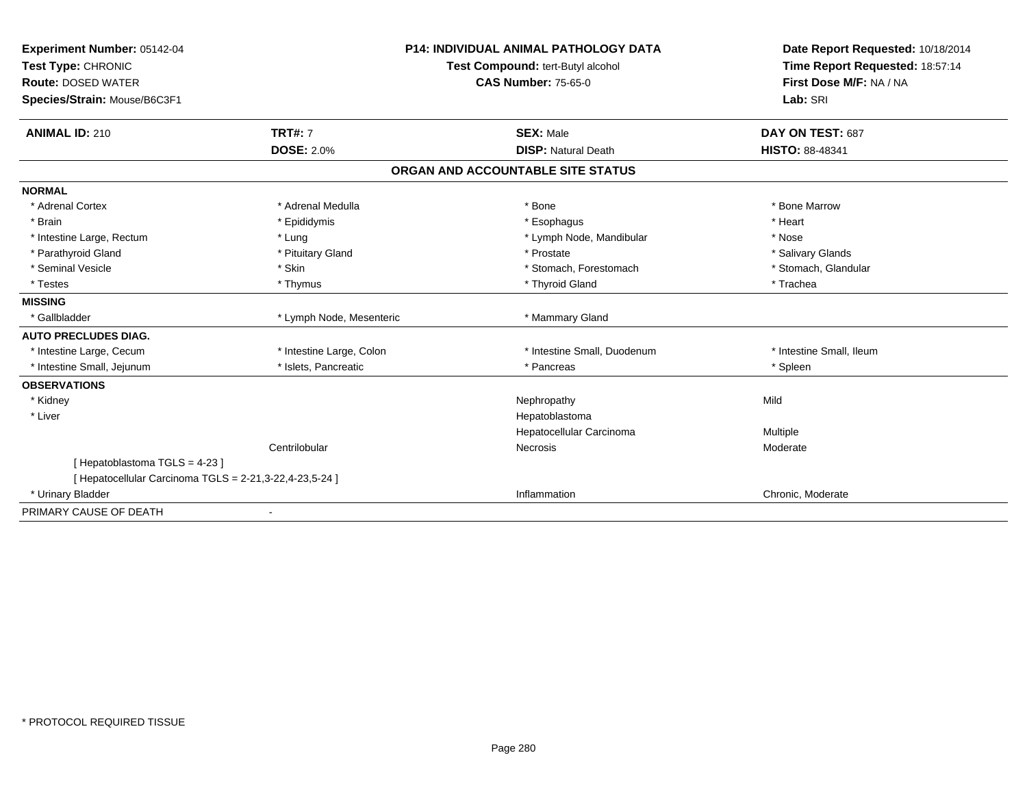**Experiment Number:** 05142-04
**Test Type:** CHRONIC
**Route:** DOSED WATER
**Species/Strain:** Mouse/B6C3F1

**P14: INDIVIDUAL ANIMAL PATHOLOGY DATA**
**Test Compound:** tert-Butyl alcohol
**CAS Number:** 75-65-0

**Date Report Requested:** 10/18/2014
**Time Report Requested:** 18:57:14
**First Dose M/F:** NA / NA
**Lab:** SRI

| **ANIMAL ID:** 210 | **TRT#:** 7 | **SEX:** Male | **DAY ON TEST:** 687 |
|---|---|---|---|
| | **DOSE:** 2.0% | **DISP:** Natural Death | **HISTO:** 88-48341 |

**ORGAN AND ACCOUNTABLE SITE STATUS**

| | | | |
|---|---|---|---|
| **NORMAL** | | | |
| * Adrenal Cortex | * Adrenal Medulla | * Bone | * Bone Marrow |
| * Brain | * Epididymis | * Esophagus | * Heart |
| * Intestine Large, Rectum | * Lung | * Lymph Node, Mandibular | * Nose |
| * Parathyroid Gland | * Pituitary Gland | * Prostate | * Salivary Glands |
| * Seminal Vesicle | * Skin | * Stomach, Forestomach | * Stomach, Glandular |
| * Testes | * Thymus | * Thyroid Gland | * Trachea |
| **MISSING** | | | |
| * Gallbladder | * Lymph Node, Mesenteric | * Mammary Gland | |
| **AUTO PRECLUDES DIAG.** | | | |
| * Intestine Large, Cecum | * Intestine Large, Colon | * Intestine Small, Duodenum | * Intestine Small, Ileum |
| * Intestine Small, Jejunum | * Islets, Pancreatic | * Pancreas | * Spleen |
| **OBSERVATIONS** | | | |
| * Kidney | | Nephropathy | Mild |
| * Liver | | Hepatoblastoma | |
| | | Hepatocellular Carcinoma | Multiple |
| | Centrilobular | Necrosis | Moderate |
| [ Hepatoblastoma TGLS = 4-23 ] | | | |
| [ Hepatocellular Carcinoma TGLS = 2-21,3-22,4-23,5-24 ] | | | |
| * Urinary Bladder | | Inflammation | Chronic, Moderate |
| PRIMARY CAUSE OF DEATH | - | | |

* PROTOCOL REQUIRED TISSUE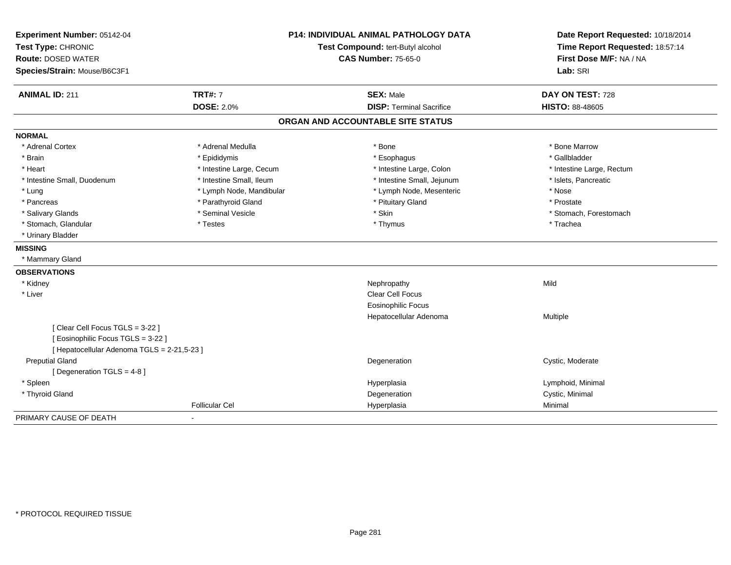**Experiment Number:** 05142-04
**Test Type:** CHRONIC
**Route:** DOSED WATER
**Species/Strain:** Mouse/B6C3F1

**P14: INDIVIDUAL ANIMAL PATHOLOGY DATA**
**Test Compound:** tert-Butyl alcohol
**CAS Number:** 75-65-0

**Date Report Requested:** 10/18/2014
**Time Report Requested:** 18:57:14
**First Dose M/F:** NA / NA
**Lab:** SRI

| **ANIMAL ID:** 211 | **TRT#:** 7 | **SEX:** Male | **DAY ON TEST:** 728 |
|---|---|---|---|
| | **DOSE:** 2.0% | **DISP:** Terminal Sacrifice | **HISTO:** 88-48605 |

## ORGAN AND ACCOUNTABLE SITE STATUS

**NORMAL**

| | | | |
|---|---|---|---|
| * Adrenal Cortex | * Adrenal Medulla | * Bone | * Bone Marrow |
| * Brain | * Epididymis | * Esophagus | * Gallbladder |
| * Heart | * Intestine Large, Cecum | * Intestine Large, Colon | * Intestine Large, Rectum |
| * Intestine Small, Duodenum | * Intestine Small, Ileum | * Intestine Small, Jejunum | * Islets, Pancreatic |
| * Lung | * Lymph Node, Mandibular | * Lymph Node, Mesenteric | * Nose |
| * Pancreas | * Parathyroid Gland | * Pituitary Gland | * Prostate |
| * Salivary Glands | * Seminal Vesicle | * Skin | * Stomach, Forestomach |
| * Stomach, Glandular | * Testes | * Thymus | * Trachea |
| * Urinary Bladder | | | |

**MISSING**

* Mammary Gland

**OBSERVATIONS**

| | | | |
|---|---|---|---|
| * Kidney | | Nephropathy | Mild |
| * Liver | | Clear Cell Focus | |
| | | Eosinophilic Focus | |
| | | Hepatocellular Adenoma | Multiple |
| [ Clear Cell Focus TGLS = 3-22 ] | | | |
| [ Eosinophilic Focus TGLS = 3-22 ] | | | |
| [ Hepatocellular Adenoma TGLS = 2-21,5-23 ] | | | |
| Preputial Gland | | Degeneration | Cystic, Moderate |
| [ Degeneration TGLS = 4-8 ] | | | |
| * Spleen | | Hyperplasia | Lymphoid, Minimal |
| * Thyroid Gland | | Degeneration | Cystic, Minimal |
| | Follicular Cel | Hyperplasia | Minimal |

PRIMARY CAUSE OF DEATH -

\* PROTOCOL REQUIRED TISSUE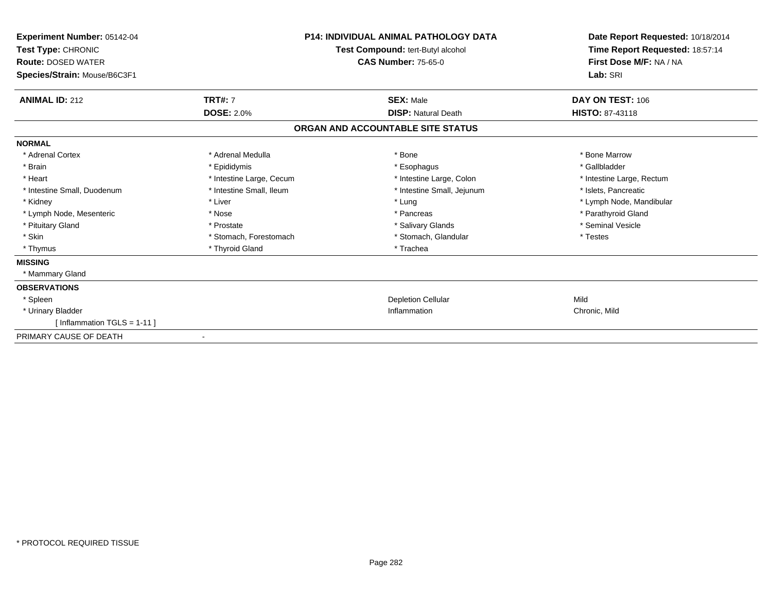**Experiment Number:** 05142-04
**Test Type:** CHRONIC
**Route:** DOSED WATER
**Species/Strain:** Mouse/B6C3F1

**P14: INDIVIDUAL ANIMAL PATHOLOGY DATA**
**Test Compound:** tert-Butyl alcohol
**CAS Number:** 75-65-0

**Date Report Requested:** 10/18/2014
**Time Report Requested:** 18:57:14
**First Dose M/F:** NA / NA
**Lab:** SRI

| **ANIMAL ID:** 212 | **TRT#:** 7 | **SEX:** Male | **DAY ON TEST:** 106 |
|---|---|---|---|
| | **DOSE:** 2.0% | **DISP:** Natural Death | **HISTO:** 87-43118 |

## ORGAN AND ACCOUNTABLE SITE STATUS

**NORMAL**

| | | | |
|---|---|---|---|
| * Adrenal Cortex | * Adrenal Medulla | * Bone | * Bone Marrow |
| * Brain | * Epididymis | * Esophagus | * Gallbladder |
| * Heart | * Intestine Large, Cecum | * Intestine Large, Colon | * Intestine Large, Rectum |
| * Intestine Small, Duodenum | * Intestine Small, Ileum | * Intestine Small, Jejunum | * Islets, Pancreatic |
| * Kidney | * Liver | * Lung | * Lymph Node, Mandibular |
| * Lymph Node, Mesenteric | * Nose | * Pancreas | * Parathyroid Gland |
| * Pituitary Gland | * Prostate | * Salivary Glands | * Seminal Vesicle |
| * Skin | * Stomach, Forestomach | * Stomach, Glandular | * Testes |
| * Thymus | * Thyroid Gland | * Trachea | |

**MISSING**

* Mammary Gland

**OBSERVATIONS**

| | | |
|---|---|---|
| * Spleen | Depletion Cellular | Mild |
| * Urinary Bladder | Inflammation | Chronic, Mild |
| [ Inflammation TGLS = 1-11 ] | | |

PRIMARY CAUSE OF DEATH -

* PROTOCOL REQUIRED TISSUE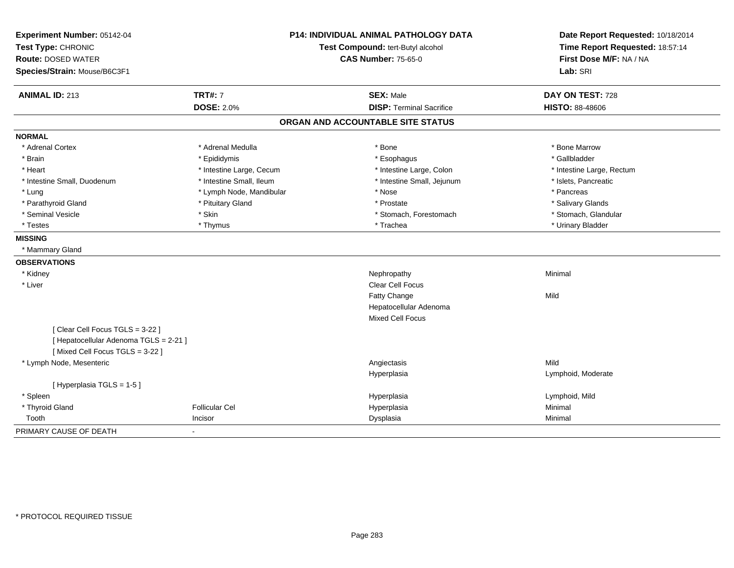**Experiment Number:** 05142-04
**Test Type:** CHRONIC
**Route:** DOSED WATER
**Species/Strain:** Mouse/B6C3F1

**P14: INDIVIDUAL ANIMAL PATHOLOGY DATA**
**Test Compound:** tert-Butyl alcohol
**CAS Number:** 75-65-0

**Date Report Requested:** 10/18/2014
**Time Report Requested:** 18:57:14
**First Dose M/F:** NA / NA
**Lab:** SRI

| **ANIMAL ID:** 213 | **TRT#:** 7 | **SEX:** Male | **DAY ON TEST:** 728 |
|---|---|---|---|
| | **DOSE:** 2.0% | **DISP:** Terminal Sacrifice | **HISTO:** 88-48606 |

## ORGAN AND ACCOUNTABLE SITE STATUS

**NORMAL**

| | | | |
|---|---|---|---|
| * Adrenal Cortex | * Adrenal Medulla | * Bone | * Bone Marrow |
| * Brain | * Epididymis | * Esophagus | * Gallbladder |
| * Heart | * Intestine Large, Cecum | * Intestine Large, Colon | * Intestine Large, Rectum |
| * Intestine Small, Duodenum | * Intestine Small, Ileum | * Intestine Small, Jejunum | * Islets, Pancreatic |
| * Lung | * Lymph Node, Mandibular | * Nose | * Pancreas |
| * Parathyroid Gland | * Pituitary Gland | * Prostate | * Salivary Glands |
| * Seminal Vesicle | * Skin | * Stomach, Forestomach | * Stomach, Glandular |
| * Testes | * Thymus | * Trachea | * Urinary Bladder |

**MISSING**

* Mammary Gland

**OBSERVATIONS**

| | | | |
|---|---|---|---|
| * Kidney | | Nephropathy | Minimal |
| * Liver | | Clear Cell Focus | |
| | | Fatty Change | Mild |
| | | Hepatocellular Adenoma | |
| | | Mixed Cell Focus | |
| [ Clear Cell Focus TGLS = 3-22 ] | | | |
| [ Hepatocellular Adenoma TGLS = 2-21 ] | | | |
| [ Mixed Cell Focus TGLS = 3-22 ] | | | |
| * Lymph Node, Mesenteric | | Angiectasis | Mild |
| | | Hyperplasia | Lymphoid, Moderate |
| [ Hyperplasia TGLS = 1-5 ] | | | |
| * Spleen | | Hyperplasia | Lymphoid, Mild |
| * Thyroid Gland | Follicular Cel | Hyperplasia | Minimal |
| Tooth | Incisor | Dysplasia | Minimal |

PRIMARY CAUSE OF DEATH -

* PROTOCOL REQUIRED TISSUE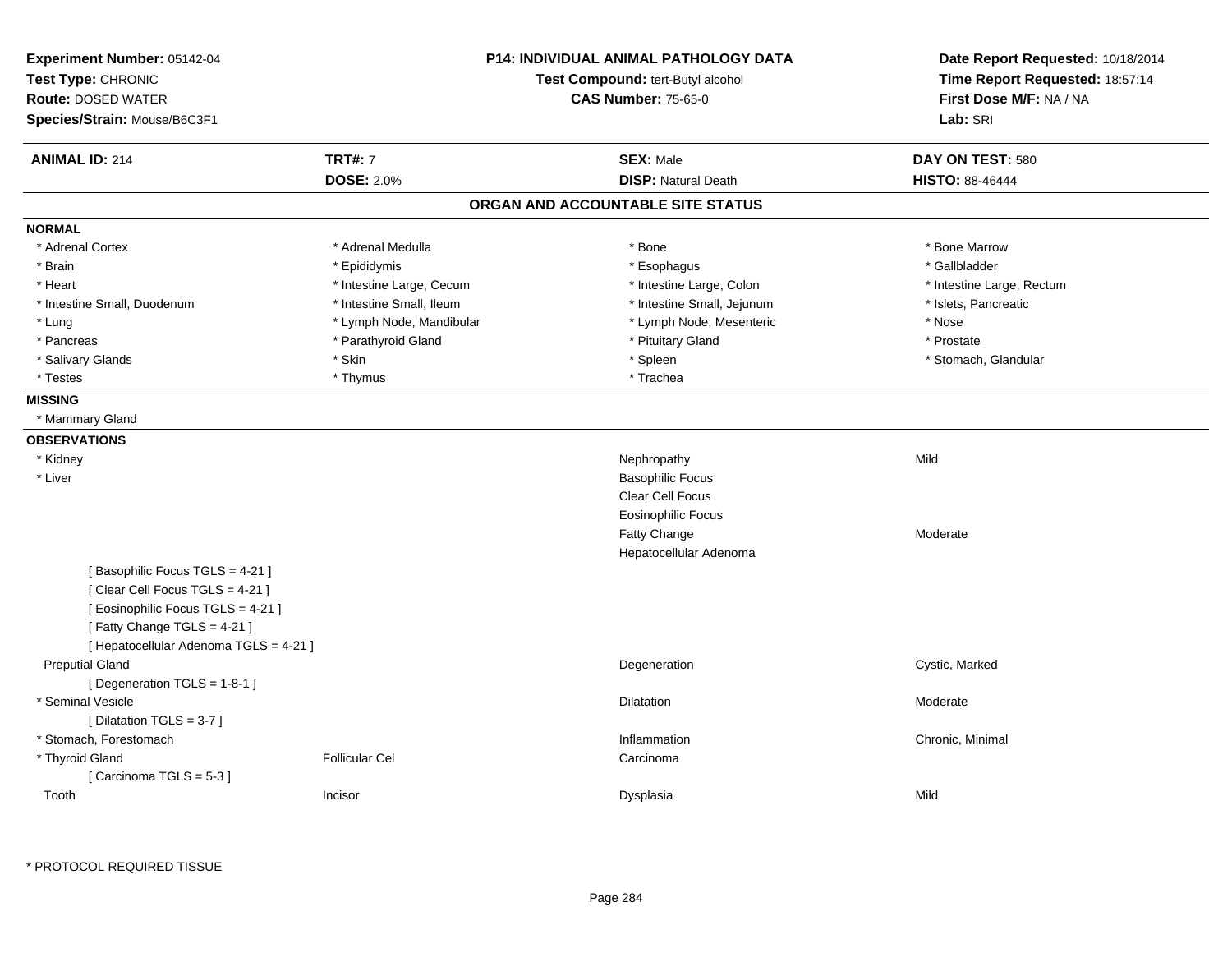**Experiment Number:** 05142-04
**Test Type:** CHRONIC
**Route:** DOSED WATER
**Species/Strain:** Mouse/B6C3F1

**P14: INDIVIDUAL ANIMAL PATHOLOGY DATA**
**Test Compound:** tert-Butyl alcohol
**CAS Number:** 75-65-0

**Date Report Requested:** 10/18/2014
**Time Report Requested:** 18:57:14
**First Dose M/F:** NA / NA
**Lab:** SRI

| **ANIMAL ID:** 214 | **TRT#:** 7 | **SEX:** Male | **DAY ON TEST:** 580 |
|---|---|---|---|
| | **DOSE:** 2.0% | **DISP:** Natural Death | **HISTO:** 88-46444 |

## ORGAN AND ACCOUNTABLE SITE STATUS

**NORMAL**

| | | | |
|---|---|---|---|
| * Adrenal Cortex | * Adrenal Medulla | * Bone | * Bone Marrow |
| * Brain | * Epididymis | * Esophagus | * Gallbladder |
| * Heart | * Intestine Large, Cecum | * Intestine Large, Colon | * Intestine Large, Rectum |
| * Intestine Small, Duodenum | * Intestine Small, Ileum | * Intestine Small, Jejunum | * Islets, Pancreatic |
| * Lung | * Lymph Node, Mandibular | * Lymph Node, Mesenteric | * Nose |
| * Pancreas | * Parathyroid Gland | * Pituitary Gland | * Prostate |
| * Salivary Glands | * Skin | * Spleen | * Stomach, Glandular |
| * Testes | * Thymus | * Trachea | |

**MISSING**

* Mammary Gland

**OBSERVATIONS**

| | | | |
|---|---|---|---|
| * Kidney | | Nephropathy | Mild |
| * Liver | | Basophilic Focus | |
| | | Clear Cell Focus | |
| | | Eosinophilic Focus | |
| | | Fatty Change | Moderate |
| | | Hepatocellular Adenoma | |
| [ Basophilic Focus TGLS = 4-21 ] | | | |
| [ Clear Cell Focus TGLS = 4-21 ] | | | |
| [ Eosinophilic Focus TGLS = 4-21 ] | | | |
| [ Fatty Change TGLS = 4-21 ] | | | |
| [ Hepatocellular Adenoma TGLS = 4-21 ] | | | |
| Preputial Gland | | Degeneration | Cystic, Marked |
| [ Degeneration TGLS = 1-8-1 ] | | | |
| * Seminal Vesicle | | Dilatation | Moderate |
| [ Dilatation TGLS = 3-7 ] | | | |
| * Stomach, Forestomach | | Inflammation | Chronic, Minimal |
| * Thyroid Gland | Follicular Cel | Carcinoma | |
| [ Carcinoma TGLS = 5-3 ] | | | |
| Tooth | Incisor | Dysplasia | Mild |

\* PROTOCOL REQUIRED TISSUE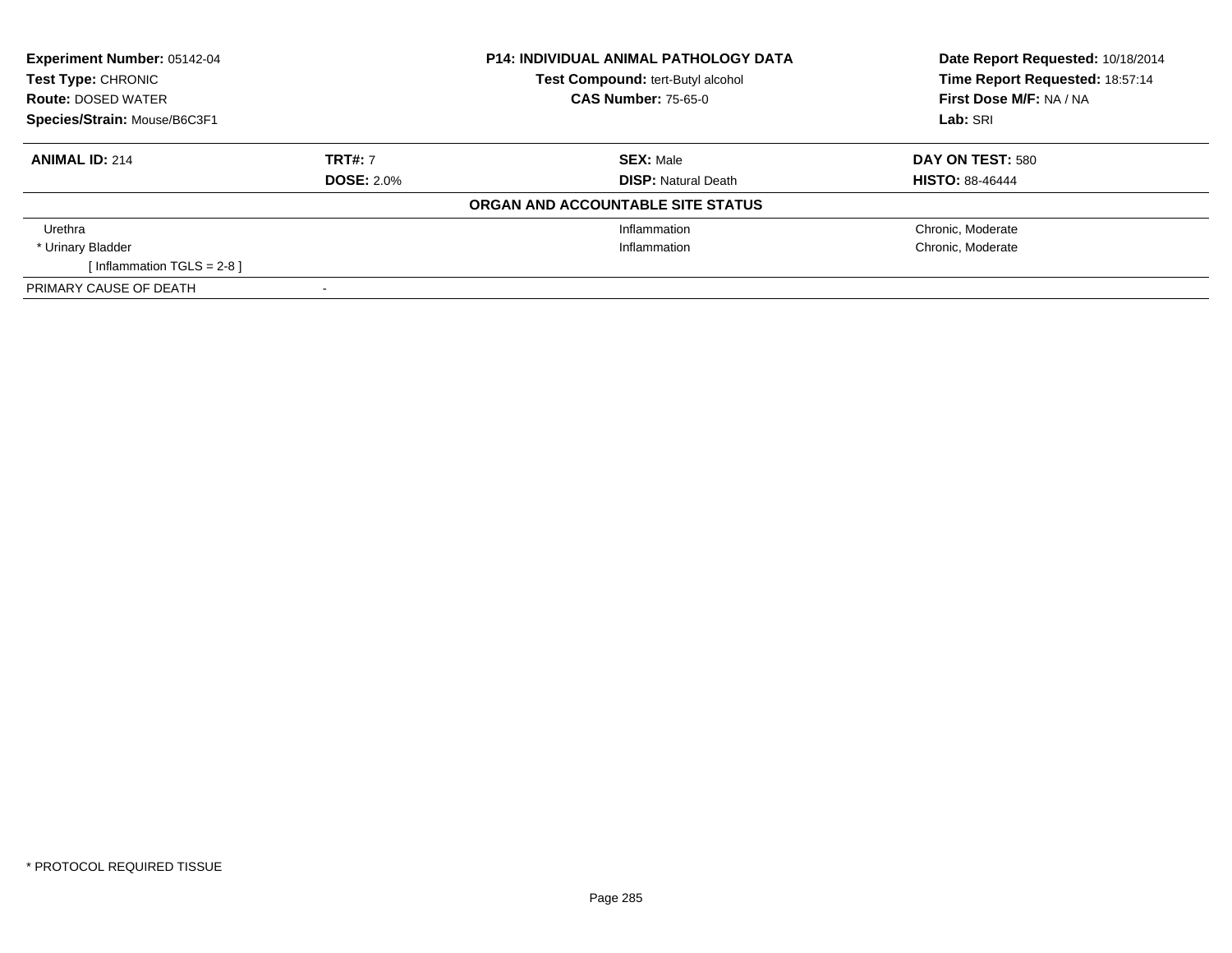**Experiment Number:** 05142-04
**Test Type:** CHRONIC
**Route:** DOSED WATER
**Species/Strain:** Mouse/B6C3F1

**P14: INDIVIDUAL ANIMAL PATHOLOGY DATA**
**Test Compound:** tert-Butyl alcohol
**CAS Number:** 75-65-0

**Date Report Requested:** 10/18/2014
**Time Report Requested:** 18:57:14
**First Dose M/F:** NA / NA
**Lab:** SRI

| **ANIMAL ID:** 214 | **TRT#:** 7 | **SEX:** Male | **DAY ON TEST:** 580 |
|---|---|---|---|
| | **DOSE:** 2.0% | **DISP:** Natural Death | **HISTO:** 88-46444 |

**ORGAN AND ACCOUNTABLE SITE STATUS**

| | | | |
|---|---|---|---|
| Urethra | | Inflammation | Chronic, Moderate |
| * Urinary Bladder | | Inflammation | Chronic, Moderate |
| [ Inflammation TGLS = 2-8 ] | | | |
| PRIMARY CAUSE OF DEATH | - | | |

* PROTOCOL REQUIRED TISSUE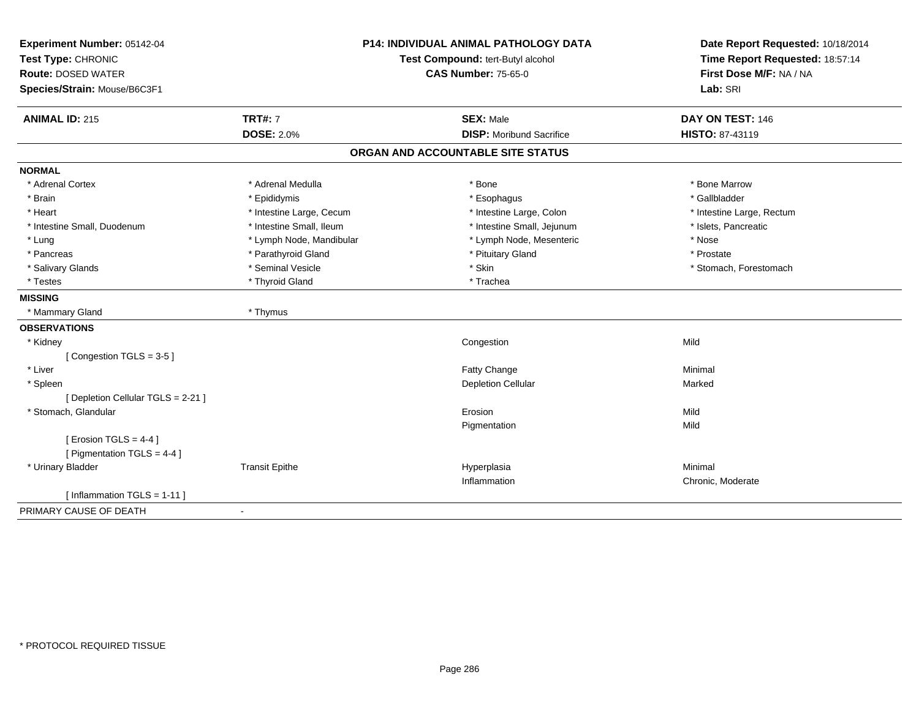**Experiment Number:** 05142-04
**Test Type:** CHRONIC
**Route:** DOSED WATER
**Species/Strain:** Mouse/B6C3F1

**P14: INDIVIDUAL ANIMAL PATHOLOGY DATA**
**Test Compound:** tert-Butyl alcohol
**CAS Number:** 75-65-0

**Date Report Requested:** 10/18/2014
**Time Report Requested:** 18:57:14
**First Dose M/F:** NA / NA
**Lab:** SRI

| **ANIMAL ID:** 215 | **TRT#:** 7 | **SEX:** Male | **DAY ON TEST:** 146 |
|---|---|---|---|
| | **DOSE:** 2.0% | **DISP:** Moribund Sacrifice | **HISTO:** 87-43119 |

## ORGAN AND ACCOUNTABLE SITE STATUS

**NORMAL**

| | | | |
|---|---|---|---|
| * Adrenal Cortex | * Adrenal Medulla | * Bone | * Bone Marrow |
| * Brain | * Epididymis | * Esophagus | * Gallbladder |
| * Heart | * Intestine Large, Cecum | * Intestine Large, Colon | * Intestine Large, Rectum |
| * Intestine Small, Duodenum | * Intestine Small, Ileum | * Intestine Small, Jejunum | * Islets, Pancreatic |
| * Lung | * Lymph Node, Mandibular | * Lymph Node, Mesenteric | * Nose |
| * Pancreas | * Parathyroid Gland | * Pituitary Gland | * Prostate |
| * Salivary Glands | * Seminal Vesicle | * Skin | * Stomach, Forestomach |
| * Testes | * Thyroid Gland | * Trachea | |

**MISSING**

| | |
|---|---|
| * Mammary Gland | * Thymus |

**OBSERVATIONS**

| | | | |
|---|---|---|---|
| * Kidney | | Congestion | Mild |
| [ Congestion TGLS = 3-5 ] | | | |
| * Liver | | Fatty Change | Minimal |
| * Spleen | | Depletion Cellular | Marked |
| [ Depletion Cellular TGLS = 2-21 ] | | | |
| * Stomach, Glandular | | Erosion | Mild |
| | | Pigmentation | Mild |
| [ Erosion TGLS = 4-4 ] | | | |
| [ Pigmentation TGLS = 4-4 ] | | | |
| * Urinary Bladder | Transit Epithe | Hyperplasia | Minimal |
| | | Inflammation | Chronic, Moderate |
| [ Inflammation TGLS = 1-11 ] | | | |

PRIMARY CAUSE OF DEATH -

* PROTOCOL REQUIRED TISSUE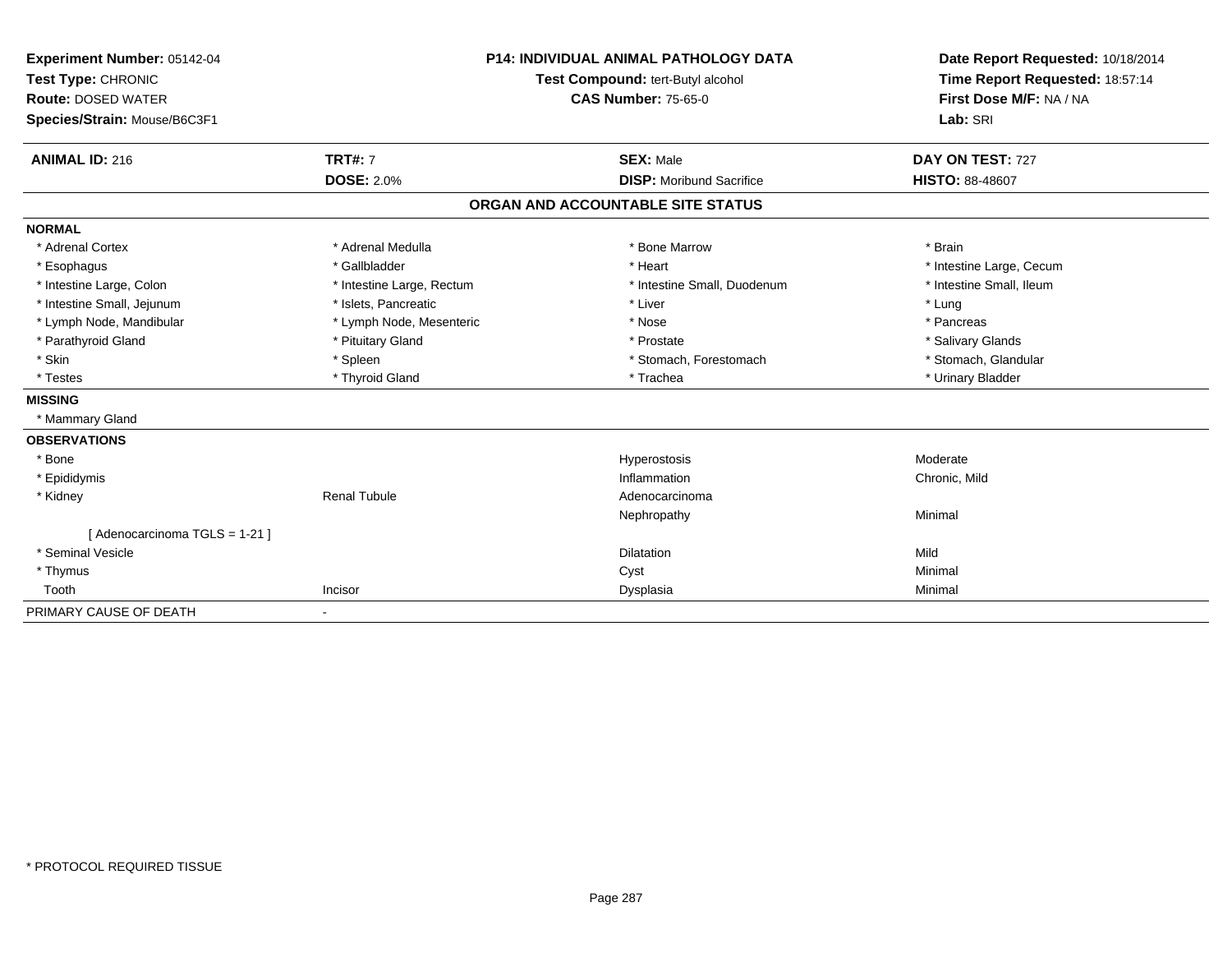**Experiment Number:** 05142-04
**Test Type:** CHRONIC
**Route:** DOSED WATER
**Species/Strain:** Mouse/B6C3F1

**P14: INDIVIDUAL ANIMAL PATHOLOGY DATA**
**Test Compound:** tert-Butyl alcohol
**CAS Number:** 75-65-0

**Date Report Requested:** 10/18/2014
**Time Report Requested:** 18:57:14
**First Dose M/F:** NA / NA
**Lab:** SRI

| **ANIMAL ID:** 216 | **TRT#:** 7 | **SEX:** Male | **DAY ON TEST:** 727 |
|---|---|---|---|
| | **DOSE:** 2.0% | **DISP:** Moribund Sacrifice | **HISTO:** 88-48607 |

## ORGAN AND ACCOUNTABLE SITE STATUS

**NORMAL**

| | | | |
|---|---|---|---|
| * Adrenal Cortex | * Adrenal Medulla | * Bone Marrow | * Brain |
| * Esophagus | * Gallbladder | * Heart | * Intestine Large, Cecum |
| * Intestine Large, Colon | * Intestine Large, Rectum | * Intestine Small, Duodenum | * Intestine Small, Ileum |
| * Intestine Small, Jejunum | * Islets, Pancreatic | * Liver | * Lung |
| * Lymph Node, Mandibular | * Lymph Node, Mesenteric | * Nose | * Pancreas |
| * Parathyroid Gland | * Pituitary Gland | * Prostate | * Salivary Glands |
| * Skin | * Spleen | * Stomach, Forestomach | * Stomach, Glandular |
| * Testes | * Thyroid Gland | * Trachea | * Urinary Bladder |

**MISSING**

* Mammary Gland

**OBSERVATIONS**

| | | | |
|---|---|---|---|
| * Bone | | Hyperostosis | Moderate |
| * Epididymis | | Inflammation | Chronic, Mild |
| * Kidney | Renal Tubule | Adenocarcinoma | |
| | | Nephropathy | Minimal |
| [ Adenocarcinoma TGLS = 1-21 ] | | | |
| * Seminal Vesicle | | Dilatation | Mild |
| * Thymus | | Cyst | Minimal |
| Tooth | Incisor | Dysplasia | Minimal |

PRIMARY CAUSE OF DEATH -

* PROTOCOL REQUIRED TISSUE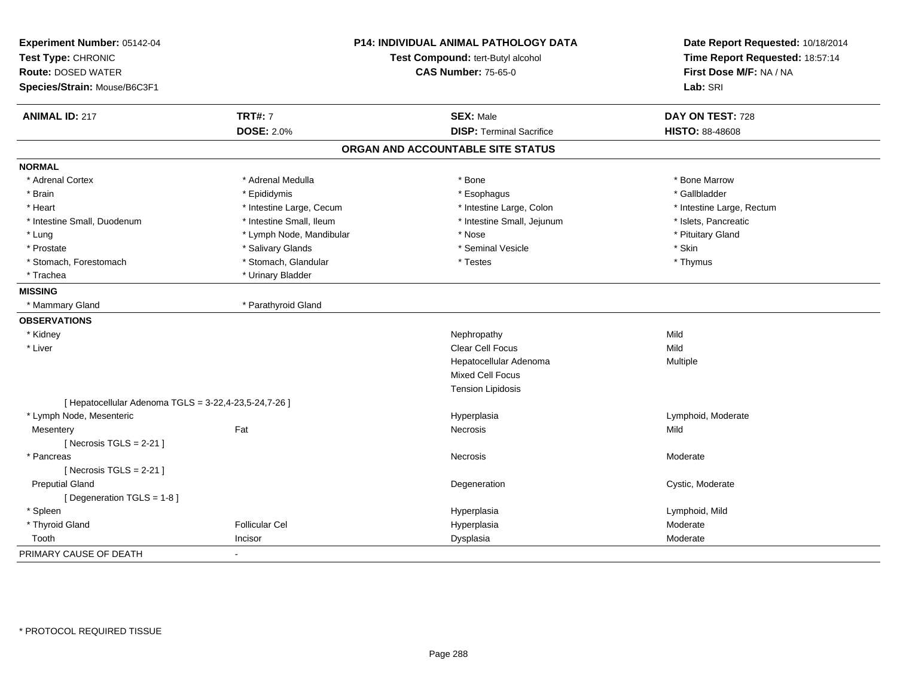**Experiment Number:** 05142-04
**Test Type:** CHRONIC
**Route:** DOSED WATER
**Species/Strain:** Mouse/B6C3F1

**P14: INDIVIDUAL ANIMAL PATHOLOGY DATA**
**Test Compound:** tert-Butyl alcohol
**CAS Number:** 75-65-0

**Date Report Requested:** 10/18/2014
**Time Report Requested:** 18:57:14
**First Dose M/F:** NA / NA
**Lab:** SRI

| **ANIMAL ID:** 217 | **TRT#:** 7 | **SEX:** Male | **DAY ON TEST:** 728 |
|---|---|---|---|
| | **DOSE:** 2.0% | **DISP:** Terminal Sacrifice | **HISTO:** 88-48608 |

## ORGAN AND ACCOUNTABLE SITE STATUS

**NORMAL**

| | | | |
|---|---|---|---|
| * Adrenal Cortex | * Adrenal Medulla | * Bone | * Bone Marrow |
| * Brain | * Epididymis | * Esophagus | * Gallbladder |
| * Heart | * Intestine Large, Cecum | * Intestine Large, Colon | * Intestine Large, Rectum |
| * Intestine Small, Duodenum | * Intestine Small, Ileum | * Intestine Small, Jejunum | * Islets, Pancreatic |
| * Lung | * Lymph Node, Mandibular | * Nose | * Pituitary Gland |
| * Prostate | * Salivary Glands | * Seminal Vesicle | * Skin |
| * Stomach, Forestomach | * Stomach, Glandular | * Testes | * Thymus |
| * Trachea | * Urinary Bladder | | |

**MISSING**

| | |
|---|---|
| * Mammary Gland | * Parathyroid Gland |

**OBSERVATIONS**

| | | | |
|---|---|---|---|
| * Kidney | | Nephropathy | Mild |
| * Liver | | Clear Cell Focus | Mild |
| | | Hepatocellular Adenoma | Multiple |
| | | Mixed Cell Focus | |
| | | Tension Lipidosis | |
| [ Hepatocellular Adenoma TGLS = 3-22,4-23,5-24,7-26 ] | | | |
| * Lymph Node, Mesenteric | | Hyperplasia | Lymphoid, Moderate |
| Mesentery | Fat | Necrosis | Mild |
| [ Necrosis TGLS = 2-21 ] | | | |
| * Pancreas | | Necrosis | Moderate |
| [ Necrosis TGLS = 2-21 ] | | | |
| Preputial Gland | | Degeneration | Cystic, Moderate |
| [ Degeneration TGLS = 1-8 ] | | | |
| * Spleen | | Hyperplasia | Lymphoid, Mild |
| * Thyroid Gland | Follicular Cel | Hyperplasia | Moderate |
| Tooth | Incisor | Dysplasia | Moderate |

PRIMARY CAUSE OF DEATH -

* PROTOCOL REQUIRED TISSUE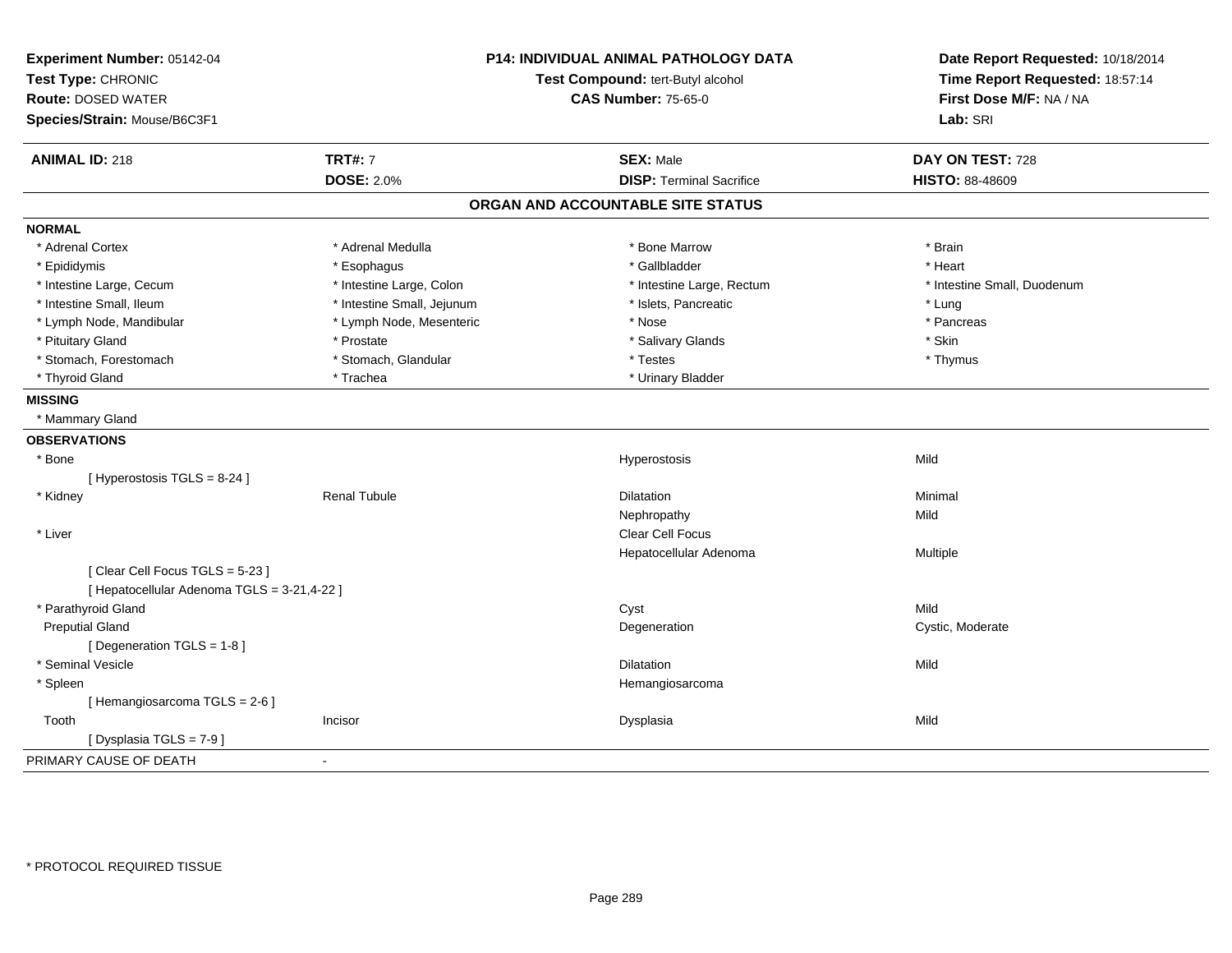**Experiment Number:** 05142-04
**Test Type:** CHRONIC
**Route:** DOSED WATER
**Species/Strain:** Mouse/B6C3F1

**P14: INDIVIDUAL ANIMAL PATHOLOGY DATA**
**Test Compound:** tert-Butyl alcohol
**CAS Number:** 75-65-0

**Date Report Requested:** 10/18/2014
**Time Report Requested:** 18:57:14
**First Dose M/F:** NA / NA
**Lab:** SRI

| **ANIMAL ID:** 218 | **TRT#:** 7 | **SEX:** Male | **DAY ON TEST:** 728 |
|---|---|---|---|
| | **DOSE:** 2.0% | **DISP:** Terminal Sacrifice | **HISTO:** 88-48609 |

## ORGAN AND ACCOUNTABLE SITE STATUS

**NORMAL**

| | | | |
|---|---|---|---|
| * Adrenal Cortex | * Adrenal Medulla | * Bone Marrow | * Brain |
| * Epididymis | * Esophagus | * Gallbladder | * Heart |
| * Intestine Large, Cecum | * Intestine Large, Colon | * Intestine Large, Rectum | * Intestine Small, Duodenum |
| * Intestine Small, Ileum | * Intestine Small, Jejunum | * Islets, Pancreatic | * Lung |
| * Lymph Node, Mandibular | * Lymph Node, Mesenteric | * Nose | * Pancreas |
| * Pituitary Gland | * Prostate | * Salivary Glands | * Skin |
| * Stomach, Forestomach | * Stomach, Glandular | * Testes | * Thymus |
| * Thyroid Gland | * Trachea | * Urinary Bladder | |

**MISSING**

* Mammary Gland

**OBSERVATIONS**

| | | | |
|---|---|---|---|
| * Bone | | Hyperostosis | Mild |
| [ Hyperostosis TGLS = 8-24 ] | | | |
| * Kidney | Renal Tubule | Dilatation | Minimal |
| | | Nephropathy | Mild |
| * Liver | | Clear Cell Focus | |
| | | Hepatocellular Adenoma | Multiple |
| [ Clear Cell Focus TGLS = 5-23 ] | | | |
| [ Hepatocellular Adenoma TGLS = 3-21,4-22 ] | | | |
| * Parathyroid Gland | | Cyst | Mild |
| Preputial Gland | | Degeneration | Cystic, Moderate |
| [ Degeneration TGLS = 1-8 ] | | | |
| * Seminal Vesicle | | Dilatation | Mild |
| * Spleen | | Hemangiosarcoma | |
| [ Hemangiosarcoma TGLS = 2-6 ] | | | |
| Tooth | Incisor | Dysplasia | Mild |
| [ Dysplasia TGLS = 7-9 ] | | | |

PRIMARY CAUSE OF DEATH -

* PROTOCOL REQUIRED TISSUE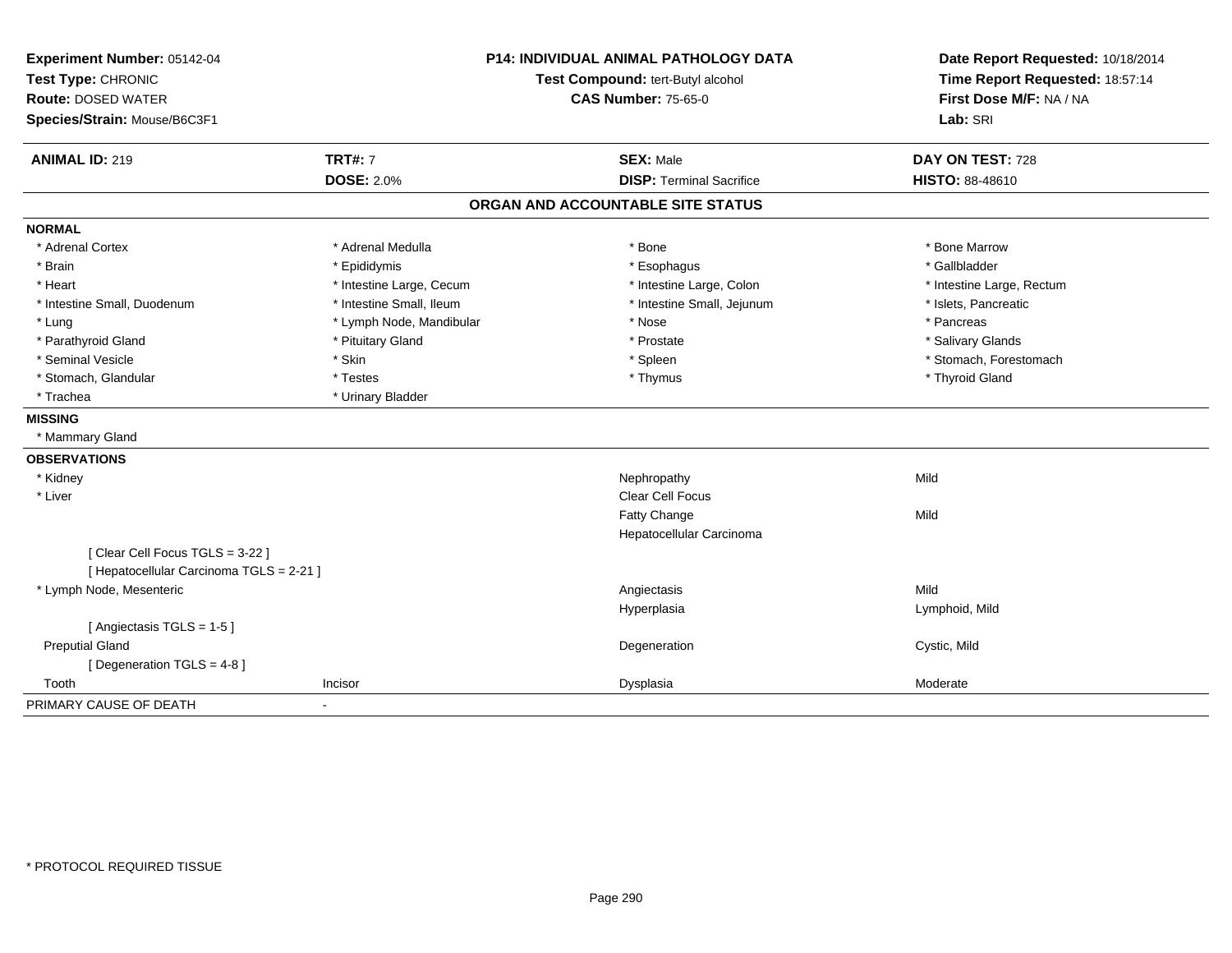**Experiment Number:** 05142-04
**Test Type:** CHRONIC
**Route:** DOSED WATER
**Species/Strain:** Mouse/B6C3F1

**P14: INDIVIDUAL ANIMAL PATHOLOGY DATA**
**Test Compound:** tert-Butyl alcohol
**CAS Number:** 75-65-0

**Date Report Requested:** 10/18/2014
**Time Report Requested:** 18:57:14
**First Dose M/F:** NA / NA
**Lab:** SRI

| **ANIMAL ID:** 219 | **TRT#:** 7 | **SEX:** Male | **DAY ON TEST:** 728 |
|---|---|---|---|
| | **DOSE:** 2.0% | **DISP:** Terminal Sacrifice | **HISTO:** 88-48610 |

## ORGAN AND ACCOUNTABLE SITE STATUS

**NORMAL**

| | | | |
|---|---|---|---|
| * Adrenal Cortex | * Adrenal Medulla | * Bone | * Bone Marrow |
| * Brain | * Epididymis | * Esophagus | * Gallbladder |
| * Heart | * Intestine Large, Cecum | * Intestine Large, Colon | * Intestine Large, Rectum |
| * Intestine Small, Duodenum | * Intestine Small, Ileum | * Intestine Small, Jejunum | * Islets, Pancreatic |
| * Lung | * Lymph Node, Mandibular | * Nose | * Pancreas |
| * Parathyroid Gland | * Pituitary Gland | * Prostate | * Salivary Glands |
| * Seminal Vesicle | * Skin | * Spleen | * Stomach, Forestomach |
| * Stomach, Glandular | * Testes | * Thymus | * Thyroid Gland |
| * Trachea | * Urinary Bladder | | |

**MISSING**

* Mammary Gland

**OBSERVATIONS**

| | | | |
|---|---|---|---|
| * Kidney | | Nephropathy | Mild |
| * Liver | | Clear Cell Focus | |
| | | Fatty Change | Mild |
| | | Hepatocellular Carcinoma | |
| [ Clear Cell Focus TGLS = 3-22 ] | | | |
| [ Hepatocellular Carcinoma TGLS = 2-21 ] | | | |
| * Lymph Node, Mesenteric | | Angiectasis | Mild |
| | | Hyperplasia | Lymphoid, Mild |
| [ Angiectasis TGLS = 1-5 ] | | | |
| Preputial Gland | | Degeneration | Cystic, Mild |
| [ Degeneration TGLS = 4-8 ] | | | |
| Tooth | Incisor | Dysplasia | Moderate |

PRIMARY CAUSE OF DEATH -

* PROTOCOL REQUIRED TISSUE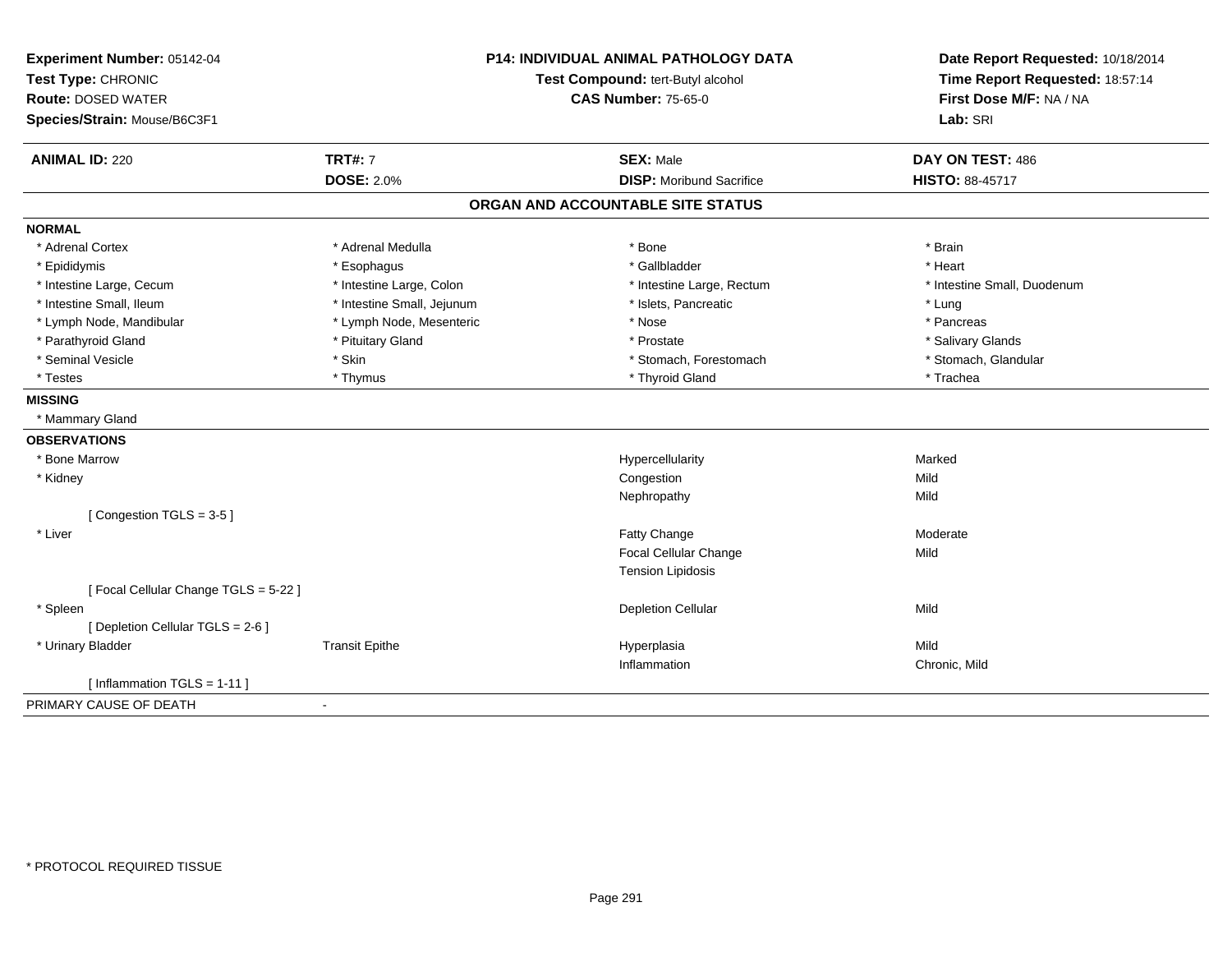**Experiment Number:** 05142-04
**Test Type:** CHRONIC
**Route:** DOSED WATER
**Species/Strain:** Mouse/B6C3F1

**P14: INDIVIDUAL ANIMAL PATHOLOGY DATA**
**Test Compound:** tert-Butyl alcohol
**CAS Number:** 75-65-0

**Date Report Requested:** 10/18/2014
**Time Report Requested:** 18:57:14
**First Dose M/F:** NA / NA
**Lab:** SRI

| **ANIMAL ID:** 220 | **TRT#:** 7 | **SEX:** Male | **DAY ON TEST:** 486 |
|---|---|---|---|
| | **DOSE:** 2.0% | **DISP:** Moribund Sacrifice | **HISTO:** 88-45717 |

## ORGAN AND ACCOUNTABLE SITE STATUS

**NORMAL**

| | | | |
|---|---|---|---|
| * Adrenal Cortex | * Adrenal Medulla | * Bone | * Brain |
| * Epididymis | * Esophagus | * Gallbladder | * Heart |
| * Intestine Large, Cecum | * Intestine Large, Colon | * Intestine Large, Rectum | * Intestine Small, Duodenum |
| * Intestine Small, Ileum | * Intestine Small, Jejunum | * Islets, Pancreatic | * Lung |
| * Lymph Node, Mandibular | * Lymph Node, Mesenteric | * Nose | * Pancreas |
| * Parathyroid Gland | * Pituitary Gland | * Prostate | * Salivary Glands |
| * Seminal Vesicle | * Skin | * Stomach, Forestomach | * Stomach, Glandular |
| * Testes | * Thymus | * Thyroid Gland | * Trachea |

**MISSING**

* Mammary Gland

**OBSERVATIONS**

| | | | |
|---|---|---|---|
| * Bone Marrow | | Hypercellularity | Marked |
| * Kidney | | Congestion | Mild |
| | | Nephropathy | Mild |
| [ Congestion TGLS = 3-5 ] | | | |
| * Liver | | Fatty Change | Moderate |
| | | Focal Cellular Change | Mild |
| | | Tension Lipidosis | |
| [ Focal Cellular Change TGLS = 5-22 ] | | | |
| * Spleen | | Depletion Cellular | Mild |
| [ Depletion Cellular TGLS = 2-6 ] | | | |
| * Urinary Bladder | Transit Epithe | Hyperplasia | Mild |
| | | Inflammation | Chronic, Mild |
| [ Inflammation TGLS = 1-11 ] | | | |

PRIMARY CAUSE OF DEATH -

* PROTOCOL REQUIRED TISSUE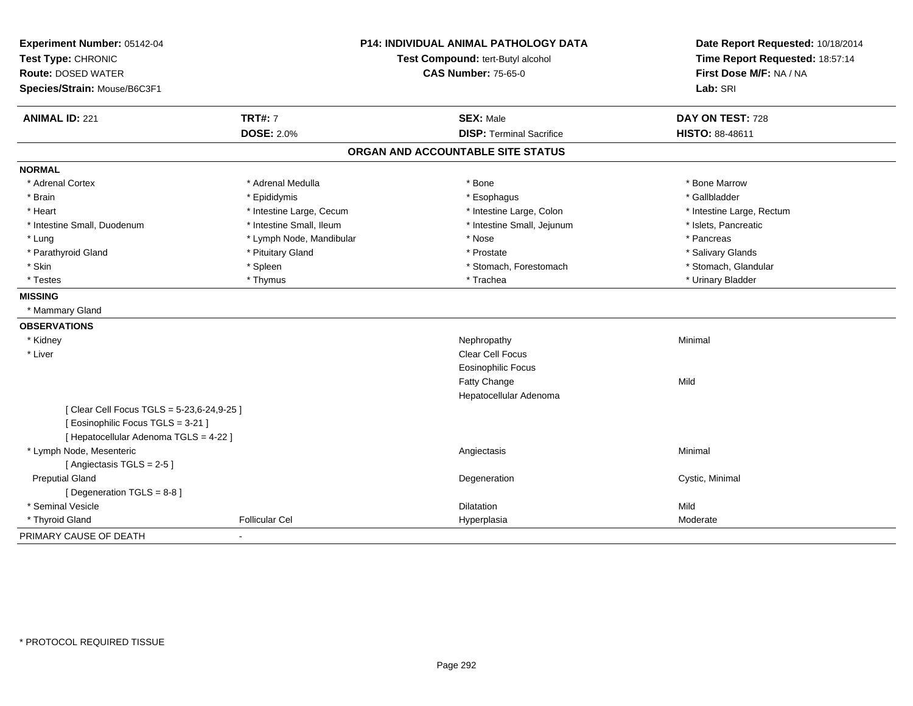**Experiment Number:** 05142-04
**Test Type:** CHRONIC
**Route:** DOSED WATER
**Species/Strain:** Mouse/B6C3F1

**P14: INDIVIDUAL ANIMAL PATHOLOGY DATA**
**Test Compound:** tert-Butyl alcohol
**CAS Number:** 75-65-0

**Date Report Requested:** 10/18/2014
**Time Report Requested:** 18:57:14
**First Dose M/F:** NA / NA
**Lab:** SRI

| **ANIMAL ID:** 221 | **TRT#:** 7 | **SEX:** Male | **DAY ON TEST:** 728 |
|---|---|---|---|
| | **DOSE:** 2.0% | **DISP:** Terminal Sacrifice | **HISTO:** 88-48611 |

## ORGAN AND ACCOUNTABLE SITE STATUS

**NORMAL**

| | | | |
|---|---|---|---|
| * Adrenal Cortex | * Adrenal Medulla | * Bone | * Bone Marrow |
| * Brain | * Epididymis | * Esophagus | * Gallbladder |
| * Heart | * Intestine Large, Cecum | * Intestine Large, Colon | * Intestine Large, Rectum |
| * Intestine Small, Duodenum | * Intestine Small, Ileum | * Intestine Small, Jejunum | * Islets, Pancreatic |
| * Lung | * Lymph Node, Mandibular | * Nose | * Pancreas |
| * Parathyroid Gland | * Pituitary Gland | * Prostate | * Salivary Glands |
| * Skin | * Spleen | * Stomach, Forestomach | * Stomach, Glandular |
| * Testes | * Thymus | * Trachea | * Urinary Bladder |

**MISSING**

* Mammary Gland

**OBSERVATIONS**

| | | | |
|---|---|---|---|
| * Kidney | | Nephropathy | Minimal |
| * Liver | | Clear Cell Focus | |
| | | Eosinophilic Focus | |
| | | Fatty Change | Mild |
| | | Hepatocellular Adenoma | |
| [ Clear Cell Focus TGLS = 5-23,6-24,9-25 ] | | | |
| [ Eosinophilic Focus TGLS = 3-21 ] | | | |
| [ Hepatocellular Adenoma TGLS = 4-22 ] | | | |
| * Lymph Node, Mesenteric | | Angiectasis | Minimal |
| [ Angiectasis TGLS = 2-5 ] | | | |
| Preputial Gland | | Degeneration | Cystic, Minimal |
| [ Degeneration TGLS = 8-8 ] | | | |
| * Seminal Vesicle | | Dilatation | Mild |
| * Thyroid Gland | Follicular Cel | Hyperplasia | Moderate |

PRIMARY CAUSE OF DEATH -

* PROTOCOL REQUIRED TISSUE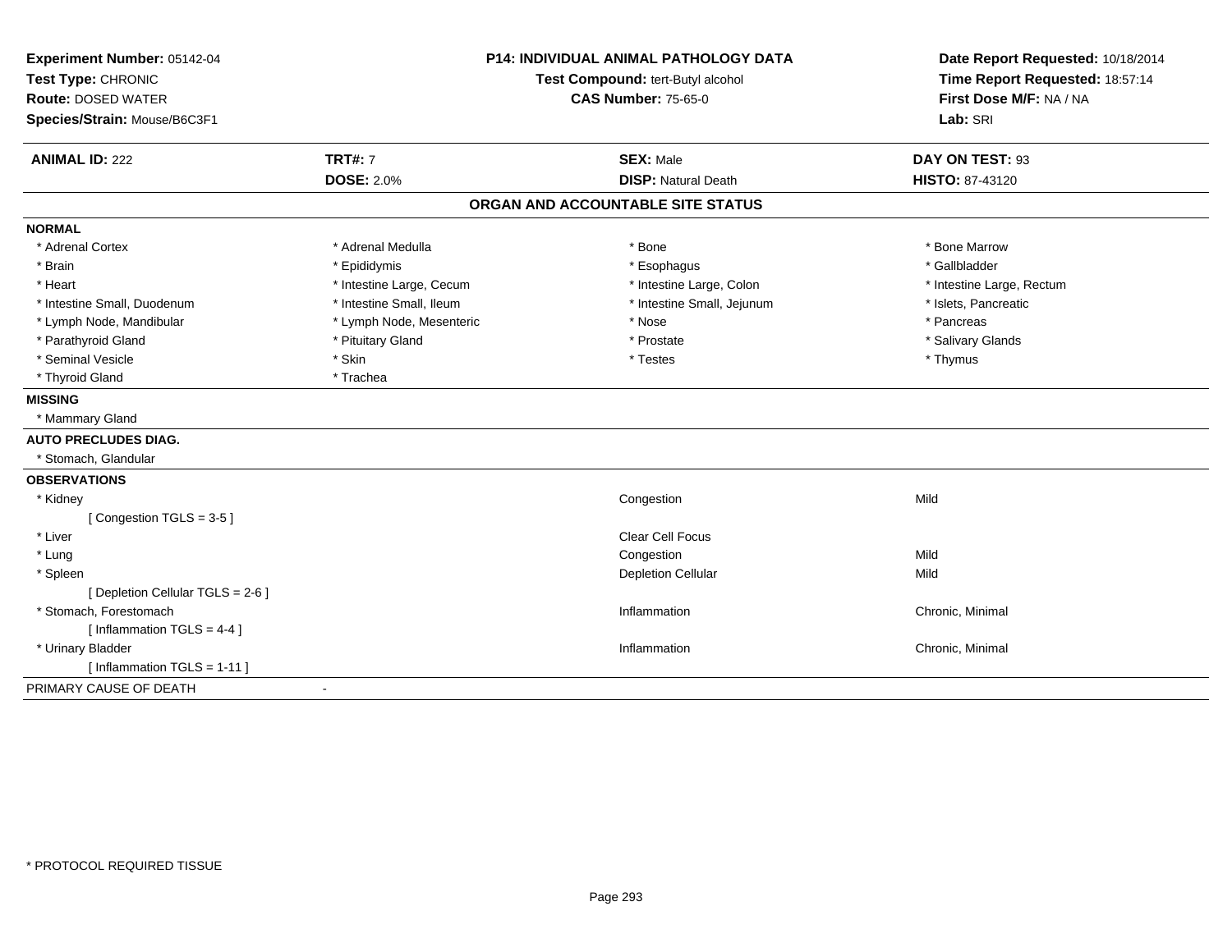**Experiment Number:** 05142-04
**Test Type:** CHRONIC
**Route:** DOSED WATER
**Species/Strain:** Mouse/B6C3F1

**P14: INDIVIDUAL ANIMAL PATHOLOGY DATA**
**Test Compound:** tert-Butyl alcohol
**CAS Number:** 75-65-0

**Date Report Requested:** 10/18/2014
**Time Report Requested:** 18:57:14
**First Dose M/F:** NA / NA
**Lab:** SRI

| **ANIMAL ID:** 222 | **TRT#:** 7 | **SEX:** Male | **DAY ON TEST:** 93 |
|---|---|---|---|
| | **DOSE:** 2.0% | **DISP:** Natural Death | **HISTO:** 87-43120 |

## ORGAN AND ACCOUNTABLE SITE STATUS

**NORMAL**

| | | | |
|---|---|---|---|
| * Adrenal Cortex | * Adrenal Medulla | * Bone | * Bone Marrow |
| * Brain | * Epididymis | * Esophagus | * Gallbladder |
| * Heart | * Intestine Large, Cecum | * Intestine Large, Colon | * Intestine Large, Rectum |
| * Intestine Small, Duodenum | * Intestine Small, Ileum | * Intestine Small, Jejunum | * Islets, Pancreatic |
| * Lymph Node, Mandibular | * Lymph Node, Mesenteric | * Nose | * Pancreas |
| * Parathyroid Gland | * Pituitary Gland | * Prostate | * Salivary Glands |
| * Seminal Vesicle | * Skin | * Testes | * Thymus |
| * Thyroid Gland | * Trachea | | |

**MISSING**

* Mammary Gland

**AUTO PRECLUDES DIAG.**

* Stomach, Glandular

**OBSERVATIONS**

| | | |
|---|---|---|
| * Kidney | Congestion | Mild |
| [ Congestion TGLS = 3-5 ] | | |
| * Liver | Clear Cell Focus | |
| * Lung | Congestion | Mild |
| * Spleen | Depletion Cellular | Mild |
| [ Depletion Cellular TGLS = 2-6 ] | | |
| * Stomach, Forestomach | Inflammation | Chronic, Minimal |
| [ Inflammation TGLS = 4-4 ] | | |
| * Urinary Bladder | Inflammation | Chronic, Minimal |
| [ Inflammation TGLS = 1-11 ] | | |

PRIMARY CAUSE OF DEATH -

* PROTOCOL REQUIRED TISSUE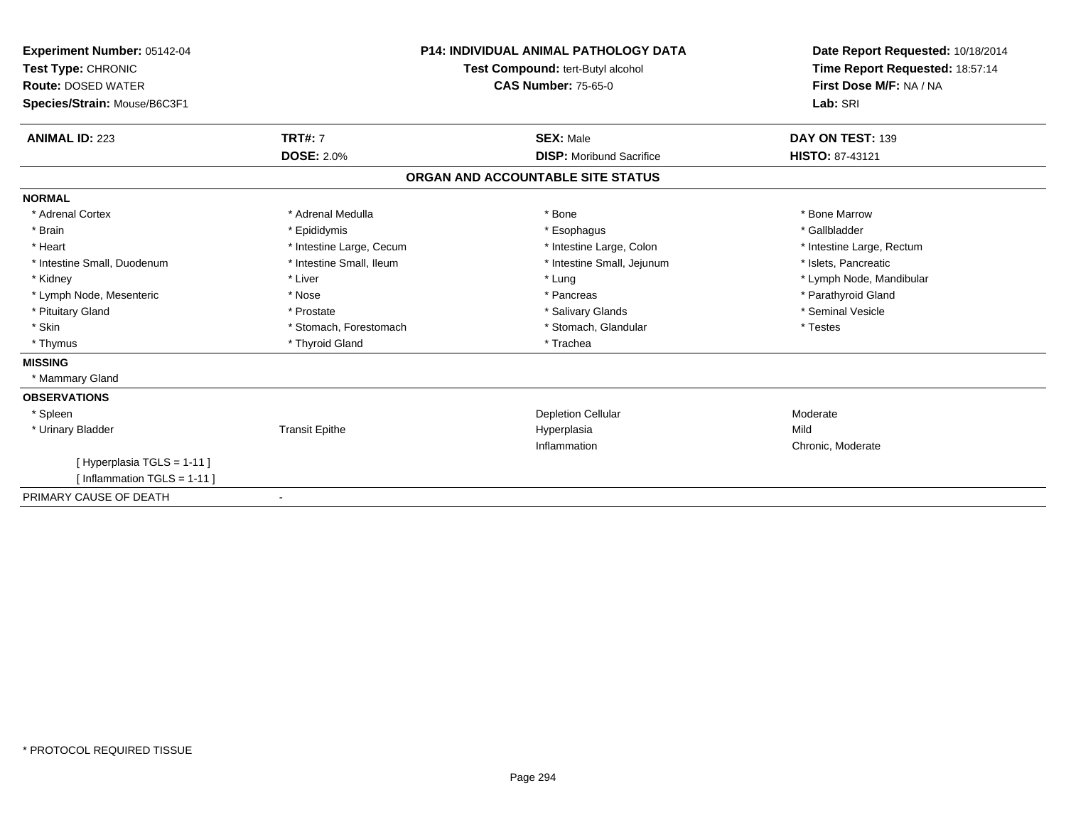**Experiment Number:** 05142-04
**Test Type:** CHRONIC
**Route:** DOSED WATER
**Species/Strain:** Mouse/B6C3F1

**P14: INDIVIDUAL ANIMAL PATHOLOGY DATA**
**Test Compound:** tert-Butyl alcohol
**CAS Number:** 75-65-0

**Date Report Requested:** 10/18/2014
**Time Report Requested:** 18:57:14
**First Dose M/F:** NA / NA
**Lab:** SRI

| **ANIMAL ID:** 223 | **TRT#:** 7 | **SEX:** Male | **DAY ON TEST:** 139 |
|---|---|---|---|
| | **DOSE:** 2.0% | **DISP:** Moribund Sacrifice | **HISTO:** 87-43121 |

## ORGAN AND ACCOUNTABLE SITE STATUS

**NORMAL**

| | | | |
|---|---|---|---|
| * Adrenal Cortex | * Adrenal Medulla | * Bone | * Bone Marrow |
| * Brain | * Epididymis | * Esophagus | * Gallbladder |
| * Heart | * Intestine Large, Cecum | * Intestine Large, Colon | * Intestine Large, Rectum |
| * Intestine Small, Duodenum | * Intestine Small, Ileum | * Intestine Small, Jejunum | * Islets, Pancreatic |
| * Kidney | * Liver | * Lung | * Lymph Node, Mandibular |
| * Lymph Node, Mesenteric | * Nose | * Pancreas | * Parathyroid Gland |
| * Pituitary Gland | * Prostate | * Salivary Glands | * Seminal Vesicle |
| * Skin | * Stomach, Forestomach | * Stomach, Glandular | * Testes |
| * Thymus | * Thyroid Gland | * Trachea | |

**MISSING**

* Mammary Gland

**OBSERVATIONS**

| | | | |
|---|---|---|---|
| * Spleen | | Depletion Cellular | Moderate |
| * Urinary Bladder | Transit Epithe | Hyperplasia | Mild |
| | | Inflammation | Chronic, Moderate |
| [ Hyperplasia TGLS = 1-11 ] | | | |
| [ Inflammation TGLS = 1-11 ] | | | |

PRIMARY CAUSE OF DEATH -

* PROTOCOL REQUIRED TISSUE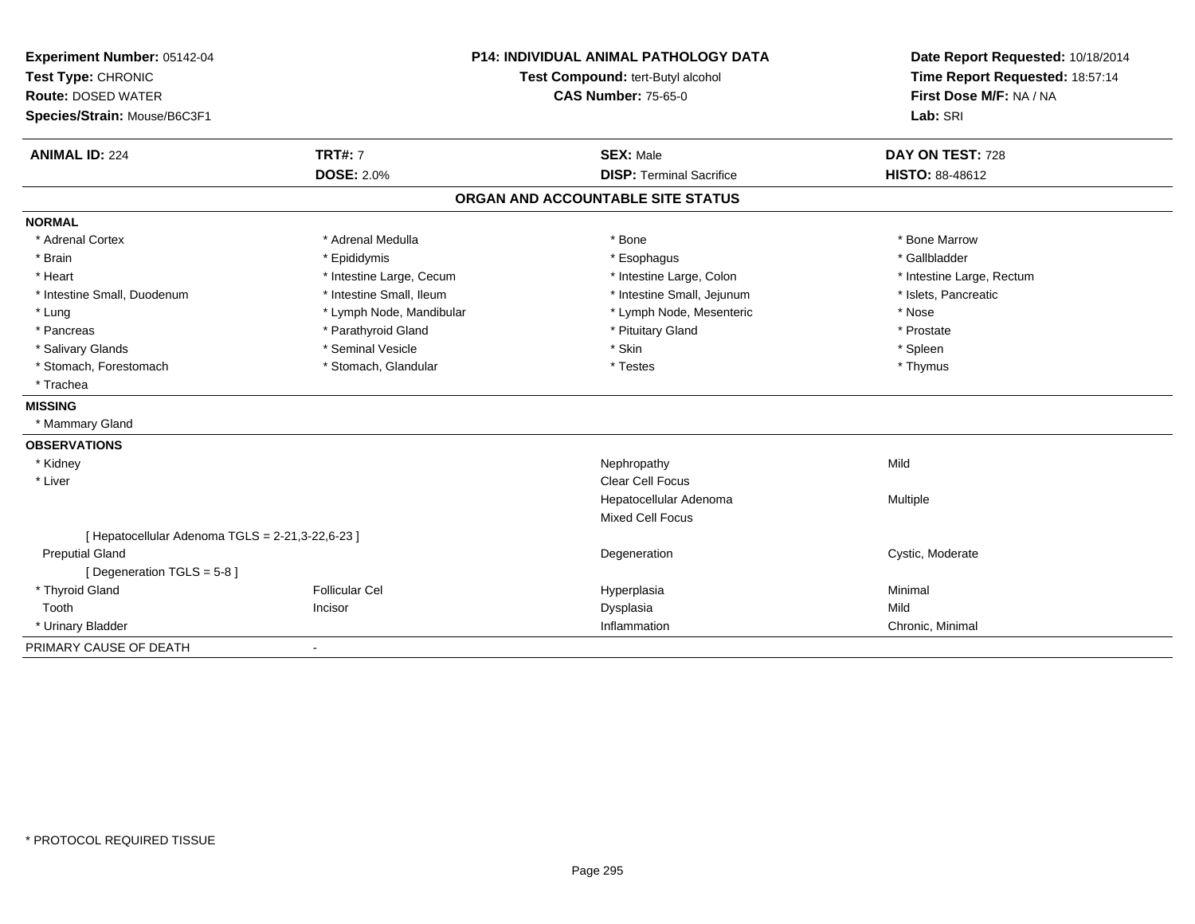**Experiment Number:** 05142-04
**Test Type:** CHRONIC
**Route:** DOSED WATER
**Species/Strain:** Mouse/B6C3F1

**P14: INDIVIDUAL ANIMAL PATHOLOGY DATA**
**Test Compound:** tert-Butyl alcohol
**CAS Number:** 75-65-0

**Date Report Requested:** 10/18/2014
**Time Report Requested:** 18:57:14
**First Dose M/F:** NA / NA
**Lab:** SRI

| **ANIMAL ID:** 224 | **TRT#:** 7 | **SEX:** Male | **DAY ON TEST:** 728 |
|---|---|---|---|
| | **DOSE:** 2.0% | **DISP:** Terminal Sacrifice | **HISTO:** 88-48612 |

## ORGAN AND ACCOUNTABLE SITE STATUS

**NORMAL**

| | | | |
|---|---|---|---|
| * Adrenal Cortex | * Adrenal Medulla | * Bone | * Bone Marrow |
| * Brain | * Epididymis | * Esophagus | * Gallbladder |
| * Heart | * Intestine Large, Cecum | * Intestine Large, Colon | * Intestine Large, Rectum |
| * Intestine Small, Duodenum | * Intestine Small, Ileum | * Intestine Small, Jejunum | * Islets, Pancreatic |
| * Lung | * Lymph Node, Mandibular | * Lymph Node, Mesenteric | * Nose |
| * Pancreas | * Parathyroid Gland | * Pituitary Gland | * Prostate |
| * Salivary Glands | * Seminal Vesicle | * Skin | * Spleen |
| * Stomach, Forestomach | * Stomach, Glandular | * Testes | * Thymus |
| * Trachea | | | |

**MISSING**

* Mammary Gland

**OBSERVATIONS**

| | | | |
|---|---|---|---|
| * Kidney | | Nephropathy | Mild |
| * Liver | | Clear Cell Focus | |
| | | Hepatocellular Adenoma | Multiple |
| | | Mixed Cell Focus | |
| [ Hepatocellular Adenoma TGLS = 2-21,3-22,6-23 ] | | | |
| Preputial Gland | | Degeneration | Cystic, Moderate |
| [ Degeneration TGLS = 5-8 ] | | | |
| * Thyroid Gland | Follicular Cel | Hyperplasia | Minimal |
| Tooth | Incisor | Dysplasia | Mild |
| * Urinary Bladder | | Inflammation | Chronic, Minimal |

PRIMARY CAUSE OF DEATH -

* PROTOCOL REQUIRED TISSUE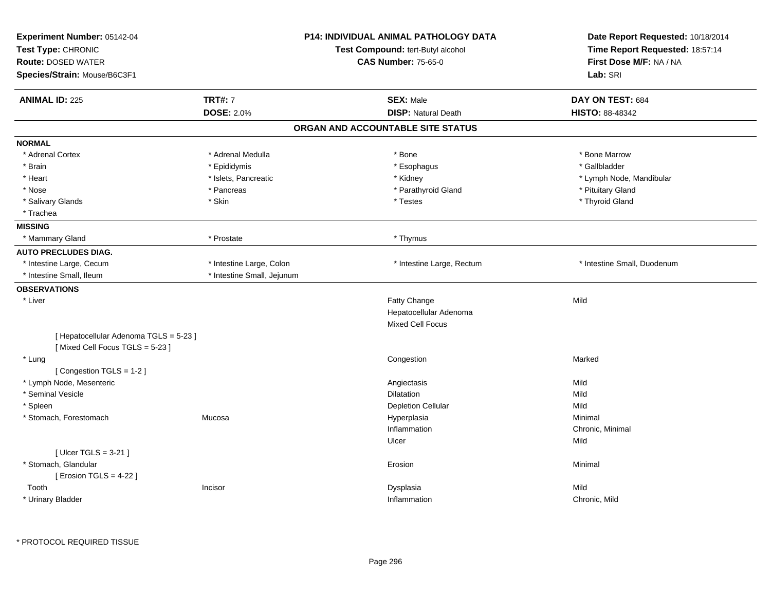**Experiment Number:** 05142-04
**Test Type:** CHRONIC
**Route:** DOSED WATER
**Species/Strain:** Mouse/B6C3F1

**P14: INDIVIDUAL ANIMAL PATHOLOGY DATA**
**Test Compound:** tert-Butyl alcohol
**CAS Number:** 75-65-0

**Date Report Requested:** 10/18/2014
**Time Report Requested:** 18:57:14
**First Dose M/F:** NA / NA
**Lab:** SRI

| **ANIMAL ID:** 225 | **TRT#:** 7 | **SEX:** Male | **DAY ON TEST:** 684 |
|---|---|---|---|
| | **DOSE:** 2.0% | **DISP:** Natural Death | **HISTO:** 88-48342 |

## ORGAN AND ACCOUNTABLE SITE STATUS

**NORMAL**

| | | | |
|---|---|---|---|
| * Adrenal Cortex | * Adrenal Medulla | * Bone | * Bone Marrow |
| * Brain | * Epididymis | * Esophagus | * Gallbladder |
| * Heart | * Islets, Pancreatic | * Kidney | * Lymph Node, Mandibular |
| * Nose | * Pancreas | * Parathyroid Gland | * Pituitary Gland |
| * Salivary Glands | * Skin | * Testes | * Thyroid Gland |
| * Trachea | | | |

**MISSING**

| | | |
|---|---|---|
| * Mammary Gland | * Prostate | * Thymus |

**AUTO PRECLUDES DIAG.**

| | | | |
|---|---|---|---|
| * Intestine Large, Cecum | * Intestine Large, Colon | * Intestine Large, Rectum | * Intestine Small, Duodenum |
| * Intestine Small, Ileum | * Intestine Small, Jejunum | | |

**OBSERVATIONS**

| | | | |
|---|---|---|---|
| * Liver | | Fatty Change | Mild |
| | | Hepatocellular Adenoma | |
| | | Mixed Cell Focus | |
| [ Hepatocellular Adenoma TGLS = 5-23 ] | | | |
| [ Mixed Cell Focus TGLS = 5-23 ] | | | |
| * Lung | | Congestion | Marked |
| [ Congestion TGLS = 1-2 ] | | | |
| * Lymph Node, Mesenteric | | Angiectasis | Mild |
| * Seminal Vesicle | | Dilatation | Mild |
| * Spleen | | Depletion Cellular | Mild |
| * Stomach, Forestomach | Mucosa | Hyperplasia | Minimal |
| | | Inflammation | Chronic, Minimal |
| | | Ulcer | Mild |
| [ Ulcer TGLS = 3-21 ] | | | |
| * Stomach, Glandular | | Erosion | Minimal |
| [ Erosion TGLS = 4-22 ] | | | |
| Tooth | Incisor | Dysplasia | Mild |
| * Urinary Bladder | | Inflammation | Chronic, Mild |

* PROTOCOL REQUIRED TISSUE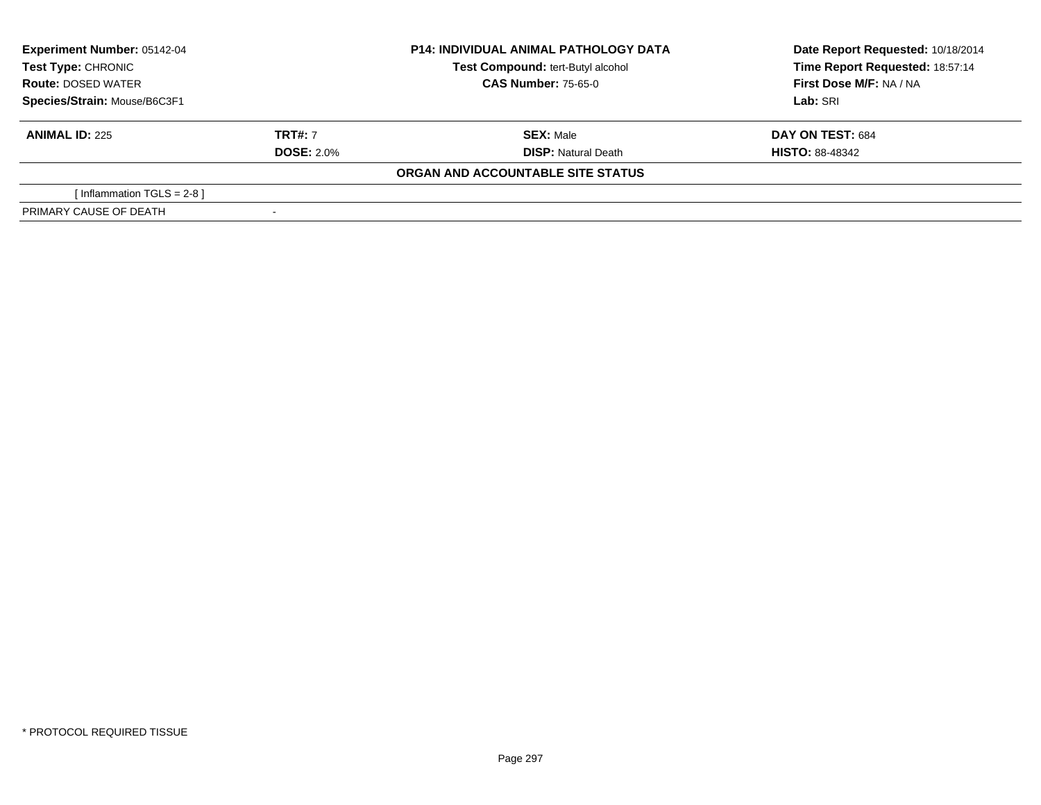**Experiment Number:** 05142-04
**Test Type:** CHRONIC
**Route:** DOSED WATER
**Species/Strain:** Mouse/B6C3F1

**P14: INDIVIDUAL ANIMAL PATHOLOGY DATA**
**Test Compound:** tert-Butyl alcohol
**CAS Number:** 75-65-0

**Date Report Requested:** 10/18/2014
**Time Report Requested:** 18:57:14
**First Dose M/F:** NA / NA
**Lab:** SRI

| **ANIMAL ID:** 225 | **TRT#:** 7 | **SEX:** Male | **DAY ON TEST:** 684 |
|---|---|---|---|
| | **DOSE:** 2.0% | **DISP:** Natural Death | **HISTO:** 88-48342 |

**ORGAN AND ACCOUNTABLE SITE STATUS**

| | |
|---|---|
| [ Inflammation TGLS = 2-8 ] | |
| PRIMARY CAUSE OF DEATH | - |

* PROTOCOL REQUIRED TISSUE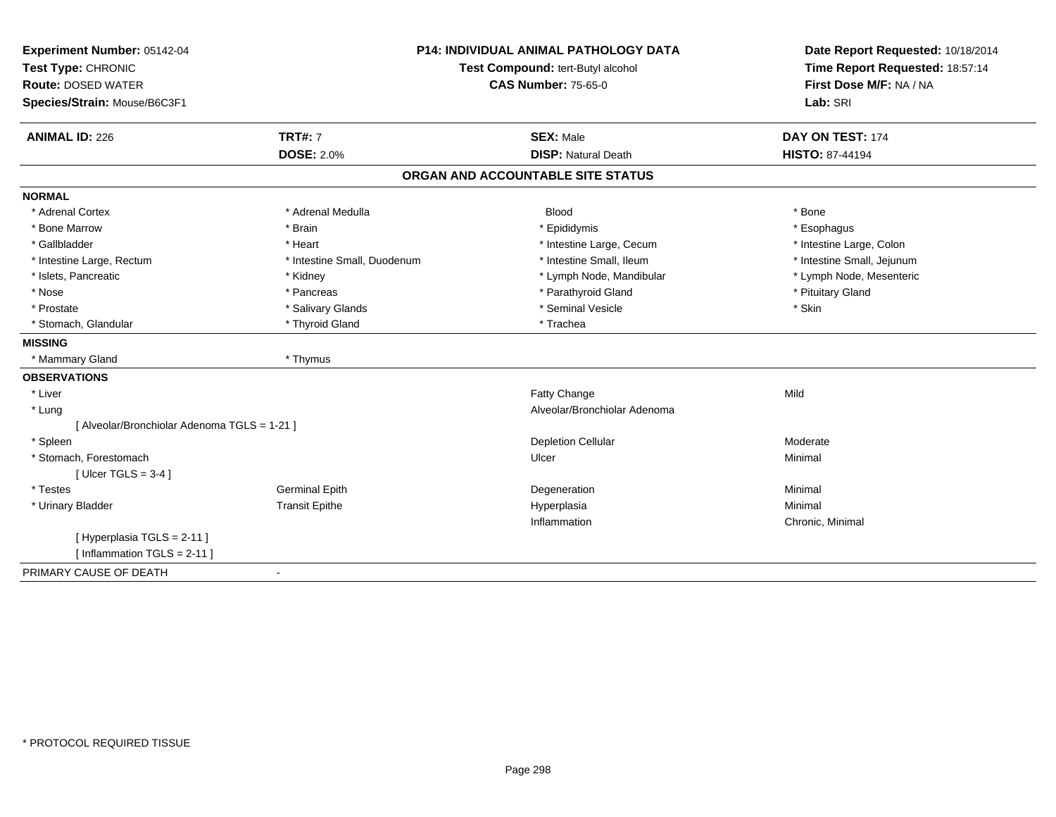**Experiment Number:** 05142-04
**Test Type:** CHRONIC
**Route:** DOSED WATER
**Species/Strain:** Mouse/B6C3F1

**P14: INDIVIDUAL ANIMAL PATHOLOGY DATA**
**Test Compound:** tert-Butyl alcohol
**CAS Number:** 75-65-0

**Date Report Requested:** 10/18/2014
**Time Report Requested:** 18:57:14
**First Dose M/F:** NA / NA
**Lab:** SRI

| **ANIMAL ID:** 226 | **TRT#:** 7 | **SEX:** Male | **DAY ON TEST:** 174 |
|---|---|---|---|
| | **DOSE:** 2.0% | **DISP:** Natural Death | **HISTO:** 87-44194 |

## ORGAN AND ACCOUNTABLE SITE STATUS

**NORMAL**

| | | | |
|---|---|---|---|
| * Adrenal Cortex | * Adrenal Medulla | Blood | * Bone |
| * Bone Marrow | * Brain | * Epididymis | * Esophagus |
| * Gallbladder | * Heart | * Intestine Large, Cecum | * Intestine Large, Colon |
| * Intestine Large, Rectum | * Intestine Small, Duodenum | * Intestine Small, Ileum | * Intestine Small, Jejunum |
| * Islets, Pancreatic | * Kidney | * Lymph Node, Mandibular | * Lymph Node, Mesenteric |
| * Nose | * Pancreas | * Parathyroid Gland | * Pituitary Gland |
| * Prostate | * Salivary Glands | * Seminal Vesicle | * Skin |
| * Stomach, Glandular | * Thyroid Gland | * Trachea | |

**MISSING**

| | |
|---|---|
| * Mammary Gland | * Thymus |

**OBSERVATIONS**

| | | | |
|---|---|---|---|
| * Liver | | Fatty Change | Mild |
| * Lung | | Alveolar/Bronchiolar Adenoma | |
| [ Alveolar/Bronchiolar Adenoma TGLS = 1-21 ] | | | |
| * Spleen | | Depletion Cellular | Moderate |
| * Stomach, Forestomach | | Ulcer | Minimal |
| [ Ulcer TGLS = 3-4 ] | | | |
| * Testes | Germinal Epith | Degeneration | Minimal |
| * Urinary Bladder | Transit Epithe | Hyperplasia | Minimal |
| | | Inflammation | Chronic, Minimal |
| [ Hyperplasia TGLS = 2-11 ] | | | |
| [ Inflammation TGLS = 2-11 ] | | | |

PRIMARY CAUSE OF DEATH -

* PROTOCOL REQUIRED TISSUE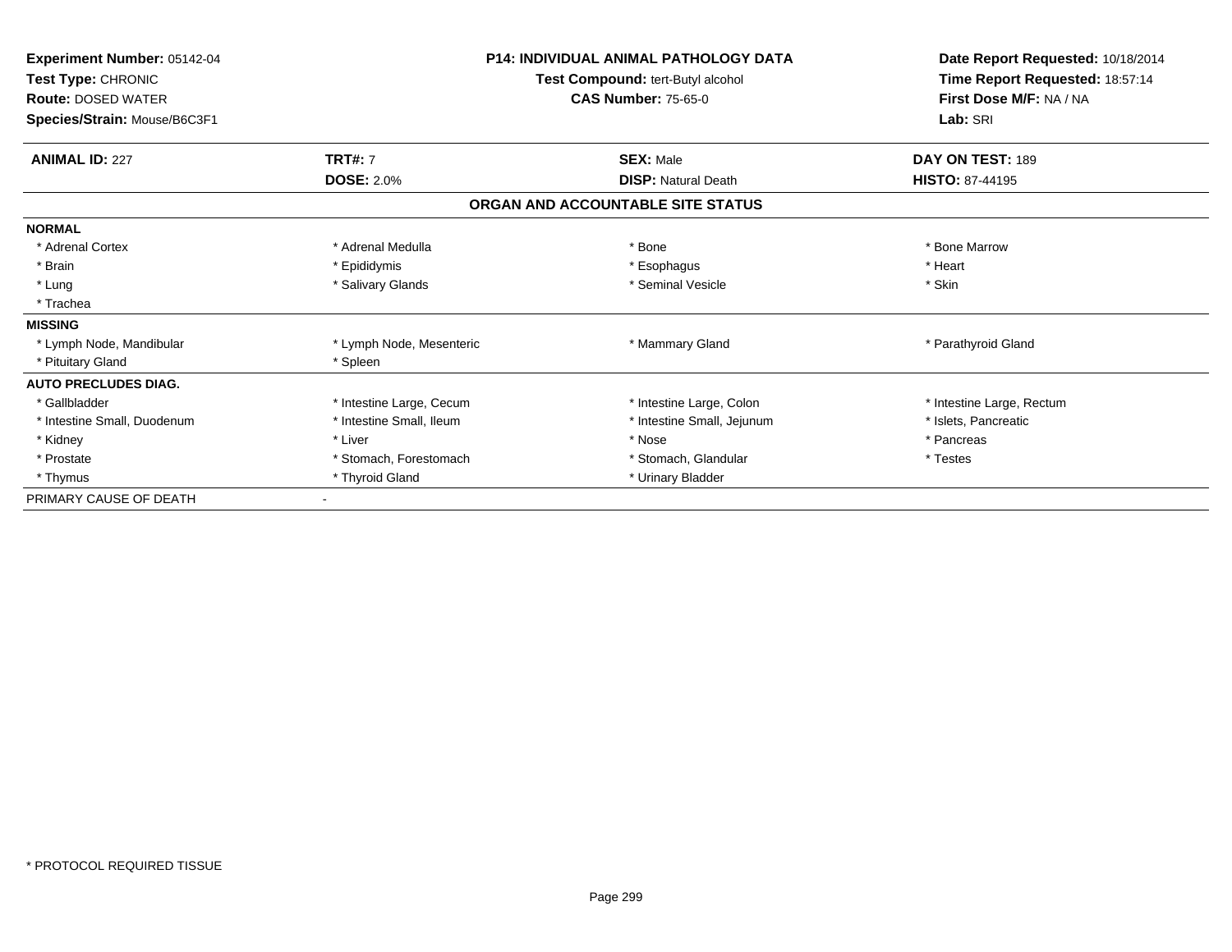**Experiment Number:** 05142-04
**Test Type:** CHRONIC
**Route:** DOSED WATER
**Species/Strain:** Mouse/B6C3F1

**P14: INDIVIDUAL ANIMAL PATHOLOGY DATA**
**Test Compound:** tert-Butyl alcohol
**CAS Number:** 75-65-0

**Date Report Requested:** 10/18/2014
**Time Report Requested:** 18:57:14
**First Dose M/F:** NA / NA
**Lab:** SRI

| **ANIMAL ID:** 227 | **TRT#:** 7 | **SEX:** Male | **DAY ON TEST:** 189 |
|---|---|---|---|
| | **DOSE:** 2.0% | **DISP:** Natural Death | **HISTO:** 87-44195 |

## ORGAN AND ACCOUNTABLE SITE STATUS

| | | | |
|---|---|---|---|
| **NORMAL** | | | |
| * Adrenal Cortex | * Adrenal Medulla | * Bone | * Bone Marrow |
| * Brain | * Epididymis | * Esophagus | * Heart |
| * Lung | * Salivary Glands | * Seminal Vesicle | * Skin |
| * Trachea | | | |
| **MISSING** | | | |
| * Lymph Node, Mandibular | * Lymph Node, Mesenteric | * Mammary Gland | * Parathyroid Gland |
| * Pituitary Gland | * Spleen | | |
| **AUTO PRECLUDES DIAG.** | | | |
| * Gallbladder | * Intestine Large, Cecum | * Intestine Large, Colon | * Intestine Large, Rectum |
| * Intestine Small, Duodenum | * Intestine Small, Ileum | * Intestine Small, Jejunum | * Islets, Pancreatic |
| * Kidney | * Liver | * Nose | * Pancreas |
| * Prostate | * Stomach, Forestomach | * Stomach, Glandular | * Testes |
| * Thymus | * Thyroid Gland | * Urinary Bladder | |
| PRIMARY CAUSE OF DEATH | - | | |

* PROTOCOL REQUIRED TISSUE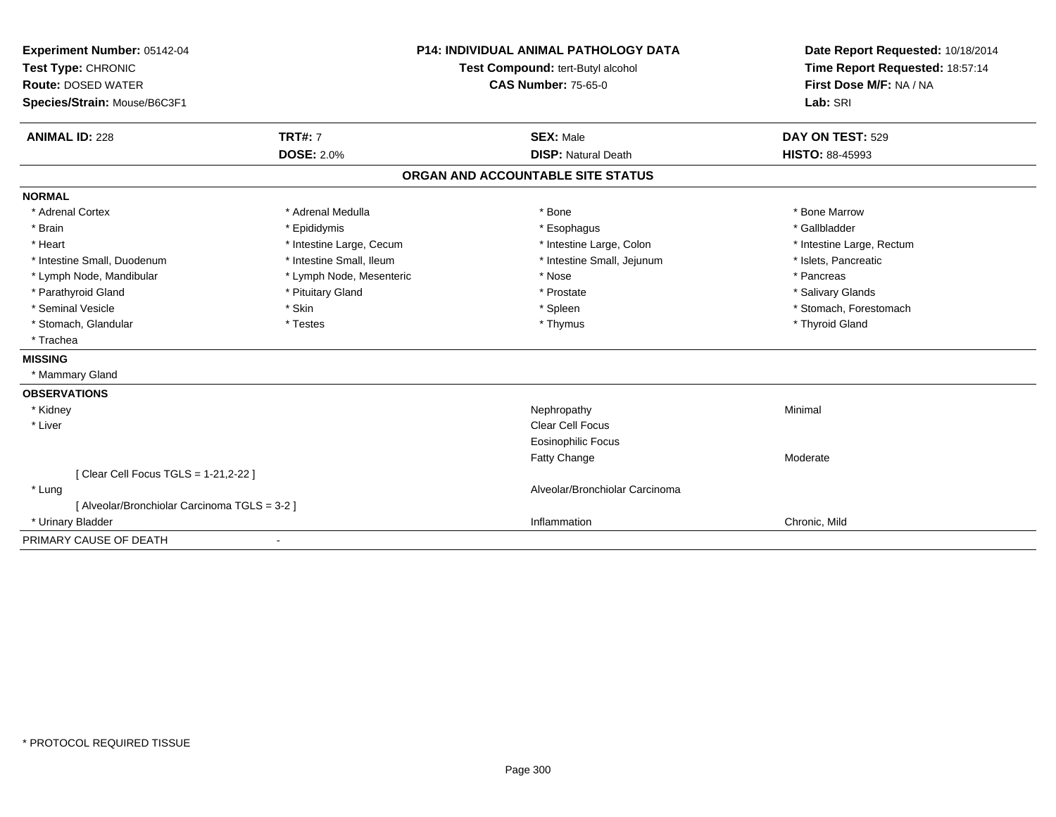**Experiment Number:** 05142-04
**Test Type:** CHRONIC
**Route:** DOSED WATER
**Species/Strain:** Mouse/B6C3F1

**P14: INDIVIDUAL ANIMAL PATHOLOGY DATA**
**Test Compound:** tert-Butyl alcohol
**CAS Number:** 75-65-0

**Date Report Requested:** 10/18/2014
**Time Report Requested:** 18:57:14
**First Dose M/F:** NA / NA
**Lab:** SRI

| **ANIMAL ID:** 228 | **TRT#:** 7 | **SEX:** Male | **DAY ON TEST:** 529 |
|---|---|---|---|
| | **DOSE:** 2.0% | **DISP:** Natural Death | **HISTO:** 88-45993 |

## ORGAN AND ACCOUNTABLE SITE STATUS

**NORMAL**

| | | | |
|---|---|---|---|
| * Adrenal Cortex | * Adrenal Medulla | * Bone | * Bone Marrow |
| * Brain | * Epididymis | * Esophagus | * Gallbladder |
| * Heart | * Intestine Large, Cecum | * Intestine Large, Colon | * Intestine Large, Rectum |
| * Intestine Small, Duodenum | * Intestine Small, Ileum | * Intestine Small, Jejunum | * Islets, Pancreatic |
| * Lymph Node, Mandibular | * Lymph Node, Mesenteric | * Nose | * Pancreas |
| * Parathyroid Gland | * Pituitary Gland | * Prostate | * Salivary Glands |
| * Seminal Vesicle | * Skin | * Spleen | * Stomach, Forestomach |
| * Stomach, Glandular | * Testes | * Thymus | * Thyroid Gland |
| * Trachea | | | |

**MISSING**

* Mammary Gland

**OBSERVATIONS**

| | | |
|---|---|---|
| * Kidney | Nephropathy | Minimal |
| * Liver | Clear Cell Focus | |
| | Eosinophilic Focus | |
| | Fatty Change | Moderate |
| [ Clear Cell Focus TGLS = 1-21,2-22 ] | | |
| * Lung | Alveolar/Bronchiolar Carcinoma | |
| [ Alveolar/Bronchiolar Carcinoma TGLS = 3-2 ] | | |
| * Urinary Bladder | Inflammation | Chronic, Mild |

PRIMARY CAUSE OF DEATH -

* PROTOCOL REQUIRED TISSUE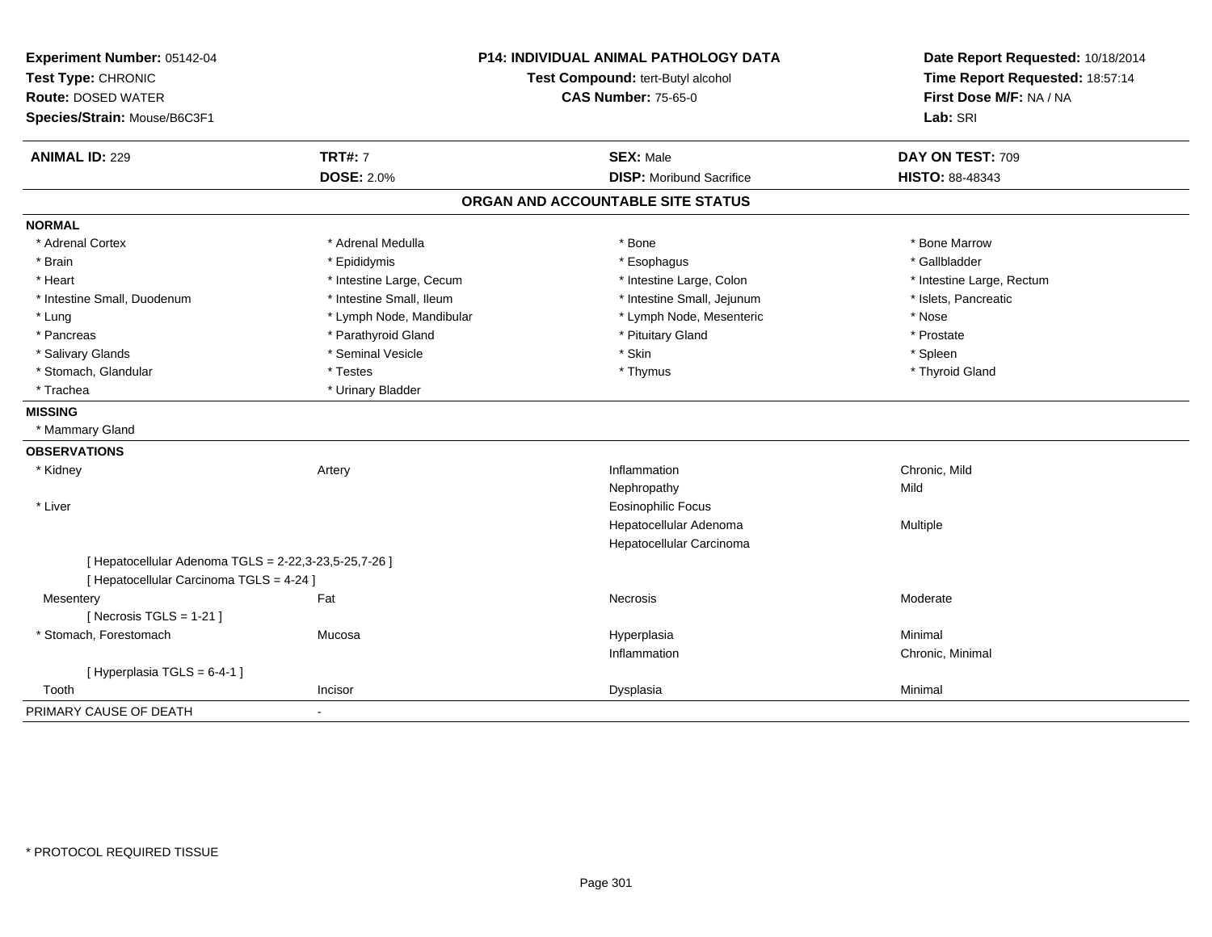**Experiment Number:** 05142-04
**Test Type:** CHRONIC
**Route:** DOSED WATER
**Species/Strain:** Mouse/B6C3F1

**P14: INDIVIDUAL ANIMAL PATHOLOGY DATA**
**Test Compound:** tert-Butyl alcohol
**CAS Number:** 75-65-0

**Date Report Requested:** 10/18/2014
**Time Report Requested:** 18:57:14
**First Dose M/F:** NA / NA
**Lab:** SRI

| **ANIMAL ID:** 229 | **TRT#:** 7 | **SEX:** Male | **DAY ON TEST:** 709 |
|---|---|---|---|
| | **DOSE:** 2.0% | **DISP:** Moribund Sacrifice | **HISTO:** 88-48343 |

## ORGAN AND ACCOUNTABLE SITE STATUS

**NORMAL**

| | | | |
|---|---|---|---|
| * Adrenal Cortex | * Adrenal Medulla | * Bone | * Bone Marrow |
| * Brain | * Epididymis | * Esophagus | * Gallbladder |
| * Heart | * Intestine Large, Cecum | * Intestine Large, Colon | * Intestine Large, Rectum |
| * Intestine Small, Duodenum | * Intestine Small, Ileum | * Intestine Small, Jejunum | * Islets, Pancreatic |
| * Lung | * Lymph Node, Mandibular | * Lymph Node, Mesenteric | * Nose |
| * Pancreas | * Parathyroid Gland | * Pituitary Gland | * Prostate |
| * Salivary Glands | * Seminal Vesicle | * Skin | * Spleen |
| * Stomach, Glandular | * Testes | * Thymus | * Thyroid Gland |
| * Trachea | * Urinary Bladder | | |

**MISSING**

* Mammary Gland

**OBSERVATIONS**

| | | | |
|---|---|---|---|
| * Kidney | Artery | Inflammation | Chronic, Mild |
| | | Nephropathy | Mild |
| * Liver | | Eosinophilic Focus | |
| | | Hepatocellular Adenoma | Multiple |
| | | Hepatocellular Carcinoma | |
| [ Hepatocellular Adenoma TGLS = 2-22,3-23,5-25,7-26 ] | | | |
| [ Hepatocellular Carcinoma TGLS = 4-24 ] | | | |
| Mesentery | Fat | Necrosis | Moderate |
| [ Necrosis TGLS = 1-21 ] | | | |
| * Stomach, Forestomach | Mucosa | Hyperplasia | Minimal |
| | | Inflammation | Chronic, Minimal |
| [ Hyperplasia TGLS = 6-4-1 ] | | | |
| Tooth | Incisor | Dysplasia | Minimal |

PRIMARY CAUSE OF DEATH -

* PROTOCOL REQUIRED TISSUE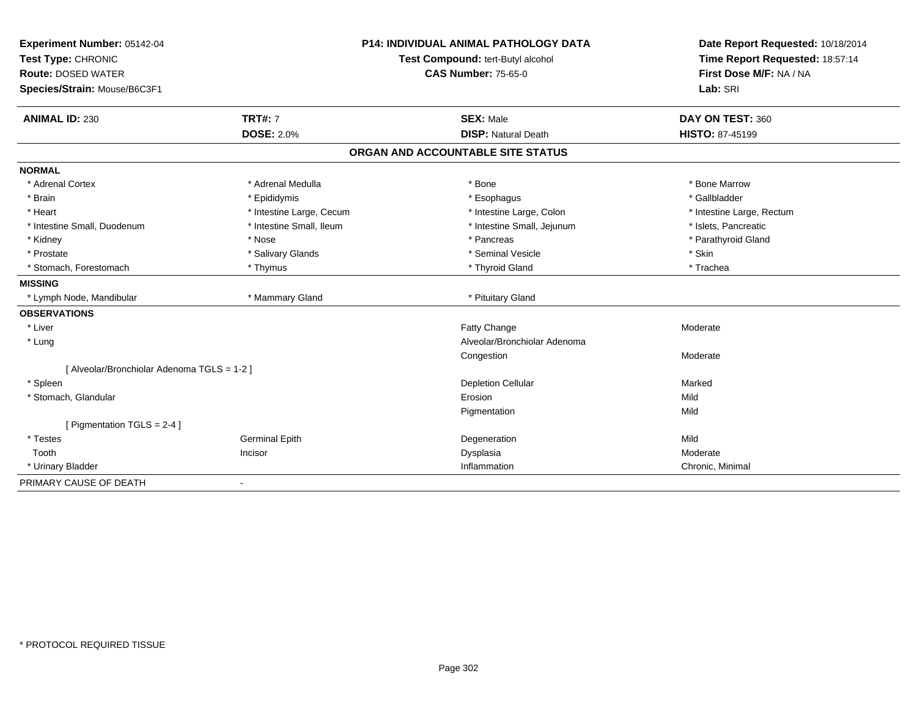**Experiment Number:** 05142-04
**Test Type:** CHRONIC
**Route:** DOSED WATER
**Species/Strain:** Mouse/B6C3F1

**P14: INDIVIDUAL ANIMAL PATHOLOGY DATA**
**Test Compound:** tert-Butyl alcohol
**CAS Number:** 75-65-0

**Date Report Requested:** 10/18/2014
**Time Report Requested:** 18:57:14
**First Dose M/F:** NA / NA
**Lab:** SRI

| **ANIMAL ID:** 230 | **TRT#:** 7 | **SEX:** Male | **DAY ON TEST:** 360 |
|---|---|---|---|
| | **DOSE:** 2.0% | **DISP:** Natural Death | **HISTO:** 87-45199 |

## ORGAN AND ACCOUNTABLE SITE STATUS

| | | | |
|---|---|---|---|
| **NORMAL** | | | |
| * Adrenal Cortex | * Adrenal Medulla | * Bone | * Bone Marrow |
| * Brain | * Epididymis | * Esophagus | * Gallbladder |
| * Heart | * Intestine Large, Cecum | * Intestine Large, Colon | * Intestine Large, Rectum |
| * Intestine Small, Duodenum | * Intestine Small, Ileum | * Intestine Small, Jejunum | * Islets, Pancreatic |
| * Kidney | * Nose | * Pancreas | * Parathyroid Gland |
| * Prostate | * Salivary Glands | * Seminal Vesicle | * Skin |
| * Stomach, Forestomach | * Thymus | * Thyroid Gland | * Trachea |
| **MISSING** | | | |
| * Lymph Node, Mandibular | * Mammary Gland | * Pituitary Gland | |
| **OBSERVATIONS** | | | |
| * Liver | | Fatty Change | Moderate |
| * Lung | | Alveolar/Bronchiolar Adenoma | |
| | | Congestion | Moderate |
| [ Alveolar/Bronchiolar Adenoma TGLS = 1-2 ] | | | |
| * Spleen | | Depletion Cellular | Marked |
| * Stomach, Glandular | | Erosion | Mild |
| | | Pigmentation | Mild |
| [ Pigmentation TGLS = 2-4 ] | | | |
| * Testes | Germinal Epith | Degeneration | Mild |
| Tooth | Incisor | Dysplasia | Moderate |
| * Urinary Bladder | | Inflammation | Chronic, Minimal |
| PRIMARY CAUSE OF DEATH | - | | |

* PROTOCOL REQUIRED TISSUE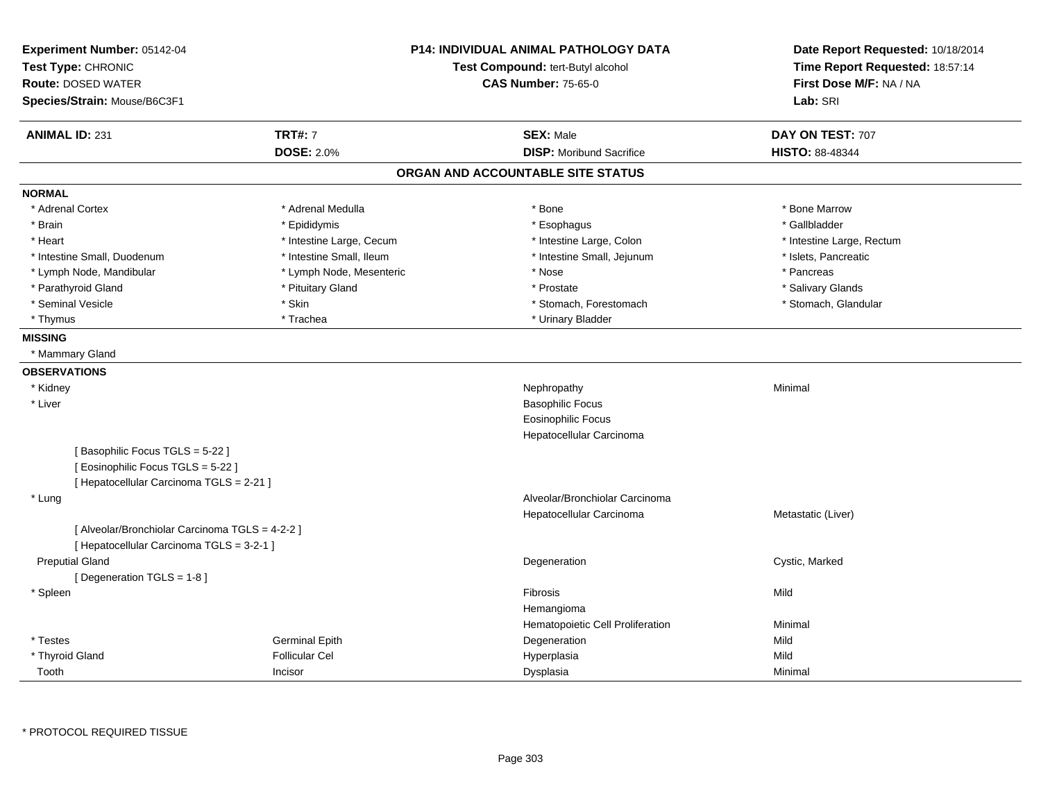**Experiment Number:** 05142-04
**Test Type:** CHRONIC
**Route:** DOSED WATER
**Species/Strain:** Mouse/B6C3F1

**P14: INDIVIDUAL ANIMAL PATHOLOGY DATA**
**Test Compound:** tert-Butyl alcohol
**CAS Number:** 75-65-0

**Date Report Requested:** 10/18/2014
**Time Report Requested:** 18:57:14
**First Dose M/F:** NA / NA
**Lab:** SRI

| **ANIMAL ID:** 231 | **TRT#:** 7 | **SEX:** Male | **DAY ON TEST:** 707 |
|---|---|---|---|
| | **DOSE:** 2.0% | **DISP:** Moribund Sacrifice | **HISTO:** 88-48344 |

## ORGAN AND ACCOUNTABLE SITE STATUS

**NORMAL**

| | | | |
|---|---|---|---|
| * Adrenal Cortex | * Adrenal Medulla | * Bone | * Bone Marrow |
| * Brain | * Epididymis | * Esophagus | * Gallbladder |
| * Heart | * Intestine Large, Cecum | * Intestine Large, Colon | * Intestine Large, Rectum |
| * Intestine Small, Duodenum | * Intestine Small, Ileum | * Intestine Small, Jejunum | * Islets, Pancreatic |
| * Lymph Node, Mandibular | * Lymph Node, Mesenteric | * Nose | * Pancreas |
| * Parathyroid Gland | * Pituitary Gland | * Prostate | * Salivary Glands |
| * Seminal Vesicle | * Skin | * Stomach, Forestomach | * Stomach, Glandular |
| * Thymus | * Trachea | * Urinary Bladder | |

**MISSING**

* Mammary Gland

**OBSERVATIONS**

| | | | |
|---|---|---|---|
| * Kidney | | Nephropathy | Minimal |
| * Liver | | Basophilic Focus | |
| | | Eosinophilic Focus | |
| | | Hepatocellular Carcinoma | |
| [ Basophilic Focus TGLS = 5-22 ] | | | |
| [ Eosinophilic Focus TGLS = 5-22 ] | | | |
| [ Hepatocellular Carcinoma TGLS = 2-21 ] | | | |
| * Lung | | Alveolar/Bronchiolar Carcinoma | |
| | | Hepatocellular Carcinoma | Metastatic (Liver) |
| [ Alveolar/Bronchiolar Carcinoma TGLS = 4-2-2 ] | | | |
| [ Hepatocellular Carcinoma TGLS = 3-2-1 ] | | | |
| Preputial Gland | | Degeneration | Cystic, Marked |
| [ Degeneration TGLS = 1-8 ] | | | |
| * Spleen | | Fibrosis | Mild |
| | | Hemangioma | |
| | | Hematopoietic Cell Proliferation | Minimal |
| * Testes | Germinal Epith | Degeneration | Mild |
| * Thyroid Gland | Follicular Cel | Hyperplasia | Mild |
| Tooth | Incisor | Dysplasia | Minimal |

* PROTOCOL REQUIRED TISSUE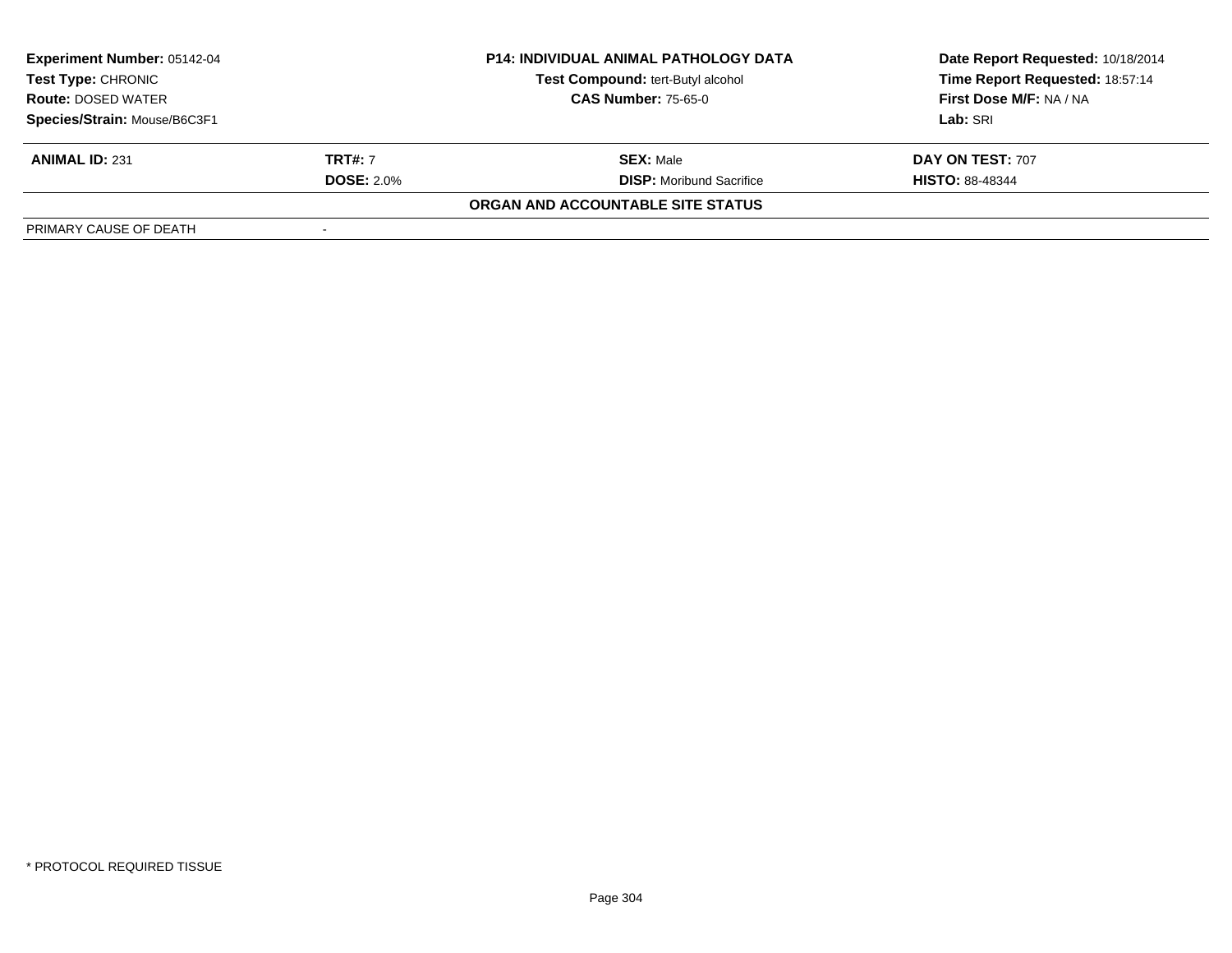| **Experiment Number:** 05142-04 | **P14: INDIVIDUAL ANIMAL PATHOLOGY DATA** | **Date Report Requested:** 10/18/2014 |
|---|---|---|
| **Test Type:** CHRONIC | **Test Compound:** tert-Butyl alcohol | **Time Report Requested:** 18:57:14 |
| **Route:** DOSED WATER | **CAS Number:** 75-65-0 | **First Dose M/F:** NA / NA |
| **Species/Strain:** Mouse/B6C3F1 | | **Lab:** SRI |

| **ANIMAL ID:** 231 | **TRT#:** 7 | **SEX:** Male | **DAY ON TEST:** 707 |
|---|---|---|---|
| | **DOSE:** 2.0% | **DISP:** Moribund Sacrifice | **HISTO:** 88-48344 |

**ORGAN AND ACCOUNTABLE SITE STATUS**

| PRIMARY CAUSE OF DEATH | - |
|---|---|

* PROTOCOL REQUIRED TISSUE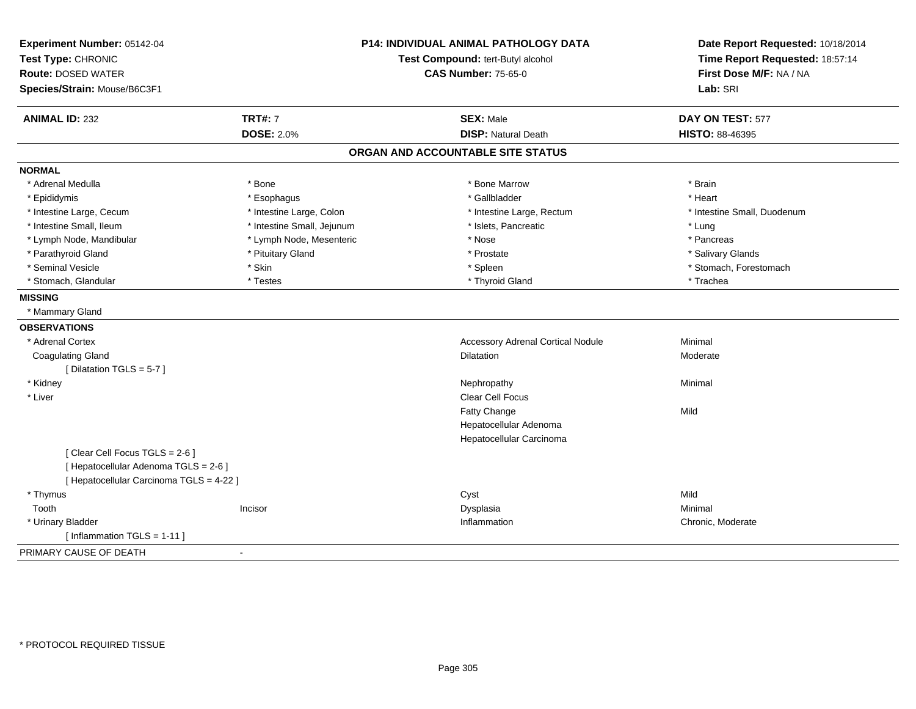**Experiment Number:** 05142-04
**Test Type:** CHRONIC
**Route:** DOSED WATER
**Species/Strain:** Mouse/B6C3F1

**P14: INDIVIDUAL ANIMAL PATHOLOGY DATA**
**Test Compound:** tert-Butyl alcohol
**CAS Number:** 75-65-0

**Date Report Requested:** 10/18/2014
**Time Report Requested:** 18:57:14
**First Dose M/F:** NA / NA
**Lab:** SRI

| **ANIMAL ID:** 232 | **TRT#:** 7 | **SEX:** Male | **DAY ON TEST:** 577 |
|---|---|---|---|
| | **DOSE:** 2.0% | **DISP:** Natural Death | **HISTO:** 88-46395 |

## ORGAN AND ACCOUNTABLE SITE STATUS

**NORMAL**

| | | | |
|---|---|---|---|
| * Adrenal Medulla | * Bone | * Bone Marrow | * Brain |
| * Epididymis | * Esophagus | * Gallbladder | * Heart |
| * Intestine Large, Cecum | * Intestine Large, Colon | * Intestine Large, Rectum | * Intestine Small, Duodenum |
| * Intestine Small, Ileum | * Intestine Small, Jejunum | * Islets, Pancreatic | * Lung |
| * Lymph Node, Mandibular | * Lymph Node, Mesenteric | * Nose | * Pancreas |
| * Parathyroid Gland | * Pituitary Gland | * Prostate | * Salivary Glands |
| * Seminal Vesicle | * Skin | * Spleen | * Stomach, Forestomach |
| * Stomach, Glandular | * Testes | * Thyroid Gland | * Trachea |

**MISSING**

* Mammary Gland

**OBSERVATIONS**

| | | | |
|---|---|---|---|
| * Adrenal Cortex | | Accessory Adrenal Cortical Nodule | Minimal |
| Coagulating Gland | | Dilatation | Moderate |
| [ Dilatation TGLS = 5-7 ] | | | |
| * Kidney | | Nephropathy | Minimal |
| * Liver | | Clear Cell Focus | |
| | | Fatty Change | Mild |
| | | Hepatocellular Adenoma | |
| | | Hepatocellular Carcinoma | |
| [ Clear Cell Focus TGLS = 2-6 ] | | | |
| [ Hepatocellular Adenoma TGLS = 2-6 ] | | | |
| [ Hepatocellular Carcinoma TGLS = 4-22 ] | | | |
| * Thymus | | Cyst | Mild |
| Tooth | Incisor | Dysplasia | Minimal |
| * Urinary Bladder | | Inflammation | Chronic, Moderate |
| [ Inflammation TGLS = 1-11 ] | | | |

PRIMARY CAUSE OF DEATH -

* PROTOCOL REQUIRED TISSUE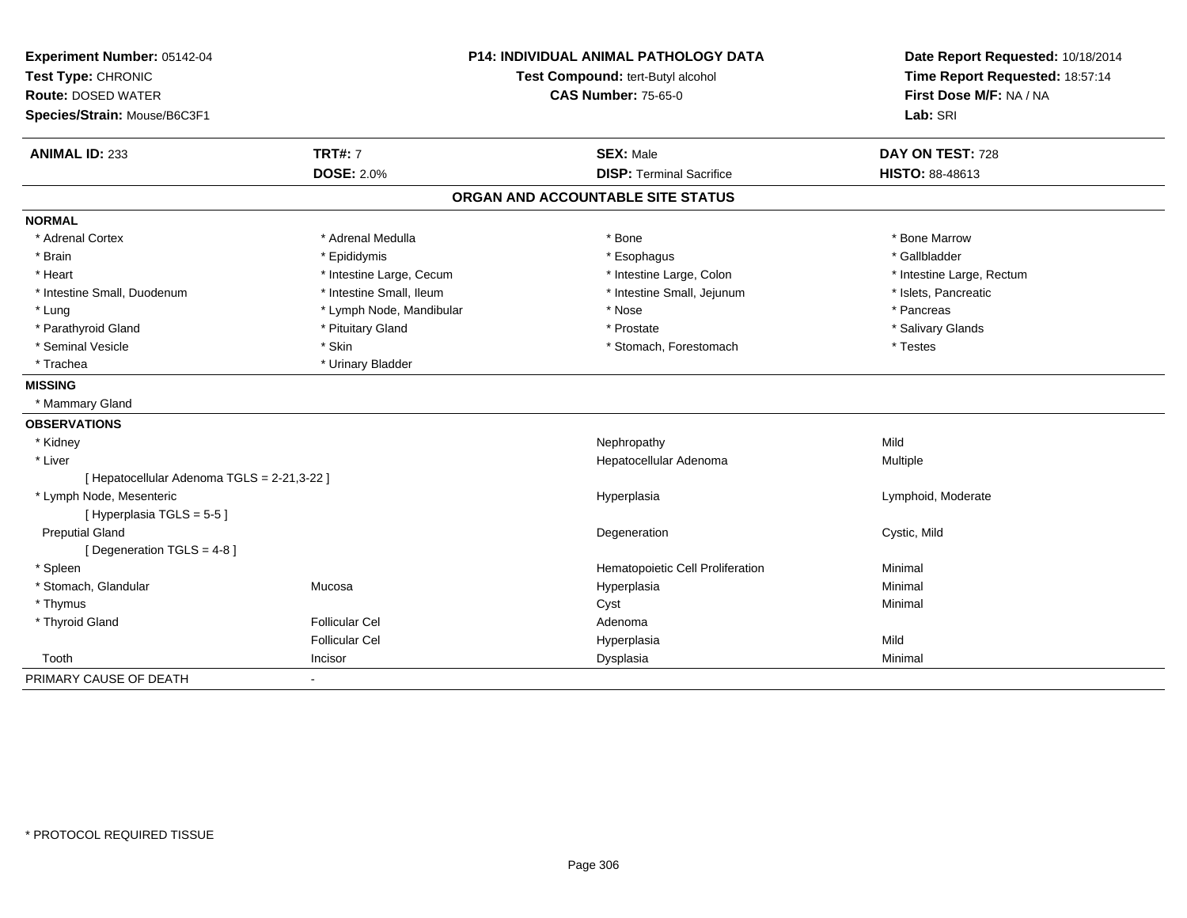**Experiment Number:** 05142-04
**Test Type:** CHRONIC
**Route:** DOSED WATER
**Species/Strain:** Mouse/B6C3F1

**P14: INDIVIDUAL ANIMAL PATHOLOGY DATA**
**Test Compound:** tert-Butyl alcohol
**CAS Number:** 75-65-0

**Date Report Requested:** 10/18/2014
**Time Report Requested:** 18:57:14
**First Dose M/F:** NA / NA
**Lab:** SRI

| **ANIMAL ID:** 233 | **TRT#:** 7 | **SEX:** Male | **DAY ON TEST:** 728 |
|---|---|---|---|
| | **DOSE:** 2.0% | **DISP:** Terminal Sacrifice | **HISTO:** 88-48613 |

## ORGAN AND ACCOUNTABLE SITE STATUS

**NORMAL**

| | | | |
|---|---|---|---|
| * Adrenal Cortex | * Adrenal Medulla | * Bone | * Bone Marrow |
| * Brain | * Epididymis | * Esophagus | * Gallbladder |
| * Heart | * Intestine Large, Cecum | * Intestine Large, Colon | * Intestine Large, Rectum |
| * Intestine Small, Duodenum | * Intestine Small, Ileum | * Intestine Small, Jejunum | * Islets, Pancreatic |
| * Lung | * Lymph Node, Mandibular | * Nose | * Pancreas |
| * Parathyroid Gland | * Pituitary Gland | * Prostate | * Salivary Glands |
| * Seminal Vesicle | * Skin | * Stomach, Forestomach | * Testes |
| * Trachea | * Urinary Bladder | | |

**MISSING**

* Mammary Gland

**OBSERVATIONS**

| | | | |
|---|---|---|---|
| * Kidney | | Nephropathy | Mild |
| * Liver | | Hepatocellular Adenoma | Multiple |
| [ Hepatocellular Adenoma TGLS = 2-21,3-22 ] | | | |
| * Lymph Node, Mesenteric | | Hyperplasia | Lymphoid, Moderate |
| [ Hyperplasia TGLS = 5-5 ] | | | |
| Preputial Gland | | Degeneration | Cystic, Mild |
| [ Degeneration TGLS = 4-8 ] | | | |
| * Spleen | | Hematopoietic Cell Proliferation | Minimal |
| * Stomach, Glandular | Mucosa | Hyperplasia | Minimal |
| * Thymus | | Cyst | Minimal |
| * Thyroid Gland | Follicular Cel | Adenoma | |
| | Follicular Cel | Hyperplasia | Mild |
| Tooth | Incisor | Dysplasia | Minimal |

PRIMARY CAUSE OF DEATH -

* PROTOCOL REQUIRED TISSUE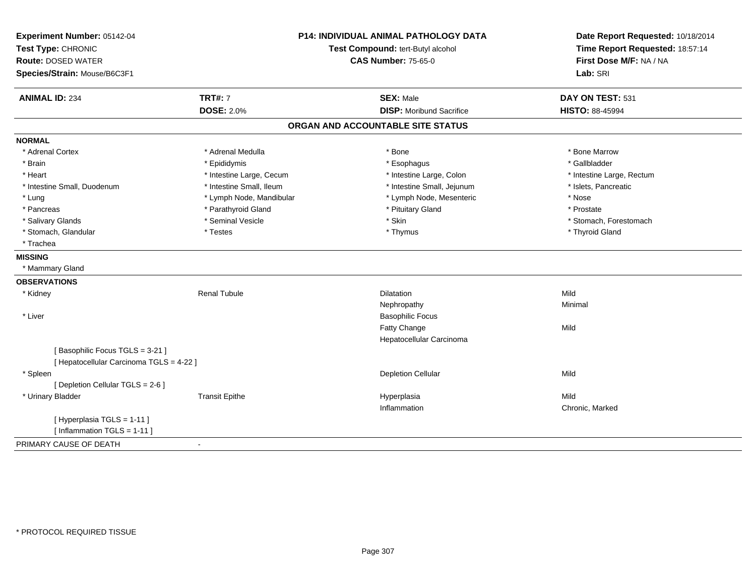**Experiment Number:** 05142-04
**Test Type:** CHRONIC
**Route:** DOSED WATER
**Species/Strain:** Mouse/B6C3F1

**P14: INDIVIDUAL ANIMAL PATHOLOGY DATA**
**Test Compound:** tert-Butyl alcohol
**CAS Number:** 75-65-0

**Date Report Requested:** 10/18/2014
**Time Report Requested:** 18:57:14
**First Dose M/F:** NA / NA
**Lab:** SRI

| **ANIMAL ID:** 234 | **TRT#:** 7 | **SEX:** Male | **DAY ON TEST:** 531 |
|---|---|---|---|
| | **DOSE:** 2.0% | **DISP:** Moribund Sacrifice | **HISTO:** 88-45994 |

## ORGAN AND ACCOUNTABLE SITE STATUS

**NORMAL**

| | | | |
|---|---|---|---|
| * Adrenal Cortex | * Adrenal Medulla | * Bone | * Bone Marrow |
| * Brain | * Epididymis | * Esophagus | * Gallbladder |
| * Heart | * Intestine Large, Cecum | * Intestine Large, Colon | * Intestine Large, Rectum |
| * Intestine Small, Duodenum | * Intestine Small, Ileum | * Intestine Small, Jejunum | * Islets, Pancreatic |
| * Lung | * Lymph Node, Mandibular | * Lymph Node, Mesenteric | * Nose |
| * Pancreas | * Parathyroid Gland | * Pituitary Gland | * Prostate |
| * Salivary Glands | * Seminal Vesicle | * Skin | * Stomach, Forestomach |
| * Stomach, Glandular | * Testes | * Thymus | * Thyroid Gland |
| * Trachea | | | |

**MISSING**

* Mammary Gland

**OBSERVATIONS**

| | | | |
|---|---|---|---|
| * Kidney | Renal Tubule | Dilatation | Mild |
| | | Nephropathy | Minimal |
| * Liver | | Basophilic Focus | |
| | | Fatty Change | Mild |
| | | Hepatocellular Carcinoma | |
| [ Basophilic Focus TGLS = 3-21 ] | | | |
| [ Hepatocellular Carcinoma TGLS = 4-22 ] | | | |
| * Spleen | | Depletion Cellular | Mild |
| [ Depletion Cellular TGLS = 2-6 ] | | | |
| * Urinary Bladder | Transit Epithe | Hyperplasia | Mild |
| | | Inflammation | Chronic, Marked |
| [ Hyperplasia TGLS = 1-11 ] | | | |
| [ Inflammation TGLS = 1-11 ] | | | |

PRIMARY CAUSE OF DEATH -

* PROTOCOL REQUIRED TISSUE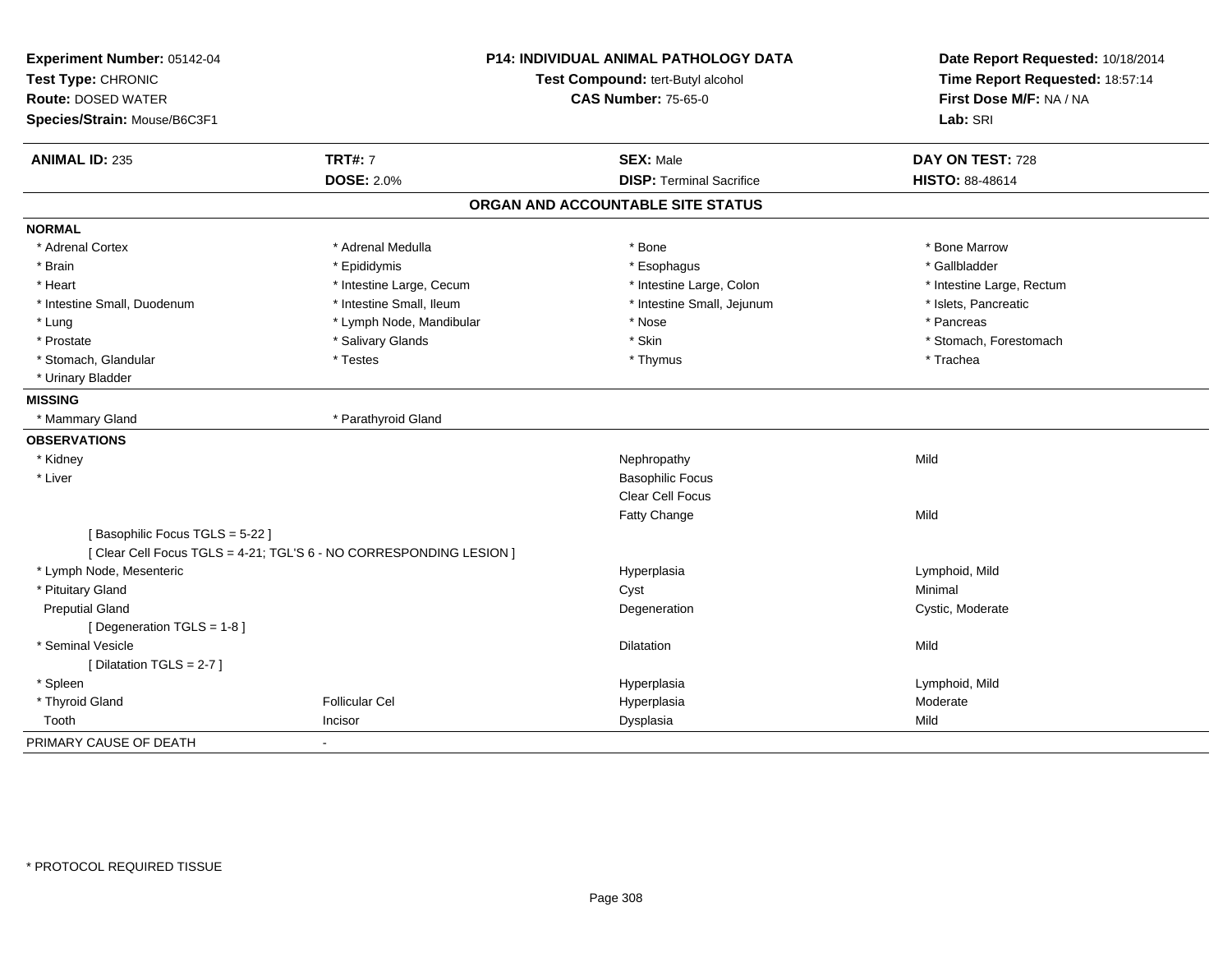**Experiment Number:** 05142-04
**Test Type:** CHRONIC
**Route:** DOSED WATER
**Species/Strain:** Mouse/B6C3F1

**P14: INDIVIDUAL ANIMAL PATHOLOGY DATA**
**Test Compound:** tert-Butyl alcohol
**CAS Number:** 75-65-0

**Date Report Requested:** 10/18/2014
**Time Report Requested:** 18:57:14
**First Dose M/F:** NA / NA
**Lab:** SRI

| **ANIMAL ID:** 235 | **TRT#:** 7 | **SEX:** Male | **DAY ON TEST:** 728 |
|---|---|---|---|
| | **DOSE:** 2.0% | **DISP:** Terminal Sacrifice | **HISTO:** 88-48614 |

## ORGAN AND ACCOUNTABLE SITE STATUS

**NORMAL**

| | | | |
|---|---|---|---|
| * Adrenal Cortex | * Adrenal Medulla | * Bone | * Bone Marrow |
| * Brain | * Epididymis | * Esophagus | * Gallbladder |
| * Heart | * Intestine Large, Cecum | * Intestine Large, Colon | * Intestine Large, Rectum |
| * Intestine Small, Duodenum | * Intestine Small, Ileum | * Intestine Small, Jejunum | * Islets, Pancreatic |
| * Lung | * Lymph Node, Mandibular | * Nose | * Pancreas |
| * Prostate | * Salivary Glands | * Skin | * Stomach, Forestomach |
| * Stomach, Glandular | * Testes | * Thymus | * Trachea |
| * Urinary Bladder | | | |

**MISSING**

| | |
|---|---|
| * Mammary Gland | * Parathyroid Gland |

**OBSERVATIONS**

| Organ | Site | Observation | Severity |
|---|---|---|---|
| * Kidney | | Nephropathy | Mild |
| * Liver | | Basophilic Focus | |
| | | Clear Cell Focus | |
| | | Fatty Change | Mild |
| [ Basophilic Focus TGLS = 5-22 ] | | | |
| [ Clear Cell Focus TGLS = 4-21; TGL'S 6 - NO CORRESPONDING LESION ] | | | |
| * Lymph Node, Mesenteric | | Hyperplasia | Lymphoid, Mild |
| * Pituitary Gland | | Cyst | Minimal |
| Preputial Gland | | Degeneration | Cystic, Moderate |
| [ Degeneration TGLS = 1-8 ] | | | |
| * Seminal Vesicle | | Dilatation | Mild |
| [ Dilatation TGLS = 2-7 ] | | | |
| * Spleen | | Hyperplasia | Lymphoid, Mild |
| * Thyroid Gland | Follicular Cel | Hyperplasia | Moderate |
| Tooth | Incisor | Dysplasia | Mild |

PRIMARY CAUSE OF DEATH -

* PROTOCOL REQUIRED TISSUE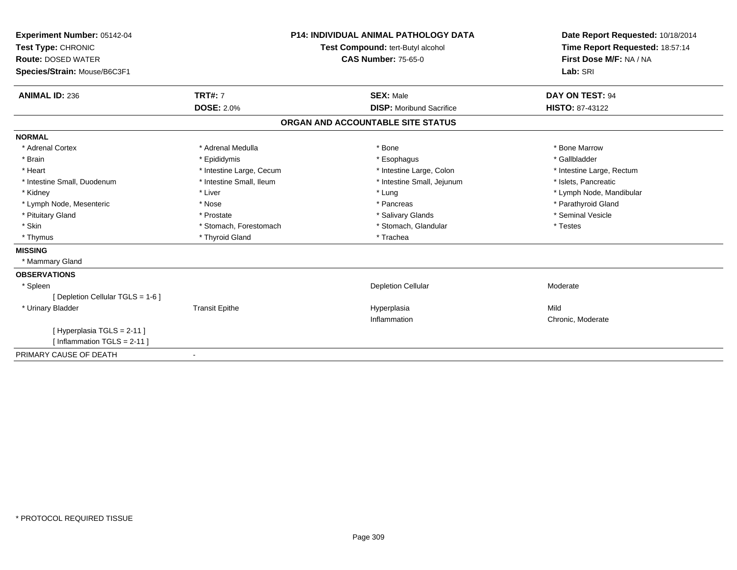**Experiment Number:** 05142-04
**Test Type:** CHRONIC
**Route:** DOSED WATER
**Species/Strain:** Mouse/B6C3F1

**P14: INDIVIDUAL ANIMAL PATHOLOGY DATA**
**Test Compound:** tert-Butyl alcohol
**CAS Number:** 75-65-0

**Date Report Requested:** 10/18/2014
**Time Report Requested:** 18:57:14
**First Dose M/F:** NA / NA
**Lab:** SRI

| **ANIMAL ID:** 236 | **TRT#:** 7 | **SEX:** Male | **DAY ON TEST:** 94 |
|---|---|---|---|
| | **DOSE:** 2.0% | **DISP:** Moribund Sacrifice | **HISTO:** 87-43122 |

## ORGAN AND ACCOUNTABLE SITE STATUS

**NORMAL**

| | | | |
|---|---|---|---|
| * Adrenal Cortex | * Adrenal Medulla | * Bone | * Bone Marrow |
| * Brain | * Epididymis | * Esophagus | * Gallbladder |
| * Heart | * Intestine Large, Cecum | * Intestine Large, Colon | * Intestine Large, Rectum |
| * Intestine Small, Duodenum | * Intestine Small, Ileum | * Intestine Small, Jejunum | * Islets, Pancreatic |
| * Kidney | * Liver | * Lung | * Lymph Node, Mandibular |
| * Lymph Node, Mesenteric | * Nose | * Pancreas | * Parathyroid Gland |
| * Pituitary Gland | * Prostate | * Salivary Glands | * Seminal Vesicle |
| * Skin | * Stomach, Forestomach | * Stomach, Glandular | * Testes |
| * Thymus | * Thyroid Gland | * Trachea | |

**MISSING**

* Mammary Gland

**OBSERVATIONS**

| | | | |
|---|---|---|---|
| * Spleen | | Depletion Cellular | Moderate |
| [ Depletion Cellular TGLS = 1-6 ] | | | |
| * Urinary Bladder | Transit Epithe | Hyperplasia | Mild |
| | | Inflammation | Chronic, Moderate |
| [ Hyperplasia TGLS = 2-11 ] | | | |
| [ Inflammation TGLS = 2-11 ] | | | |

PRIMARY CAUSE OF DEATH -

* PROTOCOL REQUIRED TISSUE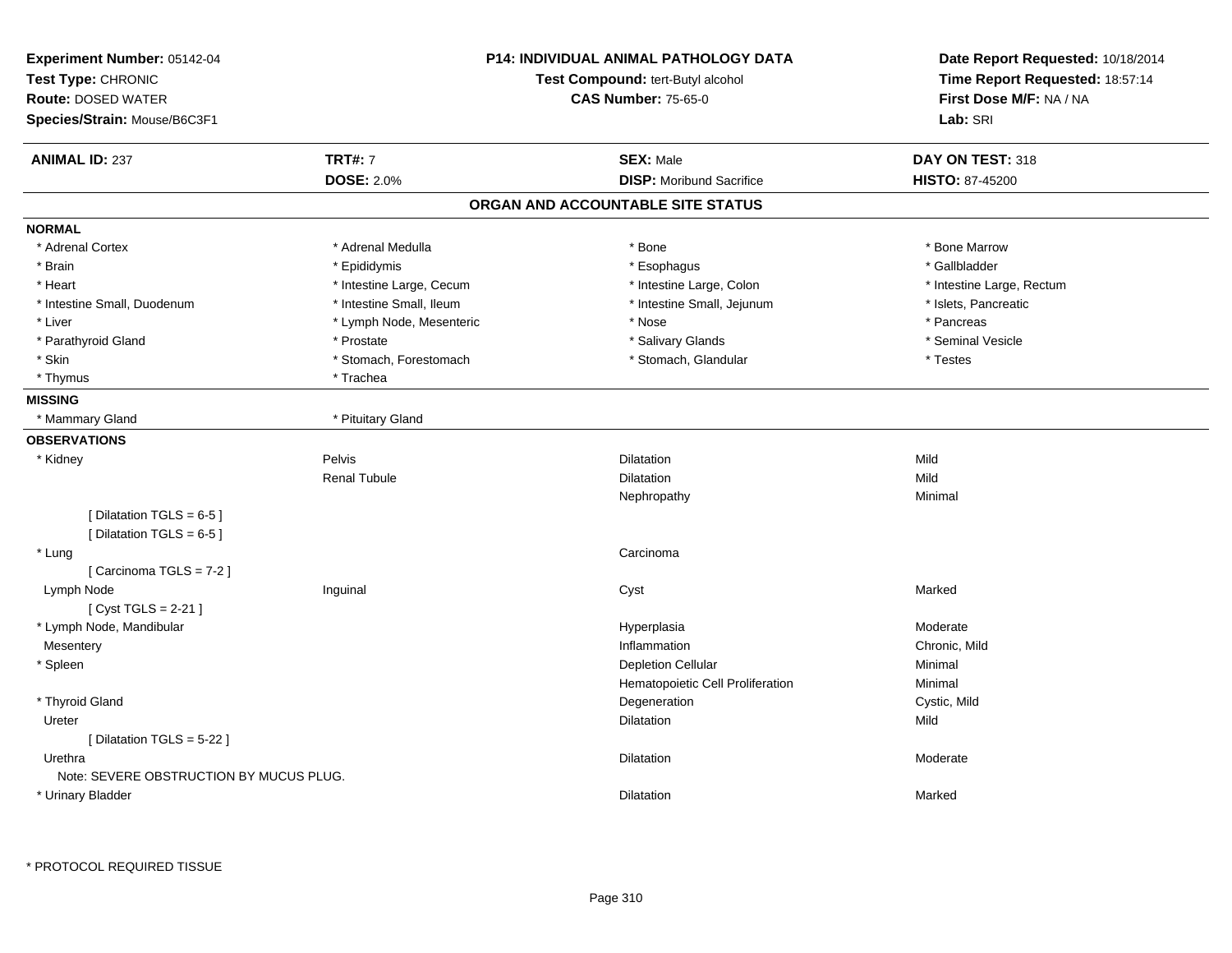**Experiment Number:** 05142-04
**Test Type:** CHRONIC
**Route:** DOSED WATER
**Species/Strain:** Mouse/B6C3F1

**P14: INDIVIDUAL ANIMAL PATHOLOGY DATA**
**Test Compound:** tert-Butyl alcohol
**CAS Number:** 75-65-0

**Date Report Requested:** 10/18/2014
**Time Report Requested:** 18:57:14
**First Dose M/F:** NA / NA
**Lab:** SRI

| **ANIMAL ID:** 237 | **TRT#:** 7 | **SEX:** Male | **DAY ON TEST:** 318 |
|---|---|---|---|
| | **DOSE:** 2.0% | **DISP:** Moribund Sacrifice | **HISTO:** 87-45200 |

## ORGAN AND ACCOUNTABLE SITE STATUS

**NORMAL**

| | | | |
|---|---|---|---|
| * Adrenal Cortex | * Adrenal Medulla | * Bone | * Bone Marrow |
| * Brain | * Epididymis | * Esophagus | * Gallbladder |
| * Heart | * Intestine Large, Cecum | * Intestine Large, Colon | * Intestine Large, Rectum |
| * Intestine Small, Duodenum | * Intestine Small, Ileum | * Intestine Small, Jejunum | * Islets, Pancreatic |
| * Liver | * Lymph Node, Mesenteric | * Nose | * Pancreas |
| * Parathyroid Gland | * Prostate | * Salivary Glands | * Seminal Vesicle |
| * Skin | * Stomach, Forestomach | * Stomach, Glandular | * Testes |
| * Thymus | * Trachea | | |

**MISSING**

| | |
|---|---|
| * Mammary Gland | * Pituitary Gland |

**OBSERVATIONS**

| | | | |
|---|---|---|---|
| * Kidney | Pelvis | Dilatation | Mild |
| | Renal Tubule | Dilatation | Mild |
| | | Nephropathy | Minimal |
| [ Dilatation TGLS = 6-5 ] | | | |
| [ Dilatation TGLS = 6-5 ] | | | |
| * Lung | | Carcinoma | |
| [ Carcinoma TGLS = 7-2 ] | | | |
| Lymph Node | Inguinal | Cyst | Marked |
| [ Cyst TGLS = 2-21 ] | | | |
| * Lymph Node, Mandibular | | Hyperplasia | Moderate |
| Mesentery | | Inflammation | Chronic, Mild |
| * Spleen | | Depletion Cellular | Minimal |
| | | Hematopoietic Cell Proliferation | Minimal |
| * Thyroid Gland | | Degeneration | Cystic, Mild |
| Ureter | | Dilatation | Mild |
| [ Dilatation TGLS = 5-22 ] | | | |
| Urethra | | Dilatation | Moderate |
| Note: SEVERE OBSTRUCTION BY MUCUS PLUG. | | | |
| * Urinary Bladder | | Dilatation | Marked |

* PROTOCOL REQUIRED TISSUE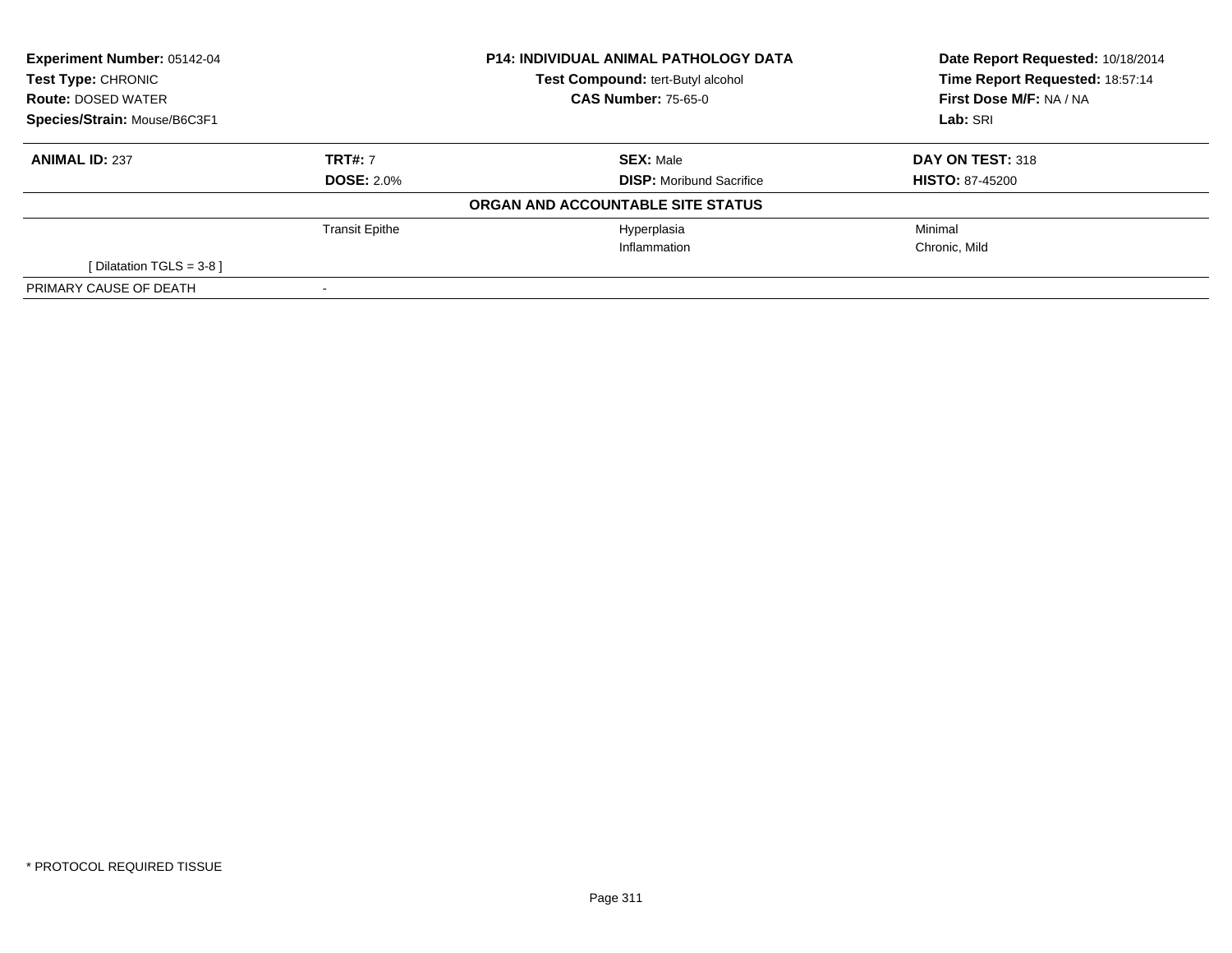**Experiment Number:** 05142-04
**Test Type:** CHRONIC
**Route:** DOSED WATER
**Species/Strain:** Mouse/B6C3F1

**P14: INDIVIDUAL ANIMAL PATHOLOGY DATA**
**Test Compound:** tert-Butyl alcohol
**CAS Number:** 75-65-0

**Date Report Requested:** 10/18/2014
**Time Report Requested:** 18:57:14
**First Dose M/F:** NA / NA
**Lab:** SRI

| **ANIMAL ID:** 237 | **TRT#:** 7 | **SEX:** Male | **DAY ON TEST:** 318 |
|---|---|---|---|
| | **DOSE:** 2.0% | **DISP:** Moribund Sacrifice | **HISTO:** 87-45200 |

**ORGAN AND ACCOUNTABLE SITE STATUS**

| | | | |
|---|---|---|---|
| | Transit Epithe | Hyperplasia | Minimal |
| | | Inflammation | Chronic, Mild |
| [ Dilatation TGLS = 3-8 ] | | | |
| PRIMARY CAUSE OF DEATH | - | | |

* PROTOCOL REQUIRED TISSUE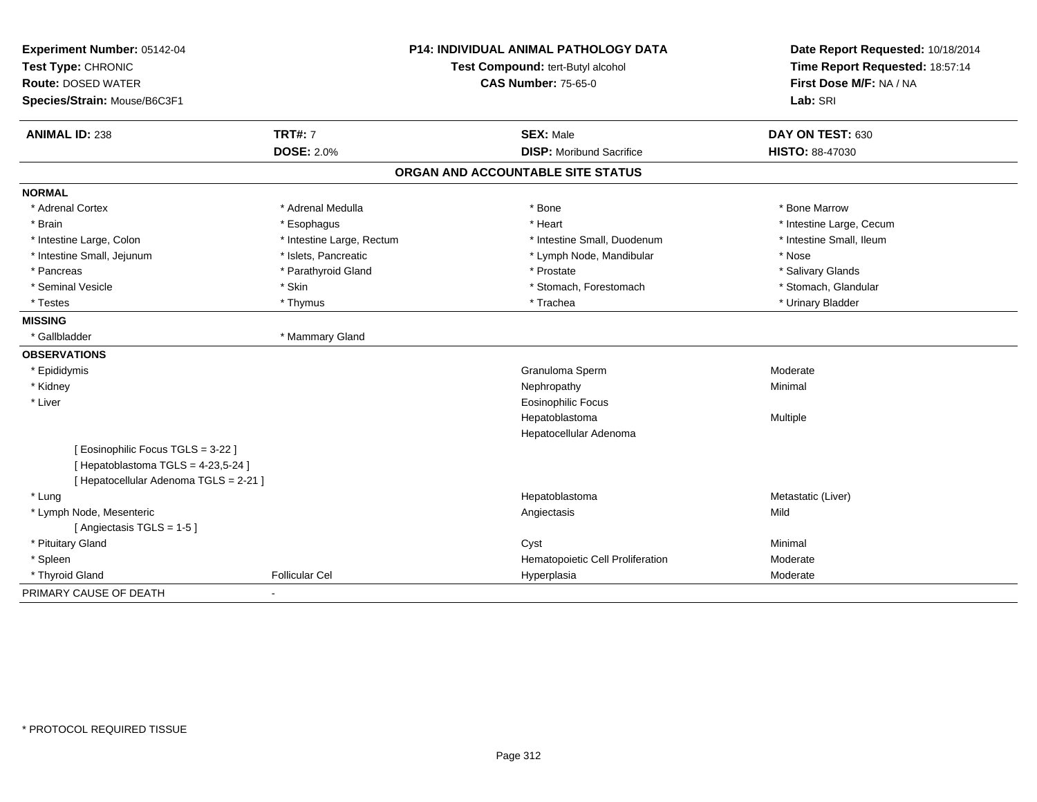**Experiment Number:** 05142-04
**Test Type:** CHRONIC
**Route:** DOSED WATER
**Species/Strain:** Mouse/B6C3F1

**P14: INDIVIDUAL ANIMAL PATHOLOGY DATA**
**Test Compound:** tert-Butyl alcohol
**CAS Number:** 75-65-0

**Date Report Requested:** 10/18/2014
**Time Report Requested:** 18:57:14
**First Dose M/F:** NA / NA
**Lab:** SRI

| **ANIMAL ID:** 238 | **TRT#:** 7 | **SEX:** Male | **DAY ON TEST:** 630 |
|---|---|---|---|
| | **DOSE:** 2.0% | **DISP:** Moribund Sacrifice | **HISTO:** 88-47030 |

## ORGAN AND ACCOUNTABLE SITE STATUS

**NORMAL**

| | | | |
|---|---|---|---|
| * Adrenal Cortex | * Adrenal Medulla | * Bone | * Bone Marrow |
| * Brain | * Esophagus | * Heart | * Intestine Large, Cecum |
| * Intestine Large, Colon | * Intestine Large, Rectum | * Intestine Small, Duodenum | * Intestine Small, Ileum |
| * Intestine Small, Jejunum | * Islets, Pancreatic | * Lymph Node, Mandibular | * Nose |
| * Pancreas | * Parathyroid Gland | * Prostate | * Salivary Glands |
| * Seminal Vesicle | * Skin | * Stomach, Forestomach | * Stomach, Glandular |
| * Testes | * Thymus | * Trachea | * Urinary Bladder |

**MISSING**

| | |
|---|---|
| * Gallbladder | * Mammary Gland |

**OBSERVATIONS**

| | | | |
|---|---|---|---|
| * Epididymis | | Granuloma Sperm | Moderate |
| * Kidney | | Nephropathy | Minimal |
| * Liver | | Eosinophilic Focus | |
| | | Hepatoblastoma | Multiple |
| | | Hepatocellular Adenoma | |
| [ Eosinophilic Focus TGLS = 3-22 ] | | | |
| [ Hepatoblastoma TGLS = 4-23,5-24 ] | | | |
| [ Hepatocellular Adenoma TGLS = 2-21 ] | | | |
| * Lung | | Hepatoblastoma | Metastatic (Liver) |
| * Lymph Node, Mesenteric | | Angiectasis | Mild |
| [ Angiectasis TGLS = 1-5 ] | | | |
| * Pituitary Gland | | Cyst | Minimal |
| * Spleen | | Hematopoietic Cell Proliferation | Moderate |
| * Thyroid Gland | Follicular Cel | Hyperplasia | Moderate |

PRIMARY CAUSE OF DEATH -

* PROTOCOL REQUIRED TISSUE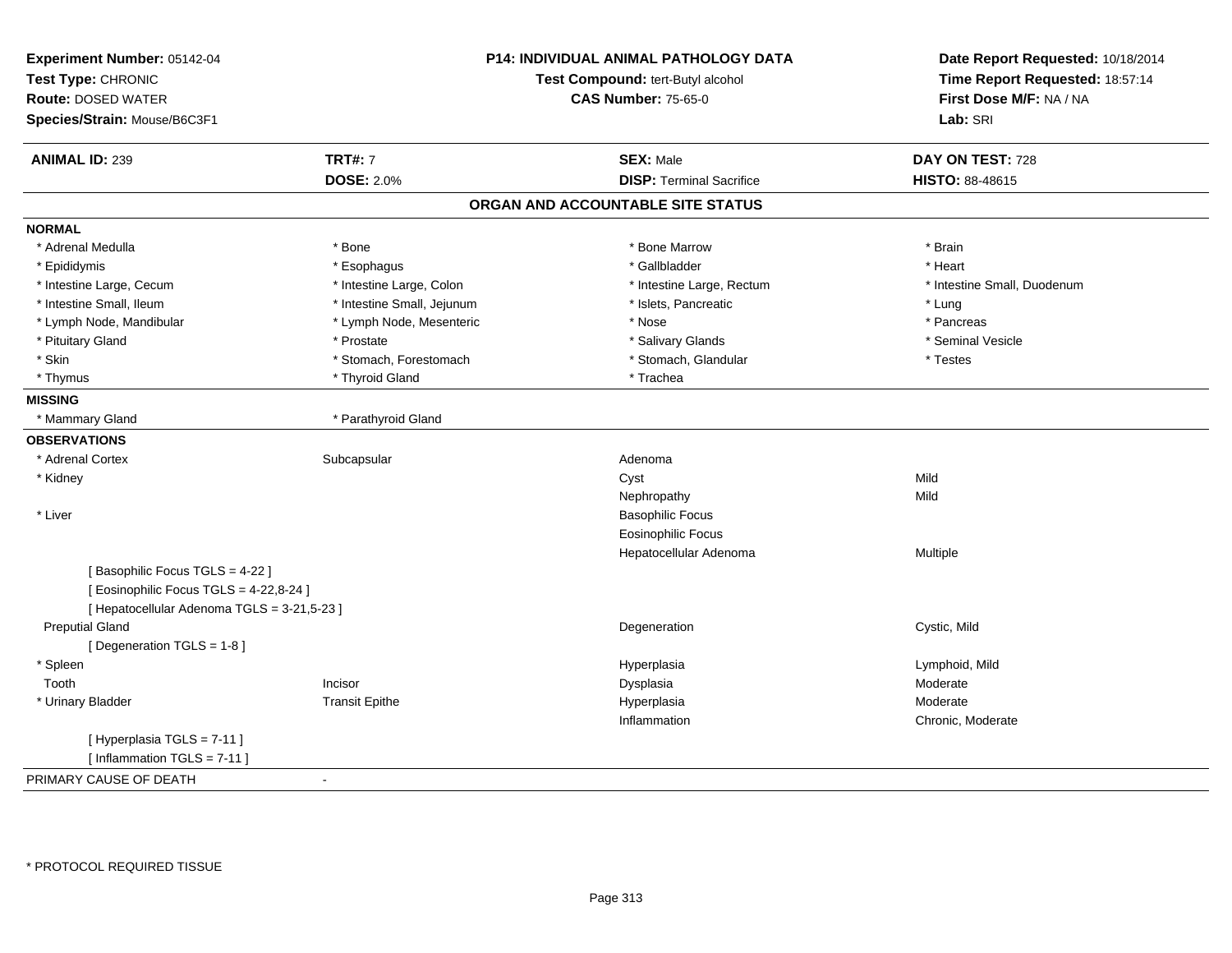**Experiment Number:** 05142-04
**Test Type:** CHRONIC
**Route:** DOSED WATER
**Species/Strain:** Mouse/B6C3F1

**P14: INDIVIDUAL ANIMAL PATHOLOGY DATA**
**Test Compound:** tert-Butyl alcohol
**CAS Number:** 75-65-0

**Date Report Requested:** 10/18/2014
**Time Report Requested:** 18:57:14
**First Dose M/F:** NA / NA
**Lab:** SRI

| **ANIMAL ID:** 239 | **TRT#:** 7 | **SEX:** Male | **DAY ON TEST:** 728 |
|---|---|---|---|
| | **DOSE:** 2.0% | **DISP:** Terminal Sacrifice | **HISTO:** 88-48615 |

## ORGAN AND ACCOUNTABLE SITE STATUS

**NORMAL**

| | | | |
|---|---|---|---|
| * Adrenal Medulla | * Bone | * Bone Marrow | * Brain |
| * Epididymis | * Esophagus | * Gallbladder | * Heart |
| * Intestine Large, Cecum | * Intestine Large, Colon | * Intestine Large, Rectum | * Intestine Small, Duodenum |
| * Intestine Small, Ileum | * Intestine Small, Jejunum | * Islets, Pancreatic | * Lung |
| * Lymph Node, Mandibular | * Lymph Node, Mesenteric | * Nose | * Pancreas |
| * Pituitary Gland | * Prostate | * Salivary Glands | * Seminal Vesicle |
| * Skin | * Stomach, Forestomach | * Stomach, Glandular | * Testes |
| * Thymus | * Thyroid Gland | * Trachea | |

**MISSING**

| | |
|---|---|
| * Mammary Gland | * Parathyroid Gland |

**OBSERVATIONS**

| | | | |
|---|---|---|---|
| * Adrenal Cortex | Subcapsular | Adenoma | |
| * Kidney | | Cyst | Mild |
| | | Nephropathy | Mild |
| * Liver | | Basophilic Focus | |
| | | Eosinophilic Focus | |
| | | Hepatocellular Adenoma | Multiple |
| [ Basophilic Focus TGLS = 4-22 ] | | | |
| [ Eosinophilic Focus TGLS = 4-22,8-24 ] | | | |
| [ Hepatocellular Adenoma TGLS = 3-21,5-23 ] | | | |
| Preputial Gland | | Degeneration | Cystic, Mild |
| [ Degeneration TGLS = 1-8 ] | | | |
| * Spleen | | Hyperplasia | Lymphoid, Mild |
| Tooth | Incisor | Dysplasia | Moderate |
| * Urinary Bladder | Transit Epithe | Hyperplasia | Moderate |
| | | Inflammation | Chronic, Moderate |
| [ Hyperplasia TGLS = 7-11 ] | | | |
| [ Inflammation TGLS = 7-11 ] | | | |

PRIMARY CAUSE OF DEATH -

* PROTOCOL REQUIRED TISSUE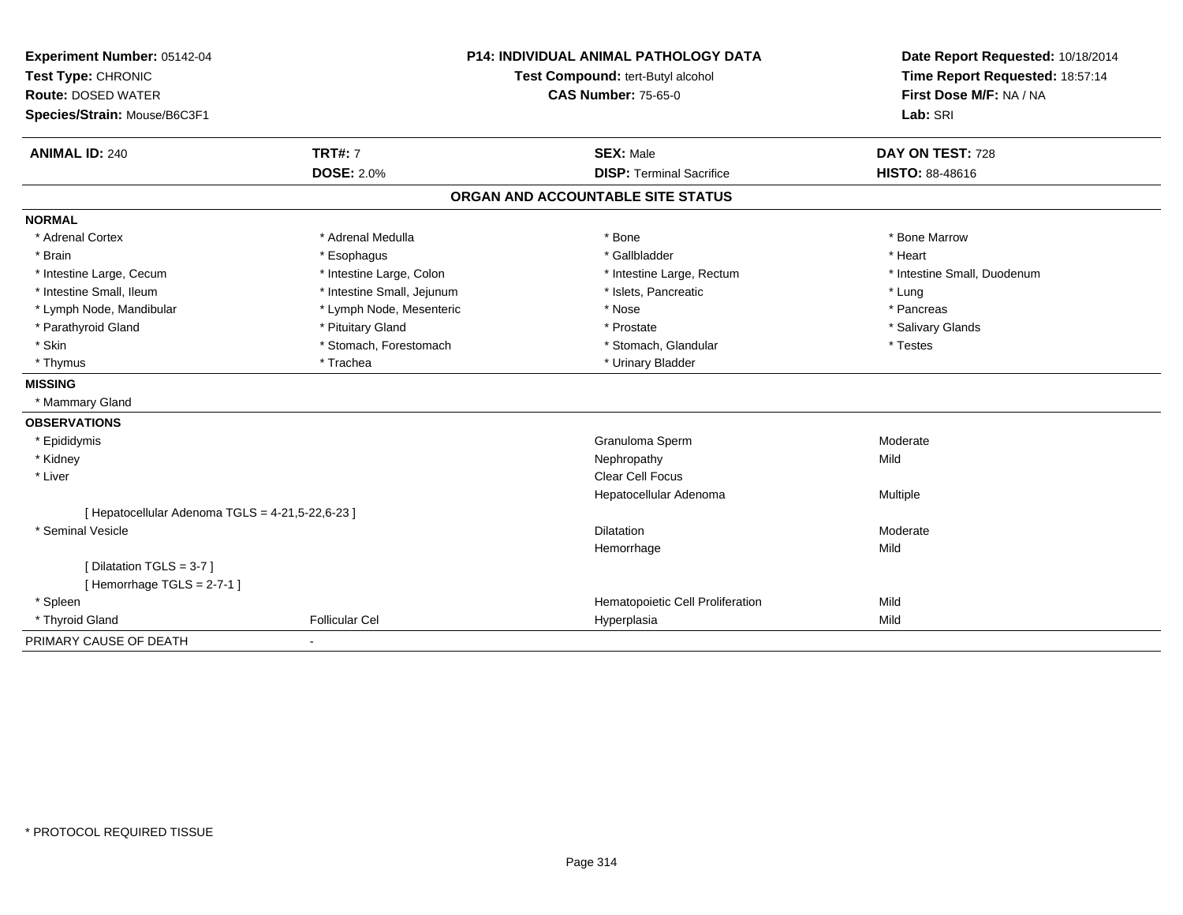**Experiment Number:** 05142-04
**Test Type:** CHRONIC
**Route:** DOSED WATER
**Species/Strain:** Mouse/B6C3F1

**P14: INDIVIDUAL ANIMAL PATHOLOGY DATA**
**Test Compound:** tert-Butyl alcohol
**CAS Number:** 75-65-0

**Date Report Requested:** 10/18/2014
**Time Report Requested:** 18:57:14
**First Dose M/F:** NA / NA
**Lab:** SRI

| **ANIMAL ID:** 240 | **TRT#:** 7 | **SEX:** Male | **DAY ON TEST:** 728 |
|---|---|---|---|
| | **DOSE:** 2.0% | **DISP:** Terminal Sacrifice | **HISTO:** 88-48616 |

## ORGAN AND ACCOUNTABLE SITE STATUS

**NORMAL**

| | | | |
|---|---|---|---|
| * Adrenal Cortex | * Adrenal Medulla | * Bone | * Bone Marrow |
| * Brain | * Esophagus | * Gallbladder | * Heart |
| * Intestine Large, Cecum | * Intestine Large, Colon | * Intestine Large, Rectum | * Intestine Small, Duodenum |
| * Intestine Small, Ileum | * Intestine Small, Jejunum | * Islets, Pancreatic | * Lung |
| * Lymph Node, Mandibular | * Lymph Node, Mesenteric | * Nose | * Pancreas |
| * Parathyroid Gland | * Pituitary Gland | * Prostate | * Salivary Glands |
| * Skin | * Stomach, Forestomach | * Stomach, Glandular | * Testes |
| * Thymus | * Trachea | * Urinary Bladder | |

**MISSING**

* Mammary Gland

**OBSERVATIONS**

| | | | |
|---|---|---|---|
| * Epididymis | | Granuloma Sperm | Moderate |
| * Kidney | | Nephropathy | Mild |
| * Liver | | Clear Cell Focus | |
| | | Hepatocellular Adenoma | Multiple |
| [ Hepatocellular Adenoma TGLS = 4-21,5-22,6-23 ] | | | |
| * Seminal Vesicle | | Dilatation | Moderate |
| | | Hemorrhage | Mild |
| [ Dilatation TGLS = 3-7 ] | | | |
| [ Hemorrhage TGLS = 2-7-1 ] | | | |
| * Spleen | | Hematopoietic Cell Proliferation | Mild |
| * Thyroid Gland | Follicular Cel | Hyperplasia | Mild |

PRIMARY CAUSE OF DEATH -

* PROTOCOL REQUIRED TISSUE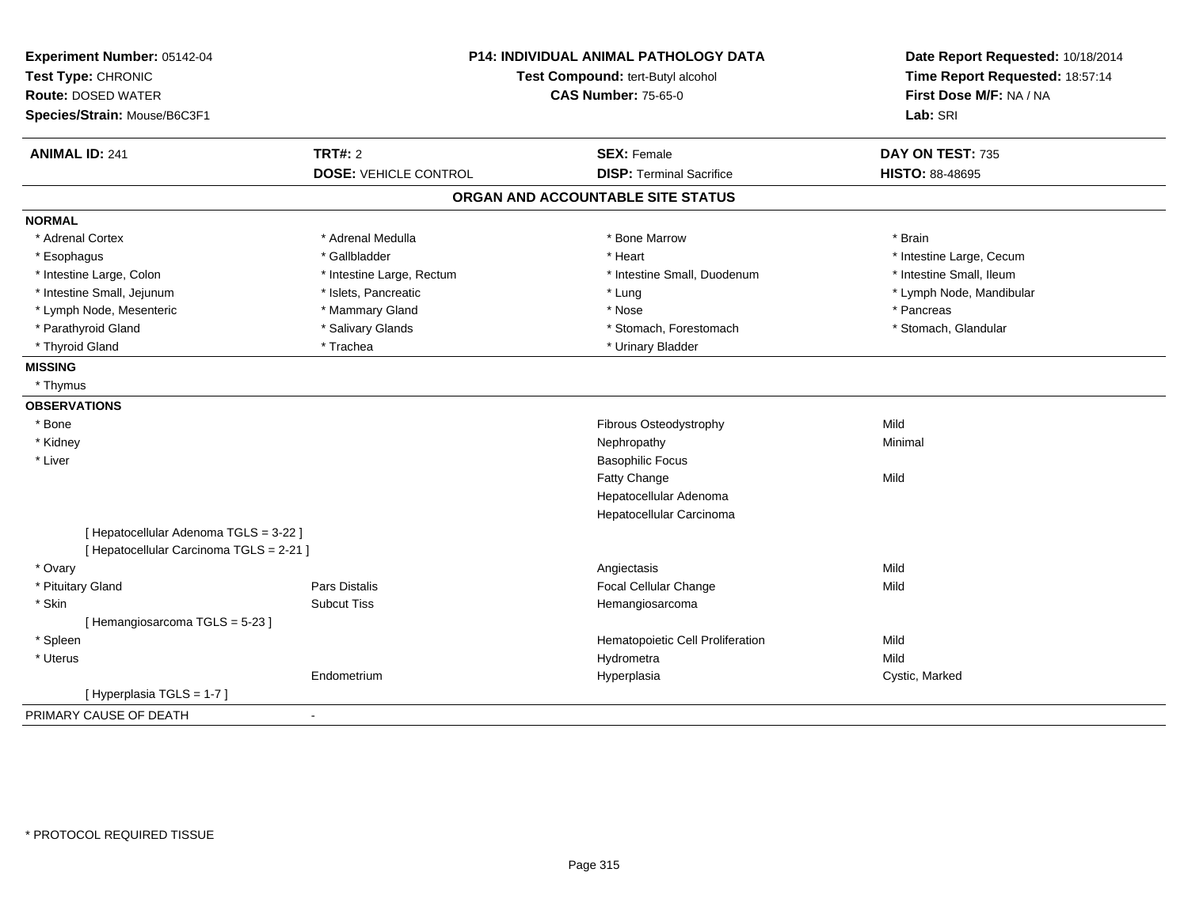**Experiment Number:** 05142-04
**Test Type:** CHRONIC
**Route:** DOSED WATER
**Species/Strain:** Mouse/B6C3F1

**P14: INDIVIDUAL ANIMAL PATHOLOGY DATA**
**Test Compound:** tert-Butyl alcohol
**CAS Number:** 75-65-0

**Date Report Requested:** 10/18/2014
**Time Report Requested:** 18:57:14
**First Dose M/F:** NA / NA
**Lab:** SRI

| **ANIMAL ID:** 241 | **TRT#:** 2 | **SEX:** Female | **DAY ON TEST:** 735 |
|---|---|---|---|
| | **DOSE:** VEHICLE CONTROL | **DISP:** Terminal Sacrifice | **HISTO:** 88-48695 |

## ORGAN AND ACCOUNTABLE SITE STATUS

**NORMAL**

| | | | |
|---|---|---|---|
| * Adrenal Cortex | * Adrenal Medulla | * Bone Marrow | * Brain |
| * Esophagus | * Gallbladder | * Heart | * Intestine Large, Cecum |
| * Intestine Large, Colon | * Intestine Large, Rectum | * Intestine Small, Duodenum | * Intestine Small, Ileum |
| * Intestine Small, Jejunum | * Islets, Pancreatic | * Lung | * Lymph Node, Mandibular |
| * Lymph Node, Mesenteric | * Mammary Gland | * Nose | * Pancreas |
| * Parathyroid Gland | * Salivary Glands | * Stomach, Forestomach | * Stomach, Glandular |
| * Thyroid Gland | * Trachea | * Urinary Bladder | |

**MISSING**

* Thymus

**OBSERVATIONS**

| | | | |
|---|---|---|---|
| * Bone | | Fibrous Osteodystrophy | Mild |
| * Kidney | | Nephropathy | Minimal |
| * Liver | | Basophilic Focus | |
| | | Fatty Change | Mild |
| | | Hepatocellular Adenoma | |
| | | Hepatocellular Carcinoma | |
| [ Hepatocellular Adenoma TGLS = 3-22 ] | | | |
| [ Hepatocellular Carcinoma TGLS = 2-21 ] | | | |
| * Ovary | | Angiectasis | Mild |
| * Pituitary Gland | Pars Distalis | Focal Cellular Change | Mild |
| * Skin | Subcut Tiss | Hemangiosarcoma | |
| [ Hemangiosarcoma TGLS = 5-23 ] | | | |
| * Spleen | | Hematopoietic Cell Proliferation | Mild |
| * Uterus | | Hydrometra | Mild |
| | Endometrium | Hyperplasia | Cystic, Marked |
| [ Hyperplasia TGLS = 1-7 ] | | | |

PRIMARY CAUSE OF DEATH -

* PROTOCOL REQUIRED TISSUE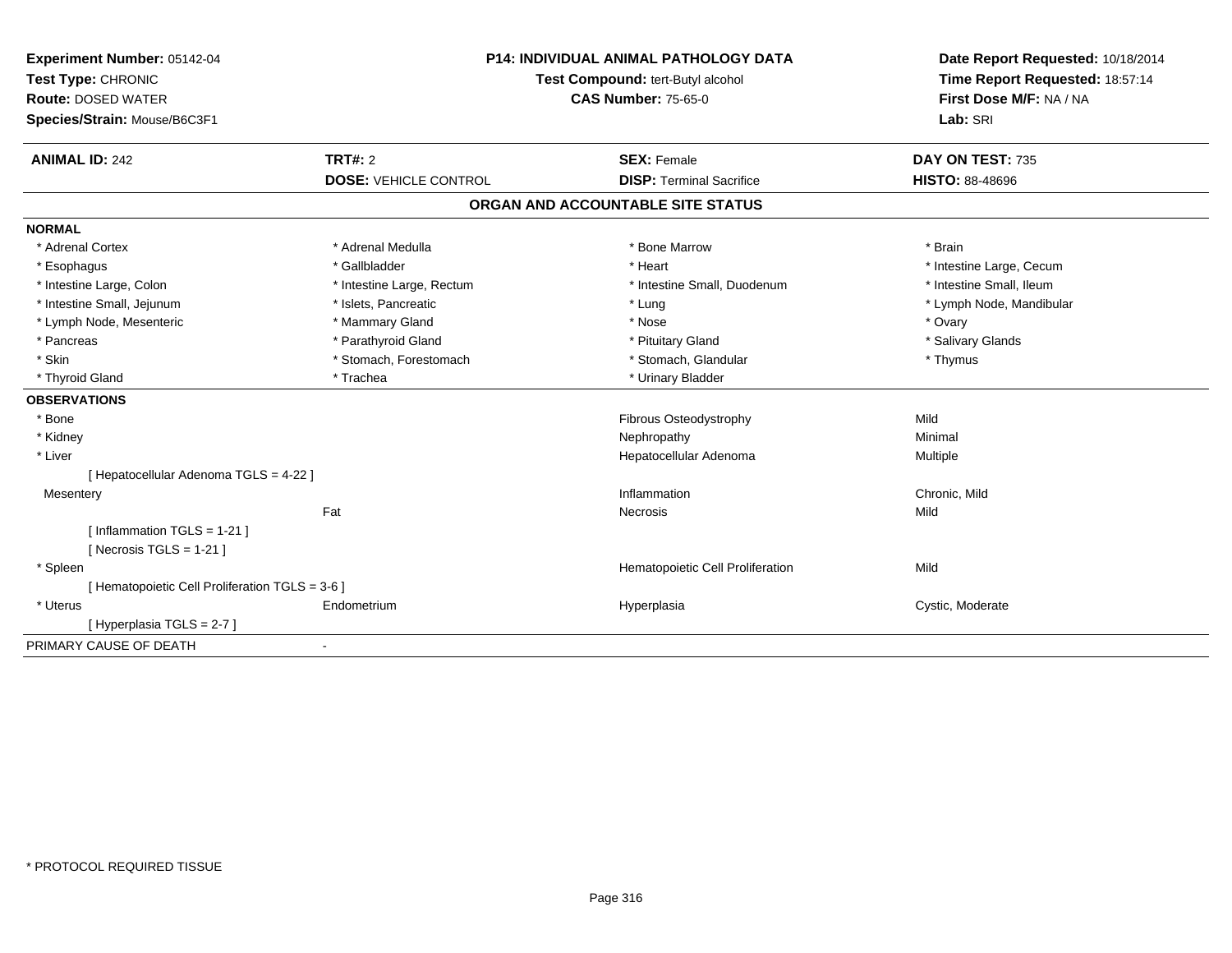**Experiment Number:** 05142-04
**Test Type:** CHRONIC
**Route:** DOSED WATER
**Species/Strain:** Mouse/B6C3F1

**P14: INDIVIDUAL ANIMAL PATHOLOGY DATA**
**Test Compound:** tert-Butyl alcohol
**CAS Number:** 75-65-0

**Date Report Requested:** 10/18/2014
**Time Report Requested:** 18:57:14
**First Dose M/F:** NA / NA
**Lab:** SRI

| **ANIMAL ID:** 242 | **TRT#:** 2 | **SEX:** Female | **DAY ON TEST:** 735 |
|---|---|---|---|
| | **DOSE:** VEHICLE CONTROL | **DISP:** Terminal Sacrifice | **HISTO:** 88-48696 |

## ORGAN AND ACCOUNTABLE SITE STATUS

**NORMAL**

| | | | |
|---|---|---|---|
| * Adrenal Cortex | * Adrenal Medulla | * Bone Marrow | * Brain |
| * Esophagus | * Gallbladder | * Heart | * Intestine Large, Cecum |
| * Intestine Large, Colon | * Intestine Large, Rectum | * Intestine Small, Duodenum | * Intestine Small, Ileum |
| * Intestine Small, Jejunum | * Islets, Pancreatic | * Lung | * Lymph Node, Mandibular |
| * Lymph Node, Mesenteric | * Mammary Gland | * Nose | * Ovary |
| * Pancreas | * Parathyroid Gland | * Pituitary Gland | * Salivary Glands |
| * Skin | * Stomach, Forestomach | * Stomach, Glandular | * Thymus |
| * Thyroid Gland | * Trachea | * Urinary Bladder | |

**OBSERVATIONS**

| | | | |
|---|---|---|---|
| * Bone | | Fibrous Osteodystrophy | Mild |
| * Kidney | | Nephropathy | Minimal |
| * Liver | | Hepatocellular Adenoma | Multiple |
| [ Hepatocellular Adenoma TGLS = 4-22 ] | | | |
| Mesentery | | Inflammation | Chronic, Mild |
| | Fat | Necrosis | Mild |
| [ Inflammation TGLS = 1-21 ] | | | |
| [ Necrosis TGLS = 1-21 ] | | | |
| * Spleen | | Hematopoietic Cell Proliferation | Mild |
| [ Hematopoietic Cell Proliferation TGLS = 3-6 ] | | | |
| * Uterus | Endometrium | Hyperplasia | Cystic, Moderate |
| [ Hyperplasia TGLS = 2-7 ] | | | |

PRIMARY CAUSE OF DEATH -

* PROTOCOL REQUIRED TISSUE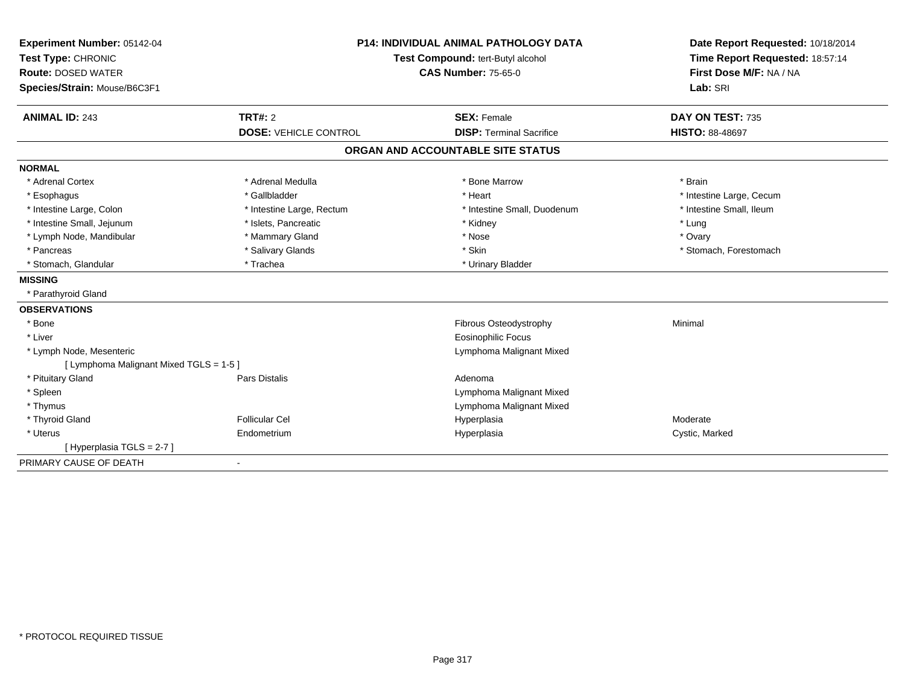**Experiment Number:** 05142-04
**Test Type:** CHRONIC
**Route:** DOSED WATER
**Species/Strain:** Mouse/B6C3F1

**P14: INDIVIDUAL ANIMAL PATHOLOGY DATA**
**Test Compound:** tert-Butyl alcohol
**CAS Number:** 75-65-0

**Date Report Requested:** 10/18/2014
**Time Report Requested:** 18:57:14
**First Dose M/F:** NA / NA
**Lab:** SRI

| **ANIMAL ID:** 243 | **TRT#:** 2 | **SEX:** Female | **DAY ON TEST:** 735 |
|---|---|---|---|
| | **DOSE:** VEHICLE CONTROL | **DISP:** Terminal Sacrifice | **HISTO:** 88-48697 |

## ORGAN AND ACCOUNTABLE SITE STATUS

**NORMAL**

| | | | |
|---|---|---|---|
| * Adrenal Cortex | * Adrenal Medulla | * Bone Marrow | * Brain |
| * Esophagus | * Gallbladder | * Heart | * Intestine Large, Cecum |
| * Intestine Large, Colon | * Intestine Large, Rectum | * Intestine Small, Duodenum | * Intestine Small, Ileum |
| * Intestine Small, Jejunum | * Islets, Pancreatic | * Kidney | * Lung |
| * Lymph Node, Mandibular | * Mammary Gland | * Nose | * Ovary |
| * Pancreas | * Salivary Glands | * Skin | * Stomach, Forestomach |
| * Stomach, Glandular | * Trachea | * Urinary Bladder | |

**MISSING**

* Parathyroid Gland

**OBSERVATIONS**

| | | | |
|---|---|---|---|
| * Bone | | Fibrous Osteodystrophy | Minimal |
| * Liver | | Eosinophilic Focus | |
| * Lymph Node, Mesenteric | | Lymphoma Malignant Mixed | |
| [ Lymphoma Malignant Mixed TGLS = 1-5 ] | | | |
| * Pituitary Gland | Pars Distalis | Adenoma | |
| * Spleen | | Lymphoma Malignant Mixed | |
| * Thymus | | Lymphoma Malignant Mixed | |
| * Thyroid Gland | Follicular Cel | Hyperplasia | Moderate |
| * Uterus | Endometrium | Hyperplasia | Cystic, Marked |
| [ Hyperplasia TGLS = 2-7 ] | | | |

PRIMARY CAUSE OF DEATH -

* PROTOCOL REQUIRED TISSUE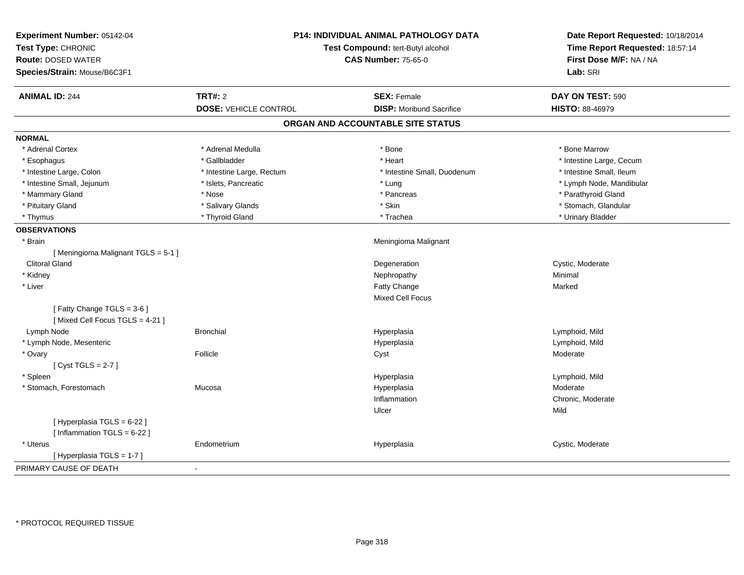**Experiment Number:** 05142-04
**Test Type:** CHRONIC
**Route:** DOSED WATER
**Species/Strain:** Mouse/B6C3F1

**P14: INDIVIDUAL ANIMAL PATHOLOGY DATA**
**Test Compound:** tert-Butyl alcohol
**CAS Number:** 75-65-0

**Date Report Requested:** 10/18/2014
**Time Report Requested:** 18:57:14
**First Dose M/F:** NA / NA
**Lab:** SRI

| **ANIMAL ID:** 244 | **TRT#:** 2 | **SEX:** Female | **DAY ON TEST:** 590 |
|---|---|---|---|
| | **DOSE:** VEHICLE CONTROL | **DISP:** Moribund Sacrifice | **HISTO:** 88-46979 |

## ORGAN AND ACCOUNTABLE SITE STATUS

**NORMAL**

| | | | |
|---|---|---|---|
| * Adrenal Cortex | * Adrenal Medulla | * Bone | * Bone Marrow |
| * Esophagus | * Gallbladder | * Heart | * Intestine Large, Cecum |
| * Intestine Large, Colon | * Intestine Large, Rectum | * Intestine Small, Duodenum | * Intestine Small, Ileum |
| * Intestine Small, Jejunum | * Islets, Pancreatic | * Lung | * Lymph Node, Mandibular |
| * Mammary Gland | * Nose | * Pancreas | * Parathyroid Gland |
| * Pituitary Gland | * Salivary Glands | * Skin | * Stomach, Glandular |
| * Thymus | * Thyroid Gland | * Trachea | * Urinary Bladder |

**OBSERVATIONS**

| | | | |
|---|---|---|---|
| * Brain | | Meningioma Malignant | |
| [ Meningioma Malignant TGLS = 5-1 ] | | | |
| Clitoral Gland | | Degeneration | Cystic, Moderate |
| * Kidney | | Nephropathy | Minimal |
| * Liver | | Fatty Change | Marked |
| | | Mixed Cell Focus | |
| [ Fatty Change TGLS = 3-6 ] | | | |
| [ Mixed Cell Focus TGLS = 4-21 ] | | | |
| Lymph Node | Bronchial | Hyperplasia | Lymphoid, Mild |
| * Lymph Node, Mesenteric | | Hyperplasia | Lymphoid, Mild |
| * Ovary | Follicle | Cyst | Moderate |
| [ Cyst TGLS = 2-7 ] | | | |
| * Spleen | | Hyperplasia | Lymphoid, Mild |
| * Stomach, Forestomach | Mucosa | Hyperplasia | Moderate |
| | | Inflammation | Chronic, Moderate |
| | | Ulcer | Mild |
| [ Hyperplasia TGLS = 6-22 ] | | | |
| [ Inflammation TGLS = 6-22 ] | | | |
| * Uterus | Endometrium | Hyperplasia | Cystic, Moderate |
| [ Hyperplasia TGLS = 1-7 ] | | | |

PRIMARY CAUSE OF DEATH -

* PROTOCOL REQUIRED TISSUE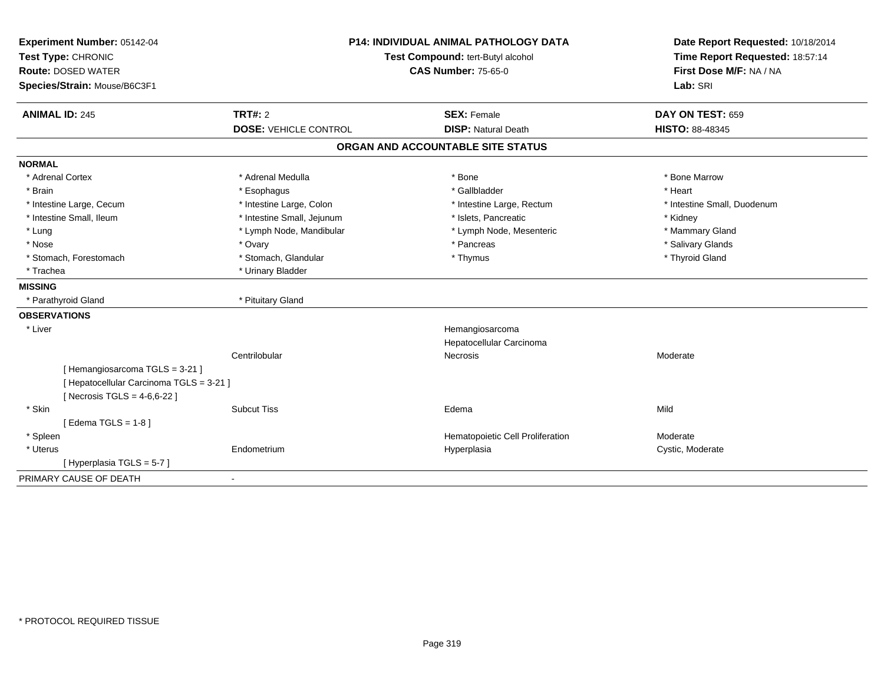**Experiment Number:** 05142-04
**Test Type:** CHRONIC
**Route:** DOSED WATER
**Species/Strain:** Mouse/B6C3F1

**P14: INDIVIDUAL ANIMAL PATHOLOGY DATA**
**Test Compound:** tert-Butyl alcohol
**CAS Number:** 75-65-0

**Date Report Requested:** 10/18/2014
**Time Report Requested:** 18:57:14
**First Dose M/F:** NA / NA
**Lab:** SRI

| **ANIMAL ID:** 245 | **TRT#:** 2 | **SEX:** Female | **DAY ON TEST:** 659 |
|---|---|---|---|
| | **DOSE:** VEHICLE CONTROL | **DISP:** Natural Death | **HISTO:** 88-48345 |

## ORGAN AND ACCOUNTABLE SITE STATUS

**NORMAL**

| | | | |
|---|---|---|---|
| * Adrenal Cortex | * Adrenal Medulla | * Bone | * Bone Marrow |
| * Brain | * Esophagus | * Gallbladder | * Heart |
| * Intestine Large, Cecum | * Intestine Large, Colon | * Intestine Large, Rectum | * Intestine Small, Duodenum |
| * Intestine Small, Ileum | * Intestine Small, Jejunum | * Islets, Pancreatic | * Kidney |
| * Lung | * Lymph Node, Mandibular | * Lymph Node, Mesenteric | * Mammary Gland |
| * Nose | * Ovary | * Pancreas | * Salivary Glands |
| * Stomach, Forestomach | * Stomach, Glandular | * Thymus | * Thyroid Gland |
| * Trachea | * Urinary Bladder | | |

**MISSING**

| | |
|---|---|
| * Parathyroid Gland | * Pituitary Gland |

**OBSERVATIONS**

| | | | |
|---|---|---|---|
| * Liver | | Hemangiosarcoma | |
| | | Hepatocellular Carcinoma | |
| | Centrilobular | Necrosis | Moderate |
| [ Hemangiosarcoma TGLS = 3-21 ] | | | |
| [ Hepatocellular Carcinoma TGLS = 3-21 ] | | | |
| [ Necrosis TGLS = 4-6,6-22 ] | | | |
| * Skin | Subcut Tiss | Edema | Mild |
| [ Edema TGLS = 1-8 ] | | | |
| * Spleen | | Hematopoietic Cell Proliferation | Moderate |
| * Uterus | Endometrium | Hyperplasia | Cystic, Moderate |
| [ Hyperplasia TGLS = 5-7 ] | | | |

PRIMARY CAUSE OF DEATH -

* PROTOCOL REQUIRED TISSUE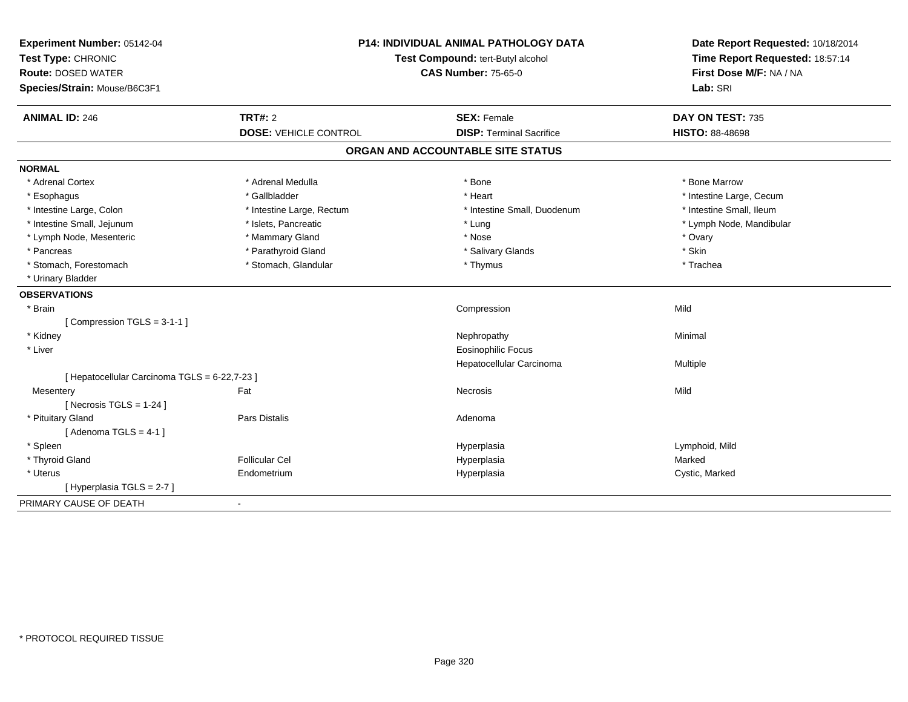**Experiment Number:** 05142-04
**Test Type:** CHRONIC
**Route:** DOSED WATER
**Species/Strain:** Mouse/B6C3F1

**P14: INDIVIDUAL ANIMAL PATHOLOGY DATA**
**Test Compound:** tert-Butyl alcohol
**CAS Number:** 75-65-0

**Date Report Requested:** 10/18/2014
**Time Report Requested:** 18:57:14
**First Dose M/F:** NA / NA
**Lab:** SRI

| **ANIMAL ID:** 246 | **TRT#:** 2 | **SEX:** Female | **DAY ON TEST:** 735 |
|---|---|---|---|
| | **DOSE:** VEHICLE CONTROL | **DISP:** Terminal Sacrifice | **HISTO:** 88-48698 |

## ORGAN AND ACCOUNTABLE SITE STATUS

**NORMAL**

| | | | |
|---|---|---|---|
| * Adrenal Cortex | * Adrenal Medulla | * Bone | * Bone Marrow |
| * Esophagus | * Gallbladder | * Heart | * Intestine Large, Cecum |
| * Intestine Large, Colon | * Intestine Large, Rectum | * Intestine Small, Duodenum | * Intestine Small, Ileum |
| * Intestine Small, Jejunum | * Islets, Pancreatic | * Lung | * Lymph Node, Mandibular |
| * Lymph Node, Mesenteric | * Mammary Gland | * Nose | * Ovary |
| * Pancreas | * Parathyroid Gland | * Salivary Glands | * Skin |
| * Stomach, Forestomach | * Stomach, Glandular | * Thymus | * Trachea |
| * Urinary Bladder | | | |

**OBSERVATIONS**

| | | | |
|---|---|---|---|
| * Brain | | Compression | Mild |
| [ Compression TGLS = 3-1-1 ] | | | |
| * Kidney | | Nephropathy | Minimal |
| * Liver | | Eosinophilic Focus | |
| | | Hepatocellular Carcinoma | Multiple |
| [ Hepatocellular Carcinoma TGLS = 6-22,7-23 ] | | | |
| Mesentery | Fat | Necrosis | Mild |
| [ Necrosis TGLS = 1-24 ] | | | |
| * Pituitary Gland | Pars Distalis | Adenoma | |
| [ Adenoma TGLS = 4-1 ] | | | |
| * Spleen | | Hyperplasia | Lymphoid, Mild |
| * Thyroid Gland | Follicular Cel | Hyperplasia | Marked |
| * Uterus | Endometrium | Hyperplasia | Cystic, Marked |
| [ Hyperplasia TGLS = 2-7 ] | | | |

PRIMARY CAUSE OF DEATH -

* PROTOCOL REQUIRED TISSUE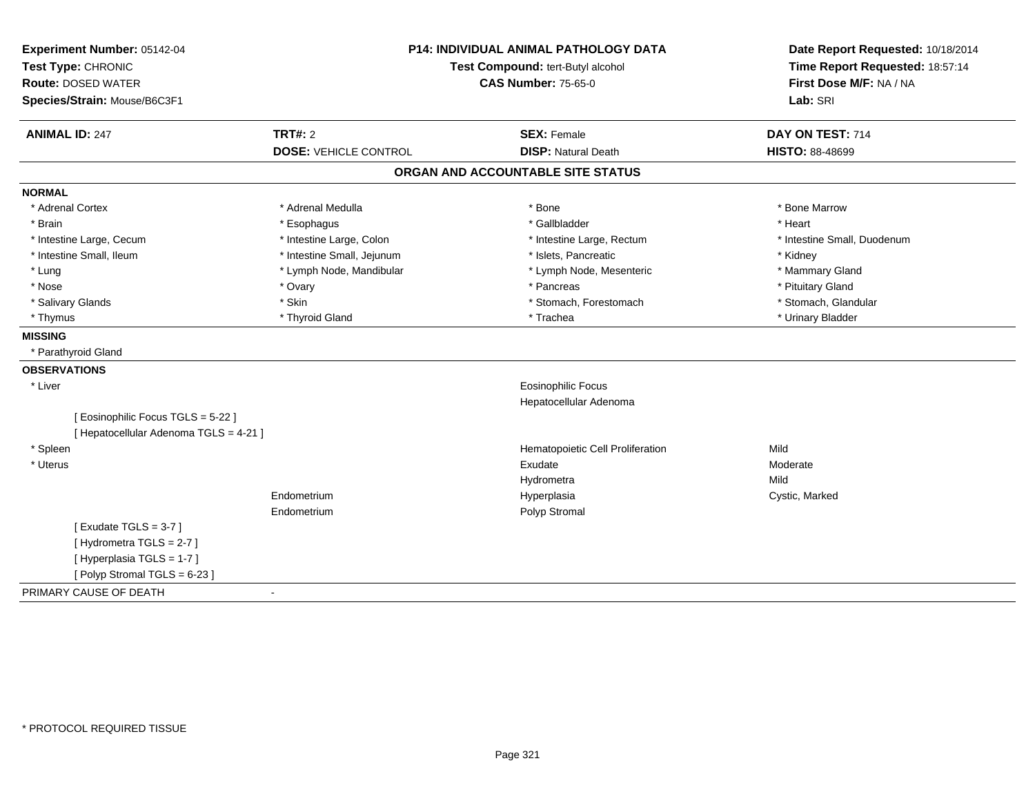**Experiment Number:** 05142-04
**Test Type:** CHRONIC
**Route:** DOSED WATER
**Species/Strain:** Mouse/B6C3F1

**P14: INDIVIDUAL ANIMAL PATHOLOGY DATA**
**Test Compound:** tert-Butyl alcohol
**CAS Number:** 75-65-0

**Date Report Requested:** 10/18/2014
**Time Report Requested:** 18:57:14
**First Dose M/F:** NA / NA
**Lab:** SRI

| **ANIMAL ID:** 247 | **TRT#:** 2 | **SEX:** Female | **DAY ON TEST:** 714 |
|---|---|---|---|
| | **DOSE:** VEHICLE CONTROL | **DISP:** Natural Death | **HISTO:** 88-48699 |

## ORGAN AND ACCOUNTABLE SITE STATUS

**NORMAL**

| | | | |
|---|---|---|---|
| * Adrenal Cortex | * Adrenal Medulla | * Bone | * Bone Marrow |
| * Brain | * Esophagus | * Gallbladder | * Heart |
| * Intestine Large, Cecum | * Intestine Large, Colon | * Intestine Large, Rectum | * Intestine Small, Duodenum |
| * Intestine Small, Ileum | * Intestine Small, Jejunum | * Islets, Pancreatic | * Kidney |
| * Lung | * Lymph Node, Mandibular | * Lymph Node, Mesenteric | * Mammary Gland |
| * Nose | * Ovary | * Pancreas | * Pituitary Gland |
| * Salivary Glands | * Skin | * Stomach, Forestomach | * Stomach, Glandular |
| * Thymus | * Thyroid Gland | * Trachea | * Urinary Bladder |

**MISSING**

* Parathyroid Gland

**OBSERVATIONS**

| | | | |
|---|---|---|---|
| * Liver | | Eosinophilic Focus | |
| | | Hepatocellular Adenoma | |
| [ Eosinophilic Focus TGLS = 5-22 ] | | | |
| [ Hepatocellular Adenoma TGLS = 4-21 ] | | | |
| * Spleen | | Hematopoietic Cell Proliferation | Mild |
| * Uterus | | Exudate | Moderate |
| | | Hydrometra | Mild |
| | Endometrium | Hyperplasia | Cystic, Marked |
| | Endometrium | Polyp Stromal | |
| [ Exudate TGLS = 3-7 ] | | | |
| [ Hydrometra TGLS = 2-7 ] | | | |
| [ Hyperplasia TGLS = 1-7 ] | | | |
| [ Polyp Stromal TGLS = 6-23 ] | | | |

PRIMARY CAUSE OF DEATH -

\* PROTOCOL REQUIRED TISSUE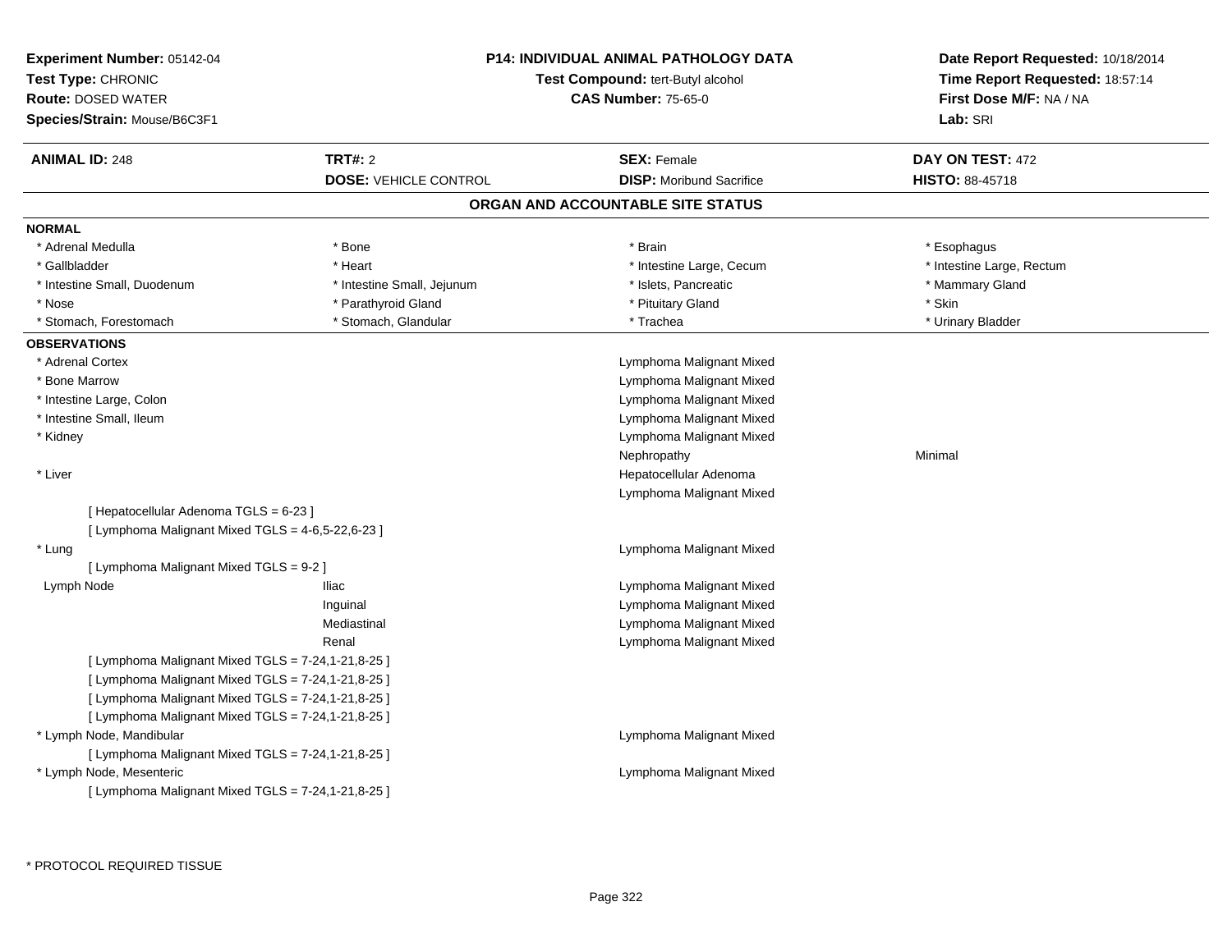**Experiment Number:** 05142-04
**Test Type:** CHRONIC
**Route:** DOSED WATER
**Species/Strain:** Mouse/B6C3F1

**P14: INDIVIDUAL ANIMAL PATHOLOGY DATA**
**Test Compound:** tert-Butyl alcohol
**CAS Number:** 75-65-0

**Date Report Requested:** 10/18/2014
**Time Report Requested:** 18:57:14
**First Dose M/F:** NA / NA
**Lab:** SRI

| **ANIMAL ID:** 248 | **TRT#:** 2 | **SEX:** Female | **DAY ON TEST:** 472 |
|---|---|---|---|
| | **DOSE:** VEHICLE CONTROL | **DISP:** Moribund Sacrifice | **HISTO:** 88-45718 |

## ORGAN AND ACCOUNTABLE SITE STATUS

**NORMAL**

| | | | |
|---|---|---|---|
| * Adrenal Medulla | * Bone | * Brain | * Esophagus |
| * Gallbladder | * Heart | * Intestine Large, Cecum | * Intestine Large, Rectum |
| * Intestine Small, Duodenum | * Intestine Small, Jejunum | * Islets, Pancreatic | * Mammary Gland |
| * Nose | * Parathyroid Gland | * Pituitary Gland | * Skin |
| * Stomach, Forestomach | * Stomach, Glandular | * Trachea | * Urinary Bladder |

**OBSERVATIONS**

| | | | |
|---|---|---|---|
| * Adrenal Cortex | | Lymphoma Malignant Mixed | |
| * Bone Marrow | | Lymphoma Malignant Mixed | |
| * Intestine Large, Colon | | Lymphoma Malignant Mixed | |
| * Intestine Small, Ileum | | Lymphoma Malignant Mixed | |
| * Kidney | | Lymphoma Malignant Mixed | |
| | | Nephropathy | Minimal |
| * Liver | | Hepatocellular Adenoma | |
| | | Lymphoma Malignant Mixed | |
| [ Hepatocellular Adenoma TGLS = 6-23 ] | | | |
| [ Lymphoma Malignant Mixed TGLS = 4-6,5-22,6-23 ] | | | |
| * Lung | | Lymphoma Malignant Mixed | |
| [ Lymphoma Malignant Mixed TGLS = 9-2 ] | | | |
| Lymph Node | Iliac | Lymphoma Malignant Mixed | |
| | Inguinal | Lymphoma Malignant Mixed | |
| | Mediastinal | Lymphoma Malignant Mixed | |
| | Renal | Lymphoma Malignant Mixed | |
| [ Lymphoma Malignant Mixed TGLS = 7-24,1-21,8-25 ] | | | |
| [ Lymphoma Malignant Mixed TGLS = 7-24,1-21,8-25 ] | | | |
| [ Lymphoma Malignant Mixed TGLS = 7-24,1-21,8-25 ] | | | |
| [ Lymphoma Malignant Mixed TGLS = 7-24,1-21,8-25 ] | | | |
| * Lymph Node, Mandibular | | Lymphoma Malignant Mixed | |
| [ Lymphoma Malignant Mixed TGLS = 7-24,1-21,8-25 ] | | | |
| * Lymph Node, Mesenteric | | Lymphoma Malignant Mixed | |
| [ Lymphoma Malignant Mixed TGLS = 7-24,1-21,8-25 ] | | | |

* PROTOCOL REQUIRED TISSUE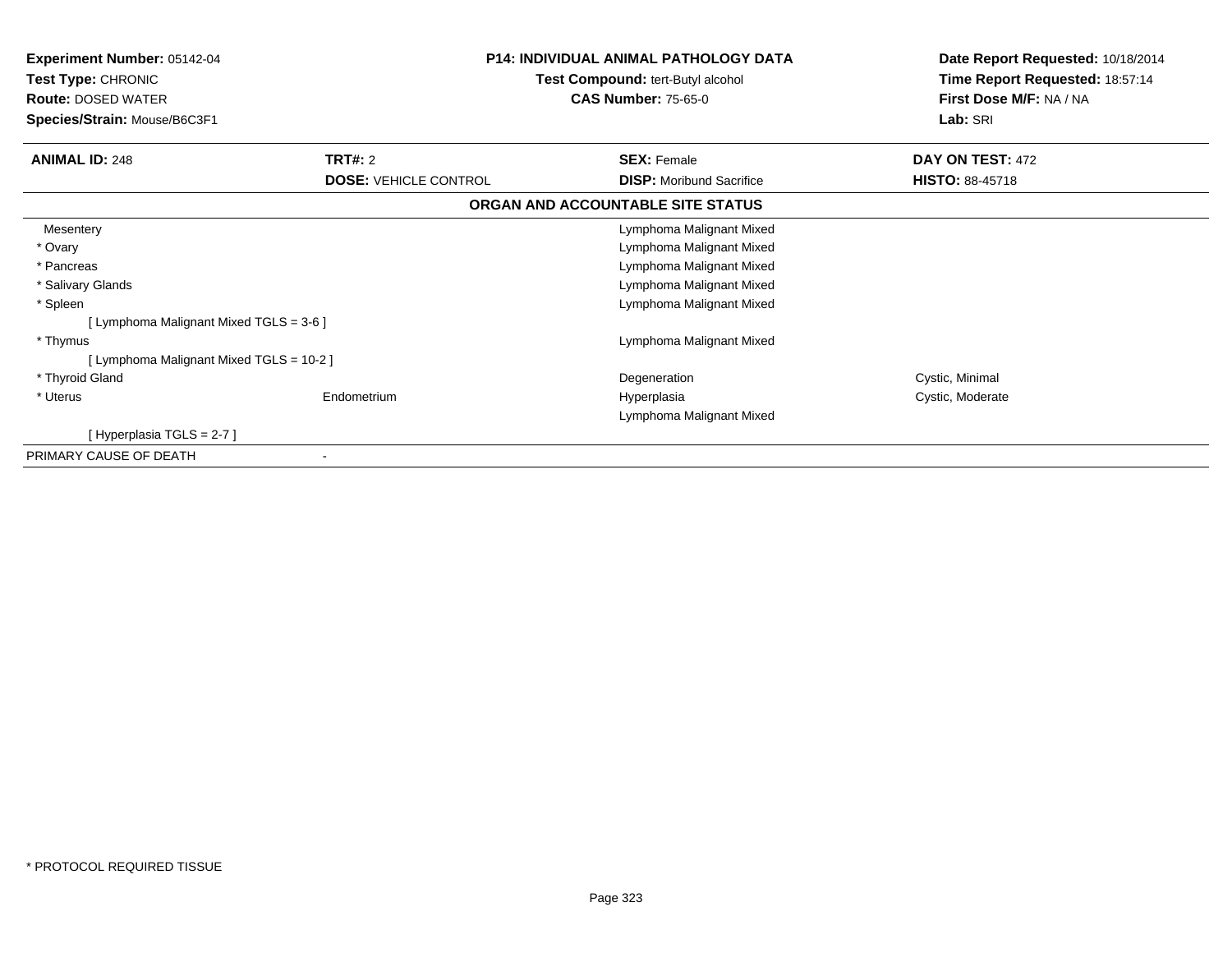**Experiment Number:** 05142-04
**Test Type:** CHRONIC
**Route:** DOSED WATER
**Species/Strain:** Mouse/B6C3F1

**P14: INDIVIDUAL ANIMAL PATHOLOGY DATA**
**Test Compound:** tert-Butyl alcohol
**CAS Number:** 75-65-0

**Date Report Requested:** 10/18/2014
**Time Report Requested:** 18:57:14
**First Dose M/F:** NA / NA
**Lab:** SRI

| **ANIMAL ID:** 248 | **TRT#:** 2 | **SEX:** Female | **DAY ON TEST:** 472 |
|---|---|---|---|
| | **DOSE:** VEHICLE CONTROL | **DISP:** Moribund Sacrifice | **HISTO:** 88-45718 |

**ORGAN AND ACCOUNTABLE SITE STATUS**

| | | | |
|---|---|---|---|
| Mesentery | | Lymphoma Malignant Mixed | |
| * Ovary | | Lymphoma Malignant Mixed | |
| * Pancreas | | Lymphoma Malignant Mixed | |
| * Salivary Glands | | Lymphoma Malignant Mixed | |
| * Spleen | | Lymphoma Malignant Mixed | |
| [ Lymphoma Malignant Mixed TGLS = 3-6 ] | | | |
| * Thymus | | Lymphoma Malignant Mixed | |
| [ Lymphoma Malignant Mixed TGLS = 10-2 ] | | | |
| * Thyroid Gland | | Degeneration | Cystic, Minimal |
| * Uterus | Endometrium | Hyperplasia | Cystic, Moderate |
| | | Lymphoma Malignant Mixed | |
| [ Hyperplasia TGLS = 2-7 ] | | | |
| PRIMARY CAUSE OF DEATH | - | | |

* PROTOCOL REQUIRED TISSUE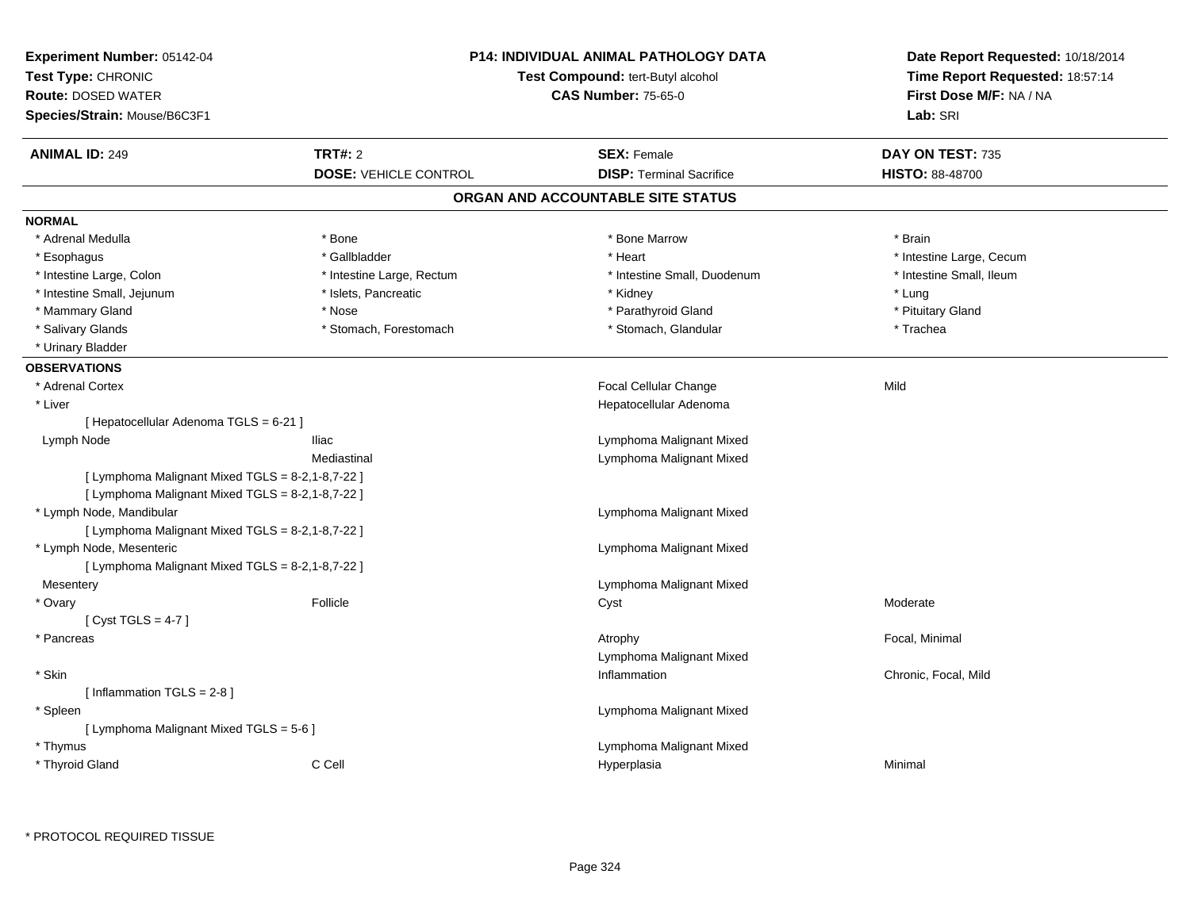**Experiment Number:** 05142-04
**Test Type:** CHRONIC
**Route:** DOSED WATER
**Species/Strain:** Mouse/B6C3F1

**P14: INDIVIDUAL ANIMAL PATHOLOGY DATA**
**Test Compound:** tert-Butyl alcohol
**CAS Number:** 75-65-0

**Date Report Requested:** 10/18/2014
**Time Report Requested:** 18:57:14
**First Dose M/F:** NA / NA
**Lab:** SRI

| **ANIMAL ID:** 249 | **TRT#:** 2 | **SEX:** Female | **DAY ON TEST:** 735 |
|---|---|---|---|
| | **DOSE:** VEHICLE CONTROL | **DISP:** Terminal Sacrifice | **HISTO:** 88-48700 |

## ORGAN AND ACCOUNTABLE SITE STATUS

**NORMAL**

| | | | |
|---|---|---|---|
| * Adrenal Medulla | * Bone | * Bone Marrow | * Brain |
| * Esophagus | * Gallbladder | * Heart | * Intestine Large, Cecum |
| * Intestine Large, Colon | * Intestine Large, Rectum | * Intestine Small, Duodenum | * Intestine Small, Ileum |
| * Intestine Small, Jejunum | * Islets, Pancreatic | * Kidney | * Lung |
| * Mammary Gland | * Nose | * Parathyroid Gland | * Pituitary Gland |
| * Salivary Glands | * Stomach, Forestomach | * Stomach, Glandular | * Trachea |
| * Urinary Bladder | | | |

**OBSERVATIONS**

| | | | |
|---|---|---|---|
| * Adrenal Cortex | | Focal Cellular Change | Mild |
| * Liver | | Hepatocellular Adenoma | |
| [ Hepatocellular Adenoma TGLS = 6-21 ] | | | |
| Lymph Node | Iliac | Lymphoma Malignant Mixed | |
| | Mediastinal | Lymphoma Malignant Mixed | |
| [ Lymphoma Malignant Mixed TGLS = 8-2,1-8,7-22 ] | | | |
| [ Lymphoma Malignant Mixed TGLS = 8-2,1-8,7-22 ] | | | |
| * Lymph Node, Mandibular | | Lymphoma Malignant Mixed | |
| [ Lymphoma Malignant Mixed TGLS = 8-2,1-8,7-22 ] | | | |
| * Lymph Node, Mesenteric | | Lymphoma Malignant Mixed | |
| [ Lymphoma Malignant Mixed TGLS = 8-2,1-8,7-22 ] | | | |
| Mesentery | | Lymphoma Malignant Mixed | |
| * Ovary | Follicle | Cyst | Moderate |
| [ Cyst TGLS = 4-7 ] | | | |
| * Pancreas | | Atrophy | Focal, Minimal |
| | | Lymphoma Malignant Mixed | |
| * Skin | | Inflammation | Chronic, Focal, Mild |
| [ Inflammation TGLS = 2-8 ] | | | |
| * Spleen | | Lymphoma Malignant Mixed | |
| [ Lymphoma Malignant Mixed TGLS = 5-6 ] | | | |
| * Thymus | | Lymphoma Malignant Mixed | |
| * Thyroid Gland | C Cell | Hyperplasia | Minimal |

* PROTOCOL REQUIRED TISSUE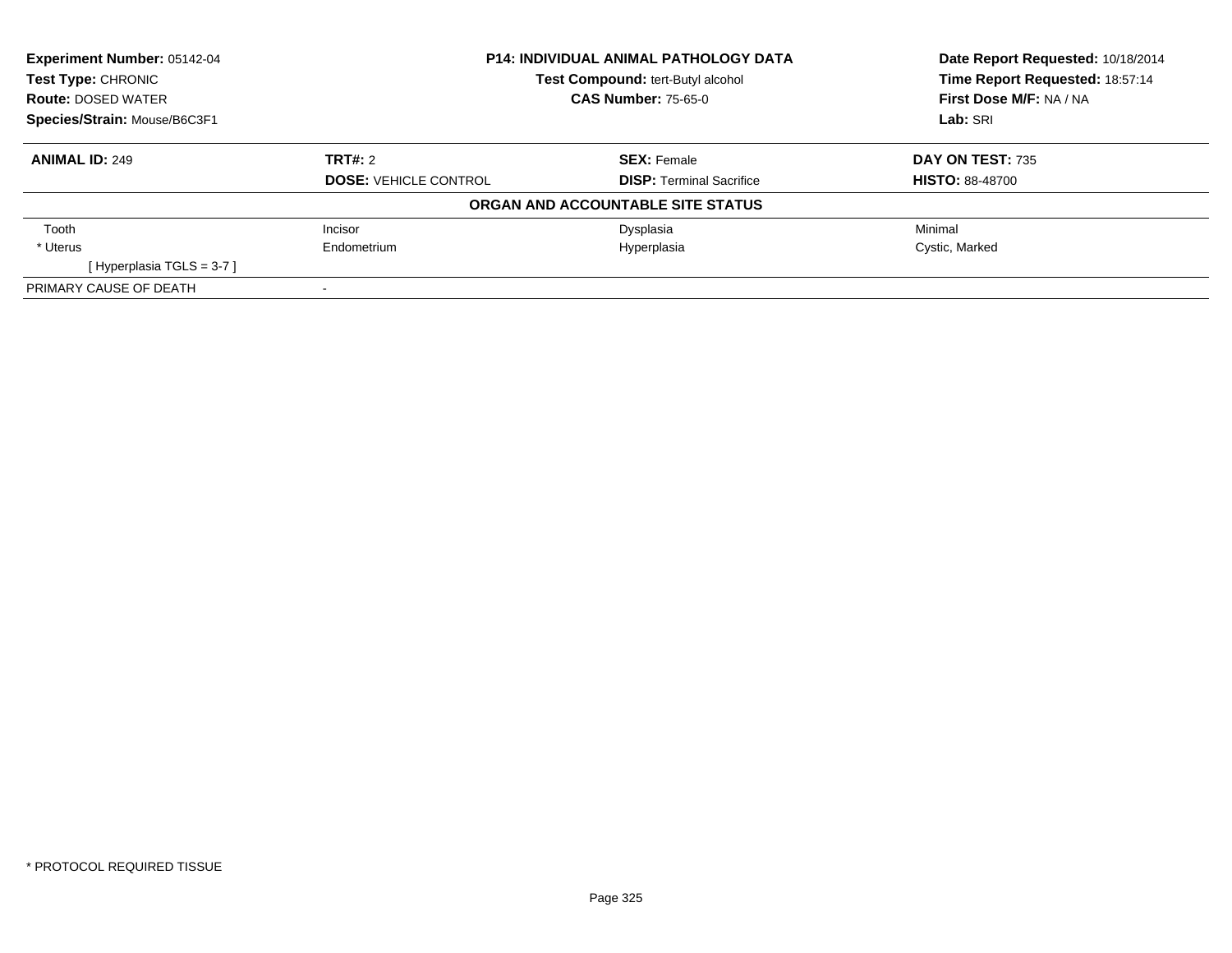**Experiment Number:** 05142-04
**Test Type:** CHRONIC
**Route:** DOSED WATER
**Species/Strain:** Mouse/B6C3F1

**P14: INDIVIDUAL ANIMAL PATHOLOGY DATA**
**Test Compound:** tert-Butyl alcohol
**CAS Number:** 75-65-0

**Date Report Requested:** 10/18/2014
**Time Report Requested:** 18:57:14
**First Dose M/F:** NA / NA
**Lab:** SRI

| **ANIMAL ID:** 249 | **TRT#:** 2 | **SEX:** Female | **DAY ON TEST:** 735 |
|---|---|---|---|
| | **DOSE:** VEHICLE CONTROL | **DISP:** Terminal Sacrifice | **HISTO:** 88-48700 |

**ORGAN AND ACCOUNTABLE SITE STATUS**

| | | | |
|---|---|---|---|
| Tooth | Incisor | Dysplasia | Minimal |
| * Uterus | Endometrium | Hyperplasia | Cystic, Marked |
| [ Hyperplasia TGLS = 3-7 ] | | | |
| PRIMARY CAUSE OF DEATH | - | | |

* PROTOCOL REQUIRED TISSUE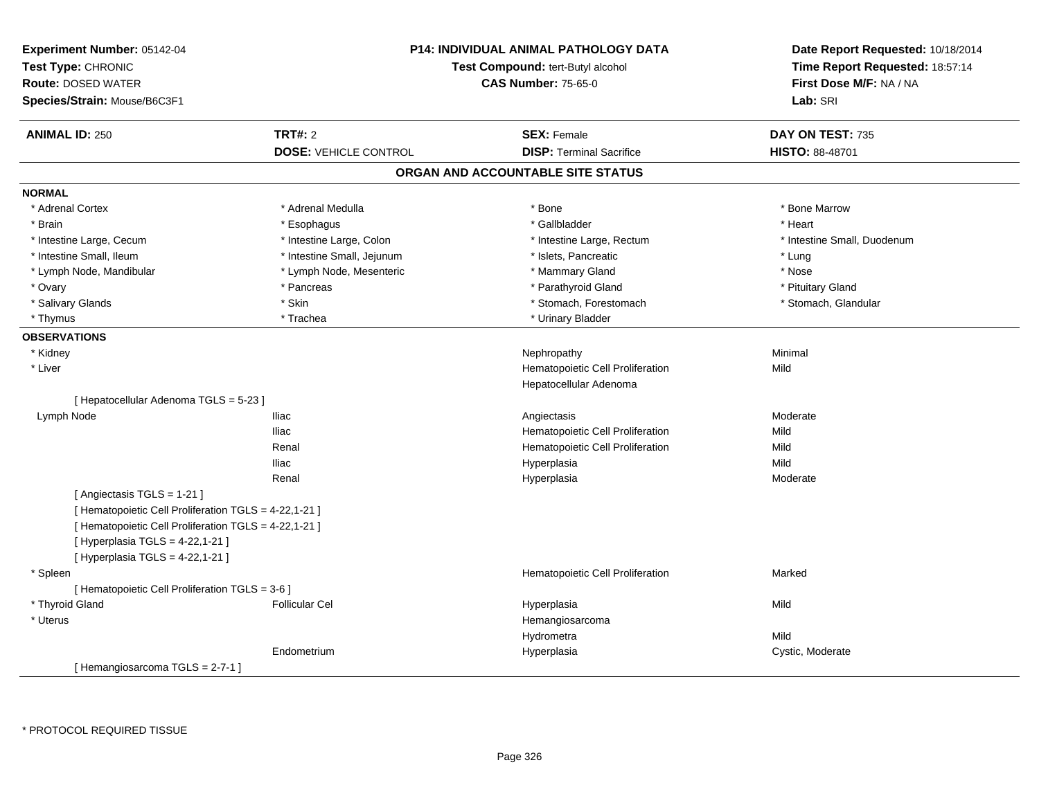**Experiment Number:** 05142-04
**Test Type:** CHRONIC
**Route:** DOSED WATER
**Species/Strain:** Mouse/B6C3F1

**P14: INDIVIDUAL ANIMAL PATHOLOGY DATA**
**Test Compound:** tert-Butyl alcohol
**CAS Number:** 75-65-0

**Date Report Requested:** 10/18/2014
**Time Report Requested:** 18:57:14
**First Dose M/F:** NA / NA
**Lab:** SRI

| **ANIMAL ID:** 250 | **TRT#:** 2 | **SEX:** Female | **DAY ON TEST:** 735 |
|---|---|---|---|
| | **DOSE:** VEHICLE CONTROL | **DISP:** Terminal Sacrifice | **HISTO:** 88-48701 |

## ORGAN AND ACCOUNTABLE SITE STATUS

**NORMAL**

| | | | |
|---|---|---|---|
| * Adrenal Cortex | * Adrenal Medulla | * Bone | * Bone Marrow |
| * Brain | * Esophagus | * Gallbladder | * Heart |
| * Intestine Large, Cecum | * Intestine Large, Colon | * Intestine Large, Rectum | * Intestine Small, Duodenum |
| * Intestine Small, Ileum | * Intestine Small, Jejunum | * Islets, Pancreatic | * Lung |
| * Lymph Node, Mandibular | * Lymph Node, Mesenteric | * Mammary Gland | * Nose |
| * Ovary | * Pancreas | * Parathyroid Gland | * Pituitary Gland |
| * Salivary Glands | * Skin | * Stomach, Forestomach | * Stomach, Glandular |
| * Thymus | * Trachea | * Urinary Bladder | |

**OBSERVATIONS**

| | | | |
|---|---|---|---|
| * Kidney | | Nephropathy | Minimal |
| * Liver | | Hematopoietic Cell Proliferation | Mild |
| | | Hepatocellular Adenoma | |
| [ Hepatocellular Adenoma TGLS = 5-23 ] | | | |
| Lymph Node | Iliac | Angiectasis | Moderate |
| | Iliac | Hematopoietic Cell Proliferation | Mild |
| | Renal | Hematopoietic Cell Proliferation | Mild |
| | Iliac | Hyperplasia | Mild |
| | Renal | Hyperplasia | Moderate |
| [ Angiectasis TGLS = 1-21 ] | | | |
| [ Hematopoietic Cell Proliferation TGLS = 4-22,1-21 ] | | | |
| [ Hematopoietic Cell Proliferation TGLS = 4-22,1-21 ] | | | |
| [ Hyperplasia TGLS = 4-22,1-21 ] | | | |
| [ Hyperplasia TGLS = 4-22,1-21 ] | | | |
| * Spleen | | Hematopoietic Cell Proliferation | Marked |
| [ Hematopoietic Cell Proliferation TGLS = 3-6 ] | | | |
| * Thyroid Gland | Follicular Cel | Hyperplasia | Mild |
| * Uterus | | Hemangiosarcoma | |
| | | Hydrometra | Mild |
| | Endometrium | Hyperplasia | Cystic, Moderate |
| [ Hemangiosarcoma TGLS = 2-7-1 ] | | | |

\* PROTOCOL REQUIRED TISSUE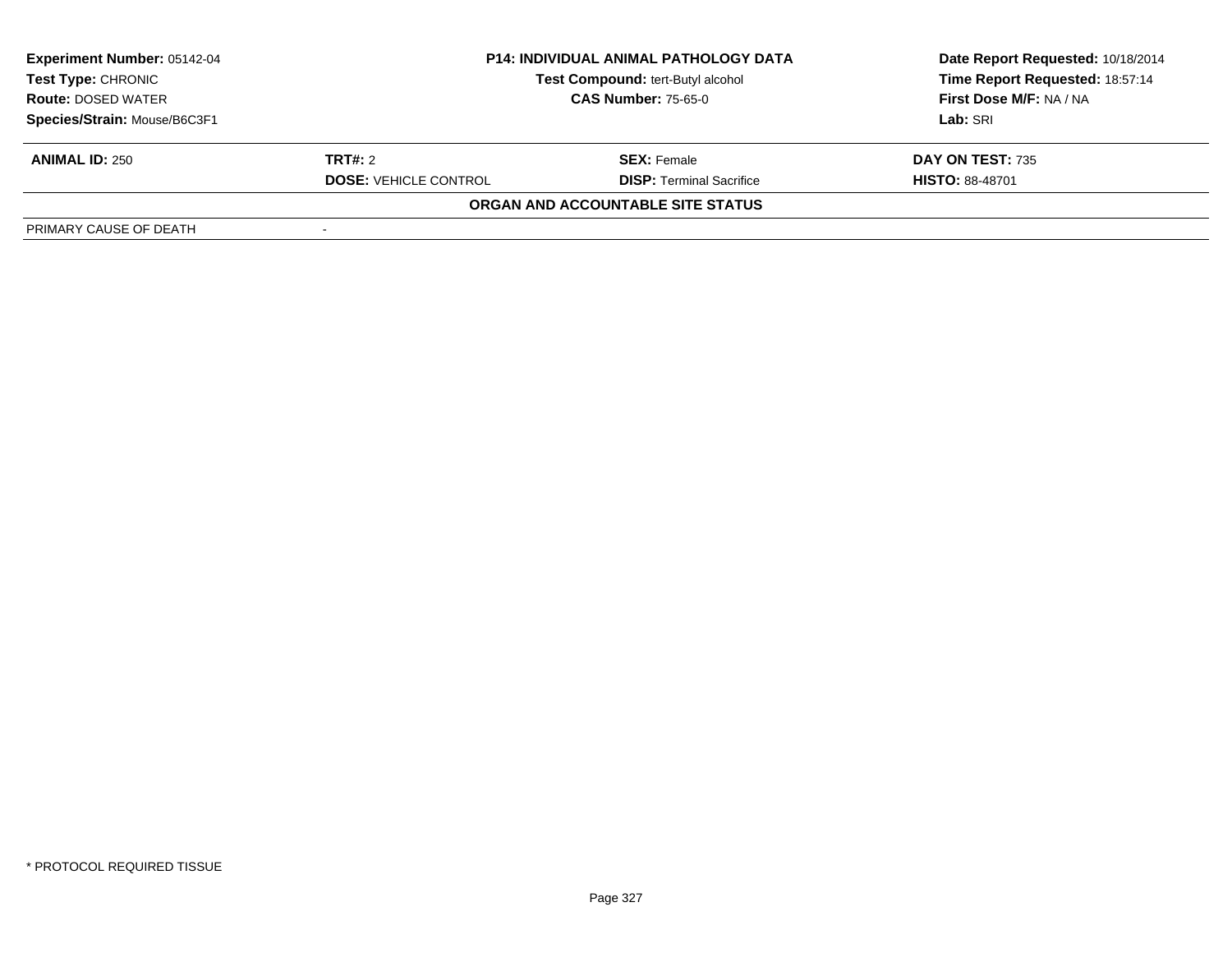**Experiment Number:** 05142-04
**Test Type:** CHRONIC
**Route:** DOSED WATER
**Species/Strain:** Mouse/B6C3F1

**P14: INDIVIDUAL ANIMAL PATHOLOGY DATA**
**Test Compound:** tert-Butyl alcohol
**CAS Number:** 75-65-0

**Date Report Requested:** 10/18/2014
**Time Report Requested:** 18:57:14
**First Dose M/F:** NA / NA
**Lab:** SRI

| **ANIMAL ID:** 250 | **TRT#:** 2 | **SEX:** Female | **DAY ON TEST:** 735 |
|---|---|---|---|
| | **DOSE:** VEHICLE CONTROL | **DISP:** Terminal Sacrifice | **HISTO:** 88-48701 |

**ORGAN AND ACCOUNTABLE SITE STATUS**

| PRIMARY CAUSE OF DEATH | - |
|---|---|

* PROTOCOL REQUIRED TISSUE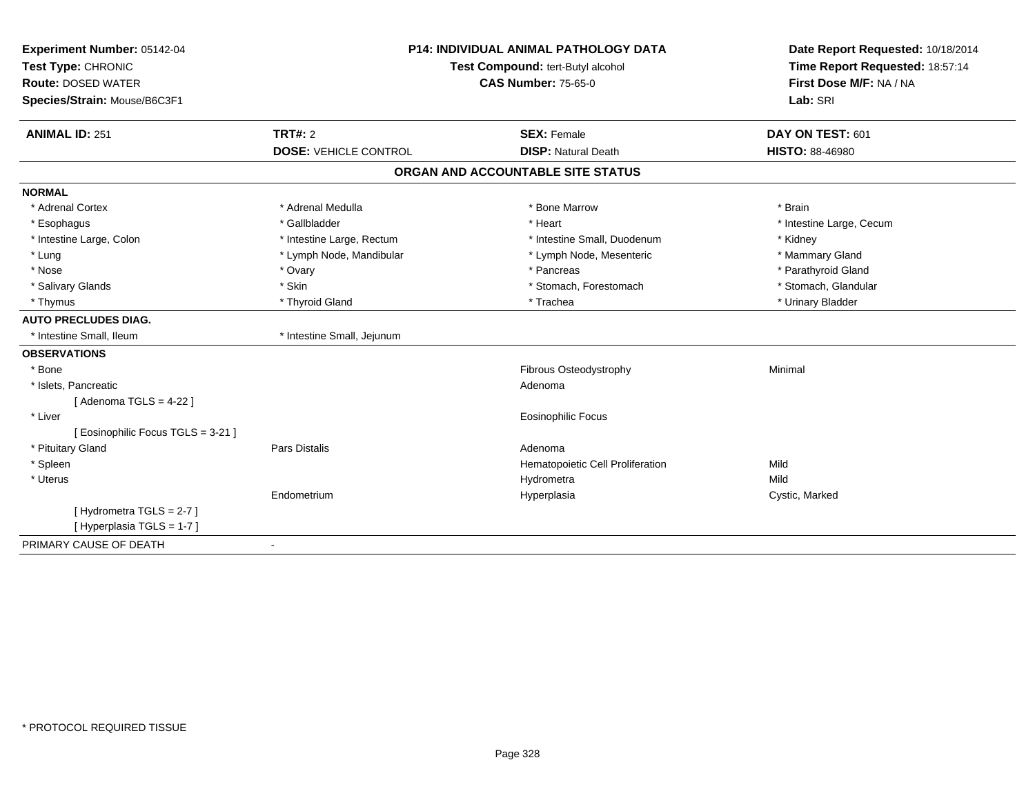**Experiment Number:** 05142-04
**Test Type:** CHRONIC
**Route:** DOSED WATER
**Species/Strain:** Mouse/B6C3F1

**P14: INDIVIDUAL ANIMAL PATHOLOGY DATA**
**Test Compound:** tert-Butyl alcohol
**CAS Number:** 75-65-0

**Date Report Requested:** 10/18/2014
**Time Report Requested:** 18:57:14
**First Dose M/F:** NA / NA
**Lab:** SRI

| **ANIMAL ID:** 251 | **TRT#:** 2 | **SEX:** Female | **DAY ON TEST:** 601 |
|---|---|---|---|
| | **DOSE:** VEHICLE CONTROL | **DISP:** Natural Death | **HISTO:** 88-46980 |

## ORGAN AND ACCOUNTABLE SITE STATUS

**NORMAL**

| | | | |
|---|---|---|---|
| * Adrenal Cortex | * Adrenal Medulla | * Bone Marrow | * Brain |
| * Esophagus | * Gallbladder | * Heart | * Intestine Large, Cecum |
| * Intestine Large, Colon | * Intestine Large, Rectum | * Intestine Small, Duodenum | * Kidney |
| * Lung | * Lymph Node, Mandibular | * Lymph Node, Mesenteric | * Mammary Gland |
| * Nose | * Ovary | * Pancreas | * Parathyroid Gland |
| * Salivary Glands | * Skin | * Stomach, Forestomach | * Stomach, Glandular |
| * Thymus | * Thyroid Gland | * Trachea | * Urinary Bladder |

**AUTO PRECLUDES DIAG.**

| | |
|---|---|
| * Intestine Small, Ileum | * Intestine Small, Jejunum |

**OBSERVATIONS**

| | | | |
|---|---|---|---|
| * Bone | | Fibrous Osteodystrophy | Minimal |
| * Islets, Pancreatic | | Adenoma | |
| [ Adenoma TGLS = 4-22 ] | | | |
| * Liver | | Eosinophilic Focus | |
| [ Eosinophilic Focus TGLS = 3-21 ] | | | |
| * Pituitary Gland | Pars Distalis | Adenoma | |
| * Spleen | | Hematopoietic Cell Proliferation | Mild |
| * Uterus | | Hydrometra | Mild |
| | Endometrium | Hyperplasia | Cystic, Marked |
| [ Hydrometra TGLS = 2-7 ] | | | |
| [ Hyperplasia TGLS = 1-7 ] | | | |

PRIMARY CAUSE OF DEATH -

* PROTOCOL REQUIRED TISSUE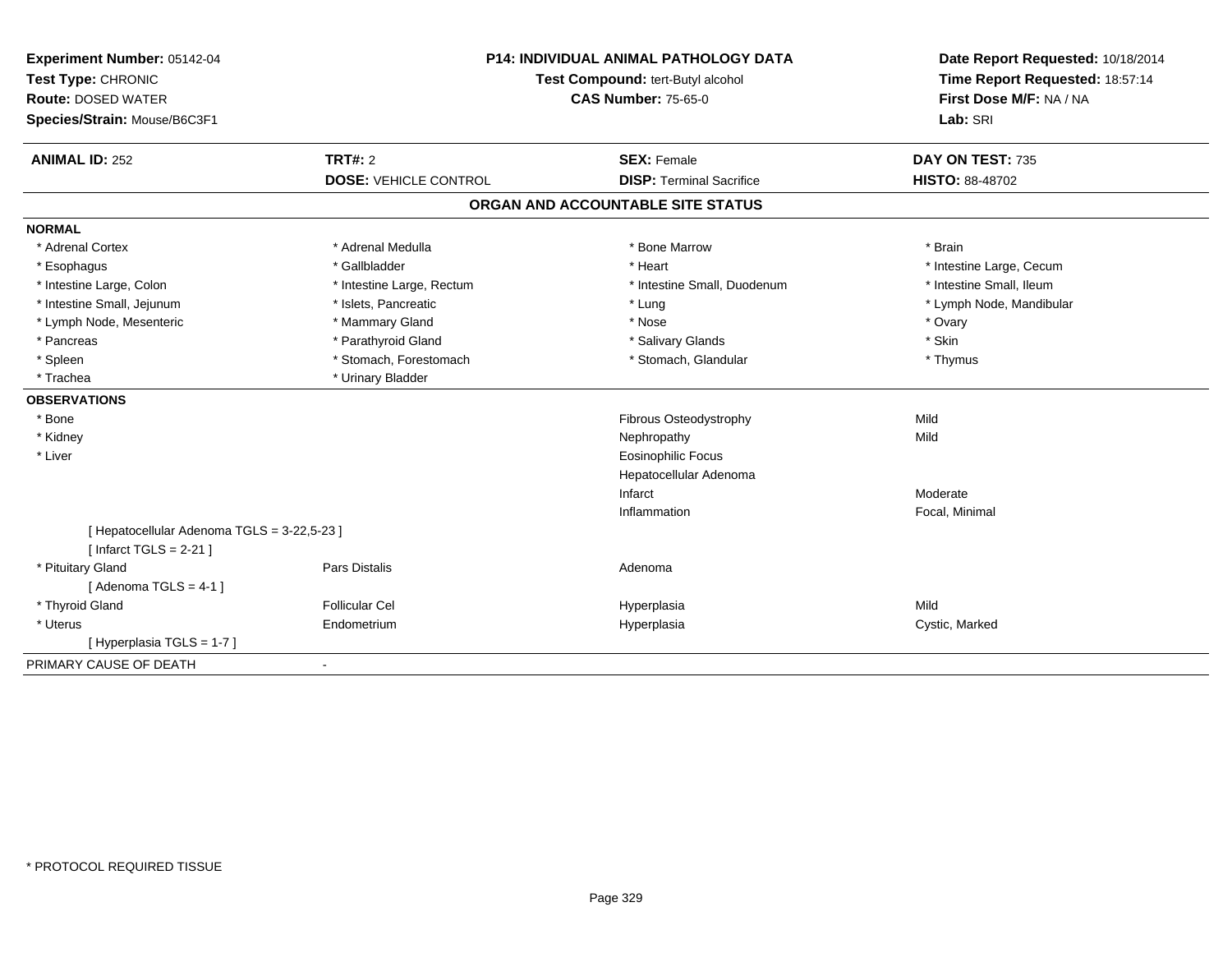**Experiment Number:** 05142-04
**Test Type:** CHRONIC
**Route:** DOSED WATER
**Species/Strain:** Mouse/B6C3F1

**P14: INDIVIDUAL ANIMAL PATHOLOGY DATA**
**Test Compound:** tert-Butyl alcohol
**CAS Number:** 75-65-0

**Date Report Requested:** 10/18/2014
**Time Report Requested:** 18:57:14
**First Dose M/F:** NA / NA
**Lab:** SRI

| **ANIMAL ID:** 252 | **TRT#:** 2 | **SEX:** Female | **DAY ON TEST:** 735 |
|---|---|---|---|
| | **DOSE:** VEHICLE CONTROL | **DISP:** Terminal Sacrifice | **HISTO:** 88-48702 |

## ORGAN AND ACCOUNTABLE SITE STATUS

**NORMAL**

| | | | |
|---|---|---|---|
| * Adrenal Cortex | * Adrenal Medulla | * Bone Marrow | * Brain |
| * Esophagus | * Gallbladder | * Heart | * Intestine Large, Cecum |
| * Intestine Large, Colon | * Intestine Large, Rectum | * Intestine Small, Duodenum | * Intestine Small, Ileum |
| * Intestine Small, Jejunum | * Islets, Pancreatic | * Lung | * Lymph Node, Mandibular |
| * Lymph Node, Mesenteric | * Mammary Gland | * Nose | * Ovary |
| * Pancreas | * Parathyroid Gland | * Salivary Glands | * Skin |
| * Spleen | * Stomach, Forestomach | * Stomach, Glandular | * Thymus |
| * Trachea | * Urinary Bladder | | |

**OBSERVATIONS**

| | | | |
|---|---|---|---|
| * Bone | | Fibrous Osteodystrophy | Mild |
| * Kidney | | Nephropathy | Mild |
| * Liver | | Eosinophilic Focus | |
| | | Hepatocellular Adenoma | |
| | | Infarct | Moderate |
| | | Inflammation | Focal, Minimal |
| [ Hepatocellular Adenoma TGLS = 3-22,5-23 ] | | | |
| [ Infarct TGLS = 2-21 ] | | | |
| * Pituitary Gland | Pars Distalis | Adenoma | |
| [ Adenoma TGLS = 4-1 ] | | | |
| * Thyroid Gland | Follicular Cel | Hyperplasia | Mild |
| * Uterus | Endometrium | Hyperplasia | Cystic, Marked |
| [ Hyperplasia TGLS = 1-7 ] | | | |

PRIMARY CAUSE OF DEATH -

* PROTOCOL REQUIRED TISSUE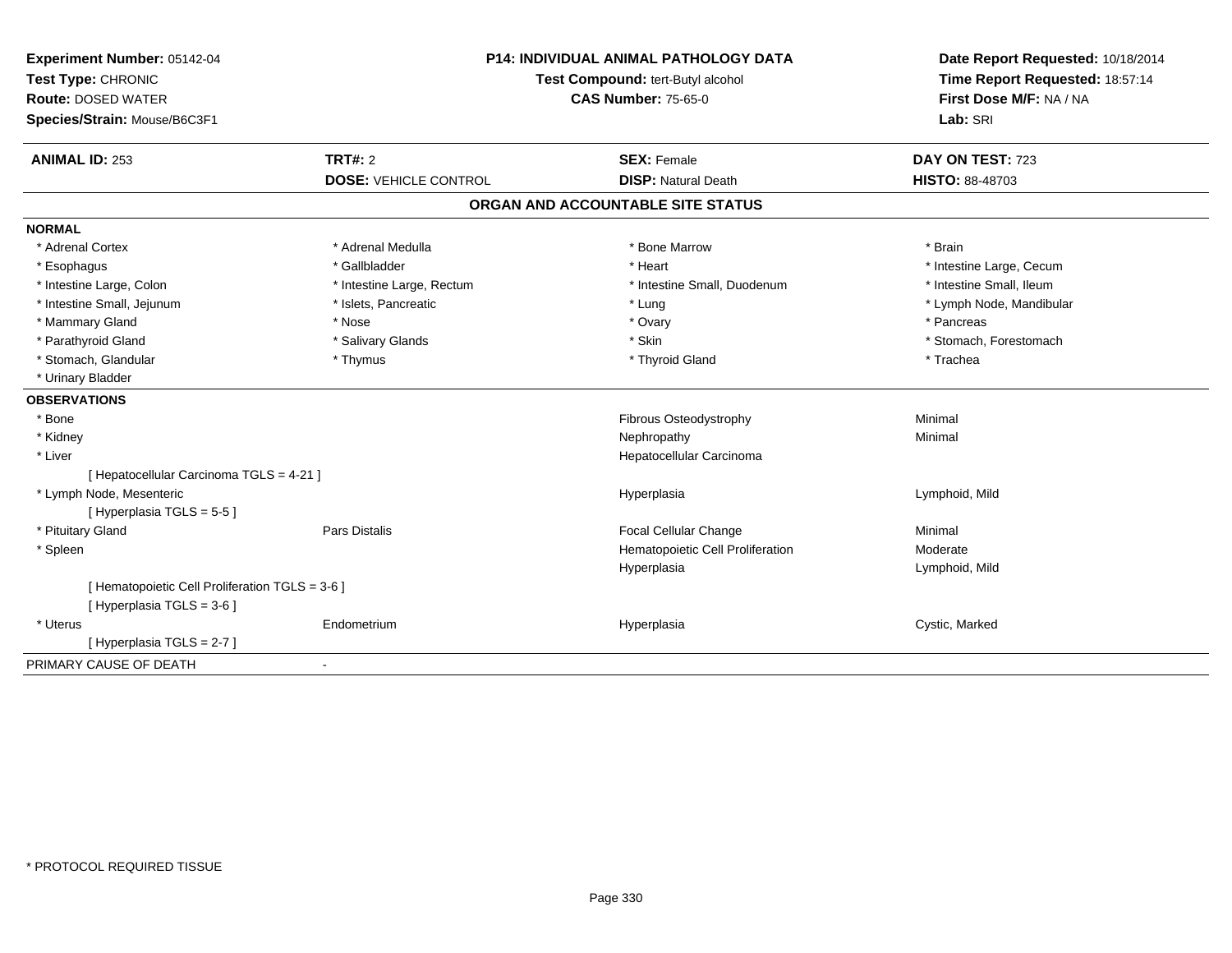**Experiment Number:** 05142-04
**Test Type:** CHRONIC
**Route:** DOSED WATER
**Species/Strain:** Mouse/B6C3F1

**P14: INDIVIDUAL ANIMAL PATHOLOGY DATA**
**Test Compound:** tert-Butyl alcohol
**CAS Number:** 75-65-0

**Date Report Requested:** 10/18/2014
**Time Report Requested:** 18:57:14
**First Dose M/F:** NA / NA
**Lab:** SRI

| **ANIMAL ID:** 253 | **TRT#:** 2 | **SEX:** Female | **DAY ON TEST:** 723 |
|---|---|---|---|
| | **DOSE:** VEHICLE CONTROL | **DISP:** Natural Death | **HISTO:** 88-48703 |

## ORGAN AND ACCOUNTABLE SITE STATUS

**NORMAL**

| | | | |
|---|---|---|---|
| * Adrenal Cortex | * Adrenal Medulla | * Bone Marrow | * Brain |
| * Esophagus | * Gallbladder | * Heart | * Intestine Large, Cecum |
| * Intestine Large, Colon | * Intestine Large, Rectum | * Intestine Small, Duodenum | * Intestine Small, Ileum |
| * Intestine Small, Jejunum | * Islets, Pancreatic | * Lung | * Lymph Node, Mandibular |
| * Mammary Gland | * Nose | * Ovary | * Pancreas |
| * Parathyroid Gland | * Salivary Glands | * Skin | * Stomach, Forestomach |
| * Stomach, Glandular | * Thymus | * Thyroid Gland | * Trachea |
| * Urinary Bladder | | | |

**OBSERVATIONS**

| | | | |
|---|---|---|---|
| * Bone | | Fibrous Osteodystrophy | Minimal |
| * Kidney | | Nephropathy | Minimal |
| * Liver | | Hepatocellular Carcinoma | |
| [ Hepatocellular Carcinoma TGLS = 4-21 ] | | | |
| * Lymph Node, Mesenteric | | Hyperplasia | Lymphoid, Mild |
| [ Hyperplasia TGLS = 5-5 ] | | | |
| * Pituitary Gland | Pars Distalis | Focal Cellular Change | Minimal |
| * Spleen | | Hematopoietic Cell Proliferation | Moderate |
| | | Hyperplasia | Lymphoid, Mild |
| [ Hematopoietic Cell Proliferation TGLS = 3-6 ] | | | |
| [ Hyperplasia TGLS = 3-6 ] | | | |
| * Uterus | Endometrium | Hyperplasia | Cystic, Marked |
| [ Hyperplasia TGLS = 2-7 ] | | | |

PRIMARY CAUSE OF DEATH -

\* PROTOCOL REQUIRED TISSUE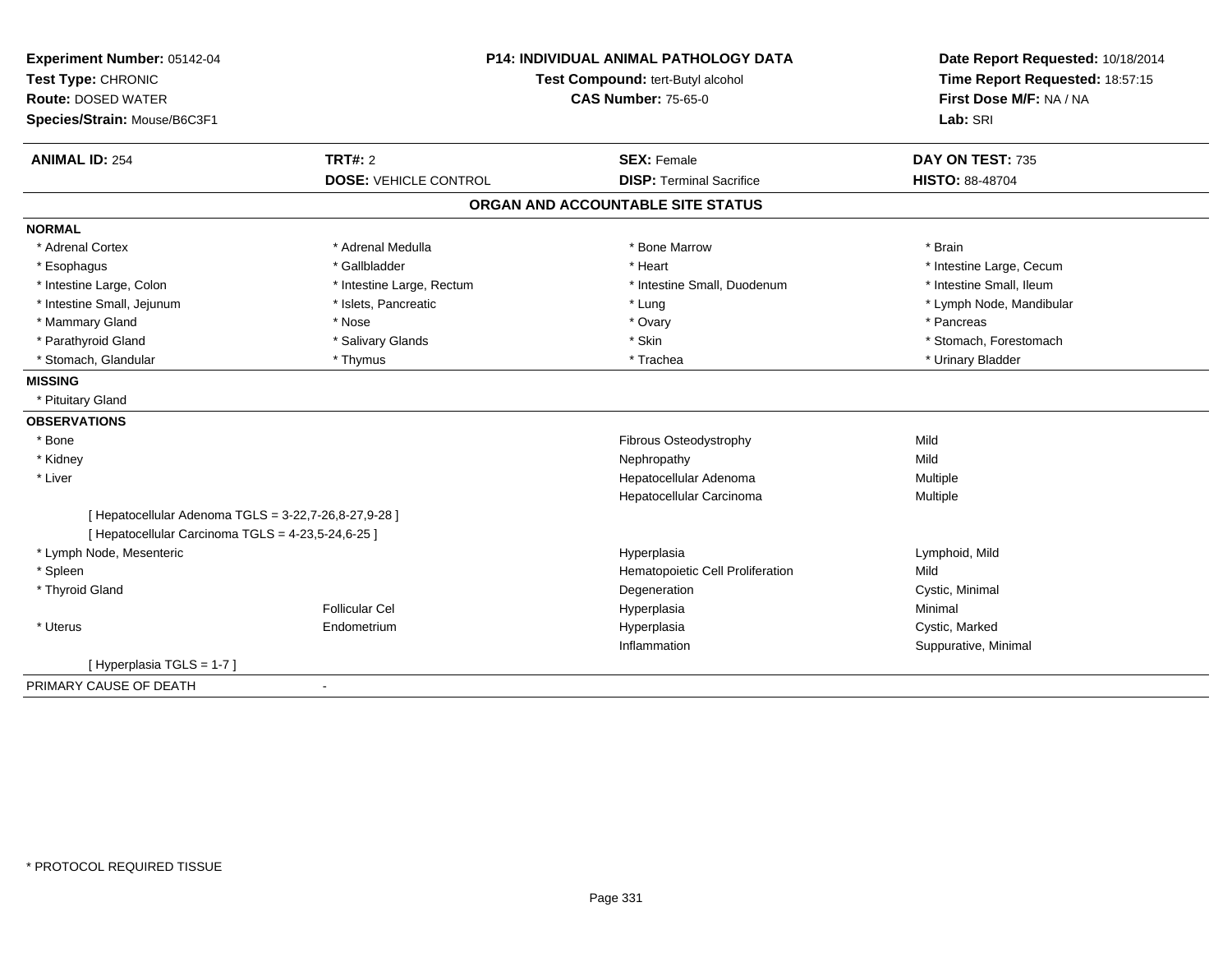**Experiment Number:** 05142-04
**Test Type:** CHRONIC
**Route:** DOSED WATER
**Species/Strain:** Mouse/B6C3F1

**P14: INDIVIDUAL ANIMAL PATHOLOGY DATA**
**Test Compound:** tert-Butyl alcohol
**CAS Number:** 75-65-0

**Date Report Requested:** 10/18/2014
**Time Report Requested:** 18:57:15
**First Dose M/F:** NA / NA
**Lab:** SRI

| **ANIMAL ID:** 254 | **TRT#:** 2 | **SEX:** Female | **DAY ON TEST:** 735 |
|---|---|---|---|
| | **DOSE:** VEHICLE CONTROL | **DISP:** Terminal Sacrifice | **HISTO:** 88-48704 |

## ORGAN AND ACCOUNTABLE SITE STATUS

**NORMAL**

| | | | |
|---|---|---|---|
| * Adrenal Cortex | * Adrenal Medulla | * Bone Marrow | * Brain |
| * Esophagus | * Gallbladder | * Heart | * Intestine Large, Cecum |
| * Intestine Large, Colon | * Intestine Large, Rectum | * Intestine Small, Duodenum | * Intestine Small, Ileum |
| * Intestine Small, Jejunum | * Islets, Pancreatic | * Lung | * Lymph Node, Mandibular |
| * Mammary Gland | * Nose | * Ovary | * Pancreas |
| * Parathyroid Gland | * Salivary Glands | * Skin | * Stomach, Forestomach |
| * Stomach, Glandular | * Thymus | * Trachea | * Urinary Bladder |

**MISSING**

* Pituitary Gland

**OBSERVATIONS**

| | | | |
|---|---|---|---|
| * Bone | | Fibrous Osteodystrophy | Mild |
| * Kidney | | Nephropathy | Mild |
| * Liver | | Hepatocellular Adenoma | Multiple |
| | | Hepatocellular Carcinoma | Multiple |
| [ Hepatocellular Adenoma TGLS = 3-22,7-26,8-27,9-28 ] | | | |
| [ Hepatocellular Carcinoma TGLS = 4-23,5-24,6-25 ] | | | |
| * Lymph Node, Mesenteric | | Hyperplasia | Lymphoid, Mild |
| * Spleen | | Hematopoietic Cell Proliferation | Mild |
| * Thyroid Gland | | Degeneration | Cystic, Minimal |
| | Follicular Cel | Hyperplasia | Minimal |
| * Uterus | Endometrium | Hyperplasia | Cystic, Marked |
| | | Inflammation | Suppurative, Minimal |
| [ Hyperplasia TGLS = 1-7 ] | | | |

PRIMARY CAUSE OF DEATH -

* PROTOCOL REQUIRED TISSUE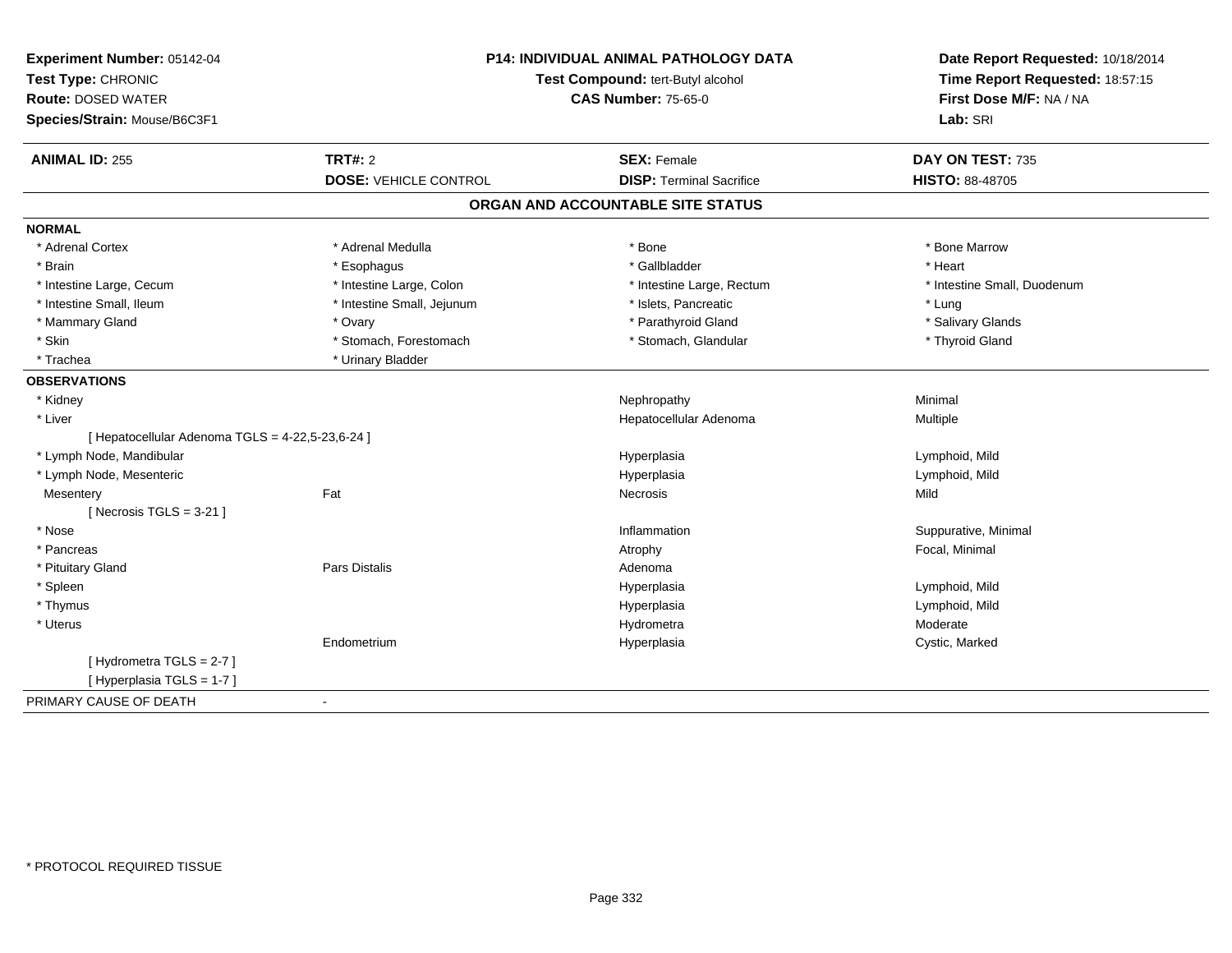**Experiment Number:** 05142-04
**Test Type:** CHRONIC
**Route:** DOSED WATER
**Species/Strain:** Mouse/B6C3F1

**P14: INDIVIDUAL ANIMAL PATHOLOGY DATA**
**Test Compound:** tert-Butyl alcohol
**CAS Number:** 75-65-0

**Date Report Requested:** 10/18/2014
**Time Report Requested:** 18:57:15
**First Dose M/F:** NA / NA
**Lab:** SRI

| **ANIMAL ID:** 255 | **TRT#:** 2 | **SEX:** Female | **DAY ON TEST:** 735 |
|---|---|---|---|
| | **DOSE:** VEHICLE CONTROL | **DISP:** Terminal Sacrifice | **HISTO:** 88-48705 |

## ORGAN AND ACCOUNTABLE SITE STATUS

**NORMAL**

| | | | |
|---|---|---|---|
| * Adrenal Cortex | * Adrenal Medulla | * Bone | * Bone Marrow |
| * Brain | * Esophagus | * Gallbladder | * Heart |
| * Intestine Large, Cecum | * Intestine Large, Colon | * Intestine Large, Rectum | * Intestine Small, Duodenum |
| * Intestine Small, Ileum | * Intestine Small, Jejunum | * Islets, Pancreatic | * Lung |
| * Mammary Gland | * Ovary | * Parathyroid Gland | * Salivary Glands |
| * Skin | * Stomach, Forestomach | * Stomach, Glandular | * Thyroid Gland |
| * Trachea | * Urinary Bladder | | |

**OBSERVATIONS**

| | | | |
|---|---|---|---|
| * Kidney | | Nephropathy | Minimal |
| * Liver | | Hepatocellular Adenoma | Multiple |
| [ Hepatocellular Adenoma TGLS = 4-22,5-23,6-24 ] | | | |
| * Lymph Node, Mandibular | | Hyperplasia | Lymphoid, Mild |
| * Lymph Node, Mesenteric | | Hyperplasia | Lymphoid, Mild |
| Mesentery | Fat | Necrosis | Mild |
| [ Necrosis TGLS = 3-21 ] | | | |
| * Nose | | Inflammation | Suppurative, Minimal |
| * Pancreas | | Atrophy | Focal, Minimal |
| * Pituitary Gland | Pars Distalis | Adenoma | |
| * Spleen | | Hyperplasia | Lymphoid, Mild |
| * Thymus | | Hyperplasia | Lymphoid, Mild |
| * Uterus | | Hydrometra | Moderate |
| | Endometrium | Hyperplasia | Cystic, Marked |
| [ Hydrometra TGLS = 2-7 ] | | | |
| [ Hyperplasia TGLS = 1-7 ] | | | |

PRIMARY CAUSE OF DEATH -

* PROTOCOL REQUIRED TISSUE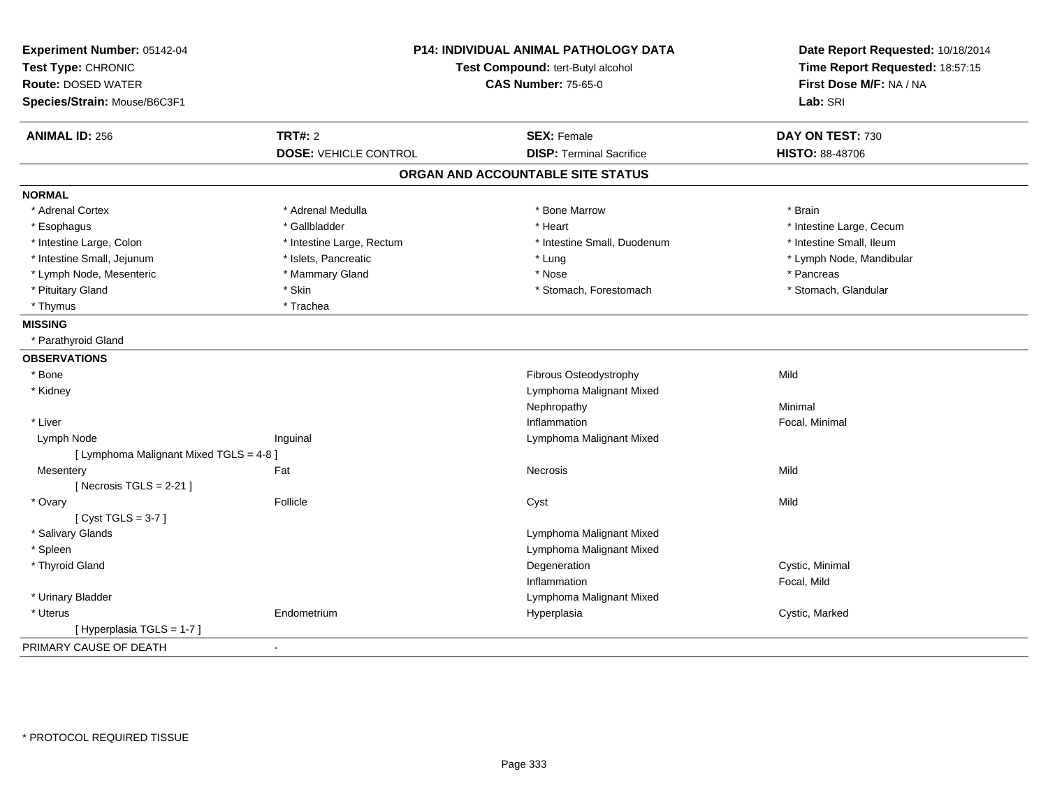**Experiment Number:** 05142-04
**Test Type:** CHRONIC
**Route:** DOSED WATER
**Species/Strain:** Mouse/B6C3F1

**P14: INDIVIDUAL ANIMAL PATHOLOGY DATA**
**Test Compound:** tert-Butyl alcohol
**CAS Number:** 75-65-0

**Date Report Requested:** 10/18/2014
**Time Report Requested:** 18:57:15
**First Dose M/F:** NA / NA
**Lab:** SRI

| **ANIMAL ID:** 256 | **TRT#:** 2 | **SEX:** Female | **DAY ON TEST:** 730 |
|---|---|---|---|
| | **DOSE:** VEHICLE CONTROL | **DISP:** Terminal Sacrifice | **HISTO:** 88-48706 |

## ORGAN AND ACCOUNTABLE SITE STATUS

**NORMAL**

| | | | |
|---|---|---|---|
| * Adrenal Cortex | * Adrenal Medulla | * Bone Marrow | * Brain |
| * Esophagus | * Gallbladder | * Heart | * Intestine Large, Cecum |
| * Intestine Large, Colon | * Intestine Large, Rectum | * Intestine Small, Duodenum | * Intestine Small, Ileum |
| * Intestine Small, Jejunum | * Islets, Pancreatic | * Lung | * Lymph Node, Mandibular |
| * Lymph Node, Mesenteric | * Mammary Gland | * Nose | * Pancreas |
| * Pituitary Gland | * Skin | * Stomach, Forestomach | * Stomach, Glandular |
| * Thymus | * Trachea | | |

**MISSING**

* Parathyroid Gland

**OBSERVATIONS**

| | | | |
|---|---|---|---|
| * Bone | | Fibrous Osteodystrophy | Mild |
| * Kidney | | Lymphoma Malignant Mixed | |
| | | Nephropathy | Minimal |
| * Liver | | Inflammation | Focal, Minimal |
| Lymph Node | Inguinal | Lymphoma Malignant Mixed | |
| [ Lymphoma Malignant Mixed TGLS = 4-8 ] | | | |
| Mesentery | Fat | Necrosis | Mild |
| [ Necrosis TGLS = 2-21 ] | | | |
| * Ovary | Follicle | Cyst | Mild |
| [ Cyst TGLS = 3-7 ] | | | |
| * Salivary Glands | | Lymphoma Malignant Mixed | |
| * Spleen | | Lymphoma Malignant Mixed | |
| * Thyroid Gland | | Degeneration | Cystic, Minimal |
| | | Inflammation | Focal, Mild |
| * Urinary Bladder | | Lymphoma Malignant Mixed | |
| * Uterus | Endometrium | Hyperplasia | Cystic, Marked |
| [ Hyperplasia TGLS = 1-7 ] | | | |

PRIMARY CAUSE OF DEATH -

* PROTOCOL REQUIRED TISSUE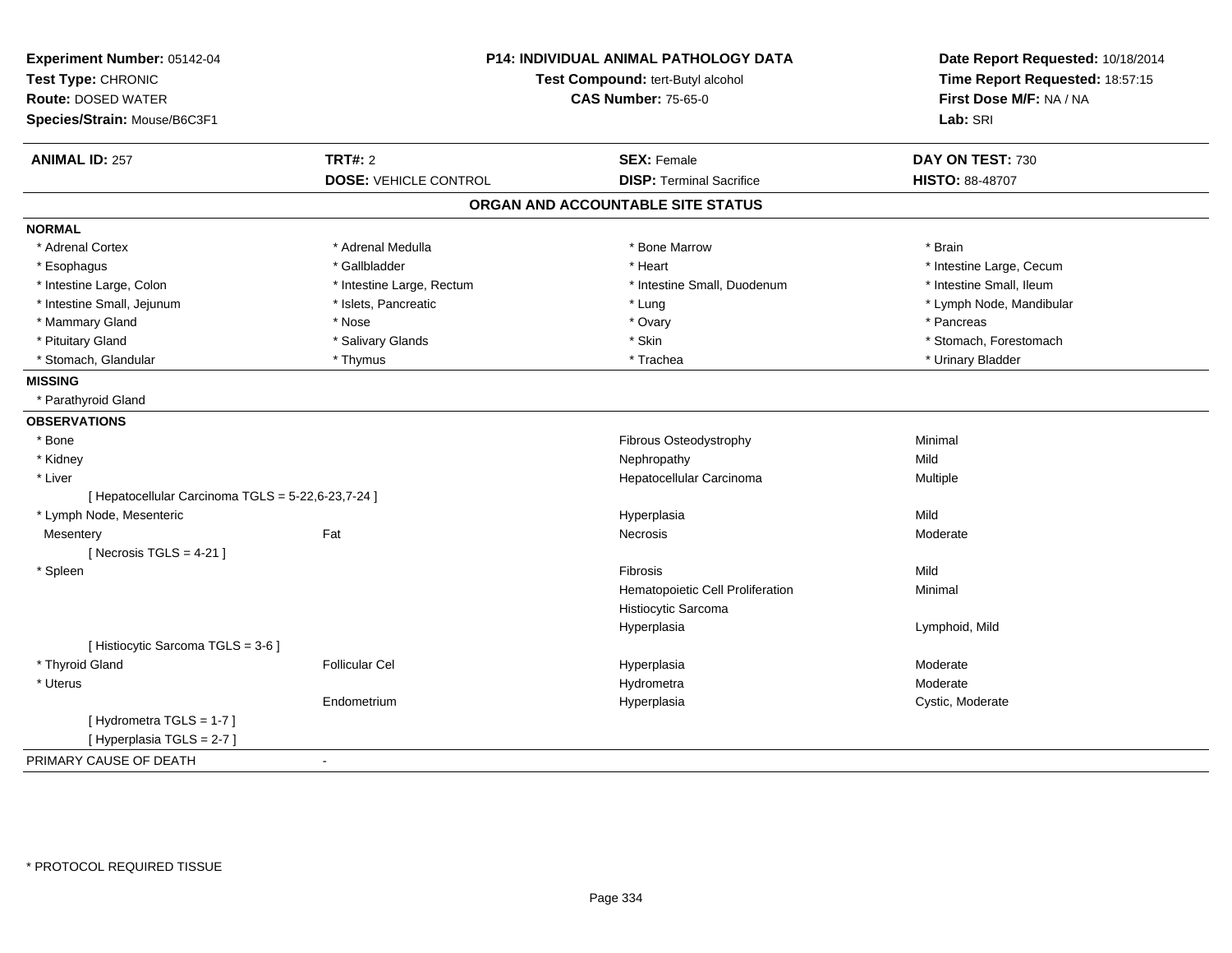**Experiment Number:** 05142-04
**Test Type:** CHRONIC
**Route:** DOSED WATER
**Species/Strain:** Mouse/B6C3F1

**P14: INDIVIDUAL ANIMAL PATHOLOGY DATA**
**Test Compound:** tert-Butyl alcohol
**CAS Number:** 75-65-0

**Date Report Requested:** 10/18/2014
**Time Report Requested:** 18:57:15
**First Dose M/F:** NA / NA
**Lab:** SRI

| **ANIMAL ID:** 257 | **TRT#:** 2 | **SEX:** Female | **DAY ON TEST:** 730 |
|---|---|---|---|
| | **DOSE:** VEHICLE CONTROL | **DISP:** Terminal Sacrifice | **HISTO:** 88-48707 |

## ORGAN AND ACCOUNTABLE SITE STATUS

**NORMAL**

| | | | |
|---|---|---|---|
| * Adrenal Cortex | * Adrenal Medulla | * Bone Marrow | * Brain |
| * Esophagus | * Gallbladder | * Heart | * Intestine Large, Cecum |
| * Intestine Large, Colon | * Intestine Large, Rectum | * Intestine Small, Duodenum | * Intestine Small, Ileum |
| * Intestine Small, Jejunum | * Islets, Pancreatic | * Lung | * Lymph Node, Mandibular |
| * Mammary Gland | * Nose | * Ovary | * Pancreas |
| * Pituitary Gland | * Salivary Glands | * Skin | * Stomach, Forestomach |
| * Stomach, Glandular | * Thymus | * Trachea | * Urinary Bladder |

**MISSING**

* Parathyroid Gland

**OBSERVATIONS**

| | | | |
|---|---|---|---|
| * Bone | | Fibrous Osteodystrophy | Minimal |
| * Kidney | | Nephropathy | Mild |
| * Liver | | Hepatocellular Carcinoma | Multiple |
| [ Hepatocellular Carcinoma TGLS = 5-22,6-23,7-24 ] | | | |
| * Lymph Node, Mesenteric | | Hyperplasia | Mild |
| Mesentery | Fat | Necrosis | Moderate |
| [ Necrosis TGLS = 4-21 ] | | | |
| * Spleen | | Fibrosis | Mild |
| | | Hematopoietic Cell Proliferation | Minimal |
| | | Histiocytic Sarcoma | |
| | | Hyperplasia | Lymphoid, Mild |
| [ Histiocytic Sarcoma TGLS = 3-6 ] | | | |
| * Thyroid Gland | Follicular Cel | Hyperplasia | Moderate |
| * Uterus | | Hydrometra | Moderate |
| | Endometrium | Hyperplasia | Cystic, Moderate |
| [ Hydrometra TGLS = 1-7 ] | | | |
| [ Hyperplasia TGLS = 2-7 ] | | | |

PRIMARY CAUSE OF DEATH -

\* PROTOCOL REQUIRED TISSUE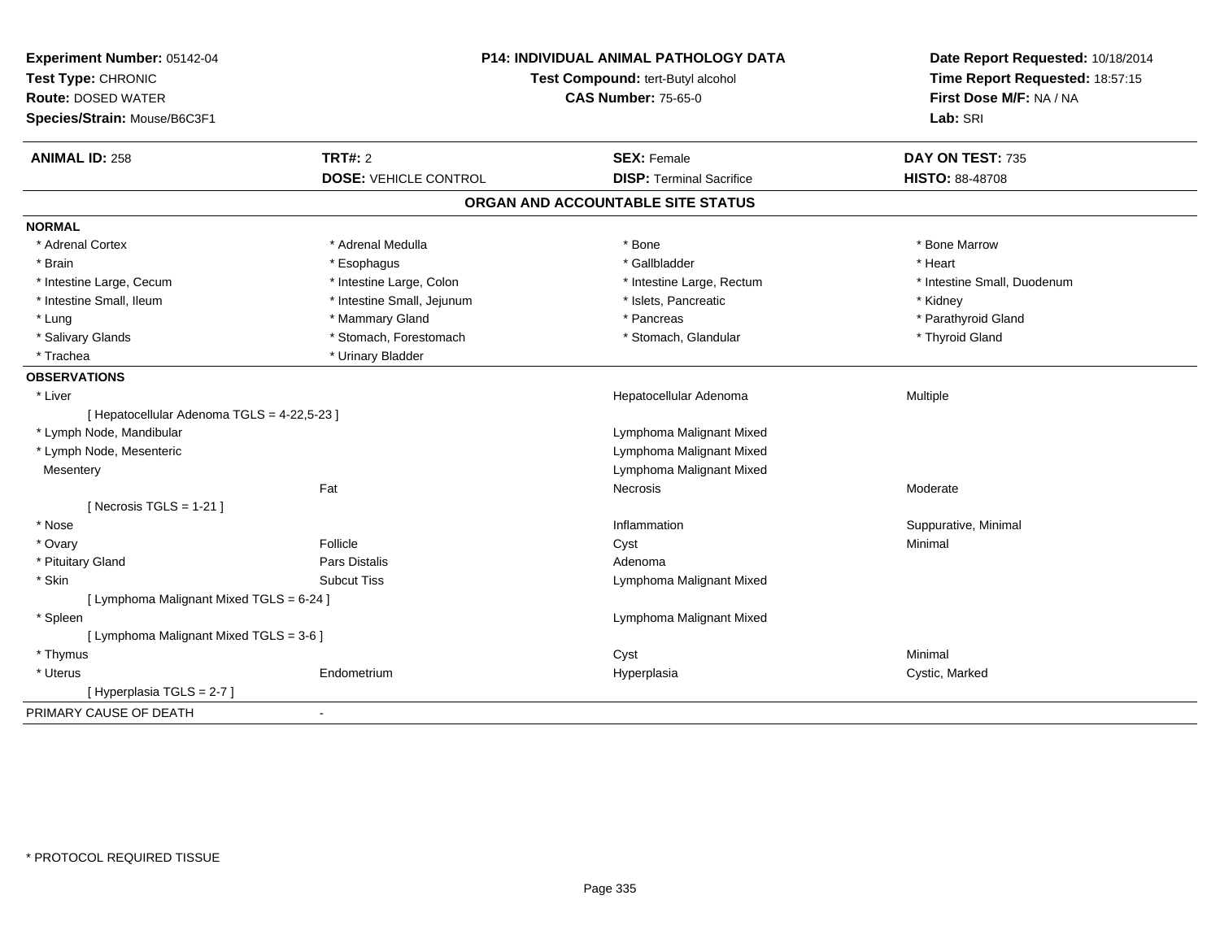**Experiment Number:** 05142-04
**Test Type:** CHRONIC
**Route:** DOSED WATER
**Species/Strain:** Mouse/B6C3F1

**P14: INDIVIDUAL ANIMAL PATHOLOGY DATA**
**Test Compound:** tert-Butyl alcohol
**CAS Number:** 75-65-0

**Date Report Requested:** 10/18/2014
**Time Report Requested:** 18:57:15
**First Dose M/F:** NA / NA
**Lab:** SRI

| **ANIMAL ID:** 258 | **TRT#:** 2 | **SEX:** Female | **DAY ON TEST:** 735 |
|---|---|---|---|
| | **DOSE:** VEHICLE CONTROL | **DISP:** Terminal Sacrifice | **HISTO:** 88-48708 |

## ORGAN AND ACCOUNTABLE SITE STATUS

| | | | |
|---|---|---|---|
| **NORMAL** | | | |
| * Adrenal Cortex | * Adrenal Medulla | * Bone | * Bone Marrow |
| * Brain | * Esophagus | * Gallbladder | * Heart |
| * Intestine Large, Cecum | * Intestine Large, Colon | * Intestine Large, Rectum | * Intestine Small, Duodenum |
| * Intestine Small, Ileum | * Intestine Small, Jejunum | * Islets, Pancreatic | * Kidney |
| * Lung | * Mammary Gland | * Pancreas | * Parathyroid Gland |
| * Salivary Glands | * Stomach, Forestomach | * Stomach, Glandular | * Thyroid Gland |
| * Trachea | * Urinary Bladder | | |
| **OBSERVATIONS** | | | |
| * Liver | | Hepatocellular Adenoma | Multiple |
| [ Hepatocellular Adenoma TGLS = 4-22,5-23 ] | | | |
| * Lymph Node, Mandibular | | Lymphoma Malignant Mixed | |
| * Lymph Node, Mesenteric | | Lymphoma Malignant Mixed | |
| Mesentery | | Lymphoma Malignant Mixed | |
| | Fat | Necrosis | Moderate |
| [ Necrosis TGLS = 1-21 ] | | | |
| * Nose | | Inflammation | Suppurative, Minimal |
| * Ovary | Follicle | Cyst | Minimal |
| * Pituitary Gland | Pars Distalis | Adenoma | |
| * Skin | Subcut Tiss | Lymphoma Malignant Mixed | |
| [ Lymphoma Malignant Mixed TGLS = 6-24 ] | | | |
| * Spleen | | Lymphoma Malignant Mixed | |
| [ Lymphoma Malignant Mixed TGLS = 3-6 ] | | | |
| * Thymus | | Cyst | Minimal |
| * Uterus | Endometrium | Hyperplasia | Cystic, Marked |
| [ Hyperplasia TGLS = 2-7 ] | | | |
| PRIMARY CAUSE OF DEATH | - | | |

* PROTOCOL REQUIRED TISSUE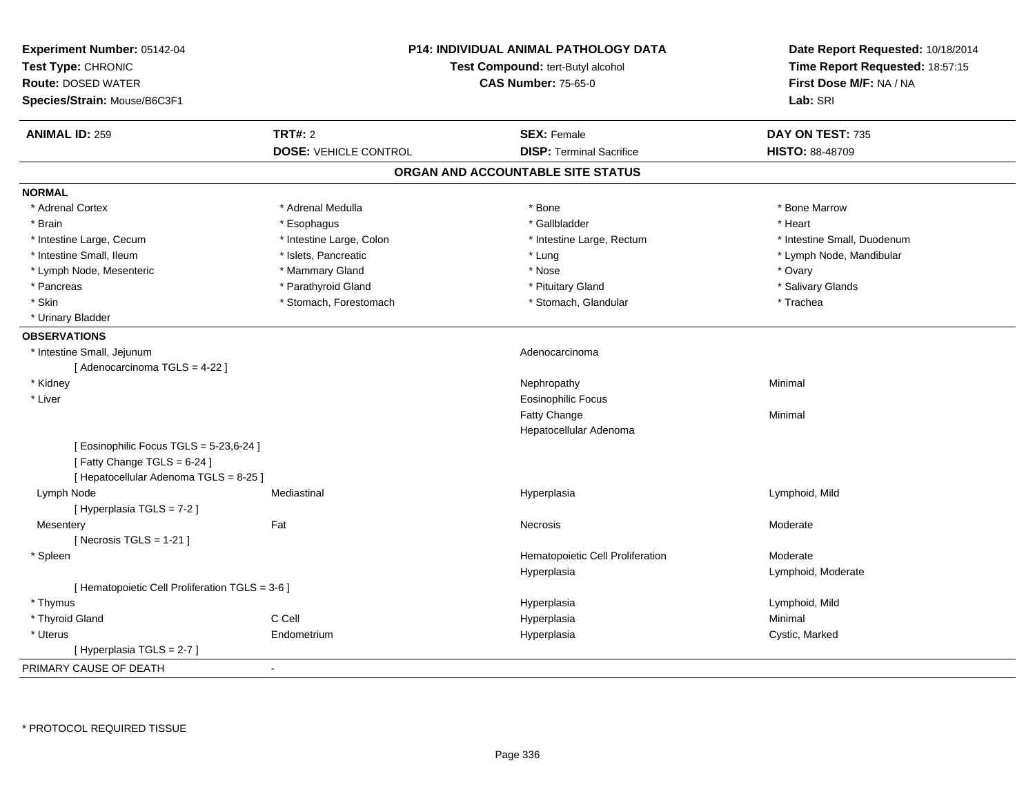**Experiment Number:** 05142-04
**Test Type:** CHRONIC
**Route:** DOSED WATER
**Species/Strain:** Mouse/B6C3F1

**P14: INDIVIDUAL ANIMAL PATHOLOGY DATA**
**Test Compound:** tert-Butyl alcohol
**CAS Number:** 75-65-0

**Date Report Requested:** 10/18/2014
**Time Report Requested:** 18:57:15
**First Dose M/F:** NA / NA
**Lab:** SRI

| **ANIMAL ID:** 259 | **TRT#:** 2 | **SEX:** Female | **DAY ON TEST:** 735 |
|---|---|---|---|
| | **DOSE:** VEHICLE CONTROL | **DISP:** Terminal Sacrifice | **HISTO:** 88-48709 |

## ORGAN AND ACCOUNTABLE SITE STATUS

**NORMAL**

| | | | |
|---|---|---|---|
| * Adrenal Cortex | * Adrenal Medulla | * Bone | * Bone Marrow |
| * Brain | * Esophagus | * Gallbladder | * Heart |
| * Intestine Large, Cecum | * Intestine Large, Colon | * Intestine Large, Rectum | * Intestine Small, Duodenum |
| * Intestine Small, Ileum | * Islets, Pancreatic | * Lung | * Lymph Node, Mandibular |
| * Lymph Node, Mesenteric | * Mammary Gland | * Nose | * Ovary |
| * Pancreas | * Parathyroid Gland | * Pituitary Gland | * Salivary Glands |
| * Skin | * Stomach, Forestomach | * Stomach, Glandular | * Trachea |
| * Urinary Bladder | | | |

**OBSERVATIONS**

| | | | |
|---|---|---|---|
| * Intestine Small, Jejunum | | Adenocarcinoma | |
| [ Adenocarcinoma TGLS = 4-22 ] | | | |
| * Kidney | | Nephropathy | Minimal |
| * Liver | | Eosinophilic Focus | |
| | | Fatty Change | Minimal |
| | | Hepatocellular Adenoma | |
| [ Eosinophilic Focus TGLS = 5-23,6-24 ] | | | |
| [ Fatty Change TGLS = 6-24 ] | | | |
| [ Hepatocellular Adenoma TGLS = 8-25 ] | | | |
| Lymph Node | Mediastinal | Hyperplasia | Lymphoid, Mild |
| [ Hyperplasia TGLS = 7-2 ] | | | |
| Mesentery | Fat | Necrosis | Moderate |
| [ Necrosis TGLS = 1-21 ] | | | |
| * Spleen | | Hematopoietic Cell Proliferation | Moderate |
| | | Hyperplasia | Lymphoid, Moderate |
| [ Hematopoietic Cell Proliferation TGLS = 3-6 ] | | | |
| * Thymus | | Hyperplasia | Lymphoid, Mild |
| * Thyroid Gland | C Cell | Hyperplasia | Minimal |
| * Uterus | Endometrium | Hyperplasia | Cystic, Marked |
| [ Hyperplasia TGLS = 2-7 ] | | | |

PRIMARY CAUSE OF DEATH -

\* PROTOCOL REQUIRED TISSUE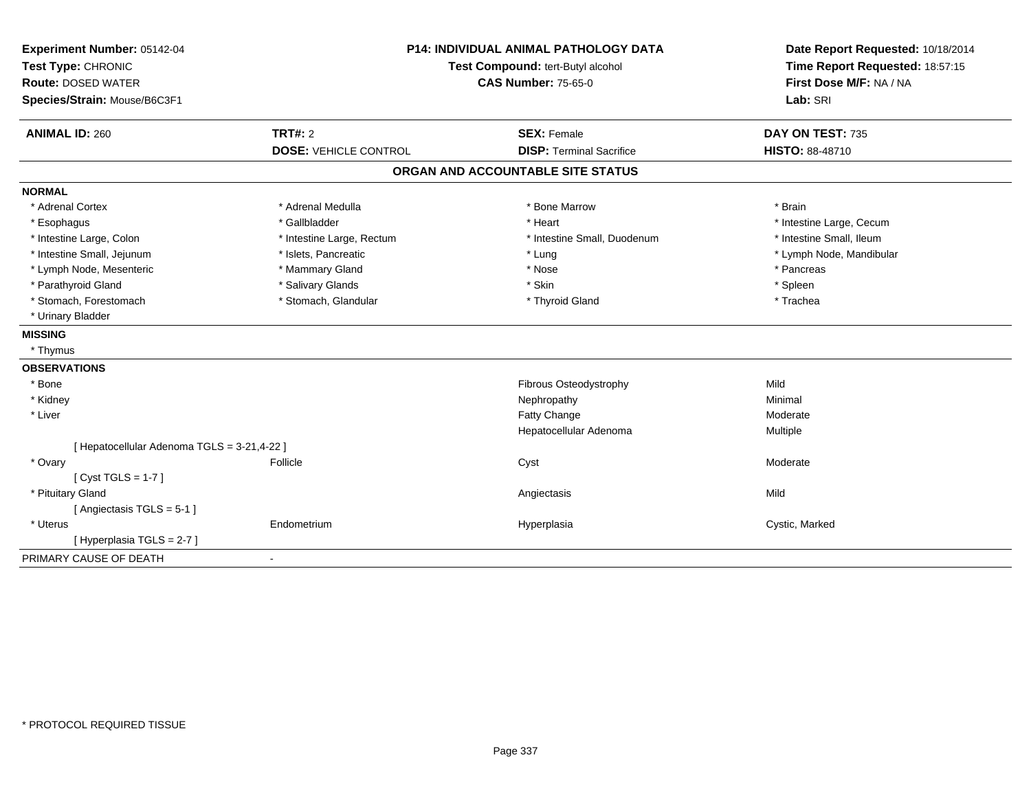**Experiment Number:** 05142-04
**Test Type:** CHRONIC
**Route:** DOSED WATER
**Species/Strain:** Mouse/B6C3F1

**P14: INDIVIDUAL ANIMAL PATHOLOGY DATA**
**Test Compound:** tert-Butyl alcohol
**CAS Number:** 75-65-0

**Date Report Requested:** 10/18/2014
**Time Report Requested:** 18:57:15
**First Dose M/F:** NA / NA
**Lab:** SRI

| **ANIMAL ID:** 260 | **TRT#:** 2 | **SEX:** Female | **DAY ON TEST:** 735 |
|---|---|---|---|
| | **DOSE:** VEHICLE CONTROL | **DISP:** Terminal Sacrifice | **HISTO:** 88-48710 |

## ORGAN AND ACCOUNTABLE SITE STATUS

**NORMAL**

| | | | |
|---|---|---|---|
| * Adrenal Cortex | * Adrenal Medulla | * Bone Marrow | * Brain |
| * Esophagus | * Gallbladder | * Heart | * Intestine Large, Cecum |
| * Intestine Large, Colon | * Intestine Large, Rectum | * Intestine Small, Duodenum | * Intestine Small, Ileum |
| * Intestine Small, Jejunum | * Islets, Pancreatic | * Lung | * Lymph Node, Mandibular |
| * Lymph Node, Mesenteric | * Mammary Gland | * Nose | * Pancreas |
| * Parathyroid Gland | * Salivary Glands | * Skin | * Spleen |
| * Stomach, Forestomach | * Stomach, Glandular | * Thyroid Gland | * Trachea |
| * Urinary Bladder | | | |

**MISSING**

* Thymus

**OBSERVATIONS**

| | | | |
|---|---|---|---|
| * Bone | | Fibrous Osteodystrophy | Mild |
| * Kidney | | Nephropathy | Minimal |
| * Liver | | Fatty Change | Moderate |
| | | Hepatocellular Adenoma | Multiple |
| [ Hepatocellular Adenoma TGLS = 3-21,4-22 ] | | | |
| * Ovary | Follicle | Cyst | Moderate |
| [ Cyst TGLS = 1-7 ] | | | |
| * Pituitary Gland | | Angiectasis | Mild |
| [ Angiectasis TGLS = 5-1 ] | | | |
| * Uterus | Endometrium | Hyperplasia | Cystic, Marked |
| [ Hyperplasia TGLS = 2-7 ] | | | |

PRIMARY CAUSE OF DEATH -

* PROTOCOL REQUIRED TISSUE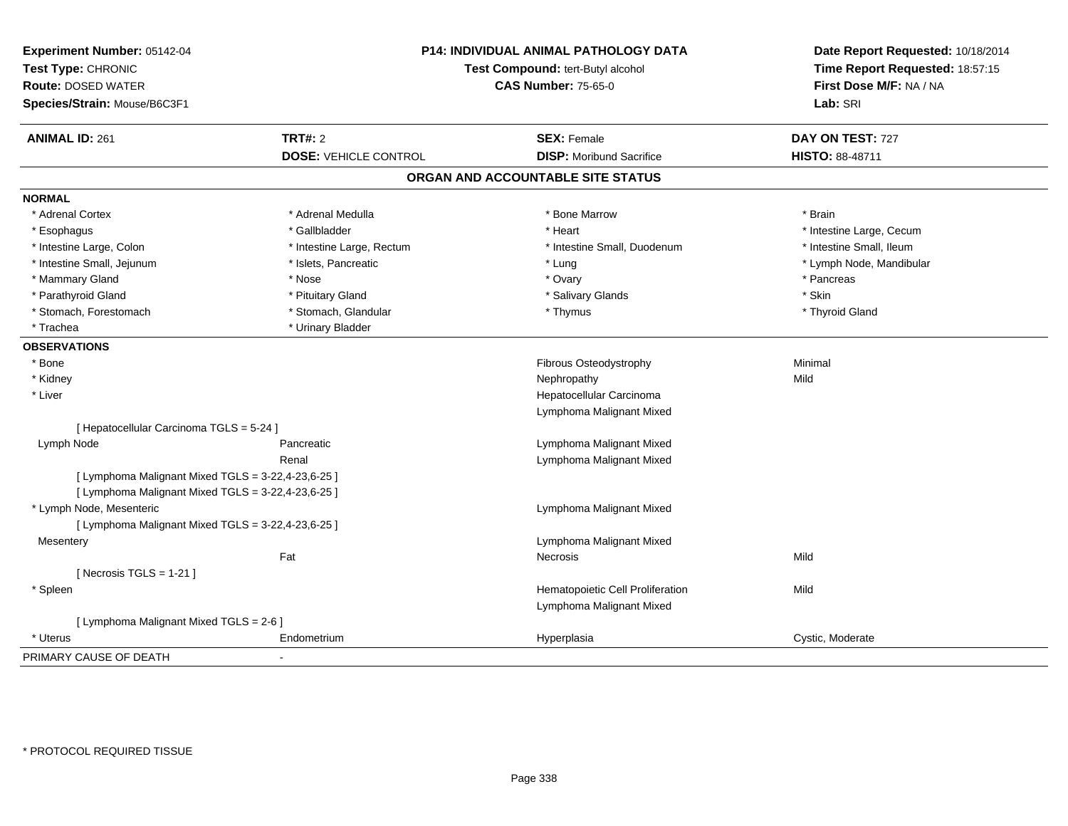**Experiment Number:** 05142-04
**Test Type:** CHRONIC
**Route:** DOSED WATER
**Species/Strain:** Mouse/B6C3F1

**P14: INDIVIDUAL ANIMAL PATHOLOGY DATA**
**Test Compound:** tert-Butyl alcohol
**CAS Number:** 75-65-0

**Date Report Requested:** 10/18/2014
**Time Report Requested:** 18:57:15
**First Dose M/F:** NA / NA
**Lab:** SRI

| **ANIMAL ID:** 261 | **TRT#:** 2 | **SEX:** Female | **DAY ON TEST:** 727 |
|---|---|---|---|
| | **DOSE:** VEHICLE CONTROL | **DISP:** Moribund Sacrifice | **HISTO:** 88-48711 |

## ORGAN AND ACCOUNTABLE SITE STATUS

**NORMAL**

| | | | |
|---|---|---|---|
| * Adrenal Cortex | * Adrenal Medulla | * Bone Marrow | * Brain |
| * Esophagus | * Gallbladder | * Heart | * Intestine Large, Cecum |
| * Intestine Large, Colon | * Intestine Large, Rectum | * Intestine Small, Duodenum | * Intestine Small, Ileum |
| * Intestine Small, Jejunum | * Islets, Pancreatic | * Lung | * Lymph Node, Mandibular |
| * Mammary Gland | * Nose | * Ovary | * Pancreas |
| * Parathyroid Gland | * Pituitary Gland | * Salivary Glands | * Skin |
| * Stomach, Forestomach | * Stomach, Glandular | * Thymus | * Thyroid Gland |
| * Trachea | * Urinary Bladder | | |

**OBSERVATIONS**

| | | | |
|---|---|---|---|
| * Bone | | Fibrous Osteodystrophy | Minimal |
| * Kidney | | Nephropathy | Mild |
| * Liver | | Hepatocellular Carcinoma | |
| | | Lymphoma Malignant Mixed | |
| [ Hepatocellular Carcinoma TGLS = 5-24 ] | | | |
| Lymph Node | Pancreatic | Lymphoma Malignant Mixed | |
| | Renal | Lymphoma Malignant Mixed | |
| [ Lymphoma Malignant Mixed TGLS = 3-22,4-23,6-25 ] | | | |
| [ Lymphoma Malignant Mixed TGLS = 3-22,4-23,6-25 ] | | | |
| * Lymph Node, Mesenteric | | Lymphoma Malignant Mixed | |
| [ Lymphoma Malignant Mixed TGLS = 3-22,4-23,6-25 ] | | | |
| Mesentery | | Lymphoma Malignant Mixed | |
| | Fat | Necrosis | Mild |
| [ Necrosis TGLS = 1-21 ] | | | |
| * Spleen | | Hematopoietic Cell Proliferation | Mild |
| | | Lymphoma Malignant Mixed | |
| [ Lymphoma Malignant Mixed TGLS = 2-6 ] | | | |
| * Uterus | Endometrium | Hyperplasia | Cystic, Moderate |

PRIMARY CAUSE OF DEATH -

* PROTOCOL REQUIRED TISSUE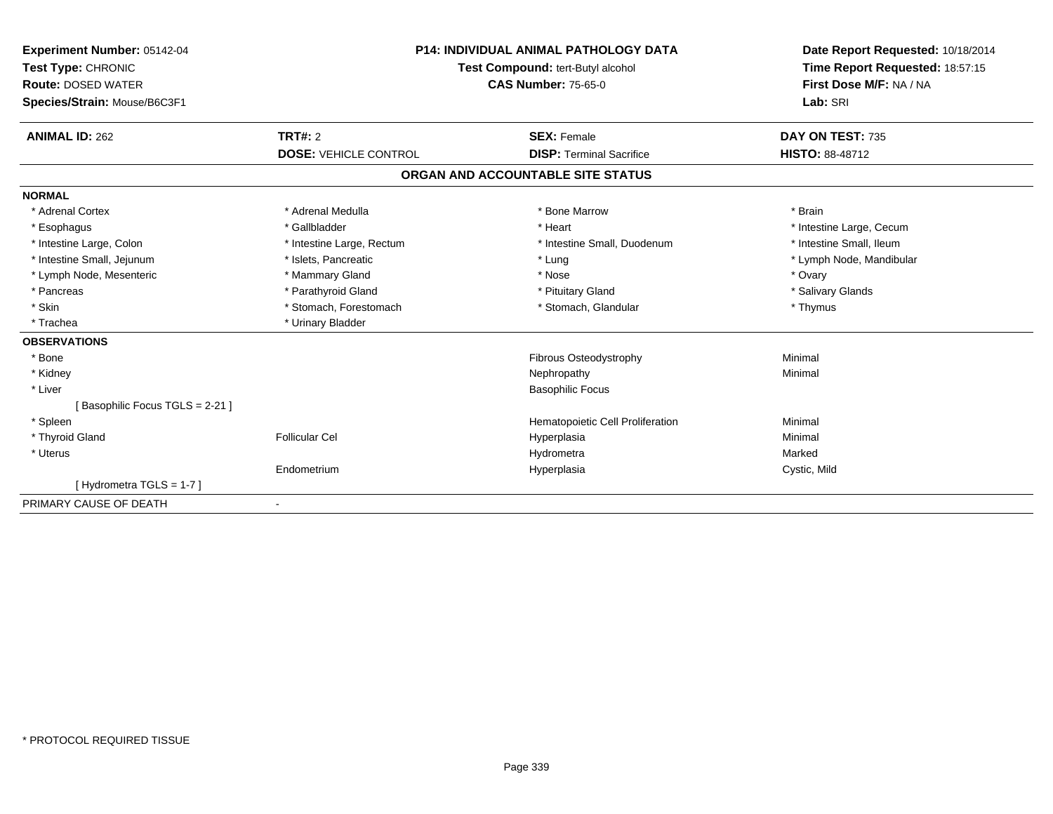**Experiment Number:** 05142-04
**Test Type:** CHRONIC
**Route:** DOSED WATER
**Species/Strain:** Mouse/B6C3F1

**P14: INDIVIDUAL ANIMAL PATHOLOGY DATA**
**Test Compound:** tert-Butyl alcohol
**CAS Number:** 75-65-0

**Date Report Requested:** 10/18/2014
**Time Report Requested:** 18:57:15
**First Dose M/F:** NA / NA
**Lab:** SRI

| **ANIMAL ID:** 262 | **TRT#:** 2 | **SEX:** Female | **DAY ON TEST:** 735 |
|---|---|---|---|
| | **DOSE:** VEHICLE CONTROL | **DISP:** Terminal Sacrifice | **HISTO:** 88-48712 |

## ORGAN AND ACCOUNTABLE SITE STATUS

**NORMAL**

| | | | |
|---|---|---|---|
| * Adrenal Cortex | * Adrenal Medulla | * Bone Marrow | * Brain |
| * Esophagus | * Gallbladder | * Heart | * Intestine Large, Cecum |
| * Intestine Large, Colon | * Intestine Large, Rectum | * Intestine Small, Duodenum | * Intestine Small, Ileum |
| * Intestine Small, Jejunum | * Islets, Pancreatic | * Lung | * Lymph Node, Mandibular |
| * Lymph Node, Mesenteric | * Mammary Gland | * Nose | * Ovary |
| * Pancreas | * Parathyroid Gland | * Pituitary Gland | * Salivary Glands |
| * Skin | * Stomach, Forestomach | * Stomach, Glandular | * Thymus |
| * Trachea | * Urinary Bladder | | |

**OBSERVATIONS**

| | | | |
|---|---|---|---|
| * Bone | | Fibrous Osteodystrophy | Minimal |
| * Kidney | | Nephropathy | Minimal |
| * Liver | | Basophilic Focus | |
| [ Basophilic Focus TGLS = 2-21 ] | | | |
| * Spleen | | Hematopoietic Cell Proliferation | Minimal |
| * Thyroid Gland | Follicular Cel | Hyperplasia | Minimal |
| * Uterus | | Hydrometra | Marked |
| | Endometrium | Hyperplasia | Cystic, Mild |
| [ Hydrometra TGLS = 1-7 ] | | | |

PRIMARY CAUSE OF DEATH -

* PROTOCOL REQUIRED TISSUE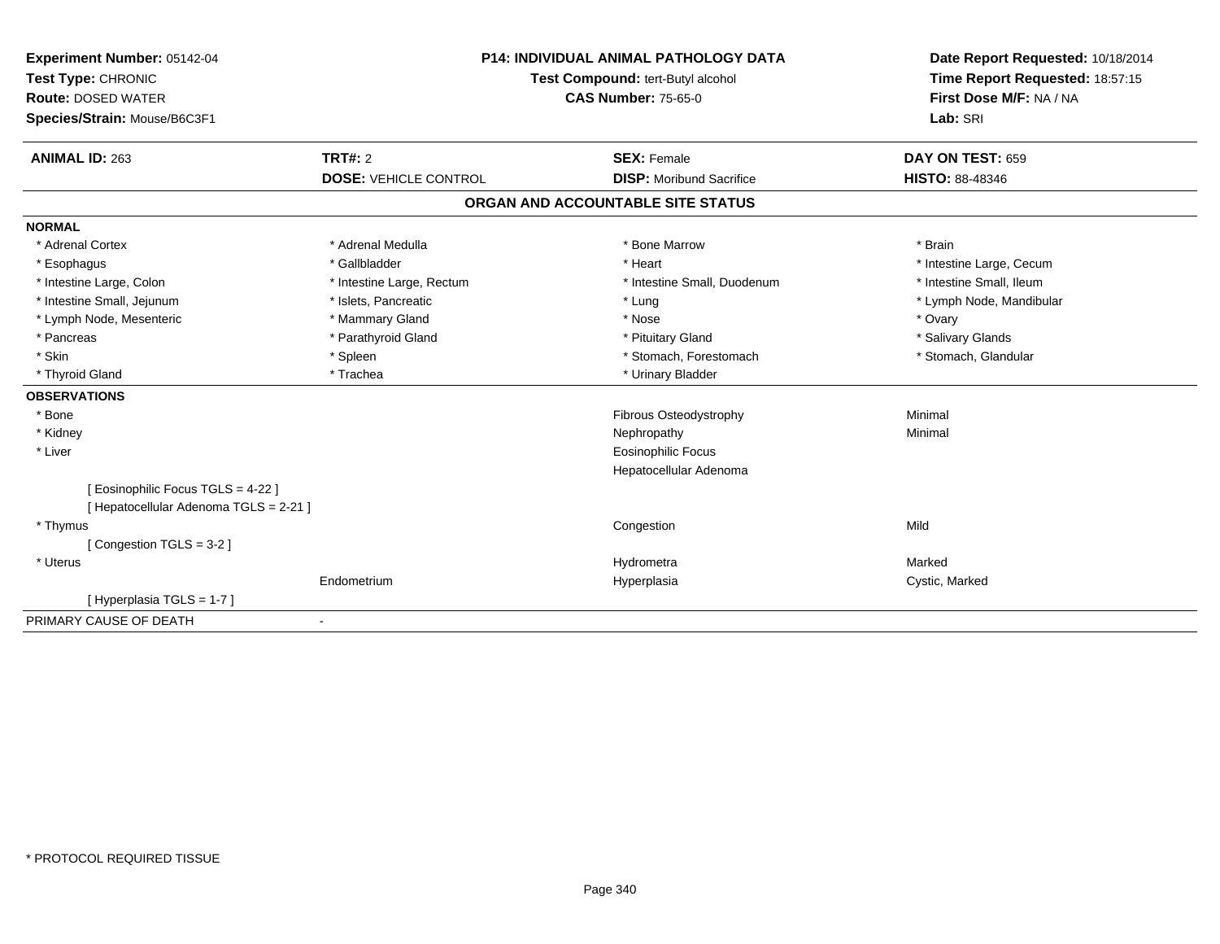**Experiment Number:** 05142-04
**Test Type:** CHRONIC
**Route:** DOSED WATER
**Species/Strain:** Mouse/B6C3F1

**P14: INDIVIDUAL ANIMAL PATHOLOGY DATA**
**Test Compound:** tert-Butyl alcohol
**CAS Number:** 75-65-0

**Date Report Requested:** 10/18/2014
**Time Report Requested:** 18:57:15
**First Dose M/F:** NA / NA
**Lab:** SRI

| **ANIMAL ID:** 263 | **TRT#:** 2 | **SEX:** Female | **DAY ON TEST:** 659 |
|---|---|---|---|
| | **DOSE:** VEHICLE CONTROL | **DISP:** Moribund Sacrifice | **HISTO:** 88-48346 |

## ORGAN AND ACCOUNTABLE SITE STATUS

**NORMAL**

| | | | |
|---|---|---|---|
| * Adrenal Cortex | * Adrenal Medulla | * Bone Marrow | * Brain |
| * Esophagus | * Gallbladder | * Heart | * Intestine Large, Cecum |
| * Intestine Large, Colon | * Intestine Large, Rectum | * Intestine Small, Duodenum | * Intestine Small, Ileum |
| * Intestine Small, Jejunum | * Islets, Pancreatic | * Lung | * Lymph Node, Mandibular |
| * Lymph Node, Mesenteric | * Mammary Gland | * Nose | * Ovary |
| * Pancreas | * Parathyroid Gland | * Pituitary Gland | * Salivary Glands |
| * Skin | * Spleen | * Stomach, Forestomach | * Stomach, Glandular |
| * Thyroid Gland | * Trachea | * Urinary Bladder | |

**OBSERVATIONS**

| | | | |
|---|---|---|---|
| * Bone | | Fibrous Osteodystrophy | Minimal |
| * Kidney | | Nephropathy | Minimal |
| * Liver | | Eosinophilic Focus | |
| | | Hepatocellular Adenoma | |
| [ Eosinophilic Focus TGLS = 4-22 ] | | | |
| [ Hepatocellular Adenoma TGLS = 2-21 ] | | | |
| * Thymus | | Congestion | Mild |
| [ Congestion TGLS = 3-2 ] | | | |
| * Uterus | | Hydrometra | Marked |
| | Endometrium | Hyperplasia | Cystic, Marked |
| [ Hyperplasia TGLS = 1-7 ] | | | |

PRIMARY CAUSE OF DEATH -

* PROTOCOL REQUIRED TISSUE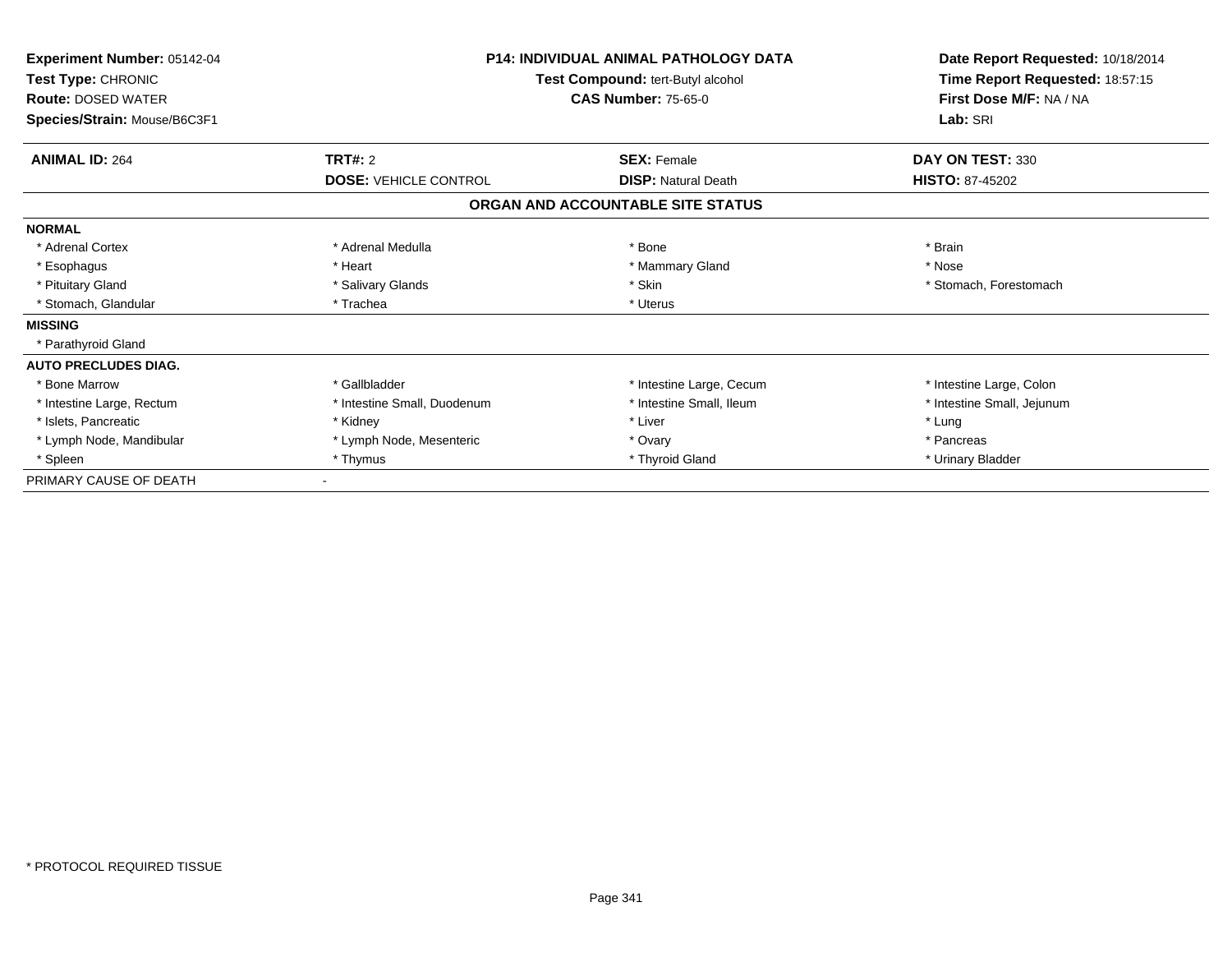**Experiment Number:** 05142-04
**Test Type:** CHRONIC
**Route:** DOSED WATER
**Species/Strain:** Mouse/B6C3F1

**P14: INDIVIDUAL ANIMAL PATHOLOGY DATA**
**Test Compound:** tert-Butyl alcohol
**CAS Number:** 75-65-0

**Date Report Requested:** 10/18/2014
**Time Report Requested:** 18:57:15
**First Dose M/F:** NA / NA
**Lab:** SRI

| **ANIMAL ID:** 264 | **TRT#:** 2 | **SEX:** Female | **DAY ON TEST:** 330 |
|---|---|---|---|
| | **DOSE:** VEHICLE CONTROL | **DISP:** Natural Death | **HISTO:** 87-45202 |

## ORGAN AND ACCOUNTABLE SITE STATUS

| | | | |
|---|---|---|---|
| **NORMAL** | | | |
| * Adrenal Cortex | * Adrenal Medulla | * Bone | * Brain |
| * Esophagus | * Heart | * Mammary Gland | * Nose |
| * Pituitary Gland | * Salivary Glands | * Skin | * Stomach, Forestomach |
| * Stomach, Glandular | * Trachea | * Uterus | |
| **MISSING** | | | |
| * Parathyroid Gland | | | |
| **AUTO PRECLUDES DIAG.** | | | |
| * Bone Marrow | * Gallbladder | * Intestine Large, Cecum | * Intestine Large, Colon |
| * Intestine Large, Rectum | * Intestine Small, Duodenum | * Intestine Small, Ileum | * Intestine Small, Jejunum |
| * Islets, Pancreatic | * Kidney | * Liver | * Lung |
| * Lymph Node, Mandibular | * Lymph Node, Mesenteric | * Ovary | * Pancreas |
| * Spleen | * Thymus | * Thyroid Gland | * Urinary Bladder |
| PRIMARY CAUSE OF DEATH | - | | |

* PROTOCOL REQUIRED TISSUE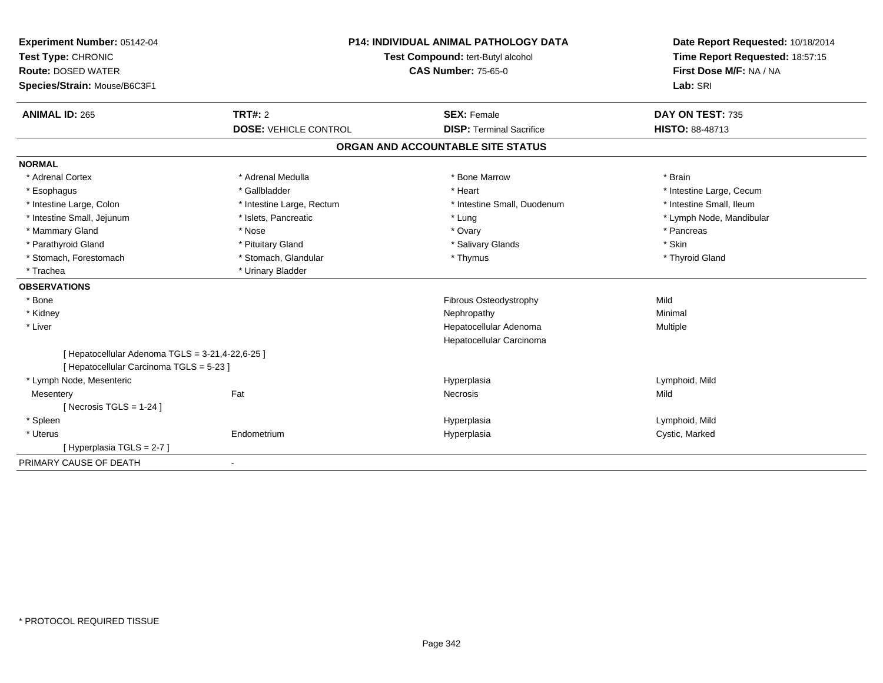**Experiment Number:** 05142-04
**Test Type:** CHRONIC
**Route:** DOSED WATER
**Species/Strain:** Mouse/B6C3F1

**P14: INDIVIDUAL ANIMAL PATHOLOGY DATA**
**Test Compound:** tert-Butyl alcohol
**CAS Number:** 75-65-0

**Date Report Requested:** 10/18/2014
**Time Report Requested:** 18:57:15
**First Dose M/F:** NA / NA
**Lab:** SRI

| **ANIMAL ID:** 265 | **TRT#:** 2 | **SEX:** Female | **DAY ON TEST:** 735 |
|---|---|---|---|
| | **DOSE:** VEHICLE CONTROL | **DISP:** Terminal Sacrifice | **HISTO:** 88-48713 |

## ORGAN AND ACCOUNTABLE SITE STATUS

**NORMAL**

| | | | |
|---|---|---|---|
| * Adrenal Cortex | * Adrenal Medulla | * Bone Marrow | * Brain |
| * Esophagus | * Gallbladder | * Heart | * Intestine Large, Cecum |
| * Intestine Large, Colon | * Intestine Large, Rectum | * Intestine Small, Duodenum | * Intestine Small, Ileum |
| * Intestine Small, Jejunum | * Islets, Pancreatic | * Lung | * Lymph Node, Mandibular |
| * Mammary Gland | * Nose | * Ovary | * Pancreas |
| * Parathyroid Gland | * Pituitary Gland | * Salivary Glands | * Skin |
| * Stomach, Forestomach | * Stomach, Glandular | * Thymus | * Thyroid Gland |
| * Trachea | * Urinary Bladder | | |

**OBSERVATIONS**

| | | | |
|---|---|---|---|
| * Bone | | Fibrous Osteodystrophy | Mild |
| * Kidney | | Nephropathy | Minimal |
| * Liver | | Hepatocellular Adenoma | Multiple |
| | | Hepatocellular Carcinoma | |
| [ Hepatocellular Adenoma TGLS = 3-21,4-22,6-25 ] | | | |
| [ Hepatocellular Carcinoma TGLS = 5-23 ] | | | |
| * Lymph Node, Mesenteric | | Hyperplasia | Lymphoid, Mild |
| Mesentery | Fat | Necrosis | Mild |
| [ Necrosis TGLS = 1-24 ] | | | |
| * Spleen | | Hyperplasia | Lymphoid, Mild |
| * Uterus | Endometrium | Hyperplasia | Cystic, Marked |
| [ Hyperplasia TGLS = 2-7 ] | | | |

PRIMARY CAUSE OF DEATH -

* PROTOCOL REQUIRED TISSUE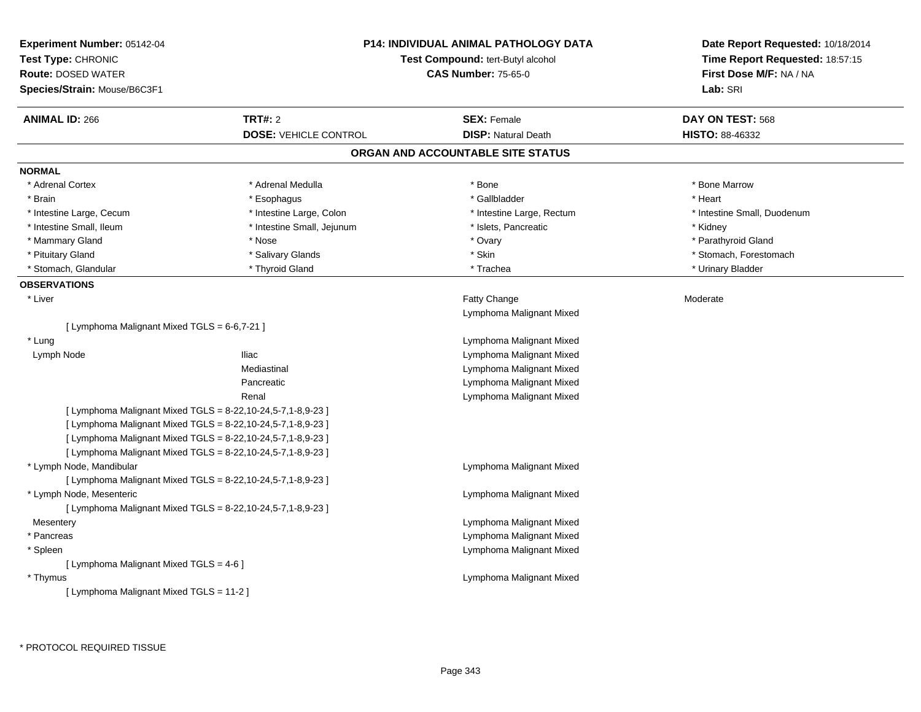**Experiment Number:** 05142-04
**Test Type:** CHRONIC
**Route:** DOSED WATER
**Species/Strain:** Mouse/B6C3F1

**P14: INDIVIDUAL ANIMAL PATHOLOGY DATA**
**Test Compound:** tert-Butyl alcohol
**CAS Number:** 75-65-0

**Date Report Requested:** 10/18/2014
**Time Report Requested:** 18:57:15
**First Dose M/F:** NA / NA
**Lab:** SRI

| **ANIMAL ID:** 266 | **TRT#:** 2 | **SEX:** Female | **DAY ON TEST:** 568 |
|---|---|---|---|
| | **DOSE:** VEHICLE CONTROL | **DISP:** Natural Death | **HISTO:** 88-46332 |

## ORGAN AND ACCOUNTABLE SITE STATUS

**NORMAL**

| | | | |
|---|---|---|---|
| * Adrenal Cortex | * Adrenal Medulla | * Bone | * Bone Marrow |
| * Brain | * Esophagus | * Gallbladder | * Heart |
| * Intestine Large, Cecum | * Intestine Large, Colon | * Intestine Large, Rectum | * Intestine Small, Duodenum |
| * Intestine Small, Ileum | * Intestine Small, Jejunum | * Islets, Pancreatic | * Kidney |
| * Mammary Gland | * Nose | * Ovary | * Parathyroid Gland |
| * Pituitary Gland | * Salivary Glands | * Skin | * Stomach, Forestomach |
| * Stomach, Glandular | * Thyroid Gland | * Trachea | * Urinary Bladder |

**OBSERVATIONS**

| | | | |
|---|---|---|---|
| * Liver | | Fatty Change | Moderate |
| | | Lymphoma Malignant Mixed | |
| [ Lymphoma Malignant Mixed TGLS = 6-6,7-21 ] | | | |
| * Lung | | Lymphoma Malignant Mixed | |
| Lymph Node | Iliac | Lymphoma Malignant Mixed | |
| | Mediastinal | Lymphoma Malignant Mixed | |
| | Pancreatic | Lymphoma Malignant Mixed | |
| | Renal | Lymphoma Malignant Mixed | |
| [ Lymphoma Malignant Mixed TGLS = 8-22,10-24,5-7,1-8,9-23 ] | | | |
| [ Lymphoma Malignant Mixed TGLS = 8-22,10-24,5-7,1-8,9-23 ] | | | |
| [ Lymphoma Malignant Mixed TGLS = 8-22,10-24,5-7,1-8,9-23 ] | | | |
| [ Lymphoma Malignant Mixed TGLS = 8-22,10-24,5-7,1-8,9-23 ] | | | |
| * Lymph Node, Mandibular | | Lymphoma Malignant Mixed | |
| [ Lymphoma Malignant Mixed TGLS = 8-22,10-24,5-7,1-8,9-23 ] | | | |
| * Lymph Node, Mesenteric | | Lymphoma Malignant Mixed | |
| [ Lymphoma Malignant Mixed TGLS = 8-22,10-24,5-7,1-8,9-23 ] | | | |
| Mesentery | | Lymphoma Malignant Mixed | |
| * Pancreas | | Lymphoma Malignant Mixed | |
| * Spleen | | Lymphoma Malignant Mixed | |
| [ Lymphoma Malignant Mixed TGLS = 4-6 ] | | | |
| * Thymus | | Lymphoma Malignant Mixed | |
| [ Lymphoma Malignant Mixed TGLS = 11-2 ] | | | |

\* PROTOCOL REQUIRED TISSUE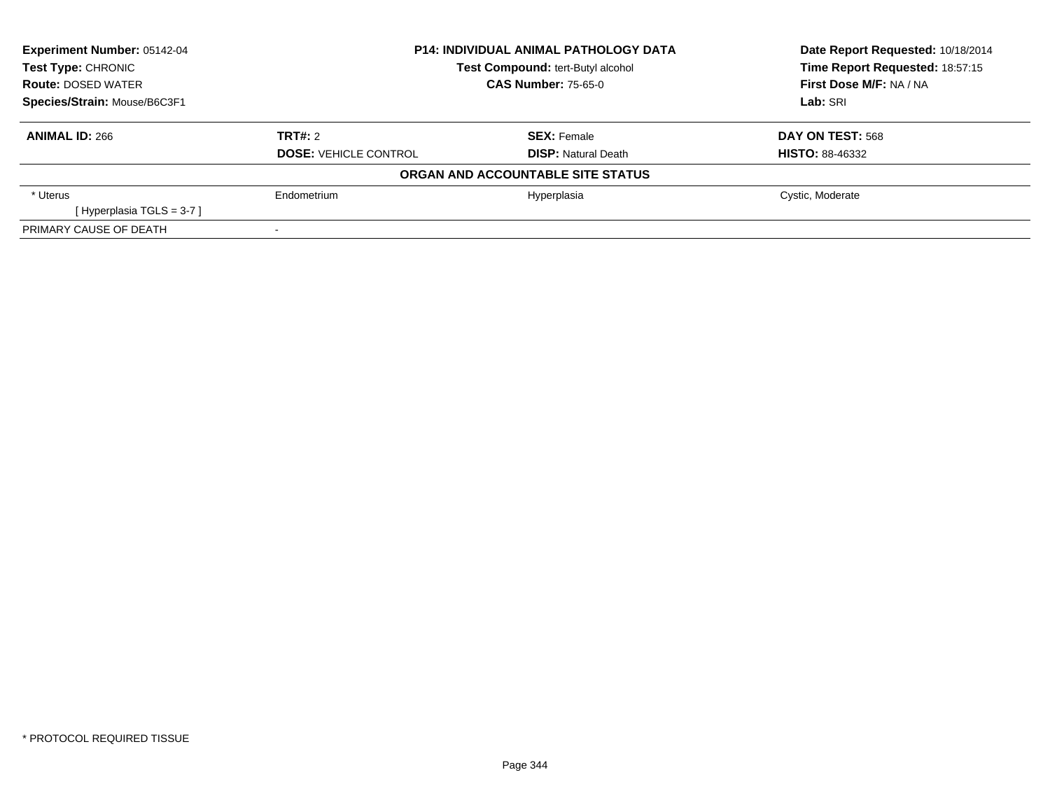**Experiment Number:** 05142-04
**Test Type:** CHRONIC
**Route:** DOSED WATER
**Species/Strain:** Mouse/B6C3F1

**P14: INDIVIDUAL ANIMAL PATHOLOGY DATA**
**Test Compound:** tert-Butyl alcohol
**CAS Number:** 75-65-0

**Date Report Requested:** 10/18/2014
**Time Report Requested:** 18:57:15
**First Dose M/F:** NA / NA
**Lab:** SRI

| **ANIMAL ID:** 266 | **TRT#:** 2 | **SEX:** Female | **DAY ON TEST:** 568 |
|---|---|---|---|
| | **DOSE:** VEHICLE CONTROL | **DISP:** Natural Death | **HISTO:** 88-46332 |

**ORGAN AND ACCOUNTABLE SITE STATUS**

| | | | |
|---|---|---|---|
| * Uterus | Endometrium | Hyperplasia | Cystic, Moderate |
| [ Hyperplasia TGLS = 3-7 ] | | | |
| PRIMARY CAUSE OF DEATH | - | | |

* PROTOCOL REQUIRED TISSUE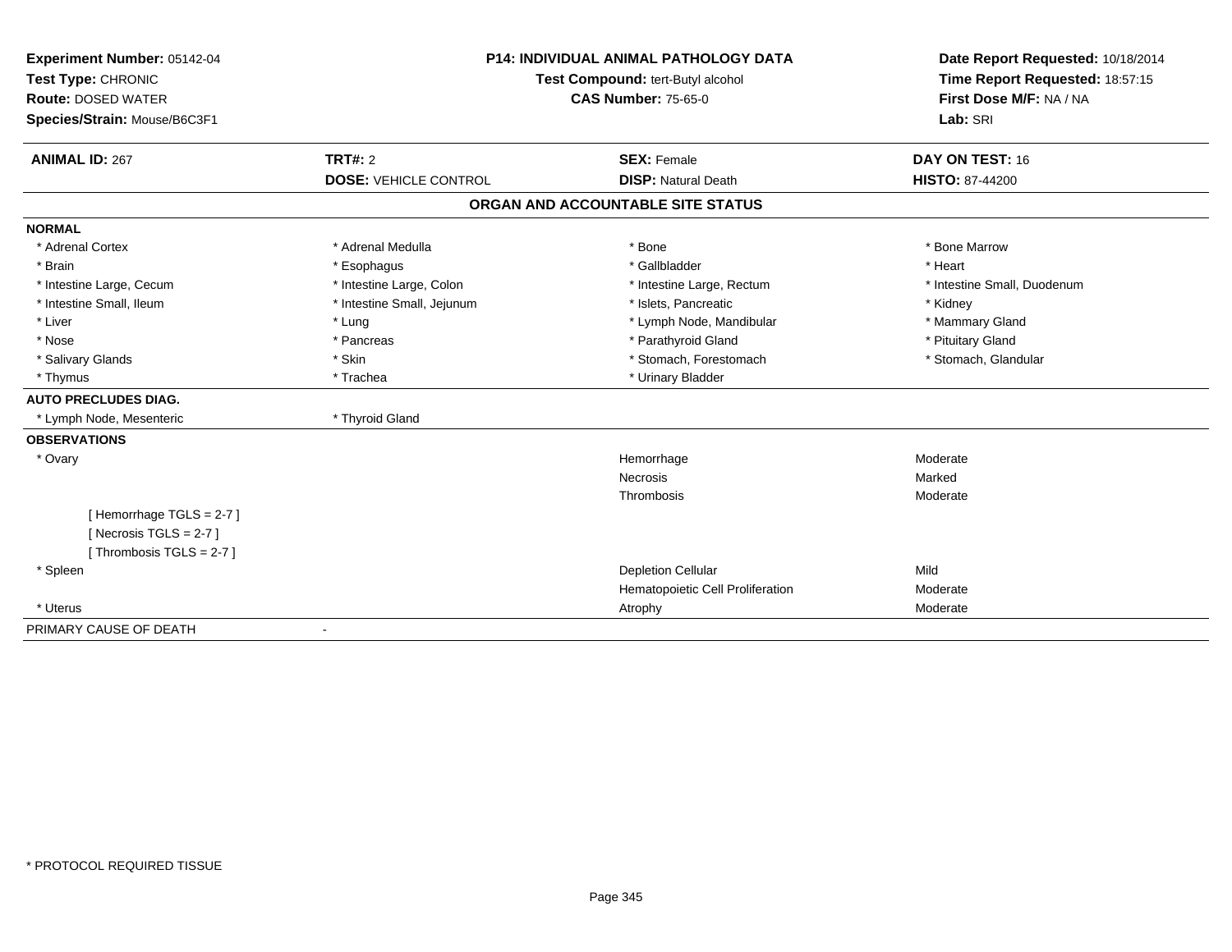**Experiment Number:** 05142-04
**Test Type:** CHRONIC
**Route:** DOSED WATER
**Species/Strain:** Mouse/B6C3F1

**P14: INDIVIDUAL ANIMAL PATHOLOGY DATA**
**Test Compound:** tert-Butyl alcohol
**CAS Number:** 75-65-0

**Date Report Requested:** 10/18/2014
**Time Report Requested:** 18:57:15
**First Dose M/F:** NA / NA
**Lab:** SRI

| **ANIMAL ID:** 267 | **TRT#:** 2 | **SEX:** Female | **DAY ON TEST:** 16 |
|---|---|---|---|
| | **DOSE:** VEHICLE CONTROL | **DISP:** Natural Death | **HISTO:** 87-44200 |

## ORGAN AND ACCOUNTABLE SITE STATUS

**NORMAL**

| | | | |
|---|---|---|---|
| * Adrenal Cortex | * Adrenal Medulla | * Bone | * Bone Marrow |
| * Brain | * Esophagus | * Gallbladder | * Heart |
| * Intestine Large, Cecum | * Intestine Large, Colon | * Intestine Large, Rectum | * Intestine Small, Duodenum |
| * Intestine Small, Ileum | * Intestine Small, Jejunum | * Islets, Pancreatic | * Kidney |
| * Liver | * Lung | * Lymph Node, Mandibular | * Mammary Gland |
| * Nose | * Pancreas | * Parathyroid Gland | * Pituitary Gland |
| * Salivary Glands | * Skin | * Stomach, Forestomach | * Stomach, Glandular |
| * Thymus | * Trachea | * Urinary Bladder | |

**AUTO PRECLUDES DIAG.**

| | |
|---|---|
| * Lymph Node, Mesenteric | * Thyroid Gland |

**OBSERVATIONS**

| | | |
|---|---|---|
| * Ovary | Hemorrhage | Moderate |
| | Necrosis | Marked |
| | Thrombosis | Moderate |
| [ Hemorrhage TGLS = 2-7 ] | | |
| [ Necrosis TGLS = 2-7 ] | | |
| [ Thrombosis TGLS = 2-7 ] | | |
| * Spleen | Depletion Cellular | Mild |
| | Hematopoietic Cell Proliferation | Moderate |
| * Uterus | Atrophy | Moderate |

PRIMARY CAUSE OF DEATH -

* PROTOCOL REQUIRED TISSUE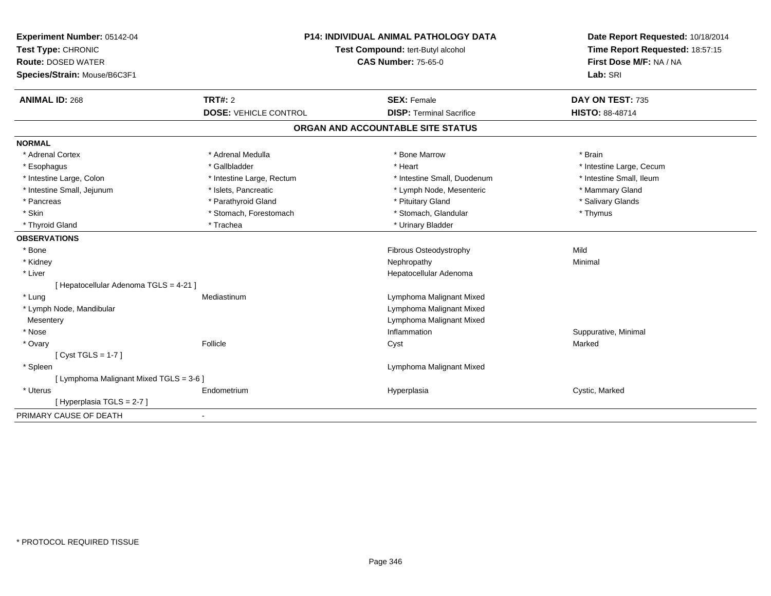**Experiment Number:** 05142-04
**Test Type:** CHRONIC
**Route:** DOSED WATER
**Species/Strain:** Mouse/B6C3F1

**P14: INDIVIDUAL ANIMAL PATHOLOGY DATA**
**Test Compound:** tert-Butyl alcohol
**CAS Number:** 75-65-0

**Date Report Requested:** 10/18/2014
**Time Report Requested:** 18:57:15
**First Dose M/F:** NA / NA
**Lab:** SRI

| **ANIMAL ID:** 268 | **TRT#:** 2 | **SEX:** Female | **DAY ON TEST:** 735 |
|---|---|---|---|
| | **DOSE:** VEHICLE CONTROL | **DISP:** Terminal Sacrifice | **HISTO:** 88-48714 |

## ORGAN AND ACCOUNTABLE SITE STATUS

**NORMAL**

| | | | |
|---|---|---|---|
| * Adrenal Cortex | * Adrenal Medulla | * Bone Marrow | * Brain |
| * Esophagus | * Gallbladder | * Heart | * Intestine Large, Cecum |
| * Intestine Large, Colon | * Intestine Large, Rectum | * Intestine Small, Duodenum | * Intestine Small, Ileum |
| * Intestine Small, Jejunum | * Islets, Pancreatic | * Lymph Node, Mesenteric | * Mammary Gland |
| * Pancreas | * Parathyroid Gland | * Pituitary Gland | * Salivary Glands |
| * Skin | * Stomach, Forestomach | * Stomach, Glandular | * Thymus |
| * Thyroid Gland | * Trachea | * Urinary Bladder | |

**OBSERVATIONS**

| | | | |
|---|---|---|---|
| * Bone | | Fibrous Osteodystrophy | Mild |
| * Kidney | | Nephropathy | Minimal |
| * Liver | | Hepatocellular Adenoma | |
| [ Hepatocellular Adenoma TGLS = 4-21 ] | | | |
| * Lung | Mediastinum | Lymphoma Malignant Mixed | |
| * Lymph Node, Mandibular | | Lymphoma Malignant Mixed | |
| Mesentery | | Lymphoma Malignant Mixed | |
| * Nose | | Inflammation | Suppurative, Minimal |
| * Ovary | Follicle | Cyst | Marked |
| [ Cyst TGLS = 1-7 ] | | | |
| * Spleen | | Lymphoma Malignant Mixed | |
| [ Lymphoma Malignant Mixed TGLS = 3-6 ] | | | |
| * Uterus | Endometrium | Hyperplasia | Cystic, Marked |
| [ Hyperplasia TGLS = 2-7 ] | | | |

PRIMARY CAUSE OF DEATH -

* PROTOCOL REQUIRED TISSUE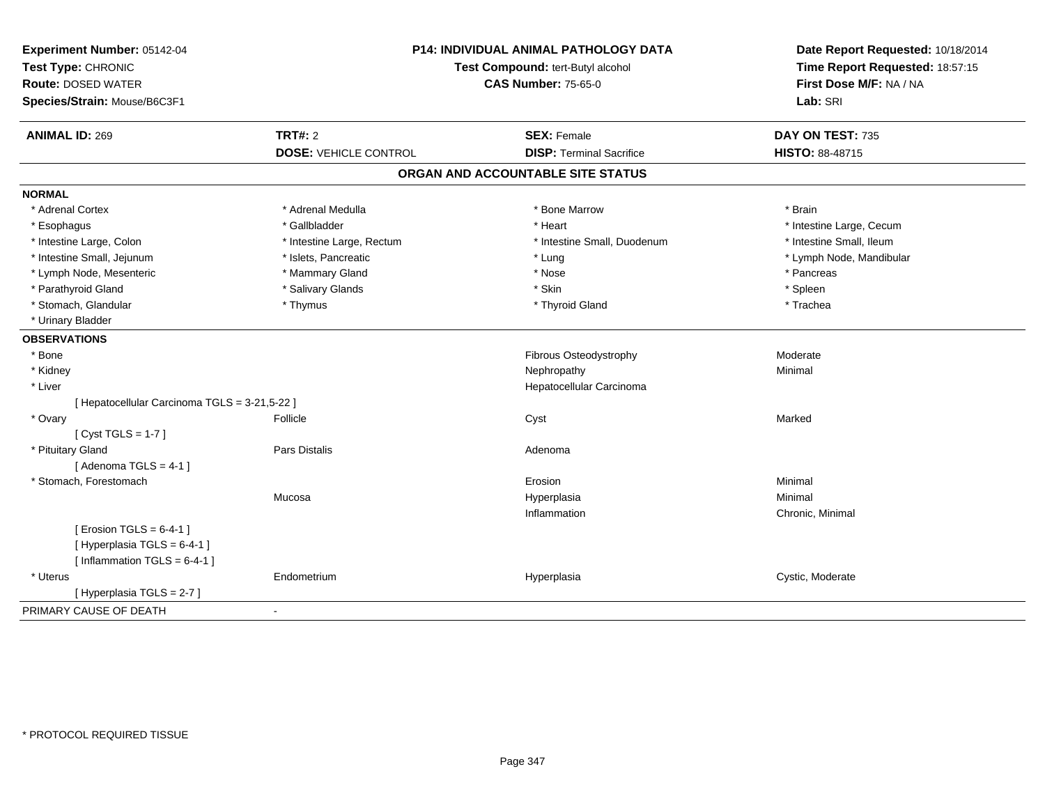**Experiment Number:** 05142-04
**Test Type:** CHRONIC
**Route:** DOSED WATER
**Species/Strain:** Mouse/B6C3F1

**P14: INDIVIDUAL ANIMAL PATHOLOGY DATA**
**Test Compound:** tert-Butyl alcohol
**CAS Number:** 75-65-0

**Date Report Requested:** 10/18/2014
**Time Report Requested:** 18:57:15
**First Dose M/F:** NA / NA
**Lab:** SRI

| **ANIMAL ID:** 269 | **TRT#:** 2 | **SEX:** Female | **DAY ON TEST:** 735 |
|---|---|---|---|
| | **DOSE:** VEHICLE CONTROL | **DISP:** Terminal Sacrifice | **HISTO:** 88-48715 |

## ORGAN AND ACCOUNTABLE SITE STATUS

**NORMAL**

| | | | |
|---|---|---|---|
| * Adrenal Cortex | * Adrenal Medulla | * Bone Marrow | * Brain |
| * Esophagus | * Gallbladder | * Heart | * Intestine Large, Cecum |
| * Intestine Large, Colon | * Intestine Large, Rectum | * Intestine Small, Duodenum | * Intestine Small, Ileum |
| * Intestine Small, Jejunum | * Islets, Pancreatic | * Lung | * Lymph Node, Mandibular |
| * Lymph Node, Mesenteric | * Mammary Gland | * Nose | * Pancreas |
| * Parathyroid Gland | * Salivary Glands | * Skin | * Spleen |
| * Stomach, Glandular | * Thymus | * Thyroid Gland | * Trachea |
| * Urinary Bladder | | | |

**OBSERVATIONS**

| | | | |
|---|---|---|---|
| * Bone | | Fibrous Osteodystrophy | Moderate |
| * Kidney | | Nephropathy | Minimal |
| * Liver | | Hepatocellular Carcinoma | |
| [ Hepatocellular Carcinoma TGLS = 3-21,5-22 ] | | | |
| * Ovary | Follicle | Cyst | Marked |
| [ Cyst TGLS = 1-7 ] | | | |
| * Pituitary Gland | Pars Distalis | Adenoma | |
| [ Adenoma TGLS = 4-1 ] | | | |
| * Stomach, Forestomach | | Erosion | Minimal |
| | Mucosa | Hyperplasia | Minimal |
| | | Inflammation | Chronic, Minimal |
| [ Erosion TGLS = 6-4-1 ] | | | |
| [ Hyperplasia TGLS = 6-4-1 ] | | | |
| [ Inflammation TGLS = 6-4-1 ] | | | |
| * Uterus | Endometrium | Hyperplasia | Cystic, Moderate |
| [ Hyperplasia TGLS = 2-7 ] | | | |

PRIMARY CAUSE OF DEATH -

* PROTOCOL REQUIRED TISSUE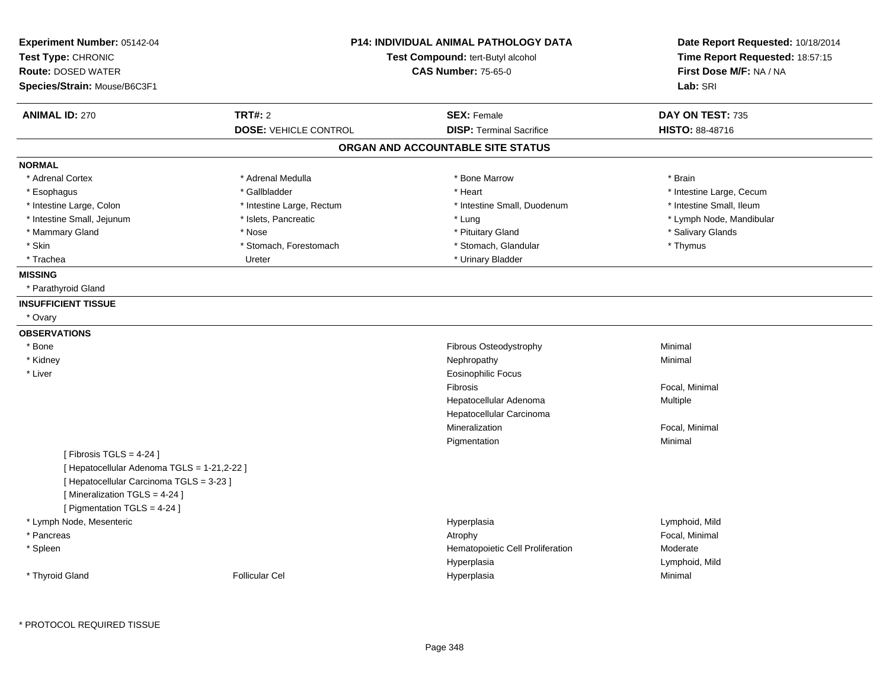**Experiment Number:** 05142-04
**Test Type:** CHRONIC
**Route:** DOSED WATER
**Species/Strain:** Mouse/B6C3F1

**P14: INDIVIDUAL ANIMAL PATHOLOGY DATA**
**Test Compound:** tert-Butyl alcohol
**CAS Number:** 75-65-0

**Date Report Requested:** 10/18/2014
**Time Report Requested:** 18:57:15
**First Dose M/F:** NA / NA
**Lab:** SRI

| **ANIMAL ID:** 270 | **TRT#:** 2 | **SEX:** Female | **DAY ON TEST:** 735 |
|---|---|---|---|
| | **DOSE:** VEHICLE CONTROL | **DISP:** Terminal Sacrifice | **HISTO:** 88-48716 |

## ORGAN AND ACCOUNTABLE SITE STATUS

**NORMAL**

| | | | |
|---|---|---|---|
| * Adrenal Cortex | * Adrenal Medulla | * Bone Marrow | * Brain |
| * Esophagus | * Gallbladder | * Heart | * Intestine Large, Cecum |
| * Intestine Large, Colon | * Intestine Large, Rectum | * Intestine Small, Duodenum | * Intestine Small, Ileum |
| * Intestine Small, Jejunum | * Islets, Pancreatic | * Lung | * Lymph Node, Mandibular |
| * Mammary Gland | * Nose | * Pituitary Gland | * Salivary Glands |
| * Skin | * Stomach, Forestomach | * Stomach, Glandular | * Thymus |
| * Trachea | Ureter | * Urinary Bladder | |

**MISSING**

* Parathyroid Gland

**INSUFFICIENT TISSUE**

* Ovary

**OBSERVATIONS**

| | | | |
|---|---|---|---|
| * Bone | | Fibrous Osteodystrophy | Minimal |
| * Kidney | | Nephropathy | Minimal |
| * Liver | | Eosinophilic Focus | |
| | | Fibrosis | Focal, Minimal |
| | | Hepatocellular Adenoma | Multiple |
| | | Hepatocellular Carcinoma | |
| | | Mineralization | Focal, Minimal |
| | | Pigmentation | Minimal |
| [ Fibrosis TGLS = 4-24 ] | | | |
| [ Hepatocellular Adenoma TGLS = 1-21,2-22 ] | | | |
| [ Hepatocellular Carcinoma TGLS = 3-23 ] | | | |
| [ Mineralization TGLS = 4-24 ] | | | |
| [ Pigmentation TGLS = 4-24 ] | | | |
| * Lymph Node, Mesenteric | | Hyperplasia | Lymphoid, Mild |
| * Pancreas | | Atrophy | Focal, Minimal |
| * Spleen | | Hematopoietic Cell Proliferation | Moderate |
| | | Hyperplasia | Lymphoid, Mild |
| * Thyroid Gland | Follicular Cel | Hyperplasia | Minimal |

* PROTOCOL REQUIRED TISSUE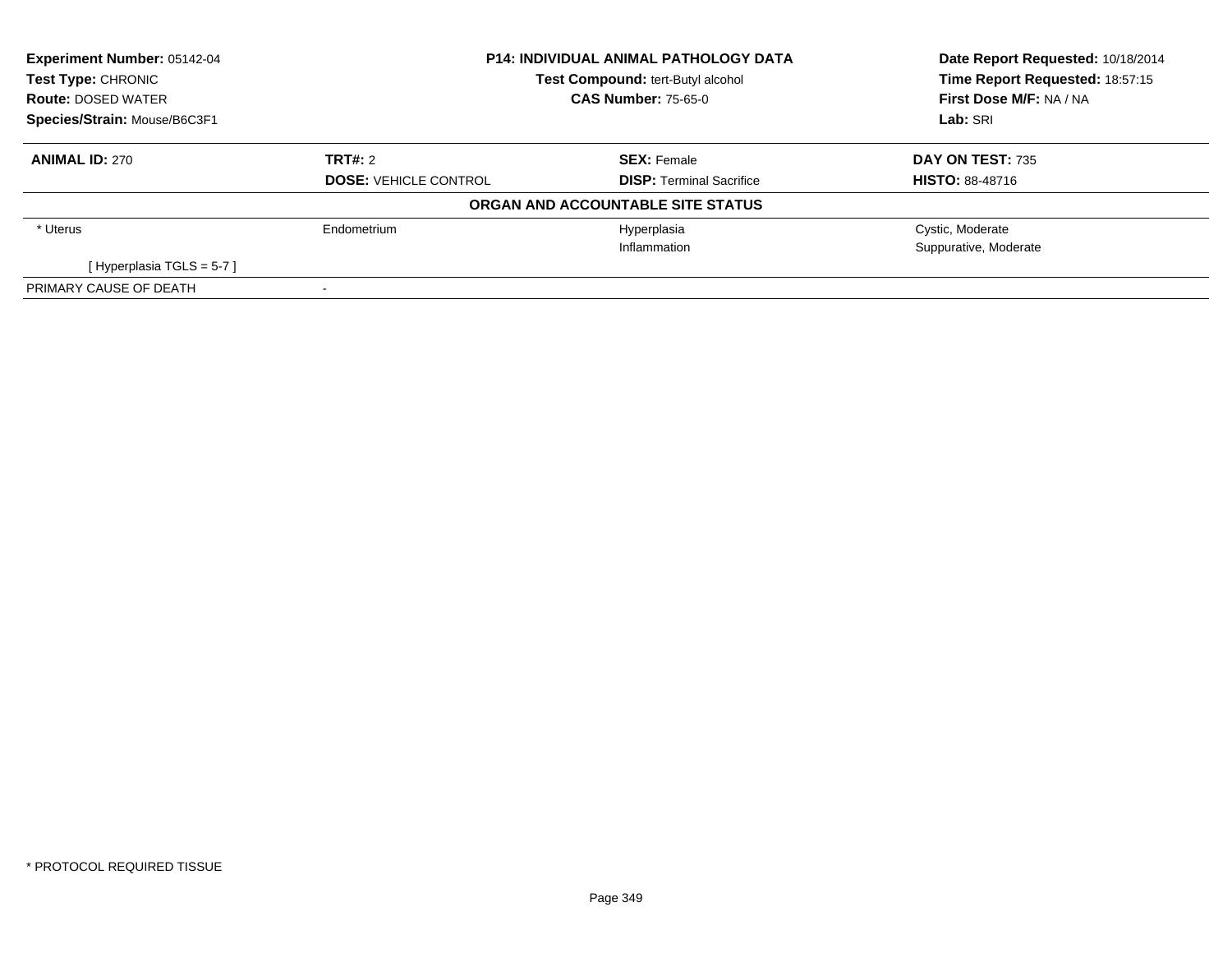**Experiment Number:** 05142-04
**Test Type:** CHRONIC
**Route:** DOSED WATER
**Species/Strain:** Mouse/B6C3F1

**P14: INDIVIDUAL ANIMAL PATHOLOGY DATA**
**Test Compound:** tert-Butyl alcohol
**CAS Number:** 75-65-0

**Date Report Requested:** 10/18/2014
**Time Report Requested:** 18:57:15
**First Dose M/F:** NA / NA
**Lab:** SRI

| **ANIMAL ID:** 270 | **TRT#:** 2 | **SEX:** Female | **DAY ON TEST:** 735 |
|---|---|---|---|
| | **DOSE:** VEHICLE CONTROL | **DISP:** Terminal Sacrifice | **HISTO:** 88-48716 |

**ORGAN AND ACCOUNTABLE SITE STATUS**

| | | | |
|---|---|---|---|
| * Uterus | Endometrium | Hyperplasia | Cystic, Moderate |
| | | Inflammation | Suppurative, Moderate |
| [ Hyperplasia TGLS = 5-7 ] | | | |
| PRIMARY CAUSE OF DEATH | - | | |

* PROTOCOL REQUIRED TISSUE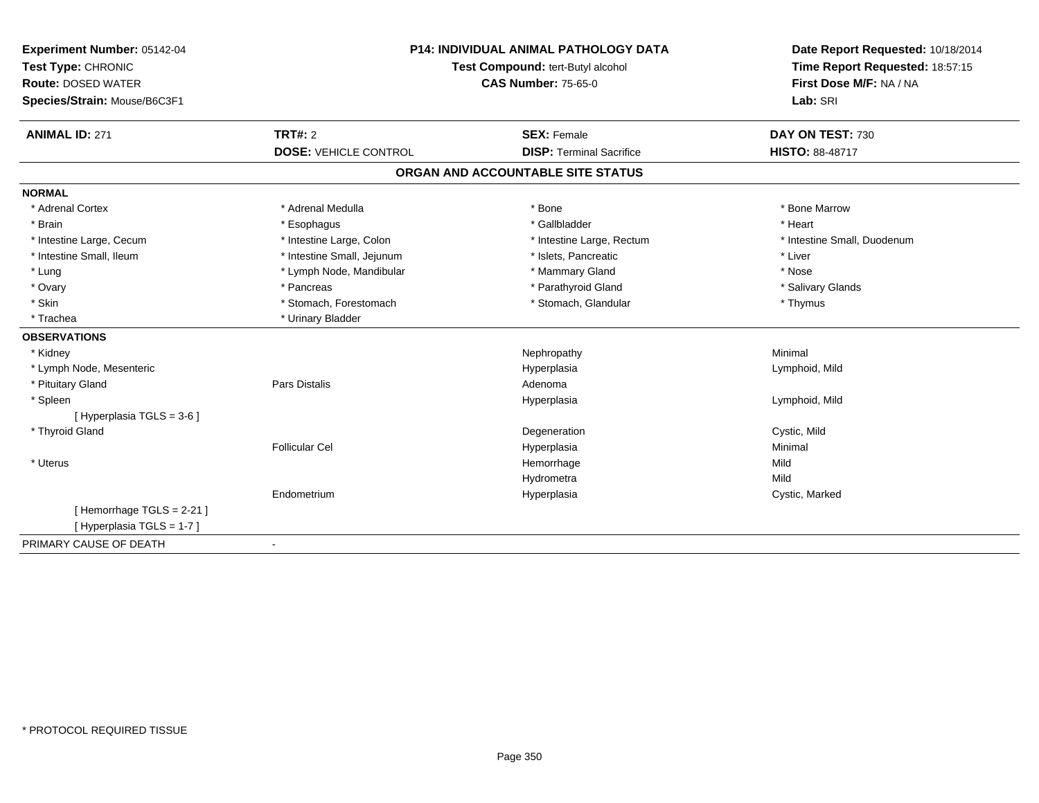**Experiment Number:** 05142-04
**Test Type:** CHRONIC
**Route:** DOSED WATER
**Species/Strain:** Mouse/B6C3F1

**P14: INDIVIDUAL ANIMAL PATHOLOGY DATA**
**Test Compound:** tert-Butyl alcohol
**CAS Number:** 75-65-0

**Date Report Requested:** 10/18/2014
**Time Report Requested:** 18:57:15
**First Dose M/F:** NA / NA
**Lab:** SRI

| **ANIMAL ID:** 271 | **TRT#:** 2 | **SEX:** Female | **DAY ON TEST:** 730 |
|---|---|---|---|
| | **DOSE:** VEHICLE CONTROL | **DISP:** Terminal Sacrifice | **HISTO:** 88-48717 |

## ORGAN AND ACCOUNTABLE SITE STATUS

**NORMAL**

| | | | |
|---|---|---|---|
| * Adrenal Cortex | * Adrenal Medulla | * Bone | * Bone Marrow |
| * Brain | * Esophagus | * Gallbladder | * Heart |
| * Intestine Large, Cecum | * Intestine Large, Colon | * Intestine Large, Rectum | * Intestine Small, Duodenum |
| * Intestine Small, Ileum | * Intestine Small, Jejunum | * Islets, Pancreatic | * Liver |
| * Lung | * Lymph Node, Mandibular | * Mammary Gland | * Nose |
| * Ovary | * Pancreas | * Parathyroid Gland | * Salivary Glands |
| * Skin | * Stomach, Forestomach | * Stomach, Glandular | * Thymus |
| * Trachea | * Urinary Bladder | | |

**OBSERVATIONS**

| | | | |
|---|---|---|---|
| * Kidney | | Nephropathy | Minimal |
| * Lymph Node, Mesenteric | | Hyperplasia | Lymphoid, Mild |
| * Pituitary Gland | Pars Distalis | Adenoma | |
| * Spleen | | Hyperplasia | Lymphoid, Mild |
| [ Hyperplasia TGLS = 3-6 ] | | | |
| * Thyroid Gland | | Degeneration | Cystic, Mild |
| | Follicular Cel | Hyperplasia | Minimal |
| * Uterus | | Hemorrhage | Mild |
| | | Hydrometra | Mild |
| | Endometrium | Hyperplasia | Cystic, Marked |
| [ Hemorrhage TGLS = 2-21 ] | | | |
| [ Hyperplasia TGLS = 1-7 ] | | | |

PRIMARY CAUSE OF DEATH -

* PROTOCOL REQUIRED TISSUE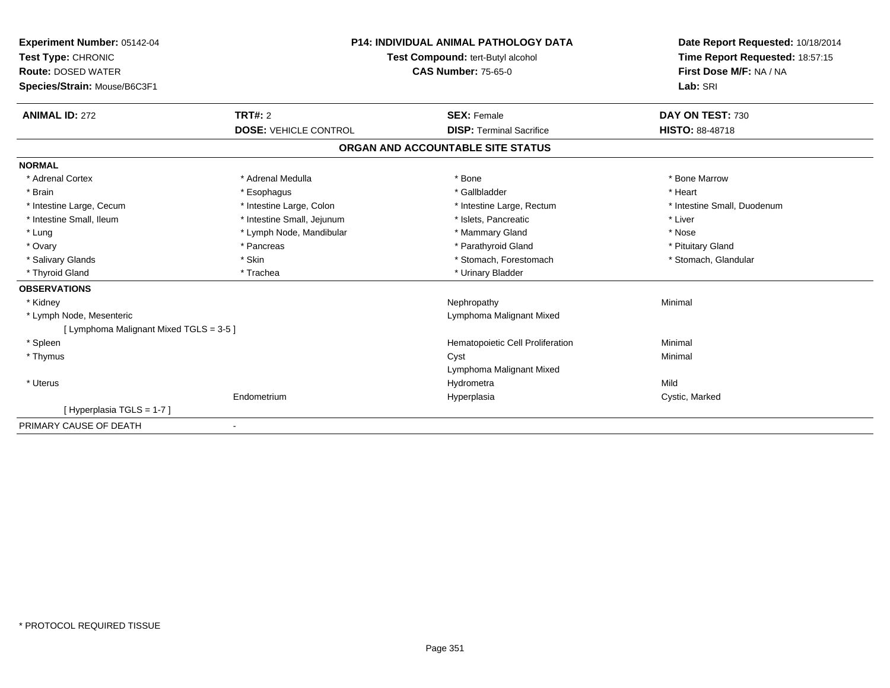**Experiment Number:** 05142-04
**Test Type:** CHRONIC
**Route:** DOSED WATER
**Species/Strain:** Mouse/B6C3F1

**P14: INDIVIDUAL ANIMAL PATHOLOGY DATA**
**Test Compound:** tert-Butyl alcohol
**CAS Number:** 75-65-0

**Date Report Requested:** 10/18/2014
**Time Report Requested:** 18:57:15
**First Dose M/F:** NA / NA
**Lab:** SRI

| **ANIMAL ID:** 272 | **TRT#:** 2 | **SEX:** Female | **DAY ON TEST:** 730 |
|---|---|---|---|
| | **DOSE:** VEHICLE CONTROL | **DISP:** Terminal Sacrifice | **HISTO:** 88-48718 |

## ORGAN AND ACCOUNTABLE SITE STATUS

**NORMAL**

| | | | |
|---|---|---|---|
| * Adrenal Cortex | * Adrenal Medulla | * Bone | * Bone Marrow |
| * Brain | * Esophagus | * Gallbladder | * Heart |
| * Intestine Large, Cecum | * Intestine Large, Colon | * Intestine Large, Rectum | * Intestine Small, Duodenum |
| * Intestine Small, Ileum | * Intestine Small, Jejunum | * Islets, Pancreatic | * Liver |
| * Lung | * Lymph Node, Mandibular | * Mammary Gland | * Nose |
| * Ovary | * Pancreas | * Parathyroid Gland | * Pituitary Gland |
| * Salivary Glands | * Skin | * Stomach, Forestomach | * Stomach, Glandular |
| * Thyroid Gland | * Trachea | * Urinary Bladder | |

**OBSERVATIONS**

| | | | |
|---|---|---|---|
| * Kidney | | Nephropathy | Minimal |
| * Lymph Node, Mesenteric | | Lymphoma Malignant Mixed | |
| [ Lymphoma Malignant Mixed TGLS = 3-5 ] | | | |
| * Spleen | | Hematopoietic Cell Proliferation | Minimal |
| * Thymus | | Cyst | Minimal |
| | | Lymphoma Malignant Mixed | |
| * Uterus | | Hydrometra | Mild |
| | Endometrium | Hyperplasia | Cystic, Marked |
| [ Hyperplasia TGLS = 1-7 ] | | | |

PRIMARY CAUSE OF DEATH -

* PROTOCOL REQUIRED TISSUE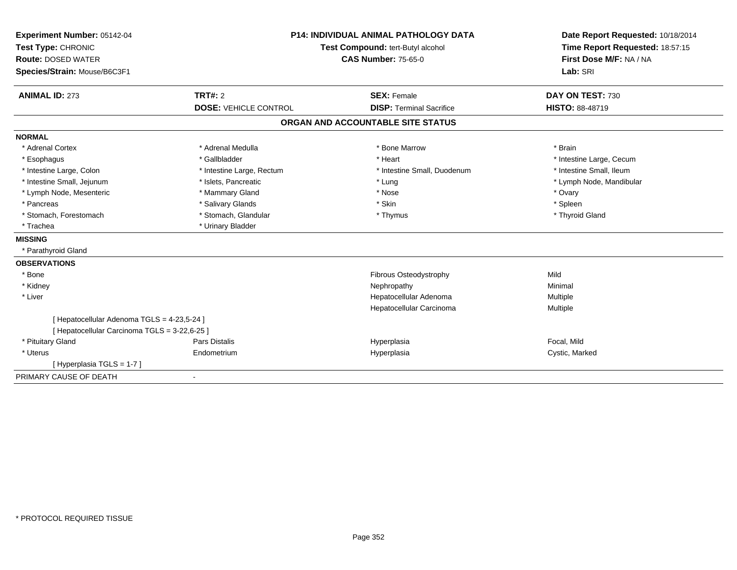**Experiment Number:** 05142-04
**Test Type:** CHRONIC
**Route:** DOSED WATER
**Species/Strain:** Mouse/B6C3F1

**P14: INDIVIDUAL ANIMAL PATHOLOGY DATA**
**Test Compound:** tert-Butyl alcohol
**CAS Number:** 75-65-0

**Date Report Requested:** 10/18/2014
**Time Report Requested:** 18:57:15
**First Dose M/F:** NA / NA
**Lab:** SRI

| **ANIMAL ID:** 273 | **TRT#:** 2 | **SEX:** Female | **DAY ON TEST:** 730 |
|---|---|---|---|
| | **DOSE:** VEHICLE CONTROL | **DISP:** Terminal Sacrifice | **HISTO:** 88-48719 |

## ORGAN AND ACCOUNTABLE SITE STATUS

**NORMAL**

| | | | |
|---|---|---|---|
| * Adrenal Cortex | * Adrenal Medulla | * Bone Marrow | * Brain |
| * Esophagus | * Gallbladder | * Heart | * Intestine Large, Cecum |
| * Intestine Large, Colon | * Intestine Large, Rectum | * Intestine Small, Duodenum | * Intestine Small, Ileum |
| * Intestine Small, Jejunum | * Islets, Pancreatic | * Lung | * Lymph Node, Mandibular |
| * Lymph Node, Mesenteric | * Mammary Gland | * Nose | * Ovary |
| * Pancreas | * Salivary Glands | * Skin | * Spleen |
| * Stomach, Forestomach | * Stomach, Glandular | * Thymus | * Thyroid Gland |
| * Trachea | * Urinary Bladder | | |

**MISSING**

* Parathyroid Gland

**OBSERVATIONS**

| | | | |
|---|---|---|---|
| * Bone | | Fibrous Osteodystrophy | Mild |
| * Kidney | | Nephropathy | Minimal |
| * Liver | | Hepatocellular Adenoma | Multiple |
| | | Hepatocellular Carcinoma | Multiple |
| [ Hepatocellular Adenoma TGLS = 4-23,5-24 ] | | | |
| [ Hepatocellular Carcinoma TGLS = 3-22,6-25 ] | | | |
| * Pituitary Gland | Pars Distalis | Hyperplasia | Focal, Mild |
| * Uterus | Endometrium | Hyperplasia | Cystic, Marked |
| [ Hyperplasia TGLS = 1-7 ] | | | |

PRIMARY CAUSE OF DEATH -

* PROTOCOL REQUIRED TISSUE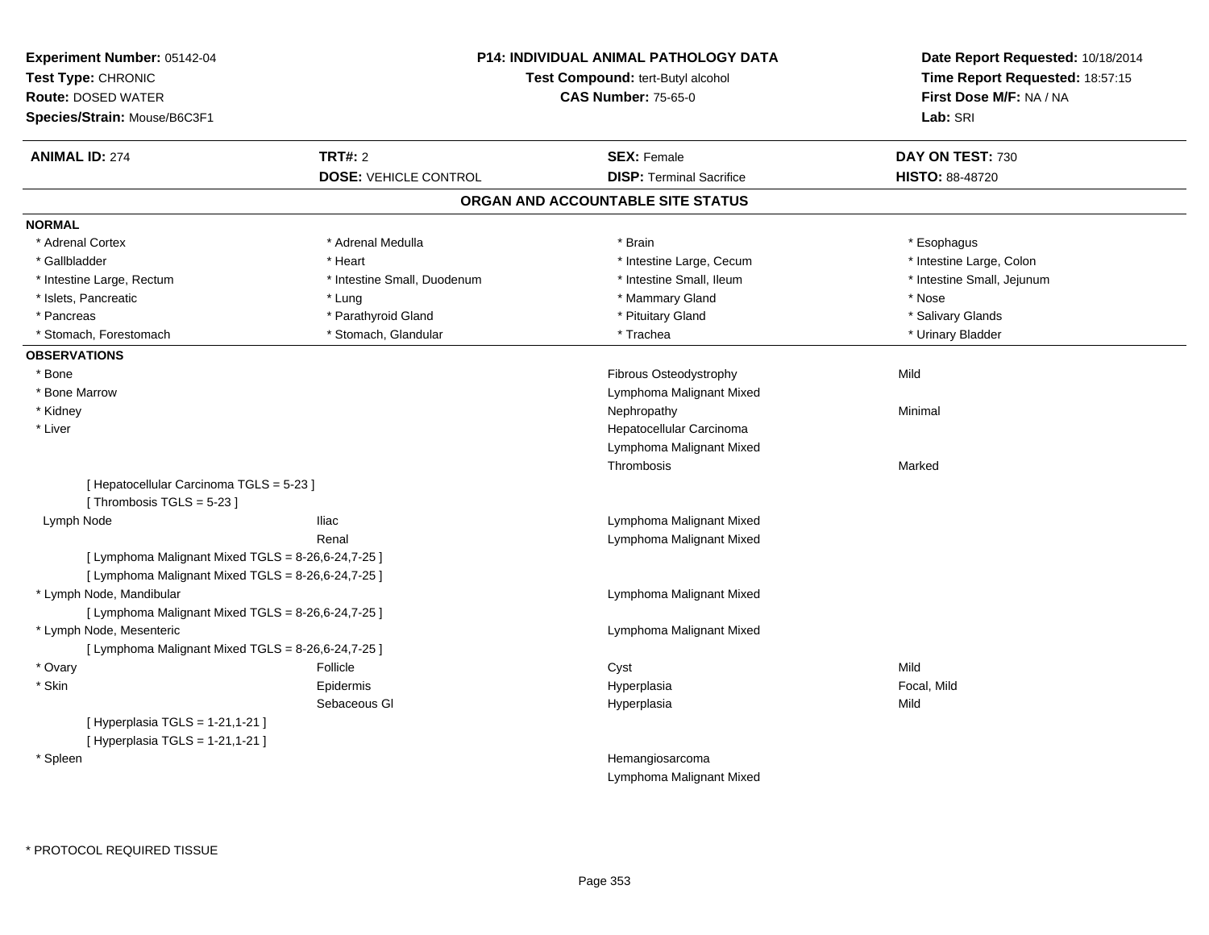**Experiment Number:** 05142-04
**Test Type:** CHRONIC
**Route:** DOSED WATER
**Species/Strain:** Mouse/B6C3F1

**P14: INDIVIDUAL ANIMAL PATHOLOGY DATA**
**Test Compound:** tert-Butyl alcohol
**CAS Number:** 75-65-0

**Date Report Requested:** 10/18/2014
**Time Report Requested:** 18:57:15
**First Dose M/F:** NA / NA
**Lab:** SRI

| **ANIMAL ID:** 274 | **TRT#:** 2 | **SEX:** Female | **DAY ON TEST:** 730 |
|---|---|---|---|
| | **DOSE:** VEHICLE CONTROL | **DISP:** Terminal Sacrifice | **HISTO:** 88-48720 |

## ORGAN AND ACCOUNTABLE SITE STATUS

**NORMAL**

| | | | |
|---|---|---|---|
| * Adrenal Cortex | * Adrenal Medulla | * Brain | * Esophagus |
| * Gallbladder | * Heart | * Intestine Large, Cecum | * Intestine Large, Colon |
| * Intestine Large, Rectum | * Intestine Small, Duodenum | * Intestine Small, Ileum | * Intestine Small, Jejunum |
| * Islets, Pancreatic | * Lung | * Mammary Gland | * Nose |
| * Pancreas | * Parathyroid Gland | * Pituitary Gland | * Salivary Glands |
| * Stomach, Forestomach | * Stomach, Glandular | * Trachea | * Urinary Bladder |

**OBSERVATIONS**

| | | | |
|---|---|---|---|
| * Bone | | Fibrous Osteodystrophy | Mild |
| * Bone Marrow | | Lymphoma Malignant Mixed | |
| * Kidney | | Nephropathy | Minimal |
| * Liver | | Hepatocellular Carcinoma | |
| | | Lymphoma Malignant Mixed | |
| | | Thrombosis | Marked |
| [ Hepatocellular Carcinoma TGLS = 5-23 ] | | | |
| [ Thrombosis TGLS = 5-23 ] | | | |
| Lymph Node | Iliac | Lymphoma Malignant Mixed | |
| | Renal | Lymphoma Malignant Mixed | |
| [ Lymphoma Malignant Mixed TGLS = 8-26,6-24,7-25 ] | | | |
| [ Lymphoma Malignant Mixed TGLS = 8-26,6-24,7-25 ] | | | |
| * Lymph Node, Mandibular | | Lymphoma Malignant Mixed | |
| [ Lymphoma Malignant Mixed TGLS = 8-26,6-24,7-25 ] | | | |
| * Lymph Node, Mesenteric | | Lymphoma Malignant Mixed | |
| [ Lymphoma Malignant Mixed TGLS = 8-26,6-24,7-25 ] | | | |
| * Ovary | Follicle | Cyst | Mild |
| * Skin | Epidermis | Hyperplasia | Focal, Mild |
| | Sebaceous Gl | Hyperplasia | Mild |
| [ Hyperplasia TGLS = 1-21,1-21 ] | | | |
| [ Hyperplasia TGLS = 1-21,1-21 ] | | | |
| * Spleen | | Hemangiosarcoma | |
| | | Lymphoma Malignant Mixed | |

* PROTOCOL REQUIRED TISSUE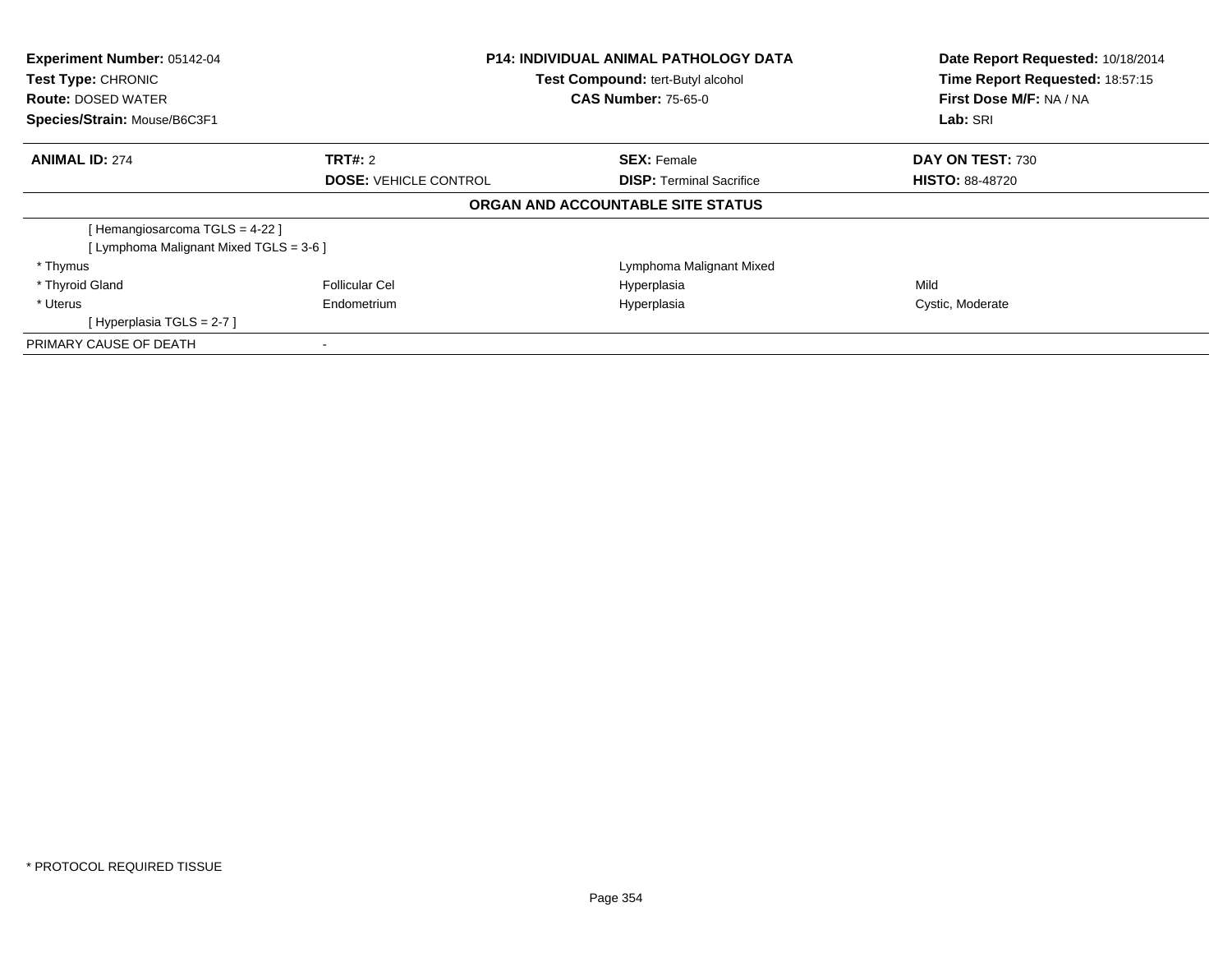**Experiment Number:** 05142-04
**Test Type:** CHRONIC
**Route:** DOSED WATER
**Species/Strain:** Mouse/B6C3F1

**P14: INDIVIDUAL ANIMAL PATHOLOGY DATA**
**Test Compound:** tert-Butyl alcohol
**CAS Number:** 75-65-0

**Date Report Requested:** 10/18/2014
**Time Report Requested:** 18:57:15
**First Dose M/F:** NA / NA
**Lab:** SRI

| **ANIMAL ID:** 274 | **TRT#:** 2 | **SEX:** Female | **DAY ON TEST:** 730 |
|---|---|---|---|
| | **DOSE:** VEHICLE CONTROL | **DISP:** Terminal Sacrifice | **HISTO:** 88-48720 |

**ORGAN AND ACCOUNTABLE SITE STATUS**

| | | | |
|---|---|---|---|
| [ Hemangiosarcoma TGLS = 4-22 ] | | | |
| [ Lymphoma Malignant Mixed TGLS = 3-6 ] | | | |
| * Thymus | | Lymphoma Malignant Mixed | |
| * Thyroid Gland | Follicular Cel | Hyperplasia | Mild |
| * Uterus | Endometrium | Hyperplasia | Cystic, Moderate |
| [ Hyperplasia TGLS = 2-7 ] | | | |
| PRIMARY CAUSE OF DEATH | - | | |

* PROTOCOL REQUIRED TISSUE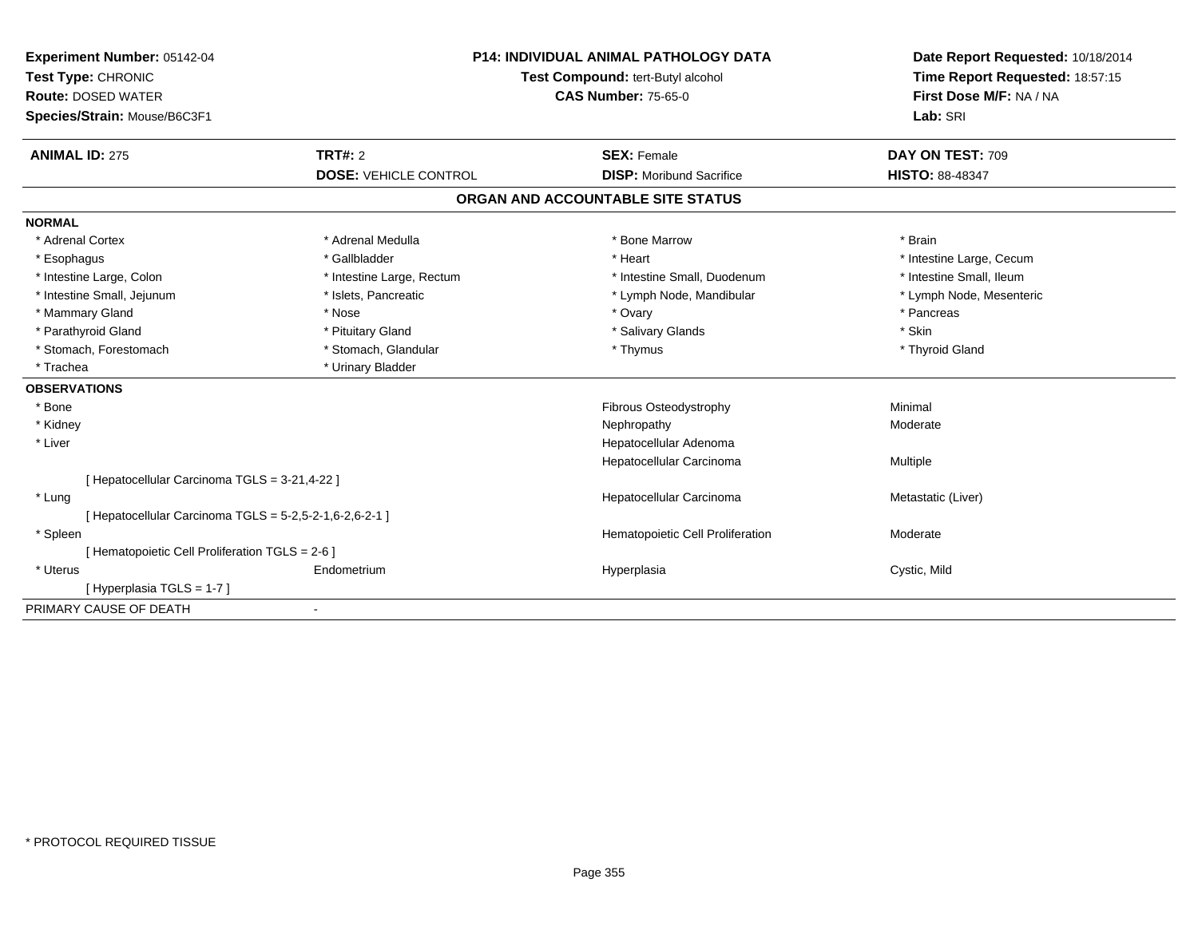**Experiment Number:** 05142-04
**Test Type:** CHRONIC
**Route:** DOSED WATER
**Species/Strain:** Mouse/B6C3F1

**P14: INDIVIDUAL ANIMAL PATHOLOGY DATA**
**Test Compound:** tert-Butyl alcohol
**CAS Number:** 75-65-0

**Date Report Requested:** 10/18/2014
**Time Report Requested:** 18:57:15
**First Dose M/F:** NA / NA
**Lab:** SRI

| **ANIMAL ID:** 275 | **TRT#:** 2 | **SEX:** Female | **DAY ON TEST:** 709 |
|---|---|---|---|
| | **DOSE:** VEHICLE CONTROL | **DISP:** Moribund Sacrifice | **HISTO:** 88-48347 |

## ORGAN AND ACCOUNTABLE SITE STATUS

**NORMAL**

| | | | |
|---|---|---|---|
| * Adrenal Cortex | * Adrenal Medulla | * Bone Marrow | * Brain |
| * Esophagus | * Gallbladder | * Heart | * Intestine Large, Cecum |
| * Intestine Large, Colon | * Intestine Large, Rectum | * Intestine Small, Duodenum | * Intestine Small, Ileum |
| * Intestine Small, Jejunum | * Islets, Pancreatic | * Lymph Node, Mandibular | * Lymph Node, Mesenteric |
| * Mammary Gland | * Nose | * Ovary | * Pancreas |
| * Parathyroid Gland | * Pituitary Gland | * Salivary Glands | * Skin |
| * Stomach, Forestomach | * Stomach, Glandular | * Thymus | * Thyroid Gland |
| * Trachea | * Urinary Bladder | | |

**OBSERVATIONS**

| | | | |
|---|---|---|---|
| * Bone | | Fibrous Osteodystrophy | Minimal |
| * Kidney | | Nephropathy | Moderate |
| * Liver | | Hepatocellular Adenoma | |
| | | Hepatocellular Carcinoma | Multiple |
| [ Hepatocellular Carcinoma TGLS = 3-21,4-22 ] | | | |
| * Lung | | Hepatocellular Carcinoma | Metastatic (Liver) |
| [ Hepatocellular Carcinoma TGLS = 5-2,5-2-1,6-2,6-2-1 ] | | | |
| * Spleen | | Hematopoietic Cell Proliferation | Moderate |
| [ Hematopoietic Cell Proliferation TGLS = 2-6 ] | | | |
| * Uterus | Endometrium | Hyperplasia | Cystic, Mild |
| [ Hyperplasia TGLS = 1-7 ] | | | |

PRIMARY CAUSE OF DEATH -

* PROTOCOL REQUIRED TISSUE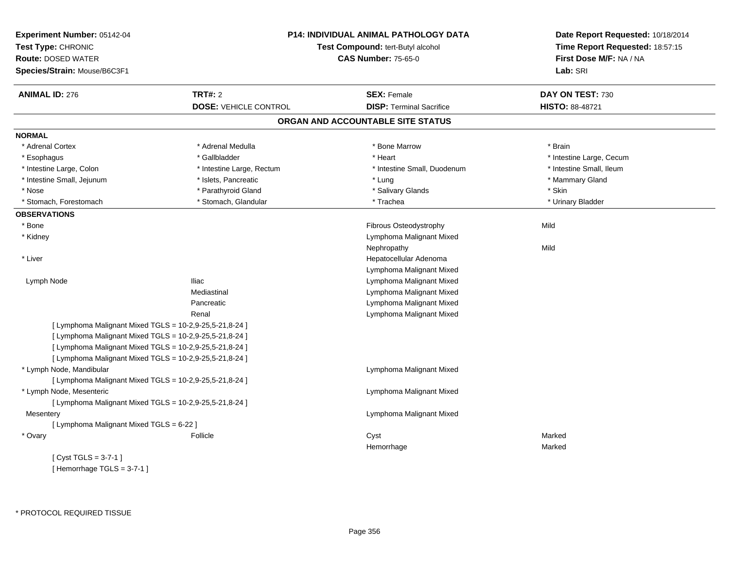**Experiment Number:** 05142-04
**Test Type:** CHRONIC
**Route:** DOSED WATER
**Species/Strain:** Mouse/B6C3F1

**P14: INDIVIDUAL ANIMAL PATHOLOGY DATA**
**Test Compound:** tert-Butyl alcohol
**CAS Number:** 75-65-0

**Date Report Requested:** 10/18/2014
**Time Report Requested:** 18:57:15
**First Dose M/F:** NA / NA
**Lab:** SRI

| **ANIMAL ID:** 276 | **TRT#:** 2 | **SEX:** Female | **DAY ON TEST:** 730 |
|---|---|---|---|
| | **DOSE:** VEHICLE CONTROL | **DISP:** Terminal Sacrifice | **HISTO:** 88-48721 |

## ORGAN AND ACCOUNTABLE SITE STATUS

**NORMAL**

| | | | |
|---|---|---|---|
| * Adrenal Cortex | * Adrenal Medulla | * Bone Marrow | * Brain |
| * Esophagus | * Gallbladder | * Heart | * Intestine Large, Cecum |
| * Intestine Large, Colon | * Intestine Large, Rectum | * Intestine Small, Duodenum | * Intestine Small, Ileum |
| * Intestine Small, Jejunum | * Islets, Pancreatic | * Lung | * Mammary Gland |
| * Nose | * Parathyroid Gland | * Salivary Glands | * Skin |
| * Stomach, Forestomach | * Stomach, Glandular | * Trachea | * Urinary Bladder |

**OBSERVATIONS**

| | | | |
|---|---|---|---|
| * Bone | | Fibrous Osteodystrophy | Mild |
| * Kidney | | Lymphoma Malignant Mixed | |
| | | Nephropathy | Mild |
| * Liver | | Hepatocellular Adenoma | |
| | | Lymphoma Malignant Mixed | |
| Lymph Node | Iliac | Lymphoma Malignant Mixed | |
| | Mediastinal | Lymphoma Malignant Mixed | |
| | Pancreatic | Lymphoma Malignant Mixed | |
| | Renal | Lymphoma Malignant Mixed | |
| [ Lymphoma Malignant Mixed TGLS = 10-2,9-25,5-21,8-24 ] | | | |
| [ Lymphoma Malignant Mixed TGLS = 10-2,9-25,5-21,8-24 ] | | | |
| [ Lymphoma Malignant Mixed TGLS = 10-2,9-25,5-21,8-24 ] | | | |
| [ Lymphoma Malignant Mixed TGLS = 10-2,9-25,5-21,8-24 ] | | | |
| * Lymph Node, Mandibular | | Lymphoma Malignant Mixed | |
| [ Lymphoma Malignant Mixed TGLS = 10-2,9-25,5-21,8-24 ] | | | |
| * Lymph Node, Mesenteric | | Lymphoma Malignant Mixed | |
| [ Lymphoma Malignant Mixed TGLS = 10-2,9-25,5-21,8-24 ] | | | |
| Mesentery | | Lymphoma Malignant Mixed | |
| [ Lymphoma Malignant Mixed TGLS = 6-22 ] | | | |
| * Ovary | Follicle | Cyst | Marked |
| | | Hemorrhage | Marked |
| [ Cyst TGLS = 3-7-1 ] | | | |
| [ Hemorrhage TGLS = 3-7-1 ] | | | |

\* PROTOCOL REQUIRED TISSUE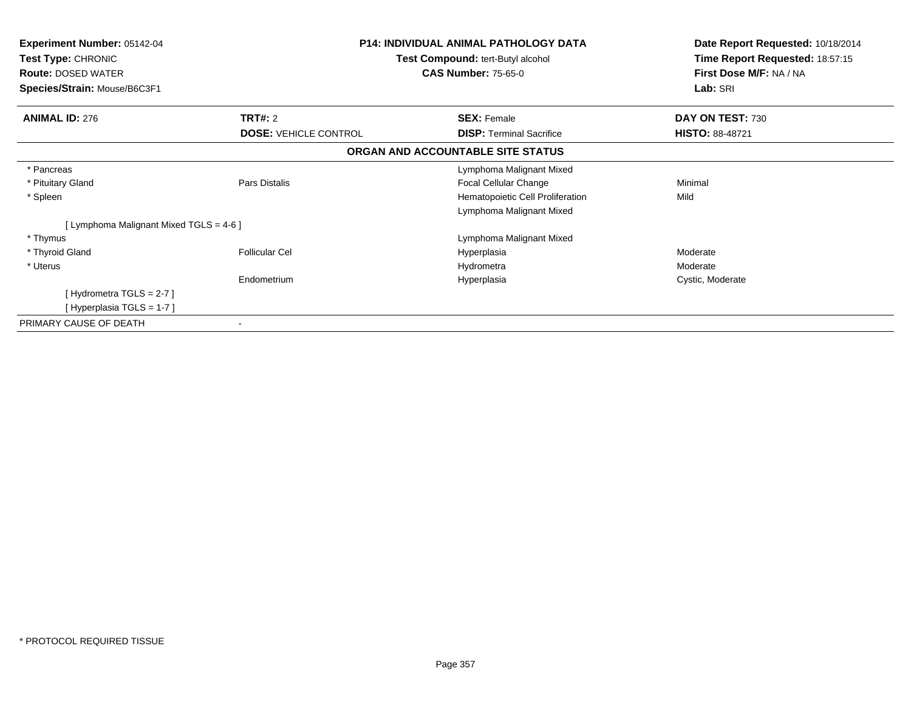**Experiment Number:** 05142-04
**Test Type:** CHRONIC
**Route:** DOSED WATER
**Species/Strain:** Mouse/B6C3F1

**P14: INDIVIDUAL ANIMAL PATHOLOGY DATA**
**Test Compound:** tert-Butyl alcohol
**CAS Number:** 75-65-0

**Date Report Requested:** 10/18/2014
**Time Report Requested:** 18:57:15
**First Dose M/F:** NA / NA
**Lab:** SRI

| **ANIMAL ID:** 276 | **TRT#:** 2 | **SEX:** Female | **DAY ON TEST:** 730 |
|---|---|---|---|
| | **DOSE:** VEHICLE CONTROL | **DISP:** Terminal Sacrifice | **HISTO:** 88-48721 |

**ORGAN AND ACCOUNTABLE SITE STATUS**

| | | | |
|---|---|---|---|
| * Pancreas | | Lymphoma Malignant Mixed | |
| * Pituitary Gland | Pars Distalis | Focal Cellular Change | Minimal |
| * Spleen | | Hematopoietic Cell Proliferation | Mild |
| | | Lymphoma Malignant Mixed | |
| [ Lymphoma Malignant Mixed TGLS = 4-6 ] | | | |
| * Thymus | | Lymphoma Malignant Mixed | |
| * Thyroid Gland | Follicular Cel | Hyperplasia | Moderate |
| * Uterus | | Hydrometra | Moderate |
| | Endometrium | Hyperplasia | Cystic, Moderate |
| [ Hydrometra TGLS = 2-7 ] | | | |
| [ Hyperplasia TGLS = 1-7 ] | | | |
| PRIMARY CAUSE OF DEATH | - | | |

* PROTOCOL REQUIRED TISSUE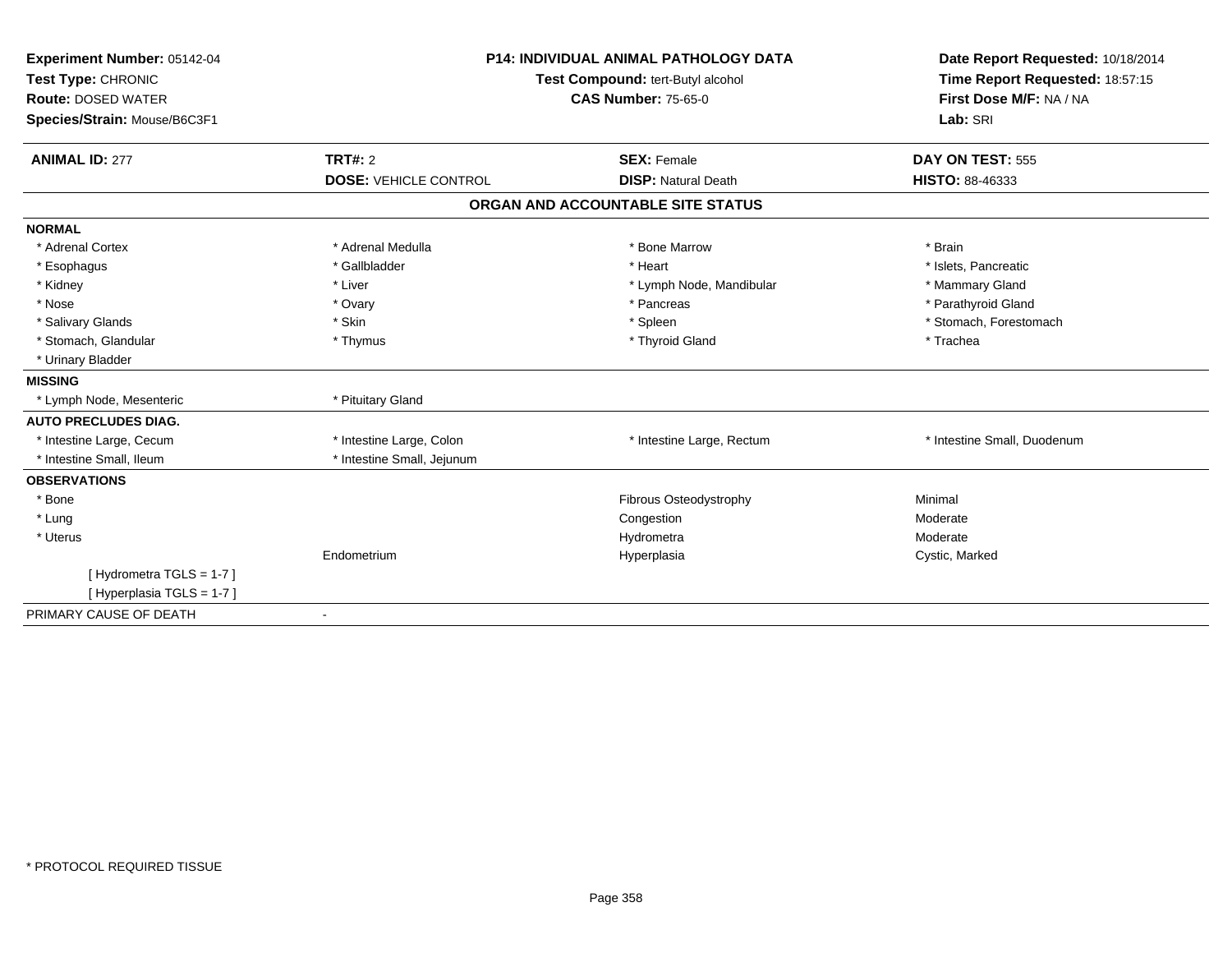**Experiment Number:** 05142-04
**Test Type:** CHRONIC
**Route:** DOSED WATER
**Species/Strain:** Mouse/B6C3F1

**P14: INDIVIDUAL ANIMAL PATHOLOGY DATA**
**Test Compound:** tert-Butyl alcohol
**CAS Number:** 75-65-0

**Date Report Requested:** 10/18/2014
**Time Report Requested:** 18:57:15
**First Dose M/F:** NA / NA
**Lab:** SRI

| **ANIMAL ID:** 277 | **TRT#:** 2 | **SEX:** Female | **DAY ON TEST:** 555 |
|---|---|---|---|
| | **DOSE:** VEHICLE CONTROL | **DISP:** Natural Death | **HISTO:** 88-46333 |

## ORGAN AND ACCOUNTABLE SITE STATUS

| | | | |
|---|---|---|---|
| **NORMAL** | | | |
| * Adrenal Cortex | * Adrenal Medulla | * Bone Marrow | * Brain |
| * Esophagus | * Gallbladder | * Heart | * Islets, Pancreatic |
| * Kidney | * Liver | * Lymph Node, Mandibular | * Mammary Gland |
| * Nose | * Ovary | * Pancreas | * Parathyroid Gland |
| * Salivary Glands | * Skin | * Spleen | * Stomach, Forestomach |
| * Stomach, Glandular | * Thymus | * Thyroid Gland | * Trachea |
| * Urinary Bladder | | | |
| **MISSING** | | | |
| * Lymph Node, Mesenteric | * Pituitary Gland | | |
| **AUTO PRECLUDES DIAG.** | | | |
| * Intestine Large, Cecum | * Intestine Large, Colon | * Intestine Large, Rectum | * Intestine Small, Duodenum |
| * Intestine Small, Ileum | * Intestine Small, Jejunum | | |
| **OBSERVATIONS** | | | |
| * Bone | | Fibrous Osteodystrophy | Minimal |
| * Lung | | Congestion | Moderate |
| * Uterus | | Hydrometra | Moderate |
| | Endometrium | Hyperplasia | Cystic, Marked |
| [ Hydrometra TGLS = 1-7 ] | | | |
| [ Hyperplasia TGLS = 1-7 ] | | | |
| PRIMARY CAUSE OF DEATH | - | | |

* PROTOCOL REQUIRED TISSUE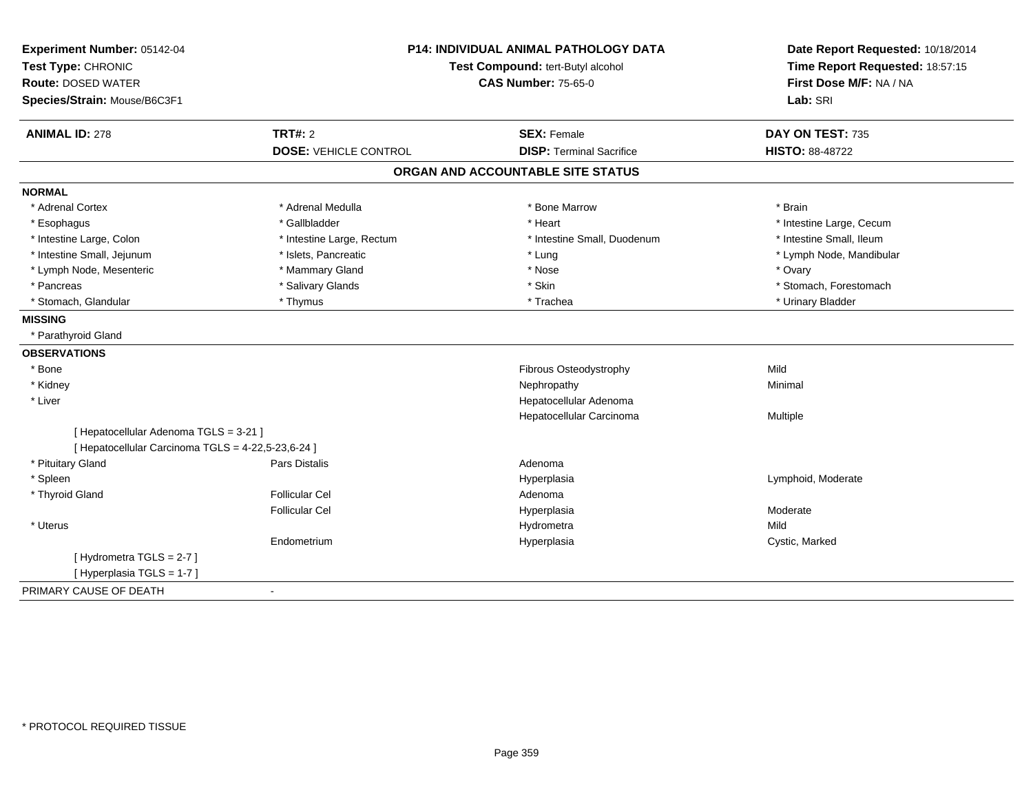**Experiment Number:** 05142-04
**Test Type:** CHRONIC
**Route:** DOSED WATER
**Species/Strain:** Mouse/B6C3F1

**P14: INDIVIDUAL ANIMAL PATHOLOGY DATA**
**Test Compound:** tert-Butyl alcohol
**CAS Number:** 75-65-0

**Date Report Requested:** 10/18/2014
**Time Report Requested:** 18:57:15
**First Dose M/F:** NA / NA
**Lab:** SRI

| **ANIMAL ID:** 278 | **TRT#:** 2 | **SEX:** Female | **DAY ON TEST:** 735 |
|---|---|---|---|
| | **DOSE:** VEHICLE CONTROL | **DISP:** Terminal Sacrifice | **HISTO:** 88-48722 |

## ORGAN AND ACCOUNTABLE SITE STATUS

**NORMAL**

| | | | |
|---|---|---|---|
| * Adrenal Cortex | * Adrenal Medulla | * Bone Marrow | * Brain |
| * Esophagus | * Gallbladder | * Heart | * Intestine Large, Cecum |
| * Intestine Large, Colon | * Intestine Large, Rectum | * Intestine Small, Duodenum | * Intestine Small, Ileum |
| * Intestine Small, Jejunum | * Islets, Pancreatic | * Lung | * Lymph Node, Mandibular |
| * Lymph Node, Mesenteric | * Mammary Gland | * Nose | * Ovary |
| * Pancreas | * Salivary Glands | * Skin | * Stomach, Forestomach |
| * Stomach, Glandular | * Thymus | * Trachea | * Urinary Bladder |

**MISSING**

* Parathyroid Gland

**OBSERVATIONS**

| | | | |
|---|---|---|---|
| * Bone | | Fibrous Osteodystrophy | Mild |
| * Kidney | | Nephropathy | Minimal |
| * Liver | | Hepatocellular Adenoma | |
| | | Hepatocellular Carcinoma | Multiple |
| [ Hepatocellular Adenoma TGLS = 3-21 ] | | | |
| [ Hepatocellular Carcinoma TGLS = 4-22,5-23,6-24 ] | | | |
| * Pituitary Gland | Pars Distalis | Adenoma | |
| * Spleen | | Hyperplasia | Lymphoid, Moderate |
| * Thyroid Gland | Follicular Cel | Adenoma | |
| | Follicular Cel | Hyperplasia | Moderate |
| * Uterus | | Hydrometra | Mild |
| | Endometrium | Hyperplasia | Cystic, Marked |
| [ Hydrometra TGLS = 2-7 ] | | | |
| [ Hyperplasia TGLS = 1-7 ] | | | |

PRIMARY CAUSE OF DEATH -

* PROTOCOL REQUIRED TISSUE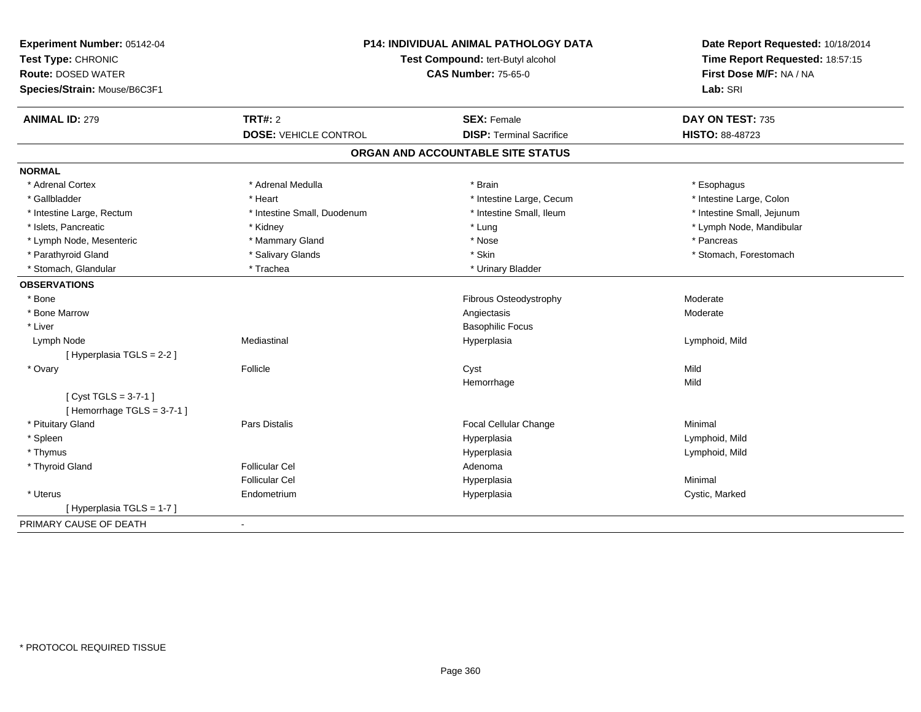**Experiment Number:** 05142-04
**Test Type:** CHRONIC
**Route:** DOSED WATER
**Species/Strain:** Mouse/B6C3F1

**P14: INDIVIDUAL ANIMAL PATHOLOGY DATA**
**Test Compound:** tert-Butyl alcohol
**CAS Number:** 75-65-0

**Date Report Requested:** 10/18/2014
**Time Report Requested:** 18:57:15
**First Dose M/F:** NA / NA
**Lab:** SRI

| **ANIMAL ID:** 279 | **TRT#:** 2 | **SEX:** Female | **DAY ON TEST:** 735 |
|---|---|---|---|
| | **DOSE:** VEHICLE CONTROL | **DISP:** Terminal Sacrifice | **HISTO:** 88-48723 |

## ORGAN AND ACCOUNTABLE SITE STATUS

**NORMAL**

| | | | |
|---|---|---|---|
| * Adrenal Cortex | * Adrenal Medulla | * Brain | * Esophagus |
| * Gallbladder | * Heart | * Intestine Large, Cecum | * Intestine Large, Colon |
| * Intestine Large, Rectum | * Intestine Small, Duodenum | * Intestine Small, Ileum | * Intestine Small, Jejunum |
| * Islets, Pancreatic | * Kidney | * Lung | * Lymph Node, Mandibular |
| * Lymph Node, Mesenteric | * Mammary Gland | * Nose | * Pancreas |
| * Parathyroid Gland | * Salivary Glands | * Skin | * Stomach, Forestomach |
| * Stomach, Glandular | * Trachea | * Urinary Bladder | |

**OBSERVATIONS**

| | | | |
|---|---|---|---|
| * Bone | | Fibrous Osteodystrophy | Moderate |
| * Bone Marrow | | Angiectasis | Moderate |
| * Liver | | Basophilic Focus | |
| Lymph Node | Mediastinal | Hyperplasia | Lymphoid, Mild |
| [ Hyperplasia TGLS = 2-2 ] | | | |
| * Ovary | Follicle | Cyst | Mild |
| | | Hemorrhage | Mild |
| [ Cyst TGLS = 3-7-1 ] | | | |
| [ Hemorrhage TGLS = 3-7-1 ] | | | |
| * Pituitary Gland | Pars Distalis | Focal Cellular Change | Minimal |
| * Spleen | | Hyperplasia | Lymphoid, Mild |
| * Thymus | | Hyperplasia | Lymphoid, Mild |
| * Thyroid Gland | Follicular Cel | Adenoma | |
| | Follicular Cel | Hyperplasia | Minimal |
| * Uterus | Endometrium | Hyperplasia | Cystic, Marked |
| [ Hyperplasia TGLS = 1-7 ] | | | |

PRIMARY CAUSE OF DEATH -

\* PROTOCOL REQUIRED TISSUE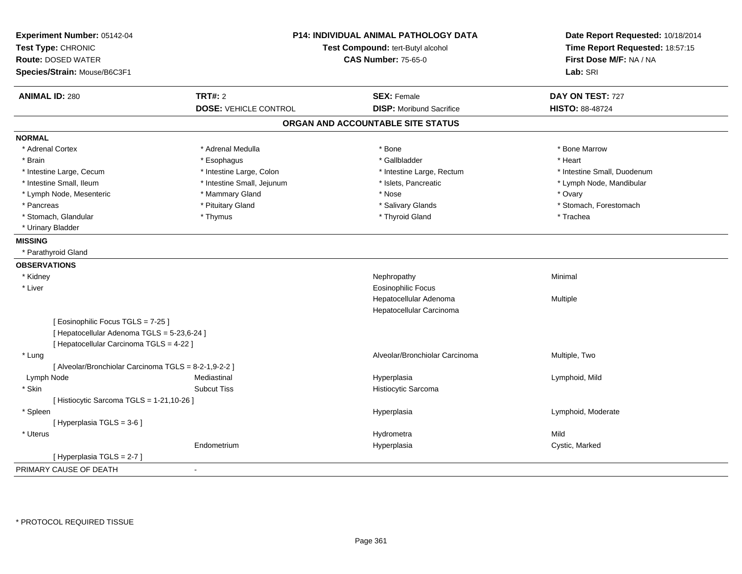**Experiment Number:** 05142-04
**Test Type:** CHRONIC
**Route:** DOSED WATER
**Species/Strain:** Mouse/B6C3F1

**P14: INDIVIDUAL ANIMAL PATHOLOGY DATA**
**Test Compound:** tert-Butyl alcohol
**CAS Number:** 75-65-0

**Date Report Requested:** 10/18/2014
**Time Report Requested:** 18:57:15
**First Dose M/F:** NA / NA
**Lab:** SRI

| **ANIMAL ID:** 280 | **TRT#:** 2 | **SEX:** Female | **DAY ON TEST:** 727 |
|---|---|---|---|
| | **DOSE:** VEHICLE CONTROL | **DISP:** Moribund Sacrifice | **HISTO:** 88-48724 |

## ORGAN AND ACCOUNTABLE SITE STATUS

**NORMAL**

| | | | |
|---|---|---|---|
| * Adrenal Cortex | * Adrenal Medulla | * Bone | * Bone Marrow |
| * Brain | * Esophagus | * Gallbladder | * Heart |
| * Intestine Large, Cecum | * Intestine Large, Colon | * Intestine Large, Rectum | * Intestine Small, Duodenum |
| * Intestine Small, Ileum | * Intestine Small, Jejunum | * Islets, Pancreatic | * Lymph Node, Mandibular |
| * Lymph Node, Mesenteric | * Mammary Gland | * Nose | * Ovary |
| * Pancreas | * Pituitary Gland | * Salivary Glands | * Stomach, Forestomach |
| * Stomach, Glandular | * Thymus | * Thyroid Gland | * Trachea |
| * Urinary Bladder | | | |

**MISSING**

* Parathyroid Gland

**OBSERVATIONS**

| | | | |
|---|---|---|---|
| * Kidney | | Nephropathy | Minimal |
| * Liver | | Eosinophilic Focus | |
| | | Hepatocellular Adenoma | Multiple |
| | | Hepatocellular Carcinoma | |
| [ Eosinophilic Focus TGLS = 7-25 ] | | | |
| [ Hepatocellular Adenoma TGLS = 5-23,6-24 ] | | | |
| [ Hepatocellular Carcinoma TGLS = 4-22 ] | | | |
| * Lung | | Alveolar/Bronchiolar Carcinoma | Multiple, Two |
| [ Alveolar/Bronchiolar Carcinoma TGLS = 8-2-1,9-2-2 ] | | | |
| Lymph Node | Mediastinal | Hyperplasia | Lymphoid, Mild |
| * Skin | Subcut Tiss | Histiocytic Sarcoma | |
| [ Histiocytic Sarcoma TGLS = 1-21,10-26 ] | | | |
| * Spleen | | Hyperplasia | Lymphoid, Moderate |
| [ Hyperplasia TGLS = 3-6 ] | | | |
| * Uterus | | Hydrometra | Mild |
| | Endometrium | Hyperplasia | Cystic, Marked |
| [ Hyperplasia TGLS = 2-7 ] | | | |

PRIMARY CAUSE OF DEATH -

* PROTOCOL REQUIRED TISSUE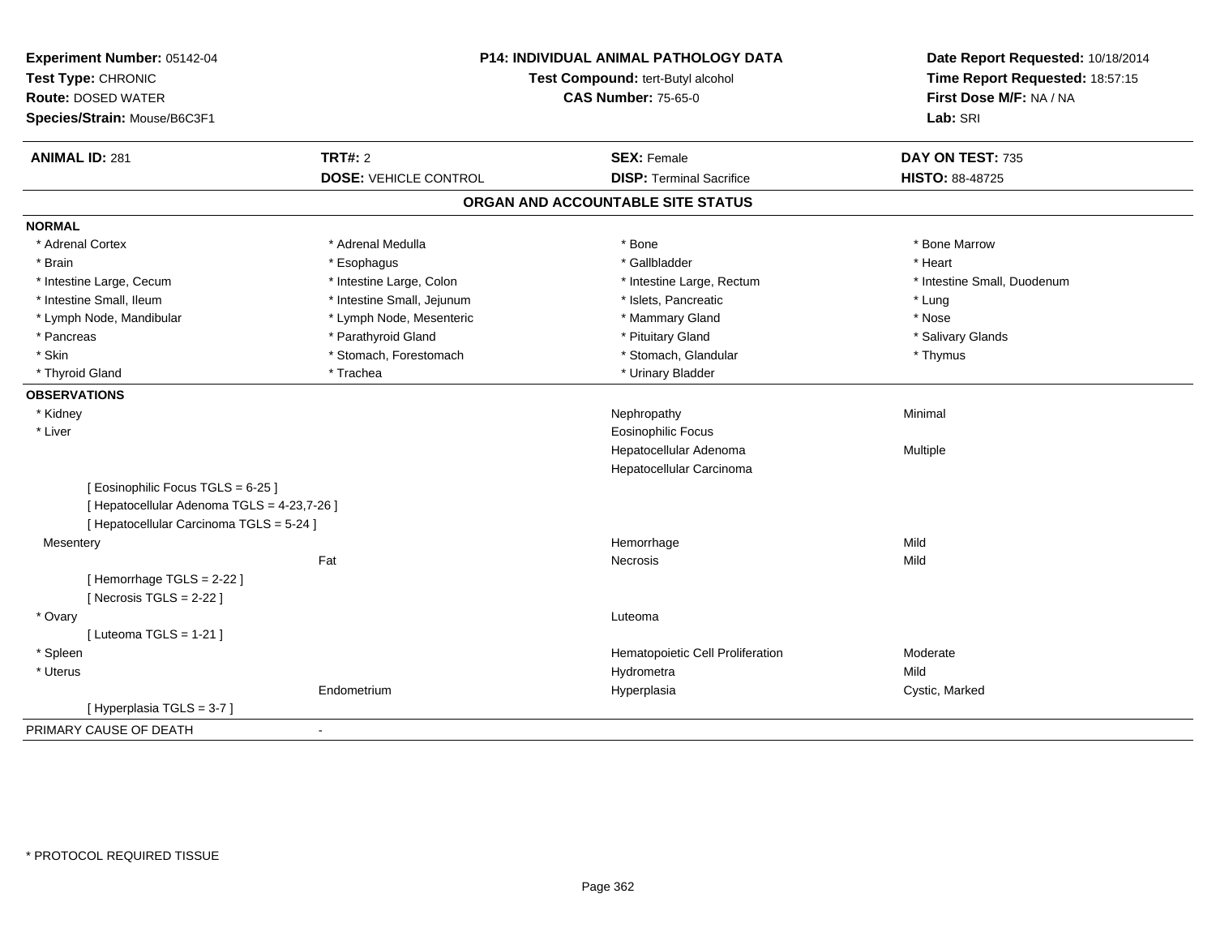**Experiment Number:** 05142-04
**Test Type:** CHRONIC
**Route:** DOSED WATER
**Species/Strain:** Mouse/B6C3F1

**P14: INDIVIDUAL ANIMAL PATHOLOGY DATA**
**Test Compound:** tert-Butyl alcohol
**CAS Number:** 75-65-0

**Date Report Requested:** 10/18/2014
**Time Report Requested:** 18:57:15
**First Dose M/F:** NA / NA
**Lab:** SRI

| **ANIMAL ID:** 281 | **TRT#:** 2 | **SEX:** Female | **DAY ON TEST:** 735 |
|---|---|---|---|
| | **DOSE:** VEHICLE CONTROL | **DISP:** Terminal Sacrifice | **HISTO:** 88-48725 |

## ORGAN AND ACCOUNTABLE SITE STATUS

**NORMAL**

| | | | |
|---|---|---|---|
| * Adrenal Cortex | * Adrenal Medulla | * Bone | * Bone Marrow |
| * Brain | * Esophagus | * Gallbladder | * Heart |
| * Intestine Large, Cecum | * Intestine Large, Colon | * Intestine Large, Rectum | * Intestine Small, Duodenum |
| * Intestine Small, Ileum | * Intestine Small, Jejunum | * Islets, Pancreatic | * Lung |
| * Lymph Node, Mandibular | * Lymph Node, Mesenteric | * Mammary Gland | * Nose |
| * Pancreas | * Parathyroid Gland | * Pituitary Gland | * Salivary Glands |
| * Skin | * Stomach, Forestomach | * Stomach, Glandular | * Thymus |
| * Thyroid Gland | * Trachea | * Urinary Bladder | |

**OBSERVATIONS**

| | | | |
|---|---|---|---|
| * Kidney | | Nephropathy | Minimal |
| * Liver | | Eosinophilic Focus | |
| | | Hepatocellular Adenoma | Multiple |
| | | Hepatocellular Carcinoma | |
| [ Eosinophilic Focus TGLS = 6-25 ] | | | |
| [ Hepatocellular Adenoma TGLS = 4-23,7-26 ] | | | |
| [ Hepatocellular Carcinoma TGLS = 5-24 ] | | | |
| Mesentery | | Hemorrhage | Mild |
| | Fat | Necrosis | Mild |
| [ Hemorrhage TGLS = 2-22 ] | | | |
| [ Necrosis TGLS = 2-22 ] | | | |
| * Ovary | | Luteoma | |
| [ Luteoma TGLS = 1-21 ] | | | |
| * Spleen | | Hematopoietic Cell Proliferation | Moderate |
| * Uterus | | Hydrometra | Mild |
| | Endometrium | Hyperplasia | Cystic, Marked |
| [ Hyperplasia TGLS = 3-7 ] | | | |

PRIMARY CAUSE OF DEATH -

* PROTOCOL REQUIRED TISSUE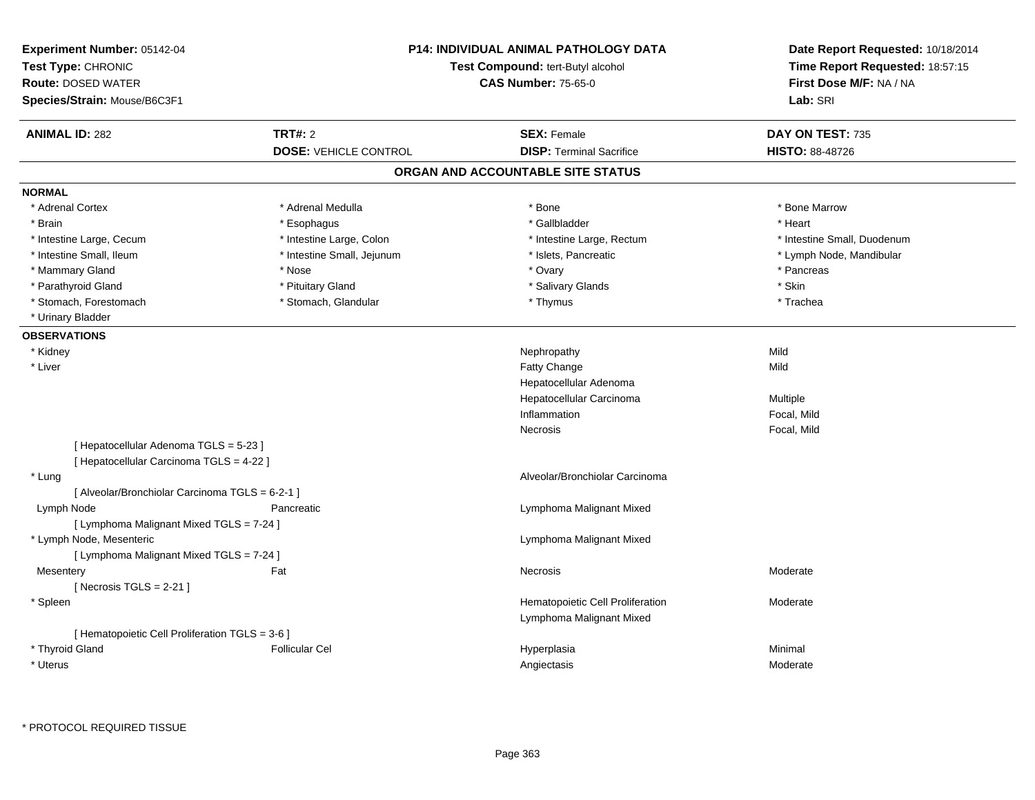**Experiment Number:** 05142-04
**Test Type:** CHRONIC
**Route:** DOSED WATER
**Species/Strain:** Mouse/B6C3F1

**P14: INDIVIDUAL ANIMAL PATHOLOGY DATA**
**Test Compound:** tert-Butyl alcohol
**CAS Number:** 75-65-0

**Date Report Requested:** 10/18/2014
**Time Report Requested:** 18:57:15
**First Dose M/F:** NA / NA
**Lab:** SRI

| **ANIMAL ID:** 282 | **TRT#:** 2 | **SEX:** Female | **DAY ON TEST:** 735 |
|---|---|---|---|
| | **DOSE:** VEHICLE CONTROL | **DISP:** Terminal Sacrifice | **HISTO:** 88-48726 |

## ORGAN AND ACCOUNTABLE SITE STATUS

**NORMAL**

| | | | |
|---|---|---|---|
| * Adrenal Cortex | * Adrenal Medulla | * Bone | * Bone Marrow |
| * Brain | * Esophagus | * Gallbladder | * Heart |
| * Intestine Large, Cecum | * Intestine Large, Colon | * Intestine Large, Rectum | * Intestine Small, Duodenum |
| * Intestine Small, Ileum | * Intestine Small, Jejunum | * Islets, Pancreatic | * Lymph Node, Mandibular |
| * Mammary Gland | * Nose | * Ovary | * Pancreas |
| * Parathyroid Gland | * Pituitary Gland | * Salivary Glands | * Skin |
| * Stomach, Forestomach | * Stomach, Glandular | * Thymus | * Trachea |
| * Urinary Bladder | | | |

**OBSERVATIONS**

| | | | |
|---|---|---|---|
| * Kidney | | Nephropathy | Mild |
| * Liver | | Fatty Change | Mild |
| | | Hepatocellular Adenoma | |
| | | Hepatocellular Carcinoma | Multiple |
| | | Inflammation | Focal, Mild |
| | | Necrosis | Focal, Mild |
| [ Hepatocellular Adenoma TGLS = 5-23 ] | | | |
| [ Hepatocellular Carcinoma TGLS = 4-22 ] | | | |
| * Lung | | Alveolar/Bronchiolar Carcinoma | |
| [ Alveolar/Bronchiolar Carcinoma TGLS = 6-2-1 ] | | | |
| Lymph Node | Pancreatic | Lymphoma Malignant Mixed | |
| [ Lymphoma Malignant Mixed TGLS = 7-24 ] | | | |
| * Lymph Node, Mesenteric | | Lymphoma Malignant Mixed | |
| [ Lymphoma Malignant Mixed TGLS = 7-24 ] | | | |
| Mesentery | Fat | Necrosis | Moderate |
| [ Necrosis TGLS = 2-21 ] | | | |
| * Spleen | | Hematopoietic Cell Proliferation | Moderate |
| | | Lymphoma Malignant Mixed | |
| [ Hematopoietic Cell Proliferation TGLS = 3-6 ] | | | |
| * Thyroid Gland | Follicular Cel | Hyperplasia | Minimal |
| * Uterus | | Angiectasis | Moderate |

* PROTOCOL REQUIRED TISSUE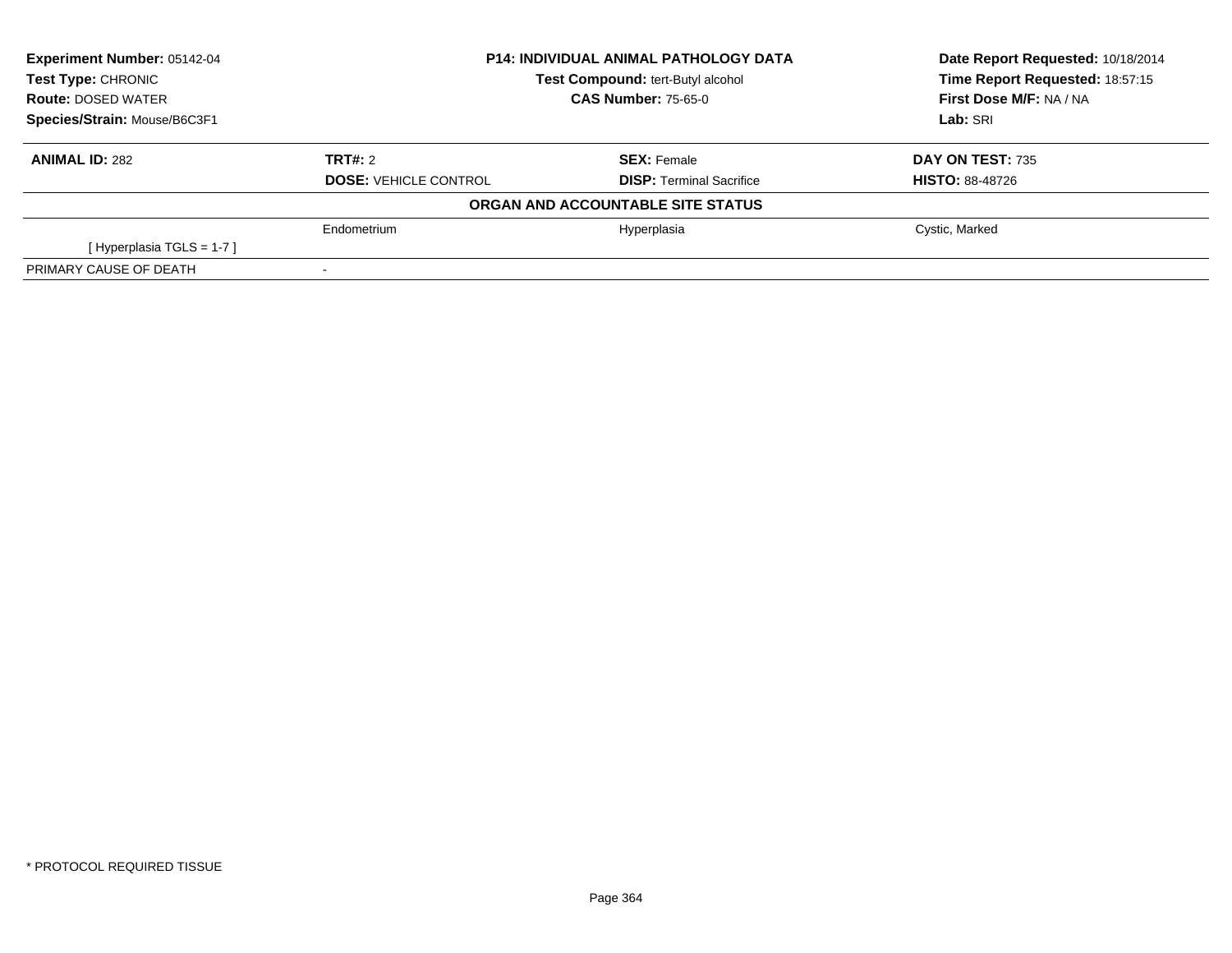**Experiment Number:** 05142-04
**Test Type:** CHRONIC
**Route:** DOSED WATER
**Species/Strain:** Mouse/B6C3F1

**P14: INDIVIDUAL ANIMAL PATHOLOGY DATA**
**Test Compound:** tert-Butyl alcohol
**CAS Number:** 75-65-0

**Date Report Requested:** 10/18/2014
**Time Report Requested:** 18:57:15
**First Dose M/F:** NA / NA
**Lab:** SRI

| **ANIMAL ID:** 282 | **TRT#:** 2 | **SEX:** Female | **DAY ON TEST:** 735 |
|---|---|---|---|
| | **DOSE:** VEHICLE CONTROL | **DISP:** Terminal Sacrifice | **HISTO:** 88-48726 |

**ORGAN AND ACCOUNTABLE SITE STATUS**

| | | | |
|---|---|---|---|
| | Endometrium | Hyperplasia | Cystic, Marked |
| [ Hyperplasia TGLS = 1-7 ] | | | |
| PRIMARY CAUSE OF DEATH | - | | |

* PROTOCOL REQUIRED TISSUE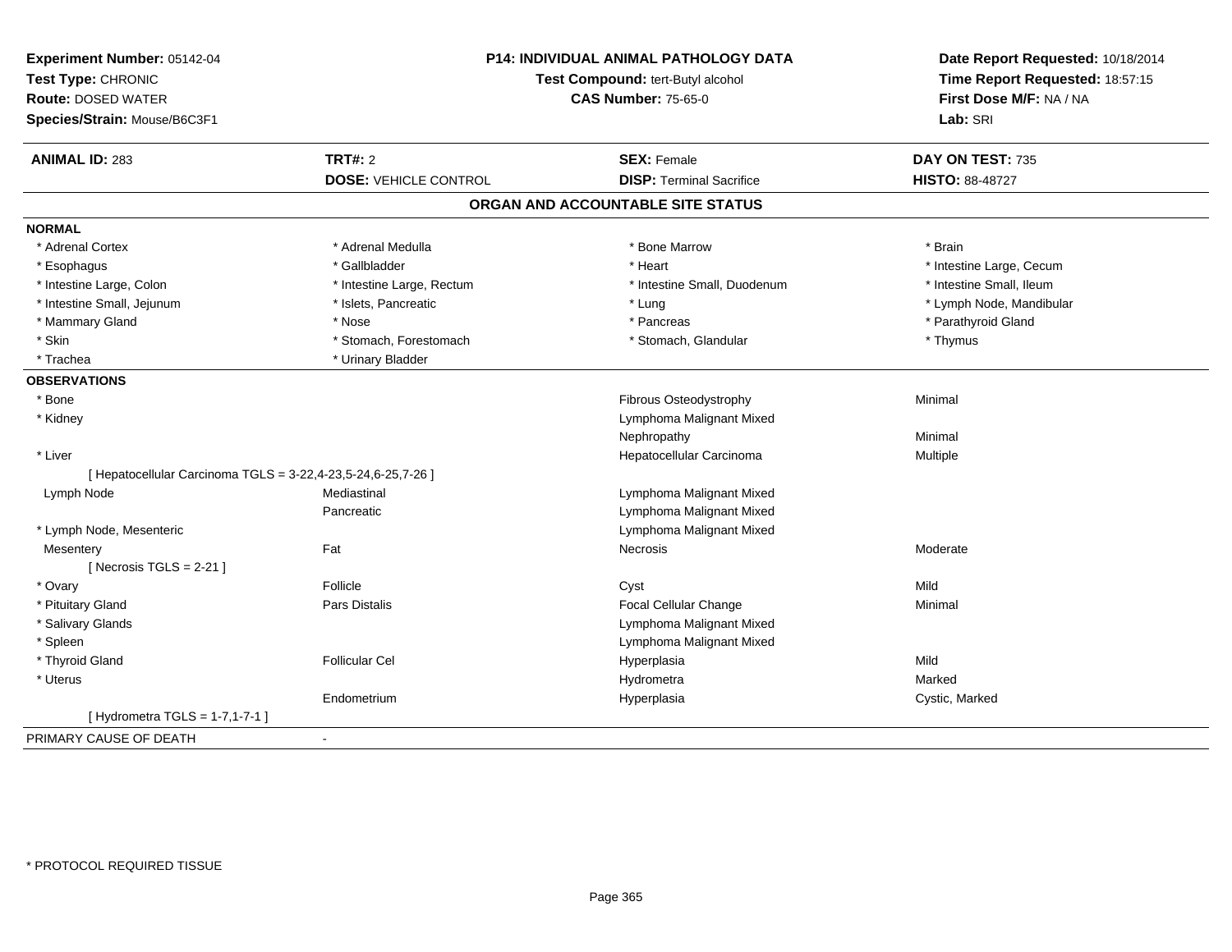**Experiment Number:** 05142-04
**Test Type:** CHRONIC
**Route:** DOSED WATER
**Species/Strain:** Mouse/B6C3F1

**P14: INDIVIDUAL ANIMAL PATHOLOGY DATA**
**Test Compound:** tert-Butyl alcohol
**CAS Number:** 75-65-0

**Date Report Requested:** 10/18/2014
**Time Report Requested:** 18:57:15
**First Dose M/F:** NA / NA
**Lab:** SRI

| **ANIMAL ID:** 283 | **TRT#:** 2 | **SEX:** Female | **DAY ON TEST:** 735 |
|---|---|---|---|
| | **DOSE:** VEHICLE CONTROL | **DISP:** Terminal Sacrifice | **HISTO:** 88-48727 |

## ORGAN AND ACCOUNTABLE SITE STATUS

**NORMAL**

| | | | |
|---|---|---|---|
| * Adrenal Cortex | * Adrenal Medulla | * Bone Marrow | * Brain |
| * Esophagus | * Gallbladder | * Heart | * Intestine Large, Cecum |
| * Intestine Large, Colon | * Intestine Large, Rectum | * Intestine Small, Duodenum | * Intestine Small, Ileum |
| * Intestine Small, Jejunum | * Islets, Pancreatic | * Lung | * Lymph Node, Mandibular |
| * Mammary Gland | * Nose | * Pancreas | * Parathyroid Gland |
| * Skin | * Stomach, Forestomach | * Stomach, Glandular | * Thymus |
| * Trachea | * Urinary Bladder | | |

**OBSERVATIONS**

| | | | |
|---|---|---|---|
| * Bone | | Fibrous Osteodystrophy | Minimal |
| * Kidney | | Lymphoma Malignant Mixed | |
| | | Nephropathy | Minimal |
| * Liver | | Hepatocellular Carcinoma | Multiple |
| [ Hepatocellular Carcinoma TGLS = 3-22,4-23,5-24,6-25,7-26 ] | | | |
| Lymph Node | Mediastinal | Lymphoma Malignant Mixed | |
| | Pancreatic | Lymphoma Malignant Mixed | |
| * Lymph Node, Mesenteric | | Lymphoma Malignant Mixed | |
| Mesentery | Fat | Necrosis | Moderate |
| [ Necrosis TGLS = 2-21 ] | | | |
| * Ovary | Follicle | Cyst | Mild |
| * Pituitary Gland | Pars Distalis | Focal Cellular Change | Minimal |
| * Salivary Glands | | Lymphoma Malignant Mixed | |
| * Spleen | | Lymphoma Malignant Mixed | |
| * Thyroid Gland | Follicular Cel | Hyperplasia | Mild |
| * Uterus | | Hydrometra | Marked |
| | Endometrium | Hyperplasia | Cystic, Marked |
| [ Hydrometra TGLS = 1-7,1-7-1 ] | | | |

PRIMARY CAUSE OF DEATH -

* PROTOCOL REQUIRED TISSUE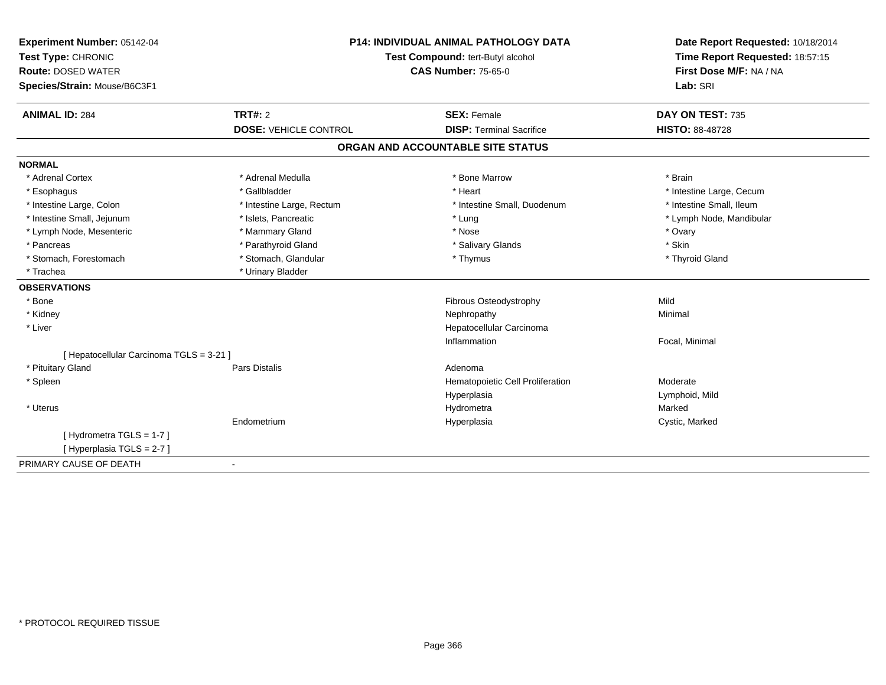**Experiment Number:** 05142-04
**Test Type:** CHRONIC
**Route:** DOSED WATER
**Species/Strain:** Mouse/B6C3F1

**P14: INDIVIDUAL ANIMAL PATHOLOGY DATA**
**Test Compound:** tert-Butyl alcohol
**CAS Number:** 75-65-0

**Date Report Requested:** 10/18/2014
**Time Report Requested:** 18:57:15
**First Dose M/F:** NA / NA
**Lab:** SRI

| **ANIMAL ID:** 284 | **TRT#:** 2 | **SEX:** Female | **DAY ON TEST:** 735 |
|---|---|---|---|
| | **DOSE:** VEHICLE CONTROL | **DISP:** Terminal Sacrifice | **HISTO:** 88-48728 |

## ORGAN AND ACCOUNTABLE SITE STATUS

**NORMAL**

| | | | |
|---|---|---|---|
| * Adrenal Cortex | * Adrenal Medulla | * Bone Marrow | * Brain |
| * Esophagus | * Gallbladder | * Heart | * Intestine Large, Cecum |
| * Intestine Large, Colon | * Intestine Large, Rectum | * Intestine Small, Duodenum | * Intestine Small, Ileum |
| * Intestine Small, Jejunum | * Islets, Pancreatic | * Lung | * Lymph Node, Mandibular |
| * Lymph Node, Mesenteric | * Mammary Gland | * Nose | * Ovary |
| * Pancreas | * Parathyroid Gland | * Salivary Glands | * Skin |
| * Stomach, Forestomach | * Stomach, Glandular | * Thymus | * Thyroid Gland |
| * Trachea | * Urinary Bladder | | |

**OBSERVATIONS**

| | | | |
|---|---|---|---|
| * Bone | | Fibrous Osteodystrophy | Mild |
| * Kidney | | Nephropathy | Minimal |
| * Liver | | Hepatocellular Carcinoma | |
| | | Inflammation | Focal, Minimal |
| [ Hepatocellular Carcinoma TGLS = 3-21 ] | | | |
| * Pituitary Gland | Pars Distalis | Adenoma | |
| * Spleen | | Hematopoietic Cell Proliferation | Moderate |
| | | Hyperplasia | Lymphoid, Mild |
| * Uterus | | Hydrometra | Marked |
| | Endometrium | Hyperplasia | Cystic, Marked |
| [ Hydrometra TGLS = 1-7 ] | | | |
| [ Hyperplasia TGLS = 2-7 ] | | | |

PRIMARY CAUSE OF DEATH -

* PROTOCOL REQUIRED TISSUE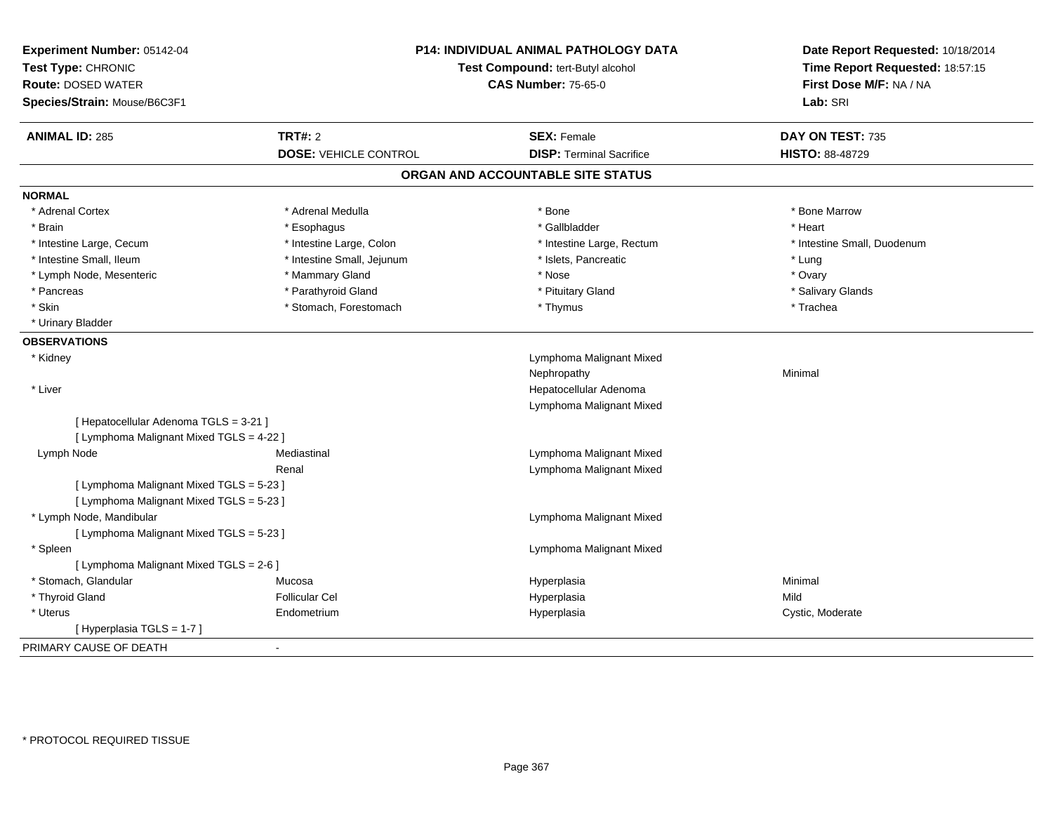**Experiment Number:** 05142-04
**Test Type:** CHRONIC
**Route:** DOSED WATER
**Species/Strain:** Mouse/B6C3F1

**P14: INDIVIDUAL ANIMAL PATHOLOGY DATA**
**Test Compound:** tert-Butyl alcohol
**CAS Number:** 75-65-0

**Date Report Requested:** 10/18/2014
**Time Report Requested:** 18:57:15
**First Dose M/F:** NA / NA
**Lab:** SRI

| **ANIMAL ID:** 285 | **TRT#:** 2 | **SEX:** Female | **DAY ON TEST:** 735 |
|---|---|---|---|
| | **DOSE:** VEHICLE CONTROL | **DISP:** Terminal Sacrifice | **HISTO:** 88-48729 |

## ORGAN AND ACCOUNTABLE SITE STATUS

**NORMAL**

| | | | |
|---|---|---|---|
| * Adrenal Cortex | * Adrenal Medulla | * Bone | * Bone Marrow |
| * Brain | * Esophagus | * Gallbladder | * Heart |
| * Intestine Large, Cecum | * Intestine Large, Colon | * Intestine Large, Rectum | * Intestine Small, Duodenum |
| * Intestine Small, Ileum | * Intestine Small, Jejunum | * Islets, Pancreatic | * Lung |
| * Lymph Node, Mesenteric | * Mammary Gland | * Nose | * Ovary |
| * Pancreas | * Parathyroid Gland | * Pituitary Gland | * Salivary Glands |
| * Skin | * Stomach, Forestomach | * Thymus | * Trachea |
| * Urinary Bladder | | | |

**OBSERVATIONS**

| | | | |
|---|---|---|---|
| * Kidney | | Lymphoma Malignant Mixed | |
| | | Nephropathy | Minimal |
| * Liver | | Hepatocellular Adenoma | |
| | | Lymphoma Malignant Mixed | |
| [ Hepatocellular Adenoma TGLS = 3-21 ] | | | |
| [ Lymphoma Malignant Mixed TGLS = 4-22 ] | | | |
| Lymph Node | Mediastinal | Lymphoma Malignant Mixed | |
| | Renal | Lymphoma Malignant Mixed | |
| [ Lymphoma Malignant Mixed TGLS = 5-23 ] | | | |
| [ Lymphoma Malignant Mixed TGLS = 5-23 ] | | | |
| * Lymph Node, Mandibular | | Lymphoma Malignant Mixed | |
| [ Lymphoma Malignant Mixed TGLS = 5-23 ] | | | |
| * Spleen | | Lymphoma Malignant Mixed | |
| [ Lymphoma Malignant Mixed TGLS = 2-6 ] | | | |
| * Stomach, Glandular | Mucosa | Hyperplasia | Minimal |
| * Thyroid Gland | Follicular Cel | Hyperplasia | Mild |
| * Uterus | Endometrium | Hyperplasia | Cystic, Moderate |
| [ Hyperplasia TGLS = 1-7 ] | | | |

PRIMARY CAUSE OF DEATH -

* PROTOCOL REQUIRED TISSUE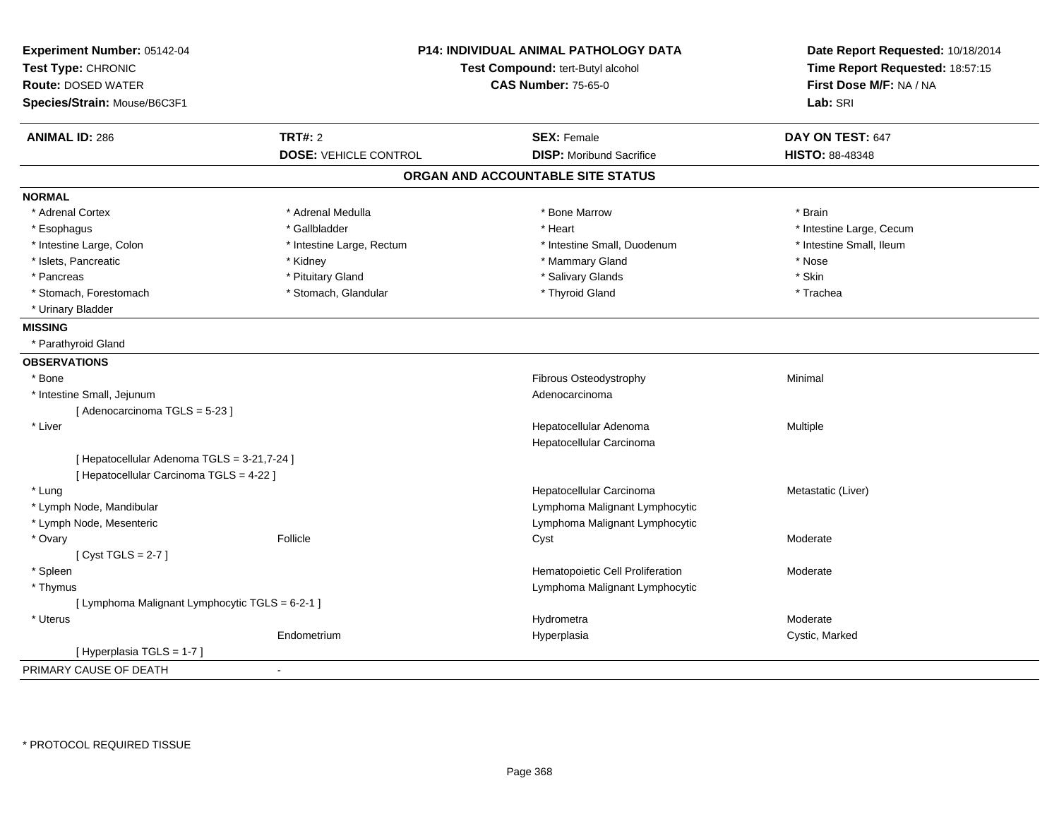**Experiment Number:** 05142-04
**Test Type:** CHRONIC
**Route:** DOSED WATER
**Species/Strain:** Mouse/B6C3F1

**P14: INDIVIDUAL ANIMAL PATHOLOGY DATA**
**Test Compound:** tert-Butyl alcohol
**CAS Number:** 75-65-0

**Date Report Requested:** 10/18/2014
**Time Report Requested:** 18:57:15
**First Dose M/F:** NA / NA
**Lab:** SRI

| **ANIMAL ID:** 286 | **TRT#:** 2 | **SEX:** Female | **DAY ON TEST:** 647 |
|---|---|---|---|
| | **DOSE:** VEHICLE CONTROL | **DISP:** Moribund Sacrifice | **HISTO:** 88-48348 |

## ORGAN AND ACCOUNTABLE SITE STATUS

**NORMAL**

| | | | |
|---|---|---|---|
| * Adrenal Cortex | * Adrenal Medulla | * Bone Marrow | * Brain |
| * Esophagus | * Gallbladder | * Heart | * Intestine Large, Cecum |
| * Intestine Large, Colon | * Intestine Large, Rectum | * Intestine Small, Duodenum | * Intestine Small, Ileum |
| * Islets, Pancreatic | * Kidney | * Mammary Gland | * Nose |
| * Pancreas | * Pituitary Gland | * Salivary Glands | * Skin |
| * Stomach, Forestomach | * Stomach, Glandular | * Thyroid Gland | * Trachea |
| * Urinary Bladder | | | |

**MISSING**

* Parathyroid Gland

**OBSERVATIONS**

| | | | |
|---|---|---|---|
| * Bone | | Fibrous Osteodystrophy | Minimal |
| * Intestine Small, Jejunum | | Adenocarcinoma | |
| [ Adenocarcinoma TGLS = 5-23 ] | | | |
| * Liver | | Hepatocellular Adenoma | Multiple |
| | | Hepatocellular Carcinoma | |
| [ Hepatocellular Adenoma TGLS = 3-21,7-24 ] | | | |
| [ Hepatocellular Carcinoma TGLS = 4-22 ] | | | |
| * Lung | | Hepatocellular Carcinoma | Metastatic (Liver) |
| * Lymph Node, Mandibular | | Lymphoma Malignant Lymphocytic | |
| * Lymph Node, Mesenteric | | Lymphoma Malignant Lymphocytic | |
| * Ovary | Follicle | Cyst | Moderate |
| [ Cyst TGLS = 2-7 ] | | | |
| * Spleen | | Hematopoietic Cell Proliferation | Moderate |
| * Thymus | | Lymphoma Malignant Lymphocytic | |
| [ Lymphoma Malignant Lymphocytic TGLS = 6-2-1 ] | | | |
| * Uterus | | Hydrometra | Moderate |
| | Endometrium | Hyperplasia | Cystic, Marked |
| [ Hyperplasia TGLS = 1-7 ] | | | |

PRIMARY CAUSE OF DEATH -

\* PROTOCOL REQUIRED TISSUE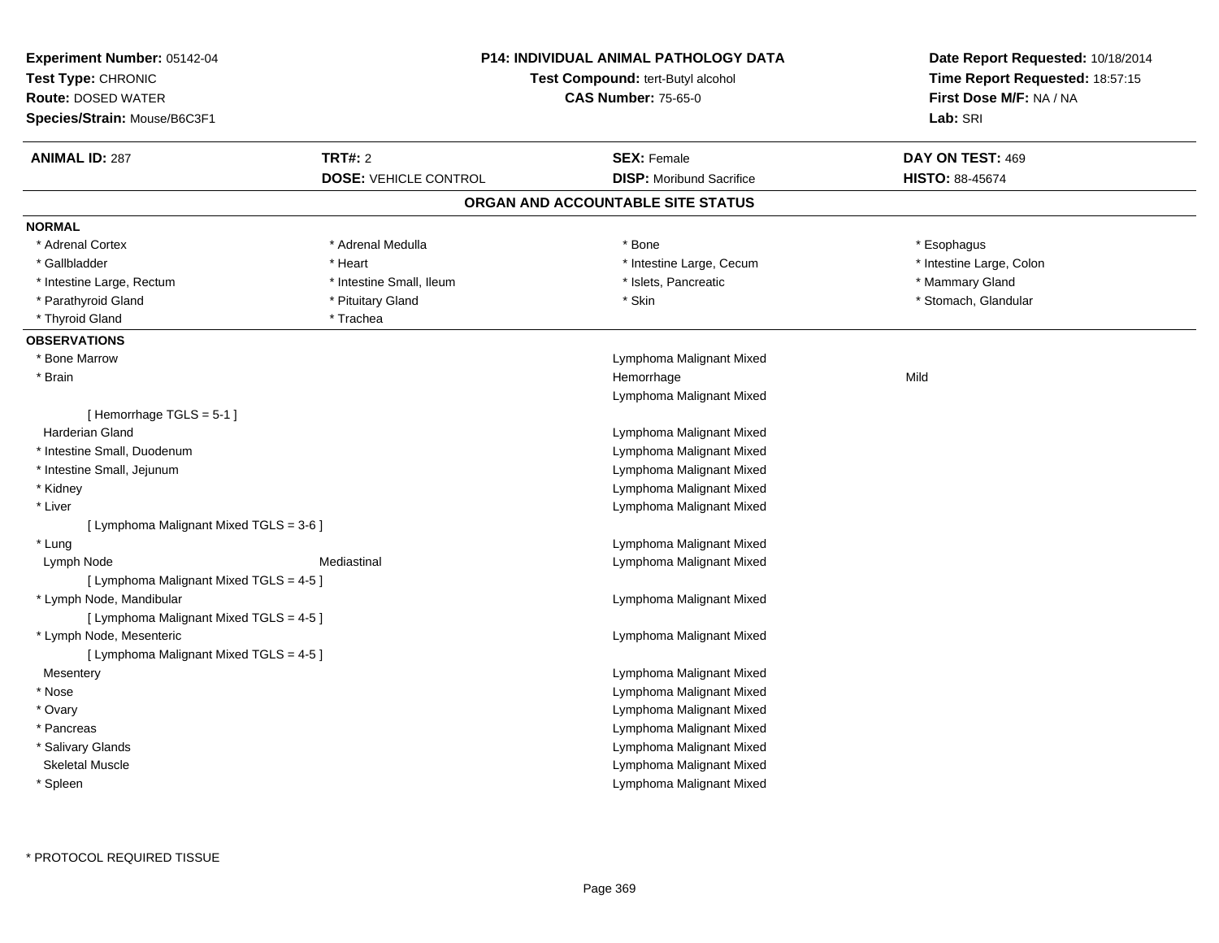**Experiment Number:** 05142-04
**Test Type:** CHRONIC
**Route:** DOSED WATER
**Species/Strain:** Mouse/B6C3F1

**P14: INDIVIDUAL ANIMAL PATHOLOGY DATA**
**Test Compound:** tert-Butyl alcohol
**CAS Number:** 75-65-0

**Date Report Requested:** 10/18/2014
**Time Report Requested:** 18:57:15
**First Dose M/F:** NA / NA
**Lab:** SRI

| **ANIMAL ID:** 287 | **TRT#:** 2 | **SEX:** Female | **DAY ON TEST:** 469 |
|---|---|---|---|
| | **DOSE:** VEHICLE CONTROL | **DISP:** Moribund Sacrifice | **HISTO:** 88-45674 |

## ORGAN AND ACCOUNTABLE SITE STATUS

**NORMAL**

| | | | |
|---|---|---|---|
| * Adrenal Cortex | * Adrenal Medulla | * Bone | * Esophagus |
| * Gallbladder | * Heart | * Intestine Large, Cecum | * Intestine Large, Colon |
| * Intestine Large, Rectum | * Intestine Small, Ileum | * Islets, Pancreatic | * Mammary Gland |
| * Parathyroid Gland | * Pituitary Gland | * Skin | * Stomach, Glandular |
| * Thyroid Gland | * Trachea | | |

**OBSERVATIONS**

| | | | |
|---|---|---|---|
| * Bone Marrow | | Lymphoma Malignant Mixed | |
| * Brain | | Hemorrhage | Mild |
| | | Lymphoma Malignant Mixed | |
| [ Hemorrhage TGLS = 5-1 ] | | | |
| Harderian Gland | | Lymphoma Malignant Mixed | |
| * Intestine Small, Duodenum | | Lymphoma Malignant Mixed | |
| * Intestine Small, Jejunum | | Lymphoma Malignant Mixed | |
| * Kidney | | Lymphoma Malignant Mixed | |
| * Liver | | Lymphoma Malignant Mixed | |
| [ Lymphoma Malignant Mixed TGLS = 3-6 ] | | | |
| * Lung | | Lymphoma Malignant Mixed | |
| Lymph Node | Mediastinal | Lymphoma Malignant Mixed | |
| [ Lymphoma Malignant Mixed TGLS = 4-5 ] | | | |
| * Lymph Node, Mandibular | | Lymphoma Malignant Mixed | |
| [ Lymphoma Malignant Mixed TGLS = 4-5 ] | | | |
| * Lymph Node, Mesenteric | | Lymphoma Malignant Mixed | |
| [ Lymphoma Malignant Mixed TGLS = 4-5 ] | | | |
| Mesentery | | Lymphoma Malignant Mixed | |
| * Nose | | Lymphoma Malignant Mixed | |
| * Ovary | | Lymphoma Malignant Mixed | |
| * Pancreas | | Lymphoma Malignant Mixed | |
| * Salivary Glands | | Lymphoma Malignant Mixed | |
| Skeletal Muscle | | Lymphoma Malignant Mixed | |
| * Spleen | | Lymphoma Malignant Mixed | |

\* PROTOCOL REQUIRED TISSUE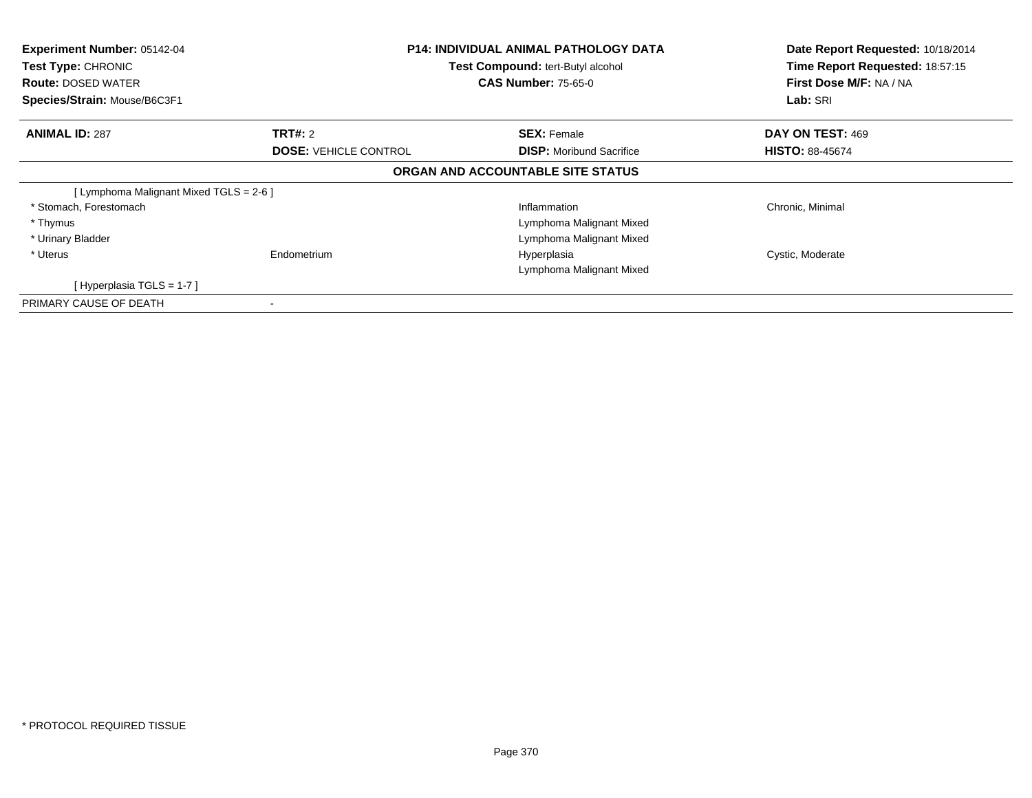**Experiment Number:** 05142-04
**Test Type:** CHRONIC
**Route:** DOSED WATER
**Species/Strain:** Mouse/B6C3F1

**P14: INDIVIDUAL ANIMAL PATHOLOGY DATA**
**Test Compound:** tert-Butyl alcohol
**CAS Number:** 75-65-0

**Date Report Requested:** 10/18/2014
**Time Report Requested:** 18:57:15
**First Dose M/F:** NA / NA
**Lab:** SRI

| **ANIMAL ID:** 287 | **TRT#:** 2 | **SEX:** Female | **DAY ON TEST:** 469 |
|---|---|---|---|
| | **DOSE:** VEHICLE CONTROL | **DISP:** Moribund Sacrifice | **HISTO:** 88-45674 |

**ORGAN AND ACCOUNTABLE SITE STATUS**

| | | | |
|---|---|---|---|
| [ Lymphoma Malignant Mixed TGLS = 2-6 ] | | | |
| * Stomach, Forestomach | | Inflammation | Chronic, Minimal |
| * Thymus | | Lymphoma Malignant Mixed | |
| * Urinary Bladder | | Lymphoma Malignant Mixed | |
| * Uterus | Endometrium | Hyperplasia | Cystic, Moderate |
| | | Lymphoma Malignant Mixed | |
| [ Hyperplasia TGLS = 1-7 ] | | | |
| PRIMARY CAUSE OF DEATH | - | | |

* PROTOCOL REQUIRED TISSUE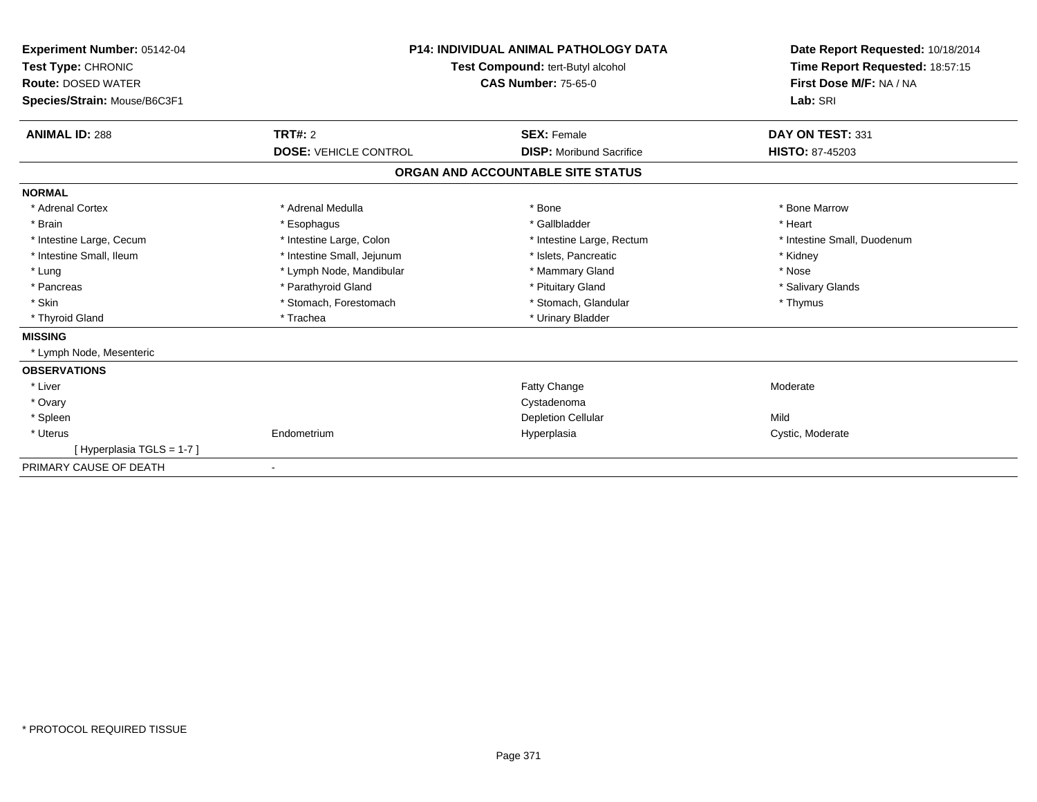**Experiment Number:** 05142-04
**Test Type:** CHRONIC
**Route:** DOSED WATER
**Species/Strain:** Mouse/B6C3F1

**P14: INDIVIDUAL ANIMAL PATHOLOGY DATA**
**Test Compound:** tert-Butyl alcohol
**CAS Number:** 75-65-0

**Date Report Requested:** 10/18/2014
**Time Report Requested:** 18:57:15
**First Dose M/F:** NA / NA
**Lab:** SRI

| **ANIMAL ID:** 288 | **TRT#:** 2 | **SEX:** Female | **DAY ON TEST:** 331 |
|---|---|---|---|
| | **DOSE:** VEHICLE CONTROL | **DISP:** Moribund Sacrifice | **HISTO:** 87-45203 |

## ORGAN AND ACCOUNTABLE SITE STATUS

| | | | |
|---|---|---|---|
| **NORMAL** | | | |
| * Adrenal Cortex | * Adrenal Medulla | * Bone | * Bone Marrow |
| * Brain | * Esophagus | * Gallbladder | * Heart |
| * Intestine Large, Cecum | * Intestine Large, Colon | * Intestine Large, Rectum | * Intestine Small, Duodenum |
| * Intestine Small, Ileum | * Intestine Small, Jejunum | * Islets, Pancreatic | * Kidney |
| * Lung | * Lymph Node, Mandibular | * Mammary Gland | * Nose |
| * Pancreas | * Parathyroid Gland | * Pituitary Gland | * Salivary Glands |
| * Skin | * Stomach, Forestomach | * Stomach, Glandular | * Thymus |
| * Thyroid Gland | * Trachea | * Urinary Bladder | |
| **MISSING** | | | |
| * Lymph Node, Mesenteric | | | |
| **OBSERVATIONS** | | | |
| * Liver | | Fatty Change | Moderate |
| * Ovary | | Cystadenoma | |
| * Spleen | | Depletion Cellular | Mild |
| * Uterus | Endometrium | Hyperplasia | Cystic, Moderate |
| [ Hyperplasia TGLS = 1-7 ] | | | |
| PRIMARY CAUSE OF DEATH | - | | |

* PROTOCOL REQUIRED TISSUE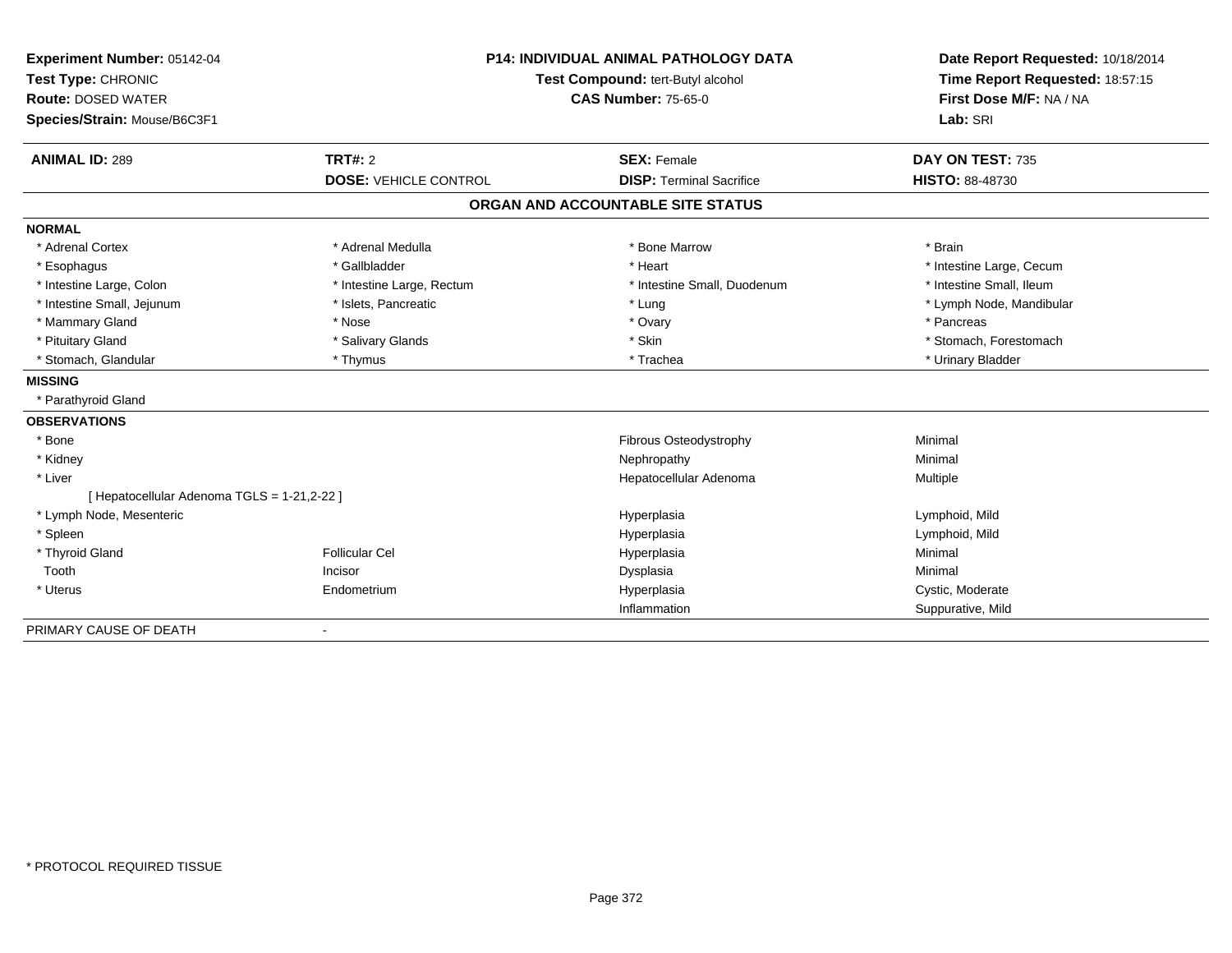**Experiment Number:** 05142-04
**Test Type:** CHRONIC
**Route:** DOSED WATER
**Species/Strain:** Mouse/B6C3F1

**P14: INDIVIDUAL ANIMAL PATHOLOGY DATA**
**Test Compound:** tert-Butyl alcohol
**CAS Number:** 75-65-0

**Date Report Requested:** 10/18/2014
**Time Report Requested:** 18:57:15
**First Dose M/F:** NA / NA
**Lab:** SRI

| **ANIMAL ID:** 289 | **TRT#:** 2 | **SEX:** Female | **DAY ON TEST:** 735 |
|---|---|---|---|
| | **DOSE:** VEHICLE CONTROL | **DISP:** Terminal Sacrifice | **HISTO:** 88-48730 |

## ORGAN AND ACCOUNTABLE SITE STATUS

| | | | |
|---|---|---|---|
| **NORMAL** | | | |
| * Adrenal Cortex | * Adrenal Medulla | * Bone Marrow | * Brain |
| * Esophagus | * Gallbladder | * Heart | * Intestine Large, Cecum |
| * Intestine Large, Colon | * Intestine Large, Rectum | * Intestine Small, Duodenum | * Intestine Small, Ileum |
| * Intestine Small, Jejunum | * Islets, Pancreatic | * Lung | * Lymph Node, Mandibular |
| * Mammary Gland | * Nose | * Ovary | * Pancreas |
| * Pituitary Gland | * Salivary Glands | * Skin | * Stomach, Forestomach |
| * Stomach, Glandular | * Thymus | * Trachea | * Urinary Bladder |
| **MISSING** | | | |
| * Parathyroid Gland | | | |
| **OBSERVATIONS** | | | |
| * Bone | | Fibrous Osteodystrophy | Minimal |
| * Kidney | | Nephropathy | Minimal |
| * Liver | | Hepatocellular Adenoma | Multiple |
| [ Hepatocellular Adenoma TGLS = 1-21,2-22 ] | | | |
| * Lymph Node, Mesenteric | | Hyperplasia | Lymphoid, Mild |
| * Spleen | | Hyperplasia | Lymphoid, Mild |
| * Thyroid Gland | Follicular Cel | Hyperplasia | Minimal |
| Tooth | Incisor | Dysplasia | Minimal |
| * Uterus | Endometrium | Hyperplasia | Cystic, Moderate |
| | | Inflammation | Suppurative, Mild |
| PRIMARY CAUSE OF DEATH | - | | |

* PROTOCOL REQUIRED TISSUE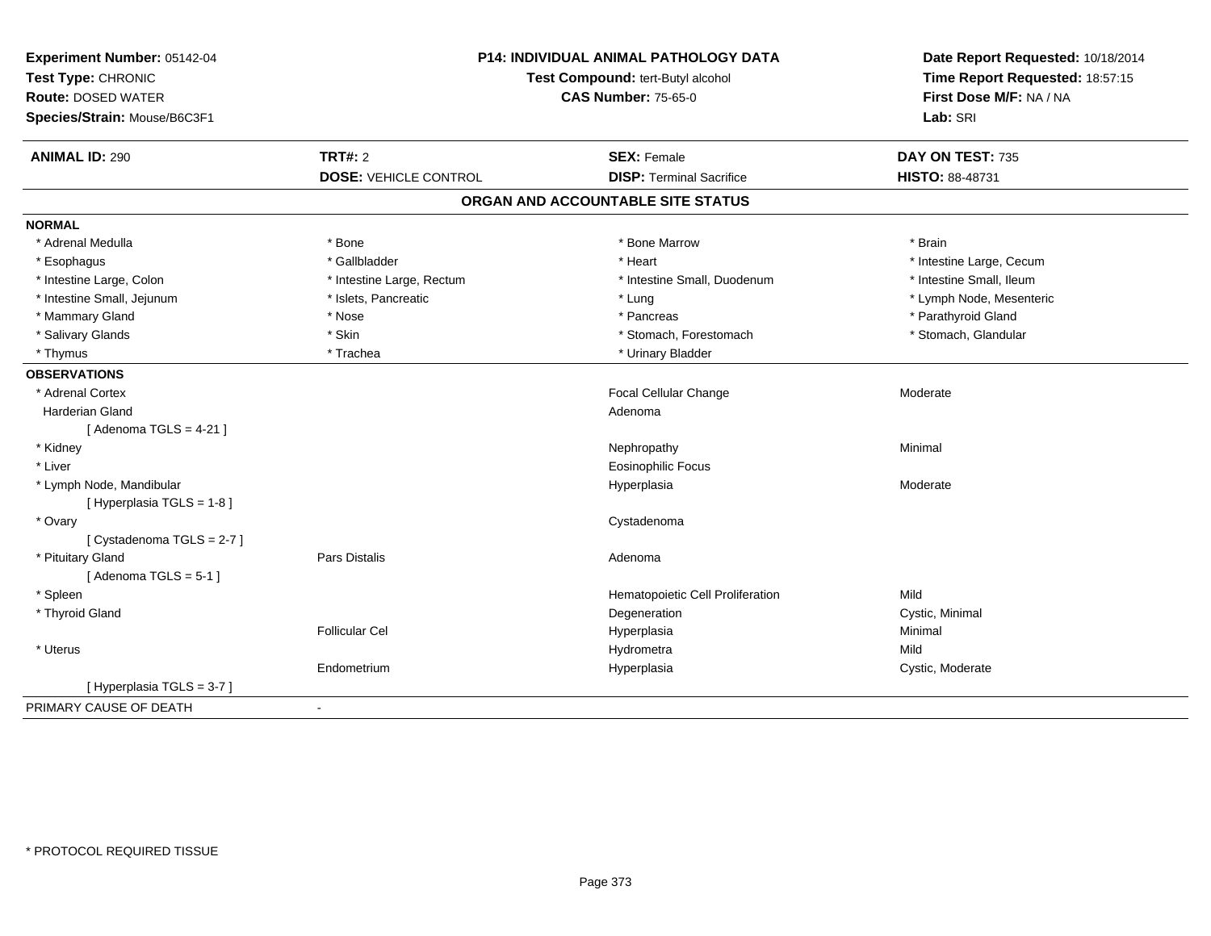**Experiment Number:** 05142-04
**Test Type:** CHRONIC
**Route:** DOSED WATER
**Species/Strain:** Mouse/B6C3F1

**P14: INDIVIDUAL ANIMAL PATHOLOGY DATA**
**Test Compound:** tert-Butyl alcohol
**CAS Number:** 75-65-0

**Date Report Requested:** 10/18/2014
**Time Report Requested:** 18:57:15
**First Dose M/F:** NA / NA
**Lab:** SRI

| **ANIMAL ID:** 290 | **TRT#:** 2 | **SEX:** Female | **DAY ON TEST:** 735 |
|---|---|---|---|
| | **DOSE:** VEHICLE CONTROL | **DISP:** Terminal Sacrifice | **HISTO:** 88-48731 |

## ORGAN AND ACCOUNTABLE SITE STATUS

**NORMAL**

| | | | |
|---|---|---|---|
| * Adrenal Medulla | * Bone | * Bone Marrow | * Brain |
| * Esophagus | * Gallbladder | * Heart | * Intestine Large, Cecum |
| * Intestine Large, Colon | * Intestine Large, Rectum | * Intestine Small, Duodenum | * Intestine Small, Ileum |
| * Intestine Small, Jejunum | * Islets, Pancreatic | * Lung | * Lymph Node, Mesenteric |
| * Mammary Gland | * Nose | * Pancreas | * Parathyroid Gland |
| * Salivary Glands | * Skin | * Stomach, Forestomach | * Stomach, Glandular |
| * Thymus | * Trachea | * Urinary Bladder | |

**OBSERVATIONS**

| | | | |
|---|---|---|---|
| * Adrenal Cortex | | Focal Cellular Change | Moderate |
| Harderian Gland | | Adenoma | |
| [ Adenoma TGLS = 4-21 ] | | | |
| * Kidney | | Nephropathy | Minimal |
| * Liver | | Eosinophilic Focus | |
| * Lymph Node, Mandibular | | Hyperplasia | Moderate |
| [ Hyperplasia TGLS = 1-8 ] | | | |
| * Ovary | | Cystadenoma | |
| [ Cystadenoma TGLS = 2-7 ] | | | |
| * Pituitary Gland | Pars Distalis | Adenoma | |
| [ Adenoma TGLS = 5-1 ] | | | |
| * Spleen | | Hematopoietic Cell Proliferation | Mild |
| * Thyroid Gland | | Degeneration | Cystic, Minimal |
| | Follicular Cel | Hyperplasia | Minimal |
| * Uterus | | Hydrometra | Mild |
| | Endometrium | Hyperplasia | Cystic, Moderate |
| [ Hyperplasia TGLS = 3-7 ] | | | |

PRIMARY CAUSE OF DEATH -

* PROTOCOL REQUIRED TISSUE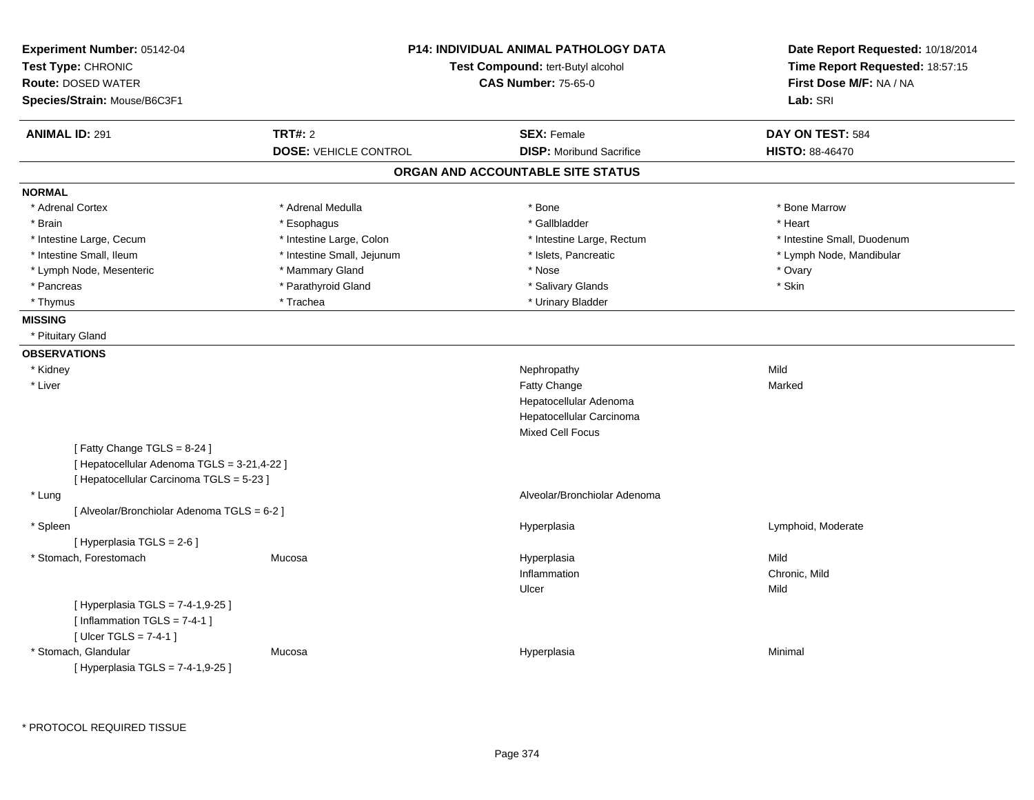**Experiment Number:** 05142-04
**Test Type:** CHRONIC
**Route:** DOSED WATER
**Species/Strain:** Mouse/B6C3F1

**P14: INDIVIDUAL ANIMAL PATHOLOGY DATA**
**Test Compound:** tert-Butyl alcohol
**CAS Number:** 75-65-0

**Date Report Requested:** 10/18/2014
**Time Report Requested:** 18:57:15
**First Dose M/F:** NA / NA
**Lab:** SRI

| **ANIMAL ID:** 291 | **TRT#:** 2 | **SEX:** Female | **DAY ON TEST:** 584 |
|---|---|---|---|
| | **DOSE:** VEHICLE CONTROL | **DISP:** Moribund Sacrifice | **HISTO:** 88-46470 |

## ORGAN AND ACCOUNTABLE SITE STATUS

**NORMAL**

| | | | |
|---|---|---|---|
| * Adrenal Cortex | * Adrenal Medulla | * Bone | * Bone Marrow |
| * Brain | * Esophagus | * Gallbladder | * Heart |
| * Intestine Large, Cecum | * Intestine Large, Colon | * Intestine Large, Rectum | * Intestine Small, Duodenum |
| * Intestine Small, Ileum | * Intestine Small, Jejunum | * Islets, Pancreatic | * Lymph Node, Mandibular |
| * Lymph Node, Mesenteric | * Mammary Gland | * Nose | * Ovary |
| * Pancreas | * Parathyroid Gland | * Salivary Glands | * Skin |
| * Thymus | * Trachea | * Urinary Bladder | |

**MISSING**

* Pituitary Gland

**OBSERVATIONS**

| | | | |
|---|---|---|---|
| * Kidney | | Nephropathy | Mild |
| * Liver | | Fatty Change | Marked |
| | | Hepatocellular Adenoma | |
| | | Hepatocellular Carcinoma | |
| | | Mixed Cell Focus | |
| [ Fatty Change TGLS = 8-24 ] | | | |
| [ Hepatocellular Adenoma TGLS = 3-21,4-22 ] | | | |
| [ Hepatocellular Carcinoma TGLS = 5-23 ] | | | |
| * Lung | | Alveolar/Bronchiolar Adenoma | |
| [ Alveolar/Bronchiolar Adenoma TGLS = 6-2 ] | | | |
| * Spleen | | Hyperplasia | Lymphoid, Moderate |
| [ Hyperplasia TGLS = 2-6 ] | | | |
| * Stomach, Forestomach | Mucosa | Hyperplasia | Mild |
| | | Inflammation | Chronic, Mild |
| | | Ulcer | Mild |
| [ Hyperplasia TGLS = 7-4-1,9-25 ] | | | |
| [ Inflammation TGLS = 7-4-1 ] | | | |
| [ Ulcer TGLS = 7-4-1 ] | | | |
| * Stomach, Glandular | Mucosa | Hyperplasia | Minimal |
| [ Hyperplasia TGLS = 7-4-1,9-25 ] | | | |

* PROTOCOL REQUIRED TISSUE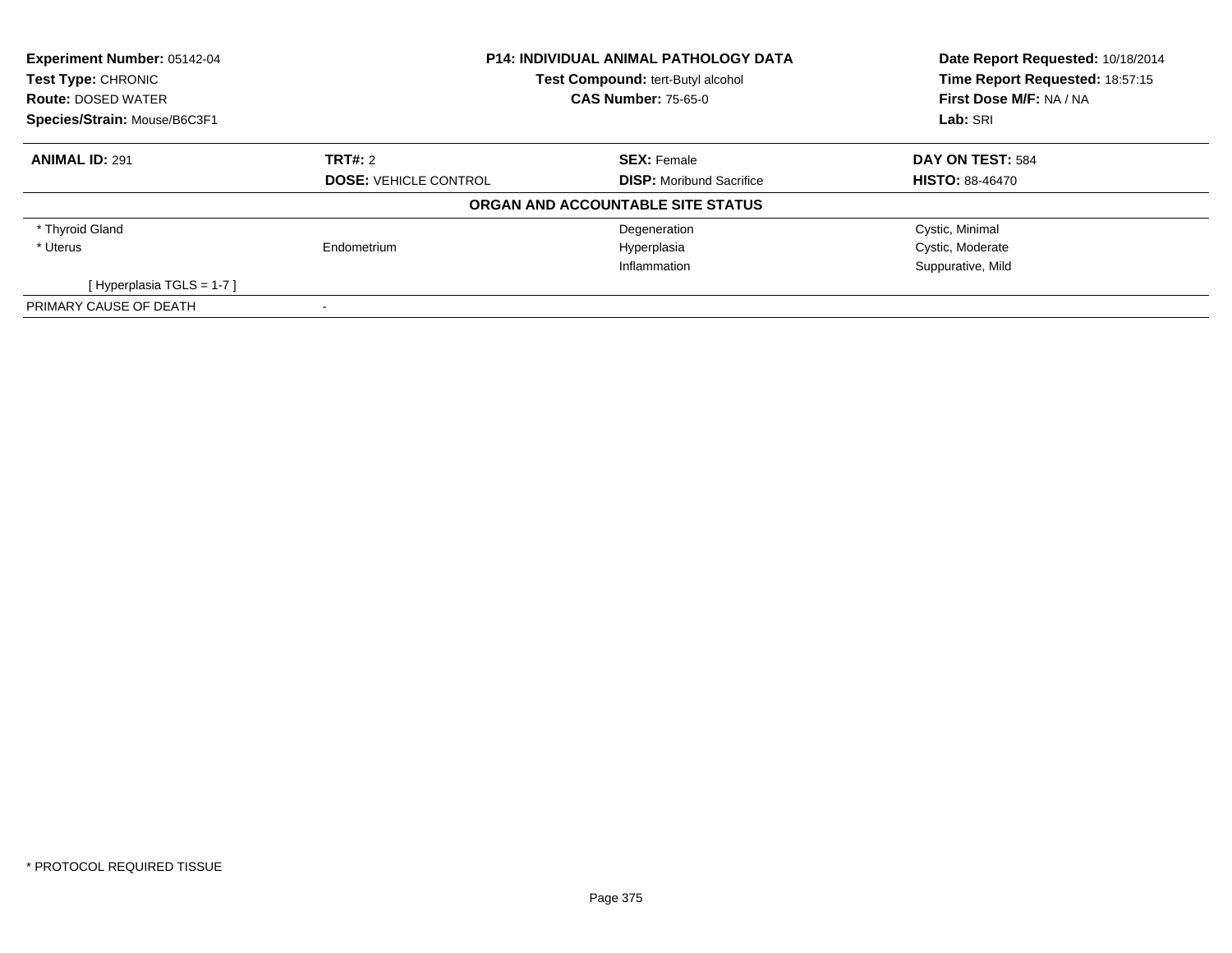**Experiment Number:** 05142-04
**Test Type:** CHRONIC
**Route:** DOSED WATER
**Species/Strain:** Mouse/B6C3F1

**P14: INDIVIDUAL ANIMAL PATHOLOGY DATA**
**Test Compound:** tert-Butyl alcohol
**CAS Number:** 75-65-0

**Date Report Requested:** 10/18/2014
**Time Report Requested:** 18:57:15
**First Dose M/F:** NA / NA
**Lab:** SRI

| **ANIMAL ID:** 291 | **TRT#:** 2 | **SEX:** Female | **DAY ON TEST:** 584 |
|---|---|---|---|
| | **DOSE:** VEHICLE CONTROL | **DISP:** Moribund Sacrifice | **HISTO:** 88-46470 |

**ORGAN AND ACCOUNTABLE SITE STATUS**

| | | | |
|---|---|---|---|
| * Thyroid Gland | | Degeneration | Cystic, Minimal |
| * Uterus | Endometrium | Hyperplasia | Cystic, Moderate |
| | | Inflammation | Suppurative, Mild |
| [ Hyperplasia TGLS = 1-7 ] | | | |
| PRIMARY CAUSE OF DEATH | - | | |

* PROTOCOL REQUIRED TISSUE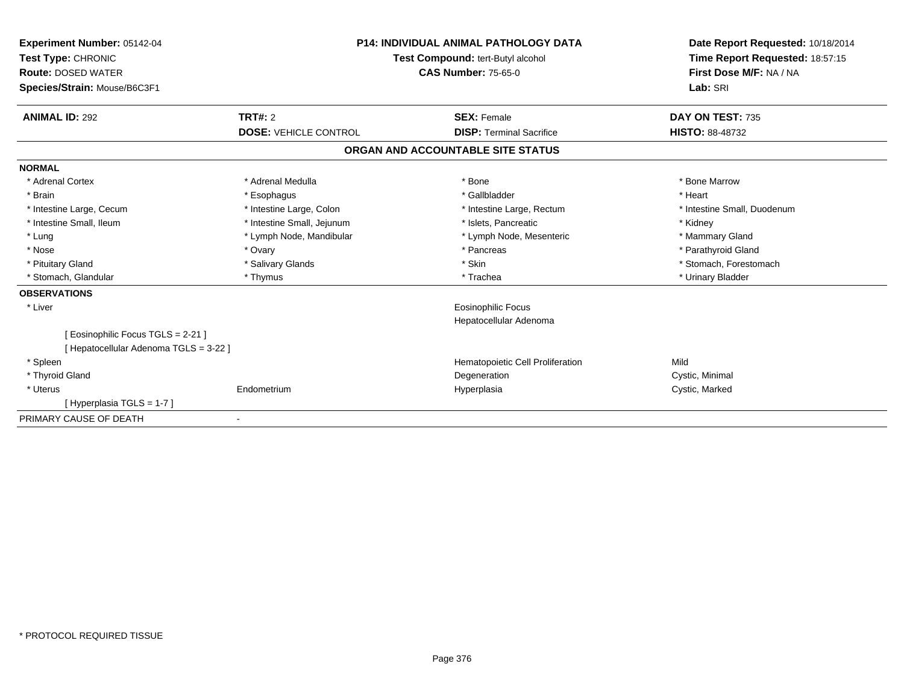**Experiment Number:** 05142-04
**Test Type:** CHRONIC
**Route:** DOSED WATER
**Species/Strain:** Mouse/B6C3F1

**P14: INDIVIDUAL ANIMAL PATHOLOGY DATA**
**Test Compound:** tert-Butyl alcohol
**CAS Number:** 75-65-0

**Date Report Requested:** 10/18/2014
**Time Report Requested:** 18:57:15
**First Dose M/F:** NA / NA
**Lab:** SRI

| **ANIMAL ID:** 292 | **TRT#:** 2 | **SEX:** Female | **DAY ON TEST:** 735 |
|---|---|---|---|
| | **DOSE:** VEHICLE CONTROL | **DISP:** Terminal Sacrifice | **HISTO:** 88-48732 |

## ORGAN AND ACCOUNTABLE SITE STATUS

**NORMAL**

| | | | |
|---|---|---|---|
| * Adrenal Cortex | * Adrenal Medulla | * Bone | * Bone Marrow |
| * Brain | * Esophagus | * Gallbladder | * Heart |
| * Intestine Large, Cecum | * Intestine Large, Colon | * Intestine Large, Rectum | * Intestine Small, Duodenum |
| * Intestine Small, Ileum | * Intestine Small, Jejunum | * Islets, Pancreatic | * Kidney |
| * Lung | * Lymph Node, Mandibular | * Lymph Node, Mesenteric | * Mammary Gland |
| * Nose | * Ovary | * Pancreas | * Parathyroid Gland |
| * Pituitary Gland | * Salivary Glands | * Skin | * Stomach, Forestomach |
| * Stomach, Glandular | * Thymus | * Trachea | * Urinary Bladder |

**OBSERVATIONS**

| | | | |
|---|---|---|---|
| * Liver | | Eosinophilic Focus | |
| | | Hepatocellular Adenoma | |
| [ Eosinophilic Focus TGLS = 2-21 ] | | | |
| [ Hepatocellular Adenoma TGLS = 3-22 ] | | | |
| * Spleen | | Hematopoietic Cell Proliferation | Mild |
| * Thyroid Gland | | Degeneration | Cystic, Minimal |
| * Uterus | Endometrium | Hyperplasia | Cystic, Marked |
| [ Hyperplasia TGLS = 1-7 ] | | | |

PRIMARY CAUSE OF DEATH -

* PROTOCOL REQUIRED TISSUE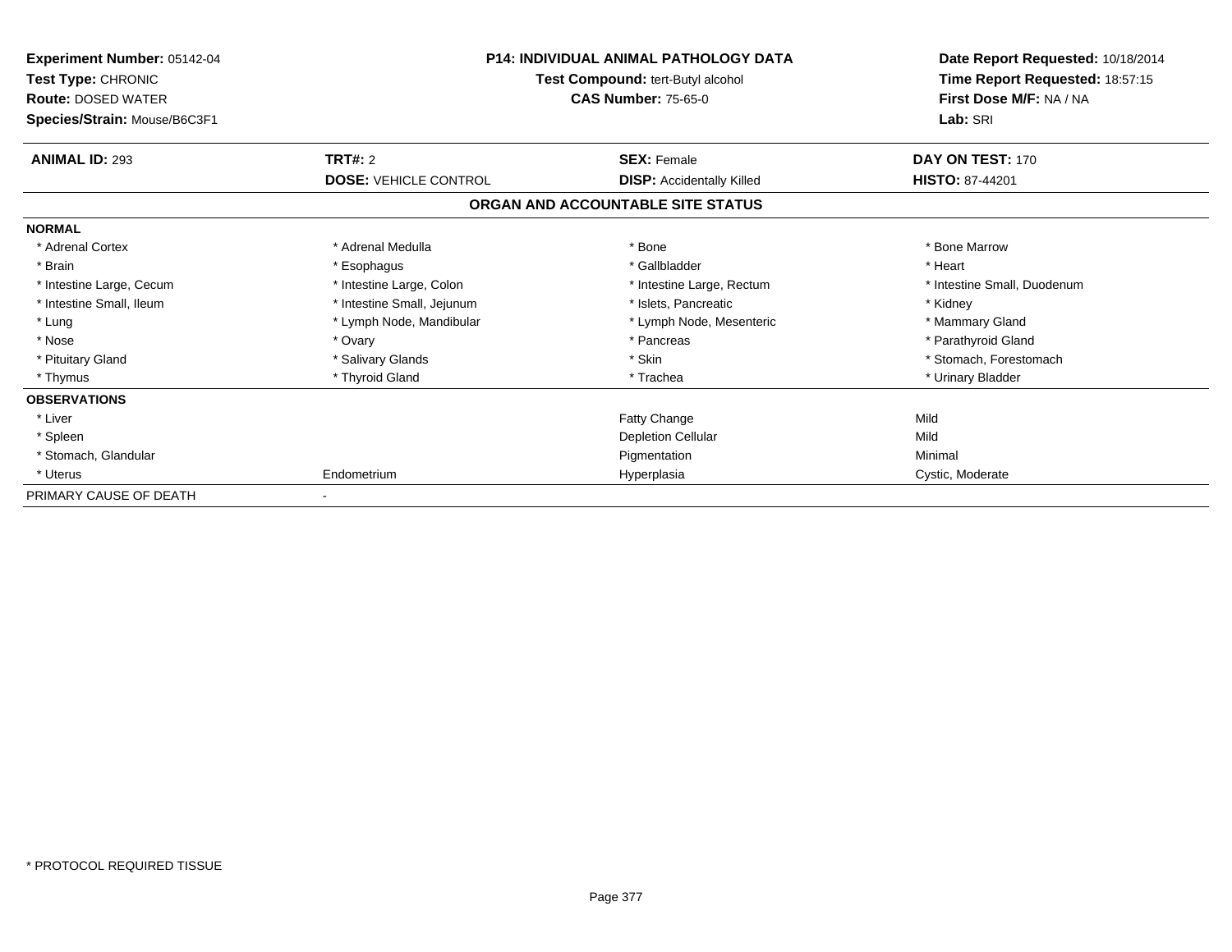**Experiment Number:** 05142-04
**Test Type:** CHRONIC
**Route:** DOSED WATER
**Species/Strain:** Mouse/B6C3F1

**P14: INDIVIDUAL ANIMAL PATHOLOGY DATA**
**Test Compound:** tert-Butyl alcohol
**CAS Number:** 75-65-0

**Date Report Requested:** 10/18/2014
**Time Report Requested:** 18:57:15
**First Dose M/F:** NA / NA
**Lab:** SRI

| **ANIMAL ID:** 293 | **TRT#:** 2 | **SEX:** Female | **DAY ON TEST:** 170 |
|---|---|---|---|
| | **DOSE:** VEHICLE CONTROL | **DISP:** Accidentally Killed | **HISTO:** 87-44201 |

## ORGAN AND ACCOUNTABLE SITE STATUS

| | | | |
|---|---|---|---|
| **NORMAL** | | | |
| * Adrenal Cortex | * Adrenal Medulla | * Bone | * Bone Marrow |
| * Brain | * Esophagus | * Gallbladder | * Heart |
| * Intestine Large, Cecum | * Intestine Large, Colon | * Intestine Large, Rectum | * Intestine Small, Duodenum |
| * Intestine Small, Ileum | * Intestine Small, Jejunum | * Islets, Pancreatic | * Kidney |
| * Lung | * Lymph Node, Mandibular | * Lymph Node, Mesenteric | * Mammary Gland |
| * Nose | * Ovary | * Pancreas | * Parathyroid Gland |
| * Pituitary Gland | * Salivary Glands | * Skin | * Stomach, Forestomach |
| * Thymus | * Thyroid Gland | * Trachea | * Urinary Bladder |
| **OBSERVATIONS** | | | |
| * Liver | | Fatty Change | Mild |
| * Spleen | | Depletion Cellular | Mild |
| * Stomach, Glandular | | Pigmentation | Minimal |
| * Uterus | Endometrium | Hyperplasia | Cystic, Moderate |
| PRIMARY CAUSE OF DEATH | - | | |

\* PROTOCOL REQUIRED TISSUE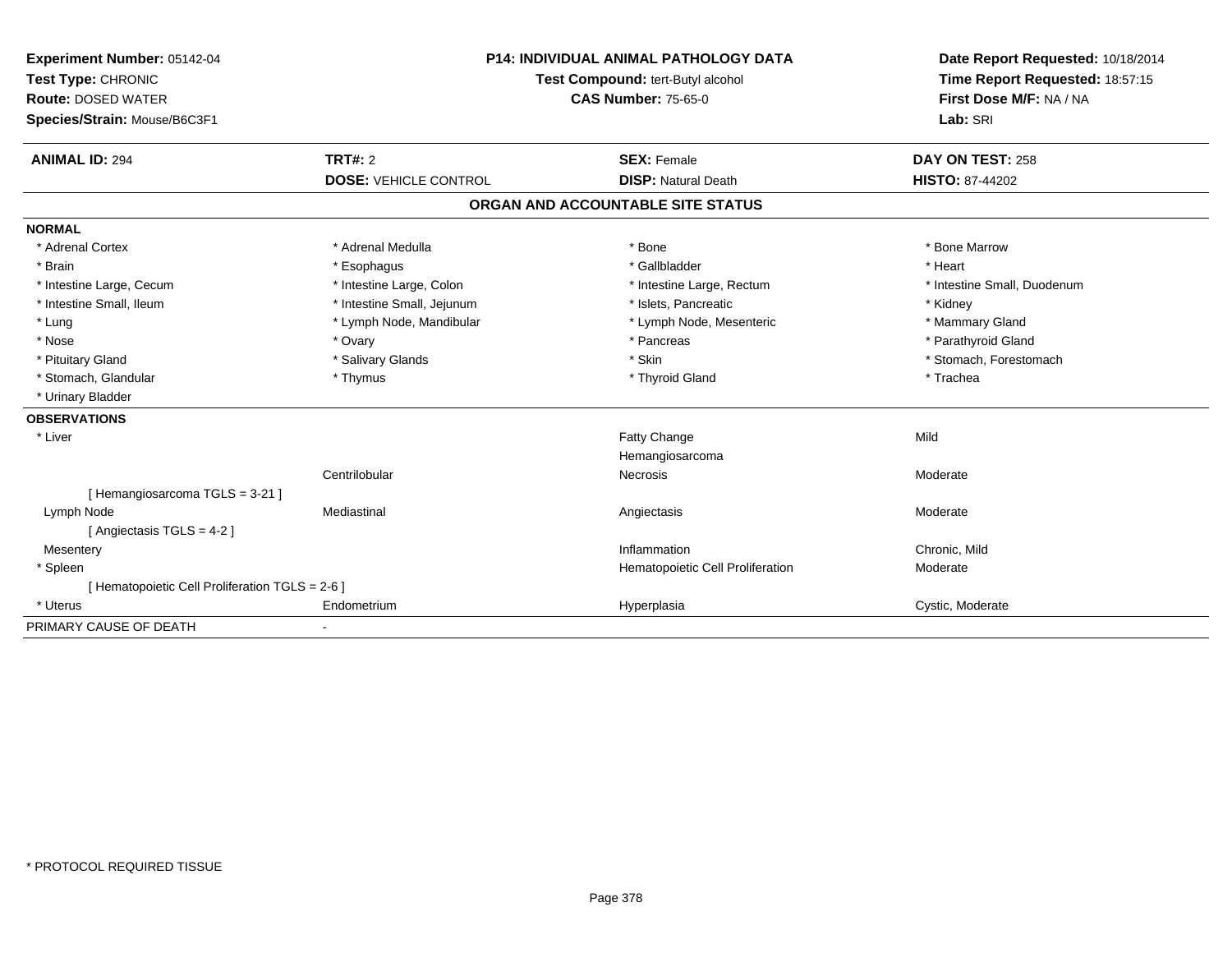**Experiment Number:** 05142-04
**Test Type:** CHRONIC
**Route:** DOSED WATER
**Species/Strain:** Mouse/B6C3F1

**P14: INDIVIDUAL ANIMAL PATHOLOGY DATA**
**Test Compound:** tert-Butyl alcohol
**CAS Number:** 75-65-0

**Date Report Requested:** 10/18/2014
**Time Report Requested:** 18:57:15
**First Dose M/F:** NA / NA
**Lab:** SRI

| **ANIMAL ID:** 294 | **TRT#:** 2 | **SEX:** Female | **DAY ON TEST:** 258 |
|---|---|---|---|
| | **DOSE:** VEHICLE CONTROL | **DISP:** Natural Death | **HISTO:** 87-44202 |

## ORGAN AND ACCOUNTABLE SITE STATUS

**NORMAL**

| | | | |
|---|---|---|---|
| * Adrenal Cortex | * Adrenal Medulla | * Bone | * Bone Marrow |
| * Brain | * Esophagus | * Gallbladder | * Heart |
| * Intestine Large, Cecum | * Intestine Large, Colon | * Intestine Large, Rectum | * Intestine Small, Duodenum |
| * Intestine Small, Ileum | * Intestine Small, Jejunum | * Islets, Pancreatic | * Kidney |
| * Lung | * Lymph Node, Mandibular | * Lymph Node, Mesenteric | * Mammary Gland |
| * Nose | * Ovary | * Pancreas | * Parathyroid Gland |
| * Pituitary Gland | * Salivary Glands | * Skin | * Stomach, Forestomach |
| * Stomach, Glandular | * Thymus | * Thyroid Gland | * Trachea |
| * Urinary Bladder | | | |

**OBSERVATIONS**

| | | | |
|---|---|---|---|
| * Liver | | Fatty Change | Mild |
| | | Hemangiosarcoma | |
| | Centrilobular | Necrosis | Moderate |
| [ Hemangiosarcoma TGLS = 3-21 ] | | | |
| Lymph Node | Mediastinal | Angiectasis | Moderate |
| [ Angiectasis TGLS = 4-2 ] | | | |
| Mesentery | | Inflammation | Chronic, Mild |
| * Spleen | | Hematopoietic Cell Proliferation | Moderate |
| [ Hematopoietic Cell Proliferation TGLS = 2-6 ] | | | |
| * Uterus | Endometrium | Hyperplasia | Cystic, Moderate |

PRIMARY CAUSE OF DEATH -

* PROTOCOL REQUIRED TISSUE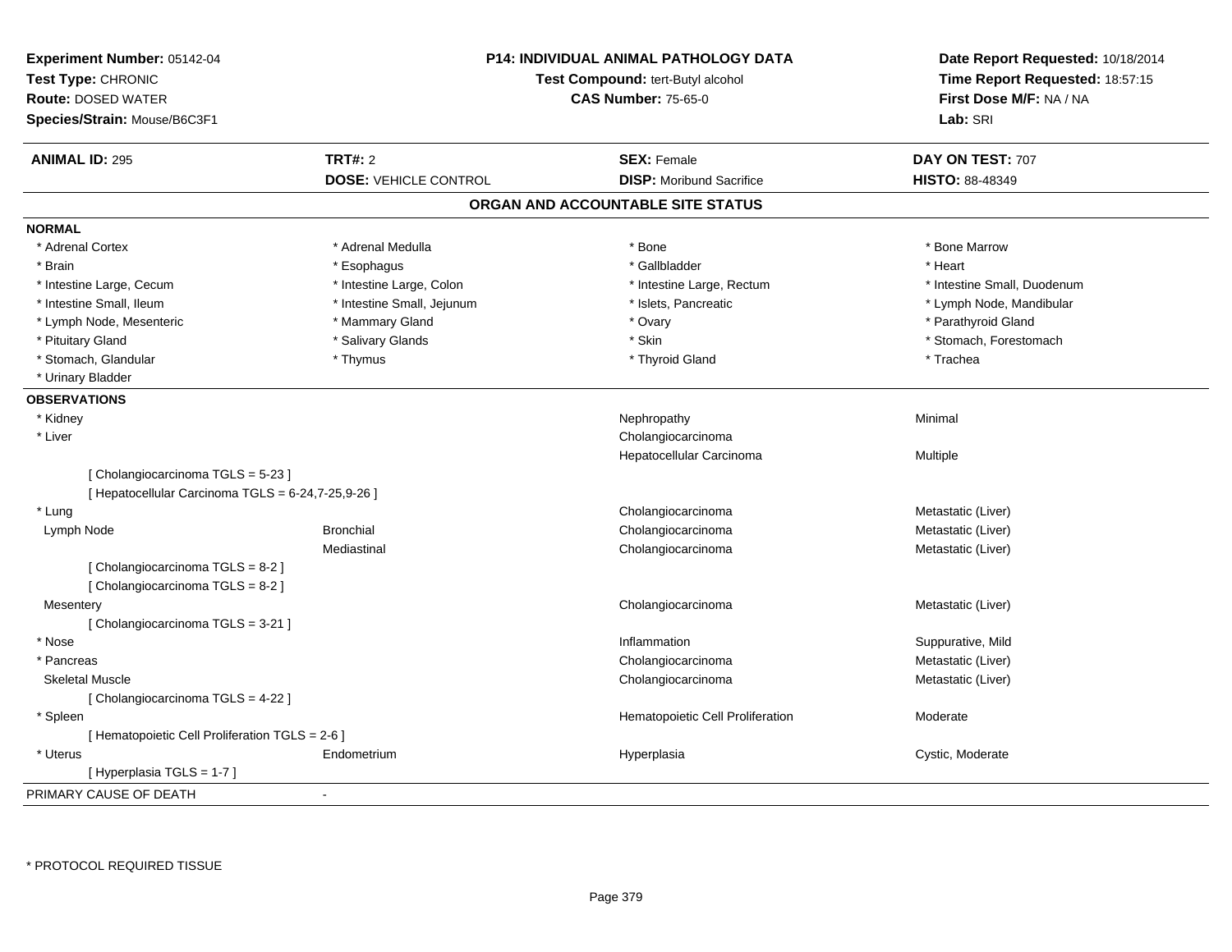**Experiment Number:** 05142-04
**Test Type:** CHRONIC
**Route:** DOSED WATER
**Species/Strain:** Mouse/B6C3F1

**P14: INDIVIDUAL ANIMAL PATHOLOGY DATA**
**Test Compound:** tert-Butyl alcohol
**CAS Number:** 75-65-0

**Date Report Requested:** 10/18/2014
**Time Report Requested:** 18:57:15
**First Dose M/F:** NA / NA
**Lab:** SRI

| **ANIMAL ID:** 295 | **TRT#:** 2 | **SEX:** Female | **DAY ON TEST:** 707 |
|---|---|---|---|
| | **DOSE:** VEHICLE CONTROL | **DISP:** Moribund Sacrifice | **HISTO:** 88-48349 |

## ORGAN AND ACCOUNTABLE SITE STATUS

**NORMAL**

| | | | |
|---|---|---|---|
| * Adrenal Cortex | * Adrenal Medulla | * Bone | * Bone Marrow |
| * Brain | * Esophagus | * Gallbladder | * Heart |
| * Intestine Large, Cecum | * Intestine Large, Colon | * Intestine Large, Rectum | * Intestine Small, Duodenum |
| * Intestine Small, Ileum | * Intestine Small, Jejunum | * Islets, Pancreatic | * Lymph Node, Mandibular |
| * Lymph Node, Mesenteric | * Mammary Gland | * Ovary | * Parathyroid Gland |
| * Pituitary Gland | * Salivary Glands | * Skin | * Stomach, Forestomach |
| * Stomach, Glandular | * Thymus | * Thyroid Gland | * Trachea |
| * Urinary Bladder | | | |

**OBSERVATIONS**

| | | | |
|---|---|---|---|
| * Kidney | | Nephropathy | Minimal |
| * Liver | | Cholangiocarcinoma | |
| | | Hepatocellular Carcinoma | Multiple |
| [ Cholangiocarcinoma TGLS = 5-23 ] | | | |
| [ Hepatocellular Carcinoma TGLS = 6-24,7-25,9-26 ] | | | |
| * Lung | | Cholangiocarcinoma | Metastatic (Liver) |
| Lymph Node | Bronchial | Cholangiocarcinoma | Metastatic (Liver) |
| | Mediastinal | Cholangiocarcinoma | Metastatic (Liver) |
| [ Cholangiocarcinoma TGLS = 8-2 ] | | | |
| [ Cholangiocarcinoma TGLS = 8-2 ] | | | |
| Mesentery | | Cholangiocarcinoma | Metastatic (Liver) |
| [ Cholangiocarcinoma TGLS = 3-21 ] | | | |
| * Nose | | Inflammation | Suppurative, Mild |
| * Pancreas | | Cholangiocarcinoma | Metastatic (Liver) |
| Skeletal Muscle | | Cholangiocarcinoma | Metastatic (Liver) |
| [ Cholangiocarcinoma TGLS = 4-22 ] | | | |
| * Spleen | | Hematopoietic Cell Proliferation | Moderate |
| [ Hematopoietic Cell Proliferation TGLS = 2-6 ] | | | |
| * Uterus | Endometrium | Hyperplasia | Cystic, Moderate |
| [ Hyperplasia TGLS = 1-7 ] | | | |

PRIMARY CAUSE OF DEATH -

\* PROTOCOL REQUIRED TISSUE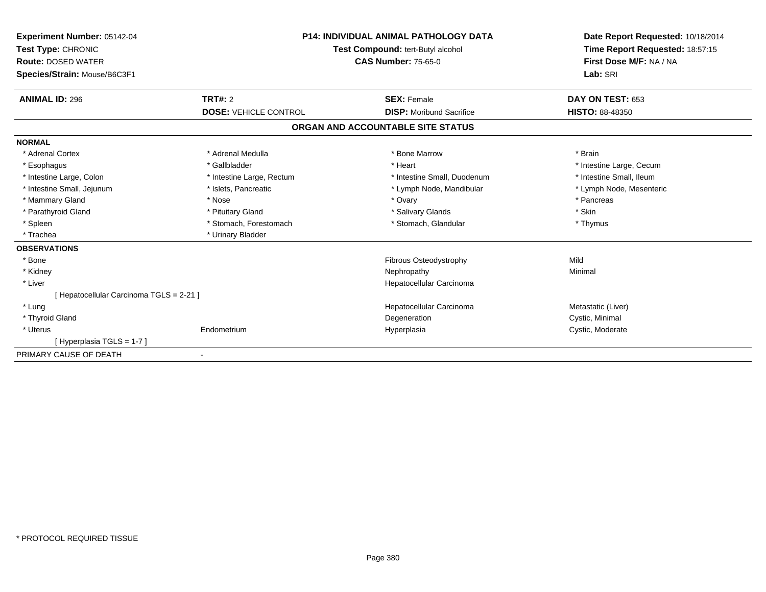**Experiment Number:** 05142-04
**Test Type:** CHRONIC
**Route:** DOSED WATER
**Species/Strain:** Mouse/B6C3F1

**P14: INDIVIDUAL ANIMAL PATHOLOGY DATA**
**Test Compound:** tert-Butyl alcohol
**CAS Number:** 75-65-0

**Date Report Requested:** 10/18/2014
**Time Report Requested:** 18:57:15
**First Dose M/F:** NA / NA
**Lab:** SRI

| **ANIMAL ID:** 296 | **TRT#:** 2 | **SEX:** Female | **DAY ON TEST:** 653 |
|---|---|---|---|
| | **DOSE:** VEHICLE CONTROL | **DISP:** Moribund Sacrifice | **HISTO:** 88-48350 |

## ORGAN AND ACCOUNTABLE SITE STATUS

**NORMAL**

| | | | |
|---|---|---|---|
| * Adrenal Cortex | * Adrenal Medulla | * Bone Marrow | * Brain |
| * Esophagus | * Gallbladder | * Heart | * Intestine Large, Cecum |
| * Intestine Large, Colon | * Intestine Large, Rectum | * Intestine Small, Duodenum | * Intestine Small, Ileum |
| * Intestine Small, Jejunum | * Islets, Pancreatic | * Lymph Node, Mandibular | * Lymph Node, Mesenteric |
| * Mammary Gland | * Nose | * Ovary | * Pancreas |
| * Parathyroid Gland | * Pituitary Gland | * Salivary Glands | * Skin |
| * Spleen | * Stomach, Forestomach | * Stomach, Glandular | * Thymus |
| * Trachea | * Urinary Bladder | | |

**OBSERVATIONS**

| | | | |
|---|---|---|---|
| * Bone | | Fibrous Osteodystrophy | Mild |
| * Kidney | | Nephropathy | Minimal |
| * Liver | | Hepatocellular Carcinoma | |
| [ Hepatocellular Carcinoma TGLS = 2-21 ] | | | |
| * Lung | | Hepatocellular Carcinoma | Metastatic (Liver) |
| * Thyroid Gland | | Degeneration | Cystic, Minimal |
| * Uterus | Endometrium | Hyperplasia | Cystic, Moderate |
| [ Hyperplasia TGLS = 1-7 ] | | | |

PRIMARY CAUSE OF DEATH -

* PROTOCOL REQUIRED TISSUE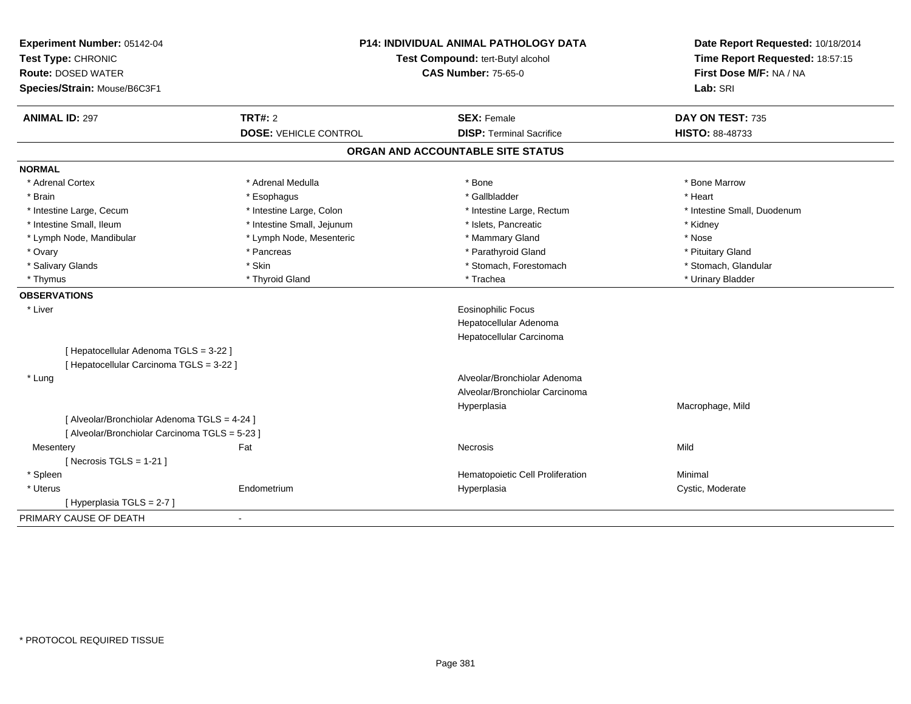**Experiment Number:** 05142-04
**Test Type:** CHRONIC
**Route:** DOSED WATER
**Species/Strain:** Mouse/B6C3F1

**P14: INDIVIDUAL ANIMAL PATHOLOGY DATA**
**Test Compound:** tert-Butyl alcohol
**CAS Number:** 75-65-0

**Date Report Requested:** 10/18/2014
**Time Report Requested:** 18:57:15
**First Dose M/F:** NA / NA
**Lab:** SRI

| **ANIMAL ID:** 297 | **TRT#:** 2 | **SEX:** Female | **DAY ON TEST:** 735 |
|---|---|---|---|
| | **DOSE:** VEHICLE CONTROL | **DISP:** Terminal Sacrifice | **HISTO:** 88-48733 |

## ORGAN AND ACCOUNTABLE SITE STATUS

**NORMAL**

| | | | |
|---|---|---|---|
| * Adrenal Cortex | * Adrenal Medulla | * Bone | * Bone Marrow |
| * Brain | * Esophagus | * Gallbladder | * Heart |
| * Intestine Large, Cecum | * Intestine Large, Colon | * Intestine Large, Rectum | * Intestine Small, Duodenum |
| * Intestine Small, Ileum | * Intestine Small, Jejunum | * Islets, Pancreatic | * Kidney |
| * Lymph Node, Mandibular | * Lymph Node, Mesenteric | * Mammary Gland | * Nose |
| * Ovary | * Pancreas | * Parathyroid Gland | * Pituitary Gland |
| * Salivary Glands | * Skin | * Stomach, Forestomach | * Stomach, Glandular |
| * Thymus | * Thyroid Gland | * Trachea | * Urinary Bladder |

**OBSERVATIONS**

| | | | |
|---|---|---|---|
| * Liver | | Eosinophilic Focus | |
| | | Hepatocellular Adenoma | |
| | | Hepatocellular Carcinoma | |
| [ Hepatocellular Adenoma TGLS = 3-22 ] | | | |
| [ Hepatocellular Carcinoma TGLS = 3-22 ] | | | |
| * Lung | | Alveolar/Bronchiolar Adenoma | |
| | | Alveolar/Bronchiolar Carcinoma | |
| | | Hyperplasia | Macrophage, Mild |
| [ Alveolar/Bronchiolar Adenoma TGLS = 4-24 ] | | | |
| [ Alveolar/Bronchiolar Carcinoma TGLS = 5-23 ] | | | |
| Mesentery | Fat | Necrosis | Mild |
| [ Necrosis TGLS = 1-21 ] | | | |
| * Spleen | | Hematopoietic Cell Proliferation | Minimal |
| * Uterus | Endometrium | Hyperplasia | Cystic, Moderate |
| [ Hyperplasia TGLS = 2-7 ] | | | |

PRIMARY CAUSE OF DEATH -

* PROTOCOL REQUIRED TISSUE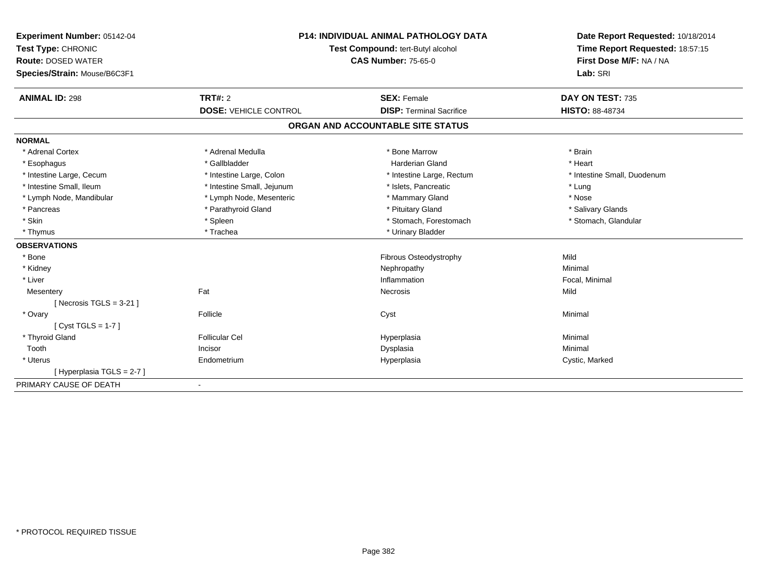**Experiment Number:** 05142-04
**Test Type:** CHRONIC
**Route:** DOSED WATER
**Species/Strain:** Mouse/B6C3F1

**P14: INDIVIDUAL ANIMAL PATHOLOGY DATA**
**Test Compound:** tert-Butyl alcohol
**CAS Number:** 75-65-0

**Date Report Requested:** 10/18/2014
**Time Report Requested:** 18:57:15
**First Dose M/F:** NA / NA
**Lab:** SRI

| **ANIMAL ID:** 298 | **TRT#:** 2 | **SEX:** Female | **DAY ON TEST:** 735 |
|---|---|---|---|
| | **DOSE:** VEHICLE CONTROL | **DISP:** Terminal Sacrifice | **HISTO:** 88-48734 |

## ORGAN AND ACCOUNTABLE SITE STATUS

**NORMAL**

| | | | |
|---|---|---|---|
| * Adrenal Cortex | * Adrenal Medulla | * Bone Marrow | * Brain |
| * Esophagus | * Gallbladder | Harderian Gland | * Heart |
| * Intestine Large, Cecum | * Intestine Large, Colon | * Intestine Large, Rectum | * Intestine Small, Duodenum |
| * Intestine Small, Ileum | * Intestine Small, Jejunum | * Islets, Pancreatic | * Lung |
| * Lymph Node, Mandibular | * Lymph Node, Mesenteric | * Mammary Gland | * Nose |
| * Pancreas | * Parathyroid Gland | * Pituitary Gland | * Salivary Glands |
| * Skin | * Spleen | * Stomach, Forestomach | * Stomach, Glandular |
| * Thymus | * Trachea | * Urinary Bladder | |

**OBSERVATIONS**

| | | | |
|---|---|---|---|
| * Bone | | Fibrous Osteodystrophy | Mild |
| * Kidney | | Nephropathy | Minimal |
| * Liver | | Inflammation | Focal, Minimal |
| Mesentery | Fat | Necrosis | Mild |
| [ Necrosis TGLS = 3-21 ] | | | |
| * Ovary | Follicle | Cyst | Minimal |
| [ Cyst TGLS = 1-7 ] | | | |
| * Thyroid Gland | Follicular Cel | Hyperplasia | Minimal |
| Tooth | Incisor | Dysplasia | Minimal |
| * Uterus | Endometrium | Hyperplasia | Cystic, Marked |
| [ Hyperplasia TGLS = 2-7 ] | | | |

PRIMARY CAUSE OF DEATH -

* PROTOCOL REQUIRED TISSUE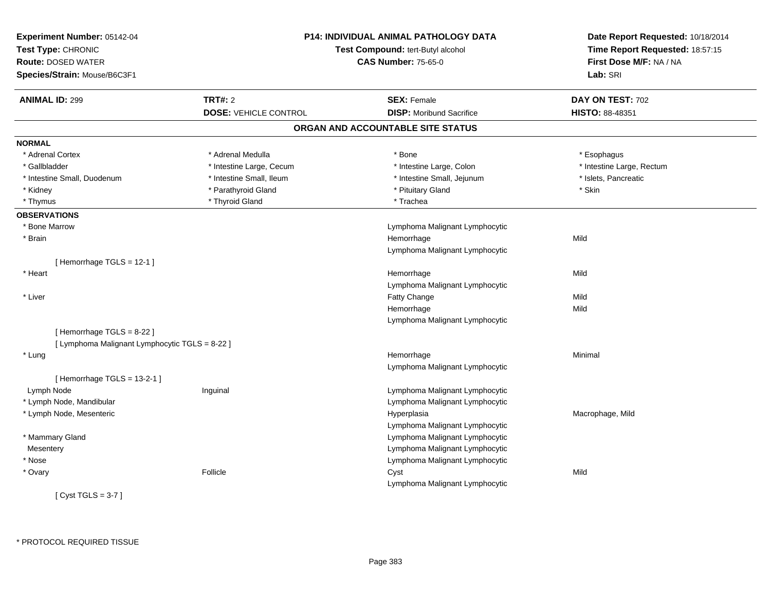**Experiment Number:** 05142-04
**Test Type:** CHRONIC
**Route:** DOSED WATER
**Species/Strain:** Mouse/B6C3F1

**P14: INDIVIDUAL ANIMAL PATHOLOGY DATA**
**Test Compound:** tert-Butyl alcohol
**CAS Number:** 75-65-0

**Date Report Requested:** 10/18/2014
**Time Report Requested:** 18:57:15
**First Dose M/F:** NA / NA
**Lab:** SRI

| **ANIMAL ID:** 299 | **TRT#:** 2 | **SEX:** Female | **DAY ON TEST:** 702 |
|---|---|---|---|
| | **DOSE:** VEHICLE CONTROL | **DISP:** Moribund Sacrifice | **HISTO:** 88-48351 |

## ORGAN AND ACCOUNTABLE SITE STATUS

**NORMAL**

| | | | |
|---|---|---|---|
| * Adrenal Cortex | * Adrenal Medulla | * Bone | * Esophagus |
| * Gallbladder | * Intestine Large, Cecum | * Intestine Large, Colon | * Intestine Large, Rectum |
| * Intestine Small, Duodenum | * Intestine Small, Ileum | * Intestine Small, Jejunum | * Islets, Pancreatic |
| * Kidney | * Parathyroid Gland | * Pituitary Gland | * Skin |
| * Thymus | * Thyroid Gland | * Trachea | |

**OBSERVATIONS**

| | | | |
|---|---|---|---|
| * Bone Marrow | | Lymphoma Malignant Lymphocytic | |
| * Brain | | Hemorrhage | Mild |
| | | Lymphoma Malignant Lymphocytic | |
| [ Hemorrhage TGLS = 12-1 ] | | | |
| * Heart | | Hemorrhage | Mild |
| | | Lymphoma Malignant Lymphocytic | |
| * Liver | | Fatty Change | Mild |
| | | Hemorrhage | Mild |
| | | Lymphoma Malignant Lymphocytic | |
| [ Hemorrhage TGLS = 8-22 ] | | | |
| [ Lymphoma Malignant Lymphocytic TGLS = 8-22 ] | | | |
| * Lung | | Hemorrhage | Minimal |
| | | Lymphoma Malignant Lymphocytic | |
| [ Hemorrhage TGLS = 13-2-1 ] | | | |
| Lymph Node | Inguinal | Lymphoma Malignant Lymphocytic | |
| * Lymph Node, Mandibular | | Lymphoma Malignant Lymphocytic | |
| * Lymph Node, Mesenteric | | Hyperplasia | Macrophage, Mild |
| | | Lymphoma Malignant Lymphocytic | |
| * Mammary Gland | | Lymphoma Malignant Lymphocytic | |
| Mesentery | | Lymphoma Malignant Lymphocytic | |
| * Nose | | Lymphoma Malignant Lymphocytic | |
| * Ovary | Follicle | Cyst | Mild |
| | | Lymphoma Malignant Lymphocytic | |
| [ Cyst TGLS = 3-7 ] | | | |

* PROTOCOL REQUIRED TISSUE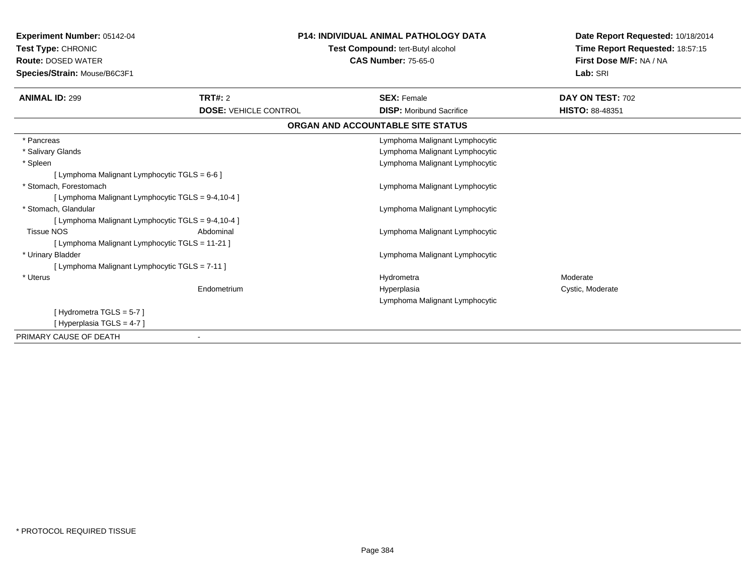**Experiment Number:** 05142-04
**Test Type:** CHRONIC
**Route:** DOSED WATER
**Species/Strain:** Mouse/B6C3F1

**P14: INDIVIDUAL ANIMAL PATHOLOGY DATA**
**Test Compound:** tert-Butyl alcohol
**CAS Number:** 75-65-0

**Date Report Requested:** 10/18/2014
**Time Report Requested:** 18:57:15
**First Dose M/F:** NA / NA
**Lab:** SRI

| **ANIMAL ID:** 299 | **TRT#:** 2 | **SEX:** Female | **DAY ON TEST:** 702 |
|---|---|---|---|
| | **DOSE:** VEHICLE CONTROL | **DISP:** Moribund Sacrifice | **HISTO:** 88-48351 |

**ORGAN AND ACCOUNTABLE SITE STATUS**

| Organ | Site | Diagnosis | Modifier |
|---|---|---|---|
| * Pancreas | | Lymphoma Malignant Lymphocytic | |
| * Salivary Glands | | Lymphoma Malignant Lymphocytic | |
| * Spleen | | Lymphoma Malignant Lymphocytic | |
| [ Lymphoma Malignant Lymphocytic TGLS = 6-6 ] | | | |
| * Stomach, Forestomach | | Lymphoma Malignant Lymphocytic | |
| [ Lymphoma Malignant Lymphocytic TGLS = 9-4,10-4 ] | | | |
| * Stomach, Glandular | | Lymphoma Malignant Lymphocytic | |
| [ Lymphoma Malignant Lymphocytic TGLS = 9-4,10-4 ] | | | |
| Tissue NOS | Abdominal | Lymphoma Malignant Lymphocytic | |
| [ Lymphoma Malignant Lymphocytic TGLS = 11-21 ] | | | |
| * Urinary Bladder | | Lymphoma Malignant Lymphocytic | |
| [ Lymphoma Malignant Lymphocytic TGLS = 7-11 ] | | | |
| * Uterus | | Hydrometra | Moderate |
| | Endometrium | Hyperplasia | Cystic, Moderate |
| | | Lymphoma Malignant Lymphocytic | |
| [ Hydrometra TGLS = 5-7 ] | | | |
| [ Hyperplasia TGLS = 4-7 ] | | | |
| PRIMARY CAUSE OF DEATH | - | | |

* PROTOCOL REQUIRED TISSUE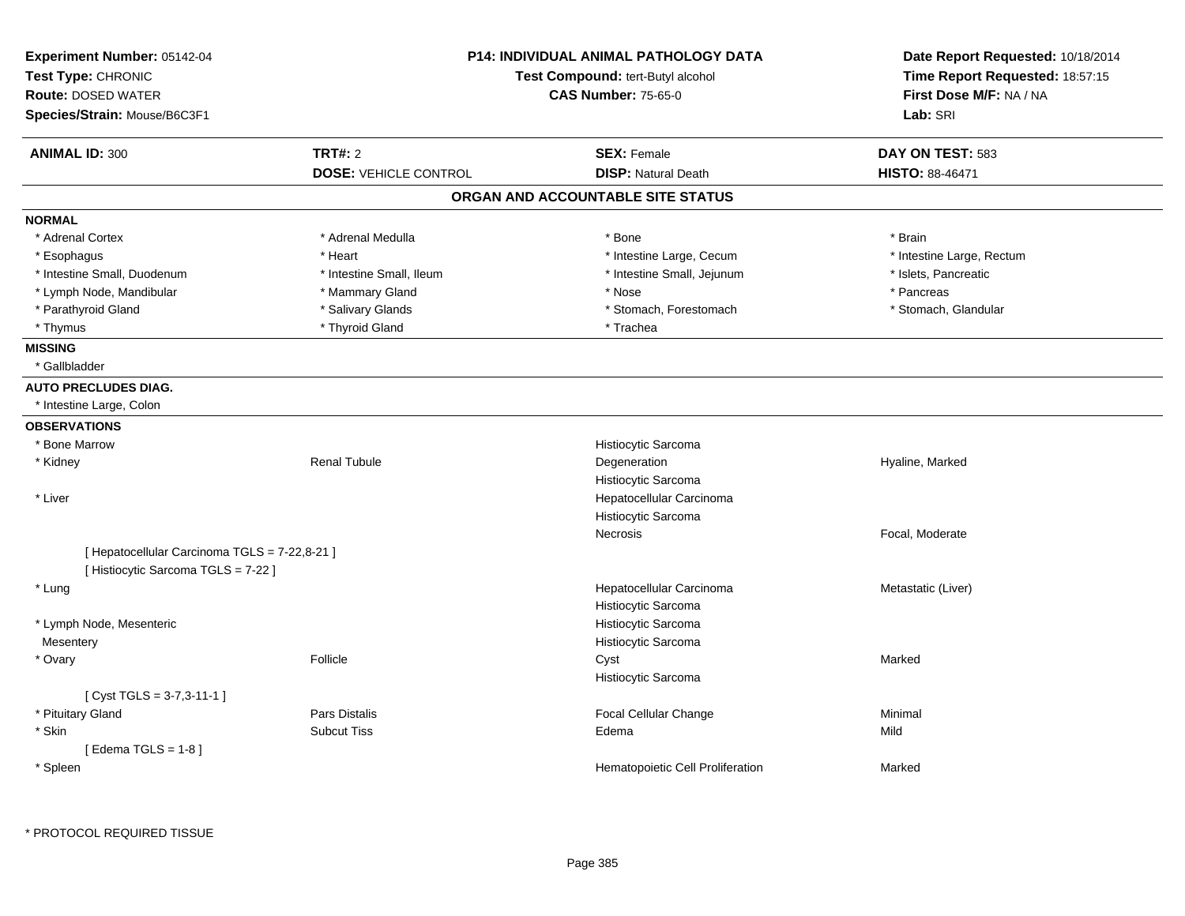**Experiment Number:** 05142-04
**Test Type:** CHRONIC
**Route:** DOSED WATER
**Species/Strain:** Mouse/B6C3F1

**P14: INDIVIDUAL ANIMAL PATHOLOGY DATA**
**Test Compound:** tert-Butyl alcohol
**CAS Number:** 75-65-0

**Date Report Requested:** 10/18/2014
**Time Report Requested:** 18:57:15
**First Dose M/F:** NA / NA
**Lab:** SRI

| **ANIMAL ID:** 300 | **TRT#:** 2 | **SEX:** Female | **DAY ON TEST:** 583 |
|---|---|---|---|
| | **DOSE:** VEHICLE CONTROL | **DISP:** Natural Death | **HISTO:** 88-46471 |

## ORGAN AND ACCOUNTABLE SITE STATUS

**NORMAL**

| | | | |
|---|---|---|---|
| * Adrenal Cortex | * Adrenal Medulla | * Bone | * Brain |
| * Esophagus | * Heart | * Intestine Large, Cecum | * Intestine Large, Rectum |
| * Intestine Small, Duodenum | * Intestine Small, Ileum | * Intestine Small, Jejunum | * Islets, Pancreatic |
| * Lymph Node, Mandibular | * Mammary Gland | * Nose | * Pancreas |
| * Parathyroid Gland | * Salivary Glands | * Stomach, Forestomach | * Stomach, Glandular |
| * Thymus | * Thyroid Gland | * Trachea | |

**MISSING**

* Gallbladder

**AUTO PRECLUDES DIAG.**

* Intestine Large, Colon

**OBSERVATIONS**

| | | | |
|---|---|---|---|
| * Bone Marrow | | Histiocytic Sarcoma | |
| * Kidney | Renal Tubule | Degeneration | Hyaline, Marked |
| | | Histiocytic Sarcoma | |
| * Liver | | Hepatocellular Carcinoma | |
| | | Histiocytic Sarcoma | |
| | | Necrosis | Focal, Moderate |
| [ Hepatocellular Carcinoma TGLS = 7-22,8-21 ] | | | |
| [ Histiocytic Sarcoma TGLS = 7-22 ] | | | |
| * Lung | | Hepatocellular Carcinoma | Metastatic (Liver) |
| | | Histiocytic Sarcoma | |
| * Lymph Node, Mesenteric | | Histiocytic Sarcoma | |
| Mesentery | | Histiocytic Sarcoma | |
| * Ovary | Follicle | Cyst | Marked |
| | | Histiocytic Sarcoma | |
| [ Cyst TGLS = 3-7,3-11-1 ] | | | |
| * Pituitary Gland | Pars Distalis | Focal Cellular Change | Minimal |
| * Skin | Subcut Tiss | Edema | Mild |
| [ Edema TGLS = 1-8 ] | | | |
| * Spleen | | Hematopoietic Cell Proliferation | Marked |

* PROTOCOL REQUIRED TISSUE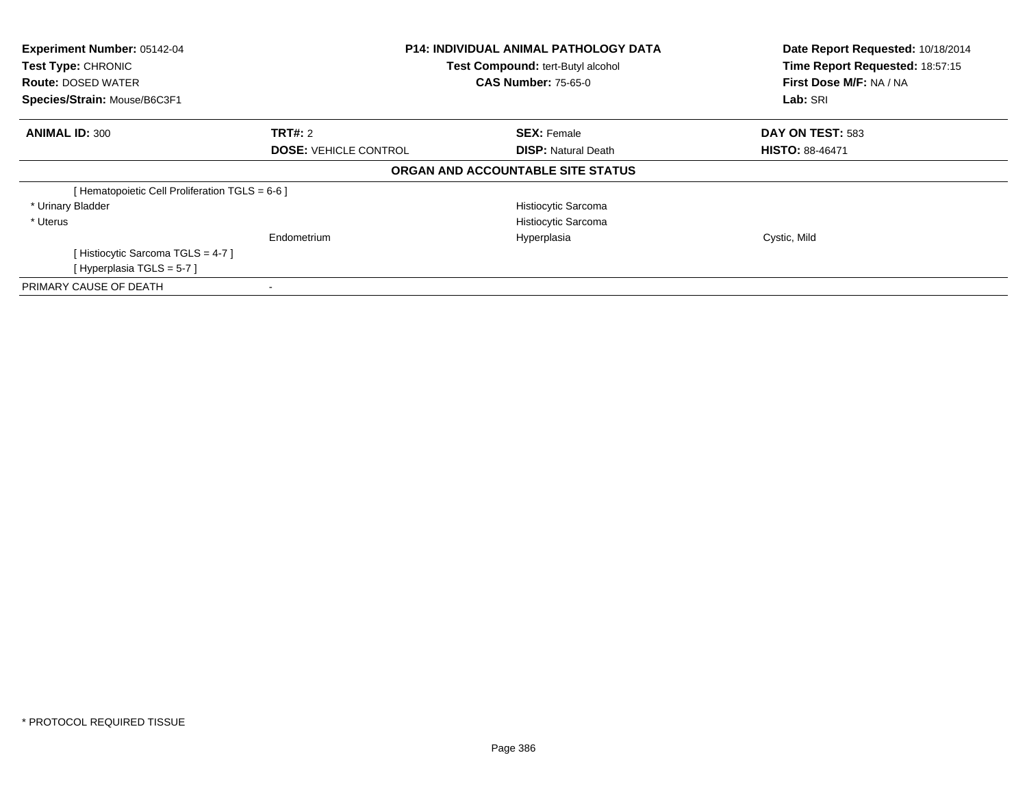**Experiment Number:** 05142-04
**Test Type:** CHRONIC
**Route:** DOSED WATER
**Species/Strain:** Mouse/B6C3F1

**P14: INDIVIDUAL ANIMAL PATHOLOGY DATA**
**Test Compound:** tert-Butyl alcohol
**CAS Number:** 75-65-0

**Date Report Requested:** 10/18/2014
**Time Report Requested:** 18:57:15
**First Dose M/F:** NA / NA
**Lab:** SRI

| **ANIMAL ID:** 300 | **TRT#:** 2 | **SEX:** Female | **DAY ON TEST:** 583 |
|---|---|---|---|
| | **DOSE:** VEHICLE CONTROL | **DISP:** Natural Death | **HISTO:** 88-46471 |

## ORGAN AND ACCOUNTABLE SITE STATUS

| | | | |
|---|---|---|---|
| [ Hematopoietic Cell Proliferation TGLS = 6-6 ] | | | |
| * Urinary Bladder | | Histiocytic Sarcoma | |
| * Uterus | | Histiocytic Sarcoma | |
| | Endometrium | Hyperplasia | Cystic, Mild |
| [ Histiocytic Sarcoma TGLS = 4-7 ] | | | |
| [ Hyperplasia TGLS = 5-7 ] | | | |
| PRIMARY CAUSE OF DEATH | - | | |

* PROTOCOL REQUIRED TISSUE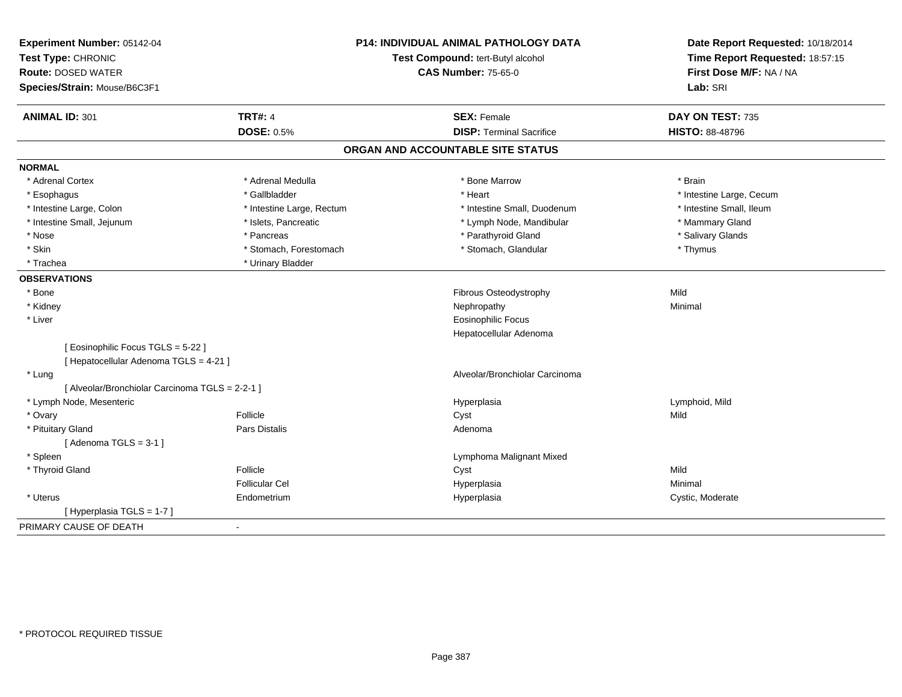**Experiment Number:** 05142-04
**Test Type:** CHRONIC
**Route:** DOSED WATER
**Species/Strain:** Mouse/B6C3F1

**P14: INDIVIDUAL ANIMAL PATHOLOGY DATA**
**Test Compound:** tert-Butyl alcohol
**CAS Number:** 75-65-0

**Date Report Requested:** 10/18/2014
**Time Report Requested:** 18:57:15
**First Dose M/F:** NA / NA
**Lab:** SRI

| **ANIMAL ID:** 301 | **TRT#:** 4 | **SEX:** Female | **DAY ON TEST:** 735 |
|---|---|---|---|
| | **DOSE:** 0.5% | **DISP:** Terminal Sacrifice | **HISTO:** 88-48796 |

## ORGAN AND ACCOUNTABLE SITE STATUS

**NORMAL**

| | | | |
|---|---|---|---|
| * Adrenal Cortex | * Adrenal Medulla | * Bone Marrow | * Brain |
| * Esophagus | * Gallbladder | * Heart | * Intestine Large, Cecum |
| * Intestine Large, Colon | * Intestine Large, Rectum | * Intestine Small, Duodenum | * Intestine Small, Ileum |
| * Intestine Small, Jejunum | * Islets, Pancreatic | * Lymph Node, Mandibular | * Mammary Gland |
| * Nose | * Pancreas | * Parathyroid Gland | * Salivary Glands |
| * Skin | * Stomach, Forestomach | * Stomach, Glandular | * Thymus |
| * Trachea | * Urinary Bladder | | |

**OBSERVATIONS**

| | | | |
|---|---|---|---|
| * Bone | | Fibrous Osteodystrophy | Mild |
| * Kidney | | Nephropathy | Minimal |
| * Liver | | Eosinophilic Focus | |
| | | Hepatocellular Adenoma | |
| [ Eosinophilic Focus TGLS = 5-22 ] | | | |
| [ Hepatocellular Adenoma TGLS = 4-21 ] | | | |
| * Lung | | Alveolar/Bronchiolar Carcinoma | |
| [ Alveolar/Bronchiolar Carcinoma TGLS = 2-2-1 ] | | | |
| * Lymph Node, Mesenteric | | Hyperplasia | Lymphoid, Mild |
| * Ovary | Follicle | Cyst | Mild |
| * Pituitary Gland | Pars Distalis | Adenoma | |
| [ Adenoma TGLS = 3-1 ] | | | |
| * Spleen | | Lymphoma Malignant Mixed | |
| * Thyroid Gland | Follicle | Cyst | Mild |
| | Follicular Cel | Hyperplasia | Minimal |
| * Uterus | Endometrium | Hyperplasia | Cystic, Moderate |
| [ Hyperplasia TGLS = 1-7 ] | | | |

PRIMARY CAUSE OF DEATH -

* PROTOCOL REQUIRED TISSUE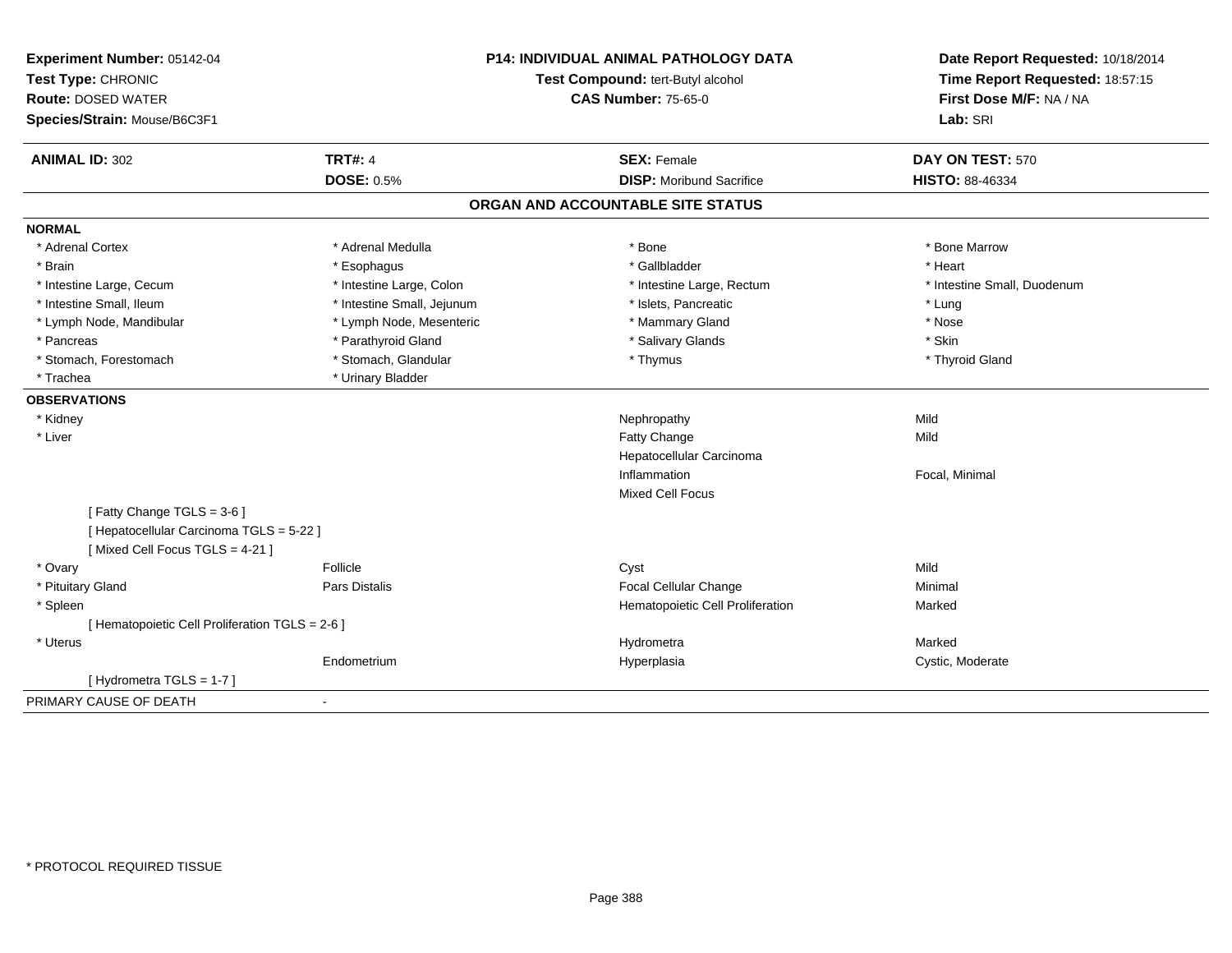**Experiment Number:** 05142-04
**Test Type:** CHRONIC
**Route:** DOSED WATER
**Species/Strain:** Mouse/B6C3F1

**P14: INDIVIDUAL ANIMAL PATHOLOGY DATA**
**Test Compound:** tert-Butyl alcohol
**CAS Number:** 75-65-0

**Date Report Requested:** 10/18/2014
**Time Report Requested:** 18:57:15
**First Dose M/F:** NA / NA
**Lab:** SRI

| **ANIMAL ID:** 302 | **TRT#:** 4 | **SEX:** Female | **DAY ON TEST:** 570 |
|---|---|---|---|
| | **DOSE:** 0.5% | **DISP:** Moribund Sacrifice | **HISTO:** 88-46334 |

## ORGAN AND ACCOUNTABLE SITE STATUS

**NORMAL**

| | | | |
|---|---|---|---|
| * Adrenal Cortex | * Adrenal Medulla | * Bone | * Bone Marrow |
| * Brain | * Esophagus | * Gallbladder | * Heart |
| * Intestine Large, Cecum | * Intestine Large, Colon | * Intestine Large, Rectum | * Intestine Small, Duodenum |
| * Intestine Small, Ileum | * Intestine Small, Jejunum | * Islets, Pancreatic | * Lung |
| * Lymph Node, Mandibular | * Lymph Node, Mesenteric | * Mammary Gland | * Nose |
| * Pancreas | * Parathyroid Gland | * Salivary Glands | * Skin |
| * Stomach, Forestomach | * Stomach, Glandular | * Thymus | * Thyroid Gland |
| * Trachea | * Urinary Bladder | | |

**OBSERVATIONS**

| | | | |
|---|---|---|---|
| * Kidney | | Nephropathy | Mild |
| * Liver | | Fatty Change | Mild |
| | | Hepatocellular Carcinoma | |
| | | Inflammation | Focal, Minimal |
| | | Mixed Cell Focus | |
| [ Fatty Change TGLS = 3-6 ] | | | |
| [ Hepatocellular Carcinoma TGLS = 5-22 ] | | | |
| [ Mixed Cell Focus TGLS = 4-21 ] | | | |
| * Ovary | Follicle | Cyst | Mild |
| * Pituitary Gland | Pars Distalis | Focal Cellular Change | Minimal |
| * Spleen | | Hematopoietic Cell Proliferation | Marked |
| [ Hematopoietic Cell Proliferation TGLS = 2-6 ] | | | |
| * Uterus | | Hydrometra | Marked |
| | Endometrium | Hyperplasia | Cystic, Moderate |
| [ Hydrometra TGLS = 1-7 ] | | | |

PRIMARY CAUSE OF DEATH -

* PROTOCOL REQUIRED TISSUE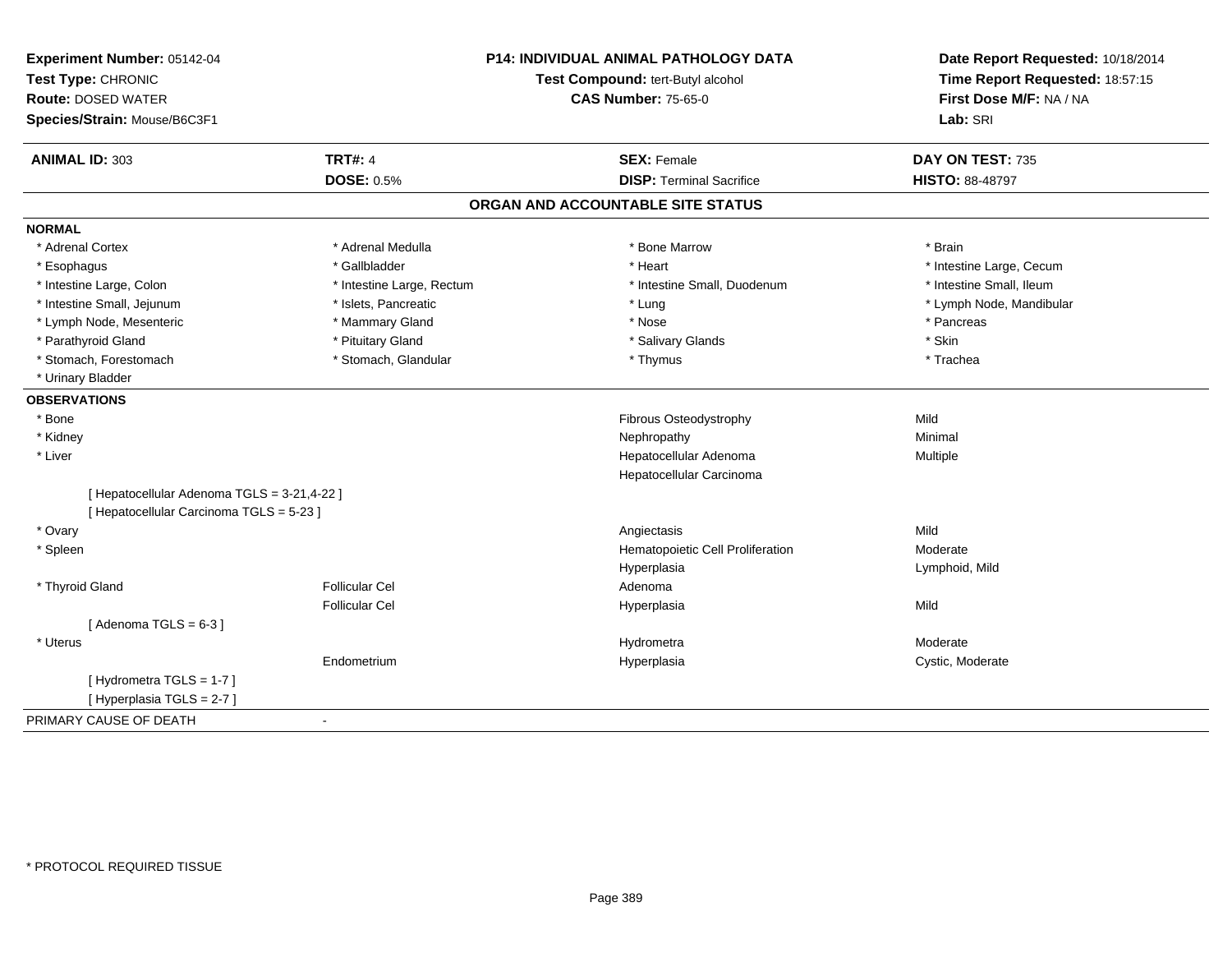**Experiment Number:** 05142-04
**Test Type:** CHRONIC
**Route:** DOSED WATER
**Species/Strain:** Mouse/B6C3F1

**P14: INDIVIDUAL ANIMAL PATHOLOGY DATA**
**Test Compound:** tert-Butyl alcohol
**CAS Number:** 75-65-0

**Date Report Requested:** 10/18/2014
**Time Report Requested:** 18:57:15
**First Dose M/F:** NA / NA
**Lab:** SRI

| **ANIMAL ID:** 303 | **TRT#:** 4 | **SEX:** Female | **DAY ON TEST:** 735 |
|---|---|---|---|
| | **DOSE:** 0.5% | **DISP:** Terminal Sacrifice | **HISTO:** 88-48797 |

## ORGAN AND ACCOUNTABLE SITE STATUS

**NORMAL**

| | | | |
|---|---|---|---|
| * Adrenal Cortex | * Adrenal Medulla | * Bone Marrow | * Brain |
| * Esophagus | * Gallbladder | * Heart | * Intestine Large, Cecum |
| * Intestine Large, Colon | * Intestine Large, Rectum | * Intestine Small, Duodenum | * Intestine Small, Ileum |
| * Intestine Small, Jejunum | * Islets, Pancreatic | * Lung | * Lymph Node, Mandibular |
| * Lymph Node, Mesenteric | * Mammary Gland | * Nose | * Pancreas |
| * Parathyroid Gland | * Pituitary Gland | * Salivary Glands | * Skin |
| * Stomach, Forestomach | * Stomach, Glandular | * Thymus | * Trachea |
| * Urinary Bladder | | | |

**OBSERVATIONS**

| | | | |
|---|---|---|---|
| * Bone | | Fibrous Osteodystrophy | Mild |
| * Kidney | | Nephropathy | Minimal |
| * Liver | | Hepatocellular Adenoma | Multiple |
| | | Hepatocellular Carcinoma | |
| [ Hepatocellular Adenoma TGLS = 3-21,4-22 ] | | | |
| [ Hepatocellular Carcinoma TGLS = 5-23 ] | | | |
| * Ovary | | Angiectasis | Mild |
| * Spleen | | Hematopoietic Cell Proliferation | Moderate |
| | | Hyperplasia | Lymphoid, Mild |
| * Thyroid Gland | Follicular Cel | Adenoma | |
| | Follicular Cel | Hyperplasia | Mild |
| [ Adenoma TGLS = 6-3 ] | | | |
| * Uterus | | Hydrometra | Moderate |
| | Endometrium | Hyperplasia | Cystic, Moderate |
| [ Hydrometra TGLS = 1-7 ] | | | |
| [ Hyperplasia TGLS = 2-7 ] | | | |

PRIMARY CAUSE OF DEATH -

* PROTOCOL REQUIRED TISSUE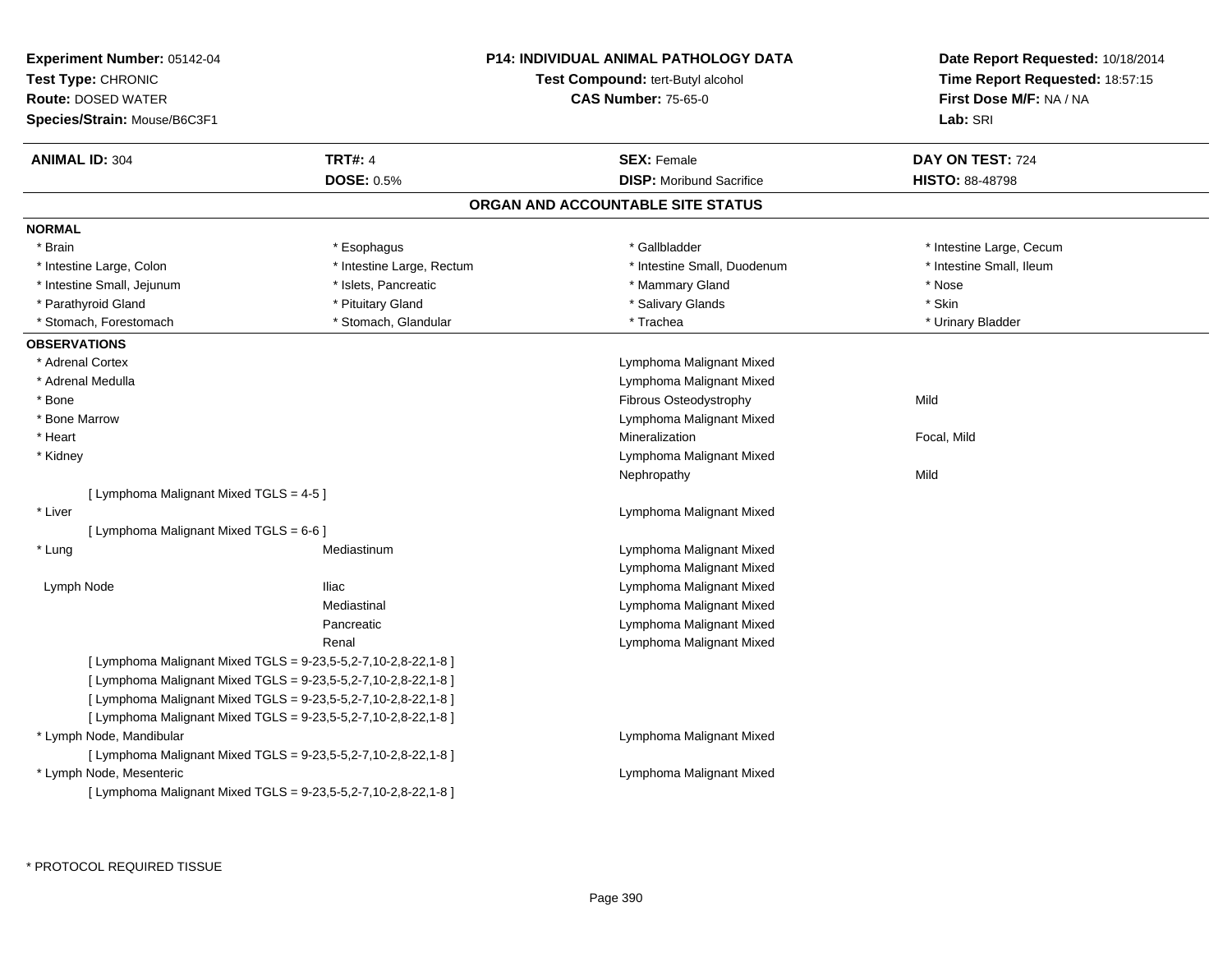**Experiment Number:** 05142-04
**Test Type:** CHRONIC
**Route:** DOSED WATER
**Species/Strain:** Mouse/B6C3F1

**P14: INDIVIDUAL ANIMAL PATHOLOGY DATA**
**Test Compound:** tert-Butyl alcohol
**CAS Number:** 75-65-0

**Date Report Requested:** 10/18/2014
**Time Report Requested:** 18:57:15
**First Dose M/F:** NA / NA
**Lab:** SRI

| **ANIMAL ID:** 304 | **TRT#:** 4 | **SEX:** Female | **DAY ON TEST:** 724 |
|---|---|---|---|
| | **DOSE:** 0.5% | **DISP:** Moribund Sacrifice | **HISTO:** 88-48798 |

## ORGAN AND ACCOUNTABLE SITE STATUS

### NORMAL

| | | | |
|---|---|---|---|
| * Brain | * Esophagus | * Gallbladder | * Intestine Large, Cecum |
| * Intestine Large, Colon | * Intestine Large, Rectum | * Intestine Small, Duodenum | * Intestine Small, Ileum |
| * Intestine Small, Jejunum | * Islets, Pancreatic | * Mammary Gland | * Nose |
| * Parathyroid Gland | * Pituitary Gland | * Salivary Glands | * Skin |
| * Stomach, Forestomach | * Stomach, Glandular | * Trachea | * Urinary Bladder |

### OBSERVATIONS

| | | | |
|---|---|---|---|
| * Adrenal Cortex | | Lymphoma Malignant Mixed | |
| * Adrenal Medulla | | Lymphoma Malignant Mixed | |
| * Bone | | Fibrous Osteodystrophy | Mild |
| * Bone Marrow | | Lymphoma Malignant Mixed | |
| * Heart | | Mineralization | Focal, Mild |
| * Kidney | | Lymphoma Malignant Mixed | |
| | | Nephropathy | Mild |
| [ Lymphoma Malignant Mixed TGLS = 4-5 ] | | | |
| * Liver | | Lymphoma Malignant Mixed | |
| [ Lymphoma Malignant Mixed TGLS = 6-6 ] | | | |
| * Lung | Mediastinum | Lymphoma Malignant Mixed | |
| | | Lymphoma Malignant Mixed | |
| Lymph Node | Iliac | Lymphoma Malignant Mixed | |
| | Mediastinal | Lymphoma Malignant Mixed | |
| | Pancreatic | Lymphoma Malignant Mixed | |
| | Renal | Lymphoma Malignant Mixed | |
| [ Lymphoma Malignant Mixed TGLS = 9-23,5-5,2-7,10-2,8-22,1-8 ] | | | |
| [ Lymphoma Malignant Mixed TGLS = 9-23,5-5,2-7,10-2,8-22,1-8 ] | | | |
| [ Lymphoma Malignant Mixed TGLS = 9-23,5-5,2-7,10-2,8-22,1-8 ] | | | |
| [ Lymphoma Malignant Mixed TGLS = 9-23,5-5,2-7,10-2,8-22,1-8 ] | | | |
| * Lymph Node, Mandibular | | Lymphoma Malignant Mixed | |
| [ Lymphoma Malignant Mixed TGLS = 9-23,5-5,2-7,10-2,8-22,1-8 ] | | | |
| * Lymph Node, Mesenteric | | Lymphoma Malignant Mixed | |
| [ Lymphoma Malignant Mixed TGLS = 9-23,5-5,2-7,10-2,8-22,1-8 ] | | | |

* PROTOCOL REQUIRED TISSUE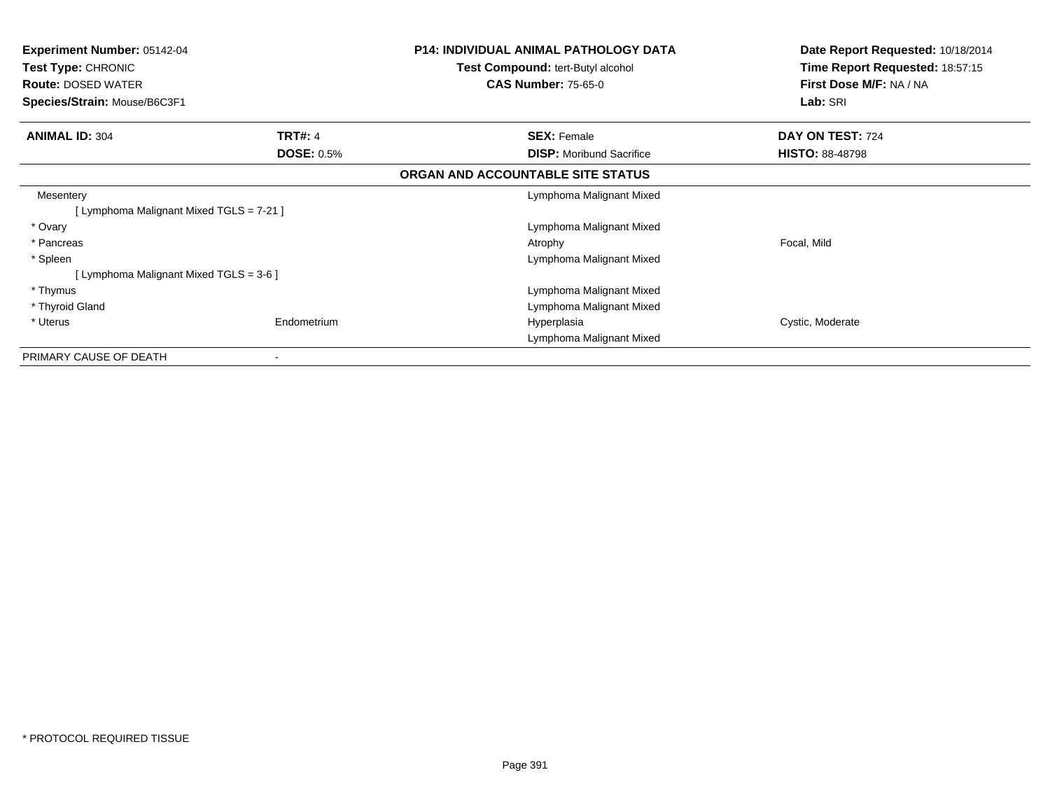**Experiment Number:** 05142-04
**Test Type:** CHRONIC
**Route:** DOSED WATER
**Species/Strain:** Mouse/B6C3F1

**P14: INDIVIDUAL ANIMAL PATHOLOGY DATA**
**Test Compound:** tert-Butyl alcohol
**CAS Number:** 75-65-0

**Date Report Requested:** 10/18/2014
**Time Report Requested:** 18:57:15
**First Dose M/F:** NA / NA
**Lab:** SRI

| **ANIMAL ID:** 304 | **TRT#:** 4 | **SEX:** Female | **DAY ON TEST:** 724 |
|---|---|---|---|
| | **DOSE:** 0.5% | **DISP:** Moribund Sacrifice | **HISTO:** 88-48798 |

**ORGAN AND ACCOUNTABLE SITE STATUS**

| | | | |
|---|---|---|---|
| Mesentery | | Lymphoma Malignant Mixed | |
| [ Lymphoma Malignant Mixed TGLS = 7-21 ] | | | |
| * Ovary | | Lymphoma Malignant Mixed | |
| * Pancreas | | Atrophy | Focal, Mild |
| * Spleen | | Lymphoma Malignant Mixed | |
| [ Lymphoma Malignant Mixed TGLS = 3-6 ] | | | |
| * Thymus | | Lymphoma Malignant Mixed | |
| * Thyroid Gland | | Lymphoma Malignant Mixed | |
| * Uterus | Endometrium | Hyperplasia | Cystic, Moderate |
| | | Lymphoma Malignant Mixed | |
| PRIMARY CAUSE OF DEATH | - | | |

* PROTOCOL REQUIRED TISSUE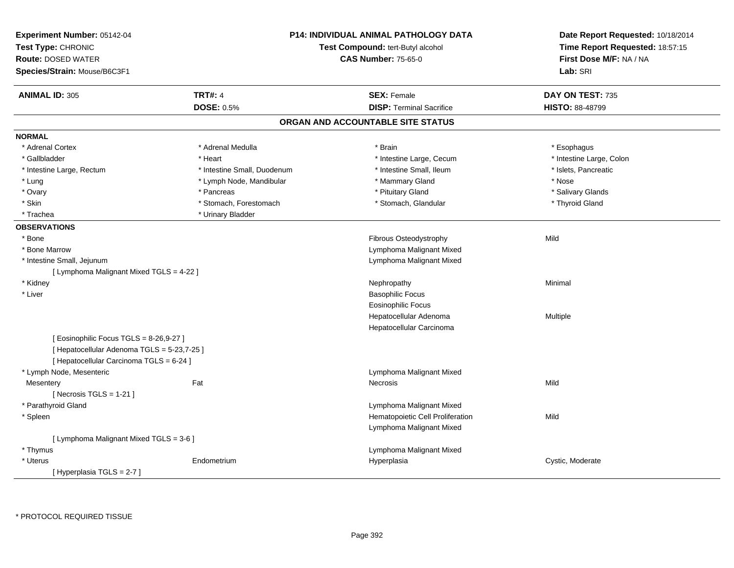**Experiment Number:** 05142-04
**Test Type:** CHRONIC
**Route:** DOSED WATER
**Species/Strain:** Mouse/B6C3F1

**P14: INDIVIDUAL ANIMAL PATHOLOGY DATA**
**Test Compound:** tert-Butyl alcohol
**CAS Number:** 75-65-0

**Date Report Requested:** 10/18/2014
**Time Report Requested:** 18:57:15
**First Dose M/F:** NA / NA
**Lab:** SRI

| **ANIMAL ID:** 305 | **TRT#:** 4 | **SEX:** Female | **DAY ON TEST:** 735 |
|---|---|---|---|
| | **DOSE:** 0.5% | **DISP:** Terminal Sacrifice | **HISTO:** 88-48799 |

## ORGAN AND ACCOUNTABLE SITE STATUS

**NORMAL**

| | | | |
|---|---|---|---|
| * Adrenal Cortex | * Adrenal Medulla | * Brain | * Esophagus |
| * Gallbladder | * Heart | * Intestine Large, Cecum | * Intestine Large, Colon |
| * Intestine Large, Rectum | * Intestine Small, Duodenum | * Intestine Small, Ileum | * Islets, Pancreatic |
| * Lung | * Lymph Node, Mandibular | * Mammary Gland | * Nose |
| * Ovary | * Pancreas | * Pituitary Gland | * Salivary Glands |
| * Skin | * Stomach, Forestomach | * Stomach, Glandular | * Thyroid Gland |
| * Trachea | * Urinary Bladder | | |

**OBSERVATIONS**

| | | | |
|---|---|---|---|
| * Bone | | Fibrous Osteodystrophy | Mild |
| * Bone Marrow | | Lymphoma Malignant Mixed | |
| * Intestine Small, Jejunum | | Lymphoma Malignant Mixed | |
| [ Lymphoma Malignant Mixed TGLS = 4-22 ] | | | |
| * Kidney | | Nephropathy | Minimal |
| * Liver | | Basophilic Focus | |
| | | Eosinophilic Focus | |
| | | Hepatocellular Adenoma | Multiple |
| | | Hepatocellular Carcinoma | |
| [ Eosinophilic Focus TGLS = 8-26,9-27 ] | | | |
| [ Hepatocellular Adenoma TGLS = 5-23,7-25 ] | | | |
| [ Hepatocellular Carcinoma TGLS = 6-24 ] | | | |
| * Lymph Node, Mesenteric | | Lymphoma Malignant Mixed | |
| Mesentery | Fat | Necrosis | Mild |
| [ Necrosis TGLS = 1-21 ] | | | |
| * Parathyroid Gland | | Lymphoma Malignant Mixed | |
| * Spleen | | Hematopoietic Cell Proliferation | Mild |
| | | Lymphoma Malignant Mixed | |
| [ Lymphoma Malignant Mixed TGLS = 3-6 ] | | | |
| * Thymus | | Lymphoma Malignant Mixed | |
| * Uterus | Endometrium | Hyperplasia | Cystic, Moderate |
| [ Hyperplasia TGLS = 2-7 ] | | | |

* PROTOCOL REQUIRED TISSUE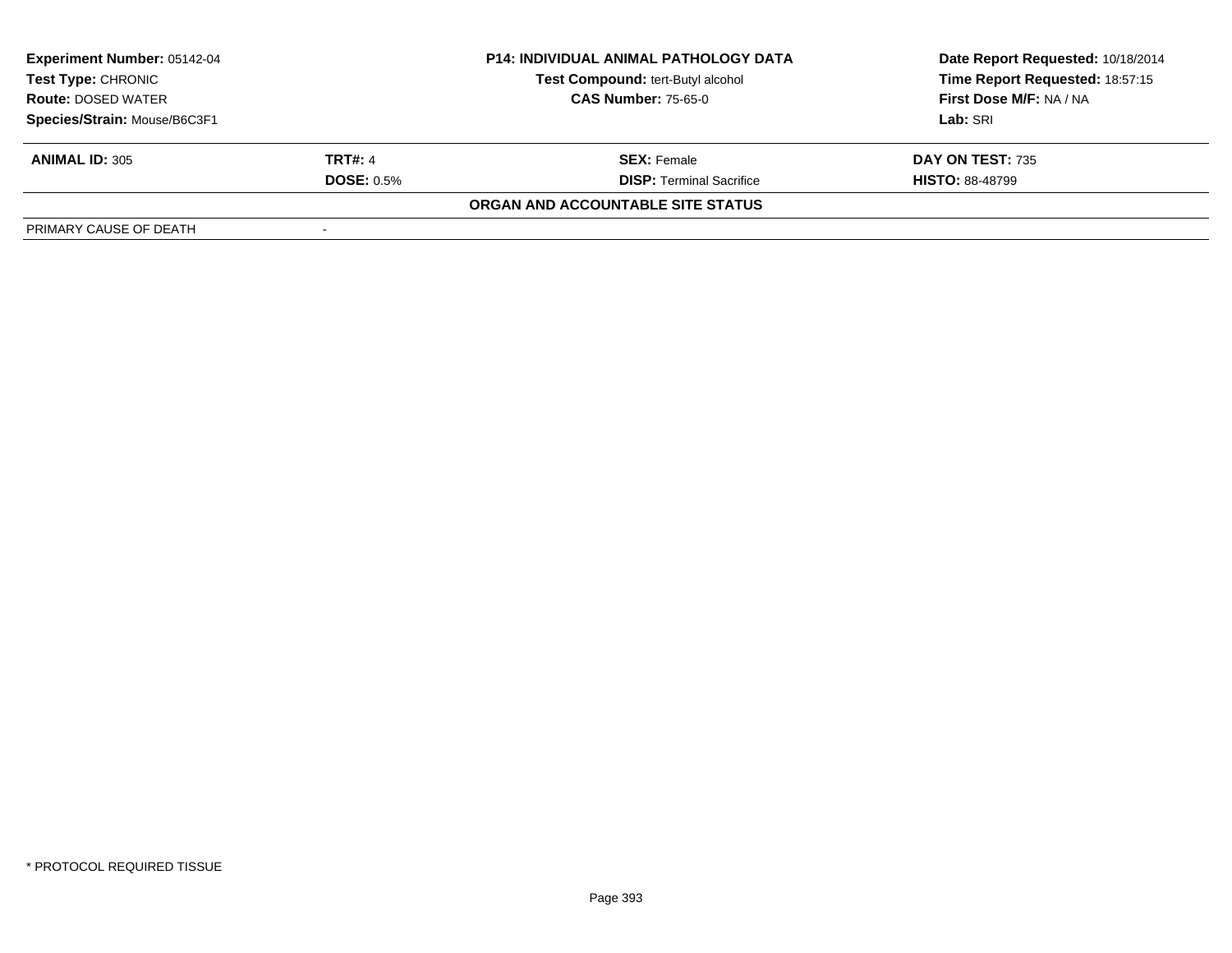| **Experiment Number:** 05142-04 | **P14: INDIVIDUAL ANIMAL PATHOLOGY DATA** | **Date Report Requested:** 10/18/2014 |
|---|---|---|
| **Test Type:** CHRONIC | **Test Compound:** tert-Butyl alcohol | **Time Report Requested:** 18:57:15 |
| **Route:** DOSED WATER | **CAS Number:** 75-65-0 | **First Dose M/F:** NA / NA |
| **Species/Strain:** Mouse/B6C3F1 | | **Lab:** SRI |

| **ANIMAL ID:** 305 | **TRT#:** 4 | **SEX:** Female | **DAY ON TEST:** 735 |
|---|---|---|---|
| | **DOSE:** 0.5% | **DISP:** Terminal Sacrifice | **HISTO:** 88-48799 |

**ORGAN AND ACCOUNTABLE SITE STATUS**

| PRIMARY CAUSE OF DEATH | - |
|---|---|

\* PROTOCOL REQUIRED TISSUE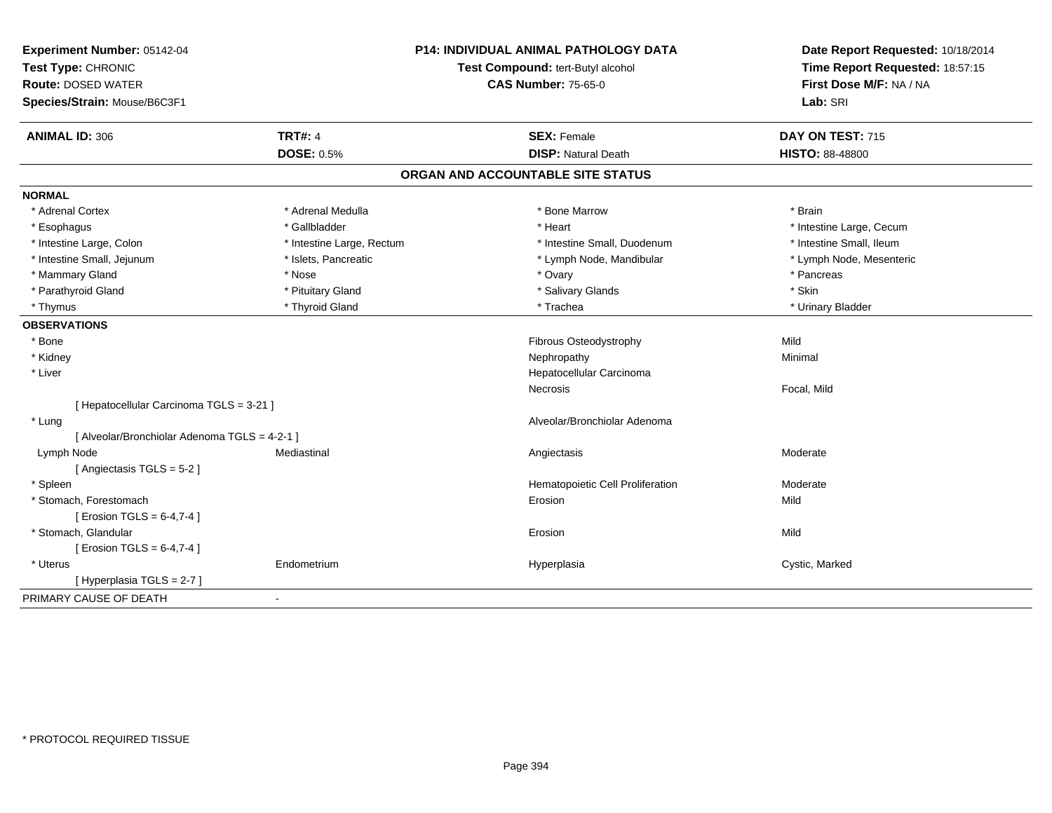**Experiment Number:** 05142-04
**Test Type:** CHRONIC
**Route:** DOSED WATER
**Species/Strain:** Mouse/B6C3F1

**P14: INDIVIDUAL ANIMAL PATHOLOGY DATA**
**Test Compound:** tert-Butyl alcohol
**CAS Number:** 75-65-0

**Date Report Requested:** 10/18/2014
**Time Report Requested:** 18:57:15
**First Dose M/F:** NA / NA
**Lab:** SRI

| **ANIMAL ID:** 306 | **TRT#:** 4 | **SEX:** Female | **DAY ON TEST:** 715 |
|---|---|---|---|
| | **DOSE:** 0.5% | **DISP:** Natural Death | **HISTO:** 88-48800 |

## ORGAN AND ACCOUNTABLE SITE STATUS

**NORMAL**

| | | | |
|---|---|---|---|
| * Adrenal Cortex | * Adrenal Medulla | * Bone Marrow | * Brain |
| * Esophagus | * Gallbladder | * Heart | * Intestine Large, Cecum |
| * Intestine Large, Colon | * Intestine Large, Rectum | * Intestine Small, Duodenum | * Intestine Small, Ileum |
| * Intestine Small, Jejunum | * Islets, Pancreatic | * Lymph Node, Mandibular | * Lymph Node, Mesenteric |
| * Mammary Gland | * Nose | * Ovary | * Pancreas |
| * Parathyroid Gland | * Pituitary Gland | * Salivary Glands | * Skin |
| * Thymus | * Thyroid Gland | * Trachea | * Urinary Bladder |

**OBSERVATIONS**

| | | | |
|---|---|---|---|
| * Bone | | Fibrous Osteodystrophy | Mild |
| * Kidney | | Nephropathy | Minimal |
| * Liver | | Hepatocellular Carcinoma | |
| | | Necrosis | Focal, Mild |
| [ Hepatocellular Carcinoma TGLS = 3-21 ] | | | |
| * Lung | | Alveolar/Bronchiolar Adenoma | |
| [ Alveolar/Bronchiolar Adenoma TGLS = 4-2-1 ] | | | |
| Lymph Node | Mediastinal | Angiectasis | Moderate |
| [ Angiectasis TGLS = 5-2 ] | | | |
| * Spleen | | Hematopoietic Cell Proliferation | Moderate |
| * Stomach, Forestomach | | Erosion | Mild |
| [ Erosion TGLS = 6-4,7-4 ] | | | |
| * Stomach, Glandular | | Erosion | Mild |
| [ Erosion TGLS = 6-4,7-4 ] | | | |
| * Uterus | Endometrium | Hyperplasia | Cystic, Marked |
| [ Hyperplasia TGLS = 2-7 ] | | | |

PRIMARY CAUSE OF DEATH -

* PROTOCOL REQUIRED TISSUE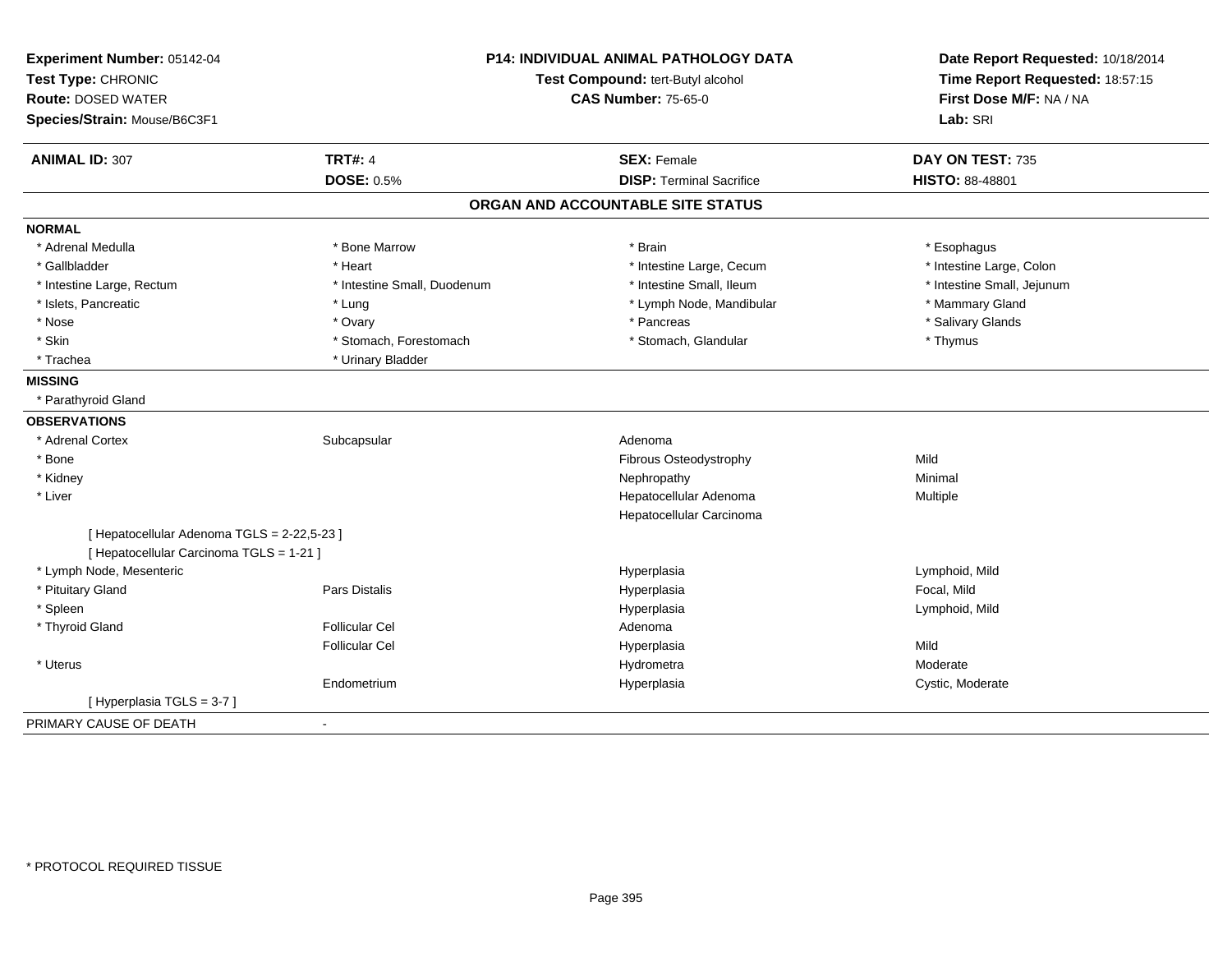**Experiment Number:** 05142-04
**Test Type:** CHRONIC
**Route:** DOSED WATER
**Species/Strain:** Mouse/B6C3F1

**P14: INDIVIDUAL ANIMAL PATHOLOGY DATA**
**Test Compound:** tert-Butyl alcohol
**CAS Number:** 75-65-0

**Date Report Requested:** 10/18/2014
**Time Report Requested:** 18:57:15
**First Dose M/F:** NA / NA
**Lab:** SRI

| **ANIMAL ID:** 307 | **TRT#:** 4 | **SEX:** Female | **DAY ON TEST:** 735 |
|---|---|---|---|
| | **DOSE:** 0.5% | **DISP:** Terminal Sacrifice | **HISTO:** 88-48801 |

## ORGAN AND ACCOUNTABLE SITE STATUS

**NORMAL**

| | | | |
|---|---|---|---|
| * Adrenal Medulla | * Bone Marrow | * Brain | * Esophagus |
| * Gallbladder | * Heart | * Intestine Large, Cecum | * Intestine Large, Colon |
| * Intestine Large, Rectum | * Intestine Small, Duodenum | * Intestine Small, Ileum | * Intestine Small, Jejunum |
| * Islets, Pancreatic | * Lung | * Lymph Node, Mandibular | * Mammary Gland |
| * Nose | * Ovary | * Pancreas | * Salivary Glands |
| * Skin | * Stomach, Forestomach | * Stomach, Glandular | * Thymus |
| * Trachea | * Urinary Bladder | | |

**MISSING**

* Parathyroid Gland

**OBSERVATIONS**

| | | | |
|---|---|---|---|
| * Adrenal Cortex | Subcapsular | Adenoma | |
| * Bone | | Fibrous Osteodystrophy | Mild |
| * Kidney | | Nephropathy | Minimal |
| * Liver | | Hepatocellular Adenoma | Multiple |
| | | Hepatocellular Carcinoma | |
| [ Hepatocellular Adenoma TGLS = 2-22,5-23 ] | | | |
| [ Hepatocellular Carcinoma TGLS = 1-21 ] | | | |
| * Lymph Node, Mesenteric | | Hyperplasia | Lymphoid, Mild |
| * Pituitary Gland | Pars Distalis | Hyperplasia | Focal, Mild |
| * Spleen | | Hyperplasia | Lymphoid, Mild |
| * Thyroid Gland | Follicular Cel | Adenoma | |
| | Follicular Cel | Hyperplasia | Mild |
| * Uterus | | Hydrometra | Moderate |
| | Endometrium | Hyperplasia | Cystic, Moderate |
| [ Hyperplasia TGLS = 3-7 ] | | | |

PRIMARY CAUSE OF DEATH -

* PROTOCOL REQUIRED TISSUE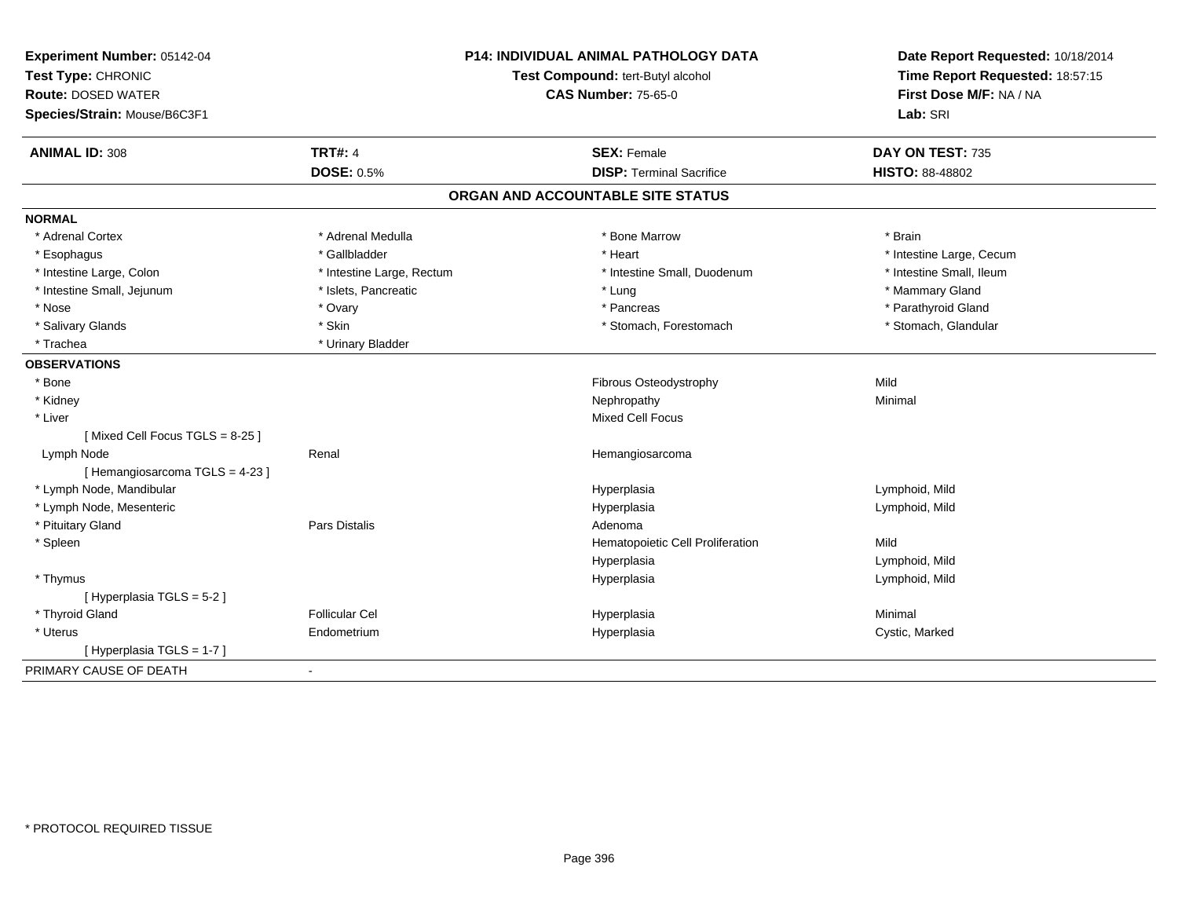**Experiment Number:** 05142-04
**Test Type:** CHRONIC
**Route:** DOSED WATER
**Species/Strain:** Mouse/B6C3F1

**P14: INDIVIDUAL ANIMAL PATHOLOGY DATA**
**Test Compound:** tert-Butyl alcohol
**CAS Number:** 75-65-0

**Date Report Requested:** 10/18/2014
**Time Report Requested:** 18:57:15
**First Dose M/F:** NA / NA
**Lab:** SRI

| **ANIMAL ID:** 308 | **TRT#:** 4 | **SEX:** Female | **DAY ON TEST:** 735 |
|---|---|---|---|
| | **DOSE:** 0.5% | **DISP:** Terminal Sacrifice | **HISTO:** 88-48802 |

## ORGAN AND ACCOUNTABLE SITE STATUS

**NORMAL**

| | | | |
|---|---|---|---|
| * Adrenal Cortex | * Adrenal Medulla | * Bone Marrow | * Brain |
| * Esophagus | * Gallbladder | * Heart | * Intestine Large, Cecum |
| * Intestine Large, Colon | * Intestine Large, Rectum | * Intestine Small, Duodenum | * Intestine Small, Ileum |
| * Intestine Small, Jejunum | * Islets, Pancreatic | * Lung | * Mammary Gland |
| * Nose | * Ovary | * Pancreas | * Parathyroid Gland |
| * Salivary Glands | * Skin | * Stomach, Forestomach | * Stomach, Glandular |
| * Trachea | * Urinary Bladder | | |

**OBSERVATIONS**

| | | | |
|---|---|---|---|
| * Bone | | Fibrous Osteodystrophy | Mild |
| * Kidney | | Nephropathy | Minimal |
| * Liver | | Mixed Cell Focus | |
| [ Mixed Cell Focus TGLS = 8-25 ] | | | |
| Lymph Node | Renal | Hemangiosarcoma | |
| [ Hemangiosarcoma TGLS = 4-23 ] | | | |
| * Lymph Node, Mandibular | | Hyperplasia | Lymphoid, Mild |
| * Lymph Node, Mesenteric | | Hyperplasia | Lymphoid, Mild |
| * Pituitary Gland | Pars Distalis | Adenoma | |
| * Spleen | | Hematopoietic Cell Proliferation | Mild |
| | | Hyperplasia | Lymphoid, Mild |
| * Thymus | | Hyperplasia | Lymphoid, Mild |
| [ Hyperplasia TGLS = 5-2 ] | | | |
| * Thyroid Gland | Follicular Cel | Hyperplasia | Minimal |
| * Uterus | Endometrium | Hyperplasia | Cystic, Marked |
| [ Hyperplasia TGLS = 1-7 ] | | | |

PRIMARY CAUSE OF DEATH -

* PROTOCOL REQUIRED TISSUE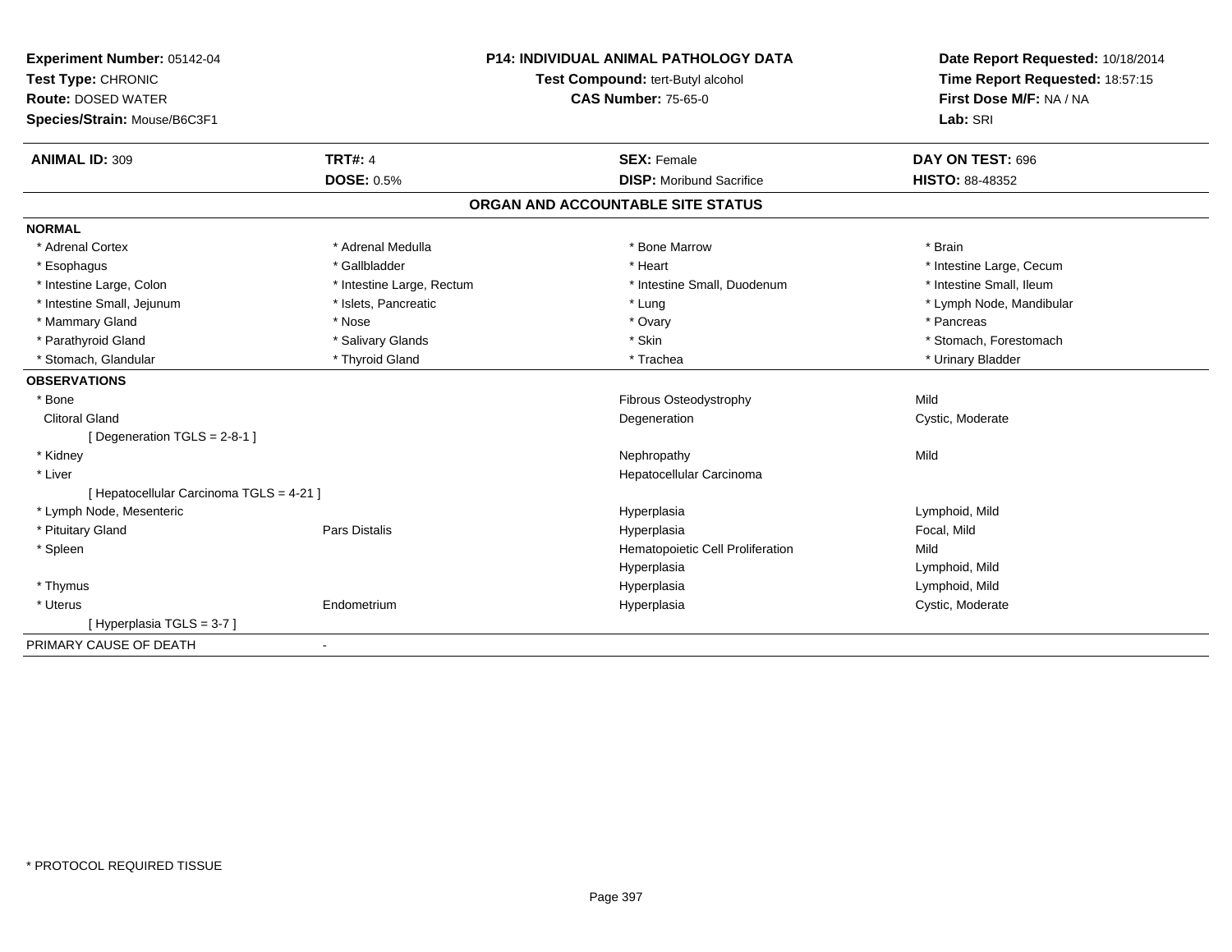**Experiment Number:** 05142-04
**Test Type:** CHRONIC
**Route:** DOSED WATER
**Species/Strain:** Mouse/B6C3F1

**P14: INDIVIDUAL ANIMAL PATHOLOGY DATA**
**Test Compound:** tert-Butyl alcohol
**CAS Number:** 75-65-0

**Date Report Requested:** 10/18/2014
**Time Report Requested:** 18:57:15
**First Dose M/F:** NA / NA
**Lab:** SRI

| **ANIMAL ID:** 309 | **TRT#:** 4 | **SEX:** Female | **DAY ON TEST:** 696 |
|---|---|---|---|
| | **DOSE:** 0.5% | **DISP:** Moribund Sacrifice | **HISTO:** 88-48352 |

## ORGAN AND ACCOUNTABLE SITE STATUS

**NORMAL**

| | | | |
|---|---|---|---|
| * Adrenal Cortex | * Adrenal Medulla | * Bone Marrow | * Brain |
| * Esophagus | * Gallbladder | * Heart | * Intestine Large, Cecum |
| * Intestine Large, Colon | * Intestine Large, Rectum | * Intestine Small, Duodenum | * Intestine Small, Ileum |
| * Intestine Small, Jejunum | * Islets, Pancreatic | * Lung | * Lymph Node, Mandibular |
| * Mammary Gland | * Nose | * Ovary | * Pancreas |
| * Parathyroid Gland | * Salivary Glands | * Skin | * Stomach, Forestomach |
| * Stomach, Glandular | * Thyroid Gland | * Trachea | * Urinary Bladder |

**OBSERVATIONS**

| | | | |
|---|---|---|---|
| * Bone | | Fibrous Osteodystrophy | Mild |
| Clitoral Gland | | Degeneration | Cystic, Moderate |
| [ Degeneration TGLS = 2-8-1 ] | | | |
| * Kidney | | Nephropathy | Mild |
| * Liver | | Hepatocellular Carcinoma | |
| [ Hepatocellular Carcinoma TGLS = 4-21 ] | | | |
| * Lymph Node, Mesenteric | | Hyperplasia | Lymphoid, Mild |
| * Pituitary Gland | Pars Distalis | Hyperplasia | Focal, Mild |
| * Spleen | | Hematopoietic Cell Proliferation | Mild |
| | | Hyperplasia | Lymphoid, Mild |
| * Thymus | | Hyperplasia | Lymphoid, Mild |
| * Uterus | Endometrium | Hyperplasia | Cystic, Moderate |
| [ Hyperplasia TGLS = 3-7 ] | | | |

PRIMARY CAUSE OF DEATH -

* PROTOCOL REQUIRED TISSUE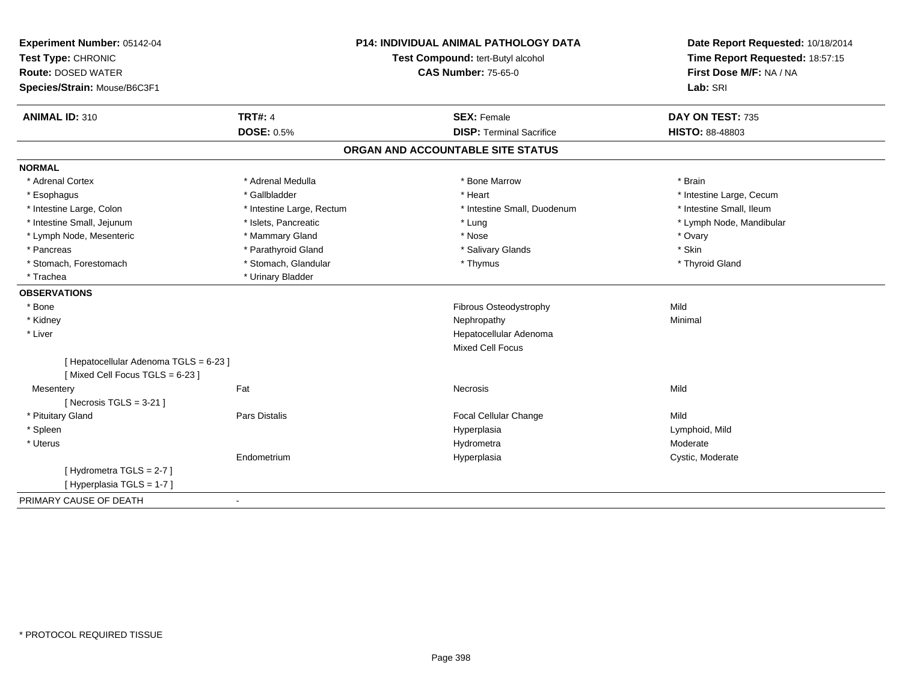**Experiment Number:** 05142-04
**Test Type:** CHRONIC
**Route:** DOSED WATER
**Species/Strain:** Mouse/B6C3F1

**P14: INDIVIDUAL ANIMAL PATHOLOGY DATA**
**Test Compound:** tert-Butyl alcohol
**CAS Number:** 75-65-0

**Date Report Requested:** 10/18/2014
**Time Report Requested:** 18:57:15
**First Dose M/F:** NA / NA
**Lab:** SRI

| **ANIMAL ID:** 310 | **TRT#:** 4 | **SEX:** Female | **DAY ON TEST:** 735 |
|---|---|---|---|
| | **DOSE:** 0.5% | **DISP:** Terminal Sacrifice | **HISTO:** 88-48803 |

## ORGAN AND ACCOUNTABLE SITE STATUS

**NORMAL**

| | | | |
|---|---|---|---|
| * Adrenal Cortex | * Adrenal Medulla | * Bone Marrow | * Brain |
| * Esophagus | * Gallbladder | * Heart | * Intestine Large, Cecum |
| * Intestine Large, Colon | * Intestine Large, Rectum | * Intestine Small, Duodenum | * Intestine Small, Ileum |
| * Intestine Small, Jejunum | * Islets, Pancreatic | * Lung | * Lymph Node, Mandibular |
| * Lymph Node, Mesenteric | * Mammary Gland | * Nose | * Ovary |
| * Pancreas | * Parathyroid Gland | * Salivary Glands | * Skin |
| * Stomach, Forestomach | * Stomach, Glandular | * Thymus | * Thyroid Gland |
| * Trachea | * Urinary Bladder | | |

**OBSERVATIONS**

| | | | |
|---|---|---|---|
| * Bone | | Fibrous Osteodystrophy | Mild |
| * Kidney | | Nephropathy | Minimal |
| * Liver | | Hepatocellular Adenoma | |
| | | Mixed Cell Focus | |
| [ Hepatocellular Adenoma TGLS = 6-23 ] | | | |
| [ Mixed Cell Focus TGLS = 6-23 ] | | | |
| Mesentery | Fat | Necrosis | Mild |
| [ Necrosis TGLS = 3-21 ] | | | |
| * Pituitary Gland | Pars Distalis | Focal Cellular Change | Mild |
| * Spleen | | Hyperplasia | Lymphoid, Mild |
| * Uterus | | Hydrometra | Moderate |
| | Endometrium | Hyperplasia | Cystic, Moderate |
| [ Hydrometra TGLS = 2-7 ] | | | |
| [ Hyperplasia TGLS = 1-7 ] | | | |

PRIMARY CAUSE OF DEATH -

* PROTOCOL REQUIRED TISSUE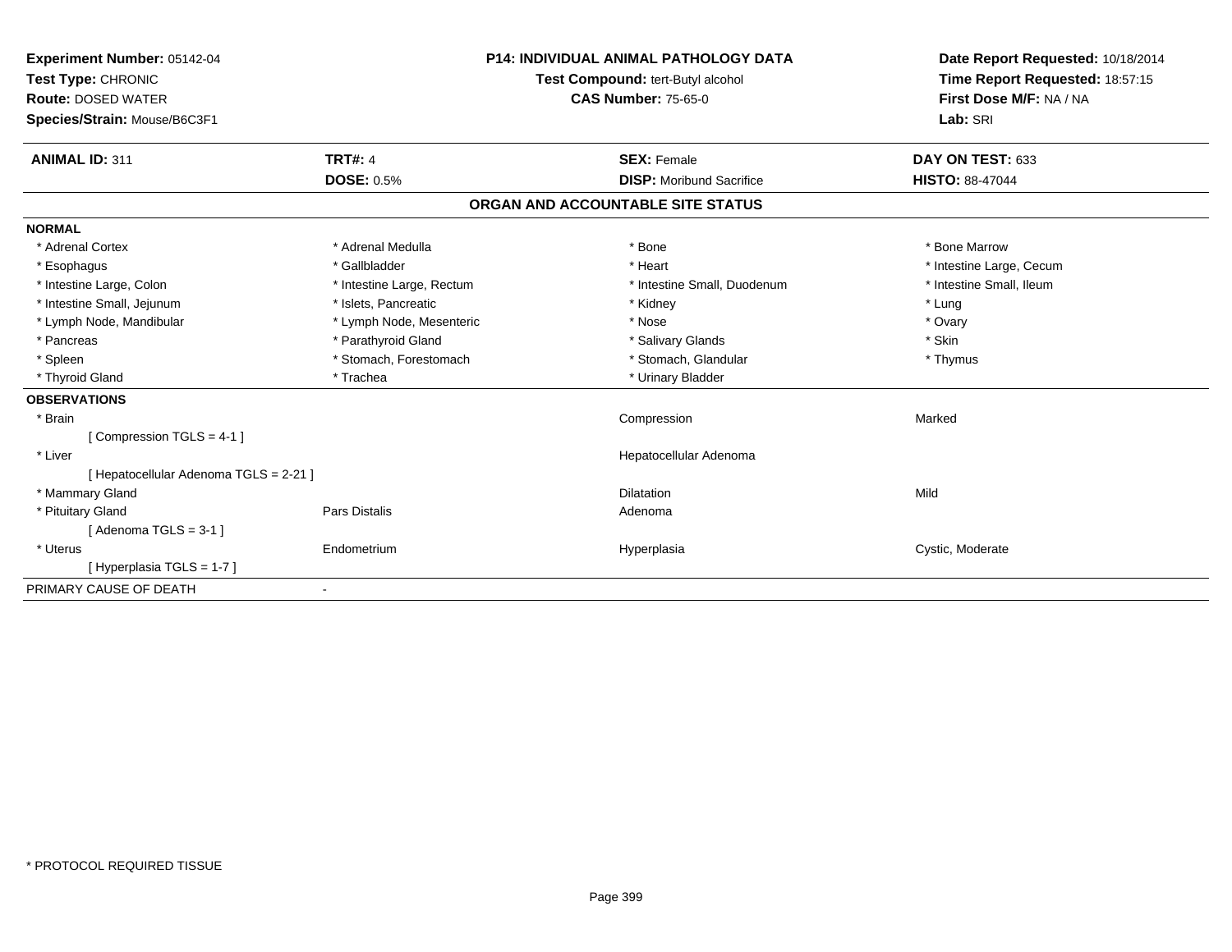**Experiment Number:** 05142-04
**Test Type:** CHRONIC
**Route:** DOSED WATER
**Species/Strain:** Mouse/B6C3F1

**P14: INDIVIDUAL ANIMAL PATHOLOGY DATA**
**Test Compound:** tert-Butyl alcohol
**CAS Number:** 75-65-0

**Date Report Requested:** 10/18/2014
**Time Report Requested:** 18:57:15
**First Dose M/F:** NA / NA
**Lab:** SRI

| **ANIMAL ID:** 311 | **TRT#:** 4 | **SEX:** Female | **DAY ON TEST:** 633 |
|---|---|---|---|
| | **DOSE:** 0.5% | **DISP:** Moribund Sacrifice | **HISTO:** 88-47044 |

## ORGAN AND ACCOUNTABLE SITE STATUS

**NORMAL**

| | | | |
|---|---|---|---|
| * Adrenal Cortex | * Adrenal Medulla | * Bone | * Bone Marrow |
| * Esophagus | * Gallbladder | * Heart | * Intestine Large, Cecum |
| * Intestine Large, Colon | * Intestine Large, Rectum | * Intestine Small, Duodenum | * Intestine Small, Ileum |
| * Intestine Small, Jejunum | * Islets, Pancreatic | * Kidney | * Lung |
| * Lymph Node, Mandibular | * Lymph Node, Mesenteric | * Nose | * Ovary |
| * Pancreas | * Parathyroid Gland | * Salivary Glands | * Skin |
| * Spleen | * Stomach, Forestomach | * Stomach, Glandular | * Thymus |
| * Thyroid Gland | * Trachea | * Urinary Bladder | |

**OBSERVATIONS**

| | | | |
|---|---|---|---|
| * Brain | | Compression | Marked |
| [ Compression TGLS = 4-1 ] | | | |
| * Liver | | Hepatocellular Adenoma | |
| [ Hepatocellular Adenoma TGLS = 2-21 ] | | | |
| * Mammary Gland | | Dilatation | Mild |
| * Pituitary Gland | Pars Distalis | Adenoma | |
| [ Adenoma TGLS = 3-1 ] | | | |
| * Uterus | Endometrium | Hyperplasia | Cystic, Moderate |
| [ Hyperplasia TGLS = 1-7 ] | | | |

PRIMARY CAUSE OF DEATH -

* PROTOCOL REQUIRED TISSUE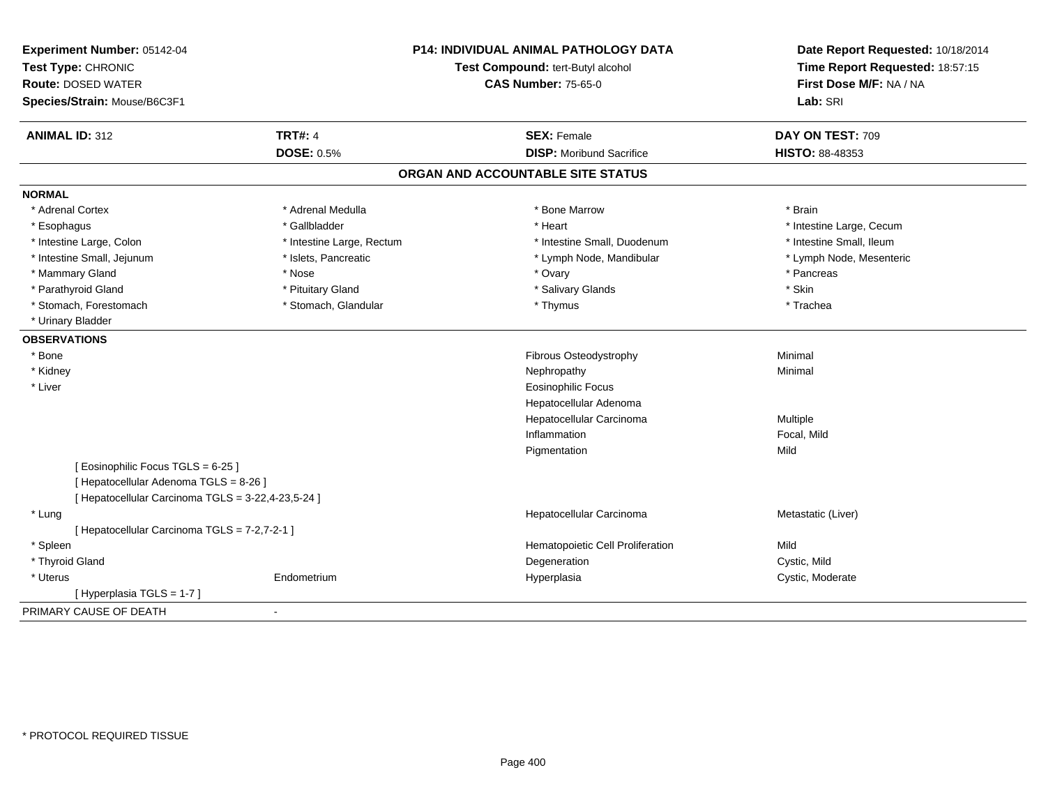**Experiment Number:** 05142-04
**Test Type:** CHRONIC
**Route:** DOSED WATER
**Species/Strain:** Mouse/B6C3F1

**P14: INDIVIDUAL ANIMAL PATHOLOGY DATA**
**Test Compound:** tert-Butyl alcohol
**CAS Number:** 75-65-0

**Date Report Requested:** 10/18/2014
**Time Report Requested:** 18:57:15
**First Dose M/F:** NA / NA
**Lab:** SRI

| **ANIMAL ID:** 312 | **TRT#:** 4 | **SEX:** Female | **DAY ON TEST:** 709 |
|---|---|---|---|
| | **DOSE:** 0.5% | **DISP:** Moribund Sacrifice | **HISTO:** 88-48353 |

## ORGAN AND ACCOUNTABLE SITE STATUS

**NORMAL**

| | | | |
|---|---|---|---|
| * Adrenal Cortex | * Adrenal Medulla | * Bone Marrow | * Brain |
| * Esophagus | * Gallbladder | * Heart | * Intestine Large, Cecum |
| * Intestine Large, Colon | * Intestine Large, Rectum | * Intestine Small, Duodenum | * Intestine Small, Ileum |
| * Intestine Small, Jejunum | * Islets, Pancreatic | * Lymph Node, Mandibular | * Lymph Node, Mesenteric |
| * Mammary Gland | * Nose | * Ovary | * Pancreas |
| * Parathyroid Gland | * Pituitary Gland | * Salivary Glands | * Skin |
| * Stomach, Forestomach | * Stomach, Glandular | * Thymus | * Trachea |
| * Urinary Bladder | | | |

**OBSERVATIONS**

| | | | |
|---|---|---|---|
| * Bone | | Fibrous Osteodystrophy | Minimal |
| * Kidney | | Nephropathy | Minimal |
| * Liver | | Eosinophilic Focus | |
| | | Hepatocellular Adenoma | |
| | | Hepatocellular Carcinoma | Multiple |
| | | Inflammation | Focal, Mild |
| | | Pigmentation | Mild |
| [ Eosinophilic Focus TGLS = 6-25 ] | | | |
| [ Hepatocellular Adenoma TGLS = 8-26 ] | | | |
| [ Hepatocellular Carcinoma TGLS = 3-22,4-23,5-24 ] | | | |
| * Lung | | Hepatocellular Carcinoma | Metastatic (Liver) |
| [ Hepatocellular Carcinoma TGLS = 7-2,7-2-1 ] | | | |
| * Spleen | | Hematopoietic Cell Proliferation | Mild |
| * Thyroid Gland | | Degeneration | Cystic, Mild |
| * Uterus | Endometrium | Hyperplasia | Cystic, Moderate |
| [ Hyperplasia TGLS = 1-7 ] | | | |

PRIMARY CAUSE OF DEATH -

* PROTOCOL REQUIRED TISSUE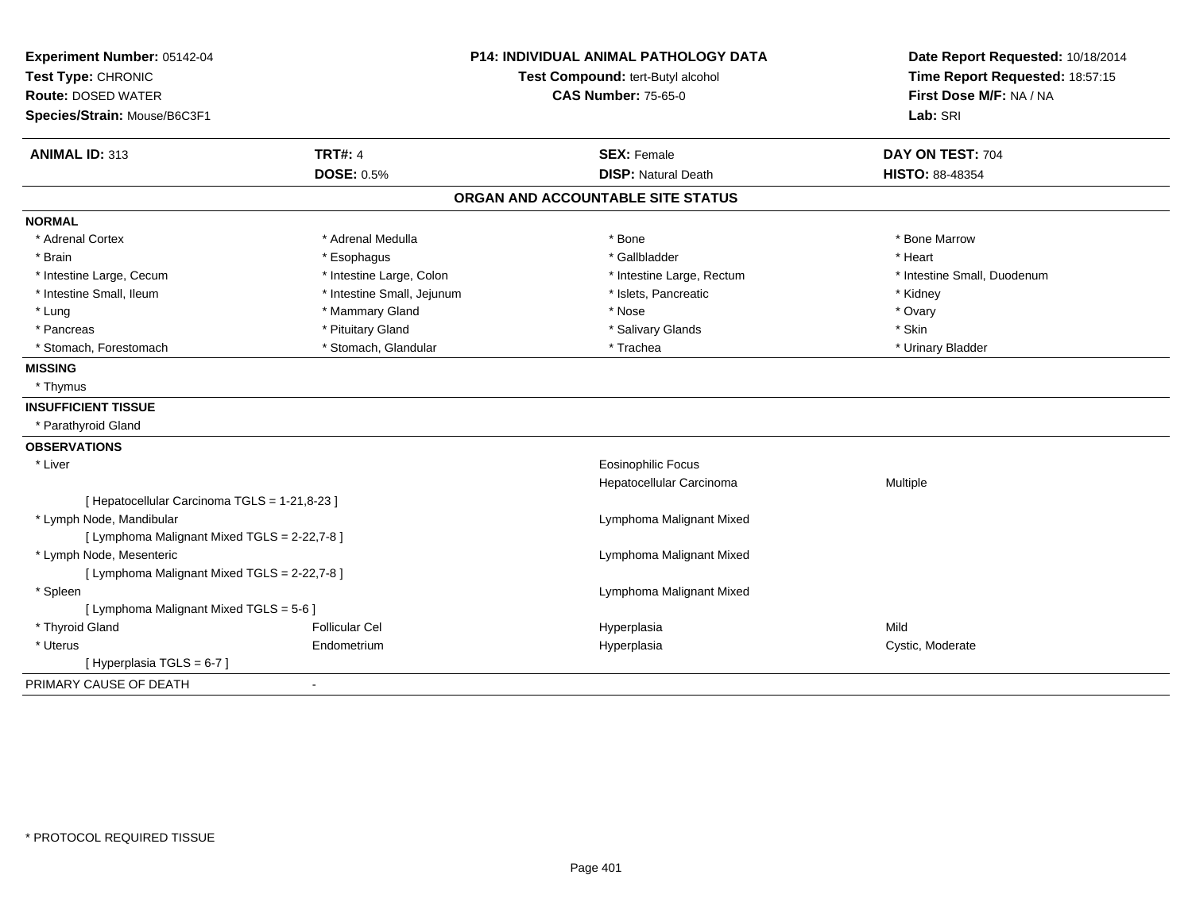**Experiment Number:** 05142-04
**Test Type:** CHRONIC
**Route:** DOSED WATER
**Species/Strain:** Mouse/B6C3F1

**P14: INDIVIDUAL ANIMAL PATHOLOGY DATA**
**Test Compound:** tert-Butyl alcohol
**CAS Number:** 75-65-0

**Date Report Requested:** 10/18/2014
**Time Report Requested:** 18:57:15
**First Dose M/F:** NA / NA
**Lab:** SRI

| **ANIMAL ID:** 313 | **TRT#:** 4 | **SEX:** Female | **DAY ON TEST:** 704 |
|---|---|---|---|
| | **DOSE:** 0.5% | **DISP:** Natural Death | **HISTO:** 88-48354 |

## ORGAN AND ACCOUNTABLE SITE STATUS

**NORMAL**

| | | | |
|---|---|---|---|
| * Adrenal Cortex | * Adrenal Medulla | * Bone | * Bone Marrow |
| * Brain | * Esophagus | * Gallbladder | * Heart |
| * Intestine Large, Cecum | * Intestine Large, Colon | * Intestine Large, Rectum | * Intestine Small, Duodenum |
| * Intestine Small, Ileum | * Intestine Small, Jejunum | * Islets, Pancreatic | * Kidney |
| * Lung | * Mammary Gland | * Nose | * Ovary |
| * Pancreas | * Pituitary Gland | * Salivary Glands | * Skin |
| * Stomach, Forestomach | * Stomach, Glandular | * Trachea | * Urinary Bladder |

**MISSING**

* Thymus

**INSUFFICIENT TISSUE**

* Parathyroid Gland

**OBSERVATIONS**

| | | | |
|---|---|---|---|
| * Liver | | Eosinophilic Focus | |
| | | Hepatocellular Carcinoma | Multiple |
| [ Hepatocellular Carcinoma TGLS = 1-21,8-23 ] | | | |
| * Lymph Node, Mandibular | | Lymphoma Malignant Mixed | |
| [ Lymphoma Malignant Mixed TGLS = 2-22,7-8 ] | | | |
| * Lymph Node, Mesenteric | | Lymphoma Malignant Mixed | |
| [ Lymphoma Malignant Mixed TGLS = 2-22,7-8 ] | | | |
| * Spleen | | Lymphoma Malignant Mixed | |
| [ Lymphoma Malignant Mixed TGLS = 5-6 ] | | | |
| * Thyroid Gland | Follicular Cel | Hyperplasia | Mild |
| * Uterus | Endometrium | Hyperplasia | Cystic, Moderate |
| [ Hyperplasia TGLS = 6-7 ] | | | |

PRIMARY CAUSE OF DEATH -

* PROTOCOL REQUIRED TISSUE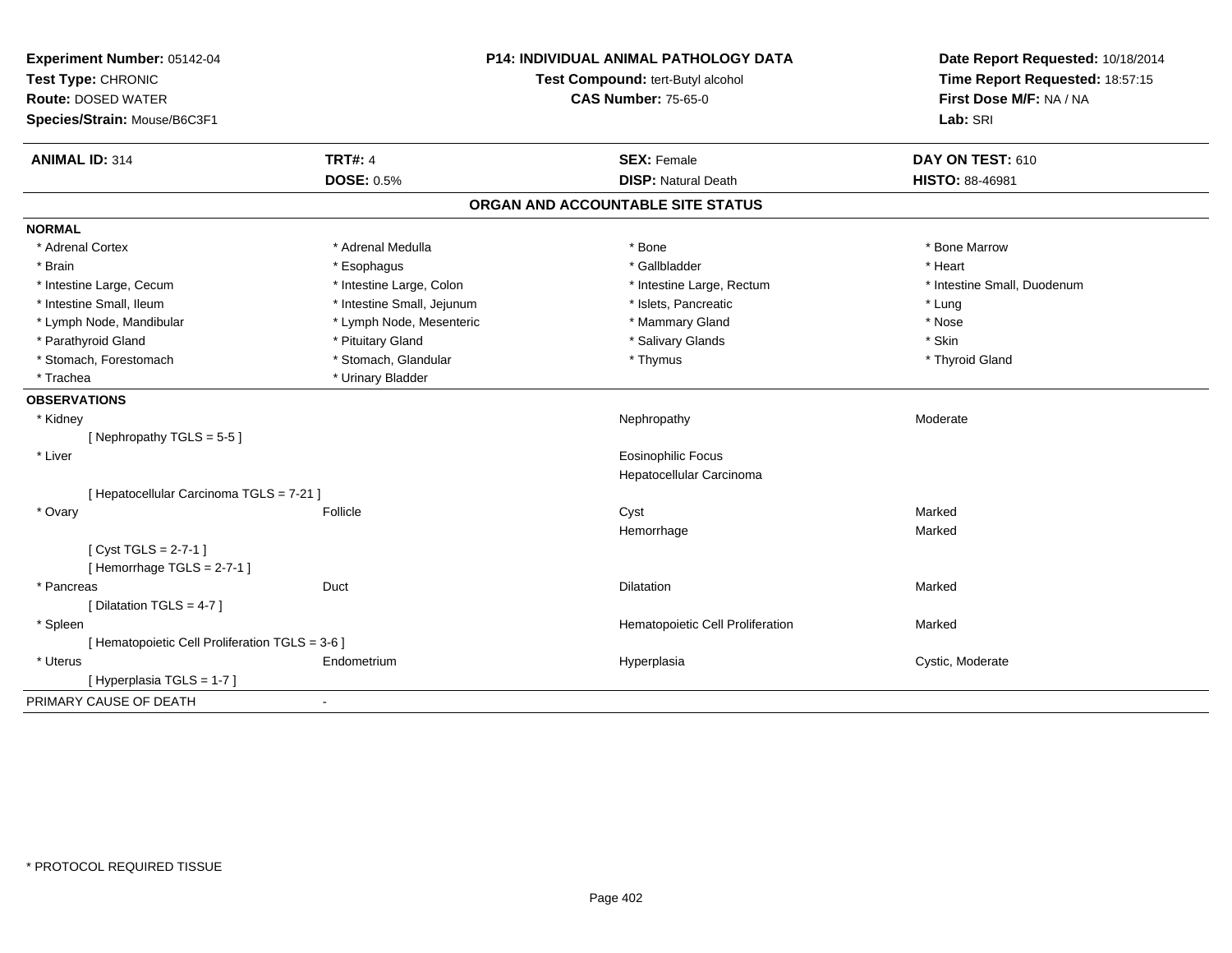**Experiment Number:** 05142-04
**Test Type:** CHRONIC
**Route:** DOSED WATER
**Species/Strain:** Mouse/B6C3F1

**P14: INDIVIDUAL ANIMAL PATHOLOGY DATA**
**Test Compound:** tert-Butyl alcohol
**CAS Number:** 75-65-0

**Date Report Requested:** 10/18/2014
**Time Report Requested:** 18:57:15
**First Dose M/F:** NA / NA
**Lab:** SRI

| **ANIMAL ID:** 314 | **TRT#:** 4 | **SEX:** Female | **DAY ON TEST:** 610 |
|---|---|---|---|
| | **DOSE:** 0.5% | **DISP:** Natural Death | **HISTO:** 88-46981 |

## ORGAN AND ACCOUNTABLE SITE STATUS

**NORMAL**

| | | | |
|---|---|---|---|
| * Adrenal Cortex | * Adrenal Medulla | * Bone | * Bone Marrow |
| * Brain | * Esophagus | * Gallbladder | * Heart |
| * Intestine Large, Cecum | * Intestine Large, Colon | * Intestine Large, Rectum | * Intestine Small, Duodenum |
| * Intestine Small, Ileum | * Intestine Small, Jejunum | * Islets, Pancreatic | * Lung |
| * Lymph Node, Mandibular | * Lymph Node, Mesenteric | * Mammary Gland | * Nose |
| * Parathyroid Gland | * Pituitary Gland | * Salivary Glands | * Skin |
| * Stomach, Forestomach | * Stomach, Glandular | * Thymus | * Thyroid Gland |
| * Trachea | * Urinary Bladder | | |

**OBSERVATIONS**

| | | | |
|---|---|---|---|
| * Kidney | | Nephropathy | Moderate |
| [ Nephropathy TGLS = 5-5 ] | | | |
| * Liver | | Eosinophilic Focus | |
| | | Hepatocellular Carcinoma | |
| [ Hepatocellular Carcinoma TGLS = 7-21 ] | | | |
| * Ovary | Follicle | Cyst | Marked |
| | | Hemorrhage | Marked |
| [ Cyst TGLS = 2-7-1 ] | | | |
| [ Hemorrhage TGLS = 2-7-1 ] | | | |
| * Pancreas | Duct | Dilatation | Marked |
| [ Dilatation TGLS = 4-7 ] | | | |
| * Spleen | | Hematopoietic Cell Proliferation | Marked |
| [ Hematopoietic Cell Proliferation TGLS = 3-6 ] | | | |
| * Uterus | Endometrium | Hyperplasia | Cystic, Moderate |
| [ Hyperplasia TGLS = 1-7 ] | | | |

PRIMARY CAUSE OF DEATH -

* PROTOCOL REQUIRED TISSUE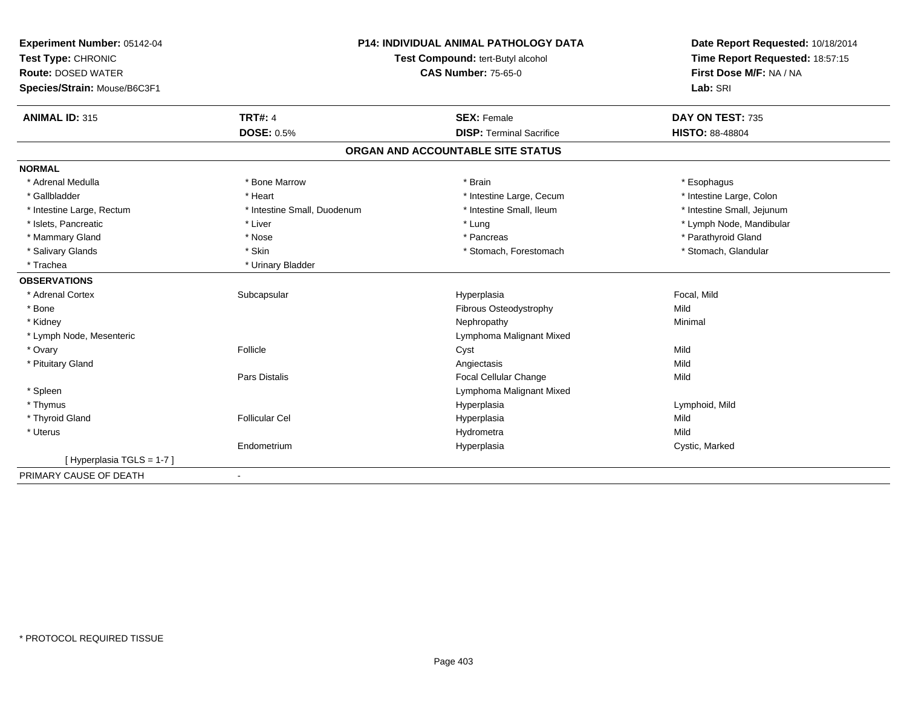**Experiment Number:** 05142-04
**Test Type:** CHRONIC
**Route:** DOSED WATER
**Species/Strain:** Mouse/B6C3F1

**P14: INDIVIDUAL ANIMAL PATHOLOGY DATA**
**Test Compound:** tert-Butyl alcohol
**CAS Number:** 75-65-0

**Date Report Requested:** 10/18/2014
**Time Report Requested:** 18:57:15
**First Dose M/F:** NA / NA
**Lab:** SRI

| **ANIMAL ID:** 315 | **TRT#:** 4 | **SEX:** Female | **DAY ON TEST:** 735 |
|---|---|---|---|
| | **DOSE:** 0.5% | **DISP:** Terminal Sacrifice | **HISTO:** 88-48804 |

## ORGAN AND ACCOUNTABLE SITE STATUS

**NORMAL**

| | | | |
|---|---|---|---|
| * Adrenal Medulla | * Bone Marrow | * Brain | * Esophagus |
| * Gallbladder | * Heart | * Intestine Large, Cecum | * Intestine Large, Colon |
| * Intestine Large, Rectum | * Intestine Small, Duodenum | * Intestine Small, Ileum | * Intestine Small, Jejunum |
| * Islets, Pancreatic | * Liver | * Lung | * Lymph Node, Mandibular |
| * Mammary Gland | * Nose | * Pancreas | * Parathyroid Gland |
| * Salivary Glands | * Skin | * Stomach, Forestomach | * Stomach, Glandular |
| * Trachea | * Urinary Bladder | | |

**OBSERVATIONS**

| | | | |
|---|---|---|---|
| * Adrenal Cortex | Subcapsular | Hyperplasia | Focal, Mild |
| * Bone | | Fibrous Osteodystrophy | Mild |
| * Kidney | | Nephropathy | Minimal |
| * Lymph Node, Mesenteric | | Lymphoma Malignant Mixed | |
| * Ovary | Follicle | Cyst | Mild |
| * Pituitary Gland | | Angiectasis | Mild |
| | Pars Distalis | Focal Cellular Change | Mild |
| * Spleen | | Lymphoma Malignant Mixed | |
| * Thymus | | Hyperplasia | Lymphoid, Mild |
| * Thyroid Gland | Follicular Cel | Hyperplasia | Mild |
| * Uterus | | Hydrometra | Mild |
| | Endometrium | Hyperplasia | Cystic, Marked |
| [ Hyperplasia TGLS = 1-7 ] | | | |

PRIMARY CAUSE OF DEATH -

* PROTOCOL REQUIRED TISSUE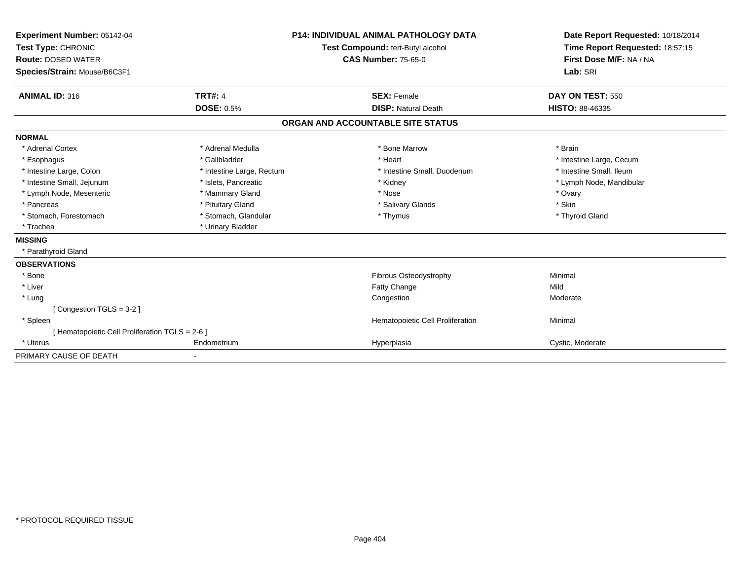**Experiment Number:** 05142-04
**Test Type:** CHRONIC
**Route:** DOSED WATER
**Species/Strain:** Mouse/B6C3F1

**P14: INDIVIDUAL ANIMAL PATHOLOGY DATA**
**Test Compound:** tert-Butyl alcohol
**CAS Number:** 75-65-0

**Date Report Requested:** 10/18/2014
**Time Report Requested:** 18:57:15
**First Dose M/F:** NA / NA
**Lab:** SRI

| **ANIMAL ID:** 316 | **TRT#:** 4 | **SEX:** Female | **DAY ON TEST:** 550 |
|---|---|---|---|
| | **DOSE:** 0.5% | **DISP:** Natural Death | **HISTO:** 88-46335 |

## ORGAN AND ACCOUNTABLE SITE STATUS

**NORMAL**

| | | | |
|---|---|---|---|
| * Adrenal Cortex | * Adrenal Medulla | * Bone Marrow | * Brain |
| * Esophagus | * Gallbladder | * Heart | * Intestine Large, Cecum |
| * Intestine Large, Colon | * Intestine Large, Rectum | * Intestine Small, Duodenum | * Intestine Small, Ileum |
| * Intestine Small, Jejunum | * Islets, Pancreatic | * Kidney | * Lymph Node, Mandibular |
| * Lymph Node, Mesenteric | * Mammary Gland | * Nose | * Ovary |
| * Pancreas | * Pituitary Gland | * Salivary Glands | * Skin |
| * Stomach, Forestomach | * Stomach, Glandular | * Thymus | * Thyroid Gland |
| * Trachea | * Urinary Bladder | | |

**MISSING**

* Parathyroid Gland

**OBSERVATIONS**

| | | | |
|---|---|---|---|
| * Bone | | Fibrous Osteodystrophy | Minimal |
| * Liver | | Fatty Change | Mild |
| * Lung | | Congestion | Moderate |
| [ Congestion TGLS = 3-2 ] | | | |
| * Spleen | | Hematopoietic Cell Proliferation | Minimal |
| [ Hematopoietic Cell Proliferation TGLS = 2-6 ] | | | |
| * Uterus | Endometrium | Hyperplasia | Cystic, Moderate |

PRIMARY CAUSE OF DEATH -

* PROTOCOL REQUIRED TISSUE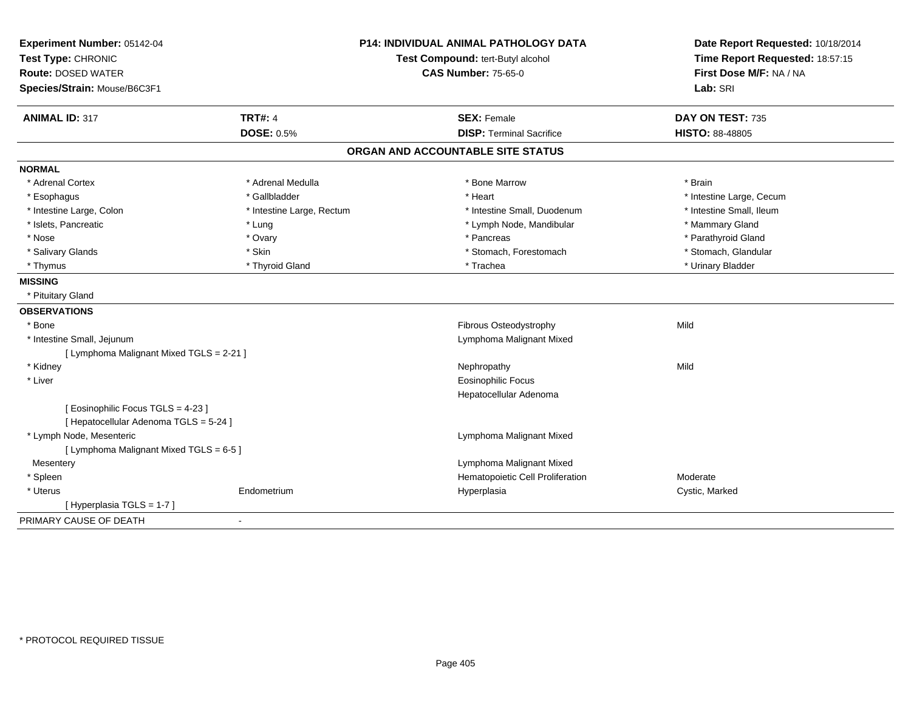**Experiment Number:** 05142-04
**Test Type:** CHRONIC
**Route:** DOSED WATER
**Species/Strain:** Mouse/B6C3F1

**P14: INDIVIDUAL ANIMAL PATHOLOGY DATA**
**Test Compound:** tert-Butyl alcohol
**CAS Number:** 75-65-0

**Date Report Requested:** 10/18/2014
**Time Report Requested:** 18:57:15
**First Dose M/F:** NA / NA
**Lab:** SRI

| **ANIMAL ID:** 317 | **TRT#:** 4 | **SEX:** Female | **DAY ON TEST:** 735 |
|---|---|---|---|
| | **DOSE:** 0.5% | **DISP:** Terminal Sacrifice | **HISTO:** 88-48805 |

## ORGAN AND ACCOUNTABLE SITE STATUS

**NORMAL**

| | | | |
|---|---|---|---|
| * Adrenal Cortex | * Adrenal Medulla | * Bone Marrow | * Brain |
| * Esophagus | * Gallbladder | * Heart | * Intestine Large, Cecum |
| * Intestine Large, Colon | * Intestine Large, Rectum | * Intestine Small, Duodenum | * Intestine Small, Ileum |
| * Islets, Pancreatic | * Lung | * Lymph Node, Mandibular | * Mammary Gland |
| * Nose | * Ovary | * Pancreas | * Parathyroid Gland |
| * Salivary Glands | * Skin | * Stomach, Forestomach | * Stomach, Glandular |
| * Thymus | * Thyroid Gland | * Trachea | * Urinary Bladder |

**MISSING**

* Pituitary Gland

**OBSERVATIONS**

| | | | |
|---|---|---|---|
| * Bone | | Fibrous Osteodystrophy | Mild |
| * Intestine Small, Jejunum | | Lymphoma Malignant Mixed | |
| [ Lymphoma Malignant Mixed TGLS = 2-21 ] | | | |
| * Kidney | | Nephropathy | Mild |
| * Liver | | Eosinophilic Focus | |
| | | Hepatocellular Adenoma | |
| [ Eosinophilic Focus TGLS = 4-23 ] | | | |
| [ Hepatocellular Adenoma TGLS = 5-24 ] | | | |
| * Lymph Node, Mesenteric | | Lymphoma Malignant Mixed | |
| [ Lymphoma Malignant Mixed TGLS = 6-5 ] | | | |
| Mesentery | | Lymphoma Malignant Mixed | |
| * Spleen | | Hematopoietic Cell Proliferation | Moderate |
| * Uterus | Endometrium | Hyperplasia | Cystic, Marked |
| [ Hyperplasia TGLS = 1-7 ] | | | |

PRIMARY CAUSE OF DEATH -

* PROTOCOL REQUIRED TISSUE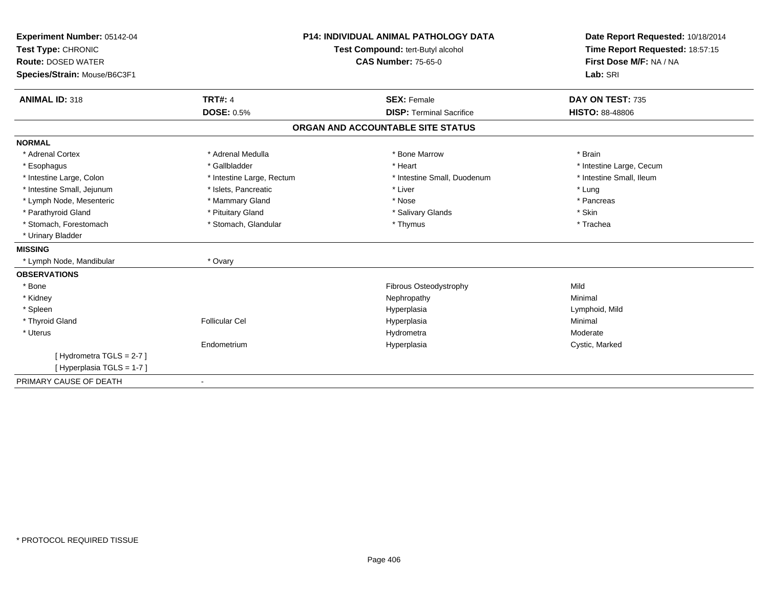**Experiment Number:** 05142-04
**Test Type:** CHRONIC
**Route:** DOSED WATER
**Species/Strain:** Mouse/B6C3F1

**P14: INDIVIDUAL ANIMAL PATHOLOGY DATA**
**Test Compound:** tert-Butyl alcohol
**CAS Number:** 75-65-0

**Date Report Requested:** 10/18/2014
**Time Report Requested:** 18:57:15
**First Dose M/F:** NA / NA
**Lab:** SRI

| **ANIMAL ID:** 318 | **TRT#:** 4 | **SEX:** Female | **DAY ON TEST:** 735 |
|---|---|---|---|
| | **DOSE:** 0.5% | **DISP:** Terminal Sacrifice | **HISTO:** 88-48806 |

## ORGAN AND ACCOUNTABLE SITE STATUS

| | | | |
|---|---|---|---|
| **NORMAL** | | | |
| * Adrenal Cortex | * Adrenal Medulla | * Bone Marrow | * Brain |
| * Esophagus | * Gallbladder | * Heart | * Intestine Large, Cecum |
| * Intestine Large, Colon | * Intestine Large, Rectum | * Intestine Small, Duodenum | * Intestine Small, Ileum |
| * Intestine Small, Jejunum | * Islets, Pancreatic | * Liver | * Lung |
| * Lymph Node, Mesenteric | * Mammary Gland | * Nose | * Pancreas |
| * Parathyroid Gland | * Pituitary Gland | * Salivary Glands | * Skin |
| * Stomach, Forestomach | * Stomach, Glandular | * Thymus | * Trachea |
| * Urinary Bladder | | | |
| **MISSING** | | | |
| * Lymph Node, Mandibular | * Ovary | | |
| **OBSERVATIONS** | | | |
| * Bone | | Fibrous Osteodystrophy | Mild |
| * Kidney | | Nephropathy | Minimal |
| * Spleen | | Hyperplasia | Lymphoid, Mild |
| * Thyroid Gland | Follicular Cel | Hyperplasia | Minimal |
| * Uterus | | Hydrometra | Moderate |
| | Endometrium | Hyperplasia | Cystic, Marked |
| [ Hydrometra TGLS = 2-7 ] | | | |
| [ Hyperplasia TGLS = 1-7 ] | | | |
| PRIMARY CAUSE OF DEATH | - | | |

* PROTOCOL REQUIRED TISSUE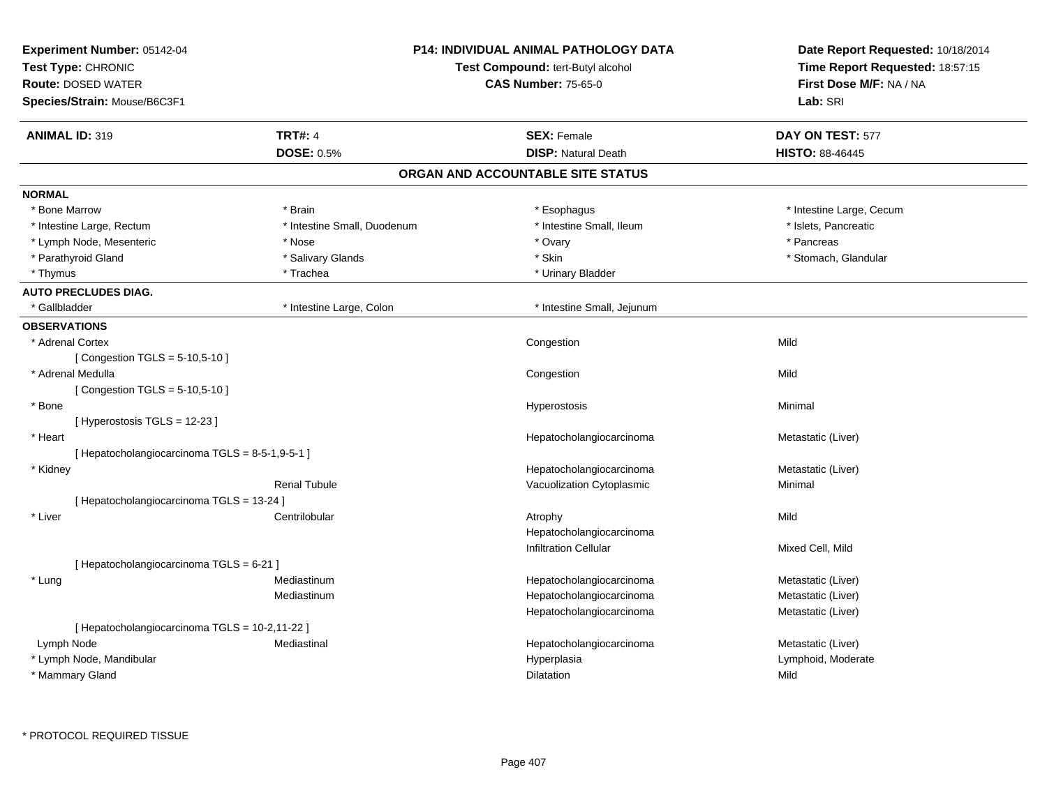**Experiment Number:** 05142-04
**Test Type:** CHRONIC
**Route:** DOSED WATER
**Species/Strain:** Mouse/B6C3F1

**P14: INDIVIDUAL ANIMAL PATHOLOGY DATA**
**Test Compound:** tert-Butyl alcohol
**CAS Number:** 75-65-0

**Date Report Requested:** 10/18/2014
**Time Report Requested:** 18:57:15
**First Dose M/F:** NA / NA
**Lab:** SRI

| **ANIMAL ID:** 319 | **TRT#:** 4 | **SEX:** Female | **DAY ON TEST:** 577 |
|---|---|---|---|
| | **DOSE:** 0.5% | **DISP:** Natural Death | **HISTO:** 88-46445 |

## ORGAN AND ACCOUNTABLE SITE STATUS

**NORMAL**

| | | | |
|---|---|---|---|
| * Bone Marrow | * Brain | * Esophagus | * Intestine Large, Cecum |
| * Intestine Large, Rectum | * Intestine Small, Duodenum | * Intestine Small, Ileum | * Islets, Pancreatic |
| * Lymph Node, Mesenteric | * Nose | * Ovary | * Pancreas |
| * Parathyroid Gland | * Salivary Glands | * Skin | * Stomach, Glandular |
| * Thymus | * Trachea | * Urinary Bladder | |

**AUTO PRECLUDES DIAG.**

| | | |
|---|---|---|
| * Gallbladder | * Intestine Large, Colon | * Intestine Small, Jejunum |

**OBSERVATIONS**

| | | | |
|---|---|---|---|
| * Adrenal Cortex | | Congestion | Mild |
| [ Congestion TGLS = 5-10,5-10 ] | | | |
| * Adrenal Medulla | | Congestion | Mild |
| [ Congestion TGLS = 5-10,5-10 ] | | | |
| * Bone | | Hyperostosis | Minimal |
| [ Hyperostosis TGLS = 12-23 ] | | | |
| * Heart | | Hepatocholangiocarcinoma | Metastatic (Liver) |
| [ Hepatocholangiocarcinoma TGLS = 8-5-1,9-5-1 ] | | | |
| * Kidney | | Hepatocholangiocarcinoma | Metastatic (Liver) |
| | Renal Tubule | Vacuolization Cytoplasmic | Minimal |
| [ Hepatocholangiocarcinoma TGLS = 13-24 ] | | | |
| * Liver | Centrilobular | Atrophy | Mild |
| | | Hepatocholangiocarcinoma | |
| | | Infiltration Cellular | Mixed Cell, Mild |
| [ Hepatocholangiocarcinoma TGLS = 6-21 ] | | | |
| * Lung | Mediastinum | Hepatocholangiocarcinoma | Metastatic (Liver) |
| | Mediastinum | Hepatocholangiocarcinoma | Metastatic (Liver) |
| | | Hepatocholangiocarcinoma | Metastatic (Liver) |
| [ Hepatocholangiocarcinoma TGLS = 10-2,11-22 ] | | | |
| Lymph Node | Mediastinal | Hepatocholangiocarcinoma | Metastatic (Liver) |
| * Lymph Node, Mandibular | | Hyperplasia | Lymphoid, Moderate |
| * Mammary Gland | | Dilatation | Mild |

* PROTOCOL REQUIRED TISSUE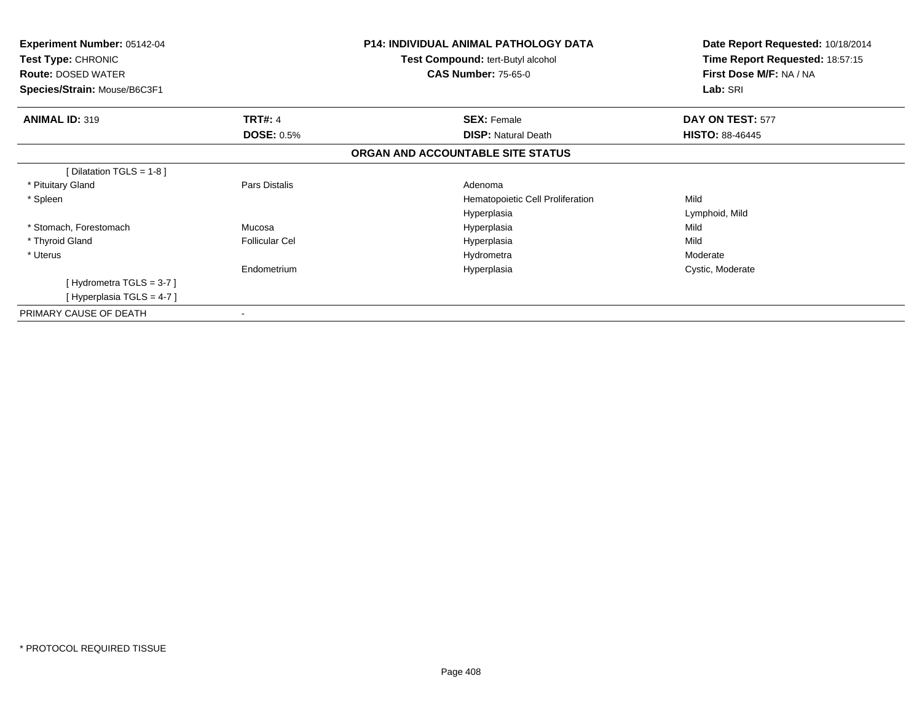**Experiment Number:** 05142-04
**Test Type:** CHRONIC
**Route:** DOSED WATER
**Species/Strain:** Mouse/B6C3F1

**P14: INDIVIDUAL ANIMAL PATHOLOGY DATA**
**Test Compound:** tert-Butyl alcohol
**CAS Number:** 75-65-0

**Date Report Requested:** 10/18/2014
**Time Report Requested:** 18:57:15
**First Dose M/F:** NA / NA
**Lab:** SRI

| **ANIMAL ID:** 319 | **TRT#:** 4 | **SEX:** Female | **DAY ON TEST:** 577 |
|---|---|---|---|
| | **DOSE:** 0.5% | **DISP:** Natural Death | **HISTO:** 88-46445 |

## ORGAN AND ACCOUNTABLE SITE STATUS

| | | | |
|---|---|---|---|
| [ Dilatation TGLS = 1-8 ] | | | |
| * Pituitary Gland | Pars Distalis | Adenoma | |
| * Spleen | | Hematopoietic Cell Proliferation | Mild |
| | | Hyperplasia | Lymphoid, Mild |
| * Stomach, Forestomach | Mucosa | Hyperplasia | Mild |
| * Thyroid Gland | Follicular Cel | Hyperplasia | Mild |
| * Uterus | | Hydrometra | Moderate |
| | Endometrium | Hyperplasia | Cystic, Moderate |
| [ Hydrometra TGLS = 3-7 ] | | | |
| [ Hyperplasia TGLS = 4-7 ] | | | |
| PRIMARY CAUSE OF DEATH | - | | |

* PROTOCOL REQUIRED TISSUE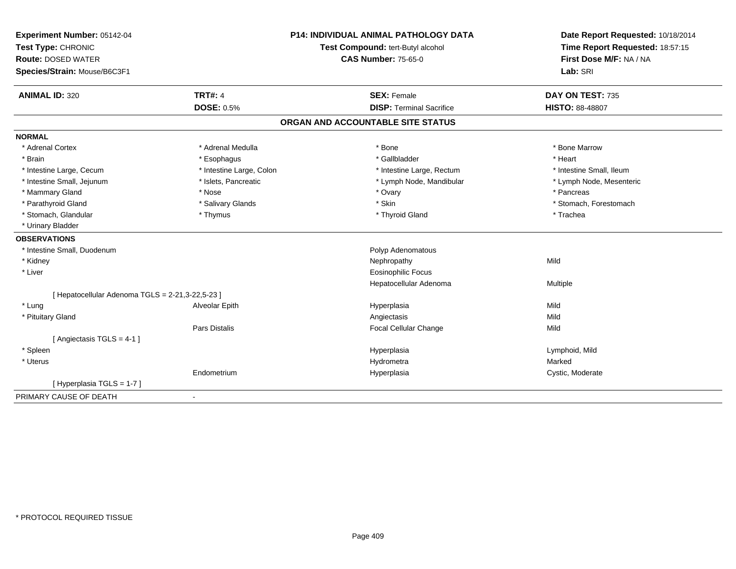**Experiment Number:** 05142-04
**Test Type:** CHRONIC
**Route:** DOSED WATER
**Species/Strain:** Mouse/B6C3F1

**P14: INDIVIDUAL ANIMAL PATHOLOGY DATA**
**Test Compound:** tert-Butyl alcohol
**CAS Number:** 75-65-0

**Date Report Requested:** 10/18/2014
**Time Report Requested:** 18:57:15
**First Dose M/F:** NA / NA
**Lab:** SRI

| **ANIMAL ID:** 320 | **TRT#:** 4 | **SEX:** Female | **DAY ON TEST:** 735 |
|---|---|---|---|
| | **DOSE:** 0.5% | **DISP:** Terminal Sacrifice | **HISTO:** 88-48807 |

## ORGAN AND ACCOUNTABLE SITE STATUS

**NORMAL**

| | | | |
|---|---|---|---|
| * Adrenal Cortex | * Adrenal Medulla | * Bone | * Bone Marrow |
| * Brain | * Esophagus | * Gallbladder | * Heart |
| * Intestine Large, Cecum | * Intestine Large, Colon | * Intestine Large, Rectum | * Intestine Small, Ileum |
| * Intestine Small, Jejunum | * Islets, Pancreatic | * Lymph Node, Mandibular | * Lymph Node, Mesenteric |
| * Mammary Gland | * Nose | * Ovary | * Pancreas |
| * Parathyroid Gland | * Salivary Glands | * Skin | * Stomach, Forestomach |
| * Stomach, Glandular | * Thymus | * Thyroid Gland | * Trachea |
| * Urinary Bladder | | | |

**OBSERVATIONS**

| | | | |
|---|---|---|---|
| * Intestine Small, Duodenum | | Polyp Adenomatous | |
| * Kidney | | Nephropathy | Mild |
| * Liver | | Eosinophilic Focus | |
| | | Hepatocellular Adenoma | Multiple |
| [ Hepatocellular Adenoma TGLS = 2-21,3-22,5-23 ] | | | |
| * Lung | Alveolar Epith | Hyperplasia | Mild |
| * Pituitary Gland | | Angiectasis | Mild |
| | Pars Distalis | Focal Cellular Change | Mild |
| [ Angiectasis TGLS = 4-1 ] | | | |
| * Spleen | | Hyperplasia | Lymphoid, Mild |
| * Uterus | | Hydrometra | Marked |
| | Endometrium | Hyperplasia | Cystic, Moderate |
| [ Hyperplasia TGLS = 1-7 ] | | | |

PRIMARY CAUSE OF DEATH -

* PROTOCOL REQUIRED TISSUE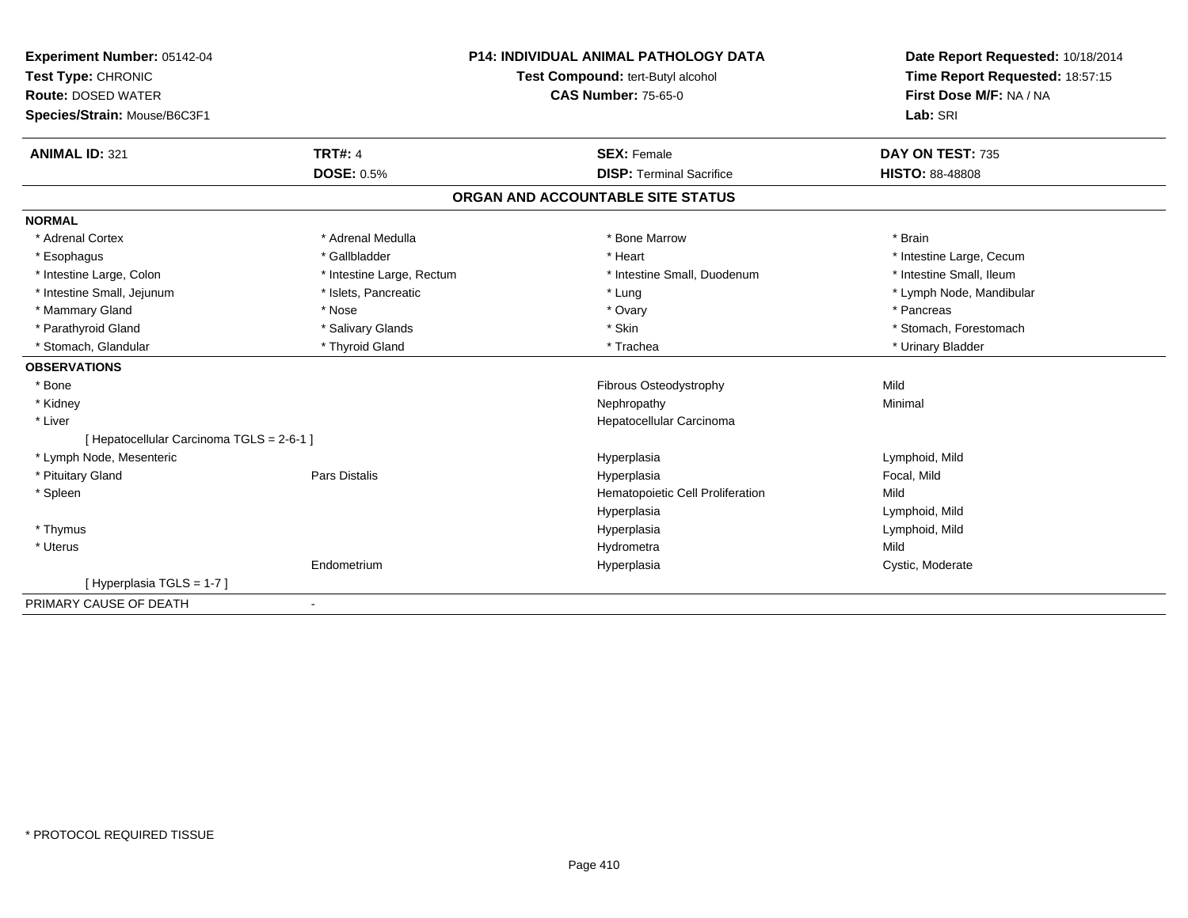**Experiment Number:** 05142-04
**Test Type:** CHRONIC
**Route:** DOSED WATER
**Species/Strain:** Mouse/B6C3F1

## P14: INDIVIDUAL ANIMAL PATHOLOGY DATA

**Test Compound:** tert-Butyl alcohol
**CAS Number:** 75-65-0

**Date Report Requested:** 10/18/2014
**Time Report Requested:** 18:57:15
**First Dose M/F:** NA / NA
**Lab:** SRI

| **ANIMAL ID:** 321 | **TRT#:** 4 | **SEX:** Female | **DAY ON TEST:** 735 |
|---|---|---|---|
| | **DOSE:** 0.5% | **DISP:** Terminal Sacrifice | **HISTO:** 88-48808 |

### ORGAN AND ACCOUNTABLE SITE STATUS

**NORMAL**

| | | | |
|---|---|---|---|
| * Adrenal Cortex | * Adrenal Medulla | * Bone Marrow | * Brain |
| * Esophagus | * Gallbladder | * Heart | * Intestine Large, Cecum |
| * Intestine Large, Colon | * Intestine Large, Rectum | * Intestine Small, Duodenum | * Intestine Small, Ileum |
| * Intestine Small, Jejunum | * Islets, Pancreatic | * Lung | * Lymph Node, Mandibular |
| * Mammary Gland | * Nose | * Ovary | * Pancreas |
| * Parathyroid Gland | * Salivary Glands | * Skin | * Stomach, Forestomach |
| * Stomach, Glandular | * Thyroid Gland | * Trachea | * Urinary Bladder |

**OBSERVATIONS**

| | | | |
|---|---|---|---|
| * Bone | | Fibrous Osteodystrophy | Mild |
| * Kidney | | Nephropathy | Minimal |
| * Liver | | Hepatocellular Carcinoma | |
| [ Hepatocellular Carcinoma TGLS = 2-6-1 ] | | | |
| * Lymph Node, Mesenteric | | Hyperplasia | Lymphoid, Mild |
| * Pituitary Gland | Pars Distalis | Hyperplasia | Focal, Mild |
| * Spleen | | Hematopoietic Cell Proliferation | Mild |
| | | Hyperplasia | Lymphoid, Mild |
| * Thymus | | Hyperplasia | Lymphoid, Mild |
| * Uterus | | Hydrometra | Mild |
| | Endometrium | Hyperplasia | Cystic, Moderate |
| [ Hyperplasia TGLS = 1-7 ] | | | |

PRIMARY CAUSE OF DEATH -

* PROTOCOL REQUIRED TISSUE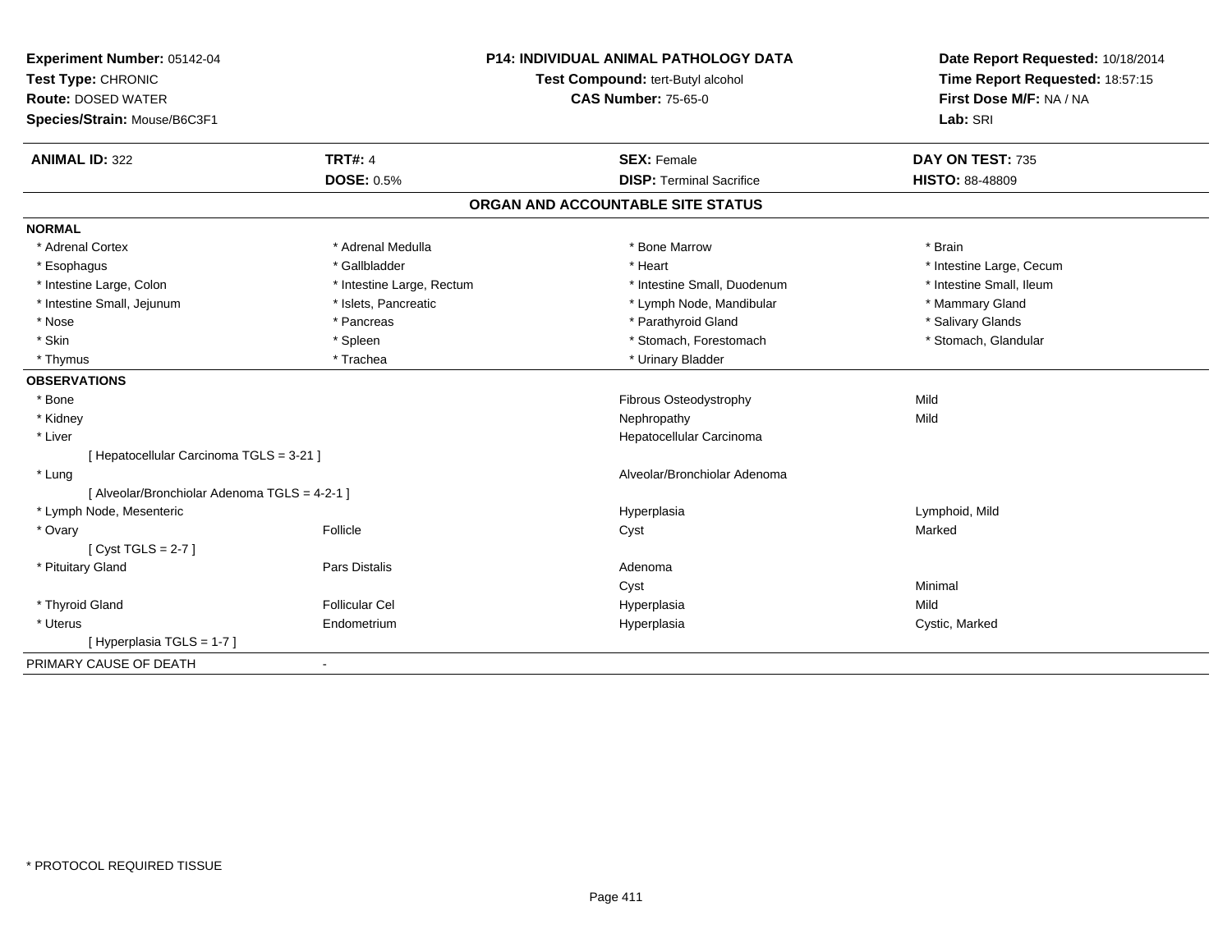**Experiment Number:** 05142-04
**Test Type:** CHRONIC
**Route:** DOSED WATER
**Species/Strain:** Mouse/B6C3F1

**P14: INDIVIDUAL ANIMAL PATHOLOGY DATA**
**Test Compound:** tert-Butyl alcohol
**CAS Number:** 75-65-0

**Date Report Requested:** 10/18/2014
**Time Report Requested:** 18:57:15
**First Dose M/F:** NA / NA
**Lab:** SRI

| **ANIMAL ID:** 322 | **TRT#:** 4 | **SEX:** Female | **DAY ON TEST:** 735 |
|---|---|---|---|
| | **DOSE:** 0.5% | **DISP:** Terminal Sacrifice | **HISTO:** 88-48809 |

## ORGAN AND ACCOUNTABLE SITE STATUS

**NORMAL**

| | | | |
|---|---|---|---|
| * Adrenal Cortex | * Adrenal Medulla | * Bone Marrow | * Brain |
| * Esophagus | * Gallbladder | * Heart | * Intestine Large, Cecum |
| * Intestine Large, Colon | * Intestine Large, Rectum | * Intestine Small, Duodenum | * Intestine Small, Ileum |
| * Intestine Small, Jejunum | * Islets, Pancreatic | * Lymph Node, Mandibular | * Mammary Gland |
| * Nose | * Pancreas | * Parathyroid Gland | * Salivary Glands |
| * Skin | * Spleen | * Stomach, Forestomach | * Stomach, Glandular |
| * Thymus | * Trachea | * Urinary Bladder | |

**OBSERVATIONS**

| | | | |
|---|---|---|---|
| * Bone | | Fibrous Osteodystrophy | Mild |
| * Kidney | | Nephropathy | Mild |
| * Liver | | Hepatocellular Carcinoma | |
| [ Hepatocellular Carcinoma TGLS = 3-21 ] | | | |
| * Lung | | Alveolar/Bronchiolar Adenoma | |
| [ Alveolar/Bronchiolar Adenoma TGLS = 4-2-1 ] | | | |
| * Lymph Node, Mesenteric | | Hyperplasia | Lymphoid, Mild |
| * Ovary | Follicle | Cyst | Marked |
| [ Cyst TGLS = 2-7 ] | | | |
| * Pituitary Gland | Pars Distalis | Adenoma | |
| | | Cyst | Minimal |
| * Thyroid Gland | Follicular Cel | Hyperplasia | Mild |
| * Uterus | Endometrium | Hyperplasia | Cystic, Marked |
| [ Hyperplasia TGLS = 1-7 ] | | | |

PRIMARY CAUSE OF DEATH -

\* PROTOCOL REQUIRED TISSUE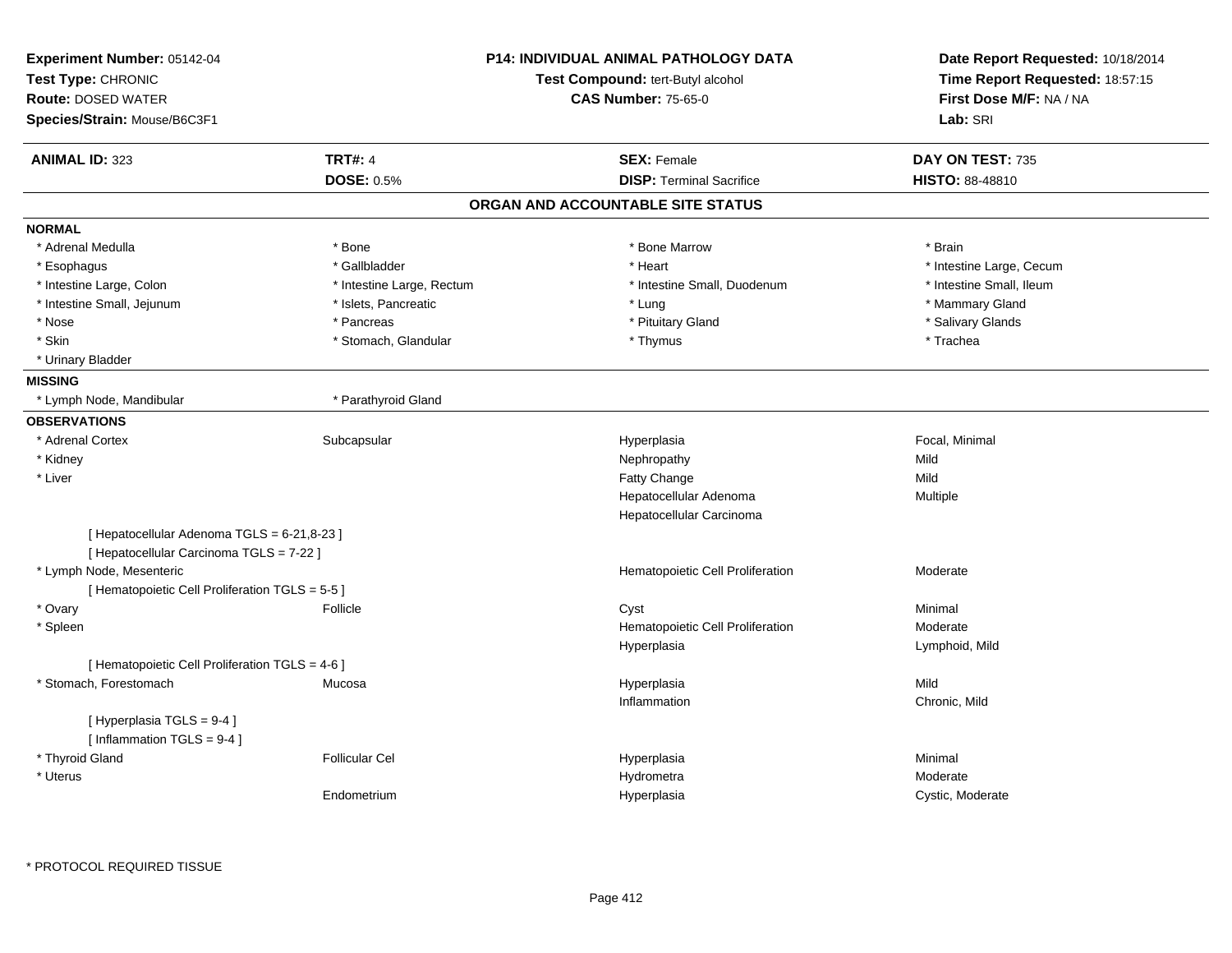**Experiment Number:** 05142-04
**Test Type:** CHRONIC
**Route:** DOSED WATER
**Species/Strain:** Mouse/B6C3F1

**P14: INDIVIDUAL ANIMAL PATHOLOGY DATA**
**Test Compound:** tert-Butyl alcohol
**CAS Number:** 75-65-0

**Date Report Requested:** 10/18/2014
**Time Report Requested:** 18:57:15
**First Dose M/F:** NA / NA
**Lab:** SRI

| **ANIMAL ID:** 323 | **TRT#:** 4 | **SEX:** Female | **DAY ON TEST:** 735 |
|---|---|---|---|
| | **DOSE:** 0.5% | **DISP:** Terminal Sacrifice | **HISTO:** 88-48810 |

## ORGAN AND ACCOUNTABLE SITE STATUS

**NORMAL**

| | | | |
|---|---|---|---|
| * Adrenal Medulla | * Bone | * Bone Marrow | * Brain |
| * Esophagus | * Gallbladder | * Heart | * Intestine Large, Cecum |
| * Intestine Large, Colon | * Intestine Large, Rectum | * Intestine Small, Duodenum | * Intestine Small, Ileum |
| * Intestine Small, Jejunum | * Islets, Pancreatic | * Lung | * Mammary Gland |
| * Nose | * Pancreas | * Pituitary Gland | * Salivary Glands |
| * Skin | * Stomach, Glandular | * Thymus | * Trachea |
| * Urinary Bladder | | | |

**MISSING**

| | |
|---|---|
| * Lymph Node, Mandibular | * Parathyroid Gland |

**OBSERVATIONS**

| | | | |
|---|---|---|---|
| * Adrenal Cortex | Subcapsular | Hyperplasia | Focal, Minimal |
| * Kidney | | Nephropathy | Mild |
| * Liver | | Fatty Change | Mild |
| | | Hepatocellular Adenoma | Multiple |
| | | Hepatocellular Carcinoma | |
| [ Hepatocellular Adenoma TGLS = 6-21,8-23 ] | | | |
| [ Hepatocellular Carcinoma TGLS = 7-22 ] | | | |
| * Lymph Node, Mesenteric | | Hematopoietic Cell Proliferation | Moderate |
| [ Hematopoietic Cell Proliferation TGLS = 5-5 ] | | | |
| * Ovary | Follicle | Cyst | Minimal |
| * Spleen | | Hematopoietic Cell Proliferation | Moderate |
| | | Hyperplasia | Lymphoid, Mild |
| [ Hematopoietic Cell Proliferation TGLS = 4-6 ] | | | |
| * Stomach, Forestomach | Mucosa | Hyperplasia | Mild |
| | | Inflammation | Chronic, Mild |
| [ Hyperplasia TGLS = 9-4 ] | | | |
| [ Inflammation TGLS = 9-4 ] | | | |
| * Thyroid Gland | Follicular Cel | Hyperplasia | Minimal |
| * Uterus | | Hydrometra | Moderate |
| | Endometrium | Hyperplasia | Cystic, Moderate |

* PROTOCOL REQUIRED TISSUE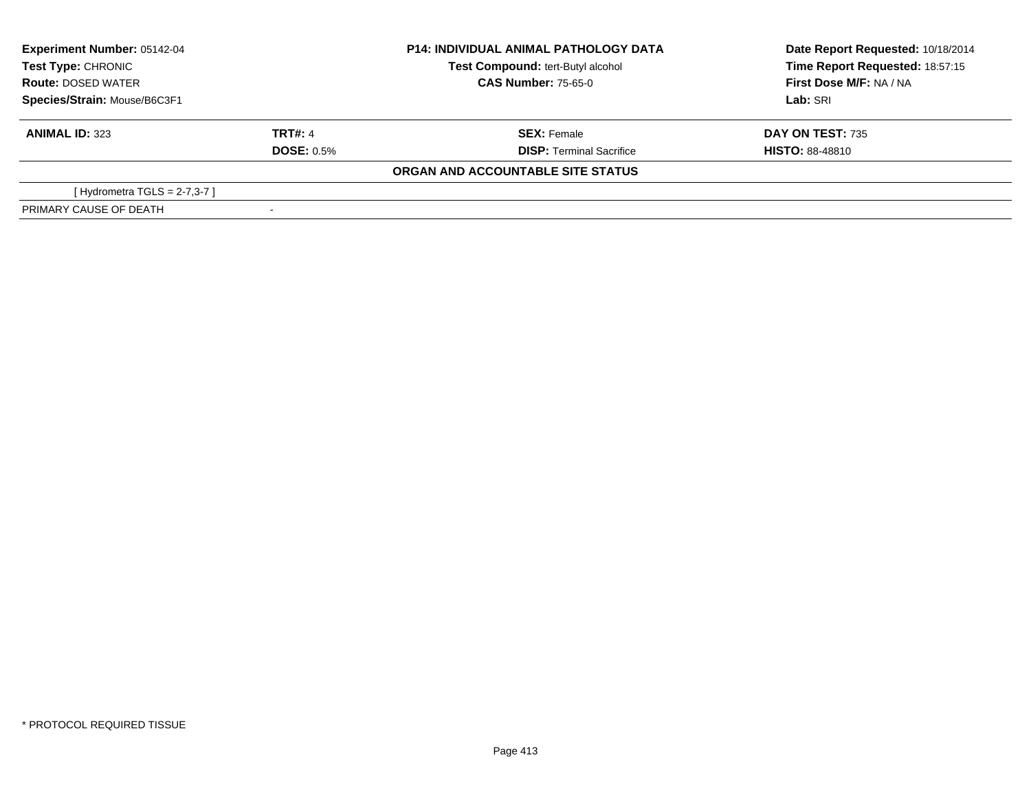**Experiment Number:** 05142-04
**Test Type:** CHRONIC
**Route:** DOSED WATER
**Species/Strain:** Mouse/B6C3F1

**P14: INDIVIDUAL ANIMAL PATHOLOGY DATA**
**Test Compound:** tert-Butyl alcohol
**CAS Number:** 75-65-0

**Date Report Requested:** 10/18/2014
**Time Report Requested:** 18:57:15
**First Dose M/F:** NA / NA
**Lab:** SRI

| **ANIMAL ID:** 323 | **TRT#:** 4 | **SEX:** Female | **DAY ON TEST:** 735 |
|---|---|---|---|
| | **DOSE:** 0.5% | **DISP:** Terminal Sacrifice | **HISTO:** 88-48810 |

**ORGAN AND ACCOUNTABLE SITE STATUS**

| | |
|---|---|
| [ Hydrometra TGLS = 2-7,3-7 ] | |
| PRIMARY CAUSE OF DEATH | - |

* PROTOCOL REQUIRED TISSUE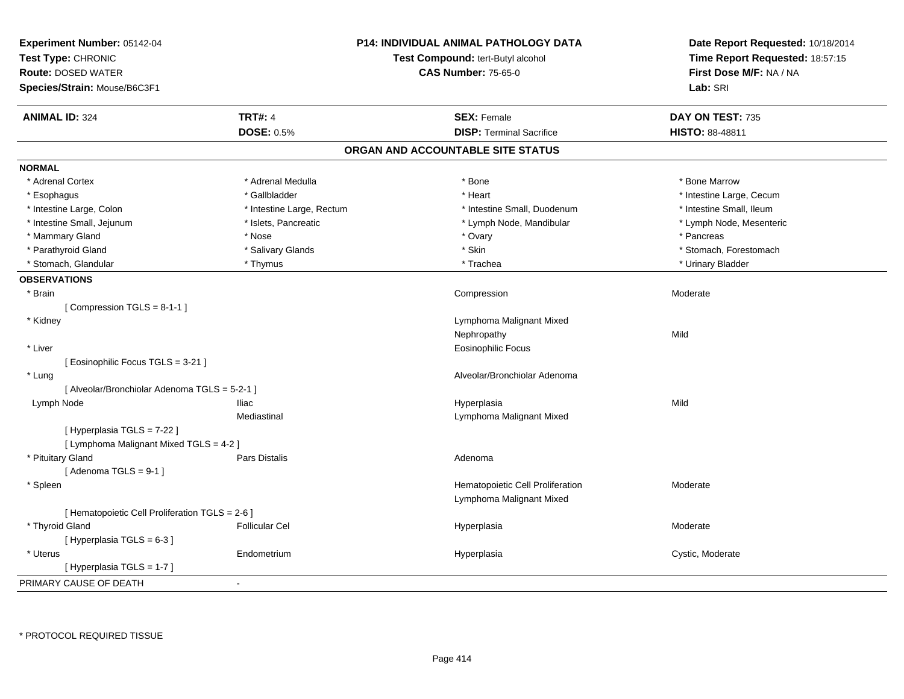**Experiment Number:** 05142-04
**Test Type:** CHRONIC
**Route:** DOSED WATER
**Species/Strain:** Mouse/B6C3F1

**P14: INDIVIDUAL ANIMAL PATHOLOGY DATA**
**Test Compound:** tert-Butyl alcohol
**CAS Number:** 75-65-0

**Date Report Requested:** 10/18/2014
**Time Report Requested:** 18:57:15
**First Dose M/F:** NA / NA
**Lab:** SRI

| **ANIMAL ID:** 324 | **TRT#:** 4 | **SEX:** Female | **DAY ON TEST:** 735 |
|---|---|---|---|
| | **DOSE:** 0.5% | **DISP:** Terminal Sacrifice | **HISTO:** 88-48811 |

## ORGAN AND ACCOUNTABLE SITE STATUS

**NORMAL**

| | | | |
|---|---|---|---|
| * Adrenal Cortex | * Adrenal Medulla | * Bone | * Bone Marrow |
| * Esophagus | * Gallbladder | * Heart | * Intestine Large, Cecum |
| * Intestine Large, Colon | * Intestine Large, Rectum | * Intestine Small, Duodenum | * Intestine Small, Ileum |
| * Intestine Small, Jejunum | * Islets, Pancreatic | * Lymph Node, Mandibular | * Lymph Node, Mesenteric |
| * Mammary Gland | * Nose | * Ovary | * Pancreas |
| * Parathyroid Gland | * Salivary Glands | * Skin | * Stomach, Forestomach |
| * Stomach, Glandular | * Thymus | * Trachea | * Urinary Bladder |

**OBSERVATIONS**

| | | | |
|---|---|---|---|
| * Brain | | Compression | Moderate |
| [ Compression TGLS = 8-1-1 ] | | | |
| * Kidney | | Lymphoma Malignant Mixed | |
| | | Nephropathy | Mild |
| * Liver | | Eosinophilic Focus | |
| [ Eosinophilic Focus TGLS = 3-21 ] | | | |
| * Lung | | Alveolar/Bronchiolar Adenoma | |
| [ Alveolar/Bronchiolar Adenoma TGLS = 5-2-1 ] | | | |
| Lymph Node | Iliac | Hyperplasia | Mild |
| | Mediastinal | Lymphoma Malignant Mixed | |
| [ Hyperplasia TGLS = 7-22 ] | | | |
| [ Lymphoma Malignant Mixed TGLS = 4-2 ] | | | |
| * Pituitary Gland | Pars Distalis | Adenoma | |
| [ Adenoma TGLS = 9-1 ] | | | |
| * Spleen | | Hematopoietic Cell Proliferation | Moderate |
| | | Lymphoma Malignant Mixed | |
| [ Hematopoietic Cell Proliferation TGLS = 2-6 ] | | | |
| * Thyroid Gland | Follicular Cel | Hyperplasia | Moderate |
| [ Hyperplasia TGLS = 6-3 ] | | | |
| * Uterus | Endometrium | Hyperplasia | Cystic, Moderate |
| [ Hyperplasia TGLS = 1-7 ] | | | |

PRIMARY CAUSE OF DEATH -

* PROTOCOL REQUIRED TISSUE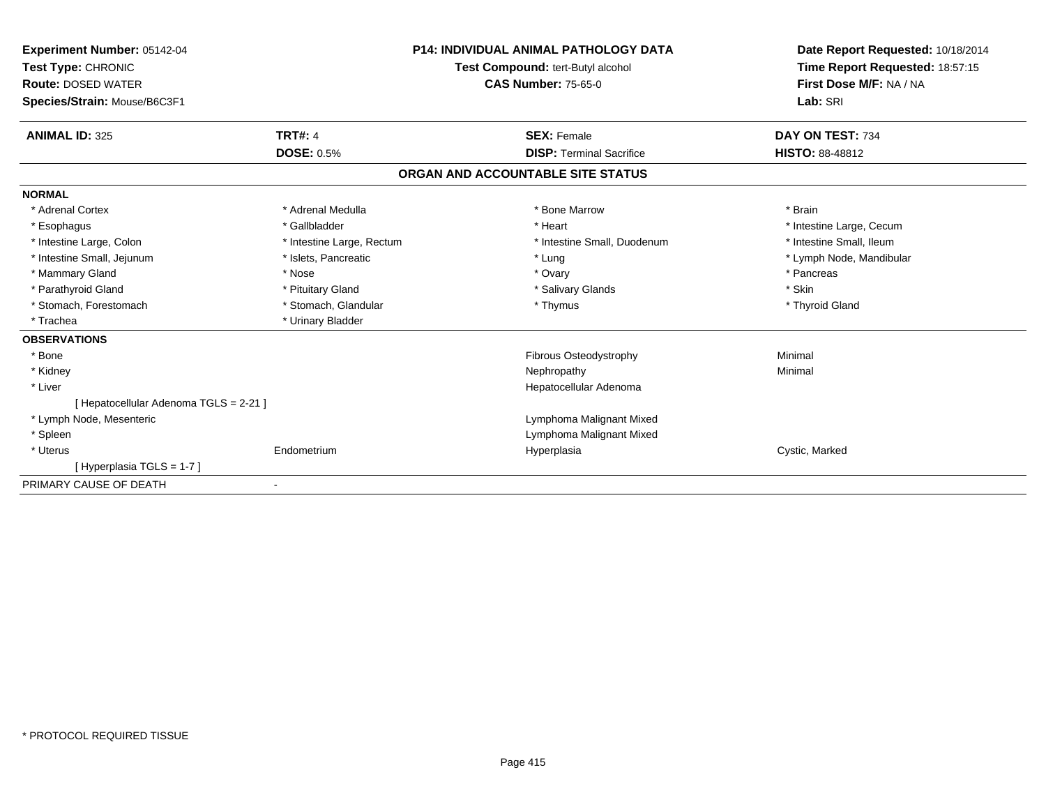**Experiment Number:** 05142-04
**Test Type:** CHRONIC
**Route:** DOSED WATER
**Species/Strain:** Mouse/B6C3F1

**P14: INDIVIDUAL ANIMAL PATHOLOGY DATA**
**Test Compound:** tert-Butyl alcohol
**CAS Number:** 75-65-0

**Date Report Requested:** 10/18/2014
**Time Report Requested:** 18:57:15
**First Dose M/F:** NA / NA
**Lab:** SRI

| **ANIMAL ID:** 325 | **TRT#:** 4 | **SEX:** Female | **DAY ON TEST:** 734 |
|---|---|---|---|
| | **DOSE:** 0.5% | **DISP:** Terminal Sacrifice | **HISTO:** 88-48812 |

## ORGAN AND ACCOUNTABLE SITE STATUS

**NORMAL**

| | | | |
|---|---|---|---|
| * Adrenal Cortex | * Adrenal Medulla | * Bone Marrow | * Brain |
| * Esophagus | * Gallbladder | * Heart | * Intestine Large, Cecum |
| * Intestine Large, Colon | * Intestine Large, Rectum | * Intestine Small, Duodenum | * Intestine Small, Ileum |
| * Intestine Small, Jejunum | * Islets, Pancreatic | * Lung | * Lymph Node, Mandibular |
| * Mammary Gland | * Nose | * Ovary | * Pancreas |
| * Parathyroid Gland | * Pituitary Gland | * Salivary Glands | * Skin |
| * Stomach, Forestomach | * Stomach, Glandular | * Thymus | * Thyroid Gland |
| * Trachea | * Urinary Bladder | | |

**OBSERVATIONS**

| | | | |
|---|---|---|---|
| * Bone | | Fibrous Osteodystrophy | Minimal |
| * Kidney | | Nephropathy | Minimal |
| * Liver | | Hepatocellular Adenoma | |
| [ Hepatocellular Adenoma TGLS = 2-21 ] | | | |
| * Lymph Node, Mesenteric | | Lymphoma Malignant Mixed | |
| * Spleen | | Lymphoma Malignant Mixed | |
| * Uterus | Endometrium | Hyperplasia | Cystic, Marked |
| [ Hyperplasia TGLS = 1-7 ] | | | |

PRIMARY CAUSE OF DEATH -

\* PROTOCOL REQUIRED TISSUE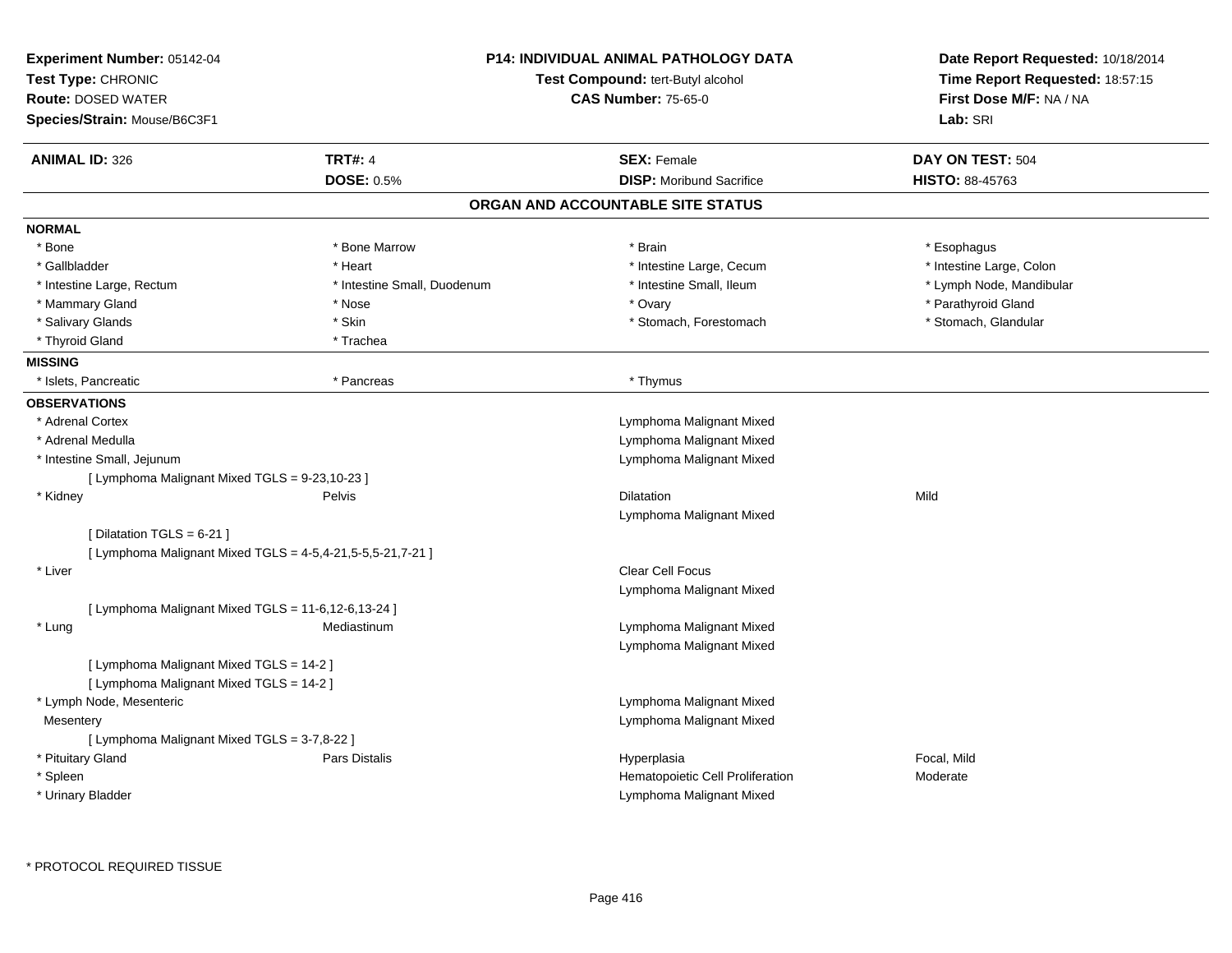**Experiment Number:** 05142-04
**Test Type:** CHRONIC
**Route:** DOSED WATER
**Species/Strain:** Mouse/B6C3F1

**P14: INDIVIDUAL ANIMAL PATHOLOGY DATA**
**Test Compound:** tert-Butyl alcohol
**CAS Number:** 75-65-0

**Date Report Requested:** 10/18/2014
**Time Report Requested:** 18:57:15
**First Dose M/F:** NA / NA
**Lab:** SRI

| **ANIMAL ID:** 326 | **TRT#:** 4 | **SEX:** Female | **DAY ON TEST:** 504 |
|---|---|---|---|
| | **DOSE:** 0.5% | **DISP:** Moribund Sacrifice | **HISTO:** 88-45763 |

## ORGAN AND ACCOUNTABLE SITE STATUS

**NORMAL**

| | | | |
|---|---|---|---|
| * Bone | * Bone Marrow | * Brain | * Esophagus |
| * Gallbladder | * Heart | * Intestine Large, Cecum | * Intestine Large, Colon |
| * Intestine Large, Rectum | * Intestine Small, Duodenum | * Intestine Small, Ileum | * Lymph Node, Mandibular |
| * Mammary Gland | * Nose | * Ovary | * Parathyroid Gland |
| * Salivary Glands | * Skin | * Stomach, Forestomach | * Stomach, Glandular |
| * Thyroid Gland | * Trachea | | |

**MISSING**

| | | |
|---|---|---|
| * Islets, Pancreatic | * Pancreas | * Thymus |

**OBSERVATIONS**

| | | | |
|---|---|---|---|
| * Adrenal Cortex | | Lymphoma Malignant Mixed | |
| * Adrenal Medulla | | Lymphoma Malignant Mixed | |
| * Intestine Small, Jejunum | | Lymphoma Malignant Mixed | |
| [ Lymphoma Malignant Mixed TGLS = 9-23,10-23 ] | | | |
| * Kidney | Pelvis | Dilatation | Mild |
| | | Lymphoma Malignant Mixed | |
| [ Dilatation TGLS = 6-21 ] | | | |
| [ Lymphoma Malignant Mixed TGLS = 4-5,4-21,5-5,5-21,7-21 ] | | | |
| * Liver | | Clear Cell Focus | |
| | | Lymphoma Malignant Mixed | |
| [ Lymphoma Malignant Mixed TGLS = 11-6,12-6,13-24 ] | | | |
| * Lung | Mediastinum | Lymphoma Malignant Mixed | |
| | | Lymphoma Malignant Mixed | |
| [ Lymphoma Malignant Mixed TGLS = 14-2 ] | | | |
| [ Lymphoma Malignant Mixed TGLS = 14-2 ] | | | |
| * Lymph Node, Mesenteric | | Lymphoma Malignant Mixed | |
| Mesentery | | Lymphoma Malignant Mixed | |
| [ Lymphoma Malignant Mixed TGLS = 3-7,8-22 ] | | | |
| * Pituitary Gland | Pars Distalis | Hyperplasia | Focal, Mild |
| * Spleen | | Hematopoietic Cell Proliferation | Moderate |
| * Urinary Bladder | | Lymphoma Malignant Mixed | |

\* PROTOCOL REQUIRED TISSUE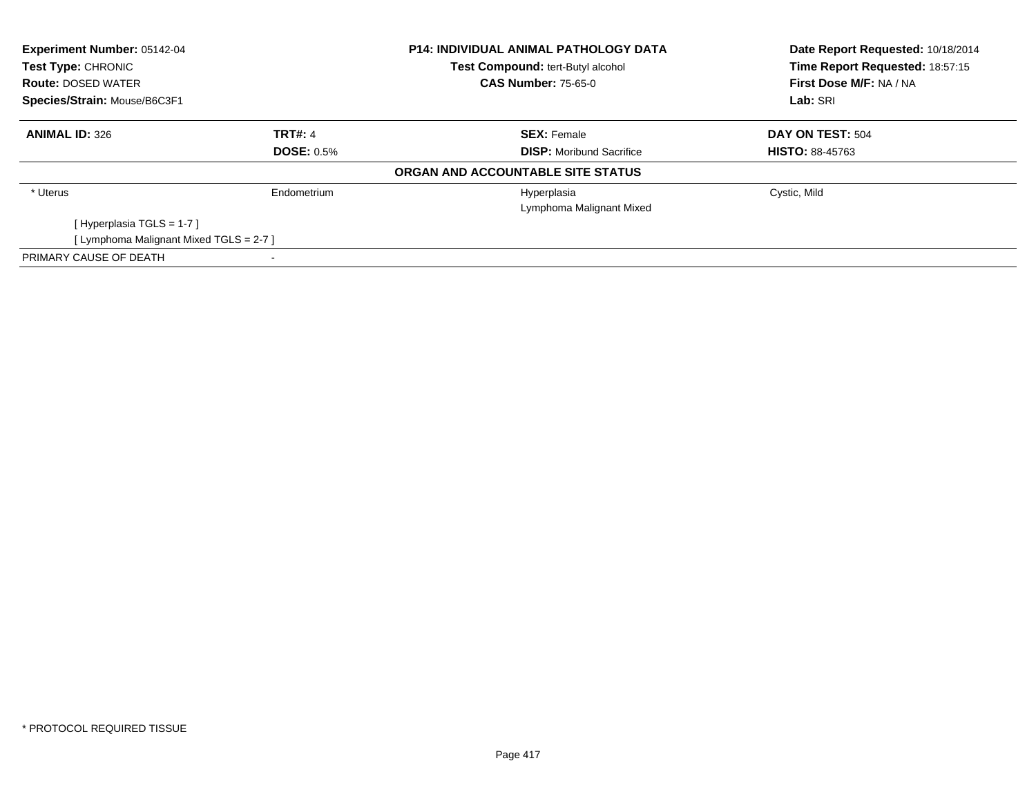**Experiment Number:** 05142-04
**Test Type:** CHRONIC
**Route:** DOSED WATER
**Species/Strain:** Mouse/B6C3F1

**P14: INDIVIDUAL ANIMAL PATHOLOGY DATA**
**Test Compound:** tert-Butyl alcohol
**CAS Number:** 75-65-0

**Date Report Requested:** 10/18/2014
**Time Report Requested:** 18:57:15
**First Dose M/F:** NA / NA
**Lab:** SRI

| **ANIMAL ID:** 326 | **TRT#:** 4 | **SEX:** Female | **DAY ON TEST:** 504 |
|---|---|---|---|
| | **DOSE:** 0.5% | **DISP:** Moribund Sacrifice | **HISTO:** 88-45763 |

**ORGAN AND ACCOUNTABLE SITE STATUS**

| | | | |
|---|---|---|---|
| * Uterus | Endometrium | Hyperplasia | Cystic, Mild |
| | | Lymphoma Malignant Mixed | |
| [ Hyperplasia TGLS = 1-7 ] | | | |
| [ Lymphoma Malignant Mixed TGLS = 2-7 ] | | | |
| PRIMARY CAUSE OF DEATH | - | | |

* PROTOCOL REQUIRED TISSUE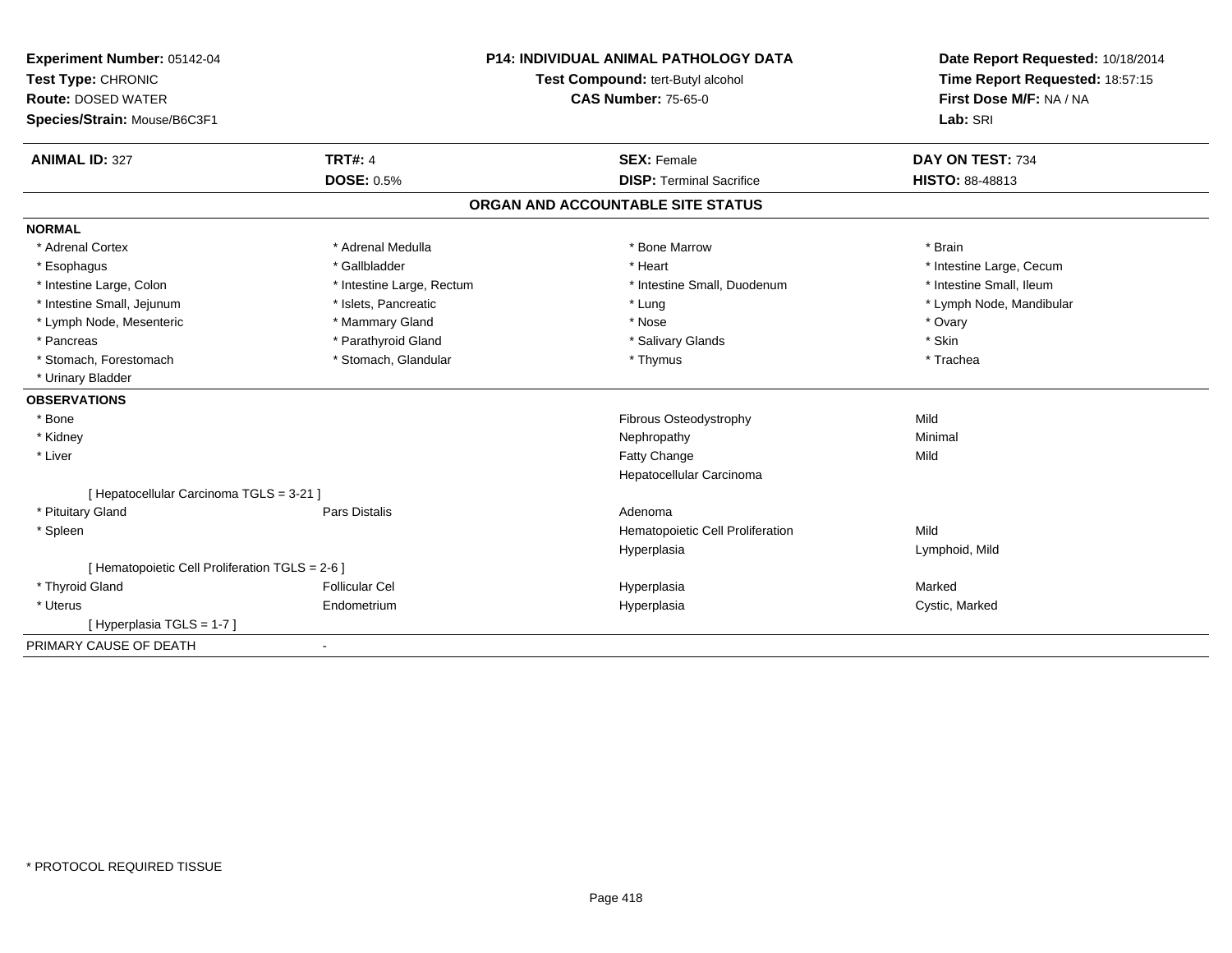**Experiment Number:** 05142-04
**Test Type:** CHRONIC
**Route:** DOSED WATER
**Species/Strain:** Mouse/B6C3F1

**P14: INDIVIDUAL ANIMAL PATHOLOGY DATA**
**Test Compound:** tert-Butyl alcohol
**CAS Number:** 75-65-0

**Date Report Requested:** 10/18/2014
**Time Report Requested:** 18:57:15
**First Dose M/F:** NA / NA
**Lab:** SRI

| **ANIMAL ID:** 327 | **TRT#:** 4 | **SEX:** Female | **DAY ON TEST:** 734 |
|---|---|---|---|
| | **DOSE:** 0.5% | **DISP:** Terminal Sacrifice | **HISTO:** 88-48813 |

## ORGAN AND ACCOUNTABLE SITE STATUS

**NORMAL**

| | | | |
|---|---|---|---|
| * Adrenal Cortex | * Adrenal Medulla | * Bone Marrow | * Brain |
| * Esophagus | * Gallbladder | * Heart | * Intestine Large, Cecum |
| * Intestine Large, Colon | * Intestine Large, Rectum | * Intestine Small, Duodenum | * Intestine Small, Ileum |
| * Intestine Small, Jejunum | * Islets, Pancreatic | * Lung | * Lymph Node, Mandibular |
| * Lymph Node, Mesenteric | * Mammary Gland | * Nose | * Ovary |
| * Pancreas | * Parathyroid Gland | * Salivary Glands | * Skin |
| * Stomach, Forestomach | * Stomach, Glandular | * Thymus | * Trachea |
| * Urinary Bladder | | | |

**OBSERVATIONS**

| | | | |
|---|---|---|---|
| * Bone | | Fibrous Osteodystrophy | Mild |
| * Kidney | | Nephropathy | Minimal |
| * Liver | | Fatty Change | Mild |
| | | Hepatocellular Carcinoma | |
| [ Hepatocellular Carcinoma TGLS = 3-21 ] | | | |
| * Pituitary Gland | Pars Distalis | Adenoma | |
| * Spleen | | Hematopoietic Cell Proliferation | Mild |
| | | Hyperplasia | Lymphoid, Mild |
| [ Hematopoietic Cell Proliferation TGLS = 2-6 ] | | | |
| * Thyroid Gland | Follicular Cel | Hyperplasia | Marked |
| * Uterus | Endometrium | Hyperplasia | Cystic, Marked |
| [ Hyperplasia TGLS = 1-7 ] | | | |

PRIMARY CAUSE OF DEATH -

* PROTOCOL REQUIRED TISSUE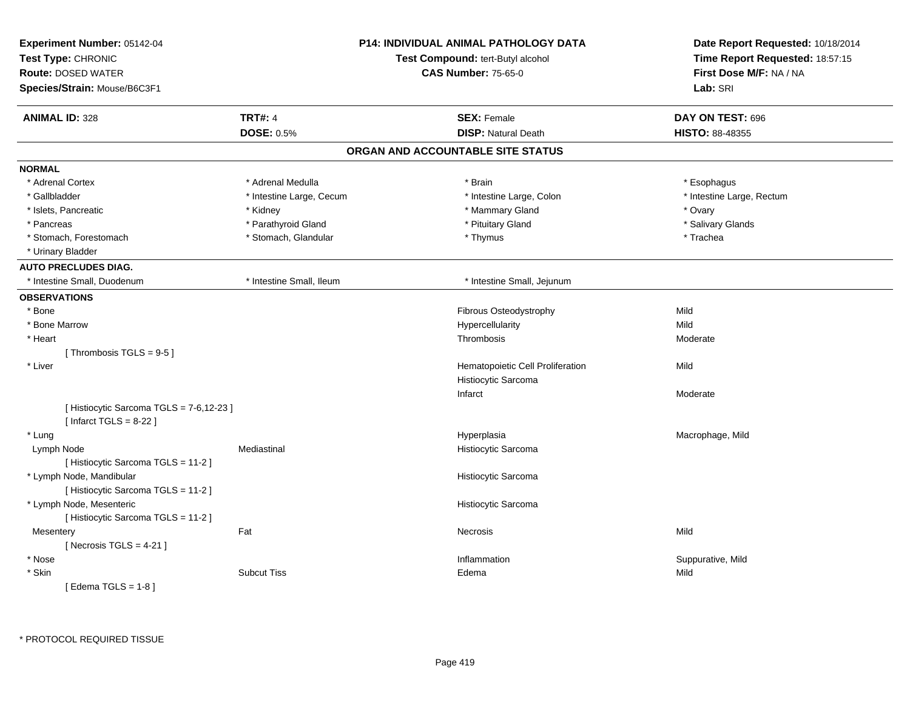**Experiment Number:** 05142-04
**Test Type:** CHRONIC
**Route:** DOSED WATER
**Species/Strain:** Mouse/B6C3F1

**P14: INDIVIDUAL ANIMAL PATHOLOGY DATA**
**Test Compound:** tert-Butyl alcohol
**CAS Number:** 75-65-0

**Date Report Requested:** 10/18/2014
**Time Report Requested:** 18:57:15
**First Dose M/F:** NA / NA
**Lab:** SRI

| **ANIMAL ID:** 328 | **TRT#:** 4 | **SEX:** Female | **DAY ON TEST:** 696 |
|---|---|---|---|
| | **DOSE:** 0.5% | **DISP:** Natural Death | **HISTO:** 88-48355 |

## ORGAN AND ACCOUNTABLE SITE STATUS

**NORMAL**

| | | | |
|---|---|---|---|
| * Adrenal Cortex | * Adrenal Medulla | * Brain | * Esophagus |
| * Gallbladder | * Intestine Large, Cecum | * Intestine Large, Colon | * Intestine Large, Rectum |
| * Islets, Pancreatic | * Kidney | * Mammary Gland | * Ovary |
| * Pancreas | * Parathyroid Gland | * Pituitary Gland | * Salivary Glands |
| * Stomach, Forestomach | * Stomach, Glandular | * Thymus | * Trachea |
| * Urinary Bladder | | | |

**AUTO PRECLUDES DIAG.**

| | | |
|---|---|---|
| * Intestine Small, Duodenum | * Intestine Small, Ileum | * Intestine Small, Jejunum |

**OBSERVATIONS**

| | | | |
|---|---|---|---|
| * Bone | | Fibrous Osteodystrophy | Mild |
| * Bone Marrow | | Hypercellularity | Mild |
| * Heart | | Thrombosis | Moderate |
| [ Thrombosis TGLS = 9-5 ] | | | |
| * Liver | | Hematopoietic Cell Proliferation | Mild |
| | | Histiocytic Sarcoma | |
| | | Infarct | Moderate |
| [ Histiocytic Sarcoma TGLS = 7-6,12-23 ] | | | |
| [ Infarct TGLS = 8-22 ] | | | |
| * Lung | | Hyperplasia | Macrophage, Mild |
| Lymph Node | Mediastinal | Histiocytic Sarcoma | |
| [ Histiocytic Sarcoma TGLS = 11-2 ] | | | |
| * Lymph Node, Mandibular | | Histiocytic Sarcoma | |
| [ Histiocytic Sarcoma TGLS = 11-2 ] | | | |
| * Lymph Node, Mesenteric | | Histiocytic Sarcoma | |
| [ Histiocytic Sarcoma TGLS = 11-2 ] | | | |
| Mesentery | Fat | Necrosis | Mild |
| [ Necrosis TGLS = 4-21 ] | | | |
| * Nose | | Inflammation | Suppurative, Mild |
| * Skin | Subcut Tiss | Edema | Mild |
| [ Edema TGLS = 1-8 ] | | | |

* PROTOCOL REQUIRED TISSUE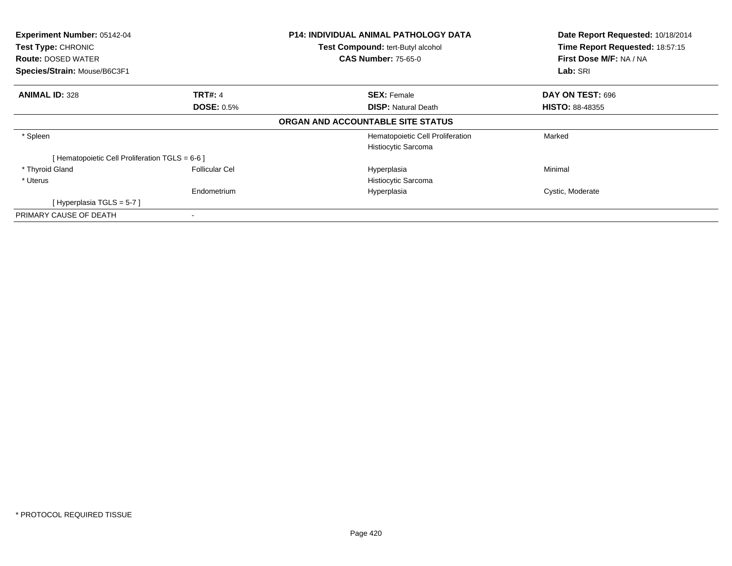**Experiment Number:** 05142-04
**Test Type:** CHRONIC
**Route:** DOSED WATER
**Species/Strain:** Mouse/B6C3F1

**P14: INDIVIDUAL ANIMAL PATHOLOGY DATA**
**Test Compound:** tert-Butyl alcohol
**CAS Number:** 75-65-0

**Date Report Requested:** 10/18/2014
**Time Report Requested:** 18:57:15
**First Dose M/F:** NA / NA
**Lab:** SRI

| **ANIMAL ID:** 328 | **TRT#:** 4 | **SEX:** Female | **DAY ON TEST:** 696 |
|---|---|---|---|
| | **DOSE:** 0.5% | **DISP:** Natural Death | **HISTO:** 88-48355 |

**ORGAN AND ACCOUNTABLE SITE STATUS**

| | | | |
|---|---|---|---|
| * Spleen | | Hematopoietic Cell Proliferation | Marked |
| | | Histiocytic Sarcoma | |
| [ Hematopoietic Cell Proliferation TGLS = 6-6 ] | | | |
| * Thyroid Gland | Follicular Cel | Hyperplasia | Minimal |
| * Uterus | | Histiocytic Sarcoma | |
| | Endometrium | Hyperplasia | Cystic, Moderate |
| [ Hyperplasia TGLS = 5-7 ] | | | |
| PRIMARY CAUSE OF DEATH | - | | |

* PROTOCOL REQUIRED TISSUE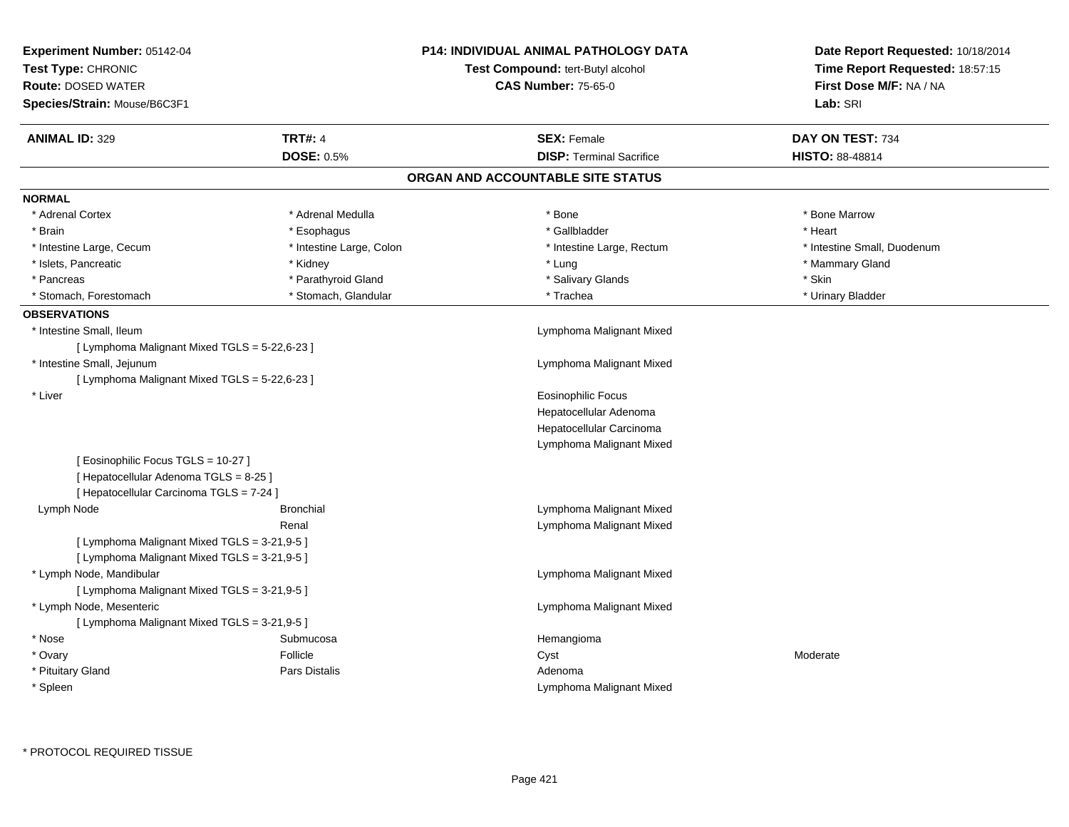**Experiment Number:** 05142-04
**Test Type:** CHRONIC
**Route:** DOSED WATER
**Species/Strain:** Mouse/B6C3F1

**P14: INDIVIDUAL ANIMAL PATHOLOGY DATA**
**Test Compound:** tert-Butyl alcohol
**CAS Number:** 75-65-0

**Date Report Requested:** 10/18/2014
**Time Report Requested:** 18:57:15
**First Dose M/F:** NA / NA
**Lab:** SRI

| **ANIMAL ID:** 329 | **TRT#:** 4 | **SEX:** Female | **DAY ON TEST:** 734 |
|---|---|---|---|
| | **DOSE:** 0.5% | **DISP:** Terminal Sacrifice | **HISTO:** 88-48814 |

## ORGAN AND ACCOUNTABLE SITE STATUS

**NORMAL**

| | | | |
|---|---|---|---|
| * Adrenal Cortex | * Adrenal Medulla | * Bone | * Bone Marrow |
| * Brain | * Esophagus | * Gallbladder | * Heart |
| * Intestine Large, Cecum | * Intestine Large, Colon | * Intestine Large, Rectum | * Intestine Small, Duodenum |
| * Islets, Pancreatic | * Kidney | * Lung | * Mammary Gland |
| * Pancreas | * Parathyroid Gland | * Salivary Glands | * Skin |
| * Stomach, Forestomach | * Stomach, Glandular | * Trachea | * Urinary Bladder |

**OBSERVATIONS**

| | | | |
|---|---|---|---|
| * Intestine Small, Ileum | | Lymphoma Malignant Mixed | |
| [ Lymphoma Malignant Mixed TGLS = 5-22,6-23 ] | | | |
| * Intestine Small, Jejunum | | Lymphoma Malignant Mixed | |
| [ Lymphoma Malignant Mixed TGLS = 5-22,6-23 ] | | | |
| * Liver | | Eosinophilic Focus | |
| | | Hepatocellular Adenoma | |
| | | Hepatocellular Carcinoma | |
| | | Lymphoma Malignant Mixed | |
| [ Eosinophilic Focus TGLS = 10-27 ] | | | |
| [ Hepatocellular Adenoma TGLS = 8-25 ] | | | |
| [ Hepatocellular Carcinoma TGLS = 7-24 ] | | | |
| Lymph Node | Bronchial | Lymphoma Malignant Mixed | |
| | Renal | Lymphoma Malignant Mixed | |
| [ Lymphoma Malignant Mixed TGLS = 3-21,9-5 ] | | | |
| [ Lymphoma Malignant Mixed TGLS = 3-21,9-5 ] | | | |
| * Lymph Node, Mandibular | | Lymphoma Malignant Mixed | |
| [ Lymphoma Malignant Mixed TGLS = 3-21,9-5 ] | | | |
| * Lymph Node, Mesenteric | | Lymphoma Malignant Mixed | |
| [ Lymphoma Malignant Mixed TGLS = 3-21,9-5 ] | | | |
| * Nose | Submucosa | Hemangioma | |
| * Ovary | Follicle | Cyst | Moderate |
| * Pituitary Gland | Pars Distalis | Adenoma | |
| * Spleen | | Lymphoma Malignant Mixed | |

\* PROTOCOL REQUIRED TISSUE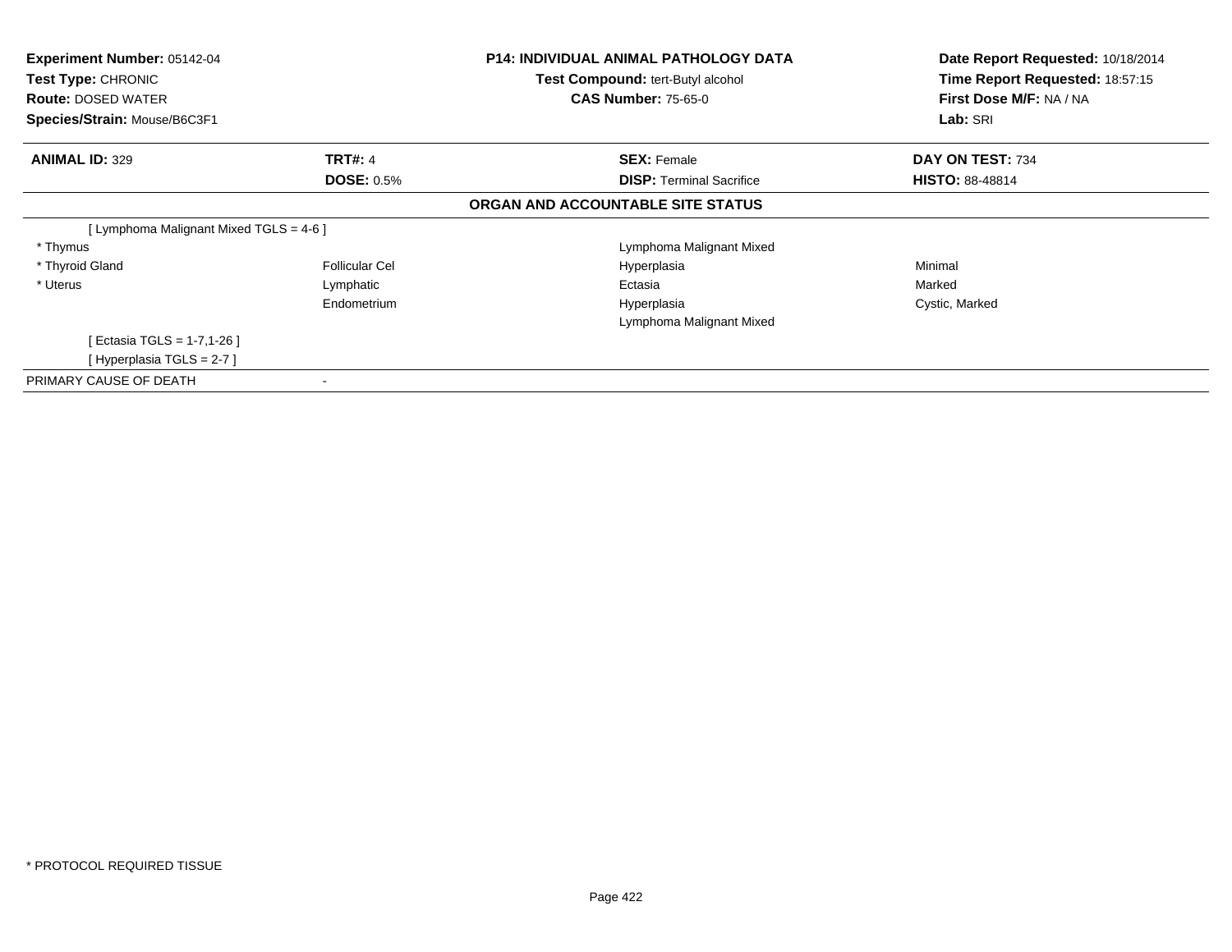| Experiment Number: 05142-04 | P14: INDIVIDUAL ANIMAL PATHOLOGY DATA | Date Report Requested: 10/18/2014 |
|---|---|---|
| Test Type: CHRONIC | Test Compound: tert-Butyl alcohol | Time Report Requested: 18:57:15 |
| Route: DOSED WATER | CAS Number: 75-65-0 | First Dose M/F: NA / NA |
| Species/Strain: Mouse/B6C3F1 | | Lab: SRI |

| ANIMAL ID: 329 | TRT#: 4 | SEX: Female | DAY ON TEST: 734 |
|---|---|---|---|
| | DOSE: 0.5% | DISP: Terminal Sacrifice | HISTO: 88-48814 |

## ORGAN AND ACCOUNTABLE SITE STATUS

| | | | |
|---|---|---|---|
| [ Lymphoma Malignant Mixed TGLS = 4-6 ] | | | |
| * Thymus | | Lymphoma Malignant Mixed | |
| * Thyroid Gland | Follicular Cel | Hyperplasia | Minimal |
| * Uterus | Lymphatic | Ectasia | Marked |
| | Endometrium | Hyperplasia | Cystic, Marked |
| | | Lymphoma Malignant Mixed | |
| [ Ectasia TGLS = 1-7,1-26 ] | | | |
| [ Hyperplasia TGLS = 2-7 ] | | | |
| PRIMARY CAUSE OF DEATH | - | | |

* PROTOCOL REQUIRED TISSUE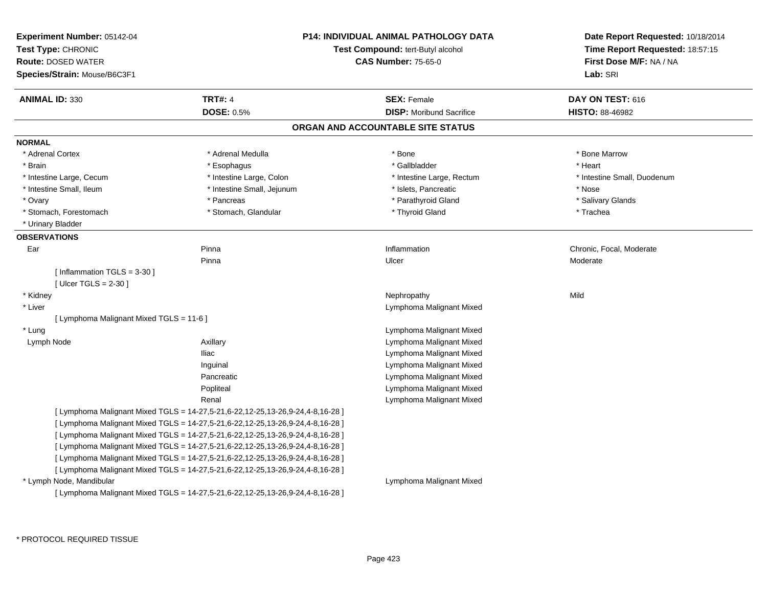**Experiment Number:** 05142-04
**Test Type:** CHRONIC
**Route:** DOSED WATER
**Species/Strain:** Mouse/B6C3F1

**P14: INDIVIDUAL ANIMAL PATHOLOGY DATA**
**Test Compound:** tert-Butyl alcohol
**CAS Number:** 75-65-0

**Date Report Requested:** 10/18/2014
**Time Report Requested:** 18:57:15
**First Dose M/F:** NA / NA
**Lab:** SRI

| **ANIMAL ID:** 330 | **TRT#:** 4 | **SEX:** Female | **DAY ON TEST:** 616 |
|---|---|---|---|
| | **DOSE:** 0.5% | **DISP:** Moribund Sacrifice | **HISTO:** 88-46982 |

## ORGAN AND ACCOUNTABLE SITE STATUS

**NORMAL**

| | | | |
|---|---|---|---|
| * Adrenal Cortex | * Adrenal Medulla | * Bone | * Bone Marrow |
| * Brain | * Esophagus | * Gallbladder | * Heart |
| * Intestine Large, Cecum | * Intestine Large, Colon | * Intestine Large, Rectum | * Intestine Small, Duodenum |
| * Intestine Small, Ileum | * Intestine Small, Jejunum | * Islets, Pancreatic | * Nose |
| * Ovary | * Pancreas | * Parathyroid Gland | * Salivary Glands |
| * Stomach, Forestomach | * Stomach, Glandular | * Thyroid Gland | * Trachea |
| * Urinary Bladder | | | |

**OBSERVATIONS**

| | | | |
|---|---|---|---|
| Ear | Pinna | Inflammation | Chronic, Focal, Moderate |
| | Pinna | Ulcer | Moderate |
| [ Inflammation TGLS = 3-30 ] | | | |
| [ Ulcer TGLS = 2-30 ] | | | |
| * Kidney | | Nephropathy | Mild |
| * Liver | | Lymphoma Malignant Mixed | |
| [ Lymphoma Malignant Mixed TGLS = 11-6 ] | | | |
| * Lung | | Lymphoma Malignant Mixed | |
| Lymph Node | Axillary | Lymphoma Malignant Mixed | |
| | Iliac | Lymphoma Malignant Mixed | |
| | Inguinal | Lymphoma Malignant Mixed | |
| | Pancreatic | Lymphoma Malignant Mixed | |
| | Popliteal | Lymphoma Malignant Mixed | |
| | Renal | Lymphoma Malignant Mixed | |
| [ Lymphoma Malignant Mixed TGLS = 14-27,5-21,6-22,12-25,13-26,9-24,4-8,16-28 ] | | | |
| [ Lymphoma Malignant Mixed TGLS = 14-27,5-21,6-22,12-25,13-26,9-24,4-8,16-28 ] | | | |
| [ Lymphoma Malignant Mixed TGLS = 14-27,5-21,6-22,12-25,13-26,9-24,4-8,16-28 ] | | | |
| [ Lymphoma Malignant Mixed TGLS = 14-27,5-21,6-22,12-25,13-26,9-24,4-8,16-28 ] | | | |
| [ Lymphoma Malignant Mixed TGLS = 14-27,5-21,6-22,12-25,13-26,9-24,4-8,16-28 ] | | | |
| [ Lymphoma Malignant Mixed TGLS = 14-27,5-21,6-22,12-25,13-26,9-24,4-8,16-28 ] | | | |
| * Lymph Node, Mandibular | | Lymphoma Malignant Mixed | |
| [ Lymphoma Malignant Mixed TGLS = 14-27,5-21,6-22,12-25,13-26,9-24,4-8,16-28 ] | | | |

* PROTOCOL REQUIRED TISSUE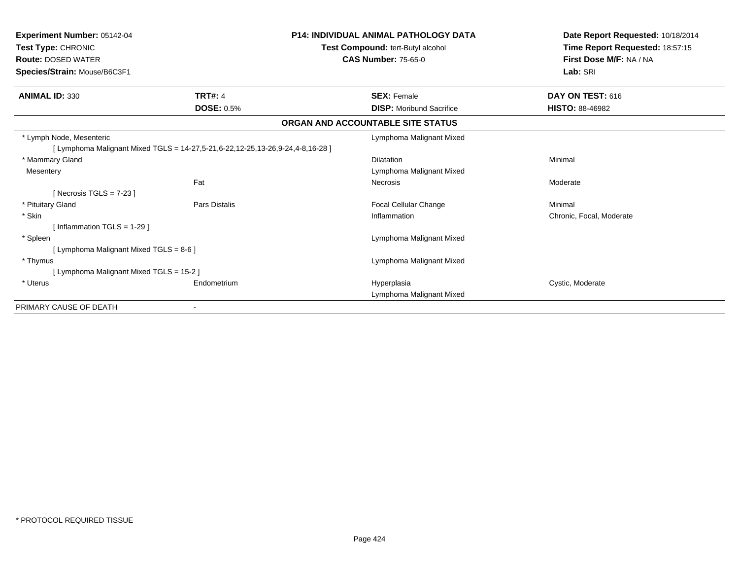**Experiment Number:** 05142-04
**Test Type:** CHRONIC
**Route:** DOSED WATER
**Species/Strain:** Mouse/B6C3F1

**P14: INDIVIDUAL ANIMAL PATHOLOGY DATA**
**Test Compound:** tert-Butyl alcohol
**CAS Number:** 75-65-0

**Date Report Requested:** 10/18/2014
**Time Report Requested:** 18:57:15
**First Dose M/F:** NA / NA
**Lab:** SRI

| **ANIMAL ID:** 330 | **TRT#:** 4 | **SEX:** Female | **DAY ON TEST:** 616 |
|---|---|---|---|
| | **DOSE:** 0.5% | **DISP:** Moribund Sacrifice | **HISTO:** 88-46982 |

**ORGAN AND ACCOUNTABLE SITE STATUS**

| | | | |
|---|---|---|---|
| * Lymph Node, Mesenteric | | Lymphoma Malignant Mixed | |
| [ Lymphoma Malignant Mixed TGLS = 14-27,5-21,6-22,12-25,13-26,9-24,4-8,16-28 ] | | | |
| * Mammary Gland | | Dilatation | Minimal |
| Mesentery | | Lymphoma Malignant Mixed | |
| | Fat | Necrosis | Moderate |
| [ Necrosis TGLS = 7-23 ] | | | |
| * Pituitary Gland | Pars Distalis | Focal Cellular Change | Minimal |
| * Skin | | Inflammation | Chronic, Focal, Moderate |
| [ Inflammation TGLS = 1-29 ] | | | |
| * Spleen | | Lymphoma Malignant Mixed | |
| [ Lymphoma Malignant Mixed TGLS = 8-6 ] | | | |
| * Thymus | | Lymphoma Malignant Mixed | |
| [ Lymphoma Malignant Mixed TGLS = 15-2 ] | | | |
| * Uterus | Endometrium | Hyperplasia | Cystic, Moderate |
| | | Lymphoma Malignant Mixed | |
| PRIMARY CAUSE OF DEATH | - | | |

\* PROTOCOL REQUIRED TISSUE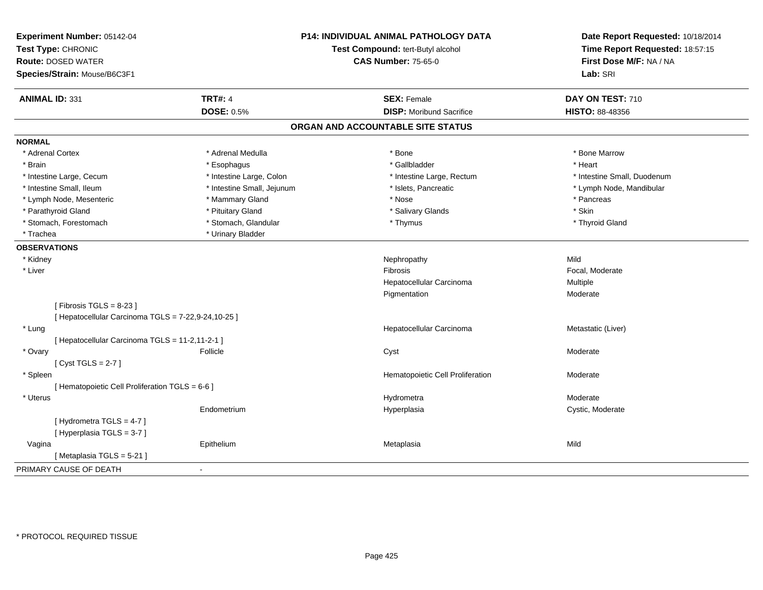**Experiment Number:** 05142-04
**Test Type:** CHRONIC
**Route:** DOSED WATER
**Species/Strain:** Mouse/B6C3F1

**P14: INDIVIDUAL ANIMAL PATHOLOGY DATA**
**Test Compound:** tert-Butyl alcohol
**CAS Number:** 75-65-0

**Date Report Requested:** 10/18/2014
**Time Report Requested:** 18:57:15
**First Dose M/F:** NA / NA
**Lab:** SRI

| **ANIMAL ID:** 331 | **TRT#:** 4 | **SEX:** Female | **DAY ON TEST:** 710 |
|---|---|---|---|
| | **DOSE:** 0.5% | **DISP:** Moribund Sacrifice | **HISTO:** 88-48356 |

## ORGAN AND ACCOUNTABLE SITE STATUS

**NORMAL**

| | | | |
|---|---|---|---|
| * Adrenal Cortex | * Adrenal Medulla | * Bone | * Bone Marrow |
| * Brain | * Esophagus | * Gallbladder | * Heart |
| * Intestine Large, Cecum | * Intestine Large, Colon | * Intestine Large, Rectum | * Intestine Small, Duodenum |
| * Intestine Small, Ileum | * Intestine Small, Jejunum | * Islets, Pancreatic | * Lymph Node, Mandibular |
| * Lymph Node, Mesenteric | * Mammary Gland | * Nose | * Pancreas |
| * Parathyroid Gland | * Pituitary Gland | * Salivary Glands | * Skin |
| * Stomach, Forestomach | * Stomach, Glandular | * Thymus | * Thyroid Gland |
| * Trachea | * Urinary Bladder | | |

**OBSERVATIONS**

| | | | |
|---|---|---|---|
| * Kidney | | Nephropathy | Mild |
| * Liver | | Fibrosis | Focal, Moderate |
| | | Hepatocellular Carcinoma | Multiple |
| | | Pigmentation | Moderate |
| [ Fibrosis TGLS = 8-23 ] | | | |
| [ Hepatocellular Carcinoma TGLS = 7-22,9-24,10-25 ] | | | |
| * Lung | | Hepatocellular Carcinoma | Metastatic (Liver) |
| [ Hepatocellular Carcinoma TGLS = 11-2,11-2-1 ] | | | |
| * Ovary | Follicle | Cyst | Moderate |
| [ Cyst TGLS = 2-7 ] | | | |
| * Spleen | | Hematopoietic Cell Proliferation | Moderate |
| [ Hematopoietic Cell Proliferation TGLS = 6-6 ] | | | |
| * Uterus | | Hydrometra | Moderate |
| | Endometrium | Hyperplasia | Cystic, Moderate |
| [ Hydrometra TGLS = 4-7 ] | | | |
| [ Hyperplasia TGLS = 3-7 ] | | | |
| Vagina | Epithelium | Metaplasia | Mild |
| [ Metaplasia TGLS = 5-21 ] | | | |

PRIMARY CAUSE OF DEATH -

* PROTOCOL REQUIRED TISSUE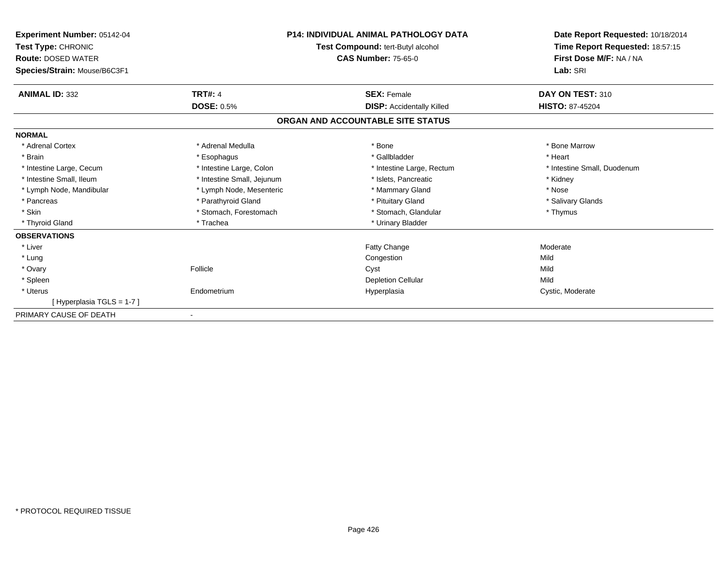**Experiment Number:** 05142-04
**Test Type:** CHRONIC
**Route:** DOSED WATER
**Species/Strain:** Mouse/B6C3F1

**P14: INDIVIDUAL ANIMAL PATHOLOGY DATA**
**Test Compound:** tert-Butyl alcohol
**CAS Number:** 75-65-0

**Date Report Requested:** 10/18/2014
**Time Report Requested:** 18:57:15
**First Dose M/F:** NA / NA
**Lab:** SRI

| **ANIMAL ID:** 332 | **TRT#:** 4 | **SEX:** Female | **DAY ON TEST:** 310 |
|---|---|---|---|
| | **DOSE:** 0.5% | **DISP:** Accidentally Killed | **HISTO:** 87-45204 |

## ORGAN AND ACCOUNTABLE SITE STATUS

**NORMAL**

| | | | |
|---|---|---|---|
| * Adrenal Cortex | * Adrenal Medulla | * Bone | * Bone Marrow |
| * Brain | * Esophagus | * Gallbladder | * Heart |
| * Intestine Large, Cecum | * Intestine Large, Colon | * Intestine Large, Rectum | * Intestine Small, Duodenum |
| * Intestine Small, Ileum | * Intestine Small, Jejunum | * Islets, Pancreatic | * Kidney |
| * Lymph Node, Mandibular | * Lymph Node, Mesenteric | * Mammary Gland | * Nose |
| * Pancreas | * Parathyroid Gland | * Pituitary Gland | * Salivary Glands |
| * Skin | * Stomach, Forestomach | * Stomach, Glandular | * Thymus |
| * Thyroid Gland | * Trachea | * Urinary Bladder | |

**OBSERVATIONS**

| | | | |
|---|---|---|---|
| * Liver | | Fatty Change | Moderate |
| * Lung | | Congestion | Mild |
| * Ovary | Follicle | Cyst | Mild |
| * Spleen | | Depletion Cellular | Mild |
| * Uterus | Endometrium | Hyperplasia | Cystic, Moderate |
| [ Hyperplasia TGLS = 1-7 ] | | | |

PRIMARY CAUSE OF DEATH -

* PROTOCOL REQUIRED TISSUE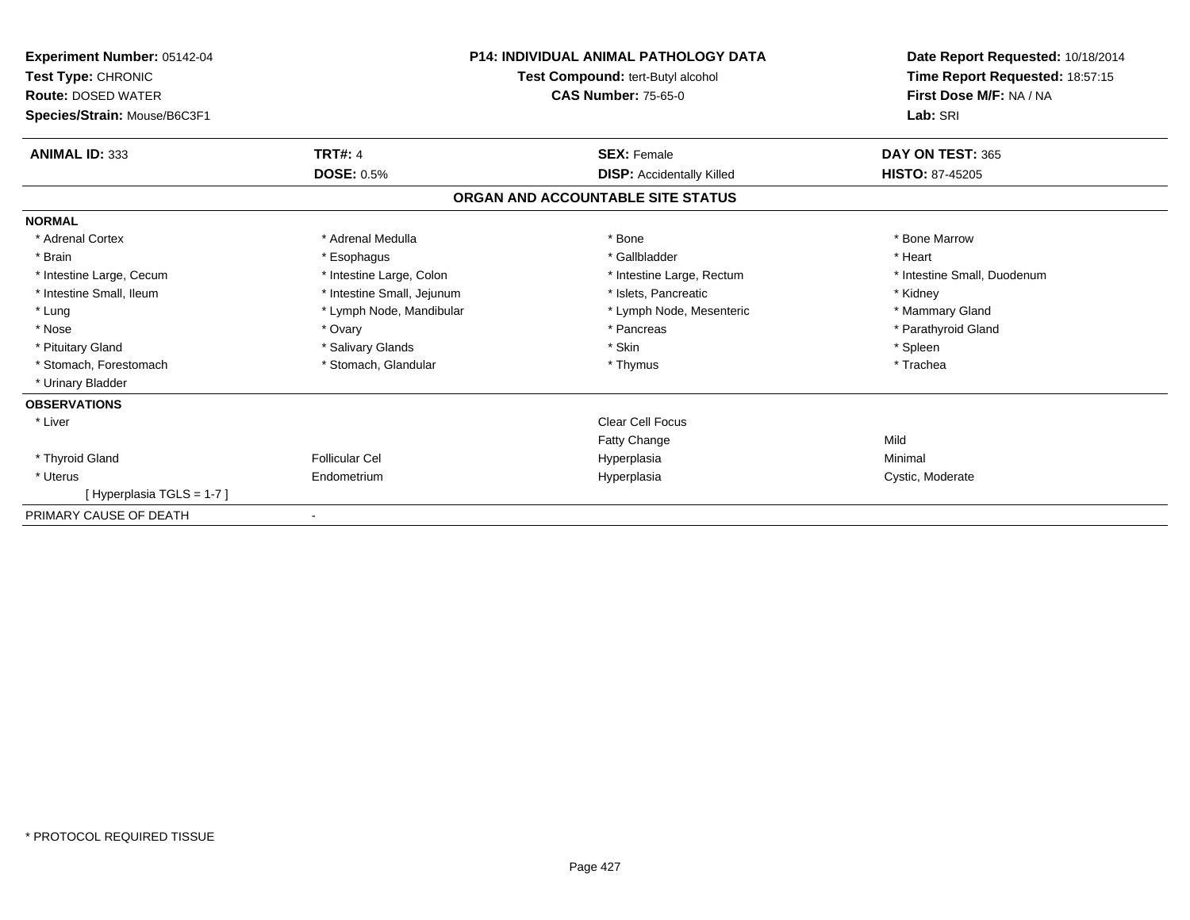**Experiment Number:** 05142-04
**Test Type:** CHRONIC
**Route:** DOSED WATER
**Species/Strain:** Mouse/B6C3F1

**P14: INDIVIDUAL ANIMAL PATHOLOGY DATA**
**Test Compound:** tert-Butyl alcohol
**CAS Number:** 75-65-0

**Date Report Requested:** 10/18/2014
**Time Report Requested:** 18:57:15
**First Dose M/F:** NA / NA
**Lab:** SRI

| **ANIMAL ID:** 333 | **TRT#:** 4 | **SEX:** Female | **DAY ON TEST:** 365 |
|---|---|---|---|
| | **DOSE:** 0.5% | **DISP:** Accidentally Killed | **HISTO:** 87-45205 |

**ORGAN AND ACCOUNTABLE SITE STATUS**

**NORMAL**

| | | | |
|---|---|---|---|
| * Adrenal Cortex | * Adrenal Medulla | * Bone | * Bone Marrow |
| * Brain | * Esophagus | * Gallbladder | * Heart |
| * Intestine Large, Cecum | * Intestine Large, Colon | * Intestine Large, Rectum | * Intestine Small, Duodenum |
| * Intestine Small, Ileum | * Intestine Small, Jejunum | * Islets, Pancreatic | * Kidney |
| * Lung | * Lymph Node, Mandibular | * Lymph Node, Mesenteric | * Mammary Gland |
| * Nose | * Ovary | * Pancreas | * Parathyroid Gland |
| * Pituitary Gland | * Salivary Glands | * Skin | * Spleen |
| * Stomach, Forestomach | * Stomach, Glandular | * Thymus | * Trachea |
| * Urinary Bladder | | | |

**OBSERVATIONS**

| | | | |
|---|---|---|---|
| * Liver | | Clear Cell Focus | |
| | | Fatty Change | Mild |
| * Thyroid Gland | Follicular Cel | Hyperplasia | Minimal |
| * Uterus | Endometrium | Hyperplasia | Cystic, Moderate |
| [ Hyperplasia TGLS = 1-7 ] | | | |

PRIMARY CAUSE OF DEATH -

\* PROTOCOL REQUIRED TISSUE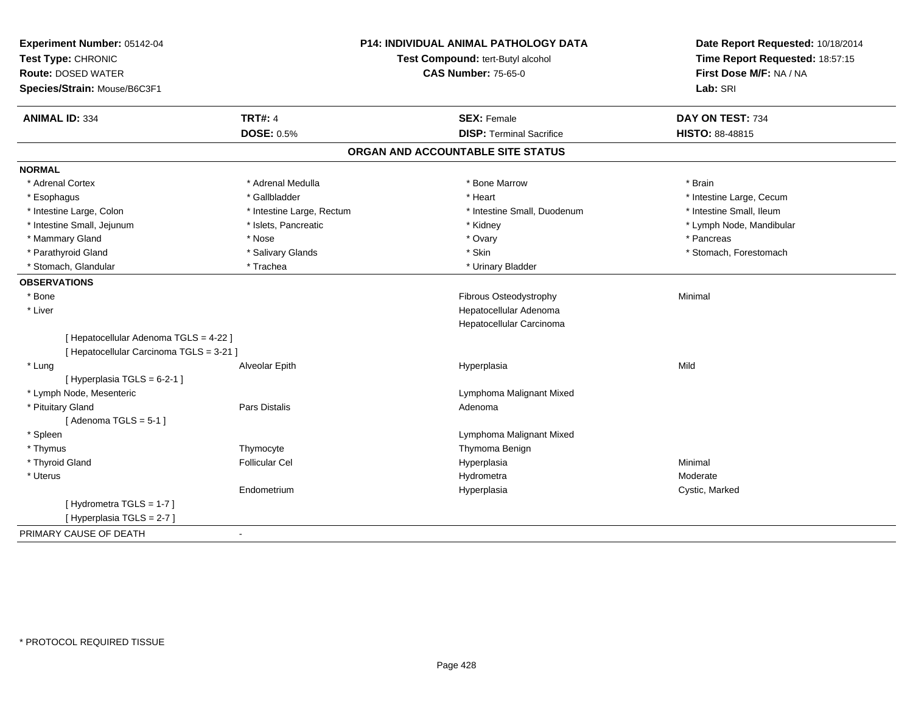**Experiment Number:** 05142-04
**Test Type:** CHRONIC
**Route:** DOSED WATER
**Species/Strain:** Mouse/B6C3F1

**P14: INDIVIDUAL ANIMAL PATHOLOGY DATA**
**Test Compound:** tert-Butyl alcohol
**CAS Number:** 75-65-0

**Date Report Requested:** 10/18/2014
**Time Report Requested:** 18:57:15
**First Dose M/F:** NA / NA
**Lab:** SRI

| **ANIMAL ID:** 334 | **TRT#:** 4 | **SEX:** Female | **DAY ON TEST:** 734 |
|---|---|---|---|
| | **DOSE:** 0.5% | **DISP:** Terminal Sacrifice | **HISTO:** 88-48815 |

## ORGAN AND ACCOUNTABLE SITE STATUS

**NORMAL**

| | | | |
|---|---|---|---|
| * Adrenal Cortex | * Adrenal Medulla | * Bone Marrow | * Brain |
| * Esophagus | * Gallbladder | * Heart | * Intestine Large, Cecum |
| * Intestine Large, Colon | * Intestine Large, Rectum | * Intestine Small, Duodenum | * Intestine Small, Ileum |
| * Intestine Small, Jejunum | * Islets, Pancreatic | * Kidney | * Lymph Node, Mandibular |
| * Mammary Gland | * Nose | * Ovary | * Pancreas |
| * Parathyroid Gland | * Salivary Glands | * Skin | * Stomach, Forestomach |
| * Stomach, Glandular | * Trachea | * Urinary Bladder | |

**OBSERVATIONS**

| | | | |
|---|---|---|---|
| * Bone | | Fibrous Osteodystrophy | Minimal |
| * Liver | | Hepatocellular Adenoma | |
| | | Hepatocellular Carcinoma | |
| [ Hepatocellular Adenoma TGLS = 4-22 ] | | | |
| [ Hepatocellular Carcinoma TGLS = 3-21 ] | | | |
| * Lung | Alveolar Epith | Hyperplasia | Mild |
| [ Hyperplasia TGLS = 6-2-1 ] | | | |
| * Lymph Node, Mesenteric | | Lymphoma Malignant Mixed | |
| * Pituitary Gland | Pars Distalis | Adenoma | |
| [ Adenoma TGLS = 5-1 ] | | | |
| * Spleen | | Lymphoma Malignant Mixed | |
| * Thymus | Thymocyte | Thymoma Benign | |
| * Thyroid Gland | Follicular Cel | Hyperplasia | Minimal |
| * Uterus | | Hydrometra | Moderate |
| | Endometrium | Hyperplasia | Cystic, Marked |
| [ Hydrometra TGLS = 1-7 ] | | | |
| [ Hyperplasia TGLS = 2-7 ] | | | |

PRIMARY CAUSE OF DEATH -

* PROTOCOL REQUIRED TISSUE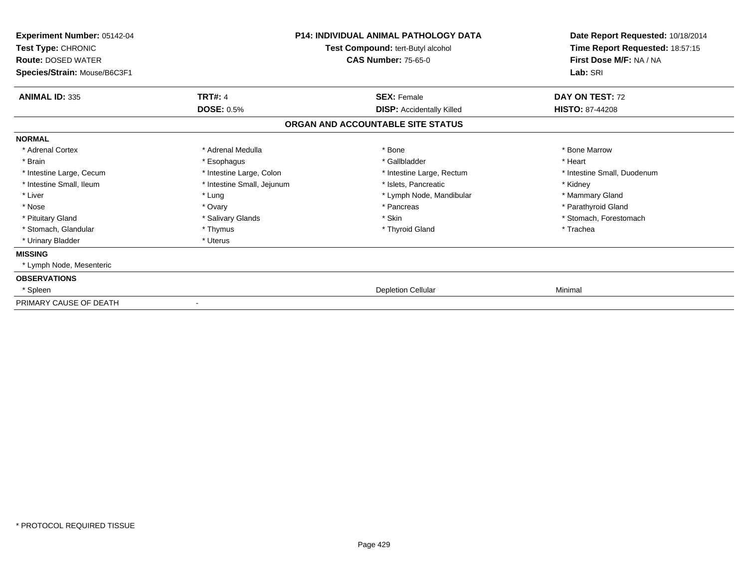**Experiment Number:** 05142-04
**Test Type:** CHRONIC
**Route:** DOSED WATER
**Species/Strain:** Mouse/B6C3F1

**P14: INDIVIDUAL ANIMAL PATHOLOGY DATA**
**Test Compound:** tert-Butyl alcohol
**CAS Number:** 75-65-0

**Date Report Requested:** 10/18/2014
**Time Report Requested:** 18:57:15
**First Dose M/F:** NA / NA
**Lab:** SRI

| **ANIMAL ID:** 335 | **TRT#:** 4 | **SEX:** Female | **DAY ON TEST:** 72 |
|---|---|---|---|
| | **DOSE:** 0.5% | **DISP:** Accidentally Killed | **HISTO:** 87-44208 |

## ORGAN AND ACCOUNTABLE SITE STATUS

**NORMAL**

| | | | |
|---|---|---|---|
| * Adrenal Cortex | * Adrenal Medulla | * Bone | * Bone Marrow |
| * Brain | * Esophagus | * Gallbladder | * Heart |
| * Intestine Large, Cecum | * Intestine Large, Colon | * Intestine Large, Rectum | * Intestine Small, Duodenum |
| * Intestine Small, Ileum | * Intestine Small, Jejunum | * Islets, Pancreatic | * Kidney |
| * Liver | * Lung | * Lymph Node, Mandibular | * Mammary Gland |
| * Nose | * Ovary | * Pancreas | * Parathyroid Gland |
| * Pituitary Gland | * Salivary Glands | * Skin | * Stomach, Forestomach |
| * Stomach, Glandular | * Thymus | * Thyroid Gland | * Trachea |
| * Urinary Bladder | * Uterus | | |

**MISSING**

* Lymph Node, Mesenteric

**OBSERVATIONS**

| | | | |
|---|---|---|---|
| * Spleen | | Depletion Cellular | Minimal |

PRIMARY CAUSE OF DEATH -

* PROTOCOL REQUIRED TISSUE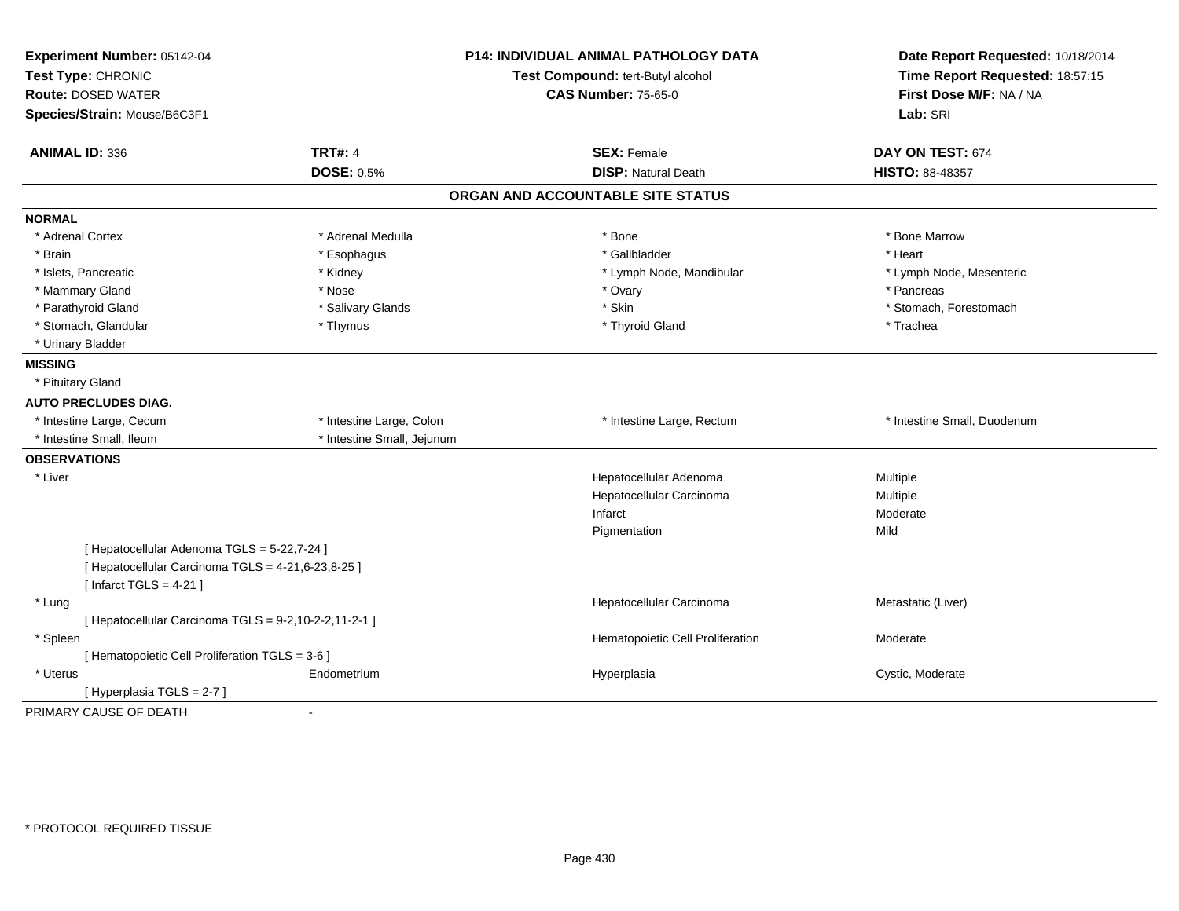**Experiment Number:** 05142-04
**Test Type:** CHRONIC
**Route:** DOSED WATER
**Species/Strain:** Mouse/B6C3F1

**P14: INDIVIDUAL ANIMAL PATHOLOGY DATA**
**Test Compound:** tert-Butyl alcohol
**CAS Number:** 75-65-0

**Date Report Requested:** 10/18/2014
**Time Report Requested:** 18:57:15
**First Dose M/F:** NA / NA
**Lab:** SRI

| **ANIMAL ID:** 336 | **TRT#:** 4 | **SEX:** Female | **DAY ON TEST:** 674 |
|---|---|---|---|
| | **DOSE:** 0.5% | **DISP:** Natural Death | **HISTO:** 88-48357 |

## ORGAN AND ACCOUNTABLE SITE STATUS

**NORMAL**

| | | | |
|---|---|---|---|
| * Adrenal Cortex | * Adrenal Medulla | * Bone | * Bone Marrow |
| * Brain | * Esophagus | * Gallbladder | * Heart |
| * Islets, Pancreatic | * Kidney | * Lymph Node, Mandibular | * Lymph Node, Mesenteric |
| * Mammary Gland | * Nose | * Ovary | * Pancreas |
| * Parathyroid Gland | * Salivary Glands | * Skin | * Stomach, Forestomach |
| * Stomach, Glandular | * Thymus | * Thyroid Gland | * Trachea |
| * Urinary Bladder | | | |

**MISSING**

* Pituitary Gland

**AUTO PRECLUDES DIAG.**

| | | | |
|---|---|---|---|
| * Intestine Large, Cecum | * Intestine Large, Colon | * Intestine Large, Rectum | * Intestine Small, Duodenum |
| * Intestine Small, Ileum | * Intestine Small, Jejunum | | |

**OBSERVATIONS**

| | | | |
|---|---|---|---|
| * Liver | | Hepatocellular Adenoma | Multiple |
| | | Hepatocellular Carcinoma | Multiple |
| | | Infarct | Moderate |
| | | Pigmentation | Mild |
| [ Hepatocellular Adenoma TGLS = 5-22,7-24 ] | | | |
| [ Hepatocellular Carcinoma TGLS = 4-21,6-23,8-25 ] | | | |
| [ Infarct TGLS = 4-21 ] | | | |
| * Lung | | Hepatocellular Carcinoma | Metastatic (Liver) |
| [ Hepatocellular Carcinoma TGLS = 9-2,10-2-2,11-2-1 ] | | | |
| * Spleen | | Hematopoietic Cell Proliferation | Moderate |
| [ Hematopoietic Cell Proliferation TGLS = 3-6 ] | | | |
| * Uterus | Endometrium | Hyperplasia | Cystic, Moderate |
| [ Hyperplasia TGLS = 2-7 ] | | | |

PRIMARY CAUSE OF DEATH -

* PROTOCOL REQUIRED TISSUE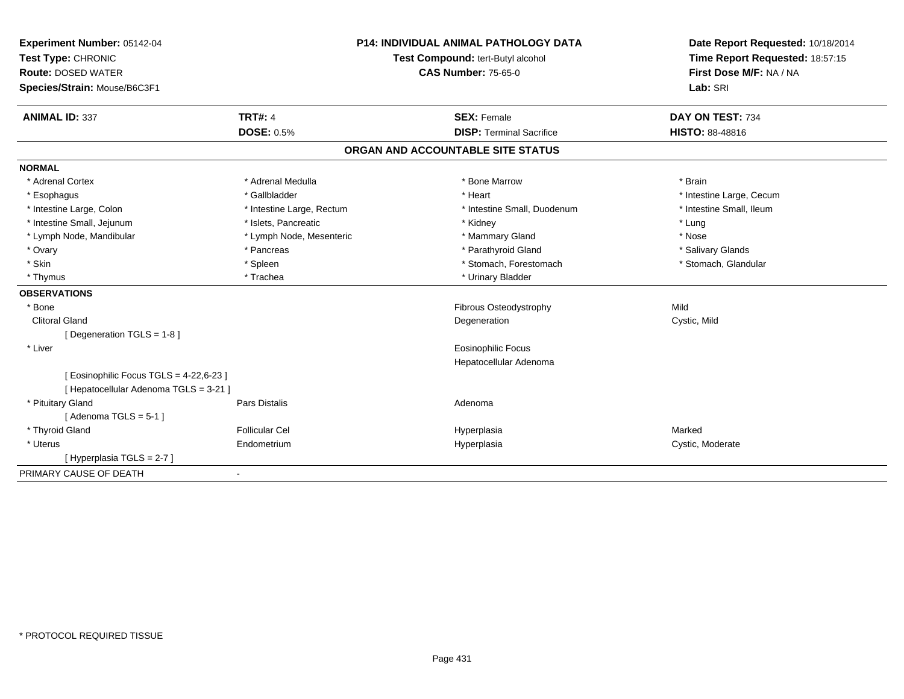**Experiment Number:** 05142-04
**Test Type:** CHRONIC
**Route:** DOSED WATER
**Species/Strain:** Mouse/B6C3F1

**P14: INDIVIDUAL ANIMAL PATHOLOGY DATA**
**Test Compound:** tert-Butyl alcohol
**CAS Number:** 75-65-0

**Date Report Requested:** 10/18/2014
**Time Report Requested:** 18:57:15
**First Dose M/F:** NA / NA
**Lab:** SRI

| **ANIMAL ID:** 337 | **TRT#:** 4 | **SEX:** Female | **DAY ON TEST:** 734 |
|---|---|---|---|
| | **DOSE:** 0.5% | **DISP:** Terminal Sacrifice | **HISTO:** 88-48816 |

## ORGAN AND ACCOUNTABLE SITE STATUS

**NORMAL**

| | | | |
|---|---|---|---|
| * Adrenal Cortex | * Adrenal Medulla | * Bone Marrow | * Brain |
| * Esophagus | * Gallbladder | * Heart | * Intestine Large, Cecum |
| * Intestine Large, Colon | * Intestine Large, Rectum | * Intestine Small, Duodenum | * Intestine Small, Ileum |
| * Intestine Small, Jejunum | * Islets, Pancreatic | * Kidney | * Lung |
| * Lymph Node, Mandibular | * Lymph Node, Mesenteric | * Mammary Gland | * Nose |
| * Ovary | * Pancreas | * Parathyroid Gland | * Salivary Glands |
| * Skin | * Spleen | * Stomach, Forestomach | * Stomach, Glandular |
| * Thymus | * Trachea | * Urinary Bladder | |

**OBSERVATIONS**

| | | | |
|---|---|---|---|
| * Bone | | Fibrous Osteodystrophy | Mild |
| Clitoral Gland | | Degeneration | Cystic, Mild |
| [ Degeneration TGLS = 1-8 ] | | | |
| * Liver | | Eosinophilic Focus | |
| | | Hepatocellular Adenoma | |
| [ Eosinophilic Focus TGLS = 4-22,6-23 ] | | | |
| [ Hepatocellular Adenoma TGLS = 3-21 ] | | | |
| * Pituitary Gland | Pars Distalis | Adenoma | |
| [ Adenoma TGLS = 5-1 ] | | | |
| * Thyroid Gland | Follicular Cel | Hyperplasia | Marked |
| * Uterus | Endometrium | Hyperplasia | Cystic, Moderate |
| [ Hyperplasia TGLS = 2-7 ] | | | |

PRIMARY CAUSE OF DEATH -

\* PROTOCOL REQUIRED TISSUE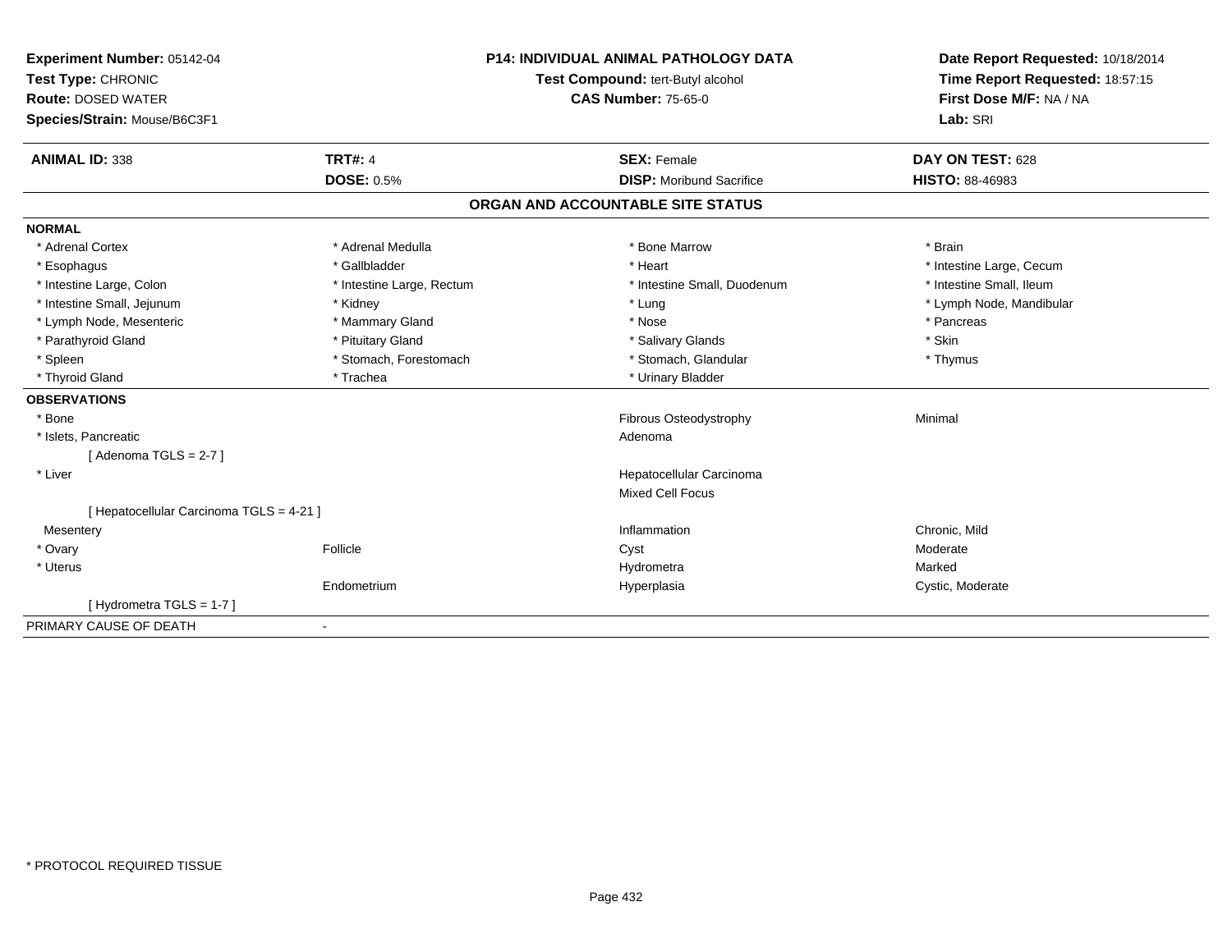**Experiment Number:** 05142-04
**Test Type:** CHRONIC
**Route:** DOSED WATER
**Species/Strain:** Mouse/B6C3F1

**P14: INDIVIDUAL ANIMAL PATHOLOGY DATA**
**Test Compound:** tert-Butyl alcohol
**CAS Number:** 75-65-0

**Date Report Requested:** 10/18/2014
**Time Report Requested:** 18:57:15
**First Dose M/F:** NA / NA
**Lab:** SRI

| **ANIMAL ID:** 338 | **TRT#:** 4 | **SEX:** Female | **DAY ON TEST:** 628 |
|---|---|---|---|
| | **DOSE:** 0.5% | **DISP:** Moribund Sacrifice | **HISTO:** 88-46983 |

## ORGAN AND ACCOUNTABLE SITE STATUS

**NORMAL**

| | | | |
|---|---|---|---|
| * Adrenal Cortex | * Adrenal Medulla | * Bone Marrow | * Brain |
| * Esophagus | * Gallbladder | * Heart | * Intestine Large, Cecum |
| * Intestine Large, Colon | * Intestine Large, Rectum | * Intestine Small, Duodenum | * Intestine Small, Ileum |
| * Intestine Small, Jejunum | * Kidney | * Lung | * Lymph Node, Mandibular |
| * Lymph Node, Mesenteric | * Mammary Gland | * Nose | * Pancreas |
| * Parathyroid Gland | * Pituitary Gland | * Salivary Glands | * Skin |
| * Spleen | * Stomach, Forestomach | * Stomach, Glandular | * Thymus |
| * Thyroid Gland | * Trachea | * Urinary Bladder | |

**OBSERVATIONS**

| | | | |
|---|---|---|---|
| * Bone | | Fibrous Osteodystrophy | Minimal |
| * Islets, Pancreatic | | Adenoma | |
| [ Adenoma TGLS = 2-7 ] | | | |
| * Liver | | Hepatocellular Carcinoma | |
| | | Mixed Cell Focus | |
| [ Hepatocellular Carcinoma TGLS = 4-21 ] | | | |
| Mesentery | | Inflammation | Chronic, Mild |
| * Ovary | Follicle | Cyst | Moderate |
| * Uterus | | Hydrometra | Marked |
| | Endometrium | Hyperplasia | Cystic, Moderate |
| [ Hydrometra TGLS = 1-7 ] | | | |

PRIMARY CAUSE OF DEATH -

\* PROTOCOL REQUIRED TISSUE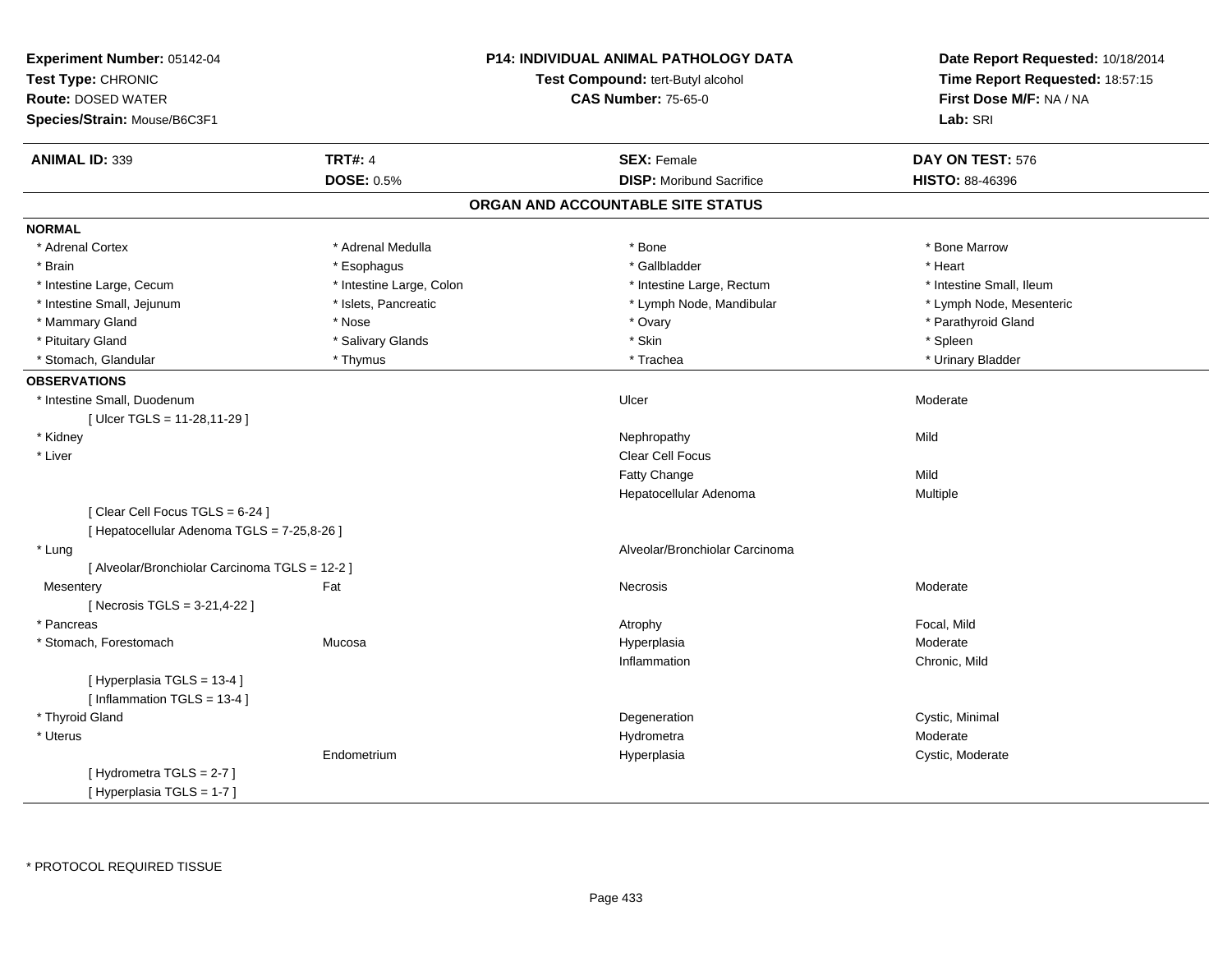**Experiment Number:** 05142-04
**Test Type:** CHRONIC
**Route:** DOSED WATER
**Species/Strain:** Mouse/B6C3F1

**P14: INDIVIDUAL ANIMAL PATHOLOGY DATA**
**Test Compound:** tert-Butyl alcohol
**CAS Number:** 75-65-0

**Date Report Requested:** 10/18/2014
**Time Report Requested:** 18:57:15
**First Dose M/F:** NA / NA
**Lab:** SRI

| **ANIMAL ID:** 339 | **TRT#:** 4 | **SEX:** Female | **DAY ON TEST:** 576 |
|---|---|---|---|
| | **DOSE:** 0.5% | **DISP:** Moribund Sacrifice | **HISTO:** 88-46396 |

## ORGAN AND ACCOUNTABLE SITE STATUS

**NORMAL**

| | | | |
|---|---|---|---|
| * Adrenal Cortex | * Adrenal Medulla | * Bone | * Bone Marrow |
| * Brain | * Esophagus | * Gallbladder | * Heart |
| * Intestine Large, Cecum | * Intestine Large, Colon | * Intestine Large, Rectum | * Intestine Small, Ileum |
| * Intestine Small, Jejunum | * Islets, Pancreatic | * Lymph Node, Mandibular | * Lymph Node, Mesenteric |
| * Mammary Gland | * Nose | * Ovary | * Parathyroid Gland |
| * Pituitary Gland | * Salivary Glands | * Skin | * Spleen |
| * Stomach, Glandular | * Thymus | * Trachea | * Urinary Bladder |

**OBSERVATIONS**

| | | | |
|---|---|---|---|
| * Intestine Small, Duodenum | | Ulcer | Moderate |
| [ Ulcer TGLS = 11-28,11-29 ] | | | |
| * Kidney | | Nephropathy | Mild |
| * Liver | | Clear Cell Focus | |
| | | Fatty Change | Mild |
| | | Hepatocellular Adenoma | Multiple |
| [ Clear Cell Focus TGLS = 6-24 ] | | | |
| [ Hepatocellular Adenoma TGLS = 7-25,8-26 ] | | | |
| * Lung | | Alveolar/Bronchiolar Carcinoma | |
| [ Alveolar/Bronchiolar Carcinoma TGLS = 12-2 ] | | | |
| Mesentery | Fat | Necrosis | Moderate |
| [ Necrosis TGLS = 3-21,4-22 ] | | | |
| * Pancreas | | Atrophy | Focal, Mild |
| * Stomach, Forestomach | Mucosa | Hyperplasia | Moderate |
| | | Inflammation | Chronic, Mild |
| [ Hyperplasia TGLS = 13-4 ] | | | |
| [ Inflammation TGLS = 13-4 ] | | | |
| * Thyroid Gland | | Degeneration | Cystic, Minimal |
| * Uterus | | Hydrometra | Moderate |
| | Endometrium | Hyperplasia | Cystic, Moderate |
| [ Hydrometra TGLS = 2-7 ] | | | |
| [ Hyperplasia TGLS = 1-7 ] | | | |

\* PROTOCOL REQUIRED TISSUE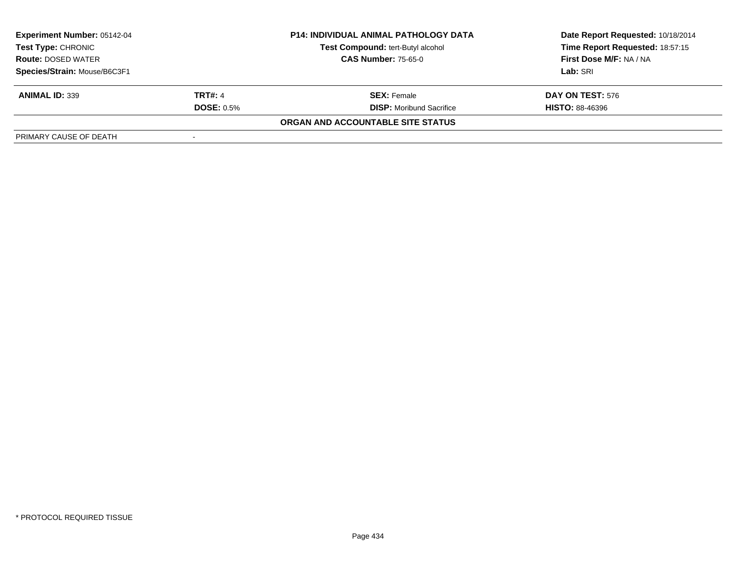**Experiment Number:** 05142-04
**Test Type:** CHRONIC
**Route:** DOSED WATER
**Species/Strain:** Mouse/B6C3F1

**P14: INDIVIDUAL ANIMAL PATHOLOGY DATA**
**Test Compound:** tert-Butyl alcohol
**CAS Number:** 75-65-0

**Date Report Requested:** 10/18/2014
**Time Report Requested:** 18:57:15
**First Dose M/F:** NA / NA
**Lab:** SRI

| **ANIMAL ID:** 339 | **TRT#:** 4 | **SEX:** Female | **DAY ON TEST:** 576 |
|---|---|---|---|
| | **DOSE:** 0.5% | **DISP:** Moribund Sacrifice | **HISTO:** 88-46396 |

**ORGAN AND ACCOUNTABLE SITE STATUS**

| PRIMARY CAUSE OF DEATH | - |
|---|---|

* PROTOCOL REQUIRED TISSUE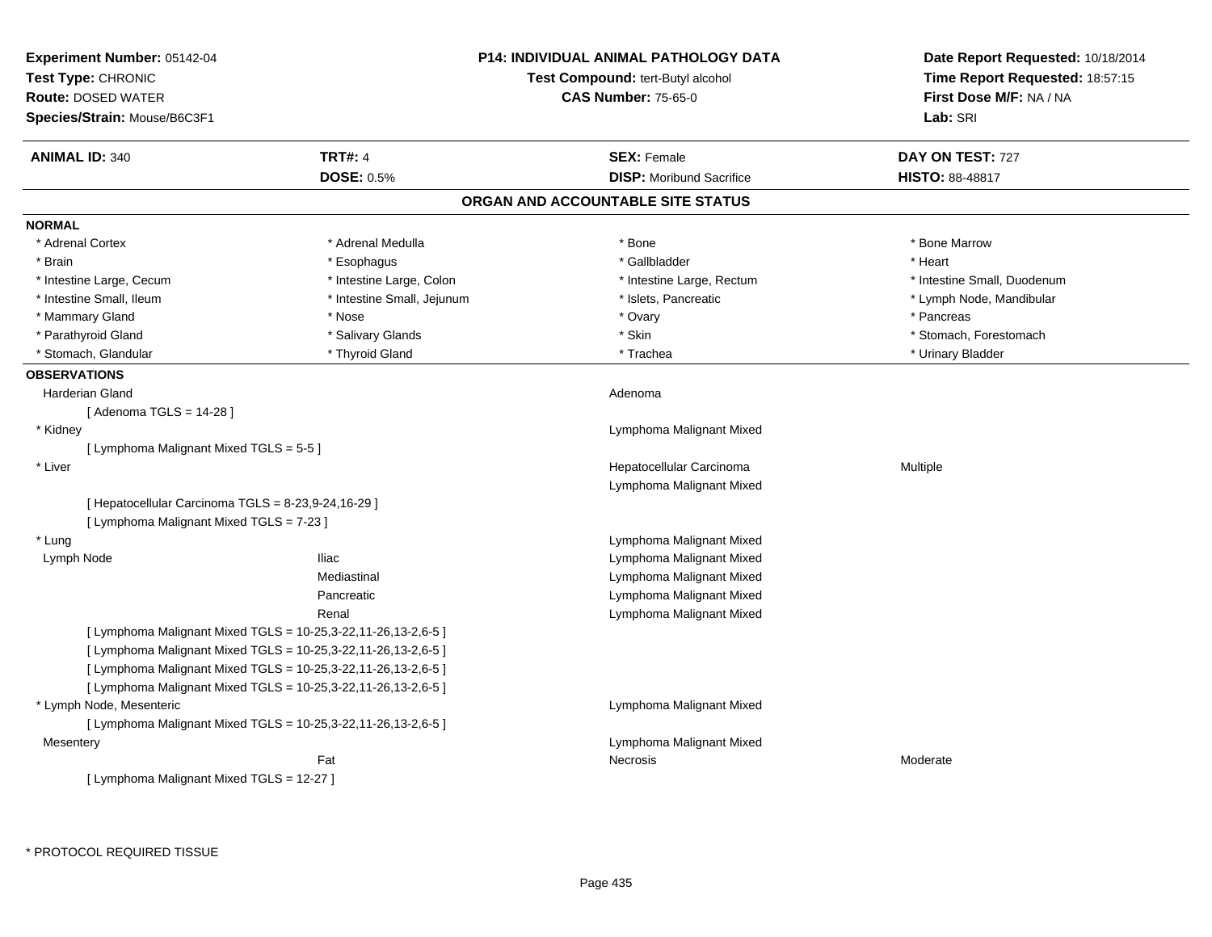**Experiment Number:** 05142-04
**Test Type:** CHRONIC
**Route:** DOSED WATER
**Species/Strain:** Mouse/B6C3F1

**P14: INDIVIDUAL ANIMAL PATHOLOGY DATA**
**Test Compound:** tert-Butyl alcohol
**CAS Number:** 75-65-0

**Date Report Requested:** 10/18/2014
**Time Report Requested:** 18:57:15
**First Dose M/F:** NA / NA
**Lab:** SRI

| **ANIMAL ID:** 340 | **TRT#:** 4 | **SEX:** Female | **DAY ON TEST:** 727 |
|---|---|---|---|
| | **DOSE:** 0.5% | **DISP:** Moribund Sacrifice | **HISTO:** 88-48817 |

## ORGAN AND ACCOUNTABLE SITE STATUS

**NORMAL**

| | | | |
|---|---|---|---|
| * Adrenal Cortex | * Adrenal Medulla | * Bone | * Bone Marrow |
| * Brain | * Esophagus | * Gallbladder | * Heart |
| * Intestine Large, Cecum | * Intestine Large, Colon | * Intestine Large, Rectum | * Intestine Small, Duodenum |
| * Intestine Small, Ileum | * Intestine Small, Jejunum | * Islets, Pancreatic | * Lymph Node, Mandibular |
| * Mammary Gland | * Nose | * Ovary | * Pancreas |
| * Parathyroid Gland | * Salivary Glands | * Skin | * Stomach, Forestomach |
| * Stomach, Glandular | * Thyroid Gland | * Trachea | * Urinary Bladder |

**OBSERVATIONS**

| | | | |
|---|---|---|---|
| Harderian Gland | | Adenoma | |
| [ Adenoma TGLS = 14-28 ] | | | |
| * Kidney | | Lymphoma Malignant Mixed | |
| [ Lymphoma Malignant Mixed TGLS = 5-5 ] | | | |
| * Liver | | Hepatocellular Carcinoma | Multiple |
| | | Lymphoma Malignant Mixed | |
| [ Hepatocellular Carcinoma TGLS = 8-23,9-24,16-29 ] | | | |
| [ Lymphoma Malignant Mixed TGLS = 7-23 ] | | | |
| * Lung | | Lymphoma Malignant Mixed | |
| Lymph Node | Iliac | Lymphoma Malignant Mixed | |
| | Mediastinal | Lymphoma Malignant Mixed | |
| | Pancreatic | Lymphoma Malignant Mixed | |
| | Renal | Lymphoma Malignant Mixed | |
| [ Lymphoma Malignant Mixed TGLS = 10-25,3-22,11-26,13-2,6-5 ] | | | |
| [ Lymphoma Malignant Mixed TGLS = 10-25,3-22,11-26,13-2,6-5 ] | | | |
| [ Lymphoma Malignant Mixed TGLS = 10-25,3-22,11-26,13-2,6-5 ] | | | |
| [ Lymphoma Malignant Mixed TGLS = 10-25,3-22,11-26,13-2,6-5 ] | | | |
| * Lymph Node, Mesenteric | | Lymphoma Malignant Mixed | |
| [ Lymphoma Malignant Mixed TGLS = 10-25,3-22,11-26,13-2,6-5 ] | | | |
| Mesentery | | Lymphoma Malignant Mixed | |
| | Fat | Necrosis | Moderate |
| [ Lymphoma Malignant Mixed TGLS = 12-27 ] | | | |

* PROTOCOL REQUIRED TISSUE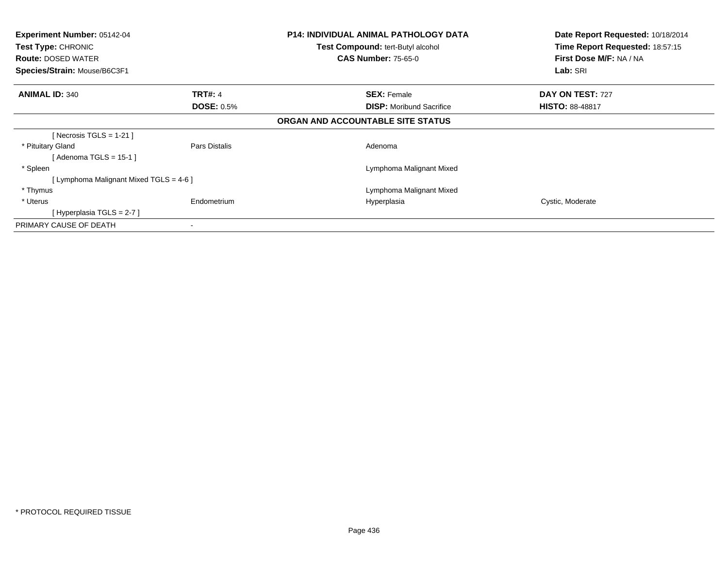| **Experiment Number:** 05142-04 | **P14: INDIVIDUAL ANIMAL PATHOLOGY DATA** | **Date Report Requested:** 10/18/2014 |
|---|---|---|
| **Test Type:** CHRONIC | **Test Compound:** tert-Butyl alcohol | **Time Report Requested:** 18:57:15 |
| **Route:** DOSED WATER | **CAS Number:** 75-65-0 | **First Dose M/F:** NA / NA |
| **Species/Strain:** Mouse/B6C3F1 | | **Lab:** SRI |

| **ANIMAL ID:** 340 | **TRT#:** 4 | **SEX:** Female | **DAY ON TEST:** 727 |
|---|---|---|---|
| | **DOSE:** 0.5% | **DISP:** Moribund Sacrifice | **HISTO:** 88-48817 |

**ORGAN AND ACCOUNTABLE SITE STATUS**

| | | | |
|---|---|---|---|
| [ Necrosis TGLS = 1-21 ] | | | |
| * Pituitary Gland | Pars Distalis | Adenoma | |
| [ Adenoma TGLS = 15-1 ] | | | |
| * Spleen | | Lymphoma Malignant Mixed | |
| [ Lymphoma Malignant Mixed TGLS = 4-6 ] | | | |
| * Thymus | | Lymphoma Malignant Mixed | |
| * Uterus | Endometrium | Hyperplasia | Cystic, Moderate |
| [ Hyperplasia TGLS = 2-7 ] | | | |
| PRIMARY CAUSE OF DEATH | - | | |

* PROTOCOL REQUIRED TISSUE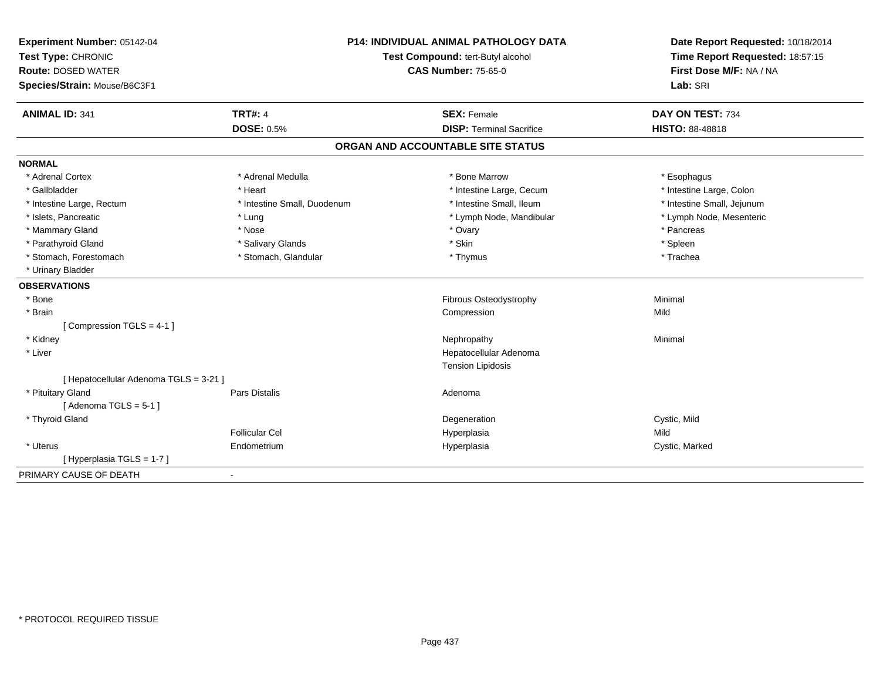**Experiment Number:** 05142-04
**Test Type:** CHRONIC
**Route:** DOSED WATER
**Species/Strain:** Mouse/B6C3F1

**P14: INDIVIDUAL ANIMAL PATHOLOGY DATA**
**Test Compound:** tert-Butyl alcohol
**CAS Number:** 75-65-0

**Date Report Requested:** 10/18/2014
**Time Report Requested:** 18:57:15
**First Dose M/F:** NA / NA
**Lab:** SRI

| **ANIMAL ID:** 341 | **TRT#:** 4 | **SEX:** Female | **DAY ON TEST:** 734 |
|---|---|---|---|
| | **DOSE:** 0.5% | **DISP:** Terminal Sacrifice | **HISTO:** 88-48818 |

## ORGAN AND ACCOUNTABLE SITE STATUS

**NORMAL**

| | | | |
|---|---|---|---|
| * Adrenal Cortex | * Adrenal Medulla | * Bone Marrow | * Esophagus |
| * Gallbladder | * Heart | * Intestine Large, Cecum | * Intestine Large, Colon |
| * Intestine Large, Rectum | * Intestine Small, Duodenum | * Intestine Small, Ileum | * Intestine Small, Jejunum |
| * Islets, Pancreatic | * Lung | * Lymph Node, Mandibular | * Lymph Node, Mesenteric |
| * Mammary Gland | * Nose | * Ovary | * Pancreas |
| * Parathyroid Gland | * Salivary Glands | * Skin | * Spleen |
| * Stomach, Forestomach | * Stomach, Glandular | * Thymus | * Trachea |
| * Urinary Bladder | | | |

**OBSERVATIONS**

| | | | |
|---|---|---|---|
| * Bone | | Fibrous Osteodystrophy | Minimal |
| * Brain | | Compression | Mild |
| [ Compression TGLS = 4-1 ] | | | |
| * Kidney | | Nephropathy | Minimal |
| * Liver | | Hepatocellular Adenoma | |
| | | Tension Lipidosis | |
| [ Hepatocellular Adenoma TGLS = 3-21 ] | | | |
| * Pituitary Gland | Pars Distalis | Adenoma | |
| [ Adenoma TGLS = 5-1 ] | | | |
| * Thyroid Gland | | Degeneration | Cystic, Mild |
| | Follicular Cel | Hyperplasia | Mild |
| * Uterus | Endometrium | Hyperplasia | Cystic, Marked |
| [ Hyperplasia TGLS = 1-7 ] | | | |

PRIMARY CAUSE OF DEATH -

\* PROTOCOL REQUIRED TISSUE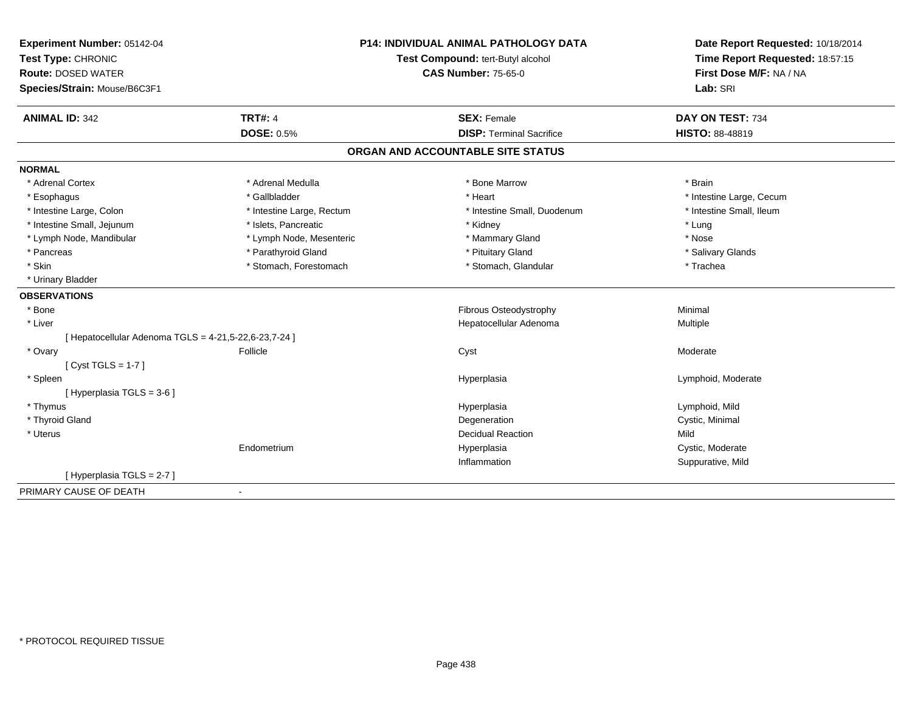**Experiment Number:** 05142-04
**Test Type:** CHRONIC
**Route:** DOSED WATER
**Species/Strain:** Mouse/B6C3F1

**P14: INDIVIDUAL ANIMAL PATHOLOGY DATA**
**Test Compound:** tert-Butyl alcohol
**CAS Number:** 75-65-0

**Date Report Requested:** 10/18/2014
**Time Report Requested:** 18:57:15
**First Dose M/F:** NA / NA
**Lab:** SRI

| **ANIMAL ID:** 342 | **TRT#:** 4 | **SEX:** Female | **DAY ON TEST:** 734 |
|---|---|---|---|
| | **DOSE:** 0.5% | **DISP:** Terminal Sacrifice | **HISTO:** 88-48819 |

## ORGAN AND ACCOUNTABLE SITE STATUS

**NORMAL**

| | | | |
|---|---|---|---|
| * Adrenal Cortex | * Adrenal Medulla | * Bone Marrow | * Brain |
| * Esophagus | * Gallbladder | * Heart | * Intestine Large, Cecum |
| * Intestine Large, Colon | * Intestine Large, Rectum | * Intestine Small, Duodenum | * Intestine Small, Ileum |
| * Intestine Small, Jejunum | * Islets, Pancreatic | * Kidney | * Lung |
| * Lymph Node, Mandibular | * Lymph Node, Mesenteric | * Mammary Gland | * Nose |
| * Pancreas | * Parathyroid Gland | * Pituitary Gland | * Salivary Glands |
| * Skin | * Stomach, Forestomach | * Stomach, Glandular | * Trachea |
| * Urinary Bladder | | | |

**OBSERVATIONS**

| | | | |
|---|---|---|---|
| * Bone | | Fibrous Osteodystrophy | Minimal |
| * Liver | | Hepatocellular Adenoma | Multiple |
| [ Hepatocellular Adenoma TGLS = 4-21,5-22,6-23,7-24 ] | | | |
| * Ovary | Follicle | Cyst | Moderate |
| [ Cyst TGLS = 1-7 ] | | | |
| * Spleen | | Hyperplasia | Lymphoid, Moderate |
| [ Hyperplasia TGLS = 3-6 ] | | | |
| * Thymus | | Hyperplasia | Lymphoid, Mild |
| * Thyroid Gland | | Degeneration | Cystic, Minimal |
| * Uterus | | Decidual Reaction | Mild |
| | Endometrium | Hyperplasia | Cystic, Moderate |
| | | Inflammation | Suppurative, Mild |
| [ Hyperplasia TGLS = 2-7 ] | | | |

PRIMARY CAUSE OF DEATH -

* PROTOCOL REQUIRED TISSUE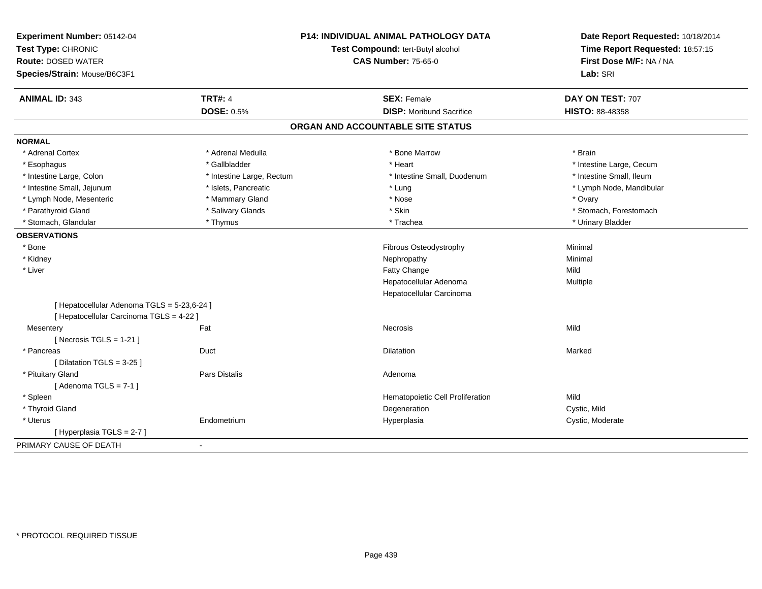**Experiment Number:** 05142-04
**Test Type:** CHRONIC
**Route:** DOSED WATER
**Species/Strain:** Mouse/B6C3F1

**P14: INDIVIDUAL ANIMAL PATHOLOGY DATA**
**Test Compound:** tert-Butyl alcohol
**CAS Number:** 75-65-0

**Date Report Requested:** 10/18/2014
**Time Report Requested:** 18:57:15
**First Dose M/F:** NA / NA
**Lab:** SRI

| **ANIMAL ID:** 343 | **TRT#:** 4 | **SEX:** Female | **DAY ON TEST:** 707 |
|---|---|---|---|
| | **DOSE:** 0.5% | **DISP:** Moribund Sacrifice | **HISTO:** 88-48358 |

## ORGAN AND ACCOUNTABLE SITE STATUS

**NORMAL**

| | | | |
|---|---|---|---|
| * Adrenal Cortex | * Adrenal Medulla | * Bone Marrow | * Brain |
| * Esophagus | * Gallbladder | * Heart | * Intestine Large, Cecum |
| * Intestine Large, Colon | * Intestine Large, Rectum | * Intestine Small, Duodenum | * Intestine Small, Ileum |
| * Intestine Small, Jejunum | * Islets, Pancreatic | * Lung | * Lymph Node, Mandibular |
| * Lymph Node, Mesenteric | * Mammary Gland | * Nose | * Ovary |
| * Parathyroid Gland | * Salivary Glands | * Skin | * Stomach, Forestomach |
| * Stomach, Glandular | * Thymus | * Trachea | * Urinary Bladder |

**OBSERVATIONS**

| | | | |
|---|---|---|---|
| * Bone | | Fibrous Osteodystrophy | Minimal |
| * Kidney | | Nephropathy | Minimal |
| * Liver | | Fatty Change | Mild |
| | | Hepatocellular Adenoma | Multiple |
| | | Hepatocellular Carcinoma | |
| [ Hepatocellular Adenoma TGLS = 5-23,6-24 ] | | | |
| [ Hepatocellular Carcinoma TGLS = 4-22 ] | | | |
| Mesentery | Fat | Necrosis | Mild |
| [ Necrosis TGLS = 1-21 ] | | | |
| * Pancreas | Duct | Dilatation | Marked |
| [ Dilatation TGLS = 3-25 ] | | | |
| * Pituitary Gland | Pars Distalis | Adenoma | |
| [ Adenoma TGLS = 7-1 ] | | | |
| * Spleen | | Hematopoietic Cell Proliferation | Mild |
| * Thyroid Gland | | Degeneration | Cystic, Mild |
| * Uterus | Endometrium | Hyperplasia | Cystic, Moderate |
| [ Hyperplasia TGLS = 2-7 ] | | | |

PRIMARY CAUSE OF DEATH -

* PROTOCOL REQUIRED TISSUE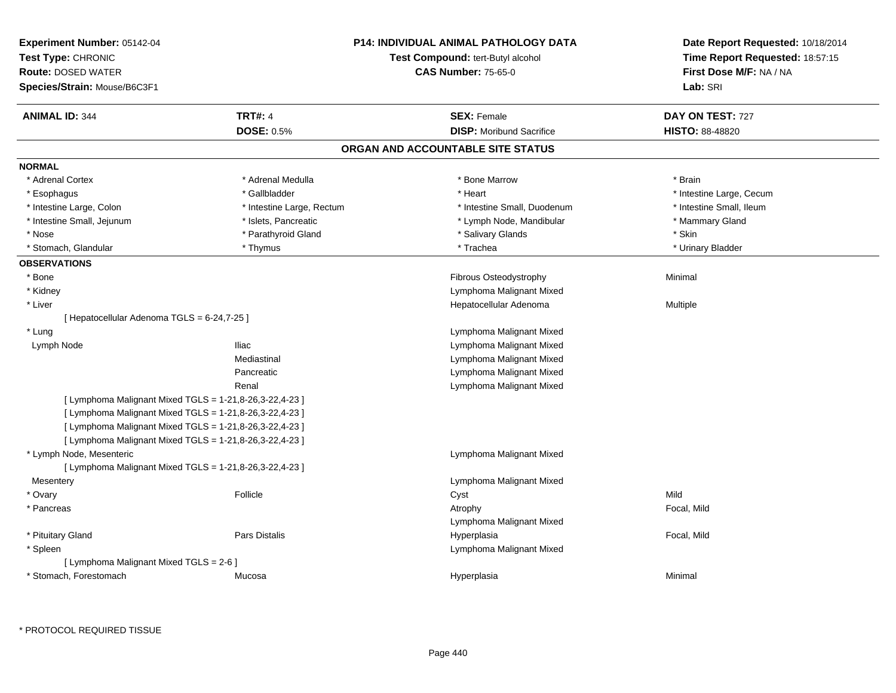**Experiment Number:** 05142-04
**Test Type:** CHRONIC
**Route:** DOSED WATER
**Species/Strain:** Mouse/B6C3F1

**P14: INDIVIDUAL ANIMAL PATHOLOGY DATA**
**Test Compound:** tert-Butyl alcohol
**CAS Number:** 75-65-0

**Date Report Requested:** 10/18/2014
**Time Report Requested:** 18:57:15
**First Dose M/F:** NA / NA
**Lab:** SRI

| **ANIMAL ID:** 344 | **TRT#:** 4 | **SEX:** Female | **DAY ON TEST:** 727 |
|---|---|---|---|
| | **DOSE:** 0.5% | **DISP:** Moribund Sacrifice | **HISTO:** 88-48820 |

## ORGAN AND ACCOUNTABLE SITE STATUS

**NORMAL**

| | | | |
|---|---|---|---|
| * Adrenal Cortex | * Adrenal Medulla | * Bone Marrow | * Brain |
| * Esophagus | * Gallbladder | * Heart | * Intestine Large, Cecum |
| * Intestine Large, Colon | * Intestine Large, Rectum | * Intestine Small, Duodenum | * Intestine Small, Ileum |
| * Intestine Small, Jejunum | * Islets, Pancreatic | * Lymph Node, Mandibular | * Mammary Gland |
| * Nose | * Parathyroid Gland | * Salivary Glands | * Skin |
| * Stomach, Glandular | * Thymus | * Trachea | * Urinary Bladder |

**OBSERVATIONS**

| | | | |
|---|---|---|---|
| * Bone | | Fibrous Osteodystrophy | Minimal |
| * Kidney | | Lymphoma Malignant Mixed | |
| * Liver | | Hepatocellular Adenoma | Multiple |
| [ Hepatocellular Adenoma TGLS = 6-24,7-25 ] | | | |
| * Lung | | Lymphoma Malignant Mixed | |
| Lymph Node | Iliac | Lymphoma Malignant Mixed | |
| | Mediastinal | Lymphoma Malignant Mixed | |
| | Pancreatic | Lymphoma Malignant Mixed | |
| | Renal | Lymphoma Malignant Mixed | |
| [ Lymphoma Malignant Mixed TGLS = 1-21,8-26,3-22,4-23 ] | | | |
| [ Lymphoma Malignant Mixed TGLS = 1-21,8-26,3-22,4-23 ] | | | |
| [ Lymphoma Malignant Mixed TGLS = 1-21,8-26,3-22,4-23 ] | | | |
| [ Lymphoma Malignant Mixed TGLS = 1-21,8-26,3-22,4-23 ] | | | |
| * Lymph Node, Mesenteric | | Lymphoma Malignant Mixed | |
| [ Lymphoma Malignant Mixed TGLS = 1-21,8-26,3-22,4-23 ] | | | |
| Mesentery | | Lymphoma Malignant Mixed | |
| * Ovary | Follicle | Cyst | Mild |
| * Pancreas | | Atrophy | Focal, Mild |
| | | Lymphoma Malignant Mixed | |
| * Pituitary Gland | Pars Distalis | Hyperplasia | Focal, Mild |
| * Spleen | | Lymphoma Malignant Mixed | |
| [ Lymphoma Malignant Mixed TGLS = 2-6 ] | | | |
| * Stomach, Forestomach | Mucosa | Hyperplasia | Minimal |

* PROTOCOL REQUIRED TISSUE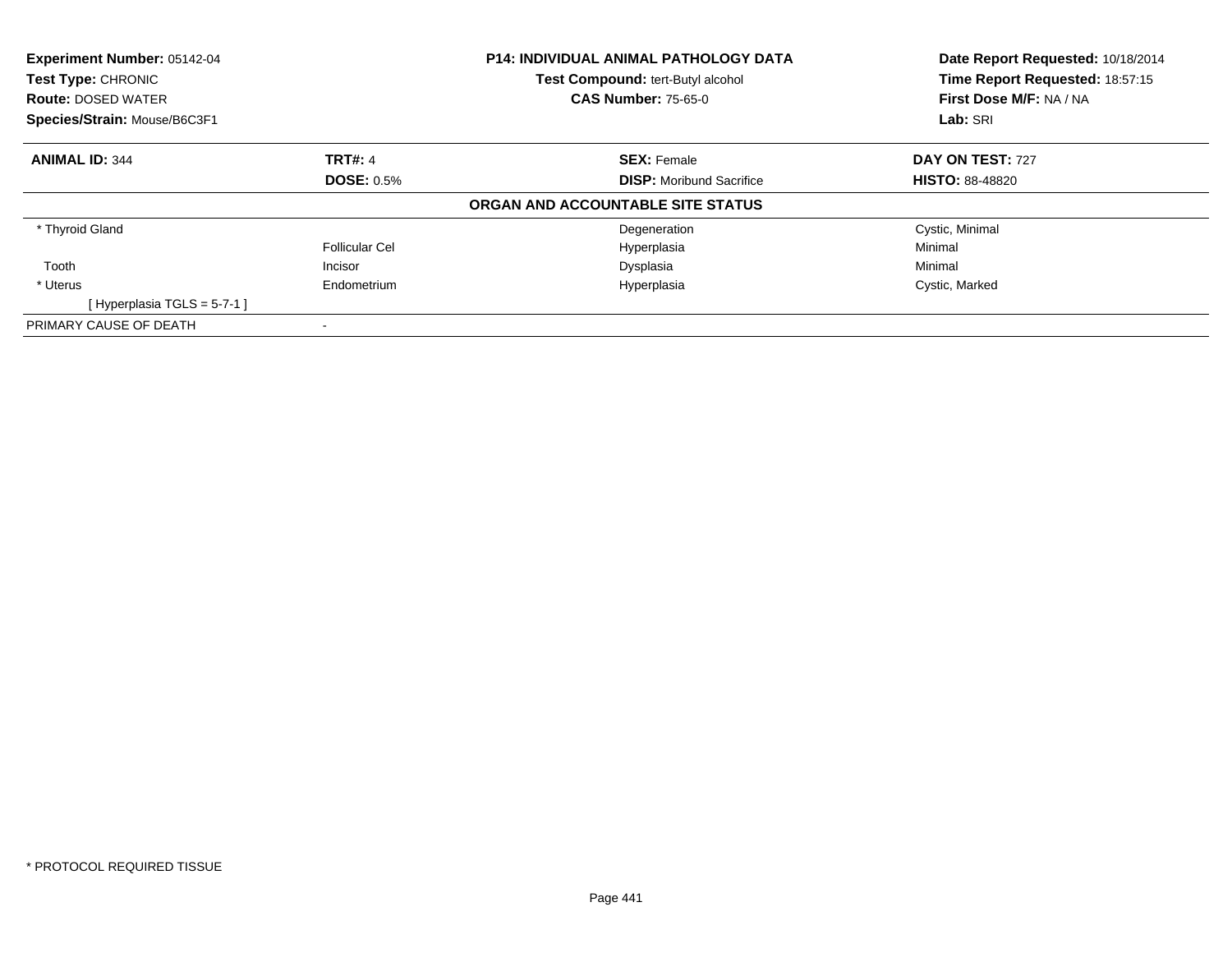**Experiment Number:** 05142-04
**Test Type:** CHRONIC
**Route:** DOSED WATER
**Species/Strain:** Mouse/B6C3F1

**P14: INDIVIDUAL ANIMAL PATHOLOGY DATA**
**Test Compound:** tert-Butyl alcohol
**CAS Number:** 75-65-0

**Date Report Requested:** 10/18/2014
**Time Report Requested:** 18:57:15
**First Dose M/F:** NA / NA
**Lab:** SRI

| **ANIMAL ID:** 344 | **TRT#:** 4 | **SEX:** Female | **DAY ON TEST:** 727 |
|---|---|---|---|
| | **DOSE:** 0.5% | **DISP:** Moribund Sacrifice | **HISTO:** 88-48820 |

**ORGAN AND ACCOUNTABLE SITE STATUS**

| | | | |
|---|---|---|---|
| * Thyroid Gland | | Degeneration | Cystic, Minimal |
| | Follicular Cel | Hyperplasia | Minimal |
| Tooth | Incisor | Dysplasia | Minimal |
| * Uterus | Endometrium | Hyperplasia | Cystic, Marked |
| [ Hyperplasia TGLS = 5-7-1 ] | | | |
| PRIMARY CAUSE OF DEATH | - | | |

* PROTOCOL REQUIRED TISSUE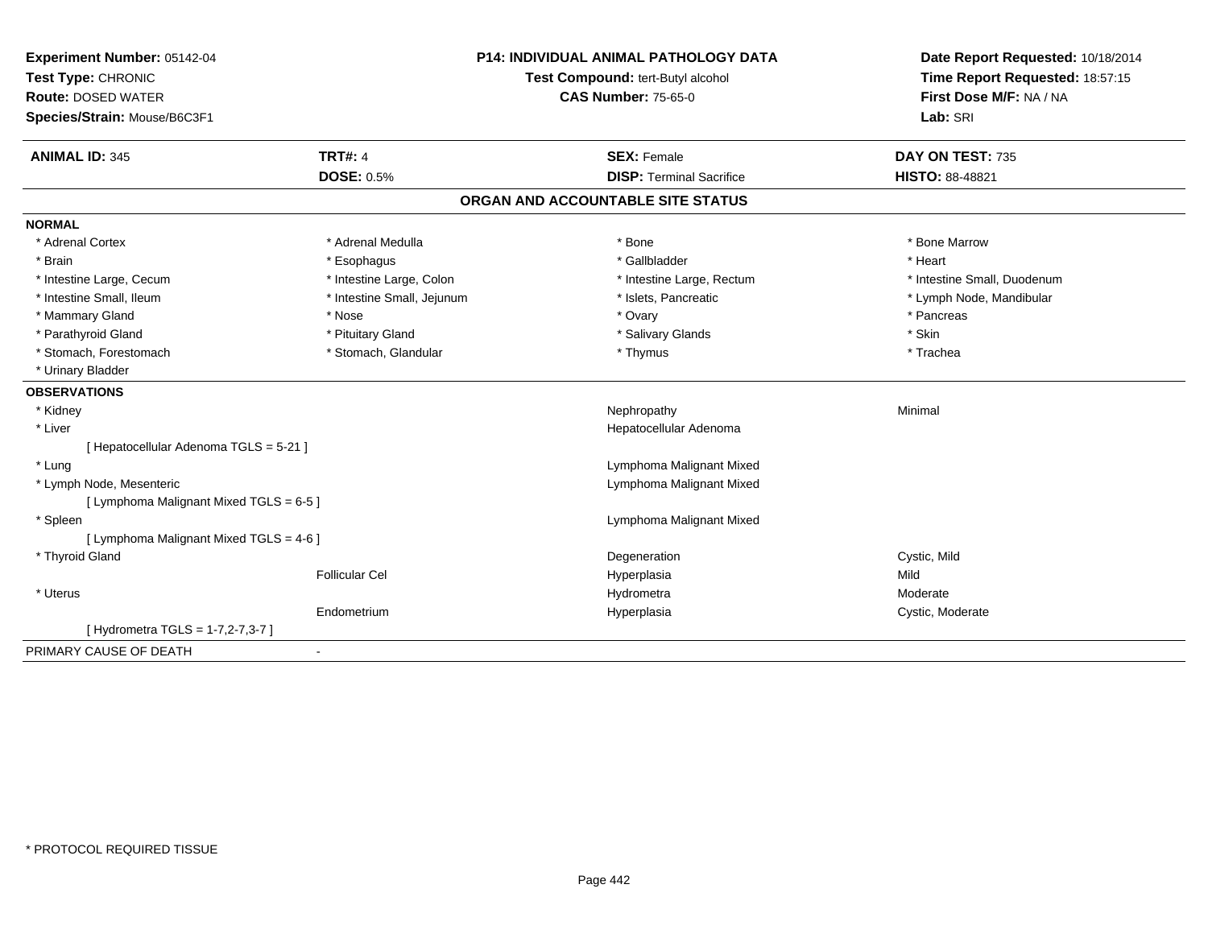**Experiment Number:** 05142-04
**Test Type:** CHRONIC
**Route:** DOSED WATER
**Species/Strain:** Mouse/B6C3F1

**P14: INDIVIDUAL ANIMAL PATHOLOGY DATA**
**Test Compound:** tert-Butyl alcohol
**CAS Number:** 75-65-0

**Date Report Requested:** 10/18/2014
**Time Report Requested:** 18:57:15
**First Dose M/F:** NA / NA
**Lab:** SRI

| **ANIMAL ID:** 345 | **TRT#:** 4 | **SEX:** Female | **DAY ON TEST:** 735 |
|---|---|---|---|
| | **DOSE:** 0.5% | **DISP:** Terminal Sacrifice | **HISTO:** 88-48821 |

## ORGAN AND ACCOUNTABLE SITE STATUS

**NORMAL**

| | | | |
|---|---|---|---|
| * Adrenal Cortex | * Adrenal Medulla | * Bone | * Bone Marrow |
| * Brain | * Esophagus | * Gallbladder | * Heart |
| * Intestine Large, Cecum | * Intestine Large, Colon | * Intestine Large, Rectum | * Intestine Small, Duodenum |
| * Intestine Small, Ileum | * Intestine Small, Jejunum | * Islets, Pancreatic | * Lymph Node, Mandibular |
| * Mammary Gland | * Nose | * Ovary | * Pancreas |
| * Parathyroid Gland | * Pituitary Gland | * Salivary Glands | * Skin |
| * Stomach, Forestomach | * Stomach, Glandular | * Thymus | * Trachea |
| * Urinary Bladder | | | |

**OBSERVATIONS**

| | | | |
|---|---|---|---|
| * Kidney | | Nephropathy | Minimal |
| * Liver | | Hepatocellular Adenoma | |
| [ Hepatocellular Adenoma TGLS = 5-21 ] | | | |
| * Lung | | Lymphoma Malignant Mixed | |
| * Lymph Node, Mesenteric | | Lymphoma Malignant Mixed | |
| [ Lymphoma Malignant Mixed TGLS = 6-5 ] | | | |
| * Spleen | | Lymphoma Malignant Mixed | |
| [ Lymphoma Malignant Mixed TGLS = 4-6 ] | | | |
| * Thyroid Gland | | Degeneration | Cystic, Mild |
| | Follicular Cel | Hyperplasia | Mild |
| * Uterus | | Hydrometra | Moderate |
| | Endometrium | Hyperplasia | Cystic, Moderate |
| [ Hydrometra TGLS = 1-7,2-7,3-7 ] | | | |

PRIMARY CAUSE OF DEATH -

\* PROTOCOL REQUIRED TISSUE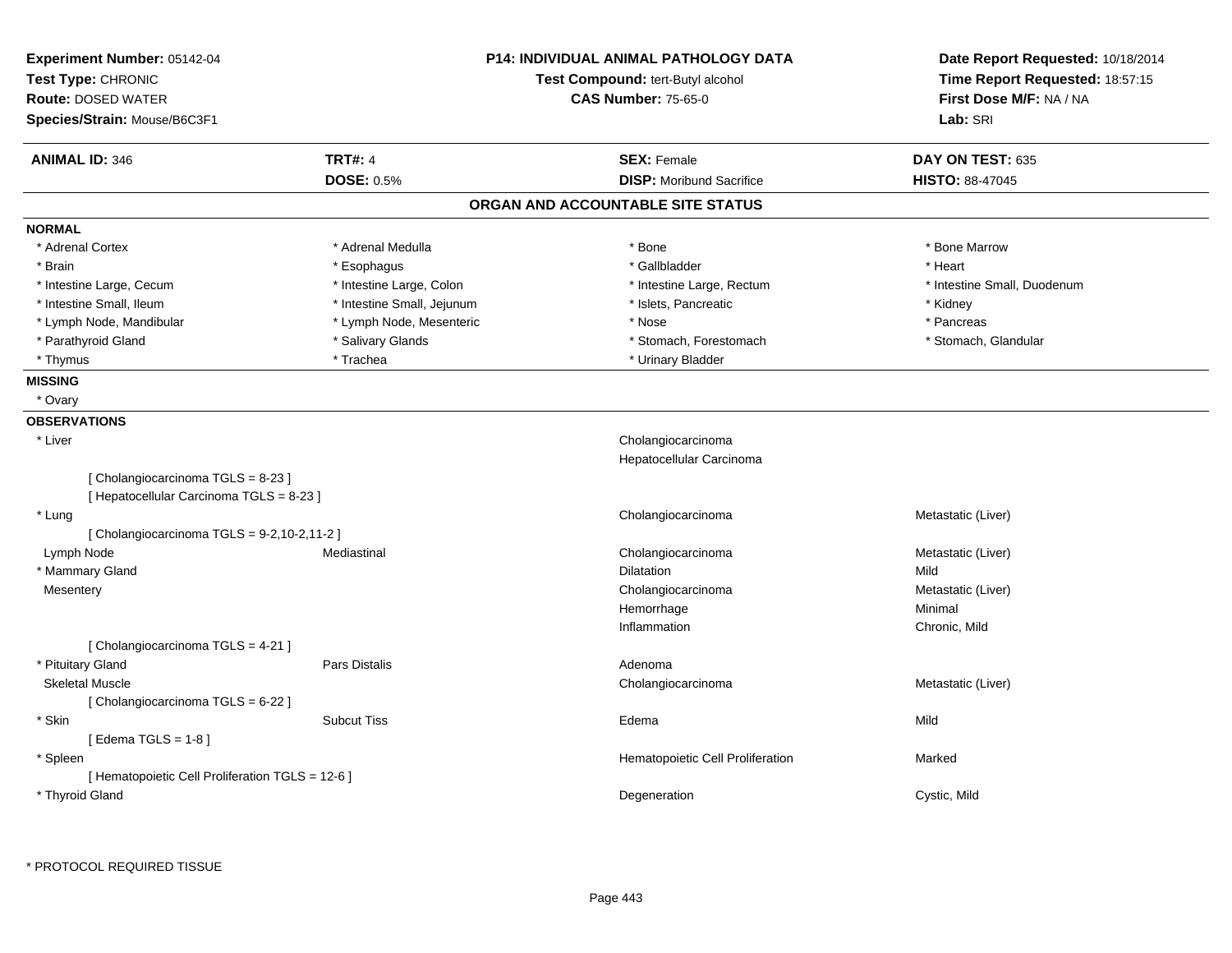**Experiment Number:** 05142-04
**Test Type:** CHRONIC
**Route:** DOSED WATER
**Species/Strain:** Mouse/B6C3F1

**P14: INDIVIDUAL ANIMAL PATHOLOGY DATA**
**Test Compound:** tert-Butyl alcohol
**CAS Number:** 75-65-0

**Date Report Requested:** 10/18/2014
**Time Report Requested:** 18:57:15
**First Dose M/F:** NA / NA
**Lab:** SRI

| **ANIMAL ID:** 346 | **TRT#:** 4 | **SEX:** Female | **DAY ON TEST:** 635 |
|---|---|---|---|
| | **DOSE:** 0.5% | **DISP:** Moribund Sacrifice | **HISTO:** 88-47045 |

## ORGAN AND ACCOUNTABLE SITE STATUS

**NORMAL**

| | | | |
|---|---|---|---|
| * Adrenal Cortex | * Adrenal Medulla | * Bone | * Bone Marrow |
| * Brain | * Esophagus | * Gallbladder | * Heart |
| * Intestine Large, Cecum | * Intestine Large, Colon | * Intestine Large, Rectum | * Intestine Small, Duodenum |
| * Intestine Small, Ileum | * Intestine Small, Jejunum | * Islets, Pancreatic | * Kidney |
| * Lymph Node, Mandibular | * Lymph Node, Mesenteric | * Nose | * Pancreas |
| * Parathyroid Gland | * Salivary Glands | * Stomach, Forestomach | * Stomach, Glandular |
| * Thymus | * Trachea | * Urinary Bladder | |

**MISSING**

* Ovary

**OBSERVATIONS**

| | | | |
|---|---|---|---|
| * Liver | | Cholangiocarcinoma | |
| | | Hepatocellular Carcinoma | |
| [ Cholangiocarcinoma TGLS = 8-23 ] | | | |
| [ Hepatocellular Carcinoma TGLS = 8-23 ] | | | |
| * Lung | | Cholangiocarcinoma | Metastatic (Liver) |
| [ Cholangiocarcinoma TGLS = 9-2,10-2,11-2 ] | | | |
| Lymph Node | Mediastinal | Cholangiocarcinoma | Metastatic (Liver) |
| * Mammary Gland | | Dilatation | Mild |
| Mesentery | | Cholangiocarcinoma | Metastatic (Liver) |
| | | Hemorrhage | Minimal |
| | | Inflammation | Chronic, Mild |
| [ Cholangiocarcinoma TGLS = 4-21 ] | | | |
| * Pituitary Gland | Pars Distalis | Adenoma | |
| Skeletal Muscle | | Cholangiocarcinoma | Metastatic (Liver) |
| [ Cholangiocarcinoma TGLS = 6-22 ] | | | |
| * Skin | Subcut Tiss | Edema | Mild |
| [ Edema TGLS = 1-8 ] | | | |
| * Spleen | | Hematopoietic Cell Proliferation | Marked |
| [ Hematopoietic Cell Proliferation TGLS = 12-6 ] | | | |
| * Thyroid Gland | | Degeneration | Cystic, Mild |

* PROTOCOL REQUIRED TISSUE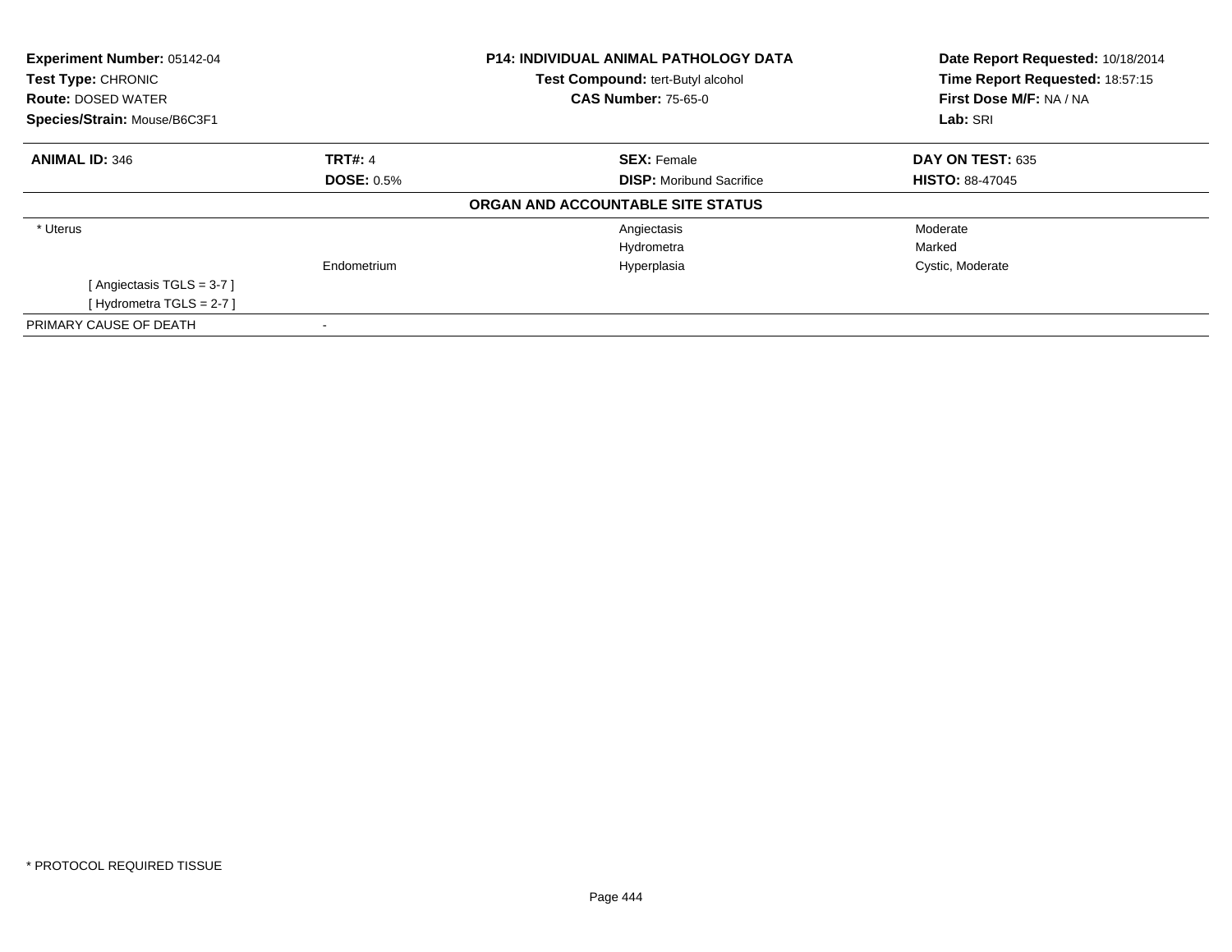**Experiment Number:** 05142-04
**Test Type:** CHRONIC
**Route:** DOSED WATER
**Species/Strain:** Mouse/B6C3F1

**P14: INDIVIDUAL ANIMAL PATHOLOGY DATA**
**Test Compound:** tert-Butyl alcohol
**CAS Number:** 75-65-0

**Date Report Requested:** 10/18/2014
**Time Report Requested:** 18:57:15
**First Dose M/F:** NA / NA
**Lab:** SRI

| **ANIMAL ID:** 346 | **TRT#:** 4 | **SEX:** Female | **DAY ON TEST:** 635 |
|---|---|---|---|
| | **DOSE:** 0.5% | **DISP:** Moribund Sacrifice | **HISTO:** 88-47045 |

**ORGAN AND ACCOUNTABLE SITE STATUS**

| | | | |
|---|---|---|---|
| * Uterus | | Angiectasis | Moderate |
| | | Hydrometra | Marked |
| | Endometrium | Hyperplasia | Cystic, Moderate |
| [ Angiectasis TGLS = 3-7 ] | | | |
| [ Hydrometra TGLS = 2-7 ] | | | |
| PRIMARY CAUSE OF DEATH | - | | |

* PROTOCOL REQUIRED TISSUE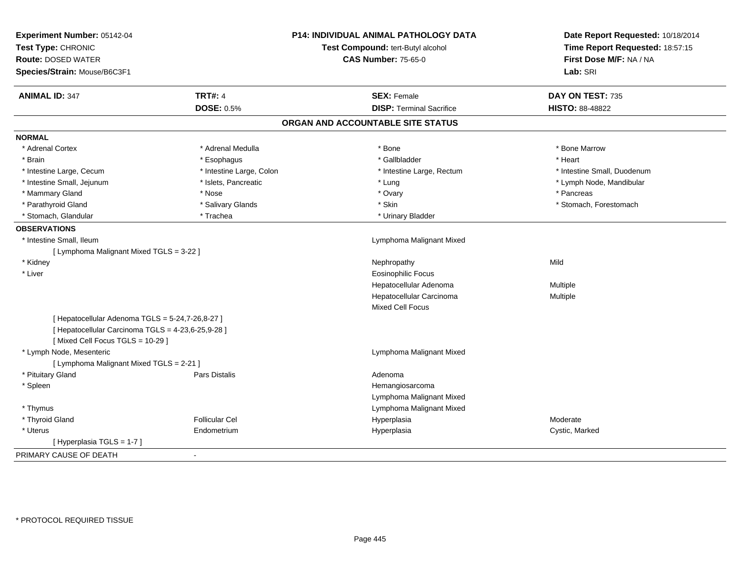**Experiment Number:** 05142-04
**Test Type:** CHRONIC
**Route:** DOSED WATER
**Species/Strain:** Mouse/B6C3F1

**P14: INDIVIDUAL ANIMAL PATHOLOGY DATA**
**Test Compound:** tert-Butyl alcohol
**CAS Number:** 75-65-0

**Date Report Requested:** 10/18/2014
**Time Report Requested:** 18:57:15
**First Dose M/F:** NA / NA
**Lab:** SRI

| **ANIMAL ID:** 347 | **TRT#:** 4 | **SEX:** Female | **DAY ON TEST:** 735 |
|---|---|---|---|
| | **DOSE:** 0.5% | **DISP:** Terminal Sacrifice | **HISTO:** 88-48822 |

## ORGAN AND ACCOUNTABLE SITE STATUS

**NORMAL**

| | | | |
|---|---|---|---|
| * Adrenal Cortex | * Adrenal Medulla | * Bone | * Bone Marrow |
| * Brain | * Esophagus | * Gallbladder | * Heart |
| * Intestine Large, Cecum | * Intestine Large, Colon | * Intestine Large, Rectum | * Intestine Small, Duodenum |
| * Intestine Small, Jejunum | * Islets, Pancreatic | * Lung | * Lymph Node, Mandibular |
| * Mammary Gland | * Nose | * Ovary | * Pancreas |
| * Parathyroid Gland | * Salivary Glands | * Skin | * Stomach, Forestomach |
| * Stomach, Glandular | * Trachea | * Urinary Bladder | |

**OBSERVATIONS**

| | | | |
|---|---|---|---|
| * Intestine Small, Ileum | | Lymphoma Malignant Mixed | |
| [ Lymphoma Malignant Mixed TGLS = 3-22 ] | | | |
| * Kidney | | Nephropathy | Mild |
| * Liver | | Eosinophilic Focus | |
| | | Hepatocellular Adenoma | Multiple |
| | | Hepatocellular Carcinoma | Multiple |
| | | Mixed Cell Focus | |
| [ Hepatocellular Adenoma TGLS = 5-24,7-26,8-27 ] | | | |
| [ Hepatocellular Carcinoma TGLS = 4-23,6-25,9-28 ] | | | |
| [ Mixed Cell Focus TGLS = 10-29 ] | | | |
| * Lymph Node, Mesenteric | | Lymphoma Malignant Mixed | |
| [ Lymphoma Malignant Mixed TGLS = 2-21 ] | | | |
| * Pituitary Gland | Pars Distalis | Adenoma | |
| * Spleen | | Hemangiosarcoma | |
| | | Lymphoma Malignant Mixed | |
| * Thymus | | Lymphoma Malignant Mixed | |
| * Thyroid Gland | Follicular Cel | Hyperplasia | Moderate |
| * Uterus | Endometrium | Hyperplasia | Cystic, Marked |
| [ Hyperplasia TGLS = 1-7 ] | | | |

PRIMARY CAUSE OF DEATH -

* PROTOCOL REQUIRED TISSUE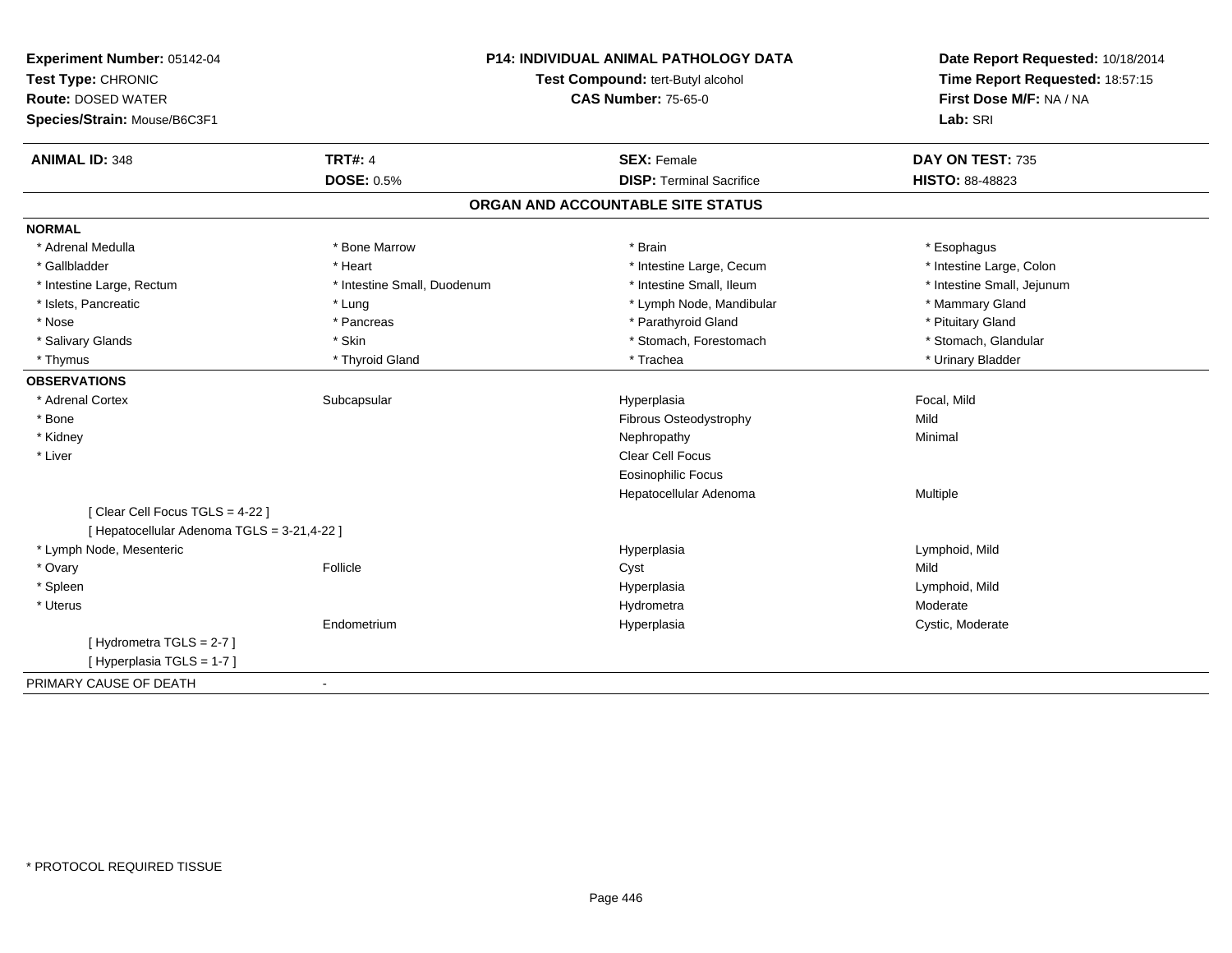**Experiment Number:** 05142-04
**Test Type:** CHRONIC
**Route:** DOSED WATER
**Species/Strain:** Mouse/B6C3F1

**P14: INDIVIDUAL ANIMAL PATHOLOGY DATA**
**Test Compound:** tert-Butyl alcohol
**CAS Number:** 75-65-0

**Date Report Requested:** 10/18/2014
**Time Report Requested:** 18:57:15
**First Dose M/F:** NA / NA
**Lab:** SRI

| **ANIMAL ID:** 348 | **TRT#:** 4 | **SEX:** Female | **DAY ON TEST:** 735 |
|---|---|---|---|
| | **DOSE:** 0.5% | **DISP:** Terminal Sacrifice | **HISTO:** 88-48823 |

## ORGAN AND ACCOUNTABLE SITE STATUS

**NORMAL**

| | | | |
|---|---|---|---|
| * Adrenal Medulla | * Bone Marrow | * Brain | * Esophagus |
| * Gallbladder | * Heart | * Intestine Large, Cecum | * Intestine Large, Colon |
| * Intestine Large, Rectum | * Intestine Small, Duodenum | * Intestine Small, Ileum | * Intestine Small, Jejunum |
| * Islets, Pancreatic | * Lung | * Lymph Node, Mandibular | * Mammary Gland |
| * Nose | * Pancreas | * Parathyroid Gland | * Pituitary Gland |
| * Salivary Glands | * Skin | * Stomach, Forestomach | * Stomach, Glandular |
| * Thymus | * Thyroid Gland | * Trachea | * Urinary Bladder |

**OBSERVATIONS**

| | | | |
|---|---|---|---|
| * Adrenal Cortex | Subcapsular | Hyperplasia | Focal, Mild |
| * Bone | | Fibrous Osteodystrophy | Mild |
| * Kidney | | Nephropathy | Minimal |
| * Liver | | Clear Cell Focus | |
| | | Eosinophilic Focus | |
| | | Hepatocellular Adenoma | Multiple |
| [ Clear Cell Focus TGLS = 4-22 ] | | | |
| [ Hepatocellular Adenoma TGLS = 3-21,4-22 ] | | | |
| * Lymph Node, Mesenteric | | Hyperplasia | Lymphoid, Mild |
| * Ovary | Follicle | Cyst | Mild |
| * Spleen | | Hyperplasia | Lymphoid, Mild |
| * Uterus | | Hydrometra | Moderate |
| | Endometrium | Hyperplasia | Cystic, Moderate |
| [ Hydrometra TGLS = 2-7 ] | | | |
| [ Hyperplasia TGLS = 1-7 ] | | | |

PRIMARY CAUSE OF DEATH -

* PROTOCOL REQUIRED TISSUE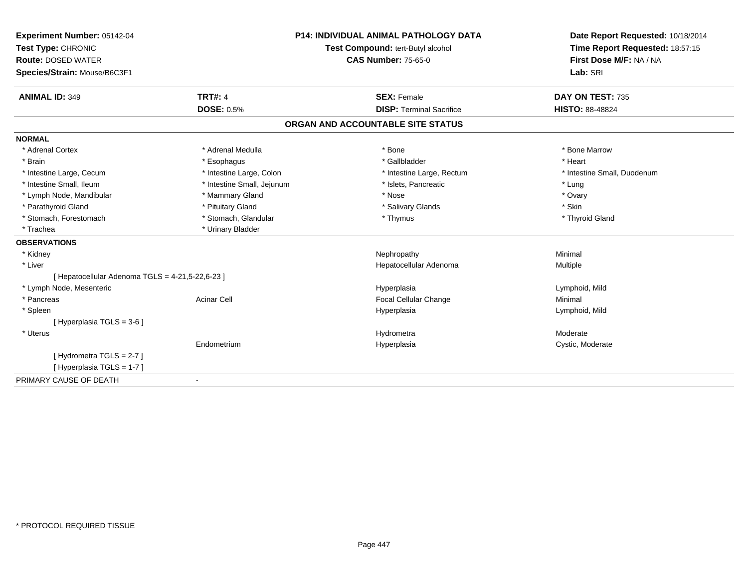**Experiment Number:** 05142-04
**Test Type:** CHRONIC
**Route:** DOSED WATER
**Species/Strain:** Mouse/B6C3F1

**P14: INDIVIDUAL ANIMAL PATHOLOGY DATA**
**Test Compound:** tert-Butyl alcohol
**CAS Number:** 75-65-0

**Date Report Requested:** 10/18/2014
**Time Report Requested:** 18:57:15
**First Dose M/F:** NA / NA
**Lab:** SRI

| **ANIMAL ID:** 349 | **TRT#:** 4 | **SEX:** Female | **DAY ON TEST:** 735 |
|---|---|---|---|
| | **DOSE:** 0.5% | **DISP:** Terminal Sacrifice | **HISTO:** 88-48824 |

## ORGAN AND ACCOUNTABLE SITE STATUS

**NORMAL**

| | | | |
|---|---|---|---|
| * Adrenal Cortex | * Adrenal Medulla | * Bone | * Bone Marrow |
| * Brain | * Esophagus | * Gallbladder | * Heart |
| * Intestine Large, Cecum | * Intestine Large, Colon | * Intestine Large, Rectum | * Intestine Small, Duodenum |
| * Intestine Small, Ileum | * Intestine Small, Jejunum | * Islets, Pancreatic | * Lung |
| * Lymph Node, Mandibular | * Mammary Gland | * Nose | * Ovary |
| * Parathyroid Gland | * Pituitary Gland | * Salivary Glands | * Skin |
| * Stomach, Forestomach | * Stomach, Glandular | * Thymus | * Thyroid Gland |
| * Trachea | * Urinary Bladder | | |

**OBSERVATIONS**

| | | | |
|---|---|---|---|
| * Kidney | | Nephropathy | Minimal |
| * Liver | | Hepatocellular Adenoma | Multiple |
| [ Hepatocellular Adenoma TGLS = 4-21,5-22,6-23 ] | | | |
| * Lymph Node, Mesenteric | | Hyperplasia | Lymphoid, Mild |
| * Pancreas | Acinar Cell | Focal Cellular Change | Minimal |
| * Spleen | | Hyperplasia | Lymphoid, Mild |
| [ Hyperplasia TGLS = 3-6 ] | | | |
| * Uterus | | Hydrometra | Moderate |
| | Endometrium | Hyperplasia | Cystic, Moderate |
| [ Hydrometra TGLS = 2-7 ] | | | |
| [ Hyperplasia TGLS = 1-7 ] | | | |

PRIMARY CAUSE OF DEATH -

* PROTOCOL REQUIRED TISSUE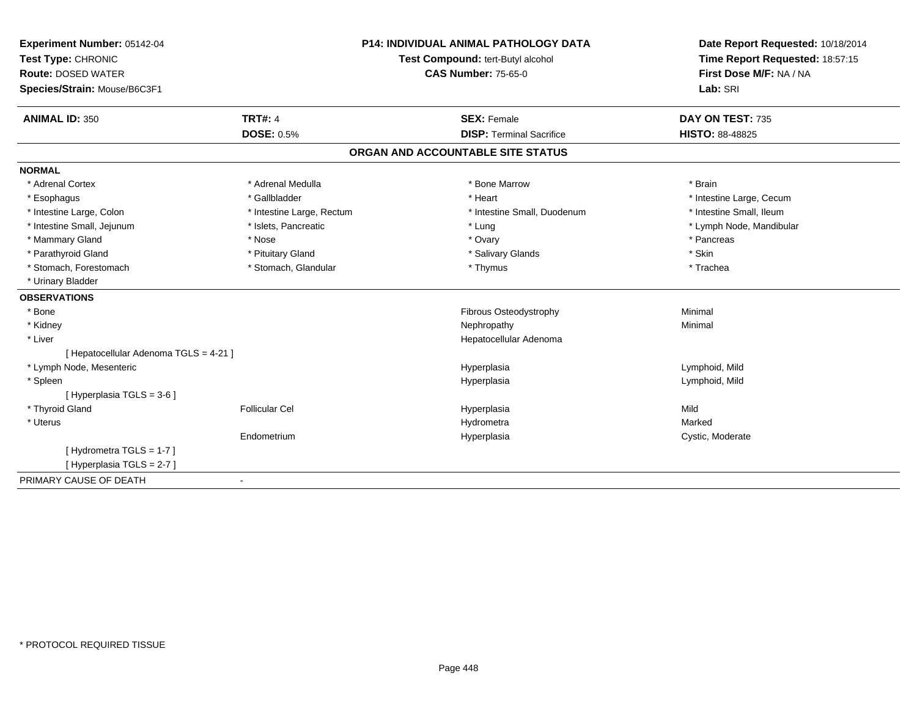**Experiment Number:** 05142-04
**Test Type:** CHRONIC
**Route:** DOSED WATER
**Species/Strain:** Mouse/B6C3F1

**P14: INDIVIDUAL ANIMAL PATHOLOGY DATA**
**Test Compound:** tert-Butyl alcohol
**CAS Number:** 75-65-0

**Date Report Requested:** 10/18/2014
**Time Report Requested:** 18:57:15
**First Dose M/F:** NA / NA
**Lab:** SRI

| **ANIMAL ID:** 350 | **TRT#:** 4 | **SEX:** Female | **DAY ON TEST:** 735 |
|---|---|---|---|
| | **DOSE:** 0.5% | **DISP:** Terminal Sacrifice | **HISTO:** 88-48825 |

## ORGAN AND ACCOUNTABLE SITE STATUS

**NORMAL**

| | | | |
|---|---|---|---|
| * Adrenal Cortex | * Adrenal Medulla | * Bone Marrow | * Brain |
| * Esophagus | * Gallbladder | * Heart | * Intestine Large, Cecum |
| * Intestine Large, Colon | * Intestine Large, Rectum | * Intestine Small, Duodenum | * Intestine Small, Ileum |
| * Intestine Small, Jejunum | * Islets, Pancreatic | * Lung | * Lymph Node, Mandibular |
| * Mammary Gland | * Nose | * Ovary | * Pancreas |
| * Parathyroid Gland | * Pituitary Gland | * Salivary Glands | * Skin |
| * Stomach, Forestomach | * Stomach, Glandular | * Thymus | * Trachea |
| * Urinary Bladder | | | |

**OBSERVATIONS**

| | | | |
|---|---|---|---|
| * Bone | | Fibrous Osteodystrophy | Minimal |
| * Kidney | | Nephropathy | Minimal |
| * Liver | | Hepatocellular Adenoma | |
| [ Hepatocellular Adenoma TGLS = 4-21 ] | | | |
| * Lymph Node, Mesenteric | | Hyperplasia | Lymphoid, Mild |
| * Spleen | | Hyperplasia | Lymphoid, Mild |
| [ Hyperplasia TGLS = 3-6 ] | | | |
| * Thyroid Gland | Follicular Cel | Hyperplasia | Mild |
| * Uterus | | Hydrometra | Marked |
| | Endometrium | Hyperplasia | Cystic, Moderate |
| [ Hydrometra TGLS = 1-7 ] | | | |
| [ Hyperplasia TGLS = 2-7 ] | | | |

PRIMARY CAUSE OF DEATH -

* PROTOCOL REQUIRED TISSUE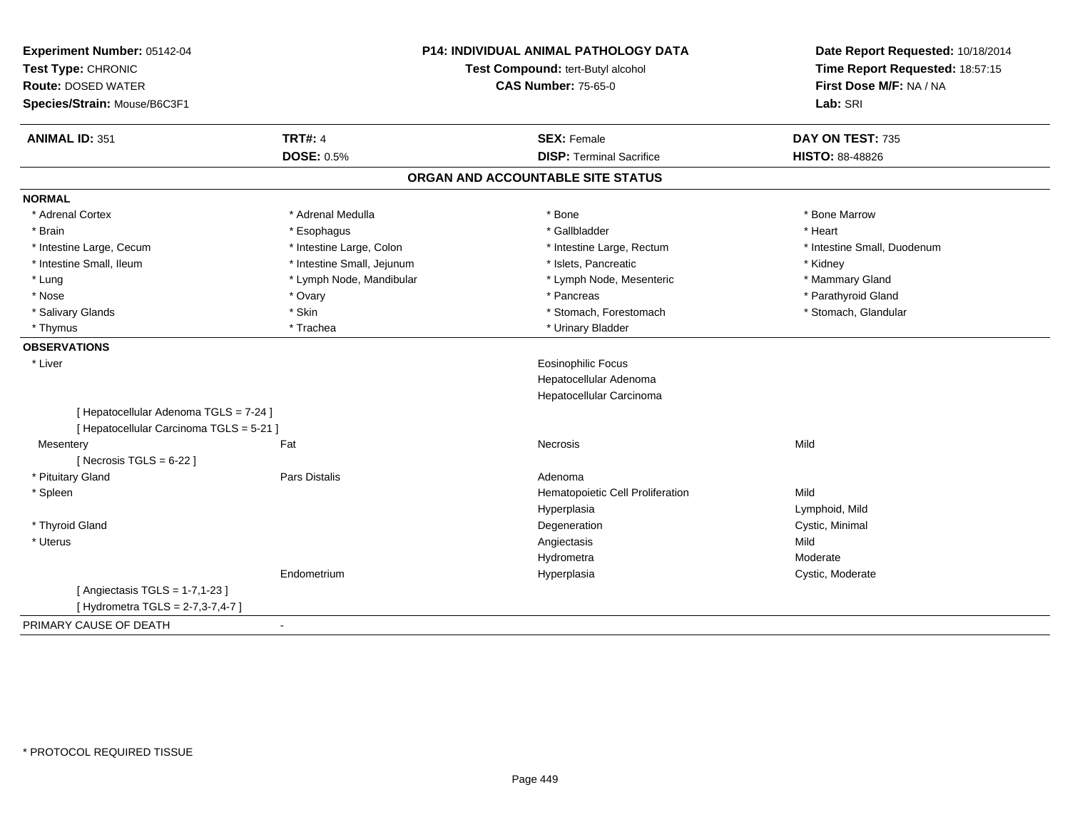**Experiment Number:** 05142-04
**Test Type:** CHRONIC
**Route:** DOSED WATER
**Species/Strain:** Mouse/B6C3F1

**P14: INDIVIDUAL ANIMAL PATHOLOGY DATA**
**Test Compound:** tert-Butyl alcohol
**CAS Number:** 75-65-0

**Date Report Requested:** 10/18/2014
**Time Report Requested:** 18:57:15
**First Dose M/F:** NA / NA
**Lab:** SRI

| **ANIMAL ID:** 351 | **TRT#:** 4 | **SEX:** Female | **DAY ON TEST:** 735 |
|---|---|---|---|
| | **DOSE:** 0.5% | **DISP:** Terminal Sacrifice | **HISTO:** 88-48826 |

## ORGAN AND ACCOUNTABLE SITE STATUS

**NORMAL**

| | | | |
|---|---|---|---|
| * Adrenal Cortex | * Adrenal Medulla | * Bone | * Bone Marrow |
| * Brain | * Esophagus | * Gallbladder | * Heart |
| * Intestine Large, Cecum | * Intestine Large, Colon | * Intestine Large, Rectum | * Intestine Small, Duodenum |
| * Intestine Small, Ileum | * Intestine Small, Jejunum | * Islets, Pancreatic | * Kidney |
| * Lung | * Lymph Node, Mandibular | * Lymph Node, Mesenteric | * Mammary Gland |
| * Nose | * Ovary | * Pancreas | * Parathyroid Gland |
| * Salivary Glands | * Skin | * Stomach, Forestomach | * Stomach, Glandular |
| * Thymus | * Trachea | * Urinary Bladder | |

**OBSERVATIONS**

| | | | |
|---|---|---|---|
| * Liver | | Eosinophilic Focus | |
| | | Hepatocellular Adenoma | |
| | | Hepatocellular Carcinoma | |
| [ Hepatocellular Adenoma TGLS = 7-24 ] | | | |
| [ Hepatocellular Carcinoma TGLS = 5-21 ] | | | |
| Mesentery | Fat | Necrosis | Mild |
| [ Necrosis TGLS = 6-22 ] | | | |
| * Pituitary Gland | Pars Distalis | Adenoma | |
| * Spleen | | Hematopoietic Cell Proliferation | Mild |
| | | Hyperplasia | Lymphoid, Mild |
| * Thyroid Gland | | Degeneration | Cystic, Minimal |
| * Uterus | | Angiectasis | Mild |
| | | Hydrometra | Moderate |
| | Endometrium | Hyperplasia | Cystic, Moderate |
| [ Angiectasis TGLS = 1-7,1-23 ] | | | |
| [ Hydrometra TGLS = 2-7,3-7,4-7 ] | | | |

PRIMARY CAUSE OF DEATH -

\* PROTOCOL REQUIRED TISSUE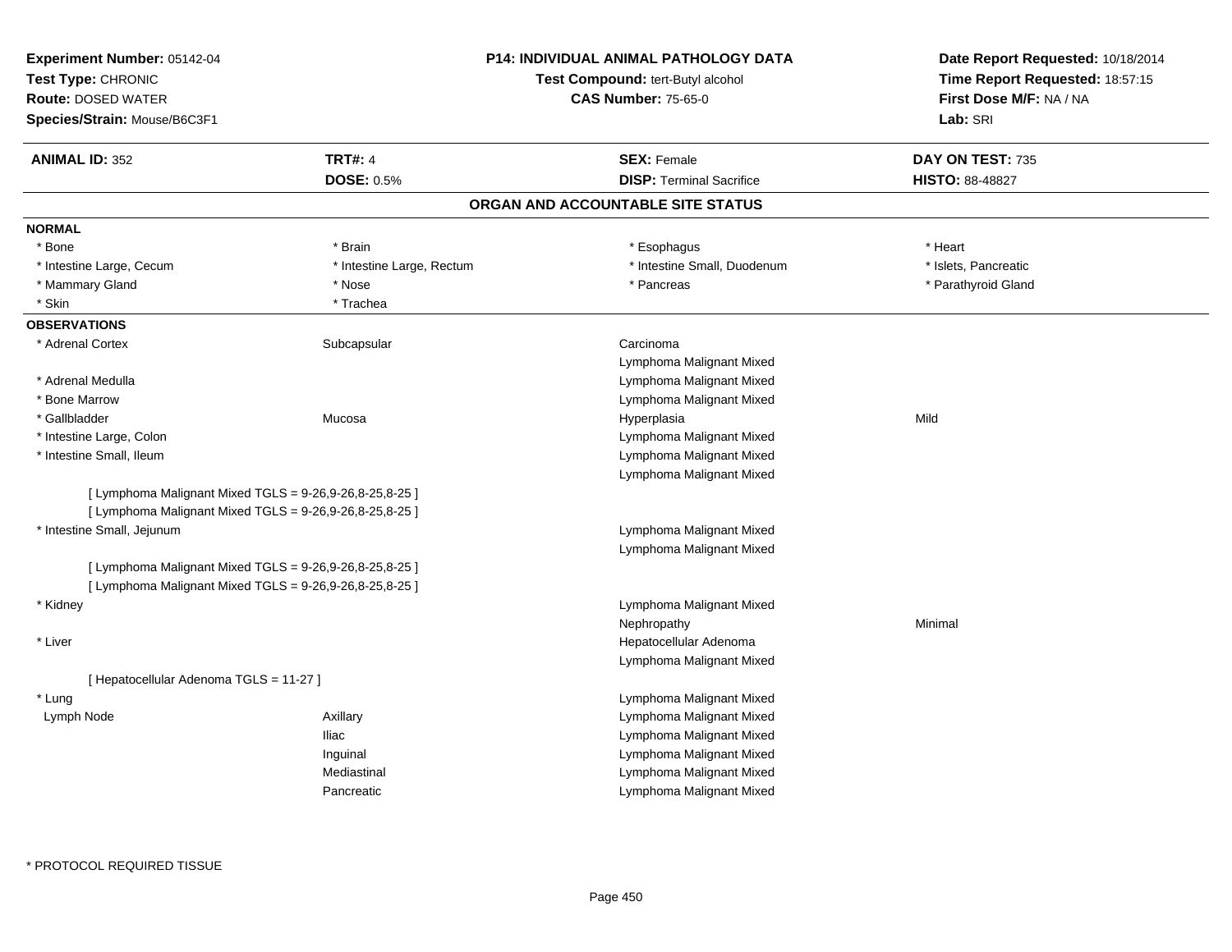**Experiment Number:** 05142-04
**Test Type:** CHRONIC
**Route:** DOSED WATER
**Species/Strain:** Mouse/B6C3F1

**P14: INDIVIDUAL ANIMAL PATHOLOGY DATA**
**Test Compound:** tert-Butyl alcohol
**CAS Number:** 75-65-0

**Date Report Requested:** 10/18/2014
**Time Report Requested:** 18:57:15
**First Dose M/F:** NA / NA
**Lab:** SRI

| **ANIMAL ID:** 352 | **TRT#:** 4 | **SEX:** Female | **DAY ON TEST:** 735 |
|---|---|---|---|
| | **DOSE:** 0.5% | **DISP:** Terminal Sacrifice | **HISTO:** 88-48827 |

## ORGAN AND ACCOUNTABLE SITE STATUS

**NORMAL**

| | | | |
|---|---|---|---|
| * Bone | * Brain | * Esophagus | * Heart |
| * Intestine Large, Cecum | * Intestine Large, Rectum | * Intestine Small, Duodenum | * Islets, Pancreatic |
| * Mammary Gland | * Nose | * Pancreas | * Parathyroid Gland |
| * Skin | * Trachea | | |

**OBSERVATIONS**

| | | | |
|---|---|---|---|
| * Adrenal Cortex | Subcapsular | Carcinoma | |
| | | Lymphoma Malignant Mixed | |
| * Adrenal Medulla | | Lymphoma Malignant Mixed | |
| * Bone Marrow | | Lymphoma Malignant Mixed | |
| * Gallbladder | Mucosa | Hyperplasia | Mild |
| * Intestine Large, Colon | | Lymphoma Malignant Mixed | |
| * Intestine Small, Ileum | | Lymphoma Malignant Mixed | |
| | | Lymphoma Malignant Mixed | |
| [ Lymphoma Malignant Mixed TGLS = 9-26,9-26,8-25,8-25 ] | | | |
| [ Lymphoma Malignant Mixed TGLS = 9-26,9-26,8-25,8-25 ] | | | |
| * Intestine Small, Jejunum | | Lymphoma Malignant Mixed | |
| | | Lymphoma Malignant Mixed | |
| [ Lymphoma Malignant Mixed TGLS = 9-26,9-26,8-25,8-25 ] | | | |
| [ Lymphoma Malignant Mixed TGLS = 9-26,9-26,8-25,8-25 ] | | | |
| * Kidney | | Lymphoma Malignant Mixed | |
| | | Nephropathy | Minimal |
| * Liver | | Hepatocellular Adenoma | |
| | | Lymphoma Malignant Mixed | |
| [ Hepatocellular Adenoma TGLS = 11-27 ] | | | |
| * Lung | | Lymphoma Malignant Mixed | |
| Lymph Node | Axillary | Lymphoma Malignant Mixed | |
| | Iliac | Lymphoma Malignant Mixed | |
| | Inguinal | Lymphoma Malignant Mixed | |
| | Mediastinal | Lymphoma Malignant Mixed | |
| | Pancreatic | Lymphoma Malignant Mixed | |

\* PROTOCOL REQUIRED TISSUE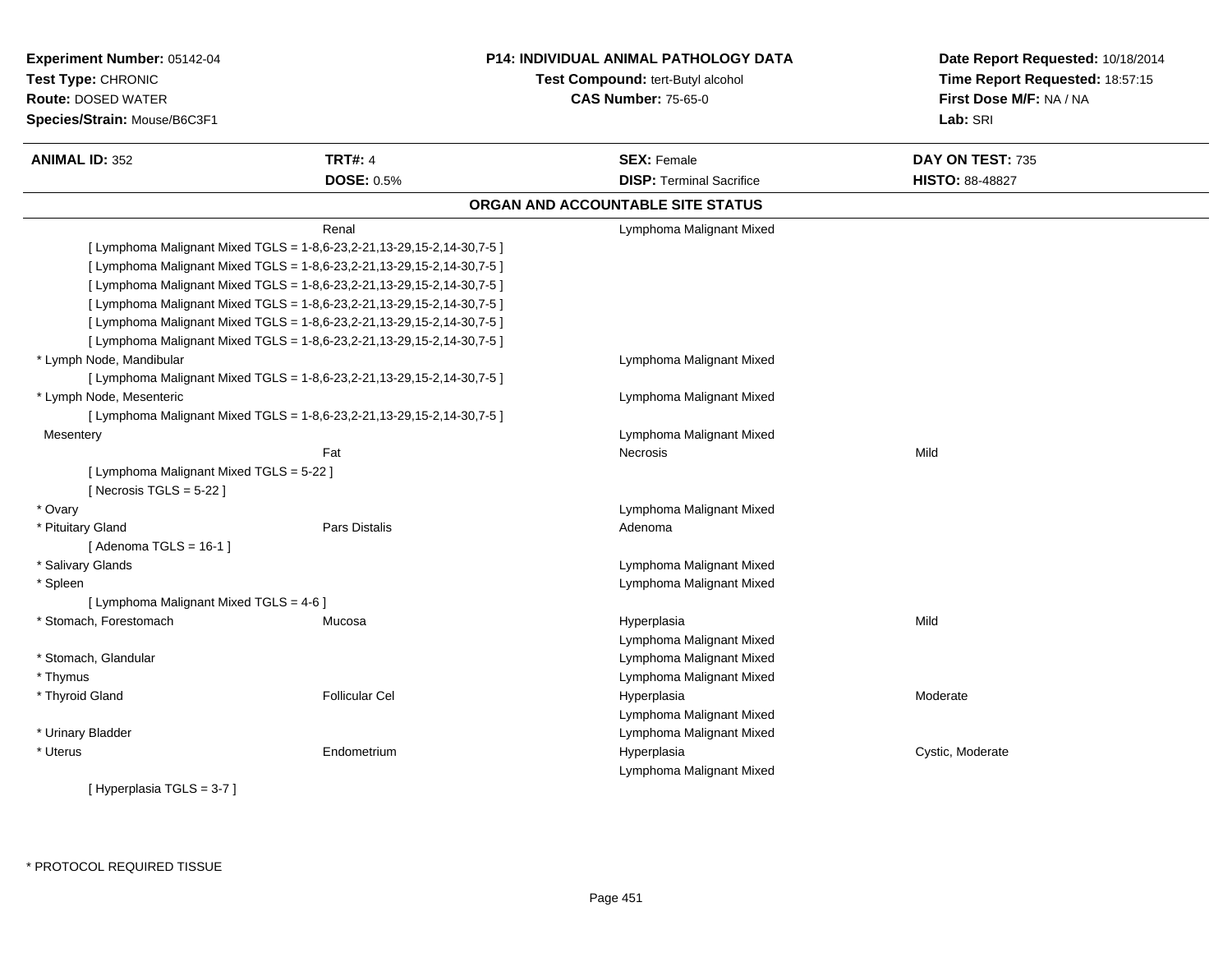**Experiment Number:** 05142-04
**Test Type:** CHRONIC
**Route:** DOSED WATER
**Species/Strain:** Mouse/B6C3F1

**P14: INDIVIDUAL ANIMAL PATHOLOGY DATA**
**Test Compound:** tert-Butyl alcohol
**CAS Number:** 75-65-0

**Date Report Requested:** 10/18/2014
**Time Report Requested:** 18:57:15
**First Dose M/F:** NA / NA
**Lab:** SRI

| **ANIMAL ID:** 352 | **TRT#:** 4 | **SEX:** Female | **DAY ON TEST:** 735 |
|---|---|---|---|
| | **DOSE:** 0.5% | **DISP:** Terminal Sacrifice | **HISTO:** 88-48827 |

## ORGAN AND ACCOUNTABLE SITE STATUS

| Organ | Site | Finding | Severity |
|---|---|---|---|
| | Renal | Lymphoma Malignant Mixed | |
| [ Lymphoma Malignant Mixed TGLS = 1-8,6-23,2-21,13-29,15-2,14-30,7-5 ] | | | |
| [ Lymphoma Malignant Mixed TGLS = 1-8,6-23,2-21,13-29,15-2,14-30,7-5 ] | | | |
| [ Lymphoma Malignant Mixed TGLS = 1-8,6-23,2-21,13-29,15-2,14-30,7-5 ] | | | |
| [ Lymphoma Malignant Mixed TGLS = 1-8,6-23,2-21,13-29,15-2,14-30,7-5 ] | | | |
| [ Lymphoma Malignant Mixed TGLS = 1-8,6-23,2-21,13-29,15-2,14-30,7-5 ] | | | |
| [ Lymphoma Malignant Mixed TGLS = 1-8,6-23,2-21,13-29,15-2,14-30,7-5 ] | | | |
| * Lymph Node, Mandibular | | Lymphoma Malignant Mixed | |
| [ Lymphoma Malignant Mixed TGLS = 1-8,6-23,2-21,13-29,15-2,14-30,7-5 ] | | | |
| * Lymph Node, Mesenteric | | Lymphoma Malignant Mixed | |
| [ Lymphoma Malignant Mixed TGLS = 1-8,6-23,2-21,13-29,15-2,14-30,7-5 ] | | | |
| Mesentery | | Lymphoma Malignant Mixed | |
| | Fat | Necrosis | Mild |
| [ Lymphoma Malignant Mixed TGLS = 5-22 ] | | | |
| [ Necrosis TGLS = 5-22 ] | | | |
| * Ovary | | Lymphoma Malignant Mixed | |
| * Pituitary Gland | Pars Distalis | Adenoma | |
| [ Adenoma TGLS = 16-1 ] | | | |
| * Salivary Glands | | Lymphoma Malignant Mixed | |
| * Spleen | | Lymphoma Malignant Mixed | |
| [ Lymphoma Malignant Mixed TGLS = 4-6 ] | | | |
| * Stomach, Forestomach | Mucosa | Hyperplasia | Mild |
| | | Lymphoma Malignant Mixed | |
| * Stomach, Glandular | | Lymphoma Malignant Mixed | |
| * Thymus | | Lymphoma Malignant Mixed | |
| * Thyroid Gland | Follicular Cel | Hyperplasia | Moderate |
| | | Lymphoma Malignant Mixed | |
| * Urinary Bladder | | Lymphoma Malignant Mixed | |
| * Uterus | Endometrium | Hyperplasia | Cystic, Moderate |
| | | Lymphoma Malignant Mixed | |
| [ Hyperplasia TGLS = 3-7 ] | | | |

* PROTOCOL REQUIRED TISSUE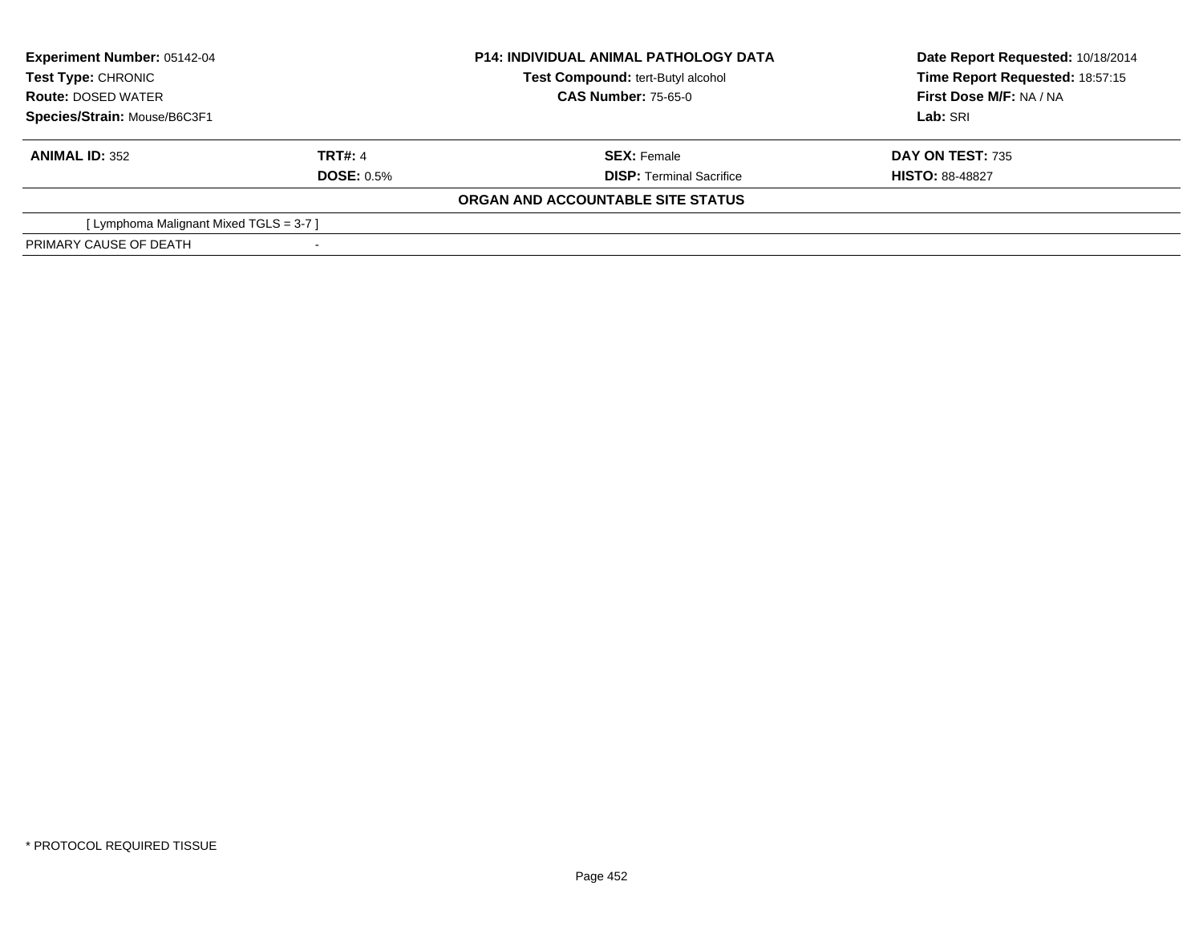**Experiment Number:** 05142-04
**Test Type:** CHRONIC
**Route:** DOSED WATER
**Species/Strain:** Mouse/B6C3F1

**P14: INDIVIDUAL ANIMAL PATHOLOGY DATA**
**Test Compound:** tert-Butyl alcohol
**CAS Number:** 75-65-0

**Date Report Requested:** 10/18/2014
**Time Report Requested:** 18:57:15
**First Dose M/F:** NA / NA
**Lab:** SRI

| **ANIMAL ID:** 352 | **TRT#:** 4 | **SEX:** Female | **DAY ON TEST:** 735 |
|---|---|---|---|
| | **DOSE:** 0.5% | **DISP:** Terminal Sacrifice | **HISTO:** 88-48827 |

**ORGAN AND ACCOUNTABLE SITE STATUS**

| | |
|---|---|
| [ Lymphoma Malignant Mixed TGLS = 3-7 ] | |
| PRIMARY CAUSE OF DEATH | - |

* PROTOCOL REQUIRED TISSUE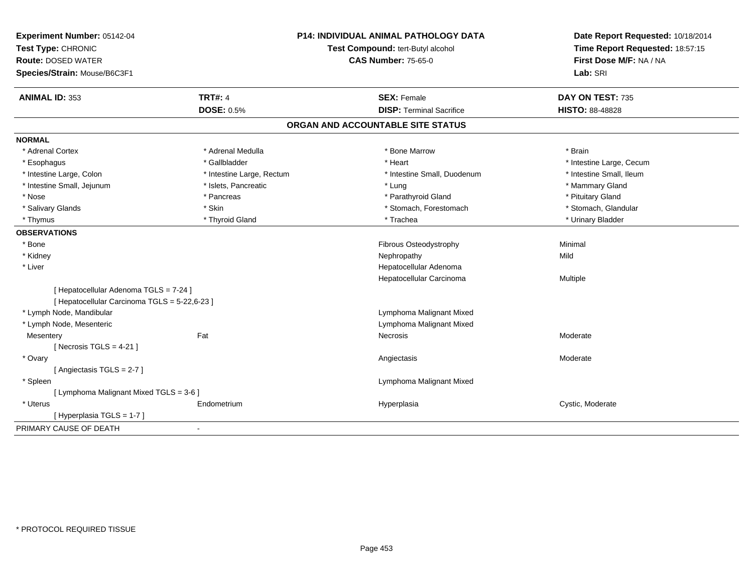**Experiment Number:** 05142-04
**Test Type:** CHRONIC
**Route:** DOSED WATER
**Species/Strain:** Mouse/B6C3F1

**P14: INDIVIDUAL ANIMAL PATHOLOGY DATA**
**Test Compound:** tert-Butyl alcohol
**CAS Number:** 75-65-0

**Date Report Requested:** 10/18/2014
**Time Report Requested:** 18:57:15
**First Dose M/F:** NA / NA
**Lab:** SRI

| **ANIMAL ID:** 353 | **TRT#:** 4 | **SEX:** Female | **DAY ON TEST:** 735 |
|---|---|---|---|
| | **DOSE:** 0.5% | **DISP:** Terminal Sacrifice | **HISTO:** 88-48828 |

## ORGAN AND ACCOUNTABLE SITE STATUS

| | | | |
|---|---|---|---|
| **NORMAL** | | | |
| * Adrenal Cortex | * Adrenal Medulla | * Bone Marrow | * Brain |
| * Esophagus | * Gallbladder | * Heart | * Intestine Large, Cecum |
| * Intestine Large, Colon | * Intestine Large, Rectum | * Intestine Small, Duodenum | * Intestine Small, Ileum |
| * Intestine Small, Jejunum | * Islets, Pancreatic | * Lung | * Mammary Gland |
| * Nose | * Pancreas | * Parathyroid Gland | * Pituitary Gland |
| * Salivary Glands | * Skin | * Stomach, Forestomach | * Stomach, Glandular |
| * Thymus | * Thyroid Gland | * Trachea | * Urinary Bladder |
| **OBSERVATIONS** | | | |
| * Bone | | Fibrous Osteodystrophy | Minimal |
| * Kidney | | Nephropathy | Mild |
| * Liver | | Hepatocellular Adenoma | |
| | | Hepatocellular Carcinoma | Multiple |
| [ Hepatocellular Adenoma TGLS = 7-24 ] | | | |
| [ Hepatocellular Carcinoma TGLS = 5-22,6-23 ] | | | |
| * Lymph Node, Mandibular | | Lymphoma Malignant Mixed | |
| * Lymph Node, Mesenteric | | Lymphoma Malignant Mixed | |
| Mesentery | Fat | Necrosis | Moderate |
| [ Necrosis TGLS = 4-21 ] | | | |
| * Ovary | | Angiectasis | Moderate |
| [ Angiectasis TGLS = 2-7 ] | | | |
| * Spleen | | Lymphoma Malignant Mixed | |
| [ Lymphoma Malignant Mixed TGLS = 3-6 ] | | | |
| * Uterus | Endometrium | Hyperplasia | Cystic, Moderate |
| [ Hyperplasia TGLS = 1-7 ] | | | |
| PRIMARY CAUSE OF DEATH | - | | |

* PROTOCOL REQUIRED TISSUE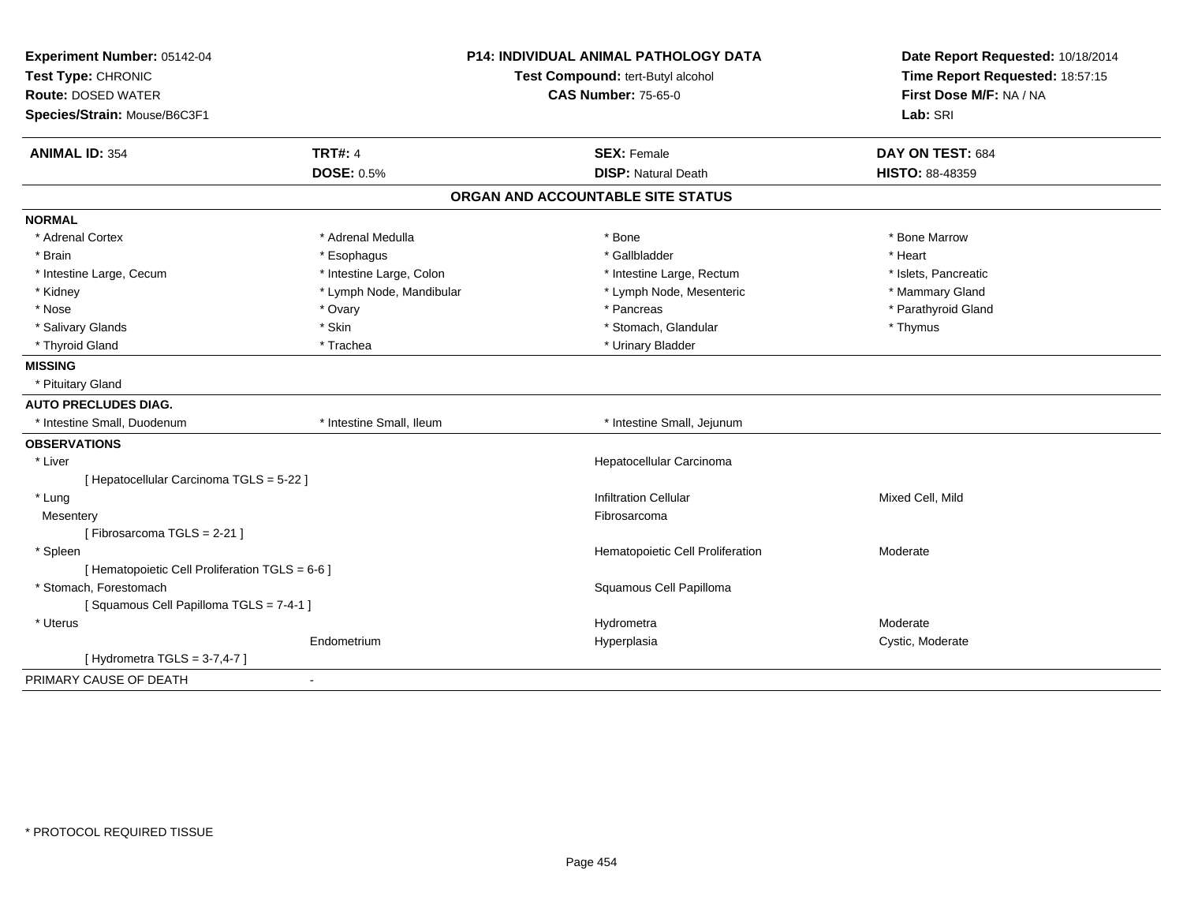**Experiment Number:** 05142-04
**Test Type:** CHRONIC
**Route:** DOSED WATER
**Species/Strain:** Mouse/B6C3F1

**P14: INDIVIDUAL ANIMAL PATHOLOGY DATA**
**Test Compound:** tert-Butyl alcohol
**CAS Number:** 75-65-0

**Date Report Requested:** 10/18/2014
**Time Report Requested:** 18:57:15
**First Dose M/F:** NA / NA
**Lab:** SRI

| **ANIMAL ID:** 354 | **TRT#:** 4 | **SEX:** Female | **DAY ON TEST:** 684 |
|---|---|---|---|
| | **DOSE:** 0.5% | **DISP:** Natural Death | **HISTO:** 88-48359 |

## ORGAN AND ACCOUNTABLE SITE STATUS

**NORMAL**

| | | | |
|---|---|---|---|
| * Adrenal Cortex | * Adrenal Medulla | * Bone | * Bone Marrow |
| * Brain | * Esophagus | * Gallbladder | * Heart |
| * Intestine Large, Cecum | * Intestine Large, Colon | * Intestine Large, Rectum | * Islets, Pancreatic |
| * Kidney | * Lymph Node, Mandibular | * Lymph Node, Mesenteric | * Mammary Gland |
| * Nose | * Ovary | * Pancreas | * Parathyroid Gland |
| * Salivary Glands | * Skin | * Stomach, Glandular | * Thymus |
| * Thyroid Gland | * Trachea | * Urinary Bladder | |

**MISSING**

* Pituitary Gland

**AUTO PRECLUDES DIAG.**

| | | |
|---|---|---|
| * Intestine Small, Duodenum | * Intestine Small, Ileum | * Intestine Small, Jejunum |

**OBSERVATIONS**

| | | | |
|---|---|---|---|
| * Liver | | Hepatocellular Carcinoma | |
| [ Hepatocellular Carcinoma TGLS = 5-22 ] | | | |
| * Lung | | Infiltration Cellular | Mixed Cell, Mild |
| Mesentery | | Fibrosarcoma | |
| [ Fibrosarcoma TGLS = 2-21 ] | | | |
| * Spleen | | Hematopoietic Cell Proliferation | Moderate |
| [ Hematopoietic Cell Proliferation TGLS = 6-6 ] | | | |
| * Stomach, Forestomach | | Squamous Cell Papilloma | |
| [ Squamous Cell Papilloma TGLS = 7-4-1 ] | | | |
| * Uterus | | Hydrometra | Moderate |
| | Endometrium | Hyperplasia | Cystic, Moderate |
| [ Hydrometra TGLS = 3-7,4-7 ] | | | |

PRIMARY CAUSE OF DEATH -

* PROTOCOL REQUIRED TISSUE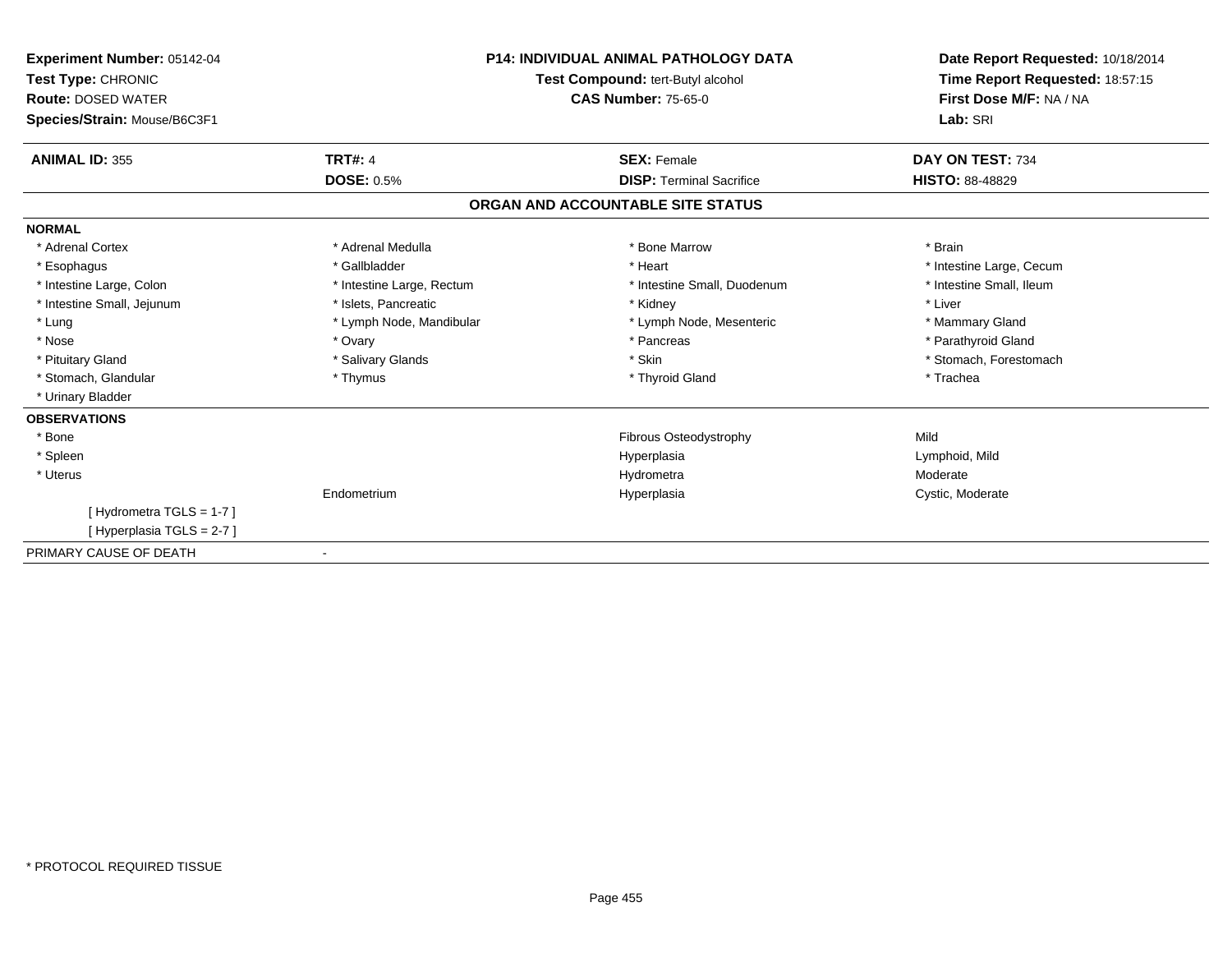**Experiment Number:** 05142-04
**Test Type:** CHRONIC
**Route:** DOSED WATER
**Species/Strain:** Mouse/B6C3F1

**P14: INDIVIDUAL ANIMAL PATHOLOGY DATA**
**Test Compound:** tert-Butyl alcohol
**CAS Number:** 75-65-0

**Date Report Requested:** 10/18/2014
**Time Report Requested:** 18:57:15
**First Dose M/F:** NA / NA
**Lab:** SRI

| **ANIMAL ID:** 355 | **TRT#:** 4 | **SEX:** Female | **DAY ON TEST:** 734 |
|---|---|---|---|
| | **DOSE:** 0.5% | **DISP:** Terminal Sacrifice | **HISTO:** 88-48829 |

## ORGAN AND ACCOUNTABLE SITE STATUS

**NORMAL**

| | | | |
|---|---|---|---|
| * Adrenal Cortex | * Adrenal Medulla | * Bone Marrow | * Brain |
| * Esophagus | * Gallbladder | * Heart | * Intestine Large, Cecum |
| * Intestine Large, Colon | * Intestine Large, Rectum | * Intestine Small, Duodenum | * Intestine Small, Ileum |
| * Intestine Small, Jejunum | * Islets, Pancreatic | * Kidney | * Liver |
| * Lung | * Lymph Node, Mandibular | * Lymph Node, Mesenteric | * Mammary Gland |
| * Nose | * Ovary | * Pancreas | * Parathyroid Gland |
| * Pituitary Gland | * Salivary Glands | * Skin | * Stomach, Forestomach |
| * Stomach, Glandular | * Thymus | * Thyroid Gland | * Trachea |
| * Urinary Bladder | | | |

**OBSERVATIONS**

| | | | |
|---|---|---|---|
| * Bone | | Fibrous Osteodystrophy | Mild |
| * Spleen | | Hyperplasia | Lymphoid, Mild |
| * Uterus | | Hydrometra | Moderate |
| | Endometrium | Hyperplasia | Cystic, Moderate |
| [ Hydrometra TGLS = 1-7 ] | | | |
| [ Hyperplasia TGLS = 2-7 ] | | | |

PRIMARY CAUSE OF DEATH -

* PROTOCOL REQUIRED TISSUE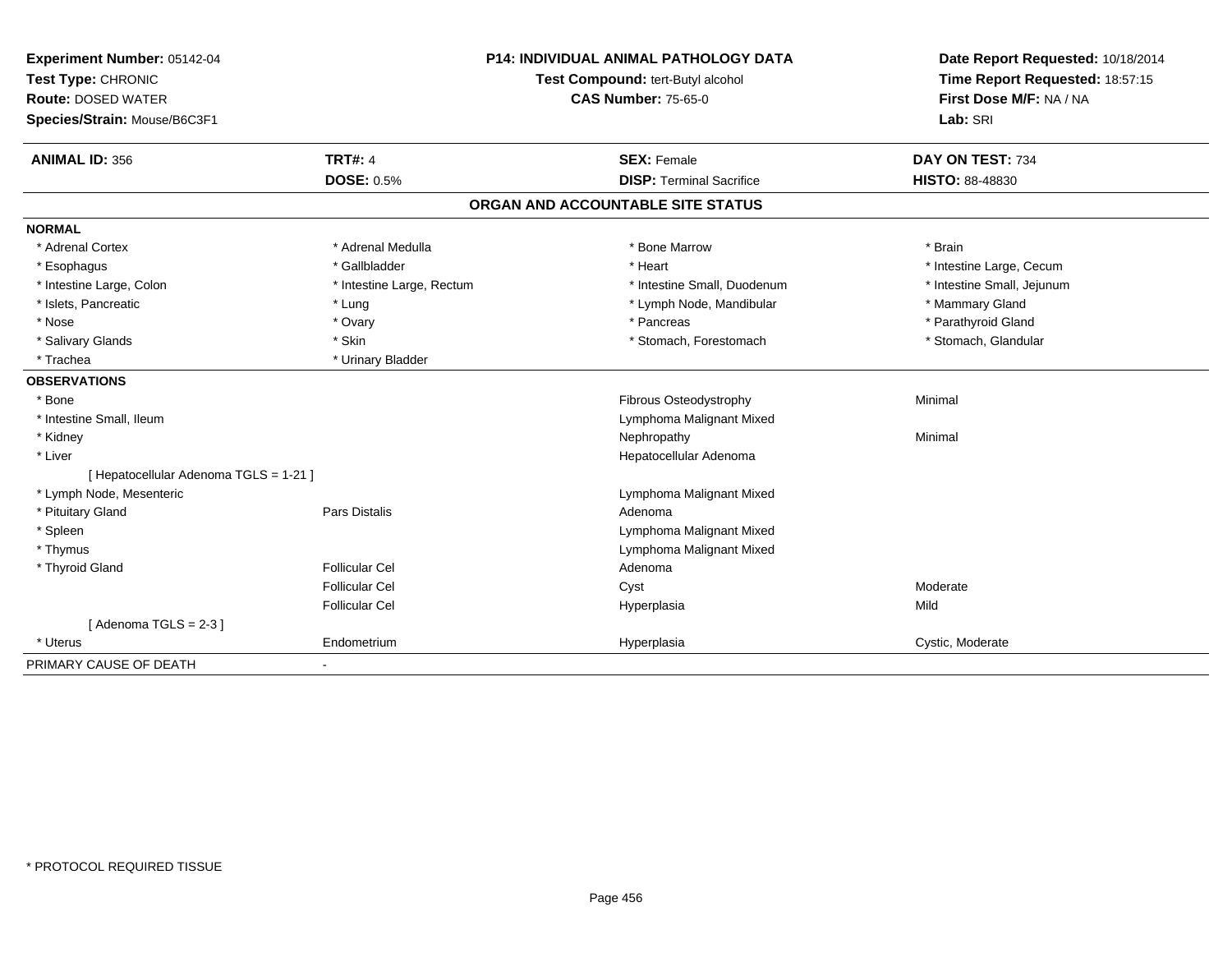**Experiment Number:** 05142-04
**Test Type:** CHRONIC
**Route:** DOSED WATER
**Species/Strain:** Mouse/B6C3F1

**P14: INDIVIDUAL ANIMAL PATHOLOGY DATA**
**Test Compound:** tert-Butyl alcohol
**CAS Number:** 75-65-0

**Date Report Requested:** 10/18/2014
**Time Report Requested:** 18:57:15
**First Dose M/F:** NA / NA
**Lab:** SRI

| **ANIMAL ID:** 356 | **TRT#:** 4 | **SEX:** Female | **DAY ON TEST:** 734 |
|---|---|---|---|
| | **DOSE:** 0.5% | **DISP:** Terminal Sacrifice | **HISTO:** 88-48830 |

## ORGAN AND ACCOUNTABLE SITE STATUS

| | | | |
|---|---|---|---|
| **NORMAL** | | | |
| * Adrenal Cortex | * Adrenal Medulla | * Bone Marrow | * Brain |
| * Esophagus | * Gallbladder | * Heart | * Intestine Large, Cecum |
| * Intestine Large, Colon | * Intestine Large, Rectum | * Intestine Small, Duodenum | * Intestine Small, Jejunum |
| * Islets, Pancreatic | * Lung | * Lymph Node, Mandibular | * Mammary Gland |
| * Nose | * Ovary | * Pancreas | * Parathyroid Gland |
| * Salivary Glands | * Skin | * Stomach, Forestomach | * Stomach, Glandular |
| * Trachea | * Urinary Bladder | | |
| **OBSERVATIONS** | | | |
| * Bone | | Fibrous Osteodystrophy | Minimal |
| * Intestine Small, Ileum | | Lymphoma Malignant Mixed | |
| * Kidney | | Nephropathy | Minimal |
| * Liver | | Hepatocellular Adenoma | |
| [ Hepatocellular Adenoma TGLS = 1-21 ] | | | |
| * Lymph Node, Mesenteric | | Lymphoma Malignant Mixed | |
| * Pituitary Gland | Pars Distalis | Adenoma | |
| * Spleen | | Lymphoma Malignant Mixed | |
| * Thymus | | Lymphoma Malignant Mixed | |
| * Thyroid Gland | Follicular Cel | Adenoma | |
| | Follicular Cel | Cyst | Moderate |
| | Follicular Cel | Hyperplasia | Mild |
| [ Adenoma TGLS = 2-3 ] | | | |
| * Uterus | Endometrium | Hyperplasia | Cystic, Moderate |
| PRIMARY CAUSE OF DEATH | - | | |

* PROTOCOL REQUIRED TISSUE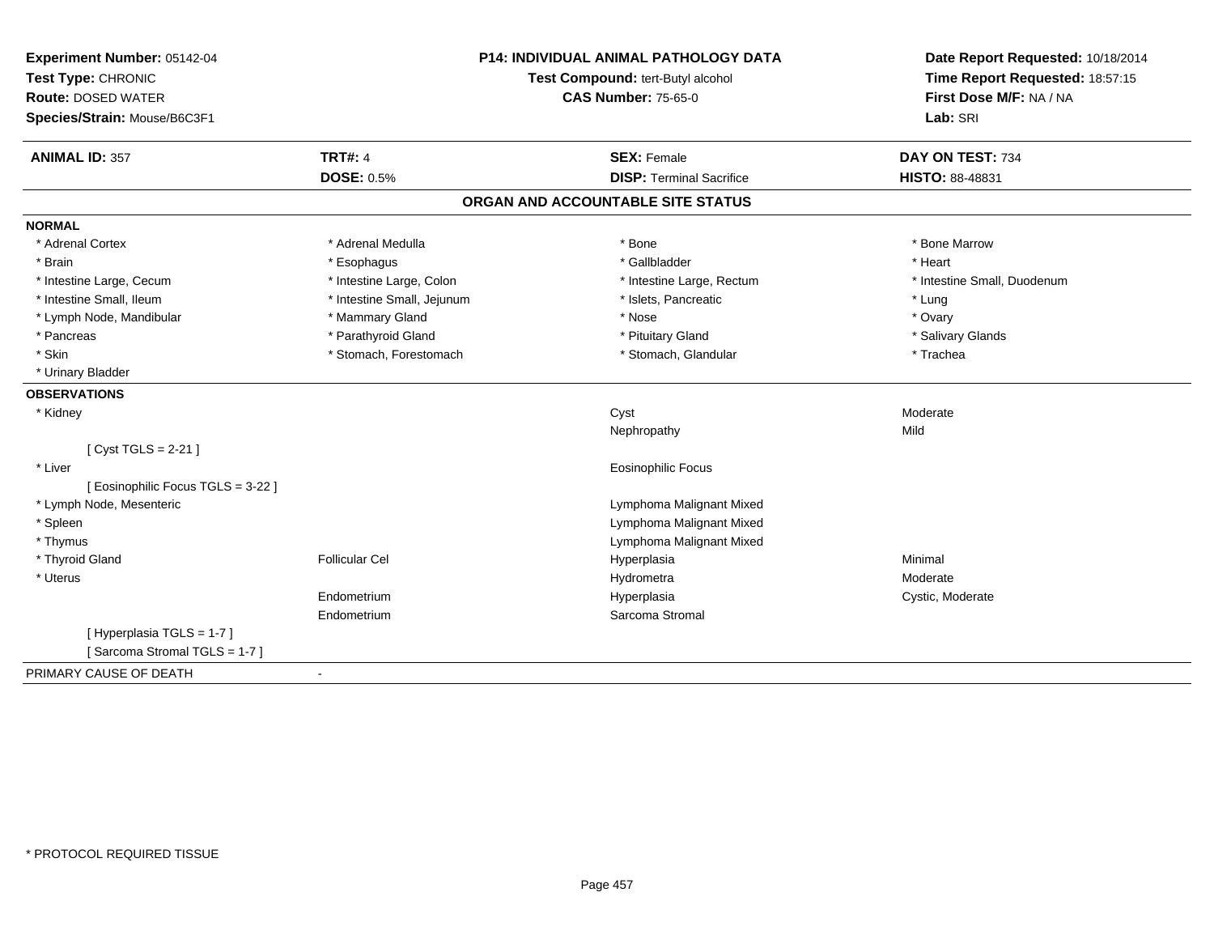**Experiment Number:** 05142-04
**Test Type:** CHRONIC
**Route:** DOSED WATER
**Species/Strain:** Mouse/B6C3F1

**P14: INDIVIDUAL ANIMAL PATHOLOGY DATA**
**Test Compound:** tert-Butyl alcohol
**CAS Number:** 75-65-0

**Date Report Requested:** 10/18/2014
**Time Report Requested:** 18:57:15
**First Dose M/F:** NA / NA
**Lab:** SRI

| **ANIMAL ID:** 357 | **TRT#:** 4 | **SEX:** Female | **DAY ON TEST:** 734 |
|---|---|---|---|
| | **DOSE:** 0.5% | **DISP:** Terminal Sacrifice | **HISTO:** 88-48831 |

## ORGAN AND ACCOUNTABLE SITE STATUS

**NORMAL**

| | | | |
|---|---|---|---|
| * Adrenal Cortex | * Adrenal Medulla | * Bone | * Bone Marrow |
| * Brain | * Esophagus | * Gallbladder | * Heart |
| * Intestine Large, Cecum | * Intestine Large, Colon | * Intestine Large, Rectum | * Intestine Small, Duodenum |
| * Intestine Small, Ileum | * Intestine Small, Jejunum | * Islets, Pancreatic | * Lung |
| * Lymph Node, Mandibular | * Mammary Gland | * Nose | * Ovary |
| * Pancreas | * Parathyroid Gland | * Pituitary Gland | * Salivary Glands |
| * Skin | * Stomach, Forestomach | * Stomach, Glandular | * Trachea |
| * Urinary Bladder | | | |

**OBSERVATIONS**

| | | | |
|---|---|---|---|
| * Kidney | | Cyst | Moderate |
| | | Nephropathy | Mild |
| [ Cyst TGLS = 2-21 ] | | | |
| * Liver | | Eosinophilic Focus | |
| [ Eosinophilic Focus TGLS = 3-22 ] | | | |
| * Lymph Node, Mesenteric | | Lymphoma Malignant Mixed | |
| * Spleen | | Lymphoma Malignant Mixed | |
| * Thymus | | Lymphoma Malignant Mixed | |
| * Thyroid Gland | Follicular Cel | Hyperplasia | Minimal |
| * Uterus | | Hydrometra | Moderate |
| | Endometrium | Hyperplasia | Cystic, Moderate |
| | Endometrium | Sarcoma Stromal | |
| [ Hyperplasia TGLS = 1-7 ] | | | |
| [ Sarcoma Stromal TGLS = 1-7 ] | | | |

PRIMARY CAUSE OF DEATH -

* PROTOCOL REQUIRED TISSUE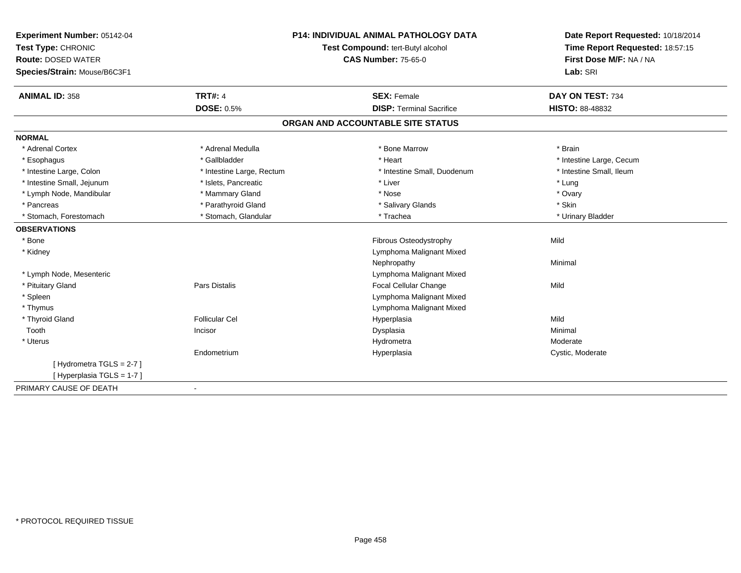**Experiment Number:** 05142-04
**Test Type:** CHRONIC
**Route:** DOSED WATER
**Species/Strain:** Mouse/B6C3F1

**P14: INDIVIDUAL ANIMAL PATHOLOGY DATA**
**Test Compound:** tert-Butyl alcohol
**CAS Number:** 75-65-0

**Date Report Requested:** 10/18/2014
**Time Report Requested:** 18:57:15
**First Dose M/F:** NA / NA
**Lab:** SRI

| **ANIMAL ID:** 358 | **TRT#:** 4 | **SEX:** Female | **DAY ON TEST:** 734 |
|---|---|---|---|
| | **DOSE:** 0.5% | **DISP:** Terminal Sacrifice | **HISTO:** 88-48832 |

## ORGAN AND ACCOUNTABLE SITE STATUS

**NORMAL**

| | | | |
|---|---|---|---|
| * Adrenal Cortex | * Adrenal Medulla | * Bone Marrow | * Brain |
| * Esophagus | * Gallbladder | * Heart | * Intestine Large, Cecum |
| * Intestine Large, Colon | * Intestine Large, Rectum | * Intestine Small, Duodenum | * Intestine Small, Ileum |
| * Intestine Small, Jejunum | * Islets, Pancreatic | * Liver | * Lung |
| * Lymph Node, Mandibular | * Mammary Gland | * Nose | * Ovary |
| * Pancreas | * Parathyroid Gland | * Salivary Glands | * Skin |
| * Stomach, Forestomach | * Stomach, Glandular | * Trachea | * Urinary Bladder |

**OBSERVATIONS**

| | | | |
|---|---|---|---|
| * Bone | | Fibrous Osteodystrophy | Mild |
| * Kidney | | Lymphoma Malignant Mixed | |
| | | Nephropathy | Minimal |
| * Lymph Node, Mesenteric | | Lymphoma Malignant Mixed | |
| * Pituitary Gland | Pars Distalis | Focal Cellular Change | Mild |
| * Spleen | | Lymphoma Malignant Mixed | |
| * Thymus | | Lymphoma Malignant Mixed | |
| * Thyroid Gland | Follicular Cel | Hyperplasia | Mild |
| Tooth | Incisor | Dysplasia | Minimal |
| * Uterus | | Hydrometra | Moderate |
| | Endometrium | Hyperplasia | Cystic, Moderate |
| [ Hydrometra TGLS = 2-7 ] | | | |
| [ Hyperplasia TGLS = 1-7 ] | | | |

PRIMARY CAUSE OF DEATH -

* PROTOCOL REQUIRED TISSUE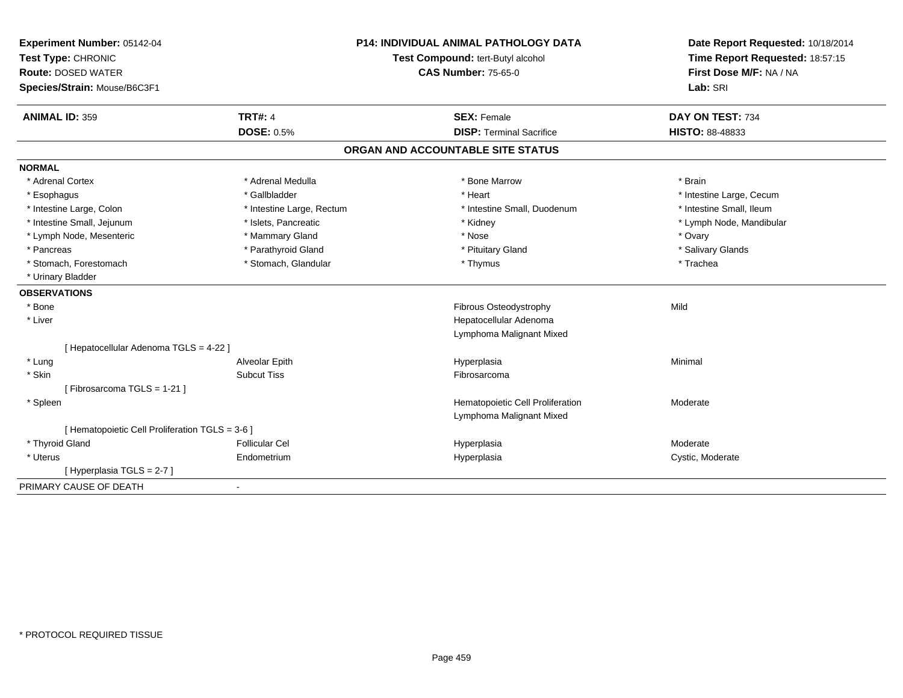**Experiment Number:** 05142-04
**Test Type:** CHRONIC
**Route:** DOSED WATER
**Species/Strain:** Mouse/B6C3F1

**P14: INDIVIDUAL ANIMAL PATHOLOGY DATA**
**Test Compound:** tert-Butyl alcohol
**CAS Number:** 75-65-0

**Date Report Requested:** 10/18/2014
**Time Report Requested:** 18:57:15
**First Dose M/F:** NA / NA
**Lab:** SRI

| **ANIMAL ID:** 359 | **TRT#:** 4 | **SEX:** Female | **DAY ON TEST:** 734 |
|---|---|---|---|
| | **DOSE:** 0.5% | **DISP:** Terminal Sacrifice | **HISTO:** 88-48833 |

## ORGAN AND ACCOUNTABLE SITE STATUS

**NORMAL**

| | | | |
|---|---|---|---|
| * Adrenal Cortex | * Adrenal Medulla | * Bone Marrow | * Brain |
| * Esophagus | * Gallbladder | * Heart | * Intestine Large, Cecum |
| * Intestine Large, Colon | * Intestine Large, Rectum | * Intestine Small, Duodenum | * Intestine Small, Ileum |
| * Intestine Small, Jejunum | * Islets, Pancreatic | * Kidney | * Lymph Node, Mandibular |
| * Lymph Node, Mesenteric | * Mammary Gland | * Nose | * Ovary |
| * Pancreas | * Parathyroid Gland | * Pituitary Gland | * Salivary Glands |
| * Stomach, Forestomach | * Stomach, Glandular | * Thymus | * Trachea |
| * Urinary Bladder | | | |

**OBSERVATIONS**

| | | | |
|---|---|---|---|
| * Bone | | Fibrous Osteodystrophy | Mild |
| * Liver | | Hepatocellular Adenoma | |
| | | Lymphoma Malignant Mixed | |
| [ Hepatocellular Adenoma TGLS = 4-22 ] | | | |
| * Lung | Alveolar Epith | Hyperplasia | Minimal |
| * Skin | Subcut Tiss | Fibrosarcoma | |
| [ Fibrosarcoma TGLS = 1-21 ] | | | |
| * Spleen | | Hematopoietic Cell Proliferation | Moderate |
| | | Lymphoma Malignant Mixed | |
| [ Hematopoietic Cell Proliferation TGLS = 3-6 ] | | | |
| * Thyroid Gland | Follicular Cel | Hyperplasia | Moderate |
| * Uterus | Endometrium | Hyperplasia | Cystic, Moderate |
| [ Hyperplasia TGLS = 2-7 ] | | | |

PRIMARY CAUSE OF DEATH -

* PROTOCOL REQUIRED TISSUE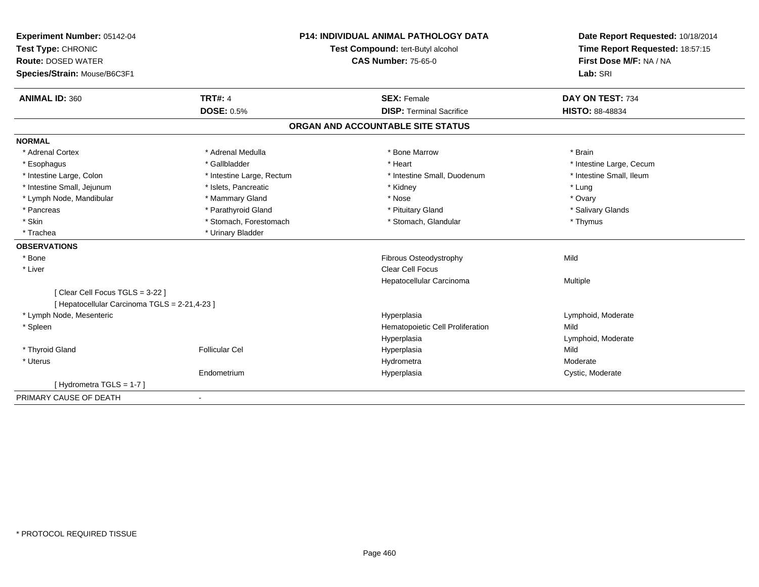**Experiment Number:** 05142-04
**Test Type:** CHRONIC
**Route:** DOSED WATER
**Species/Strain:** Mouse/B6C3F1

**P14: INDIVIDUAL ANIMAL PATHOLOGY DATA**
**Test Compound:** tert-Butyl alcohol
**CAS Number:** 75-65-0

**Date Report Requested:** 10/18/2014
**Time Report Requested:** 18:57:15
**First Dose M/F:** NA / NA
**Lab:** SRI

| **ANIMAL ID:** 360 | **TRT#:** 4 | **SEX:** Female | **DAY ON TEST:** 734 |
|---|---|---|---|
| | **DOSE:** 0.5% | **DISP:** Terminal Sacrifice | **HISTO:** 88-48834 |

## ORGAN AND ACCOUNTABLE SITE STATUS

**NORMAL**

| | | | |
|---|---|---|---|
| * Adrenal Cortex | * Adrenal Medulla | * Bone Marrow | * Brain |
| * Esophagus | * Gallbladder | * Heart | * Intestine Large, Cecum |
| * Intestine Large, Colon | * Intestine Large, Rectum | * Intestine Small, Duodenum | * Intestine Small, Ileum |
| * Intestine Small, Jejunum | * Islets, Pancreatic | * Kidney | * Lung |
| * Lymph Node, Mandibular | * Mammary Gland | * Nose | * Ovary |
| * Pancreas | * Parathyroid Gland | * Pituitary Gland | * Salivary Glands |
| * Skin | * Stomach, Forestomach | * Stomach, Glandular | * Thymus |
| * Trachea | * Urinary Bladder | | |

**OBSERVATIONS**

| | | | |
|---|---|---|---|
| * Bone | | Fibrous Osteodystrophy | Mild |
| * Liver | | Clear Cell Focus | |
| | | Hepatocellular Carcinoma | Multiple |
| [ Clear Cell Focus TGLS = 3-22 ] | | | |
| [ Hepatocellular Carcinoma TGLS = 2-21,4-23 ] | | | |
| * Lymph Node, Mesenteric | | Hyperplasia | Lymphoid, Moderate |
| * Spleen | | Hematopoietic Cell Proliferation | Mild |
| | | Hyperplasia | Lymphoid, Moderate |
| * Thyroid Gland | Follicular Cel | Hyperplasia | Mild |
| * Uterus | | Hydrometra | Moderate |
| | Endometrium | Hyperplasia | Cystic, Moderate |
| [ Hydrometra TGLS = 1-7 ] | | | |

PRIMARY CAUSE OF DEATH -

* PROTOCOL REQUIRED TISSUE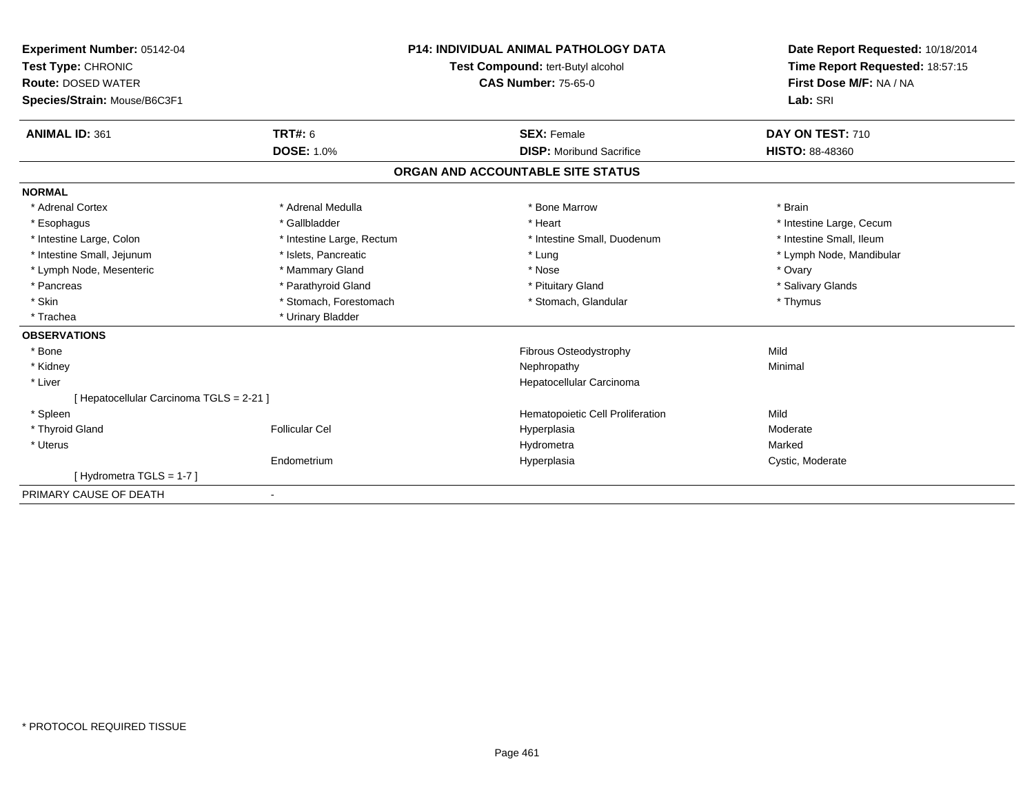**Experiment Number:** 05142-04
**Test Type:** CHRONIC
**Route:** DOSED WATER
**Species/Strain:** Mouse/B6C3F1

**P14: INDIVIDUAL ANIMAL PATHOLOGY DATA**
**Test Compound:** tert-Butyl alcohol
**CAS Number:** 75-65-0

**Date Report Requested:** 10/18/2014
**Time Report Requested:** 18:57:15
**First Dose M/F:** NA / NA
**Lab:** SRI

| **ANIMAL ID:** 361 | **TRT#:** 6 | **SEX:** Female | **DAY ON TEST:** 710 |
|---|---|---|---|
| | **DOSE:** 1.0% | **DISP:** Moribund Sacrifice | **HISTO:** 88-48360 |

## ORGAN AND ACCOUNTABLE SITE STATUS

**NORMAL**

| | | | |
|---|---|---|---|
| * Adrenal Cortex | * Adrenal Medulla | * Bone Marrow | * Brain |
| * Esophagus | * Gallbladder | * Heart | * Intestine Large, Cecum |
| * Intestine Large, Colon | * Intestine Large, Rectum | * Intestine Small, Duodenum | * Intestine Small, Ileum |
| * Intestine Small, Jejunum | * Islets, Pancreatic | * Lung | * Lymph Node, Mandibular |
| * Lymph Node, Mesenteric | * Mammary Gland | * Nose | * Ovary |
| * Pancreas | * Parathyroid Gland | * Pituitary Gland | * Salivary Glands |
| * Skin | * Stomach, Forestomach | * Stomach, Glandular | * Thymus |
| * Trachea | * Urinary Bladder | | |

**OBSERVATIONS**

| | | | |
|---|---|---|---|
| * Bone | | Fibrous Osteodystrophy | Mild |
| * Kidney | | Nephropathy | Minimal |
| * Liver | | Hepatocellular Carcinoma | |
| [ Hepatocellular Carcinoma TGLS = 2-21 ] | | | |
| * Spleen | | Hematopoietic Cell Proliferation | Mild |
| * Thyroid Gland | Follicular Cel | Hyperplasia | Moderate |
| * Uterus | | Hydrometra | Marked |
| | Endometrium | Hyperplasia | Cystic, Moderate |
| [ Hydrometra TGLS = 1-7 ] | | | |

PRIMARY CAUSE OF DEATH -

* PROTOCOL REQUIRED TISSUE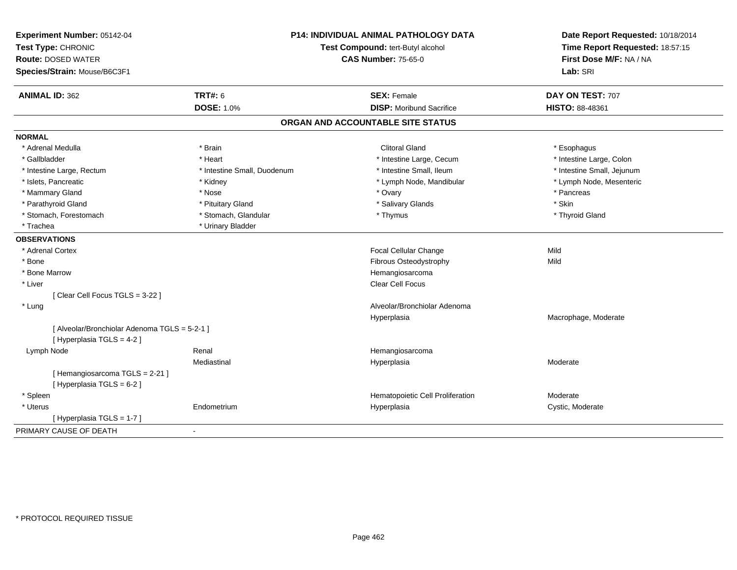**Experiment Number:** 05142-04
**Test Type:** CHRONIC
**Route:** DOSED WATER
**Species/Strain:** Mouse/B6C3F1

**P14: INDIVIDUAL ANIMAL PATHOLOGY DATA**
**Test Compound:** tert-Butyl alcohol
**CAS Number:** 75-65-0

**Date Report Requested:** 10/18/2014
**Time Report Requested:** 18:57:15
**First Dose M/F:** NA / NA
**Lab:** SRI

| **ANIMAL ID:** 362 | **TRT#:** 6 | **SEX:** Female | **DAY ON TEST:** 707 |
|---|---|---|---|
| | **DOSE:** 1.0% | **DISP:** Moribund Sacrifice | **HISTO:** 88-48361 |

## ORGAN AND ACCOUNTABLE SITE STATUS

**NORMAL**

| | | | |
|---|---|---|---|
| * Adrenal Medulla | * Brain | Clitoral Gland | * Esophagus |
| * Gallbladder | * Heart | * Intestine Large, Cecum | * Intestine Large, Colon |
| * Intestine Large, Rectum | * Intestine Small, Duodenum | * Intestine Small, Ileum | * Intestine Small, Jejunum |
| * Islets, Pancreatic | * Kidney | * Lymph Node, Mandibular | * Lymph Node, Mesenteric |
| * Mammary Gland | * Nose | * Ovary | * Pancreas |
| * Parathyroid Gland | * Pituitary Gland | * Salivary Glands | * Skin |
| * Stomach, Forestomach | * Stomach, Glandular | * Thymus | * Thyroid Gland |
| * Trachea | * Urinary Bladder | | |

**OBSERVATIONS**

| | | | |
|---|---|---|---|
| * Adrenal Cortex | | Focal Cellular Change | Mild |
| * Bone | | Fibrous Osteodystrophy | Mild |
| * Bone Marrow | | Hemangiosarcoma | |
| * Liver | | Clear Cell Focus | |
| [ Clear Cell Focus TGLS = 3-22 ] | | | |
| * Lung | | Alveolar/Bronchiolar Adenoma | |
| | | Hyperplasia | Macrophage, Moderate |
| [ Alveolar/Bronchiolar Adenoma TGLS = 5-2-1 ] | | | |
| [ Hyperplasia TGLS = 4-2 ] | | | |
| Lymph Node | Renal | Hemangiosarcoma | |
| | Mediastinal | Hyperplasia | Moderate |
| [ Hemangiosarcoma TGLS = 2-21 ] | | | |
| [ Hyperplasia TGLS = 6-2 ] | | | |
| * Spleen | | Hematopoietic Cell Proliferation | Moderate |
| * Uterus | Endometrium | Hyperplasia | Cystic, Moderate |
| [ Hyperplasia TGLS = 1-7 ] | | | |

PRIMARY CAUSE OF DEATH -

* PROTOCOL REQUIRED TISSUE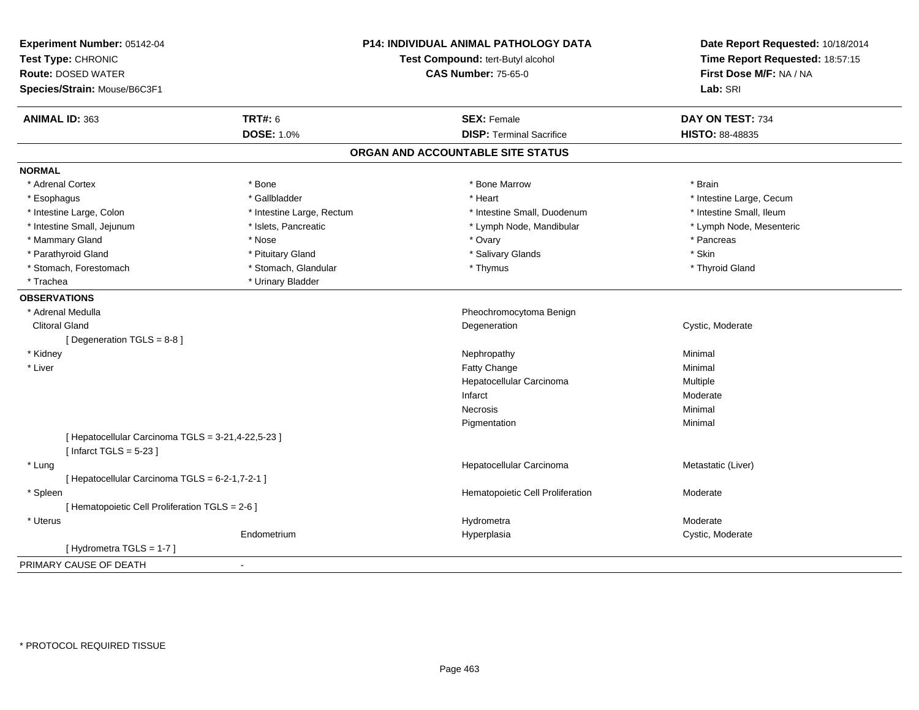**Experiment Number:** 05142-04
**Test Type:** CHRONIC
**Route:** DOSED WATER
**Species/Strain:** Mouse/B6C3F1

**P14: INDIVIDUAL ANIMAL PATHOLOGY DATA**
**Test Compound:** tert-Butyl alcohol
**CAS Number:** 75-65-0

**Date Report Requested:** 10/18/2014
**Time Report Requested:** 18:57:15
**First Dose M/F:** NA / NA
**Lab:** SRI

| **ANIMAL ID:** 363 | **TRT#:** 6 | **SEX:** Female | **DAY ON TEST:** 734 |
|---|---|---|---|
| | **DOSE:** 1.0% | **DISP:** Terminal Sacrifice | **HISTO:** 88-48835 |

## ORGAN AND ACCOUNTABLE SITE STATUS

**NORMAL**

| | | | |
|---|---|---|---|
| * Adrenal Cortex | * Bone | * Bone Marrow | * Brain |
| * Esophagus | * Gallbladder | * Heart | * Intestine Large, Cecum |
| * Intestine Large, Colon | * Intestine Large, Rectum | * Intestine Small, Duodenum | * Intestine Small, Ileum |
| * Intestine Small, Jejunum | * Islets, Pancreatic | * Lymph Node, Mandibular | * Lymph Node, Mesenteric |
| * Mammary Gland | * Nose | * Ovary | * Pancreas |
| * Parathyroid Gland | * Pituitary Gland | * Salivary Glands | * Skin |
| * Stomach, Forestomach | * Stomach, Glandular | * Thymus | * Thyroid Gland |
| * Trachea | * Urinary Bladder | | |

**OBSERVATIONS**

| | | | |
|---|---|---|---|
| * Adrenal Medulla | | Pheochromocytoma Benign | |
| Clitoral Gland | | Degeneration | Cystic, Moderate |
| [ Degeneration TGLS = 8-8 ] | | | |
| * Kidney | | Nephropathy | Minimal |
| * Liver | | Fatty Change | Minimal |
| | | Hepatocellular Carcinoma | Multiple |
| | | Infarct | Moderate |
| | | Necrosis | Minimal |
| | | Pigmentation | Minimal |
| [ Hepatocellular Carcinoma TGLS = 3-21,4-22,5-23 ] | | | |
| [ Infarct TGLS = 5-23 ] | | | |
| * Lung | | Hepatocellular Carcinoma | Metastatic (Liver) |
| [ Hepatocellular Carcinoma TGLS = 6-2-1,7-2-1 ] | | | |
| * Spleen | | Hematopoietic Cell Proliferation | Moderate |
| [ Hematopoietic Cell Proliferation TGLS = 2-6 ] | | | |
| * Uterus | | Hydrometra | Moderate |
| | Endometrium | Hyperplasia | Cystic, Moderate |
| [ Hydrometra TGLS = 1-7 ] | | | |

PRIMARY CAUSE OF DEATH -

* PROTOCOL REQUIRED TISSUE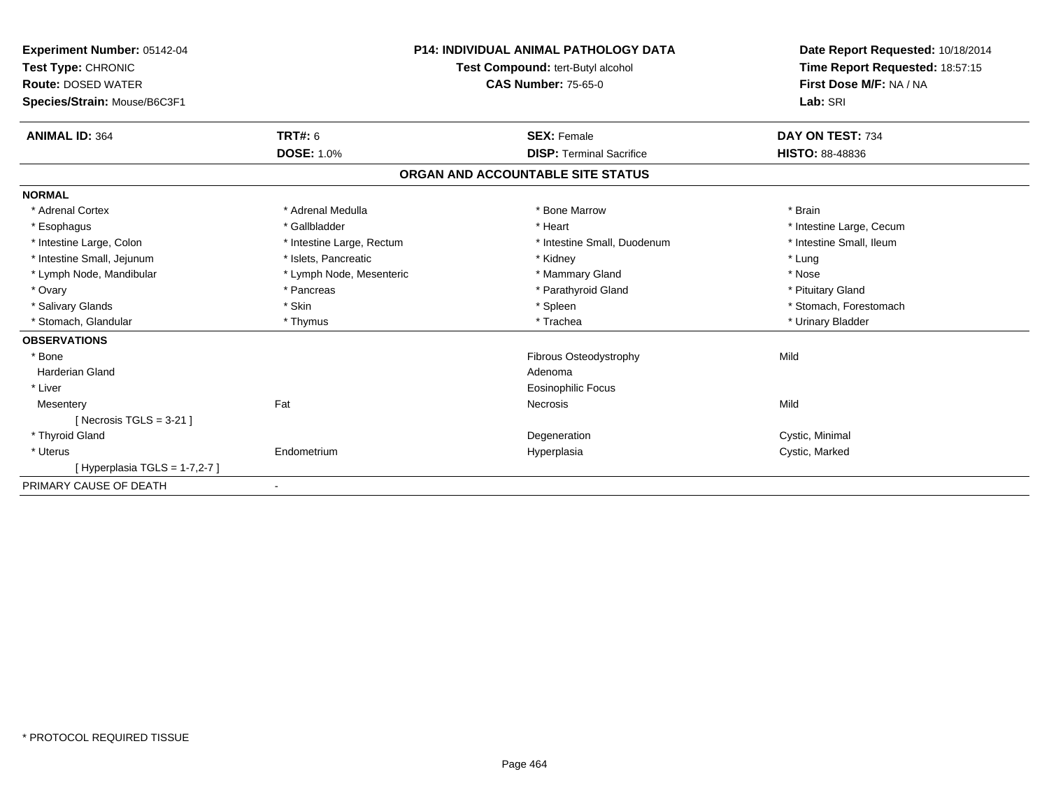**Experiment Number:** 05142-04
**Test Type:** CHRONIC
**Route:** DOSED WATER
**Species/Strain:** Mouse/B6C3F1

**P14: INDIVIDUAL ANIMAL PATHOLOGY DATA**
**Test Compound:** tert-Butyl alcohol
**CAS Number:** 75-65-0

**Date Report Requested:** 10/18/2014
**Time Report Requested:** 18:57:15
**First Dose M/F:** NA / NA
**Lab:** SRI

| **ANIMAL ID:** 364 | **TRT#:** 6 | **SEX:** Female | **DAY ON TEST:** 734 |
|---|---|---|---|
| | **DOSE:** 1.0% | **DISP:** Terminal Sacrifice | **HISTO:** 88-48836 |

## ORGAN AND ACCOUNTABLE SITE STATUS

**NORMAL**

| | | | |
|---|---|---|---|
| * Adrenal Cortex | * Adrenal Medulla | * Bone Marrow | * Brain |
| * Esophagus | * Gallbladder | * Heart | * Intestine Large, Cecum |
| * Intestine Large, Colon | * Intestine Large, Rectum | * Intestine Small, Duodenum | * Intestine Small, Ileum |
| * Intestine Small, Jejunum | * Islets, Pancreatic | * Kidney | * Lung |
| * Lymph Node, Mandibular | * Lymph Node, Mesenteric | * Mammary Gland | * Nose |
| * Ovary | * Pancreas | * Parathyroid Gland | * Pituitary Gland |
| * Salivary Glands | * Skin | * Spleen | * Stomach, Forestomach |
| * Stomach, Glandular | * Thymus | * Trachea | * Urinary Bladder |

**OBSERVATIONS**

| | | | |
|---|---|---|---|
| * Bone | | Fibrous Osteodystrophy | Mild |
| Harderian Gland | | Adenoma | |
| * Liver | | Eosinophilic Focus | |
| Mesentery | Fat | Necrosis | Mild |
| [ Necrosis TGLS = 3-21 ] | | | |
| * Thyroid Gland | | Degeneration | Cystic, Minimal |
| * Uterus | Endometrium | Hyperplasia | Cystic, Marked |
| [ Hyperplasia TGLS = 1-7,2-7 ] | | | |

PRIMARY CAUSE OF DEATH -

* PROTOCOL REQUIRED TISSUE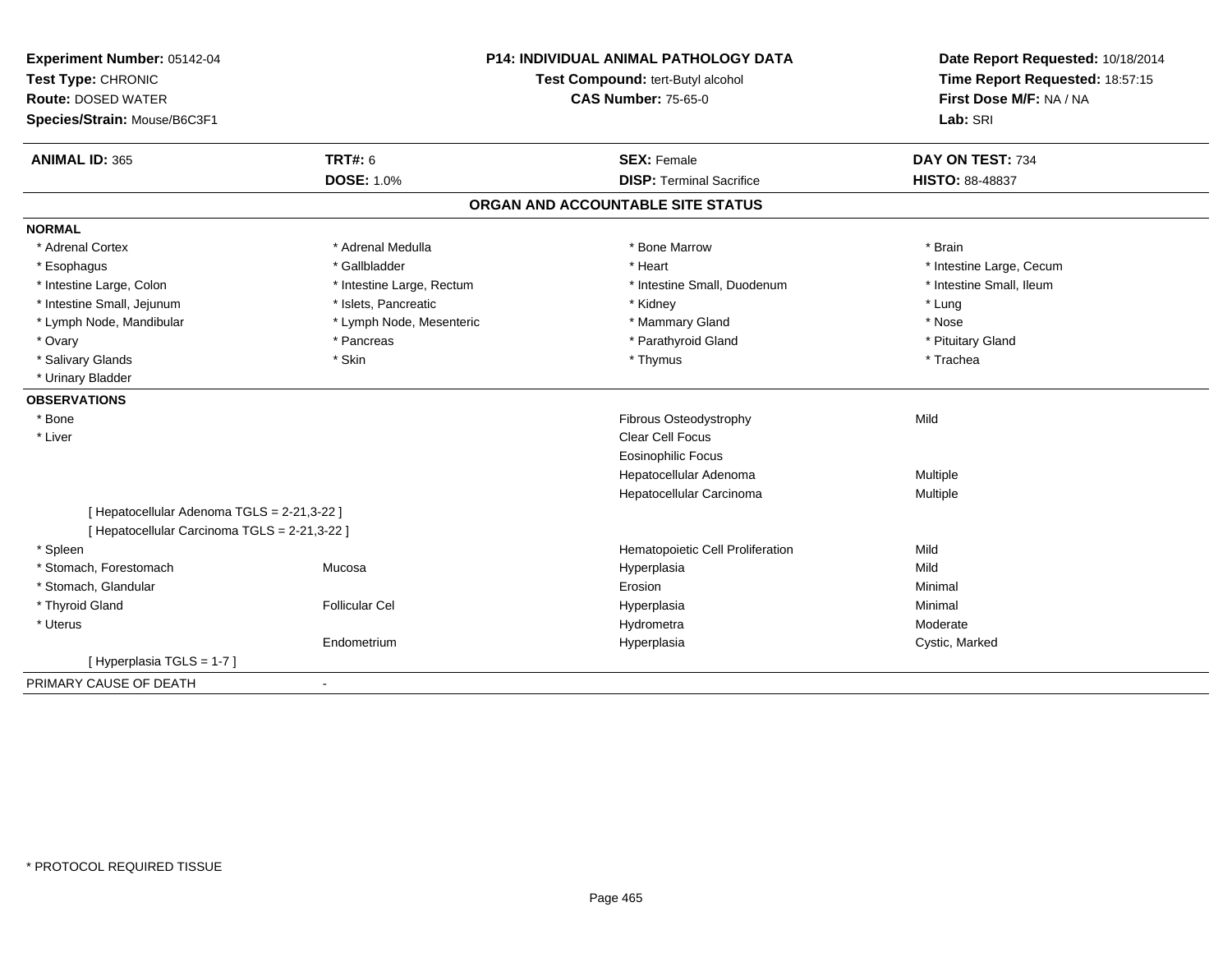**Experiment Number:** 05142-04
**Test Type:** CHRONIC
**Route:** DOSED WATER
**Species/Strain:** Mouse/B6C3F1

**P14: INDIVIDUAL ANIMAL PATHOLOGY DATA**
**Test Compound:** tert-Butyl alcohol
**CAS Number:** 75-65-0

**Date Report Requested:** 10/18/2014
**Time Report Requested:** 18:57:15
**First Dose M/F:** NA / NA
**Lab:** SRI

| **ANIMAL ID:** 365 | **TRT#:** 6 | **SEX:** Female | **DAY ON TEST:** 734 |
|---|---|---|---|
| | **DOSE:** 1.0% | **DISP:** Terminal Sacrifice | **HISTO:** 88-48837 |

## ORGAN AND ACCOUNTABLE SITE STATUS

**NORMAL**

| | | | |
|---|---|---|---|
| * Adrenal Cortex | * Adrenal Medulla | * Bone Marrow | * Brain |
| * Esophagus | * Gallbladder | * Heart | * Intestine Large, Cecum |
| * Intestine Large, Colon | * Intestine Large, Rectum | * Intestine Small, Duodenum | * Intestine Small, Ileum |
| * Intestine Small, Jejunum | * Islets, Pancreatic | * Kidney | * Lung |
| * Lymph Node, Mandibular | * Lymph Node, Mesenteric | * Mammary Gland | * Nose |
| * Ovary | * Pancreas | * Parathyroid Gland | * Pituitary Gland |
| * Salivary Glands | * Skin | * Thymus | * Trachea |
| * Urinary Bladder | | | |

**OBSERVATIONS**

| | | | |
|---|---|---|---|
| * Bone | | Fibrous Osteodystrophy | Mild |
| * Liver | | Clear Cell Focus | |
| | | Eosinophilic Focus | |
| | | Hepatocellular Adenoma | Multiple |
| | | Hepatocellular Carcinoma | Multiple |
| [ Hepatocellular Adenoma TGLS = 2-21,3-22 ] | | | |
| [ Hepatocellular Carcinoma TGLS = 2-21,3-22 ] | | | |
| * Spleen | | Hematopoietic Cell Proliferation | Mild |
| * Stomach, Forestomach | Mucosa | Hyperplasia | Mild |
| * Stomach, Glandular | | Erosion | Minimal |
| * Thyroid Gland | Follicular Cel | Hyperplasia | Minimal |
| * Uterus | | Hydrometra | Moderate |
| | Endometrium | Hyperplasia | Cystic, Marked |
| [ Hyperplasia TGLS = 1-7 ] | | | |

PRIMARY CAUSE OF DEATH -

* PROTOCOL REQUIRED TISSUE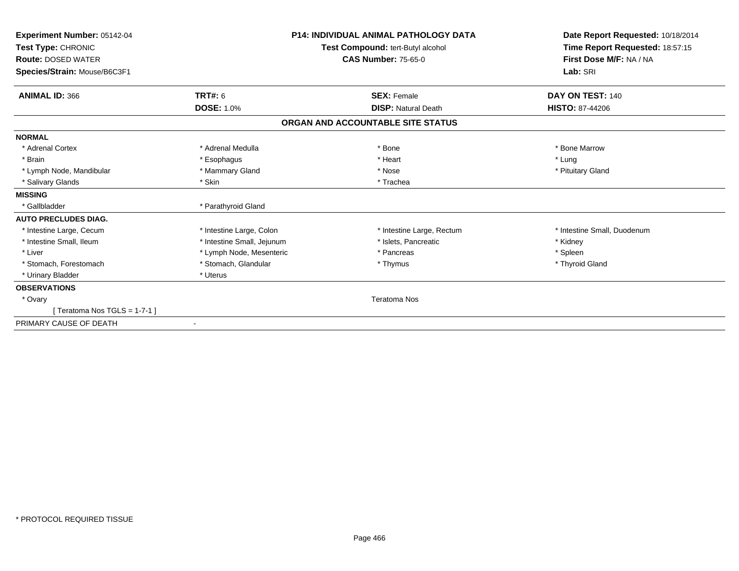**Experiment Number:** 05142-04
**Test Type:** CHRONIC
**Route:** DOSED WATER
**Species/Strain:** Mouse/B6C3F1

**P14: INDIVIDUAL ANIMAL PATHOLOGY DATA**
**Test Compound:** tert-Butyl alcohol
**CAS Number:** 75-65-0

**Date Report Requested:** 10/18/2014
**Time Report Requested:** 18:57:15
**First Dose M/F:** NA / NA
**Lab:** SRI

| **ANIMAL ID:** 366 | **TRT#:** 6 | **SEX:** Female | **DAY ON TEST:** 140 |
|---|---|---|---|
| | **DOSE:** 1.0% | **DISP:** Natural Death | **HISTO:** 87-44206 |

## ORGAN AND ACCOUNTABLE SITE STATUS

| | | | |
|---|---|---|---|
| **NORMAL** | | | |
| * Adrenal Cortex | * Adrenal Medulla | * Bone | * Bone Marrow |
| * Brain | * Esophagus | * Heart | * Lung |
| * Lymph Node, Mandibular | * Mammary Gland | * Nose | * Pituitary Gland |
| * Salivary Glands | * Skin | * Trachea | |
| **MISSING** | | | |
| * Gallbladder | * Parathyroid Gland | | |
| **AUTO PRECLUDES DIAG.** | | | |
| * Intestine Large, Cecum | * Intestine Large, Colon | * Intestine Large, Rectum | * Intestine Small, Duodenum |
| * Intestine Small, Ileum | * Intestine Small, Jejunum | * Islets, Pancreatic | * Kidney |
| * Liver | * Lymph Node, Mesenteric | * Pancreas | * Spleen |
| * Stomach, Forestomach | * Stomach, Glandular | * Thymus | * Thyroid Gland |
| * Urinary Bladder | * Uterus | | |
| **OBSERVATIONS** | | | |
| * Ovary | | Teratoma Nos | |
| [ Teratoma Nos TGLS = 1-7-1 ] | | | |
| PRIMARY CAUSE OF DEATH | - | | |

* PROTOCOL REQUIRED TISSUE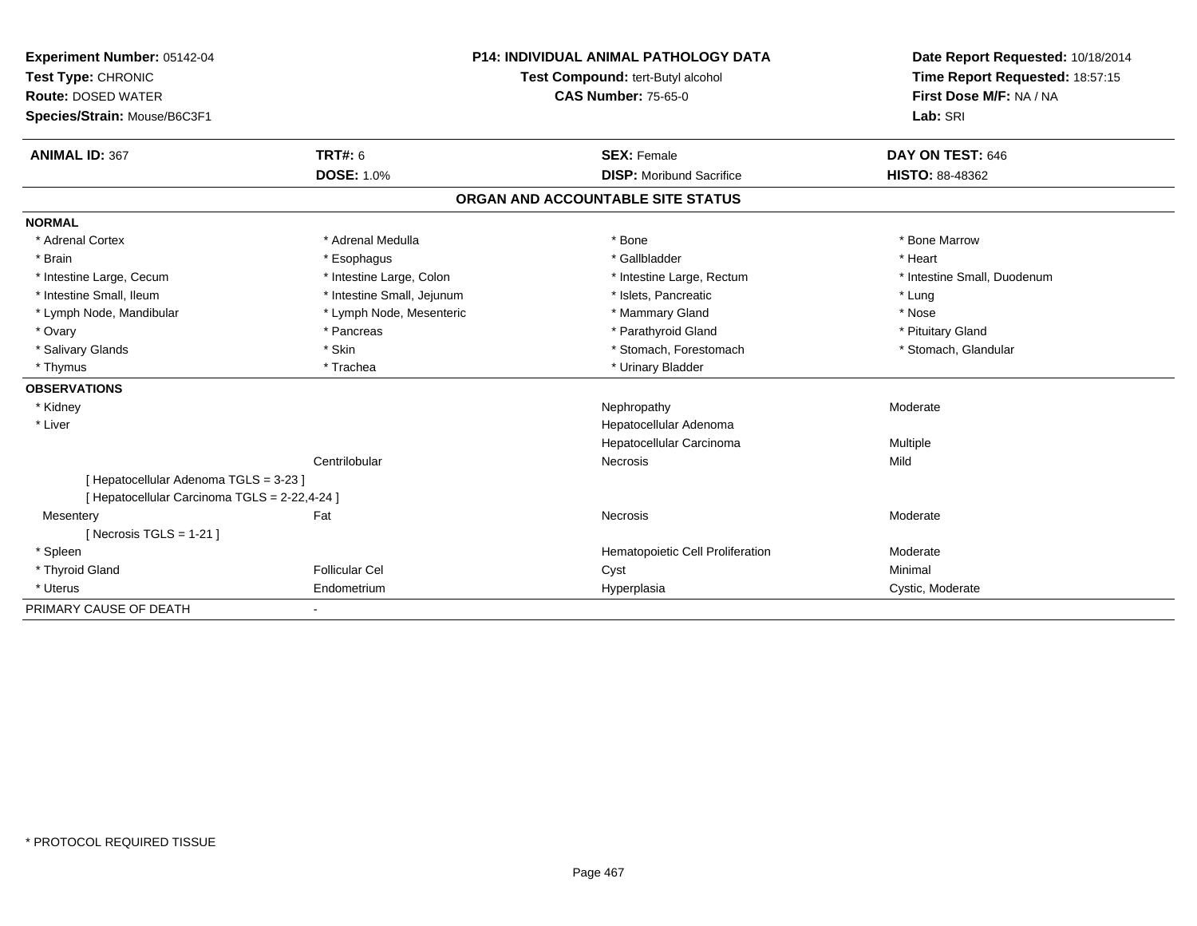**Experiment Number:** 05142-04
**Test Type:** CHRONIC
**Route:** DOSED WATER
**Species/Strain:** Mouse/B6C3F1

**P14: INDIVIDUAL ANIMAL PATHOLOGY DATA**
**Test Compound:** tert-Butyl alcohol
**CAS Number:** 75-65-0

**Date Report Requested:** 10/18/2014
**Time Report Requested:** 18:57:15
**First Dose M/F:** NA / NA
**Lab:** SRI

| **ANIMAL ID:** 367 | **TRT#:** 6 | **SEX:** Female | **DAY ON TEST:** 646 |
|---|---|---|---|
| | **DOSE:** 1.0% | **DISP:** Moribund Sacrifice | **HISTO:** 88-48362 |

## ORGAN AND ACCOUNTABLE SITE STATUS

**NORMAL**

| | | | |
|---|---|---|---|
| * Adrenal Cortex | * Adrenal Medulla | * Bone | * Bone Marrow |
| * Brain | * Esophagus | * Gallbladder | * Heart |
| * Intestine Large, Cecum | * Intestine Large, Colon | * Intestine Large, Rectum | * Intestine Small, Duodenum |
| * Intestine Small, Ileum | * Intestine Small, Jejunum | * Islets, Pancreatic | * Lung |
| * Lymph Node, Mandibular | * Lymph Node, Mesenteric | * Mammary Gland | * Nose |
| * Ovary | * Pancreas | * Parathyroid Gland | * Pituitary Gland |
| * Salivary Glands | * Skin | * Stomach, Forestomach | * Stomach, Glandular |
| * Thymus | * Trachea | * Urinary Bladder | |

**OBSERVATIONS**

| | | | |
|---|---|---|---|
| * Kidney | | Nephropathy | Moderate |
| * Liver | | Hepatocellular Adenoma | |
| | | Hepatocellular Carcinoma | Multiple |
| | Centrilobular | Necrosis | Mild |
| [ Hepatocellular Adenoma TGLS = 3-23 ] | | | |
| [ Hepatocellular Carcinoma TGLS = 2-22,4-24 ] | | | |
| Mesentery | Fat | Necrosis | Moderate |
| [ Necrosis TGLS = 1-21 ] | | | |
| * Spleen | | Hematopoietic Cell Proliferation | Moderate |
| * Thyroid Gland | Follicular Cel | Cyst | Minimal |
| * Uterus | Endometrium | Hyperplasia | Cystic, Moderate |

PRIMARY CAUSE OF DEATH -

\* PROTOCOL REQUIRED TISSUE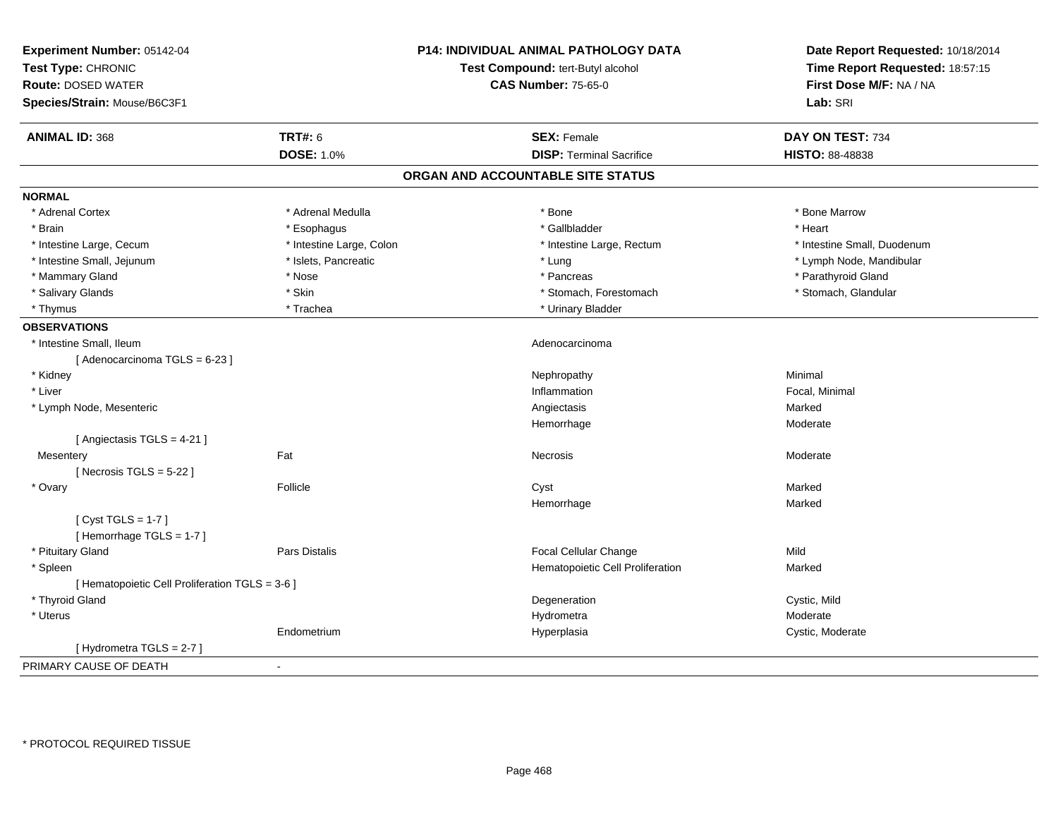**Experiment Number:** 05142-04
**Test Type:** CHRONIC
**Route:** DOSED WATER
**Species/Strain:** Mouse/B6C3F1

**P14: INDIVIDUAL ANIMAL PATHOLOGY DATA**
**Test Compound:** tert-Butyl alcohol
**CAS Number:** 75-65-0

**Date Report Requested:** 10/18/2014
**Time Report Requested:** 18:57:15
**First Dose M/F:** NA / NA
**Lab:** SRI

| **ANIMAL ID:** 368 | **TRT#:** 6 | **SEX:** Female | **DAY ON TEST:** 734 |
|---|---|---|---|
| | **DOSE:** 1.0% | **DISP:** Terminal Sacrifice | **HISTO:** 88-48838 |

## ORGAN AND ACCOUNTABLE SITE STATUS

**NORMAL**

| | | | |
|---|---|---|---|
| * Adrenal Cortex | * Adrenal Medulla | * Bone | * Bone Marrow |
| * Brain | * Esophagus | * Gallbladder | * Heart |
| * Intestine Large, Cecum | * Intestine Large, Colon | * Intestine Large, Rectum | * Intestine Small, Duodenum |
| * Intestine Small, Jejunum | * Islets, Pancreatic | * Lung | * Lymph Node, Mandibular |
| * Mammary Gland | * Nose | * Pancreas | * Parathyroid Gland |
| * Salivary Glands | * Skin | * Stomach, Forestomach | * Stomach, Glandular |
| * Thymus | * Trachea | * Urinary Bladder | |

**OBSERVATIONS**

| | | | |
|---|---|---|---|
| * Intestine Small, Ileum | | Adenocarcinoma | |
| [ Adenocarcinoma TGLS = 6-23 ] | | | |
| * Kidney | | Nephropathy | Minimal |
| * Liver | | Inflammation | Focal, Minimal |
| * Lymph Node, Mesenteric | | Angiectasis | Marked |
| | | Hemorrhage | Moderate |
| [ Angiectasis TGLS = 4-21 ] | | | |
| Mesentery | Fat | Necrosis | Moderate |
| [ Necrosis TGLS = 5-22 ] | | | |
| * Ovary | Follicle | Cyst | Marked |
| | | Hemorrhage | Marked |
| [ Cyst TGLS = 1-7 ] | | | |
| [ Hemorrhage TGLS = 1-7 ] | | | |
| * Pituitary Gland | Pars Distalis | Focal Cellular Change | Mild |
| * Spleen | | Hematopoietic Cell Proliferation | Marked |
| [ Hematopoietic Cell Proliferation TGLS = 3-6 ] | | | |
| * Thyroid Gland | | Degeneration | Cystic, Mild |
| * Uterus | | Hydrometra | Moderate |
| | Endometrium | Hyperplasia | Cystic, Moderate |
| [ Hydrometra TGLS = 2-7 ] | | | |

PRIMARY CAUSE OF DEATH -

* PROTOCOL REQUIRED TISSUE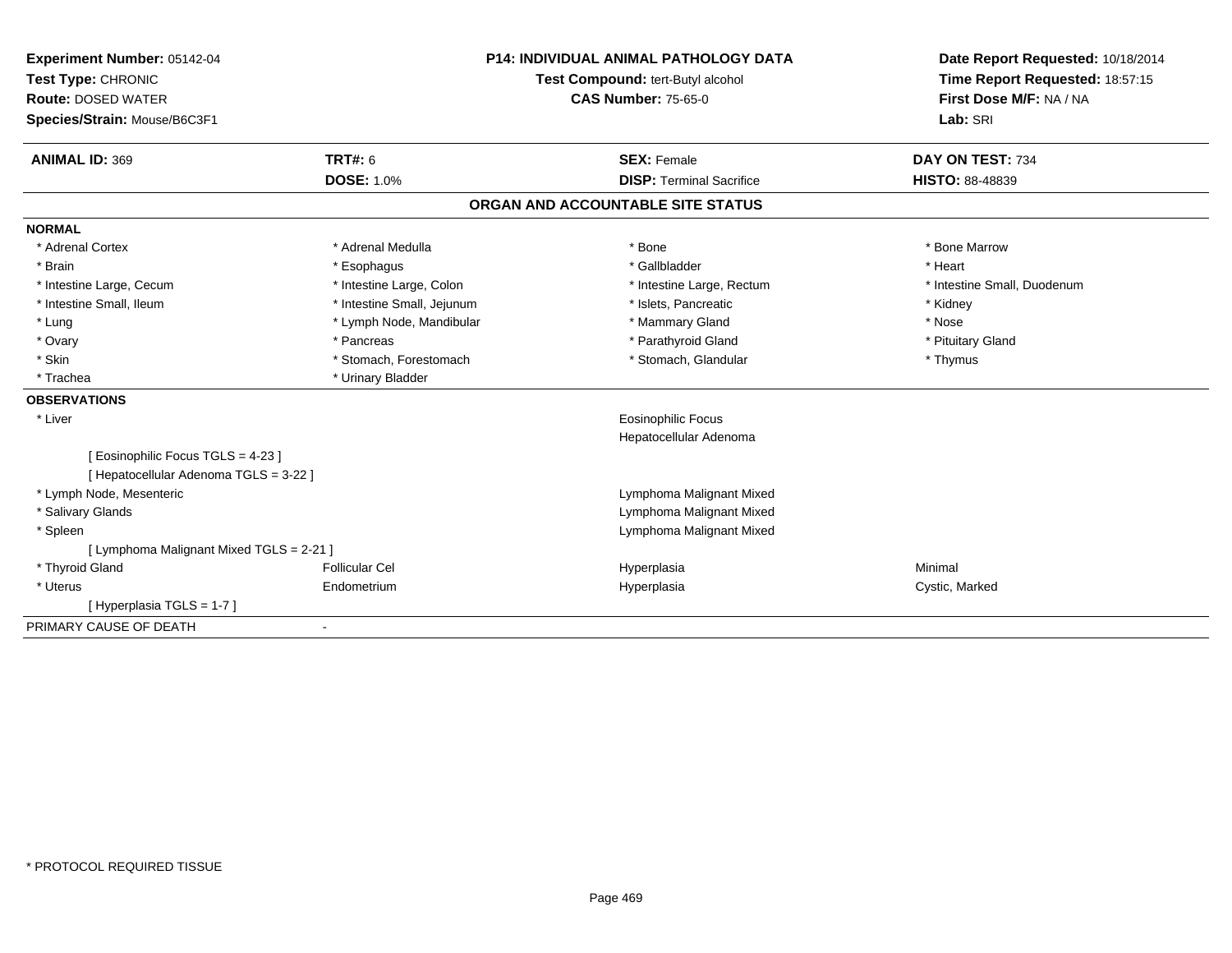**Experiment Number:** 05142-04
**Test Type:** CHRONIC
**Route:** DOSED WATER
**Species/Strain:** Mouse/B6C3F1

**P14: INDIVIDUAL ANIMAL PATHOLOGY DATA**
**Test Compound:** tert-Butyl alcohol
**CAS Number:** 75-65-0

**Date Report Requested:** 10/18/2014
**Time Report Requested:** 18:57:15
**First Dose M/F:** NA / NA
**Lab:** SRI

| **ANIMAL ID:** 369 | **TRT#:** 6 | **SEX:** Female | **DAY ON TEST:** 734 |
|---|---|---|---|
| | **DOSE:** 1.0% | **DISP:** Terminal Sacrifice | **HISTO:** 88-48839 |

## ORGAN AND ACCOUNTABLE SITE STATUS

**NORMAL**

| | | | |
|---|---|---|---|
| * Adrenal Cortex | * Adrenal Medulla | * Bone | * Bone Marrow |
| * Brain | * Esophagus | * Gallbladder | * Heart |
| * Intestine Large, Cecum | * Intestine Large, Colon | * Intestine Large, Rectum | * Intestine Small, Duodenum |
| * Intestine Small, Ileum | * Intestine Small, Jejunum | * Islets, Pancreatic | * Kidney |
| * Lung | * Lymph Node, Mandibular | * Mammary Gland | * Nose |
| * Ovary | * Pancreas | * Parathyroid Gland | * Pituitary Gland |
| * Skin | * Stomach, Forestomach | * Stomach, Glandular | * Thymus |
| * Trachea | * Urinary Bladder | | |

**OBSERVATIONS**

| | | | |
|---|---|---|---|
| * Liver | | Eosinophilic Focus | |
| | | Hepatocellular Adenoma | |
| [ Eosinophilic Focus TGLS = 4-23 ] | | | |
| [ Hepatocellular Adenoma TGLS = 3-22 ] | | | |
| * Lymph Node, Mesenteric | | Lymphoma Malignant Mixed | |
| * Salivary Glands | | Lymphoma Malignant Mixed | |
| * Spleen | | Lymphoma Malignant Mixed | |
| [ Lymphoma Malignant Mixed TGLS = 2-21 ] | | | |
| * Thyroid Gland | Follicular Cel | Hyperplasia | Minimal |
| * Uterus | Endometrium | Hyperplasia | Cystic, Marked |
| [ Hyperplasia TGLS = 1-7 ] | | | |

PRIMARY CAUSE OF DEATH -

* PROTOCOL REQUIRED TISSUE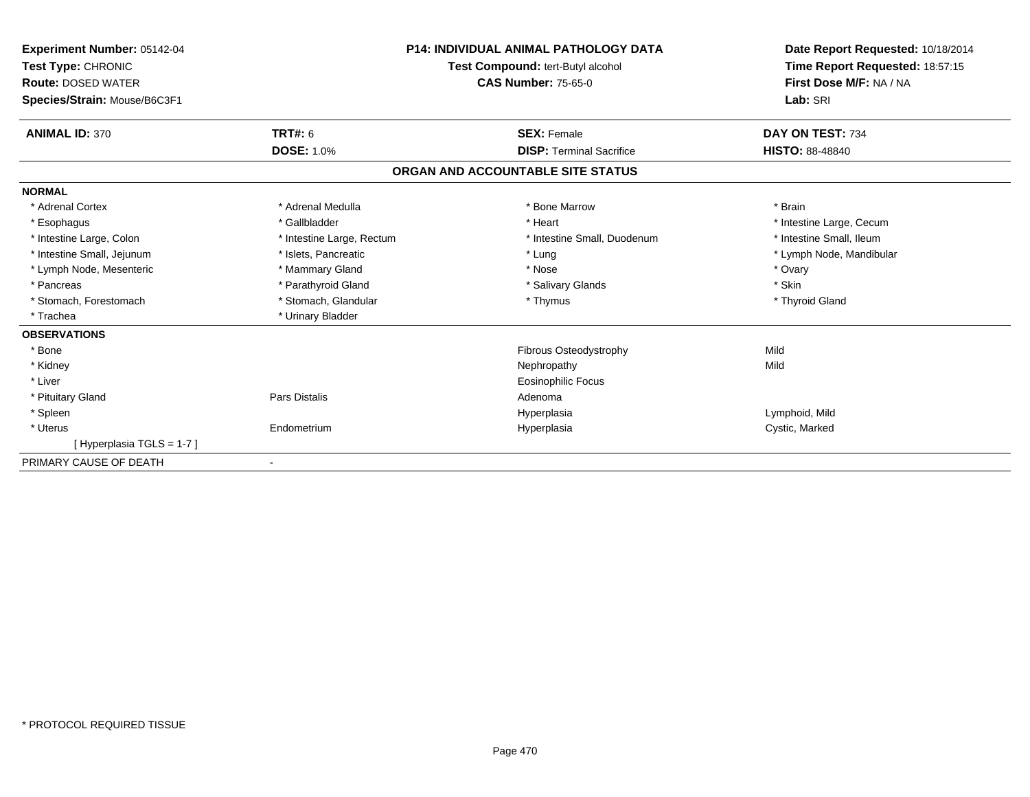**Experiment Number:** 05142-04
**Test Type:** CHRONIC
**Route:** DOSED WATER
**Species/Strain:** Mouse/B6C3F1

**P14: INDIVIDUAL ANIMAL PATHOLOGY DATA**
**Test Compound:** tert-Butyl alcohol
**CAS Number:** 75-65-0

**Date Report Requested:** 10/18/2014
**Time Report Requested:** 18:57:15
**First Dose M/F:** NA / NA
**Lab:** SRI

| **ANIMAL ID:** 370 | **TRT#:** 6 | **SEX:** Female | **DAY ON TEST:** 734 |
|---|---|---|---|
| | **DOSE:** 1.0% | **DISP:** Terminal Sacrifice | **HISTO:** 88-48840 |

## ORGAN AND ACCOUNTABLE SITE STATUS

**NORMAL**

| | | | |
|---|---|---|---|
| * Adrenal Cortex | * Adrenal Medulla | * Bone Marrow | * Brain |
| * Esophagus | * Gallbladder | * Heart | * Intestine Large, Cecum |
| * Intestine Large, Colon | * Intestine Large, Rectum | * Intestine Small, Duodenum | * Intestine Small, Ileum |
| * Intestine Small, Jejunum | * Islets, Pancreatic | * Lung | * Lymph Node, Mandibular |
| * Lymph Node, Mesenteric | * Mammary Gland | * Nose | * Ovary |
| * Pancreas | * Parathyroid Gland | * Salivary Glands | * Skin |
| * Stomach, Forestomach | * Stomach, Glandular | * Thymus | * Thyroid Gland |
| * Trachea | * Urinary Bladder | | |

**OBSERVATIONS**

| | | | |
|---|---|---|---|
| * Bone | | Fibrous Osteodystrophy | Mild |
| * Kidney | | Nephropathy | Mild |
| * Liver | | Eosinophilic Focus | |
| * Pituitary Gland | Pars Distalis | Adenoma | |
| * Spleen | | Hyperplasia | Lymphoid, Mild |
| * Uterus | Endometrium | Hyperplasia | Cystic, Marked |
| [ Hyperplasia TGLS = 1-7 ] | | | |

PRIMARY CAUSE OF DEATH -

* PROTOCOL REQUIRED TISSUE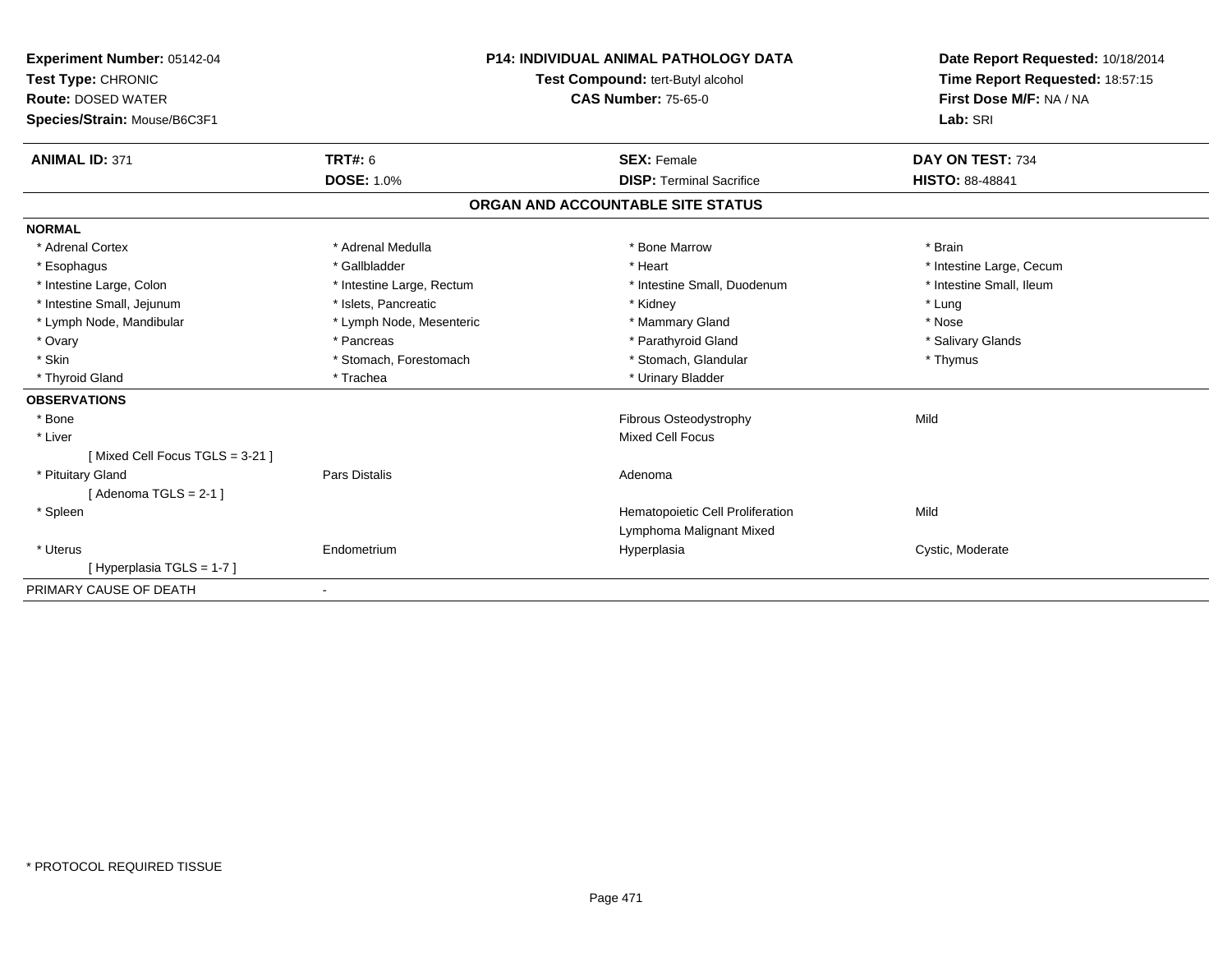**Experiment Number:** 05142-04
**Test Type:** CHRONIC
**Route:** DOSED WATER
**Species/Strain:** Mouse/B6C3F1

**P14: INDIVIDUAL ANIMAL PATHOLOGY DATA**
**Test Compound:** tert-Butyl alcohol
**CAS Number:** 75-65-0

**Date Report Requested:** 10/18/2014
**Time Report Requested:** 18:57:15
**First Dose M/F:** NA / NA
**Lab:** SRI

| **ANIMAL ID:** 371 | **TRT#:** 6 | **SEX:** Female | **DAY ON TEST:** 734 |
|---|---|---|---|
| | **DOSE:** 1.0% | **DISP:** Terminal Sacrifice | **HISTO:** 88-48841 |

## ORGAN AND ACCOUNTABLE SITE STATUS

**NORMAL**

| | | | |
|---|---|---|---|
| * Adrenal Cortex | * Adrenal Medulla | * Bone Marrow | * Brain |
| * Esophagus | * Gallbladder | * Heart | * Intestine Large, Cecum |
| * Intestine Large, Colon | * Intestine Large, Rectum | * Intestine Small, Duodenum | * Intestine Small, Ileum |
| * Intestine Small, Jejunum | * Islets, Pancreatic | * Kidney | * Lung |
| * Lymph Node, Mandibular | * Lymph Node, Mesenteric | * Mammary Gland | * Nose |
| * Ovary | * Pancreas | * Parathyroid Gland | * Salivary Glands |
| * Skin | * Stomach, Forestomach | * Stomach, Glandular | * Thymus |
| * Thyroid Gland | * Trachea | * Urinary Bladder | |

**OBSERVATIONS**

| | | | |
|---|---|---|---|
| * Bone | | Fibrous Osteodystrophy | Mild |
| * Liver | | Mixed Cell Focus | |
| [ Mixed Cell Focus TGLS = 3-21 ] | | | |
| * Pituitary Gland | Pars Distalis | Adenoma | |
| [ Adenoma TGLS = 2-1 ] | | | |
| * Spleen | | Hematopoietic Cell Proliferation | Mild |
| | | Lymphoma Malignant Mixed | |
| * Uterus | Endometrium | Hyperplasia | Cystic, Moderate |
| [ Hyperplasia TGLS = 1-7 ] | | | |

PRIMARY CAUSE OF DEATH -

* PROTOCOL REQUIRED TISSUE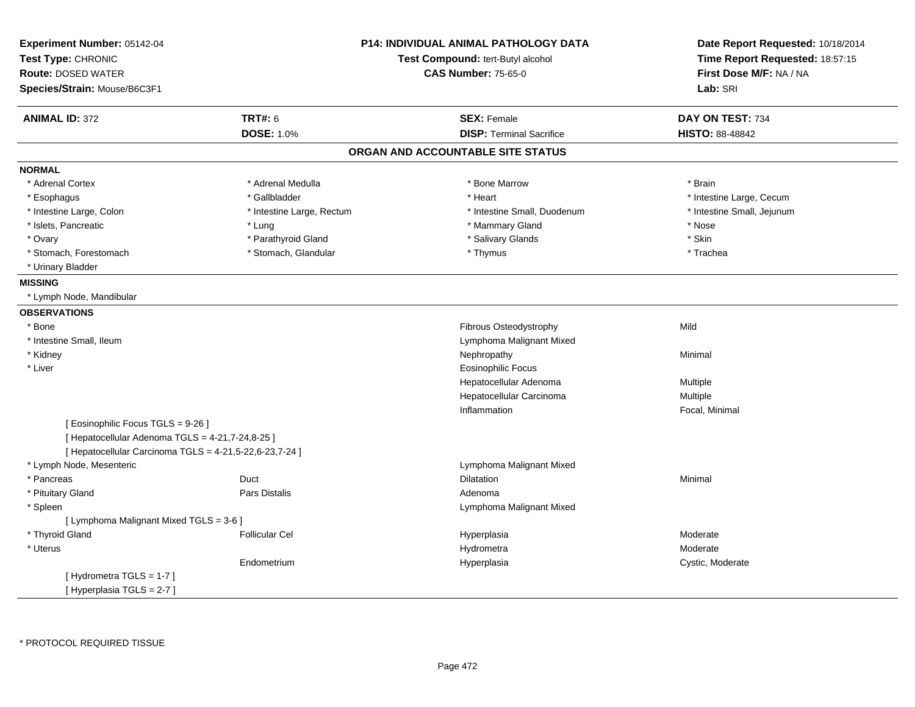**Experiment Number:** 05142-04
**Test Type:** CHRONIC
**Route:** DOSED WATER
**Species/Strain:** Mouse/B6C3F1

**P14: INDIVIDUAL ANIMAL PATHOLOGY DATA**
**Test Compound:** tert-Butyl alcohol
**CAS Number:** 75-65-0

**Date Report Requested:** 10/18/2014
**Time Report Requested:** 18:57:15
**First Dose M/F:** NA / NA
**Lab:** SRI

| **ANIMAL ID:** 372 | **TRT#:** 6 | **SEX:** Female | **DAY ON TEST:** 734 |
|---|---|---|---|
| | **DOSE:** 1.0% | **DISP:** Terminal Sacrifice | **HISTO:** 88-48842 |

## ORGAN AND ACCOUNTABLE SITE STATUS

**NORMAL**

| | | | |
|---|---|---|---|
| * Adrenal Cortex | * Adrenal Medulla | * Bone Marrow | * Brain |
| * Esophagus | * Gallbladder | * Heart | * Intestine Large, Cecum |
| * Intestine Large, Colon | * Intestine Large, Rectum | * Intestine Small, Duodenum | * Intestine Small, Jejunum |
| * Islets, Pancreatic | * Lung | * Mammary Gland | * Nose |
| * Ovary | * Parathyroid Gland | * Salivary Glands | * Skin |
| * Stomach, Forestomach | * Stomach, Glandular | * Thymus | * Trachea |
| * Urinary Bladder | | | |

**MISSING**

* Lymph Node, Mandibular

**OBSERVATIONS**

| | | | |
|---|---|---|---|
| * Bone | | Fibrous Osteodystrophy | Mild |
| * Intestine Small, Ileum | | Lymphoma Malignant Mixed | |
| * Kidney | | Nephropathy | Minimal |
| * Liver | | Eosinophilic Focus | |
| | | Hepatocellular Adenoma | Multiple |
| | | Hepatocellular Carcinoma | Multiple |
| | | Inflammation | Focal, Minimal |
| [ Eosinophilic Focus TGLS = 9-26 ] | | | |
| [ Hepatocellular Adenoma TGLS = 4-21,7-24,8-25 ] | | | |
| [ Hepatocellular Carcinoma TGLS = 4-21,5-22,6-23,7-24 ] | | | |
| * Lymph Node, Mesenteric | | Lymphoma Malignant Mixed | |
| * Pancreas | Duct | Dilatation | Minimal |
| * Pituitary Gland | Pars Distalis | Adenoma | |
| * Spleen | | Lymphoma Malignant Mixed | |
| [ Lymphoma Malignant Mixed TGLS = 3-6 ] | | | |
| * Thyroid Gland | Follicular Cel | Hyperplasia | Moderate |
| * Uterus | | Hydrometra | Moderate |
| | Endometrium | Hyperplasia | Cystic, Moderate |
| [ Hydrometra TGLS = 1-7 ] | | | |
| [ Hyperplasia TGLS = 2-7 ] | | | |

* PROTOCOL REQUIRED TISSUE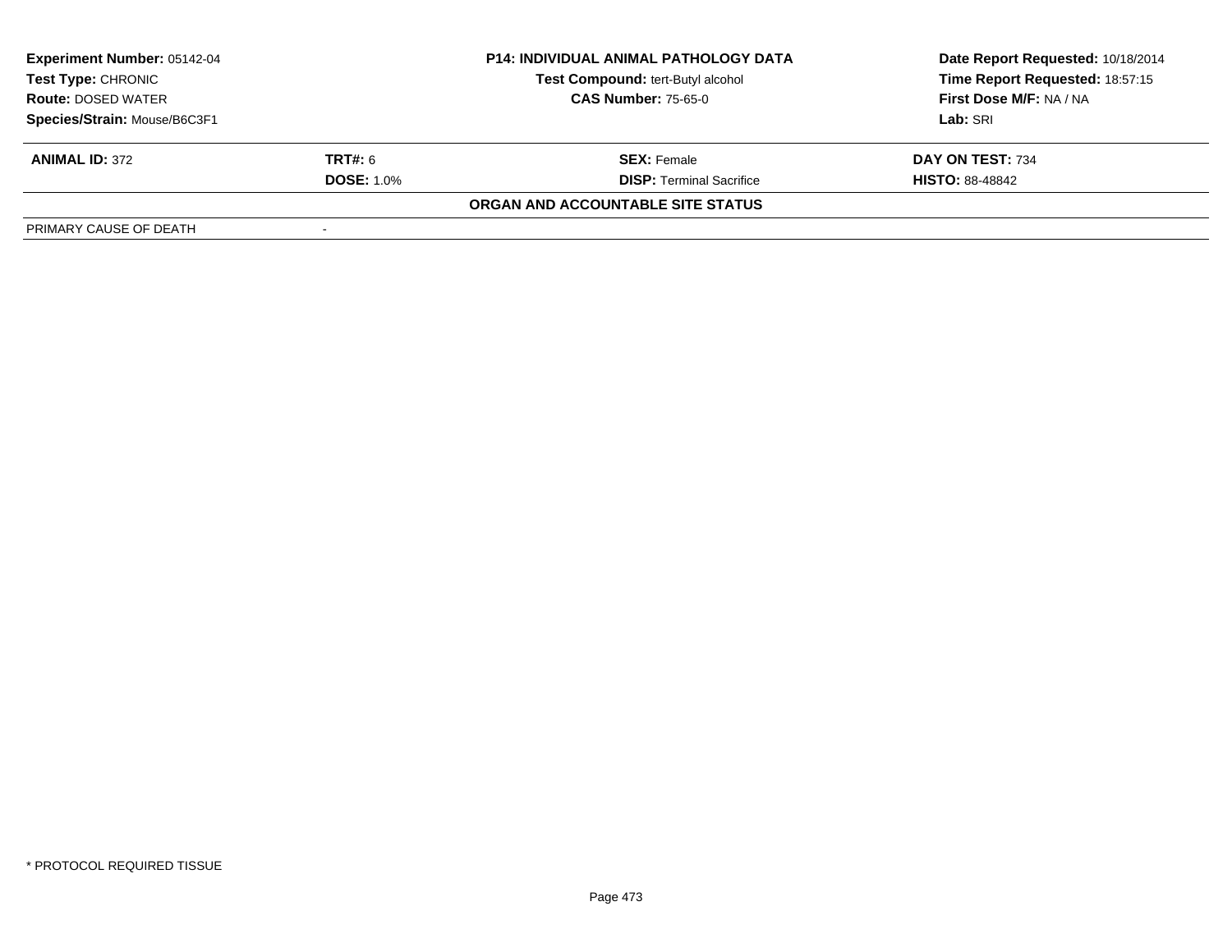| **Experiment Number:** 05142-04 | **P14: INDIVIDUAL ANIMAL PATHOLOGY DATA** | **Date Report Requested:** 10/18/2014 |
|---|---|---|
| **Test Type:** CHRONIC | **Test Compound:** tert-Butyl alcohol | **Time Report Requested:** 18:57:15 |
| **Route:** DOSED WATER | **CAS Number:** 75-65-0 | **First Dose M/F:** NA / NA |
| **Species/Strain:** Mouse/B6C3F1 | | **Lab:** SRI |

| **ANIMAL ID:** 372 | **TRT#:** 6 | **SEX:** Female | **DAY ON TEST:** 734 |
|---|---|---|---|
| | **DOSE:** 1.0% | **DISP:** Terminal Sacrifice | **HISTO:** 88-48842 |

**ORGAN AND ACCOUNTABLE SITE STATUS**

| PRIMARY CAUSE OF DEATH | - |
|---|---|

\* PROTOCOL REQUIRED TISSUE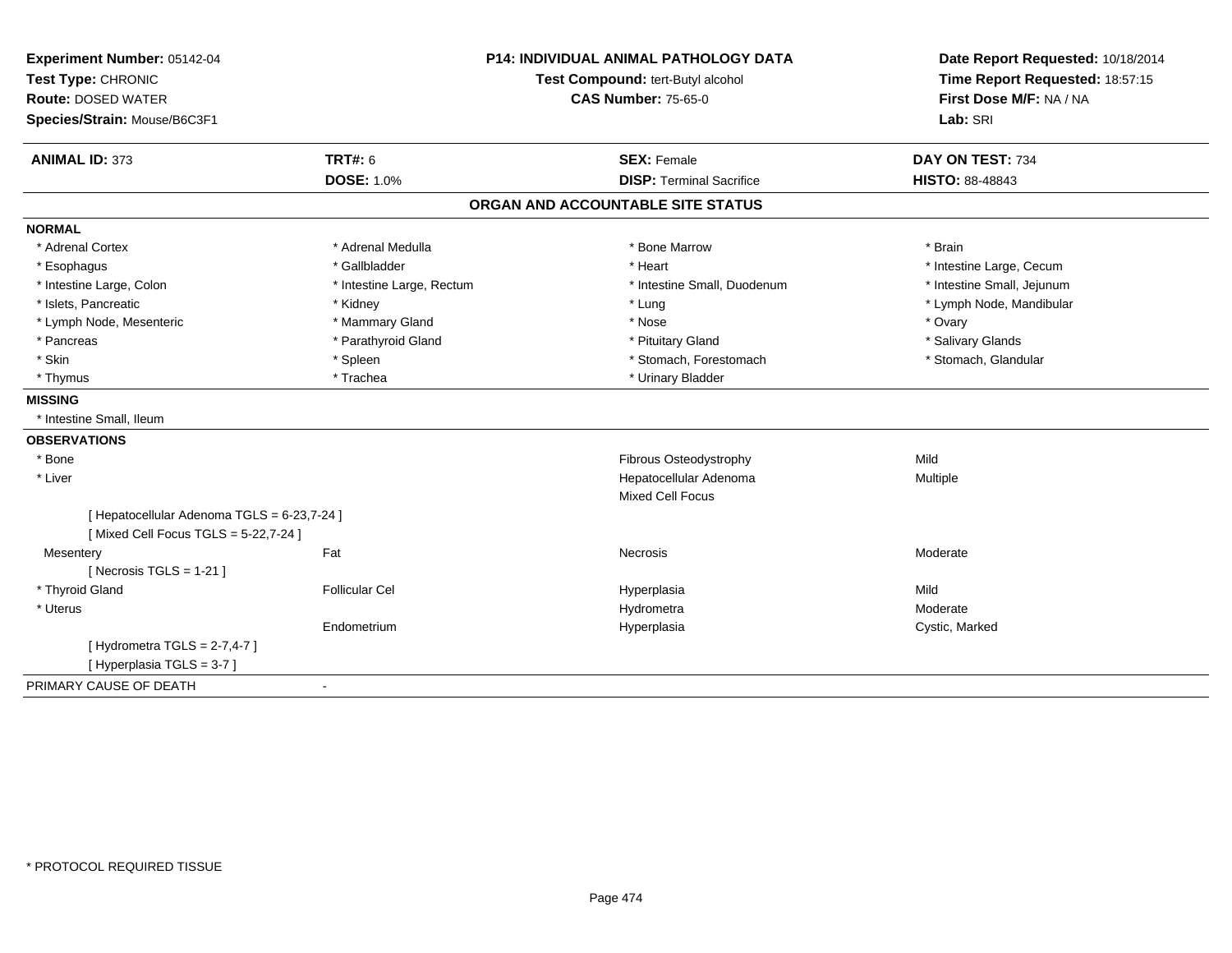**Experiment Number:** 05142-04
**Test Type:** CHRONIC
**Route:** DOSED WATER
**Species/Strain:** Mouse/B6C3F1

**P14: INDIVIDUAL ANIMAL PATHOLOGY DATA**
**Test Compound:** tert-Butyl alcohol
**CAS Number:** 75-65-0

**Date Report Requested:** 10/18/2014
**Time Report Requested:** 18:57:15
**First Dose M/F:** NA / NA
**Lab:** SRI

| **ANIMAL ID:** 373 | **TRT#:** 6 | **SEX:** Female | **DAY ON TEST:** 734 |
|---|---|---|---|
| | **DOSE:** 1.0% | **DISP:** Terminal Sacrifice | **HISTO:** 88-48843 |

## ORGAN AND ACCOUNTABLE SITE STATUS

**NORMAL**

| | | | |
|---|---|---|---|
| * Adrenal Cortex | * Adrenal Medulla | * Bone Marrow | * Brain |
| * Esophagus | * Gallbladder | * Heart | * Intestine Large, Cecum |
| * Intestine Large, Colon | * Intestine Large, Rectum | * Intestine Small, Duodenum | * Intestine Small, Jejunum |
| * Islets, Pancreatic | * Kidney | * Lung | * Lymph Node, Mandibular |
| * Lymph Node, Mesenteric | * Mammary Gland | * Nose | * Ovary |
| * Pancreas | * Parathyroid Gland | * Pituitary Gland | * Salivary Glands |
| * Skin | * Spleen | * Stomach, Forestomach | * Stomach, Glandular |
| * Thymus | * Trachea | * Urinary Bladder | |

**MISSING**

* Intestine Small, Ileum

**OBSERVATIONS**

| | | | |
|---|---|---|---|
| * Bone | | Fibrous Osteodystrophy | Mild |
| * Liver | | Hepatocellular Adenoma | Multiple |
| | | Mixed Cell Focus | |
| [ Hepatocellular Adenoma TGLS = 6-23,7-24 ] | | | |
| [ Mixed Cell Focus TGLS = 5-22,7-24 ] | | | |
| Mesentery | Fat | Necrosis | Moderate |
| [ Necrosis TGLS = 1-21 ] | | | |
| * Thyroid Gland | Follicular Cel | Hyperplasia | Mild |
| * Uterus | | Hydrometra | Moderate |
| | Endometrium | Hyperplasia | Cystic, Marked |
| [ Hydrometra TGLS = 2-7,4-7 ] | | | |
| [ Hyperplasia TGLS = 3-7 ] | | | |

PRIMARY CAUSE OF DEATH -

* PROTOCOL REQUIRED TISSUE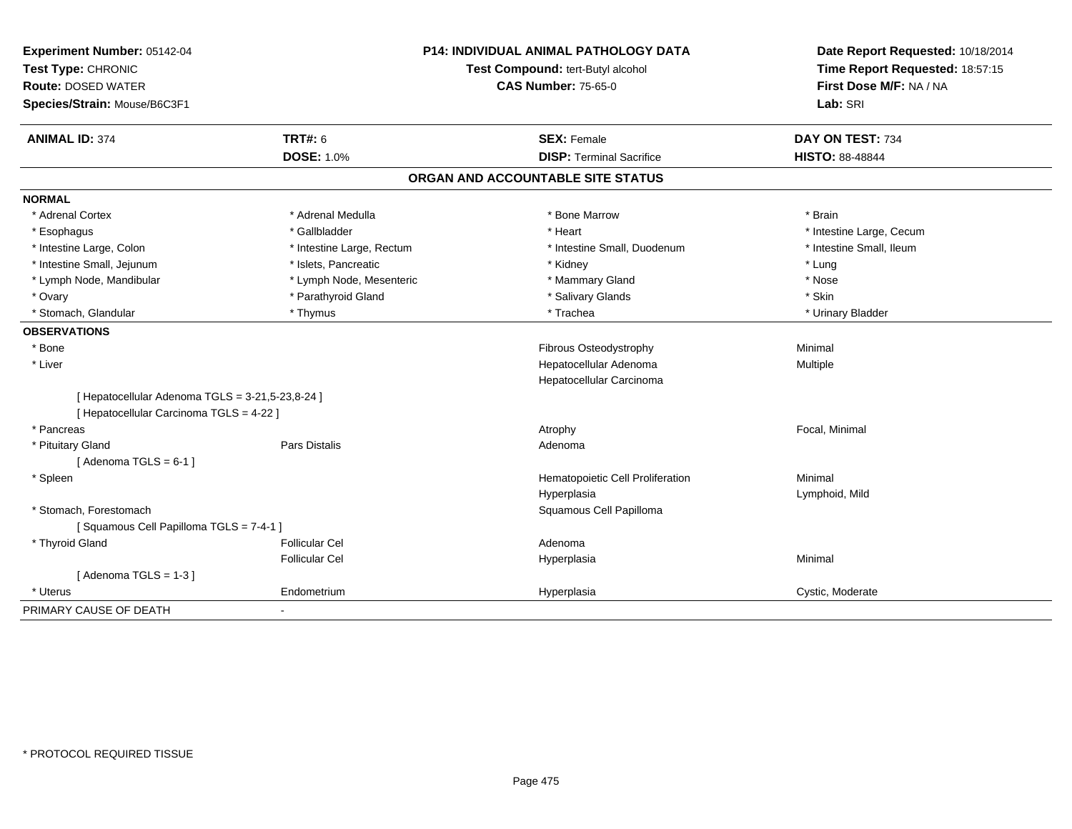**Experiment Number:** 05142-04
**Test Type:** CHRONIC
**Route:** DOSED WATER
**Species/Strain:** Mouse/B6C3F1

**P14: INDIVIDUAL ANIMAL PATHOLOGY DATA**
**Test Compound:** tert-Butyl alcohol
**CAS Number:** 75-65-0

**Date Report Requested:** 10/18/2014
**Time Report Requested:** 18:57:15
**First Dose M/F:** NA / NA
**Lab:** SRI

| **ANIMAL ID:** 374 | **TRT#:** 6 | **SEX:** Female | **DAY ON TEST:** 734 |
|---|---|---|---|
| | **DOSE:** 1.0% | **DISP:** Terminal Sacrifice | **HISTO:** 88-48844 |

## ORGAN AND ACCOUNTABLE SITE STATUS

**NORMAL**

| | | | |
|---|---|---|---|
| * Adrenal Cortex | * Adrenal Medulla | * Bone Marrow | * Brain |
| * Esophagus | * Gallbladder | * Heart | * Intestine Large, Cecum |
| * Intestine Large, Colon | * Intestine Large, Rectum | * Intestine Small, Duodenum | * Intestine Small, Ileum |
| * Intestine Small, Jejunum | * Islets, Pancreatic | * Kidney | * Lung |
| * Lymph Node, Mandibular | * Lymph Node, Mesenteric | * Mammary Gland | * Nose |
| * Ovary | * Parathyroid Gland | * Salivary Glands | * Skin |
| * Stomach, Glandular | * Thymus | * Trachea | * Urinary Bladder |

**OBSERVATIONS**

| | | | |
|---|---|---|---|
| * Bone | | Fibrous Osteodystrophy | Minimal |
| * Liver | | Hepatocellular Adenoma | Multiple |
| | | Hepatocellular Carcinoma | |
| [ Hepatocellular Adenoma TGLS = 3-21,5-23,8-24 ] | | | |
| [ Hepatocellular Carcinoma TGLS = 4-22 ] | | | |
| * Pancreas | | Atrophy | Focal, Minimal |
| * Pituitary Gland | Pars Distalis | Adenoma | |
| [ Adenoma TGLS = 6-1 ] | | | |
| * Spleen | | Hematopoietic Cell Proliferation | Minimal |
| | | Hyperplasia | Lymphoid, Mild |
| * Stomach, Forestomach | | Squamous Cell Papilloma | |
| [ Squamous Cell Papilloma TGLS = 7-4-1 ] | | | |
| * Thyroid Gland | Follicular Cel | Adenoma | |
| | Follicular Cel | Hyperplasia | Minimal |
| [ Adenoma TGLS = 1-3 ] | | | |
| * Uterus | Endometrium | Hyperplasia | Cystic, Moderate |

PRIMARY CAUSE OF DEATH -

\* PROTOCOL REQUIRED TISSUE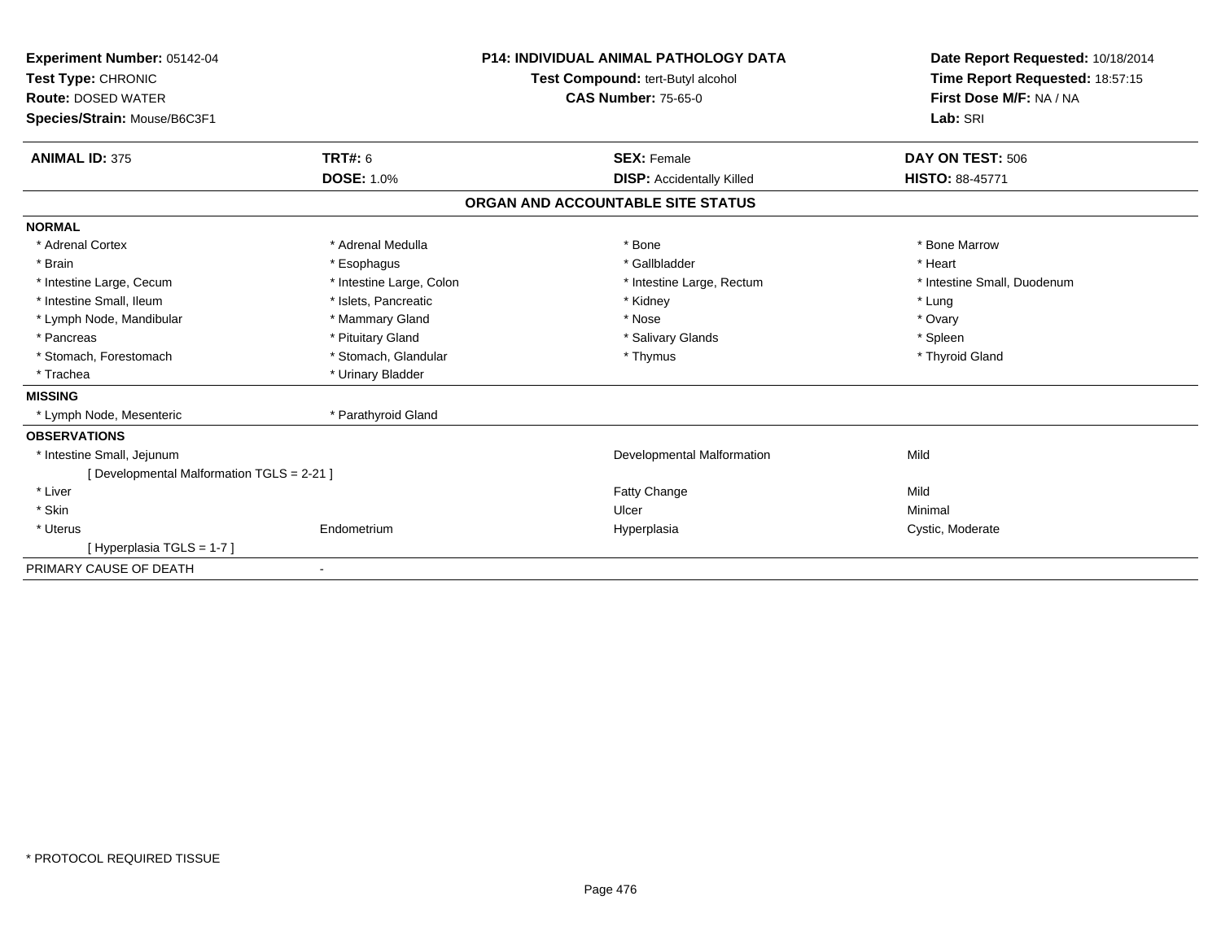**Experiment Number:** 05142-04
**Test Type:** CHRONIC
**Route:** DOSED WATER
**Species/Strain:** Mouse/B6C3F1

**P14: INDIVIDUAL ANIMAL PATHOLOGY DATA**
**Test Compound:** tert-Butyl alcohol
**CAS Number:** 75-65-0

**Date Report Requested:** 10/18/2014
**Time Report Requested:** 18:57:15
**First Dose M/F:** NA / NA
**Lab:** SRI

| **ANIMAL ID:** 375 | **TRT#:** 6 | **SEX:** Female | **DAY ON TEST:** 506 |
|---|---|---|---|
| | **DOSE:** 1.0% | **DISP:** Accidentally Killed | **HISTO:** 88-45771 |

## ORGAN AND ACCOUNTABLE SITE STATUS

**NORMAL**

| | | | |
|---|---|---|---|
| * Adrenal Cortex | * Adrenal Medulla | * Bone | * Bone Marrow |
| * Brain | * Esophagus | * Gallbladder | * Heart |
| * Intestine Large, Cecum | * Intestine Large, Colon | * Intestine Large, Rectum | * Intestine Small, Duodenum |
| * Intestine Small, Ileum | * Islets, Pancreatic | * Kidney | * Lung |
| * Lymph Node, Mandibular | * Mammary Gland | * Nose | * Ovary |
| * Pancreas | * Pituitary Gland | * Salivary Glands | * Spleen |
| * Stomach, Forestomach | * Stomach, Glandular | * Thymus | * Thyroid Gland |
| * Trachea | * Urinary Bladder | | |

**MISSING**

| | |
|---|---|
| * Lymph Node, Mesenteric | * Parathyroid Gland |

**OBSERVATIONS**

| | | | |
|---|---|---|---|
| * Intestine Small, Jejunum | | Developmental Malformation | Mild |
| [ Developmental Malformation TGLS = 2-21 ] | | | |
| * Liver | | Fatty Change | Mild |
| * Skin | | Ulcer | Minimal |
| * Uterus | Endometrium | Hyperplasia | Cystic, Moderate |
| [ Hyperplasia TGLS = 1-7 ] | | | |

PRIMARY CAUSE OF DEATH -

* PROTOCOL REQUIRED TISSUE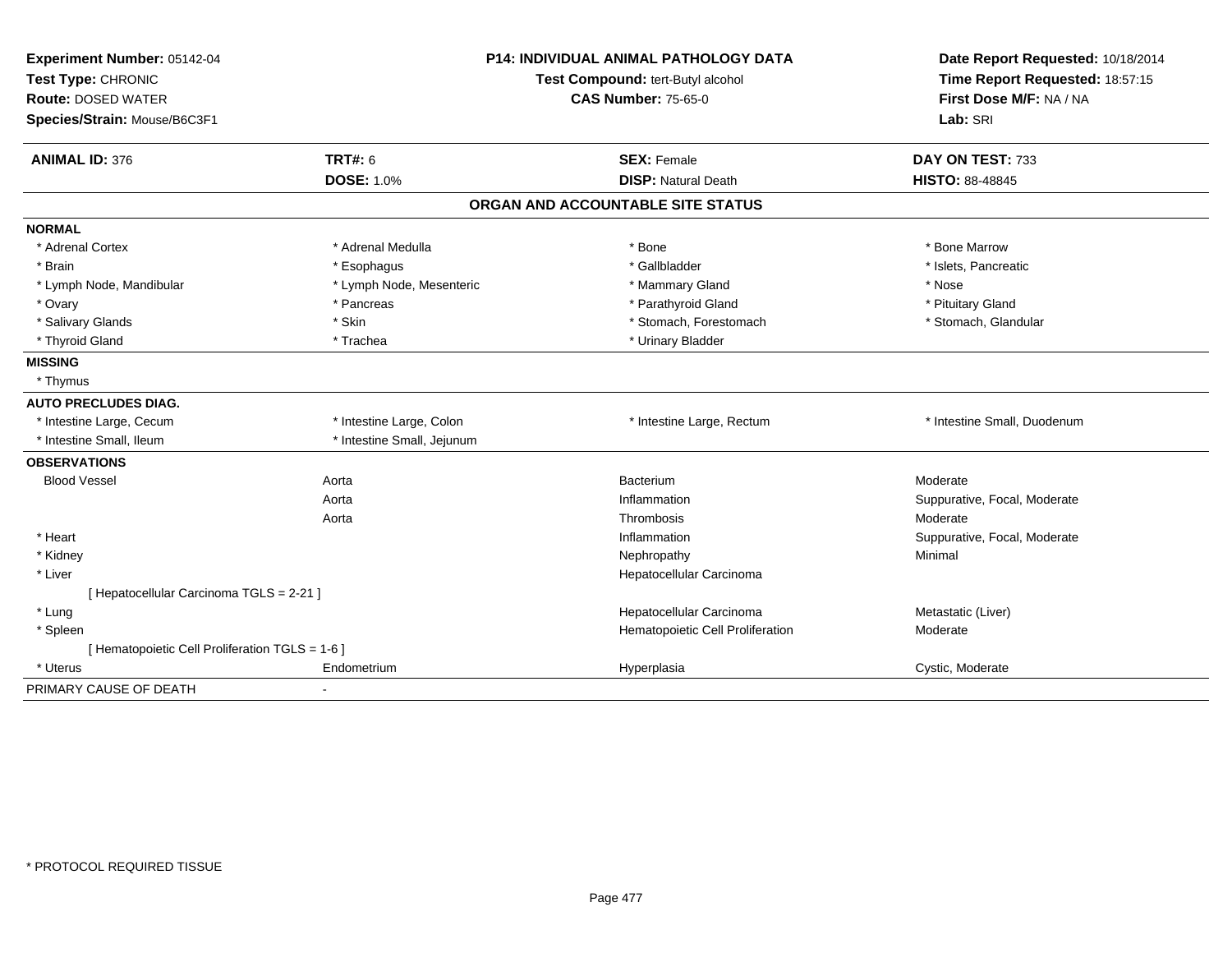**Experiment Number:** 05142-04
**Test Type:** CHRONIC
**Route:** DOSED WATER
**Species/Strain:** Mouse/B6C3F1

**P14: INDIVIDUAL ANIMAL PATHOLOGY DATA**
**Test Compound:** tert-Butyl alcohol
**CAS Number:** 75-65-0

**Date Report Requested:** 10/18/2014
**Time Report Requested:** 18:57:15
**First Dose M/F:** NA / NA
**Lab:** SRI

| **ANIMAL ID:** 376 | **TRT#:** 6 | **SEX:** Female | **DAY ON TEST:** 733 |
|---|---|---|---|
| | **DOSE:** 1.0% | **DISP:** Natural Death | **HISTO:** 88-48845 |

## ORGAN AND ACCOUNTABLE SITE STATUS

| | | | |
|---|---|---|---|
| **NORMAL** | | | |
| * Adrenal Cortex | * Adrenal Medulla | * Bone | * Bone Marrow |
| * Brain | * Esophagus | * Gallbladder | * Islets, Pancreatic |
| * Lymph Node, Mandibular | * Lymph Node, Mesenteric | * Mammary Gland | * Nose |
| * Ovary | * Pancreas | * Parathyroid Gland | * Pituitary Gland |
| * Salivary Glands | * Skin | * Stomach, Forestomach | * Stomach, Glandular |
| * Thyroid Gland | * Trachea | * Urinary Bladder | |
| **MISSING** | | | |
| * Thymus | | | |
| **AUTO PRECLUDES DIAG.** | | | |
| * Intestine Large, Cecum | * Intestine Large, Colon | * Intestine Large, Rectum | * Intestine Small, Duodenum |
| * Intestine Small, Ileum | * Intestine Small, Jejunum | | |
| **OBSERVATIONS** | | | |
| Blood Vessel | Aorta | Bacterium | Moderate |
| | Aorta | Inflammation | Suppurative, Focal, Moderate |
| | Aorta | Thrombosis | Moderate |
| * Heart | | Inflammation | Suppurative, Focal, Moderate |
| * Kidney | | Nephropathy | Minimal |
| * Liver | | Hepatocellular Carcinoma | |
| [ Hepatocellular Carcinoma TGLS = 2-21 ] | | | |
| * Lung | | Hepatocellular Carcinoma | Metastatic (Liver) |
| * Spleen | | Hematopoietic Cell Proliferation | Moderate |
| [ Hematopoietic Cell Proliferation TGLS = 1-6 ] | | | |
| * Uterus | Endometrium | Hyperplasia | Cystic, Moderate |
| PRIMARY CAUSE OF DEATH | - | | |

* PROTOCOL REQUIRED TISSUE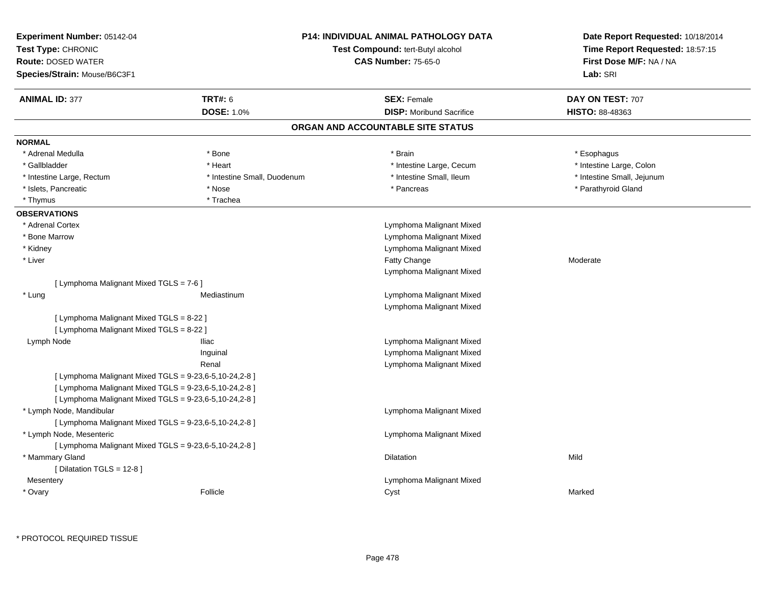**Experiment Number:** 05142-04
**Test Type:** CHRONIC
**Route:** DOSED WATER
**Species/Strain:** Mouse/B6C3F1

**P14: INDIVIDUAL ANIMAL PATHOLOGY DATA**
**Test Compound:** tert-Butyl alcohol
**CAS Number:** 75-65-0

**Date Report Requested:** 10/18/2014
**Time Report Requested:** 18:57:15
**First Dose M/F:** NA / NA
**Lab:** SRI

| **ANIMAL ID:** 377 | **TRT#:** 6 | **SEX:** Female | **DAY ON TEST:** 707 |
|---|---|---|---|
| | **DOSE:** 1.0% | **DISP:** Moribund Sacrifice | **HISTO:** 88-48363 |

## ORGAN AND ACCOUNTABLE SITE STATUS

**NORMAL**

| | | | |
|---|---|---|---|
| * Adrenal Medulla | * Bone | * Brain | * Esophagus |
| * Gallbladder | * Heart | * Intestine Large, Cecum | * Intestine Large, Colon |
| * Intestine Large, Rectum | * Intestine Small, Duodenum | * Intestine Small, Ileum | * Intestine Small, Jejunum |
| * Islets, Pancreatic | * Nose | * Pancreas | * Parathyroid Gland |
| * Thymus | * Trachea | | |

**OBSERVATIONS**

| | | | |
|---|---|---|---|
| * Adrenal Cortex | | Lymphoma Malignant Mixed | |
| * Bone Marrow | | Lymphoma Malignant Mixed | |
| * Kidney | | Lymphoma Malignant Mixed | |
| * Liver | | Fatty Change | Moderate |
| | | Lymphoma Malignant Mixed | |
| [ Lymphoma Malignant Mixed TGLS = 7-6 ] | | | |
| * Lung | Mediastinum | Lymphoma Malignant Mixed | |
| | | Lymphoma Malignant Mixed | |
| [ Lymphoma Malignant Mixed TGLS = 8-22 ] | | | |
| [ Lymphoma Malignant Mixed TGLS = 8-22 ] | | | |
| Lymph Node | Iliac | Lymphoma Malignant Mixed | |
| | Inguinal | Lymphoma Malignant Mixed | |
| | Renal | Lymphoma Malignant Mixed | |
| [ Lymphoma Malignant Mixed TGLS = 9-23,6-5,10-24,2-8 ] | | | |
| [ Lymphoma Malignant Mixed TGLS = 9-23,6-5,10-24,2-8 ] | | | |
| [ Lymphoma Malignant Mixed TGLS = 9-23,6-5,10-24,2-8 ] | | | |
| * Lymph Node, Mandibular | | Lymphoma Malignant Mixed | |
| [ Lymphoma Malignant Mixed TGLS = 9-23,6-5,10-24,2-8 ] | | | |
| * Lymph Node, Mesenteric | | Lymphoma Malignant Mixed | |
| [ Lymphoma Malignant Mixed TGLS = 9-23,6-5,10-24,2-8 ] | | | |
| * Mammary Gland | | Dilatation | Mild |
| [ Dilatation TGLS = 12-8 ] | | | |
| Mesentery | | Lymphoma Malignant Mixed | |
| * Ovary | Follicle | Cyst | Marked |

* PROTOCOL REQUIRED TISSUE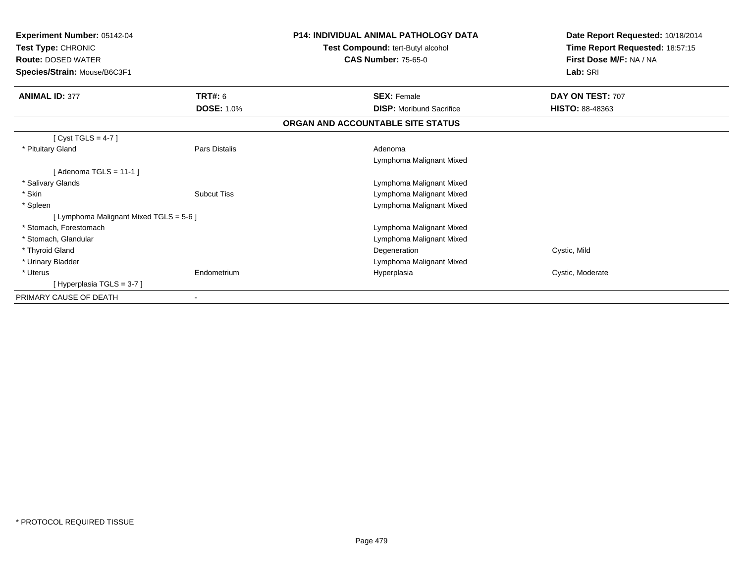**Experiment Number:** 05142-04
**Test Type:** CHRONIC
**Route:** DOSED WATER
**Species/Strain:** Mouse/B6C3F1

**P14: INDIVIDUAL ANIMAL PATHOLOGY DATA**
**Test Compound:** tert-Butyl alcohol
**CAS Number:** 75-65-0

**Date Report Requested:** 10/18/2014
**Time Report Requested:** 18:57:15
**First Dose M/F:** NA / NA
**Lab:** SRI

| **ANIMAL ID:** 377 | **TRT#:** 6 | **SEX:** Female | **DAY ON TEST:** 707 |
|---|---|---|---|
| | **DOSE:** 1.0% | **DISP:** Moribund Sacrifice | **HISTO:** 88-48363 |

**ORGAN AND ACCOUNTABLE SITE STATUS**

| | | | |
|---|---|---|---|
| [ Cyst TGLS = 4-7 ] | | | |
| * Pituitary Gland | Pars Distalis | Adenoma | |
| | | Lymphoma Malignant Mixed | |
| [ Adenoma TGLS = 11-1 ] | | | |
| * Salivary Glands | | Lymphoma Malignant Mixed | |
| * Skin | Subcut Tiss | Lymphoma Malignant Mixed | |
| * Spleen | | Lymphoma Malignant Mixed | |
| [ Lymphoma Malignant Mixed TGLS = 5-6 ] | | | |
| * Stomach, Forestomach | | Lymphoma Malignant Mixed | |
| * Stomach, Glandular | | Lymphoma Malignant Mixed | |
| * Thyroid Gland | | Degeneration | Cystic, Mild |
| * Urinary Bladder | | Lymphoma Malignant Mixed | |
| * Uterus | Endometrium | Hyperplasia | Cystic, Moderate |
| [ Hyperplasia TGLS = 3-7 ] | | | |
| PRIMARY CAUSE OF DEATH | - | | |

\* PROTOCOL REQUIRED TISSUE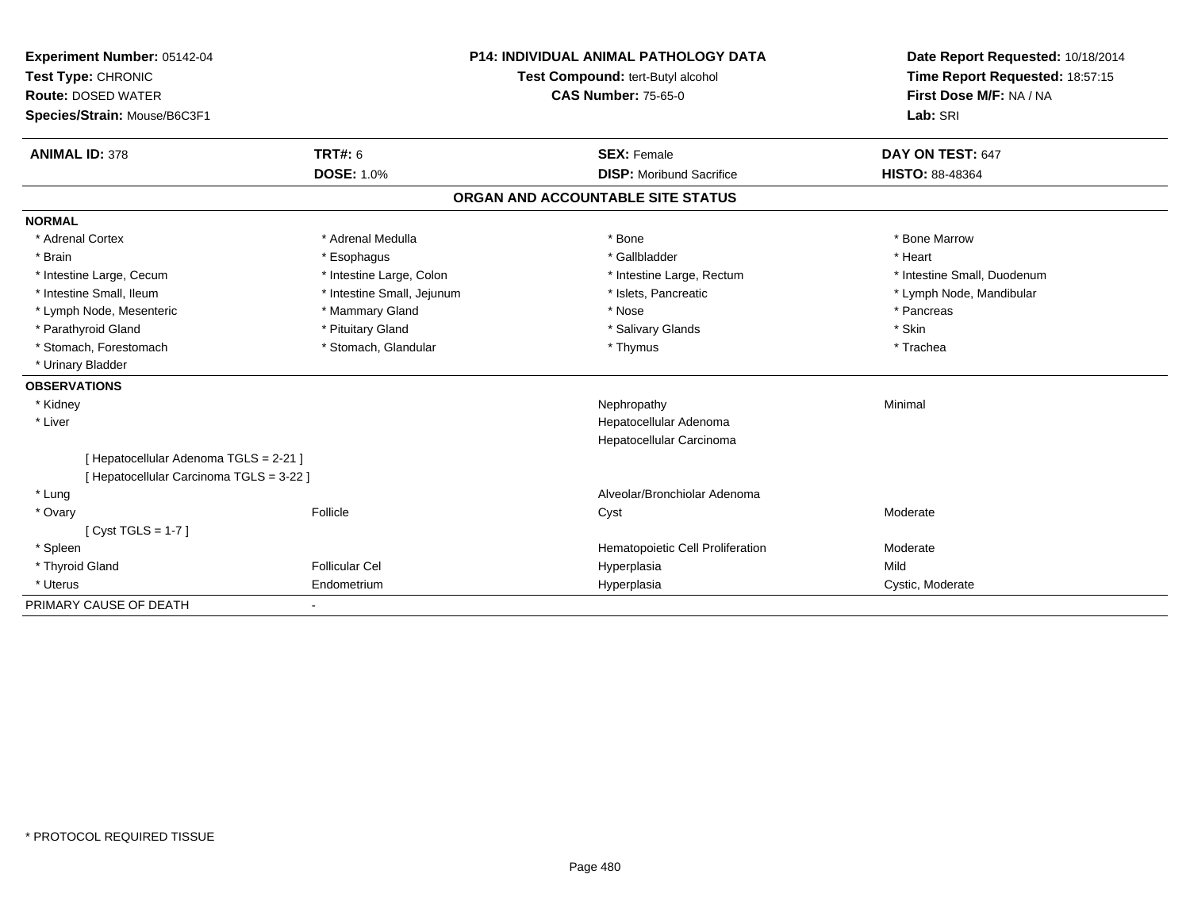**Experiment Number:** 05142-04
**Test Type:** CHRONIC
**Route:** DOSED WATER
**Species/Strain:** Mouse/B6C3F1

**P14: INDIVIDUAL ANIMAL PATHOLOGY DATA**
**Test Compound:** tert-Butyl alcohol
**CAS Number:** 75-65-0

**Date Report Requested:** 10/18/2014
**Time Report Requested:** 18:57:15
**First Dose M/F:** NA / NA
**Lab:** SRI

| **ANIMAL ID:** 378 | **TRT#:** 6 | **SEX:** Female | **DAY ON TEST:** 647 |
|---|---|---|---|
| | **DOSE:** 1.0% | **DISP:** Moribund Sacrifice | **HISTO:** 88-48364 |

## ORGAN AND ACCOUNTABLE SITE STATUS

**NORMAL**

| | | | |
|---|---|---|---|
| * Adrenal Cortex | * Adrenal Medulla | * Bone | * Bone Marrow |
| * Brain | * Esophagus | * Gallbladder | * Heart |
| * Intestine Large, Cecum | * Intestine Large, Colon | * Intestine Large, Rectum | * Intestine Small, Duodenum |
| * Intestine Small, Ileum | * Intestine Small, Jejunum | * Islets, Pancreatic | * Lymph Node, Mandibular |
| * Lymph Node, Mesenteric | * Mammary Gland | * Nose | * Pancreas |
| * Parathyroid Gland | * Pituitary Gland | * Salivary Glands | * Skin |
| * Stomach, Forestomach | * Stomach, Glandular | * Thymus | * Trachea |
| * Urinary Bladder | | | |

**OBSERVATIONS**

| | | | |
|---|---|---|---|
| * Kidney | | Nephropathy | Minimal |
| * Liver | | Hepatocellular Adenoma | |
| | | Hepatocellular Carcinoma | |
| [ Hepatocellular Adenoma TGLS = 2-21 ] | | | |
| [ Hepatocellular Carcinoma TGLS = 3-22 ] | | | |
| * Lung | | Alveolar/Bronchiolar Adenoma | |
| * Ovary | Follicle | Cyst | Moderate |
| [ Cyst TGLS = 1-7 ] | | | |
| * Spleen | | Hematopoietic Cell Proliferation | Moderate |
| * Thyroid Gland | Follicular Cel | Hyperplasia | Mild |
| * Uterus | Endometrium | Hyperplasia | Cystic, Moderate |

PRIMARY CAUSE OF DEATH -

\* PROTOCOL REQUIRED TISSUE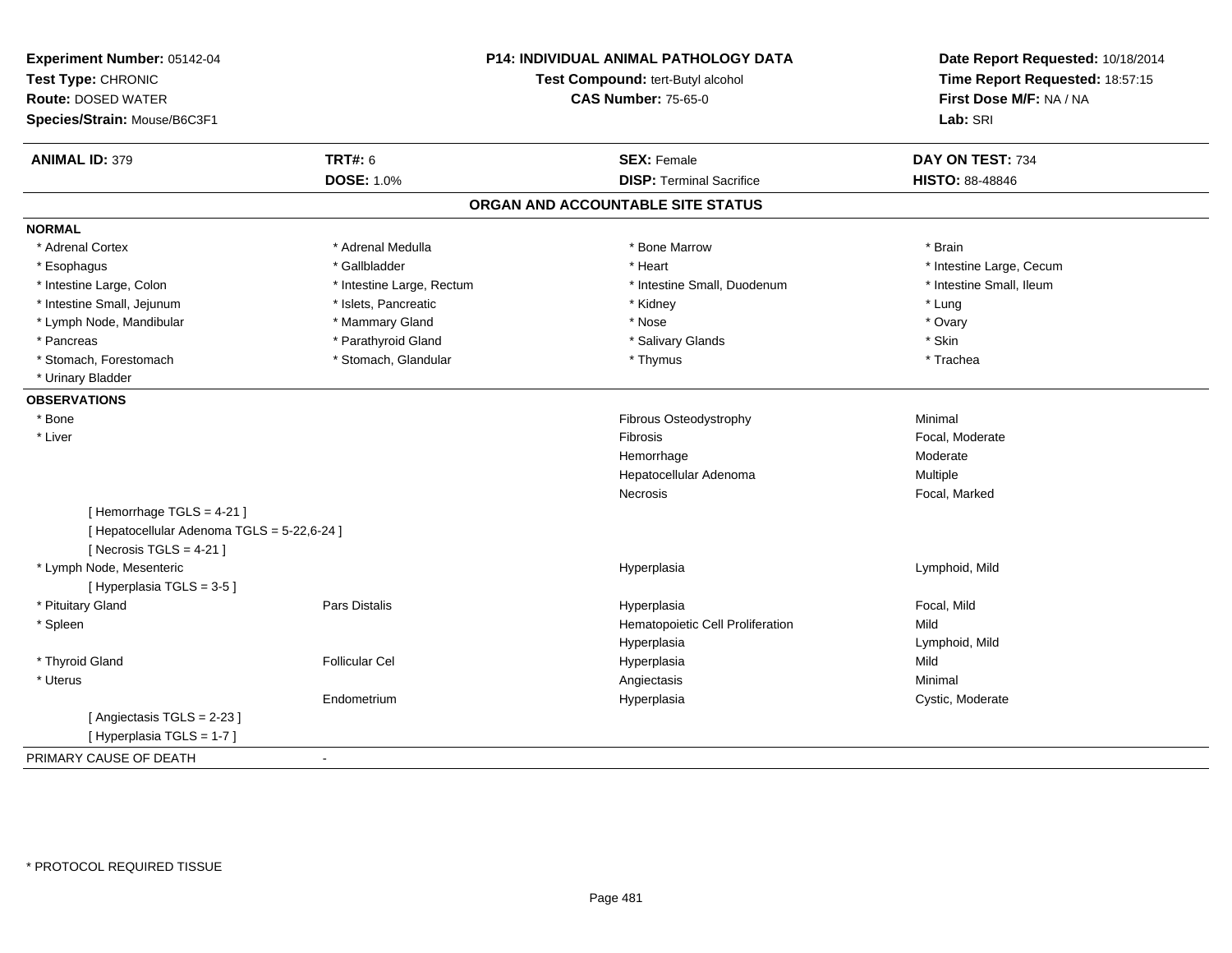**Experiment Number:** 05142-04
**Test Type:** CHRONIC
**Route:** DOSED WATER
**Species/Strain:** Mouse/B6C3F1

**P14: INDIVIDUAL ANIMAL PATHOLOGY DATA**
**Test Compound:** tert-Butyl alcohol
**CAS Number:** 75-65-0

**Date Report Requested:** 10/18/2014
**Time Report Requested:** 18:57:15
**First Dose M/F:** NA / NA
**Lab:** SRI

| **ANIMAL ID:** 379 | **TRT#:** 6 | **SEX:** Female | **DAY ON TEST:** 734 |
|---|---|---|---|
| | **DOSE:** 1.0% | **DISP:** Terminal Sacrifice | **HISTO:** 88-48846 |

## ORGAN AND ACCOUNTABLE SITE STATUS

**NORMAL**

| | | | |
|---|---|---|---|
| * Adrenal Cortex | * Adrenal Medulla | * Bone Marrow | * Brain |
| * Esophagus | * Gallbladder | * Heart | * Intestine Large, Cecum |
| * Intestine Large, Colon | * Intestine Large, Rectum | * Intestine Small, Duodenum | * Intestine Small, Ileum |
| * Intestine Small, Jejunum | * Islets, Pancreatic | * Kidney | * Lung |
| * Lymph Node, Mandibular | * Mammary Gland | * Nose | * Ovary |
| * Pancreas | * Parathyroid Gland | * Salivary Glands | * Skin |
| * Stomach, Forestomach | * Stomach, Glandular | * Thymus | * Trachea |
| * Urinary Bladder | | | |

**OBSERVATIONS**

| | | | |
|---|---|---|---|
| * Bone | | Fibrous Osteodystrophy | Minimal |
| * Liver | | Fibrosis | Focal, Moderate |
| | | Hemorrhage | Moderate |
| | | Hepatocellular Adenoma | Multiple |
| | | Necrosis | Focal, Marked |
| [ Hemorrhage TGLS = 4-21 ] | | | |
| [ Hepatocellular Adenoma TGLS = 5-22,6-24 ] | | | |
| [ Necrosis TGLS = 4-21 ] | | | |
| * Lymph Node, Mesenteric | | Hyperplasia | Lymphoid, Mild |
| [ Hyperplasia TGLS = 3-5 ] | | | |
| * Pituitary Gland | Pars Distalis | Hyperplasia | Focal, Mild |
| * Spleen | | Hematopoietic Cell Proliferation | Mild |
| | | Hyperplasia | Lymphoid, Mild |
| * Thyroid Gland | Follicular Cel | Hyperplasia | Mild |
| * Uterus | | Angiectasis | Minimal |
| | Endometrium | Hyperplasia | Cystic, Moderate |
| [ Angiectasis TGLS = 2-23 ] | | | |
| [ Hyperplasia TGLS = 1-7 ] | | | |

PRIMARY CAUSE OF DEATH -

* PROTOCOL REQUIRED TISSUE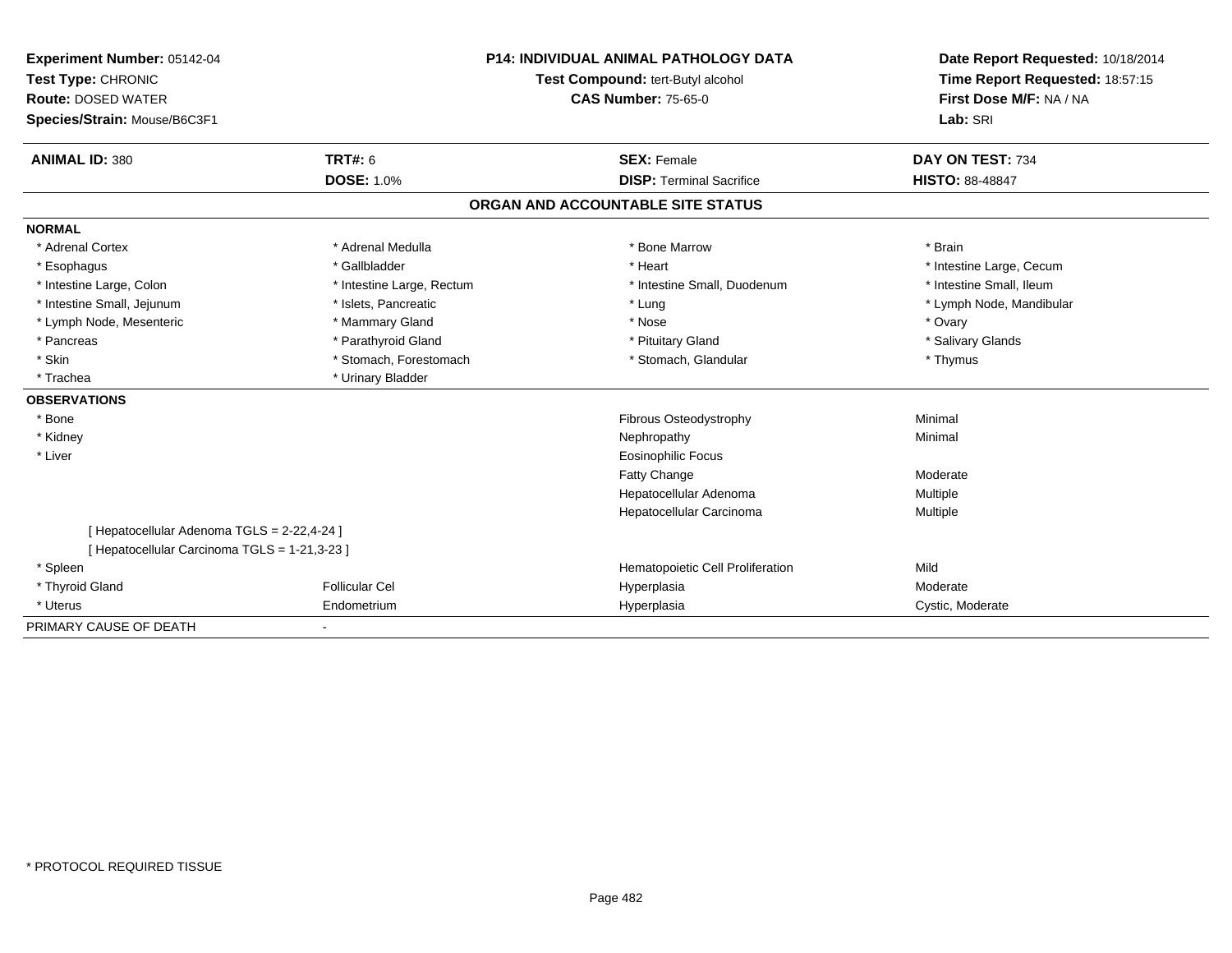**Experiment Number:** 05142-04
**Test Type:** CHRONIC
**Route:** DOSED WATER
**Species/Strain:** Mouse/B6C3F1

**P14: INDIVIDUAL ANIMAL PATHOLOGY DATA**
**Test Compound:** tert-Butyl alcohol
**CAS Number:** 75-65-0

**Date Report Requested:** 10/18/2014
**Time Report Requested:** 18:57:15
**First Dose M/F:** NA / NA
**Lab:** SRI

| **ANIMAL ID:** 380 | **TRT#:** 6 | **SEX:** Female | **DAY ON TEST:** 734 |
|---|---|---|---|
| | **DOSE:** 1.0% | **DISP:** Terminal Sacrifice | **HISTO:** 88-48847 |

## ORGAN AND ACCOUNTABLE SITE STATUS

**NORMAL**

| | | | |
|---|---|---|---|
| * Adrenal Cortex | * Adrenal Medulla | * Bone Marrow | * Brain |
| * Esophagus | * Gallbladder | * Heart | * Intestine Large, Cecum |
| * Intestine Large, Colon | * Intestine Large, Rectum | * Intestine Small, Duodenum | * Intestine Small, Ileum |
| * Intestine Small, Jejunum | * Islets, Pancreatic | * Lung | * Lymph Node, Mandibular |
| * Lymph Node, Mesenteric | * Mammary Gland | * Nose | * Ovary |
| * Pancreas | * Parathyroid Gland | * Pituitary Gland | * Salivary Glands |
| * Skin | * Stomach, Forestomach | * Stomach, Glandular | * Thymus |
| * Trachea | * Urinary Bladder | | |

**OBSERVATIONS**

| | | | |
|---|---|---|---|
| * Bone | | Fibrous Osteodystrophy | Minimal |
| * Kidney | | Nephropathy | Minimal |
| * Liver | | Eosinophilic Focus | |
| | | Fatty Change | Moderate |
| | | Hepatocellular Adenoma | Multiple |
| | | Hepatocellular Carcinoma | Multiple |
| [ Hepatocellular Adenoma TGLS = 2-22,4-24 ] | | | |
| [ Hepatocellular Carcinoma TGLS = 1-21,3-23 ] | | | |
| * Spleen | | Hematopoietic Cell Proliferation | Mild |
| * Thyroid Gland | Follicular Cel | Hyperplasia | Moderate |
| * Uterus | Endometrium | Hyperplasia | Cystic, Moderate |

PRIMARY CAUSE OF DEATH -

* PROTOCOL REQUIRED TISSUE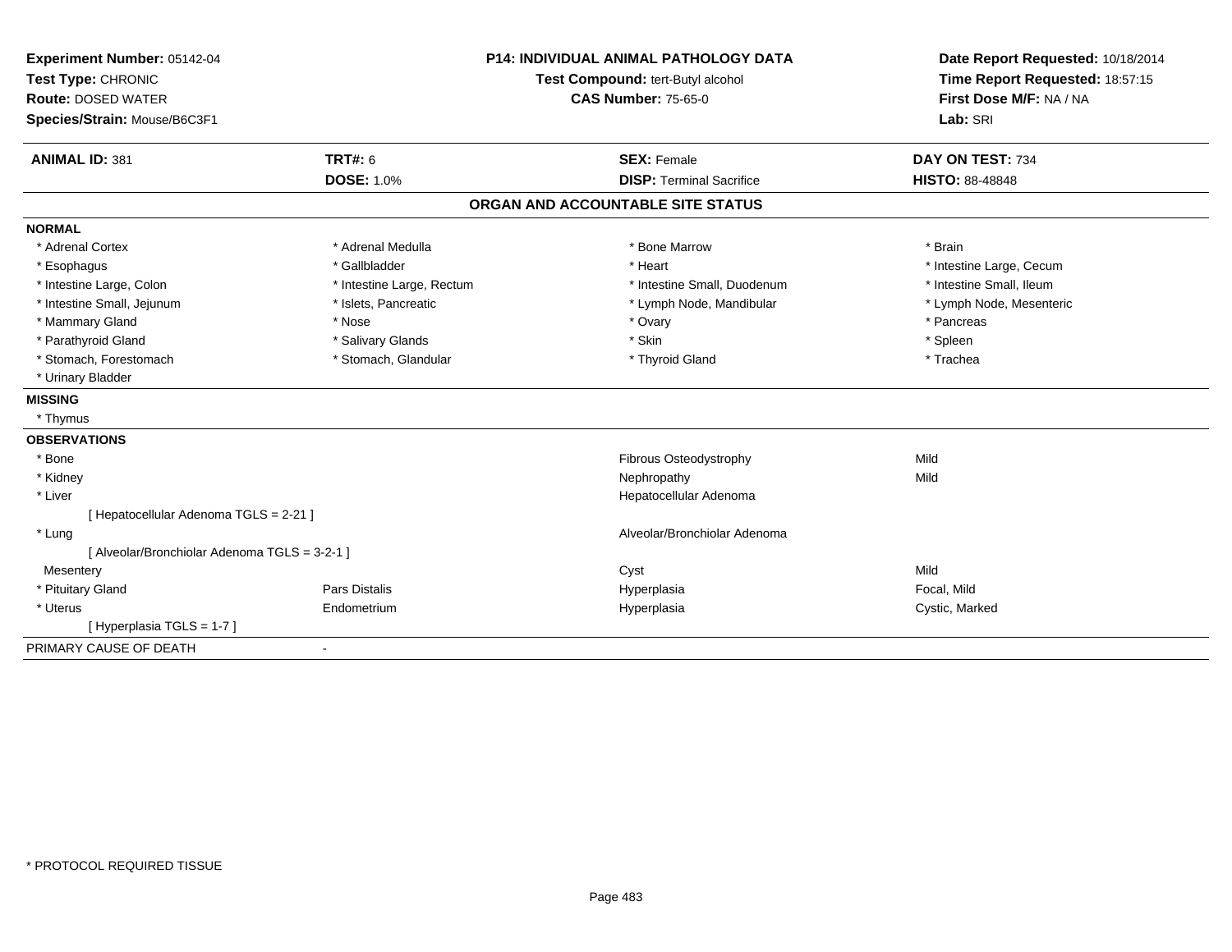**Experiment Number:** 05142-04
**Test Type:** CHRONIC
**Route:** DOSED WATER
**Species/Strain:** Mouse/B6C3F1

**P14: INDIVIDUAL ANIMAL PATHOLOGY DATA**
**Test Compound:** tert-Butyl alcohol
**CAS Number:** 75-65-0

**Date Report Requested:** 10/18/2014
**Time Report Requested:** 18:57:15
**First Dose M/F:** NA / NA
**Lab:** SRI

| **ANIMAL ID:** 381 | **TRT#:** 6 | **SEX:** Female | **DAY ON TEST:** 734 |
|---|---|---|---|
| | **DOSE:** 1.0% | **DISP:** Terminal Sacrifice | **HISTO:** 88-48848 |

## ORGAN AND ACCOUNTABLE SITE STATUS

**NORMAL**

| | | | |
|---|---|---|---|
| * Adrenal Cortex | * Adrenal Medulla | * Bone Marrow | * Brain |
| * Esophagus | * Gallbladder | * Heart | * Intestine Large, Cecum |
| * Intestine Large, Colon | * Intestine Large, Rectum | * Intestine Small, Duodenum | * Intestine Small, Ileum |
| * Intestine Small, Jejunum | * Islets, Pancreatic | * Lymph Node, Mandibular | * Lymph Node, Mesenteric |
| * Mammary Gland | * Nose | * Ovary | * Pancreas |
| * Parathyroid Gland | * Salivary Glands | * Skin | * Spleen |
| * Stomach, Forestomach | * Stomach, Glandular | * Thyroid Gland | * Trachea |
| * Urinary Bladder | | | |

**MISSING**

* Thymus

**OBSERVATIONS**

| | | | |
|---|---|---|---|
| * Bone | | Fibrous Osteodystrophy | Mild |
| * Kidney | | Nephropathy | Mild |
| * Liver | | Hepatocellular Adenoma | |
| [ Hepatocellular Adenoma TGLS = 2-21 ] | | | |
| * Lung | | Alveolar/Bronchiolar Adenoma | |
| [ Alveolar/Bronchiolar Adenoma TGLS = 3-2-1 ] | | | |
| Mesentery | | Cyst | Mild |
| * Pituitary Gland | Pars Distalis | Hyperplasia | Focal, Mild |
| * Uterus | Endometrium | Hyperplasia | Cystic, Marked |
| [ Hyperplasia TGLS = 1-7 ] | | | |

PRIMARY CAUSE OF DEATH -

* PROTOCOL REQUIRED TISSUE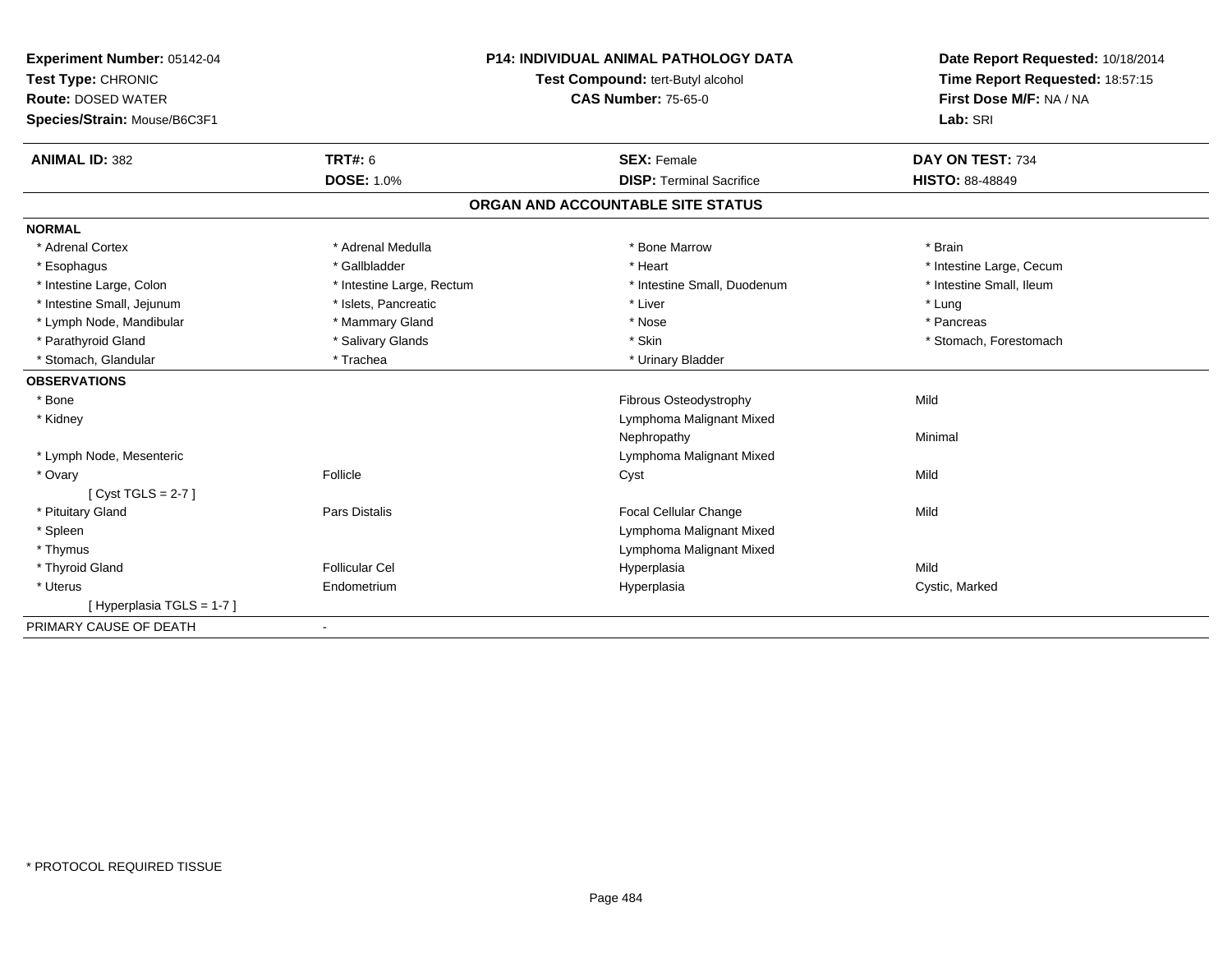**Experiment Number:** 05142-04
**Test Type:** CHRONIC
**Route:** DOSED WATER
**Species/Strain:** Mouse/B6C3F1

**P14: INDIVIDUAL ANIMAL PATHOLOGY DATA**
**Test Compound:** tert-Butyl alcohol
**CAS Number:** 75-65-0

**Date Report Requested:** 10/18/2014
**Time Report Requested:** 18:57:15
**First Dose M/F:** NA / NA
**Lab:** SRI

| **ANIMAL ID:** 382 | **TRT#:** 6 | **SEX:** Female | **DAY ON TEST:** 734 |
|---|---|---|---|
| | **DOSE:** 1.0% | **DISP:** Terminal Sacrifice | **HISTO:** 88-48849 |

## ORGAN AND ACCOUNTABLE SITE STATUS

**NORMAL**

| | | | |
|---|---|---|---|
| * Adrenal Cortex | * Adrenal Medulla | * Bone Marrow | * Brain |
| * Esophagus | * Gallbladder | * Heart | * Intestine Large, Cecum |
| * Intestine Large, Colon | * Intestine Large, Rectum | * Intestine Small, Duodenum | * Intestine Small, Ileum |
| * Intestine Small, Jejunum | * Islets, Pancreatic | * Liver | * Lung |
| * Lymph Node, Mandibular | * Mammary Gland | * Nose | * Pancreas |
| * Parathyroid Gland | * Salivary Glands | * Skin | * Stomach, Forestomach |
| * Stomach, Glandular | * Trachea | * Urinary Bladder | |

**OBSERVATIONS**

| | | | |
|---|---|---|---|
| * Bone | | Fibrous Osteodystrophy | Mild |
| * Kidney | | Lymphoma Malignant Mixed | |
| | | Nephropathy | Minimal |
| * Lymph Node, Mesenteric | | Lymphoma Malignant Mixed | |
| * Ovary | Follicle | Cyst | Mild |
| [ Cyst TGLS = 2-7 ] | | | |
| * Pituitary Gland | Pars Distalis | Focal Cellular Change | Mild |
| * Spleen | | Lymphoma Malignant Mixed | |
| * Thymus | | Lymphoma Malignant Mixed | |
| * Thyroid Gland | Follicular Cel | Hyperplasia | Mild |
| * Uterus | Endometrium | Hyperplasia | Cystic, Marked |
| [ Hyperplasia TGLS = 1-7 ] | | | |

PRIMARY CAUSE OF DEATH -

* PROTOCOL REQUIRED TISSUE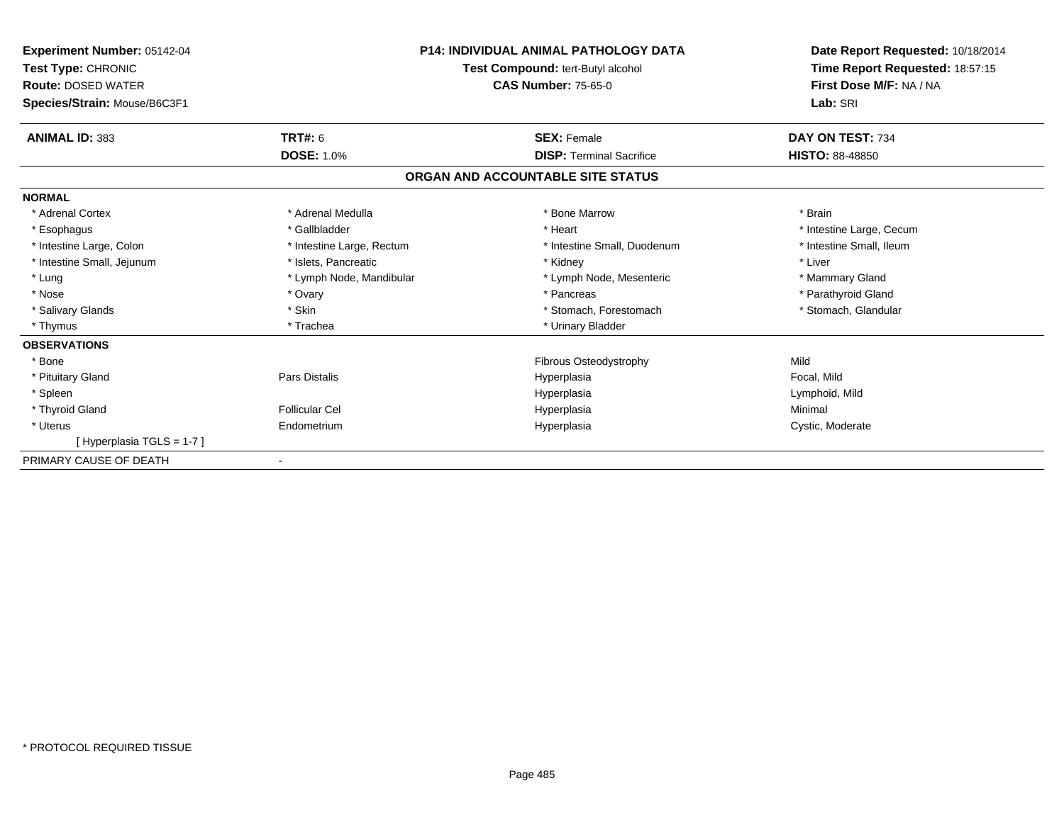**Experiment Number:** 05142-04
**Test Type:** CHRONIC
**Route:** DOSED WATER
**Species/Strain:** Mouse/B6C3F1

**P14: INDIVIDUAL ANIMAL PATHOLOGY DATA**
**Test Compound:** tert-Butyl alcohol
**CAS Number:** 75-65-0

**Date Report Requested:** 10/18/2014
**Time Report Requested:** 18:57:15
**First Dose M/F:** NA / NA
**Lab:** SRI

| **ANIMAL ID:** 383 | **TRT#:** 6 | **SEX:** Female | **DAY ON TEST:** 734 |
|---|---|---|---|
| | **DOSE:** 1.0% | **DISP:** Terminal Sacrifice | **HISTO:** 88-48850 |

## ORGAN AND ACCOUNTABLE SITE STATUS

**NORMAL**

| | | | |
|---|---|---|---|
| * Adrenal Cortex | * Adrenal Medulla | * Bone Marrow | * Brain |
| * Esophagus | * Gallbladder | * Heart | * Intestine Large, Cecum |
| * Intestine Large, Colon | * Intestine Large, Rectum | * Intestine Small, Duodenum | * Intestine Small, Ileum |
| * Intestine Small, Jejunum | * Islets, Pancreatic | * Kidney | * Liver |
| * Lung | * Lymph Node, Mandibular | * Lymph Node, Mesenteric | * Mammary Gland |
| * Nose | * Ovary | * Pancreas | * Parathyroid Gland |
| * Salivary Glands | * Skin | * Stomach, Forestomach | * Stomach, Glandular |
| * Thymus | * Trachea | * Urinary Bladder | |

**OBSERVATIONS**

| | | | |
|---|---|---|---|
| * Bone | | Fibrous Osteodystrophy | Mild |
| * Pituitary Gland | Pars Distalis | Hyperplasia | Focal, Mild |
| * Spleen | | Hyperplasia | Lymphoid, Mild |
| * Thyroid Gland | Follicular Cel | Hyperplasia | Minimal |
| * Uterus | Endometrium | Hyperplasia | Cystic, Moderate |
| [ Hyperplasia TGLS = 1-7 ] | | | |

PRIMARY CAUSE OF DEATH -

* PROTOCOL REQUIRED TISSUE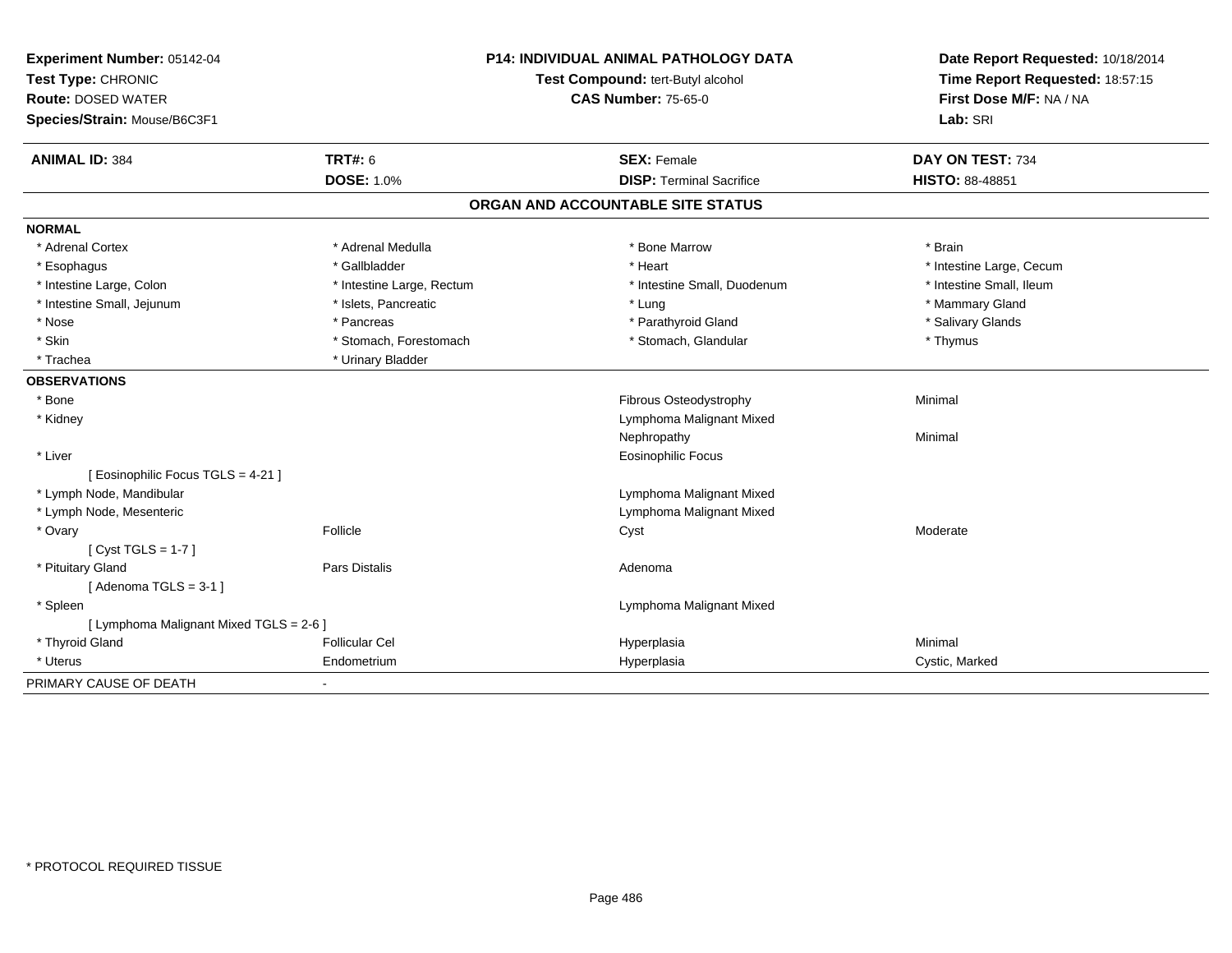**Experiment Number:** 05142-04
**Test Type:** CHRONIC
**Route:** DOSED WATER
**Species/Strain:** Mouse/B6C3F1

**P14: INDIVIDUAL ANIMAL PATHOLOGY DATA**
**Test Compound:** tert-Butyl alcohol
**CAS Number:** 75-65-0

**Date Report Requested:** 10/18/2014
**Time Report Requested:** 18:57:15
**First Dose M/F:** NA / NA
**Lab:** SRI

| **ANIMAL ID:** 384 | **TRT#:** 6 | **SEX:** Female | **DAY ON TEST:** 734 |
|---|---|---|---|
| | **DOSE:** 1.0% | **DISP:** Terminal Sacrifice | **HISTO:** 88-48851 |

## ORGAN AND ACCOUNTABLE SITE STATUS

**NORMAL**

| | | | |
|---|---|---|---|
| * Adrenal Cortex | * Adrenal Medulla | * Bone Marrow | * Brain |
| * Esophagus | * Gallbladder | * Heart | * Intestine Large, Cecum |
| * Intestine Large, Colon | * Intestine Large, Rectum | * Intestine Small, Duodenum | * Intestine Small, Ileum |
| * Intestine Small, Jejunum | * Islets, Pancreatic | * Lung | * Mammary Gland |
| * Nose | * Pancreas | * Parathyroid Gland | * Salivary Glands |
| * Skin | * Stomach, Forestomach | * Stomach, Glandular | * Thymus |
| * Trachea | * Urinary Bladder | | |

**OBSERVATIONS**

| | | | |
|---|---|---|---|
| * Bone | | Fibrous Osteodystrophy | Minimal |
| * Kidney | | Lymphoma Malignant Mixed | |
| | | Nephropathy | Minimal |
| * Liver | | Eosinophilic Focus | |
| [ Eosinophilic Focus TGLS = 4-21 ] | | | |
| * Lymph Node, Mandibular | | Lymphoma Malignant Mixed | |
| * Lymph Node, Mesenteric | | Lymphoma Malignant Mixed | |
| * Ovary | Follicle | Cyst | Moderate |
| [ Cyst TGLS = 1-7 ] | | | |
| * Pituitary Gland | Pars Distalis | Adenoma | |
| [ Adenoma TGLS = 3-1 ] | | | |
| * Spleen | | Lymphoma Malignant Mixed | |
| [ Lymphoma Malignant Mixed TGLS = 2-6 ] | | | |
| * Thyroid Gland | Follicular Cel | Hyperplasia | Minimal |
| * Uterus | Endometrium | Hyperplasia | Cystic, Marked |

PRIMARY CAUSE OF DEATH -

* PROTOCOL REQUIRED TISSUE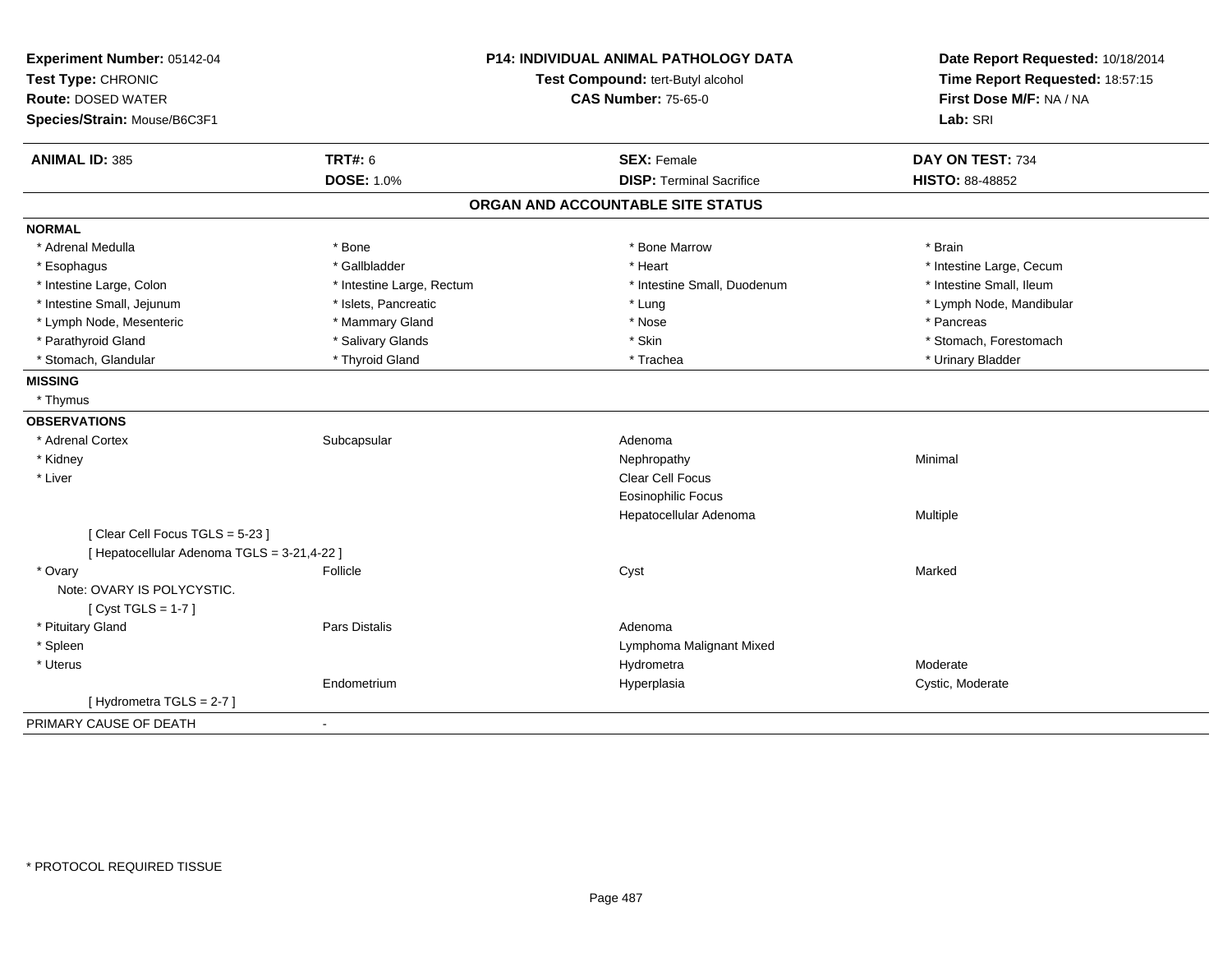**Experiment Number:** 05142-04
**Test Type:** CHRONIC
**Route:** DOSED WATER
**Species/Strain:** Mouse/B6C3F1

**P14: INDIVIDUAL ANIMAL PATHOLOGY DATA**
**Test Compound:** tert-Butyl alcohol
**CAS Number:** 75-65-0

**Date Report Requested:** 10/18/2014
**Time Report Requested:** 18:57:15
**First Dose M/F:** NA / NA
**Lab:** SRI

| **ANIMAL ID:** 385 | **TRT#:** 6 | **SEX:** Female | **DAY ON TEST:** 734 |
|---|---|---|---|
| | **DOSE:** 1.0% | **DISP:** Terminal Sacrifice | **HISTO:** 88-48852 |

## ORGAN AND ACCOUNTABLE SITE STATUS

**NORMAL**

| | | | |
|---|---|---|---|
| * Adrenal Medulla | * Bone | * Bone Marrow | * Brain |
| * Esophagus | * Gallbladder | * Heart | * Intestine Large, Cecum |
| * Intestine Large, Colon | * Intestine Large, Rectum | * Intestine Small, Duodenum | * Intestine Small, Ileum |
| * Intestine Small, Jejunum | * Islets, Pancreatic | * Lung | * Lymph Node, Mandibular |
| * Lymph Node, Mesenteric | * Mammary Gland | * Nose | * Pancreas |
| * Parathyroid Gland | * Salivary Glands | * Skin | * Stomach, Forestomach |
| * Stomach, Glandular | * Thyroid Gland | * Trachea | * Urinary Bladder |

**MISSING**

* Thymus

**OBSERVATIONS**

| | | | |
|---|---|---|---|
| * Adrenal Cortex | Subcapsular | Adenoma | |
| * Kidney | | Nephropathy | Minimal |
| * Liver | | Clear Cell Focus | |
| | | Eosinophilic Focus | |
| | | Hepatocellular Adenoma | Multiple |
| [ Clear Cell Focus TGLS = 5-23 ] | | | |
| [ Hepatocellular Adenoma TGLS = 3-21,4-22 ] | | | |
| * Ovary | Follicle | Cyst | Marked |
| Note: OVARY IS POLYCYSTIC. | | | |
| [ Cyst TGLS = 1-7 ] | | | |
| * Pituitary Gland | Pars Distalis | Adenoma | |
| * Spleen | | Lymphoma Malignant Mixed | |
| * Uterus | | Hydrometra | Moderate |
| | Endometrium | Hyperplasia | Cystic, Moderate |
| [ Hydrometra TGLS = 2-7 ] | | | |

PRIMARY CAUSE OF DEATH -

* PROTOCOL REQUIRED TISSUE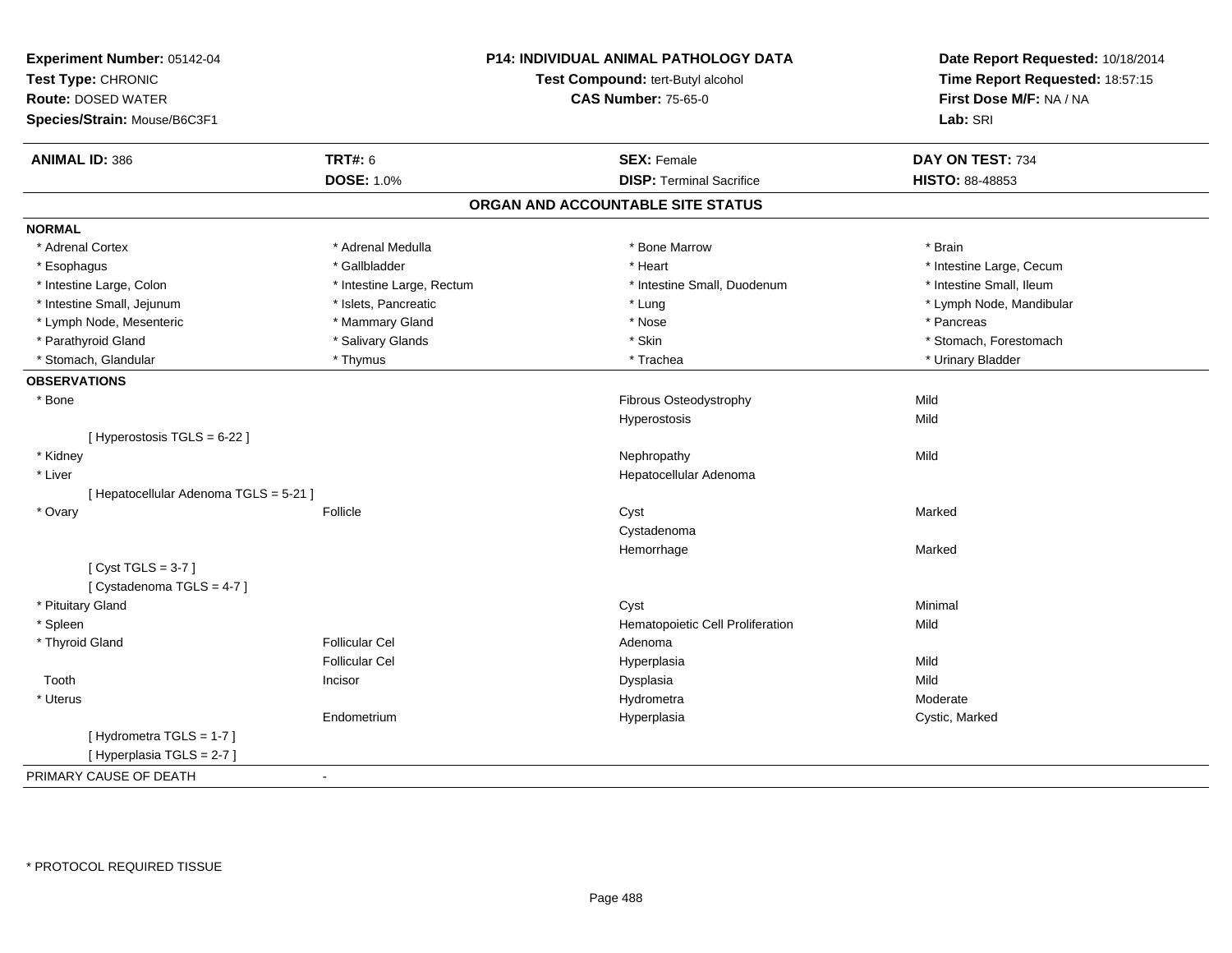**Experiment Number:** 05142-04
**Test Type:** CHRONIC
**Route:** DOSED WATER
**Species/Strain:** Mouse/B6C3F1

**P14: INDIVIDUAL ANIMAL PATHOLOGY DATA**
**Test Compound:** tert-Butyl alcohol
**CAS Number:** 75-65-0

**Date Report Requested:** 10/18/2014
**Time Report Requested:** 18:57:15
**First Dose M/F:** NA / NA
**Lab:** SRI

| **ANIMAL ID:** 386 | **TRT#:** 6 | **SEX:** Female | **DAY ON TEST:** 734 |
|---|---|---|---|
| | **DOSE:** 1.0% | **DISP:** Terminal Sacrifice | **HISTO:** 88-48853 |

## ORGAN AND ACCOUNTABLE SITE STATUS

**NORMAL**

| | | | |
|---|---|---|---|
| * Adrenal Cortex | * Adrenal Medulla | * Bone Marrow | * Brain |
| * Esophagus | * Gallbladder | * Heart | * Intestine Large, Cecum |
| * Intestine Large, Colon | * Intestine Large, Rectum | * Intestine Small, Duodenum | * Intestine Small, Ileum |
| * Intestine Small, Jejunum | * Islets, Pancreatic | * Lung | * Lymph Node, Mandibular |
| * Lymph Node, Mesenteric | * Mammary Gland | * Nose | * Pancreas |
| * Parathyroid Gland | * Salivary Glands | * Skin | * Stomach, Forestomach |
| * Stomach, Glandular | * Thymus | * Trachea | * Urinary Bladder |

**OBSERVATIONS**

| | | | |
|---|---|---|---|
| * Bone | | Fibrous Osteodystrophy | Mild |
| | | Hyperostosis | Mild |
| [ Hyperostosis TGLS = 6-22 ] | | | |
| * Kidney | | Nephropathy | Mild |
| * Liver | | Hepatocellular Adenoma | |
| [ Hepatocellular Adenoma TGLS = 5-21 ] | | | |
| * Ovary | Follicle | Cyst | Marked |
| | | Cystadenoma | |
| | | Hemorrhage | Marked |
| [ Cyst TGLS = 3-7 ] | | | |
| [ Cystadenoma TGLS = 4-7 ] | | | |
| * Pituitary Gland | | Cyst | Minimal |
| * Spleen | | Hematopoietic Cell Proliferation | Mild |
| * Thyroid Gland | Follicular Cel | Adenoma | |
| | Follicular Cel | Hyperplasia | Mild |
| Tooth | Incisor | Dysplasia | Mild |
| * Uterus | | Hydrometra | Moderate |
| | Endometrium | Hyperplasia | Cystic, Marked |
| [ Hydrometra TGLS = 1-7 ] | | | |
| [ Hyperplasia TGLS = 2-7 ] | | | |

PRIMARY CAUSE OF DEATH -

\* PROTOCOL REQUIRED TISSUE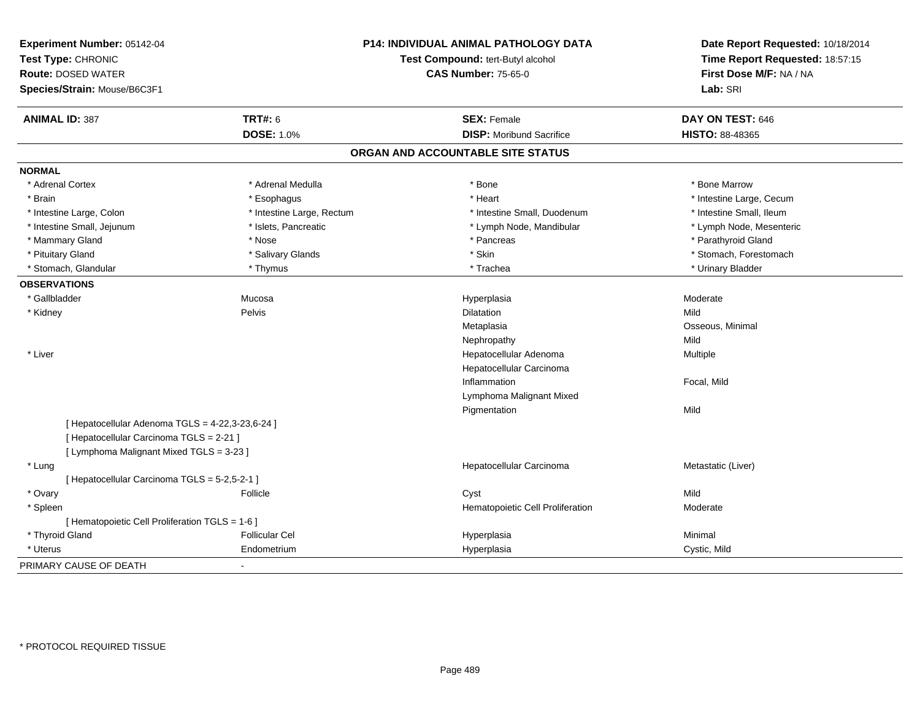**Experiment Number:** 05142-04
**Test Type:** CHRONIC
**Route:** DOSED WATER
**Species/Strain:** Mouse/B6C3F1

**P14: INDIVIDUAL ANIMAL PATHOLOGY DATA**
**Test Compound:** tert-Butyl alcohol
**CAS Number:** 75-65-0

**Date Report Requested:** 10/18/2014
**Time Report Requested:** 18:57:15
**First Dose M/F:** NA / NA
**Lab:** SRI

| **ANIMAL ID:** 387 | **TRT#:** 6 | **SEX:** Female | **DAY ON TEST:** 646 |
|---|---|---|---|
| | **DOSE:** 1.0% | **DISP:** Moribund Sacrifice | **HISTO:** 88-48365 |

## ORGAN AND ACCOUNTABLE SITE STATUS

**NORMAL**

| | | | |
|---|---|---|---|
| * Adrenal Cortex | * Adrenal Medulla | * Bone | * Bone Marrow |
| * Brain | * Esophagus | * Heart | * Intestine Large, Cecum |
| * Intestine Large, Colon | * Intestine Large, Rectum | * Intestine Small, Duodenum | * Intestine Small, Ileum |
| * Intestine Small, Jejunum | * Islets, Pancreatic | * Lymph Node, Mandibular | * Lymph Node, Mesenteric |
| * Mammary Gland | * Nose | * Pancreas | * Parathyroid Gland |
| * Pituitary Gland | * Salivary Glands | * Skin | * Stomach, Forestomach |
| * Stomach, Glandular | * Thymus | * Trachea | * Urinary Bladder |

**OBSERVATIONS**

| | | | |
|---|---|---|---|
| * Gallbladder | Mucosa | Hyperplasia | Moderate |
| * Kidney | Pelvis | Dilatation | Mild |
| | | Metaplasia | Osseous, Minimal |
| | | Nephropathy | Mild |
| * Liver | | Hepatocellular Adenoma | Multiple |
| | | Hepatocellular Carcinoma | |
| | | Inflammation | Focal, Mild |
| | | Lymphoma Malignant Mixed | |
| | | Pigmentation | Mild |
| [ Hepatocellular Adenoma TGLS = 4-22,3-23,6-24 ] | | | |
| [ Hepatocellular Carcinoma TGLS = 2-21 ] | | | |
| [ Lymphoma Malignant Mixed TGLS = 3-23 ] | | | |
| * Lung | | Hepatocellular Carcinoma | Metastatic (Liver) |
| [ Hepatocellular Carcinoma TGLS = 5-2,5-2-1 ] | | | |
| * Ovary | Follicle | Cyst | Mild |
| * Spleen | | Hematopoietic Cell Proliferation | Moderate |
| [ Hematopoietic Cell Proliferation TGLS = 1-6 ] | | | |
| * Thyroid Gland | Follicular Cel | Hyperplasia | Minimal |
| * Uterus | Endometrium | Hyperplasia | Cystic, Mild |

PRIMARY CAUSE OF DEATH -

* PROTOCOL REQUIRED TISSUE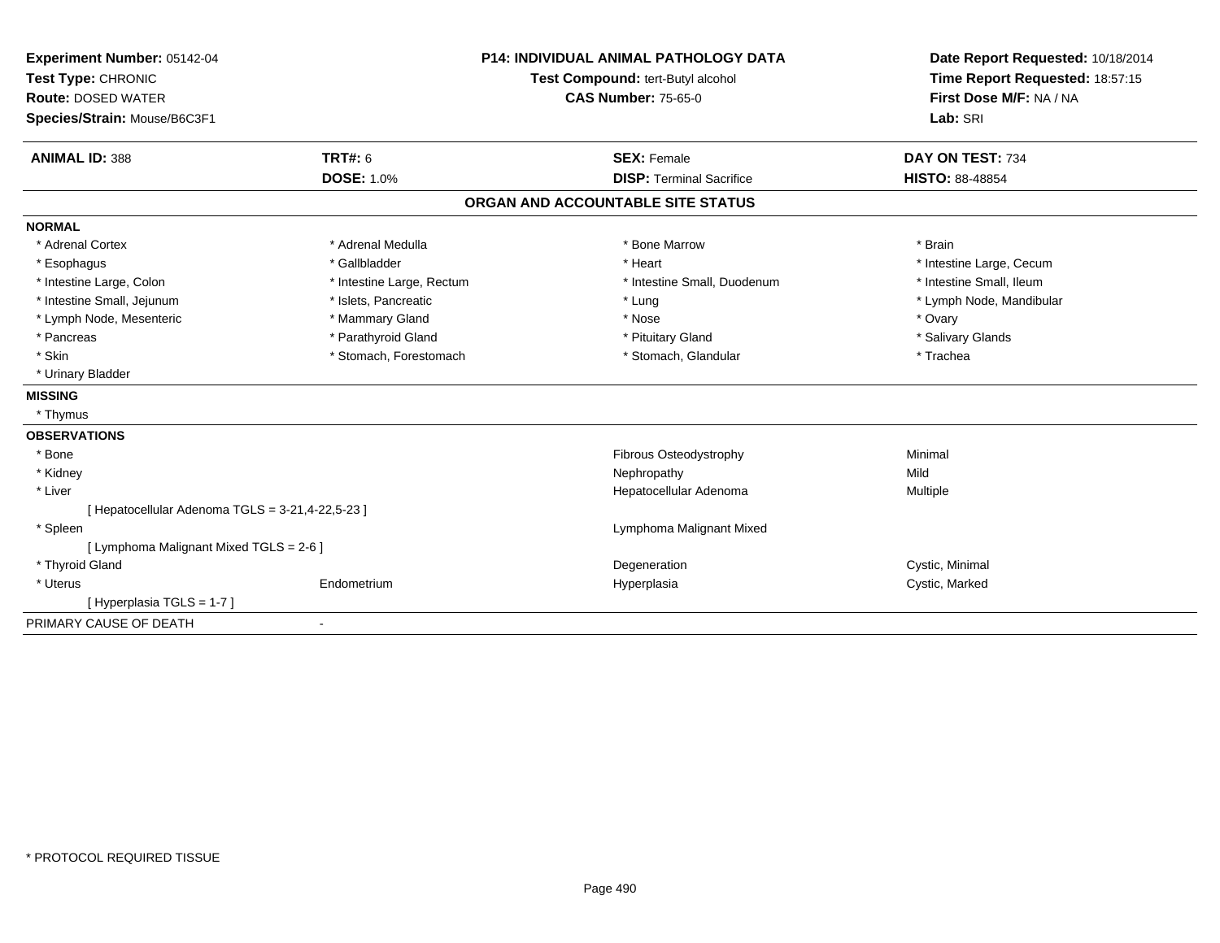**Experiment Number:** 05142-04
**Test Type:** CHRONIC
**Route:** DOSED WATER
**Species/Strain:** Mouse/B6C3F1

**P14: INDIVIDUAL ANIMAL PATHOLOGY DATA**
**Test Compound:** tert-Butyl alcohol
**CAS Number:** 75-65-0

**Date Report Requested:** 10/18/2014
**Time Report Requested:** 18:57:15
**First Dose M/F:** NA / NA
**Lab:** SRI

| **ANIMAL ID:** 388 | **TRT#:** 6 | **SEX:** Female | **DAY ON TEST:** 734 |
|---|---|---|---|
| | **DOSE:** 1.0% | **DISP:** Terminal Sacrifice | **HISTO:** 88-48854 |

## ORGAN AND ACCOUNTABLE SITE STATUS

**NORMAL**

| | | | |
|---|---|---|---|
| * Adrenal Cortex | * Adrenal Medulla | * Bone Marrow | * Brain |
| * Esophagus | * Gallbladder | * Heart | * Intestine Large, Cecum |
| * Intestine Large, Colon | * Intestine Large, Rectum | * Intestine Small, Duodenum | * Intestine Small, Ileum |
| * Intestine Small, Jejunum | * Islets, Pancreatic | * Lung | * Lymph Node, Mandibular |
| * Lymph Node, Mesenteric | * Mammary Gland | * Nose | * Ovary |
| * Pancreas | * Parathyroid Gland | * Pituitary Gland | * Salivary Glands |
| * Skin | * Stomach, Forestomach | * Stomach, Glandular | * Trachea |
| * Urinary Bladder | | | |

**MISSING**

* Thymus

**OBSERVATIONS**

| | | | |
|---|---|---|---|
| * Bone | | Fibrous Osteodystrophy | Minimal |
| * Kidney | | Nephropathy | Mild |
| * Liver | | Hepatocellular Adenoma | Multiple |
| [ Hepatocellular Adenoma TGLS = 3-21,4-22,5-23 ] | | | |
| * Spleen | | Lymphoma Malignant Mixed | |
| [ Lymphoma Malignant Mixed TGLS = 2-6 ] | | | |
| * Thyroid Gland | | Degeneration | Cystic, Minimal |
| * Uterus | Endometrium | Hyperplasia | Cystic, Marked |
| [ Hyperplasia TGLS = 1-7 ] | | | |

PRIMARY CAUSE OF DEATH -

* PROTOCOL REQUIRED TISSUE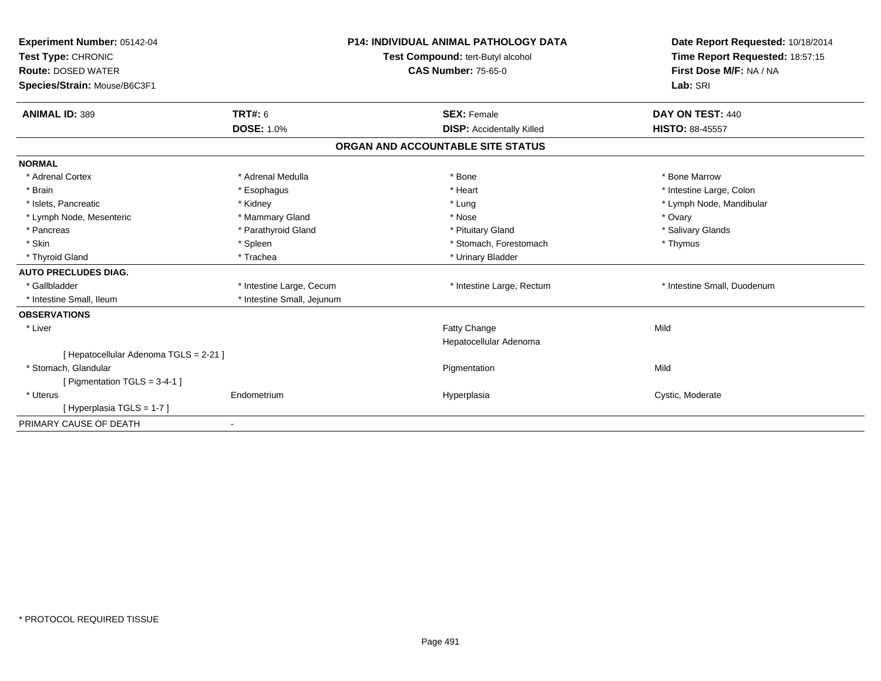**Experiment Number:** 05142-04
**Test Type:** CHRONIC
**Route:** DOSED WATER
**Species/Strain:** Mouse/B6C3F1

**P14: INDIVIDUAL ANIMAL PATHOLOGY DATA**
**Test Compound:** tert-Butyl alcohol
**CAS Number:** 75-65-0

**Date Report Requested:** 10/18/2014
**Time Report Requested:** 18:57:15
**First Dose M/F:** NA / NA
**Lab:** SRI

| **ANIMAL ID:** 389 | **TRT#:** 6 | **SEX:** Female | **DAY ON TEST:** 440 |
|---|---|---|---|
| | **DOSE:** 1.0% | **DISP:** Accidentally Killed | **HISTO:** 88-45557 |

## ORGAN AND ACCOUNTABLE SITE STATUS

| | | | |
|---|---|---|---|
| **NORMAL** | | | |
| * Adrenal Cortex | * Adrenal Medulla | * Bone | * Bone Marrow |
| * Brain | * Esophagus | * Heart | * Intestine Large, Colon |
| * Islets, Pancreatic | * Kidney | * Lung | * Lymph Node, Mandibular |
| * Lymph Node, Mesenteric | * Mammary Gland | * Nose | * Ovary |
| * Pancreas | * Parathyroid Gland | * Pituitary Gland | * Salivary Glands |
| * Skin | * Spleen | * Stomach, Forestomach | * Thymus |
| * Thyroid Gland | * Trachea | * Urinary Bladder | |
| **AUTO PRECLUDES DIAG.** | | | |
| * Gallbladder | * Intestine Large, Cecum | * Intestine Large, Rectum | * Intestine Small, Duodenum |
| * Intestine Small, Ileum | * Intestine Small, Jejunum | | |
| **OBSERVATIONS** | | | |
| * Liver | | Fatty Change | Mild |
| | | Hepatocellular Adenoma | |
| [ Hepatocellular Adenoma TGLS = 2-21 ] | | | |
| * Stomach, Glandular | | Pigmentation | Mild |
| [ Pigmentation TGLS = 3-4-1 ] | | | |
| * Uterus | Endometrium | Hyperplasia | Cystic, Moderate |
| [ Hyperplasia TGLS = 1-7 ] | | | |
| PRIMARY CAUSE OF DEATH | - | | |

* PROTOCOL REQUIRED TISSUE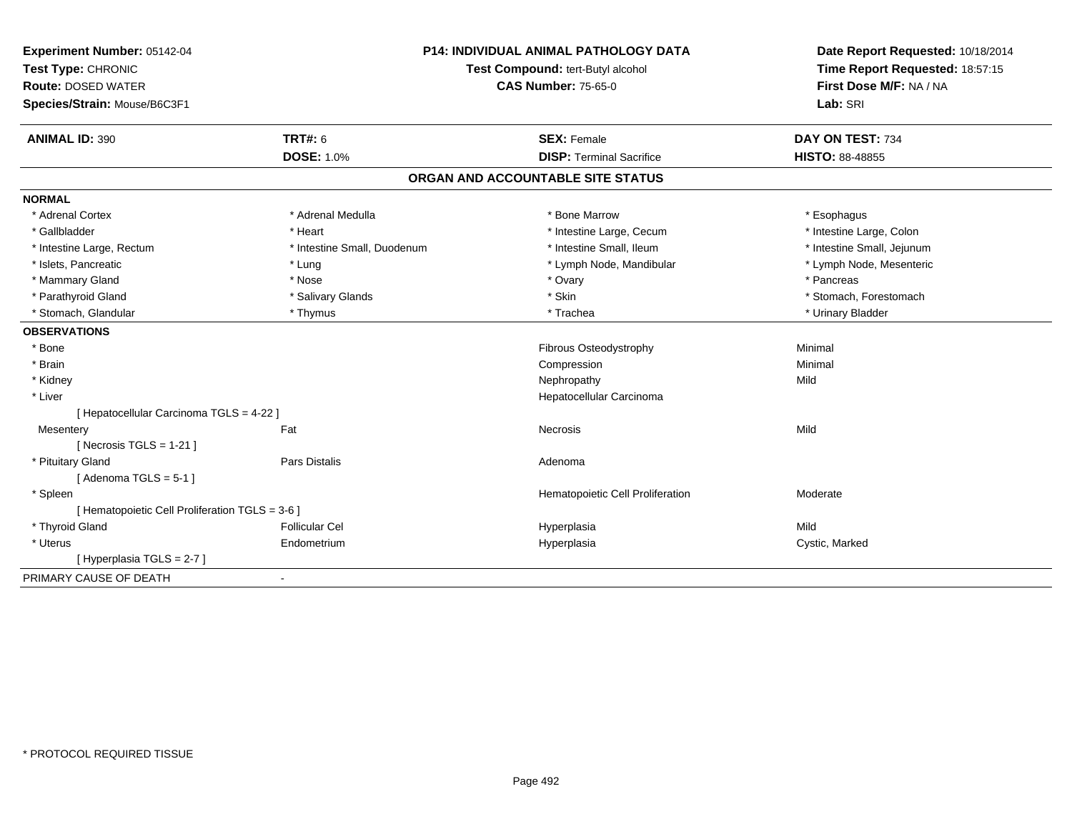**Experiment Number:** 05142-04
**Test Type:** CHRONIC
**Route:** DOSED WATER
**Species/Strain:** Mouse/B6C3F1

**P14: INDIVIDUAL ANIMAL PATHOLOGY DATA**
**Test Compound:** tert-Butyl alcohol
**CAS Number:** 75-65-0

**Date Report Requested:** 10/18/2014
**Time Report Requested:** 18:57:15
**First Dose M/F:** NA / NA
**Lab:** SRI

| **ANIMAL ID:** 390 | **TRT#:** 6 | **SEX:** Female | **DAY ON TEST:** 734 |
|---|---|---|---|
| | **DOSE:** 1.0% | **DISP:** Terminal Sacrifice | **HISTO:** 88-48855 |

## ORGAN AND ACCOUNTABLE SITE STATUS

**NORMAL**

| | | | |
|---|---|---|---|
| * Adrenal Cortex | * Adrenal Medulla | * Bone Marrow | * Esophagus |
| * Gallbladder | * Heart | * Intestine Large, Cecum | * Intestine Large, Colon |
| * Intestine Large, Rectum | * Intestine Small, Duodenum | * Intestine Small, Ileum | * Intestine Small, Jejunum |
| * Islets, Pancreatic | * Lung | * Lymph Node, Mandibular | * Lymph Node, Mesenteric |
| * Mammary Gland | * Nose | * Ovary | * Pancreas |
| * Parathyroid Gland | * Salivary Glands | * Skin | * Stomach, Forestomach |
| * Stomach, Glandular | * Thymus | * Trachea | * Urinary Bladder |

**OBSERVATIONS**

| | | | |
|---|---|---|---|
| * Bone | | Fibrous Osteodystrophy | Minimal |
| * Brain | | Compression | Minimal |
| * Kidney | | Nephropathy | Mild |
| * Liver | | Hepatocellular Carcinoma | |
| [ Hepatocellular Carcinoma TGLS = 4-22 ] | | | |
| Mesentery | Fat | Necrosis | Mild |
| [ Necrosis TGLS = 1-21 ] | | | |
| * Pituitary Gland | Pars Distalis | Adenoma | |
| [ Adenoma TGLS = 5-1 ] | | | |
| * Spleen | | Hematopoietic Cell Proliferation | Moderate |
| [ Hematopoietic Cell Proliferation TGLS = 3-6 ] | | | |
| * Thyroid Gland | Follicular Cel | Hyperplasia | Mild |
| * Uterus | Endometrium | Hyperplasia | Cystic, Marked |
| [ Hyperplasia TGLS = 2-7 ] | | | |

PRIMARY CAUSE OF DEATH -

* PROTOCOL REQUIRED TISSUE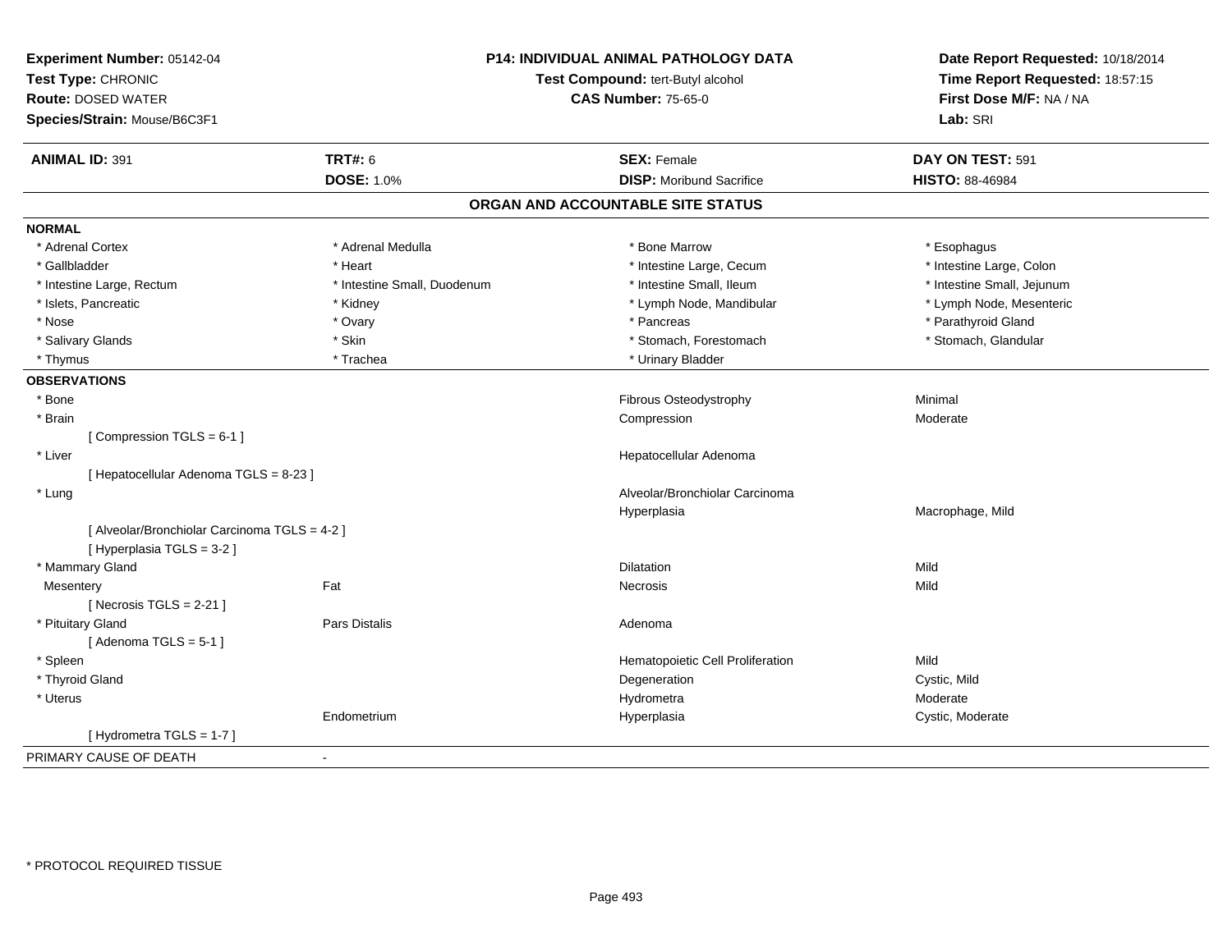**Experiment Number:** 05142-04
**Test Type:** CHRONIC
**Route:** DOSED WATER
**Species/Strain:** Mouse/B6C3F1

**P14: INDIVIDUAL ANIMAL PATHOLOGY DATA**
**Test Compound:** tert-Butyl alcohol
**CAS Number:** 75-65-0

**Date Report Requested:** 10/18/2014
**Time Report Requested:** 18:57:15
**First Dose M/F:** NA / NA
**Lab:** SRI

| **ANIMAL ID:** 391 | **TRT#:** 6 | **SEX:** Female | **DAY ON TEST:** 591 |
|---|---|---|---|
| | **DOSE:** 1.0% | **DISP:** Moribund Sacrifice | **HISTO:** 88-46984 |

## ORGAN AND ACCOUNTABLE SITE STATUS

**NORMAL**

| | | | |
|---|---|---|---|
| * Adrenal Cortex | * Adrenal Medulla | * Bone Marrow | * Esophagus |
| * Gallbladder | * Heart | * Intestine Large, Cecum | * Intestine Large, Colon |
| * Intestine Large, Rectum | * Intestine Small, Duodenum | * Intestine Small, Ileum | * Intestine Small, Jejunum |
| * Islets, Pancreatic | * Kidney | * Lymph Node, Mandibular | * Lymph Node, Mesenteric |
| * Nose | * Ovary | * Pancreas | * Parathyroid Gland |
| * Salivary Glands | * Skin | * Stomach, Forestomach | * Stomach, Glandular |
| * Thymus | * Trachea | * Urinary Bladder | |

**OBSERVATIONS**

| | | | |
|---|---|---|---|
| * Bone | | Fibrous Osteodystrophy | Minimal |
| * Brain | | Compression | Moderate |
| [ Compression TGLS = 6-1 ] | | | |
| * Liver | | Hepatocellular Adenoma | |
| [ Hepatocellular Adenoma TGLS = 8-23 ] | | | |
| * Lung | | Alveolar/Bronchiolar Carcinoma | |
| | | Hyperplasia | Macrophage, Mild |
| [ Alveolar/Bronchiolar Carcinoma TGLS = 4-2 ] | | | |
| [ Hyperplasia TGLS = 3-2 ] | | | |
| * Mammary Gland | | Dilatation | Mild |
| Mesentery | Fat | Necrosis | Mild |
| [ Necrosis TGLS = 2-21 ] | | | |
| * Pituitary Gland | Pars Distalis | Adenoma | |
| [ Adenoma TGLS = 5-1 ] | | | |
| * Spleen | | Hematopoietic Cell Proliferation | Mild |
| * Thyroid Gland | | Degeneration | Cystic, Mild |
| * Uterus | | Hydrometra | Moderate |
| | Endometrium | Hyperplasia | Cystic, Moderate |
| [ Hydrometra TGLS = 1-7 ] | | | |

PRIMARY CAUSE OF DEATH -

* PROTOCOL REQUIRED TISSUE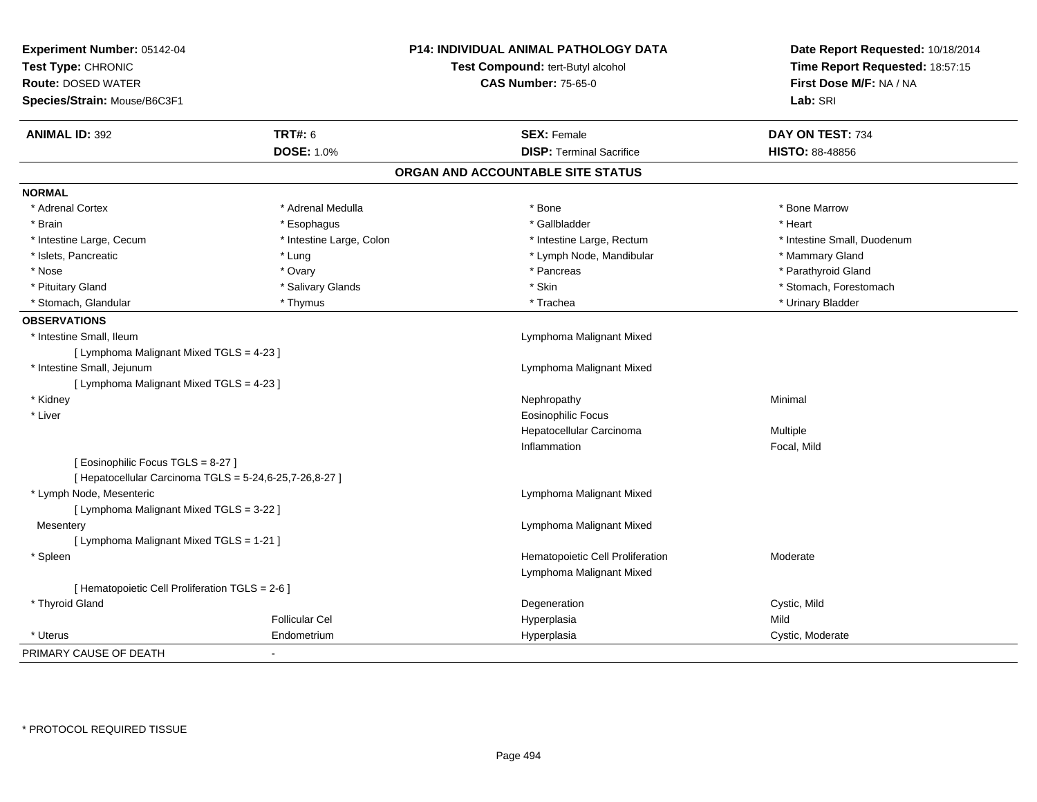**Experiment Number:** 05142-04
**Test Type:** CHRONIC
**Route:** DOSED WATER
**Species/Strain:** Mouse/B6C3F1

**P14: INDIVIDUAL ANIMAL PATHOLOGY DATA**
**Test Compound:** tert-Butyl alcohol
**CAS Number:** 75-65-0

**Date Report Requested:** 10/18/2014
**Time Report Requested:** 18:57:15
**First Dose M/F:** NA / NA
**Lab:** SRI

| **ANIMAL ID:** 392 | **TRT#:** 6 | **SEX:** Female | **DAY ON TEST:** 734 |
|---|---|---|---|
| | **DOSE:** 1.0% | **DISP:** Terminal Sacrifice | **HISTO:** 88-48856 |

## ORGAN AND ACCOUNTABLE SITE STATUS

**NORMAL**

| | | | |
|---|---|---|---|
| * Adrenal Cortex | * Adrenal Medulla | * Bone | * Bone Marrow |
| * Brain | * Esophagus | * Gallbladder | * Heart |
| * Intestine Large, Cecum | * Intestine Large, Colon | * Intestine Large, Rectum | * Intestine Small, Duodenum |
| * Islets, Pancreatic | * Lung | * Lymph Node, Mandibular | * Mammary Gland |
| * Nose | * Ovary | * Pancreas | * Parathyroid Gland |
| * Pituitary Gland | * Salivary Glands | * Skin | * Stomach, Forestomach |
| * Stomach, Glandular | * Thymus | * Trachea | * Urinary Bladder |

**OBSERVATIONS**

| | | | |
|---|---|---|---|
| * Intestine Small, Ileum | | Lymphoma Malignant Mixed | |
| [ Lymphoma Malignant Mixed TGLS = 4-23 ] | | | |
| * Intestine Small, Jejunum | | Lymphoma Malignant Mixed | |
| [ Lymphoma Malignant Mixed TGLS = 4-23 ] | | | |
| * Kidney | | Nephropathy | Minimal |
| * Liver | | Eosinophilic Focus | |
| | | Hepatocellular Carcinoma | Multiple |
| | | Inflammation | Focal, Mild |
| [ Eosinophilic Focus TGLS = 8-27 ] | | | |
| [ Hepatocellular Carcinoma TGLS = 5-24,6-25,7-26,8-27 ] | | | |
| * Lymph Node, Mesenteric | | Lymphoma Malignant Mixed | |
| [ Lymphoma Malignant Mixed TGLS = 3-22 ] | | | |
| Mesentery | | Lymphoma Malignant Mixed | |
| [ Lymphoma Malignant Mixed TGLS = 1-21 ] | | | |
| * Spleen | | Hematopoietic Cell Proliferation | Moderate |
| | | Lymphoma Malignant Mixed | |
| [ Hematopoietic Cell Proliferation TGLS = 2-6 ] | | | |
| * Thyroid Gland | | Degeneration | Cystic, Mild |
| | Follicular Cel | Hyperplasia | Mild |
| * Uterus | Endometrium | Hyperplasia | Cystic, Moderate |

PRIMARY CAUSE OF DEATH -

* PROTOCOL REQUIRED TISSUE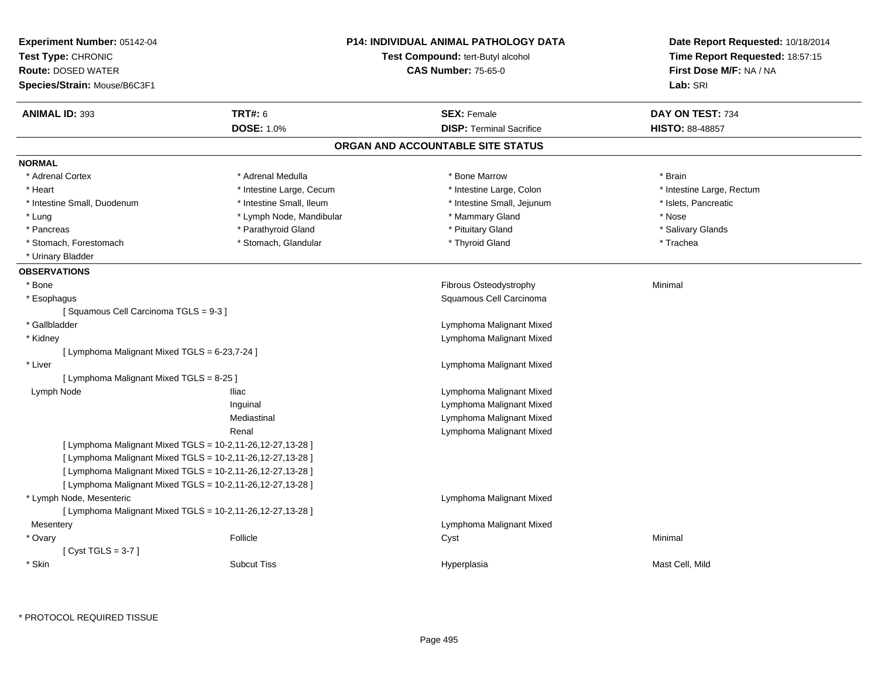**Experiment Number:** 05142-04
**Test Type:** CHRONIC
**Route:** DOSED WATER
**Species/Strain:** Mouse/B6C3F1

**P14: INDIVIDUAL ANIMAL PATHOLOGY DATA**
**Test Compound:** tert-Butyl alcohol
**CAS Number:** 75-65-0

**Date Report Requested:** 10/18/2014
**Time Report Requested:** 18:57:15
**First Dose M/F:** NA / NA
**Lab:** SRI

| **ANIMAL ID:** 393 | **TRT#:** 6 | **SEX:** Female | **DAY ON TEST:** 734 |
|---|---|---|---|
| | **DOSE:** 1.0% | **DISP:** Terminal Sacrifice | **HISTO:** 88-48857 |

## ORGAN AND ACCOUNTABLE SITE STATUS

**NORMAL**

| | | | |
|---|---|---|---|
| * Adrenal Cortex | * Adrenal Medulla | * Bone Marrow | * Brain |
| * Heart | * Intestine Large, Cecum | * Intestine Large, Colon | * Intestine Large, Rectum |
| * Intestine Small, Duodenum | * Intestine Small, Ileum | * Intestine Small, Jejunum | * Islets, Pancreatic |
| * Lung | * Lymph Node, Mandibular | * Mammary Gland | * Nose |
| * Pancreas | * Parathyroid Gland | * Pituitary Gland | * Salivary Glands |
| * Stomach, Forestomach | * Stomach, Glandular | * Thyroid Gland | * Trachea |
| * Urinary Bladder | | | |

**OBSERVATIONS**

| | | | |
|---|---|---|---|
| * Bone | | Fibrous Osteodystrophy | Minimal |
| * Esophagus | | Squamous Cell Carcinoma | |
| [ Squamous Cell Carcinoma TGLS = 9-3 ] | | | |
| * Gallbladder | | Lymphoma Malignant Mixed | |
| * Kidney | | Lymphoma Malignant Mixed | |
| [ Lymphoma Malignant Mixed TGLS = 6-23,7-24 ] | | | |
| * Liver | | Lymphoma Malignant Mixed | |
| [ Lymphoma Malignant Mixed TGLS = 8-25 ] | | | |
| Lymph Node | Iliac | Lymphoma Malignant Mixed | |
| | Inguinal | Lymphoma Malignant Mixed | |
| | Mediastinal | Lymphoma Malignant Mixed | |
| | Renal | Lymphoma Malignant Mixed | |
| [ Lymphoma Malignant Mixed TGLS = 10-2,11-26,12-27,13-28 ] | | | |
| [ Lymphoma Malignant Mixed TGLS = 10-2,11-26,12-27,13-28 ] | | | |
| [ Lymphoma Malignant Mixed TGLS = 10-2,11-26,12-27,13-28 ] | | | |
| [ Lymphoma Malignant Mixed TGLS = 10-2,11-26,12-27,13-28 ] | | | |
| * Lymph Node, Mesenteric | | Lymphoma Malignant Mixed | |
| [ Lymphoma Malignant Mixed TGLS = 10-2,11-26,12-27,13-28 ] | | | |
| Mesentery | | Lymphoma Malignant Mixed | |
| * Ovary | Follicle | Cyst | Minimal |
| [ Cyst TGLS = 3-7 ] | | | |
| * Skin | Subcut Tiss | Hyperplasia | Mast Cell, Mild |

\* PROTOCOL REQUIRED TISSUE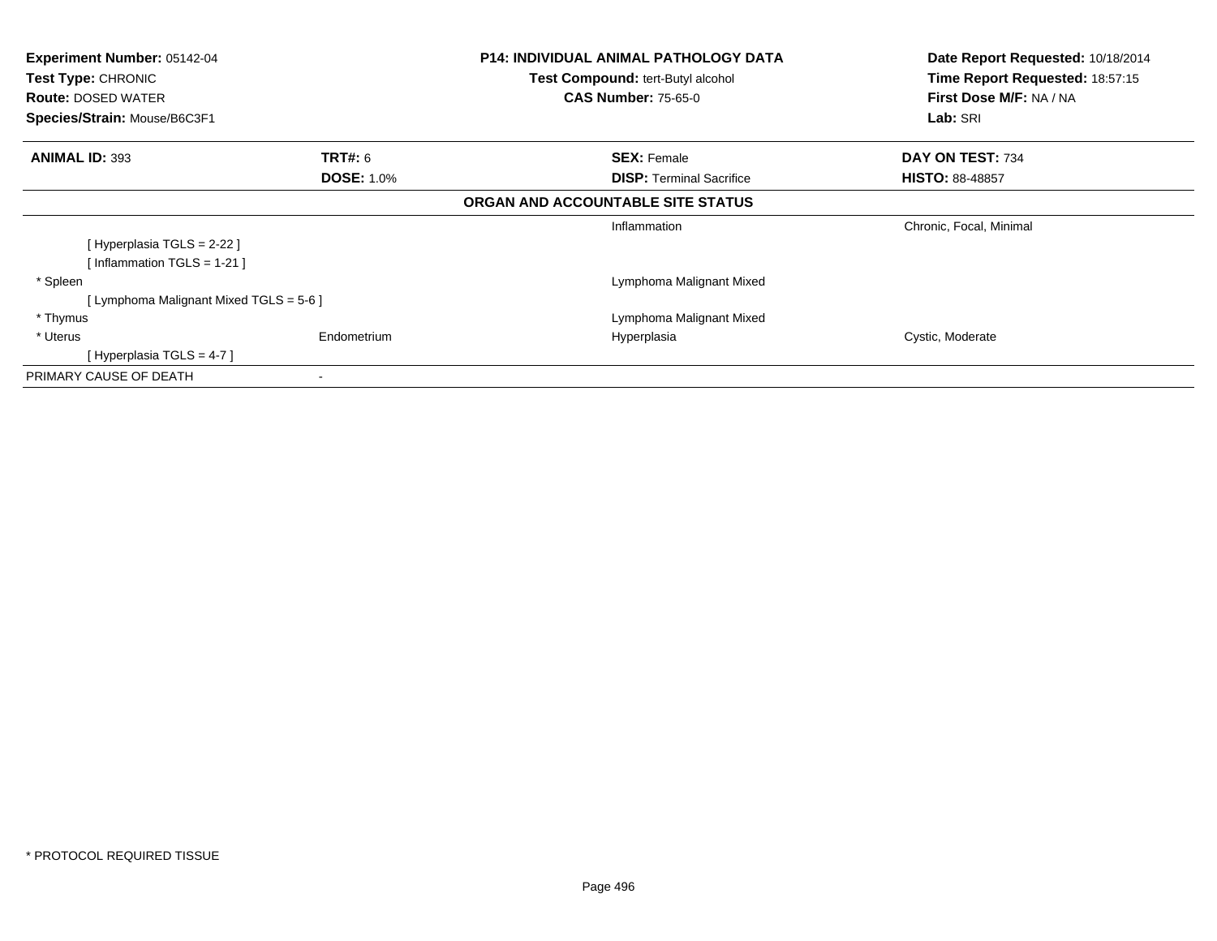**Experiment Number:** 05142-04
**Test Type:** CHRONIC
**Route:** DOSED WATER
**Species/Strain:** Mouse/B6C3F1

**P14: INDIVIDUAL ANIMAL PATHOLOGY DATA**
**Test Compound:** tert-Butyl alcohol
**CAS Number:** 75-65-0

**Date Report Requested:** 10/18/2014
**Time Report Requested:** 18:57:15
**First Dose M/F:** NA / NA
**Lab:** SRI

| **ANIMAL ID:** 393 | **TRT#:** 6 | **SEX:** Female | **DAY ON TEST:** 734 |
|---|---|---|---|
| | **DOSE:** 1.0% | **DISP:** Terminal Sacrifice | **HISTO:** 88-48857 |

**ORGAN AND ACCOUNTABLE SITE STATUS**

| | | | |
|---|---|---|---|
| | | Inflammation | Chronic, Focal, Minimal |
| [ Hyperplasia TGLS = 2-22 ] | | | |
| [ Inflammation TGLS = 1-21 ] | | | |
| * Spleen | | Lymphoma Malignant Mixed | |
| [ Lymphoma Malignant Mixed TGLS = 5-6 ] | | | |
| * Thymus | | Lymphoma Malignant Mixed | |
| * Uterus | Endometrium | Hyperplasia | Cystic, Moderate |
| [ Hyperplasia TGLS = 4-7 ] | | | |
| PRIMARY CAUSE OF DEATH | - | | |

* PROTOCOL REQUIRED TISSUE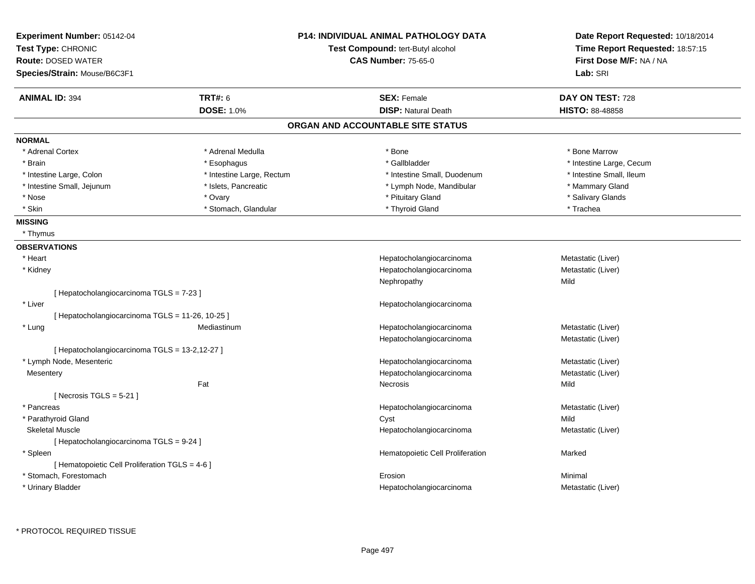**Experiment Number:** 05142-04
**Test Type:** CHRONIC
**Route:** DOSED WATER
**Species/Strain:** Mouse/B6C3F1

**P14: INDIVIDUAL ANIMAL PATHOLOGY DATA**
**Test Compound:** tert-Butyl alcohol
**CAS Number:** 75-65-0

**Date Report Requested:** 10/18/2014
**Time Report Requested:** 18:57:15
**First Dose M/F:** NA / NA
**Lab:** SRI

| **ANIMAL ID:** 394 | **TRT#:** 6 | **SEX:** Female | **DAY ON TEST:** 728 |
|---|---|---|---|
| | **DOSE:** 1.0% | **DISP:** Natural Death | **HISTO:** 88-48858 |

## ORGAN AND ACCOUNTABLE SITE STATUS

**NORMAL**

| | | | |
|---|---|---|---|
| * Adrenal Cortex | * Adrenal Medulla | * Bone | * Bone Marrow |
| * Brain | * Esophagus | * Gallbladder | * Intestine Large, Cecum |
| * Intestine Large, Colon | * Intestine Large, Rectum | * Intestine Small, Duodenum | * Intestine Small, Ileum |
| * Intestine Small, Jejunum | * Islets, Pancreatic | * Lymph Node, Mandibular | * Mammary Gland |
| * Nose | * Ovary | * Pituitary Gland | * Salivary Glands |
| * Skin | * Stomach, Glandular | * Thyroid Gland | * Trachea |

**MISSING**

* Thymus

**OBSERVATIONS**

| | | | |
|---|---|---|---|
| * Heart | | Hepatocholangiocarcinoma | Metastatic (Liver) |
| * Kidney | | Hepatocholangiocarcinoma | Metastatic (Liver) |
| | | Nephropathy | Mild |
| [ Hepatocholangiocarcinoma TGLS = 7-23 ] | | | |
| * Liver | | Hepatocholangiocarcinoma | |
| [ Hepatocholangiocarcinoma TGLS = 11-26, 10-25 ] | | | |
| * Lung | Mediastinum | Hepatocholangiocarcinoma | Metastatic (Liver) |
| | | Hepatocholangiocarcinoma | Metastatic (Liver) |
| [ Hepatocholangiocarcinoma TGLS = 13-2,12-27 ] | | | |
| * Lymph Node, Mesenteric | | Hepatocholangiocarcinoma | Metastatic (Liver) |
| Mesentery | | Hepatocholangiocarcinoma | Metastatic (Liver) |
| | Fat | Necrosis | Mild |
| [ Necrosis TGLS = 5-21 ] | | | |
| * Pancreas | | Hepatocholangiocarcinoma | Metastatic (Liver) |
| * Parathyroid Gland | | Cyst | Mild |
| Skeletal Muscle | | Hepatocholangiocarcinoma | Metastatic (Liver) |
| [ Hepatocholangiocarcinoma TGLS = 9-24 ] | | | |
| * Spleen | | Hematopoietic Cell Proliferation | Marked |
| [ Hematopoietic Cell Proliferation TGLS = 4-6 ] | | | |
| * Stomach, Forestomach | | Erosion | Minimal |
| * Urinary Bladder | | Hepatocholangiocarcinoma | Metastatic (Liver) |

\* PROTOCOL REQUIRED TISSUE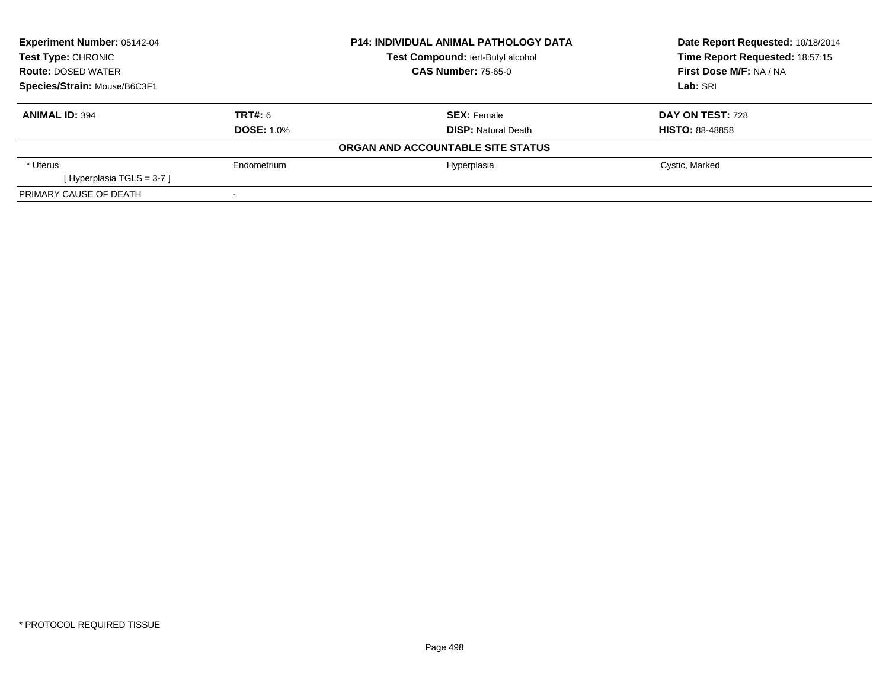**Experiment Number:** 05142-04
**Test Type:** CHRONIC
**Route:** DOSED WATER
**Species/Strain:** Mouse/B6C3F1

**P14: INDIVIDUAL ANIMAL PATHOLOGY DATA**
**Test Compound:** tert-Butyl alcohol
**CAS Number:** 75-65-0

**Date Report Requested:** 10/18/2014
**Time Report Requested:** 18:57:15
**First Dose M/F:** NA / NA
**Lab:** SRI

| **ANIMAL ID:** 394 | **TRT#:** 6 | **SEX:** Female | **DAY ON TEST:** 728 |
|---|---|---|---|
| | **DOSE:** 1.0% | **DISP:** Natural Death | **HISTO:** 88-48858 |

**ORGAN AND ACCOUNTABLE SITE STATUS**

| | | | |
|---|---|---|---|
| * Uterus<br>[ Hyperplasia TGLS = 3-7 ] | Endometrium | Hyperplasia | Cystic, Marked |
| PRIMARY CAUSE OF DEATH | - | | |

* PROTOCOL REQUIRED TISSUE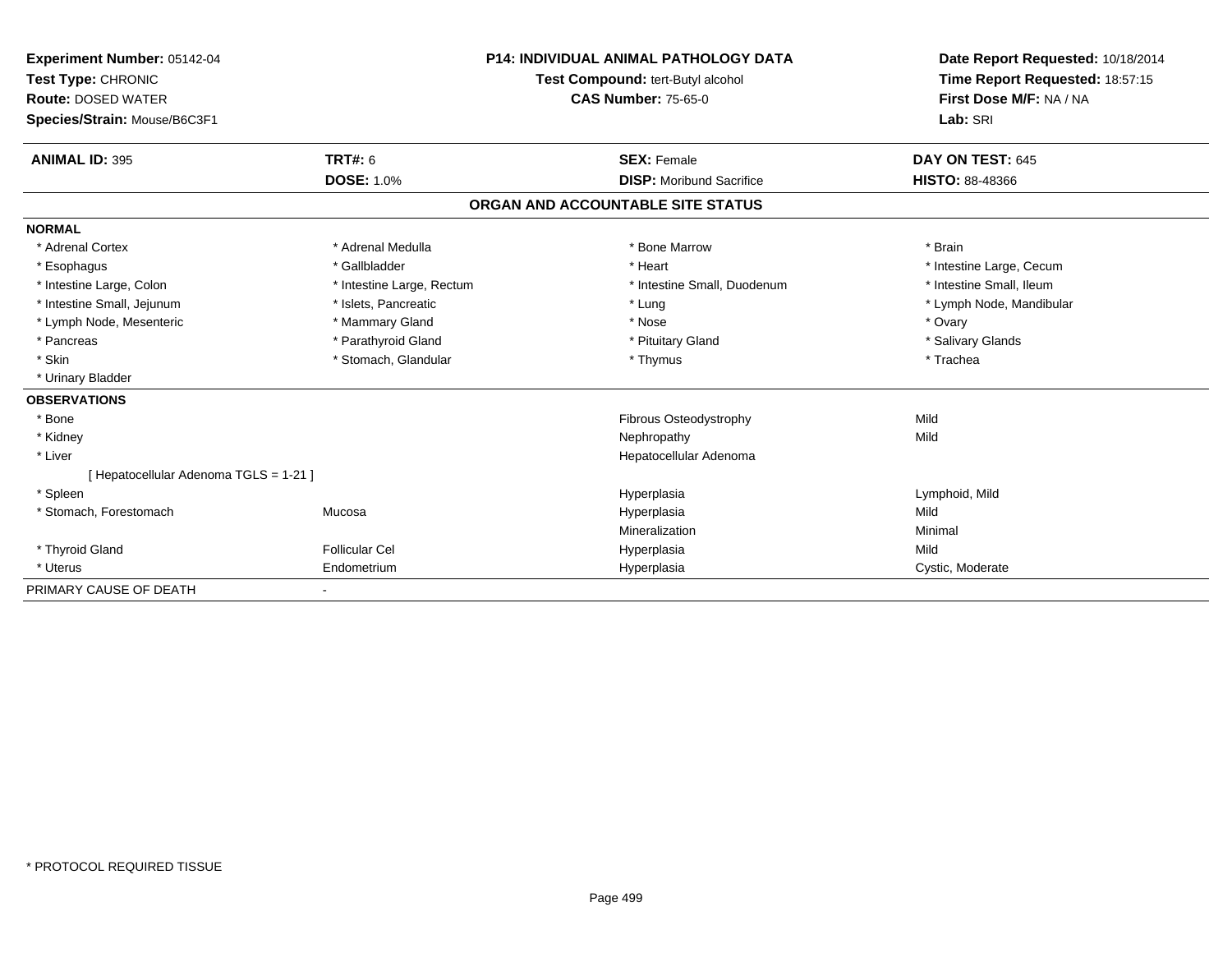**Experiment Number:** 05142-04
**Test Type:** CHRONIC
**Route:** DOSED WATER
**Species/Strain:** Mouse/B6C3F1

**P14: INDIVIDUAL ANIMAL PATHOLOGY DATA**
**Test Compound:** tert-Butyl alcohol
**CAS Number:** 75-65-0

**Date Report Requested:** 10/18/2014
**Time Report Requested:** 18:57:15
**First Dose M/F:** NA / NA
**Lab:** SRI

| **ANIMAL ID:** 395 | **TRT#:** 6 | **SEX:** Female | **DAY ON TEST:** 645 |
|---|---|---|---|
| | **DOSE:** 1.0% | **DISP:** Moribund Sacrifice | **HISTO:** 88-48366 |

## ORGAN AND ACCOUNTABLE SITE STATUS

**NORMAL**

| | | | |
|---|---|---|---|
| * Adrenal Cortex | * Adrenal Medulla | * Bone Marrow | * Brain |
| * Esophagus | * Gallbladder | * Heart | * Intestine Large, Cecum |
| * Intestine Large, Colon | * Intestine Large, Rectum | * Intestine Small, Duodenum | * Intestine Small, Ileum |
| * Intestine Small, Jejunum | * Islets, Pancreatic | * Lung | * Lymph Node, Mandibular |
| * Lymph Node, Mesenteric | * Mammary Gland | * Nose | * Ovary |
| * Pancreas | * Parathyroid Gland | * Pituitary Gland | * Salivary Glands |
| * Skin | * Stomach, Glandular | * Thymus | * Trachea |
| * Urinary Bladder | | | |

**OBSERVATIONS**

| | | | |
|---|---|---|---|
| * Bone | | Fibrous Osteodystrophy | Mild |
| * Kidney | | Nephropathy | Mild |
| * Liver | | Hepatocellular Adenoma | |
| [ Hepatocellular Adenoma TGLS = 1-21 ] | | | |
| * Spleen | | Hyperplasia | Lymphoid, Mild |
| * Stomach, Forestomach | Mucosa | Hyperplasia | Mild |
| | | Mineralization | Minimal |
| * Thyroid Gland | Follicular Cel | Hyperplasia | Mild |
| * Uterus | Endometrium | Hyperplasia | Cystic, Moderate |

PRIMARY CAUSE OF DEATH -

* PROTOCOL REQUIRED TISSUE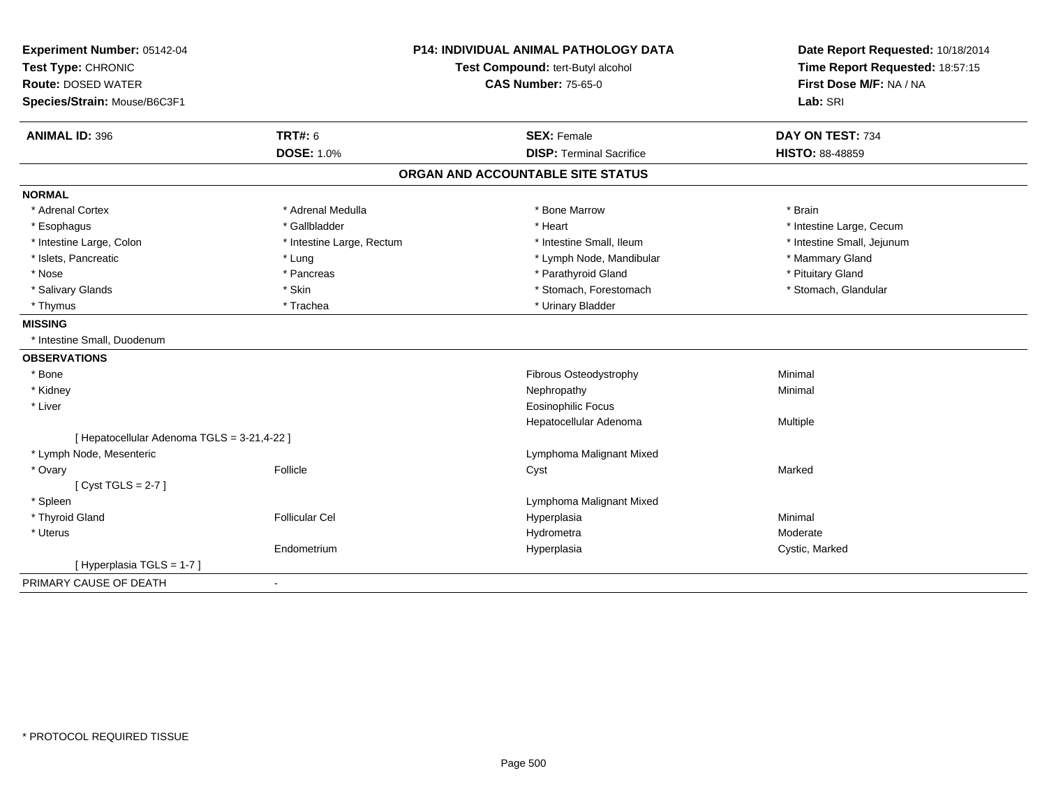**Experiment Number:** 05142-04
**Test Type:** CHRONIC
**Route:** DOSED WATER
**Species/Strain:** Mouse/B6C3F1

**P14: INDIVIDUAL ANIMAL PATHOLOGY DATA**
**Test Compound:** tert-Butyl alcohol
**CAS Number:** 75-65-0

**Date Report Requested:** 10/18/2014
**Time Report Requested:** 18:57:15
**First Dose M/F:** NA / NA
**Lab:** SRI

| **ANIMAL ID:** 396 | **TRT#:** 6 | **SEX:** Female | **DAY ON TEST:** 734 |
|---|---|---|---|
| | **DOSE:** 1.0% | **DISP:** Terminal Sacrifice | **HISTO:** 88-48859 |

## ORGAN AND ACCOUNTABLE SITE STATUS

**NORMAL**

| | | | |
|---|---|---|---|
| * Adrenal Cortex | * Adrenal Medulla | * Bone Marrow | * Brain |
| * Esophagus | * Gallbladder | * Heart | * Intestine Large, Cecum |
| * Intestine Large, Colon | * Intestine Large, Rectum | * Intestine Small, Ileum | * Intestine Small, Jejunum |
| * Islets, Pancreatic | * Lung | * Lymph Node, Mandibular | * Mammary Gland |
| * Nose | * Pancreas | * Parathyroid Gland | * Pituitary Gland |
| * Salivary Glands | * Skin | * Stomach, Forestomach | * Stomach, Glandular |
| * Thymus | * Trachea | * Urinary Bladder | |

**MISSING**

* Intestine Small, Duodenum

**OBSERVATIONS**

| | | | |
|---|---|---|---|
| * Bone | | Fibrous Osteodystrophy | Minimal |
| * Kidney | | Nephropathy | Minimal |
| * Liver | | Eosinophilic Focus | |
| | | Hepatocellular Adenoma | Multiple |
| [ Hepatocellular Adenoma TGLS = 3-21,4-22 ] | | | |
| * Lymph Node, Mesenteric | | Lymphoma Malignant Mixed | |
| * Ovary | Follicle | Cyst | Marked |
| [ Cyst TGLS = 2-7 ] | | | |
| * Spleen | | Lymphoma Malignant Mixed | |
| * Thyroid Gland | Follicular Cel | Hyperplasia | Minimal |
| * Uterus | | Hydrometra | Moderate |
| | Endometrium | Hyperplasia | Cystic, Marked |
| [ Hyperplasia TGLS = 1-7 ] | | | |

PRIMARY CAUSE OF DEATH -

* PROTOCOL REQUIRED TISSUE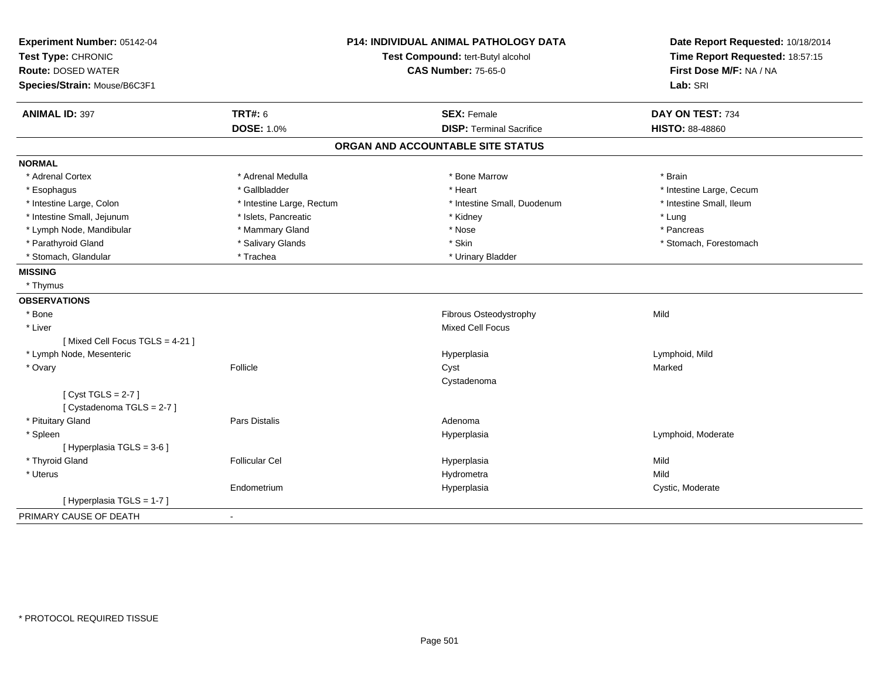**Experiment Number:** 05142-04
**Test Type:** CHRONIC
**Route:** DOSED WATER
**Species/Strain:** Mouse/B6C3F1

**P14: INDIVIDUAL ANIMAL PATHOLOGY DATA**
**Test Compound:** tert-Butyl alcohol
**CAS Number:** 75-65-0

**Date Report Requested:** 10/18/2014
**Time Report Requested:** 18:57:15
**First Dose M/F:** NA / NA
**Lab:** SRI

| **ANIMAL ID:** 397 | **TRT#:** 6 | **SEX:** Female | **DAY ON TEST:** 734 |
|---|---|---|---|
| | **DOSE:** 1.0% | **DISP:** Terminal Sacrifice | **HISTO:** 88-48860 |

## ORGAN AND ACCOUNTABLE SITE STATUS

**NORMAL**

| | | | |
|---|---|---|---|
| * Adrenal Cortex | * Adrenal Medulla | * Bone Marrow | * Brain |
| * Esophagus | * Gallbladder | * Heart | * Intestine Large, Cecum |
| * Intestine Large, Colon | * Intestine Large, Rectum | * Intestine Small, Duodenum | * Intestine Small, Ileum |
| * Intestine Small, Jejunum | * Islets, Pancreatic | * Kidney | * Lung |
| * Lymph Node, Mandibular | * Mammary Gland | * Nose | * Pancreas |
| * Parathyroid Gland | * Salivary Glands | * Skin | * Stomach, Forestomach |
| * Stomach, Glandular | * Trachea | * Urinary Bladder | |

**MISSING**

* Thymus

**OBSERVATIONS**

| | | | |
|---|---|---|---|
| * Bone | | Fibrous Osteodystrophy | Mild |
| * Liver | | Mixed Cell Focus | |
| [ Mixed Cell Focus TGLS = 4-21 ] | | | |
| * Lymph Node, Mesenteric | | Hyperplasia | Lymphoid, Mild |
| * Ovary | Follicle | Cyst | Marked |
| | | Cystadenoma | |
| [ Cyst TGLS = 2-7 ] | | | |
| [ Cystadenoma TGLS = 2-7 ] | | | |
| * Pituitary Gland | Pars Distalis | Adenoma | |
| * Spleen | | Hyperplasia | Lymphoid, Moderate |
| [ Hyperplasia TGLS = 3-6 ] | | | |
| * Thyroid Gland | Follicular Cel | Hyperplasia | Mild |
| * Uterus | | Hydrometra | Mild |
| | Endometrium | Hyperplasia | Cystic, Moderate |
| [ Hyperplasia TGLS = 1-7 ] | | | |

PRIMARY CAUSE OF DEATH -

* PROTOCOL REQUIRED TISSUE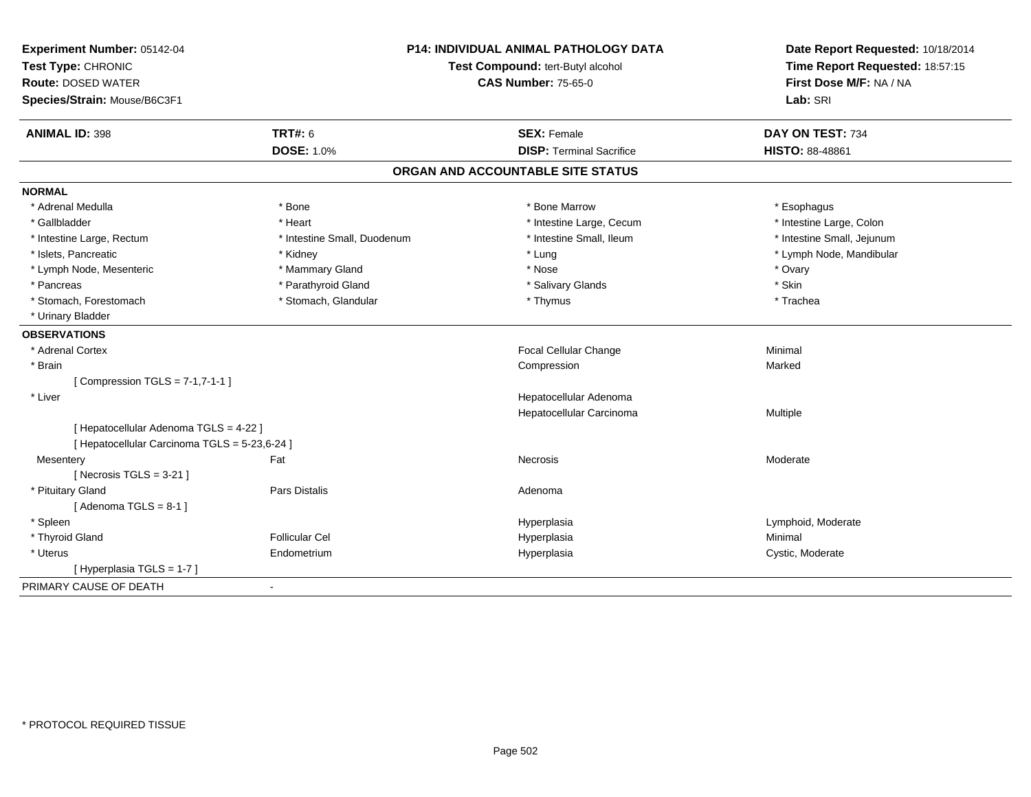**Experiment Number:** 05142-04
**Test Type:** CHRONIC
**Route:** DOSED WATER
**Species/Strain:** Mouse/B6C3F1

**P14: INDIVIDUAL ANIMAL PATHOLOGY DATA**
**Test Compound:** tert-Butyl alcohol
**CAS Number:** 75-65-0

**Date Report Requested:** 10/18/2014
**Time Report Requested:** 18:57:15
**First Dose M/F:** NA / NA
**Lab:** SRI

| **ANIMAL ID:** 398 | **TRT#:** 6 | **SEX:** Female | **DAY ON TEST:** 734 |
|---|---|---|---|
| | **DOSE:** 1.0% | **DISP:** Terminal Sacrifice | **HISTO:** 88-48861 |

## ORGAN AND ACCOUNTABLE SITE STATUS

**NORMAL**

| | | | |
|---|---|---|---|
| * Adrenal Medulla | * Bone | * Bone Marrow | * Esophagus |
| * Gallbladder | * Heart | * Intestine Large, Cecum | * Intestine Large, Colon |
| * Intestine Large, Rectum | * Intestine Small, Duodenum | * Intestine Small, Ileum | * Intestine Small, Jejunum |
| * Islets, Pancreatic | * Kidney | * Lung | * Lymph Node, Mandibular |
| * Lymph Node, Mesenteric | * Mammary Gland | * Nose | * Ovary |
| * Pancreas | * Parathyroid Gland | * Salivary Glands | * Skin |
| * Stomach, Forestomach | * Stomach, Glandular | * Thymus | * Trachea |
| * Urinary Bladder | | | |

**OBSERVATIONS**

| | | | |
|---|---|---|---|
| * Adrenal Cortex | | Focal Cellular Change | Minimal |
| * Brain | | Compression | Marked |
| [ Compression TGLS = 7-1,7-1-1 ] | | | |
| * Liver | | Hepatocellular Adenoma | |
| | | Hepatocellular Carcinoma | Multiple |
| [ Hepatocellular Adenoma TGLS = 4-22 ] | | | |
| [ Hepatocellular Carcinoma TGLS = 5-23,6-24 ] | | | |
| Mesentery | Fat | Necrosis | Moderate |
| [ Necrosis TGLS = 3-21 ] | | | |
| * Pituitary Gland | Pars Distalis | Adenoma | |
| [ Adenoma TGLS = 8-1 ] | | | |
| * Spleen | | Hyperplasia | Lymphoid, Moderate |
| * Thyroid Gland | Follicular Cel | Hyperplasia | Minimal |
| * Uterus | Endometrium | Hyperplasia | Cystic, Moderate |
| [ Hyperplasia TGLS = 1-7 ] | | | |

PRIMARY CAUSE OF DEATH -

* PROTOCOL REQUIRED TISSUE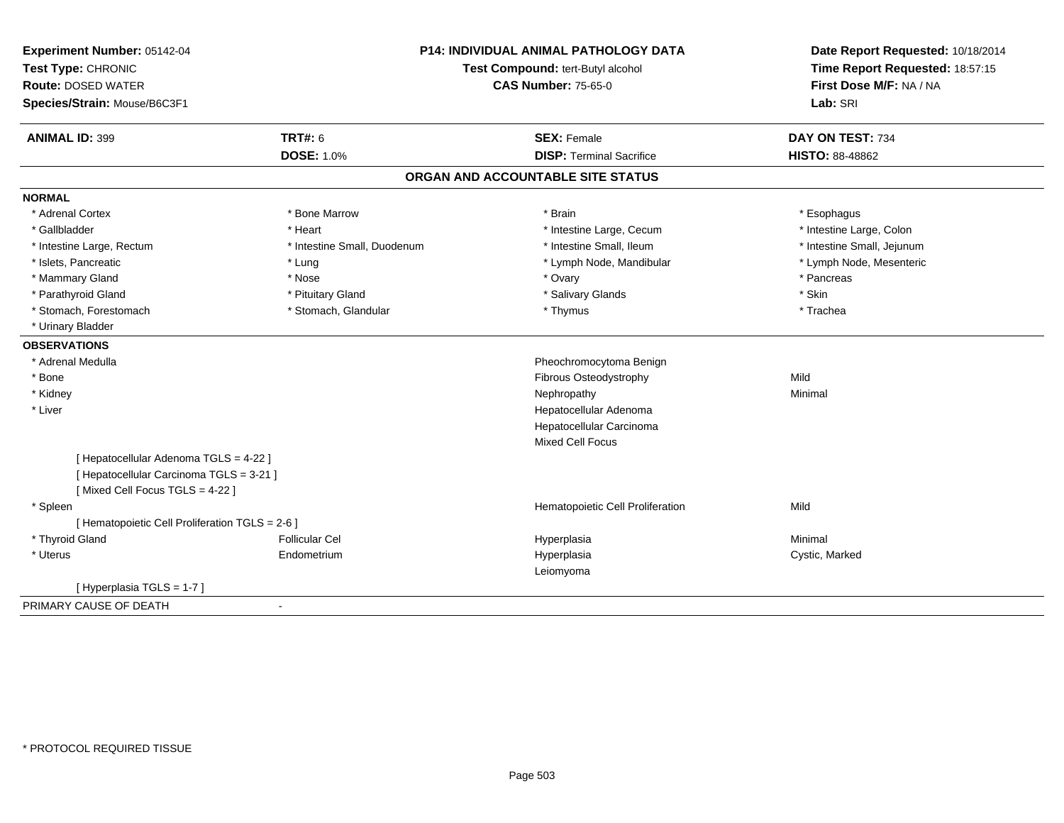**Experiment Number:** 05142-04
**Test Type:** CHRONIC
**Route:** DOSED WATER
**Species/Strain:** Mouse/B6C3F1

**P14: INDIVIDUAL ANIMAL PATHOLOGY DATA**
**Test Compound:** tert-Butyl alcohol
**CAS Number:** 75-65-0

**Date Report Requested:** 10/18/2014
**Time Report Requested:** 18:57:15
**First Dose M/F:** NA / NA
**Lab:** SRI

| **ANIMAL ID:** 399 | **TRT#:** 6 | **SEX:** Female | **DAY ON TEST:** 734 |
|---|---|---|---|
| | **DOSE:** 1.0% | **DISP:** Terminal Sacrifice | **HISTO:** 88-48862 |

## ORGAN AND ACCOUNTABLE SITE STATUS

**NORMAL**

| | | | |
|---|---|---|---|
| * Adrenal Cortex | * Bone Marrow | * Brain | * Esophagus |
| * Gallbladder | * Heart | * Intestine Large, Cecum | * Intestine Large, Colon |
| * Intestine Large, Rectum | * Intestine Small, Duodenum | * Intestine Small, Ileum | * Intestine Small, Jejunum |
| * Islets, Pancreatic | * Lung | * Lymph Node, Mandibular | * Lymph Node, Mesenteric |
| * Mammary Gland | * Nose | * Ovary | * Pancreas |
| * Parathyroid Gland | * Pituitary Gland | * Salivary Glands | * Skin |
| * Stomach, Forestomach | * Stomach, Glandular | * Thymus | * Trachea |
| * Urinary Bladder | | | |

**OBSERVATIONS**

| | | | |
|---|---|---|---|
| * Adrenal Medulla | | Pheochromocytoma Benign | |
| * Bone | | Fibrous Osteodystrophy | Mild |
| * Kidney | | Nephropathy | Minimal |
| * Liver | | Hepatocellular Adenoma | |
| | | Hepatocellular Carcinoma | |
| | | Mixed Cell Focus | |
| [ Hepatocellular Adenoma TGLS = 4-22 ] | | | |
| [ Hepatocellular Carcinoma TGLS = 3-21 ] | | | |
| [ Mixed Cell Focus TGLS = 4-22 ] | | | |
| * Spleen | | Hematopoietic Cell Proliferation | Mild |
| [ Hematopoietic Cell Proliferation TGLS = 2-6 ] | | | |
| * Thyroid Gland | Follicular Cel | Hyperplasia | Minimal |
| * Uterus | Endometrium | Hyperplasia | Cystic, Marked |
| | | Leiomyoma | |
| [ Hyperplasia TGLS = 1-7 ] | | | |

PRIMARY CAUSE OF DEATH -

* PROTOCOL REQUIRED TISSUE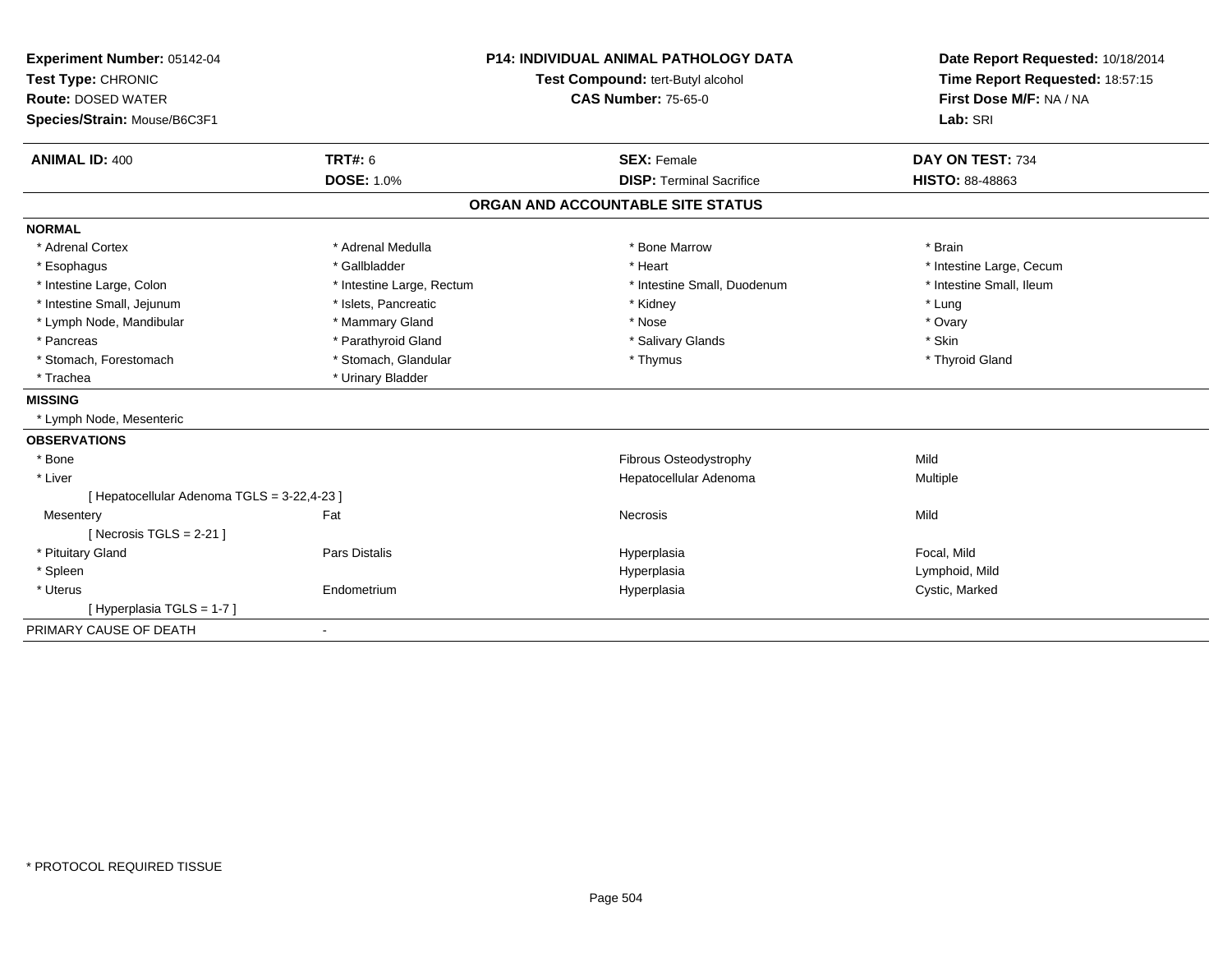**Experiment Number:** 05142-04
**Test Type:** CHRONIC
**Route:** DOSED WATER
**Species/Strain:** Mouse/B6C3F1

**P14: INDIVIDUAL ANIMAL PATHOLOGY DATA**
**Test Compound:** tert-Butyl alcohol
**CAS Number:** 75-65-0

**Date Report Requested:** 10/18/2014
**Time Report Requested:** 18:57:15
**First Dose M/F:** NA / NA
**Lab:** SRI

| **ANIMAL ID:** 400 | **TRT#:** 6 | **SEX:** Female | **DAY ON TEST:** 734 |
|---|---|---|---|
| | **DOSE:** 1.0% | **DISP:** Terminal Sacrifice | **HISTO:** 88-48863 |

## ORGAN AND ACCOUNTABLE SITE STATUS

**NORMAL**

| | | | |
|---|---|---|---|
| * Adrenal Cortex | * Adrenal Medulla | * Bone Marrow | * Brain |
| * Esophagus | * Gallbladder | * Heart | * Intestine Large, Cecum |
| * Intestine Large, Colon | * Intestine Large, Rectum | * Intestine Small, Duodenum | * Intestine Small, Ileum |
| * Intestine Small, Jejunum | * Islets, Pancreatic | * Kidney | * Lung |
| * Lymph Node, Mandibular | * Mammary Gland | * Nose | * Ovary |
| * Pancreas | * Parathyroid Gland | * Salivary Glands | * Skin |
| * Stomach, Forestomach | * Stomach, Glandular | * Thymus | * Thyroid Gland |
| * Trachea | * Urinary Bladder | | |

**MISSING**

* Lymph Node, Mesenteric

**OBSERVATIONS**

| | | | |
|---|---|---|---|
| * Bone | | Fibrous Osteodystrophy | Mild |
| * Liver | | Hepatocellular Adenoma | Multiple |
| [ Hepatocellular Adenoma TGLS = 3-22,4-23 ] | | | |
| Mesentery | Fat | Necrosis | Mild |
| [ Necrosis TGLS = 2-21 ] | | | |
| * Pituitary Gland | Pars Distalis | Hyperplasia | Focal, Mild |
| * Spleen | | Hyperplasia | Lymphoid, Mild |
| * Uterus | Endometrium | Hyperplasia | Cystic, Marked |
| [ Hyperplasia TGLS = 1-7 ] | | | |

PRIMARY CAUSE OF DEATH -

* PROTOCOL REQUIRED TISSUE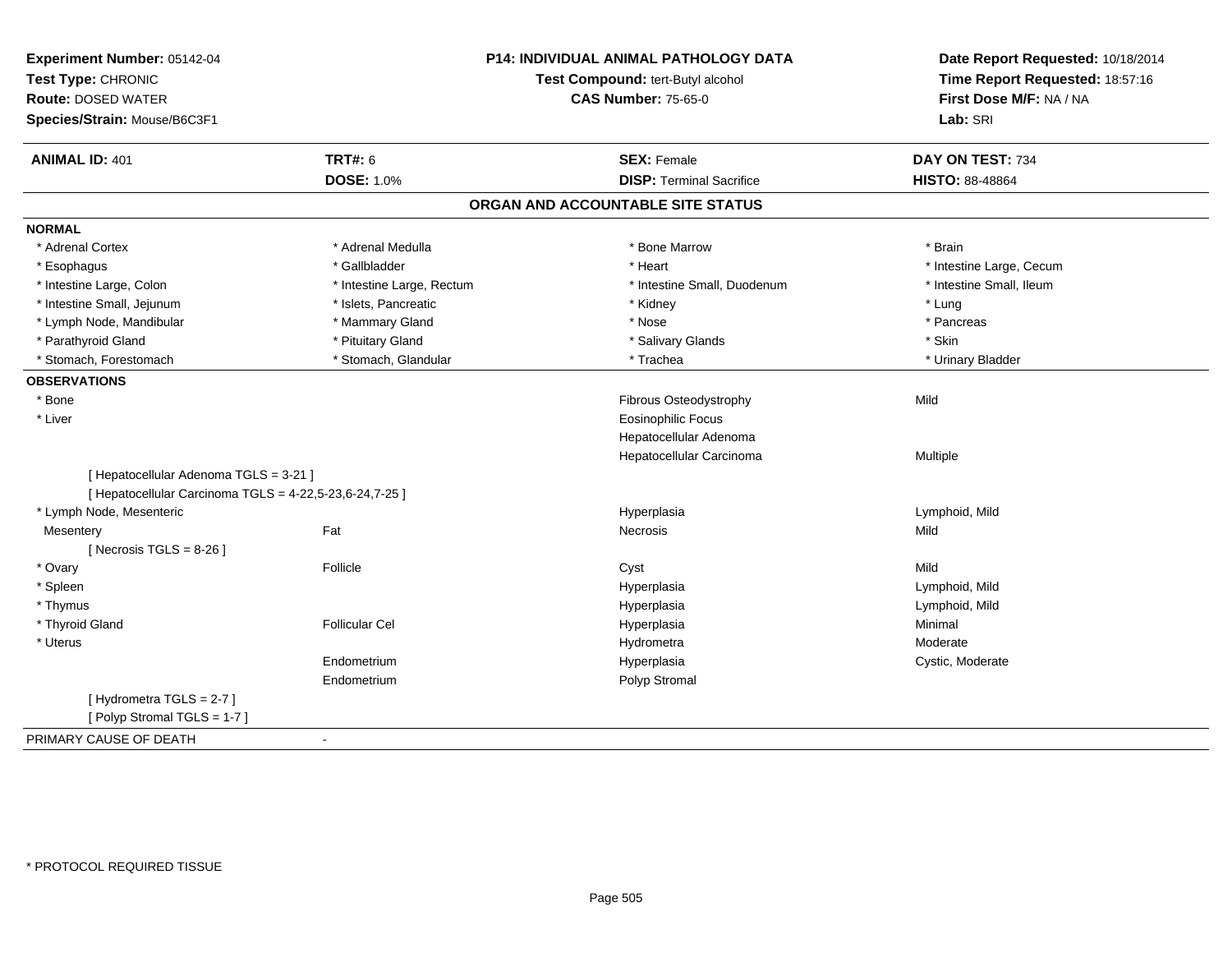**Experiment Number:** 05142-04
**Test Type:** CHRONIC
**Route:** DOSED WATER
**Species/Strain:** Mouse/B6C3F1

**P14: INDIVIDUAL ANIMAL PATHOLOGY DATA**
**Test Compound:** tert-Butyl alcohol
**CAS Number:** 75-65-0

**Date Report Requested:** 10/18/2014
**Time Report Requested:** 18:57:16
**First Dose M/F:** NA / NA
**Lab:** SRI

| **ANIMAL ID:** 401 | **TRT#:** 6 | **SEX:** Female | **DAY ON TEST:** 734 |
|---|---|---|---|
| | **DOSE:** 1.0% | **DISP:** Terminal Sacrifice | **HISTO:** 88-48864 |

## ORGAN AND ACCOUNTABLE SITE STATUS

**NORMAL**

| | | | |
|---|---|---|---|
| * Adrenal Cortex | * Adrenal Medulla | * Bone Marrow | * Brain |
| * Esophagus | * Gallbladder | * Heart | * Intestine Large, Cecum |
| * Intestine Large, Colon | * Intestine Large, Rectum | * Intestine Small, Duodenum | * Intestine Small, Ileum |
| * Intestine Small, Jejunum | * Islets, Pancreatic | * Kidney | * Lung |
| * Lymph Node, Mandibular | * Mammary Gland | * Nose | * Pancreas |
| * Parathyroid Gland | * Pituitary Gland | * Salivary Glands | * Skin |
| * Stomach, Forestomach | * Stomach, Glandular | * Trachea | * Urinary Bladder |

**OBSERVATIONS**

| | | | |
|---|---|---|---|
| * Bone | | Fibrous Osteodystrophy | Mild |
| * Liver | | Eosinophilic Focus | |
| | | Hepatocellular Adenoma | |
| | | Hepatocellular Carcinoma | Multiple |
| [ Hepatocellular Adenoma TGLS = 3-21 ] | | | |
| [ Hepatocellular Carcinoma TGLS = 4-22,5-23,6-24,7-25 ] | | | |
| * Lymph Node, Mesenteric | | Hyperplasia | Lymphoid, Mild |
| Mesentery | Fat | Necrosis | Mild |
| [ Necrosis TGLS = 8-26 ] | | | |
| * Ovary | Follicle | Cyst | Mild |
| * Spleen | | Hyperplasia | Lymphoid, Mild |
| * Thymus | | Hyperplasia | Lymphoid, Mild |
| * Thyroid Gland | Follicular Cel | Hyperplasia | Minimal |
| * Uterus | | Hydrometra | Moderate |
| | Endometrium | Hyperplasia | Cystic, Moderate |
| | Endometrium | Polyp Stromal | |
| [ Hydrometra TGLS = 2-7 ] | | | |
| [ Polyp Stromal TGLS = 1-7 ] | | | |

PRIMARY CAUSE OF DEATH -

* PROTOCOL REQUIRED TISSUE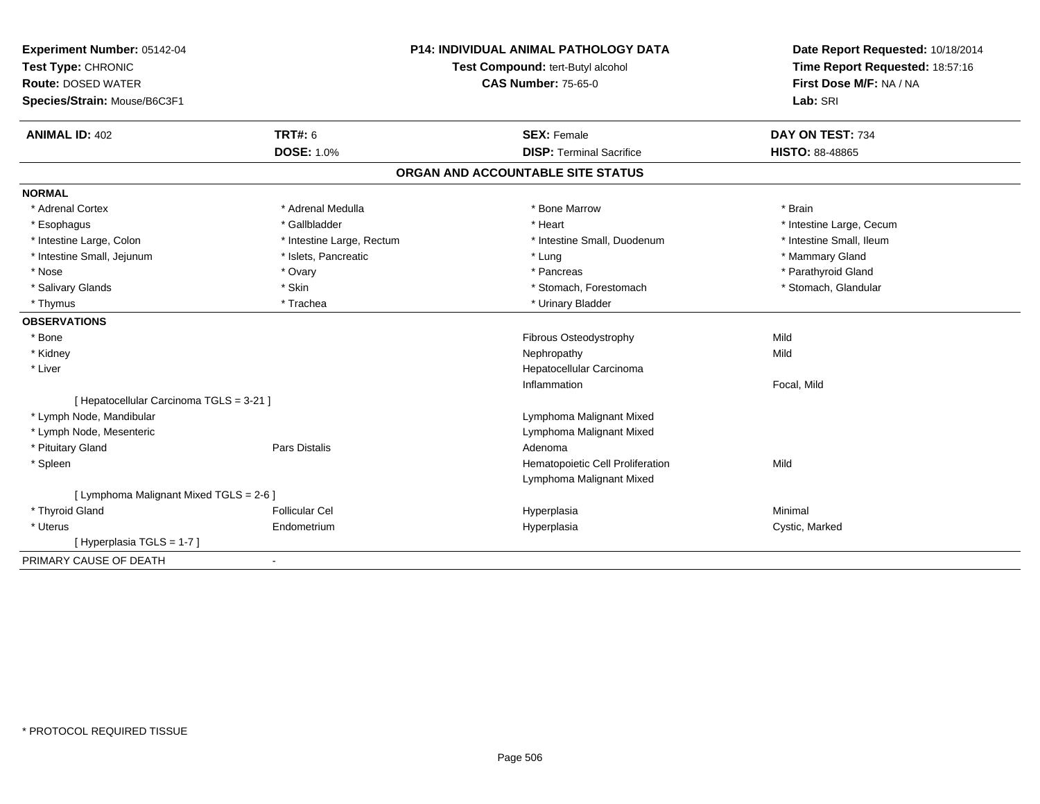**Experiment Number:** 05142-04
**Test Type:** CHRONIC
**Route:** DOSED WATER
**Species/Strain:** Mouse/B6C3F1

**P14: INDIVIDUAL ANIMAL PATHOLOGY DATA**
**Test Compound:** tert-Butyl alcohol
**CAS Number:** 75-65-0

**Date Report Requested:** 10/18/2014
**Time Report Requested:** 18:57:16
**First Dose M/F:** NA / NA
**Lab:** SRI

| **ANIMAL ID:** 402 | **TRT#:** 6 | **SEX:** Female | **DAY ON TEST:** 734 |
|---|---|---|---|
| | **DOSE:** 1.0% | **DISP:** Terminal Sacrifice | **HISTO:** 88-48865 |

## ORGAN AND ACCOUNTABLE SITE STATUS

**NORMAL**

| | | | |
|---|---|---|---|
| * Adrenal Cortex | * Adrenal Medulla | * Bone Marrow | * Brain |
| * Esophagus | * Gallbladder | * Heart | * Intestine Large, Cecum |
| * Intestine Large, Colon | * Intestine Large, Rectum | * Intestine Small, Duodenum | * Intestine Small, Ileum |
| * Intestine Small, Jejunum | * Islets, Pancreatic | * Lung | * Mammary Gland |
| * Nose | * Ovary | * Pancreas | * Parathyroid Gland |
| * Salivary Glands | * Skin | * Stomach, Forestomach | * Stomach, Glandular |
| * Thymus | * Trachea | * Urinary Bladder | |

**OBSERVATIONS**

| | | | |
|---|---|---|---|
| * Bone | | Fibrous Osteodystrophy | Mild |
| * Kidney | | Nephropathy | Mild |
| * Liver | | Hepatocellular Carcinoma | |
| | | Inflammation | Focal, Mild |
| [ Hepatocellular Carcinoma TGLS = 3-21 ] | | | |
| * Lymph Node, Mandibular | | Lymphoma Malignant Mixed | |
| * Lymph Node, Mesenteric | | Lymphoma Malignant Mixed | |
| * Pituitary Gland | Pars Distalis | Adenoma | |
| * Spleen | | Hematopoietic Cell Proliferation | Mild |
| | | Lymphoma Malignant Mixed | |
| [ Lymphoma Malignant Mixed TGLS = 2-6 ] | | | |
| * Thyroid Gland | Follicular Cel | Hyperplasia | Minimal |
| * Uterus | Endometrium | Hyperplasia | Cystic, Marked |
| [ Hyperplasia TGLS = 1-7 ] | | | |

PRIMARY CAUSE OF DEATH -

* PROTOCOL REQUIRED TISSUE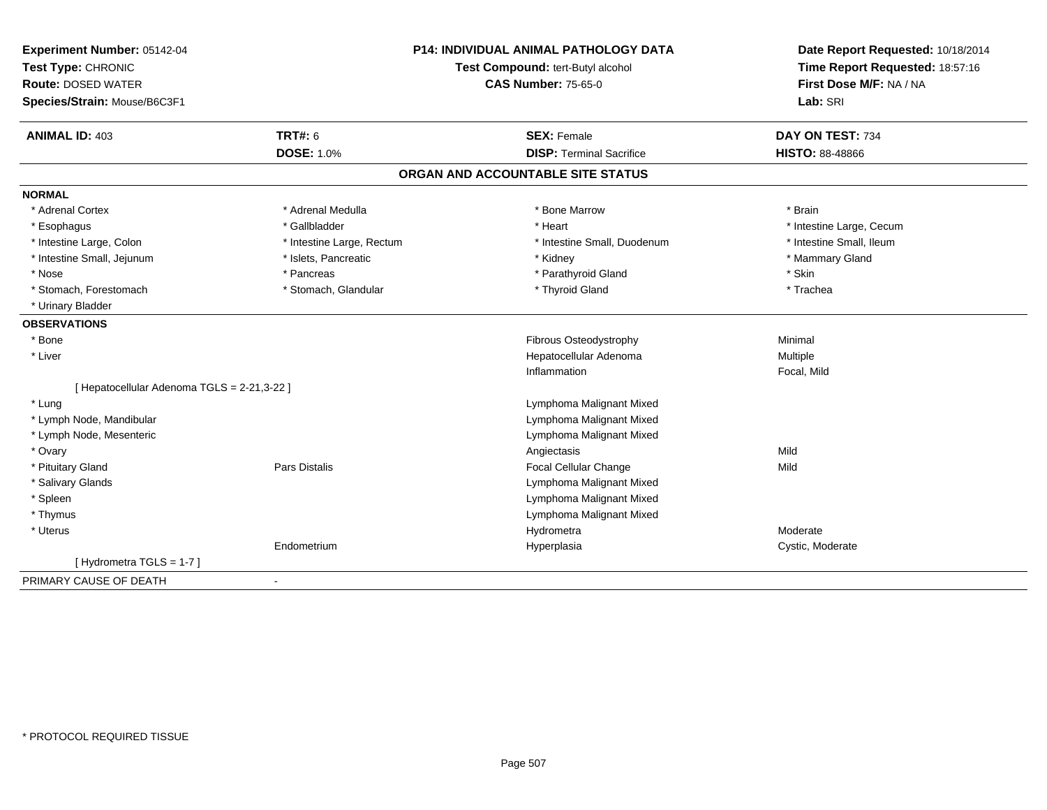**Experiment Number:** 05142-04
**Test Type:** CHRONIC
**Route:** DOSED WATER
**Species/Strain:** Mouse/B6C3F1

**P14: INDIVIDUAL ANIMAL PATHOLOGY DATA**
**Test Compound:** tert-Butyl alcohol
**CAS Number:** 75-65-0

**Date Report Requested:** 10/18/2014
**Time Report Requested:** 18:57:16
**First Dose M/F:** NA / NA
**Lab:** SRI

| **ANIMAL ID:** 403 | **TRT#:** 6 | **SEX:** Female | **DAY ON TEST:** 734 |
|---|---|---|---|
| | **DOSE:** 1.0% | **DISP:** Terminal Sacrifice | **HISTO:** 88-48866 |

## ORGAN AND ACCOUNTABLE SITE STATUS

**NORMAL**

| | | | |
|---|---|---|---|
| * Adrenal Cortex | * Adrenal Medulla | * Bone Marrow | * Brain |
| * Esophagus | * Gallbladder | * Heart | * Intestine Large, Cecum |
| * Intestine Large, Colon | * Intestine Large, Rectum | * Intestine Small, Duodenum | * Intestine Small, Ileum |
| * Intestine Small, Jejunum | * Islets, Pancreatic | * Kidney | * Mammary Gland |
| * Nose | * Pancreas | * Parathyroid Gland | * Skin |
| * Stomach, Forestomach | * Stomach, Glandular | * Thyroid Gland | * Trachea |
| * Urinary Bladder | | | |

**OBSERVATIONS**

| | | | |
|---|---|---|---|
| * Bone | | Fibrous Osteodystrophy | Minimal |
| * Liver | | Hepatocellular Adenoma | Multiple |
| | | Inflammation | Focal, Mild |
| [ Hepatocellular Adenoma TGLS = 2-21,3-22 ] | | | |
| * Lung | | Lymphoma Malignant Mixed | |
| * Lymph Node, Mandibular | | Lymphoma Malignant Mixed | |
| * Lymph Node, Mesenteric | | Lymphoma Malignant Mixed | |
| * Ovary | | Angiectasis | Mild |
| * Pituitary Gland | Pars Distalis | Focal Cellular Change | Mild |
| * Salivary Glands | | Lymphoma Malignant Mixed | |
| * Spleen | | Lymphoma Malignant Mixed | |
| * Thymus | | Lymphoma Malignant Mixed | |
| * Uterus | | Hydrometra | Moderate |
| | Endometrium | Hyperplasia | Cystic, Moderate |
| [ Hydrometra TGLS = 1-7 ] | | | |

PRIMARY CAUSE OF DEATH -

* PROTOCOL REQUIRED TISSUE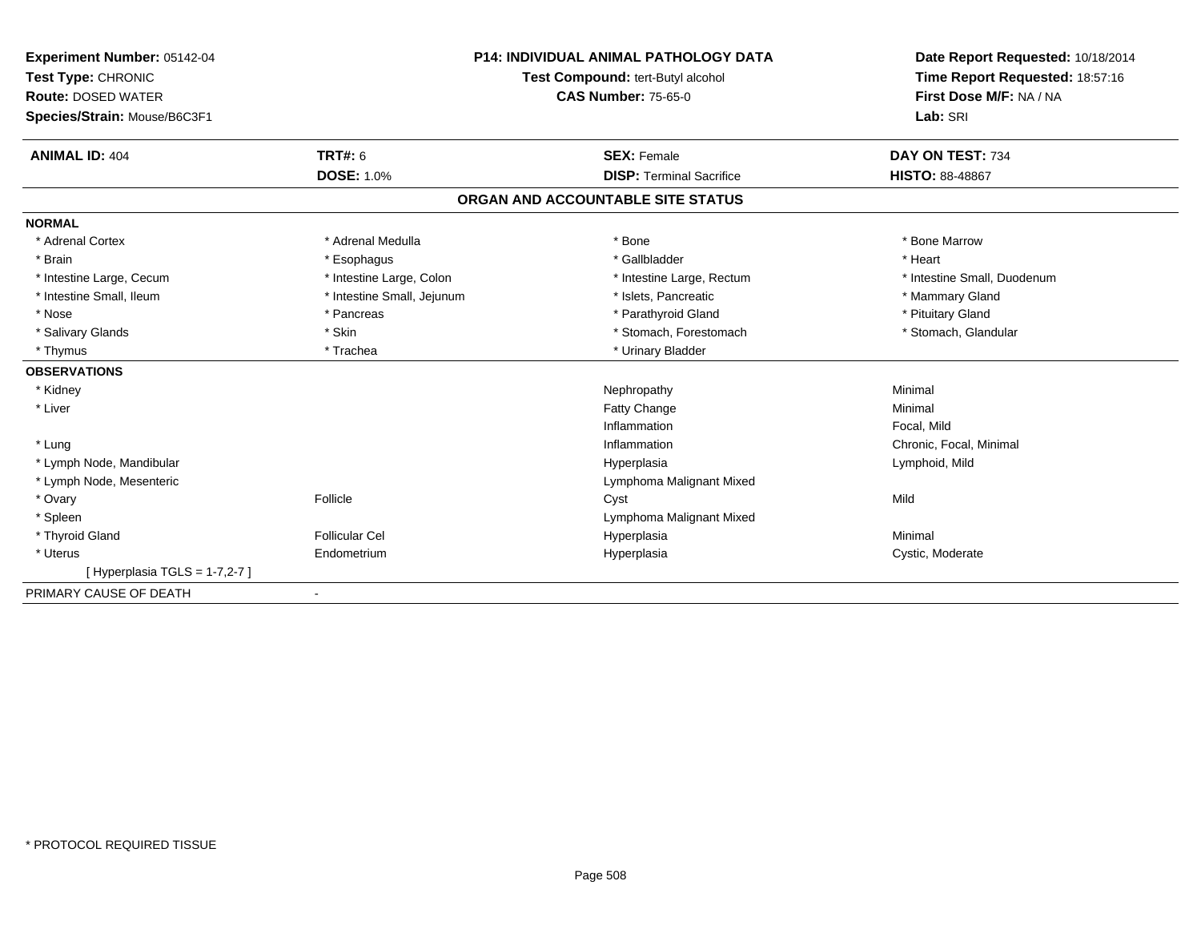**Experiment Number:** 05142-04
**Test Type:** CHRONIC
**Route:** DOSED WATER
**Species/Strain:** Mouse/B6C3F1

**P14: INDIVIDUAL ANIMAL PATHOLOGY DATA**
**Test Compound:** tert-Butyl alcohol
**CAS Number:** 75-65-0

**Date Report Requested:** 10/18/2014
**Time Report Requested:** 18:57:16
**First Dose M/F:** NA / NA
**Lab:** SRI

| **ANIMAL ID:** 404 | **TRT#:** 6 | **SEX:** Female | **DAY ON TEST:** 734 |
|---|---|---|---|
| | **DOSE:** 1.0% | **DISP:** Terminal Sacrifice | **HISTO:** 88-48867 |

## ORGAN AND ACCOUNTABLE SITE STATUS

| | | | |
|---|---|---|---|
| **NORMAL** | | | |
| * Adrenal Cortex | * Adrenal Medulla | * Bone | * Bone Marrow |
| * Brain | * Esophagus | * Gallbladder | * Heart |
| * Intestine Large, Cecum | * Intestine Large, Colon | * Intestine Large, Rectum | * Intestine Small, Duodenum |
| * Intestine Small, Ileum | * Intestine Small, Jejunum | * Islets, Pancreatic | * Mammary Gland |
| * Nose | * Pancreas | * Parathyroid Gland | * Pituitary Gland |
| * Salivary Glands | * Skin | * Stomach, Forestomach | * Stomach, Glandular |
| * Thymus | * Trachea | * Urinary Bladder | |
| **OBSERVATIONS** | | | |
| * Kidney | | Nephropathy | Minimal |
| * Liver | | Fatty Change | Minimal |
| | | Inflammation | Focal, Mild |
| * Lung | | Inflammation | Chronic, Focal, Minimal |
| * Lymph Node, Mandibular | | Hyperplasia | Lymphoid, Mild |
| * Lymph Node, Mesenteric | | Lymphoma Malignant Mixed | |
| * Ovary | Follicle | Cyst | Mild |
| * Spleen | | Lymphoma Malignant Mixed | |
| * Thyroid Gland | Follicular Cel | Hyperplasia | Minimal |
| * Uterus | Endometrium | Hyperplasia | Cystic, Moderate |
| [ Hyperplasia TGLS = 1-7,2-7 ] | | | |
| PRIMARY CAUSE OF DEATH | - | | |

* PROTOCOL REQUIRED TISSUE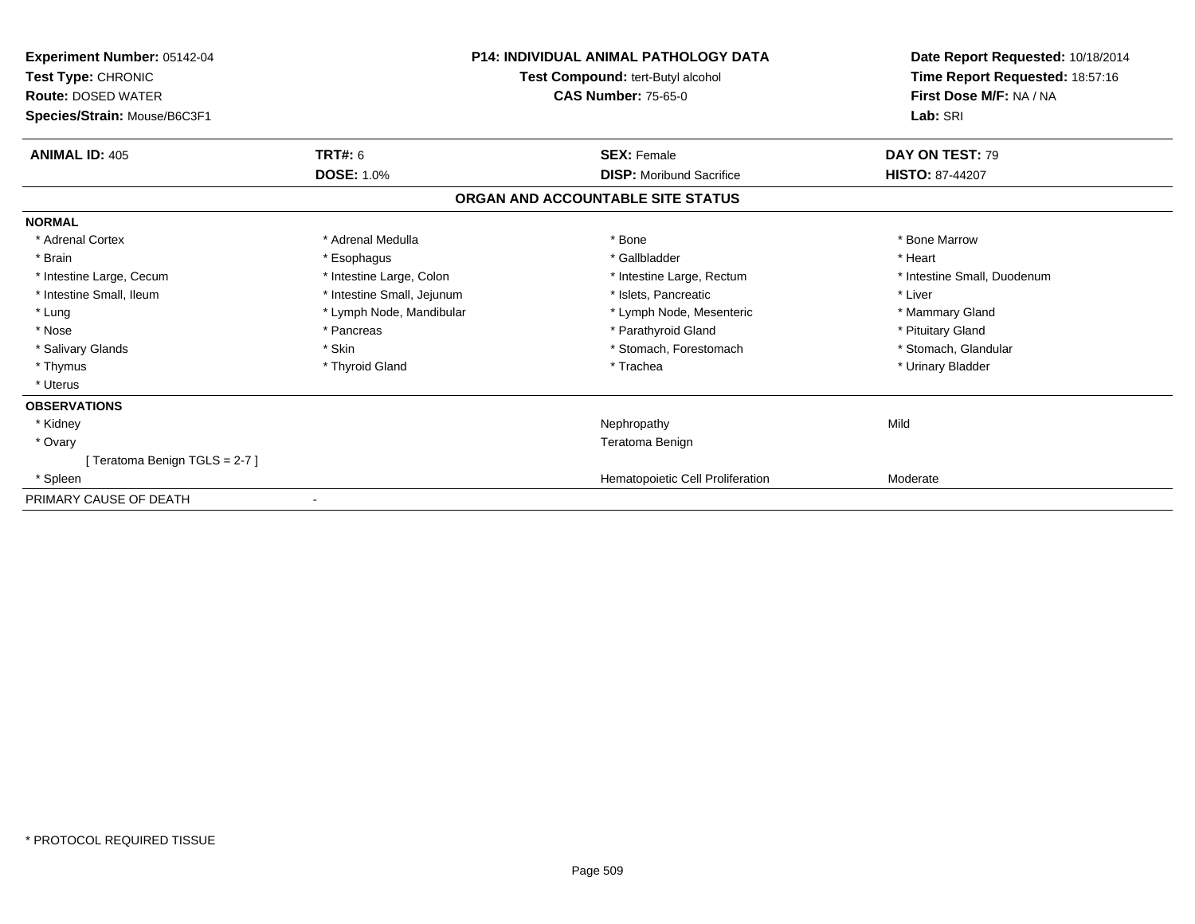**Experiment Number:** 05142-04
**Test Type:** CHRONIC
**Route:** DOSED WATER
**Species/Strain:** Mouse/B6C3F1

**P14: INDIVIDUAL ANIMAL PATHOLOGY DATA**
**Test Compound:** tert-Butyl alcohol
**CAS Number:** 75-65-0

**Date Report Requested:** 10/18/2014
**Time Report Requested:** 18:57:16
**First Dose M/F:** NA / NA
**Lab:** SRI

| **ANIMAL ID:** 405 | **TRT#:** 6 | **SEX:** Female | **DAY ON TEST:** 79 |
|---|---|---|---|
| | **DOSE:** 1.0% | **DISP:** Moribund Sacrifice | **HISTO:** 87-44207 |

## ORGAN AND ACCOUNTABLE SITE STATUS

**NORMAL**

| | | | |
|---|---|---|---|
| * Adrenal Cortex | * Adrenal Medulla | * Bone | * Bone Marrow |
| * Brain | * Esophagus | * Gallbladder | * Heart |
| * Intestine Large, Cecum | * Intestine Large, Colon | * Intestine Large, Rectum | * Intestine Small, Duodenum |
| * Intestine Small, Ileum | * Intestine Small, Jejunum | * Islets, Pancreatic | * Liver |
| * Lung | * Lymph Node, Mandibular | * Lymph Node, Mesenteric | * Mammary Gland |
| * Nose | * Pancreas | * Parathyroid Gland | * Pituitary Gland |
| * Salivary Glands | * Skin | * Stomach, Forestomach | * Stomach, Glandular |
| * Thymus | * Thyroid Gland | * Trachea | * Urinary Bladder |
| * Uterus | | | |

**OBSERVATIONS**

| | | |
|---|---|---|
| * Kidney | Nephropathy | Mild |
| * Ovary | Teratoma Benign | |
| [ Teratoma Benign TGLS = 2-7 ] | | |
| * Spleen | Hematopoietic Cell Proliferation | Moderate |

PRIMARY CAUSE OF DEATH -

* PROTOCOL REQUIRED TISSUE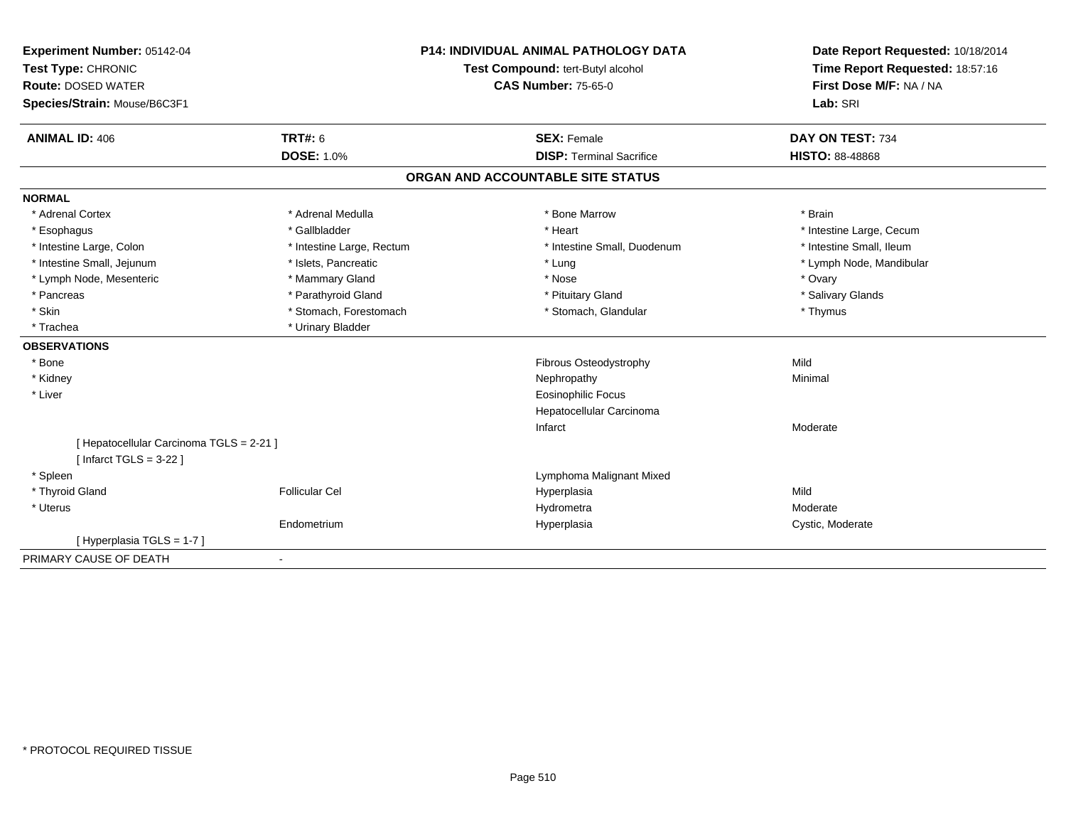**Experiment Number:** 05142-04
**Test Type:** CHRONIC
**Route:** DOSED WATER
**Species/Strain:** Mouse/B6C3F1

**P14: INDIVIDUAL ANIMAL PATHOLOGY DATA**
**Test Compound:** tert-Butyl alcohol
**CAS Number:** 75-65-0

**Date Report Requested:** 10/18/2014
**Time Report Requested:** 18:57:16
**First Dose M/F:** NA / NA
**Lab:** SRI

| **ANIMAL ID:** 406 | **TRT#:** 6 | **SEX:** Female | **DAY ON TEST:** 734 |
|---|---|---|---|
| | **DOSE:** 1.0% | **DISP:** Terminal Sacrifice | **HISTO:** 88-48868 |

## ORGAN AND ACCOUNTABLE SITE STATUS

**NORMAL**

| | | | |
|---|---|---|---|
| * Adrenal Cortex | * Adrenal Medulla | * Bone Marrow | * Brain |
| * Esophagus | * Gallbladder | * Heart | * Intestine Large, Cecum |
| * Intestine Large, Colon | * Intestine Large, Rectum | * Intestine Small, Duodenum | * Intestine Small, Ileum |
| * Intestine Small, Jejunum | * Islets, Pancreatic | * Lung | * Lymph Node, Mandibular |
| * Lymph Node, Mesenteric | * Mammary Gland | * Nose | * Ovary |
| * Pancreas | * Parathyroid Gland | * Pituitary Gland | * Salivary Glands |
| * Skin | * Stomach, Forestomach | * Stomach, Glandular | * Thymus |
| * Trachea | * Urinary Bladder | | |

**OBSERVATIONS**

| | | | |
|---|---|---|---|
| * Bone | | Fibrous Osteodystrophy | Mild |
| * Kidney | | Nephropathy | Minimal |
| * Liver | | Eosinophilic Focus | |
| | | Hepatocellular Carcinoma | |
| | | Infarct | Moderate |
| [ Hepatocellular Carcinoma TGLS = 2-21 ] | | | |
| [ Infarct TGLS = 3-22 ] | | | |
| * Spleen | | Lymphoma Malignant Mixed | |
| * Thyroid Gland | Follicular Cel | Hyperplasia | Mild |
| * Uterus | | Hydrometra | Moderate |
| | Endometrium | Hyperplasia | Cystic, Moderate |
| [ Hyperplasia TGLS = 1-7 ] | | | |

PRIMARY CAUSE OF DEATH -

* PROTOCOL REQUIRED TISSUE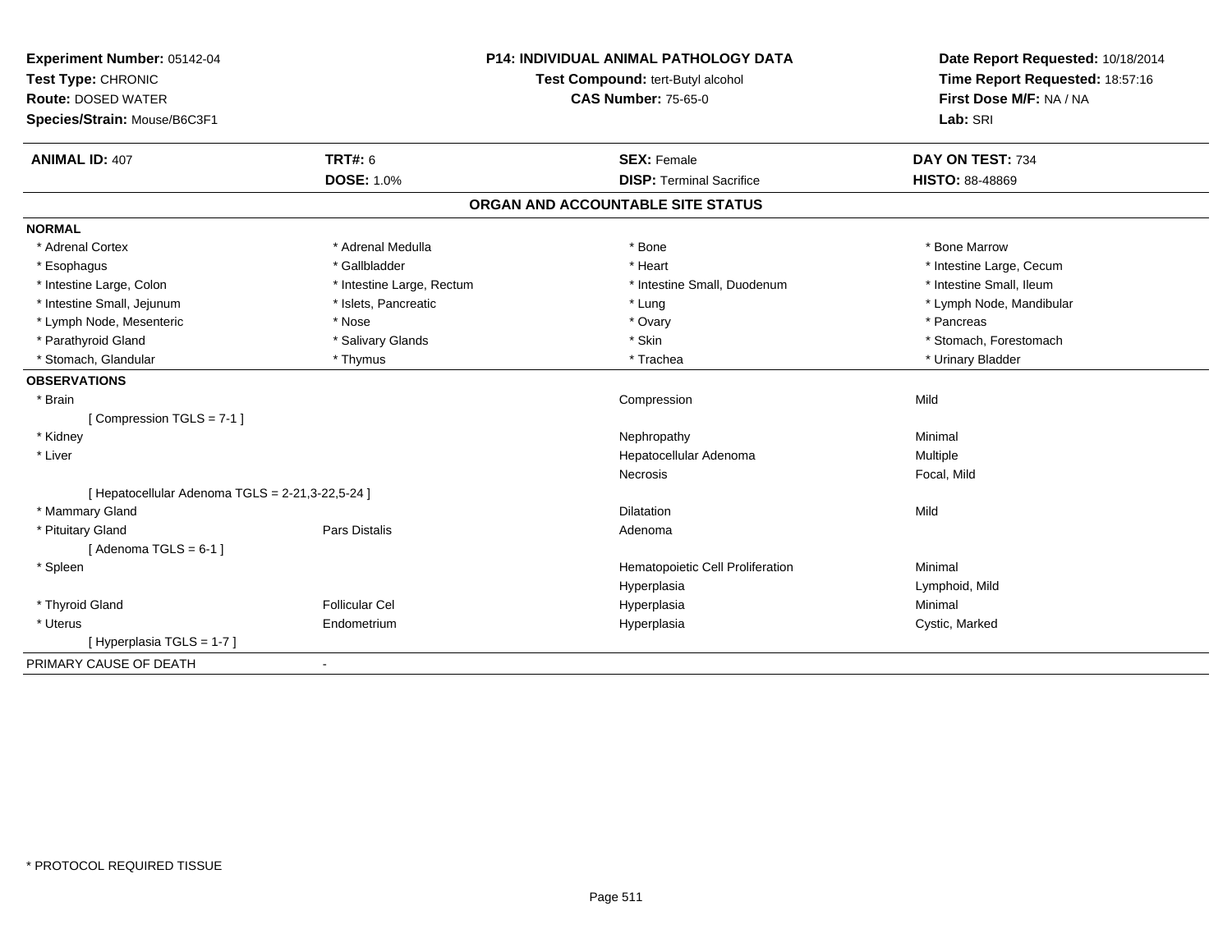**Experiment Number:** 05142-04
**Test Type:** CHRONIC
**Route:** DOSED WATER
**Species/Strain:** Mouse/B6C3F1

**P14: INDIVIDUAL ANIMAL PATHOLOGY DATA**
**Test Compound:** tert-Butyl alcohol
**CAS Number:** 75-65-0

**Date Report Requested:** 10/18/2014
**Time Report Requested:** 18:57:16
**First Dose M/F:** NA / NA
**Lab:** SRI

| **ANIMAL ID:** 407 | **TRT#:** 6 | **SEX:** Female | **DAY ON TEST:** 734 |
|---|---|---|---|
| | **DOSE:** 1.0% | **DISP:** Terminal Sacrifice | **HISTO:** 88-48869 |

## ORGAN AND ACCOUNTABLE SITE STATUS

**NORMAL**

| | | | |
|---|---|---|---|
| * Adrenal Cortex | * Adrenal Medulla | * Bone | * Bone Marrow |
| * Esophagus | * Gallbladder | * Heart | * Intestine Large, Cecum |
| * Intestine Large, Colon | * Intestine Large, Rectum | * Intestine Small, Duodenum | * Intestine Small, Ileum |
| * Intestine Small, Jejunum | * Islets, Pancreatic | * Lung | * Lymph Node, Mandibular |
| * Lymph Node, Mesenteric | * Nose | * Ovary | * Pancreas |
| * Parathyroid Gland | * Salivary Glands | * Skin | * Stomach, Forestomach |
| * Stomach, Glandular | * Thymus | * Trachea | * Urinary Bladder |

**OBSERVATIONS**

| | | | |
|---|---|---|---|
| * Brain | | Compression | Mild |
| [ Compression TGLS = 7-1 ] | | | |
| * Kidney | | Nephropathy | Minimal |
| * Liver | | Hepatocellular Adenoma | Multiple |
| | | Necrosis | Focal, Mild |
| [ Hepatocellular Adenoma TGLS = 2-21,3-22,5-24 ] | | | |
| * Mammary Gland | | Dilatation | Mild |
| * Pituitary Gland | Pars Distalis | Adenoma | |
| [ Adenoma TGLS = 6-1 ] | | | |
| * Spleen | | Hematopoietic Cell Proliferation | Minimal |
| | | Hyperplasia | Lymphoid, Mild |
| * Thyroid Gland | Follicular Cel | Hyperplasia | Minimal |
| * Uterus | Endometrium | Hyperplasia | Cystic, Marked |
| [ Hyperplasia TGLS = 1-7 ] | | | |

PRIMARY CAUSE OF DEATH -

* PROTOCOL REQUIRED TISSUE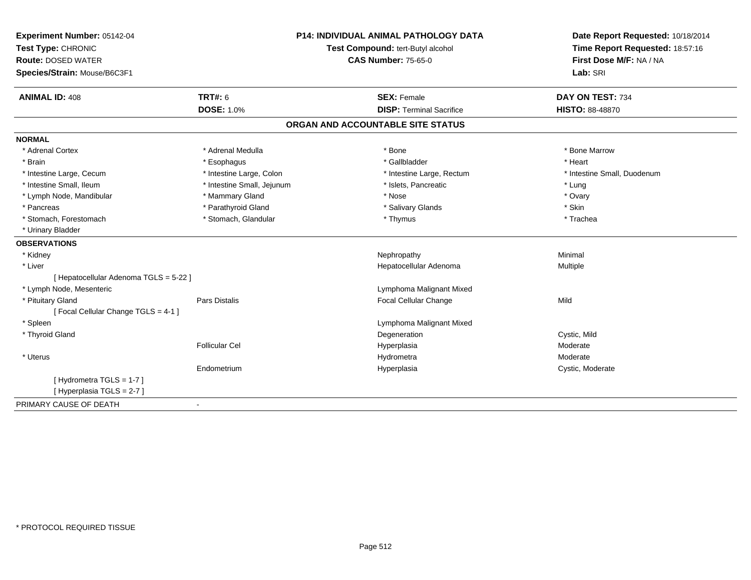**Experiment Number:** 05142-04
**Test Type:** CHRONIC
**Route:** DOSED WATER
**Species/Strain:** Mouse/B6C3F1

**P14: INDIVIDUAL ANIMAL PATHOLOGY DATA**
**Test Compound:** tert-Butyl alcohol
**CAS Number:** 75-65-0

**Date Report Requested:** 10/18/2014
**Time Report Requested:** 18:57:16
**First Dose M/F:** NA / NA
**Lab:** SRI

| **ANIMAL ID:** 408 | **TRT#:** 6 | **SEX:** Female | **DAY ON TEST:** 734 |
|---|---|---|---|
| | **DOSE:** 1.0% | **DISP:** Terminal Sacrifice | **HISTO:** 88-48870 |

## ORGAN AND ACCOUNTABLE SITE STATUS

**NORMAL**

| | | | |
|---|---|---|---|
| * Adrenal Cortex | * Adrenal Medulla | * Bone | * Bone Marrow |
| * Brain | * Esophagus | * Gallbladder | * Heart |
| * Intestine Large, Cecum | * Intestine Large, Colon | * Intestine Large, Rectum | * Intestine Small, Duodenum |
| * Intestine Small, Ileum | * Intestine Small, Jejunum | * Islets, Pancreatic | * Lung |
| * Lymph Node, Mandibular | * Mammary Gland | * Nose | * Ovary |
| * Pancreas | * Parathyroid Gland | * Salivary Glands | * Skin |
| * Stomach, Forestomach | * Stomach, Glandular | * Thymus | * Trachea |
| * Urinary Bladder | | | |

**OBSERVATIONS**

| | | | |
|---|---|---|---|
| * Kidney | | Nephropathy | Minimal |
| * Liver | | Hepatocellular Adenoma | Multiple |
| [ Hepatocellular Adenoma TGLS = 5-22 ] | | | |
| * Lymph Node, Mesenteric | | Lymphoma Malignant Mixed | |
| * Pituitary Gland | Pars Distalis | Focal Cellular Change | Mild |
| [ Focal Cellular Change TGLS = 4-1 ] | | | |
| * Spleen | | Lymphoma Malignant Mixed | |
| * Thyroid Gland | | Degeneration | Cystic, Mild |
| | Follicular Cel | Hyperplasia | Moderate |
| * Uterus | | Hydrometra | Moderate |
| | Endometrium | Hyperplasia | Cystic, Moderate |
| [ Hydrometra TGLS = 1-7 ] | | | |
| [ Hyperplasia TGLS = 2-7 ] | | | |

PRIMARY CAUSE OF DEATH -

* PROTOCOL REQUIRED TISSUE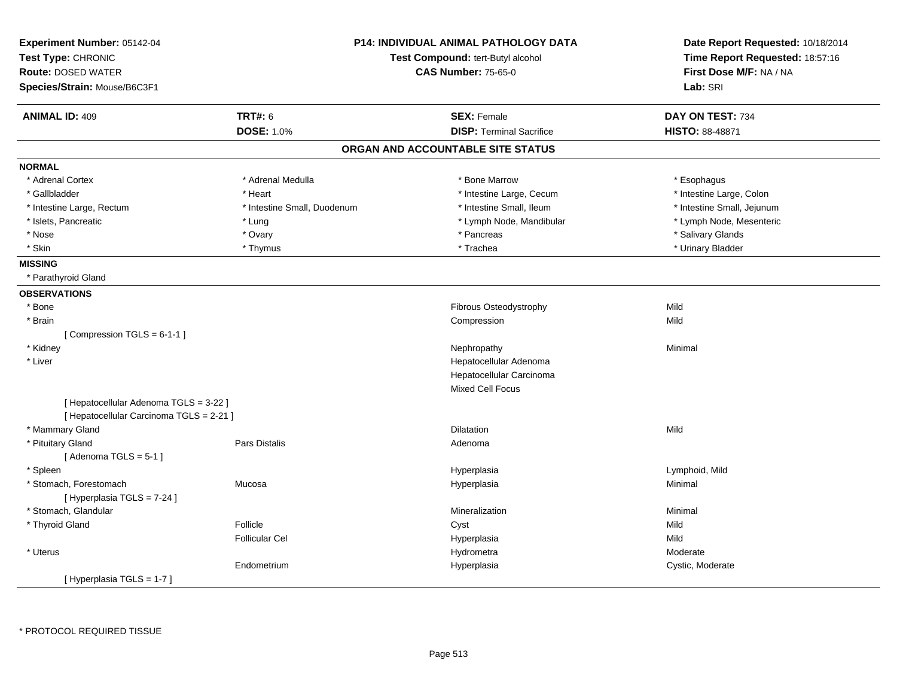**Experiment Number:** 05142-04
**Test Type:** CHRONIC
**Route:** DOSED WATER
**Species/Strain:** Mouse/B6C3F1

**P14: INDIVIDUAL ANIMAL PATHOLOGY DATA**
**Test Compound:** tert-Butyl alcohol
**CAS Number:** 75-65-0

**Date Report Requested:** 10/18/2014
**Time Report Requested:** 18:57:16
**First Dose M/F:** NA / NA
**Lab:** SRI

| **ANIMAL ID:** 409 | **TRT#:** 6 | **SEX:** Female | **DAY ON TEST:** 734 |
|---|---|---|---|
| | **DOSE:** 1.0% | **DISP:** Terminal Sacrifice | **HISTO:** 88-48871 |

## ORGAN AND ACCOUNTABLE SITE STATUS

**NORMAL**

| | | | |
|---|---|---|---|
| * Adrenal Cortex | * Adrenal Medulla | * Bone Marrow | * Esophagus |
| * Gallbladder | * Heart | * Intestine Large, Cecum | * Intestine Large, Colon |
| * Intestine Large, Rectum | * Intestine Small, Duodenum | * Intestine Small, Ileum | * Intestine Small, Jejunum |
| * Islets, Pancreatic | * Lung | * Lymph Node, Mandibular | * Lymph Node, Mesenteric |
| * Nose | * Ovary | * Pancreas | * Salivary Glands |
| * Skin | * Thymus | * Trachea | * Urinary Bladder |

**MISSING**

* Parathyroid Gland

**OBSERVATIONS**

| | | | |
|---|---|---|---|
| * Bone | | Fibrous Osteodystrophy | Mild |
| * Brain | | Compression | Mild |
| [ Compression TGLS = 6-1-1 ] | | | |
| * Kidney | | Nephropathy | Minimal |
| * Liver | | Hepatocellular Adenoma | |
| | | Hepatocellular Carcinoma | |
| | | Mixed Cell Focus | |
| [ Hepatocellular Adenoma TGLS = 3-22 ] | | | |
| [ Hepatocellular Carcinoma TGLS = 2-21 ] | | | |
| * Mammary Gland | | Dilatation | Mild |
| * Pituitary Gland | Pars Distalis | Adenoma | |
| [ Adenoma TGLS = 5-1 ] | | | |
| * Spleen | | Hyperplasia | Lymphoid, Mild |
| * Stomach, Forestomach | Mucosa | Hyperplasia | Minimal |
| [ Hyperplasia TGLS = 7-24 ] | | | |
| * Stomach, Glandular | | Mineralization | Minimal |
| * Thyroid Gland | Follicle | Cyst | Mild |
| | Follicular Cel | Hyperplasia | Mild |
| * Uterus | | Hydrometra | Moderate |
| | Endometrium | Hyperplasia | Cystic, Moderate |
| [ Hyperplasia TGLS = 1-7 ] | | | |

* PROTOCOL REQUIRED TISSUE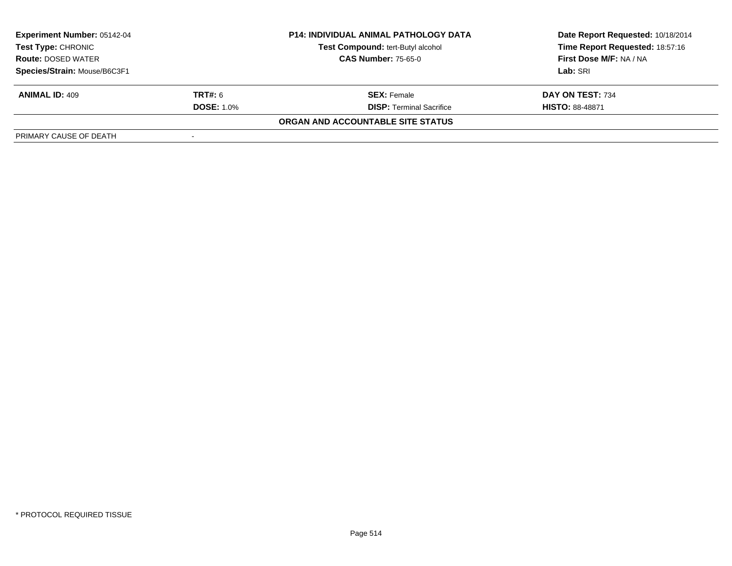| **Experiment Number:** 05142-04 | **P14: INDIVIDUAL ANIMAL PATHOLOGY DATA** | **Date Report Requested:** 10/18/2014 |
|---|---|---|
| **Test Type:** CHRONIC | **Test Compound:** tert-Butyl alcohol | **Time Report Requested:** 18:57:16 |
| **Route:** DOSED WATER | **CAS Number:** 75-65-0 | **First Dose M/F:** NA / NA |
| **Species/Strain:** Mouse/B6C3F1 | | **Lab:** SRI |

| **ANIMAL ID:** 409 | **TRT#:** 6 | **SEX:** Female | **DAY ON TEST:** 734 |
|---|---|---|---|
| | **DOSE:** 1.0% | **DISP:** Terminal Sacrifice | **HISTO:** 88-48871 |

**ORGAN AND ACCOUNTABLE SITE STATUS**

| PRIMARY CAUSE OF DEATH | - |
|---|---|

\* PROTOCOL REQUIRED TISSUE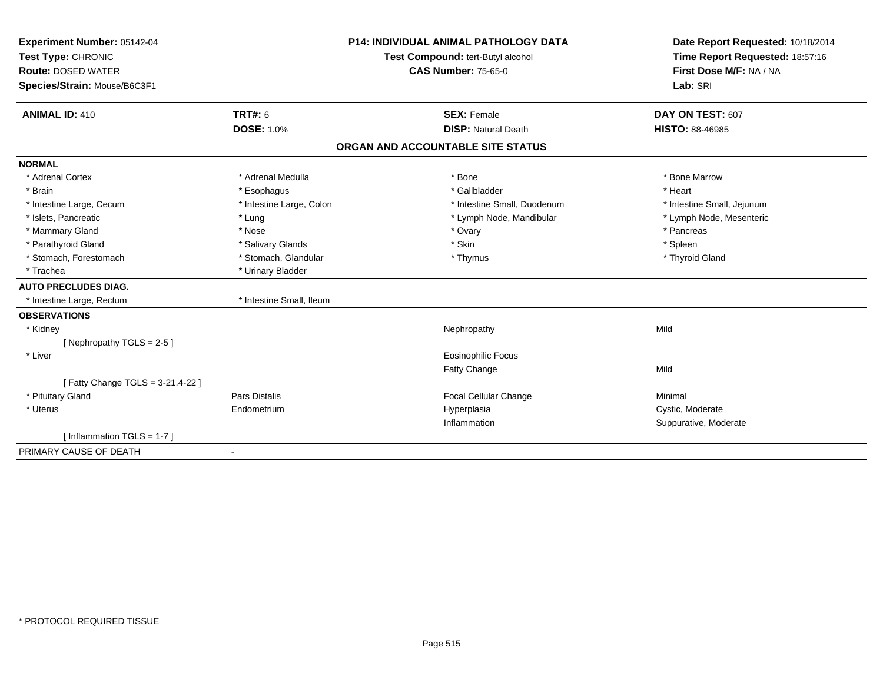**Experiment Number:** 05142-04
**Test Type:** CHRONIC
**Route:** DOSED WATER
**Species/Strain:** Mouse/B6C3F1

**P14: INDIVIDUAL ANIMAL PATHOLOGY DATA**
**Test Compound:** tert-Butyl alcohol
**CAS Number:** 75-65-0

**Date Report Requested:** 10/18/2014
**Time Report Requested:** 18:57:16
**First Dose M/F:** NA / NA
**Lab:** SRI

| **ANIMAL ID:** 410 | **TRT#:** 6 | **SEX:** Female | **DAY ON TEST:** 607 |
|---|---|---|---|
| | **DOSE:** 1.0% | **DISP:** Natural Death | **HISTO:** 88-46985 |

## ORGAN AND ACCOUNTABLE SITE STATUS

| | | | |
|---|---|---|---|
| **NORMAL** | | | |
| * Adrenal Cortex | * Adrenal Medulla | * Bone | * Bone Marrow |
| * Brain | * Esophagus | * Gallbladder | * Heart |
| * Intestine Large, Cecum | * Intestine Large, Colon | * Intestine Small, Duodenum | * Intestine Small, Jejunum |
| * Islets, Pancreatic | * Lung | * Lymph Node, Mandibular | * Lymph Node, Mesenteric |
| * Mammary Gland | * Nose | * Ovary | * Pancreas |
| * Parathyroid Gland | * Salivary Glands | * Skin | * Spleen |
| * Stomach, Forestomach | * Stomach, Glandular | * Thymus | * Thyroid Gland |
| * Trachea | * Urinary Bladder | | |
| **AUTO PRECLUDES DIAG.** | | | |
| * Intestine Large, Rectum | * Intestine Small, Ileum | | |
| **OBSERVATIONS** | | | |
| * Kidney | | Nephropathy | Mild |
| [ Nephropathy TGLS = 2-5 ] | | | |
| * Liver | | Eosinophilic Focus | |
| | | Fatty Change | Mild |
| [ Fatty Change TGLS = 3-21,4-22 ] | | | |
| * Pituitary Gland | Pars Distalis | Focal Cellular Change | Minimal |
| * Uterus | Endometrium | Hyperplasia | Cystic, Moderate |
| | | Inflammation | Suppurative, Moderate |
| [ Inflammation TGLS = 1-7 ] | | | |
| PRIMARY CAUSE OF DEATH | - | | |

* PROTOCOL REQUIRED TISSUE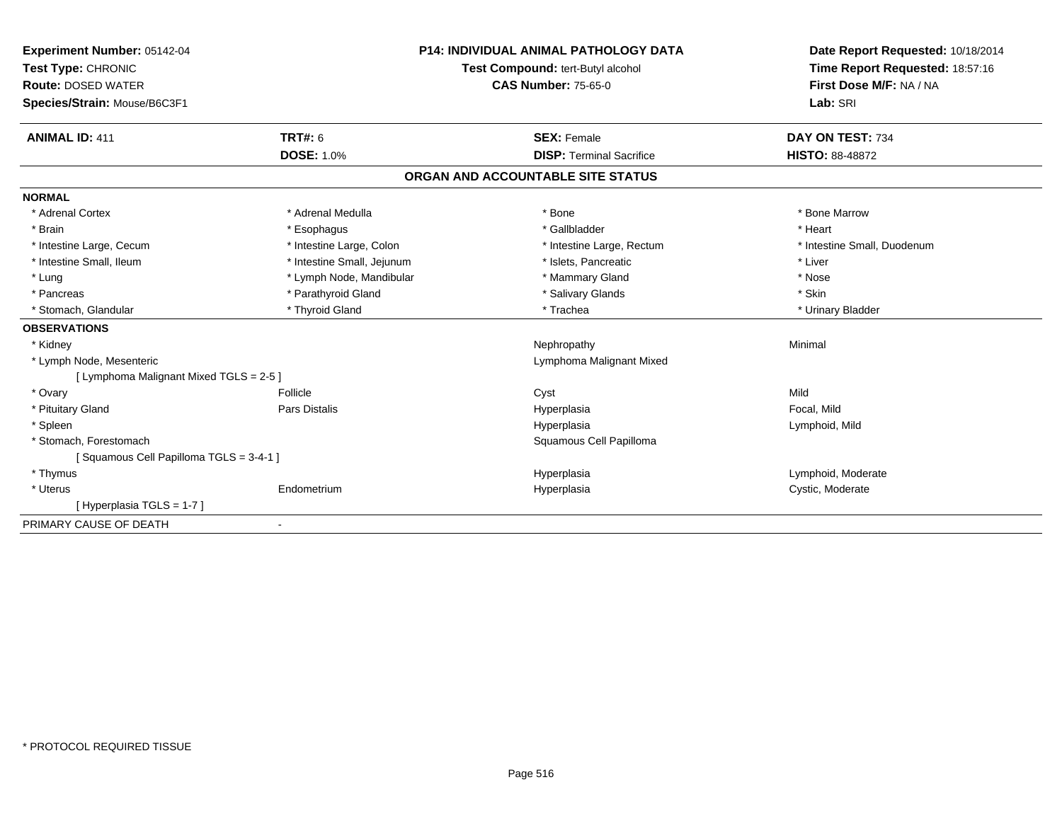**Experiment Number:** 05142-04
**Test Type:** CHRONIC
**Route:** DOSED WATER
**Species/Strain:** Mouse/B6C3F1

**P14: INDIVIDUAL ANIMAL PATHOLOGY DATA**
**Test Compound:** tert-Butyl alcohol
**CAS Number:** 75-65-0

**Date Report Requested:** 10/18/2014
**Time Report Requested:** 18:57:16
**First Dose M/F:** NA / NA
**Lab:** SRI

| **ANIMAL ID:** 411 | **TRT#:** 6 | **SEX:** Female | **DAY ON TEST:** 734 |
|---|---|---|---|
| | **DOSE:** 1.0% | **DISP:** Terminal Sacrifice | **HISTO:** 88-48872 |

## ORGAN AND ACCOUNTABLE SITE STATUS

**NORMAL**

| | | | |
|---|---|---|---|
| * Adrenal Cortex | * Adrenal Medulla | * Bone | * Bone Marrow |
| * Brain | * Esophagus | * Gallbladder | * Heart |
| * Intestine Large, Cecum | * Intestine Large, Colon | * Intestine Large, Rectum | * Intestine Small, Duodenum |
| * Intestine Small, Ileum | * Intestine Small, Jejunum | * Islets, Pancreatic | * Liver |
| * Lung | * Lymph Node, Mandibular | * Mammary Gland | * Nose |
| * Pancreas | * Parathyroid Gland | * Salivary Glands | * Skin |
| * Stomach, Glandular | * Thyroid Gland | * Trachea | * Urinary Bladder |

**OBSERVATIONS**

| | | | |
|---|---|---|---|
| * Kidney | | Nephropathy | Minimal |
| * Lymph Node, Mesenteric | | Lymphoma Malignant Mixed | |
| [ Lymphoma Malignant Mixed TGLS = 2-5 ] | | | |
| * Ovary | Follicle | Cyst | Mild |
| * Pituitary Gland | Pars Distalis | Hyperplasia | Focal, Mild |
| * Spleen | | Hyperplasia | Lymphoid, Mild |
| * Stomach, Forestomach | | Squamous Cell Papilloma | |
| [ Squamous Cell Papilloma TGLS = 3-4-1 ] | | | |
| * Thymus | | Hyperplasia | Lymphoid, Moderate |
| * Uterus | Endometrium | Hyperplasia | Cystic, Moderate |
| [ Hyperplasia TGLS = 1-7 ] | | | |

PRIMARY CAUSE OF DEATH -

* PROTOCOL REQUIRED TISSUE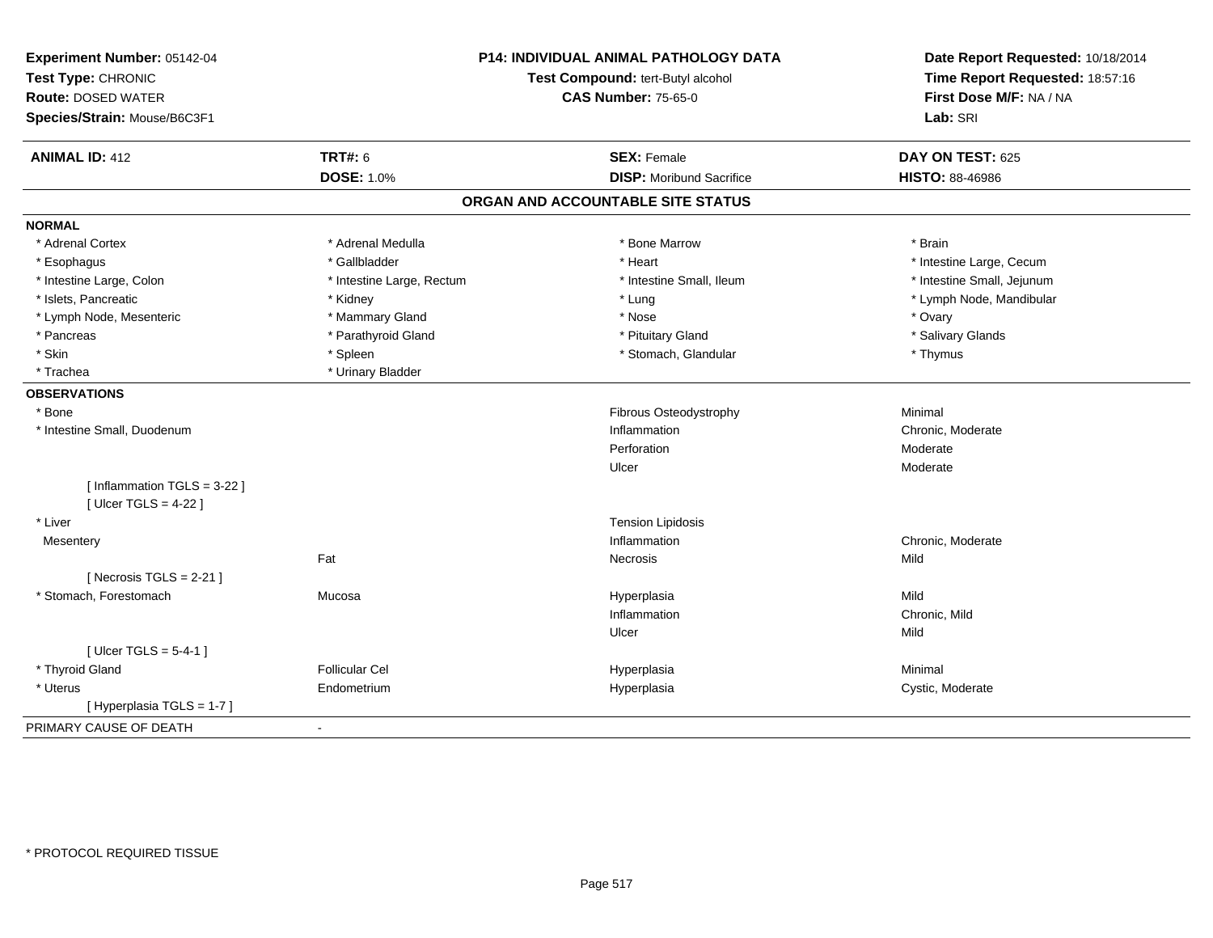**Experiment Number:** 05142-04
**Test Type:** CHRONIC
**Route:** DOSED WATER
**Species/Strain:** Mouse/B6C3F1

**P14: INDIVIDUAL ANIMAL PATHOLOGY DATA**
**Test Compound:** tert-Butyl alcohol
**CAS Number:** 75-65-0

**Date Report Requested:** 10/18/2014
**Time Report Requested:** 18:57:16
**First Dose M/F:** NA / NA
**Lab:** SRI

| **ANIMAL ID:** 412 | **TRT#:** 6 | **SEX:** Female | **DAY ON TEST:** 625 |
|---|---|---|---|
| | **DOSE:** 1.0% | **DISP:** Moribund Sacrifice | **HISTO:** 88-46986 |

## ORGAN AND ACCOUNTABLE SITE STATUS

**NORMAL**

| | | | |
|---|---|---|---|
| * Adrenal Cortex | * Adrenal Medulla | * Bone Marrow | * Brain |
| * Esophagus | * Gallbladder | * Heart | * Intestine Large, Cecum |
| * Intestine Large, Colon | * Intestine Large, Rectum | * Intestine Small, Ileum | * Intestine Small, Jejunum |
| * Islets, Pancreatic | * Kidney | * Lung | * Lymph Node, Mandibular |
| * Lymph Node, Mesenteric | * Mammary Gland | * Nose | * Ovary |
| * Pancreas | * Parathyroid Gland | * Pituitary Gland | * Salivary Glands |
| * Skin | * Spleen | * Stomach, Glandular | * Thymus |
| * Trachea | * Urinary Bladder | | |

**OBSERVATIONS**

| | | | |
|---|---|---|---|
| * Bone | | Fibrous Osteodystrophy | Minimal |
| * Intestine Small, Duodenum | | Inflammation | Chronic, Moderate |
| | | Perforation | Moderate |
| | | Ulcer | Moderate |
| [ Inflammation TGLS = 3-22 ] | | | |
| [ Ulcer TGLS = 4-22 ] | | | |
| * Liver | | Tension Lipidosis | |
| Mesentery | | Inflammation | Chronic, Moderate |
| | Fat | Necrosis | Mild |
| [ Necrosis TGLS = 2-21 ] | | | |
| * Stomach, Forestomach | Mucosa | Hyperplasia | Mild |
| | | Inflammation | Chronic, Mild |
| | | Ulcer | Mild |
| [ Ulcer TGLS = 5-4-1 ] | | | |
| * Thyroid Gland | Follicular Cel | Hyperplasia | Minimal |
| * Uterus | Endometrium | Hyperplasia | Cystic, Moderate |
| [ Hyperplasia TGLS = 1-7 ] | | | |

PRIMARY CAUSE OF DEATH -

\* PROTOCOL REQUIRED TISSUE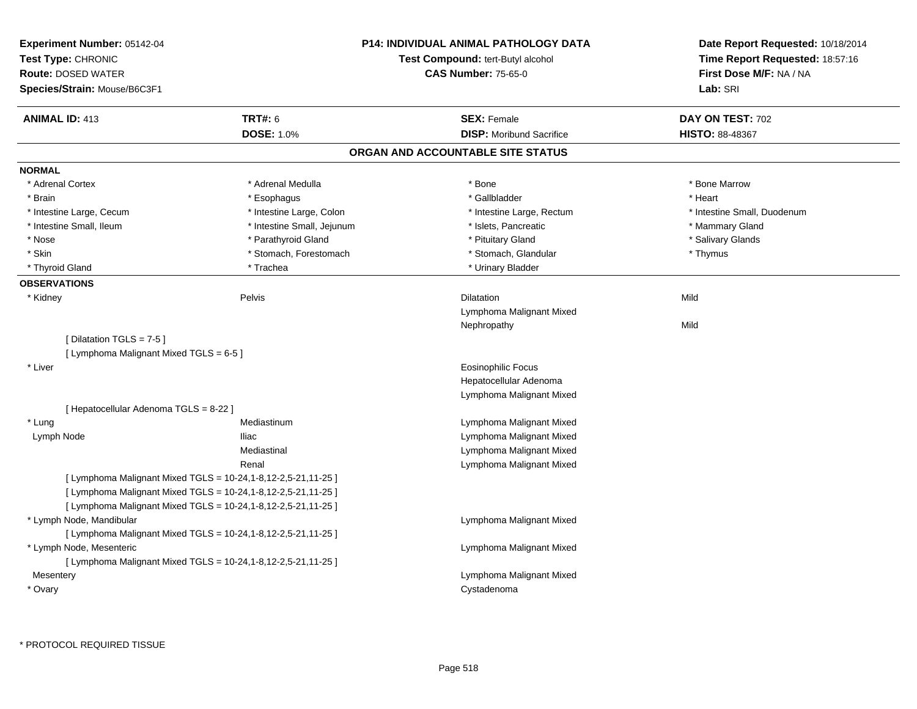**Experiment Number:** 05142-04
**Test Type:** CHRONIC
**Route:** DOSED WATER
**Species/Strain:** Mouse/B6C3F1

**P14: INDIVIDUAL ANIMAL PATHOLOGY DATA**
**Test Compound:** tert-Butyl alcohol
**CAS Number:** 75-65-0

**Date Report Requested:** 10/18/2014
**Time Report Requested:** 18:57:16
**First Dose M/F:** NA / NA
**Lab:** SRI

| **ANIMAL ID:** 413 | **TRT#:** 6 | **SEX:** Female | **DAY ON TEST:** 702 |
|---|---|---|---|
| | **DOSE:** 1.0% | **DISP:** Moribund Sacrifice | **HISTO:** 88-48367 |

## ORGAN AND ACCOUNTABLE SITE STATUS

**NORMAL**

| | | | |
|---|---|---|---|
| * Adrenal Cortex | * Adrenal Medulla | * Bone | * Bone Marrow |
| * Brain | * Esophagus | * Gallbladder | * Heart |
| * Intestine Large, Cecum | * Intestine Large, Colon | * Intestine Large, Rectum | * Intestine Small, Duodenum |
| * Intestine Small, Ileum | * Intestine Small, Jejunum | * Islets, Pancreatic | * Mammary Gland |
| * Nose | * Parathyroid Gland | * Pituitary Gland | * Salivary Glands |
| * Skin | * Stomach, Forestomach | * Stomach, Glandular | * Thymus |
| * Thyroid Gland | * Trachea | * Urinary Bladder | |

**OBSERVATIONS**

| | | | |
|---|---|---|---|
| * Kidney | Pelvis | Dilatation | Mild |
| | | Lymphoma Malignant Mixed | |
| | | Nephropathy | Mild |
| [ Dilatation TGLS = 7-5 ] | | | |
| [ Lymphoma Malignant Mixed TGLS = 6-5 ] | | | |
| * Liver | | Eosinophilic Focus | |
| | | Hepatocellular Adenoma | |
| | | Lymphoma Malignant Mixed | |
| [ Hepatocellular Adenoma TGLS = 8-22 ] | | | |
| * Lung | Mediastinum | Lymphoma Malignant Mixed | |
| Lymph Node | Iliac | Lymphoma Malignant Mixed | |
| | Mediastinal | Lymphoma Malignant Mixed | |
| | Renal | Lymphoma Malignant Mixed | |
| [ Lymphoma Malignant Mixed TGLS = 10-24,1-8,12-2,5-21,11-25 ] | | | |
| [ Lymphoma Malignant Mixed TGLS = 10-24,1-8,12-2,5-21,11-25 ] | | | |
| [ Lymphoma Malignant Mixed TGLS = 10-24,1-8,12-2,5-21,11-25 ] | | | |
| * Lymph Node, Mandibular | | Lymphoma Malignant Mixed | |
| [ Lymphoma Malignant Mixed TGLS = 10-24,1-8,12-2,5-21,11-25 ] | | | |
| * Lymph Node, Mesenteric | | Lymphoma Malignant Mixed | |
| [ Lymphoma Malignant Mixed TGLS = 10-24,1-8,12-2,5-21,11-25 ] | | | |
| Mesentery | | Lymphoma Malignant Mixed | |
| * Ovary | | Cystadenoma | |

* PROTOCOL REQUIRED TISSUE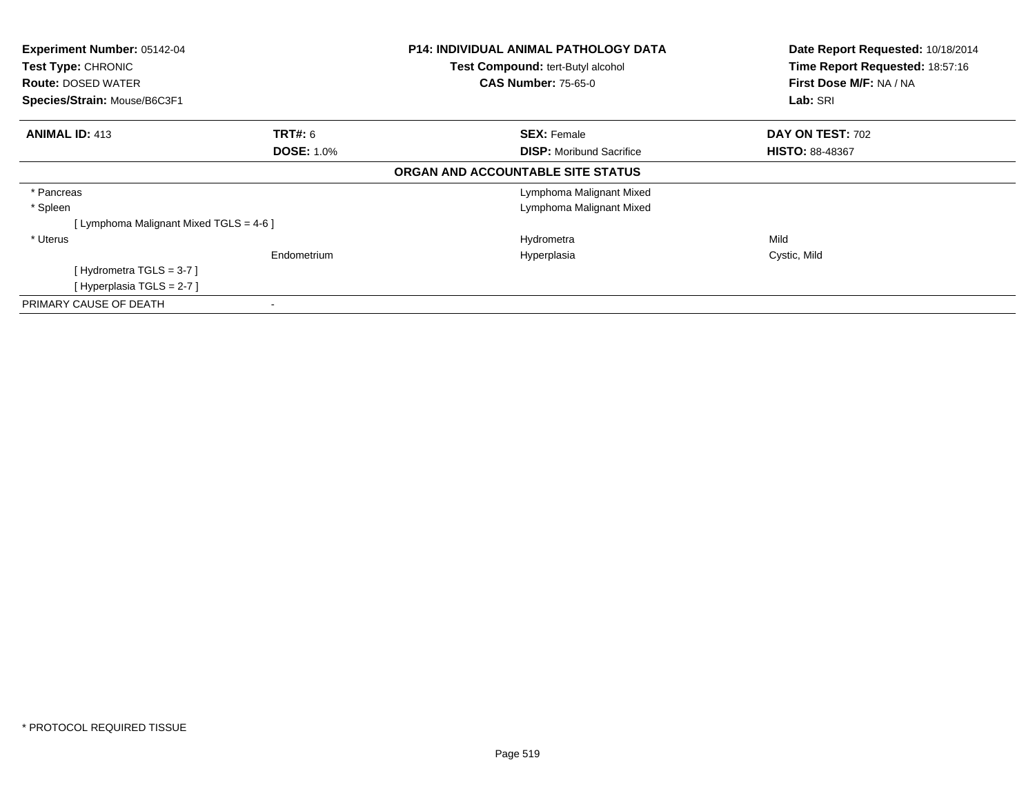**Experiment Number:** 05142-04
**Test Type:** CHRONIC
**Route:** DOSED WATER
**Species/Strain:** Mouse/B6C3F1

**P14: INDIVIDUAL ANIMAL PATHOLOGY DATA**
**Test Compound:** tert-Butyl alcohol
**CAS Number:** 75-65-0

**Date Report Requested:** 10/18/2014
**Time Report Requested:** 18:57:16
**First Dose M/F:** NA / NA
**Lab:** SRI

| **ANIMAL ID:** 413 | **TRT#:** 6 | **SEX:** Female | **DAY ON TEST:** 702 |
|---|---|---|---|
| | **DOSE:** 1.0% | **DISP:** Moribund Sacrifice | **HISTO:** 88-48367 |

**ORGAN AND ACCOUNTABLE SITE STATUS**

| | | | |
|---|---|---|---|
| * Pancreas | | Lymphoma Malignant Mixed | |
| * Spleen | | Lymphoma Malignant Mixed | |
| [ Lymphoma Malignant Mixed TGLS = 4-6 ] | | | |
| * Uterus | | Hydrometra | Mild |
| | Endometrium | Hyperplasia | Cystic, Mild |
| [ Hydrometra TGLS = 3-7 ] | | | |
| [ Hyperplasia TGLS = 2-7 ] | | | |
| PRIMARY CAUSE OF DEATH | - | | |

* PROTOCOL REQUIRED TISSUE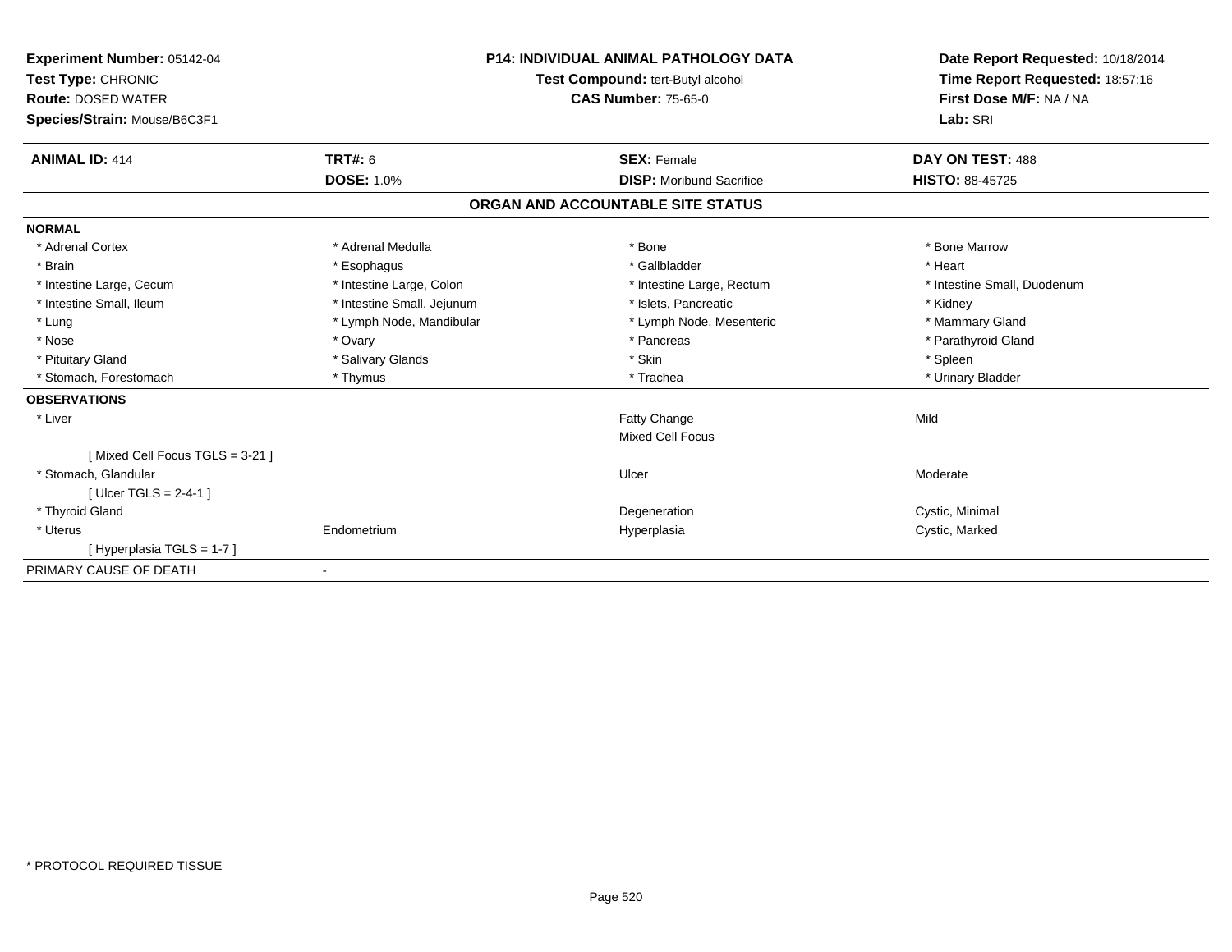**Experiment Number:** 05142-04
**Test Type:** CHRONIC
**Route:** DOSED WATER
**Species/Strain:** Mouse/B6C3F1

**P14: INDIVIDUAL ANIMAL PATHOLOGY DATA**
**Test Compound:** tert-Butyl alcohol
**CAS Number:** 75-65-0

**Date Report Requested:** 10/18/2014
**Time Report Requested:** 18:57:16
**First Dose M/F:** NA / NA
**Lab:** SRI

| **ANIMAL ID:** 414 | **TRT#:** 6 | **SEX:** Female | **DAY ON TEST:** 488 |
|---|---|---|---|
| | **DOSE:** 1.0% | **DISP:** Moribund Sacrifice | **HISTO:** 88-45725 |

## ORGAN AND ACCOUNTABLE SITE STATUS

**NORMAL**

| | | | |
|---|---|---|---|
| * Adrenal Cortex | * Adrenal Medulla | * Bone | * Bone Marrow |
| * Brain | * Esophagus | * Gallbladder | * Heart |
| * Intestine Large, Cecum | * Intestine Large, Colon | * Intestine Large, Rectum | * Intestine Small, Duodenum |
| * Intestine Small, Ileum | * Intestine Small, Jejunum | * Islets, Pancreatic | * Kidney |
| * Lung | * Lymph Node, Mandibular | * Lymph Node, Mesenteric | * Mammary Gland |
| * Nose | * Ovary | * Pancreas | * Parathyroid Gland |
| * Pituitary Gland | * Salivary Glands | * Skin | * Spleen |
| * Stomach, Forestomach | * Thymus | * Trachea | * Urinary Bladder |

**OBSERVATIONS**

| | | | |
|---|---|---|---|
| * Liver | | Fatty Change | Mild |
| | | Mixed Cell Focus | |
| [ Mixed Cell Focus TGLS = 3-21 ] | | | |
| * Stomach, Glandular | | Ulcer | Moderate |
| [ Ulcer TGLS = 2-4-1 ] | | | |
| * Thyroid Gland | | Degeneration | Cystic, Minimal |
| * Uterus | Endometrium | Hyperplasia | Cystic, Marked |
| [ Hyperplasia TGLS = 1-7 ] | | | |

PRIMARY CAUSE OF DEATH -

* PROTOCOL REQUIRED TISSUE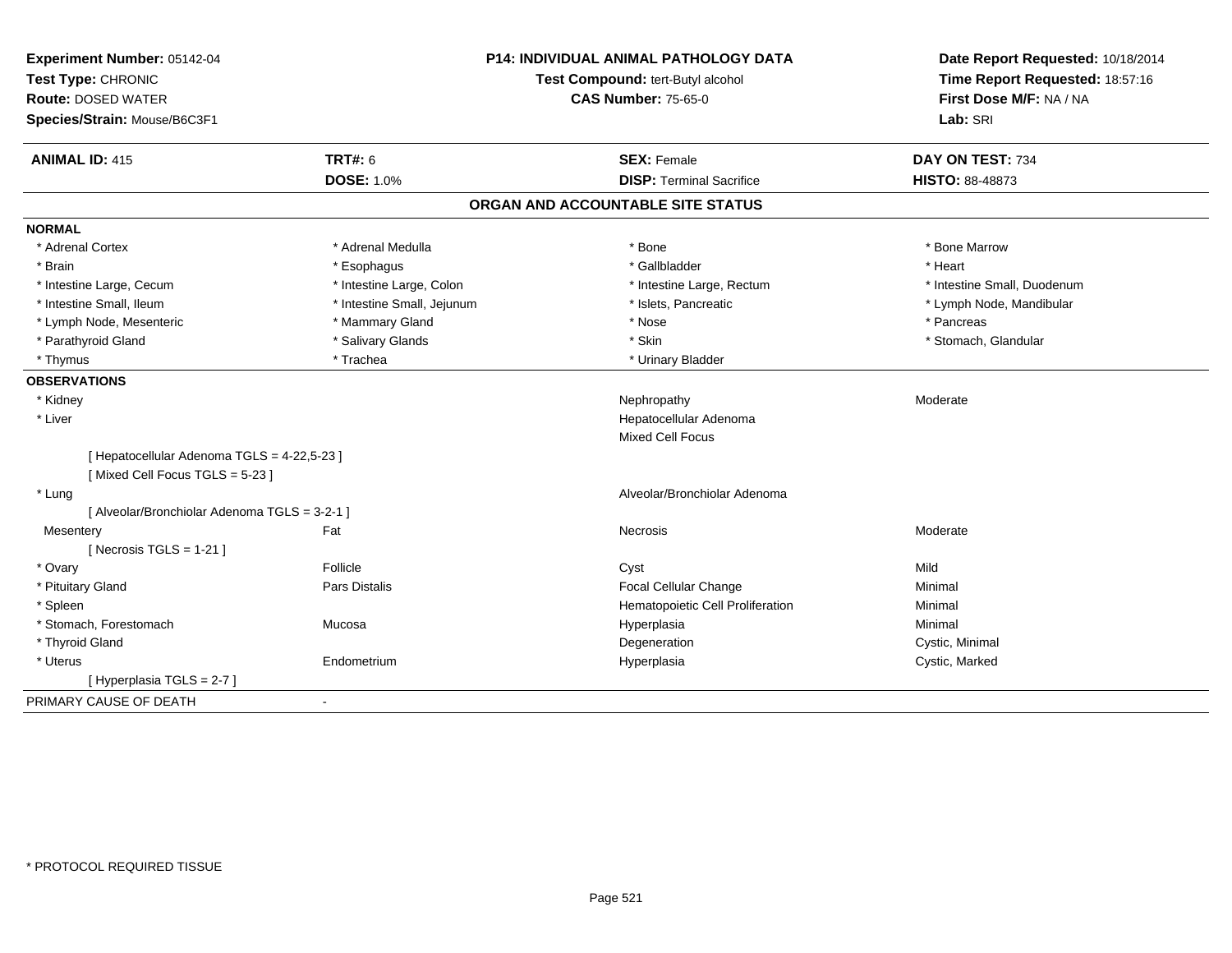**Experiment Number:** 05142-04
**Test Type:** CHRONIC
**Route:** DOSED WATER
**Species/Strain:** Mouse/B6C3F1

**P14: INDIVIDUAL ANIMAL PATHOLOGY DATA**
**Test Compound:** tert-Butyl alcohol
**CAS Number:** 75-65-0

**Date Report Requested:** 10/18/2014
**Time Report Requested:** 18:57:16
**First Dose M/F:** NA / NA
**Lab:** SRI

| **ANIMAL ID:** 415 | **TRT#:** 6 | **SEX:** Female | **DAY ON TEST:** 734 |
|---|---|---|---|
| | **DOSE:** 1.0% | **DISP:** Terminal Sacrifice | **HISTO:** 88-48873 |

## ORGAN AND ACCOUNTABLE SITE STATUS

**NORMAL**

| | | | |
|---|---|---|---|
| * Adrenal Cortex | * Adrenal Medulla | * Bone | * Bone Marrow |
| * Brain | * Esophagus | * Gallbladder | * Heart |
| * Intestine Large, Cecum | * Intestine Large, Colon | * Intestine Large, Rectum | * Intestine Small, Duodenum |
| * Intestine Small, Ileum | * Intestine Small, Jejunum | * Islets, Pancreatic | * Lymph Node, Mandibular |
| * Lymph Node, Mesenteric | * Mammary Gland | * Nose | * Pancreas |
| * Parathyroid Gland | * Salivary Glands | * Skin | * Stomach, Glandular |
| * Thymus | * Trachea | * Urinary Bladder | |

**OBSERVATIONS**

| | | | |
|---|---|---|---|
| * Kidney | | Nephropathy | Moderate |
| * Liver | | Hepatocellular Adenoma | |
| | | Mixed Cell Focus | |
| [ Hepatocellular Adenoma TGLS = 4-22,5-23 ] | | | |
| [ Mixed Cell Focus TGLS = 5-23 ] | | | |
| * Lung | | Alveolar/Bronchiolar Adenoma | |
| [ Alveolar/Bronchiolar Adenoma TGLS = 3-2-1 ] | | | |
| Mesentery | Fat | Necrosis | Moderate |
| [ Necrosis TGLS = 1-21 ] | | | |
| * Ovary | Follicle | Cyst | Mild |
| * Pituitary Gland | Pars Distalis | Focal Cellular Change | Minimal |
| * Spleen | | Hematopoietic Cell Proliferation | Minimal |
| * Stomach, Forestomach | Mucosa | Hyperplasia | Minimal |
| * Thyroid Gland | | Degeneration | Cystic, Minimal |
| * Uterus | Endometrium | Hyperplasia | Cystic, Marked |
| [ Hyperplasia TGLS = 2-7 ] | | | |

PRIMARY CAUSE OF DEATH -

* PROTOCOL REQUIRED TISSUE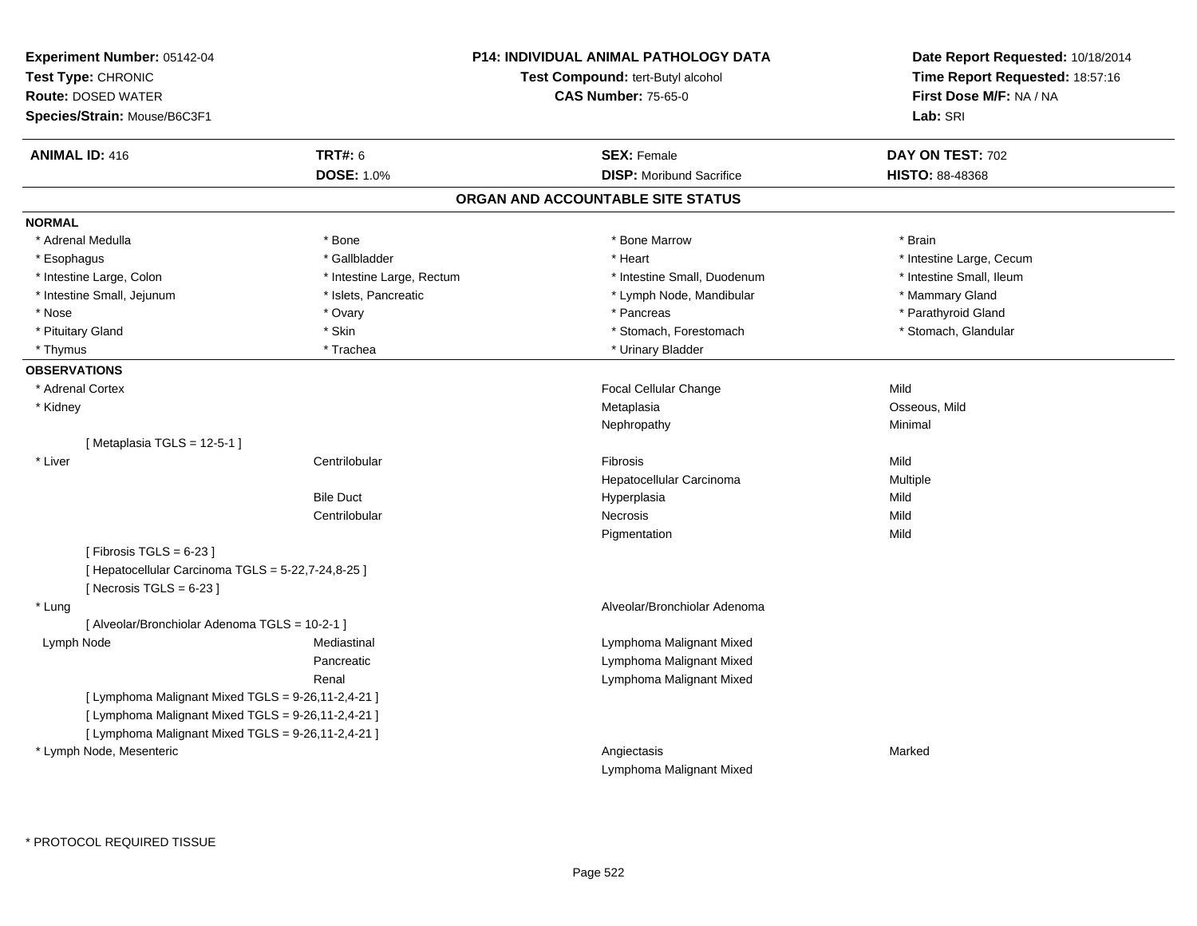**Experiment Number:** 05142-04
**Test Type:** CHRONIC
**Route:** DOSED WATER
**Species/Strain:** Mouse/B6C3F1

**P14: INDIVIDUAL ANIMAL PATHOLOGY DATA**
**Test Compound:** tert-Butyl alcohol
**CAS Number:** 75-65-0

**Date Report Requested:** 10/18/2014
**Time Report Requested:** 18:57:16
**First Dose M/F:** NA / NA
**Lab:** SRI

| **ANIMAL ID:** 416 | **TRT#:** 6 | **SEX:** Female | **DAY ON TEST:** 702 |
|---|---|---|---|
| | **DOSE:** 1.0% | **DISP:** Moribund Sacrifice | **HISTO:** 88-48368 |

## ORGAN AND ACCOUNTABLE SITE STATUS

**NORMAL**

| | | | |
|---|---|---|---|
| * Adrenal Medulla | * Bone | * Bone Marrow | * Brain |
| * Esophagus | * Gallbladder | * Heart | * Intestine Large, Cecum |
| * Intestine Large, Colon | * Intestine Large, Rectum | * Intestine Small, Duodenum | * Intestine Small, Ileum |
| * Intestine Small, Jejunum | * Islets, Pancreatic | * Lymph Node, Mandibular | * Mammary Gland |
| * Nose | * Ovary | * Pancreas | * Parathyroid Gland |
| * Pituitary Gland | * Skin | * Stomach, Forestomach | * Stomach, Glandular |
| * Thymus | * Trachea | * Urinary Bladder | |

**OBSERVATIONS**

| | | | |
|---|---|---|---|
| * Adrenal Cortex | | Focal Cellular Change | Mild |
| * Kidney | | Metaplasia | Osseous, Mild |
| | | Nephropathy | Minimal |
| [ Metaplasia TGLS = 12-5-1 ] | | | |
| * Liver | Centrilobular | Fibrosis | Mild |
| | | Hepatocellular Carcinoma | Multiple |
| | Bile Duct | Hyperplasia | Mild |
| | Centrilobular | Necrosis | Mild |
| | | Pigmentation | Mild |
| [ Fibrosis TGLS = 6-23 ] | | | |
| [ Hepatocellular Carcinoma TGLS = 5-22,7-24,8-25 ] | | | |
| [ Necrosis TGLS = 6-23 ] | | | |
| * Lung | | Alveolar/Bronchiolar Adenoma | |
| [ Alveolar/Bronchiolar Adenoma TGLS = 10-2-1 ] | | | |
| Lymph Node | Mediastinal | Lymphoma Malignant Mixed | |
| | Pancreatic | Lymphoma Malignant Mixed | |
| | Renal | Lymphoma Malignant Mixed | |
| [ Lymphoma Malignant Mixed TGLS = 9-26,11-2,4-21 ] | | | |
| [ Lymphoma Malignant Mixed TGLS = 9-26,11-2,4-21 ] | | | |
| [ Lymphoma Malignant Mixed TGLS = 9-26,11-2,4-21 ] | | | |
| * Lymph Node, Mesenteric | | Angiectasis | Marked |
| | | Lymphoma Malignant Mixed | |

\* PROTOCOL REQUIRED TISSUE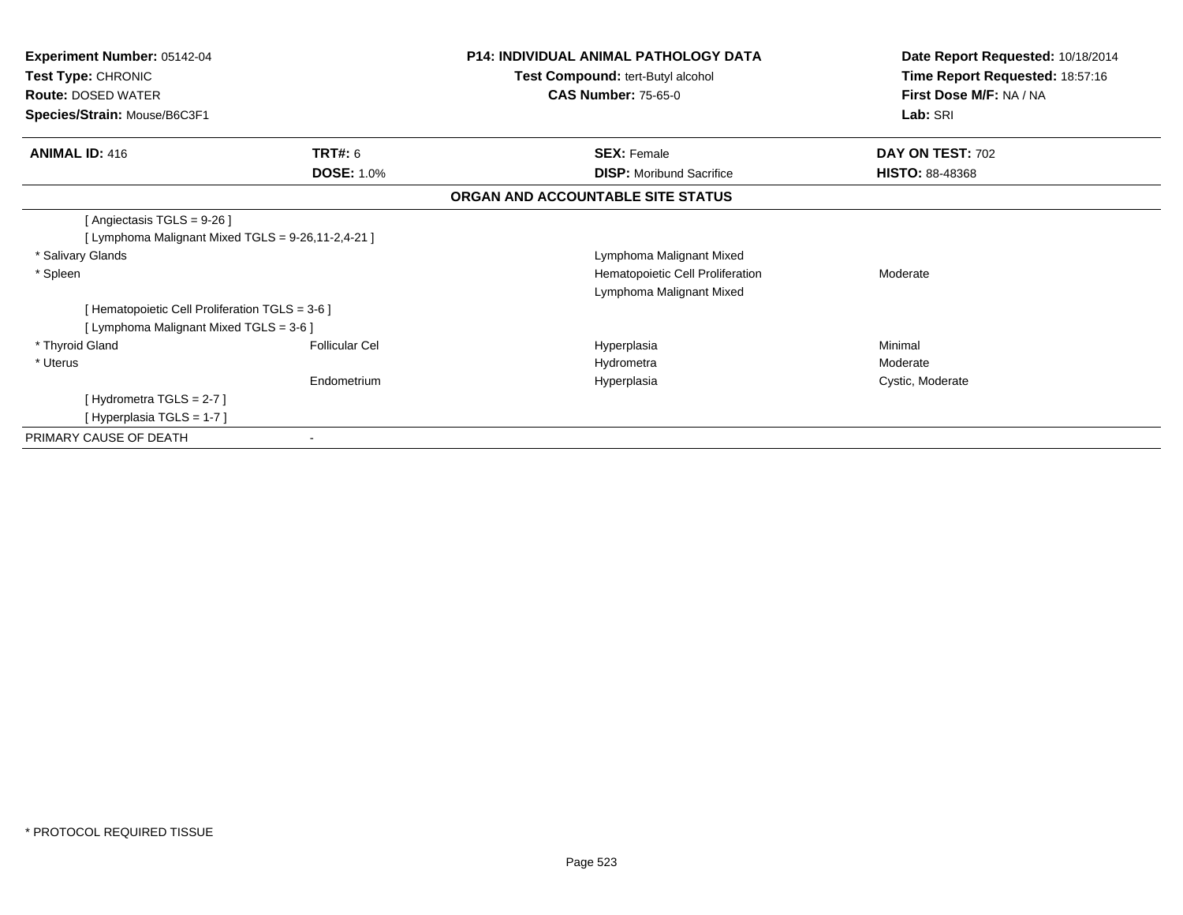**Experiment Number:** 05142-04
**Test Type:** CHRONIC
**Route:** DOSED WATER
**Species/Strain:** Mouse/B6C3F1

**P14: INDIVIDUAL ANIMAL PATHOLOGY DATA**
**Test Compound:** tert-Butyl alcohol
**CAS Number:** 75-65-0

**Date Report Requested:** 10/18/2014
**Time Report Requested:** 18:57:16
**First Dose M/F:** NA / NA
**Lab:** SRI

| **ANIMAL ID:** 416 | **TRT#:** 6 | **SEX:** Female | **DAY ON TEST:** 702 |
|---|---|---|---|
| | **DOSE:** 1.0% | **DISP:** Moribund Sacrifice | **HISTO:** 88-48368 |

**ORGAN AND ACCOUNTABLE SITE STATUS**

| | | | |
|---|---|---|---|
| [ Angiectasis TGLS = 9-26 ] | | | |
| [ Lymphoma Malignant Mixed TGLS = 9-26,11-2,4-21 ] | | | |
| * Salivary Glands | | Lymphoma Malignant Mixed | |
| * Spleen | | Hematopoietic Cell Proliferation | Moderate |
| | | Lymphoma Malignant Mixed | |
| [ Hematopoietic Cell Proliferation TGLS = 3-6 ] | | | |
| [ Lymphoma Malignant Mixed TGLS = 3-6 ] | | | |
| * Thyroid Gland | Follicular Cel | Hyperplasia | Minimal |
| * Uterus | | Hydrometra | Moderate |
| | Endometrium | Hyperplasia | Cystic, Moderate |
| [ Hydrometra TGLS = 2-7 ] | | | |
| [ Hyperplasia TGLS = 1-7 ] | | | |
| PRIMARY CAUSE OF DEATH | - | | |

* PROTOCOL REQUIRED TISSUE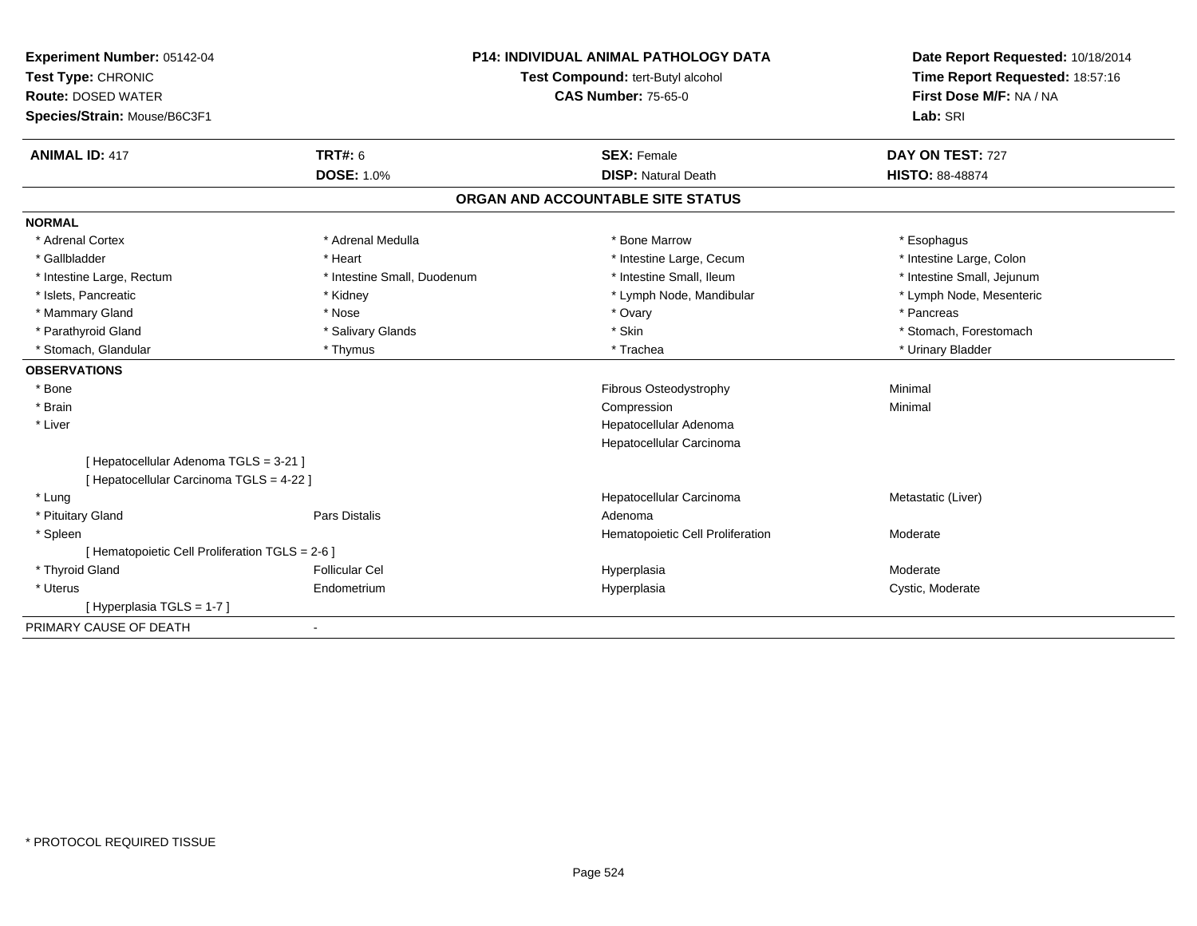**Experiment Number:** 05142-04
**Test Type:** CHRONIC
**Route:** DOSED WATER
**Species/Strain:** Mouse/B6C3F1

**P14: INDIVIDUAL ANIMAL PATHOLOGY DATA**
**Test Compound:** tert-Butyl alcohol
**CAS Number:** 75-65-0

**Date Report Requested:** 10/18/2014
**Time Report Requested:** 18:57:16
**First Dose M/F:** NA / NA
**Lab:** SRI

| **ANIMAL ID:** 417 | **TRT#:** 6 | **SEX:** Female | **DAY ON TEST:** 727 |
|---|---|---|---|
| | **DOSE:** 1.0% | **DISP:** Natural Death | **HISTO:** 88-48874 |

## ORGAN AND ACCOUNTABLE SITE STATUS

**NORMAL**

| | | | |
|---|---|---|---|
| * Adrenal Cortex | * Adrenal Medulla | * Bone Marrow | * Esophagus |
| * Gallbladder | * Heart | * Intestine Large, Cecum | * Intestine Large, Colon |
| * Intestine Large, Rectum | * Intestine Small, Duodenum | * Intestine Small, Ileum | * Intestine Small, Jejunum |
| * Islets, Pancreatic | * Kidney | * Lymph Node, Mandibular | * Lymph Node, Mesenteric |
| * Mammary Gland | * Nose | * Ovary | * Pancreas |
| * Parathyroid Gland | * Salivary Glands | * Skin | * Stomach, Forestomach |
| * Stomach, Glandular | * Thymus | * Trachea | * Urinary Bladder |

**OBSERVATIONS**

| | | | |
|---|---|---|---|
| * Bone | | Fibrous Osteodystrophy | Minimal |
| * Brain | | Compression | Minimal |
| * Liver | | Hepatocellular Adenoma | |
| | | Hepatocellular Carcinoma | |
| [ Hepatocellular Adenoma TGLS = 3-21 ] | | | |
| [ Hepatocellular Carcinoma TGLS = 4-22 ] | | | |
| * Lung | | Hepatocellular Carcinoma | Metastatic (Liver) |
| * Pituitary Gland | Pars Distalis | Adenoma | |
| * Spleen | | Hematopoietic Cell Proliferation | Moderate |
| [ Hematopoietic Cell Proliferation TGLS = 2-6 ] | | | |
| * Thyroid Gland | Follicular Cel | Hyperplasia | Moderate |
| * Uterus | Endometrium | Hyperplasia | Cystic, Moderate |
| [ Hyperplasia TGLS = 1-7 ] | | | |

PRIMARY CAUSE OF DEATH -

* PROTOCOL REQUIRED TISSUE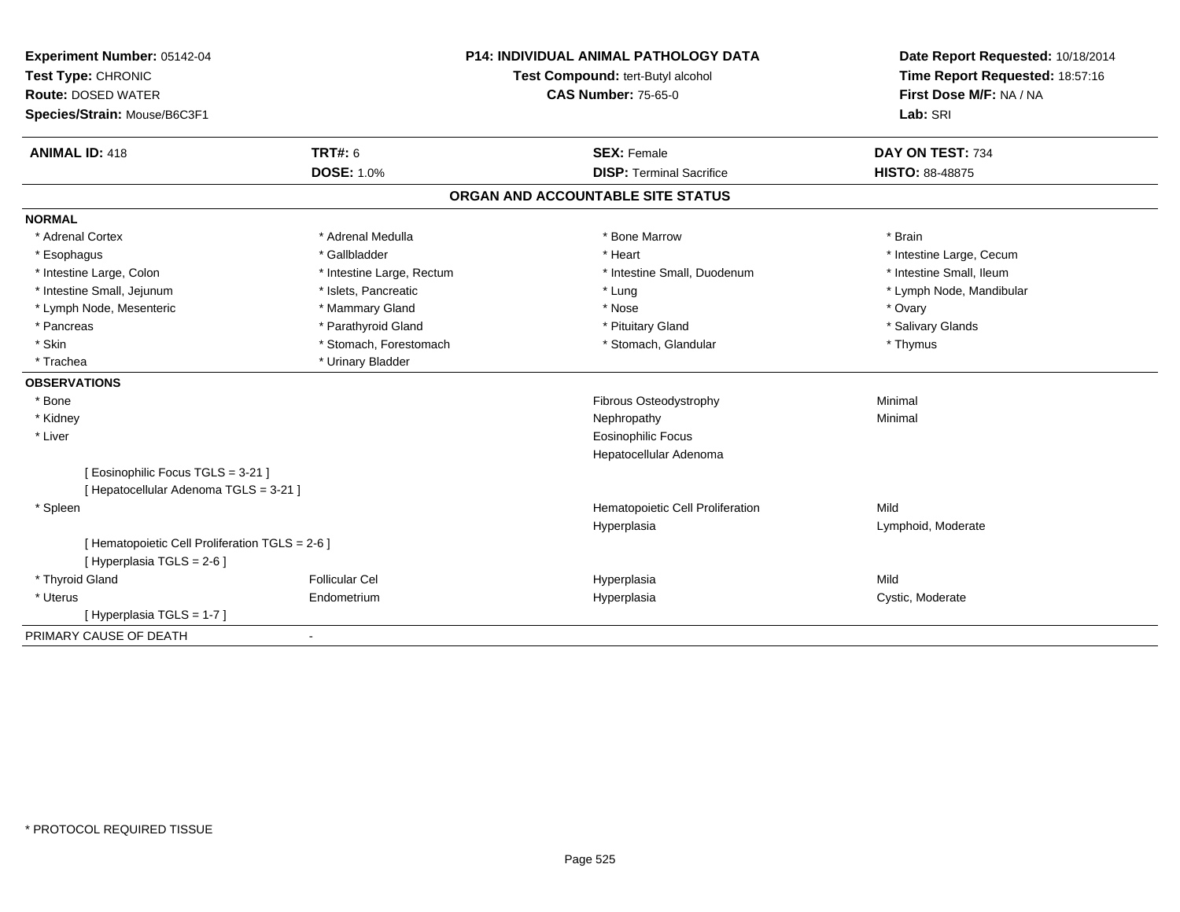**Experiment Number:** 05142-04
**Test Type:** CHRONIC
**Route:** DOSED WATER
**Species/Strain:** Mouse/B6C3F1

**P14: INDIVIDUAL ANIMAL PATHOLOGY DATA**
**Test Compound:** tert-Butyl alcohol
**CAS Number:** 75-65-0

**Date Report Requested:** 10/18/2014
**Time Report Requested:** 18:57:16
**First Dose M/F:** NA / NA
**Lab:** SRI

| **ANIMAL ID:** 418 | **TRT#:** 6 | **SEX:** Female | **DAY ON TEST:** 734 |
|---|---|---|---|
| | **DOSE:** 1.0% | **DISP:** Terminal Sacrifice | **HISTO:** 88-48875 |

## ORGAN AND ACCOUNTABLE SITE STATUS

**NORMAL**

| | | | |
|---|---|---|---|
| * Adrenal Cortex | * Adrenal Medulla | * Bone Marrow | * Brain |
| * Esophagus | * Gallbladder | * Heart | * Intestine Large, Cecum |
| * Intestine Large, Colon | * Intestine Large, Rectum | * Intestine Small, Duodenum | * Intestine Small, Ileum |
| * Intestine Small, Jejunum | * Islets, Pancreatic | * Lung | * Lymph Node, Mandibular |
| * Lymph Node, Mesenteric | * Mammary Gland | * Nose | * Ovary |
| * Pancreas | * Parathyroid Gland | * Pituitary Gland | * Salivary Glands |
| * Skin | * Stomach, Forestomach | * Stomach, Glandular | * Thymus |
| * Trachea | * Urinary Bladder | | |

**OBSERVATIONS**

| | | | |
|---|---|---|---|
| * Bone | | Fibrous Osteodystrophy | Minimal |
| * Kidney | | Nephropathy | Minimal |
| * Liver | | Eosinophilic Focus | |
| | | Hepatocellular Adenoma | |
| [ Eosinophilic Focus TGLS = 3-21 ] | | | |
| [ Hepatocellular Adenoma TGLS = 3-21 ] | | | |
| * Spleen | | Hematopoietic Cell Proliferation | Mild |
| | | Hyperplasia | Lymphoid, Moderate |
| [ Hematopoietic Cell Proliferation TGLS = 2-6 ] | | | |
| [ Hyperplasia TGLS = 2-6 ] | | | |
| * Thyroid Gland | Follicular Cel | Hyperplasia | Mild |
| * Uterus | Endometrium | Hyperplasia | Cystic, Moderate |
| [ Hyperplasia TGLS = 1-7 ] | | | |

PRIMARY CAUSE OF DEATH -

* PROTOCOL REQUIRED TISSUE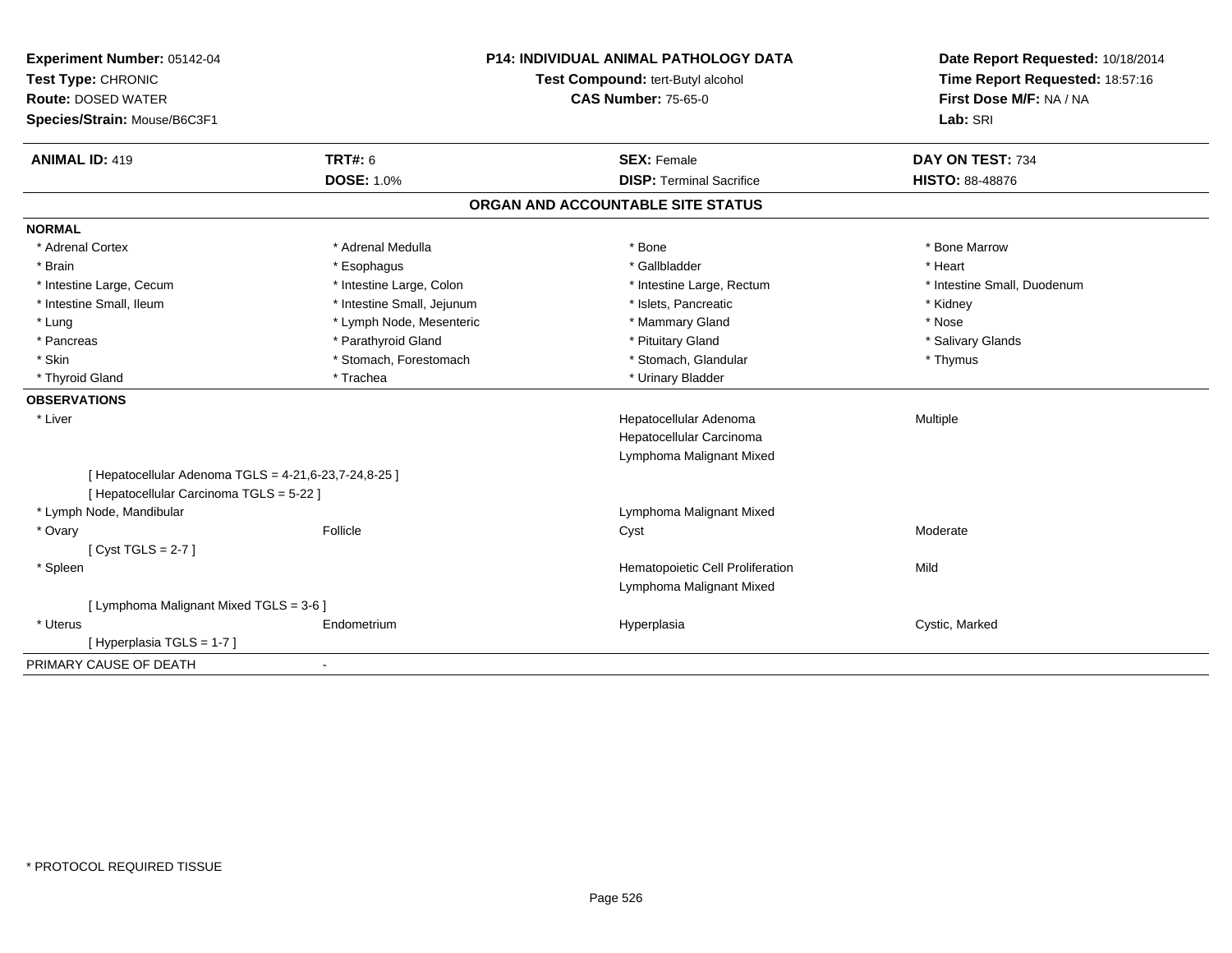**Experiment Number:** 05142-04
**Test Type:** CHRONIC
**Route:** DOSED WATER
**Species/Strain:** Mouse/B6C3F1

**P14: INDIVIDUAL ANIMAL PATHOLOGY DATA**
**Test Compound:** tert-Butyl alcohol
**CAS Number:** 75-65-0

**Date Report Requested:** 10/18/2014
**Time Report Requested:** 18:57:16
**First Dose M/F:** NA / NA
**Lab:** SRI

| **ANIMAL ID:** 419 | **TRT#:** 6 | **SEX:** Female | **DAY ON TEST:** 734 |
|---|---|---|---|
| | **DOSE:** 1.0% | **DISP:** Terminal Sacrifice | **HISTO:** 88-48876 |

## ORGAN AND ACCOUNTABLE SITE STATUS

**NORMAL**

| | | | |
|---|---|---|---|
| * Adrenal Cortex | * Adrenal Medulla | * Bone | * Bone Marrow |
| * Brain | * Esophagus | * Gallbladder | * Heart |
| * Intestine Large, Cecum | * Intestine Large, Colon | * Intestine Large, Rectum | * Intestine Small, Duodenum |
| * Intestine Small, Ileum | * Intestine Small, Jejunum | * Islets, Pancreatic | * Kidney |
| * Lung | * Lymph Node, Mesenteric | * Mammary Gland | * Nose |
| * Pancreas | * Parathyroid Gland | * Pituitary Gland | * Salivary Glands |
| * Skin | * Stomach, Forestomach | * Stomach, Glandular | * Thymus |
| * Thyroid Gland | * Trachea | * Urinary Bladder | |

**OBSERVATIONS**

| | | | |
|---|---|---|---|
| * Liver | | Hepatocellular Adenoma | Multiple |
| | | Hepatocellular Carcinoma | |
| | | Lymphoma Malignant Mixed | |
| [ Hepatocellular Adenoma TGLS = 4-21,6-23,7-24,8-25 ] | | | |
| [ Hepatocellular Carcinoma TGLS = 5-22 ] | | | |
| * Lymph Node, Mandibular | | Lymphoma Malignant Mixed | |
| * Ovary | Follicle | Cyst | Moderate |
| [ Cyst TGLS = 2-7 ] | | | |
| * Spleen | | Hematopoietic Cell Proliferation | Mild |
| | | Lymphoma Malignant Mixed | |
| [ Lymphoma Malignant Mixed TGLS = 3-6 ] | | | |
| * Uterus | Endometrium | Hyperplasia | Cystic, Marked |
| [ Hyperplasia TGLS = 1-7 ] | | | |

PRIMARY CAUSE OF DEATH -

* PROTOCOL REQUIRED TISSUE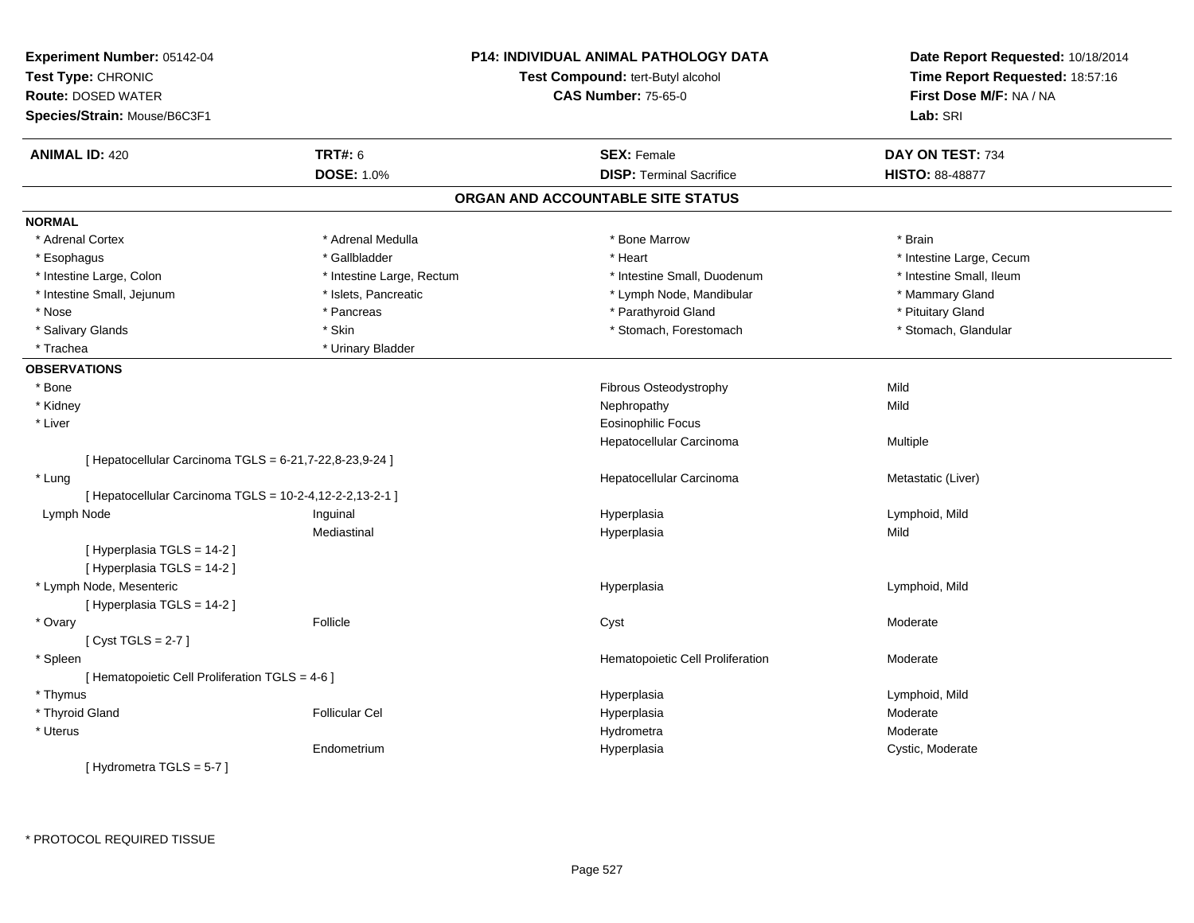**Experiment Number:** 05142-04
**Test Type:** CHRONIC
**Route:** DOSED WATER
**Species/Strain:** Mouse/B6C3F1

**P14: INDIVIDUAL ANIMAL PATHOLOGY DATA**
**Test Compound:** tert-Butyl alcohol
**CAS Number:** 75-65-0

**Date Report Requested:** 10/18/2014
**Time Report Requested:** 18:57:16
**First Dose M/F:** NA / NA
**Lab:** SRI

| **ANIMAL ID:** 420 | **TRT#:** 6 | **SEX:** Female | **DAY ON TEST:** 734 |
|---|---|---|---|
| | **DOSE:** 1.0% | **DISP:** Terminal Sacrifice | **HISTO:** 88-48877 |

## ORGAN AND ACCOUNTABLE SITE STATUS

**NORMAL**

| | | | |
|---|---|---|---|
| * Adrenal Cortex | * Adrenal Medulla | * Bone Marrow | * Brain |
| * Esophagus | * Gallbladder | * Heart | * Intestine Large, Cecum |
| * Intestine Large, Colon | * Intestine Large, Rectum | * Intestine Small, Duodenum | * Intestine Small, Ileum |
| * Intestine Small, Jejunum | * Islets, Pancreatic | * Lymph Node, Mandibular | * Mammary Gland |
| * Nose | * Pancreas | * Parathyroid Gland | * Pituitary Gland |
| * Salivary Glands | * Skin | * Stomach, Forestomach | * Stomach, Glandular |
| * Trachea | * Urinary Bladder | | |

**OBSERVATIONS**

| | | | |
|---|---|---|---|
| * Bone | | Fibrous Osteodystrophy | Mild |
| * Kidney | | Nephropathy | Mild |
| * Liver | | Eosinophilic Focus | |
| | | Hepatocellular Carcinoma | Multiple |
| [ Hepatocellular Carcinoma TGLS = 6-21,7-22,8-23,9-24 ] | | | |
| * Lung | | Hepatocellular Carcinoma | Metastatic (Liver) |
| [ Hepatocellular Carcinoma TGLS = 10-2-4,12-2-2,13-2-1 ] | | | |
| Lymph Node | Inguinal | Hyperplasia | Lymphoid, Mild |
| | Mediastinal | Hyperplasia | Mild |
| [ Hyperplasia TGLS = 14-2 ] | | | |
| [ Hyperplasia TGLS = 14-2 ] | | | |
| * Lymph Node, Mesenteric | | Hyperplasia | Lymphoid, Mild |
| [ Hyperplasia TGLS = 14-2 ] | | | |
| * Ovary | Follicle | Cyst | Moderate |
| [ Cyst TGLS = 2-7 ] | | | |
| * Spleen | | Hematopoietic Cell Proliferation | Moderate |
| [ Hematopoietic Cell Proliferation TGLS = 4-6 ] | | | |
| * Thymus | | Hyperplasia | Lymphoid, Mild |
| * Thyroid Gland | Follicular Cel | Hyperplasia | Moderate |
| * Uterus | | Hydrometra | Moderate |
| | Endometrium | Hyperplasia | Cystic, Moderate |
| [ Hydrometra TGLS = 5-7 ] | | | |

* PROTOCOL REQUIRED TISSUE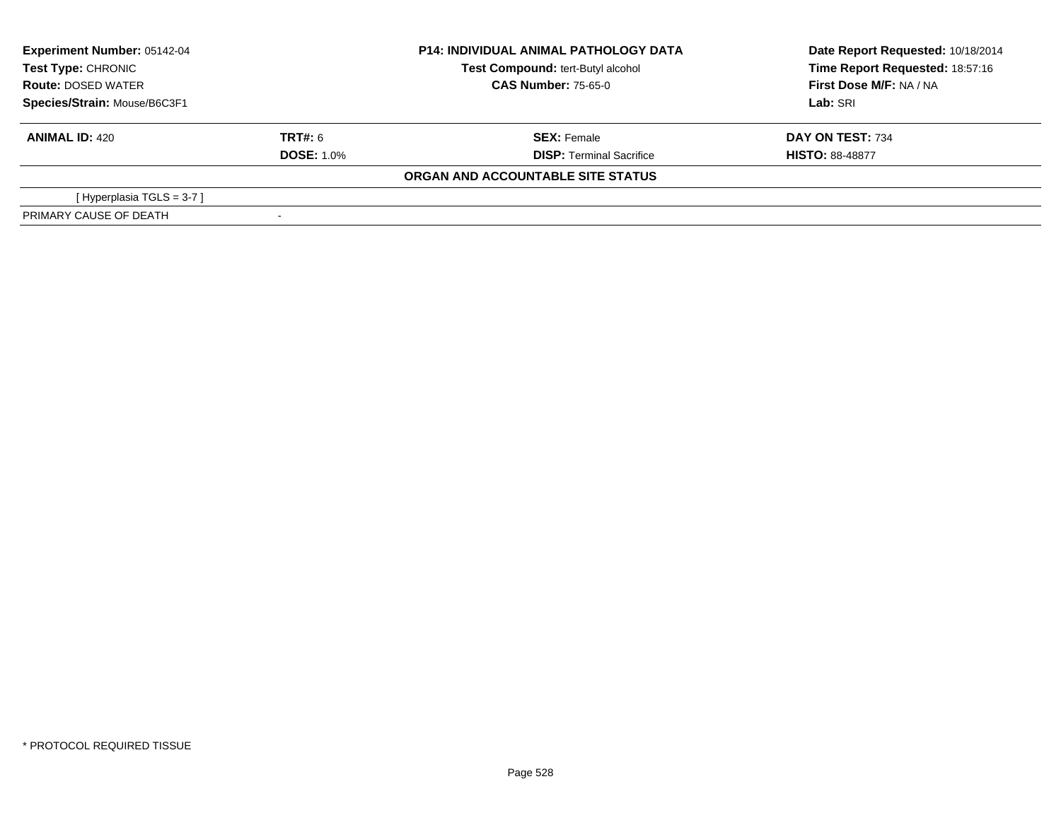**Experiment Number:** 05142-04
**Test Type:** CHRONIC
**Route:** DOSED WATER
**Species/Strain:** Mouse/B6C3F1

**P14: INDIVIDUAL ANIMAL PATHOLOGY DATA**
**Test Compound:** tert-Butyl alcohol
**CAS Number:** 75-65-0

**Date Report Requested:** 10/18/2014
**Time Report Requested:** 18:57:16
**First Dose M/F:** NA / NA
**Lab:** SRI

| **ANIMAL ID:** 420 | **TRT#:** 6 | **SEX:** Female | **DAY ON TEST:** 734 |
|---|---|---|---|
| | **DOSE:** 1.0% | **DISP:** Terminal Sacrifice | **HISTO:** 88-48877 |

**ORGAN AND ACCOUNTABLE SITE STATUS**

| | |
|---|---|
| [ Hyperplasia TGLS = 3-7 ] | |
| PRIMARY CAUSE OF DEATH | - |

* PROTOCOL REQUIRED TISSUE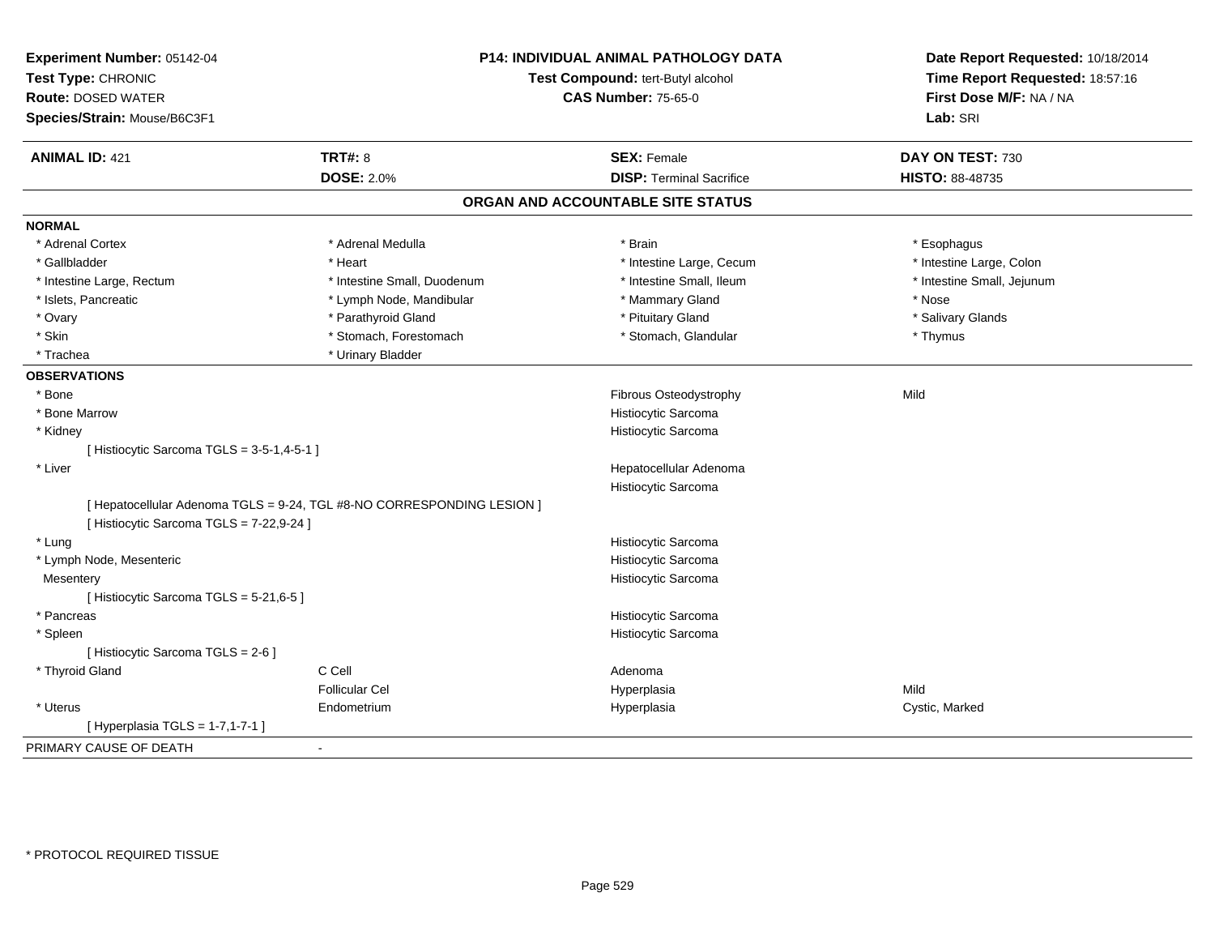**Experiment Number:** 05142-04
**Test Type:** CHRONIC
**Route:** DOSED WATER
**Species/Strain:** Mouse/B6C3F1

**P14: INDIVIDUAL ANIMAL PATHOLOGY DATA**
**Test Compound:** tert-Butyl alcohol
**CAS Number:** 75-65-0

**Date Report Requested:** 10/18/2014
**Time Report Requested:** 18:57:16
**First Dose M/F:** NA / NA
**Lab:** SRI

| **ANIMAL ID:** 421 | **TRT#:** 8 | **SEX:** Female | **DAY ON TEST:** 730 |
|---|---|---|---|
| | **DOSE:** 2.0% | **DISP:** Terminal Sacrifice | **HISTO:** 88-48735 |

## ORGAN AND ACCOUNTABLE SITE STATUS

**NORMAL**

| | | | |
|---|---|---|---|
| * Adrenal Cortex | * Adrenal Medulla | * Brain | * Esophagus |
| * Gallbladder | * Heart | * Intestine Large, Cecum | * Intestine Large, Colon |
| * Intestine Large, Rectum | * Intestine Small, Duodenum | * Intestine Small, Ileum | * Intestine Small, Jejunum |
| * Islets, Pancreatic | * Lymph Node, Mandibular | * Mammary Gland | * Nose |
| * Ovary | * Parathyroid Gland | * Pituitary Gland | * Salivary Glands |
| * Skin | * Stomach, Forestomach | * Stomach, Glandular | * Thymus |
| * Trachea | * Urinary Bladder | | |

**OBSERVATIONS**

| | | | |
|---|---|---|---|
| * Bone | | Fibrous Osteodystrophy | Mild |
| * Bone Marrow | | Histiocytic Sarcoma | |
| * Kidney | | Histiocytic Sarcoma | |
| [ Histiocytic Sarcoma TGLS = 3-5-1,4-5-1 ] | | | |
| * Liver | | Hepatocellular Adenoma | |
| | | Histiocytic Sarcoma | |
| [ Hepatocellular Adenoma TGLS = 9-24, TGL #8-NO CORRESPONDING LESION ] | | | |
| [ Histiocytic Sarcoma TGLS = 7-22,9-24 ] | | | |
| * Lung | | Histiocytic Sarcoma | |
| * Lymph Node, Mesenteric | | Histiocytic Sarcoma | |
| Mesentery | | Histiocytic Sarcoma | |
| [ Histiocytic Sarcoma TGLS = 5-21,6-5 ] | | | |
| * Pancreas | | Histiocytic Sarcoma | |
| * Spleen | | Histiocytic Sarcoma | |
| [ Histiocytic Sarcoma TGLS = 2-6 ] | | | |
| * Thyroid Gland | C Cell | Adenoma | |
| | Follicular Cel | Hyperplasia | Mild |
| * Uterus | Endometrium | Hyperplasia | Cystic, Marked |
| [ Hyperplasia TGLS = 1-7,1-7-1 ] | | | |

PRIMARY CAUSE OF DEATH -

* PROTOCOL REQUIRED TISSUE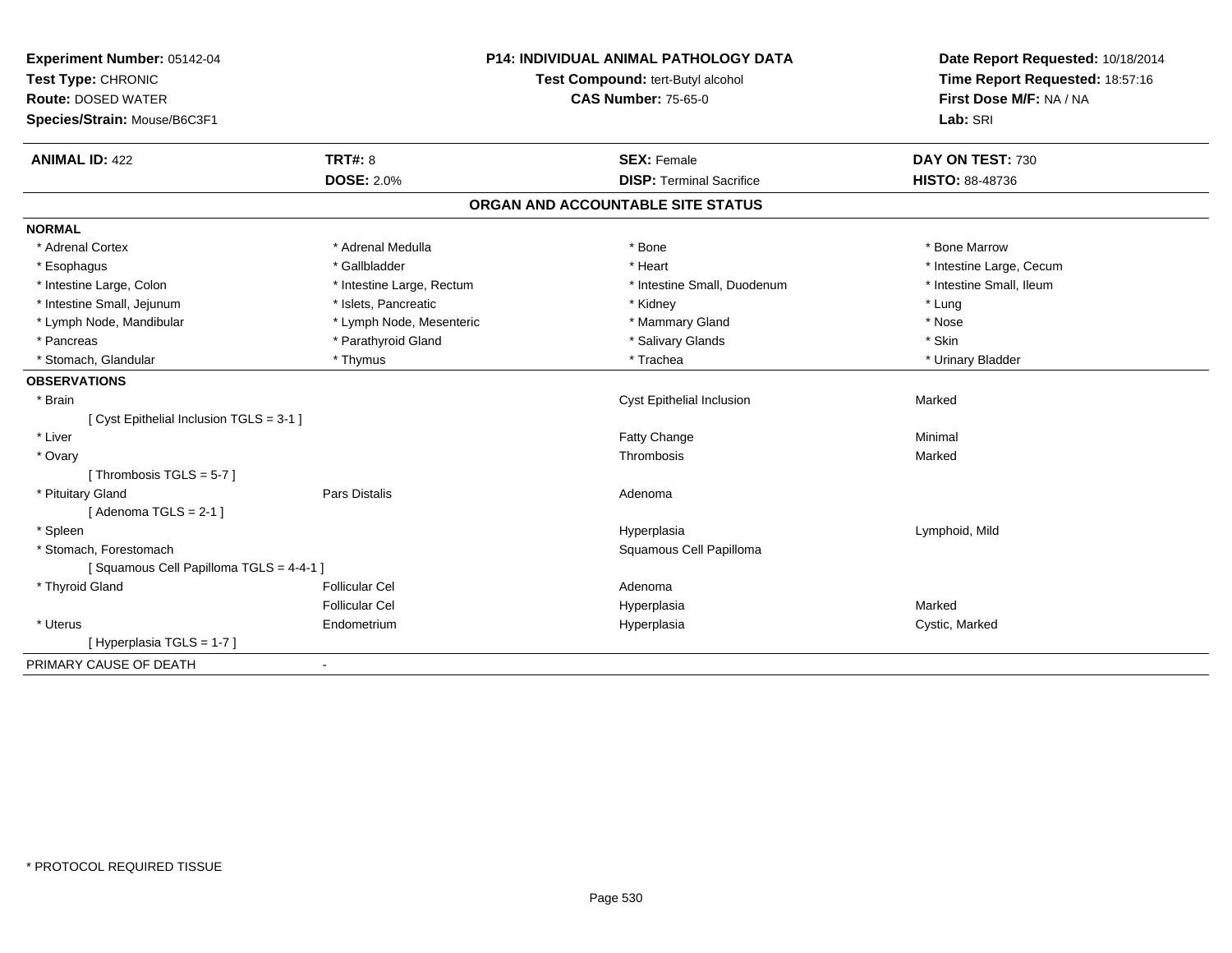**Experiment Number:** 05142-04
**Test Type:** CHRONIC
**Route:** DOSED WATER
**Species/Strain:** Mouse/B6C3F1

**P14: INDIVIDUAL ANIMAL PATHOLOGY DATA**
**Test Compound:** tert-Butyl alcohol
**CAS Number:** 75-65-0

**Date Report Requested:** 10/18/2014
**Time Report Requested:** 18:57:16
**First Dose M/F:** NA / NA
**Lab:** SRI

| **ANIMAL ID:** 422 | **TRT#:** 8 | **SEX:** Female | **DAY ON TEST:** 730 |
|---|---|---|---|
| | **DOSE:** 2.0% | **DISP:** Terminal Sacrifice | **HISTO:** 88-48736 |

## ORGAN AND ACCOUNTABLE SITE STATUS

**NORMAL**

| | | | |
|---|---|---|---|
| * Adrenal Cortex | * Adrenal Medulla | * Bone | * Bone Marrow |
| * Esophagus | * Gallbladder | * Heart | * Intestine Large, Cecum |
| * Intestine Large, Colon | * Intestine Large, Rectum | * Intestine Small, Duodenum | * Intestine Small, Ileum |
| * Intestine Small, Jejunum | * Islets, Pancreatic | * Kidney | * Lung |
| * Lymph Node, Mandibular | * Lymph Node, Mesenteric | * Mammary Gland | * Nose |
| * Pancreas | * Parathyroid Gland | * Salivary Glands | * Skin |
| * Stomach, Glandular | * Thymus | * Trachea | * Urinary Bladder |

**OBSERVATIONS**

| | | | |
|---|---|---|---|
| * Brain | | Cyst Epithelial Inclusion | Marked |
| [ Cyst Epithelial Inclusion TGLS = 3-1 ] | | | |
| * Liver | | Fatty Change | Minimal |
| * Ovary | | Thrombosis | Marked |
| [ Thrombosis TGLS = 5-7 ] | | | |
| * Pituitary Gland | Pars Distalis | Adenoma | |
| [ Adenoma TGLS = 2-1 ] | | | |
| * Spleen | | Hyperplasia | Lymphoid, Mild |
| * Stomach, Forestomach | | Squamous Cell Papilloma | |
| [ Squamous Cell Papilloma TGLS = 4-4-1 ] | | | |
| * Thyroid Gland | Follicular Cel | Adenoma | |
| | Follicular Cel | Hyperplasia | Marked |
| * Uterus | Endometrium | Hyperplasia | Cystic, Marked |
| [ Hyperplasia TGLS = 1-7 ] | | | |

PRIMARY CAUSE OF DEATH -

\* PROTOCOL REQUIRED TISSUE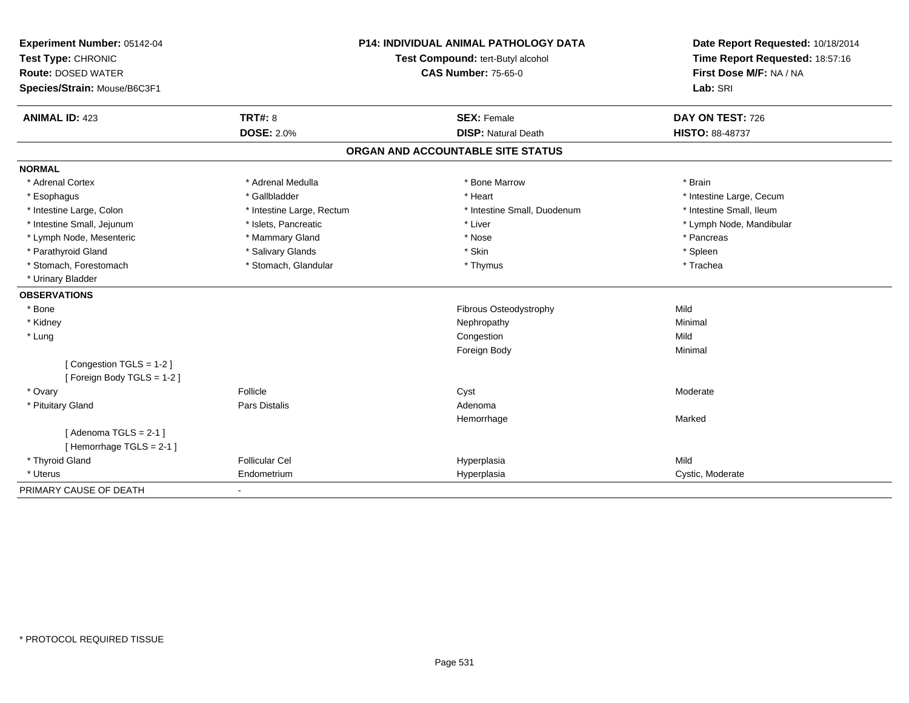**Experiment Number:** 05142-04
**Test Type:** CHRONIC
**Route:** DOSED WATER
**Species/Strain:** Mouse/B6C3F1

**P14: INDIVIDUAL ANIMAL PATHOLOGY DATA**
**Test Compound:** tert-Butyl alcohol
**CAS Number:** 75-65-0

**Date Report Requested:** 10/18/2014
**Time Report Requested:** 18:57:16
**First Dose M/F:** NA / NA
**Lab:** SRI

| **ANIMAL ID:** 423 | **TRT#:** 8 | **SEX:** Female | **DAY ON TEST:** 726 |
|---|---|---|---|
| | **DOSE:** 2.0% | **DISP:** Natural Death | **HISTO:** 88-48737 |

## ORGAN AND ACCOUNTABLE SITE STATUS

**NORMAL**

| | | | |
|---|---|---|---|
| * Adrenal Cortex | * Adrenal Medulla | * Bone Marrow | * Brain |
| * Esophagus | * Gallbladder | * Heart | * Intestine Large, Cecum |
| * Intestine Large, Colon | * Intestine Large, Rectum | * Intestine Small, Duodenum | * Intestine Small, Ileum |
| * Intestine Small, Jejunum | * Islets, Pancreatic | * Liver | * Lymph Node, Mandibular |
| * Lymph Node, Mesenteric | * Mammary Gland | * Nose | * Pancreas |
| * Parathyroid Gland | * Salivary Glands | * Skin | * Spleen |
| * Stomach, Forestomach | * Stomach, Glandular | * Thymus | * Trachea |
| * Urinary Bladder | | | |

**OBSERVATIONS**

| | | | |
|---|---|---|---|
| * Bone | | Fibrous Osteodystrophy | Mild |
| * Kidney | | Nephropathy | Minimal |
| * Lung | | Congestion | Mild |
| | | Foreign Body | Minimal |
| [ Congestion TGLS = 1-2 ] | | | |
| [ Foreign Body TGLS = 1-2 ] | | | |
| * Ovary | Follicle | Cyst | Moderate |
| * Pituitary Gland | Pars Distalis | Adenoma | |
| | | Hemorrhage | Marked |
| [ Adenoma TGLS = 2-1 ] | | | |
| [ Hemorrhage TGLS = 2-1 ] | | | |
| * Thyroid Gland | Follicular Cel | Hyperplasia | Mild |
| * Uterus | Endometrium | Hyperplasia | Cystic, Moderate |

PRIMARY CAUSE OF DEATH -

* PROTOCOL REQUIRED TISSUE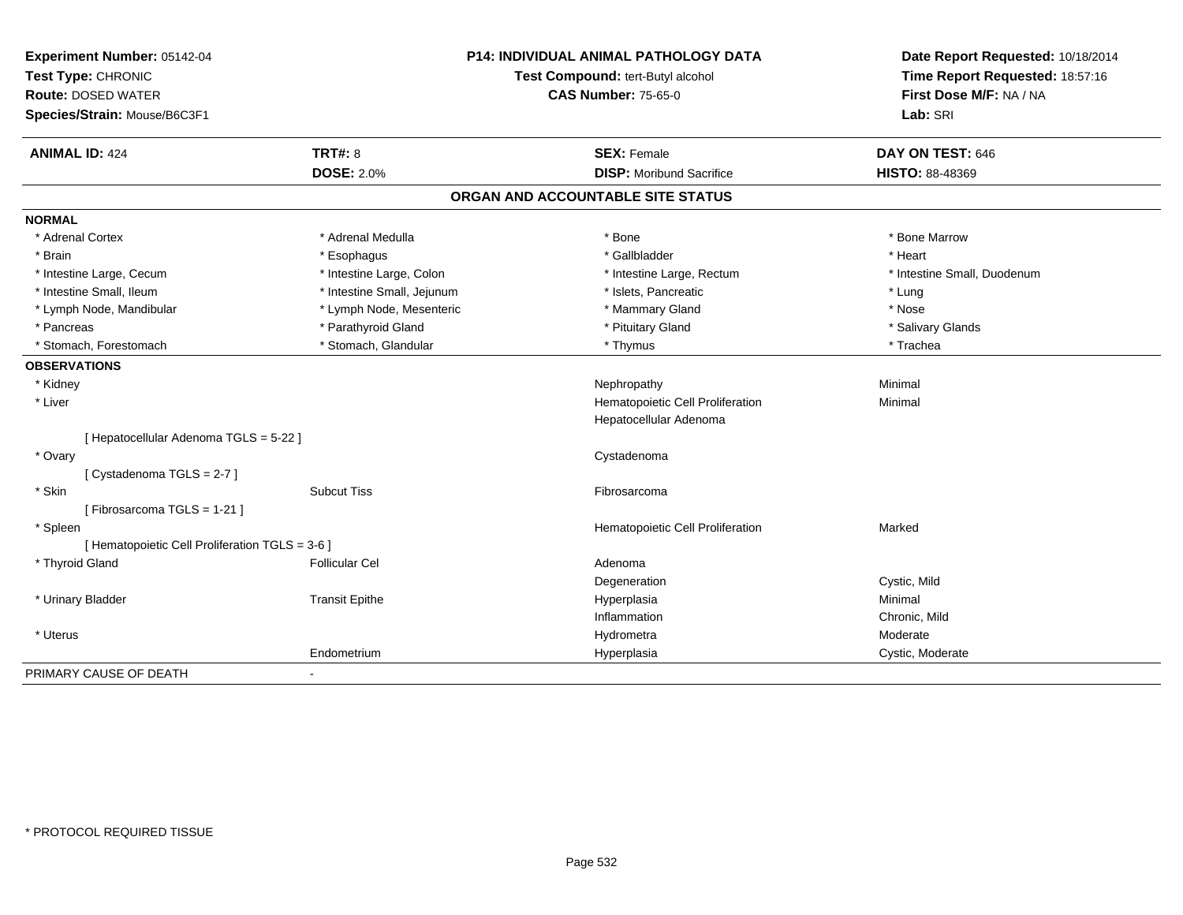**Experiment Number:** 05142-04
**Test Type:** CHRONIC
**Route:** DOSED WATER
**Species/Strain:** Mouse/B6C3F1

**P14: INDIVIDUAL ANIMAL PATHOLOGY DATA**
**Test Compound:** tert-Butyl alcohol
**CAS Number:** 75-65-0

**Date Report Requested:** 10/18/2014
**Time Report Requested:** 18:57:16
**First Dose M/F:** NA / NA
**Lab:** SRI

| **ANIMAL ID:** 424 | **TRT#:** 8 | **SEX:** Female | **DAY ON TEST:** 646 |
|---|---|---|---|
| | **DOSE:** 2.0% | **DISP:** Moribund Sacrifice | **HISTO:** 88-48369 |

## ORGAN AND ACCOUNTABLE SITE STATUS

**NORMAL**

| | | | |
|---|---|---|---|
| * Adrenal Cortex | * Adrenal Medulla | * Bone | * Bone Marrow |
| * Brain | * Esophagus | * Gallbladder | * Heart |
| * Intestine Large, Cecum | * Intestine Large, Colon | * Intestine Large, Rectum | * Intestine Small, Duodenum |
| * Intestine Small, Ileum | * Intestine Small, Jejunum | * Islets, Pancreatic | * Lung |
| * Lymph Node, Mandibular | * Lymph Node, Mesenteric | * Mammary Gland | * Nose |
| * Pancreas | * Parathyroid Gland | * Pituitary Gland | * Salivary Glands |
| * Stomach, Forestomach | * Stomach, Glandular | * Thymus | * Trachea |

**OBSERVATIONS**

| | | | |
|---|---|---|---|
| * Kidney | | Nephropathy | Minimal |
| * Liver | | Hematopoietic Cell Proliferation | Minimal |
| | | Hepatocellular Adenoma | |
| [ Hepatocellular Adenoma TGLS = 5-22 ] | | | |
| * Ovary | | Cystadenoma | |
| [ Cystadenoma TGLS = 2-7 ] | | | |
| * Skin | Subcut Tiss | Fibrosarcoma | |
| [ Fibrosarcoma TGLS = 1-21 ] | | | |
| * Spleen | | Hematopoietic Cell Proliferation | Marked |
| [ Hematopoietic Cell Proliferation TGLS = 3-6 ] | | | |
| * Thyroid Gland | Follicular Cel | Adenoma | |
| | | Degeneration | Cystic, Mild |
| * Urinary Bladder | Transit Epithe | Hyperplasia | Minimal |
| | | Inflammation | Chronic, Mild |
| * Uterus | | Hydrometra | Moderate |
| | Endometrium | Hyperplasia | Cystic, Moderate |

PRIMARY CAUSE OF DEATH -

* PROTOCOL REQUIRED TISSUE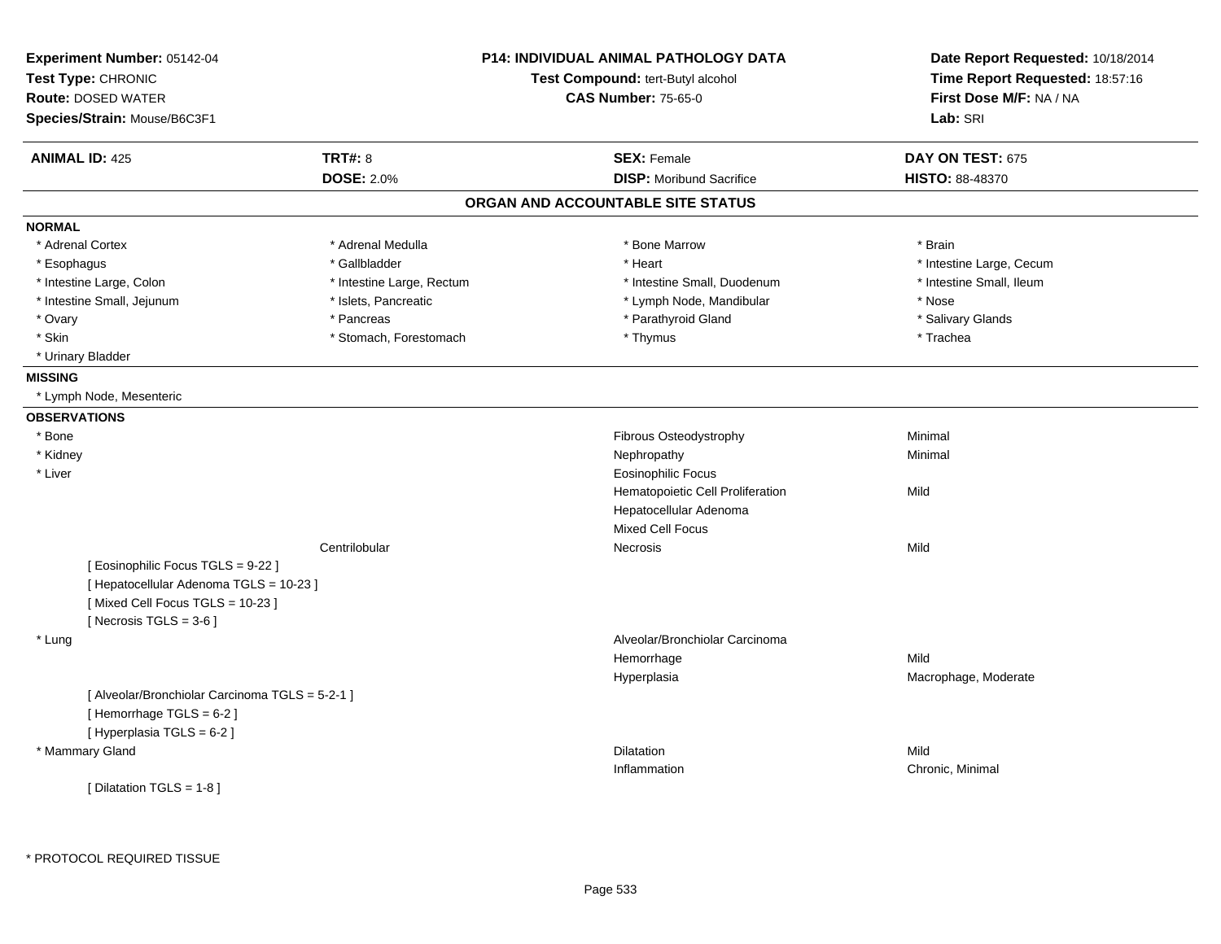**Experiment Number:** 05142-04
**Test Type:** CHRONIC
**Route:** DOSED WATER
**Species/Strain:** Mouse/B6C3F1

**P14: INDIVIDUAL ANIMAL PATHOLOGY DATA**
**Test Compound:** tert-Butyl alcohol
**CAS Number:** 75-65-0

**Date Report Requested:** 10/18/2014
**Time Report Requested:** 18:57:16
**First Dose M/F:** NA / NA
**Lab:** SRI

| **ANIMAL ID:** 425 | **TRT#:** 8 | **SEX:** Female | **DAY ON TEST:** 675 |
|---|---|---|---|
| | **DOSE:** 2.0% | **DISP:** Moribund Sacrifice | **HISTO:** 88-48370 |

## ORGAN AND ACCOUNTABLE SITE STATUS

**NORMAL**

| | | | |
|---|---|---|---|
| * Adrenal Cortex | * Adrenal Medulla | * Bone Marrow | * Brain |
| * Esophagus | * Gallbladder | * Heart | * Intestine Large, Cecum |
| * Intestine Large, Colon | * Intestine Large, Rectum | * Intestine Small, Duodenum | * Intestine Small, Ileum |
| * Intestine Small, Jejunum | * Islets, Pancreatic | * Lymph Node, Mandibular | * Nose |
| * Ovary | * Pancreas | * Parathyroid Gland | * Salivary Glands |
| * Skin | * Stomach, Forestomach | * Thymus | * Trachea |
| * Urinary Bladder | | | |

**MISSING**

* Lymph Node, Mesenteric

**OBSERVATIONS**

| | | | |
|---|---|---|---|
| * Bone | | Fibrous Osteodystrophy | Minimal |
| * Kidney | | Nephropathy | Minimal |
| * Liver | | Eosinophilic Focus | |
| | | Hematopoietic Cell Proliferation | Mild |
| | | Hepatocellular Adenoma | |
| | | Mixed Cell Focus | |
| | Centrilobular | Necrosis | Mild |
| [ Eosinophilic Focus TGLS = 9-22 ] | | | |
| [ Hepatocellular Adenoma TGLS = 10-23 ] | | | |
| [ Mixed Cell Focus TGLS = 10-23 ] | | | |
| [ Necrosis TGLS = 3-6 ] | | | |
| * Lung | | Alveolar/Bronchiolar Carcinoma | |
| | | Hemorrhage | Mild |
| | | Hyperplasia | Macrophage, Moderate |
| [ Alveolar/Bronchiolar Carcinoma TGLS = 5-2-1 ] | | | |
| [ Hemorrhage TGLS = 6-2 ] | | | |
| [ Hyperplasia TGLS = 6-2 ] | | | |
| * Mammary Gland | | Dilatation | Mild |
| | | Inflammation | Chronic, Minimal |
| [ Dilatation TGLS = 1-8 ] | | | |

* PROTOCOL REQUIRED TISSUE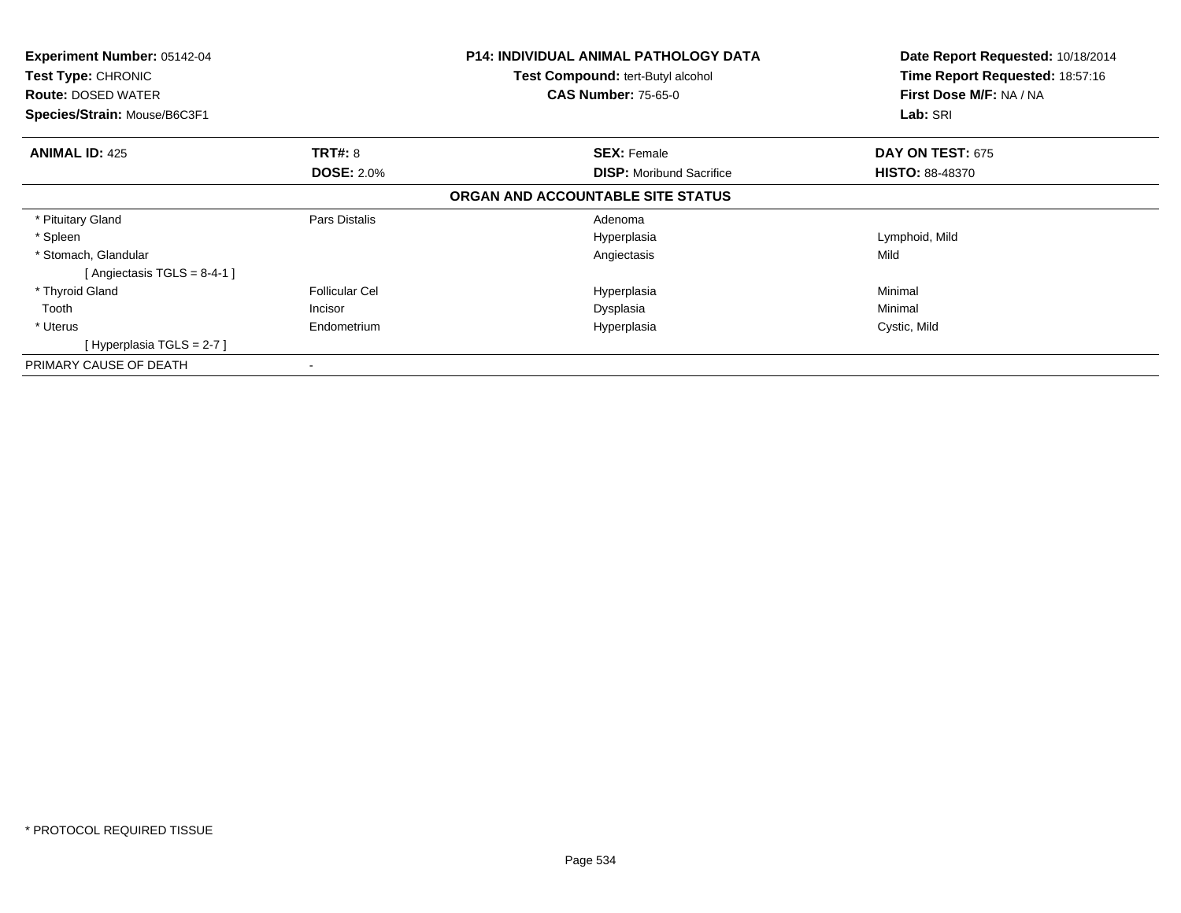**Experiment Number:** 05142-04
**Test Type:** CHRONIC
**Route:** DOSED WATER
**Species/Strain:** Mouse/B6C3F1

**P14: INDIVIDUAL ANIMAL PATHOLOGY DATA**
**Test Compound:** tert-Butyl alcohol
**CAS Number:** 75-65-0

**Date Report Requested:** 10/18/2014
**Time Report Requested:** 18:57:16
**First Dose M/F:** NA / NA
**Lab:** SRI

| **ANIMAL ID:** 425 | **TRT#:** 8 | **SEX:** Female | **DAY ON TEST:** 675 |
|---|---|---|---|
| | **DOSE:** 2.0% | **DISP:** Moribund Sacrifice | **HISTO:** 88-48370 |

**ORGAN AND ACCOUNTABLE SITE STATUS**

| | | | |
|---|---|---|---|
| * Pituitary Gland | Pars Distalis | Adenoma | |
| * Spleen | | Hyperplasia | Lymphoid, Mild |
| * Stomach, Glandular | | Angiectasis | Mild |
| [ Angiectasis TGLS = 8-4-1 ] | | | |
| * Thyroid Gland | Follicular Cel | Hyperplasia | Minimal |
| Tooth | Incisor | Dysplasia | Minimal |
| * Uterus | Endometrium | Hyperplasia | Cystic, Mild |
| [ Hyperplasia TGLS = 2-7 ] | | | |
| PRIMARY CAUSE OF DEATH | - | | |

* PROTOCOL REQUIRED TISSUE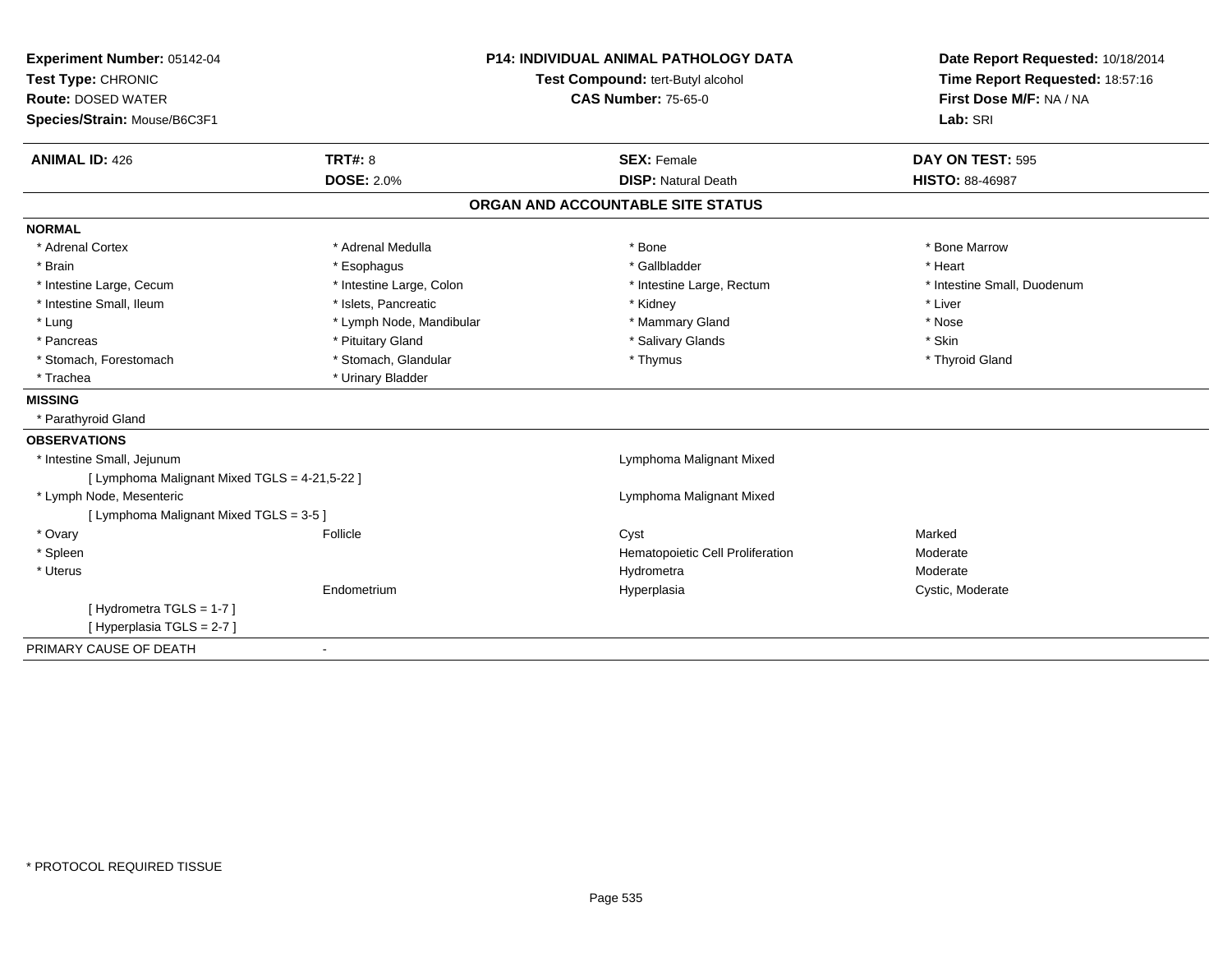**Experiment Number:** 05142-04
**Test Type:** CHRONIC
**Route:** DOSED WATER
**Species/Strain:** Mouse/B6C3F1

**P14: INDIVIDUAL ANIMAL PATHOLOGY DATA**
**Test Compound:** tert-Butyl alcohol
**CAS Number:** 75-65-0

**Date Report Requested:** 10/18/2014
**Time Report Requested:** 18:57:16
**First Dose M/F:** NA / NA
**Lab:** SRI

| **ANIMAL ID:** 426 | **TRT#:** 8 | **SEX:** Female | **DAY ON TEST:** 595 |
|---|---|---|---|
| | **DOSE:** 2.0% | **DISP:** Natural Death | **HISTO:** 88-46987 |

## ORGAN AND ACCOUNTABLE SITE STATUS

**NORMAL**

| | | | |
|---|---|---|---|
| * Adrenal Cortex | * Adrenal Medulla | * Bone | * Bone Marrow |
| * Brain | * Esophagus | * Gallbladder | * Heart |
| * Intestine Large, Cecum | * Intestine Large, Colon | * Intestine Large, Rectum | * Intestine Small, Duodenum |
| * Intestine Small, Ileum | * Islets, Pancreatic | * Kidney | * Liver |
| * Lung | * Lymph Node, Mandibular | * Mammary Gland | * Nose |
| * Pancreas | * Pituitary Gland | * Salivary Glands | * Skin |
| * Stomach, Forestomach | * Stomach, Glandular | * Thymus | * Thyroid Gland |
| * Trachea | * Urinary Bladder | | |

**MISSING**

* Parathyroid Gland

**OBSERVATIONS**

| | | | |
|---|---|---|---|
| * Intestine Small, Jejunum | | Lymphoma Malignant Mixed | |
| [ Lymphoma Malignant Mixed TGLS = 4-21,5-22 ] | | | |
| * Lymph Node, Mesenteric | | Lymphoma Malignant Mixed | |
| [ Lymphoma Malignant Mixed TGLS = 3-5 ] | | | |
| * Ovary | Follicle | Cyst | Marked |
| * Spleen | | Hematopoietic Cell Proliferation | Moderate |
| * Uterus | | Hydrometra | Moderate |
| | Endometrium | Hyperplasia | Cystic, Moderate |
| [ Hydrometra TGLS = 1-7 ] | | | |
| [ Hyperplasia TGLS = 2-7 ] | | | |

PRIMARY CAUSE OF DEATH -

* PROTOCOL REQUIRED TISSUE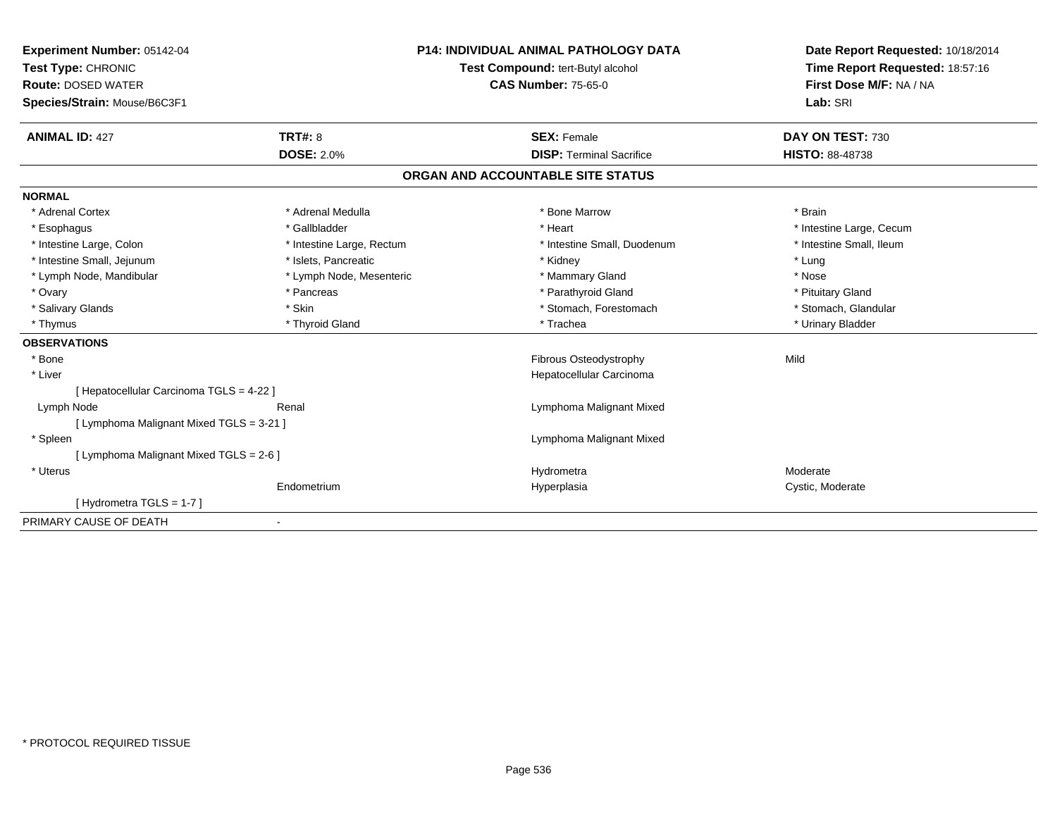**Experiment Number:** 05142-04
**Test Type:** CHRONIC
**Route:** DOSED WATER
**Species/Strain:** Mouse/B6C3F1

**P14: INDIVIDUAL ANIMAL PATHOLOGY DATA**
**Test Compound:** tert-Butyl alcohol
**CAS Number:** 75-65-0

**Date Report Requested:** 10/18/2014
**Time Report Requested:** 18:57:16
**First Dose M/F:** NA / NA
**Lab:** SRI

| **ANIMAL ID:** 427 | **TRT#:** 8 | **SEX:** Female | **DAY ON TEST:** 730 |
|---|---|---|---|
| | **DOSE:** 2.0% | **DISP:** Terminal Sacrifice | **HISTO:** 88-48738 |

## ORGAN AND ACCOUNTABLE SITE STATUS

**NORMAL**

| | | | |
|---|---|---|---|
| * Adrenal Cortex | * Adrenal Medulla | * Bone Marrow | * Brain |
| * Esophagus | * Gallbladder | * Heart | * Intestine Large, Cecum |
| * Intestine Large, Colon | * Intestine Large, Rectum | * Intestine Small, Duodenum | * Intestine Small, Ileum |
| * Intestine Small, Jejunum | * Islets, Pancreatic | * Kidney | * Lung |
| * Lymph Node, Mandibular | * Lymph Node, Mesenteric | * Mammary Gland | * Nose |
| * Ovary | * Pancreas | * Parathyroid Gland | * Pituitary Gland |
| * Salivary Glands | * Skin | * Stomach, Forestomach | * Stomach, Glandular |
| * Thymus | * Thyroid Gland | * Trachea | * Urinary Bladder |

**OBSERVATIONS**

| | | | |
|---|---|---|---|
| * Bone | | Fibrous Osteodystrophy | Mild |
| * Liver | | Hepatocellular Carcinoma | |
| [ Hepatocellular Carcinoma TGLS = 4-22 ] | | | |
| Lymph Node | Renal | Lymphoma Malignant Mixed | |
| [ Lymphoma Malignant Mixed TGLS = 3-21 ] | | | |
| * Spleen | | Lymphoma Malignant Mixed | |
| [ Lymphoma Malignant Mixed TGLS = 2-6 ] | | | |
| * Uterus | | Hydrometra | Moderate |
| | Endometrium | Hyperplasia | Cystic, Moderate |
| [ Hydrometra TGLS = 1-7 ] | | | |

PRIMARY CAUSE OF DEATH -

\* PROTOCOL REQUIRED TISSUE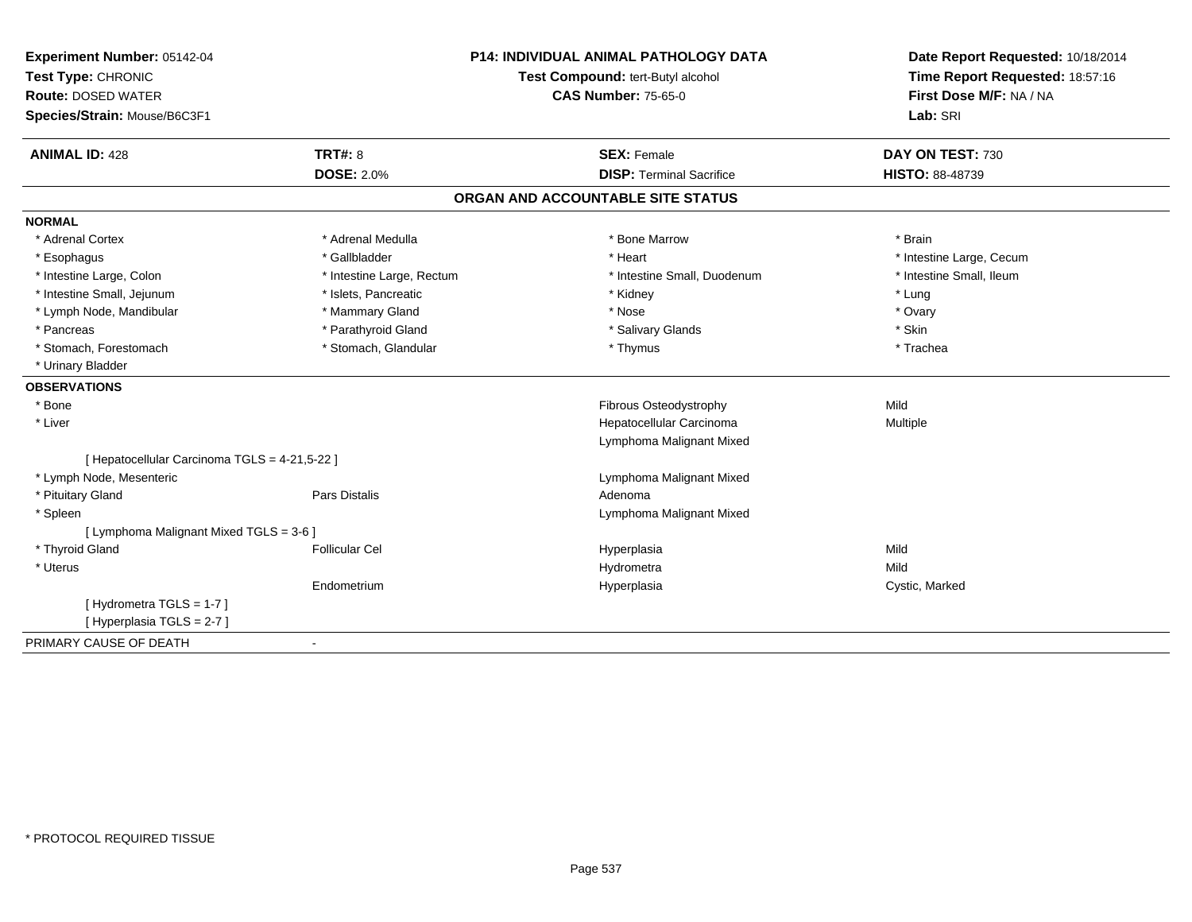**Experiment Number:** 05142-04
**Test Type:** CHRONIC
**Route:** DOSED WATER
**Species/Strain:** Mouse/B6C3F1

**P14: INDIVIDUAL ANIMAL PATHOLOGY DATA**
**Test Compound:** tert-Butyl alcohol
**CAS Number:** 75-65-0

**Date Report Requested:** 10/18/2014
**Time Report Requested:** 18:57:16
**First Dose M/F:** NA / NA
**Lab:** SRI

| **ANIMAL ID:** 428 | **TRT#:** 8 | **SEX:** Female | **DAY ON TEST:** 730 |
|---|---|---|---|
| | **DOSE:** 2.0% | **DISP:** Terminal Sacrifice | **HISTO:** 88-48739 |

## ORGAN AND ACCOUNTABLE SITE STATUS

**NORMAL**

| | | | |
|---|---|---|---|
| * Adrenal Cortex | * Adrenal Medulla | * Bone Marrow | * Brain |
| * Esophagus | * Gallbladder | * Heart | * Intestine Large, Cecum |
| * Intestine Large, Colon | * Intestine Large, Rectum | * Intestine Small, Duodenum | * Intestine Small, Ileum |
| * Intestine Small, Jejunum | * Islets, Pancreatic | * Kidney | * Lung |
| * Lymph Node, Mandibular | * Mammary Gland | * Nose | * Ovary |
| * Pancreas | * Parathyroid Gland | * Salivary Glands | * Skin |
| * Stomach, Forestomach | * Stomach, Glandular | * Thymus | * Trachea |
| * Urinary Bladder | | | |

**OBSERVATIONS**

| | | | |
|---|---|---|---|
| * Bone | | Fibrous Osteodystrophy | Mild |
| * Liver | | Hepatocellular Carcinoma | Multiple |
| | | Lymphoma Malignant Mixed | |
| [ Hepatocellular Carcinoma TGLS = 4-21,5-22 ] | | | |
| * Lymph Node, Mesenteric | | Lymphoma Malignant Mixed | |
| * Pituitary Gland | Pars Distalis | Adenoma | |
| * Spleen | | Lymphoma Malignant Mixed | |
| [ Lymphoma Malignant Mixed TGLS = 3-6 ] | | | |
| * Thyroid Gland | Follicular Cel | Hyperplasia | Mild |
| * Uterus | | Hydrometra | Mild |
| | Endometrium | Hyperplasia | Cystic, Marked |
| [ Hydrometra TGLS = 1-7 ] | | | |
| [ Hyperplasia TGLS = 2-7 ] | | | |

PRIMARY CAUSE OF DEATH -

* PROTOCOL REQUIRED TISSUE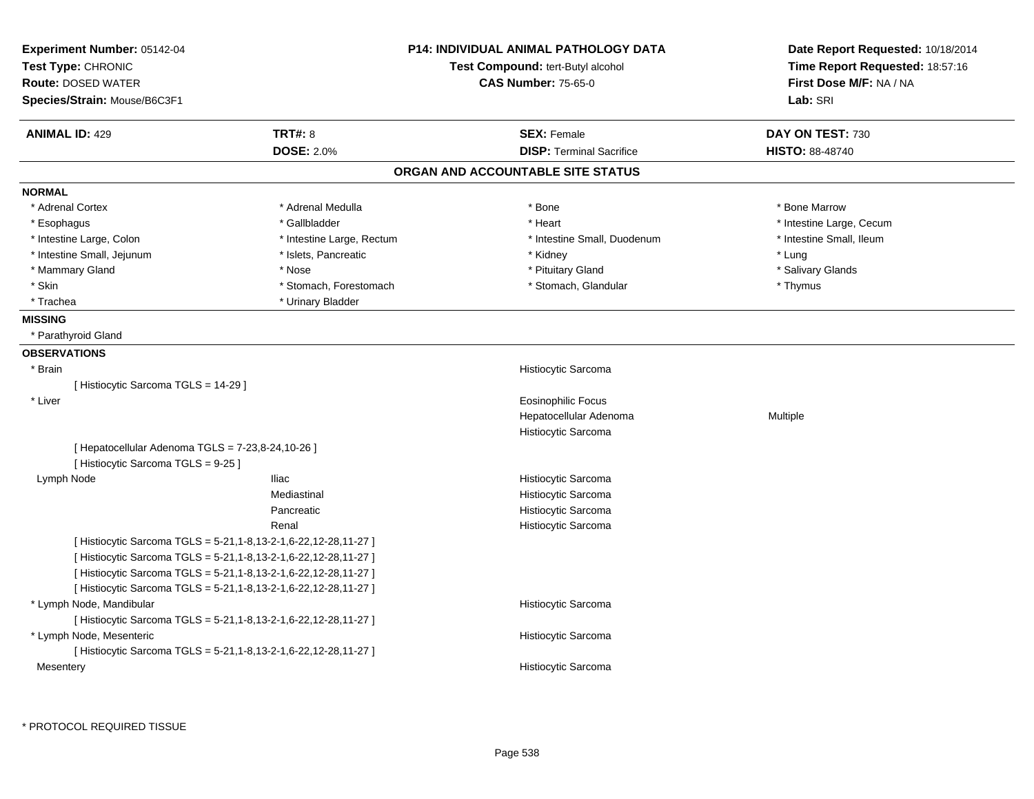**Experiment Number:** 05142-04
**Test Type:** CHRONIC
**Route:** DOSED WATER
**Species/Strain:** Mouse/B6C3F1

**P14: INDIVIDUAL ANIMAL PATHOLOGY DATA**
**Test Compound:** tert-Butyl alcohol
**CAS Number:** 75-65-0

**Date Report Requested:** 10/18/2014
**Time Report Requested:** 18:57:16
**First Dose M/F:** NA / NA
**Lab:** SRI

| **ANIMAL ID:** 429 | **TRT#:** 8 | **SEX:** Female | **DAY ON TEST:** 730 |
|---|---|---|---|
| | **DOSE:** 2.0% | **DISP:** Terminal Sacrifice | **HISTO:** 88-48740 |

## ORGAN AND ACCOUNTABLE SITE STATUS

**NORMAL**

| | | | |
|---|---|---|---|
| * Adrenal Cortex | * Adrenal Medulla | * Bone | * Bone Marrow |
| * Esophagus | * Gallbladder | * Heart | * Intestine Large, Cecum |
| * Intestine Large, Colon | * Intestine Large, Rectum | * Intestine Small, Duodenum | * Intestine Small, Ileum |
| * Intestine Small, Jejunum | * Islets, Pancreatic | * Kidney | * Lung |
| * Mammary Gland | * Nose | * Pituitary Gland | * Salivary Glands |
| * Skin | * Stomach, Forestomach | * Stomach, Glandular | * Thymus |
| * Trachea | * Urinary Bladder | | |

**MISSING**

* Parathyroid Gland

**OBSERVATIONS**

| | | | |
|---|---|---|---|
| * Brain | | Histiocytic Sarcoma | |
| [ Histiocytic Sarcoma TGLS = 14-29 ] | | | |
| * Liver | | Eosinophilic Focus | |
| | | Hepatocellular Adenoma | Multiple |
| | | Histiocytic Sarcoma | |
| [ Hepatocellular Adenoma TGLS = 7-23,8-24,10-26 ] | | | |
| [ Histiocytic Sarcoma TGLS = 9-25 ] | | | |
| Lymph Node | Iliac | Histiocytic Sarcoma | |
| | Mediastinal | Histiocytic Sarcoma | |
| | Pancreatic | Histiocytic Sarcoma | |
| | Renal | Histiocytic Sarcoma | |
| [ Histiocytic Sarcoma TGLS = 5-21,1-8,13-2-1,6-22,12-28,11-27 ] | | | |
| [ Histiocytic Sarcoma TGLS = 5-21,1-8,13-2-1,6-22,12-28,11-27 ] | | | |
| [ Histiocytic Sarcoma TGLS = 5-21,1-8,13-2-1,6-22,12-28,11-27 ] | | | |
| [ Histiocytic Sarcoma TGLS = 5-21,1-8,13-2-1,6-22,12-28,11-27 ] | | | |
| * Lymph Node, Mandibular | | Histiocytic Sarcoma | |
| [ Histiocytic Sarcoma TGLS = 5-21,1-8,13-2-1,6-22,12-28,11-27 ] | | | |
| * Lymph Node, Mesenteric | | Histiocytic Sarcoma | |
| [ Histiocytic Sarcoma TGLS = 5-21,1-8,13-2-1,6-22,12-28,11-27 ] | | | |
| Mesentery | | Histiocytic Sarcoma | |

* PROTOCOL REQUIRED TISSUE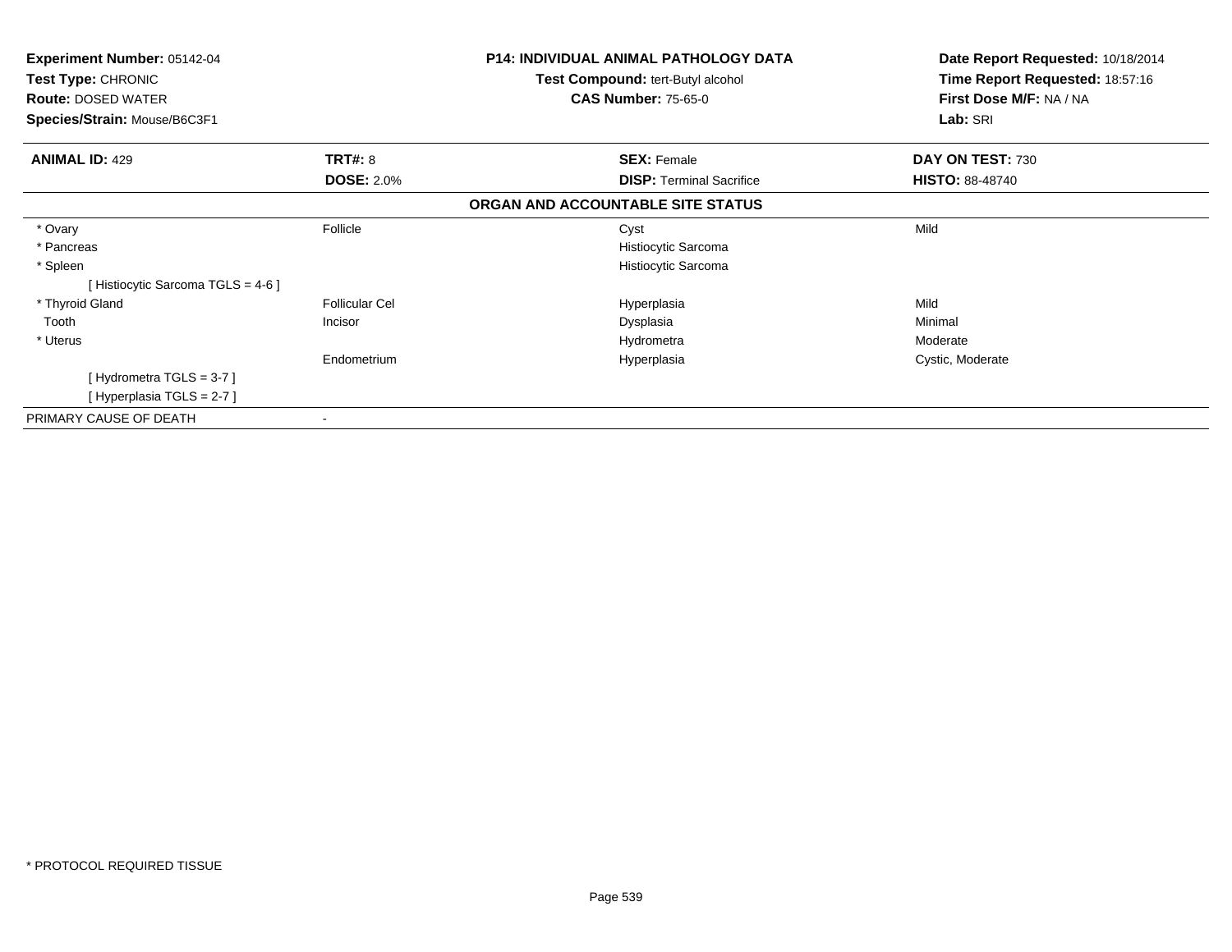**Experiment Number:** 05142-04
**Test Type:** CHRONIC
**Route:** DOSED WATER
**Species/Strain:** Mouse/B6C3F1

**P14: INDIVIDUAL ANIMAL PATHOLOGY DATA**
**Test Compound:** tert-Butyl alcohol
**CAS Number:** 75-65-0

**Date Report Requested:** 10/18/2014
**Time Report Requested:** 18:57:16
**First Dose M/F:** NA / NA
**Lab:** SRI

| **ANIMAL ID:** 429 | **TRT#:** 8 | **SEX:** Female | **DAY ON TEST:** 730 |
|---|---|---|---|
| | **DOSE:** 2.0% | **DISP:** Terminal Sacrifice | **HISTO:** 88-48740 |

**ORGAN AND ACCOUNTABLE SITE STATUS**

| | | | |
|---|---|---|---|
| * Ovary | Follicle | Cyst | Mild |
| * Pancreas | | Histiocytic Sarcoma | |
| * Spleen | | Histiocytic Sarcoma | |
| [ Histiocytic Sarcoma TGLS = 4-6 ] | | | |
| * Thyroid Gland | Follicular Cel | Hyperplasia | Mild |
| Tooth | Incisor | Dysplasia | Minimal |
| * Uterus | | Hydrometra | Moderate |
| | Endometrium | Hyperplasia | Cystic, Moderate |
| [ Hydrometra TGLS = 3-7 ] | | | |
| [ Hyperplasia TGLS = 2-7 ] | | | |
| PRIMARY CAUSE OF DEATH | - | | |

* PROTOCOL REQUIRED TISSUE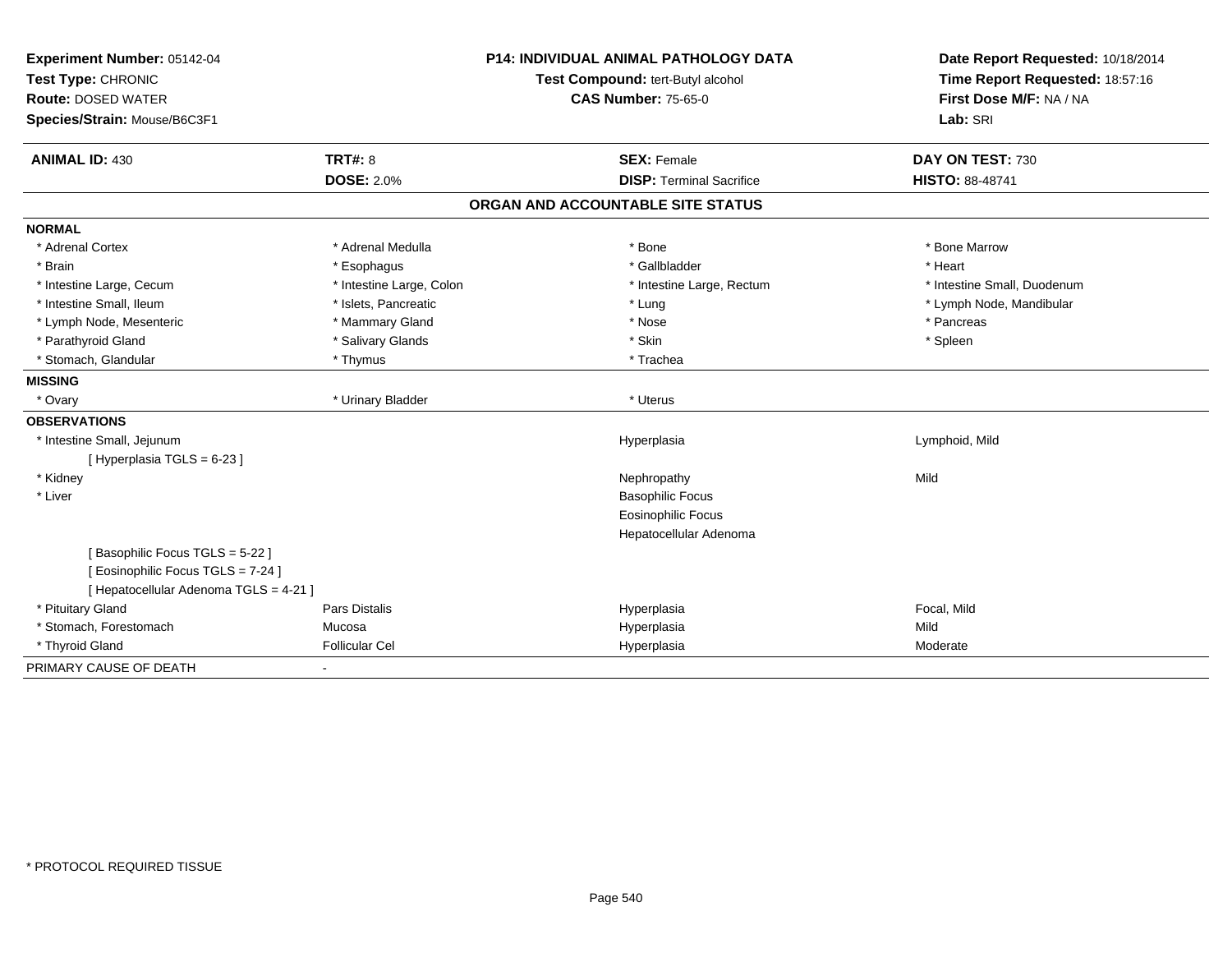**Experiment Number:** 05142-04
**Test Type:** CHRONIC
**Route:** DOSED WATER
**Species/Strain:** Mouse/B6C3F1

**P14: INDIVIDUAL ANIMAL PATHOLOGY DATA**
**Test Compound:** tert-Butyl alcohol
**CAS Number:** 75-65-0

**Date Report Requested:** 10/18/2014
**Time Report Requested:** 18:57:16
**First Dose M/F:** NA / NA
**Lab:** SRI

| **ANIMAL ID:** 430 | **TRT#:** 8 | **SEX:** Female | **DAY ON TEST:** 730 |
|---|---|---|---|
| | **DOSE:** 2.0% | **DISP:** Terminal Sacrifice | **HISTO:** 88-48741 |

## ORGAN AND ACCOUNTABLE SITE STATUS

**NORMAL**

| | | | |
|---|---|---|---|
| * Adrenal Cortex | * Adrenal Medulla | * Bone | * Bone Marrow |
| * Brain | * Esophagus | * Gallbladder | * Heart |
| * Intestine Large, Cecum | * Intestine Large, Colon | * Intestine Large, Rectum | * Intestine Small, Duodenum |
| * Intestine Small, Ileum | * Islets, Pancreatic | * Lung | * Lymph Node, Mandibular |
| * Lymph Node, Mesenteric | * Mammary Gland | * Nose | * Pancreas |
| * Parathyroid Gland | * Salivary Glands | * Skin | * Spleen |
| * Stomach, Glandular | * Thymus | * Trachea | |

**MISSING**

| | | | |
|---|---|---|---|
| * Ovary | * Urinary Bladder | * Uterus | |

**OBSERVATIONS**

| | | | |
|---|---|---|---|
| * Intestine Small, Jejunum | | Hyperplasia | Lymphoid, Mild |
| [ Hyperplasia TGLS = 6-23 ] | | | |
| * Kidney | | Nephropathy | Mild |
| * Liver | | Basophilic Focus | |
| | | Eosinophilic Focus | |
| | | Hepatocellular Adenoma | |
| [ Basophilic Focus TGLS = 5-22 ] | | | |
| [ Eosinophilic Focus TGLS = 7-24 ] | | | |
| [ Hepatocellular Adenoma TGLS = 4-21 ] | | | |
| * Pituitary Gland | Pars Distalis | Hyperplasia | Focal, Mild |
| * Stomach, Forestomach | Mucosa | Hyperplasia | Mild |
| * Thyroid Gland | Follicular Cel | Hyperplasia | Moderate |

PRIMARY CAUSE OF DEATH -

* PROTOCOL REQUIRED TISSUE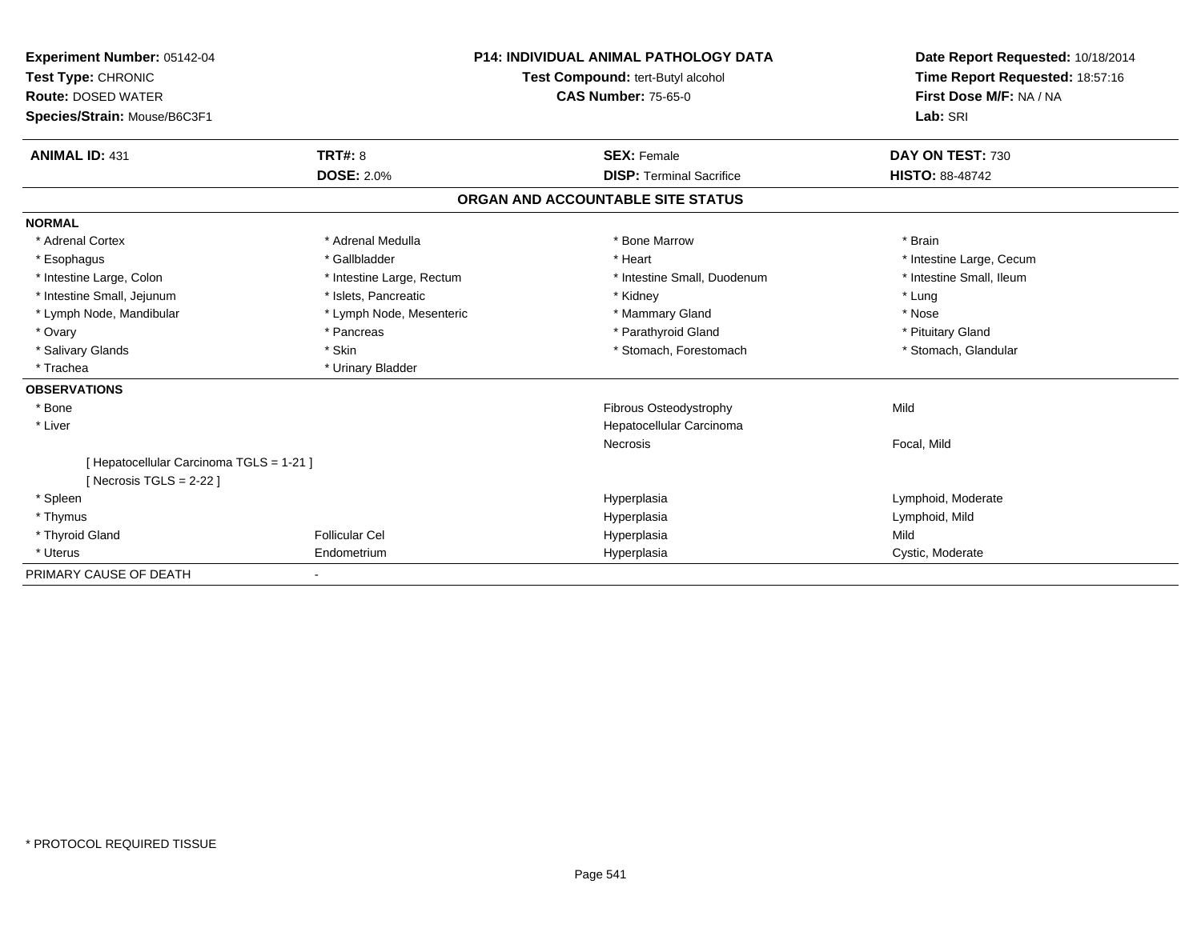**Experiment Number:** 05142-04
**Test Type:** CHRONIC
**Route:** DOSED WATER
**Species/Strain:** Mouse/B6C3F1

**P14: INDIVIDUAL ANIMAL PATHOLOGY DATA**
**Test Compound:** tert-Butyl alcohol
**CAS Number:** 75-65-0

**Date Report Requested:** 10/18/2014
**Time Report Requested:** 18:57:16
**First Dose M/F:** NA / NA
**Lab:** SRI

| **ANIMAL ID:** 431 | **TRT#:** 8 | **SEX:** Female | **DAY ON TEST:** 730 |
|---|---|---|---|
| | **DOSE:** 2.0% | **DISP:** Terminal Sacrifice | **HISTO:** 88-48742 |

## ORGAN AND ACCOUNTABLE SITE STATUS

**NORMAL**

| | | | |
|---|---|---|---|
| * Adrenal Cortex | * Adrenal Medulla | * Bone Marrow | * Brain |
| * Esophagus | * Gallbladder | * Heart | * Intestine Large, Cecum |
| * Intestine Large, Colon | * Intestine Large, Rectum | * Intestine Small, Duodenum | * Intestine Small, Ileum |
| * Intestine Small, Jejunum | * Islets, Pancreatic | * Kidney | * Lung |
| * Lymph Node, Mandibular | * Lymph Node, Mesenteric | * Mammary Gland | * Nose |
| * Ovary | * Pancreas | * Parathyroid Gland | * Pituitary Gland |
| * Salivary Glands | * Skin | * Stomach, Forestomach | * Stomach, Glandular |
| * Trachea | * Urinary Bladder | | |

**OBSERVATIONS**

| | | | |
|---|---|---|---|
| * Bone | | Fibrous Osteodystrophy | Mild |
| * Liver | | Hepatocellular Carcinoma | |
| | | Necrosis | Focal, Mild |
| [ Hepatocellular Carcinoma TGLS = 1-21 ] | | | |
| [ Necrosis TGLS = 2-22 ] | | | |
| * Spleen | | Hyperplasia | Lymphoid, Moderate |
| * Thymus | | Hyperplasia | Lymphoid, Mild |
| * Thyroid Gland | Follicular Cel | Hyperplasia | Mild |
| * Uterus | Endometrium | Hyperplasia | Cystic, Moderate |

PRIMARY CAUSE OF DEATH -

* PROTOCOL REQUIRED TISSUE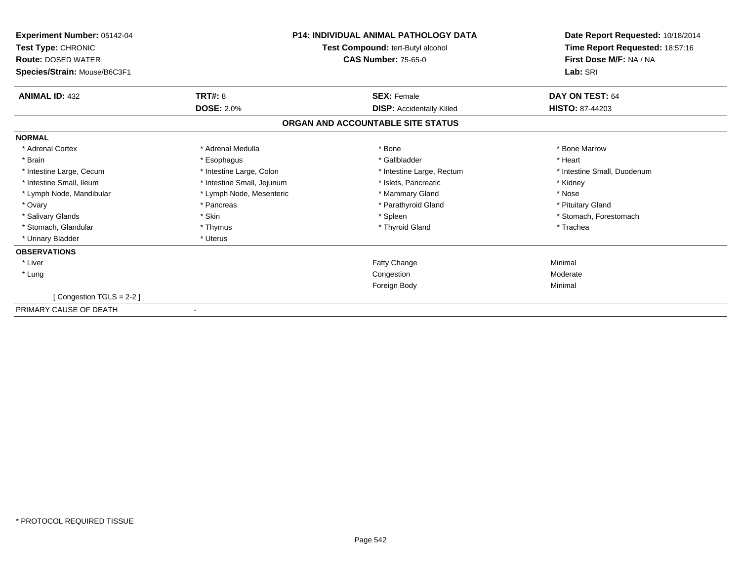**Experiment Number:** 05142-04
**Test Type:** CHRONIC
**Route:** DOSED WATER
**Species/Strain:** Mouse/B6C3F1

**P14: INDIVIDUAL ANIMAL PATHOLOGY DATA**
**Test Compound:** tert-Butyl alcohol
**CAS Number:** 75-65-0

**Date Report Requested:** 10/18/2014
**Time Report Requested:** 18:57:16
**First Dose M/F:** NA / NA
**Lab:** SRI

| **ANIMAL ID:** 432 | **TRT#:** 8 | **SEX:** Female | **DAY ON TEST:** 64 |
|---|---|---|---|
| | **DOSE:** 2.0% | **DISP:** Accidentally Killed | **HISTO:** 87-44203 |

## ORGAN AND ACCOUNTABLE SITE STATUS

**NORMAL**

| | | | |
|---|---|---|---|
| * Adrenal Cortex | * Adrenal Medulla | * Bone | * Bone Marrow |
| * Brain | * Esophagus | * Gallbladder | * Heart |
| * Intestine Large, Cecum | * Intestine Large, Colon | * Intestine Large, Rectum | * Intestine Small, Duodenum |
| * Intestine Small, Ileum | * Intestine Small, Jejunum | * Islets, Pancreatic | * Kidney |
| * Lymph Node, Mandibular | * Lymph Node, Mesenteric | * Mammary Gland | * Nose |
| * Ovary | * Pancreas | * Parathyroid Gland | * Pituitary Gland |
| * Salivary Glands | * Skin | * Spleen | * Stomach, Forestomach |
| * Stomach, Glandular | * Thymus | * Thyroid Gland | * Trachea |
| * Urinary Bladder | * Uterus | | |

**OBSERVATIONS**

| | | |
|---|---|---|
| * Liver | Fatty Change | Minimal |
| * Lung | Congestion | Moderate |
| | Foreign Body | Minimal |
| [ Congestion TGLS = 2-2 ] | | |

PRIMARY CAUSE OF DEATH -

* PROTOCOL REQUIRED TISSUE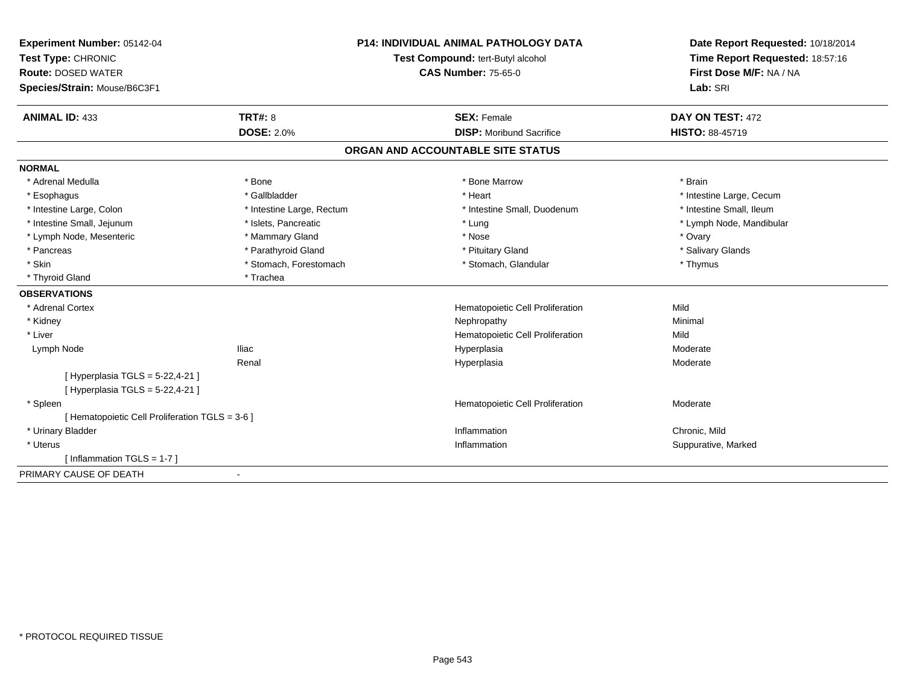**Experiment Number:** 05142-04
**Test Type:** CHRONIC
**Route:** DOSED WATER
**Species/Strain:** Mouse/B6C3F1

**P14: INDIVIDUAL ANIMAL PATHOLOGY DATA**
**Test Compound:** tert-Butyl alcohol
**CAS Number:** 75-65-0

**Date Report Requested:** 10/18/2014
**Time Report Requested:** 18:57:16
**First Dose M/F:** NA / NA
**Lab:** SRI

| **ANIMAL ID:** 433 | **TRT#:** 8 | **SEX:** Female | **DAY ON TEST:** 472 |
|---|---|---|---|
| | **DOSE:** 2.0% | **DISP:** Moribund Sacrifice | **HISTO:** 88-45719 |

## ORGAN AND ACCOUNTABLE SITE STATUS

**NORMAL**

| | | | |
|---|---|---|---|
| * Adrenal Medulla | * Bone | * Bone Marrow | * Brain |
| * Esophagus | * Gallbladder | * Heart | * Intestine Large, Cecum |
| * Intestine Large, Colon | * Intestine Large, Rectum | * Intestine Small, Duodenum | * Intestine Small, Ileum |
| * Intestine Small, Jejunum | * Islets, Pancreatic | * Lung | * Lymph Node, Mandibular |
| * Lymph Node, Mesenteric | * Mammary Gland | * Nose | * Ovary |
| * Pancreas | * Parathyroid Gland | * Pituitary Gland | * Salivary Glands |
| * Skin | * Stomach, Forestomach | * Stomach, Glandular | * Thymus |
| * Thyroid Gland | * Trachea | | |

**OBSERVATIONS**

| | | | |
|---|---|---|---|
| * Adrenal Cortex | | Hematopoietic Cell Proliferation | Mild |
| * Kidney | | Nephropathy | Minimal |
| * Liver | | Hematopoietic Cell Proliferation | Mild |
| Lymph Node | Iliac | Hyperplasia | Moderate |
| | Renal | Hyperplasia | Moderate |
| [ Hyperplasia TGLS = 5-22,4-21 ] | | | |
| [ Hyperplasia TGLS = 5-22,4-21 ] | | | |
| * Spleen | | Hematopoietic Cell Proliferation | Moderate |
| [ Hematopoietic Cell Proliferation TGLS = 3-6 ] | | | |
| * Urinary Bladder | | Inflammation | Chronic, Mild |
| * Uterus | | Inflammation | Suppurative, Marked |
| [ Inflammation TGLS = 1-7 ] | | | |

PRIMARY CAUSE OF DEATH -

\* PROTOCOL REQUIRED TISSUE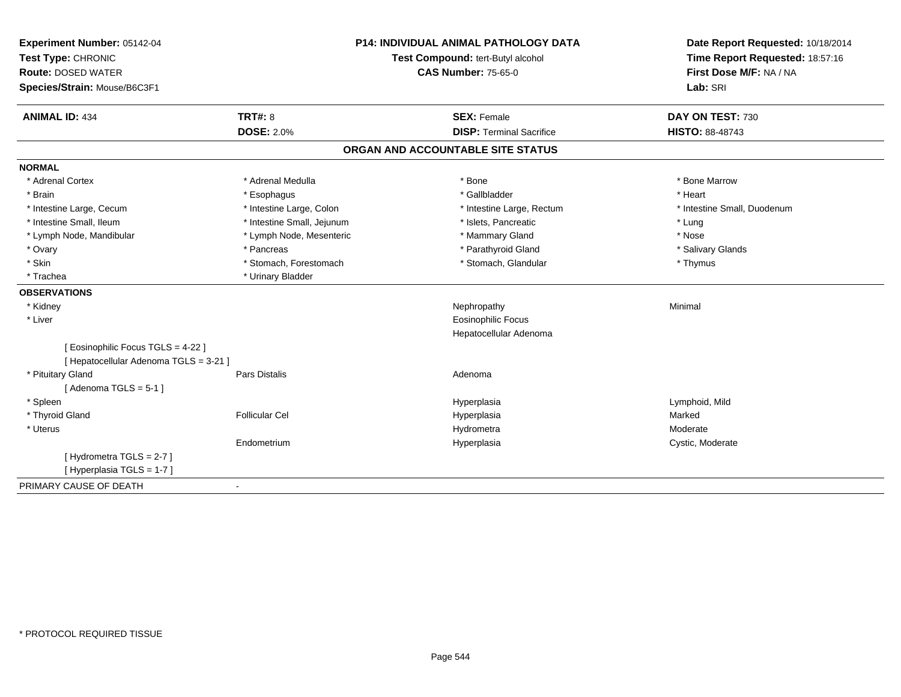**Experiment Number:** 05142-04
**Test Type:** CHRONIC
**Route:** DOSED WATER
**Species/Strain:** Mouse/B6C3F1

**P14: INDIVIDUAL ANIMAL PATHOLOGY DATA**
**Test Compound:** tert-Butyl alcohol
**CAS Number:** 75-65-0

**Date Report Requested:** 10/18/2014
**Time Report Requested:** 18:57:16
**First Dose M/F:** NA / NA
**Lab:** SRI

| **ANIMAL ID:** 434 | **TRT#:** 8 | **SEX:** Female | **DAY ON TEST:** 730 |
|---|---|---|---|
| | **DOSE:** 2.0% | **DISP:** Terminal Sacrifice | **HISTO:** 88-48743 |

## ORGAN AND ACCOUNTABLE SITE STATUS

**NORMAL**

| | | | |
|---|---|---|---|
| * Adrenal Cortex | * Adrenal Medulla | * Bone | * Bone Marrow |
| * Brain | * Esophagus | * Gallbladder | * Heart |
| * Intestine Large, Cecum | * Intestine Large, Colon | * Intestine Large, Rectum | * Intestine Small, Duodenum |
| * Intestine Small, Ileum | * Intestine Small, Jejunum | * Islets, Pancreatic | * Lung |
| * Lymph Node, Mandibular | * Lymph Node, Mesenteric | * Mammary Gland | * Nose |
| * Ovary | * Pancreas | * Parathyroid Gland | * Salivary Glands |
| * Skin | * Stomach, Forestomach | * Stomach, Glandular | * Thymus |
| * Trachea | * Urinary Bladder | | |

**OBSERVATIONS**

| | | | |
|---|---|---|---|
| * Kidney | | Nephropathy | Minimal |
| * Liver | | Eosinophilic Focus | |
| | | Hepatocellular Adenoma | |
| [ Eosinophilic Focus TGLS = 4-22 ] | | | |
| [ Hepatocellular Adenoma TGLS = 3-21 ] | | | |
| * Pituitary Gland | Pars Distalis | Adenoma | |
| [ Adenoma TGLS = 5-1 ] | | | |
| * Spleen | | Hyperplasia | Lymphoid, Mild |
| * Thyroid Gland | Follicular Cel | Hyperplasia | Marked |
| * Uterus | | Hydrometra | Moderate |
| | Endometrium | Hyperplasia | Cystic, Moderate |
| [ Hydrometra TGLS = 2-7 ] | | | |
| [ Hyperplasia TGLS = 1-7 ] | | | |

PRIMARY CAUSE OF DEATH -

* PROTOCOL REQUIRED TISSUE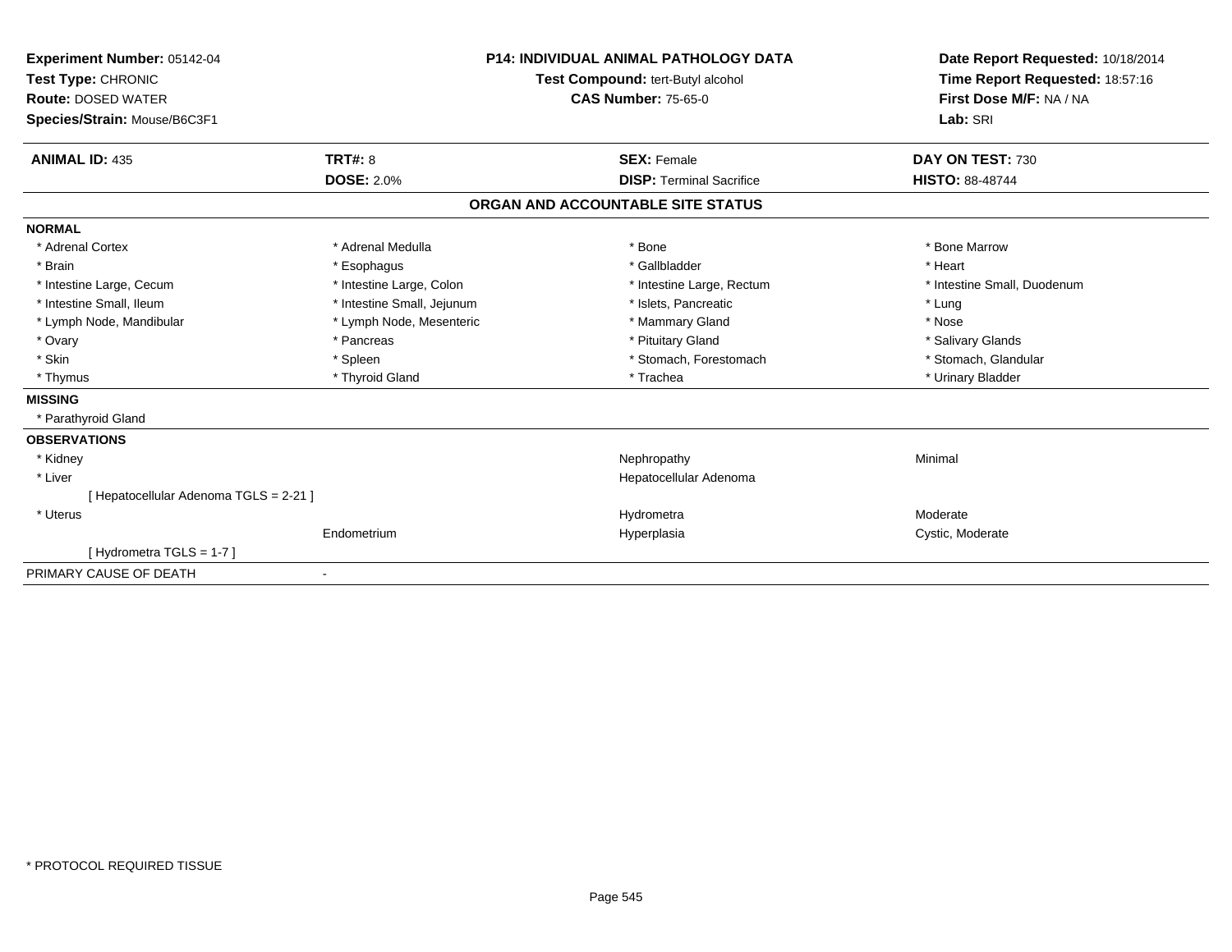**Experiment Number:** 05142-04
**Test Type:** CHRONIC
**Route:** DOSED WATER
**Species/Strain:** Mouse/B6C3F1

**P14: INDIVIDUAL ANIMAL PATHOLOGY DATA**
**Test Compound:** tert-Butyl alcohol
**CAS Number:** 75-65-0

**Date Report Requested:** 10/18/2014
**Time Report Requested:** 18:57:16
**First Dose M/F:** NA / NA
**Lab:** SRI

| **ANIMAL ID:** 435 | **TRT#:** 8 | **SEX:** Female | **DAY ON TEST:** 730 |
|---|---|---|---|
| | **DOSE:** 2.0% | **DISP:** Terminal Sacrifice | **HISTO:** 88-48744 |

## ORGAN AND ACCOUNTABLE SITE STATUS

**NORMAL**

| | | | |
|---|---|---|---|
| * Adrenal Cortex | * Adrenal Medulla | * Bone | * Bone Marrow |
| * Brain | * Esophagus | * Gallbladder | * Heart |
| * Intestine Large, Cecum | * Intestine Large, Colon | * Intestine Large, Rectum | * Intestine Small, Duodenum |
| * Intestine Small, Ileum | * Intestine Small, Jejunum | * Islets, Pancreatic | * Lung |
| * Lymph Node, Mandibular | * Lymph Node, Mesenteric | * Mammary Gland | * Nose |
| * Ovary | * Pancreas | * Pituitary Gland | * Salivary Glands |
| * Skin | * Spleen | * Stomach, Forestomach | * Stomach, Glandular |
| * Thymus | * Thyroid Gland | * Trachea | * Urinary Bladder |

**MISSING**

* Parathyroid Gland

**OBSERVATIONS**

| | | | |
|---|---|---|---|
| * Kidney | | Nephropathy | Minimal |
| * Liver | | Hepatocellular Adenoma | |
| [ Hepatocellular Adenoma TGLS = 2-21 ] | | | |
| * Uterus | | Hydrometra | Moderate |
| | Endometrium | Hyperplasia | Cystic, Moderate |
| [ Hydrometra TGLS = 1-7 ] | | | |

PRIMARY CAUSE OF DEATH -

* PROTOCOL REQUIRED TISSUE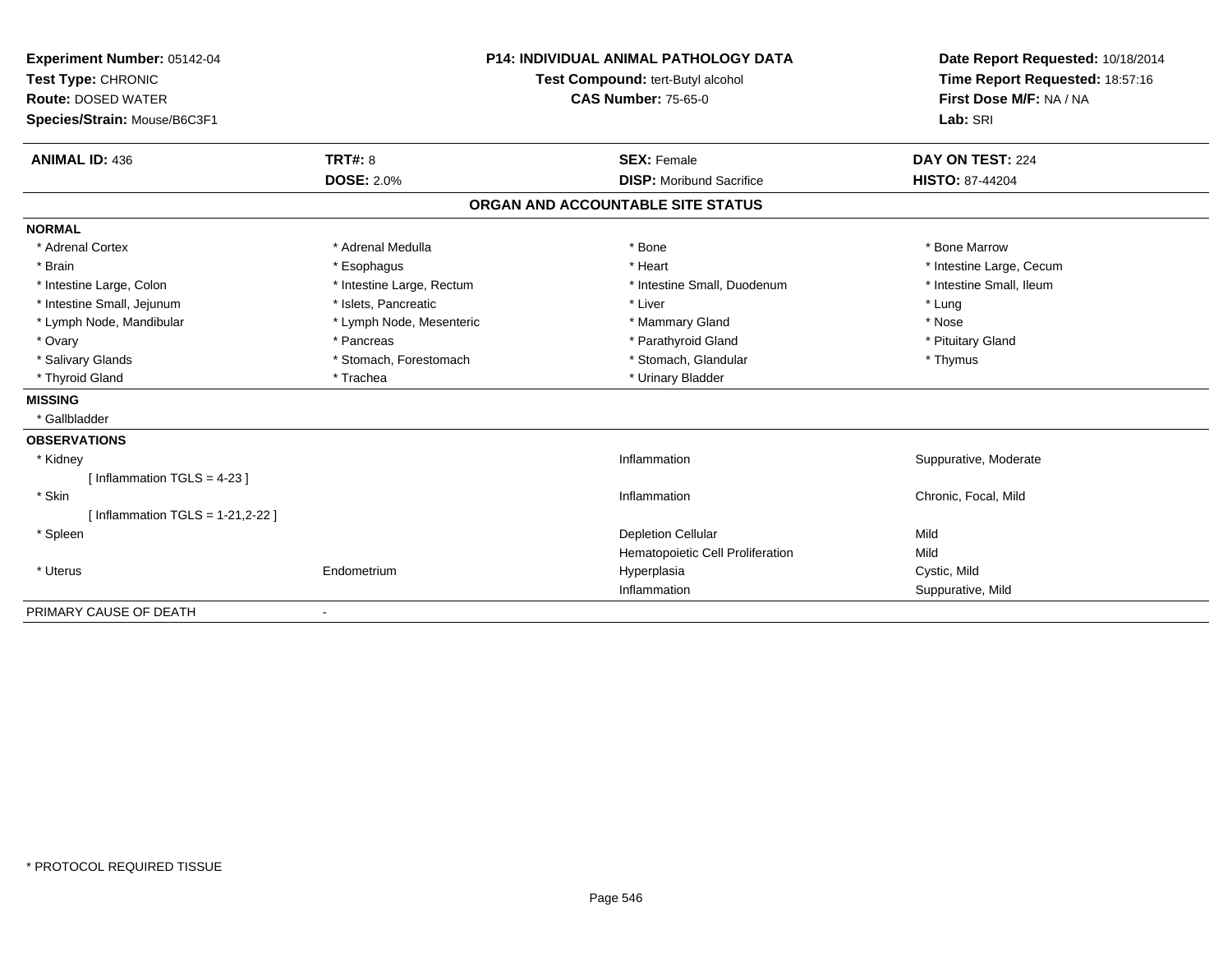**Experiment Number:** 05142-04
**Test Type:** CHRONIC
**Route:** DOSED WATER
**Species/Strain:** Mouse/B6C3F1

**P14: INDIVIDUAL ANIMAL PATHOLOGY DATA**
**Test Compound:** tert-Butyl alcohol
**CAS Number:** 75-65-0

**Date Report Requested:** 10/18/2014
**Time Report Requested:** 18:57:16
**First Dose M/F:** NA / NA
**Lab:** SRI

| **ANIMAL ID:** 436 | **TRT#:** 8 | **SEX:** Female | **DAY ON TEST:** 224 |
|---|---|---|---|
| | **DOSE:** 2.0% | **DISP:** Moribund Sacrifice | **HISTO:** 87-44204 |

## ORGAN AND ACCOUNTABLE SITE STATUS

**NORMAL**

| | | | |
|---|---|---|---|
| * Adrenal Cortex | * Adrenal Medulla | * Bone | * Bone Marrow |
| * Brain | * Esophagus | * Heart | * Intestine Large, Cecum |
| * Intestine Large, Colon | * Intestine Large, Rectum | * Intestine Small, Duodenum | * Intestine Small, Ileum |
| * Intestine Small, Jejunum | * Islets, Pancreatic | * Liver | * Lung |
| * Lymph Node, Mandibular | * Lymph Node, Mesenteric | * Mammary Gland | * Nose |
| * Ovary | * Pancreas | * Parathyroid Gland | * Pituitary Gland |
| * Salivary Glands | * Stomach, Forestomach | * Stomach, Glandular | * Thymus |
| * Thyroid Gland | * Trachea | * Urinary Bladder | |

**MISSING**

* Gallbladder

**OBSERVATIONS**

| | | | |
|---|---|---|---|
| * Kidney | | Inflammation | Suppurative, Moderate |
| [ Inflammation TGLS = 4-23 ] | | | |
| * Skin | | Inflammation | Chronic, Focal, Mild |
| [ Inflammation TGLS = 1-21,2-22 ] | | | |
| * Spleen | | Depletion Cellular | Mild |
| | | Hematopoietic Cell Proliferation | Mild |
| * Uterus | Endometrium | Hyperplasia | Cystic, Mild |
| | | Inflammation | Suppurative, Mild |

PRIMARY CAUSE OF DEATH -

* PROTOCOL REQUIRED TISSUE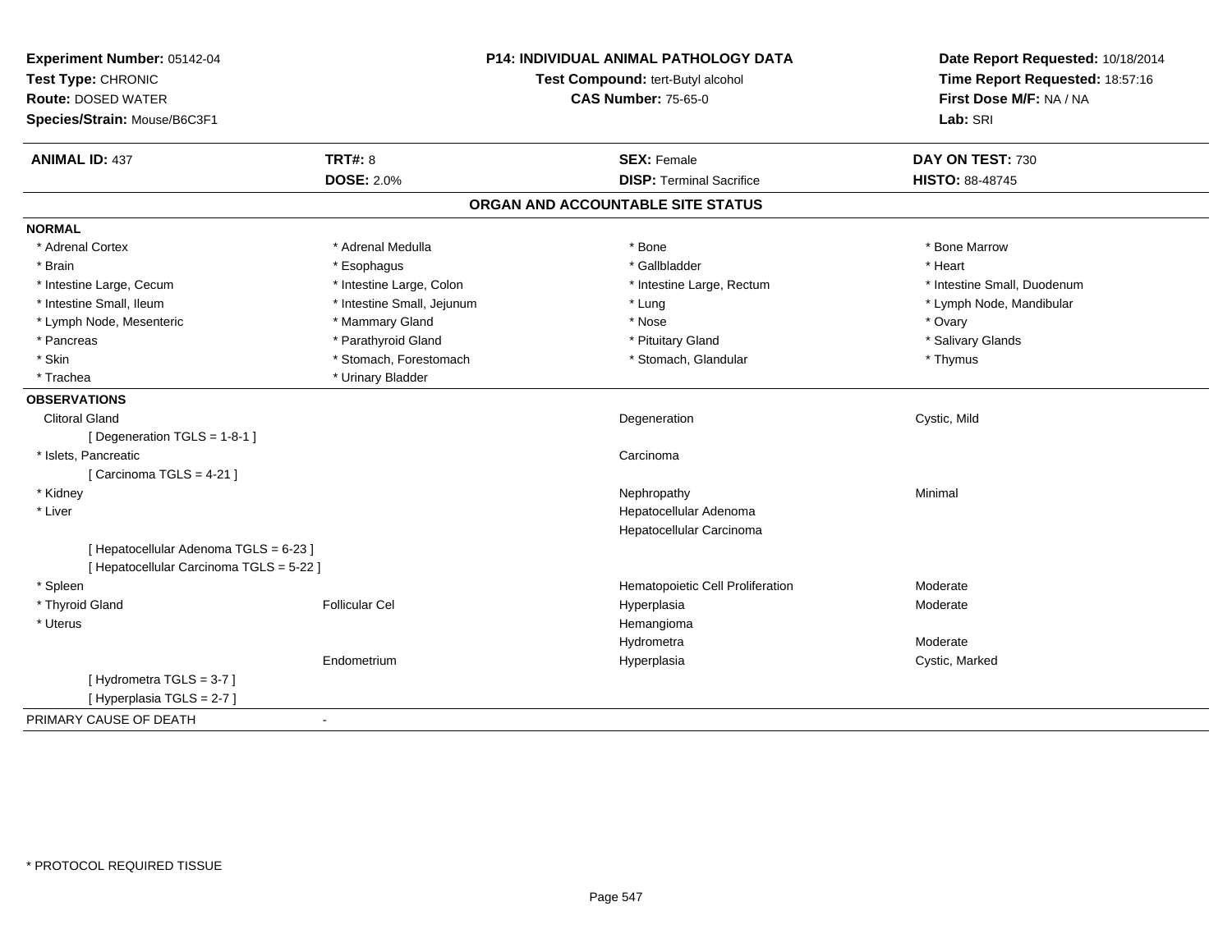**Experiment Number:** 05142-04
**Test Type:** CHRONIC
**Route:** DOSED WATER
**Species/Strain:** Mouse/B6C3F1

**P14: INDIVIDUAL ANIMAL PATHOLOGY DATA**
**Test Compound:** tert-Butyl alcohol
**CAS Number:** 75-65-0

**Date Report Requested:** 10/18/2014
**Time Report Requested:** 18:57:16
**First Dose M/F:** NA / NA
**Lab:** SRI

| **ANIMAL ID:** 437 | **TRT#:** 8 | **SEX:** Female | **DAY ON TEST:** 730 |
|---|---|---|---|
| | **DOSE:** 2.0% | **DISP:** Terminal Sacrifice | **HISTO:** 88-48745 |

## ORGAN AND ACCOUNTABLE SITE STATUS

**NORMAL**

| | | | |
|---|---|---|---|
| * Adrenal Cortex | * Adrenal Medulla | * Bone | * Bone Marrow |
| * Brain | * Esophagus | * Gallbladder | * Heart |
| * Intestine Large, Cecum | * Intestine Large, Colon | * Intestine Large, Rectum | * Intestine Small, Duodenum |
| * Intestine Small, Ileum | * Intestine Small, Jejunum | * Lung | * Lymph Node, Mandibular |
| * Lymph Node, Mesenteric | * Mammary Gland | * Nose | * Ovary |
| * Pancreas | * Parathyroid Gland | * Pituitary Gland | * Salivary Glands |
| * Skin | * Stomach, Forestomach | * Stomach, Glandular | * Thymus |
| * Trachea | * Urinary Bladder | | |

**OBSERVATIONS**

| | | | |
|---|---|---|---|
| Clitoral Gland | | Degeneration | Cystic, Mild |
| [ Degeneration TGLS = 1-8-1 ] | | | |
| * Islets, Pancreatic | | Carcinoma | |
| [ Carcinoma TGLS = 4-21 ] | | | |
| * Kidney | | Nephropathy | Minimal |
| * Liver | | Hepatocellular Adenoma | |
| | | Hepatocellular Carcinoma | |
| [ Hepatocellular Adenoma TGLS = 6-23 ] | | | |
| [ Hepatocellular Carcinoma TGLS = 5-22 ] | | | |
| * Spleen | | Hematopoietic Cell Proliferation | Moderate |
| * Thyroid Gland | Follicular Cel | Hyperplasia | Moderate |
| * Uterus | | Hemangioma | |
| | | Hydrometra | Moderate |
| | Endometrium | Hyperplasia | Cystic, Marked |
| [ Hydrometra TGLS = 3-7 ] | | | |
| [ Hyperplasia TGLS = 2-7 ] | | | |

PRIMARY CAUSE OF DEATH -

\* PROTOCOL REQUIRED TISSUE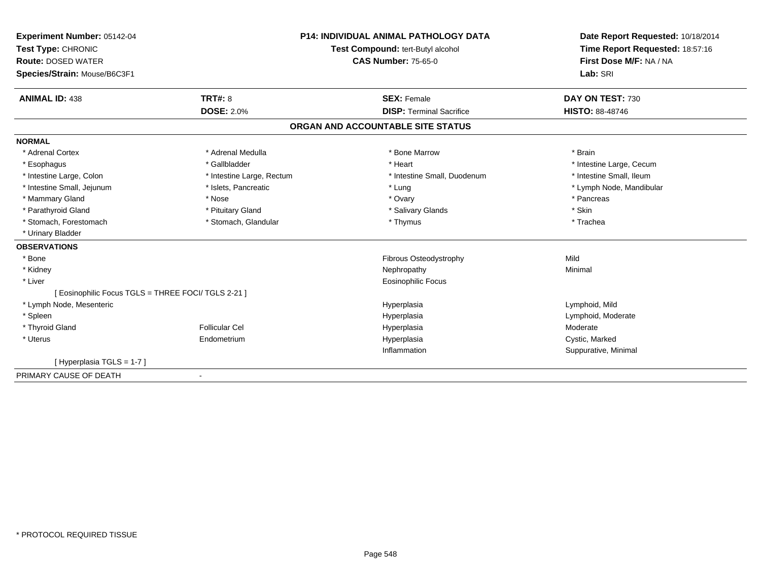**Experiment Number:** 05142-04
**Test Type:** CHRONIC
**Route:** DOSED WATER
**Species/Strain:** Mouse/B6C3F1

**P14: INDIVIDUAL ANIMAL PATHOLOGY DATA**
**Test Compound:** tert-Butyl alcohol
**CAS Number:** 75-65-0

**Date Report Requested:** 10/18/2014
**Time Report Requested:** 18:57:16
**First Dose M/F:** NA / NA
**Lab:** SRI

| **ANIMAL ID:** 438 | **TRT#:** 8 | **SEX:** Female | **DAY ON TEST:** 730 |
|---|---|---|---|
| | **DOSE:** 2.0% | **DISP:** Terminal Sacrifice | **HISTO:** 88-48746 |

## ORGAN AND ACCOUNTABLE SITE STATUS

**NORMAL**

| | | | |
|---|---|---|---|
| * Adrenal Cortex | * Adrenal Medulla | * Bone Marrow | * Brain |
| * Esophagus | * Gallbladder | * Heart | * Intestine Large, Cecum |
| * Intestine Large, Colon | * Intestine Large, Rectum | * Intestine Small, Duodenum | * Intestine Small, Ileum |
| * Intestine Small, Jejunum | * Islets, Pancreatic | * Lung | * Lymph Node, Mandibular |
| * Mammary Gland | * Nose | * Ovary | * Pancreas |
| * Parathyroid Gland | * Pituitary Gland | * Salivary Glands | * Skin |
| * Stomach, Forestomach | * Stomach, Glandular | * Thymus | * Trachea |
| * Urinary Bladder | | | |

**OBSERVATIONS**

| | | | |
|---|---|---|---|
| * Bone | | Fibrous Osteodystrophy | Mild |
| * Kidney | | Nephropathy | Minimal |
| * Liver | | Eosinophilic Focus | |
| [ Eosinophilic Focus TGLS = THREE FOCI/ TGLS 2-21 ] | | | |
| * Lymph Node, Mesenteric | | Hyperplasia | Lymphoid, Mild |
| * Spleen | | Hyperplasia | Lymphoid, Moderate |
| * Thyroid Gland | Follicular Cel | Hyperplasia | Moderate |
| * Uterus | Endometrium | Hyperplasia | Cystic, Marked |
| | | Inflammation | Suppurative, Minimal |
| [ Hyperplasia TGLS = 1-7 ] | | | |

PRIMARY CAUSE OF DEATH -

\* PROTOCOL REQUIRED TISSUE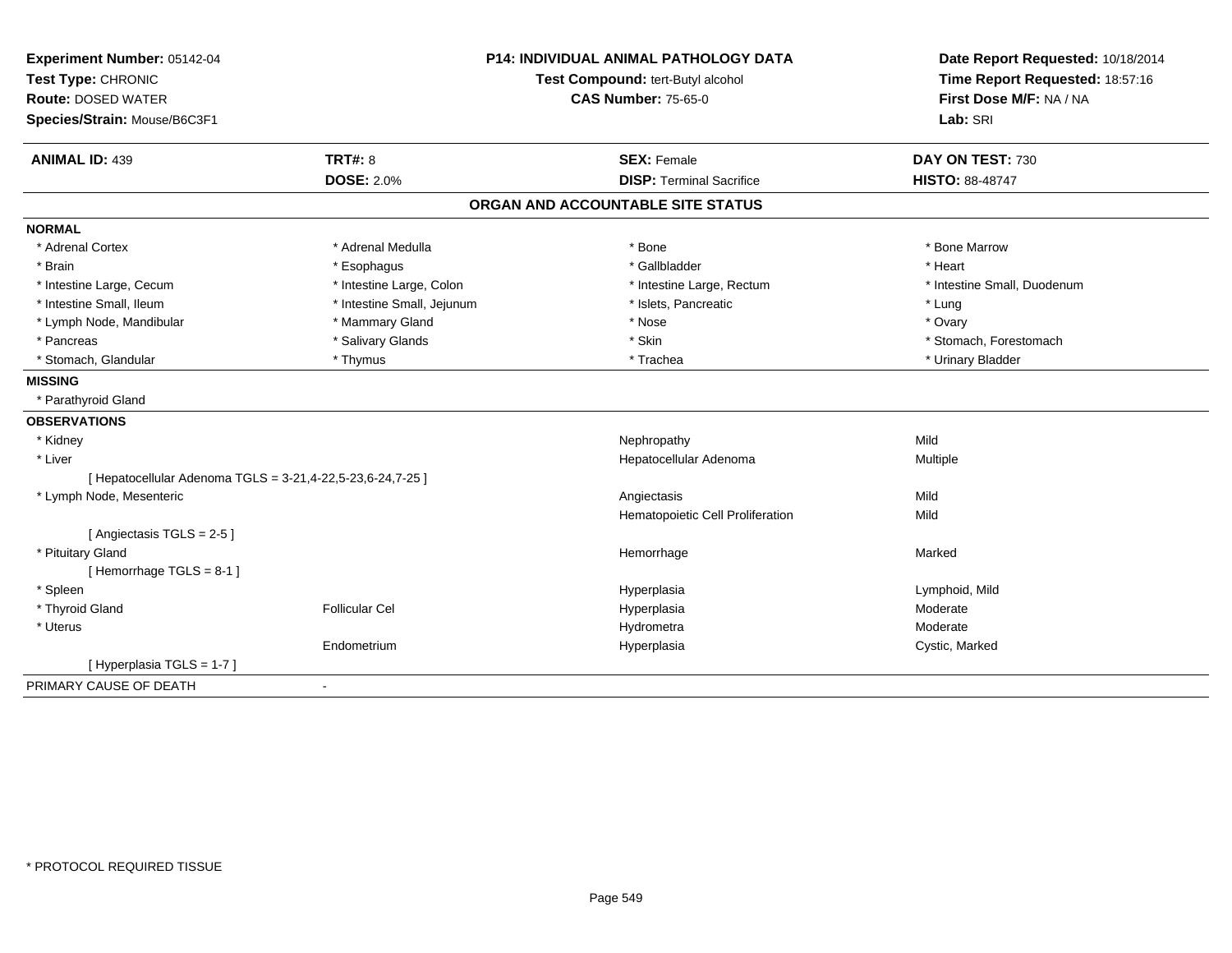**Experiment Number:** 05142-04
**Test Type:** CHRONIC
**Route:** DOSED WATER
**Species/Strain:** Mouse/B6C3F1

**P14: INDIVIDUAL ANIMAL PATHOLOGY DATA**
**Test Compound:** tert-Butyl alcohol
**CAS Number:** 75-65-0

**Date Report Requested:** 10/18/2014
**Time Report Requested:** 18:57:16
**First Dose M/F:** NA / NA
**Lab:** SRI

| **ANIMAL ID:** 439 | **TRT#:** 8 | **SEX:** Female | **DAY ON TEST:** 730 |
|---|---|---|---|
| | **DOSE:** 2.0% | **DISP:** Terminal Sacrifice | **HISTO:** 88-48747 |

## ORGAN AND ACCOUNTABLE SITE STATUS

**NORMAL**

| | | | |
|---|---|---|---|
| * Adrenal Cortex | * Adrenal Medulla | * Bone | * Bone Marrow |
| * Brain | * Esophagus | * Gallbladder | * Heart |
| * Intestine Large, Cecum | * Intestine Large, Colon | * Intestine Large, Rectum | * Intestine Small, Duodenum |
| * Intestine Small, Ileum | * Intestine Small, Jejunum | * Islets, Pancreatic | * Lung |
| * Lymph Node, Mandibular | * Mammary Gland | * Nose | * Ovary |
| * Pancreas | * Salivary Glands | * Skin | * Stomach, Forestomach |
| * Stomach, Glandular | * Thymus | * Trachea | * Urinary Bladder |

**MISSING**

* Parathyroid Gland

**OBSERVATIONS**

| | | | |
|---|---|---|---|
| * Kidney | | Nephropathy | Mild |
| * Liver | | Hepatocellular Adenoma | Multiple |
| [ Hepatocellular Adenoma TGLS = 3-21,4-22,5-23,6-24,7-25 ] | | | |
| * Lymph Node, Mesenteric | | Angiectasis | Mild |
| | | Hematopoietic Cell Proliferation | Mild |
| [ Angiectasis TGLS = 2-5 ] | | | |
| * Pituitary Gland | | Hemorrhage | Marked |
| [ Hemorrhage TGLS = 8-1 ] | | | |
| * Spleen | | Hyperplasia | Lymphoid, Mild |
| * Thyroid Gland | Follicular Cel | Hyperplasia | Moderate |
| * Uterus | | Hydrometra | Moderate |
| | Endometrium | Hyperplasia | Cystic, Marked |
| [ Hyperplasia TGLS = 1-7 ] | | | |

PRIMARY CAUSE OF DEATH -

* PROTOCOL REQUIRED TISSUE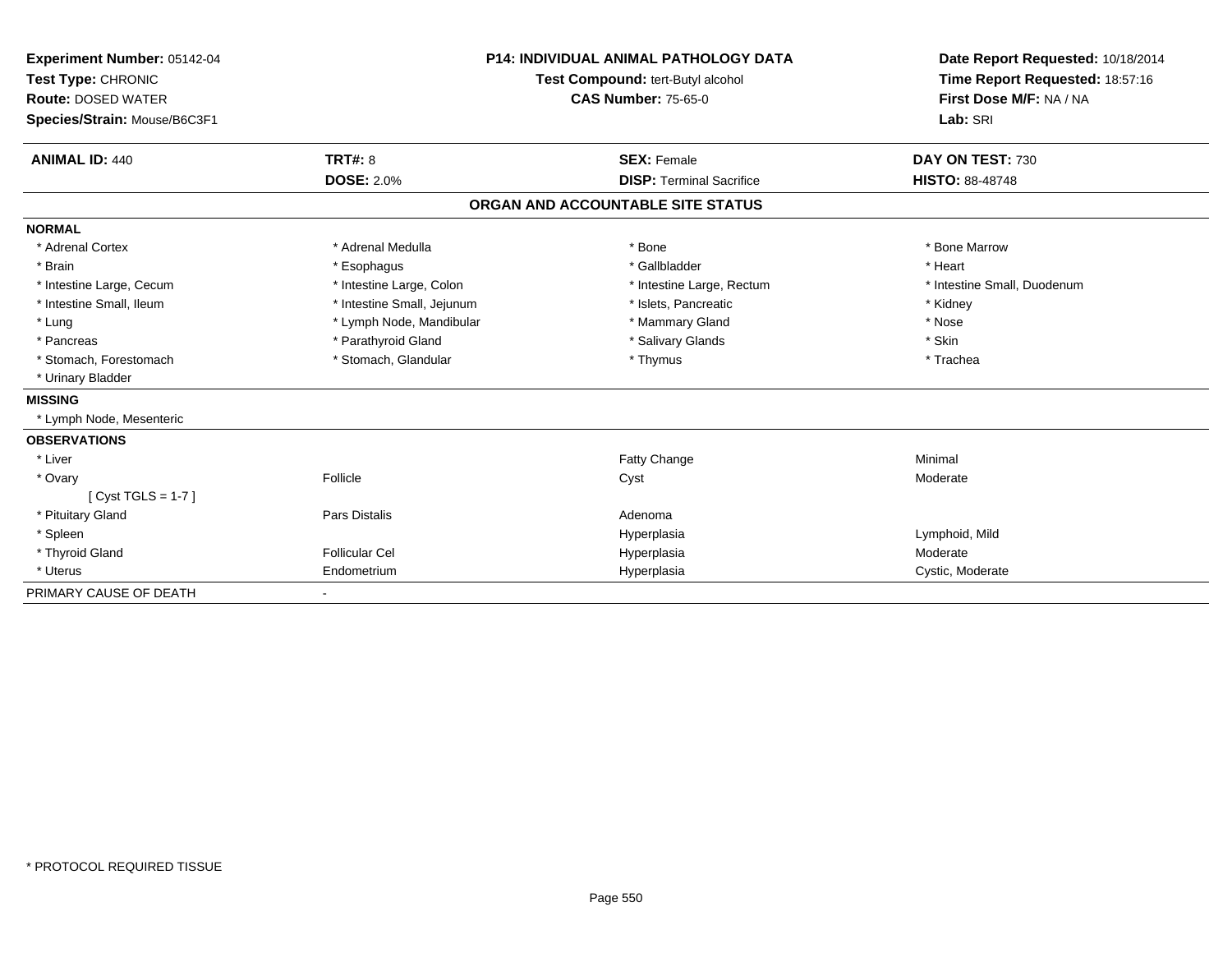**Experiment Number:** 05142-04
**Test Type:** CHRONIC
**Route:** DOSED WATER
**Species/Strain:** Mouse/B6C3F1

**P14: INDIVIDUAL ANIMAL PATHOLOGY DATA**
**Test Compound:** tert-Butyl alcohol
**CAS Number:** 75-65-0

**Date Report Requested:** 10/18/2014
**Time Report Requested:** 18:57:16
**First Dose M/F:** NA / NA
**Lab:** SRI

| **ANIMAL ID:** 440 | **TRT#:** 8 | **SEX:** Female | **DAY ON TEST:** 730 |
|---|---|---|---|
| | **DOSE:** 2.0% | **DISP:** Terminal Sacrifice | **HISTO:** 88-48748 |

## ORGAN AND ACCOUNTABLE SITE STATUS

| | | | |
|---|---|---|---|
| **NORMAL** | | | |
| * Adrenal Cortex | * Adrenal Medulla | * Bone | * Bone Marrow |
| * Brain | * Esophagus | * Gallbladder | * Heart |
| * Intestine Large, Cecum | * Intestine Large, Colon | * Intestine Large, Rectum | * Intestine Small, Duodenum |
| * Intestine Small, Ileum | * Intestine Small, Jejunum | * Islets, Pancreatic | * Kidney |
| * Lung | * Lymph Node, Mandibular | * Mammary Gland | * Nose |
| * Pancreas | * Parathyroid Gland | * Salivary Glands | * Skin |
| * Stomach, Forestomach | * Stomach, Glandular | * Thymus | * Trachea |
| * Urinary Bladder | | | |
| **MISSING** | | | |
| * Lymph Node, Mesenteric | | | |
| **OBSERVATIONS** | | | |
| * Liver | | Fatty Change | Minimal |
| * Ovary | Follicle | Cyst | Moderate |
| [ Cyst TGLS = 1-7 ] | | | |
| * Pituitary Gland | Pars Distalis | Adenoma | |
| * Spleen | | Hyperplasia | Lymphoid, Mild |
| * Thyroid Gland | Follicular Cel | Hyperplasia | Moderate |
| * Uterus | Endometrium | Hyperplasia | Cystic, Moderate |
| PRIMARY CAUSE OF DEATH | - | | |

\* PROTOCOL REQUIRED TISSUE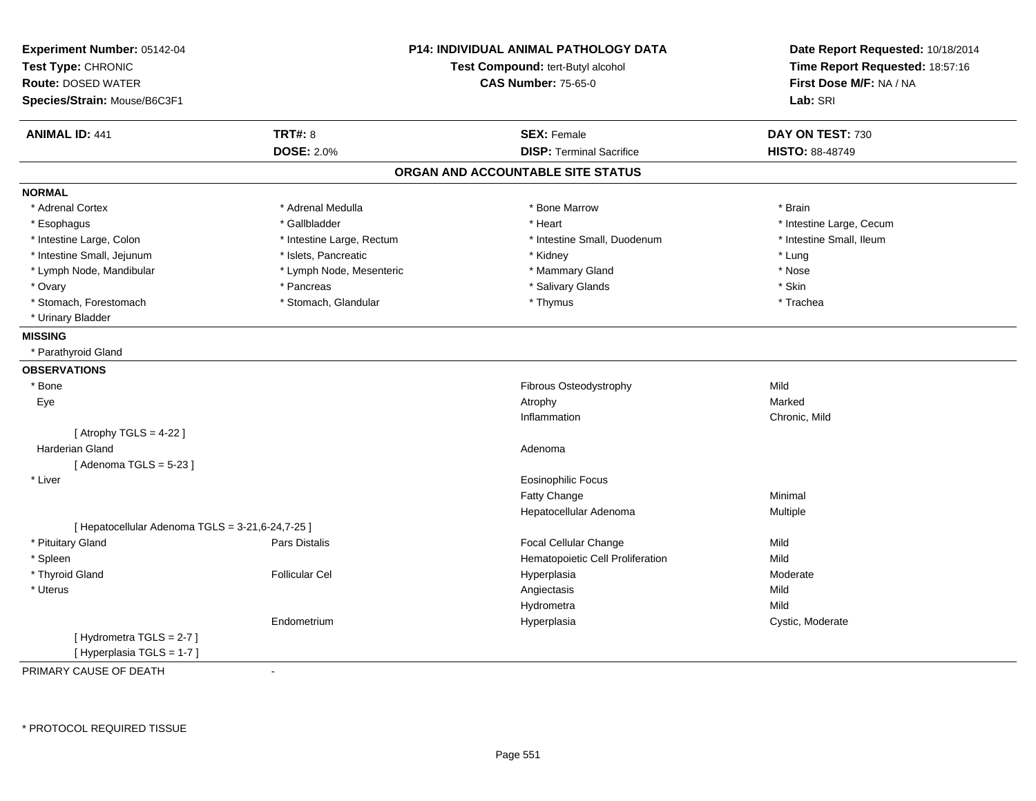**Experiment Number:** 05142-04
**Test Type:** CHRONIC
**Route:** DOSED WATER
**Species/Strain:** Mouse/B6C3F1

**P14: INDIVIDUAL ANIMAL PATHOLOGY DATA**
**Test Compound:** tert-Butyl alcohol
**CAS Number:** 75-65-0

**Date Report Requested:** 10/18/2014
**Time Report Requested:** 18:57:16
**First Dose M/F:** NA / NA
**Lab:** SRI

| **ANIMAL ID:** 441 | **TRT#:** 8 | **SEX:** Female | **DAY ON TEST:** 730 |
|---|---|---|---|
| | **DOSE:** 2.0% | **DISP:** Terminal Sacrifice | **HISTO:** 88-48749 |

## ORGAN AND ACCOUNTABLE SITE STATUS

**NORMAL**

| | | | |
|---|---|---|---|
| * Adrenal Cortex | * Adrenal Medulla | * Bone Marrow | * Brain |
| * Esophagus | * Gallbladder | * Heart | * Intestine Large, Cecum |
| * Intestine Large, Colon | * Intestine Large, Rectum | * Intestine Small, Duodenum | * Intestine Small, Ileum |
| * Intestine Small, Jejunum | * Islets, Pancreatic | * Kidney | * Lung |
| * Lymph Node, Mandibular | * Lymph Node, Mesenteric | * Mammary Gland | * Nose |
| * Ovary | * Pancreas | * Salivary Glands | * Skin |
| * Stomach, Forestomach | * Stomach, Glandular | * Thymus | * Trachea |
| * Urinary Bladder | | | |

**MISSING**

* Parathyroid Gland

**OBSERVATIONS**

| | | | |
|---|---|---|---|
| * Bone | | Fibrous Osteodystrophy | Mild |
| Eye | | Atrophy | Marked |
| | | Inflammation | Chronic, Mild |
| [ Atrophy TGLS = 4-22 ] | | | |
| Harderian Gland | | Adenoma | |
| [ Adenoma TGLS = 5-23 ] | | | |
| * Liver | | Eosinophilic Focus | |
| | | Fatty Change | Minimal |
| | | Hepatocellular Adenoma | Multiple |
| [ Hepatocellular Adenoma TGLS = 3-21,6-24,7-25 ] | | | |
| * Pituitary Gland | Pars Distalis | Focal Cellular Change | Mild |
| * Spleen | | Hematopoietic Cell Proliferation | Mild |
| * Thyroid Gland | Follicular Cel | Hyperplasia | Moderate |
| * Uterus | | Angiectasis | Mild |
| | | Hydrometra | Mild |
| | Endometrium | Hyperplasia | Cystic, Moderate |
| [ Hydrometra TGLS = 2-7 ] | | | |
| [ Hyperplasia TGLS = 1-7 ] | | | |

PRIMARY CAUSE OF DEATH -

\* PROTOCOL REQUIRED TISSUE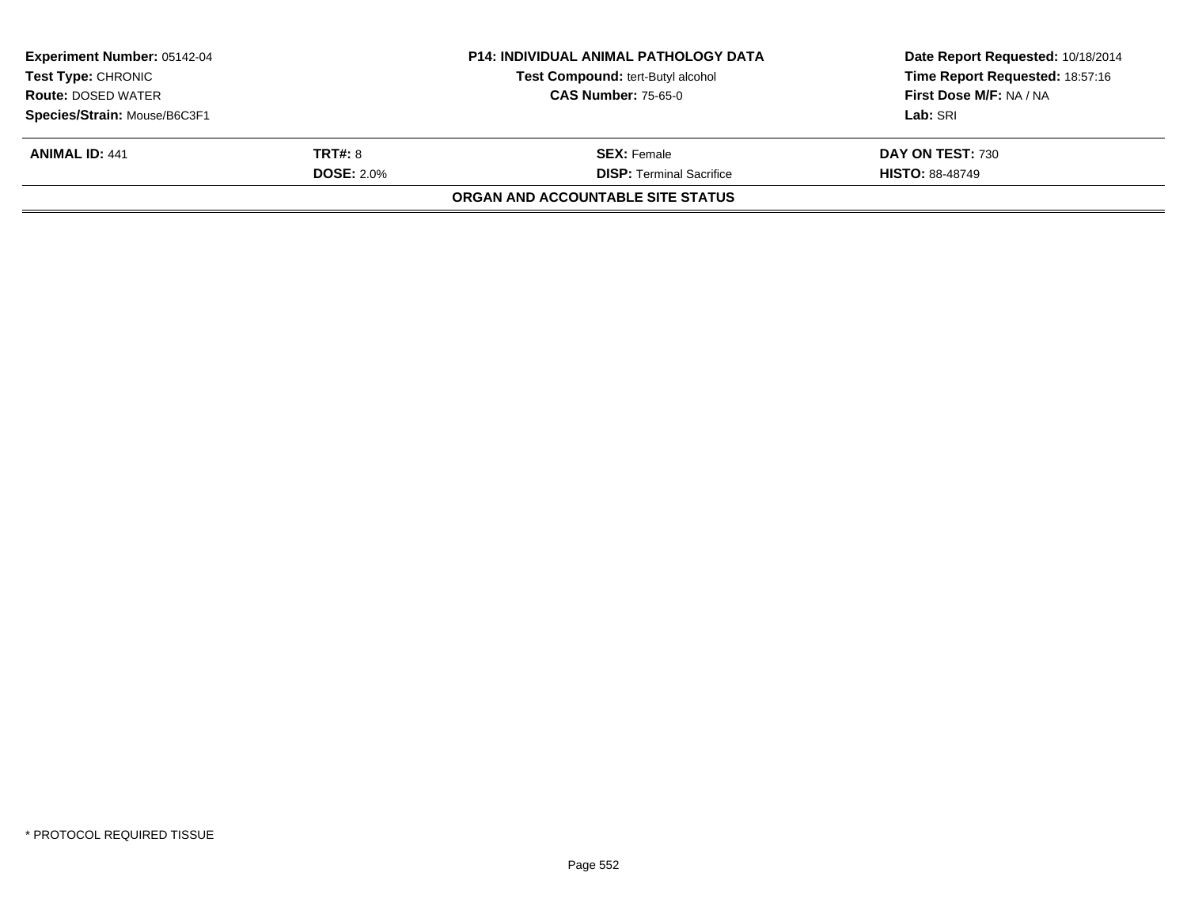| Experiment Number: 05142-04 | P14: INDIVIDUAL ANIMAL PATHOLOGY DATA | Date Report Requested: 10/18/2014 |
|---|---|---|
| Test Type: CHRONIC | Test Compound: tert-Butyl alcohol | Time Report Requested: 18:57:16 |
| Route: DOSED WATER | CAS Number: 75-65-0 | First Dose M/F: NA / NA |
| Species/Strain: Mouse/B6C3F1 | | Lab: SRI |

| ANIMAL ID: 441 | TRT#: 8 | SEX: Female | DAY ON TEST: 730 |
|---|---|---|---|
| | DOSE: 2.0% | DISP: Terminal Sacrifice | HISTO: 88-48749 |

**ORGAN AND ACCOUNTABLE SITE STATUS**

* PROTOCOL REQUIRED TISSUE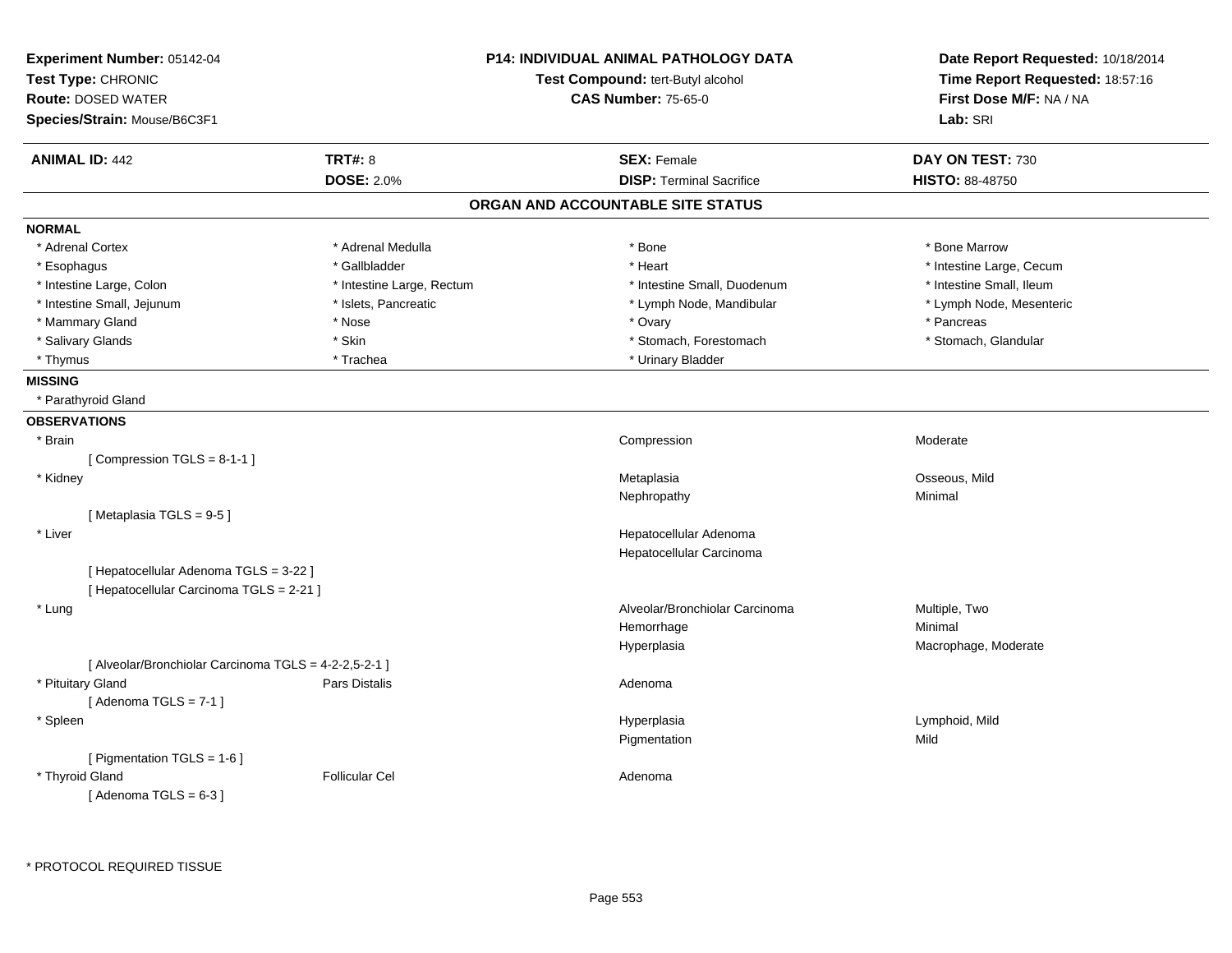**Experiment Number:** 05142-04
**Test Type:** CHRONIC
**Route:** DOSED WATER
**Species/Strain:** Mouse/B6C3F1

**P14: INDIVIDUAL ANIMAL PATHOLOGY DATA**
**Test Compound:** tert-Butyl alcohol
**CAS Number:** 75-65-0

**Date Report Requested:** 10/18/2014
**Time Report Requested:** 18:57:16
**First Dose M/F:** NA / NA
**Lab:** SRI

| **ANIMAL ID:** 442 | **TRT#:** 8 | **SEX:** Female | **DAY ON TEST:** 730 |
|---|---|---|---|
| | **DOSE:** 2.0% | **DISP:** Terminal Sacrifice | **HISTO:** 88-48750 |

## ORGAN AND ACCOUNTABLE SITE STATUS

**NORMAL**

| | | | |
|---|---|---|---|
| * Adrenal Cortex | * Adrenal Medulla | * Bone | * Bone Marrow |
| * Esophagus | * Gallbladder | * Heart | * Intestine Large, Cecum |
| * Intestine Large, Colon | * Intestine Large, Rectum | * Intestine Small, Duodenum | * Intestine Small, Ileum |
| * Intestine Small, Jejunum | * Islets, Pancreatic | * Lymph Node, Mandibular | * Lymph Node, Mesenteric |
| * Mammary Gland | * Nose | * Ovary | * Pancreas |
| * Salivary Glands | * Skin | * Stomach, Forestomach | * Stomach, Glandular |
| * Thymus | * Trachea | * Urinary Bladder | |

**MISSING**

* Parathyroid Gland

**OBSERVATIONS**

| | | | |
|---|---|---|---|
| * Brain | | Compression | Moderate |
| [ Compression TGLS = 8-1-1 ] | | | |
| * Kidney | | Metaplasia | Osseous, Mild |
| | | Nephropathy | Minimal |
| [ Metaplasia TGLS = 9-5 ] | | | |
| * Liver | | Hepatocellular Adenoma | |
| | | Hepatocellular Carcinoma | |
| [ Hepatocellular Adenoma TGLS = 3-22 ] | | | |
| [ Hepatocellular Carcinoma TGLS = 2-21 ] | | | |
| * Lung | | Alveolar/Bronchiolar Carcinoma | Multiple, Two |
| | | Hemorrhage | Minimal |
| | | Hyperplasia | Macrophage, Moderate |
| [ Alveolar/Bronchiolar Carcinoma TGLS = 4-2-2,5-2-1 ] | | | |
| * Pituitary Gland | Pars Distalis | Adenoma | |
| [ Adenoma TGLS = 7-1 ] | | | |
| * Spleen | | Hyperplasia | Lymphoid, Mild |
| | | Pigmentation | Mild |
| [ Pigmentation TGLS = 1-6 ] | | | |
| * Thyroid Gland | Follicular Cel | Adenoma | |
| [ Adenoma TGLS = 6-3 ] | | | |

* PROTOCOL REQUIRED TISSUE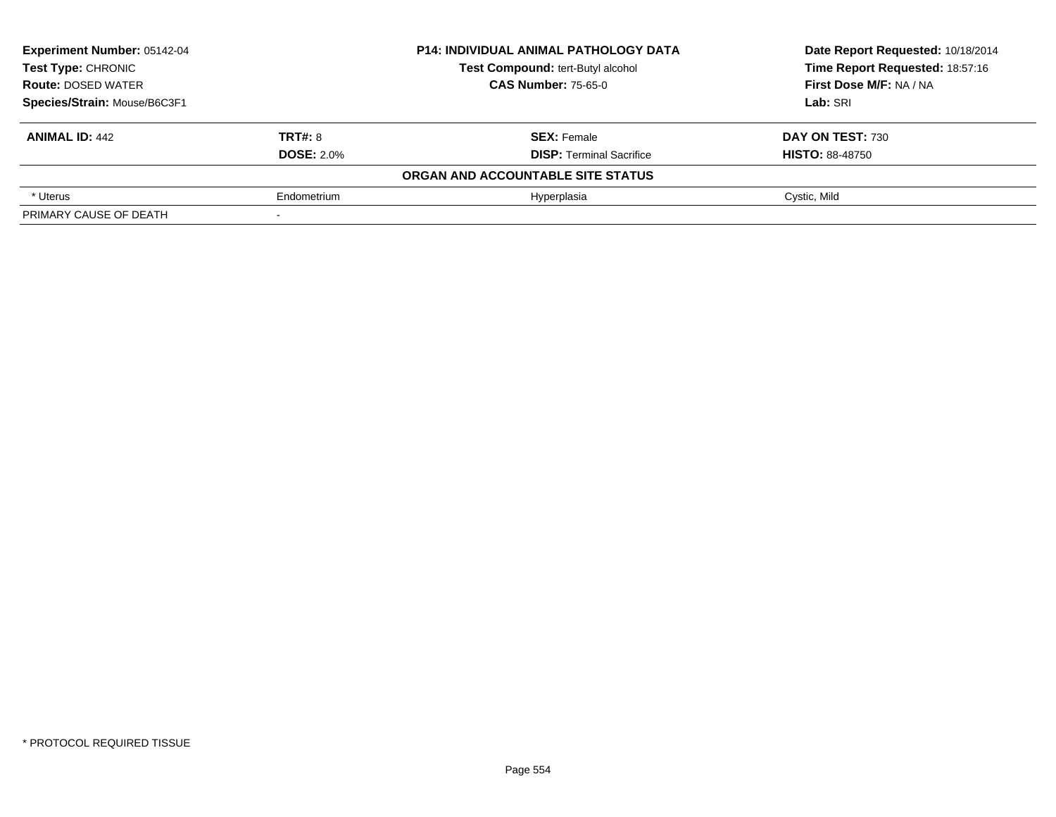**Experiment Number:** 05142-04
**Test Type:** CHRONIC
**Route:** DOSED WATER
**Species/Strain:** Mouse/B6C3F1

**P14: INDIVIDUAL ANIMAL PATHOLOGY DATA**
**Test Compound:** tert-Butyl alcohol
**CAS Number:** 75-65-0

**Date Report Requested:** 10/18/2014
**Time Report Requested:** 18:57:16
**First Dose M/F:** NA / NA
**Lab:** SRI

| **ANIMAL ID:** 442 | **TRT#:** 8 | **SEX:** Female | **DAY ON TEST:** 730 |
|---|---|---|---|
| | **DOSE:** 2.0% | **DISP:** Terminal Sacrifice | **HISTO:** 88-48750 |
| | | **ORGAN AND ACCOUNTABLE SITE STATUS** | |
| * Uterus | Endometrium | Hyperplasia | Cystic, Mild |
| PRIMARY CAUSE OF DEATH | - | | |

* PROTOCOL REQUIRED TISSUE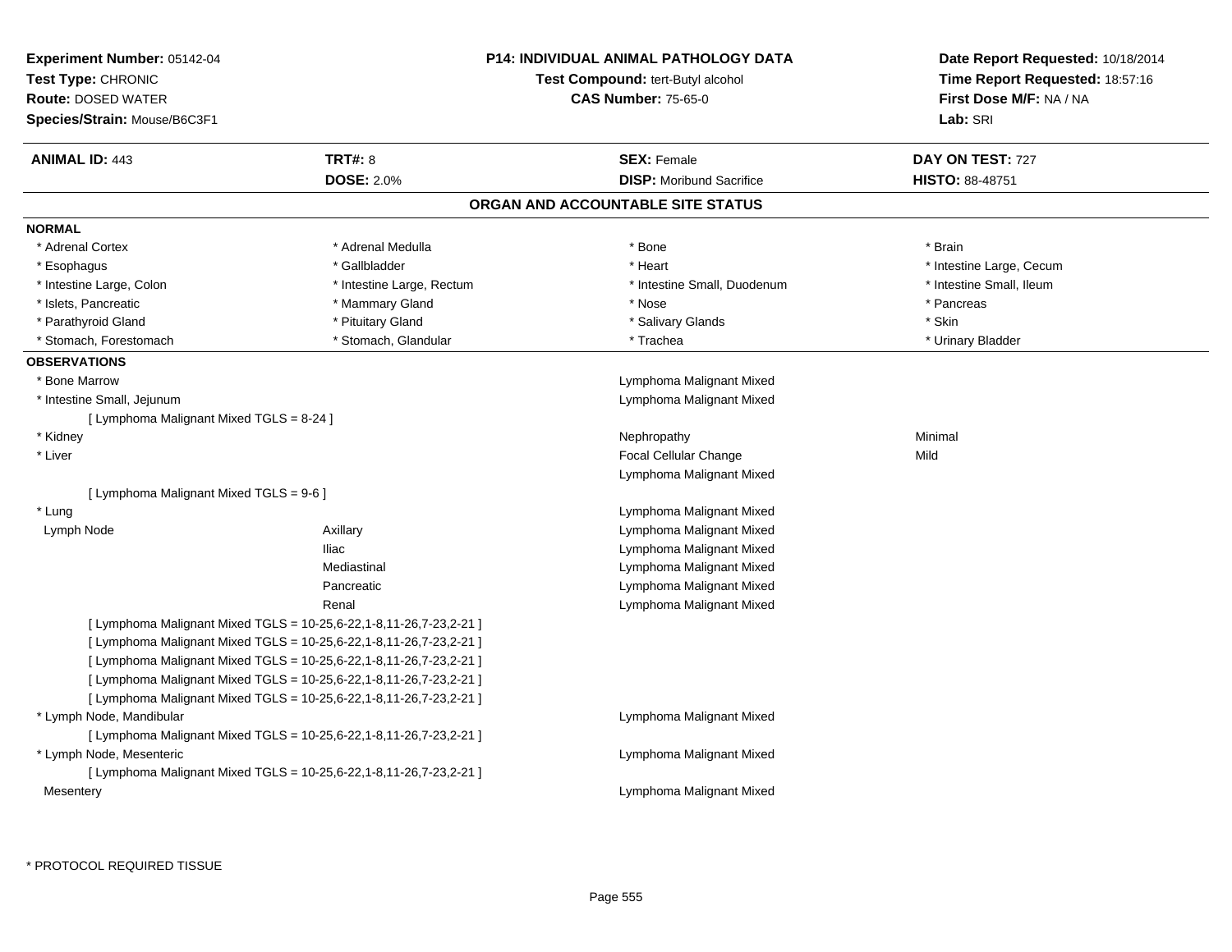**Experiment Number:** 05142-04
**Test Type:** CHRONIC
**Route:** DOSED WATER
**Species/Strain:** Mouse/B6C3F1

**P14: INDIVIDUAL ANIMAL PATHOLOGY DATA**
**Test Compound:** tert-Butyl alcohol
**CAS Number:** 75-65-0

**Date Report Requested:** 10/18/2014
**Time Report Requested:** 18:57:16
**First Dose M/F:** NA / NA
**Lab:** SRI

| **ANIMAL ID:** 443 | **TRT#:** 8 | **SEX:** Female | **DAY ON TEST:** 727 |
|---|---|---|---|
| | **DOSE:** 2.0% | **DISP:** Moribund Sacrifice | **HISTO:** 88-48751 |

## ORGAN AND ACCOUNTABLE SITE STATUS

**NORMAL**

| | | | |
|---|---|---|---|
| * Adrenal Cortex | * Adrenal Medulla | * Bone | * Brain |
| * Esophagus | * Gallbladder | * Heart | * Intestine Large, Cecum |
| * Intestine Large, Colon | * Intestine Large, Rectum | * Intestine Small, Duodenum | * Intestine Small, Ileum |
| * Islets, Pancreatic | * Mammary Gland | * Nose | * Pancreas |
| * Parathyroid Gland | * Pituitary Gland | * Salivary Glands | * Skin |
| * Stomach, Forestomach | * Stomach, Glandular | * Trachea | * Urinary Bladder |

**OBSERVATIONS**

| | | | |
|---|---|---|---|
| * Bone Marrow | | Lymphoma Malignant Mixed | |
| * Intestine Small, Jejunum | | Lymphoma Malignant Mixed | |
| [ Lymphoma Malignant Mixed TGLS = 8-24 ] | | | |
| * Kidney | | Nephropathy | Minimal |
| * Liver | | Focal Cellular Change | Mild |
| | | Lymphoma Malignant Mixed | |
| [ Lymphoma Malignant Mixed TGLS = 9-6 ] | | | |
| * Lung | | Lymphoma Malignant Mixed | |
| Lymph Node | Axillary | Lymphoma Malignant Mixed | |
| | Iliac | Lymphoma Malignant Mixed | |
| | Mediastinal | Lymphoma Malignant Mixed | |
| | Pancreatic | Lymphoma Malignant Mixed | |
| | Renal | Lymphoma Malignant Mixed | |
| [ Lymphoma Malignant Mixed TGLS = 10-25,6-22,1-8,11-26,7-23,2-21 ] | | | |
| [ Lymphoma Malignant Mixed TGLS = 10-25,6-22,1-8,11-26,7-23,2-21 ] | | | |
| [ Lymphoma Malignant Mixed TGLS = 10-25,6-22,1-8,11-26,7-23,2-21 ] | | | |
| [ Lymphoma Malignant Mixed TGLS = 10-25,6-22,1-8,11-26,7-23,2-21 ] | | | |
| [ Lymphoma Malignant Mixed TGLS = 10-25,6-22,1-8,11-26,7-23,2-21 ] | | | |
| * Lymph Node, Mandibular | | Lymphoma Malignant Mixed | |
| [ Lymphoma Malignant Mixed TGLS = 10-25,6-22,1-8,11-26,7-23,2-21 ] | | | |
| * Lymph Node, Mesenteric | | Lymphoma Malignant Mixed | |
| [ Lymphoma Malignant Mixed TGLS = 10-25,6-22,1-8,11-26,7-23,2-21 ] | | | |
| Mesentery | | Lymphoma Malignant Mixed | |

* PROTOCOL REQUIRED TISSUE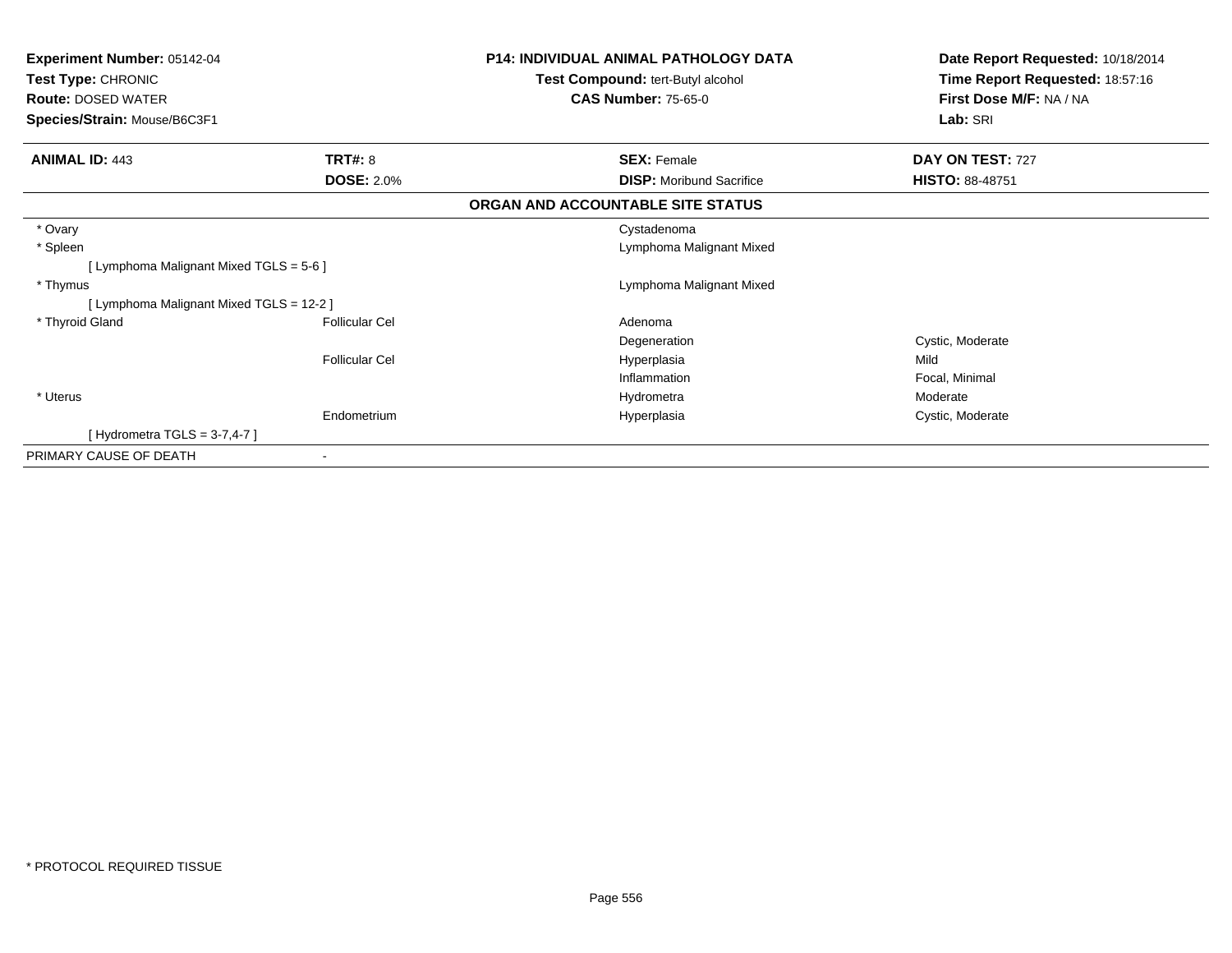**Experiment Number:** 05142-04
**Test Type:** CHRONIC
**Route:** DOSED WATER
**Species/Strain:** Mouse/B6C3F1

**P14: INDIVIDUAL ANIMAL PATHOLOGY DATA**
**Test Compound:** tert-Butyl alcohol
**CAS Number:** 75-65-0

**Date Report Requested:** 10/18/2014
**Time Report Requested:** 18:57:16
**First Dose M/F:** NA / NA
**Lab:** SRI

| **ANIMAL ID:** 443 | **TRT#:** 8 | **SEX:** Female | **DAY ON TEST:** 727 |
|---|---|---|---|
| | **DOSE:** 2.0% | **DISP:** Moribund Sacrifice | **HISTO:** 88-48751 |

**ORGAN AND ACCOUNTABLE SITE STATUS**

| | | | |
|---|---|---|---|
| * Ovary | | Cystadenoma | |
| * Spleen | | Lymphoma Malignant Mixed | |
| [ Lymphoma Malignant Mixed TGLS = 5-6 ] | | | |
| * Thymus | | Lymphoma Malignant Mixed | |
| [ Lymphoma Malignant Mixed TGLS = 12-2 ] | | | |
| * Thyroid Gland | Follicular Cel | Adenoma | |
| | | Degeneration | Cystic, Moderate |
| | Follicular Cel | Hyperplasia | Mild |
| | | Inflammation | Focal, Minimal |
| * Uterus | | Hydrometra | Moderate |
| | Endometrium | Hyperplasia | Cystic, Moderate |
| [ Hydrometra TGLS = 3-7,4-7 ] | | | |
| PRIMARY CAUSE OF DEATH | - | | |

* PROTOCOL REQUIRED TISSUE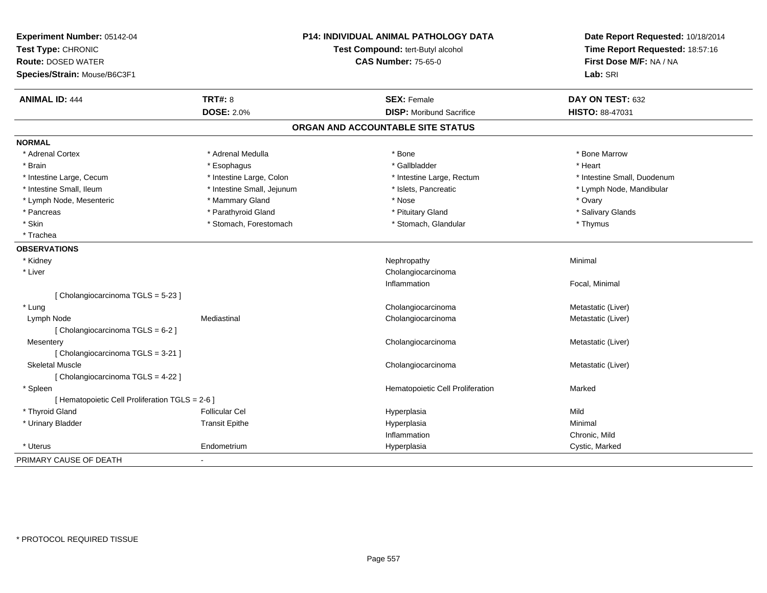**Experiment Number:** 05142-04
**Test Type:** CHRONIC
**Route:** DOSED WATER
**Species/Strain:** Mouse/B6C3F1

**P14: INDIVIDUAL ANIMAL PATHOLOGY DATA**
**Test Compound:** tert-Butyl alcohol
**CAS Number:** 75-65-0

**Date Report Requested:** 10/18/2014
**Time Report Requested:** 18:57:16
**First Dose M/F:** NA / NA
**Lab:** SRI

| **ANIMAL ID:** 444 | **TRT#:** 8 | **SEX:** Female | **DAY ON TEST:** 632 |
|---|---|---|---|
| | **DOSE:** 2.0% | **DISP:** Moribund Sacrifice | **HISTO:** 88-47031 |

## ORGAN AND ACCOUNTABLE SITE STATUS

**NORMAL**

| | | | |
|---|---|---|---|
| * Adrenal Cortex | * Adrenal Medulla | * Bone | * Bone Marrow |
| * Brain | * Esophagus | * Gallbladder | * Heart |
| * Intestine Large, Cecum | * Intestine Large, Colon | * Intestine Large, Rectum | * Intestine Small, Duodenum |
| * Intestine Small, Ileum | * Intestine Small, Jejunum | * Islets, Pancreatic | * Lymph Node, Mandibular |
| * Lymph Node, Mesenteric | * Mammary Gland | * Nose | * Ovary |
| * Pancreas | * Parathyroid Gland | * Pituitary Gland | * Salivary Glands |
| * Skin | * Stomach, Forestomach | * Stomach, Glandular | * Thymus |
| * Trachea | | | |

**OBSERVATIONS**

| | | | |
|---|---|---|---|
| * Kidney | | Nephropathy | Minimal |
| * Liver | | Cholangiocarcinoma | |
| | | Inflammation | Focal, Minimal |
| [ Cholangiocarcinoma TGLS = 5-23 ] | | | |
| * Lung | | Cholangiocarcinoma | Metastatic (Liver) |
| Lymph Node | Mediastinal | Cholangiocarcinoma | Metastatic (Liver) |
| [ Cholangiocarcinoma TGLS = 6-2 ] | | | |
| Mesentery | | Cholangiocarcinoma | Metastatic (Liver) |
| [ Cholangiocarcinoma TGLS = 3-21 ] | | | |
| Skeletal Muscle | | Cholangiocarcinoma | Metastatic (Liver) |
| [ Cholangiocarcinoma TGLS = 4-22 ] | | | |
| * Spleen | | Hematopoietic Cell Proliferation | Marked |
| [ Hematopoietic Cell Proliferation TGLS = 2-6 ] | | | |
| * Thyroid Gland | Follicular Cel | Hyperplasia | Mild |
| * Urinary Bladder | Transit Epithe | Hyperplasia | Minimal |
| | | Inflammation | Chronic, Mild |
| * Uterus | Endometrium | Hyperplasia | Cystic, Marked |

PRIMARY CAUSE OF DEATH -

\* PROTOCOL REQUIRED TISSUE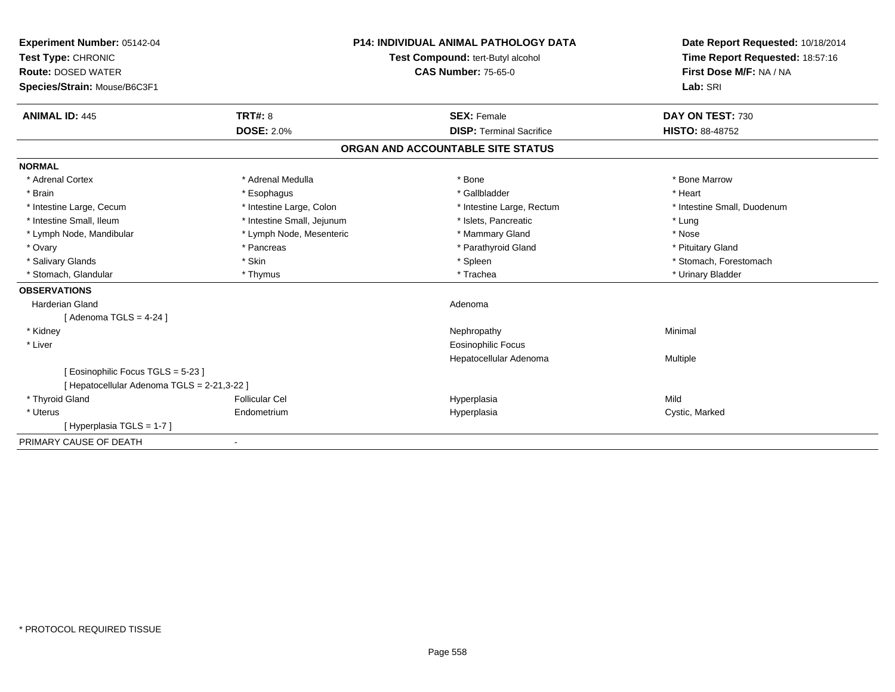**Experiment Number:** 05142-04
**Test Type:** CHRONIC
**Route:** DOSED WATER
**Species/Strain:** Mouse/B6C3F1

**P14: INDIVIDUAL ANIMAL PATHOLOGY DATA**
**Test Compound:** tert-Butyl alcohol
**CAS Number:** 75-65-0

**Date Report Requested:** 10/18/2014
**Time Report Requested:** 18:57:16
**First Dose M/F:** NA / NA
**Lab:** SRI

| **ANIMAL ID:** 445 | **TRT#:** 8 | **SEX:** Female | **DAY ON TEST:** 730 |
|---|---|---|---|
| | **DOSE:** 2.0% | **DISP:** Terminal Sacrifice | **HISTO:** 88-48752 |

## ORGAN AND ACCOUNTABLE SITE STATUS

**NORMAL**

| | | | |
|---|---|---|---|
| * Adrenal Cortex | * Adrenal Medulla | * Bone | * Bone Marrow |
| * Brain | * Esophagus | * Gallbladder | * Heart |
| * Intestine Large, Cecum | * Intestine Large, Colon | * Intestine Large, Rectum | * Intestine Small, Duodenum |
| * Intestine Small, Ileum | * Intestine Small, Jejunum | * Islets, Pancreatic | * Lung |
| * Lymph Node, Mandibular | * Lymph Node, Mesenteric | * Mammary Gland | * Nose |
| * Ovary | * Pancreas | * Parathyroid Gland | * Pituitary Gland |
| * Salivary Glands | * Skin | * Spleen | * Stomach, Forestomach |
| * Stomach, Glandular | * Thymus | * Trachea | * Urinary Bladder |

**OBSERVATIONS**

| | | | |
|---|---|---|---|
| Harderian Gland | | Adenoma | |
| [ Adenoma TGLS = 4-24 ] | | | |
| * Kidney | | Nephropathy | Minimal |
| * Liver | | Eosinophilic Focus | |
| | | Hepatocellular Adenoma | Multiple |
| [ Eosinophilic Focus TGLS = 5-23 ] | | | |
| [ Hepatocellular Adenoma TGLS = 2-21,3-22 ] | | | |
| * Thyroid Gland | Follicular Cel | Hyperplasia | Mild |
| * Uterus | Endometrium | Hyperplasia | Cystic, Marked |
| [ Hyperplasia TGLS = 1-7 ] | | | |

PRIMARY CAUSE OF DEATH -

* PROTOCOL REQUIRED TISSUE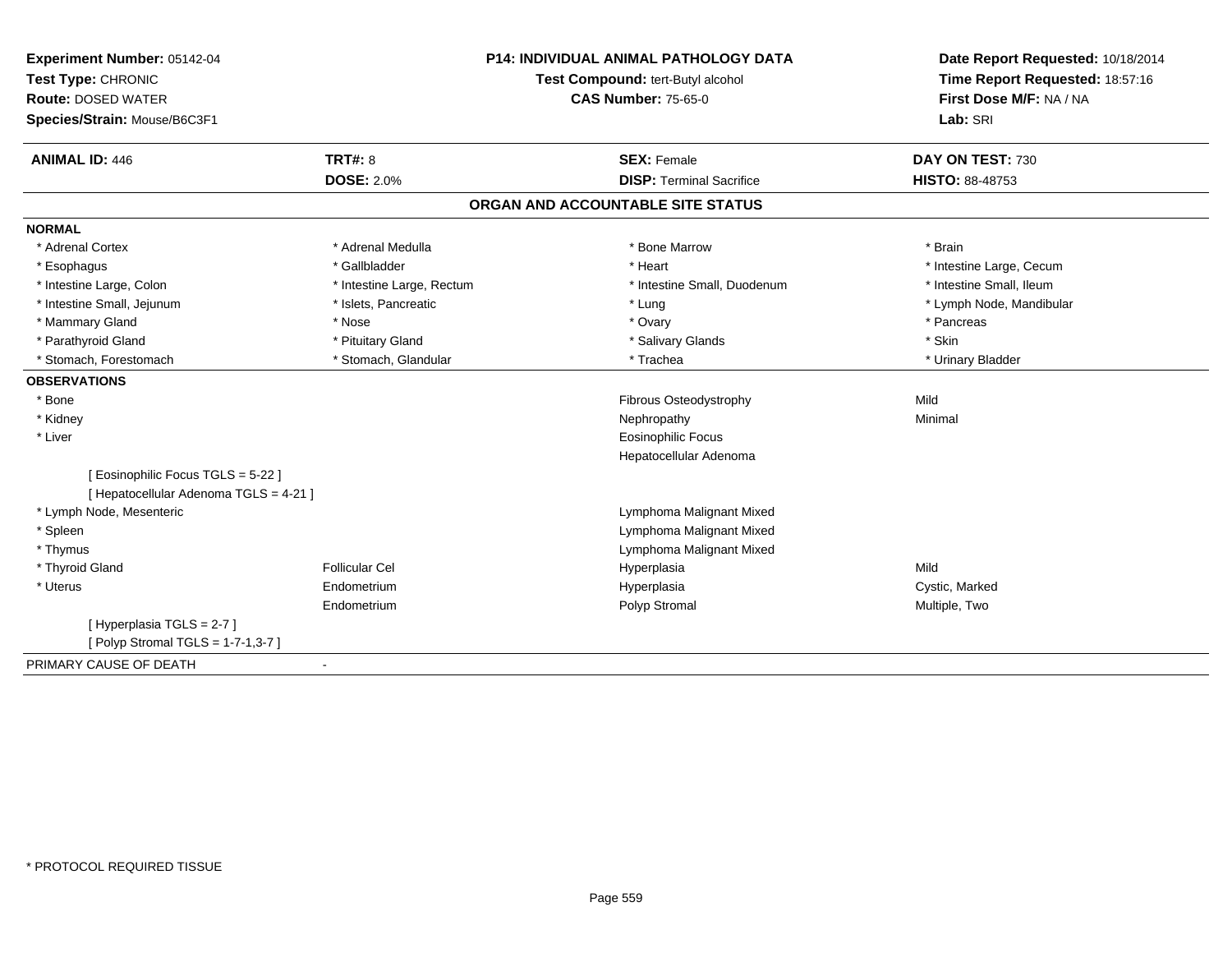**Experiment Number:** 05142-04
**Test Type:** CHRONIC
**Route:** DOSED WATER
**Species/Strain:** Mouse/B6C3F1

**P14: INDIVIDUAL ANIMAL PATHOLOGY DATA**
**Test Compound:** tert-Butyl alcohol
**CAS Number:** 75-65-0

**Date Report Requested:** 10/18/2014
**Time Report Requested:** 18:57:16
**First Dose M/F:** NA / NA
**Lab:** SRI

| **ANIMAL ID:** 446 | **TRT#:** 8 | **SEX:** Female | **DAY ON TEST:** 730 |
|---|---|---|---|
| | **DOSE:** 2.0% | **DISP:** Terminal Sacrifice | **HISTO:** 88-48753 |

## ORGAN AND ACCOUNTABLE SITE STATUS

**NORMAL**

| | | | |
|---|---|---|---|
| * Adrenal Cortex | * Adrenal Medulla | * Bone Marrow | * Brain |
| * Esophagus | * Gallbladder | * Heart | * Intestine Large, Cecum |
| * Intestine Large, Colon | * Intestine Large, Rectum | * Intestine Small, Duodenum | * Intestine Small, Ileum |
| * Intestine Small, Jejunum | * Islets, Pancreatic | * Lung | * Lymph Node, Mandibular |
| * Mammary Gland | * Nose | * Ovary | * Pancreas |
| * Parathyroid Gland | * Pituitary Gland | * Salivary Glands | * Skin |
| * Stomach, Forestomach | * Stomach, Glandular | * Trachea | * Urinary Bladder |

**OBSERVATIONS**

| | | | |
|---|---|---|---|
| * Bone | | Fibrous Osteodystrophy | Mild |
| * Kidney | | Nephropathy | Minimal |
| * Liver | | Eosinophilic Focus | |
| | | Hepatocellular Adenoma | |
| [ Eosinophilic Focus TGLS = 5-22 ] | | | |
| [ Hepatocellular Adenoma TGLS = 4-21 ] | | | |
| * Lymph Node, Mesenteric | | Lymphoma Malignant Mixed | |
| * Spleen | | Lymphoma Malignant Mixed | |
| * Thymus | | Lymphoma Malignant Mixed | |
| * Thyroid Gland | Follicular Cel | Hyperplasia | Mild |
| * Uterus | Endometrium | Hyperplasia | Cystic, Marked |
| | Endometrium | Polyp Stromal | Multiple, Two |
| [ Hyperplasia TGLS = 2-7 ] | | | |
| [ Polyp Stromal TGLS = 1-7-1,3-7 ] | | | |

PRIMARY CAUSE OF DEATH -

* PROTOCOL REQUIRED TISSUE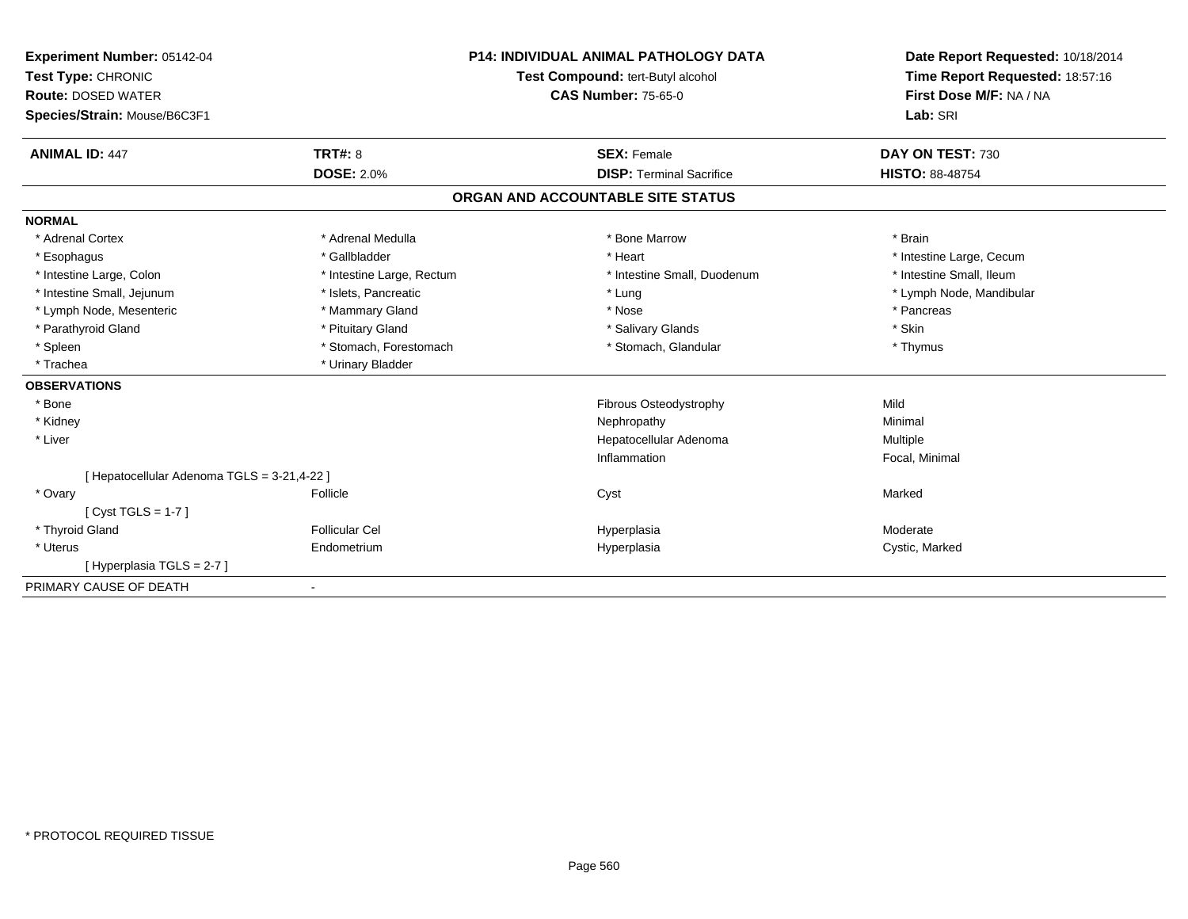**Experiment Number:** 05142-04
**Test Type:** CHRONIC
**Route:** DOSED WATER
**Species/Strain:** Mouse/B6C3F1

**P14: INDIVIDUAL ANIMAL PATHOLOGY DATA**
**Test Compound:** tert-Butyl alcohol
**CAS Number:** 75-65-0

**Date Report Requested:** 10/18/2014
**Time Report Requested:** 18:57:16
**First Dose M/F:** NA / NA
**Lab:** SRI

| **ANIMAL ID:** 447 | **TRT#:** 8 | **SEX:** Female | **DAY ON TEST:** 730 |
|---|---|---|---|
| | **DOSE:** 2.0% | **DISP:** Terminal Sacrifice | **HISTO:** 88-48754 |

## ORGAN AND ACCOUNTABLE SITE STATUS

**NORMAL**

| | | | |
|---|---|---|---|
| * Adrenal Cortex | * Adrenal Medulla | * Bone Marrow | * Brain |
| * Esophagus | * Gallbladder | * Heart | * Intestine Large, Cecum |
| * Intestine Large, Colon | * Intestine Large, Rectum | * Intestine Small, Duodenum | * Intestine Small, Ileum |
| * Intestine Small, Jejunum | * Islets, Pancreatic | * Lung | * Lymph Node, Mandibular |
| * Lymph Node, Mesenteric | * Mammary Gland | * Nose | * Pancreas |
| * Parathyroid Gland | * Pituitary Gland | * Salivary Glands | * Skin |
| * Spleen | * Stomach, Forestomach | * Stomach, Glandular | * Thymus |
| * Trachea | * Urinary Bladder | | |

**OBSERVATIONS**

| | | | |
|---|---|---|---|
| * Bone | | Fibrous Osteodystrophy | Mild |
| * Kidney | | Nephropathy | Minimal |
| * Liver | | Hepatocellular Adenoma | Multiple |
| | | Inflammation | Focal, Minimal |
| [ Hepatocellular Adenoma TGLS = 3-21,4-22 ] | | | |
| * Ovary | Follicle | Cyst | Marked |
| [ Cyst TGLS = 1-7 ] | | | |
| * Thyroid Gland | Follicular Cel | Hyperplasia | Moderate |
| * Uterus | Endometrium | Hyperplasia | Cystic, Marked |
| [ Hyperplasia TGLS = 2-7 ] | | | |

PRIMARY CAUSE OF DEATH -

* PROTOCOL REQUIRED TISSUE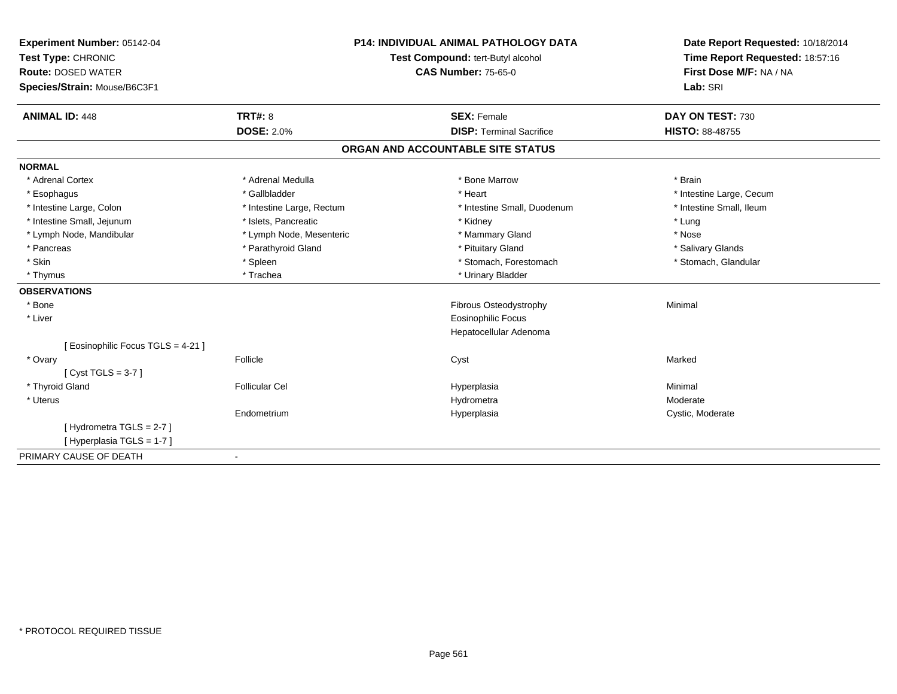**Experiment Number:** 05142-04
**Test Type:** CHRONIC
**Route:** DOSED WATER
**Species/Strain:** Mouse/B6C3F1

**P14: INDIVIDUAL ANIMAL PATHOLOGY DATA**
**Test Compound:** tert-Butyl alcohol
**CAS Number:** 75-65-0

**Date Report Requested:** 10/18/2014
**Time Report Requested:** 18:57:16
**First Dose M/F:** NA / NA
**Lab:** SRI

| **ANIMAL ID:** 448 | **TRT#:** 8 | **SEX:** Female | **DAY ON TEST:** 730 |
|---|---|---|---|
| | **DOSE:** 2.0% | **DISP:** Terminal Sacrifice | **HISTO:** 88-48755 |

## ORGAN AND ACCOUNTABLE SITE STATUS

| | | | |
|---|---|---|---|
| **NORMAL** | | | |
| * Adrenal Cortex | * Adrenal Medulla | * Bone Marrow | * Brain |
| * Esophagus | * Gallbladder | * Heart | * Intestine Large, Cecum |
| * Intestine Large, Colon | * Intestine Large, Rectum | * Intestine Small, Duodenum | * Intestine Small, Ileum |
| * Intestine Small, Jejunum | * Islets, Pancreatic | * Kidney | * Lung |
| * Lymph Node, Mandibular | * Lymph Node, Mesenteric | * Mammary Gland | * Nose |
| * Pancreas | * Parathyroid Gland | * Pituitary Gland | * Salivary Glands |
| * Skin | * Spleen | * Stomach, Forestomach | * Stomach, Glandular |
| * Thymus | * Trachea | * Urinary Bladder | |
| **OBSERVATIONS** | | | |
| * Bone | | Fibrous Osteodystrophy | Minimal |
| * Liver | | Eosinophilic Focus | |
| | | Hepatocellular Adenoma | |
| [ Eosinophilic Focus TGLS = 4-21 ] | | | |
| * Ovary | Follicle | Cyst | Marked |
| [ Cyst TGLS = 3-7 ] | | | |
| * Thyroid Gland | Follicular Cel | Hyperplasia | Minimal |
| * Uterus | | Hydrometra | Moderate |
| | Endometrium | Hyperplasia | Cystic, Moderate |
| [ Hydrometra TGLS = 2-7 ] | | | |
| [ Hyperplasia TGLS = 1-7 ] | | | |
| PRIMARY CAUSE OF DEATH | - | | |

* PROTOCOL REQUIRED TISSUE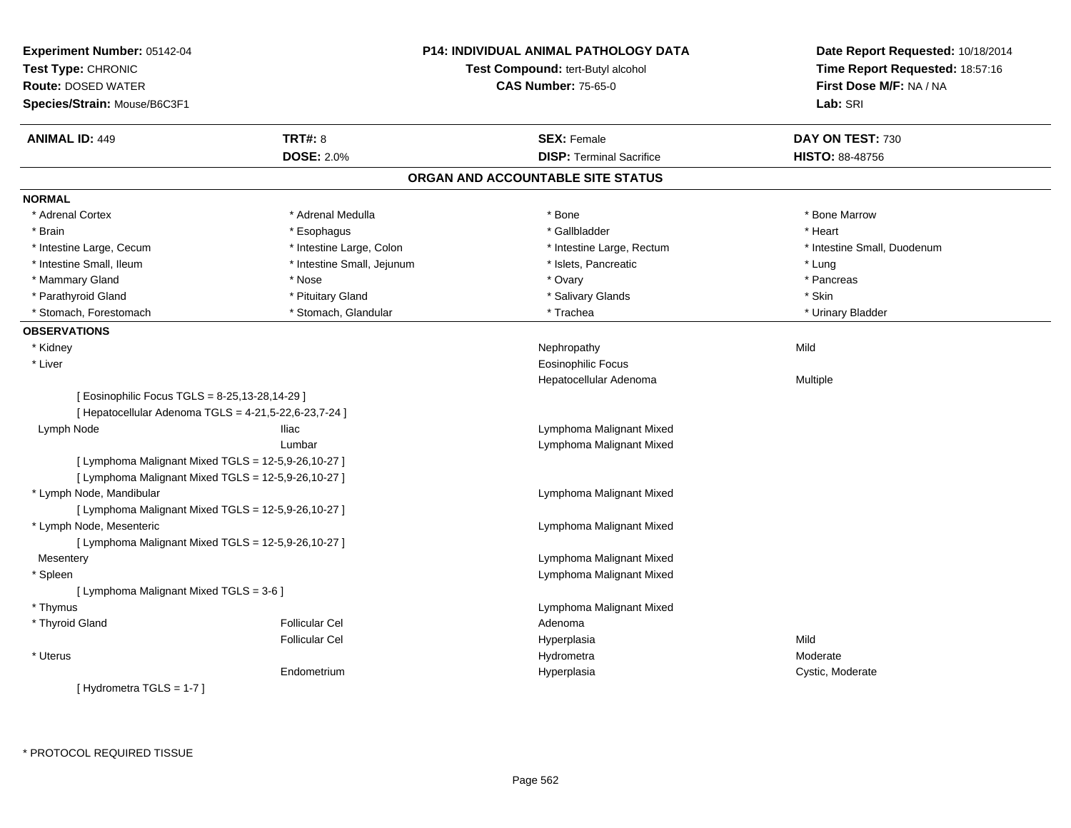**Experiment Number:** 05142-04
**Test Type:** CHRONIC
**Route:** DOSED WATER
**Species/Strain:** Mouse/B6C3F1

**P14: INDIVIDUAL ANIMAL PATHOLOGY DATA**
**Test Compound:** tert-Butyl alcohol
**CAS Number:** 75-65-0

**Date Report Requested:** 10/18/2014
**Time Report Requested:** 18:57:16
**First Dose M/F:** NA / NA
**Lab:** SRI

| **ANIMAL ID:** 449 | **TRT#:** 8 | **SEX:** Female | **DAY ON TEST:** 730 |
|---|---|---|---|
| | **DOSE:** 2.0% | **DISP:** Terminal Sacrifice | **HISTO:** 88-48756 |

## ORGAN AND ACCOUNTABLE SITE STATUS

**NORMAL**

| | | | |
|---|---|---|---|
| * Adrenal Cortex | * Adrenal Medulla | * Bone | * Bone Marrow |
| * Brain | * Esophagus | * Gallbladder | * Heart |
| * Intestine Large, Cecum | * Intestine Large, Colon | * Intestine Large, Rectum | * Intestine Small, Duodenum |
| * Intestine Small, Ileum | * Intestine Small, Jejunum | * Islets, Pancreatic | * Lung |
| * Mammary Gland | * Nose | * Ovary | * Pancreas |
| * Parathyroid Gland | * Pituitary Gland | * Salivary Glands | * Skin |
| * Stomach, Forestomach | * Stomach, Glandular | * Trachea | * Urinary Bladder |

**OBSERVATIONS**

| | | | |
|---|---|---|---|
| * Kidney | | Nephropathy | Mild |
| * Liver | | Eosinophilic Focus | |
| | | Hepatocellular Adenoma | Multiple |
| [ Eosinophilic Focus TGLS = 8-25,13-28,14-29 ] | | | |
| [ Hepatocellular Adenoma TGLS = 4-21,5-22,6-23,7-24 ] | | | |
| Lymph Node | Iliac | Lymphoma Malignant Mixed | |
| | Lumbar | Lymphoma Malignant Mixed | |
| [ Lymphoma Malignant Mixed TGLS = 12-5,9-26,10-27 ] | | | |
| [ Lymphoma Malignant Mixed TGLS = 12-5,9-26,10-27 ] | | | |
| * Lymph Node, Mandibular | | Lymphoma Malignant Mixed | |
| [ Lymphoma Malignant Mixed TGLS = 12-5,9-26,10-27 ] | | | |
| * Lymph Node, Mesenteric | | Lymphoma Malignant Mixed | |
| [ Lymphoma Malignant Mixed TGLS = 12-5,9-26,10-27 ] | | | |
| Mesentery | | Lymphoma Malignant Mixed | |
| * Spleen | | Lymphoma Malignant Mixed | |
| [ Lymphoma Malignant Mixed TGLS = 3-6 ] | | | |
| * Thymus | | Lymphoma Malignant Mixed | |
| * Thyroid Gland | Follicular Cel | Adenoma | |
| | Follicular Cel | Hyperplasia | Mild |
| * Uterus | | Hydrometra | Moderate |
| | Endometrium | Hyperplasia | Cystic, Moderate |
| [ Hydrometra TGLS = 1-7 ] | | | |

* PROTOCOL REQUIRED TISSUE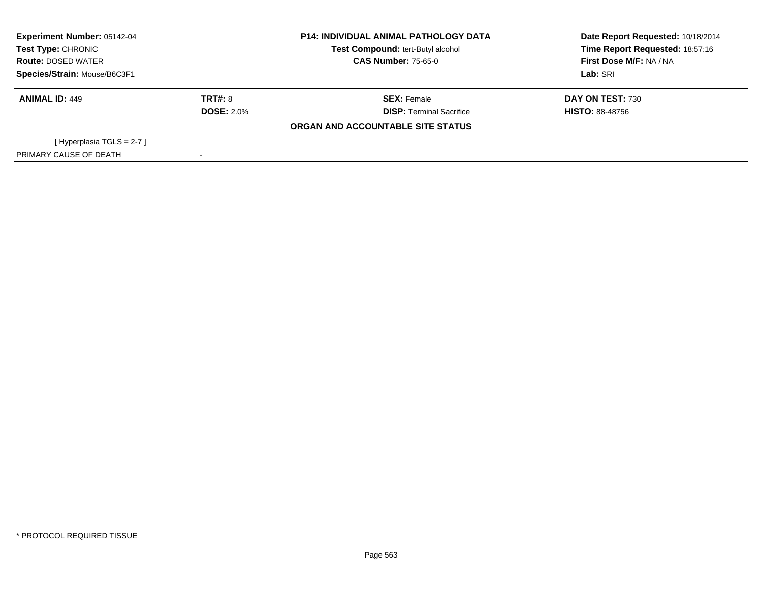**Experiment Number:** 05142-04
**Test Type:** CHRONIC
**Route:** DOSED WATER
**Species/Strain:** Mouse/B6C3F1

**P14: INDIVIDUAL ANIMAL PATHOLOGY DATA**
**Test Compound:** tert-Butyl alcohol
**CAS Number:** 75-65-0

**Date Report Requested:** 10/18/2014
**Time Report Requested:** 18:57:16
**First Dose M/F:** NA / NA
**Lab:** SRI

| **ANIMAL ID:** 449 | **TRT#:** 8 | **SEX:** Female | **DAY ON TEST:** 730 |
|---|---|---|---|
| | **DOSE:** 2.0% | **DISP:** Terminal Sacrifice | **HISTO:** 88-48756 |

**ORGAN AND ACCOUNTABLE SITE STATUS**

| | |
|---|---|
| [ Hyperplasia TGLS = 2-7 ] | |
| PRIMARY CAUSE OF DEATH | - |

* PROTOCOL REQUIRED TISSUE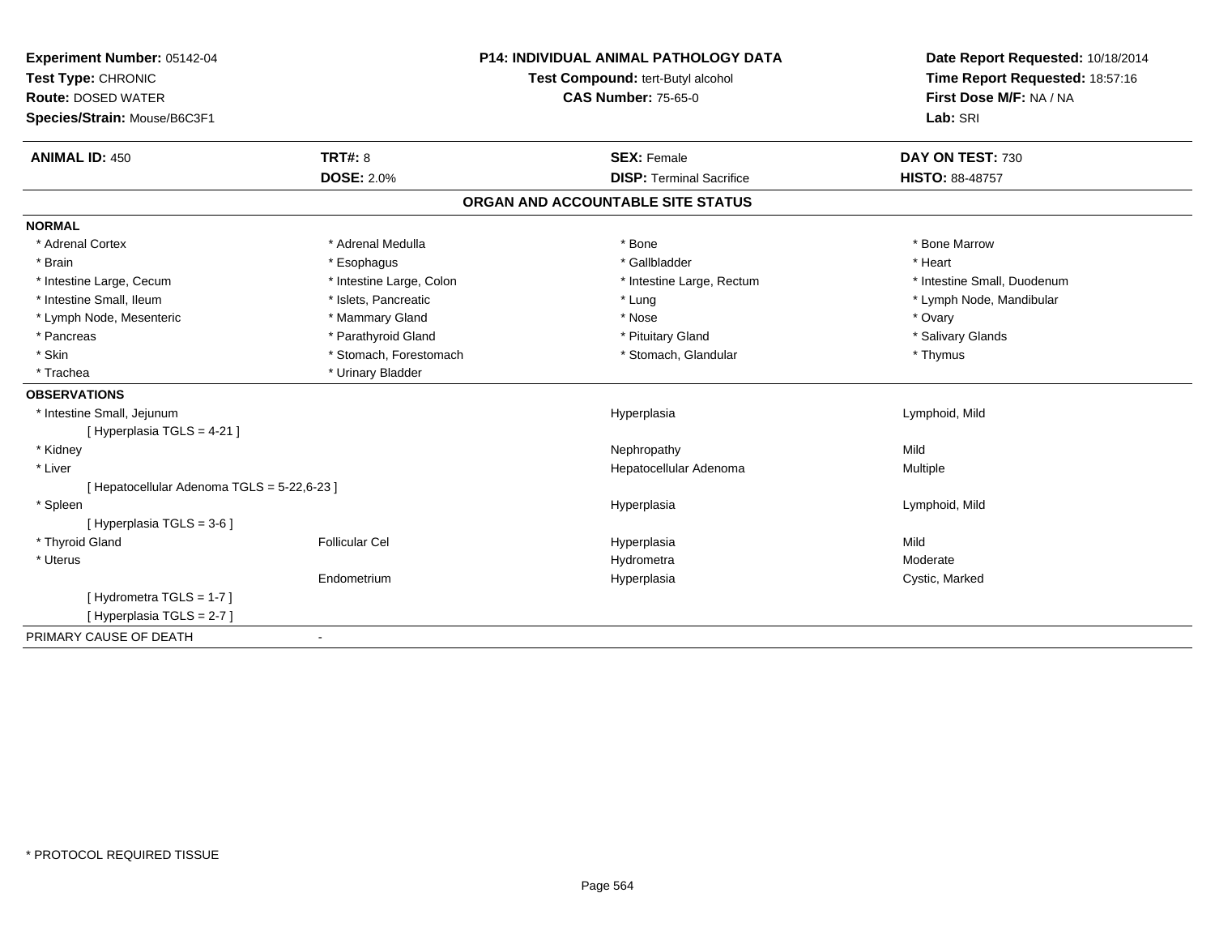**Experiment Number:** 05142-04
**Test Type:** CHRONIC
**Route:** DOSED WATER
**Species/Strain:** Mouse/B6C3F1

**P14: INDIVIDUAL ANIMAL PATHOLOGY DATA**
**Test Compound:** tert-Butyl alcohol
**CAS Number:** 75-65-0

**Date Report Requested:** 10/18/2014
**Time Report Requested:** 18:57:16
**First Dose M/F:** NA / NA
**Lab:** SRI

| **ANIMAL ID:** 450 | **TRT#:** 8 | **SEX:** Female | **DAY ON TEST:** 730 |
|---|---|---|---|
| | **DOSE:** 2.0% | **DISP:** Terminal Sacrifice | **HISTO:** 88-48757 |

## ORGAN AND ACCOUNTABLE SITE STATUS

**NORMAL**

| | | | |
|---|---|---|---|
| * Adrenal Cortex | * Adrenal Medulla | * Bone | * Bone Marrow |
| * Brain | * Esophagus | * Gallbladder | * Heart |
| * Intestine Large, Cecum | * Intestine Large, Colon | * Intestine Large, Rectum | * Intestine Small, Duodenum |
| * Intestine Small, Ileum | * Islets, Pancreatic | * Lung | * Lymph Node, Mandibular |
| * Lymph Node, Mesenteric | * Mammary Gland | * Nose | * Ovary |
| * Pancreas | * Parathyroid Gland | * Pituitary Gland | * Salivary Glands |
| * Skin | * Stomach, Forestomach | * Stomach, Glandular | * Thymus |
| * Trachea | * Urinary Bladder | | |

**OBSERVATIONS**

| | | | |
|---|---|---|---|
| * Intestine Small, Jejunum | | Hyperplasia | Lymphoid, Mild |
| [ Hyperplasia TGLS = 4-21 ] | | | |
| * Kidney | | Nephropathy | Mild |
| * Liver | | Hepatocellular Adenoma | Multiple |
| [ Hepatocellular Adenoma TGLS = 5-22,6-23 ] | | | |
| * Spleen | | Hyperplasia | Lymphoid, Mild |
| [ Hyperplasia TGLS = 3-6 ] | | | |
| * Thyroid Gland | Follicular Cel | Hyperplasia | Mild |
| * Uterus | | Hydrometra | Moderate |
| | Endometrium | Hyperplasia | Cystic, Marked |
| [ Hydrometra TGLS = 1-7 ] | | | |
| [ Hyperplasia TGLS = 2-7 ] | | | |

PRIMARY CAUSE OF DEATH -

* PROTOCOL REQUIRED TISSUE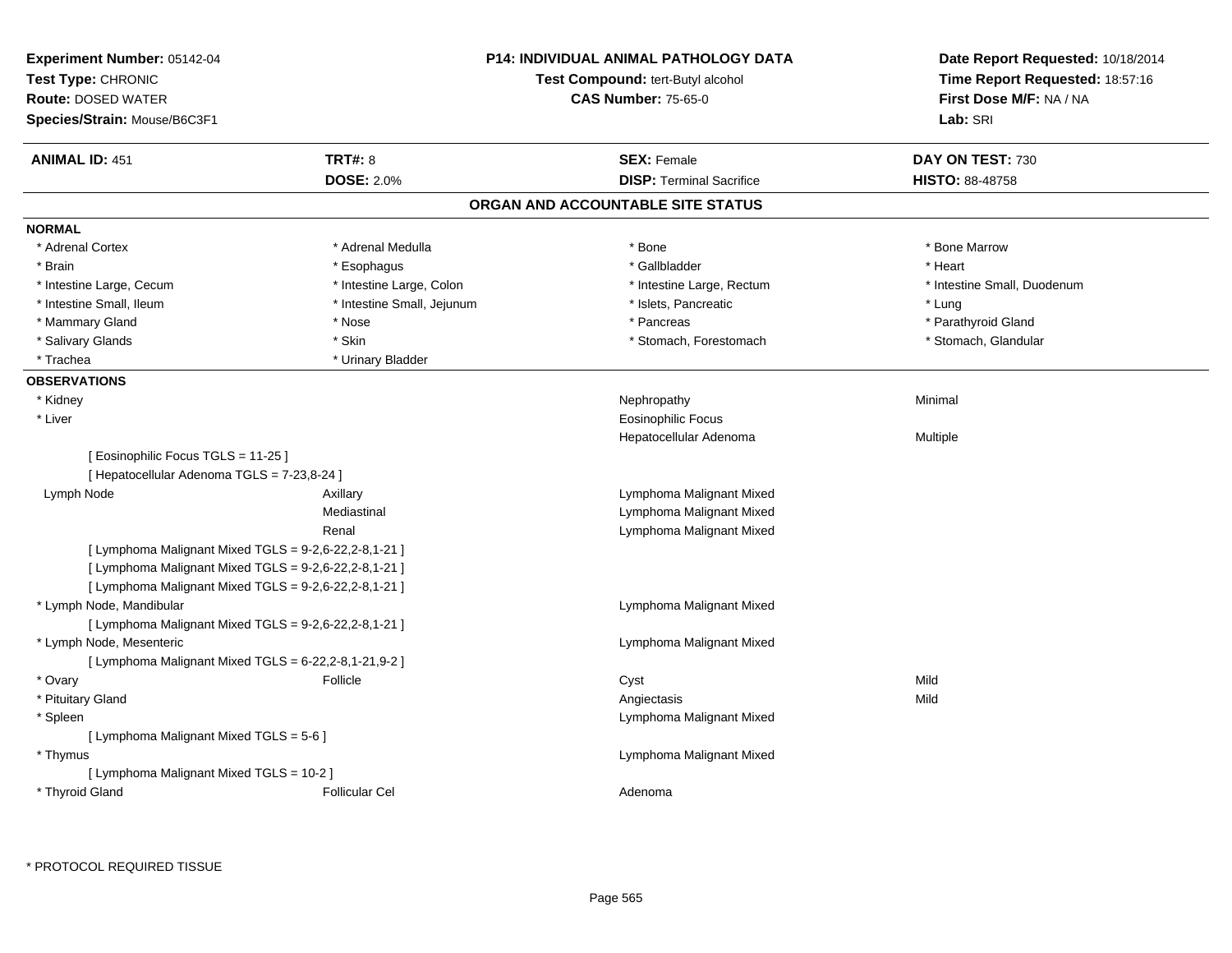**Experiment Number:** 05142-04
**Test Type:** CHRONIC
**Route:** DOSED WATER
**Species/Strain:** Mouse/B6C3F1

**P14: INDIVIDUAL ANIMAL PATHOLOGY DATA**
**Test Compound:** tert-Butyl alcohol
**CAS Number:** 75-65-0

**Date Report Requested:** 10/18/2014
**Time Report Requested:** 18:57:16
**First Dose M/F:** NA / NA
**Lab:** SRI

| **ANIMAL ID:** 451 | **TRT#:** 8 | **SEX:** Female | **DAY ON TEST:** 730 |
|---|---|---|---|
| | **DOSE:** 2.0% | **DISP:** Terminal Sacrifice | **HISTO:** 88-48758 |

## ORGAN AND ACCOUNTABLE SITE STATUS

**NORMAL**

| | | | |
|---|---|---|---|
| * Adrenal Cortex | * Adrenal Medulla | * Bone | * Bone Marrow |
| * Brain | * Esophagus | * Gallbladder | * Heart |
| * Intestine Large, Cecum | * Intestine Large, Colon | * Intestine Large, Rectum | * Intestine Small, Duodenum |
| * Intestine Small, Ileum | * Intestine Small, Jejunum | * Islets, Pancreatic | * Lung |
| * Mammary Gland | * Nose | * Pancreas | * Parathyroid Gland |
| * Salivary Glands | * Skin | * Stomach, Forestomach | * Stomach, Glandular |
| * Trachea | * Urinary Bladder | | |

**OBSERVATIONS**

| | | | |
|---|---|---|---|
| * Kidney | | Nephropathy | Minimal |
| * Liver | | Eosinophilic Focus | |
| | | Hepatocellular Adenoma | Multiple |
| [ Eosinophilic Focus TGLS = 11-25 ] | | | |
| [ Hepatocellular Adenoma TGLS = 7-23,8-24 ] | | | |
| Lymph Node | Axillary | Lymphoma Malignant Mixed | |
| | Mediastinal | Lymphoma Malignant Mixed | |
| | Renal | Lymphoma Malignant Mixed | |
| [ Lymphoma Malignant Mixed TGLS = 9-2,6-22,2-8,1-21 ] | | | |
| [ Lymphoma Malignant Mixed TGLS = 9-2,6-22,2-8,1-21 ] | | | |
| [ Lymphoma Malignant Mixed TGLS = 9-2,6-22,2-8,1-21 ] | | | |
| * Lymph Node, Mandibular | | Lymphoma Malignant Mixed | |
| [ Lymphoma Malignant Mixed TGLS = 9-2,6-22,2-8,1-21 ] | | | |
| * Lymph Node, Mesenteric | | Lymphoma Malignant Mixed | |
| [ Lymphoma Malignant Mixed TGLS = 6-22,2-8,1-21,9-2 ] | | | |
| * Ovary | Follicle | Cyst | Mild |
| * Pituitary Gland | | Angiectasis | Mild |
| * Spleen | | Lymphoma Malignant Mixed | |
| [ Lymphoma Malignant Mixed TGLS = 5-6 ] | | | |
| * Thymus | | Lymphoma Malignant Mixed | |
| [ Lymphoma Malignant Mixed TGLS = 10-2 ] | | | |
| * Thyroid Gland | Follicular Cel | Adenoma | |

* PROTOCOL REQUIRED TISSUE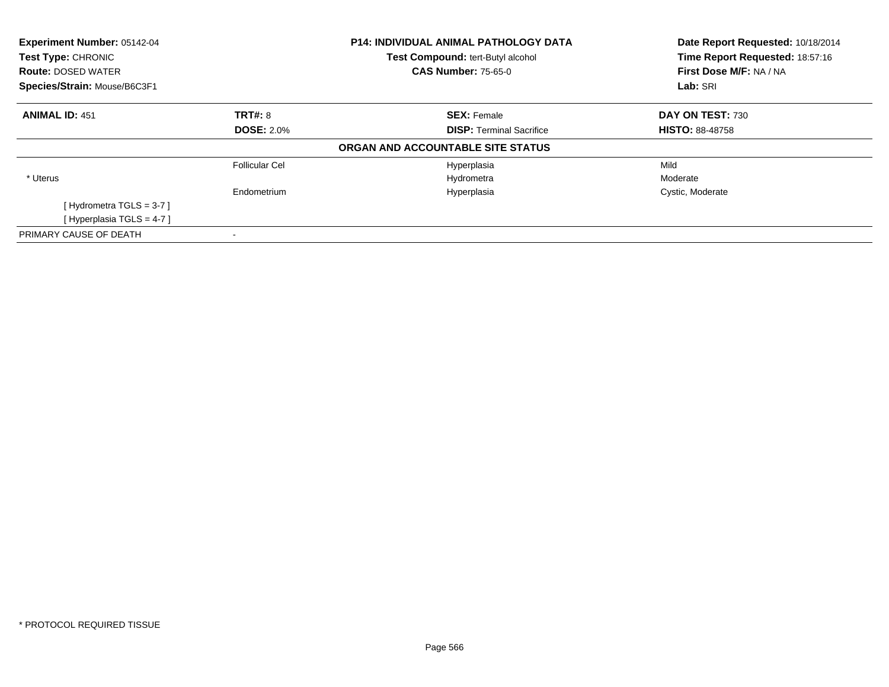**Experiment Number:** 05142-04
**Test Type:** CHRONIC
**Route:** DOSED WATER
**Species/Strain:** Mouse/B6C3F1

**P14: INDIVIDUAL ANIMAL PATHOLOGY DATA**
**Test Compound:** tert-Butyl alcohol
**CAS Number:** 75-65-0

**Date Report Requested:** 10/18/2014
**Time Report Requested:** 18:57:16
**First Dose M/F:** NA / NA
**Lab:** SRI

| **ANIMAL ID:** 451 | **TRT#:** 8 | **SEX:** Female | **DAY ON TEST:** 730 |
|---|---|---|---|
| | **DOSE:** 2.0% | **DISP:** Terminal Sacrifice | **HISTO:** 88-48758 |

**ORGAN AND ACCOUNTABLE SITE STATUS**

| | | | |
|---|---|---|---|
| | Follicular Cel | Hyperplasia | Mild |
| * Uterus | | Hydrometra | Moderate |
| | Endometrium | Hyperplasia | Cystic, Moderate |
| [ Hydrometra TGLS = 3-7 ] | | | |
| [ Hyperplasia TGLS = 4-7 ] | | | |
| PRIMARY CAUSE OF DEATH | - | | |

* PROTOCOL REQUIRED TISSUE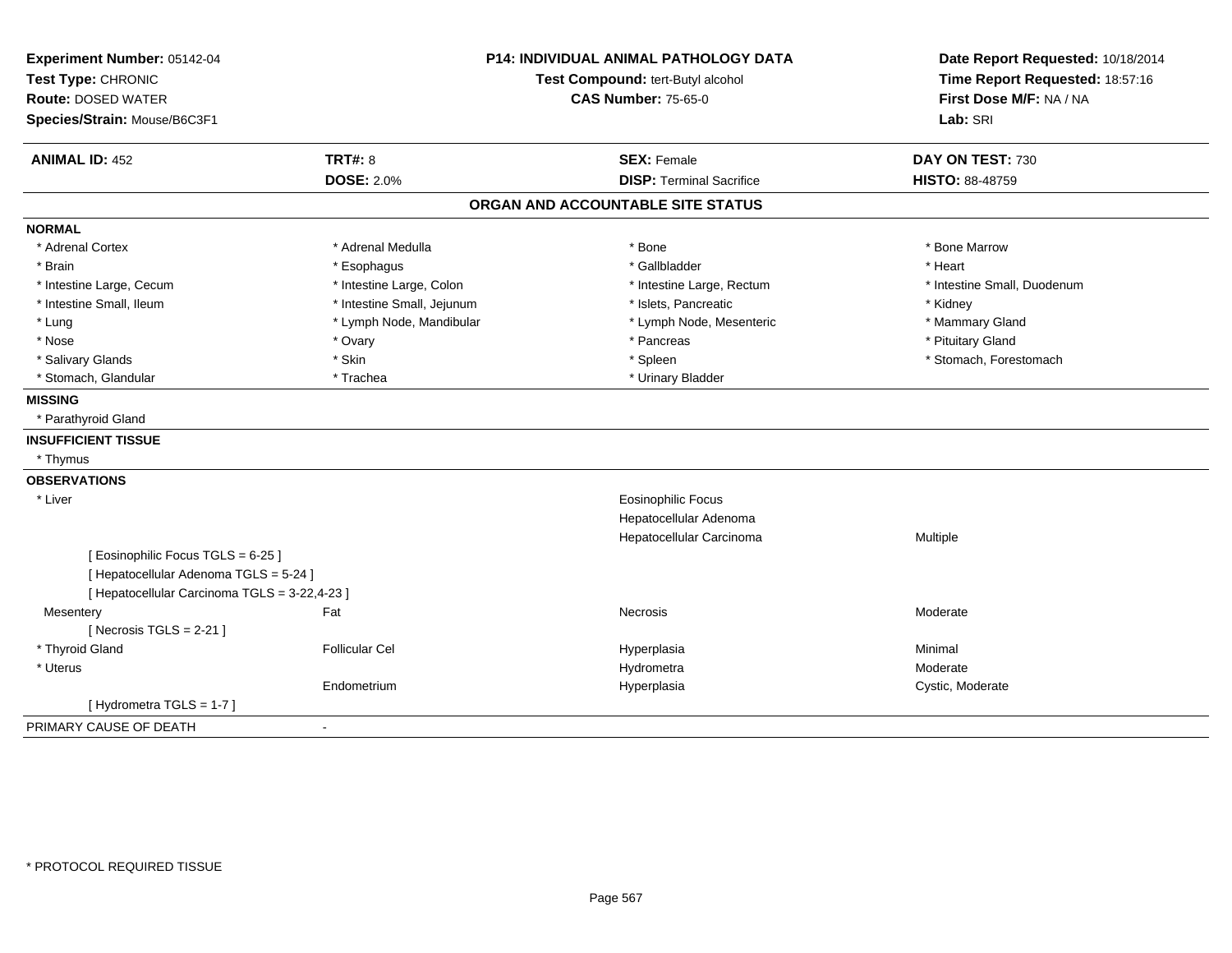**Experiment Number:** 05142-04
**Test Type:** CHRONIC
**Route:** DOSED WATER
**Species/Strain:** Mouse/B6C3F1

**P14: INDIVIDUAL ANIMAL PATHOLOGY DATA**
**Test Compound:** tert-Butyl alcohol
**CAS Number:** 75-65-0

**Date Report Requested:** 10/18/2014
**Time Report Requested:** 18:57:16
**First Dose M/F:** NA / NA
**Lab:** SRI

| **ANIMAL ID:** 452 | **TRT#:** 8 | **SEX:** Female | **DAY ON TEST:** 730 |
|---|---|---|---|
| | **DOSE:** 2.0% | **DISP:** Terminal Sacrifice | **HISTO:** 88-48759 |

## ORGAN AND ACCOUNTABLE SITE STATUS

**NORMAL**

| | | | |
|---|---|---|---|
| * Adrenal Cortex | * Adrenal Medulla | * Bone | * Bone Marrow |
| * Brain | * Esophagus | * Gallbladder | * Heart |
| * Intestine Large, Cecum | * Intestine Large, Colon | * Intestine Large, Rectum | * Intestine Small, Duodenum |
| * Intestine Small, Ileum | * Intestine Small, Jejunum | * Islets, Pancreatic | * Kidney |
| * Lung | * Lymph Node, Mandibular | * Lymph Node, Mesenteric | * Mammary Gland |
| * Nose | * Ovary | * Pancreas | * Pituitary Gland |
| * Salivary Glands | * Skin | * Spleen | * Stomach, Forestomach |
| * Stomach, Glandular | * Trachea | * Urinary Bladder | |

**MISSING**

* Parathyroid Gland

**INSUFFICIENT TISSUE**

* Thymus

**OBSERVATIONS**

| | | | |
|---|---|---|---|
| * Liver | | Eosinophilic Focus | |
| | | Hepatocellular Adenoma | |
| | | Hepatocellular Carcinoma | Multiple |
| [ Eosinophilic Focus TGLS = 6-25 ] | | | |
| [ Hepatocellular Adenoma TGLS = 5-24 ] | | | |
| [ Hepatocellular Carcinoma TGLS = 3-22,4-23 ] | | | |
| Mesentery | Fat | Necrosis | Moderate |
| [ Necrosis TGLS = 2-21 ] | | | |
| * Thyroid Gland | Follicular Cel | Hyperplasia | Minimal |
| * Uterus | | Hydrometra | Moderate |
| | Endometrium | Hyperplasia | Cystic, Moderate |
| [ Hydrometra TGLS = 1-7 ] | | | |

PRIMARY CAUSE OF DEATH -

* PROTOCOL REQUIRED TISSUE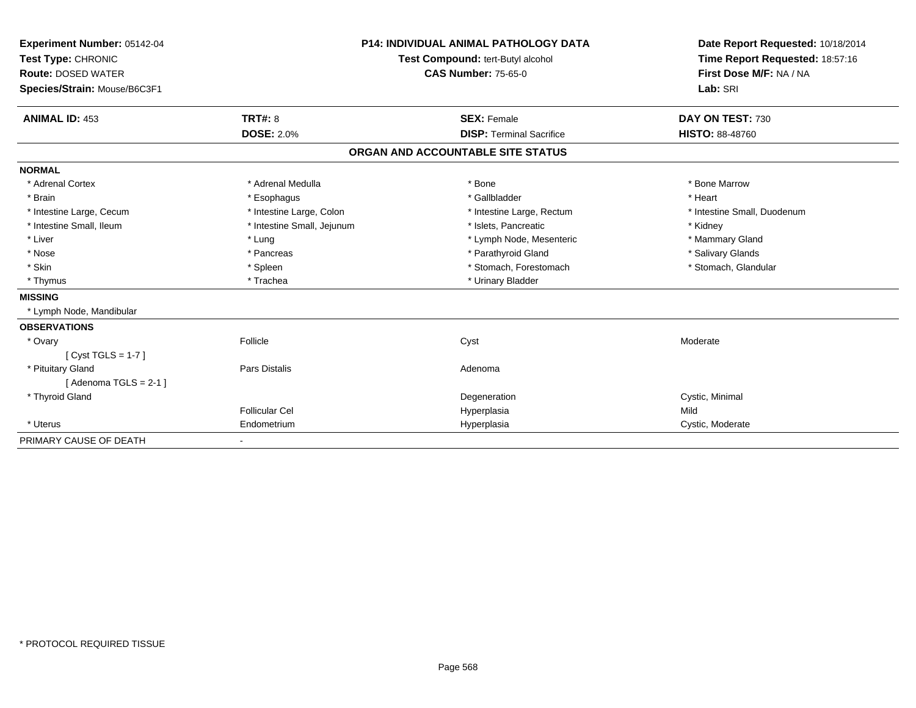**Experiment Number:** 05142-04
**Test Type:** CHRONIC
**Route:** DOSED WATER
**Species/Strain:** Mouse/B6C3F1

**P14: INDIVIDUAL ANIMAL PATHOLOGY DATA**
**Test Compound:** tert-Butyl alcohol
**CAS Number:** 75-65-0

**Date Report Requested:** 10/18/2014
**Time Report Requested:** 18:57:16
**First Dose M/F:** NA / NA
**Lab:** SRI

| **ANIMAL ID:** 453 | **TRT#:** 8 | **SEX:** Female | **DAY ON TEST:** 730 |
|---|---|---|---|
| | **DOSE:** 2.0% | **DISP:** Terminal Sacrifice | **HISTO:** 88-48760 |

## ORGAN AND ACCOUNTABLE SITE STATUS

| | | | |
|---|---|---|---|
| **NORMAL** | | | |
| * Adrenal Cortex | * Adrenal Medulla | * Bone | * Bone Marrow |
| * Brain | * Esophagus | * Gallbladder | * Heart |
| * Intestine Large, Cecum | * Intestine Large, Colon | * Intestine Large, Rectum | * Intestine Small, Duodenum |
| * Intestine Small, Ileum | * Intestine Small, Jejunum | * Islets, Pancreatic | * Kidney |
| * Liver | * Lung | * Lymph Node, Mesenteric | * Mammary Gland |
| * Nose | * Pancreas | * Parathyroid Gland | * Salivary Glands |
| * Skin | * Spleen | * Stomach, Forestomach | * Stomach, Glandular |
| * Thymus | * Trachea | * Urinary Bladder | |
| **MISSING** | | | |
| * Lymph Node, Mandibular | | | |
| **OBSERVATIONS** | | | |
| * Ovary | Follicle | Cyst | Moderate |
| [ Cyst TGLS = 1-7 ] | | | |
| * Pituitary Gland | Pars Distalis | Adenoma | |
| [ Adenoma TGLS = 2-1 ] | | | |
| * Thyroid Gland | | Degeneration | Cystic, Minimal |
| | Follicular Cel | Hyperplasia | Mild |
| * Uterus | Endometrium | Hyperplasia | Cystic, Moderate |
| PRIMARY CAUSE OF DEATH | - | | |

* PROTOCOL REQUIRED TISSUE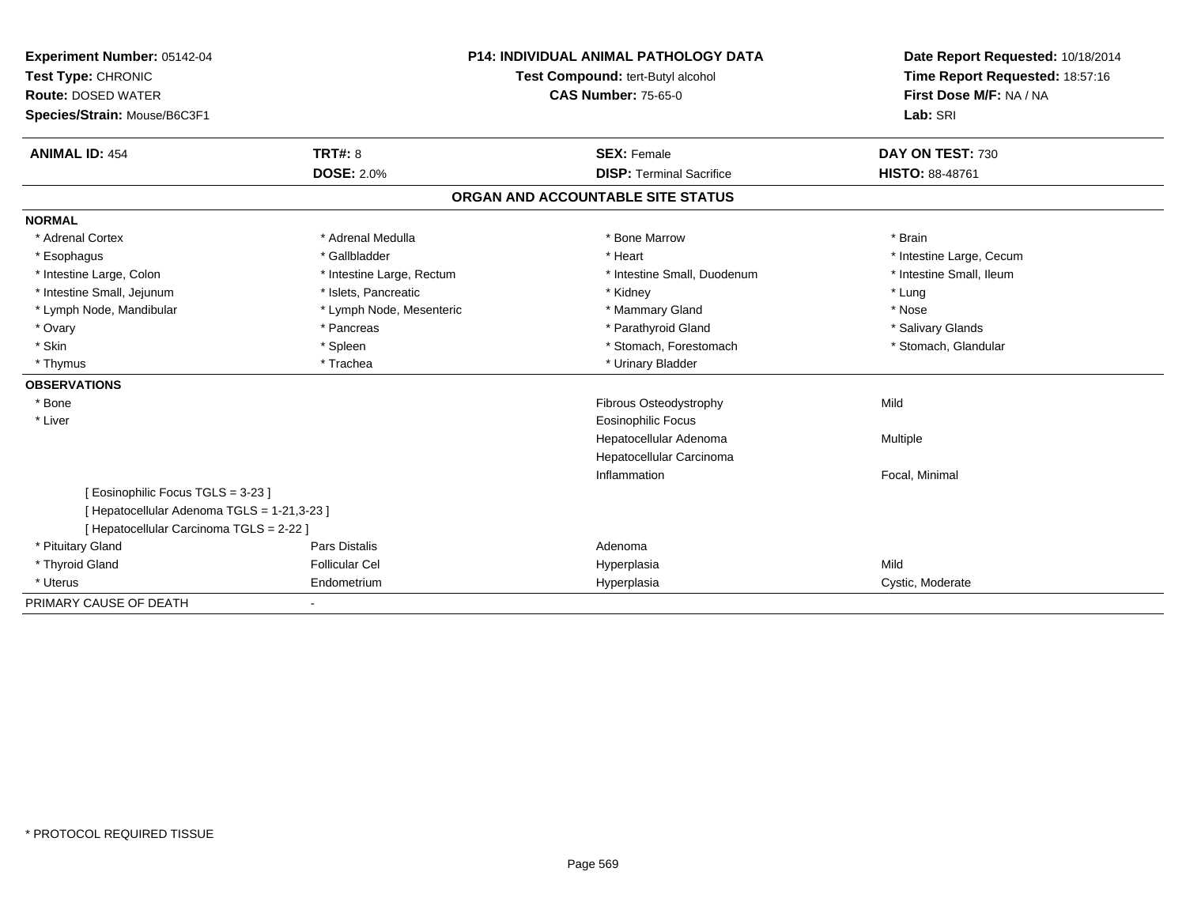**Experiment Number:** 05142-04
**Test Type:** CHRONIC
**Route:** DOSED WATER
**Species/Strain:** Mouse/B6C3F1

**P14: INDIVIDUAL ANIMAL PATHOLOGY DATA**
**Test Compound:** tert-Butyl alcohol
**CAS Number:** 75-65-0

**Date Report Requested:** 10/18/2014
**Time Report Requested:** 18:57:16
**First Dose M/F:** NA / NA
**Lab:** SRI

| **ANIMAL ID:** 454 | **TRT#:** 8 | **SEX:** Female | **DAY ON TEST:** 730 |
|---|---|---|---|
| | **DOSE:** 2.0% | **DISP:** Terminal Sacrifice | **HISTO:** 88-48761 |

## ORGAN AND ACCOUNTABLE SITE STATUS

**NORMAL**

| | | | |
|---|---|---|---|
| * Adrenal Cortex | * Adrenal Medulla | * Bone Marrow | * Brain |
| * Esophagus | * Gallbladder | * Heart | * Intestine Large, Cecum |
| * Intestine Large, Colon | * Intestine Large, Rectum | * Intestine Small, Duodenum | * Intestine Small, Ileum |
| * Intestine Small, Jejunum | * Islets, Pancreatic | * Kidney | * Lung |
| * Lymph Node, Mandibular | * Lymph Node, Mesenteric | * Mammary Gland | * Nose |
| * Ovary | * Pancreas | * Parathyroid Gland | * Salivary Glands |
| * Skin | * Spleen | * Stomach, Forestomach | * Stomach, Glandular |
| * Thymus | * Trachea | * Urinary Bladder | |

**OBSERVATIONS**

| | | | |
|---|---|---|---|
| * Bone | | Fibrous Osteodystrophy | Mild |
| * Liver | | Eosinophilic Focus | |
| | | Hepatocellular Adenoma | Multiple |
| | | Hepatocellular Carcinoma | |
| | | Inflammation | Focal, Minimal |
| [ Eosinophilic Focus TGLS = 3-23 ] | | | |
| [ Hepatocellular Adenoma TGLS = 1-21,3-23 ] | | | |
| [ Hepatocellular Carcinoma TGLS = 2-22 ] | | | |
| * Pituitary Gland | Pars Distalis | Adenoma | |
| * Thyroid Gland | Follicular Cel | Hyperplasia | Mild |
| * Uterus | Endometrium | Hyperplasia | Cystic, Moderate |

PRIMARY CAUSE OF DEATH -

* PROTOCOL REQUIRED TISSUE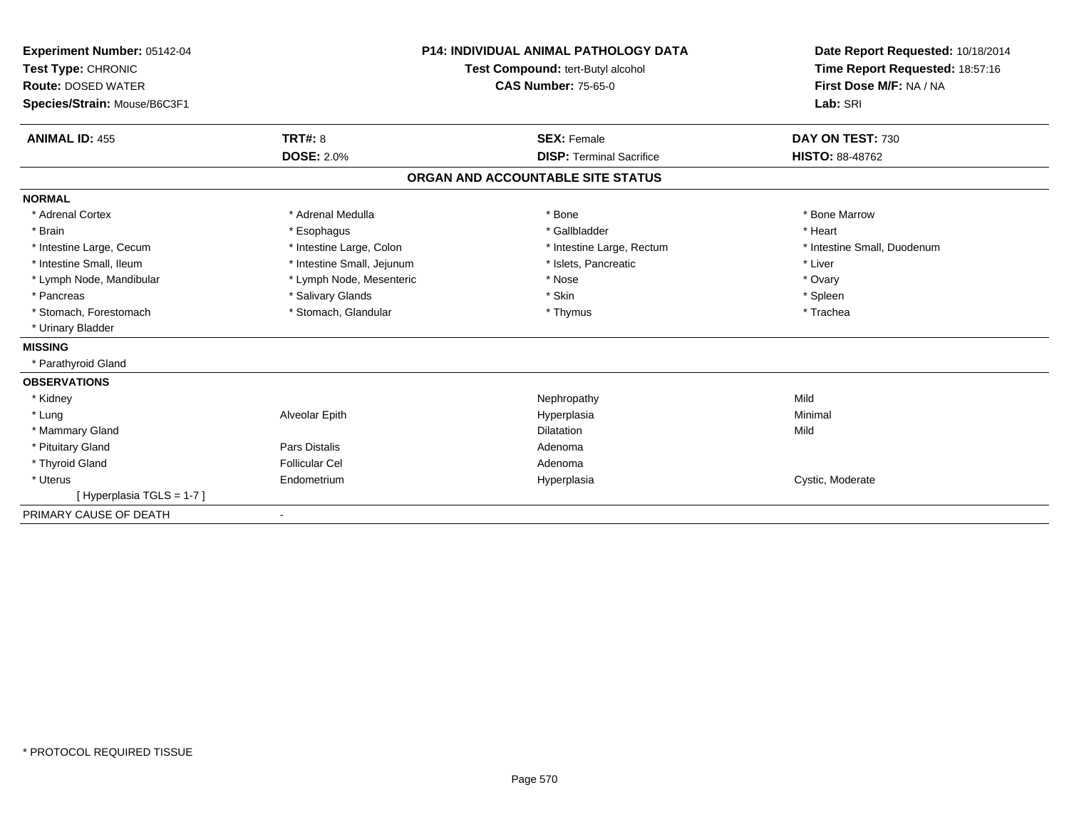**Experiment Number:** 05142-04
**Test Type:** CHRONIC
**Route:** DOSED WATER
**Species/Strain:** Mouse/B6C3F1

**P14: INDIVIDUAL ANIMAL PATHOLOGY DATA**
**Test Compound:** tert-Butyl alcohol
**CAS Number:** 75-65-0

**Date Report Requested:** 10/18/2014
**Time Report Requested:** 18:57:16
**First Dose M/F:** NA / NA
**Lab:** SRI

| **ANIMAL ID:** 455 | **TRT#:** 8 | **SEX:** Female | **DAY ON TEST:** 730 |
|---|---|---|---|
| | **DOSE:** 2.0% | **DISP:** Terminal Sacrifice | **HISTO:** 88-48762 |

## ORGAN AND ACCOUNTABLE SITE STATUS

| | | | |
|---|---|---|---|
| **NORMAL** | | | |
| * Adrenal Cortex | * Adrenal Medulla | * Bone | * Bone Marrow |
| * Brain | * Esophagus | * Gallbladder | * Heart |
| * Intestine Large, Cecum | * Intestine Large, Colon | * Intestine Large, Rectum | * Intestine Small, Duodenum |
| * Intestine Small, Ileum | * Intestine Small, Jejunum | * Islets, Pancreatic | * Liver |
| * Lymph Node, Mandibular | * Lymph Node, Mesenteric | * Nose | * Ovary |
| * Pancreas | * Salivary Glands | * Skin | * Spleen |
| * Stomach, Forestomach | * Stomach, Glandular | * Thymus | * Trachea |
| * Urinary Bladder | | | |
| **MISSING** | | | |
| * Parathyroid Gland | | | |
| **OBSERVATIONS** | | | |
| * Kidney | | Nephropathy | Mild |
| * Lung | Alveolar Epith | Hyperplasia | Minimal |
| * Mammary Gland | | Dilatation | Mild |
| * Pituitary Gland | Pars Distalis | Adenoma | |
| * Thyroid Gland | Follicular Cel | Adenoma | |
| * Uterus | Endometrium | Hyperplasia | Cystic, Moderate |
| [ Hyperplasia TGLS = 1-7 ] | | | |
| PRIMARY CAUSE OF DEATH | - | | |

* PROTOCOL REQUIRED TISSUE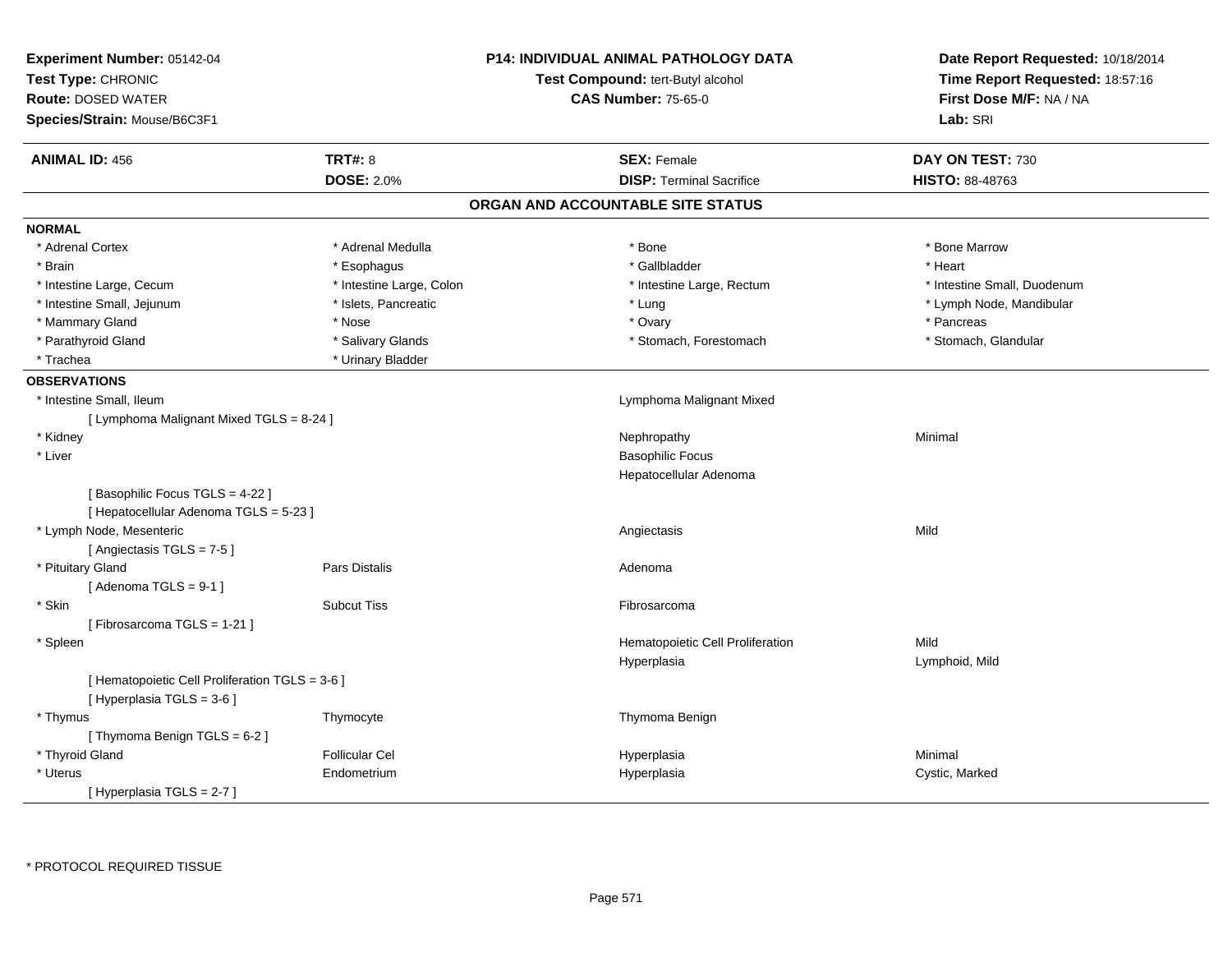**Experiment Number:** 05142-04
**Test Type:** CHRONIC
**Route:** DOSED WATER
**Species/Strain:** Mouse/B6C3F1

**P14: INDIVIDUAL ANIMAL PATHOLOGY DATA**
**Test Compound:** tert-Butyl alcohol
**CAS Number:** 75-65-0

**Date Report Requested:** 10/18/2014
**Time Report Requested:** 18:57:16
**First Dose M/F:** NA / NA
**Lab:** SRI

| **ANIMAL ID:** 456 | **TRT#:** 8 | **SEX:** Female | **DAY ON TEST:** 730 |
|---|---|---|---|
| | **DOSE:** 2.0% | **DISP:** Terminal Sacrifice | **HISTO:** 88-48763 |

## ORGAN AND ACCOUNTABLE SITE STATUS

**NORMAL**

| | | | |
|---|---|---|---|
| * Adrenal Cortex | * Adrenal Medulla | * Bone | * Bone Marrow |
| * Brain | * Esophagus | * Gallbladder | * Heart |
| * Intestine Large, Cecum | * Intestine Large, Colon | * Intestine Large, Rectum | * Intestine Small, Duodenum |
| * Intestine Small, Jejunum | * Islets, Pancreatic | * Lung | * Lymph Node, Mandibular |
| * Mammary Gland | * Nose | * Ovary | * Pancreas |
| * Parathyroid Gland | * Salivary Glands | * Stomach, Forestomach | * Stomach, Glandular |
| * Trachea | * Urinary Bladder | | |

**OBSERVATIONS**

| | | | |
|---|---|---|---|
| * Intestine Small, Ileum | | Lymphoma Malignant Mixed | |
| [ Lymphoma Malignant Mixed TGLS = 8-24 ] | | | |
| * Kidney | | Nephropathy | Minimal |
| * Liver | | Basophilic Focus | |
| | | Hepatocellular Adenoma | |
| [ Basophilic Focus TGLS = 4-22 ] | | | |
| [ Hepatocellular Adenoma TGLS = 5-23 ] | | | |
| * Lymph Node, Mesenteric | | Angiectasis | Mild |
| [ Angiectasis TGLS = 7-5 ] | | | |
| * Pituitary Gland | Pars Distalis | Adenoma | |
| [ Adenoma TGLS = 9-1 ] | | | |
| * Skin | Subcut Tiss | Fibrosarcoma | |
| [ Fibrosarcoma TGLS = 1-21 ] | | | |
| * Spleen | | Hematopoietic Cell Proliferation | Mild |
| | | Hyperplasia | Lymphoid, Mild |
| [ Hematopoietic Cell Proliferation TGLS = 3-6 ] | | | |
| [ Hyperplasia TGLS = 3-6 ] | | | |
| * Thymus | Thymocyte | Thymoma Benign | |
| [ Thymoma Benign TGLS = 6-2 ] | | | |
| * Thyroid Gland | Follicular Cel | Hyperplasia | Minimal |
| * Uterus | Endometrium | Hyperplasia | Cystic, Marked |
| [ Hyperplasia TGLS = 2-7 ] | | | |

* PROTOCOL REQUIRED TISSUE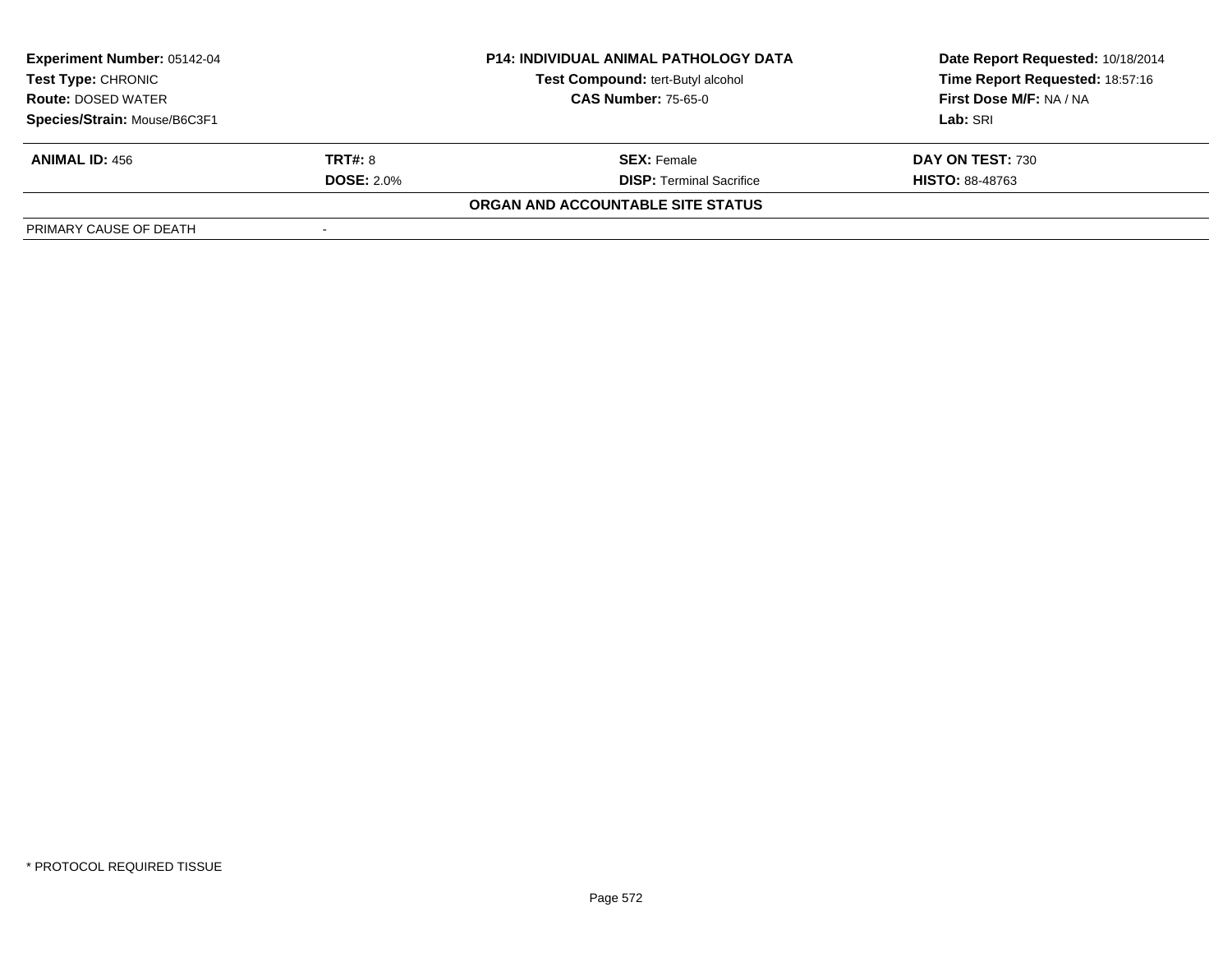**Experiment Number:** 05142-04
**Test Type:** CHRONIC
**Route:** DOSED WATER
**Species/Strain:** Mouse/B6C3F1

**P14: INDIVIDUAL ANIMAL PATHOLOGY DATA**
**Test Compound:** tert-Butyl alcohol
**CAS Number:** 75-65-0

**Date Report Requested:** 10/18/2014
**Time Report Requested:** 18:57:16
**First Dose M/F:** NA / NA
**Lab:** SRI

| **ANIMAL ID:** 456 | **TRT#:** 8 | **SEX:** Female | **DAY ON TEST:** 730 |
|---|---|---|---|
| | **DOSE:** 2.0% | **DISP:** Terminal Sacrifice | **HISTO:** 88-48763 |

**ORGAN AND ACCOUNTABLE SITE STATUS**

| PRIMARY CAUSE OF DEATH | - |
|---|---|

* PROTOCOL REQUIRED TISSUE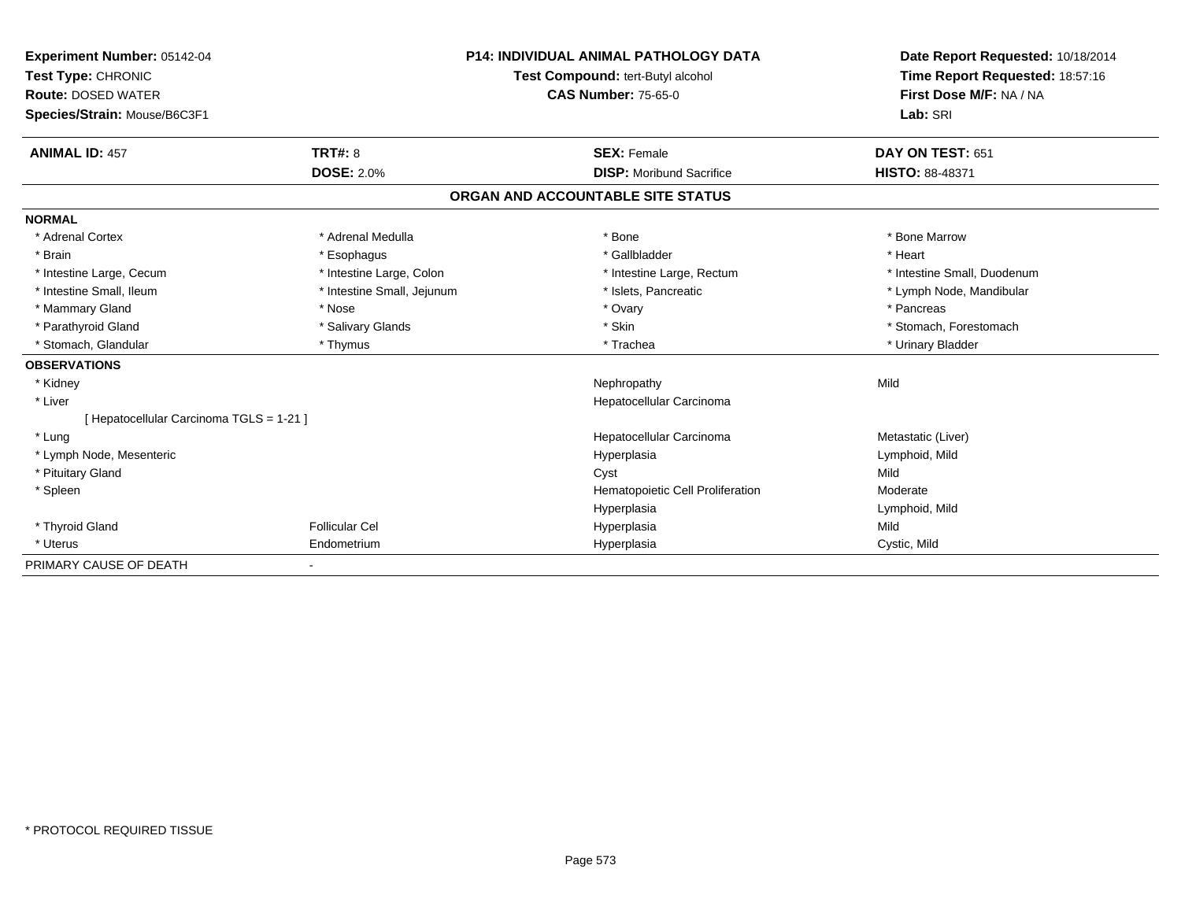**Experiment Number:** 05142-04
**Test Type:** CHRONIC
**Route:** DOSED WATER
**Species/Strain:** Mouse/B6C3F1

**P14: INDIVIDUAL ANIMAL PATHOLOGY DATA**
**Test Compound:** tert-Butyl alcohol
**CAS Number:** 75-65-0

**Date Report Requested:** 10/18/2014
**Time Report Requested:** 18:57:16
**First Dose M/F:** NA / NA
**Lab:** SRI

| **ANIMAL ID:** 457 | **TRT#:** 8 | **SEX:** Female | **DAY ON TEST:** 651 |
|---|---|---|---|
| | **DOSE:** 2.0% | **DISP:** Moribund Sacrifice | **HISTO:** 88-48371 |

## ORGAN AND ACCOUNTABLE SITE STATUS

| | | | |
|---|---|---|---|
| **NORMAL** | | | |
| * Adrenal Cortex | * Adrenal Medulla | * Bone | * Bone Marrow |
| * Brain | * Esophagus | * Gallbladder | * Heart |
| * Intestine Large, Cecum | * Intestine Large, Colon | * Intestine Large, Rectum | * Intestine Small, Duodenum |
| * Intestine Small, Ileum | * Intestine Small, Jejunum | * Islets, Pancreatic | * Lymph Node, Mandibular |
| * Mammary Gland | * Nose | * Ovary | * Pancreas |
| * Parathyroid Gland | * Salivary Glands | * Skin | * Stomach, Forestomach |
| * Stomach, Glandular | * Thymus | * Trachea | * Urinary Bladder |
| **OBSERVATIONS** | | | |
| * Kidney | | Nephropathy | Mild |
| * Liver | | Hepatocellular Carcinoma | |
| [ Hepatocellular Carcinoma TGLS = 1-21 ] | | | |
| * Lung | | Hepatocellular Carcinoma | Metastatic (Liver) |
| * Lymph Node, Mesenteric | | Hyperplasia | Lymphoid, Mild |
| * Pituitary Gland | | Cyst | Mild |
| * Spleen | | Hematopoietic Cell Proliferation | Moderate |
| | | Hyperplasia | Lymphoid, Mild |
| * Thyroid Gland | Follicular Cel | Hyperplasia | Mild |
| * Uterus | Endometrium | Hyperplasia | Cystic, Mild |
| PRIMARY CAUSE OF DEATH | - | | |

* PROTOCOL REQUIRED TISSUE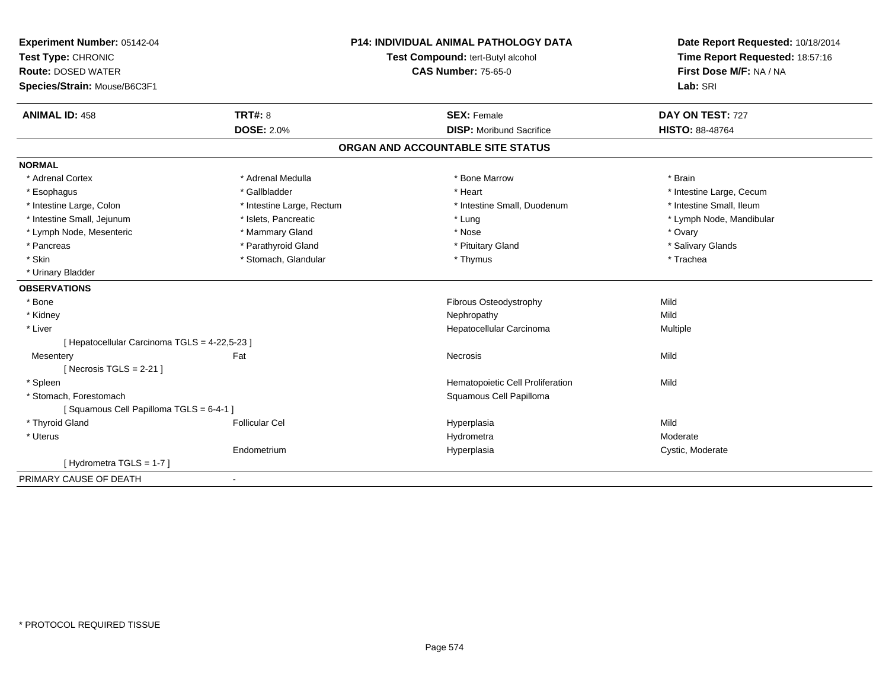**Experiment Number:** 05142-04
**Test Type:** CHRONIC
**Route:** DOSED WATER
**Species/Strain:** Mouse/B6C3F1

**P14: INDIVIDUAL ANIMAL PATHOLOGY DATA**
**Test Compound:** tert-Butyl alcohol
**CAS Number:** 75-65-0

**Date Report Requested:** 10/18/2014
**Time Report Requested:** 18:57:16
**First Dose M/F:** NA / NA
**Lab:** SRI

| **ANIMAL ID:** 458 | **TRT#:** 8 | **SEX:** Female | **DAY ON TEST:** 727 |
|---|---|---|---|
| | **DOSE:** 2.0% | **DISP:** Moribund Sacrifice | **HISTO:** 88-48764 |

## ORGAN AND ACCOUNTABLE SITE STATUS

**NORMAL**

| | | | |
|---|---|---|---|
| * Adrenal Cortex | * Adrenal Medulla | * Bone Marrow | * Brain |
| * Esophagus | * Gallbladder | * Heart | * Intestine Large, Cecum |
| * Intestine Large, Colon | * Intestine Large, Rectum | * Intestine Small, Duodenum | * Intestine Small, Ileum |
| * Intestine Small, Jejunum | * Islets, Pancreatic | * Lung | * Lymph Node, Mandibular |
| * Lymph Node, Mesenteric | * Mammary Gland | * Nose | * Ovary |
| * Pancreas | * Parathyroid Gland | * Pituitary Gland | * Salivary Glands |
| * Skin | * Stomach, Glandular | * Thymus | * Trachea |
| * Urinary Bladder | | | |

**OBSERVATIONS**

| | | | |
|---|---|---|---|
| * Bone | | Fibrous Osteodystrophy | Mild |
| * Kidney | | Nephropathy | Mild |
| * Liver | | Hepatocellular Carcinoma | Multiple |
| [ Hepatocellular Carcinoma TGLS = 4-22,5-23 ] | | | |
| Mesentery | Fat | Necrosis | Mild |
| [ Necrosis TGLS = 2-21 ] | | | |
| * Spleen | | Hematopoietic Cell Proliferation | Mild |
| * Stomach, Forestomach | | Squamous Cell Papilloma | |
| [ Squamous Cell Papilloma TGLS = 6-4-1 ] | | | |
| * Thyroid Gland | Follicular Cel | Hyperplasia | Mild |
| * Uterus | | Hydrometra | Moderate |
| | Endometrium | Hyperplasia | Cystic, Moderate |
| [ Hydrometra TGLS = 1-7 ] | | | |

PRIMARY CAUSE OF DEATH -

* PROTOCOL REQUIRED TISSUE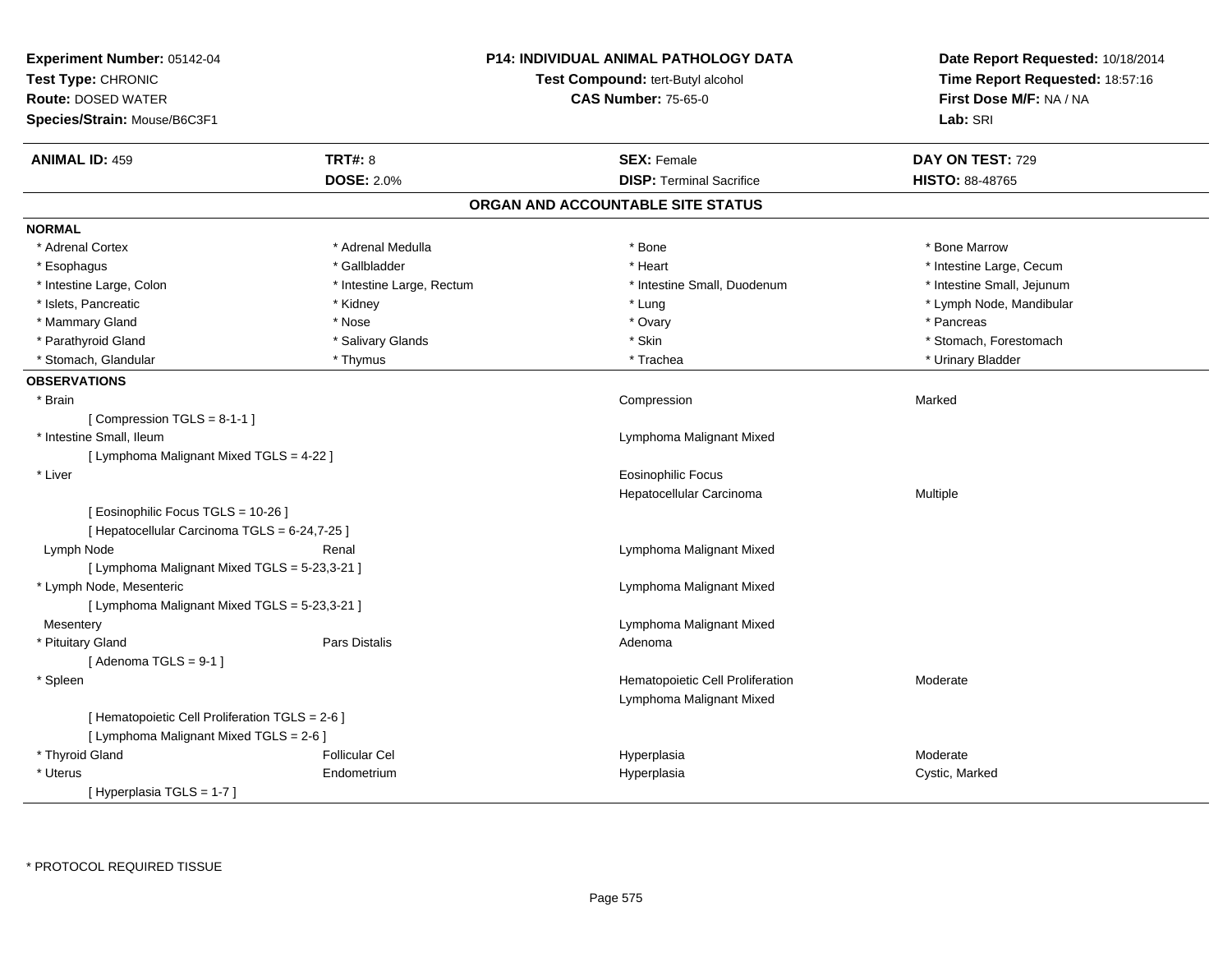**Experiment Number:** 05142-04
**Test Type:** CHRONIC
**Route:** DOSED WATER
**Species/Strain:** Mouse/B6C3F1

**P14: INDIVIDUAL ANIMAL PATHOLOGY DATA**
**Test Compound:** tert-Butyl alcohol
**CAS Number:** 75-65-0

**Date Report Requested:** 10/18/2014
**Time Report Requested:** 18:57:16
**First Dose M/F:** NA / NA
**Lab:** SRI

| **ANIMAL ID:** 459 | **TRT#:** 8 | **SEX:** Female | **DAY ON TEST:** 729 |
|---|---|---|---|
| | **DOSE:** 2.0% | **DISP:** Terminal Sacrifice | **HISTO:** 88-48765 |

## ORGAN AND ACCOUNTABLE SITE STATUS

**NORMAL**

| | | | |
|---|---|---|---|
| * Adrenal Cortex | * Adrenal Medulla | * Bone | * Bone Marrow |
| * Esophagus | * Gallbladder | * Heart | * Intestine Large, Cecum |
| * Intestine Large, Colon | * Intestine Large, Rectum | * Intestine Small, Duodenum | * Intestine Small, Jejunum |
| * Islets, Pancreatic | * Kidney | * Lung | * Lymph Node, Mandibular |
| * Mammary Gland | * Nose | * Ovary | * Pancreas |
| * Parathyroid Gland | * Salivary Glands | * Skin | * Stomach, Forestomach |
| * Stomach, Glandular | * Thymus | * Trachea | * Urinary Bladder |

**OBSERVATIONS**

| | | | |
|---|---|---|---|
| * Brain | | Compression | Marked |
| [ Compression TGLS = 8-1-1 ] | | | |
| * Intestine Small, Ileum | | Lymphoma Malignant Mixed | |
| [ Lymphoma Malignant Mixed TGLS = 4-22 ] | | | |
| * Liver | | Eosinophilic Focus | |
| | | Hepatocellular Carcinoma | Multiple |
| [ Eosinophilic Focus TGLS = 10-26 ] | | | |
| [ Hepatocellular Carcinoma TGLS = 6-24,7-25 ] | | | |
| Lymph Node | Renal | Lymphoma Malignant Mixed | |
| [ Lymphoma Malignant Mixed TGLS = 5-23,3-21 ] | | | |
| * Lymph Node, Mesenteric | | Lymphoma Malignant Mixed | |
| [ Lymphoma Malignant Mixed TGLS = 5-23,3-21 ] | | | |
| Mesentery | | Lymphoma Malignant Mixed | |
| * Pituitary Gland | Pars Distalis | Adenoma | |
| [ Adenoma TGLS = 9-1 ] | | | |
| * Spleen | | Hematopoietic Cell Proliferation | Moderate |
| | | Lymphoma Malignant Mixed | |
| [ Hematopoietic Cell Proliferation TGLS = 2-6 ] | | | |
| [ Lymphoma Malignant Mixed TGLS = 2-6 ] | | | |
| * Thyroid Gland | Follicular Cel | Hyperplasia | Moderate |
| * Uterus | Endometrium | Hyperplasia | Cystic, Marked |
| [ Hyperplasia TGLS = 1-7 ] | | | |

* PROTOCOL REQUIRED TISSUE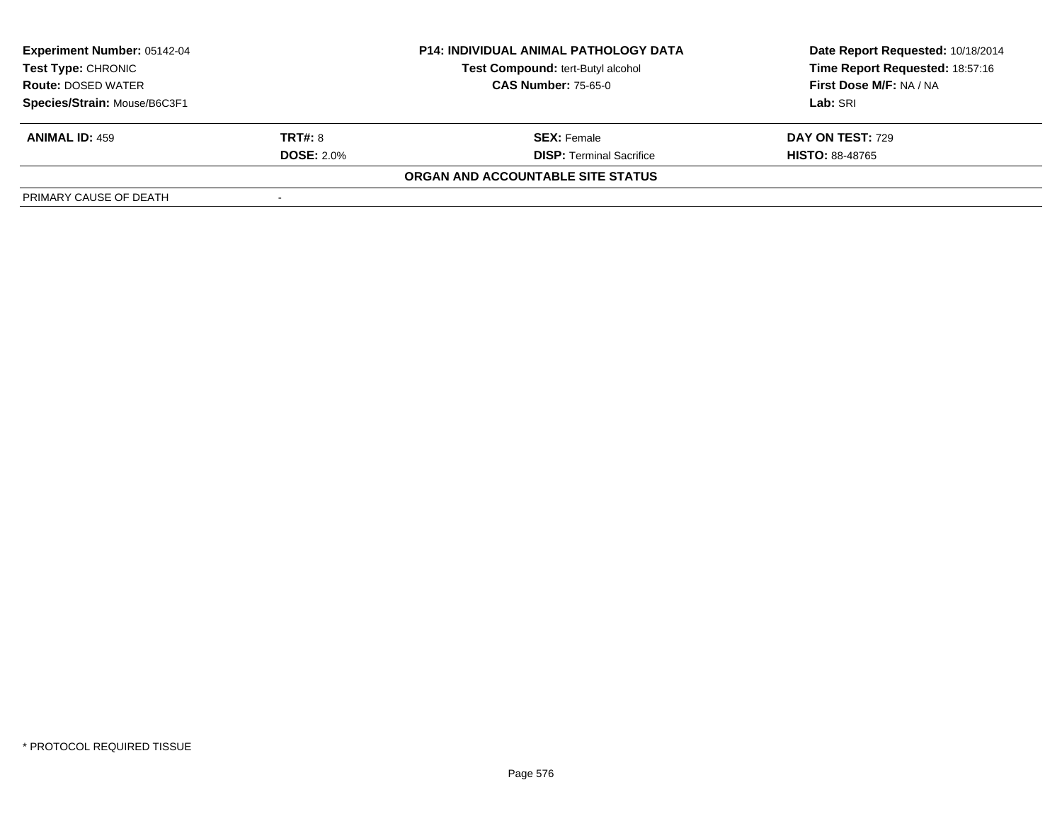**Experiment Number:** 05142-04
**Test Type:** CHRONIC
**Route:** DOSED WATER
**Species/Strain:** Mouse/B6C3F1

**P14: INDIVIDUAL ANIMAL PATHOLOGY DATA**
**Test Compound:** tert-Butyl alcohol
**CAS Number:** 75-65-0

**Date Report Requested:** 10/18/2014
**Time Report Requested:** 18:57:16
**First Dose M/F:** NA / NA
**Lab:** SRI

| **ANIMAL ID:** 459 | **TRT#:** 8 | **SEX:** Female | **DAY ON TEST:** 729 |
|---|---|---|---|
| | **DOSE:** 2.0% | **DISP:** Terminal Sacrifice | **HISTO:** 88-48765 |

**ORGAN AND ACCOUNTABLE SITE STATUS**

| PRIMARY CAUSE OF DEATH | - |
|---|---|

* PROTOCOL REQUIRED TISSUE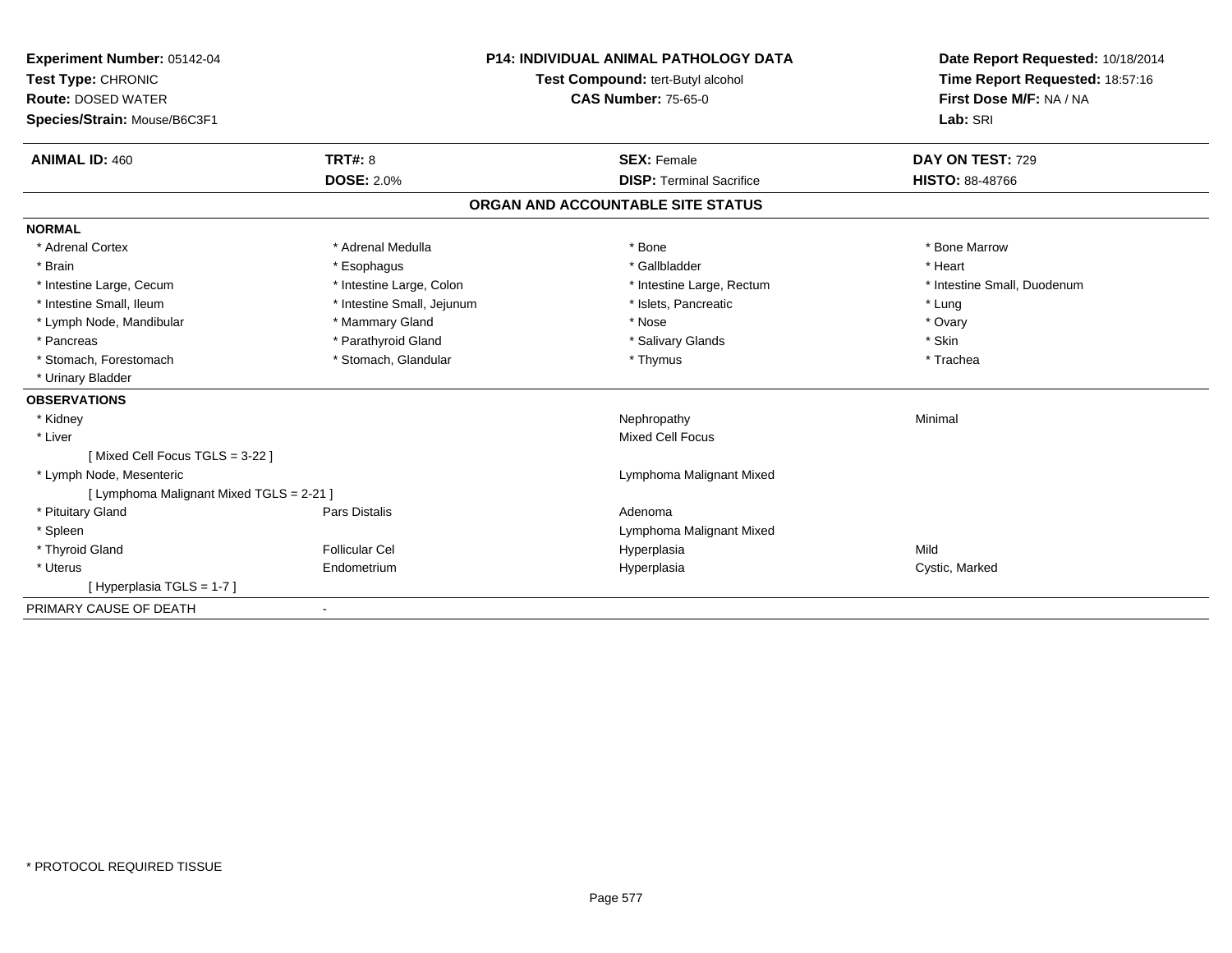**Experiment Number:** 05142-04
**Test Type:** CHRONIC
**Route:** DOSED WATER
**Species/Strain:** Mouse/B6C3F1

**P14: INDIVIDUAL ANIMAL PATHOLOGY DATA**
**Test Compound:** tert-Butyl alcohol
**CAS Number:** 75-65-0

**Date Report Requested:** 10/18/2014
**Time Report Requested:** 18:57:16
**First Dose M/F:** NA / NA
**Lab:** SRI

| **ANIMAL ID:** 460 | **TRT#:** 8 | **SEX:** Female | **DAY ON TEST:** 729 |
|---|---|---|---|
| | **DOSE:** 2.0% | **DISP:** Terminal Sacrifice | **HISTO:** 88-48766 |

## ORGAN AND ACCOUNTABLE SITE STATUS

**NORMAL**

| | | | |
|---|---|---|---|
| * Adrenal Cortex | * Adrenal Medulla | * Bone | * Bone Marrow |
| * Brain | * Esophagus | * Gallbladder | * Heart |
| * Intestine Large, Cecum | * Intestine Large, Colon | * Intestine Large, Rectum | * Intestine Small, Duodenum |
| * Intestine Small, Ileum | * Intestine Small, Jejunum | * Islets, Pancreatic | * Lung |
| * Lymph Node, Mandibular | * Mammary Gland | * Nose | * Ovary |
| * Pancreas | * Parathyroid Gland | * Salivary Glands | * Skin |
| * Stomach, Forestomach | * Stomach, Glandular | * Thymus | * Trachea |
| * Urinary Bladder | | | |

**OBSERVATIONS**

| | | | |
|---|---|---|---|
| * Kidney | | Nephropathy | Minimal |
| * Liver | | Mixed Cell Focus | |
| [ Mixed Cell Focus TGLS = 3-22 ] | | | |
| * Lymph Node, Mesenteric | | Lymphoma Malignant Mixed | |
| [ Lymphoma Malignant Mixed TGLS = 2-21 ] | | | |
| * Pituitary Gland | Pars Distalis | Adenoma | |
| * Spleen | | Lymphoma Malignant Mixed | |
| * Thyroid Gland | Follicular Cel | Hyperplasia | Mild |
| * Uterus | Endometrium | Hyperplasia | Cystic, Marked |
| [ Hyperplasia TGLS = 1-7 ] | | | |

PRIMARY CAUSE OF DEATH -

* PROTOCOL REQUIRED TISSUE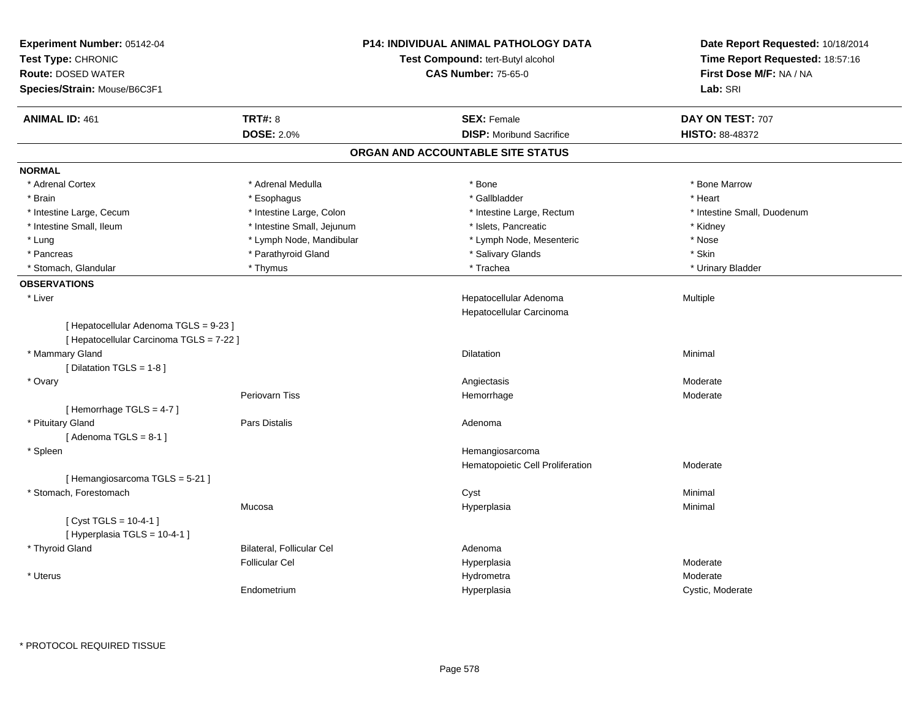**Experiment Number:** 05142-04
**Test Type:** CHRONIC
**Route:** DOSED WATER
**Species/Strain:** Mouse/B6C3F1

**P14: INDIVIDUAL ANIMAL PATHOLOGY DATA**
**Test Compound:** tert-Butyl alcohol
**CAS Number:** 75-65-0

**Date Report Requested:** 10/18/2014
**Time Report Requested:** 18:57:16
**First Dose M/F:** NA / NA
**Lab:** SRI

| **ANIMAL ID:** 461 | **TRT#:** 8 | **SEX:** Female | **DAY ON TEST:** 707 |
|---|---|---|---|
| | **DOSE:** 2.0% | **DISP:** Moribund Sacrifice | **HISTO:** 88-48372 |

## ORGAN AND ACCOUNTABLE SITE STATUS

**NORMAL**

| | | | |
|---|---|---|---|
| * Adrenal Cortex | * Adrenal Medulla | * Bone | * Bone Marrow |
| * Brain | * Esophagus | * Gallbladder | * Heart |
| * Intestine Large, Cecum | * Intestine Large, Colon | * Intestine Large, Rectum | * Intestine Small, Duodenum |
| * Intestine Small, Ileum | * Intestine Small, Jejunum | * Islets, Pancreatic | * Kidney |
| * Lung | * Lymph Node, Mandibular | * Lymph Node, Mesenteric | * Nose |
| * Pancreas | * Parathyroid Gland | * Salivary Glands | * Skin |
| * Stomach, Glandular | * Thymus | * Trachea | * Urinary Bladder |

**OBSERVATIONS**

| | | | |
|---|---|---|---|
| * Liver | | Hepatocellular Adenoma | Multiple |
| | | Hepatocellular Carcinoma | |
| [ Hepatocellular Adenoma TGLS = 9-23 ] | | | |
| [ Hepatocellular Carcinoma TGLS = 7-22 ] | | | |
| * Mammary Gland | | Dilatation | Minimal |
| [ Dilatation TGLS = 1-8 ] | | | |
| * Ovary | | Angiectasis | Moderate |
| | Periovarn Tiss | Hemorrhage | Moderate |
| [ Hemorrhage TGLS = 4-7 ] | | | |
| * Pituitary Gland | Pars Distalis | Adenoma | |
| [ Adenoma TGLS = 8-1 ] | | | |
| * Spleen | | Hemangiosarcoma | |
| | | Hematopoietic Cell Proliferation | Moderate |
| [ Hemangiosarcoma TGLS = 5-21 ] | | | |
| * Stomach, Forestomach | | Cyst | Minimal |
| | Mucosa | Hyperplasia | Minimal |
| [ Cyst TGLS = 10-4-1 ] | | | |
| [ Hyperplasia TGLS = 10-4-1 ] | | | |
| * Thyroid Gland | Bilateral, Follicular Cel | Adenoma | |
| | Follicular Cel | Hyperplasia | Moderate |
| * Uterus | | Hydrometra | Moderate |
| | Endometrium | Hyperplasia | Cystic, Moderate |

\* PROTOCOL REQUIRED TISSUE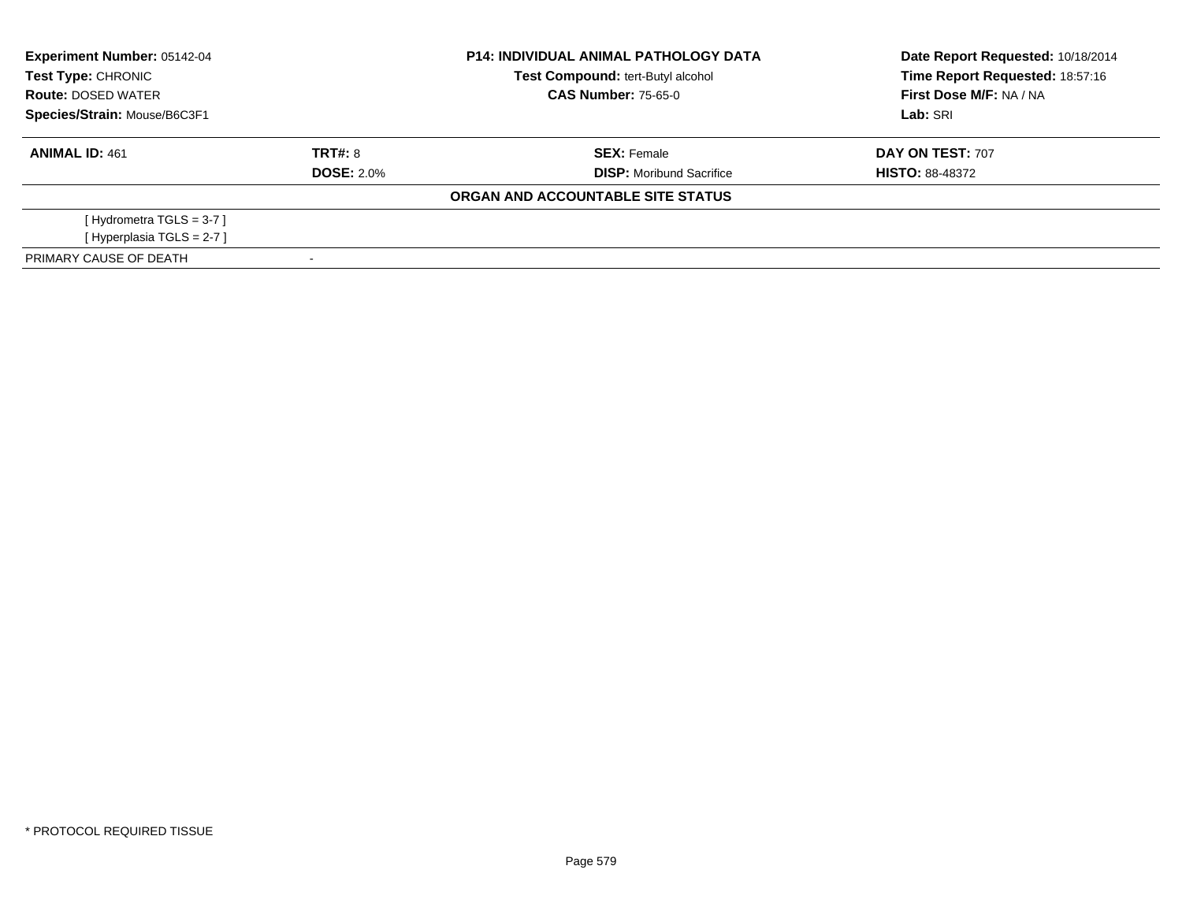**Experiment Number:** 05142-04
**Test Type:** CHRONIC
**Route:** DOSED WATER
**Species/Strain:** Mouse/B6C3F1

**P14: INDIVIDUAL ANIMAL PATHOLOGY DATA**
**Test Compound:** tert-Butyl alcohol
**CAS Number:** 75-65-0

**Date Report Requested:** 10/18/2014
**Time Report Requested:** 18:57:16
**First Dose M/F:** NA / NA
**Lab:** SRI

| **ANIMAL ID:** 461 | **TRT#:** 8 | **SEX:** Female | **DAY ON TEST:** 707 |
|---|---|---|---|
| | **DOSE:** 2.0% | **DISP:** Moribund Sacrifice | **HISTO:** 88-48372 |

**ORGAN AND ACCOUNTABLE SITE STATUS**

[ Hydrometra TGLS = 3-7 ]
[ Hyperplasia TGLS = 2-7 ]

| PRIMARY CAUSE OF DEATH | - |
|---|---|

* PROTOCOL REQUIRED TISSUE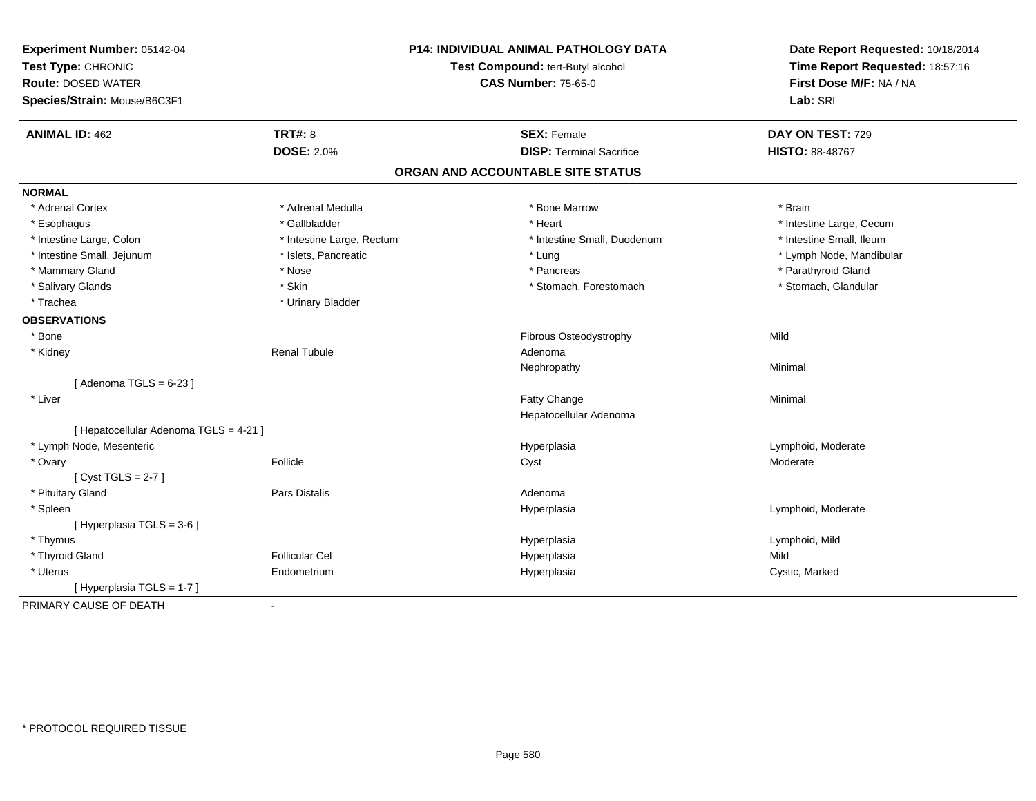**Experiment Number:** 05142-04
**Test Type:** CHRONIC
**Route:** DOSED WATER
**Species/Strain:** Mouse/B6C3F1

**P14: INDIVIDUAL ANIMAL PATHOLOGY DATA**
**Test Compound:** tert-Butyl alcohol
**CAS Number:** 75-65-0

**Date Report Requested:** 10/18/2014
**Time Report Requested:** 18:57:16
**First Dose M/F:** NA / NA
**Lab:** SRI

| **ANIMAL ID:** 462 | **TRT#:** 8 | **SEX:** Female | **DAY ON TEST:** 729 |
|---|---|---|---|
| | **DOSE:** 2.0% | **DISP:** Terminal Sacrifice | **HISTO:** 88-48767 |

## ORGAN AND ACCOUNTABLE SITE STATUS

**NORMAL**

| | | | |
|---|---|---|---|
| * Adrenal Cortex | * Adrenal Medulla | * Bone Marrow | * Brain |
| * Esophagus | * Gallbladder | * Heart | * Intestine Large, Cecum |
| * Intestine Large, Colon | * Intestine Large, Rectum | * Intestine Small, Duodenum | * Intestine Small, Ileum |
| * Intestine Small, Jejunum | * Islets, Pancreatic | * Lung | * Lymph Node, Mandibular |
| * Mammary Gland | * Nose | * Pancreas | * Parathyroid Gland |
| * Salivary Glands | * Skin | * Stomach, Forestomach | * Stomach, Glandular |
| * Trachea | * Urinary Bladder | | |

**OBSERVATIONS**

| | | | |
|---|---|---|---|
| * Bone | | Fibrous Osteodystrophy | Mild |
| * Kidney | Renal Tubule | Adenoma | |
| | | Nephropathy | Minimal |
| [ Adenoma TGLS = 6-23 ] | | | |
| * Liver | | Fatty Change | Minimal |
| | | Hepatocellular Adenoma | |
| [ Hepatocellular Adenoma TGLS = 4-21 ] | | | |
| * Lymph Node, Mesenteric | | Hyperplasia | Lymphoid, Moderate |
| * Ovary | Follicle | Cyst | Moderate |
| [ Cyst TGLS = 2-7 ] | | | |
| * Pituitary Gland | Pars Distalis | Adenoma | |
| * Spleen | | Hyperplasia | Lymphoid, Moderate |
| [ Hyperplasia TGLS = 3-6 ] | | | |
| * Thymus | | Hyperplasia | Lymphoid, Mild |
| * Thyroid Gland | Follicular Cel | Hyperplasia | Mild |
| * Uterus | Endometrium | Hyperplasia | Cystic, Marked |
| [ Hyperplasia TGLS = 1-7 ] | | | |

PRIMARY CAUSE OF DEATH -

* PROTOCOL REQUIRED TISSUE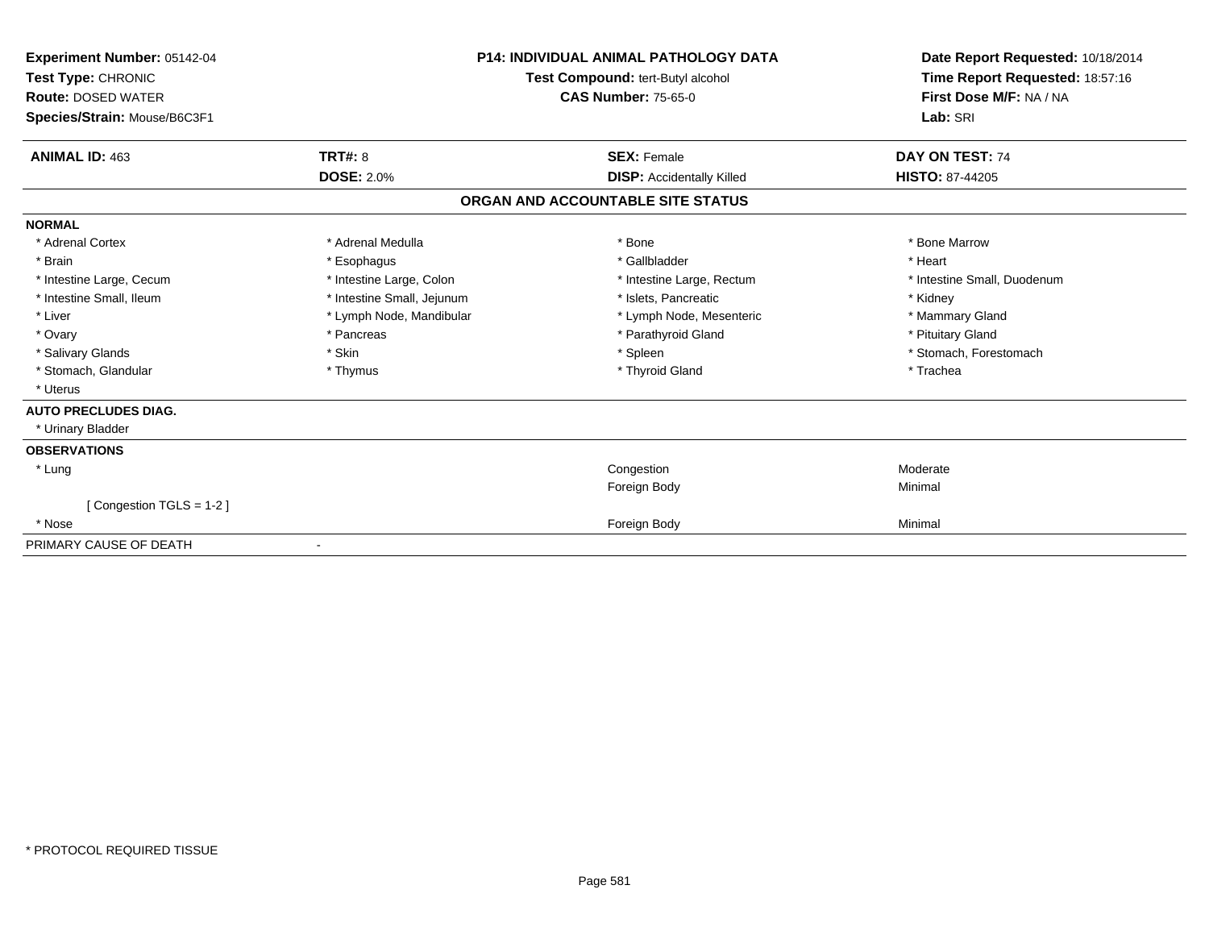**Experiment Number:** 05142-04
**Test Type:** CHRONIC
**Route:** DOSED WATER
**Species/Strain:** Mouse/B6C3F1

**P14: INDIVIDUAL ANIMAL PATHOLOGY DATA**
**Test Compound:** tert-Butyl alcohol
**CAS Number:** 75-65-0

**Date Report Requested:** 10/18/2014
**Time Report Requested:** 18:57:16
**First Dose M/F:** NA / NA
**Lab:** SRI

| **ANIMAL ID:** 463 | **TRT#:** 8 | **SEX:** Female | **DAY ON TEST:** 74 |
|---|---|---|---|
| | **DOSE:** 2.0% | **DISP:** Accidentally Killed | **HISTO:** 87-44205 |

## ORGAN AND ACCOUNTABLE SITE STATUS

**NORMAL**

| | | | |
|---|---|---|---|
| * Adrenal Cortex | * Adrenal Medulla | * Bone | * Bone Marrow |
| * Brain | * Esophagus | * Gallbladder | * Heart |
| * Intestine Large, Cecum | * Intestine Large, Colon | * Intestine Large, Rectum | * Intestine Small, Duodenum |
| * Intestine Small, Ileum | * Intestine Small, Jejunum | * Islets, Pancreatic | * Kidney |
| * Liver | * Lymph Node, Mandibular | * Lymph Node, Mesenteric | * Mammary Gland |
| * Ovary | * Pancreas | * Parathyroid Gland | * Pituitary Gland |
| * Salivary Glands | * Skin | * Spleen | * Stomach, Forestomach |
| * Stomach, Glandular | * Thymus | * Thyroid Gland | * Trachea |
| * Uterus | | | |

**AUTO PRECLUDES DIAG.**

* Urinary Bladder

**OBSERVATIONS**

| | | |
|---|---|---|
| * Lung | Congestion | Moderate |
| | Foreign Body | Minimal |
| [ Congestion TGLS = 1-2 ] | | |
| * Nose | Foreign Body | Minimal |

PRIMARY CAUSE OF DEATH -

* PROTOCOL REQUIRED TISSUE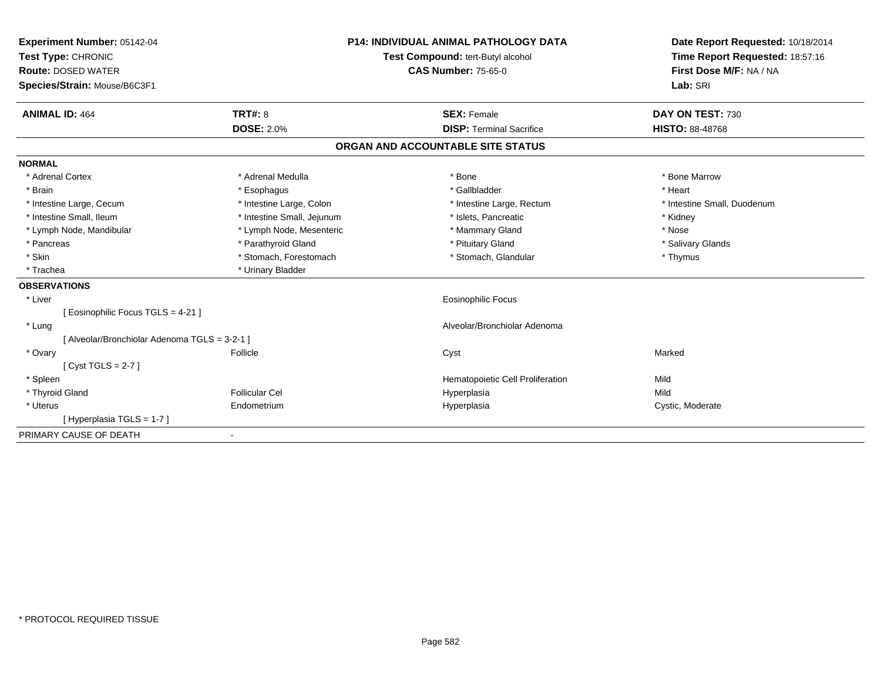**Experiment Number:** 05142-04
**Test Type:** CHRONIC
**Route:** DOSED WATER
**Species/Strain:** Mouse/B6C3F1

**P14: INDIVIDUAL ANIMAL PATHOLOGY DATA**
**Test Compound:** tert-Butyl alcohol
**CAS Number:** 75-65-0

**Date Report Requested:** 10/18/2014
**Time Report Requested:** 18:57:16
**First Dose M/F:** NA / NA
**Lab:** SRI

| **ANIMAL ID:** 464 | **TRT#:** 8 | **SEX:** Female | **DAY ON TEST:** 730 |
|---|---|---|---|
| | **DOSE:** 2.0% | **DISP:** Terminal Sacrifice | **HISTO:** 88-48768 |

## ORGAN AND ACCOUNTABLE SITE STATUS

**NORMAL**

| | | | |
|---|---|---|---|
| * Adrenal Cortex | * Adrenal Medulla | * Bone | * Bone Marrow |
| * Brain | * Esophagus | * Gallbladder | * Heart |
| * Intestine Large, Cecum | * Intestine Large, Colon | * Intestine Large, Rectum | * Intestine Small, Duodenum |
| * Intestine Small, Ileum | * Intestine Small, Jejunum | * Islets, Pancreatic | * Kidney |
| * Lymph Node, Mandibular | * Lymph Node, Mesenteric | * Mammary Gland | * Nose |
| * Pancreas | * Parathyroid Gland | * Pituitary Gland | * Salivary Glands |
| * Skin | * Stomach, Forestomach | * Stomach, Glandular | * Thymus |
| * Trachea | * Urinary Bladder | | |

**OBSERVATIONS**

| | | | |
|---|---|---|---|
| * Liver | | Eosinophilic Focus | |
| [ Eosinophilic Focus TGLS = 4-21 ] | | | |
| * Lung | | Alveolar/Bronchiolar Adenoma | |
| [ Alveolar/Bronchiolar Adenoma TGLS = 3-2-1 ] | | | |
| * Ovary | Follicle | Cyst | Marked |
| [ Cyst TGLS = 2-7 ] | | | |
| * Spleen | | Hematopoietic Cell Proliferation | Mild |
| * Thyroid Gland | Follicular Cel | Hyperplasia | Mild |
| * Uterus | Endometrium | Hyperplasia | Cystic, Moderate |
| [ Hyperplasia TGLS = 1-7 ] | | | |

PRIMARY CAUSE OF DEATH -

* PROTOCOL REQUIRED TISSUE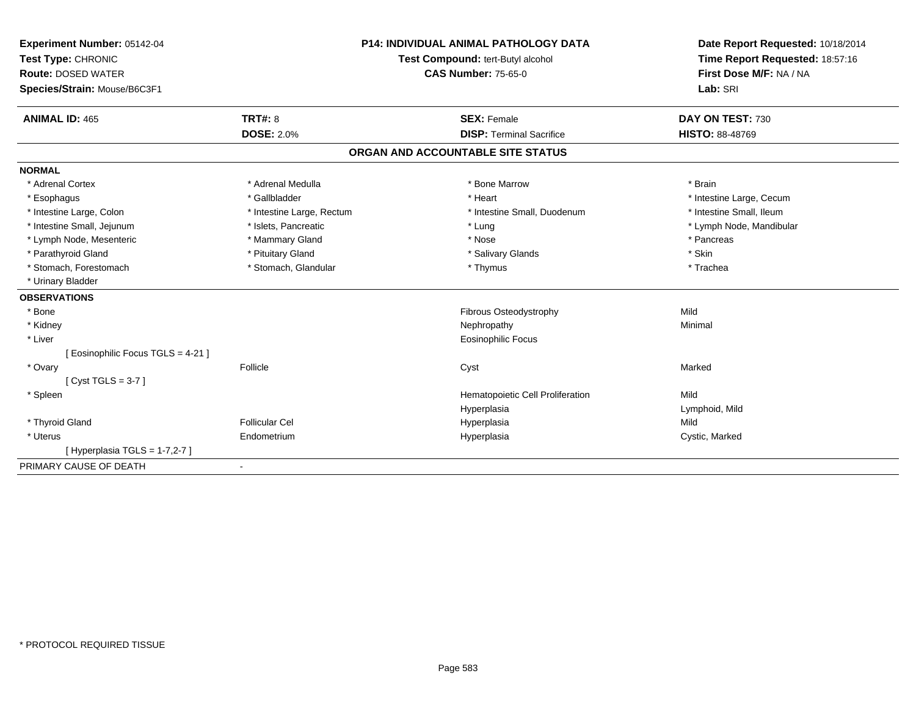**Experiment Number:** 05142-04
**Test Type:** CHRONIC
**Route:** DOSED WATER
**Species/Strain:** Mouse/B6C3F1

**P14: INDIVIDUAL ANIMAL PATHOLOGY DATA**
**Test Compound:** tert-Butyl alcohol
**CAS Number:** 75-65-0

**Date Report Requested:** 10/18/2014
**Time Report Requested:** 18:57:16
**First Dose M/F:** NA / NA
**Lab:** SRI

| **ANIMAL ID:** 465 | **TRT#:** 8 | **SEX:** Female | **DAY ON TEST:** 730 |
|---|---|---|---|
| | **DOSE:** 2.0% | **DISP:** Terminal Sacrifice | **HISTO:** 88-48769 |

## ORGAN AND ACCOUNTABLE SITE STATUS

**NORMAL**

| | | | |
|---|---|---|---|
| * Adrenal Cortex | * Adrenal Medulla | * Bone Marrow | * Brain |
| * Esophagus | * Gallbladder | * Heart | * Intestine Large, Cecum |
| * Intestine Large, Colon | * Intestine Large, Rectum | * Intestine Small, Duodenum | * Intestine Small, Ileum |
| * Intestine Small, Jejunum | * Islets, Pancreatic | * Lung | * Lymph Node, Mandibular |
| * Lymph Node, Mesenteric | * Mammary Gland | * Nose | * Pancreas |
| * Parathyroid Gland | * Pituitary Gland | * Salivary Glands | * Skin |
| * Stomach, Forestomach | * Stomach, Glandular | * Thymus | * Trachea |
| * Urinary Bladder | | | |

**OBSERVATIONS**

| | | | |
|---|---|---|---|
| * Bone | | Fibrous Osteodystrophy | Mild |
| * Kidney | | Nephropathy | Minimal |
| * Liver | | Eosinophilic Focus | |
| [ Eosinophilic Focus TGLS = 4-21 ] | | | |
| * Ovary | Follicle | Cyst | Marked |
| [ Cyst TGLS = 3-7 ] | | | |
| * Spleen | | Hematopoietic Cell Proliferation | Mild |
| | | Hyperplasia | Lymphoid, Mild |
| * Thyroid Gland | Follicular Cel | Hyperplasia | Mild |
| * Uterus | Endometrium | Hyperplasia | Cystic, Marked |
| [ Hyperplasia TGLS = 1-7,2-7 ] | | | |

PRIMARY CAUSE OF DEATH -

\* PROTOCOL REQUIRED TISSUE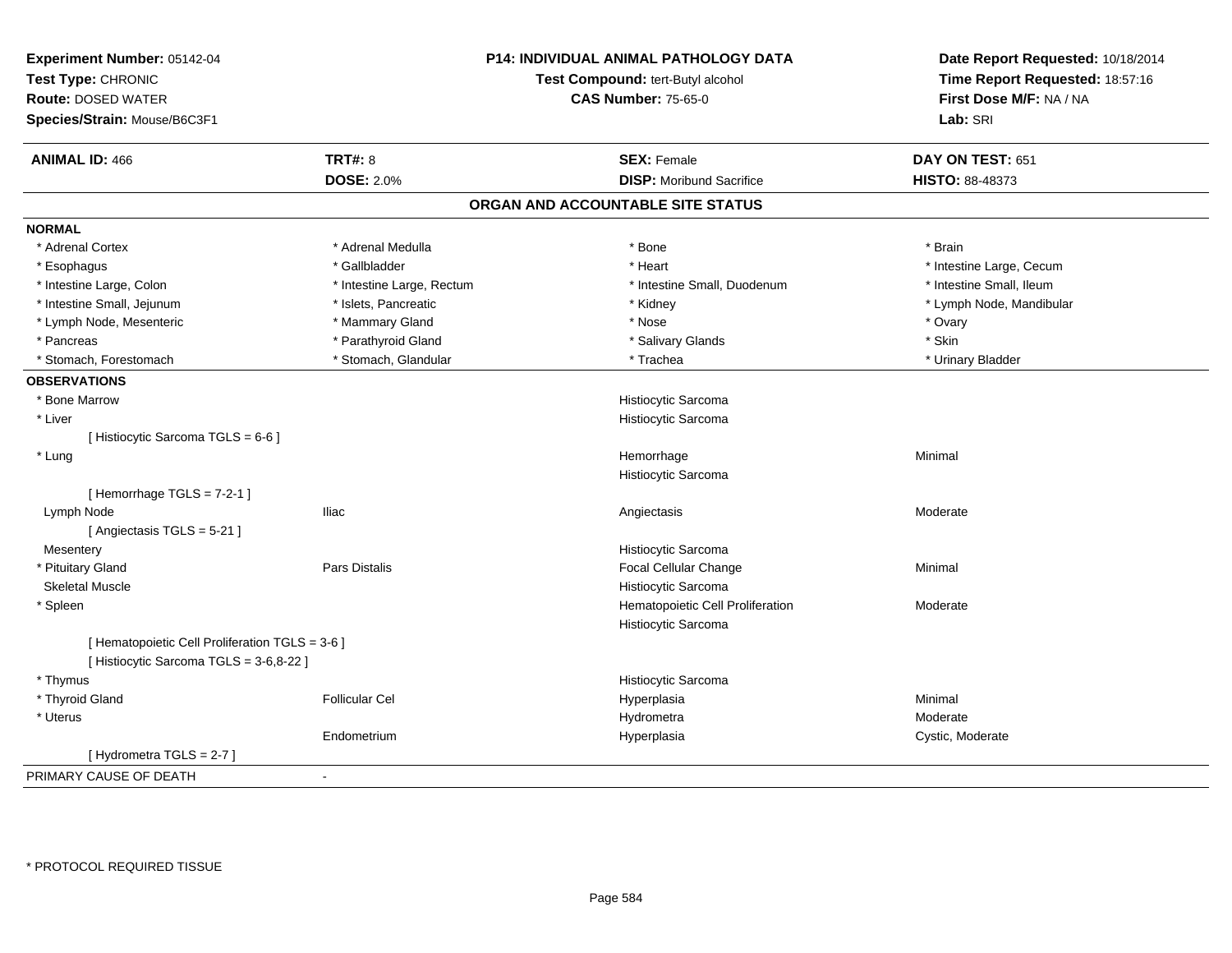**Experiment Number:** 05142-04
**Test Type:** CHRONIC
**Route:** DOSED WATER
**Species/Strain:** Mouse/B6C3F1

**P14: INDIVIDUAL ANIMAL PATHOLOGY DATA**
**Test Compound:** tert-Butyl alcohol
**CAS Number:** 75-65-0

**Date Report Requested:** 10/18/2014
**Time Report Requested:** 18:57:16
**First Dose M/F:** NA / NA
**Lab:** SRI

| **ANIMAL ID:** 466 | **TRT#:** 8 | **SEX:** Female | **DAY ON TEST:** 651 |
|---|---|---|---|
| | **DOSE:** 2.0% | **DISP:** Moribund Sacrifice | **HISTO:** 88-48373 |

## ORGAN AND ACCOUNTABLE SITE STATUS

**NORMAL**

| | | | |
|---|---|---|---|
| * Adrenal Cortex | * Adrenal Medulla | * Bone | * Brain |
| * Esophagus | * Gallbladder | * Heart | * Intestine Large, Cecum |
| * Intestine Large, Colon | * Intestine Large, Rectum | * Intestine Small, Duodenum | * Intestine Small, Ileum |
| * Intestine Small, Jejunum | * Islets, Pancreatic | * Kidney | * Lymph Node, Mandibular |
| * Lymph Node, Mesenteric | * Mammary Gland | * Nose | * Ovary |
| * Pancreas | * Parathyroid Gland | * Salivary Glands | * Skin |
| * Stomach, Forestomach | * Stomach, Glandular | * Trachea | * Urinary Bladder |

**OBSERVATIONS**

| | | | |
|---|---|---|---|
| * Bone Marrow | | Histiocytic Sarcoma | |
| * Liver | | Histiocytic Sarcoma | |
| [ Histiocytic Sarcoma TGLS = 6-6 ] | | | |
| * Lung | | Hemorrhage | Minimal |
| | | Histiocytic Sarcoma | |
| [ Hemorrhage TGLS = 7-2-1 ] | | | |
| Lymph Node | Iliac | Angiectasis | Moderate |
| [ Angiectasis TGLS = 5-21 ] | | | |
| Mesentery | | Histiocytic Sarcoma | |
| * Pituitary Gland | Pars Distalis | Focal Cellular Change | Minimal |
| Skeletal Muscle | | Histiocytic Sarcoma | |
| * Spleen | | Hematopoietic Cell Proliferation | Moderate |
| | | Histiocytic Sarcoma | |
| [ Hematopoietic Cell Proliferation TGLS = 3-6 ] | | | |
| [ Histiocytic Sarcoma TGLS = 3-6,8-22 ] | | | |
| * Thymus | | Histiocytic Sarcoma | |
| * Thyroid Gland | Follicular Cel | Hyperplasia | Minimal |
| * Uterus | | Hydrometra | Moderate |
| | Endometrium | Hyperplasia | Cystic, Moderate |
| [ Hydrometra TGLS = 2-7 ] | | | |

PRIMARY CAUSE OF DEATH -

* PROTOCOL REQUIRED TISSUE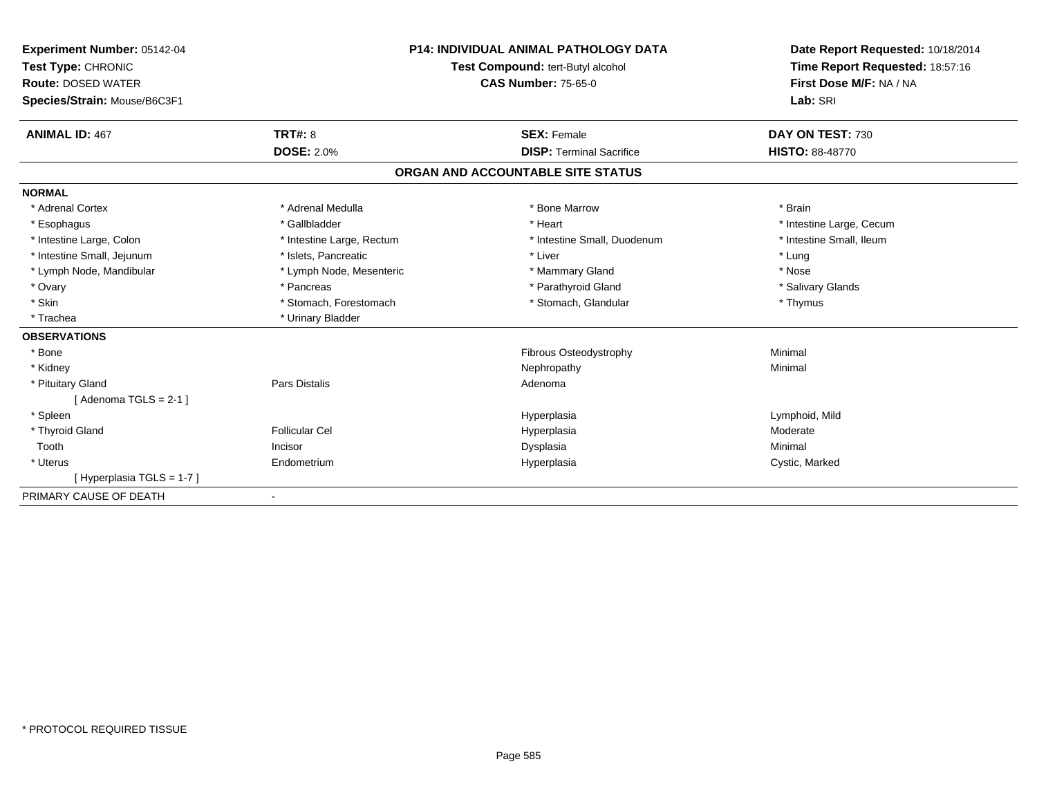**Experiment Number:** 05142-04
**Test Type:** CHRONIC
**Route:** DOSED WATER
**Species/Strain:** Mouse/B6C3F1

**P14: INDIVIDUAL ANIMAL PATHOLOGY DATA**
**Test Compound:** tert-Butyl alcohol
**CAS Number:** 75-65-0

**Date Report Requested:** 10/18/2014
**Time Report Requested:** 18:57:16
**First Dose M/F:** NA / NA
**Lab:** SRI

| **ANIMAL ID:** 467 | **TRT#:** 8 | **SEX:** Female | **DAY ON TEST:** 730 |
|---|---|---|---|
| | **DOSE:** 2.0% | **DISP:** Terminal Sacrifice | **HISTO:** 88-48770 |

## ORGAN AND ACCOUNTABLE SITE STATUS

| | | | |
|---|---|---|---|
| **NORMAL** | | | |
| * Adrenal Cortex | * Adrenal Medulla | * Bone Marrow | * Brain |
| * Esophagus | * Gallbladder | * Heart | * Intestine Large, Cecum |
| * Intestine Large, Colon | * Intestine Large, Rectum | * Intestine Small, Duodenum | * Intestine Small, Ileum |
| * Intestine Small, Jejunum | * Islets, Pancreatic | * Liver | * Lung |
| * Lymph Node, Mandibular | * Lymph Node, Mesenteric | * Mammary Gland | * Nose |
| * Ovary | * Pancreas | * Parathyroid Gland | * Salivary Glands |
| * Skin | * Stomach, Forestomach | * Stomach, Glandular | * Thymus |
| * Trachea | * Urinary Bladder | | |
| **OBSERVATIONS** | | | |
| * Bone | | Fibrous Osteodystrophy | Minimal |
| * Kidney | | Nephropathy | Minimal |
| * Pituitary Gland | Pars Distalis | Adenoma | |
| [ Adenoma TGLS = 2-1 ] | | | |
| * Spleen | | Hyperplasia | Lymphoid, Mild |
| * Thyroid Gland | Follicular Cel | Hyperplasia | Moderate |
| Tooth | Incisor | Dysplasia | Minimal |
| * Uterus | Endometrium | Hyperplasia | Cystic, Marked |
| [ Hyperplasia TGLS = 1-7 ] | | | |
| PRIMARY CAUSE OF DEATH | - | | |

* PROTOCOL REQUIRED TISSUE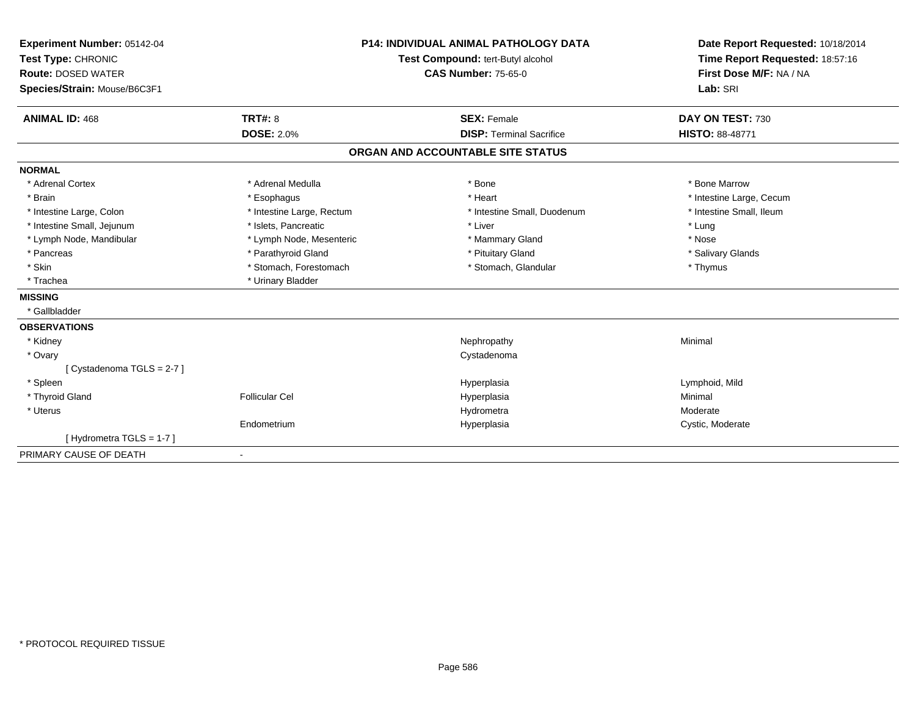**Experiment Number:** 05142-04
**Test Type:** CHRONIC
**Route:** DOSED WATER
**Species/Strain:** Mouse/B6C3F1

**P14: INDIVIDUAL ANIMAL PATHOLOGY DATA**
**Test Compound:** tert-Butyl alcohol
**CAS Number:** 75-65-0

**Date Report Requested:** 10/18/2014
**Time Report Requested:** 18:57:16
**First Dose M/F:** NA / NA
**Lab:** SRI

| **ANIMAL ID:** 468 | **TRT#:** 8 | **SEX:** Female | **DAY ON TEST:** 730 |
|---|---|---|---|
| | **DOSE:** 2.0% | **DISP:** Terminal Sacrifice | **HISTO:** 88-48771 |

## ORGAN AND ACCOUNTABLE SITE STATUS

**NORMAL**

| | | | |
|---|---|---|---|
| * Adrenal Cortex | * Adrenal Medulla | * Bone | * Bone Marrow |
| * Brain | * Esophagus | * Heart | * Intestine Large, Cecum |
| * Intestine Large, Colon | * Intestine Large, Rectum | * Intestine Small, Duodenum | * Intestine Small, Ileum |
| * Intestine Small, Jejunum | * Islets, Pancreatic | * Liver | * Lung |
| * Lymph Node, Mandibular | * Lymph Node, Mesenteric | * Mammary Gland | * Nose |
| * Pancreas | * Parathyroid Gland | * Pituitary Gland | * Salivary Glands |
| * Skin | * Stomach, Forestomach | * Stomach, Glandular | * Thymus |
| * Trachea | * Urinary Bladder | | |

**MISSING**

* Gallbladder

**OBSERVATIONS**

| | | | |
|---|---|---|---|
| * Kidney | | Nephropathy | Minimal |
| * Ovary | | Cystadenoma | |
| [ Cystadenoma TGLS = 2-7 ] | | | |
| * Spleen | | Hyperplasia | Lymphoid, Mild |
| * Thyroid Gland | Follicular Cel | Hyperplasia | Minimal |
| * Uterus | | Hydrometra | Moderate |
| | Endometrium | Hyperplasia | Cystic, Moderate |
| [ Hydrometra TGLS = 1-7 ] | | | |

PRIMARY CAUSE OF DEATH -

* PROTOCOL REQUIRED TISSUE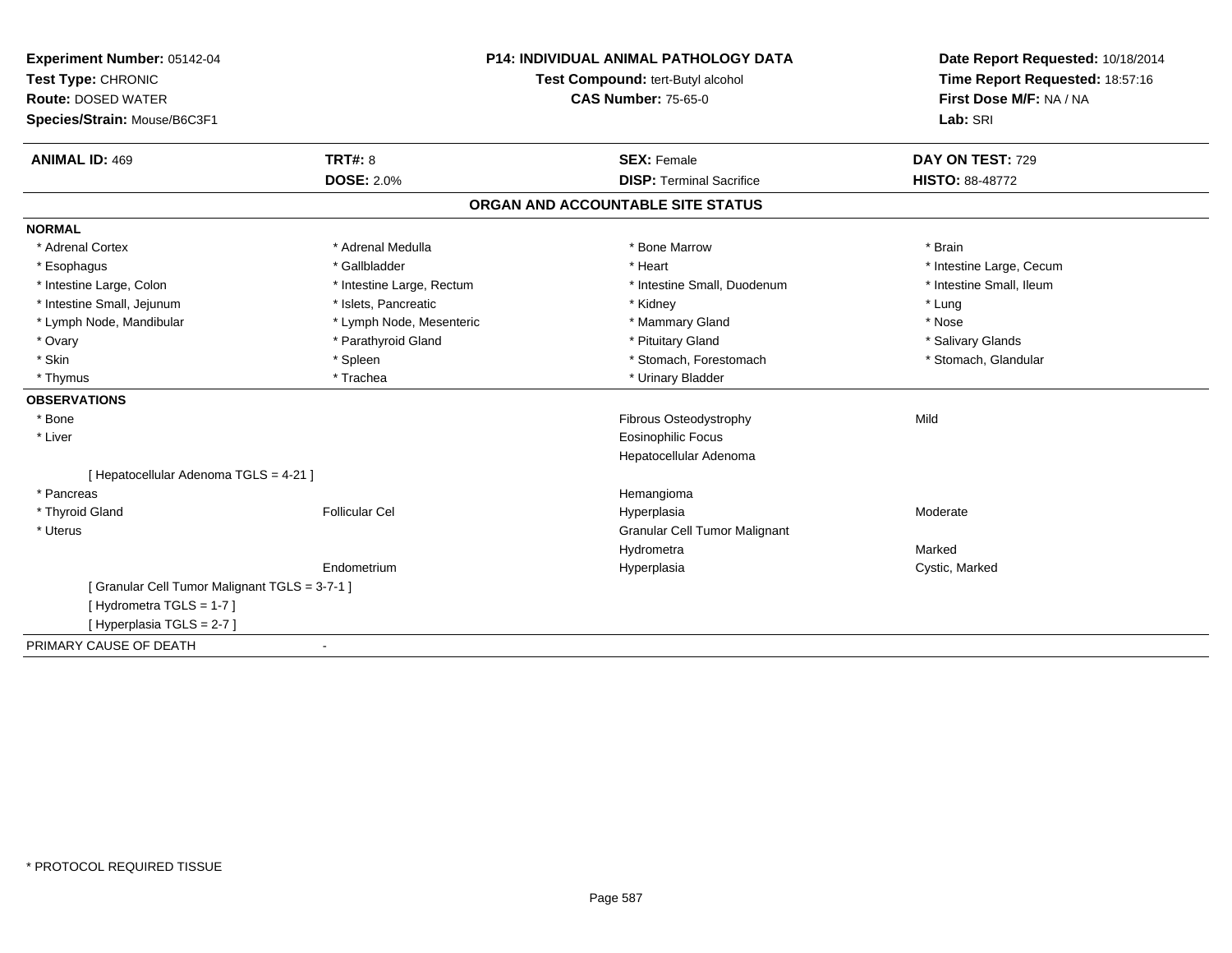**Experiment Number:** 05142-04
**Test Type:** CHRONIC
**Route:** DOSED WATER
**Species/Strain:** Mouse/B6C3F1

**P14: INDIVIDUAL ANIMAL PATHOLOGY DATA**
**Test Compound:** tert-Butyl alcohol
**CAS Number:** 75-65-0

**Date Report Requested:** 10/18/2014
**Time Report Requested:** 18:57:16
**First Dose M/F:** NA / NA
**Lab:** SRI

| **ANIMAL ID:** 469 | **TRT#:** 8 | **SEX:** Female | **DAY ON TEST:** 729 |
|---|---|---|---|
| | **DOSE:** 2.0% | **DISP:** Terminal Sacrifice | **HISTO:** 88-48772 |

## ORGAN AND ACCOUNTABLE SITE STATUS

**NORMAL**

| | | | |
|---|---|---|---|
| * Adrenal Cortex | * Adrenal Medulla | * Bone Marrow | * Brain |
| * Esophagus | * Gallbladder | * Heart | * Intestine Large, Cecum |
| * Intestine Large, Colon | * Intestine Large, Rectum | * Intestine Small, Duodenum | * Intestine Small, Ileum |
| * Intestine Small, Jejunum | * Islets, Pancreatic | * Kidney | * Lung |
| * Lymph Node, Mandibular | * Lymph Node, Mesenteric | * Mammary Gland | * Nose |
| * Ovary | * Parathyroid Gland | * Pituitary Gland | * Salivary Glands |
| * Skin | * Spleen | * Stomach, Forestomach | * Stomach, Glandular |
| * Thymus | * Trachea | * Urinary Bladder | |

**OBSERVATIONS**

| | | | |
|---|---|---|---|
| * Bone | | Fibrous Osteodystrophy | Mild |
| * Liver | | Eosinophilic Focus | |
| | | Hepatocellular Adenoma | |
| [ Hepatocellular Adenoma TGLS = 4-21 ] | | | |
| * Pancreas | | Hemangioma | |
| * Thyroid Gland | Follicular Cel | Hyperplasia | Moderate |
| * Uterus | | Granular Cell Tumor Malignant | |
| | | Hydrometra | Marked |
| | Endometrium | Hyperplasia | Cystic, Marked |
| [ Granular Cell Tumor Malignant TGLS = 3-7-1 ] | | | |
| [ Hydrometra TGLS = 1-7 ] | | | |
| [ Hyperplasia TGLS = 2-7 ] | | | |

PRIMARY CAUSE OF DEATH -

\* PROTOCOL REQUIRED TISSUE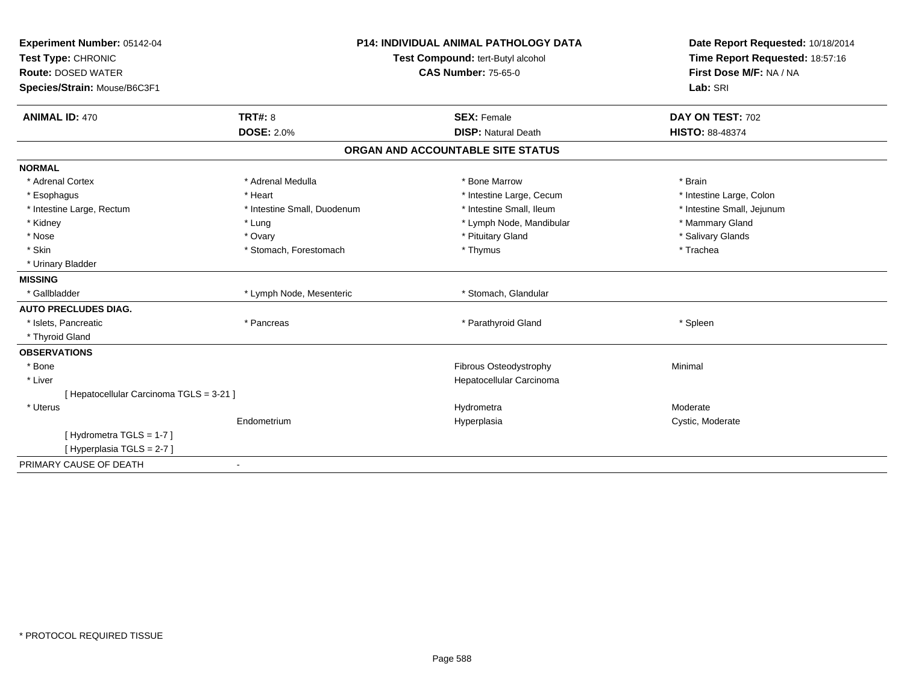**Experiment Number:** 05142-04
**Test Type:** CHRONIC
**Route:** DOSED WATER
**Species/Strain:** Mouse/B6C3F1

**P14: INDIVIDUAL ANIMAL PATHOLOGY DATA**
**Test Compound:** tert-Butyl alcohol
**CAS Number:** 75-65-0

**Date Report Requested:** 10/18/2014
**Time Report Requested:** 18:57:16
**First Dose M/F:** NA / NA
**Lab:** SRI

| **ANIMAL ID:** 470 | **TRT#:** 8 | **SEX:** Female | **DAY ON TEST:** 702 |
|---|---|---|---|
| | **DOSE:** 2.0% | **DISP:** Natural Death | **HISTO:** 88-48374 |

## ORGAN AND ACCOUNTABLE SITE STATUS

| | | | |
|---|---|---|---|
| **NORMAL** | | | |
| * Adrenal Cortex | * Adrenal Medulla | * Bone Marrow | * Brain |
| * Esophagus | * Heart | * Intestine Large, Cecum | * Intestine Large, Colon |
| * Intestine Large, Rectum | * Intestine Small, Duodenum | * Intestine Small, Ileum | * Intestine Small, Jejunum |
| * Kidney | * Lung | * Lymph Node, Mandibular | * Mammary Gland |
| * Nose | * Ovary | * Pituitary Gland | * Salivary Glands |
| * Skin | * Stomach, Forestomach | * Thymus | * Trachea |
| * Urinary Bladder | | | |
| **MISSING** | | | |
| * Gallbladder | * Lymph Node, Mesenteric | * Stomach, Glandular | |
| **AUTO PRECLUDES DIAG.** | | | |
| * Islets, Pancreatic | * Pancreas | * Parathyroid Gland | * Spleen |
| * Thyroid Gland | | | |
| **OBSERVATIONS** | | | |
| * Bone | | Fibrous Osteodystrophy | Minimal |
| * Liver | | Hepatocellular Carcinoma | |
| [ Hepatocellular Carcinoma TGLS = 3-21 ] | | | |
| * Uterus | | Hydrometra | Moderate |
| | Endometrium | Hyperplasia | Cystic, Moderate |
| [ Hydrometra TGLS = 1-7 ] | | | |
| [ Hyperplasia TGLS = 2-7 ] | | | |
| PRIMARY CAUSE OF DEATH | - | | |

* PROTOCOL REQUIRED TISSUE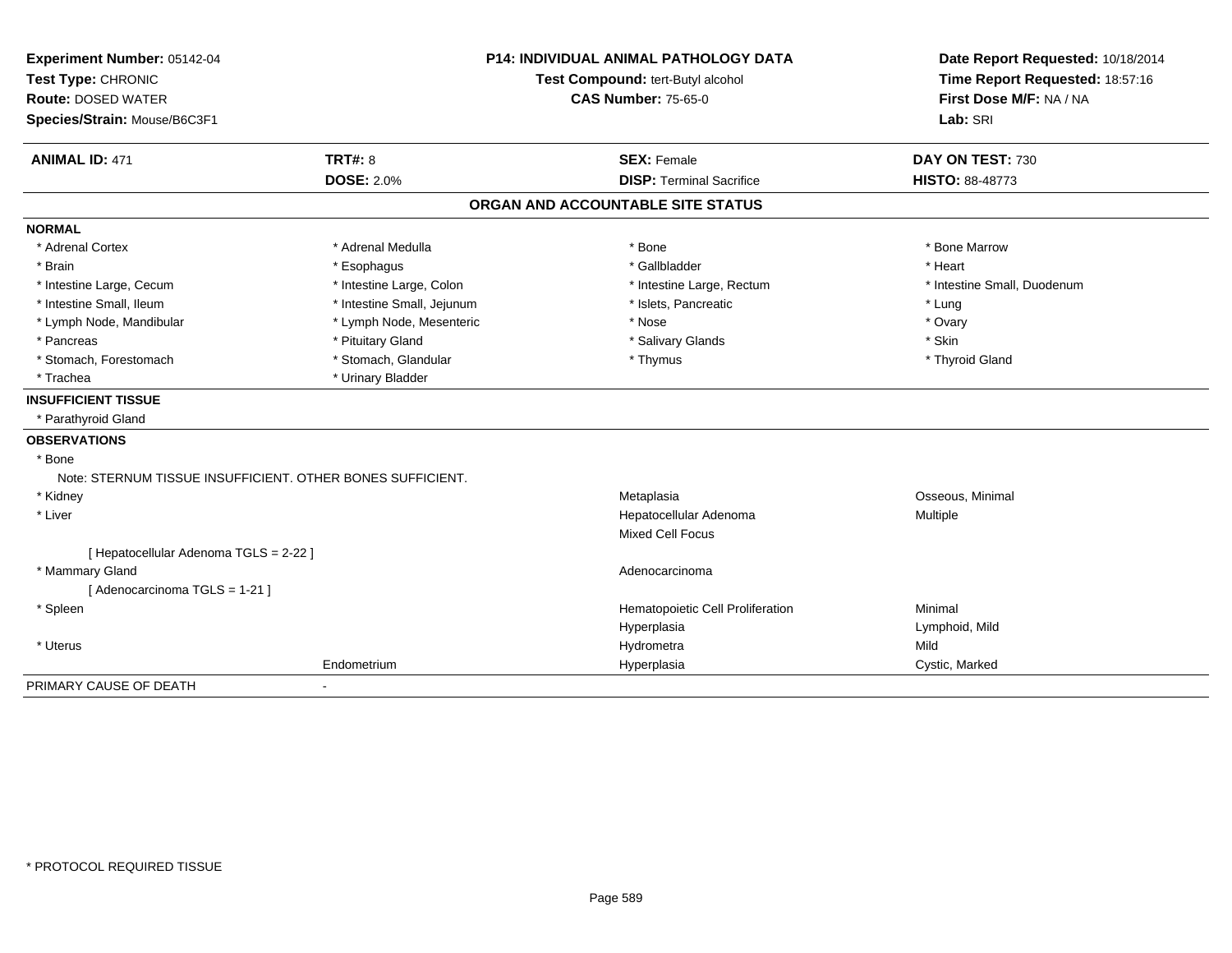**Experiment Number:** 05142-04
**Test Type:** CHRONIC
**Route:** DOSED WATER
**Species/Strain:** Mouse/B6C3F1

**P14: INDIVIDUAL ANIMAL PATHOLOGY DATA**
**Test Compound:** tert-Butyl alcohol
**CAS Number:** 75-65-0

**Date Report Requested:** 10/18/2014
**Time Report Requested:** 18:57:16
**First Dose M/F:** NA / NA
**Lab:** SRI

| **ANIMAL ID:** 471 | **TRT#:** 8 | **SEX:** Female | **DAY ON TEST:** 730 |
|---|---|---|---|
| | **DOSE:** 2.0% | **DISP:** Terminal Sacrifice | **HISTO:** 88-48773 |

## ORGAN AND ACCOUNTABLE SITE STATUS

**NORMAL**

| | | | |
|---|---|---|---|
| * Adrenal Cortex | * Adrenal Medulla | * Bone | * Bone Marrow |
| * Brain | * Esophagus | * Gallbladder | * Heart |
| * Intestine Large, Cecum | * Intestine Large, Colon | * Intestine Large, Rectum | * Intestine Small, Duodenum |
| * Intestine Small, Ileum | * Intestine Small, Jejunum | * Islets, Pancreatic | * Lung |
| * Lymph Node, Mandibular | * Lymph Node, Mesenteric | * Nose | * Ovary |
| * Pancreas | * Pituitary Gland | * Salivary Glands | * Skin |
| * Stomach, Forestomach | * Stomach, Glandular | * Thymus | * Thyroid Gland |
| * Trachea | * Urinary Bladder | | |

**INSUFFICIENT TISSUE**

* Parathyroid Gland

**OBSERVATIONS**

| | | | |
|---|---|---|---|
| * Bone | | | |
| Note: STERNUM TISSUE INSUFFICIENT. OTHER BONES SUFFICIENT. | | | |
| * Kidney | | Metaplasia | Osseous, Minimal |
| * Liver | | Hepatocellular Adenoma | Multiple |
| | | Mixed Cell Focus | |
| [ Hepatocellular Adenoma TGLS = 2-22 ] | | | |
| * Mammary Gland | | Adenocarcinoma | |
| [ Adenocarcinoma TGLS = 1-21 ] | | | |
| * Spleen | | Hematopoietic Cell Proliferation | Minimal |
| | | Hyperplasia | Lymphoid, Mild |
| * Uterus | | Hydrometra | Mild |
| | Endometrium | Hyperplasia | Cystic, Marked |

PRIMARY CAUSE OF DEATH -

\* PROTOCOL REQUIRED TISSUE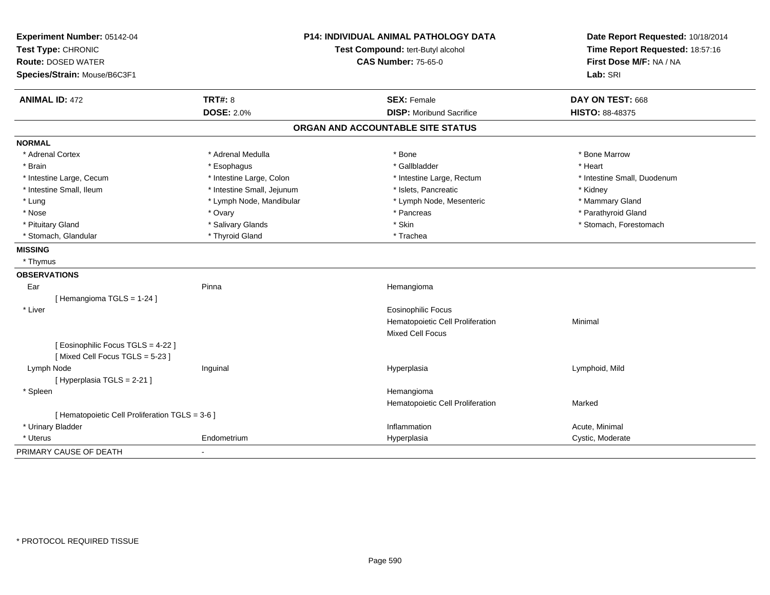**Experiment Number:** 05142-04
**Test Type:** CHRONIC
**Route:** DOSED WATER
**Species/Strain:** Mouse/B6C3F1

**P14: INDIVIDUAL ANIMAL PATHOLOGY DATA**
**Test Compound:** tert-Butyl alcohol
**CAS Number:** 75-65-0

**Date Report Requested:** 10/18/2014
**Time Report Requested:** 18:57:16
**First Dose M/F:** NA / NA
**Lab:** SRI

| **ANIMAL ID:** 472 | **TRT#:** 8 | **SEX:** Female | **DAY ON TEST:** 668 |
|---|---|---|---|
| | **DOSE:** 2.0% | **DISP:** Moribund Sacrifice | **HISTO:** 88-48375 |

## ORGAN AND ACCOUNTABLE SITE STATUS

**NORMAL**

| | | | |
|---|---|---|---|
| * Adrenal Cortex | * Adrenal Medulla | * Bone | * Bone Marrow |
| * Brain | * Esophagus | * Gallbladder | * Heart |
| * Intestine Large, Cecum | * Intestine Large, Colon | * Intestine Large, Rectum | * Intestine Small, Duodenum |
| * Intestine Small, Ileum | * Intestine Small, Jejunum | * Islets, Pancreatic | * Kidney |
| * Lung | * Lymph Node, Mandibular | * Lymph Node, Mesenteric | * Mammary Gland |
| * Nose | * Ovary | * Pancreas | * Parathyroid Gland |
| * Pituitary Gland | * Salivary Glands | * Skin | * Stomach, Forestomach |
| * Stomach, Glandular | * Thyroid Gland | * Trachea | |

**MISSING**

* Thymus

**OBSERVATIONS**

| | | | |
|---|---|---|---|
| Ear | Pinna | Hemangioma | |
| [ Hemangioma TGLS = 1-24 ] | | | |
| * Liver | | Eosinophilic Focus | |
| | | Hematopoietic Cell Proliferation | Minimal |
| | | Mixed Cell Focus | |
| [ Eosinophilic Focus TGLS = 4-22 ] | | | |
| [ Mixed Cell Focus TGLS = 5-23 ] | | | |
| Lymph Node | Inguinal | Hyperplasia | Lymphoid, Mild |
| [ Hyperplasia TGLS = 2-21 ] | | | |
| * Spleen | | Hemangioma | |
| | | Hematopoietic Cell Proliferation | Marked |
| [ Hematopoietic Cell Proliferation TGLS = 3-6 ] | | | |
| * Urinary Bladder | | Inflammation | Acute, Minimal |
| * Uterus | Endometrium | Hyperplasia | Cystic, Moderate |

PRIMARY CAUSE OF DEATH -

* PROTOCOL REQUIRED TISSUE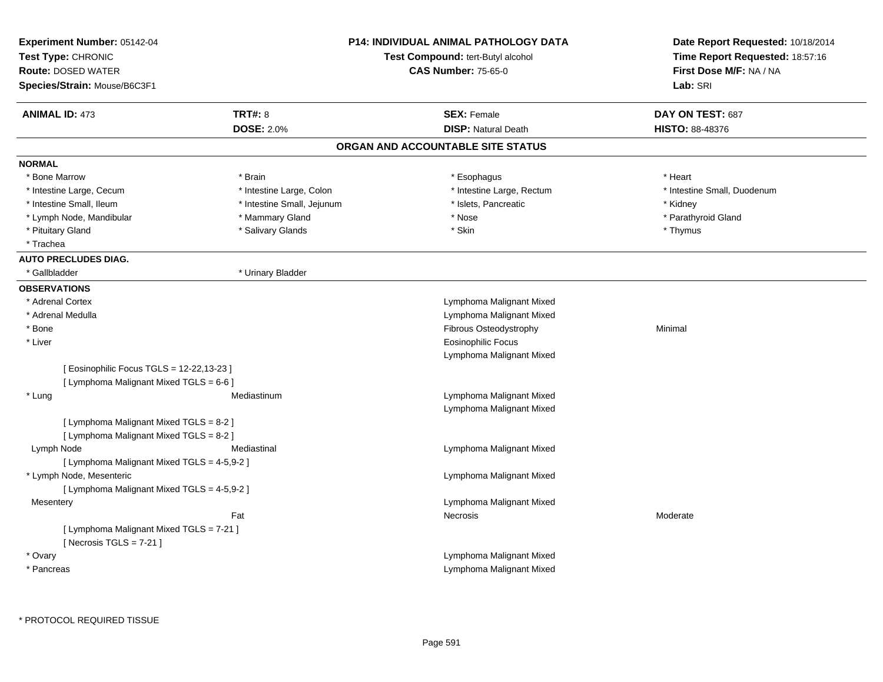**Experiment Number:** 05142-04
**Test Type:** CHRONIC
**Route:** DOSED WATER
**Species/Strain:** Mouse/B6C3F1

**P14: INDIVIDUAL ANIMAL PATHOLOGY DATA**
**Test Compound:** tert-Butyl alcohol
**CAS Number:** 75-65-0

**Date Report Requested:** 10/18/2014
**Time Report Requested:** 18:57:16
**First Dose M/F:** NA / NA
**Lab:** SRI

| **ANIMAL ID:** 473 | **TRT#:** 8 | **SEX:** Female | **DAY ON TEST:** 687 |
|---|---|---|---|
| | **DOSE:** 2.0% | **DISP:** Natural Death | **HISTO:** 88-48376 |

## ORGAN AND ACCOUNTABLE SITE STATUS

**NORMAL**

| | | | |
|---|---|---|---|
| * Bone Marrow | * Brain | * Esophagus | * Heart |
| * Intestine Large, Cecum | * Intestine Large, Colon | * Intestine Large, Rectum | * Intestine Small, Duodenum |
| * Intestine Small, Ileum | * Intestine Small, Jejunum | * Islets, Pancreatic | * Kidney |
| * Lymph Node, Mandibular | * Mammary Gland | * Nose | * Parathyroid Gland |
| * Pituitary Gland | * Salivary Glands | * Skin | * Thymus |
| * Trachea | | | |

**AUTO PRECLUDES DIAG.**

| | |
|---|---|
| * Gallbladder | * Urinary Bladder |

**OBSERVATIONS**

| Organ | Site | Observation | Severity |
|---|---|---|---|
| * Adrenal Cortex | | Lymphoma Malignant Mixed | |
| * Adrenal Medulla | | Lymphoma Malignant Mixed | |
| * Bone | | Fibrous Osteodystrophy | Minimal |
| * Liver | | Eosinophilic Focus | |
| | | Lymphoma Malignant Mixed | |
| [ Eosinophilic Focus TGLS = 12-22,13-23 ] | | | |
| [ Lymphoma Malignant Mixed TGLS = 6-6 ] | | | |
| * Lung | Mediastinum | Lymphoma Malignant Mixed | |
| | | Lymphoma Malignant Mixed | |
| [ Lymphoma Malignant Mixed TGLS = 8-2 ] | | | |
| [ Lymphoma Malignant Mixed TGLS = 8-2 ] | | | |
| Lymph Node | Mediastinal | Lymphoma Malignant Mixed | |
| [ Lymphoma Malignant Mixed TGLS = 4-5,9-2 ] | | | |
| * Lymph Node, Mesenteric | | Lymphoma Malignant Mixed | |
| [ Lymphoma Malignant Mixed TGLS = 4-5,9-2 ] | | | |
| Mesentery | | Lymphoma Malignant Mixed | |
| | Fat | Necrosis | Moderate |
| [ Lymphoma Malignant Mixed TGLS = 7-21 ] | | | |
| [ Necrosis TGLS = 7-21 ] | | | |
| * Ovary | | Lymphoma Malignant Mixed | |
| * Pancreas | | Lymphoma Malignant Mixed | |

\* PROTOCOL REQUIRED TISSUE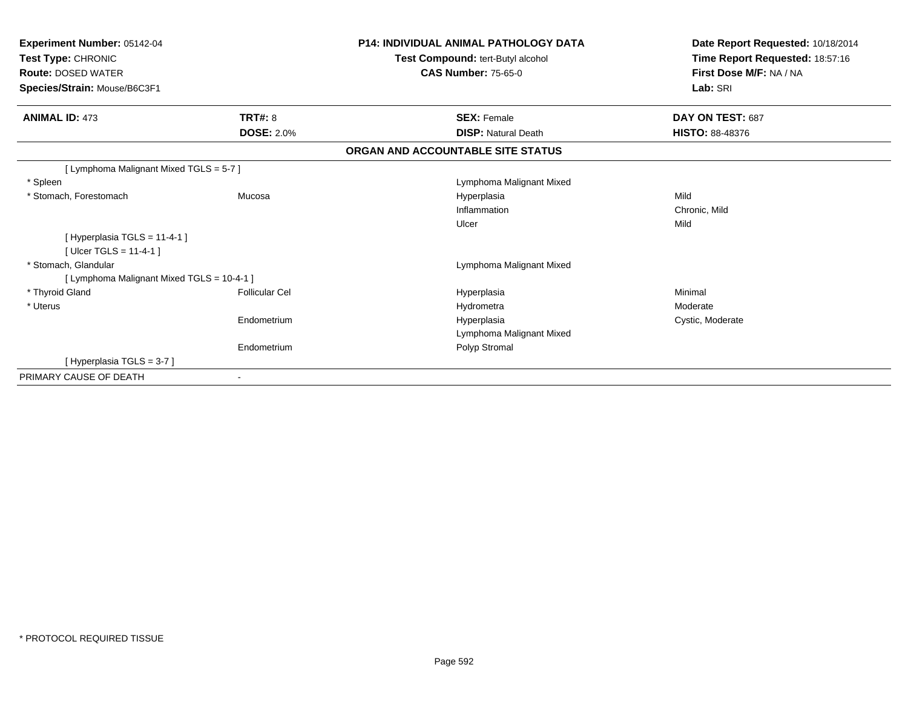**Experiment Number:** 05142-04
**Test Type:** CHRONIC
**Route:** DOSED WATER
**Species/Strain:** Mouse/B6C3F1

**P14: INDIVIDUAL ANIMAL PATHOLOGY DATA**
**Test Compound:** tert-Butyl alcohol
**CAS Number:** 75-65-0

**Date Report Requested:** 10/18/2014
**Time Report Requested:** 18:57:16
**First Dose M/F:** NA / NA
**Lab:** SRI

| **ANIMAL ID:** 473 | **TRT#:** 8 | **SEX:** Female | **DAY ON TEST:** 687 |
|---|---|---|---|
| | **DOSE:** 2.0% | **DISP:** Natural Death | **HISTO:** 88-48376 |

**ORGAN AND ACCOUNTABLE SITE STATUS**

| | | | |
|---|---|---|---|
| [ Lymphoma Malignant Mixed TGLS = 5-7 ] | | | |
| * Spleen | | Lymphoma Malignant Mixed | |
| * Stomach, Forestomach | Mucosa | Hyperplasia | Mild |
| | | Inflammation | Chronic, Mild |
| | | Ulcer | Mild |
| [ Hyperplasia TGLS = 11-4-1 ] | | | |
| [ Ulcer TGLS = 11-4-1 ] | | | |
| * Stomach, Glandular | | Lymphoma Malignant Mixed | |
| [ Lymphoma Malignant Mixed TGLS = 10-4-1 ] | | | |
| * Thyroid Gland | Follicular Cel | Hyperplasia | Minimal |
| * Uterus | | Hydrometra | Moderate |
| | Endometrium | Hyperplasia | Cystic, Moderate |
| | | Lymphoma Malignant Mixed | |
| | Endometrium | Polyp Stromal | |
| [ Hyperplasia TGLS = 3-7 ] | | | |
| PRIMARY CAUSE OF DEATH | - | | |

* PROTOCOL REQUIRED TISSUE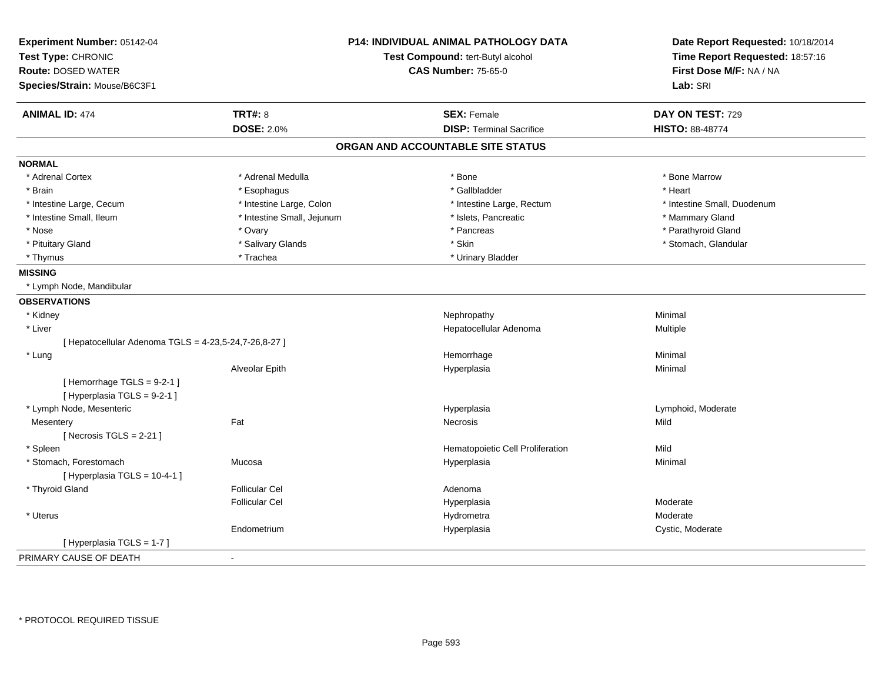**Experiment Number:** 05142-04
**Test Type:** CHRONIC
**Route:** DOSED WATER
**Species/Strain:** Mouse/B6C3F1

**P14: INDIVIDUAL ANIMAL PATHOLOGY DATA**
**Test Compound:** tert-Butyl alcohol
**CAS Number:** 75-65-0

**Date Report Requested:** 10/18/2014
**Time Report Requested:** 18:57:16
**First Dose M/F:** NA / NA
**Lab:** SRI

| **ANIMAL ID:** 474 | **TRT#:** 8 | **SEX:** Female | **DAY ON TEST:** 729 |
|---|---|---|---|
| | **DOSE:** 2.0% | **DISP:** Terminal Sacrifice | **HISTO:** 88-48774 |

## ORGAN AND ACCOUNTABLE SITE STATUS

**NORMAL**

| | | | |
|---|---|---|---|
| * Adrenal Cortex | * Adrenal Medulla | * Bone | * Bone Marrow |
| * Brain | * Esophagus | * Gallbladder | * Heart |
| * Intestine Large, Cecum | * Intestine Large, Colon | * Intestine Large, Rectum | * Intestine Small, Duodenum |
| * Intestine Small, Ileum | * Intestine Small, Jejunum | * Islets, Pancreatic | * Mammary Gland |
| * Nose | * Ovary | * Pancreas | * Parathyroid Gland |
| * Pituitary Gland | * Salivary Glands | * Skin | * Stomach, Glandular |
| * Thymus | * Trachea | * Urinary Bladder | |

**MISSING**

* Lymph Node, Mandibular

**OBSERVATIONS**

| | | | |
|---|---|---|---|
| * Kidney | | Nephropathy | Minimal |
| * Liver | | Hepatocellular Adenoma | Multiple |
| [ Hepatocellular Adenoma TGLS = 4-23,5-24,7-26,8-27 ] | | | |
| * Lung | | Hemorrhage | Minimal |
| | Alveolar Epith | Hyperplasia | Minimal |
| [ Hemorrhage TGLS = 9-2-1 ] | | | |
| [ Hyperplasia TGLS = 9-2-1 ] | | | |
| * Lymph Node, Mesenteric | | Hyperplasia | Lymphoid, Moderate |
| Mesentery | Fat | Necrosis | Mild |
| [ Necrosis TGLS = 2-21 ] | | | |
| * Spleen | | Hematopoietic Cell Proliferation | Mild |
| * Stomach, Forestomach | Mucosa | Hyperplasia | Minimal |
| [ Hyperplasia TGLS = 10-4-1 ] | | | |
| * Thyroid Gland | Follicular Cel | Adenoma | |
| | Follicular Cel | Hyperplasia | Moderate |
| * Uterus | | Hydrometra | Moderate |
| | Endometrium | Hyperplasia | Cystic, Moderate |
| [ Hyperplasia TGLS = 1-7 ] | | | |

PRIMARY CAUSE OF DEATH -

* PROTOCOL REQUIRED TISSUE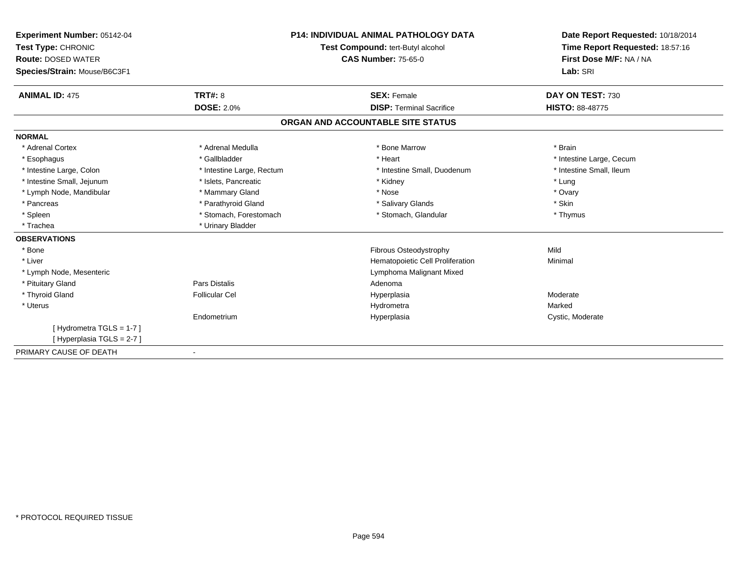**Experiment Number:** 05142-04
**Test Type:** CHRONIC
**Route:** DOSED WATER
**Species/Strain:** Mouse/B6C3F1

**P14: INDIVIDUAL ANIMAL PATHOLOGY DATA**
**Test Compound:** tert-Butyl alcohol
**CAS Number:** 75-65-0

**Date Report Requested:** 10/18/2014
**Time Report Requested:** 18:57:16
**First Dose M/F:** NA / NA
**Lab:** SRI

| **ANIMAL ID:** 475 | **TRT#:** 8 | **SEX:** Female | **DAY ON TEST:** 730 |
|---|---|---|---|
| | **DOSE:** 2.0% | **DISP:** Terminal Sacrifice | **HISTO:** 88-48775 |

## ORGAN AND ACCOUNTABLE SITE STATUS

**NORMAL**

| | | | |
|---|---|---|---|
| * Adrenal Cortex | * Adrenal Medulla | * Bone Marrow | * Brain |
| * Esophagus | * Gallbladder | * Heart | * Intestine Large, Cecum |
| * Intestine Large, Colon | * Intestine Large, Rectum | * Intestine Small, Duodenum | * Intestine Small, Ileum |
| * Intestine Small, Jejunum | * Islets, Pancreatic | * Kidney | * Lung |
| * Lymph Node, Mandibular | * Mammary Gland | * Nose | * Ovary |
| * Pancreas | * Parathyroid Gland | * Salivary Glands | * Skin |
| * Spleen | * Stomach, Forestomach | * Stomach, Glandular | * Thymus |
| * Trachea | * Urinary Bladder | | |

**OBSERVATIONS**

| | | | |
|---|---|---|---|
| * Bone | | Fibrous Osteodystrophy | Mild |
| * Liver | | Hematopoietic Cell Proliferation | Minimal |
| * Lymph Node, Mesenteric | | Lymphoma Malignant Mixed | |
| * Pituitary Gland | Pars Distalis | Adenoma | |
| * Thyroid Gland | Follicular Cel | Hyperplasia | Moderate |
| * Uterus | | Hydrometra | Marked |
| | Endometrium | Hyperplasia | Cystic, Moderate |
| [ Hydrometra TGLS = 1-7 ] | | | |
| [ Hyperplasia TGLS = 2-7 ] | | | |

PRIMARY CAUSE OF DEATH -

* PROTOCOL REQUIRED TISSUE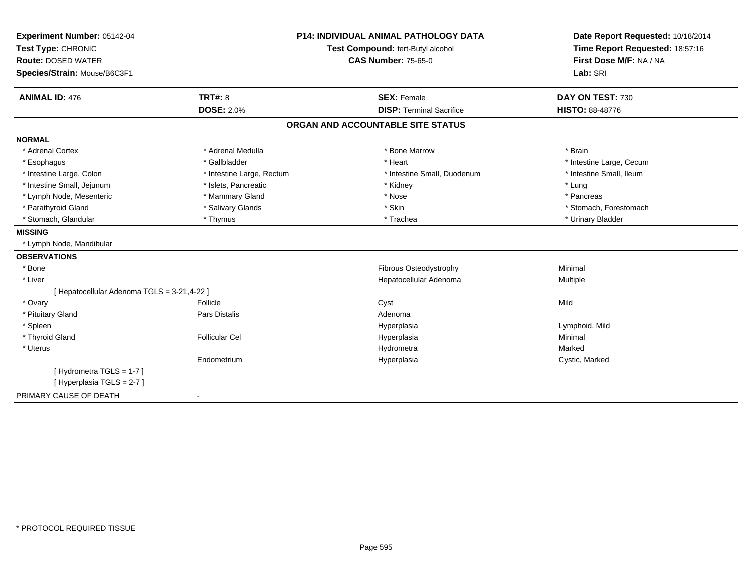**Experiment Number:** 05142-04
**Test Type:** CHRONIC
**Route:** DOSED WATER
**Species/Strain:** Mouse/B6C3F1

**P14: INDIVIDUAL ANIMAL PATHOLOGY DATA**
**Test Compound:** tert-Butyl alcohol
**CAS Number:** 75-65-0

**Date Report Requested:** 10/18/2014
**Time Report Requested:** 18:57:16
**First Dose M/F:** NA / NA
**Lab:** SRI

| **ANIMAL ID:** 476 | **TRT#:** 8 | **SEX:** Female | **DAY ON TEST:** 730 |
|---|---|---|---|
| | **DOSE:** 2.0% | **DISP:** Terminal Sacrifice | **HISTO:** 88-48776 |

## ORGAN AND ACCOUNTABLE SITE STATUS

**NORMAL**

| | | | |
|---|---|---|---|
| * Adrenal Cortex | * Adrenal Medulla | * Bone Marrow | * Brain |
| * Esophagus | * Gallbladder | * Heart | * Intestine Large, Cecum |
| * Intestine Large, Colon | * Intestine Large, Rectum | * Intestine Small, Duodenum | * Intestine Small, Ileum |
| * Intestine Small, Jejunum | * Islets, Pancreatic | * Kidney | * Lung |
| * Lymph Node, Mesenteric | * Mammary Gland | * Nose | * Pancreas |
| * Parathyroid Gland | * Salivary Glands | * Skin | * Stomach, Forestomach |
| * Stomach, Glandular | * Thymus | * Trachea | * Urinary Bladder |

**MISSING**

* Lymph Node, Mandibular

**OBSERVATIONS**

| | | | |
|---|---|---|---|
| * Bone | | Fibrous Osteodystrophy | Minimal |
| * Liver | | Hepatocellular Adenoma | Multiple |
| [ Hepatocellular Adenoma TGLS = 3-21,4-22 ] | | | |
| * Ovary | Follicle | Cyst | Mild |
| * Pituitary Gland | Pars Distalis | Adenoma | |
| * Spleen | | Hyperplasia | Lymphoid, Mild |
| * Thyroid Gland | Follicular Cel | Hyperplasia | Minimal |
| * Uterus | | Hydrometra | Marked |
| | Endometrium | Hyperplasia | Cystic, Marked |
| [ Hydrometra TGLS = 1-7 ] | | | |
| [ Hyperplasia TGLS = 2-7 ] | | | |

PRIMARY CAUSE OF DEATH -

* PROTOCOL REQUIRED TISSUE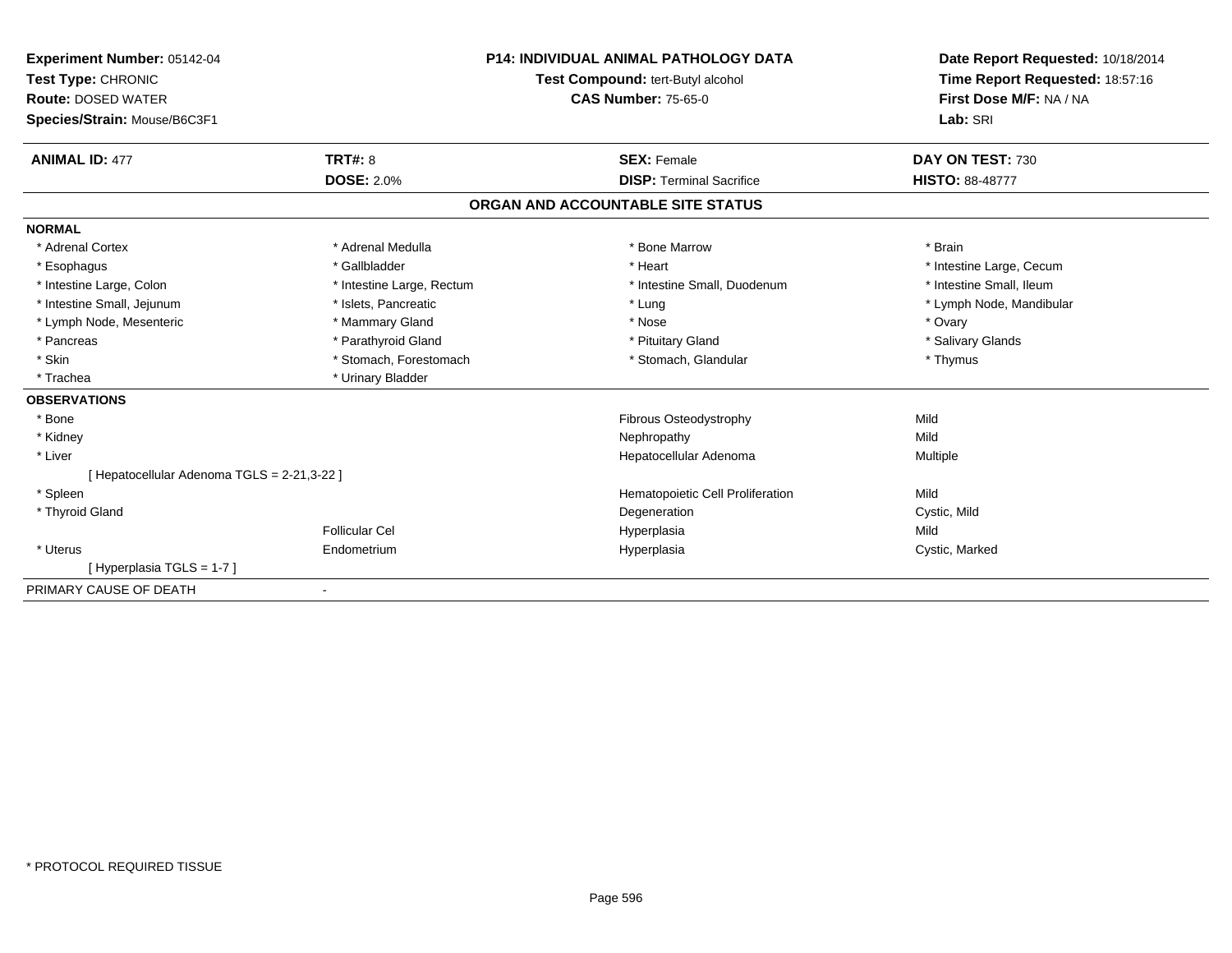**Experiment Number:** 05142-04
**Test Type:** CHRONIC
**Route:** DOSED WATER
**Species/Strain:** Mouse/B6C3F1

**P14: INDIVIDUAL ANIMAL PATHOLOGY DATA**
**Test Compound:** tert-Butyl alcohol
**CAS Number:** 75-65-0

**Date Report Requested:** 10/18/2014
**Time Report Requested:** 18:57:16
**First Dose M/F:** NA / NA
**Lab:** SRI

| **ANIMAL ID:** 477 | **TRT#:** 8 | **SEX:** Female | **DAY ON TEST:** 730 |
|---|---|---|---|
| | **DOSE:** 2.0% | **DISP:** Terminal Sacrifice | **HISTO:** 88-48777 |

## ORGAN AND ACCOUNTABLE SITE STATUS

**NORMAL**

| | | | |
|---|---|---|---|
| * Adrenal Cortex | * Adrenal Medulla | * Bone Marrow | * Brain |
| * Esophagus | * Gallbladder | * Heart | * Intestine Large, Cecum |
| * Intestine Large, Colon | * Intestine Large, Rectum | * Intestine Small, Duodenum | * Intestine Small, Ileum |
| * Intestine Small, Jejunum | * Islets, Pancreatic | * Lung | * Lymph Node, Mandibular |
| * Lymph Node, Mesenteric | * Mammary Gland | * Nose | * Ovary |
| * Pancreas | * Parathyroid Gland | * Pituitary Gland | * Salivary Glands |
| * Skin | * Stomach, Forestomach | * Stomach, Glandular | * Thymus |
| * Trachea | * Urinary Bladder | | |

**OBSERVATIONS**

| | | | |
|---|---|---|---|
| * Bone | | Fibrous Osteodystrophy | Mild |
| * Kidney | | Nephropathy | Mild |
| * Liver | | Hepatocellular Adenoma | Multiple |
| [ Hepatocellular Adenoma TGLS = 2-21,3-22 ] | | | |
| * Spleen | | Hematopoietic Cell Proliferation | Mild |
| * Thyroid Gland | | Degeneration | Cystic, Mild |
| | Follicular Cel | Hyperplasia | Mild |
| * Uterus | Endometrium | Hyperplasia | Cystic, Marked |
| [ Hyperplasia TGLS = 1-7 ] | | | |

PRIMARY CAUSE OF DEATH -

* PROTOCOL REQUIRED TISSUE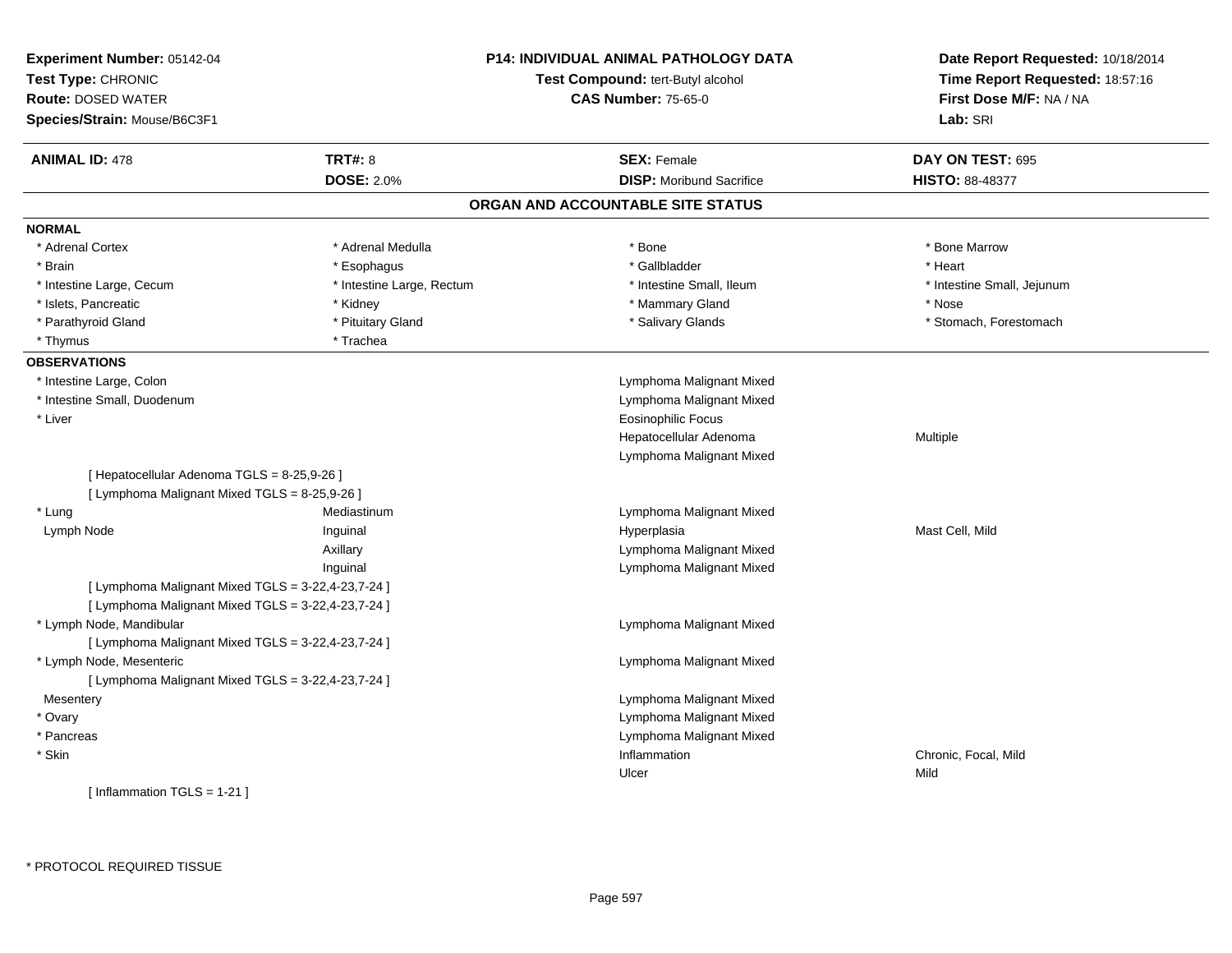**Experiment Number:** 05142-04
**Test Type:** CHRONIC
**Route:** DOSED WATER
**Species/Strain:** Mouse/B6C3F1

**P14: INDIVIDUAL ANIMAL PATHOLOGY DATA**
**Test Compound:** tert-Butyl alcohol
**CAS Number:** 75-65-0

**Date Report Requested:** 10/18/2014
**Time Report Requested:** 18:57:16
**First Dose M/F:** NA / NA
**Lab:** SRI

| **ANIMAL ID:** 478 | **TRT#:** 8 | **SEX:** Female | **DAY ON TEST:** 695 |
|---|---|---|---|
| | **DOSE:** 2.0% | **DISP:** Moribund Sacrifice | **HISTO:** 88-48377 |

## ORGAN AND ACCOUNTABLE SITE STATUS

**NORMAL**

| | | | |
|---|---|---|---|
| * Adrenal Cortex | * Adrenal Medulla | * Bone | * Bone Marrow |
| * Brain | * Esophagus | * Gallbladder | * Heart |
| * Intestine Large, Cecum | * Intestine Large, Rectum | * Intestine Small, Ileum | * Intestine Small, Jejunum |
| * Islets, Pancreatic | * Kidney | * Mammary Gland | * Nose |
| * Parathyroid Gland | * Pituitary Gland | * Salivary Glands | * Stomach, Forestomach |
| * Thymus | * Trachea | | |

**OBSERVATIONS**

| | | | |
|---|---|---|---|
| * Intestine Large, Colon | | Lymphoma Malignant Mixed | |
| * Intestine Small, Duodenum | | Lymphoma Malignant Mixed | |
| * Liver | | Eosinophilic Focus | |
| | | Hepatocellular Adenoma | Multiple |
| | | Lymphoma Malignant Mixed | |
| [ Hepatocellular Adenoma TGLS = 8-25,9-26 ] | | | |
| [ Lymphoma Malignant Mixed TGLS = 8-25,9-26 ] | | | |
| * Lung | Mediastinum | Lymphoma Malignant Mixed | |
| Lymph Node | Inguinal | Hyperplasia | Mast Cell, Mild |
| | Axillary | Lymphoma Malignant Mixed | |
| | Inguinal | Lymphoma Malignant Mixed | |
| [ Lymphoma Malignant Mixed TGLS = 3-22,4-23,7-24 ] | | | |
| [ Lymphoma Malignant Mixed TGLS = 3-22,4-23,7-24 ] | | | |
| * Lymph Node, Mandibular | | Lymphoma Malignant Mixed | |
| [ Lymphoma Malignant Mixed TGLS = 3-22,4-23,7-24 ] | | | |
| * Lymph Node, Mesenteric | | Lymphoma Malignant Mixed | |
| [ Lymphoma Malignant Mixed TGLS = 3-22,4-23,7-24 ] | | | |
| Mesentery | | Lymphoma Malignant Mixed | |
| * Ovary | | Lymphoma Malignant Mixed | |
| * Pancreas | | Lymphoma Malignant Mixed | |
| * Skin | | Inflammation | Chronic, Focal, Mild |
| | | Ulcer | Mild |
| [ Inflammation TGLS = 1-21 ] | | | |

\* PROTOCOL REQUIRED TISSUE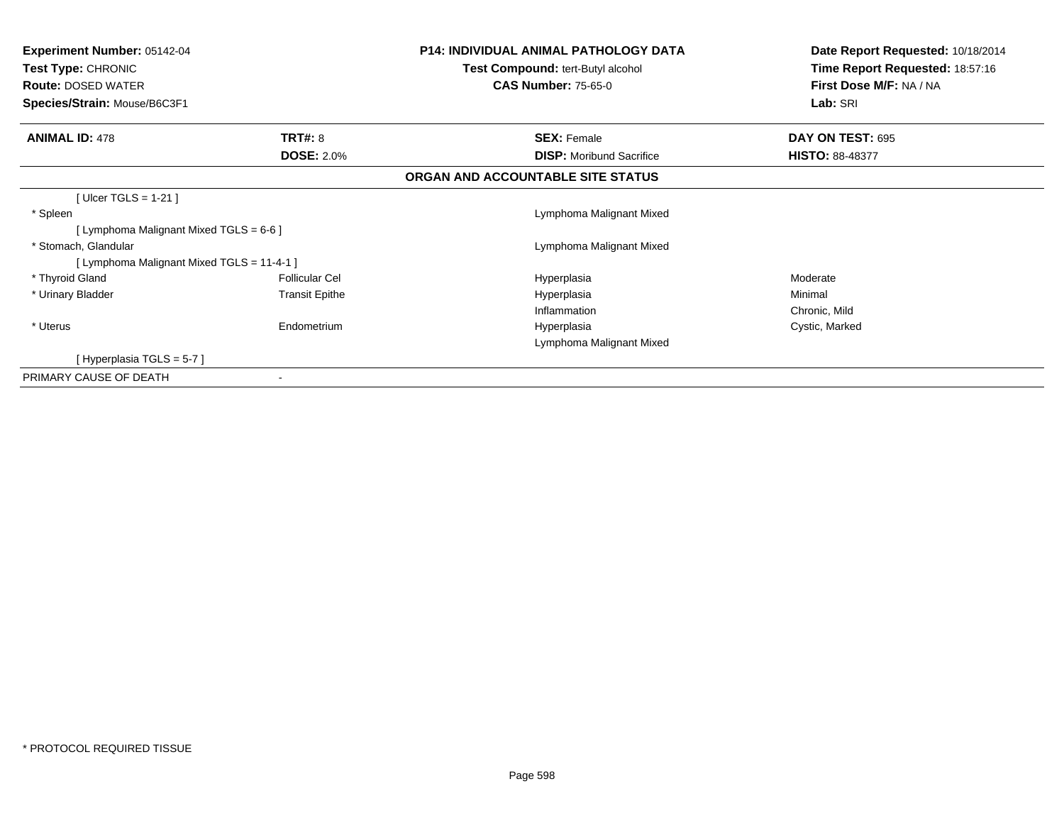**Experiment Number:** 05142-04
**Test Type:** CHRONIC
**Route:** DOSED WATER
**Species/Strain:** Mouse/B6C3F1

**P14: INDIVIDUAL ANIMAL PATHOLOGY DATA**
**Test Compound:** tert-Butyl alcohol
**CAS Number:** 75-65-0

**Date Report Requested:** 10/18/2014
**Time Report Requested:** 18:57:16
**First Dose M/F:** NA / NA
**Lab:** SRI

| **ANIMAL ID:** 478 | **TRT#:** 8 | **SEX:** Female | **DAY ON TEST:** 695 |
|---|---|---|---|
| | **DOSE:** 2.0% | **DISP:** Moribund Sacrifice | **HISTO:** 88-48377 |

**ORGAN AND ACCOUNTABLE SITE STATUS**

| | | | |
|---|---|---|---|
| [ Ulcer TGLS = 1-21 ] | | | |
| * Spleen | | Lymphoma Malignant Mixed | |
| [ Lymphoma Malignant Mixed TGLS = 6-6 ] | | | |
| * Stomach, Glandular | | Lymphoma Malignant Mixed | |
| [ Lymphoma Malignant Mixed TGLS = 11-4-1 ] | | | |
| * Thyroid Gland | Follicular Cel | Hyperplasia | Moderate |
| * Urinary Bladder | Transit Epithe | Hyperplasia | Minimal |
| | | Inflammation | Chronic, Mild |
| * Uterus | Endometrium | Hyperplasia | Cystic, Marked |
| | | Lymphoma Malignant Mixed | |
| [ Hyperplasia TGLS = 5-7 ] | | | |
| PRIMARY CAUSE OF DEATH | - | | |

* PROTOCOL REQUIRED TISSUE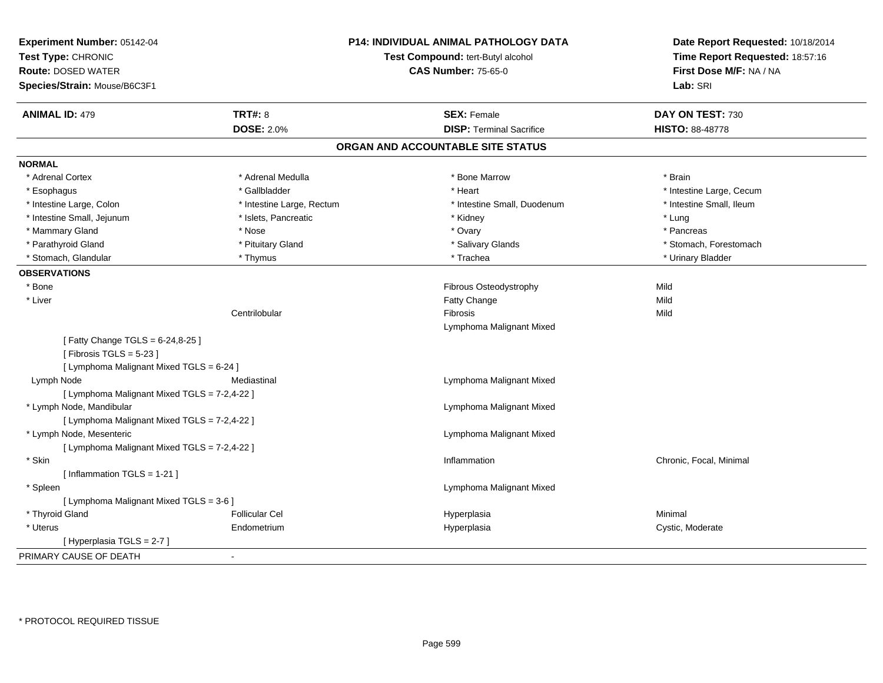**Experiment Number:** 05142-04
**Test Type:** CHRONIC
**Route:** DOSED WATER
**Species/Strain:** Mouse/B6C3F1

**P14: INDIVIDUAL ANIMAL PATHOLOGY DATA**
**Test Compound:** tert-Butyl alcohol
**CAS Number:** 75-65-0

**Date Report Requested:** 10/18/2014
**Time Report Requested:** 18:57:16
**First Dose M/F:** NA / NA
**Lab:** SRI

| **ANIMAL ID:** 479 | **TRT#:** 8 | **SEX:** Female | **DAY ON TEST:** 730 |
|---|---|---|---|
| | **DOSE:** 2.0% | **DISP:** Terminal Sacrifice | **HISTO:** 88-48778 |

## ORGAN AND ACCOUNTABLE SITE STATUS

**NORMAL**

| | | | |
|---|---|---|---|
| * Adrenal Cortex | * Adrenal Medulla | * Bone Marrow | * Brain |
| * Esophagus | * Gallbladder | * Heart | * Intestine Large, Cecum |
| * Intestine Large, Colon | * Intestine Large, Rectum | * Intestine Small, Duodenum | * Intestine Small, Ileum |
| * Intestine Small, Jejunum | * Islets, Pancreatic | * Kidney | * Lung |
| * Mammary Gland | * Nose | * Ovary | * Pancreas |
| * Parathyroid Gland | * Pituitary Gland | * Salivary Glands | * Stomach, Forestomach |
| * Stomach, Glandular | * Thymus | * Trachea | * Urinary Bladder |

**OBSERVATIONS**

| | | | |
|---|---|---|---|
| * Bone | | Fibrous Osteodystrophy | Mild |
| * Liver | | Fatty Change | Mild |
| | Centrilobular | Fibrosis | Mild |
| | | Lymphoma Malignant Mixed | |
| [ Fatty Change TGLS = 6-24,8-25 ] | | | |
| [ Fibrosis TGLS = 5-23 ] | | | |
| [ Lymphoma Malignant Mixed TGLS = 6-24 ] | | | |
| Lymph Node | Mediastinal | Lymphoma Malignant Mixed | |
| [ Lymphoma Malignant Mixed TGLS = 7-2,4-22 ] | | | |
| * Lymph Node, Mandibular | | Lymphoma Malignant Mixed | |
| [ Lymphoma Malignant Mixed TGLS = 7-2,4-22 ] | | | |
| * Lymph Node, Mesenteric | | Lymphoma Malignant Mixed | |
| [ Lymphoma Malignant Mixed TGLS = 7-2,4-22 ] | | | |
| * Skin | | Inflammation | Chronic, Focal, Minimal |
| [ Inflammation TGLS = 1-21 ] | | | |
| * Spleen | | Lymphoma Malignant Mixed | |
| [ Lymphoma Malignant Mixed TGLS = 3-6 ] | | | |
| * Thyroid Gland | Follicular Cel | Hyperplasia | Minimal |
| * Uterus | Endometrium | Hyperplasia | Cystic, Moderate |
| [ Hyperplasia TGLS = 2-7 ] | | | |

PRIMARY CAUSE OF DEATH -

* PROTOCOL REQUIRED TISSUE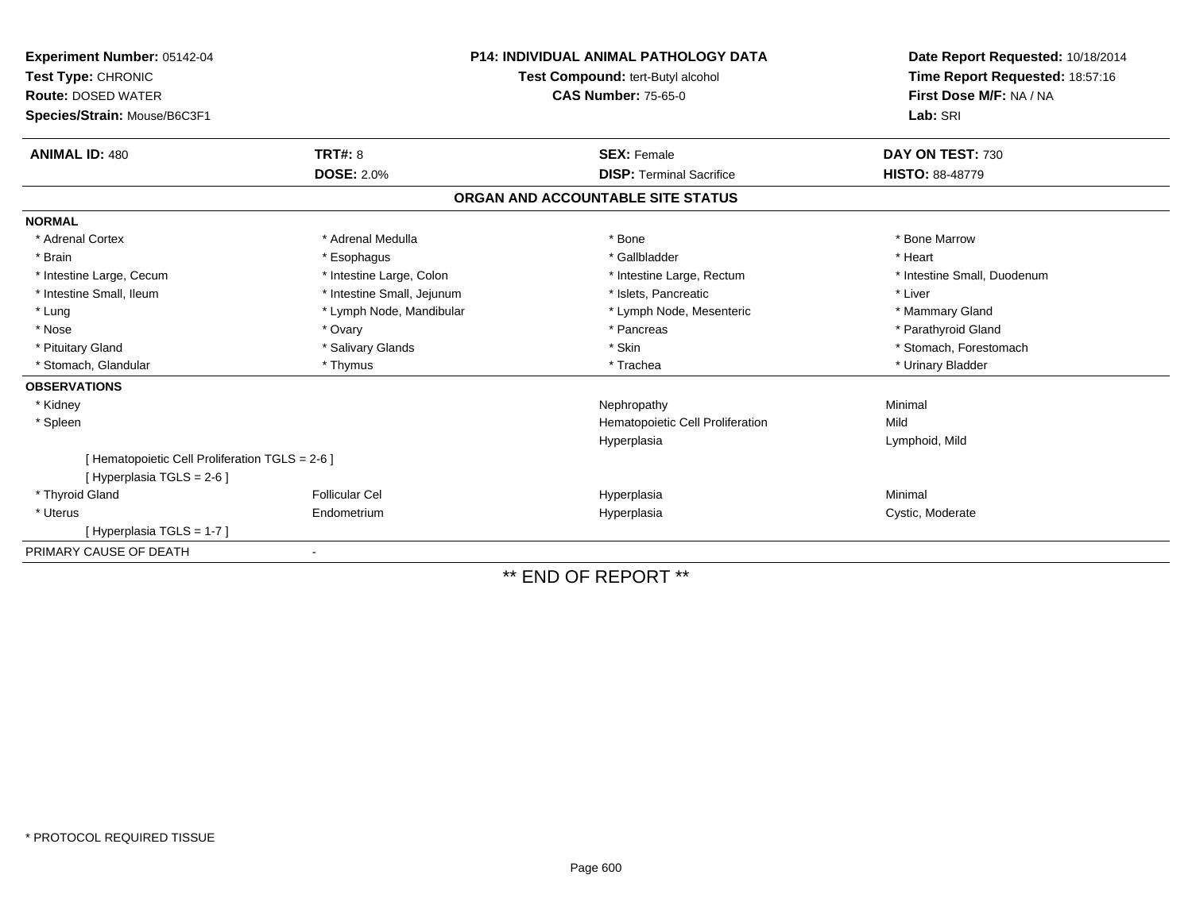**Experiment Number:** 05142-04
**Test Type:** CHRONIC
**Route:** DOSED WATER
**Species/Strain:** Mouse/B6C3F1

**P14: INDIVIDUAL ANIMAL PATHOLOGY DATA**
**Test Compound:** tert-Butyl alcohol
**CAS Number:** 75-65-0

**Date Report Requested:** 10/18/2014
**Time Report Requested:** 18:57:16
**First Dose M/F:** NA / NA
**Lab:** SRI

| **ANIMAL ID:** 480 | **TRT#:** 8 | **SEX:** Female | **DAY ON TEST:** 730 |
|---|---|---|---|
| | **DOSE:** 2.0% | **DISP:** Terminal Sacrifice | **HISTO:** 88-48779 |

## ORGAN AND ACCOUNTABLE SITE STATUS

**NORMAL**

| | | | |
|---|---|---|---|
| * Adrenal Cortex | * Adrenal Medulla | * Bone | * Bone Marrow |
| * Brain | * Esophagus | * Gallbladder | * Heart |
| * Intestine Large, Cecum | * Intestine Large, Colon | * Intestine Large, Rectum | * Intestine Small, Duodenum |
| * Intestine Small, Ileum | * Intestine Small, Jejunum | * Islets, Pancreatic | * Liver |
| * Lung | * Lymph Node, Mandibular | * Lymph Node, Mesenteric | * Mammary Gland |
| * Nose | * Ovary | * Pancreas | * Parathyroid Gland |
| * Pituitary Gland | * Salivary Glands | * Skin | * Stomach, Forestomach |
| * Stomach, Glandular | * Thymus | * Trachea | * Urinary Bladder |

**OBSERVATIONS**

| | | | |
|---|---|---|---|
| * Kidney | | Nephropathy | Minimal |
| * Spleen | | Hematopoietic Cell Proliferation | Mild |
| | | Hyperplasia | Lymphoid, Mild |
| [ Hematopoietic Cell Proliferation TGLS = 2-6 ] | | | |
| [ Hyperplasia TGLS = 2-6 ] | | | |
| * Thyroid Gland | Follicular Cel | Hyperplasia | Minimal |
| * Uterus | Endometrium | Hyperplasia | Cystic, Moderate |
| [ Hyperplasia TGLS = 1-7 ] | | | |

PRIMARY CAUSE OF DEATH -

** END OF REPORT **

* PROTOCOL REQUIRED TISSUE